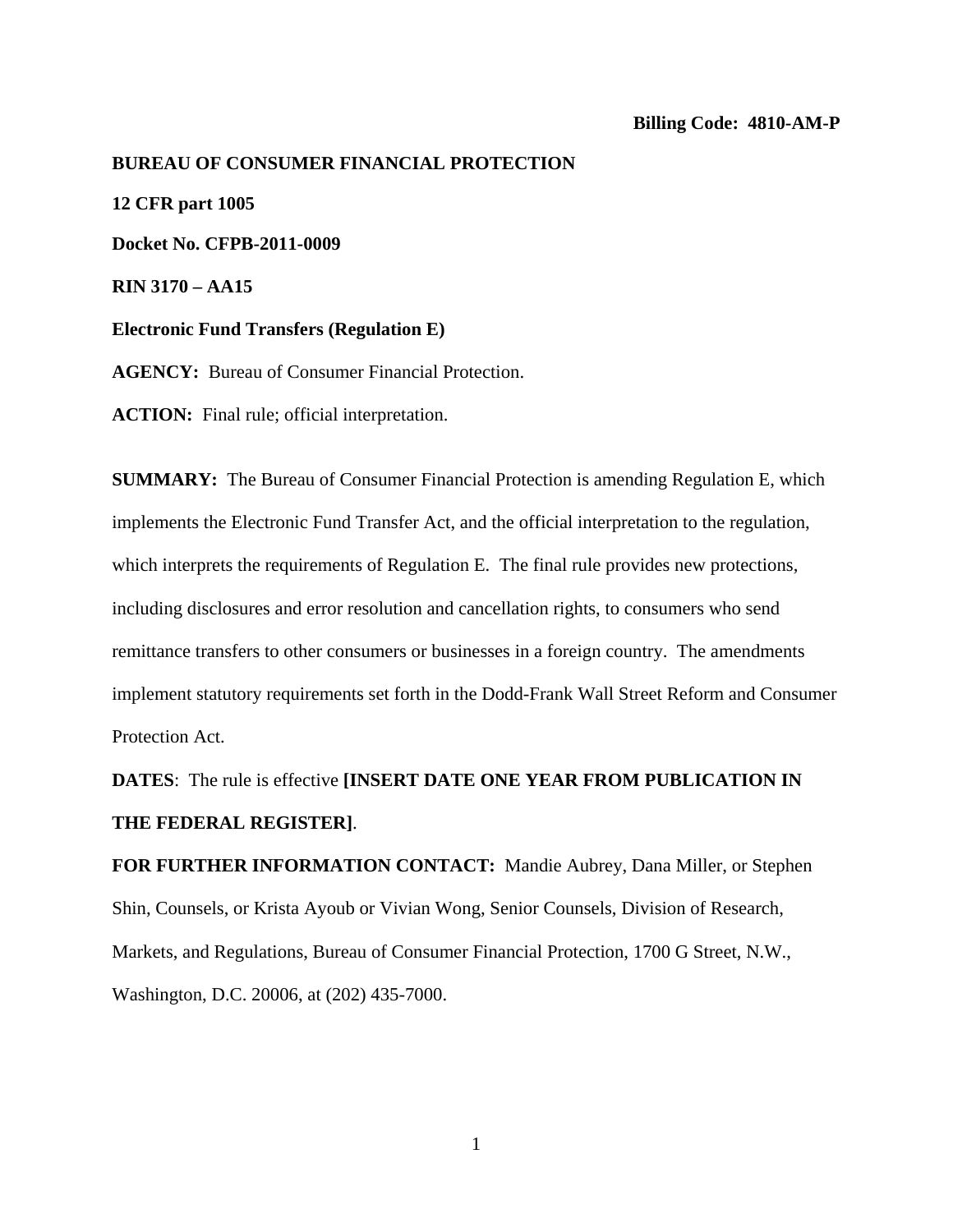**Billing Code: 4810-AM-P**

**BUREAU OF CONSUMER FINANCIAL PROTECTION**

**12 CFR part 1005**

**Docket No. CFPB-2011-0009**

**RIN 3170 – AA15**

**Electronic Fund Transfers (Regulation E)**

**AGENCY:** Bureau of Consumer Financial Protection.

**ACTION:** Final rule; official interpretation.

**SUMMARY:** The Bureau of Consumer Financial Protection is amending Regulation E, which implements the Electronic Fund Transfer Act, and the official interpretation to the regulation, which interprets the requirements of Regulation E. The final rule provides new protections, including disclosures and error resolution and cancellation rights, to consumers who send remittance transfers to other consumers or businesses in a foreign country. The amendments implement statutory requirements set forth in the Dodd-Frank Wall Street Reform and Consumer Protection Act.

**DATES**: The rule is effective **[INSERT DATE ONE YEAR FROM PUBLICATION IN THE FEDERAL REGISTER]**.

**FOR FURTHER INFORMATION CONTACT:** Mandie Aubrey, Dana Miller, or Stephen Shin, Counsels, or Krista Ayoub or Vivian Wong, Senior Counsels, Division of Research, Markets, and Regulations, Bureau of Consumer Financial Protection, 1700 G Street, N.W., Washington, D.C. 20006, at (202) 435-7000.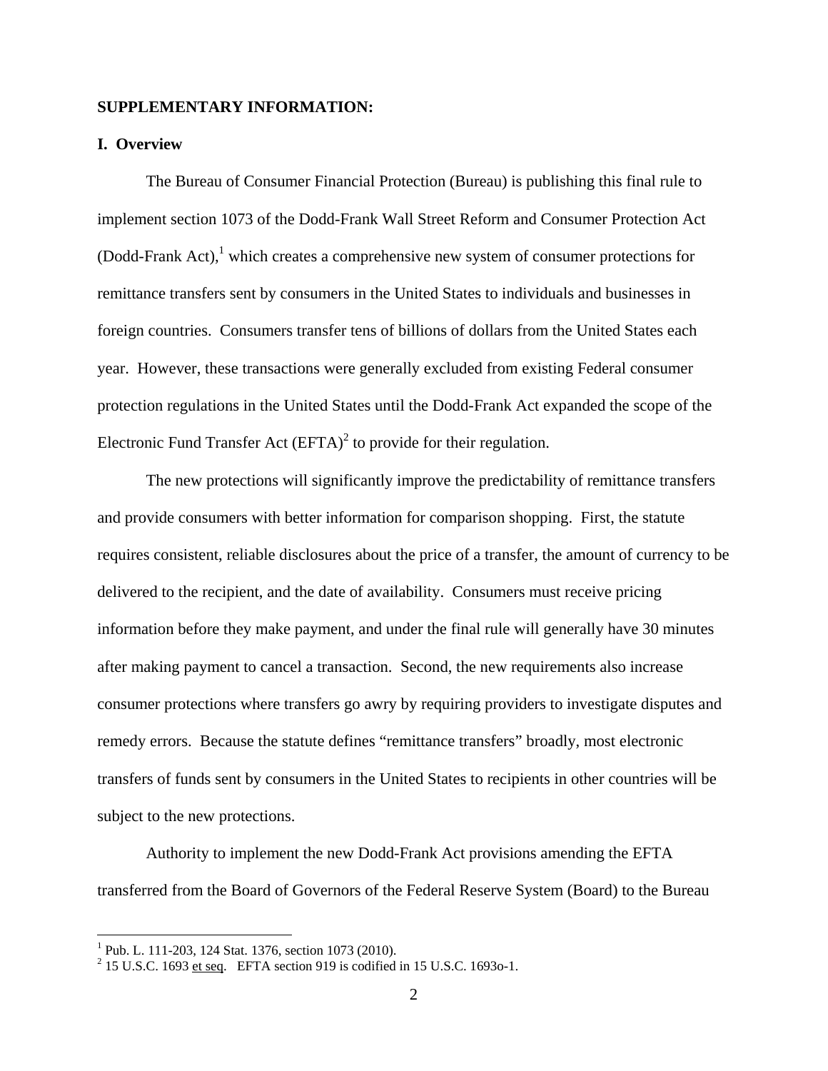**SUPPLEMENTARY INFORMATION:**

**I. Overview**

The Bureau of Consumer Financial Protection (Bureau) is publishing this final rule to implement section 1073 of the Dodd-Frank Wall Street Reform and Consumer Protection Act (Dodd-Frank Act),[1] which creates a comprehensive new system of consumer protections for remittance transfers sent by consumers in the United States to individuals and businesses in foreign countries. Consumers transfer tens of billions of dollars from the United States each year. However, these transactions were generally excluded from existing Federal consumer protection regulations in the United States until the Dodd-Frank Act expanded the scope of the Electronic Fund Transfer Act (EFTA)[2] to provide for their regulation.

The new protections will significantly improve the predictability of remittance transfers and provide consumers with better information for comparison shopping. First, the statute requires consistent, reliable disclosures about the price of a transfer, the amount of currency to be delivered to the recipient, and the date of availability. Consumers must receive pricing information before they make payment, and under the final rule will generally have 30 minutes after making payment to cancel a transaction. Second, the new requirements also increase consumer protections where transfers go awry by requiring providers to investigate disputes and remedy errors. Because the statute defines "remittance transfers" broadly, most electronic transfers of funds sent by consumers in the United States to recipients in other countries will be subject to the new protections.

Authority to implement the new Dodd-Frank Act provisions amending the EFTA transferred from the Board of Governors of the Federal Reserve System (Board) to the Bureau

---

[1] Pub. L. 111-203, 124 Stat. 1376, section 1073 (2010).

[2] 15 U.S.C. 1693 et seq. EFTA section 919 is codified in 15 U.S.C. 1693o-1.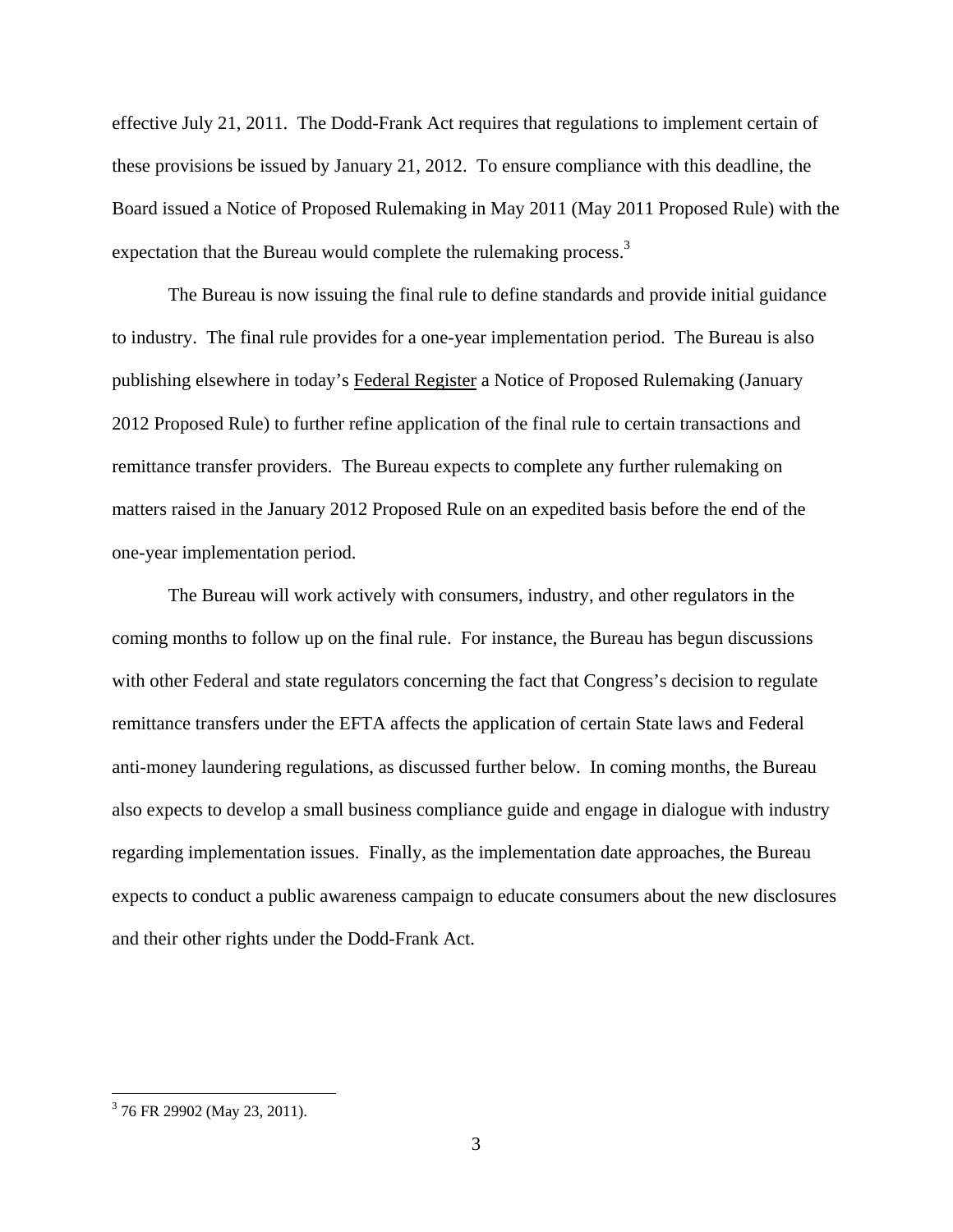effective July 21, 2011. The Dodd-Frank Act requires that regulations to implement certain of these provisions be issued by January 21, 2012. To ensure compliance with this deadline, the Board issued a Notice of Proposed Rulemaking in May 2011 (May 2011 Proposed Rule) with the expectation that the Bureau would complete the rulemaking process.[3]

The Bureau is now issuing the final rule to define standards and provide initial guidance to industry. The final rule provides for a one-year implementation period. The Bureau is also publishing elsewhere in today's Federal Register a Notice of Proposed Rulemaking (January 2012 Proposed Rule) to further refine application of the final rule to certain transactions and remittance transfer providers. The Bureau expects to complete any further rulemaking on matters raised in the January 2012 Proposed Rule on an expedited basis before the end of the one-year implementation period.

The Bureau will work actively with consumers, industry, and other regulators in the coming months to follow up on the final rule. For instance, the Bureau has begun discussions with other Federal and state regulators concerning the fact that Congress's decision to regulate remittance transfers under the EFTA affects the application of certain State laws and Federal anti-money laundering regulations, as discussed further below. In coming months, the Bureau also expects to develop a small business compliance guide and engage in dialogue with industry regarding implementation issues. Finally, as the implementation date approaches, the Bureau expects to conduct a public awareness campaign to educate consumers about the new disclosures and their other rights under the Dodd-Frank Act.

---

[3] 76 FR 29902 (May 23, 2011).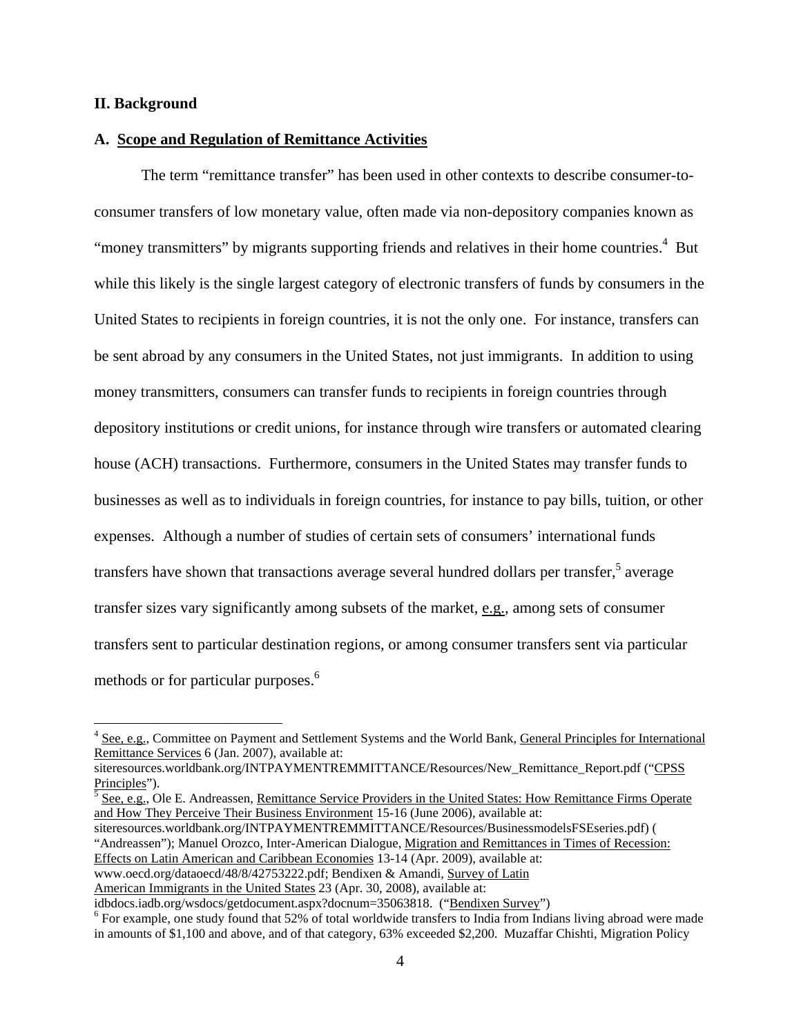## II. Background

### A. Scope and Regulation of Remittance Activities

The term "remittance transfer" has been used in other contexts to describe consumer-to-consumer transfers of low monetary value, often made via non-depository companies known as "money transmitters" by migrants supporting friends and relatives in their home countries.[4] But while this likely is the single largest category of electronic transfers of funds by consumers in the United States to recipients in foreign countries, it is not the only one. For instance, transfers can be sent abroad by any consumers in the United States, not just immigrants. In addition to using money transmitters, consumers can transfer funds to recipients in foreign countries through depository institutions or credit unions, for instance through wire transfers or automated clearing house (ACH) transactions. Furthermore, consumers in the United States may transfer funds to businesses as well as to individuals in foreign countries, for instance to pay bills, tuition, or other expenses. Although a number of studies of certain sets of consumers' international funds transfers have shown that transactions average several hundred dollars per transfer,[5] average transfer sizes vary significantly among subsets of the market, e.g., among sets of consumer transfers sent to particular destination regions, or among consumer transfers sent via particular methods or for particular purposes.[6]

---

[4] See, e.g., Committee on Payment and Settlement Systems and the World Bank, General Principles for International Remittance Services 6 (Jan. 2007), available at: siteresources.worldbank.org/INTPAYMENTREMMITTANCE/Resources/New_Remittance_Report.pdf ("CPSS Principles").

[5] See, e.g., Ole E. Andreassen, Remittance Service Providers in the United States: How Remittance Firms Operate and How They Perceive Their Business Environment 15-16 (June 2006), available at: siteresources.worldbank.org/INTPAYMENTREMMITTANCE/Resources/BusinessmodelsFSEseries.pdf) ( "Andreassen"); Manuel Orozco, Inter-American Dialogue, Migration and Remittances in Times of Recession: Effects on Latin American and Caribbean Economies 13-14 (Apr. 2009), available at: www.oecd.org/dataoecd/48/8/42753222.pdf; Bendixen & Amandi, Survey of Latin American Immigrants in the United States 23 (Apr. 30, 2008), available at: idbdocs.iadb.org/wsdocs/getdocument.aspx?docnum=35063818. ("Bendixen Survey")

[6] For example, one study found that 52% of total worldwide transfers to India from Indians living abroad were made in amounts of $1,100 and above, and of that category, 63% exceeded $2,200. Muzaffar Chishti, Migration Policy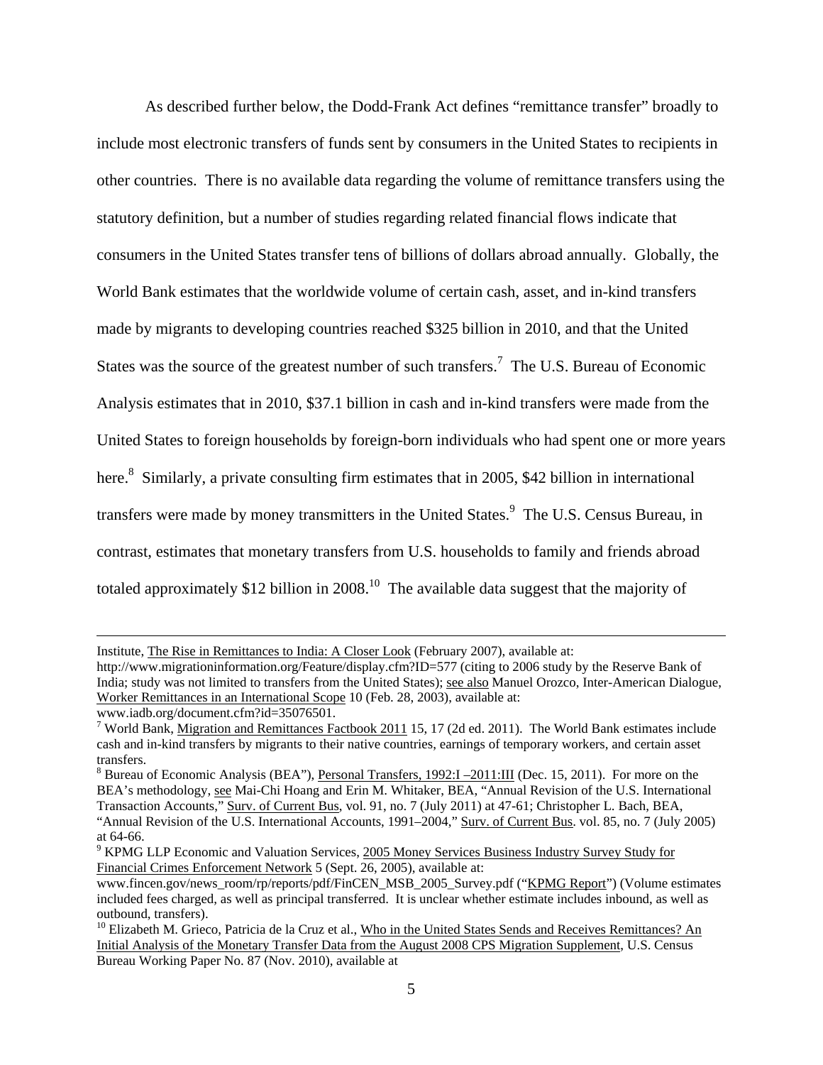As described further below, the Dodd-Frank Act defines "remittance transfer" broadly to include most electronic transfers of funds sent by consumers in the United States to recipients in other countries. There is no available data regarding the volume of remittance transfers using the statutory definition, but a number of studies regarding related financial flows indicate that consumers in the United States transfer tens of billions of dollars abroad annually. Globally, the World Bank estimates that the worldwide volume of certain cash, asset, and in-kind transfers made by migrants to developing countries reached $325 billion in 2010, and that the United States was the source of the greatest number of such transfers.[7] The U.S. Bureau of Economic Analysis estimates that in 2010, $37.1 billion in cash and in-kind transfers were made from the United States to foreign households by foreign-born individuals who had spent one or more years here.[8] Similarly, a private consulting firm estimates that in 2005, $42 billion in international transfers were made by money transmitters in the United States.[9] The U.S. Census Bureau, in contrast, estimates that monetary transfers from U.S. households to family and friends abroad totaled approximately $12 billion in 2008.[10] The available data suggest that the majority of

---

Institute, The Rise in Remittances to India: A Closer Look (February 2007), available at: http://www.migrationinformation.org/Feature/display.cfm?ID=577 (citing to 2006 study by the Reserve Bank of India; study was not limited to transfers from the United States); see also Manuel Orozco, Inter-American Dialogue, Worker Remittances in an International Scope 10 (Feb. 28, 2003), available at: www.iadb.org/document.cfm?id=35076501.

[7] World Bank, Migration and Remittances Factbook 2011 15, 17 (2d ed. 2011). The World Bank estimates include cash and in-kind transfers by migrants to their native countries, earnings of temporary workers, and certain asset transfers.

[8] Bureau of Economic Analysis (BEA"), Personal Transfers, 1992:I –2011:III (Dec. 15, 2011). For more on the BEA's methodology, see Mai-Chi Hoang and Erin M. Whitaker, BEA, "Annual Revision of the U.S. International Transaction Accounts," Surv. of Current Bus, vol. 91, no. 7 (July 2011) at 47-61; Christopher L. Bach, BEA, "Annual Revision of the U.S. International Accounts, 1991–2004," Surv. of Current Bus. vol. 85, no. 7 (July 2005) at 64-66.

[9] KPMG LLP Economic and Valuation Services, 2005 Money Services Business Industry Survey Study for Financial Crimes Enforcement Network 5 (Sept. 26, 2005), available at: www.fincen.gov/news_room/rp/reports/pdf/FinCEN_MSB_2005_Survey.pdf ("KPMG Report") (Volume estimates included fees charged, as well as principal transferred. It is unclear whether estimate includes inbound, as well as outbound, transfers).

[10] Elizabeth M. Grieco, Patricia de la Cruz et al., Who in the United States Sends and Receives Remittances? An Initial Analysis of the Monetary Transfer Data from the August 2008 CPS Migration Supplement, U.S. Census Bureau Working Paper No. 87 (Nov. 2010), available at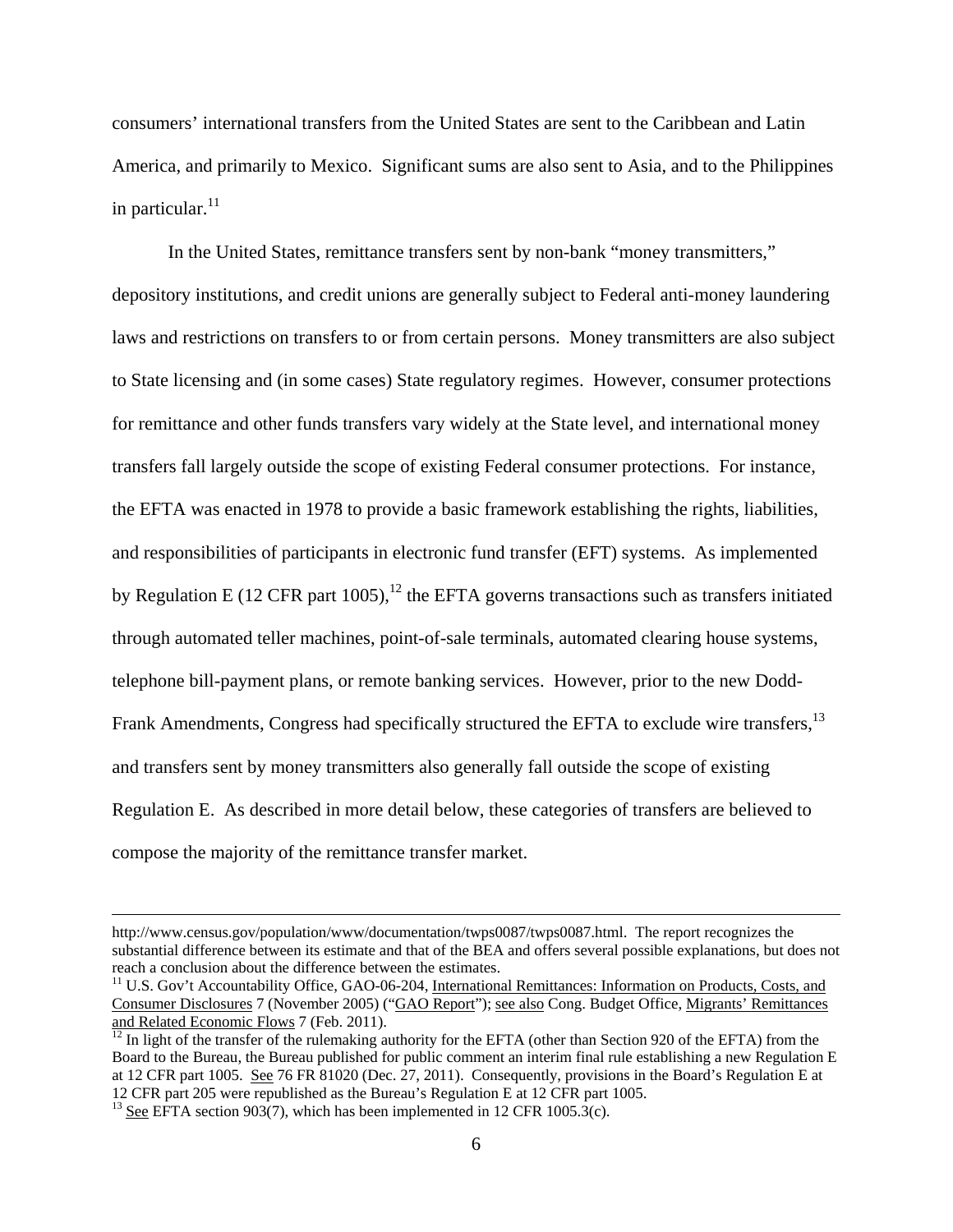consumers' international transfers from the United States are sent to the Caribbean and Latin America, and primarily to Mexico. Significant sums are also sent to Asia, and to the Philippines in particular.[11]

In the United States, remittance transfers sent by non-bank "money transmitters," depository institutions, and credit unions are generally subject to Federal anti-money laundering laws and restrictions on transfers to or from certain persons. Money transmitters are also subject to State licensing and (in some cases) State regulatory regimes. However, consumer protections for remittance and other funds transfers vary widely at the State level, and international money transfers fall largely outside the scope of existing Federal consumer protections. For instance, the EFTA was enacted in 1978 to provide a basic framework establishing the rights, liabilities, and responsibilities of participants in electronic fund transfer (EFT) systems. As implemented by Regulation E (12 CFR part 1005),[12] the EFTA governs transactions such as transfers initiated through automated teller machines, point-of-sale terminals, automated clearing house systems, telephone bill-payment plans, or remote banking services. However, prior to the new Dodd-Frank Amendments, Congress had specifically structured the EFTA to exclude wire transfers,[13] and transfers sent by money transmitters also generally fall outside the scope of existing Regulation E. As described in more detail below, these categories of transfers are believed to compose the majority of the remittance transfer market.

---

http://www.census.gov/population/www/documentation/twps0087/twps0087.html. The report recognizes the substantial difference between its estimate and that of the BEA and offers several possible explanations, but does not reach a conclusion about the difference between the estimates.

[11] U.S. Gov't Accountability Office, GAO-06-204, International Remittances: Information on Products, Costs, and Consumer Disclosures 7 (November 2005) ("GAO Report"); see also Cong. Budget Office, Migrants' Remittances and Related Economic Flows 7 (Feb. 2011).

[12] In light of the transfer of the rulemaking authority for the EFTA (other than Section 920 of the EFTA) from the Board to the Bureau, the Bureau published for public comment an interim final rule establishing a new Regulation E at 12 CFR part 1005. See 76 FR 81020 (Dec. 27, 2011). Consequently, provisions in the Board's Regulation E at 12 CFR part 205 were republished as the Bureau's Regulation E at 12 CFR part 1005.

[13] See EFTA section 903(7), which has been implemented in 12 CFR 1005.3(c).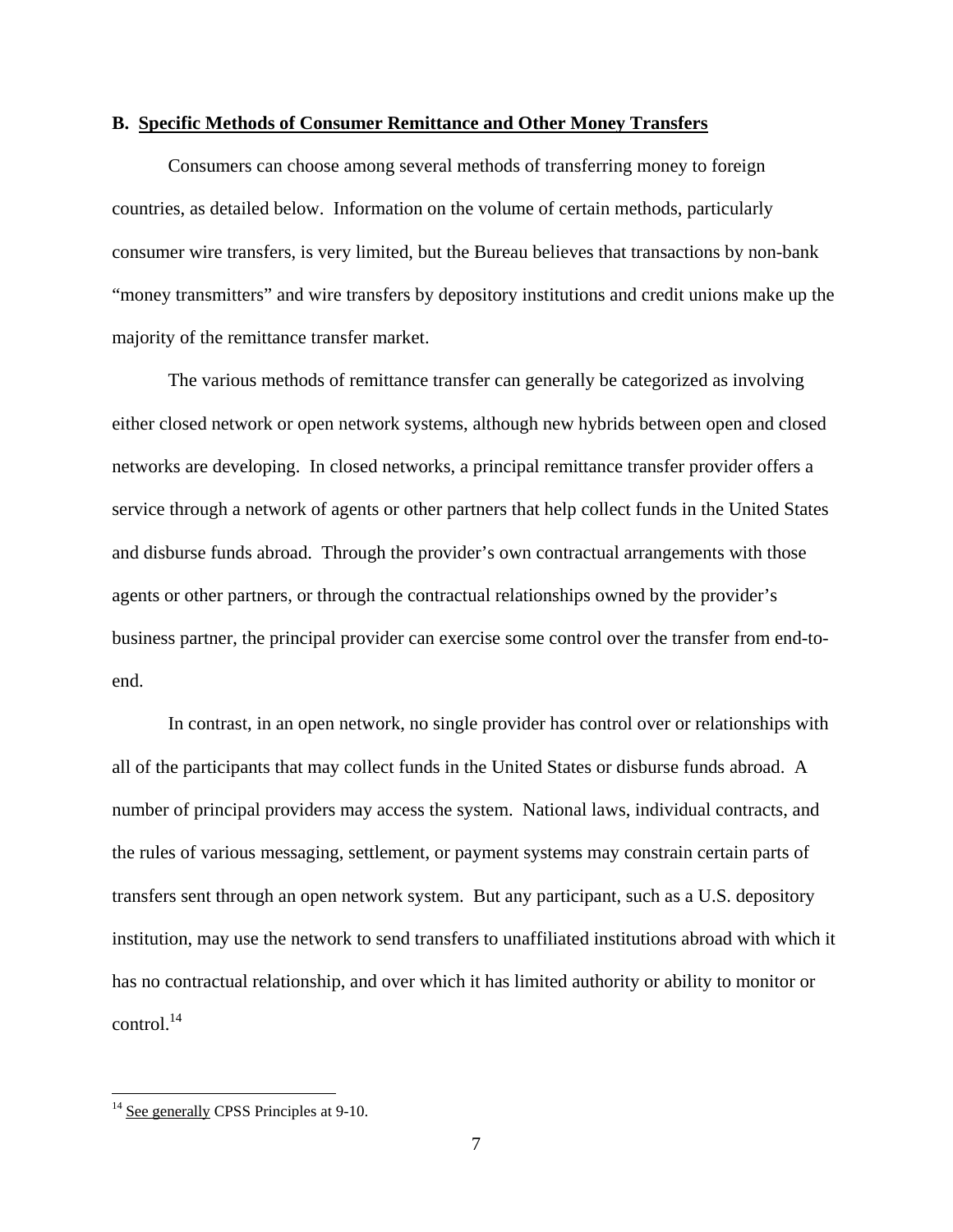### B. Specific Methods of Consumer Remittance and Other Money Transfers

Consumers can choose among several methods of transferring money to foreign countries, as detailed below. Information on the volume of certain methods, particularly consumer wire transfers, is very limited, but the Bureau believes that transactions by non-bank "money transmitters" and wire transfers by depository institutions and credit unions make up the majority of the remittance transfer market.

The various methods of remittance transfer can generally be categorized as involving either closed network or open network systems, although new hybrids between open and closed networks are developing. In closed networks, a principal remittance transfer provider offers a service through a network of agents or other partners that help collect funds in the United States and disburse funds abroad. Through the provider's own contractual arrangements with those agents or other partners, or through the contractual relationships owned by the provider's business partner, the principal provider can exercise some control over the transfer from end-to-end.

In contrast, in an open network, no single provider has control over or relationships with all of the participants that may collect funds in the United States or disburse funds abroad. A number of principal providers may access the system. National laws, individual contracts, and the rules of various messaging, settlement, or payment systems may constrain certain parts of transfers sent through an open network system. But any participant, such as a U.S. depository institution, may use the network to send transfers to unaffiliated institutions abroad with which it has no contractual relationship, and over which it has limited authority or ability to monitor or control.[14]

---

[14] See generally CPSS Principles at 9-10.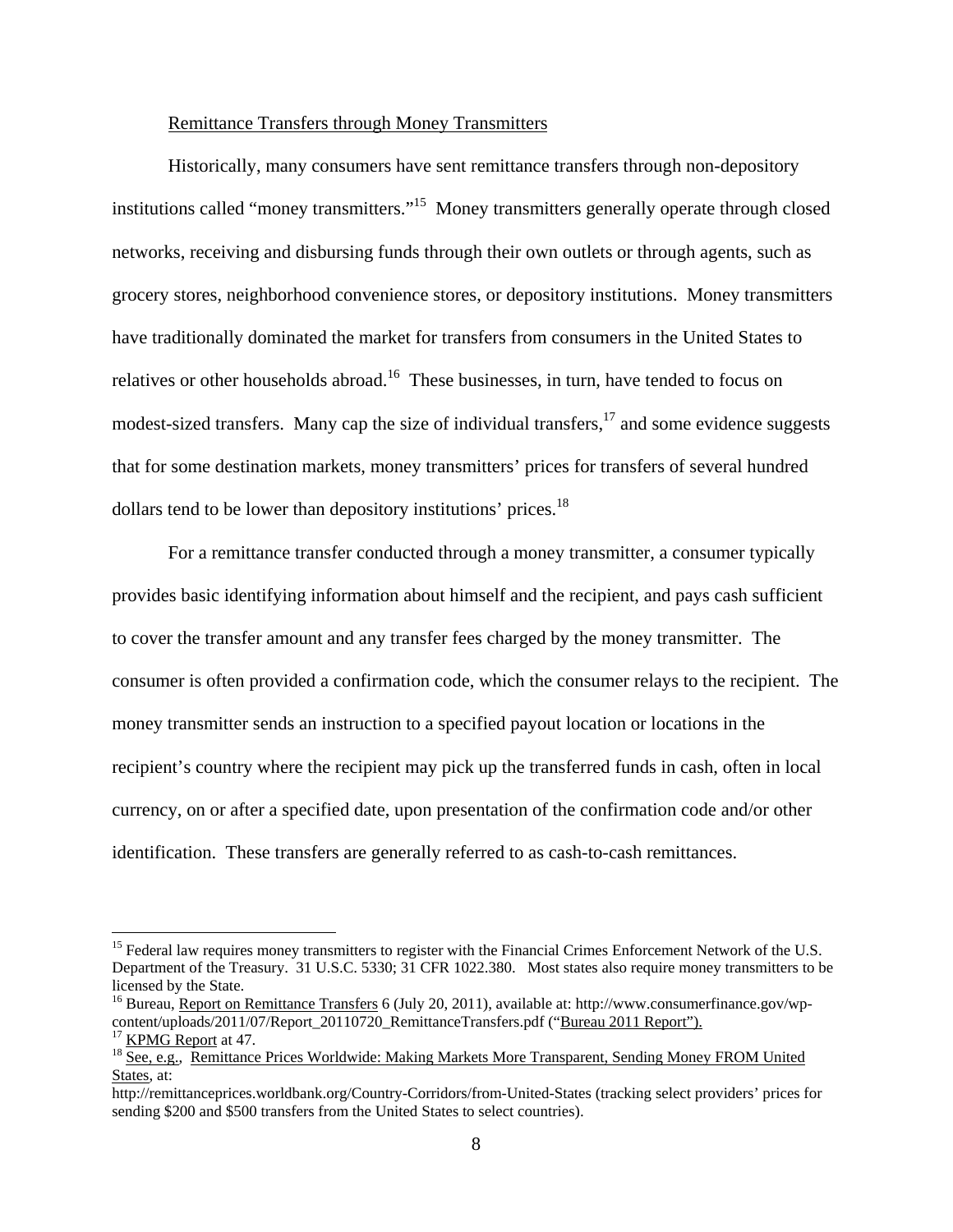Remittance Transfers through Money Transmitters

Historically, many consumers have sent remittance transfers through non-depository institutions called "money transmitters."[15] Money transmitters generally operate through closed networks, receiving and disbursing funds through their own outlets or through agents, such as grocery stores, neighborhood convenience stores, or depository institutions. Money transmitters have traditionally dominated the market for transfers from consumers in the United States to relatives or other households abroad.[16] These businesses, in turn, have tended to focus on modest-sized transfers. Many cap the size of individual transfers,[17] and some evidence suggests that for some destination markets, money transmitters' prices for transfers of several hundred dollars tend to be lower than depository institutions' prices.[18]

For a remittance transfer conducted through a money transmitter, a consumer typically provides basic identifying information about himself and the recipient, and pays cash sufficient to cover the transfer amount and any transfer fees charged by the money transmitter. The consumer is often provided a confirmation code, which the consumer relays to the recipient. The money transmitter sends an instruction to a specified payout location or locations in the recipient's country where the recipient may pick up the transferred funds in cash, often in local currency, on or after a specified date, upon presentation of the confirmation code and/or other identification. These transfers are generally referred to as cash-to-cash remittances.

---

[15] Federal law requires money transmitters to register with the Financial Crimes Enforcement Network of the U.S. Department of the Treasury. 31 U.S.C. 5330; 31 CFR 1022.380. Most states also require money transmitters to be licensed by the State.

[16] Bureau, Report on Remittance Transfers 6 (July 20, 2011), available at: http://www.consumerfinance.gov/wp-content/uploads/2011/07/Report_20110720_RemittanceTransfers.pdf ("Bureau 2011 Report").

[17] KPMG Report at 47.

[18] See, e.g., Remittance Prices Worldwide: Making Markets More Transparent, Sending Money FROM United States, at: http://remittanceprices.worldbank.org/Country-Corridors/from-United-States (tracking select providers' prices for sending $200 and $500 transfers from the United States to select countries).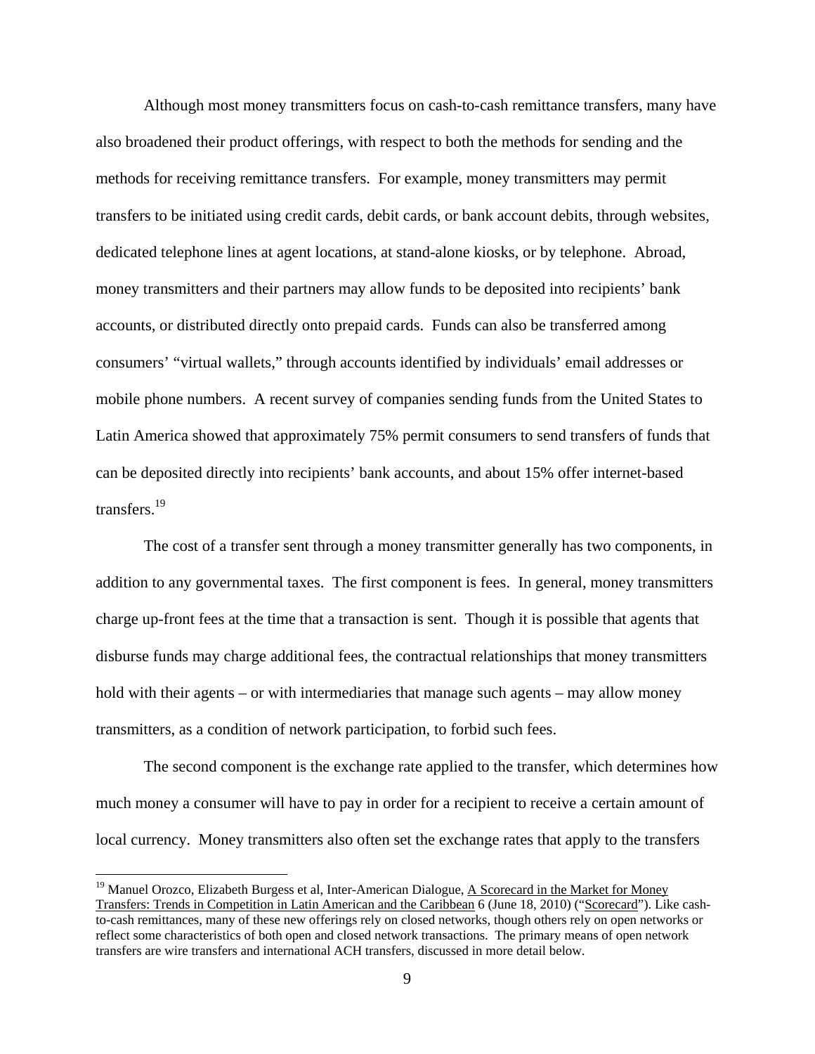Although most money transmitters focus on cash-to-cash remittance transfers, many have also broadened their product offerings, with respect to both the methods for sending and the methods for receiving remittance transfers. For example, money transmitters may permit transfers to be initiated using credit cards, debit cards, or bank account debits, through websites, dedicated telephone lines at agent locations, at stand-alone kiosks, or by telephone. Abroad, money transmitters and their partners may allow funds to be deposited into recipients' bank accounts, or distributed directly onto prepaid cards. Funds can also be transferred among consumers' "virtual wallets," through accounts identified by individuals' email addresses or mobile phone numbers. A recent survey of companies sending funds from the United States to Latin America showed that approximately 75% permit consumers to send transfers of funds that can be deposited directly into recipients' bank accounts, and about 15% offer internet-based transfers.[19]

The cost of a transfer sent through a money transmitter generally has two components, in addition to any governmental taxes. The first component is fees. In general, money transmitters charge up-front fees at the time that a transaction is sent. Though it is possible that agents that disburse funds may charge additional fees, the contractual relationships that money transmitters hold with their agents – or with intermediaries that manage such agents – may allow money transmitters, as a condition of network participation, to forbid such fees.

The second component is the exchange rate applied to the transfer, which determines how much money a consumer will have to pay in order for a recipient to receive a certain amount of local currency. Money transmitters also often set the exchange rates that apply to the transfers

---

[19] Manuel Orozco, Elizabeth Burgess et al, Inter-American Dialogue, A Scorecard in the Market for Money Transfers: Trends in Competition in Latin American and the Caribbean 6 (June 18, 2010) ("Scorecard"). Like cash-to-cash remittances, many of these new offerings rely on closed networks, though others rely on open networks or reflect some characteristics of both open and closed network transactions. The primary means of open network transfers are wire transfers and international ACH transfers, discussed in more detail below.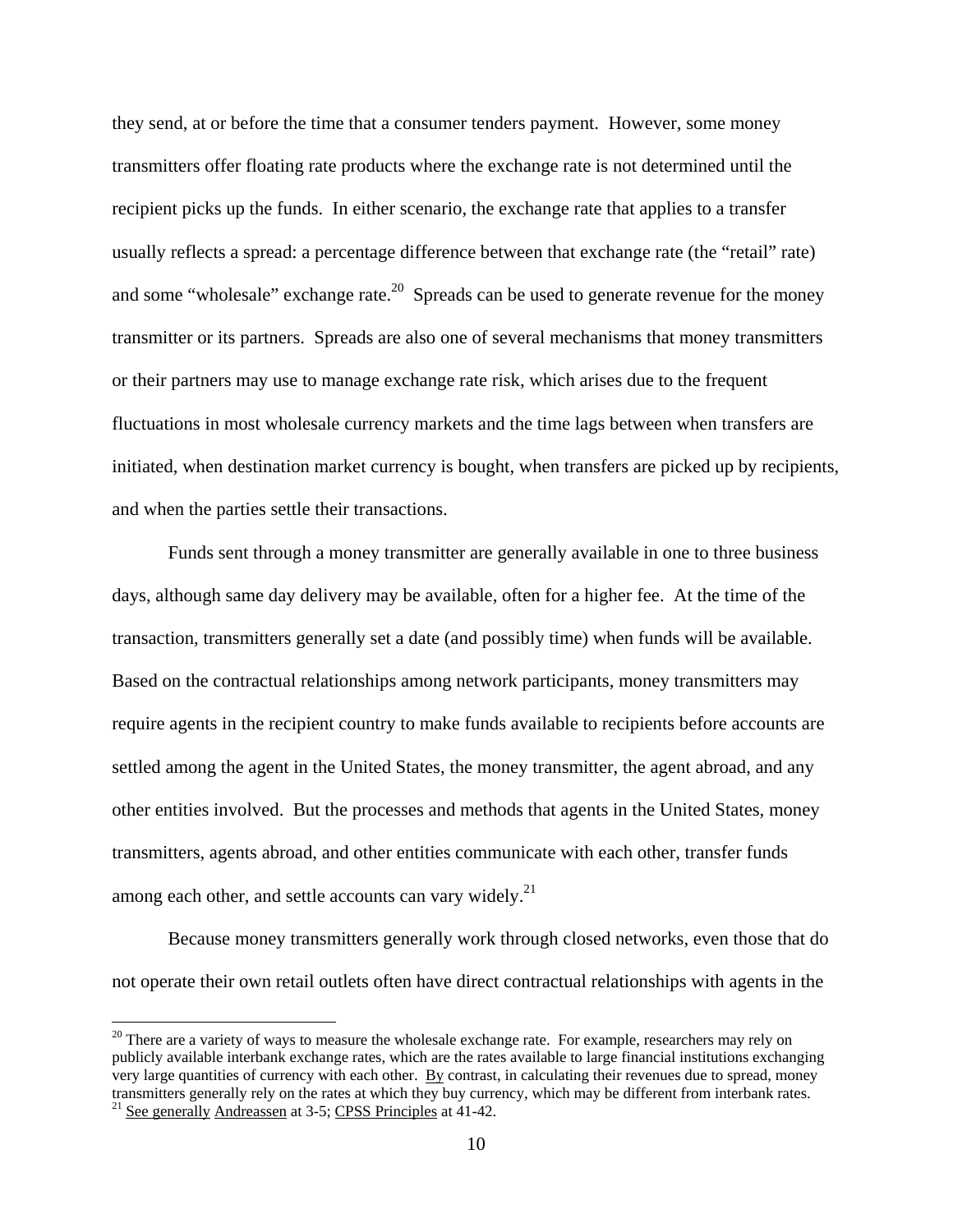they send, at or before the time that a consumer tenders payment. However, some money transmitters offer floating rate products where the exchange rate is not determined until the recipient picks up the funds. In either scenario, the exchange rate that applies to a transfer usually reflects a spread: a percentage difference between that exchange rate (the "retail" rate) and some "wholesale" exchange rate.[20] Spreads can be used to generate revenue for the money transmitter or its partners. Spreads are also one of several mechanisms that money transmitters or their partners may use to manage exchange rate risk, which arises due to the frequent fluctuations in most wholesale currency markets and the time lags between when transfers are initiated, when destination market currency is bought, when transfers are picked up by recipients, and when the parties settle their transactions.

Funds sent through a money transmitter are generally available in one to three business days, although same day delivery may be available, often for a higher fee. At the time of the transaction, transmitters generally set a date (and possibly time) when funds will be available. Based on the contractual relationships among network participants, money transmitters may require agents in the recipient country to make funds available to recipients before accounts are settled among the agent in the United States, the money transmitter, the agent abroad, and any other entities involved. But the processes and methods that agents in the United States, money transmitters, agents abroad, and other entities communicate with each other, transfer funds among each other, and settle accounts can vary widely.[21]

Because money transmitters generally work through closed networks, even those that do not operate their own retail outlets often have direct contractual relationships with agents in the

---

[20] There are a variety of ways to measure the wholesale exchange rate. For example, researchers may rely on publicly available interbank exchange rates, which are the rates available to large financial institutions exchanging very large quantities of currency with each other. By contrast, in calculating their revenues due to spread, money transmitters generally rely on the rates at which they buy currency, which may be different from interbank rates.

[21] See generally Andreassen at 3-5; CPSS Principles at 41-42.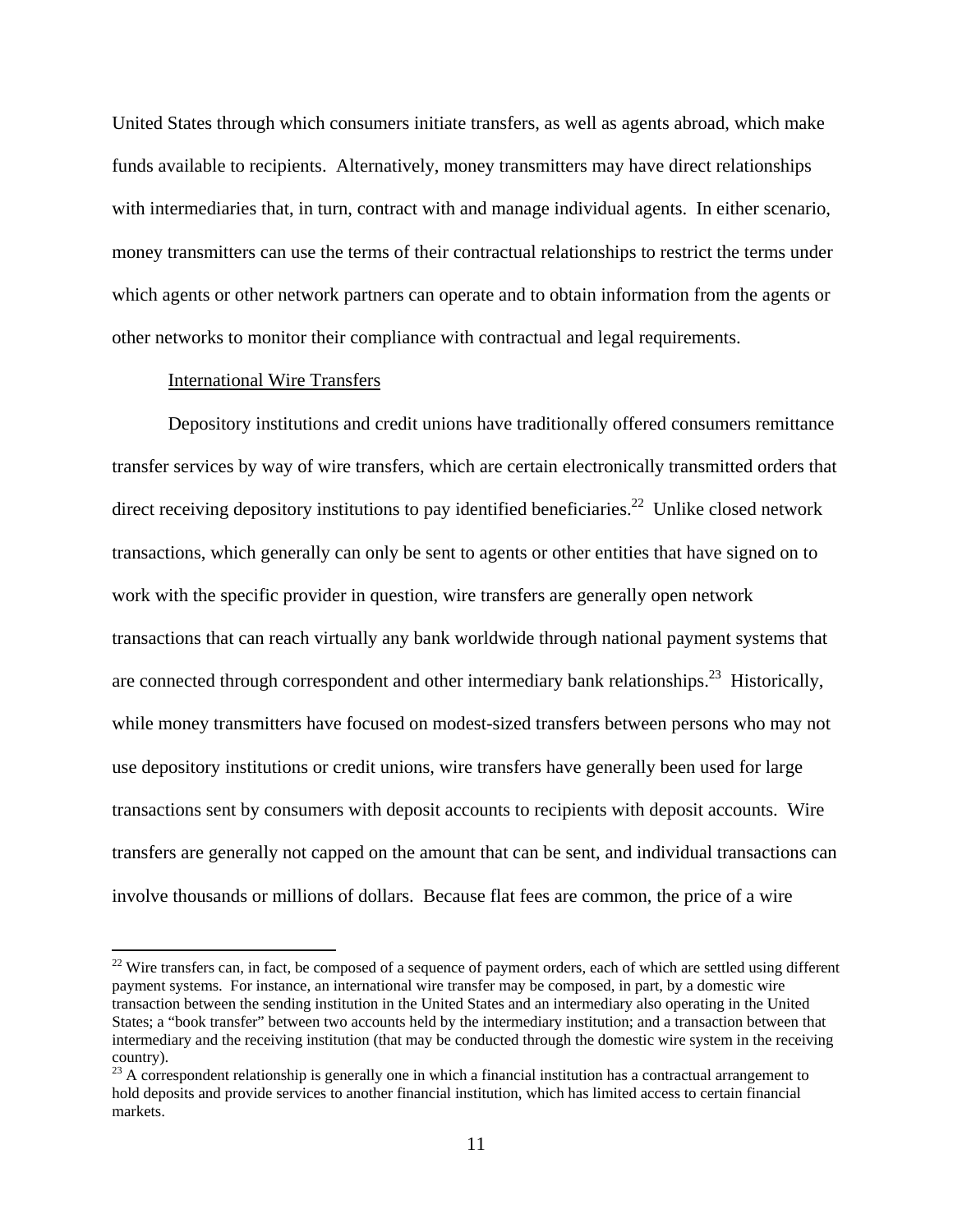United States through which consumers initiate transfers, as well as agents abroad, which make funds available to recipients. Alternatively, money transmitters may have direct relationships with intermediaries that, in turn, contract with and manage individual agents. In either scenario, money transmitters can use the terms of their contractual relationships to restrict the terms under which agents or other network partners can operate and to obtain information from the agents or other networks to monitor their compliance with contractual and legal requirements.

International Wire Transfers

Depository institutions and credit unions have traditionally offered consumers remittance transfer services by way of wire transfers, which are certain electronically transmitted orders that direct receiving depository institutions to pay identified beneficiaries.[22] Unlike closed network transactions, which generally can only be sent to agents or other entities that have signed on to work with the specific provider in question, wire transfers are generally open network transactions that can reach virtually any bank worldwide through national payment systems that are connected through correspondent and other intermediary bank relationships.[23] Historically, while money transmitters have focused on modest-sized transfers between persons who may not use depository institutions or credit unions, wire transfers have generally been used for large transactions sent by consumers with deposit accounts to recipients with deposit accounts. Wire transfers are generally not capped on the amount that can be sent, and individual transactions can involve thousands or millions of dollars. Because flat fees are common, the price of a wire

[22] Wire transfers can, in fact, be composed of a sequence of payment orders, each of which are settled using different payment systems. For instance, an international wire transfer may be composed, in part, by a domestic wire transaction between the sending institution in the United States and an intermediary also operating in the United States; a "book transfer" between two accounts held by the intermediary institution; and a transaction between that intermediary and the receiving institution (that may be conducted through the domestic wire system in the receiving country).

[23] A correspondent relationship is generally one in which a financial institution has a contractual arrangement to hold deposits and provide services to another financial institution, which has limited access to certain financial markets.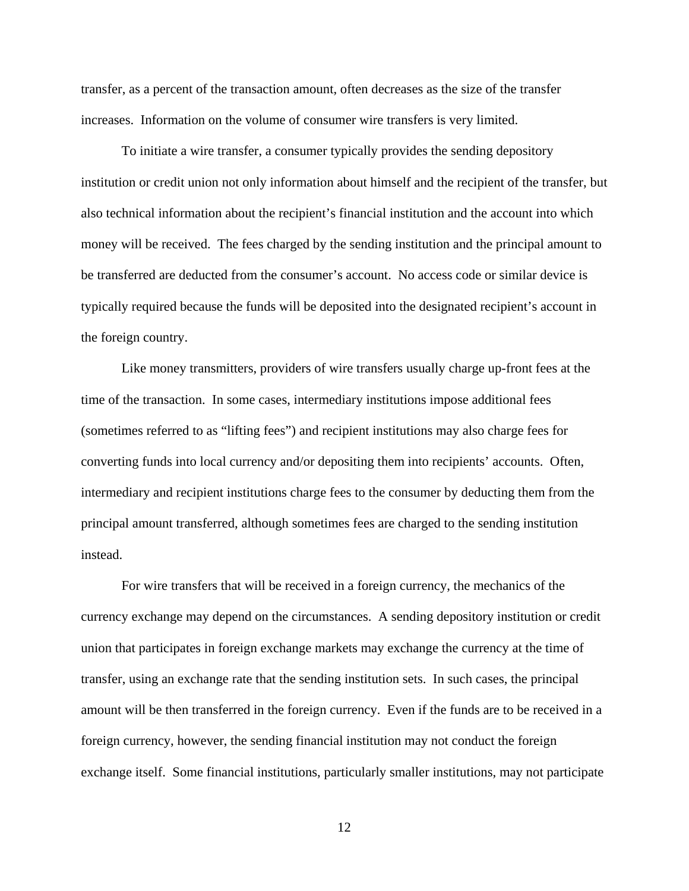transfer, as a percent of the transaction amount, often decreases as the size of the transfer increases. Information on the volume of consumer wire transfers is very limited.

To initiate a wire transfer, a consumer typically provides the sending depository institution or credit union not only information about himself and the recipient of the transfer, but also technical information about the recipient's financial institution and the account into which money will be received. The fees charged by the sending institution and the principal amount to be transferred are deducted from the consumer's account. No access code or similar device is typically required because the funds will be deposited into the designated recipient's account in the foreign country.

Like money transmitters, providers of wire transfers usually charge up-front fees at the time of the transaction. In some cases, intermediary institutions impose additional fees (sometimes referred to as "lifting fees") and recipient institutions may also charge fees for converting funds into local currency and/or depositing them into recipients' accounts. Often, intermediary and recipient institutions charge fees to the consumer by deducting them from the principal amount transferred, although sometimes fees are charged to the sending institution instead.

For wire transfers that will be received in a foreign currency, the mechanics of the currency exchange may depend on the circumstances. A sending depository institution or credit union that participates in foreign exchange markets may exchange the currency at the time of transfer, using an exchange rate that the sending institution sets. In such cases, the principal amount will be then transferred in the foreign currency. Even if the funds are to be received in a foreign currency, however, the sending financial institution may not conduct the foreign exchange itself. Some financial institutions, particularly smaller institutions, may not participate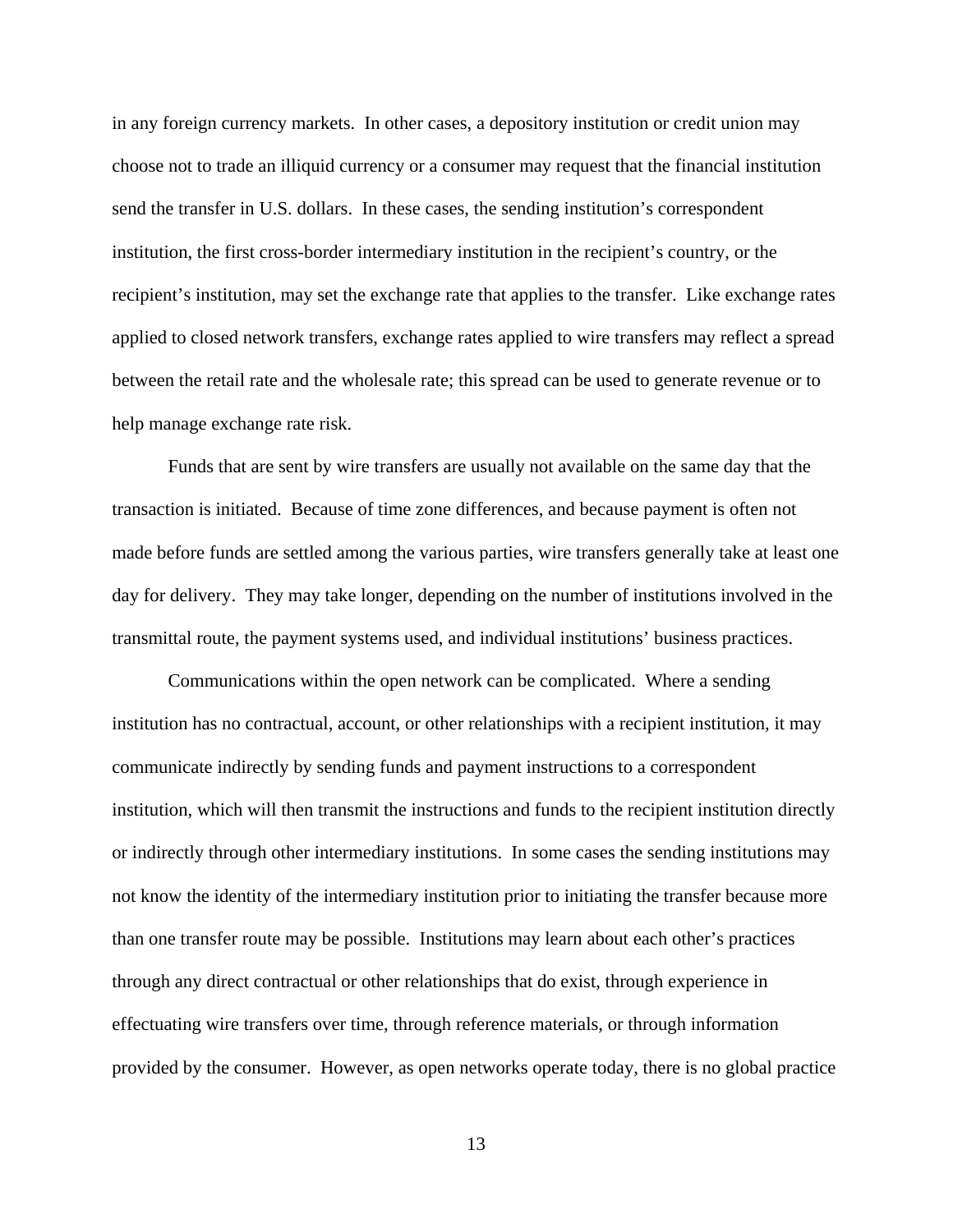in any foreign currency markets. In other cases, a depository institution or credit union may choose not to trade an illiquid currency or a consumer may request that the financial institution send the transfer in U.S. dollars. In these cases, the sending institution's correspondent institution, the first cross-border intermediary institution in the recipient's country, or the recipient's institution, may set the exchange rate that applies to the transfer. Like exchange rates applied to closed network transfers, exchange rates applied to wire transfers may reflect a spread between the retail rate and the wholesale rate; this spread can be used to generate revenue or to help manage exchange rate risk.

Funds that are sent by wire transfers are usually not available on the same day that the transaction is initiated. Because of time zone differences, and because payment is often not made before funds are settled among the various parties, wire transfers generally take at least one day for delivery. They may take longer, depending on the number of institutions involved in the transmittal route, the payment systems used, and individual institutions' business practices.

Communications within the open network can be complicated. Where a sending institution has no contractual, account, or other relationships with a recipient institution, it may communicate indirectly by sending funds and payment instructions to a correspondent institution, which will then transmit the instructions and funds to the recipient institution directly or indirectly through other intermediary institutions. In some cases the sending institutions may not know the identity of the intermediary institution prior to initiating the transfer because more than one transfer route may be possible. Institutions may learn about each other's practices through any direct contractual or other relationships that do exist, through experience in effectuating wire transfers over time, through reference materials, or through information provided by the consumer. However, as open networks operate today, there is no global practice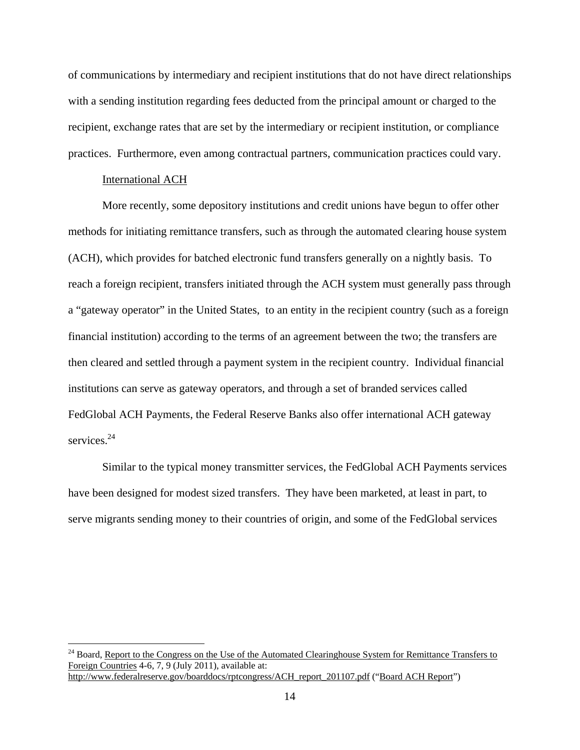of communications by intermediary and recipient institutions that do not have direct relationships with a sending institution regarding fees deducted from the principal amount or charged to the recipient, exchange rates that are set by the intermediary or recipient institution, or compliance practices. Furthermore, even among contractual partners, communication practices could vary.

International ACH

More recently, some depository institutions and credit unions have begun to offer other methods for initiating remittance transfers, such as through the automated clearing house system (ACH), which provides for batched electronic fund transfers generally on a nightly basis. To reach a foreign recipient, transfers initiated through the ACH system must generally pass through a "gateway operator" in the United States, to an entity in the recipient country (such as a foreign financial institution) according to the terms of an agreement between the two; the transfers are then cleared and settled through a payment system in the recipient country. Individual financial institutions can serve as gateway operators, and through a set of branded services called FedGlobal ACH Payments, the Federal Reserve Banks also offer international ACH gateway services.[24]

Similar to the typical money transmitter services, the FedGlobal ACH Payments services have been designed for modest sized transfers. They have been marketed, at least in part, to serve migrants sending money to their countries of origin, and some of the FedGlobal services

---

[24] Board, Report to the Congress on the Use of the Automated Clearinghouse System for Remittance Transfers to Foreign Countries 4-6, 7, 9 (July 2011), available at: http://www.federalreserve.gov/boarddocs/rptcongress/ACH_report_201107.pdf ("Board ACH Report")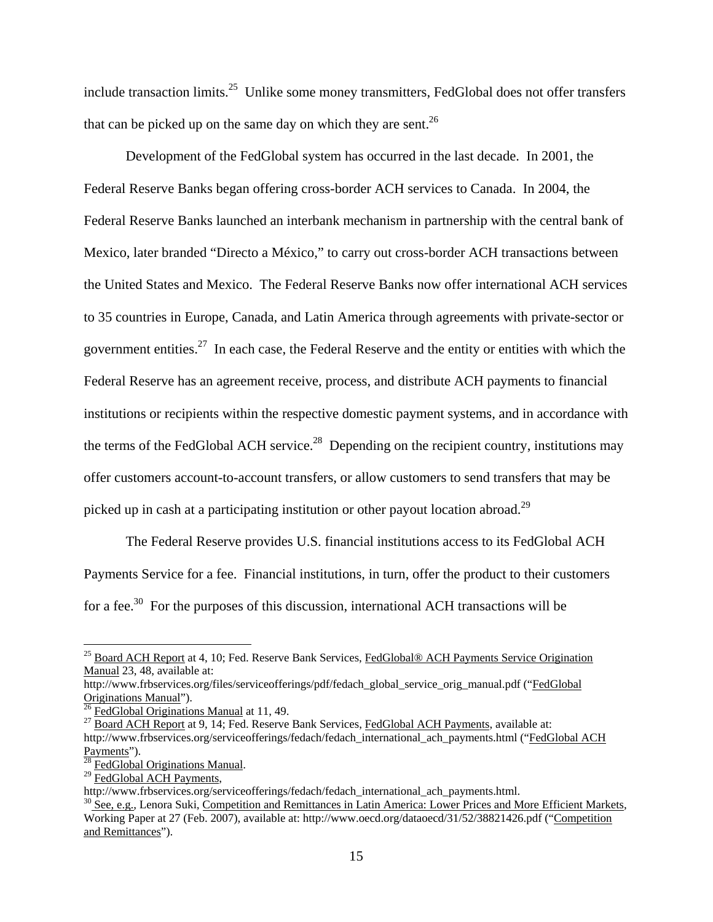include transaction limits.[25] Unlike some money transmitters, FedGlobal does not offer transfers that can be picked up on the same day on which they are sent.[26]

Development of the FedGlobal system has occurred in the last decade. In 2001, the Federal Reserve Banks began offering cross-border ACH services to Canada. In 2004, the Federal Reserve Banks launched an interbank mechanism in partnership with the central bank of Mexico, later branded "Directo a México," to carry out cross-border ACH transactions between the United States and Mexico. The Federal Reserve Banks now offer international ACH services to 35 countries in Europe, Canada, and Latin America through agreements with private-sector or government entities.[27] In each case, the Federal Reserve and the entity or entities with which the Federal Reserve has an agreement receive, process, and distribute ACH payments to financial institutions or recipients within the respective domestic payment systems, and in accordance with the terms of the FedGlobal ACH service.[28] Depending on the recipient country, institutions may offer customers account-to-account transfers, or allow customers to send transfers that may be picked up in cash at a participating institution or other payout location abroad.[29]

The Federal Reserve provides U.S. financial institutions access to its FedGlobal ACH Payments Service for a fee. Financial institutions, in turn, offer the product to their customers for a fee.[30] For the purposes of this discussion, international ACH transactions will be

---

[25] Board ACH Report at 4, 10; Fed. Reserve Bank Services, FedGlobal® ACH Payments Service Origination Manual 23, 48, available at: http://www.frbservices.org/files/serviceofferings/pdf/fedach_global_service_orig_manual.pdf ("FedGlobal Originations Manual").

[26] FedGlobal Originations Manual at 11, 49.

[27] Board ACH Report at 9, 14; Fed. Reserve Bank Services, FedGlobal ACH Payments, available at: http://www.frbservices.org/serviceofferings/fedach/fedach_international_ach_payments.html ("FedGlobal ACH Payments").

[28] FedGlobal Originations Manual.

[29] FedGlobal ACH Payments, http://www.frbservices.org/serviceofferings/fedach/fedach_international_ach_payments.html.

[30] See, e.g., Lenora Suki, Competition and Remittances in Latin America: Lower Prices and More Efficient Markets, Working Paper at 27 (Feb. 2007), available at: http://www.oecd.org/dataoecd/31/52/38821426.pdf ("Competition and Remittances").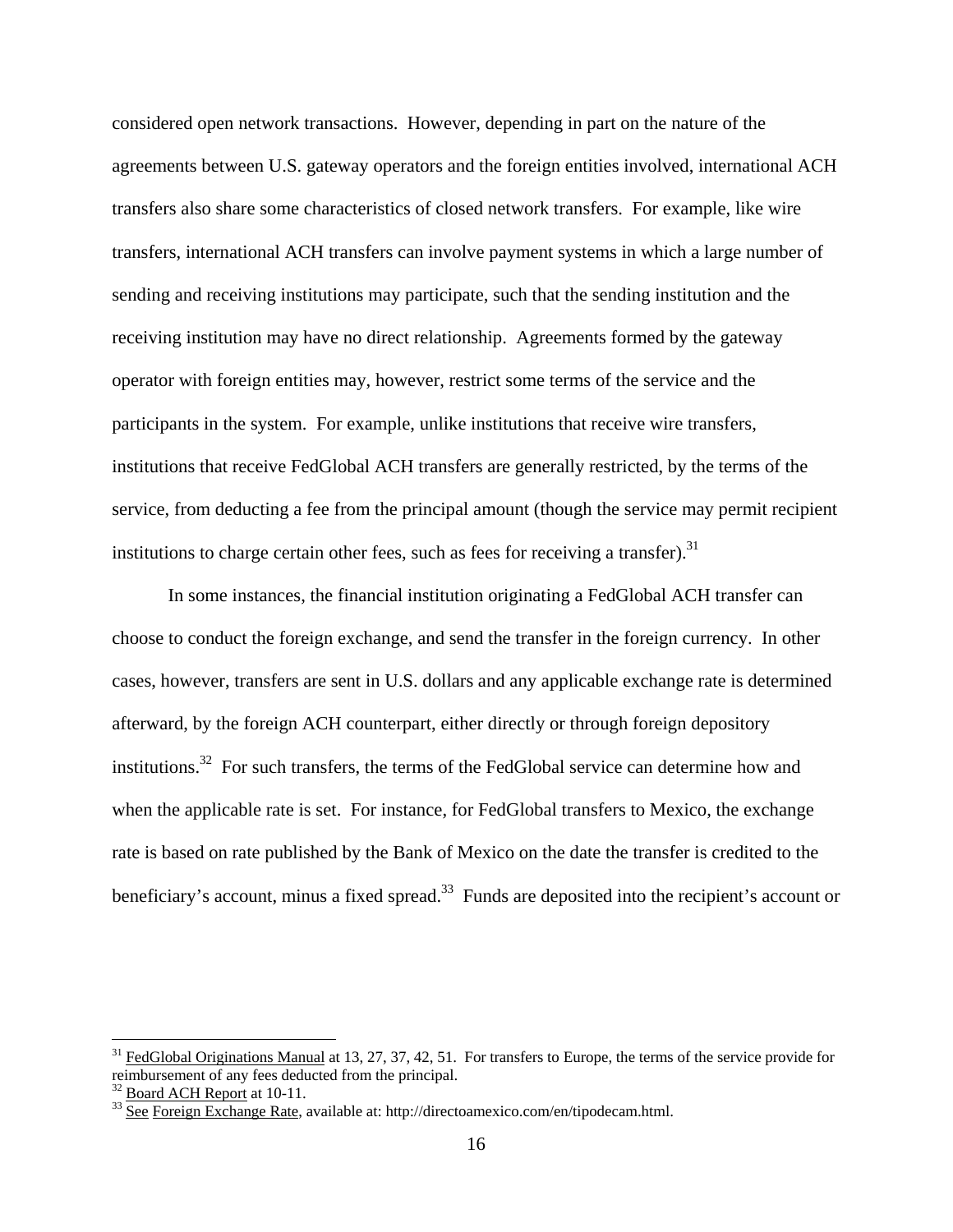considered open network transactions. However, depending in part on the nature of the agreements between U.S. gateway operators and the foreign entities involved, international ACH transfers also share some characteristics of closed network transfers. For example, like wire transfers, international ACH transfers can involve payment systems in which a large number of sending and receiving institutions may participate, such that the sending institution and the receiving institution may have no direct relationship. Agreements formed by the gateway operator with foreign entities may, however, restrict some terms of the service and the participants in the system. For example, unlike institutions that receive wire transfers, institutions that receive FedGlobal ACH transfers are generally restricted, by the terms of the service, from deducting a fee from the principal amount (though the service may permit recipient institutions to charge certain other fees, such as fees for receiving a transfer).[31]

In some instances, the financial institution originating a FedGlobal ACH transfer can choose to conduct the foreign exchange, and send the transfer in the foreign currency. In other cases, however, transfers are sent in U.S. dollars and any applicable exchange rate is determined afterward, by the foreign ACH counterpart, either directly or through foreign depository institutions.[32] For such transfers, the terms of the FedGlobal service can determine how and when the applicable rate is set. For instance, for FedGlobal transfers to Mexico, the exchange rate is based on rate published by the Bank of Mexico on the date the transfer is credited to the beneficiary's account, minus a fixed spread.[33] Funds are deposited into the recipient's account or

---

[31] FedGlobal Originations Manual at 13, 27, 37, 42, 51. For transfers to Europe, the terms of the service provide for reimbursement of any fees deducted from the principal.

[32] Board ACH Report at 10-11.

[33] See Foreign Exchange Rate, available at: http://directoamexico.com/en/tipodecam.html.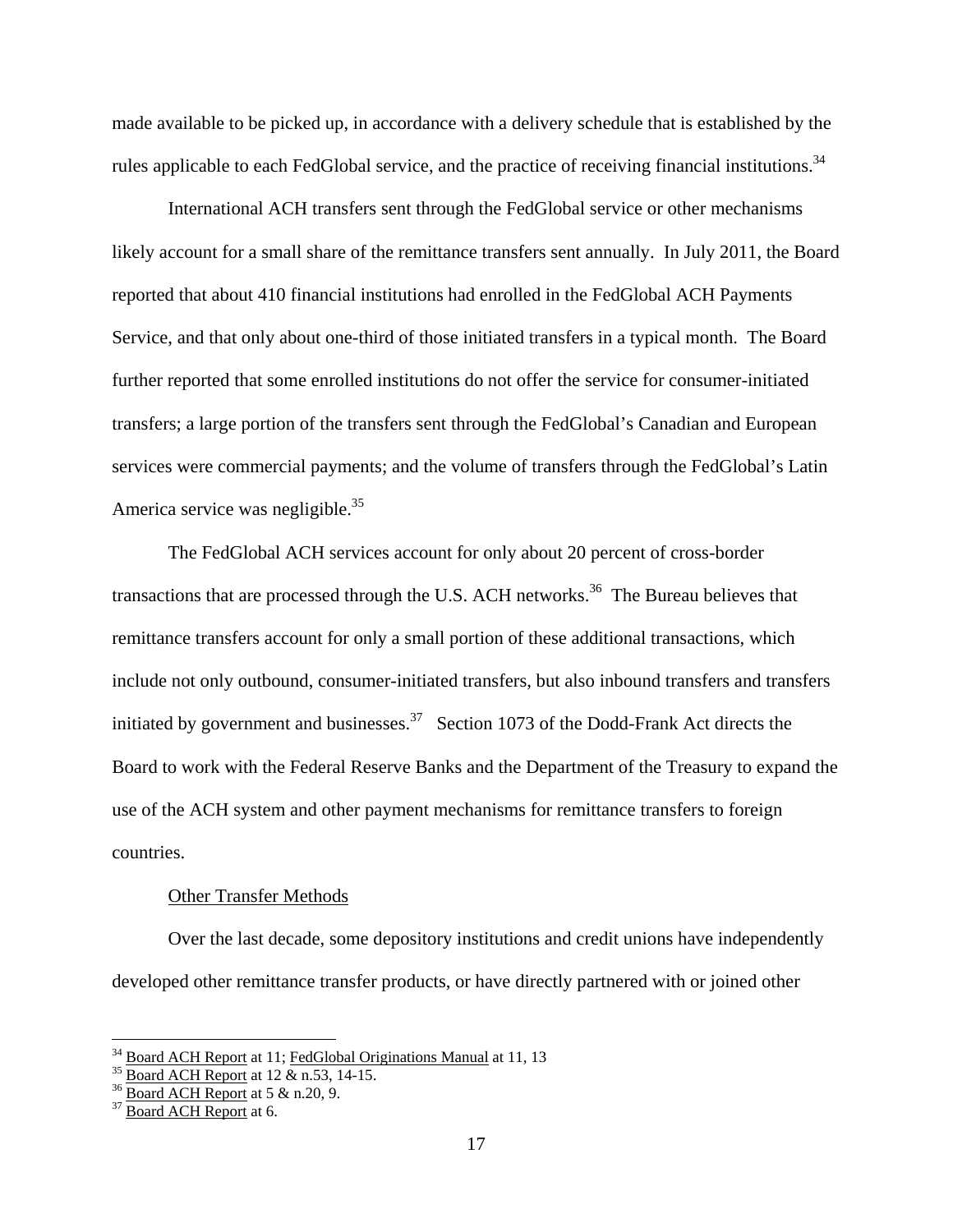made available to be picked up, in accordance with a delivery schedule that is established by the rules applicable to each FedGlobal service, and the practice of receiving financial institutions.[34]

International ACH transfers sent through the FedGlobal service or other mechanisms likely account for a small share of the remittance transfers sent annually. In July 2011, the Board reported that about 410 financial institutions had enrolled in the FedGlobal ACH Payments Service, and that only about one-third of those initiated transfers in a typical month. The Board further reported that some enrolled institutions do not offer the service for consumer-initiated transfers; a large portion of the transfers sent through the FedGlobal's Canadian and European services were commercial payments; and the volume of transfers through the FedGlobal's Latin America service was negligible.[35]

The FedGlobal ACH services account for only about 20 percent of cross-border transactions that are processed through the U.S. ACH networks.[36] The Bureau believes that remittance transfers account for only a small portion of these additional transactions, which include not only outbound, consumer-initiated transfers, but also inbound transfers and transfers initiated by government and businesses.[37] Section 1073 of the Dodd-Frank Act directs the Board to work with the Federal Reserve Banks and the Department of the Treasury to expand the use of the ACH system and other payment mechanisms for remittance transfers to foreign countries.

Other Transfer Methods

Over the last decade, some depository institutions and credit unions have independently developed other remittance transfer products, or have directly partnered with or joined other

---

[34] Board ACH Report at 11; FedGlobal Originations Manual at 11, 13

[35] Board ACH Report at 12 & n.53, 14-15.

[36] Board ACH Report at 5 & n.20, 9.

[37] Board ACH Report at 6.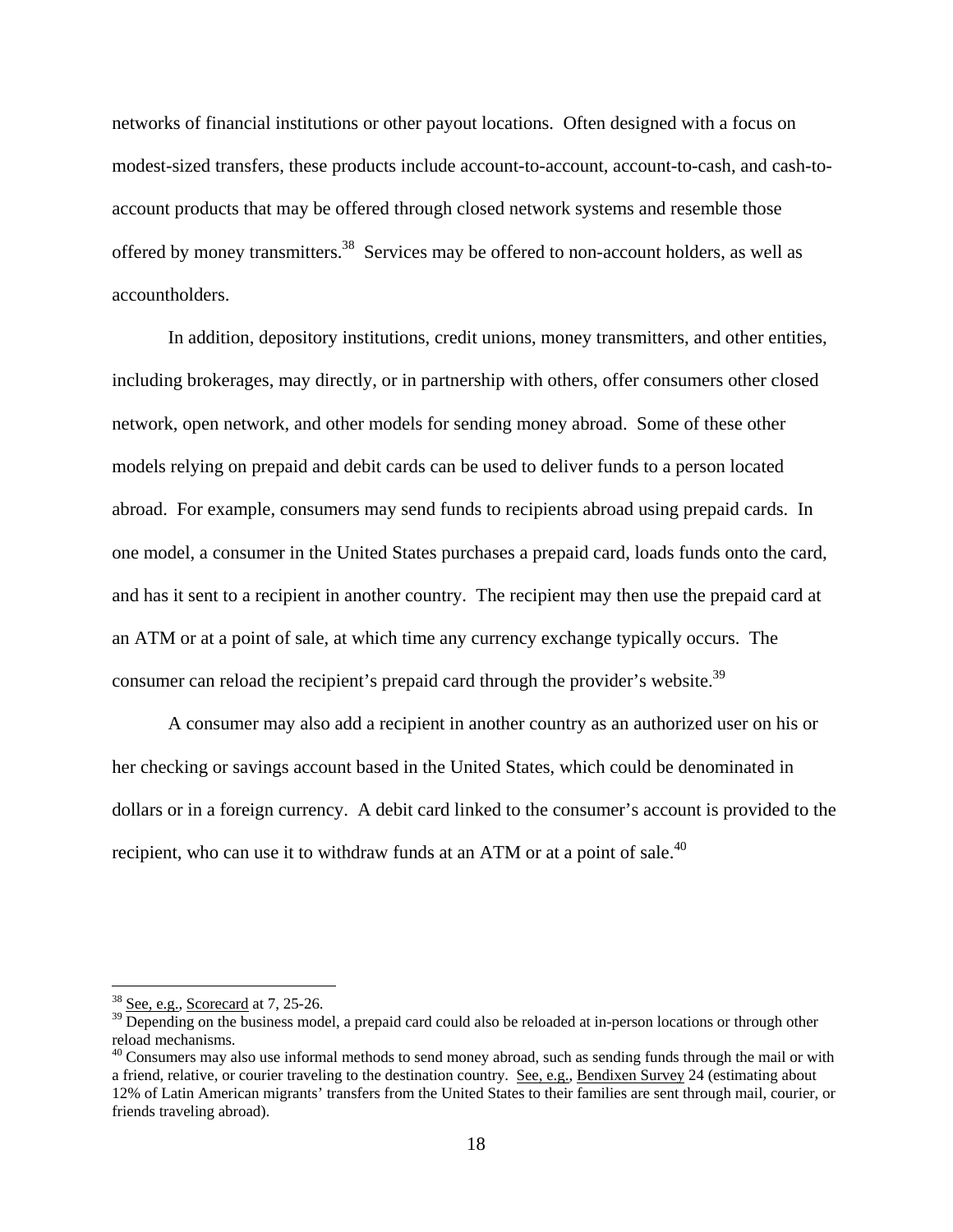networks of financial institutions or other payout locations. Often designed with a focus on modest-sized transfers, these products include account-to-account, account-to-cash, and cash-to-account products that may be offered through closed network systems and resemble those offered by money transmitters.[38] Services may be offered to non-account holders, as well as accountholders.

In addition, depository institutions, credit unions, money transmitters, and other entities, including brokerages, may directly, or in partnership with others, offer consumers other closed network, open network, and other models for sending money abroad. Some of these other models relying on prepaid and debit cards can be used to deliver funds to a person located abroad. For example, consumers may send funds to recipients abroad using prepaid cards. In one model, a consumer in the United States purchases a prepaid card, loads funds onto the card, and has it sent to a recipient in another country. The recipient may then use the prepaid card at an ATM or at a point of sale, at which time any currency exchange typically occurs. The consumer can reload the recipient's prepaid card through the provider's website.[39]

A consumer may also add a recipient in another country as an authorized user on his or her checking or savings account based in the United States, which could be denominated in dollars or in a foreign currency. A debit card linked to the consumer's account is provided to the recipient, who can use it to withdraw funds at an ATM or at a point of sale.[40]

---

[38] See, e.g., Scorecard at 7, 25-26.

[39] Depending on the business model, a prepaid card could also be reloaded at in-person locations or through other reload mechanisms.

[40] Consumers may also use informal methods to send money abroad, such as sending funds through the mail or with a friend, relative, or courier traveling to the destination country. See, e.g., Bendixen Survey 24 (estimating about 12% of Latin American migrants' transfers from the United States to their families are sent through mail, courier, or friends traveling abroad).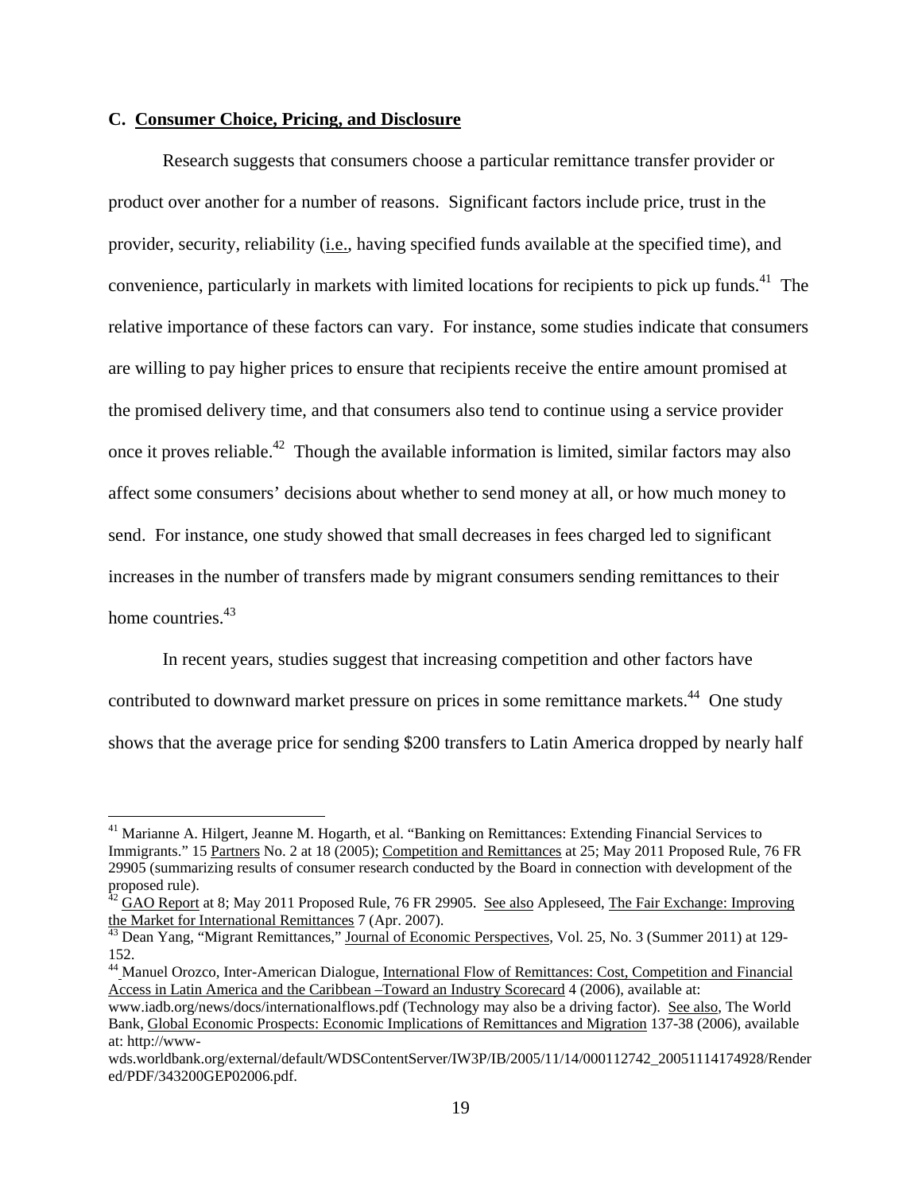### C. Consumer Choice, Pricing, and Disclosure

Research suggests that consumers choose a particular remittance transfer provider or product over another for a number of reasons. Significant factors include price, trust in the provider, security, reliability (i.e., having specified funds available at the specified time), and convenience, particularly in markets with limited locations for recipients to pick up funds.[41] The relative importance of these factors can vary. For instance, some studies indicate that consumers are willing to pay higher prices to ensure that recipients receive the entire amount promised at the promised delivery time, and that consumers also tend to continue using a service provider once it proves reliable.[42] Though the available information is limited, similar factors may also affect some consumers' decisions about whether to send money at all, or how much money to send. For instance, one study showed that small decreases in fees charged led to significant increases in the number of transfers made by migrant consumers sending remittances to their home countries.[43]

In recent years, studies suggest that increasing competition and other factors have contributed to downward market pressure on prices in some remittance markets.[44] One study shows that the average price for sending $200 transfers to Latin America dropped by nearly half

---

[41] Marianne A. Hilgert, Jeanne M. Hogarth, et al. "Banking on Remittances: Extending Financial Services to Immigrants." 15 Partners No. 2 at 18 (2005); Competition and Remittances at 25; May 2011 Proposed Rule, 76 FR 29905 (summarizing results of consumer research conducted by the Board in connection with development of the proposed rule).

[42] GAO Report at 8; May 2011 Proposed Rule, 76 FR 29905. See also Appleseed, The Fair Exchange: Improving the Market for International Remittances 7 (Apr. 2007).

[43] Dean Yang, "Migrant Remittances," Journal of Economic Perspectives, Vol. 25, No. 3 (Summer 2011) at 129-152.

[44] Manuel Orozco, Inter-American Dialogue, International Flow of Remittances: Cost, Competition and Financial Access in Latin America and the Caribbean –Toward an Industry Scorecard 4 (2006), available at: www.iadb.org/news/docs/internationalflows.pdf (Technology may also be a driving factor). See also, The World Bank, Global Economic Prospects: Economic Implications of Remittances and Migration 137-38 (2006), available at: http://www-wds.worldbank.org/external/default/WDSContentServer/IW3P/IB/2005/11/14/000112742_20051114174928/Rendered/PDF/343200GEP02006.pdf.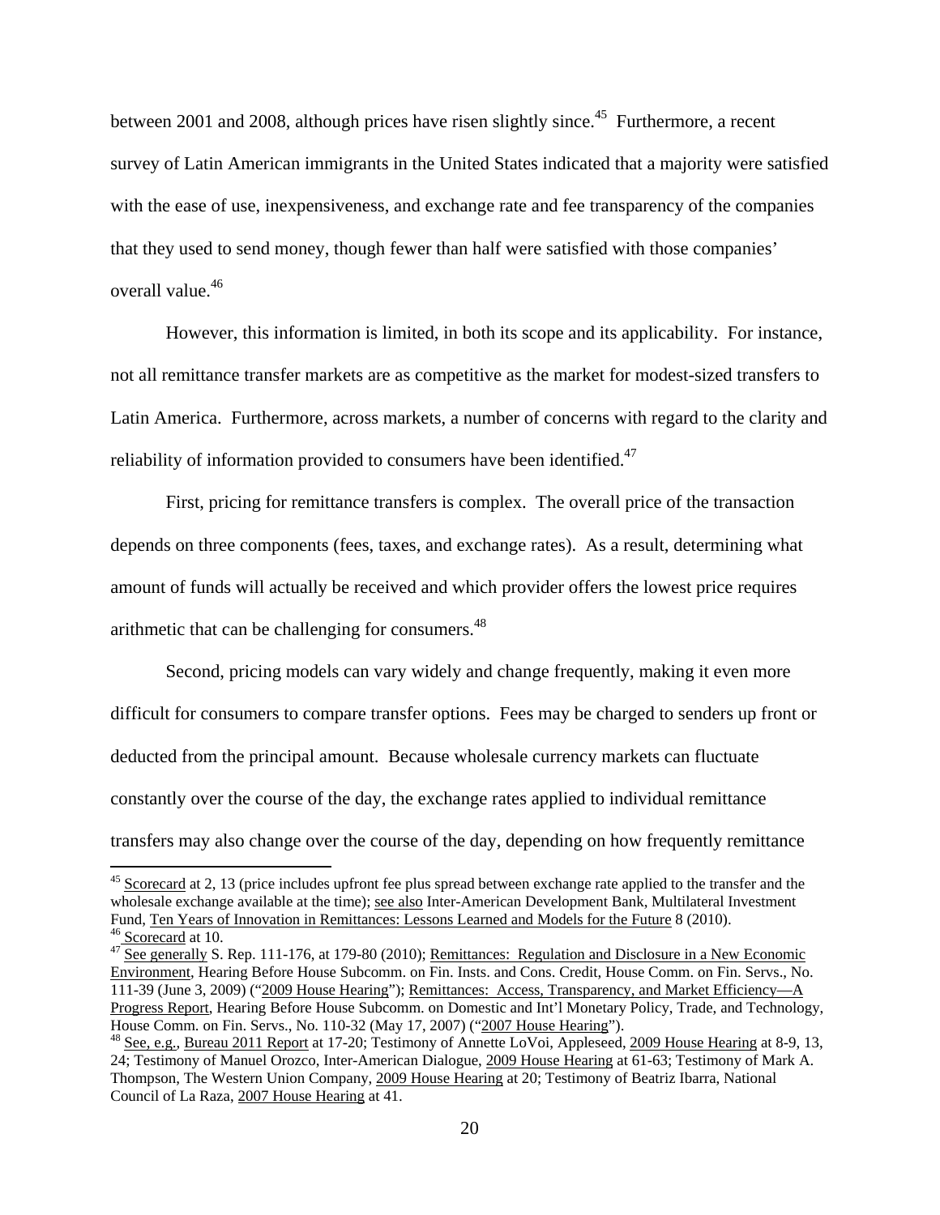between 2001 and 2008, although prices have risen slightly since.[45] Furthermore, a recent survey of Latin American immigrants in the United States indicated that a majority were satisfied with the ease of use, inexpensiveness, and exchange rate and fee transparency of the companies that they used to send money, though fewer than half were satisfied with those companies' overall value.[46]

However, this information is limited, in both its scope and its applicability. For instance, not all remittance transfer markets are as competitive as the market for modest-sized transfers to Latin America. Furthermore, across markets, a number of concerns with regard to the clarity and reliability of information provided to consumers have been identified.[47]

First, pricing for remittance transfers is complex. The overall price of the transaction depends on three components (fees, taxes, and exchange rates). As a result, determining what amount of funds will actually be received and which provider offers the lowest price requires arithmetic that can be challenging for consumers.[48]

Second, pricing models can vary widely and change frequently, making it even more difficult for consumers to compare transfer options. Fees may be charged to senders up front or deducted from the principal amount. Because wholesale currency markets can fluctuate constantly over the course of the day, the exchange rates applied to individual remittance transfers may also change over the course of the day, depending on how frequently remittance

---

[45] Scorecard at 2, 13 (price includes upfront fee plus spread between exchange rate applied to the transfer and the wholesale exchange available at the time); see also Inter-American Development Bank, Multilateral Investment Fund, Ten Years of Innovation in Remittances: Lessons Learned and Models for the Future 8 (2010).

[46] Scorecard at 10.

[47] See generally S. Rep. 111-176, at 179-80 (2010); Remittances: Regulation and Disclosure in a New Economic Environment, Hearing Before House Subcomm. on Fin. Insts. and Cons. Credit, House Comm. on Fin. Servs., No. 111-39 (June 3, 2009) ("2009 House Hearing"); Remittances: Access, Transparency, and Market Efficiency—A Progress Report, Hearing Before House Subcomm. on Domestic and Int'l Monetary Policy, Trade, and Technology, House Comm. on Fin. Servs., No. 110-32 (May 17, 2007) ("2007 House Hearing").

[48] See, e.g., Bureau 2011 Report at 17-20; Testimony of Annette LoVoi, Appleseed, 2009 House Hearing at 8-9, 13, 24; Testimony of Manuel Orozco, Inter-American Dialogue, 2009 House Hearing at 61-63; Testimony of Mark A. Thompson, The Western Union Company, 2009 House Hearing at 20; Testimony of Beatriz Ibarra, National Council of La Raza, 2007 House Hearing at 41.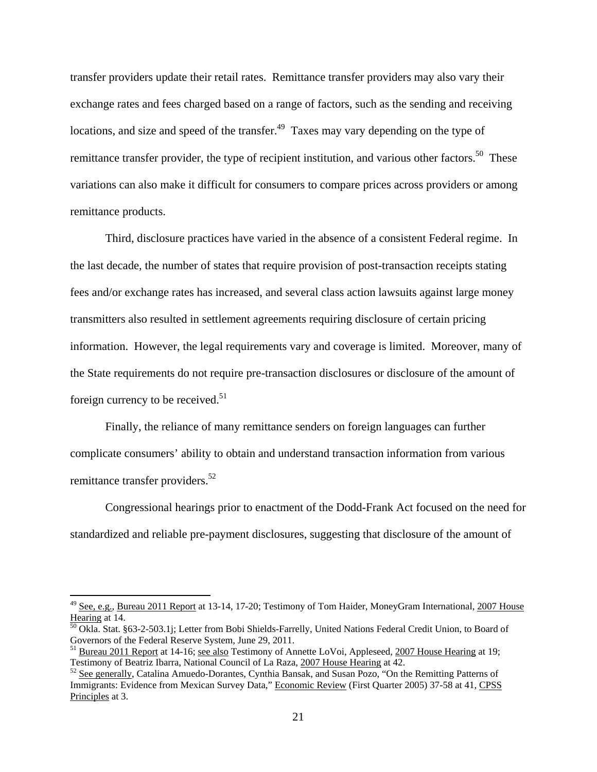transfer providers update their retail rates. Remittance transfer providers may also vary their exchange rates and fees charged based on a range of factors, such as the sending and receiving locations, and size and speed of the transfer.[49] Taxes may vary depending on the type of remittance transfer provider, the type of recipient institution, and various other factors.[50] These variations can also make it difficult for consumers to compare prices across providers or among remittance products.

Third, disclosure practices have varied in the absence of a consistent Federal regime. In the last decade, the number of states that require provision of post-transaction receipts stating fees and/or exchange rates has increased, and several class action lawsuits against large money transmitters also resulted in settlement agreements requiring disclosure of certain pricing information. However, the legal requirements vary and coverage is limited. Moreover, many of the State requirements do not require pre-transaction disclosures or disclosure of the amount of foreign currency to be received.[51]

Finally, the reliance of many remittance senders on foreign languages can further complicate consumers' ability to obtain and understand transaction information from various remittance transfer providers.[52]

Congressional hearings prior to enactment of the Dodd-Frank Act focused on the need for standardized and reliable pre-payment disclosures, suggesting that disclosure of the amount of

---

[49] See, e.g., Bureau 2011 Report at 13-14, 17-20; Testimony of Tom Haider, MoneyGram International, 2007 House Hearing at 14.

[50] Okla. Stat. §63-2-503.1j; Letter from Bobi Shields-Farrelly, United Nations Federal Credit Union, to Board of Governors of the Federal Reserve System, June 29, 2011.

[51] Bureau 2011 Report at 14-16; see also Testimony of Annette LoVoi, Appleseed, 2007 House Hearing at 19; Testimony of Beatriz Ibarra, National Council of La Raza, 2007 House Hearing at 42.

[52] See generally, Catalina Amuedo-Dorantes, Cynthia Bansak, and Susan Pozo, "On the Remitting Patterns of Immigrants: Evidence from Mexican Survey Data," Economic Review (First Quarter 2005) 37-58 at 41, CPSS Principles at 3.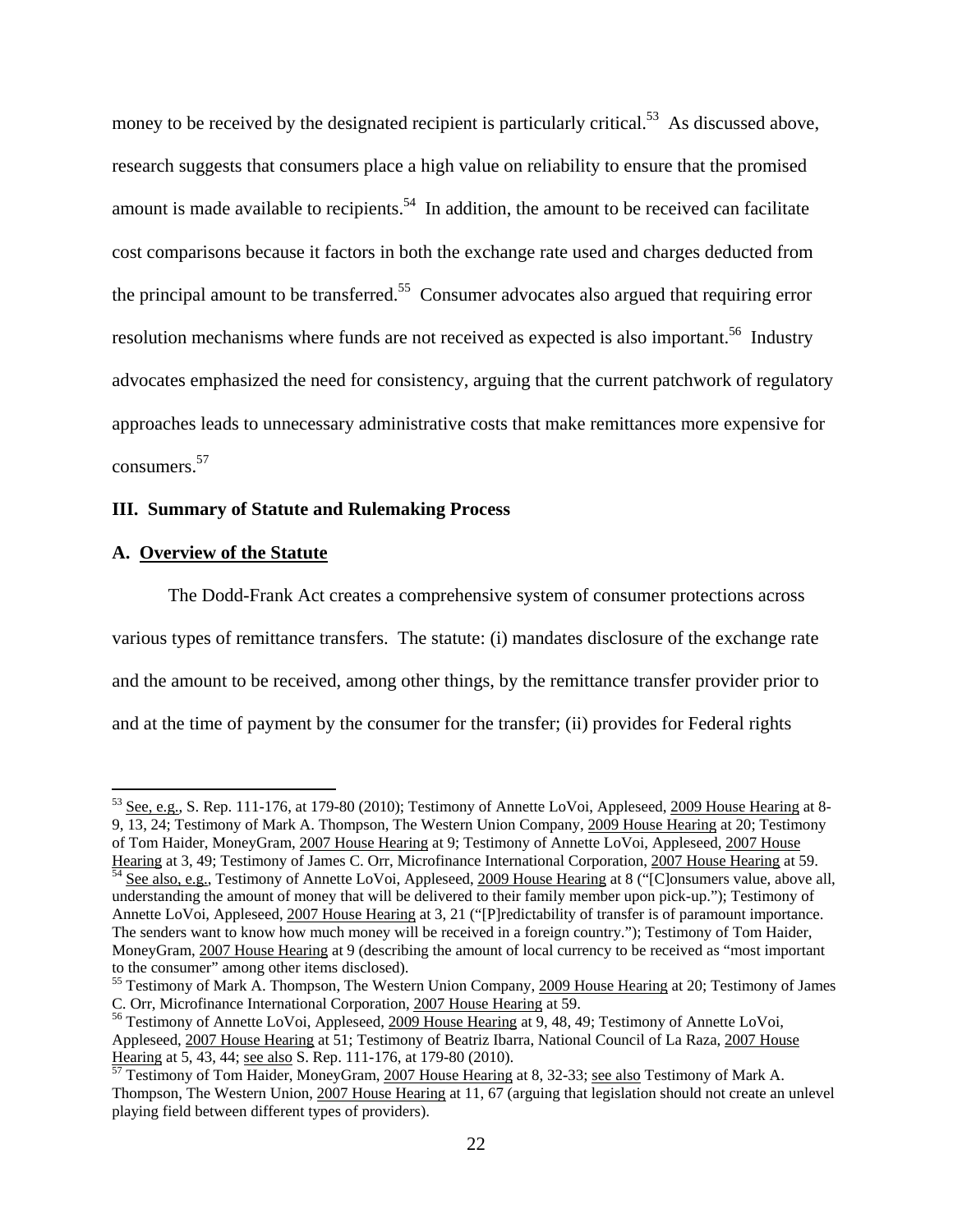money to be received by the designated recipient is particularly critical.[53] As discussed above, research suggests that consumers place a high value on reliability to ensure that the promised amount is made available to recipients.[54] In addition, the amount to be received can facilitate cost comparisons because it factors in both the exchange rate used and charges deducted from the principal amount to be transferred.[55] Consumer advocates also argued that requiring error resolution mechanisms where funds are not received as expected is also important.[56] Industry advocates emphasized the need for consistency, arguing that the current patchwork of regulatory approaches leads to unnecessary administrative costs that make remittances more expensive for consumers.[57]

## III. Summary of Statute and Rulemaking Process

### A. Overview of the Statute

The Dodd-Frank Act creates a comprehensive system of consumer protections across various types of remittance transfers. The statute: (i) mandates disclosure of the exchange rate and the amount to be received, among other things, by the remittance transfer provider prior to and at the time of payment by the consumer for the transfer; (ii) provides for Federal rights

---

[53] See, e.g., S. Rep. 111-176, at 179-80 (2010); Testimony of Annette LoVoi, Appleseed, 2009 House Hearing at 8-9, 13, 24; Testimony of Mark A. Thompson, The Western Union Company, 2009 House Hearing at 20; Testimony of Tom Haider, MoneyGram, 2007 House Hearing at 9; Testimony of Annette LoVoi, Appleseed, 2007 House Hearing at 3, 49; Testimony of James C. Orr, Microfinance International Corporation, 2007 House Hearing at 59.

[54] See also, e.g., Testimony of Annette LoVoi, Appleseed, 2009 House Hearing at 8 ("[C]onsumers value, above all, understanding the amount of money that will be delivered to their family member upon pick-up."); Testimony of Annette LoVoi, Appleseed, 2007 House Hearing at 3, 21 ("[P]redictability of transfer is of paramount importance. The senders want to know how much money will be received in a foreign country."); Testimony of Tom Haider, MoneyGram, 2007 House Hearing at 9 (describing the amount of local currency to be received as "most important to the consumer" among other items disclosed).

[55] Testimony of Mark A. Thompson, The Western Union Company, 2009 House Hearing at 20; Testimony of James C. Orr, Microfinance International Corporation, 2007 House Hearing at 59.

[56] Testimony of Annette LoVoi, Appleseed, 2009 House Hearing at 9, 48, 49; Testimony of Annette LoVoi, Appleseed, 2007 House Hearing at 51; Testimony of Beatriz Ibarra, National Council of La Raza, 2007 House Hearing at 5, 43, 44; see also S. Rep. 111-176, at 179-80 (2010).

[57] Testimony of Tom Haider, MoneyGram, 2007 House Hearing at 8, 32-33; see also Testimony of Mark A. Thompson, The Western Union, 2007 House Hearing at 11, 67 (arguing that legislation should not create an unlevel playing field between different types of providers).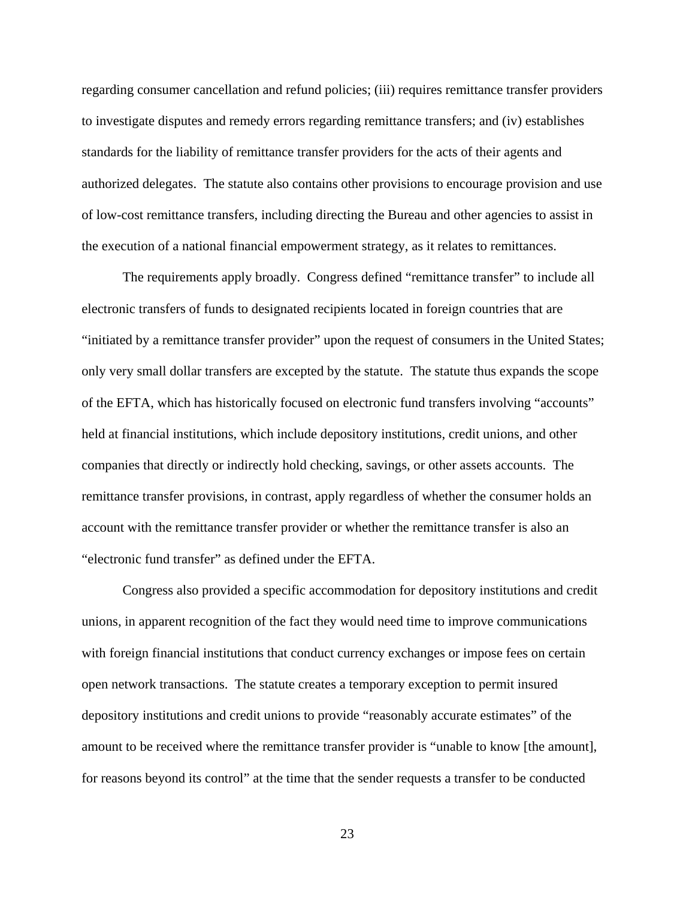regarding consumer cancellation and refund policies; (iii) requires remittance transfer providers to investigate disputes and remedy errors regarding remittance transfers; and (iv) establishes standards for the liability of remittance transfer providers for the acts of their agents and authorized delegates. The statute also contains other provisions to encourage provision and use of low-cost remittance transfers, including directing the Bureau and other agencies to assist in the execution of a national financial empowerment strategy, as it relates to remittances.

The requirements apply broadly. Congress defined "remittance transfer" to include all electronic transfers of funds to designated recipients located in foreign countries that are "initiated by a remittance transfer provider" upon the request of consumers in the United States; only very small dollar transfers are excepted by the statute. The statute thus expands the scope of the EFTA, which has historically focused on electronic fund transfers involving "accounts" held at financial institutions, which include depository institutions, credit unions, and other companies that directly or indirectly hold checking, savings, or other assets accounts. The remittance transfer provisions, in contrast, apply regardless of whether the consumer holds an account with the remittance transfer provider or whether the remittance transfer is also an "electronic fund transfer" as defined under the EFTA.

Congress also provided a specific accommodation for depository institutions and credit unions, in apparent recognition of the fact they would need time to improve communications with foreign financial institutions that conduct currency exchanges or impose fees on certain open network transactions. The statute creates a temporary exception to permit insured depository institutions and credit unions to provide "reasonably accurate estimates" of the amount to be received where the remittance transfer provider is "unable to know [the amount], for reasons beyond its control" at the time that the sender requests a transfer to be conducted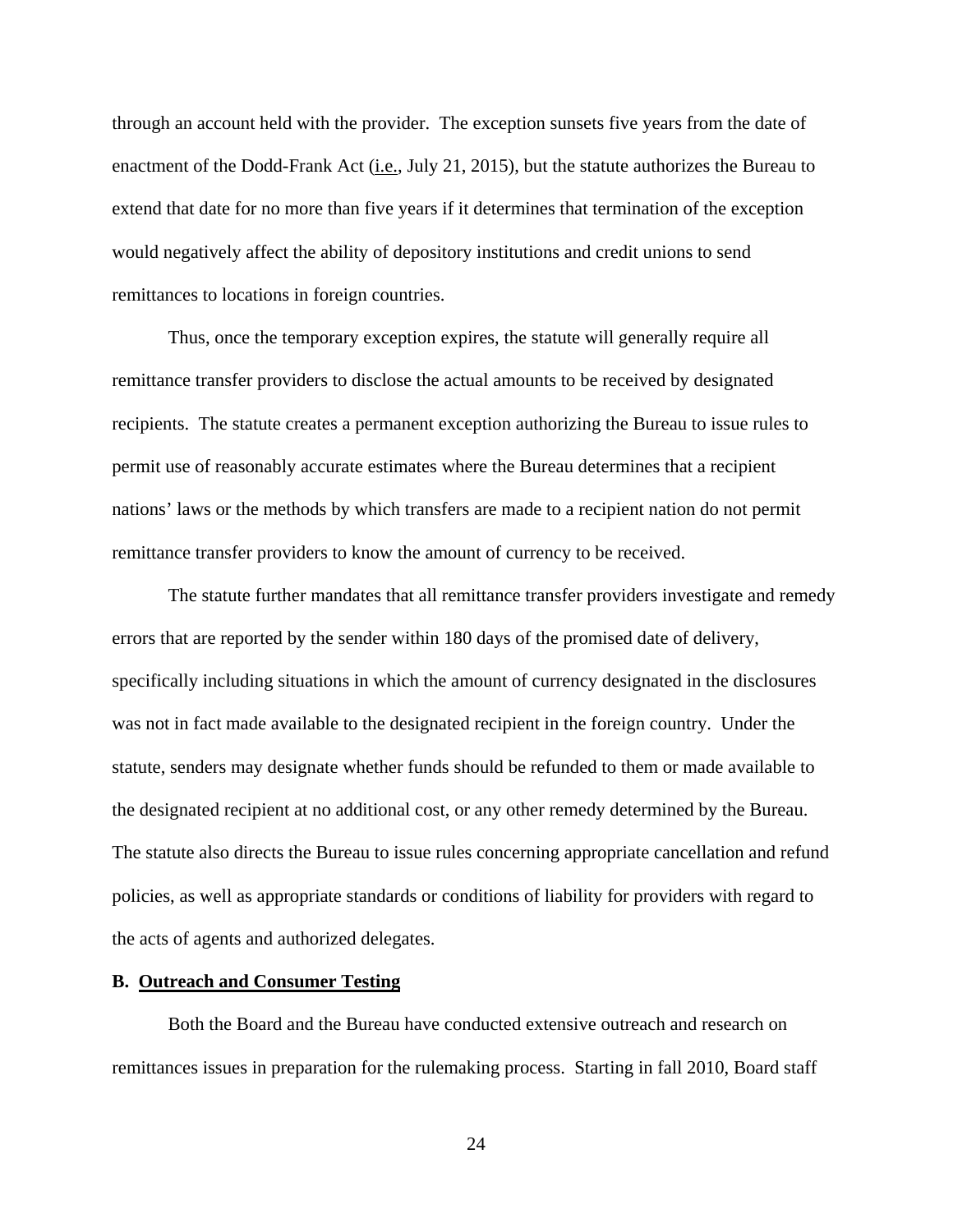through an account held with the provider. The exception sunsets five years from the date of enactment of the Dodd-Frank Act (i.e., July 21, 2015), but the statute authorizes the Bureau to extend that date for no more than five years if it determines that termination of the exception would negatively affect the ability of depository institutions and credit unions to send remittances to locations in foreign countries.

Thus, once the temporary exception expires, the statute will generally require all remittance transfer providers to disclose the actual amounts to be received by designated recipients. The statute creates a permanent exception authorizing the Bureau to issue rules to permit use of reasonably accurate estimates where the Bureau determines that a recipient nations' laws or the methods by which transfers are made to a recipient nation do not permit remittance transfer providers to know the amount of currency to be received.

The statute further mandates that all remittance transfer providers investigate and remedy errors that are reported by the sender within 180 days of the promised date of delivery, specifically including situations in which the amount of currency designated in the disclosures was not in fact made available to the designated recipient in the foreign country. Under the statute, senders may designate whether funds should be refunded to them or made available to the designated recipient at no additional cost, or any other remedy determined by the Bureau. The statute also directs the Bureau to issue rules concerning appropriate cancellation and refund policies, as well as appropriate standards or conditions of liability for providers with regard to the acts of agents and authorized delegates.

### B. Outreach and Consumer Testing

Both the Board and the Bureau have conducted extensive outreach and research on remittances issues in preparation for the rulemaking process. Starting in fall 2010, Board staff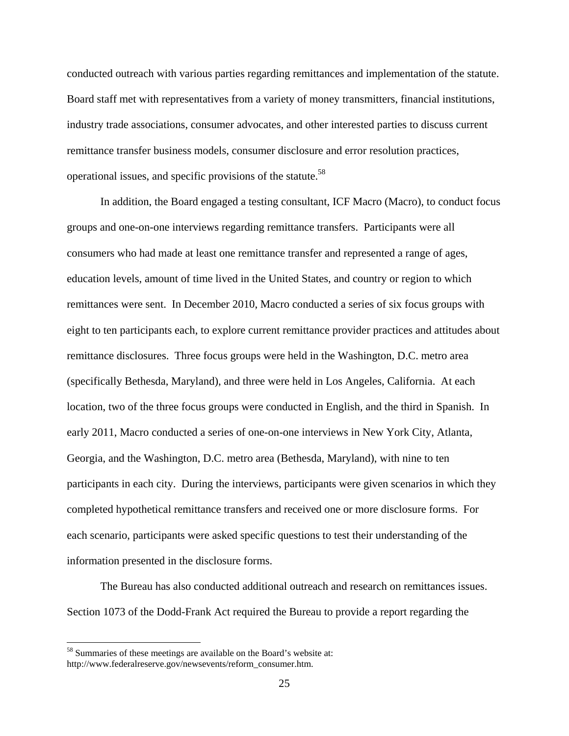conducted outreach with various parties regarding remittances and implementation of the statute. Board staff met with representatives from a variety of money transmitters, financial institutions, industry trade associations, consumer advocates, and other interested parties to discuss current remittance transfer business models, consumer disclosure and error resolution practices, operational issues, and specific provisions of the statute.[58]

In addition, the Board engaged a testing consultant, ICF Macro (Macro), to conduct focus groups and one-on-one interviews regarding remittance transfers. Participants were all consumers who had made at least one remittance transfer and represented a range of ages, education levels, amount of time lived in the United States, and country or region to which remittances were sent. In December 2010, Macro conducted a series of six focus groups with eight to ten participants each, to explore current remittance provider practices and attitudes about remittance disclosures. Three focus groups were held in the Washington, D.C. metro area (specifically Bethesda, Maryland), and three were held in Los Angeles, California. At each location, two of the three focus groups were conducted in English, and the third in Spanish. In early 2011, Macro conducted a series of one-on-one interviews in New York City, Atlanta, Georgia, and the Washington, D.C. metro area (Bethesda, Maryland), with nine to ten participants in each city. During the interviews, participants were given scenarios in which they completed hypothetical remittance transfers and received one or more disclosure forms. For each scenario, participants were asked specific questions to test their understanding of the information presented in the disclosure forms.

The Bureau has also conducted additional outreach and research on remittances issues. Section 1073 of the Dodd-Frank Act required the Bureau to provide a report regarding the

[58] Summaries of these meetings are available on the Board's website at: http://www.federalreserve.gov/newsevents/reform_consumer.htm.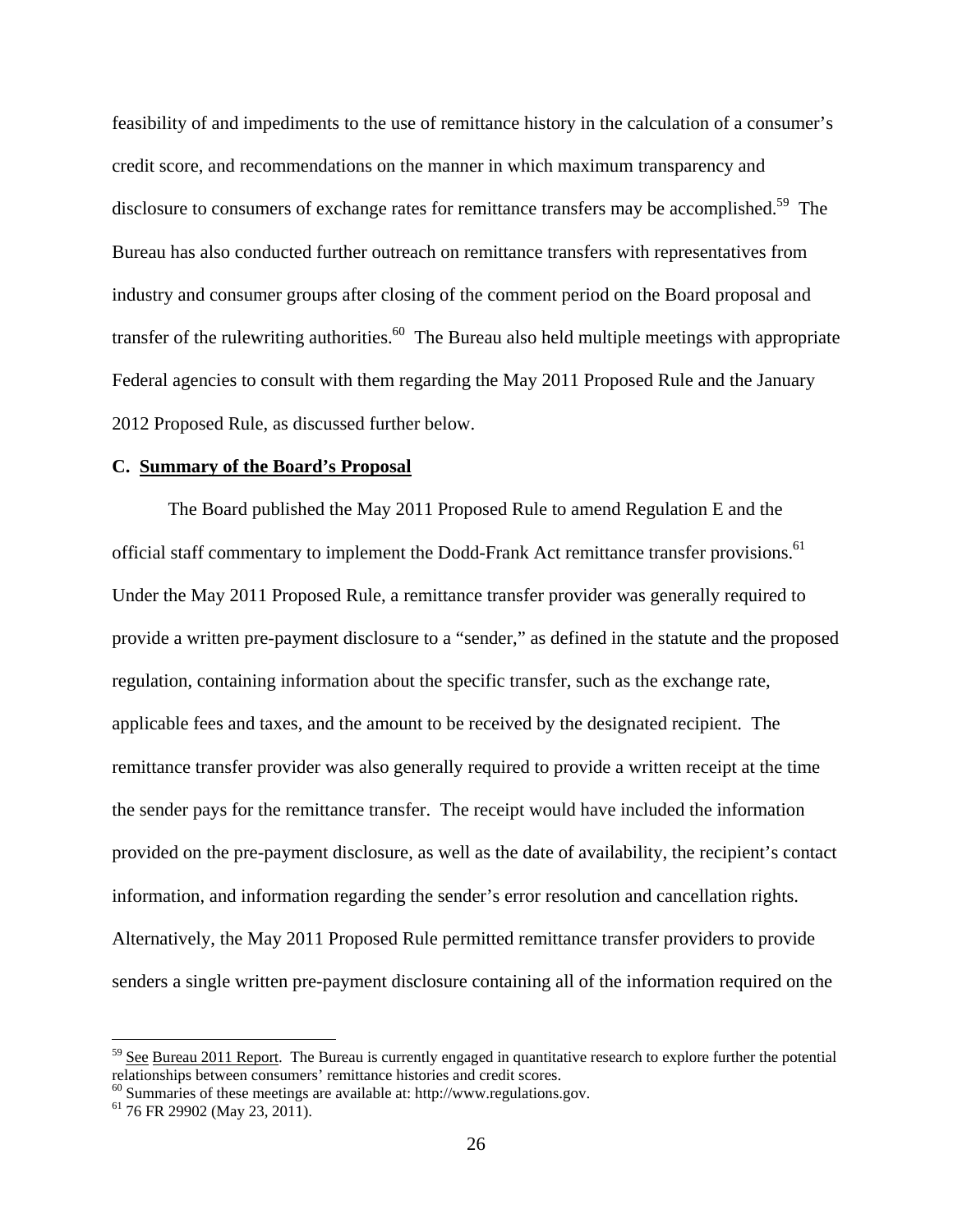feasibility of and impediments to the use of remittance history in the calculation of a consumer's credit score, and recommendations on the manner in which maximum transparency and disclosure to consumers of exchange rates for remittance transfers may be accomplished.[59] The Bureau has also conducted further outreach on remittance transfers with representatives from industry and consumer groups after closing of the comment period on the Board proposal and transfer of the rulewriting authorities.[60] The Bureau also held multiple meetings with appropriate Federal agencies to consult with them regarding the May 2011 Proposed Rule and the January 2012 Proposed Rule, as discussed further below.

### C. Summary of the Board's Proposal

The Board published the May 2011 Proposed Rule to amend Regulation E and the official staff commentary to implement the Dodd-Frank Act remittance transfer provisions.[61] Under the May 2011 Proposed Rule, a remittance transfer provider was generally required to provide a written pre-payment disclosure to a "sender," as defined in the statute and the proposed regulation, containing information about the specific transfer, such as the exchange rate, applicable fees and taxes, and the amount to be received by the designated recipient. The remittance transfer provider was also generally required to provide a written receipt at the time the sender pays for the remittance transfer. The receipt would have included the information provided on the pre-payment disclosure, as well as the date of availability, the recipient's contact information, and information regarding the sender's error resolution and cancellation rights. Alternatively, the May 2011 Proposed Rule permitted remittance transfer providers to provide senders a single written pre-payment disclosure containing all of the information required on the

---

[59] See Bureau 2011 Report. The Bureau is currently engaged in quantitative research to explore further the potential relationships between consumers' remittance histories and credit scores.

[60] Summaries of these meetings are available at: http://www.regulations.gov.

[61] 76 FR 29902 (May 23, 2011).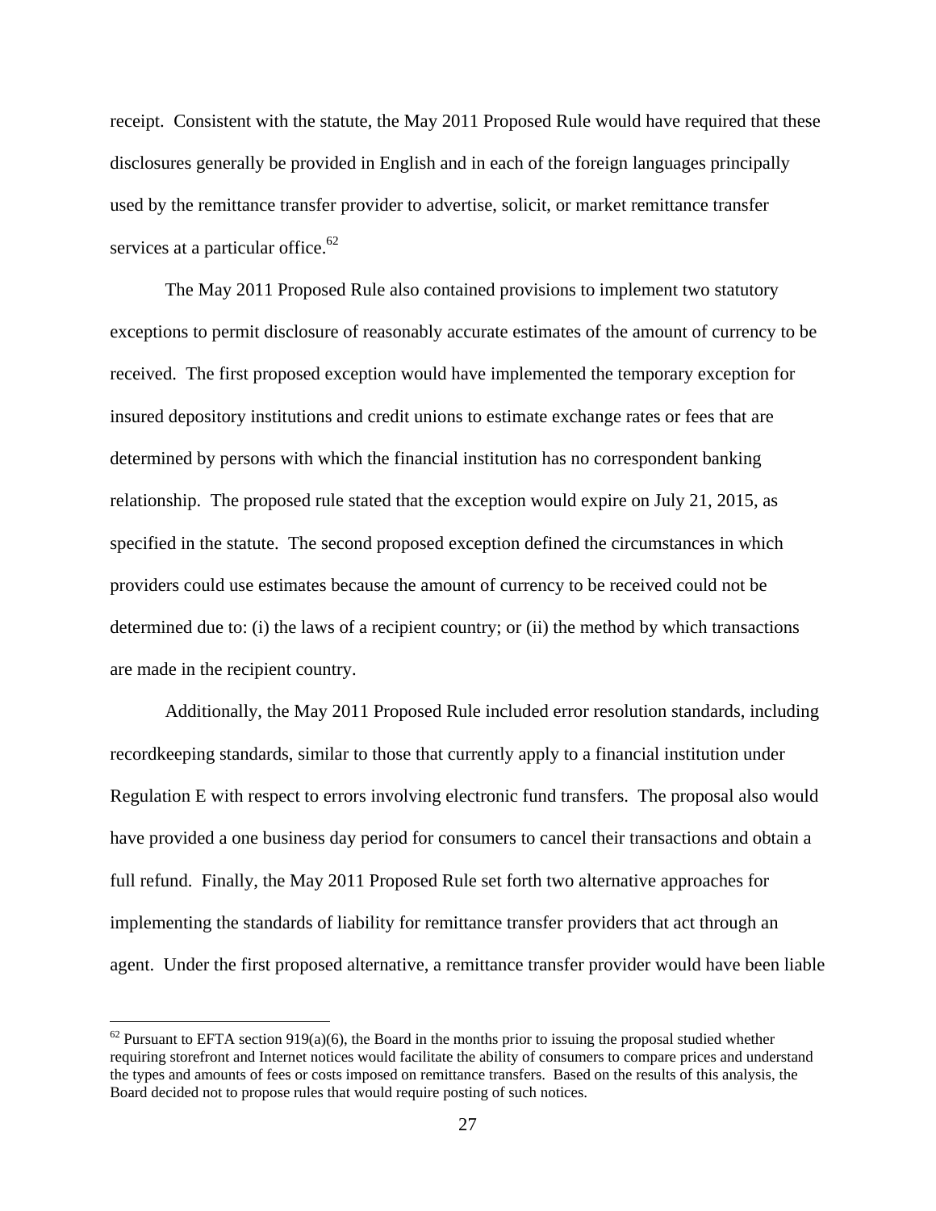receipt. Consistent with the statute, the May 2011 Proposed Rule would have required that these disclosures generally be provided in English and in each of the foreign languages principally used by the remittance transfer provider to advertise, solicit, or market remittance transfer services at a particular office.[62]

The May 2011 Proposed Rule also contained provisions to implement two statutory exceptions to permit disclosure of reasonably accurate estimates of the amount of currency to be received. The first proposed exception would have implemented the temporary exception for insured depository institutions and credit unions to estimate exchange rates or fees that are determined by persons with which the financial institution has no correspondent banking relationship. The proposed rule stated that the exception would expire on July 21, 2015, as specified in the statute. The second proposed exception defined the circumstances in which providers could use estimates because the amount of currency to be received could not be determined due to: (i) the laws of a recipient country; or (ii) the method by which transactions are made in the recipient country.

Additionally, the May 2011 Proposed Rule included error resolution standards, including recordkeeping standards, similar to those that currently apply to a financial institution under Regulation E with respect to errors involving electronic fund transfers. The proposal also would have provided a one business day period for consumers to cancel their transactions and obtain a full refund. Finally, the May 2011 Proposed Rule set forth two alternative approaches for implementing the standards of liability for remittance transfer providers that act through an agent. Under the first proposed alternative, a remittance transfer provider would have been liable

---

[62] Pursuant to EFTA section 919(a)(6), the Board in the months prior to issuing the proposal studied whether requiring storefront and Internet notices would facilitate the ability of consumers to compare prices and understand the types and amounts of fees or costs imposed on remittance transfers. Based on the results of this analysis, the Board decided not to propose rules that would require posting of such notices.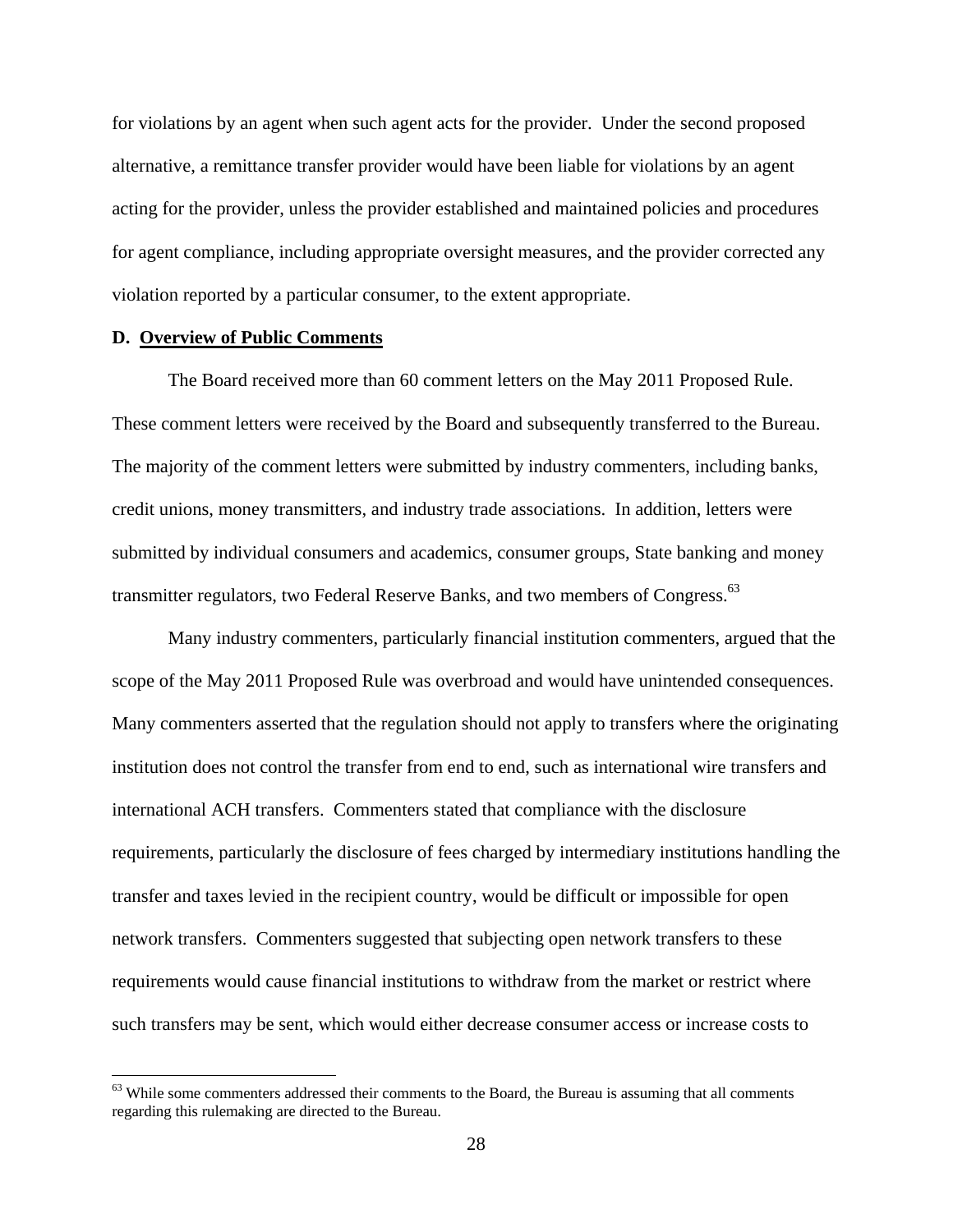for violations by an agent when such agent acts for the provider. Under the second proposed alternative, a remittance transfer provider would have been liable for violations by an agent acting for the provider, unless the provider established and maintained policies and procedures for agent compliance, including appropriate oversight measures, and the provider corrected any violation reported by a particular consumer, to the extent appropriate.

### D. Overview of Public Comments

The Board received more than 60 comment letters on the May 2011 Proposed Rule. These comment letters were received by the Board and subsequently transferred to the Bureau. The majority of the comment letters were submitted by industry commenters, including banks, credit unions, money transmitters, and industry trade associations. In addition, letters were submitted by individual consumers and academics, consumer groups, State banking and money transmitter regulators, two Federal Reserve Banks, and two members of Congress.[63]

Many industry commenters, particularly financial institution commenters, argued that the scope of the May 2011 Proposed Rule was overbroad and would have unintended consequences. Many commenters asserted that the regulation should not apply to transfers where the originating institution does not control the transfer from end to end, such as international wire transfers and international ACH transfers. Commenters stated that compliance with the disclosure requirements, particularly the disclosure of fees charged by intermediary institutions handling the transfer and taxes levied in the recipient country, would be difficult or impossible for open network transfers. Commenters suggested that subjecting open network transfers to these requirements would cause financial institutions to withdraw from the market or restrict where such transfers may be sent, which would either decrease consumer access or increase costs to

---

[63] While some commenters addressed their comments to the Board, the Bureau is assuming that all comments regarding this rulemaking are directed to the Bureau.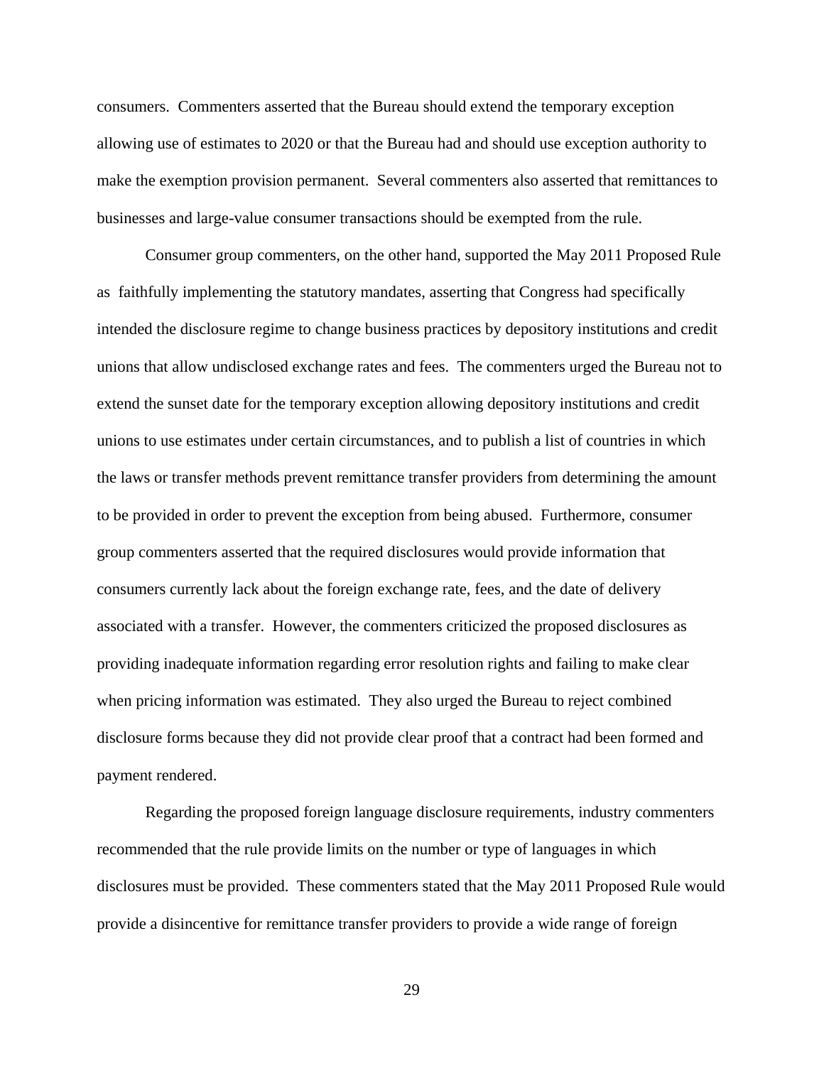consumers. Commenters asserted that the Bureau should extend the temporary exception allowing use of estimates to 2020 or that the Bureau had and should use exception authority to make the exemption provision permanent. Several commenters also asserted that remittances to businesses and large-value consumer transactions should be exempted from the rule.

Consumer group commenters, on the other hand, supported the May 2011 Proposed Rule as faithfully implementing the statutory mandates, asserting that Congress had specifically intended the disclosure regime to change business practices by depository institutions and credit unions that allow undisclosed exchange rates and fees. The commenters urged the Bureau not to extend the sunset date for the temporary exception allowing depository institutions and credit unions to use estimates under certain circumstances, and to publish a list of countries in which the laws or transfer methods prevent remittance transfer providers from determining the amount to be provided in order to prevent the exception from being abused. Furthermore, consumer group commenters asserted that the required disclosures would provide information that consumers currently lack about the foreign exchange rate, fees, and the date of delivery associated with a transfer. However, the commenters criticized the proposed disclosures as providing inadequate information regarding error resolution rights and failing to make clear when pricing information was estimated. They also urged the Bureau to reject combined disclosure forms because they did not provide clear proof that a contract had been formed and payment rendered.

Regarding the proposed foreign language disclosure requirements, industry commenters recommended that the rule provide limits on the number or type of languages in which disclosures must be provided. These commenters stated that the May 2011 Proposed Rule would provide a disincentive for remittance transfer providers to provide a wide range of foreign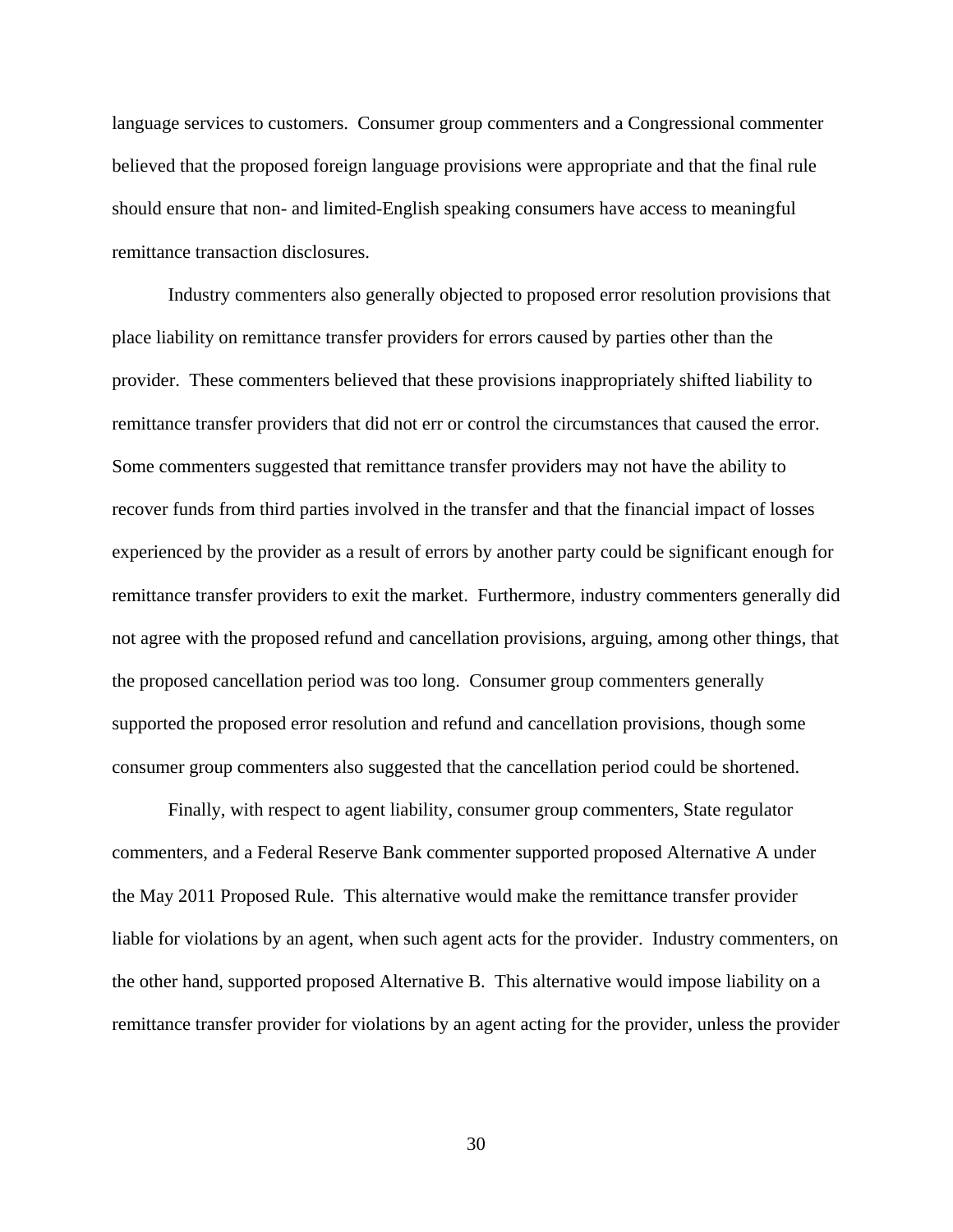language services to customers. Consumer group commenters and a Congressional commenter believed that the proposed foreign language provisions were appropriate and that the final rule should ensure that non- and limited-English speaking consumers have access to meaningful remittance transaction disclosures.

Industry commenters also generally objected to proposed error resolution provisions that place liability on remittance transfer providers for errors caused by parties other than the provider. These commenters believed that these provisions inappropriately shifted liability to remittance transfer providers that did not err or control the circumstances that caused the error. Some commenters suggested that remittance transfer providers may not have the ability to recover funds from third parties involved in the transfer and that the financial impact of losses experienced by the provider as a result of errors by another party could be significant enough for remittance transfer providers to exit the market. Furthermore, industry commenters generally did not agree with the proposed refund and cancellation provisions, arguing, among other things, that the proposed cancellation period was too long. Consumer group commenters generally supported the proposed error resolution and refund and cancellation provisions, though some consumer group commenters also suggested that the cancellation period could be shortened.

Finally, with respect to agent liability, consumer group commenters, State regulator commenters, and a Federal Reserve Bank commenter supported proposed Alternative A under the May 2011 Proposed Rule. This alternative would make the remittance transfer provider liable for violations by an agent, when such agent acts for the provider. Industry commenters, on the other hand, supported proposed Alternative B. This alternative would impose liability on a remittance transfer provider for violations by an agent acting for the provider, unless the provider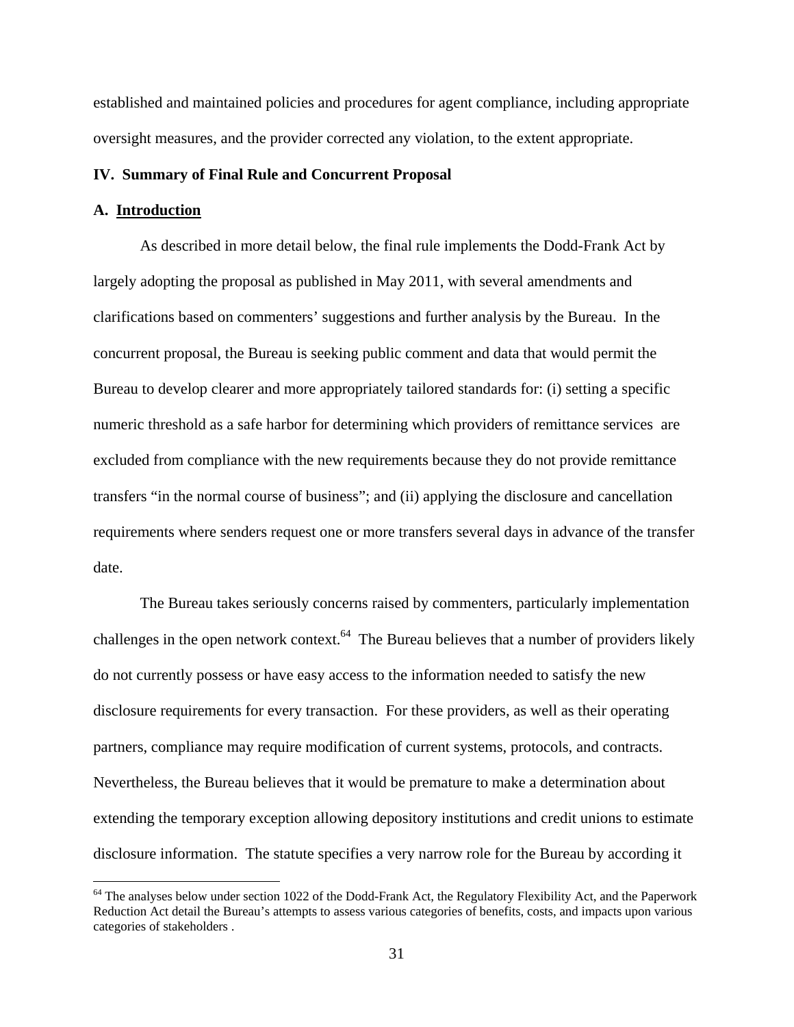established and maintained policies and procedures for agent compliance, including appropriate oversight measures, and the provider corrected any violation, to the extent appropriate.

## IV. Summary of Final Rule and Concurrent Proposal

### A. Introduction

As described in more detail below, the final rule implements the Dodd-Frank Act by largely adopting the proposal as published in May 2011, with several amendments and clarifications based on commenters' suggestions and further analysis by the Bureau. In the concurrent proposal, the Bureau is seeking public comment and data that would permit the Bureau to develop clearer and more appropriately tailored standards for: (i) setting a specific numeric threshold as a safe harbor for determining which providers of remittance services are excluded from compliance with the new requirements because they do not provide remittance transfers "in the normal course of business"; and (ii) applying the disclosure and cancellation requirements where senders request one or more transfers several days in advance of the transfer date.

The Bureau takes seriously concerns raised by commenters, particularly implementation challenges in the open network context.[64] The Bureau believes that a number of providers likely do not currently possess or have easy access to the information needed to satisfy the new disclosure requirements for every transaction. For these providers, as well as their operating partners, compliance may require modification of current systems, protocols, and contracts. Nevertheless, the Bureau believes that it would be premature to make a determination about extending the temporary exception allowing depository institutions and credit unions to estimate disclosure information. The statute specifies a very narrow role for the Bureau by according it

[64] The analyses below under section 1022 of the Dodd-Frank Act, the Regulatory Flexibility Act, and the Paperwork Reduction Act detail the Bureau's attempts to assess various categories of benefits, costs, and impacts upon various categories of stakeholders .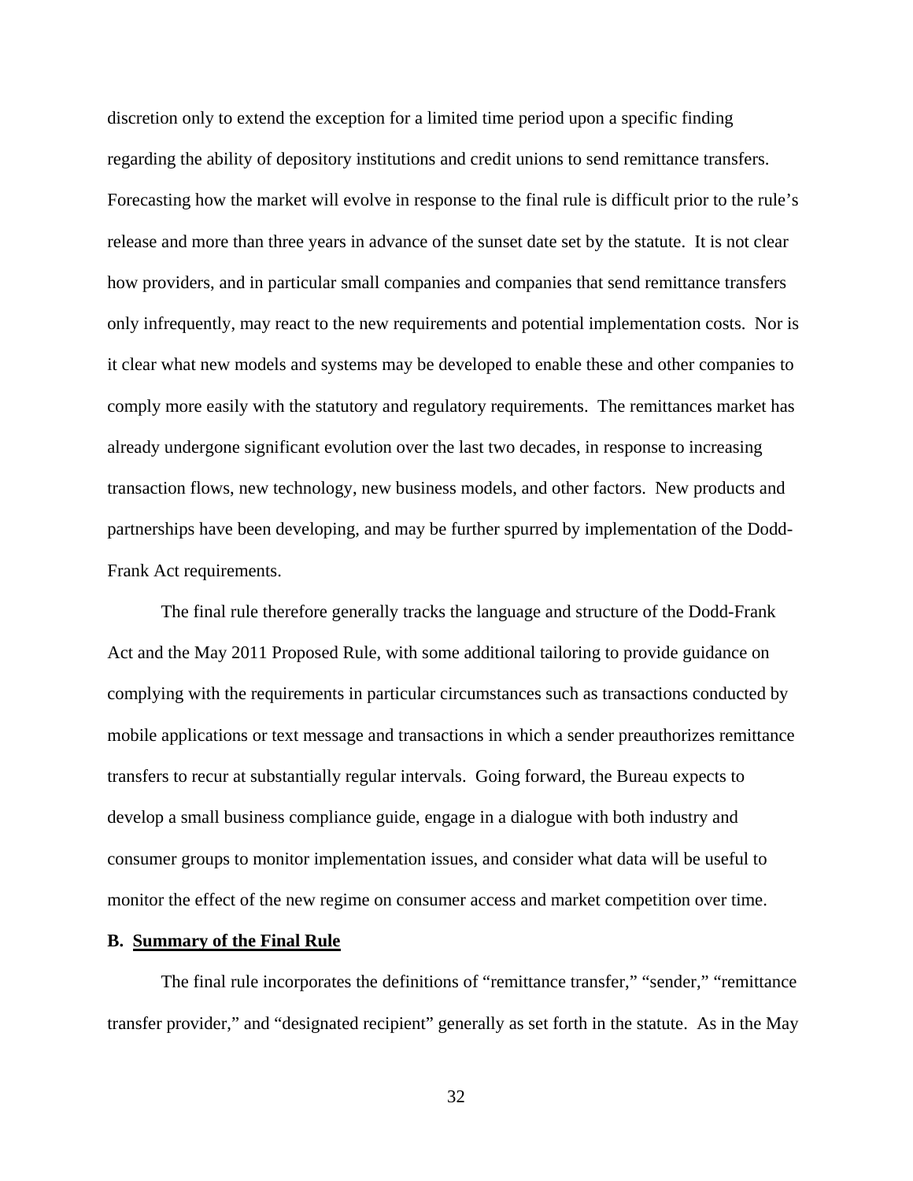discretion only to extend the exception for a limited time period upon a specific finding regarding the ability of depository institutions and credit unions to send remittance transfers. Forecasting how the market will evolve in response to the final rule is difficult prior to the rule's release and more than three years in advance of the sunset date set by the statute. It is not clear how providers, and in particular small companies and companies that send remittance transfers only infrequently, may react to the new requirements and potential implementation costs. Nor is it clear what new models and systems may be developed to enable these and other companies to comply more easily with the statutory and regulatory requirements. The remittances market has already undergone significant evolution over the last two decades, in response to increasing transaction flows, new technology, new business models, and other factors. New products and partnerships have been developing, and may be further spurred by implementation of the Dodd-Frank Act requirements.

The final rule therefore generally tracks the language and structure of the Dodd-Frank Act and the May 2011 Proposed Rule, with some additional tailoring to provide guidance on complying with the requirements in particular circumstances such as transactions conducted by mobile applications or text message and transactions in which a sender preauthorizes remittance transfers to recur at substantially regular intervals. Going forward, the Bureau expects to develop a small business compliance guide, engage in a dialogue with both industry and consumer groups to monitor implementation issues, and consider what data will be useful to monitor the effect of the new regime on consumer access and market competition over time.

### B. Summary of the Final Rule

The final rule incorporates the definitions of "remittance transfer," "sender," "remittance transfer provider," and "designated recipient" generally as set forth in the statute. As in the May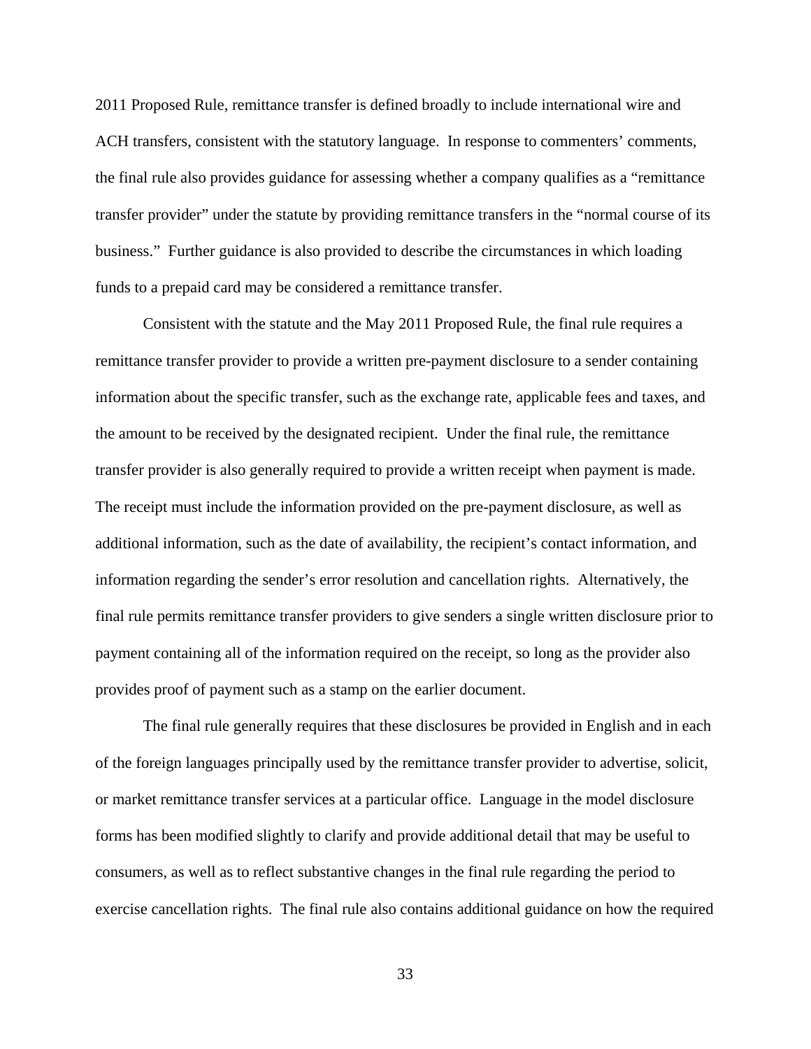2011 Proposed Rule, remittance transfer is defined broadly to include international wire and ACH transfers, consistent with the statutory language. In response to commenters' comments, the final rule also provides guidance for assessing whether a company qualifies as a "remittance transfer provider" under the statute by providing remittance transfers in the "normal course of its business." Further guidance is also provided to describe the circumstances in which loading funds to a prepaid card may be considered a remittance transfer.

Consistent with the statute and the May 2011 Proposed Rule, the final rule requires a remittance transfer provider to provide a written pre-payment disclosure to a sender containing information about the specific transfer, such as the exchange rate, applicable fees and taxes, and the amount to be received by the designated recipient. Under the final rule, the remittance transfer provider is also generally required to provide a written receipt when payment is made. The receipt must include the information provided on the pre-payment disclosure, as well as additional information, such as the date of availability, the recipient's contact information, and information regarding the sender's error resolution and cancellation rights. Alternatively, the final rule permits remittance transfer providers to give senders a single written disclosure prior to payment containing all of the information required on the receipt, so long as the provider also provides proof of payment such as a stamp on the earlier document.

The final rule generally requires that these disclosures be provided in English and in each of the foreign languages principally used by the remittance transfer provider to advertise, solicit, or market remittance transfer services at a particular office. Language in the model disclosure forms has been modified slightly to clarify and provide additional detail that may be useful to consumers, as well as to reflect substantive changes in the final rule regarding the period to exercise cancellation rights. The final rule also contains additional guidance on how the required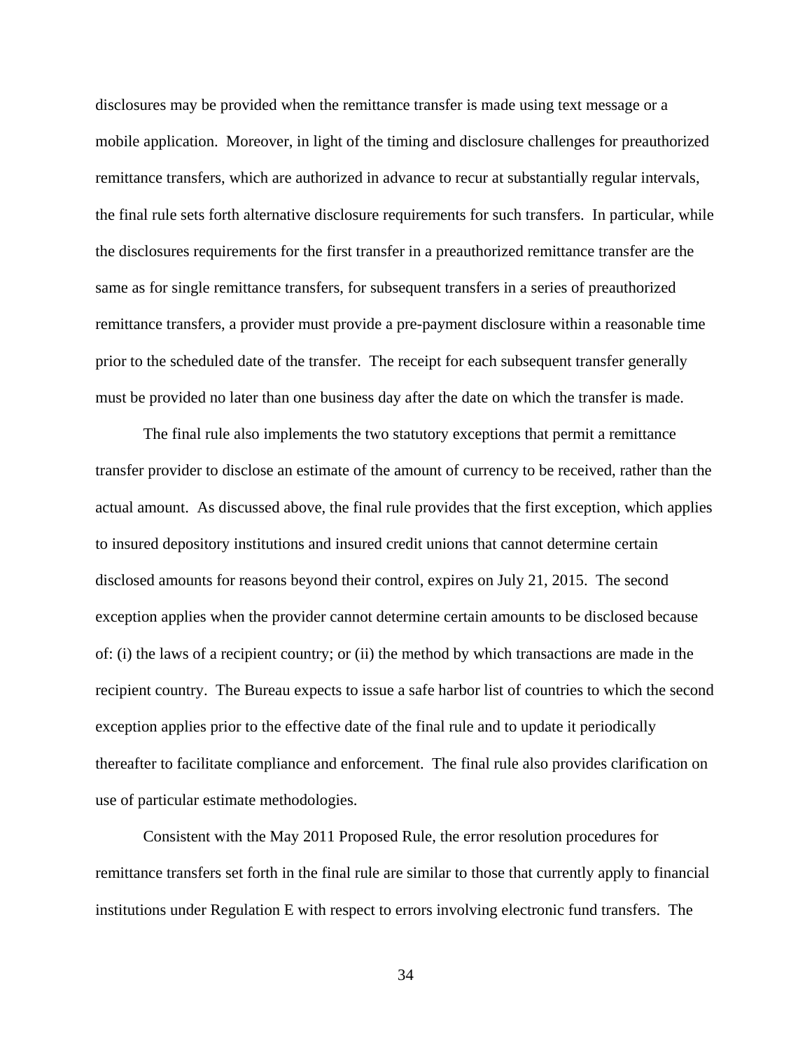disclosures may be provided when the remittance transfer is made using text message or a mobile application. Moreover, in light of the timing and disclosure challenges for preauthorized remittance transfers, which are authorized in advance to recur at substantially regular intervals, the final rule sets forth alternative disclosure requirements for such transfers. In particular, while the disclosures requirements for the first transfer in a preauthorized remittance transfer are the same as for single remittance transfers, for subsequent transfers in a series of preauthorized remittance transfers, a provider must provide a pre-payment disclosure within a reasonable time prior to the scheduled date of the transfer. The receipt for each subsequent transfer generally must be provided no later than one business day after the date on which the transfer is made.

The final rule also implements the two statutory exceptions that permit a remittance transfer provider to disclose an estimate of the amount of currency to be received, rather than the actual amount. As discussed above, the final rule provides that the first exception, which applies to insured depository institutions and insured credit unions that cannot determine certain disclosed amounts for reasons beyond their control, expires on July 21, 2015. The second exception applies when the provider cannot determine certain amounts to be disclosed because of: (i) the laws of a recipient country; or (ii) the method by which transactions are made in the recipient country. The Bureau expects to issue a safe harbor list of countries to which the second exception applies prior to the effective date of the final rule and to update it periodically thereafter to facilitate compliance and enforcement. The final rule also provides clarification on use of particular estimate methodologies.

Consistent with the May 2011 Proposed Rule, the error resolution procedures for remittance transfers set forth in the final rule are similar to those that currently apply to financial institutions under Regulation E with respect to errors involving electronic fund transfers. The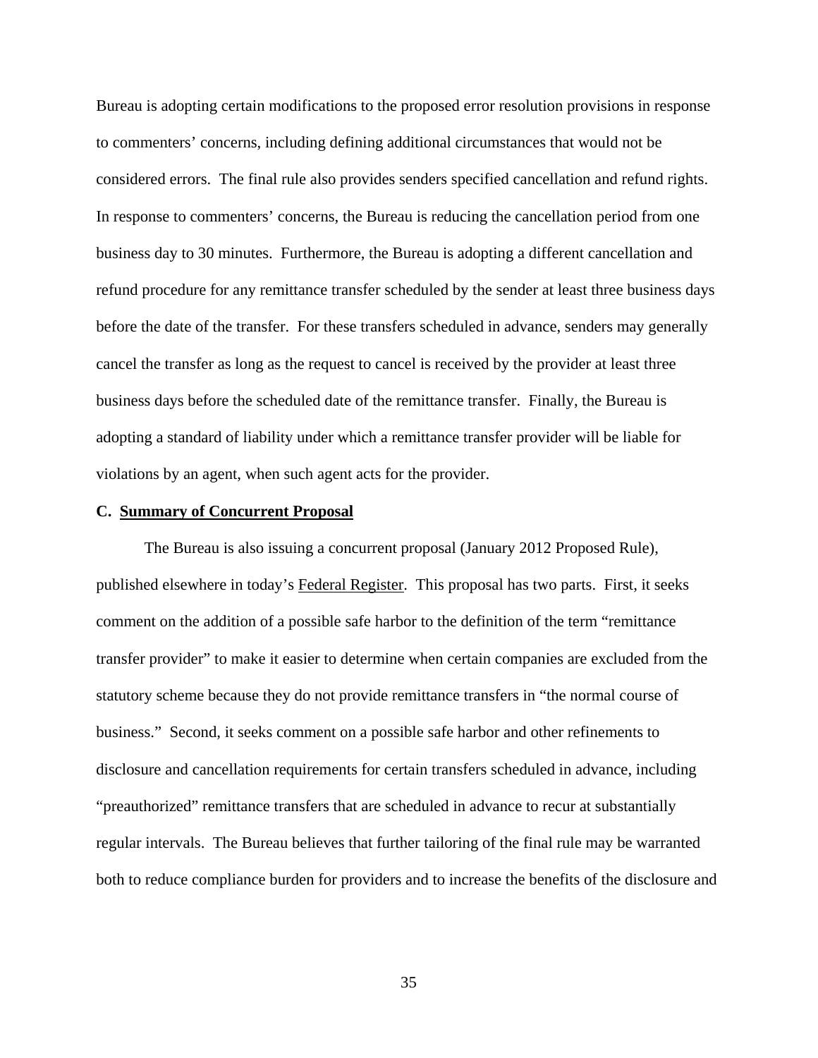Bureau is adopting certain modifications to the proposed error resolution provisions in response to commenters' concerns, including defining additional circumstances that would not be considered errors. The final rule also provides senders specified cancellation and refund rights. In response to commenters' concerns, the Bureau is reducing the cancellation period from one business day to 30 minutes. Furthermore, the Bureau is adopting a different cancellation and refund procedure for any remittance transfer scheduled by the sender at least three business days before the date of the transfer. For these transfers scheduled in advance, senders may generally cancel the transfer as long as the request to cancel is received by the provider at least three business days before the scheduled date of the remittance transfer. Finally, the Bureau is adopting a standard of liability under which a remittance transfer provider will be liable for violations by an agent, when such agent acts for the provider.

### C. Summary of Concurrent Proposal

The Bureau is also issuing a concurrent proposal (January 2012 Proposed Rule), published elsewhere in today's Federal Register. This proposal has two parts. First, it seeks comment on the addition of a possible safe harbor to the definition of the term "remittance transfer provider" to make it easier to determine when certain companies are excluded from the statutory scheme because they do not provide remittance transfers in "the normal course of business." Second, it seeks comment on a possible safe harbor and other refinements to disclosure and cancellation requirements for certain transfers scheduled in advance, including "preauthorized" remittance transfers that are scheduled in advance to recur at substantially regular intervals. The Bureau believes that further tailoring of the final rule may be warranted both to reduce compliance burden for providers and to increase the benefits of the disclosure and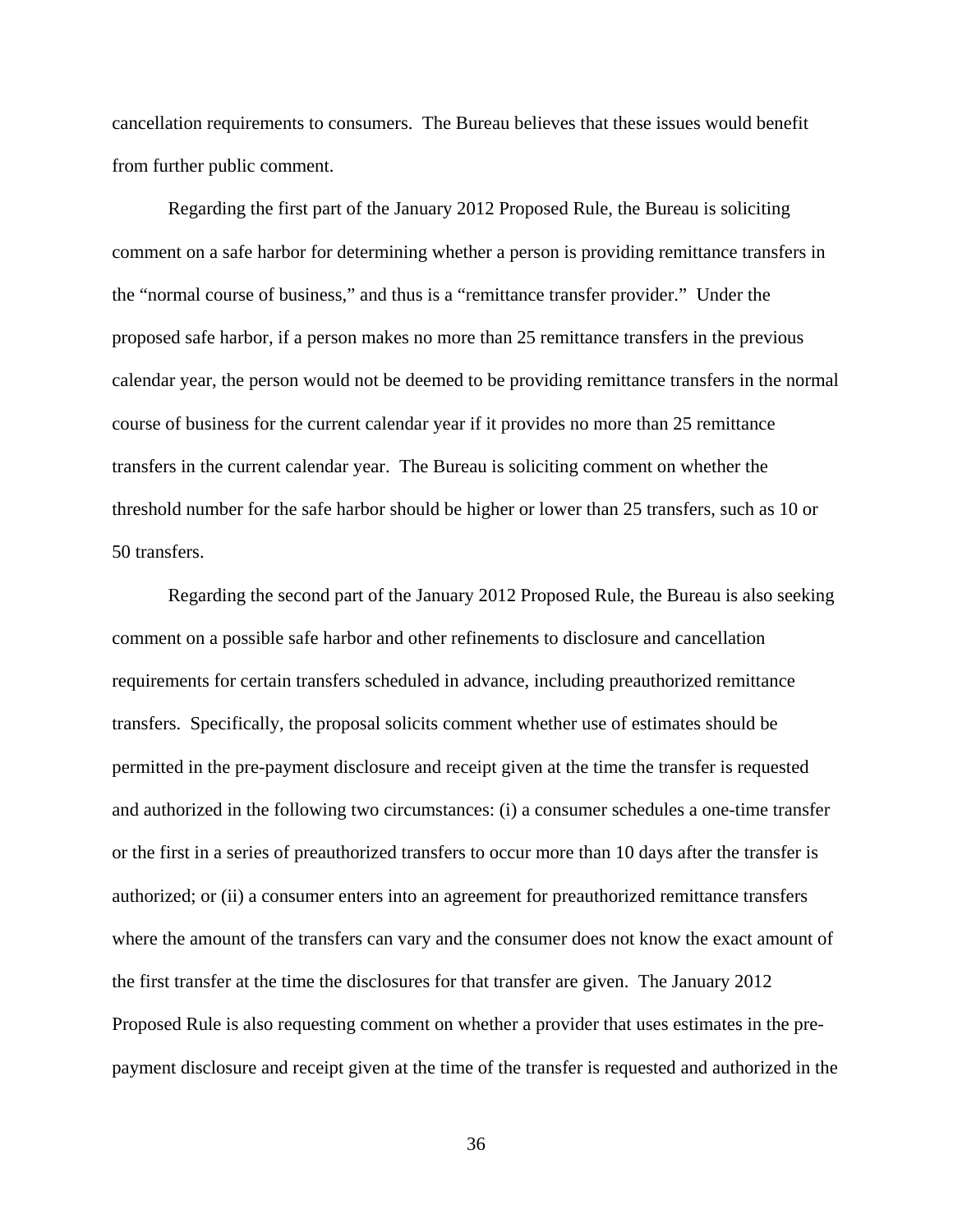cancellation requirements to consumers. The Bureau believes that these issues would benefit from further public comment.

Regarding the first part of the January 2012 Proposed Rule, the Bureau is soliciting comment on a safe harbor for determining whether a person is providing remittance transfers in the "normal course of business," and thus is a "remittance transfer provider." Under the proposed safe harbor, if a person makes no more than 25 remittance transfers in the previous calendar year, the person would not be deemed to be providing remittance transfers in the normal course of business for the current calendar year if it provides no more than 25 remittance transfers in the current calendar year. The Bureau is soliciting comment on whether the threshold number for the safe harbor should be higher or lower than 25 transfers, such as 10 or 50 transfers.

Regarding the second part of the January 2012 Proposed Rule, the Bureau is also seeking comment on a possible safe harbor and other refinements to disclosure and cancellation requirements for certain transfers scheduled in advance, including preauthorized remittance transfers. Specifically, the proposal solicits comment whether use of estimates should be permitted in the pre-payment disclosure and receipt given at the time the transfer is requested and authorized in the following two circumstances: (i) a consumer schedules a one-time transfer or the first in a series of preauthorized transfers to occur more than 10 days after the transfer is authorized; or (ii) a consumer enters into an agreement for preauthorized remittance transfers where the amount of the transfers can vary and the consumer does not know the exact amount of the first transfer at the time the disclosures for that transfer are given. The January 2012 Proposed Rule is also requesting comment on whether a provider that uses estimates in the pre-payment disclosure and receipt given at the time of the transfer is requested and authorized in the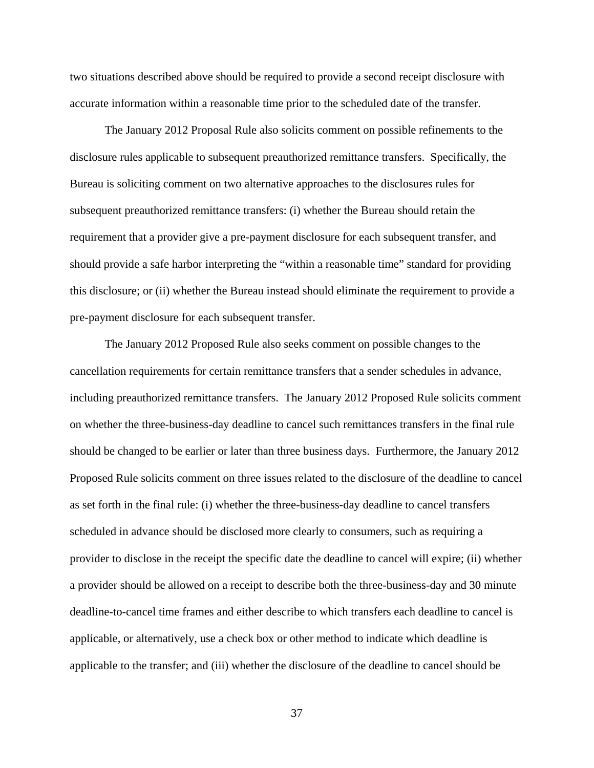two situations described above should be required to provide a second receipt disclosure with accurate information within a reasonable time prior to the scheduled date of the transfer.

The January 2012 Proposal Rule also solicits comment on possible refinements to the disclosure rules applicable to subsequent preauthorized remittance transfers. Specifically, the Bureau is soliciting comment on two alternative approaches to the disclosures rules for subsequent preauthorized remittance transfers: (i) whether the Bureau should retain the requirement that a provider give a pre-payment disclosure for each subsequent transfer, and should provide a safe harbor interpreting the "within a reasonable time" standard for providing this disclosure; or (ii) whether the Bureau instead should eliminate the requirement to provide a pre-payment disclosure for each subsequent transfer.

The January 2012 Proposed Rule also seeks comment on possible changes to the cancellation requirements for certain remittance transfers that a sender schedules in advance, including preauthorized remittance transfers. The January 2012 Proposed Rule solicits comment on whether the three-business-day deadline to cancel such remittances transfers in the final rule should be changed to be earlier or later than three business days. Furthermore, the January 2012 Proposed Rule solicits comment on three issues related to the disclosure of the deadline to cancel as set forth in the final rule: (i) whether the three-business-day deadline to cancel transfers scheduled in advance should be disclosed more clearly to consumers, such as requiring a provider to disclose in the receipt the specific date the deadline to cancel will expire; (ii) whether a provider should be allowed on a receipt to describe both the three-business-day and 30 minute deadline-to-cancel time frames and either describe to which transfers each deadline to cancel is applicable, or alternatively, use a check box or other method to indicate which deadline is applicable to the transfer; and (iii) whether the disclosure of the deadline to cancel should be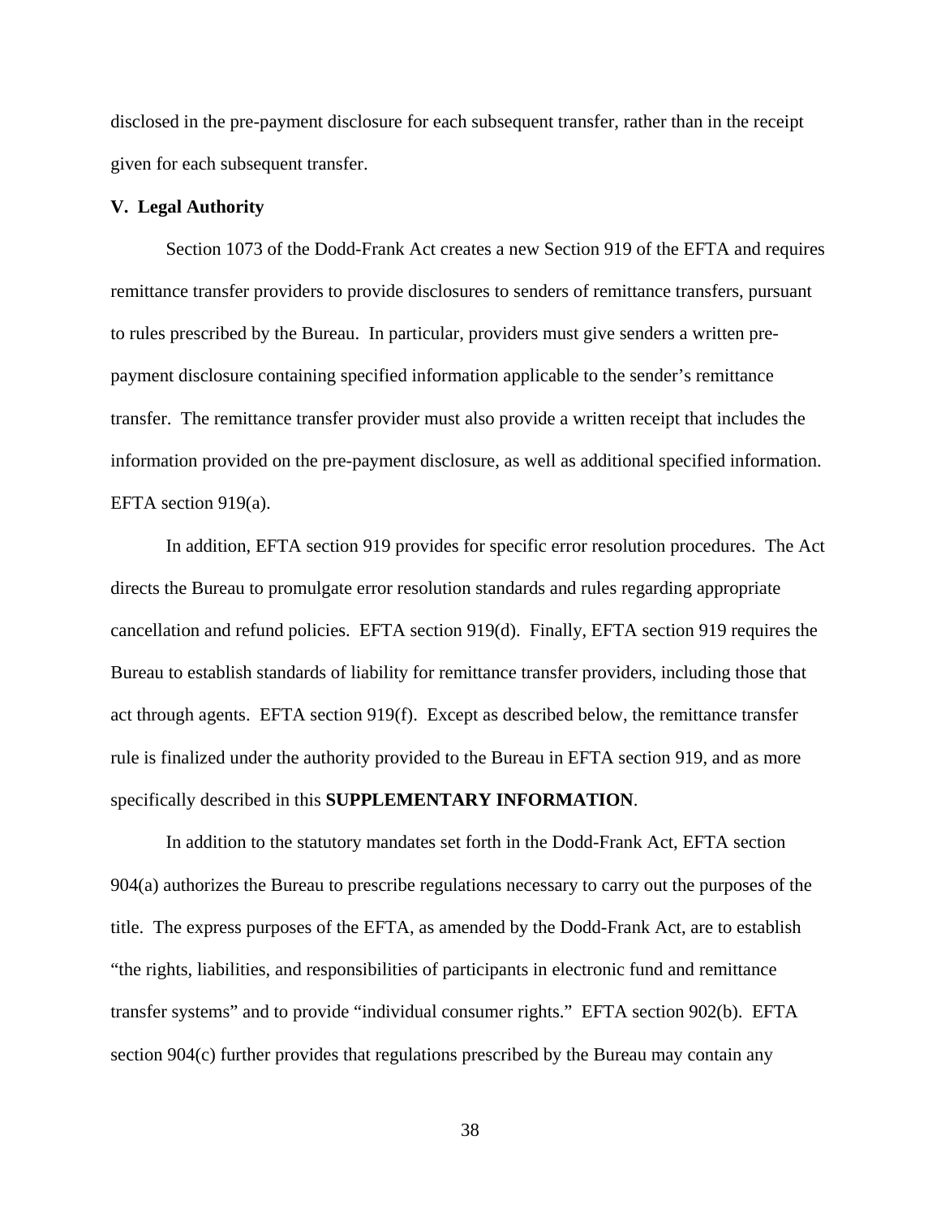disclosed in the pre-payment disclosure for each subsequent transfer, rather than in the receipt given for each subsequent transfer.

## V. Legal Authority

Section 1073 of the Dodd-Frank Act creates a new Section 919 of the EFTA and requires remittance transfer providers to provide disclosures to senders of remittance transfers, pursuant to rules prescribed by the Bureau. In particular, providers must give senders a written pre-payment disclosure containing specified information applicable to the sender's remittance transfer. The remittance transfer provider must also provide a written receipt that includes the information provided on the pre-payment disclosure, as well as additional specified information. EFTA section 919(a).

In addition, EFTA section 919 provides for specific error resolution procedures. The Act directs the Bureau to promulgate error resolution standards and rules regarding appropriate cancellation and refund policies. EFTA section 919(d). Finally, EFTA section 919 requires the Bureau to establish standards of liability for remittance transfer providers, including those that act through agents. EFTA section 919(f). Except as described below, the remittance transfer rule is finalized under the authority provided to the Bureau in EFTA section 919, and as more specifically described in this **SUPPLEMENTARY INFORMATION**.

In addition to the statutory mandates set forth in the Dodd-Frank Act, EFTA section 904(a) authorizes the Bureau to prescribe regulations necessary to carry out the purposes of the title. The express purposes of the EFTA, as amended by the Dodd-Frank Act, are to establish "the rights, liabilities, and responsibilities of participants in electronic fund and remittance transfer systems" and to provide "individual consumer rights." EFTA section 902(b). EFTA section 904(c) further provides that regulations prescribed by the Bureau may contain any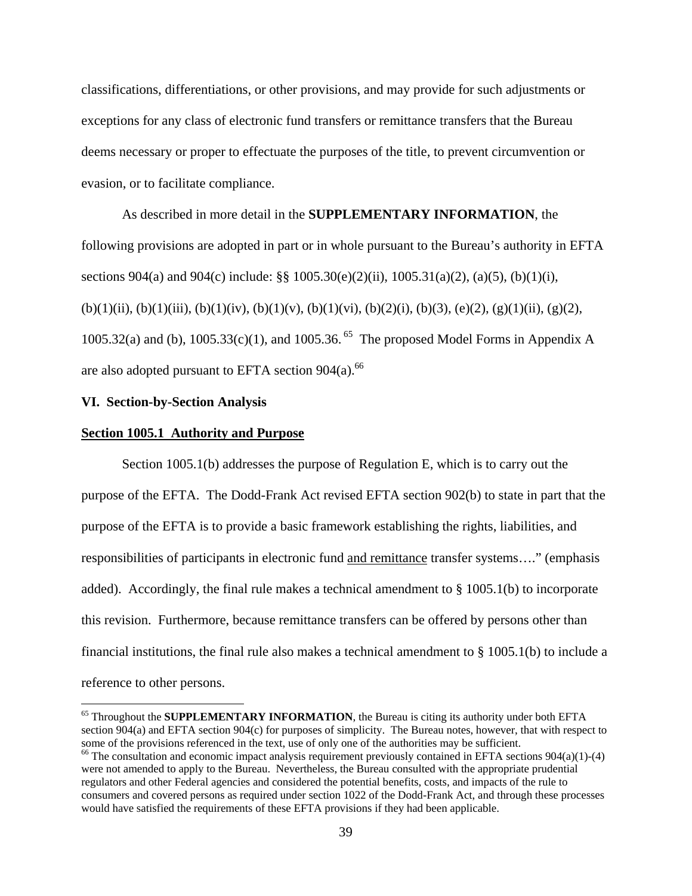classifications, differentiations, or other provisions, and may provide for such adjustments or exceptions for any class of electronic fund transfers or remittance transfers that the Bureau deems necessary or proper to effectuate the purposes of the title, to prevent circumvention or evasion, or to facilitate compliance.

As described in more detail in the **SUPPLEMENTARY INFORMATION**, the following provisions are adopted in part or in whole pursuant to the Bureau's authority in EFTA sections 904(a) and 904(c) include: §§ 1005.30(e)(2)(ii), 1005.31(a)(2), (a)(5), (b)(1)(i), (b)(1)(ii), (b)(1)(iii), (b)(1)(iv), (b)(1)(v), (b)(1)(vi), (b)(2)(i), (b)(3), (e)(2), (g)(1)(ii), (g)(2), 1005.32(a) and (b), 1005.33(c)(1), and 1005.36.[65] The proposed Model Forms in Appendix A are also adopted pursuant to EFTA section 904(a).[66]

## VI. Section-by-Section Analysis

### Section 1005.1 Authority and Purpose

Section 1005.1(b) addresses the purpose of Regulation E, which is to carry out the purpose of the EFTA. The Dodd-Frank Act revised EFTA section 902(b) to state in part that the purpose of the EFTA is to provide a basic framework establishing the rights, liabilities, and responsibilities of participants in electronic fund and remittance transfer systems…." (emphasis added). Accordingly, the final rule makes a technical amendment to § 1005.1(b) to incorporate this revision. Furthermore, because remittance transfers can be offered by persons other than financial institutions, the final rule also makes a technical amendment to § 1005.1(b) to include a reference to other persons.

---

[65] Throughout the **SUPPLEMENTARY INFORMATION**, the Bureau is citing its authority under both EFTA section 904(a) and EFTA section 904(c) for purposes of simplicity. The Bureau notes, however, that with respect to some of the provisions referenced in the text, use of only one of the authorities may be sufficient.

[66] The consultation and economic impact analysis requirement previously contained in EFTA sections 904(a)(1)-(4) were not amended to apply to the Bureau. Nevertheless, the Bureau consulted with the appropriate prudential regulators and other Federal agencies and considered the potential benefits, costs, and impacts of the rule to consumers and covered persons as required under section 1022 of the Dodd-Frank Act, and through these processes would have satisfied the requirements of these EFTA provisions if they had been applicable.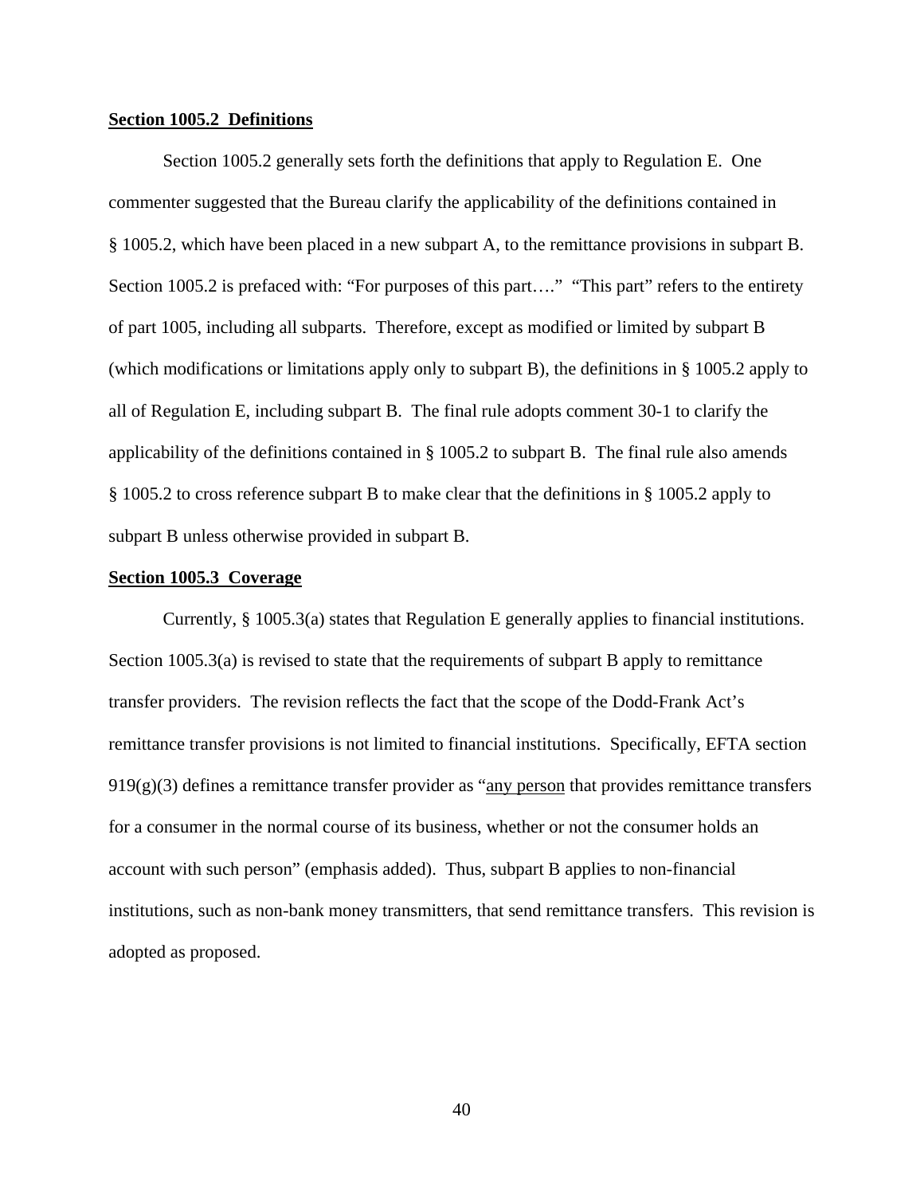**Section 1005.2 Definitions**

Section 1005.2 generally sets forth the definitions that apply to Regulation E. One commenter suggested that the Bureau clarify the applicability of the definitions contained in § 1005.2, which have been placed in a new subpart A, to the remittance provisions in subpart B. Section 1005.2 is prefaced with: "For purposes of this part…." "This part" refers to the entirety of part 1005, including all subparts. Therefore, except as modified or limited by subpart B (which modifications or limitations apply only to subpart B), the definitions in § 1005.2 apply to all of Regulation E, including subpart B. The final rule adopts comment 30-1 to clarify the applicability of the definitions contained in § 1005.2 to subpart B. The final rule also amends § 1005.2 to cross reference subpart B to make clear that the definitions in § 1005.2 apply to subpart B unless otherwise provided in subpart B.

**Section 1005.3 Coverage**

Currently, § 1005.3(a) states that Regulation E generally applies to financial institutions. Section 1005.3(a) is revised to state that the requirements of subpart B apply to remittance transfer providers. The revision reflects the fact that the scope of the Dodd-Frank Act's remittance transfer provisions is not limited to financial institutions. Specifically, EFTA section 919(g)(3) defines a remittance transfer provider as "any person that provides remittance transfers for a consumer in the normal course of its business, whether or not the consumer holds an account with such person" (emphasis added). Thus, subpart B applies to non-financial institutions, such as non-bank money transmitters, that send remittance transfers. This revision is adopted as proposed.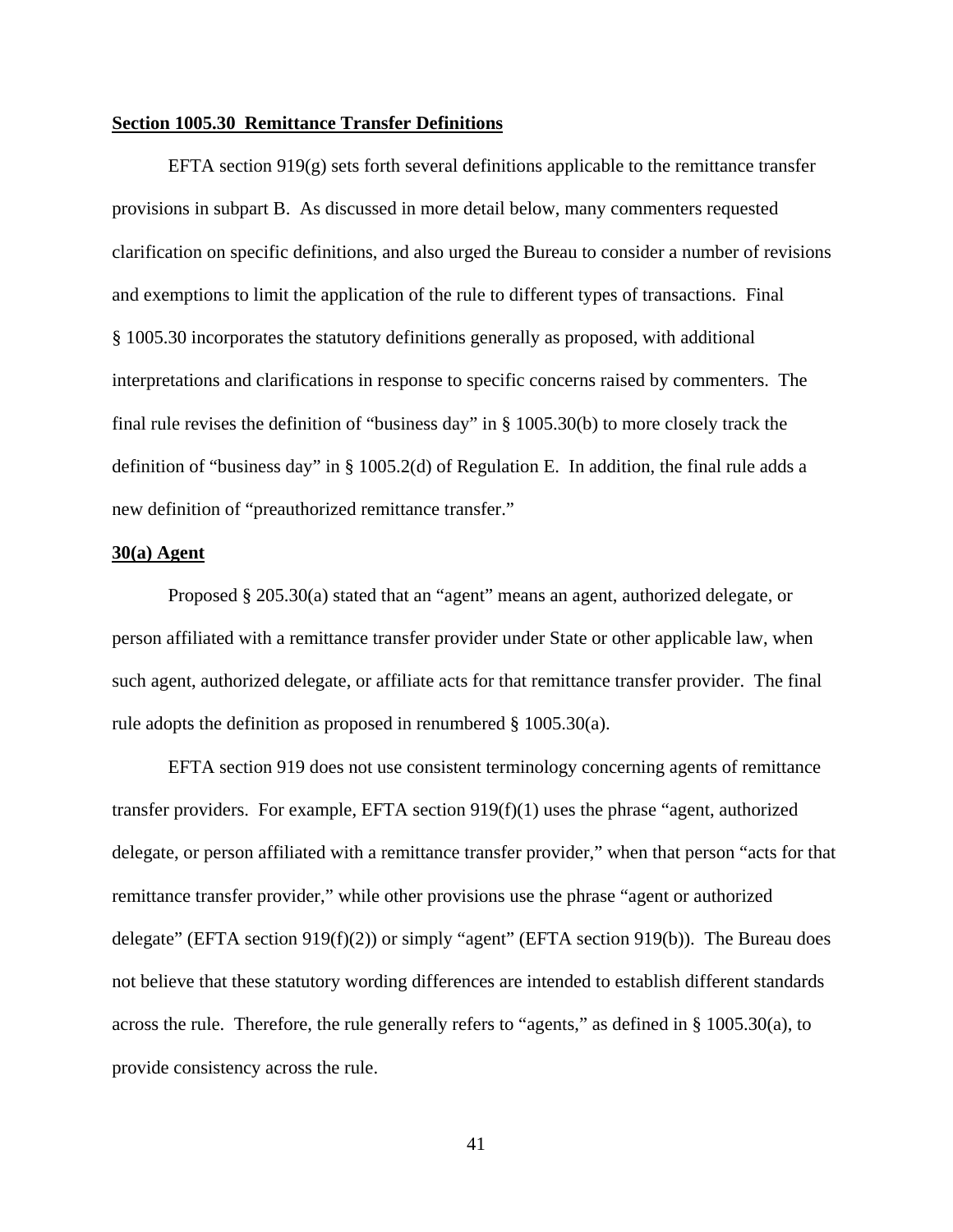## Section 1005.30 Remittance Transfer Definitions

EFTA section 919(g) sets forth several definitions applicable to the remittance transfer provisions in subpart B. As discussed in more detail below, many commenters requested clarification on specific definitions, and also urged the Bureau to consider a number of revisions and exemptions to limit the application of the rule to different types of transactions. Final § 1005.30 incorporates the statutory definitions generally as proposed, with additional interpretations and clarifications in response to specific concerns raised by commenters. The final rule revises the definition of "business day" in § 1005.30(b) to more closely track the definition of "business day" in § 1005.2(d) of Regulation E. In addition, the final rule adds a new definition of "preauthorized remittance transfer."

### 30(a) Agent

Proposed § 205.30(a) stated that an "agent" means an agent, authorized delegate, or person affiliated with a remittance transfer provider under State or other applicable law, when such agent, authorized delegate, or affiliate acts for that remittance transfer provider. The final rule adopts the definition as proposed in renumbered § 1005.30(a).

EFTA section 919 does not use consistent terminology concerning agents of remittance transfer providers. For example, EFTA section 919(f)(1) uses the phrase "agent, authorized delegate, or person affiliated with a remittance transfer provider," when that person "acts for that remittance transfer provider," while other provisions use the phrase "agent or authorized delegate" (EFTA section 919(f)(2)) or simply "agent" (EFTA section 919(b)). The Bureau does not believe that these statutory wording differences are intended to establish different standards across the rule. Therefore, the rule generally refers to "agents," as defined in § 1005.30(a), to provide consistency across the rule.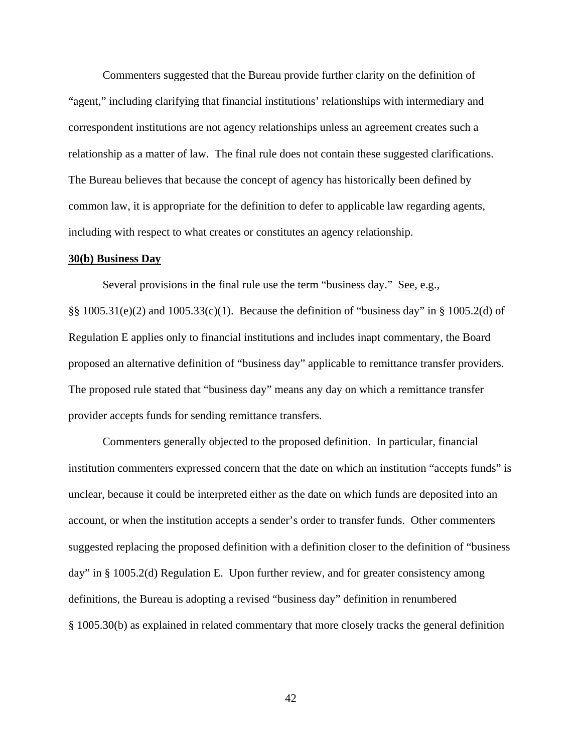Commenters suggested that the Bureau provide further clarity on the definition of "agent," including clarifying that financial institutions' relationships with intermediary and correspondent institutions are not agency relationships unless an agreement creates such a relationship as a matter of law. The final rule does not contain these suggested clarifications. The Bureau believes that because the concept of agency has historically been defined by common law, it is appropriate for the definition to defer to applicable law regarding agents, including with respect to what creates or constitutes an agency relationship.

**30(b) Business Day**

Several provisions in the final rule use the term "business day." See, e.g., §§ 1005.31(e)(2) and 1005.33(c)(1). Because the definition of "business day" in § 1005.2(d) of Regulation E applies only to financial institutions and includes inapt commentary, the Board proposed an alternative definition of "business day" applicable to remittance transfer providers. The proposed rule stated that "business day" means any day on which a remittance transfer provider accepts funds for sending remittance transfers.

Commenters generally objected to the proposed definition. In particular, financial institution commenters expressed concern that the date on which an institution "accepts funds" is unclear, because it could be interpreted either as the date on which funds are deposited into an account, or when the institution accepts a sender's order to transfer funds. Other commenters suggested replacing the proposed definition with a definition closer to the definition of "business day" in § 1005.2(d) Regulation E. Upon further review, and for greater consistency among definitions, the Bureau is adopting a revised "business day" definition in renumbered § 1005.30(b) as explained in related commentary that more closely tracks the general definition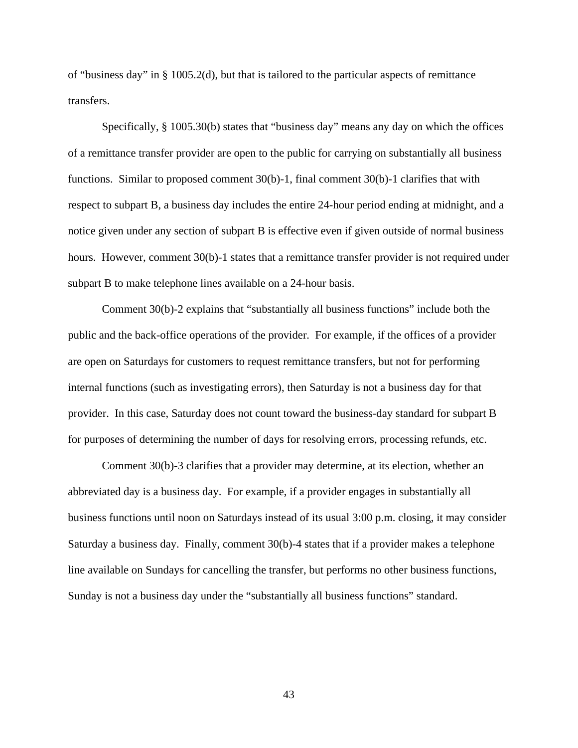of "business day" in § 1005.2(d), but that is tailored to the particular aspects of remittance transfers.

Specifically, § 1005.30(b) states that "business day" means any day on which the offices of a remittance transfer provider are open to the public for carrying on substantially all business functions. Similar to proposed comment 30(b)-1, final comment 30(b)-1 clarifies that with respect to subpart B, a business day includes the entire 24-hour period ending at midnight, and a notice given under any section of subpart B is effective even if given outside of normal business hours. However, comment 30(b)-1 states that a remittance transfer provider is not required under subpart B to make telephone lines available on a 24-hour basis.

Comment 30(b)-2 explains that "substantially all business functions" include both the public and the back-office operations of the provider. For example, if the offices of a provider are open on Saturdays for customers to request remittance transfers, but not for performing internal functions (such as investigating errors), then Saturday is not a business day for that provider. In this case, Saturday does not count toward the business-day standard for subpart B for purposes of determining the number of days for resolving errors, processing refunds, etc.

Comment 30(b)-3 clarifies that a provider may determine, at its election, whether an abbreviated day is a business day. For example, if a provider engages in substantially all business functions until noon on Saturdays instead of its usual 3:00 p.m. closing, it may consider Saturday a business day. Finally, comment 30(b)-4 states that if a provider makes a telephone line available on Sundays for cancelling the transfer, but performs no other business functions, Sunday is not a business day under the "substantially all business functions" standard.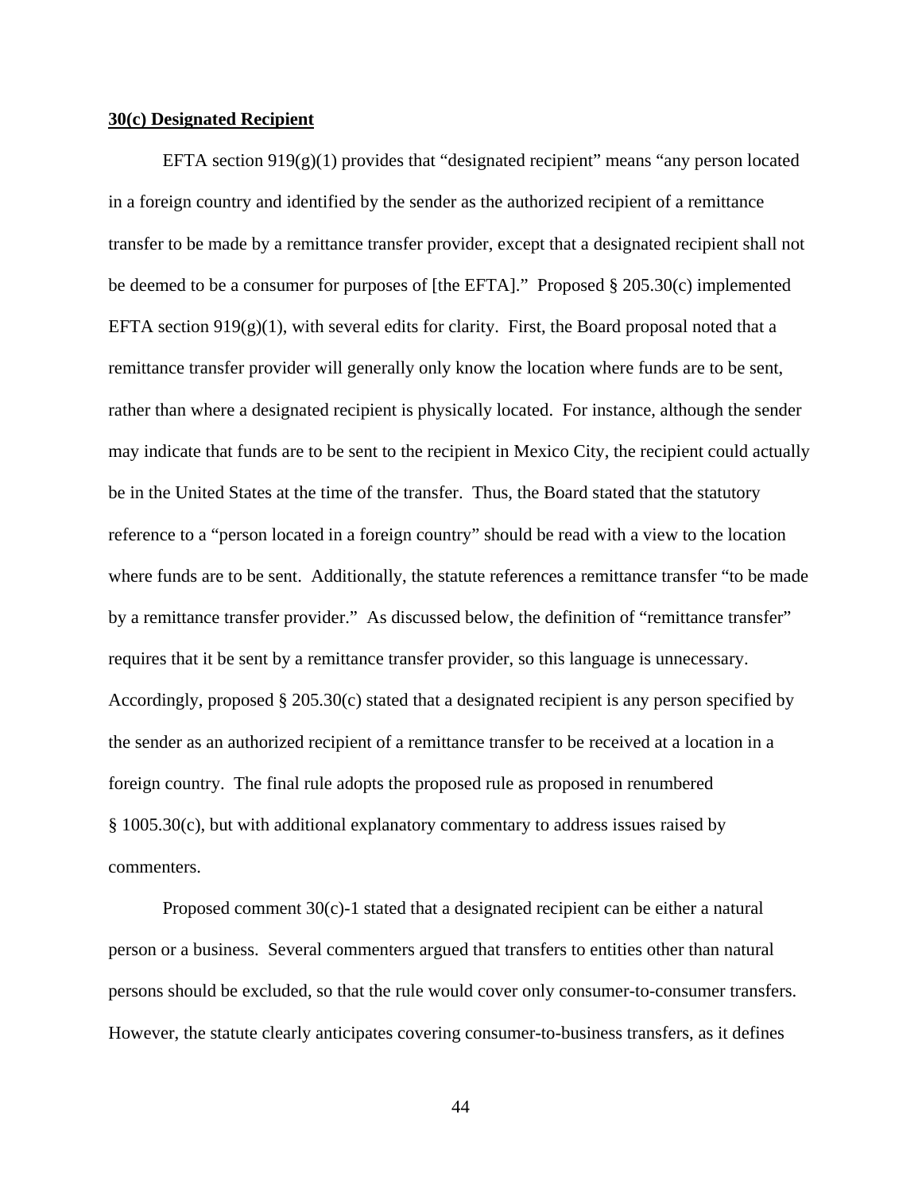**30(c) Designated Recipient**

EFTA section 919(g)(1) provides that "designated recipient" means "any person located in a foreign country and identified by the sender as the authorized recipient of a remittance transfer to be made by a remittance transfer provider, except that a designated recipient shall not be deemed to be a consumer for purposes of [the EFTA]." Proposed § 205.30(c) implemented EFTA section 919(g)(1), with several edits for clarity. First, the Board proposal noted that a remittance transfer provider will generally only know the location where funds are to be sent, rather than where a designated recipient is physically located. For instance, although the sender may indicate that funds are to be sent to the recipient in Mexico City, the recipient could actually be in the United States at the time of the transfer. Thus, the Board stated that the statutory reference to a "person located in a foreign country" should be read with a view to the location where funds are to be sent. Additionally, the statute references a remittance transfer "to be made by a remittance transfer provider." As discussed below, the definition of "remittance transfer" requires that it be sent by a remittance transfer provider, so this language is unnecessary. Accordingly, proposed § 205.30(c) stated that a designated recipient is any person specified by the sender as an authorized recipient of a remittance transfer to be received at a location in a foreign country. The final rule adopts the proposed rule as proposed in renumbered § 1005.30(c), but with additional explanatory commentary to address issues raised by commenters.

Proposed comment 30(c)-1 stated that a designated recipient can be either a natural person or a business. Several commenters argued that transfers to entities other than natural persons should be excluded, so that the rule would cover only consumer-to-consumer transfers. However, the statute clearly anticipates covering consumer-to-business transfers, as it defines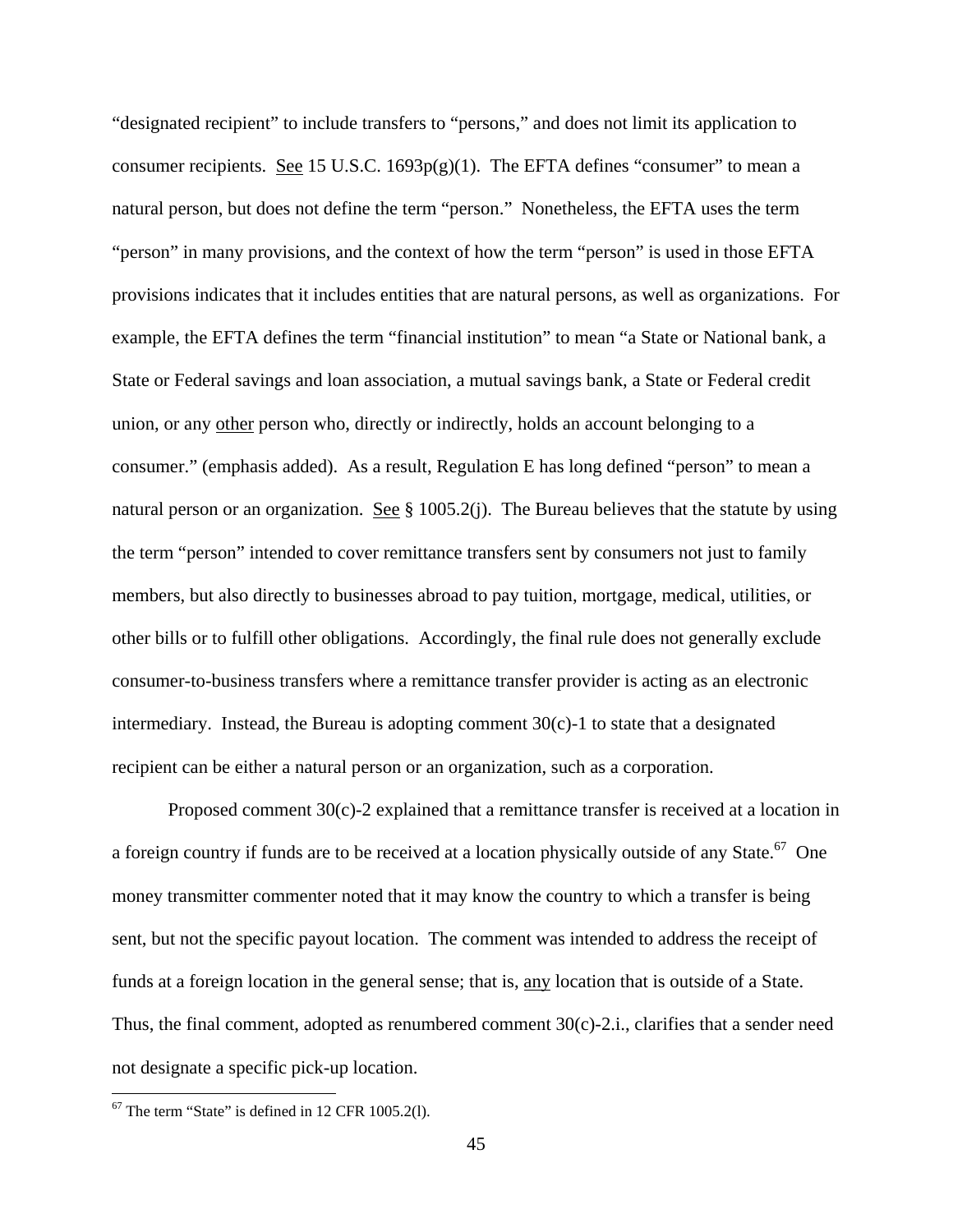"designated recipient" to include transfers to "persons," and does not limit its application to consumer recipients. See 15 U.S.C. 1693p(g)(1). The EFTA defines "consumer" to mean a natural person, but does not define the term "person." Nonetheless, the EFTA uses the term "person" in many provisions, and the context of how the term "person" is used in those EFTA provisions indicates that it includes entities that are natural persons, as well as organizations. For example, the EFTA defines the term "financial institution" to mean "a State or National bank, a State or Federal savings and loan association, a mutual savings bank, a State or Federal credit union, or any other person who, directly or indirectly, holds an account belonging to a consumer." (emphasis added). As a result, Regulation E has long defined "person" to mean a natural person or an organization. See § 1005.2(j). The Bureau believes that the statute by using the term "person" intended to cover remittance transfers sent by consumers not just to family members, but also directly to businesses abroad to pay tuition, mortgage, medical, utilities, or other bills or to fulfill other obligations. Accordingly, the final rule does not generally exclude consumer-to-business transfers where a remittance transfer provider is acting as an electronic intermediary. Instead, the Bureau is adopting comment 30(c)-1 to state that a designated recipient can be either a natural person or an organization, such as a corporation.

Proposed comment 30(c)-2 explained that a remittance transfer is received at a location in a foreign country if funds are to be received at a location physically outside of any State.[67] One money transmitter commenter noted that it may know the country to which a transfer is being sent, but not the specific payout location. The comment was intended to address the receipt of funds at a foreign location in the general sense; that is, any location that is outside of a State. Thus, the final comment, adopted as renumbered comment 30(c)-2.i., clarifies that a sender need not designate a specific pick-up location.

---

[67] The term "State" is defined in 12 CFR 1005.2(l).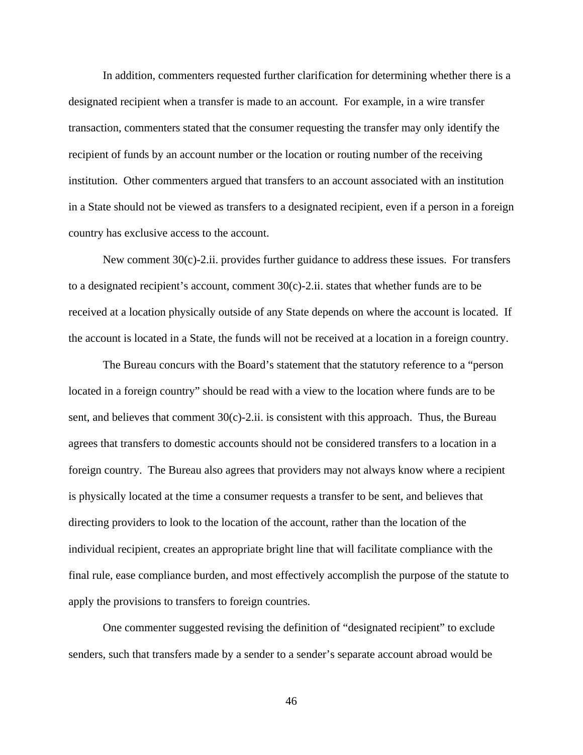In addition, commenters requested further clarification for determining whether there is a designated recipient when a transfer is made to an account. For example, in a wire transfer transaction, commenters stated that the consumer requesting the transfer may only identify the recipient of funds by an account number or the location or routing number of the receiving institution. Other commenters argued that transfers to an account associated with an institution in a State should not be viewed as transfers to a designated recipient, even if a person in a foreign country has exclusive access to the account.

New comment 30(c)-2.ii. provides further guidance to address these issues. For transfers to a designated recipient's account, comment 30(c)-2.ii. states that whether funds are to be received at a location physically outside of any State depends on where the account is located. If the account is located in a State, the funds will not be received at a location in a foreign country.

The Bureau concurs with the Board's statement that the statutory reference to a "person located in a foreign country" should be read with a view to the location where funds are to be sent, and believes that comment 30(c)-2.ii. is consistent with this approach. Thus, the Bureau agrees that transfers to domestic accounts should not be considered transfers to a location in a foreign country. The Bureau also agrees that providers may not always know where a recipient is physically located at the time a consumer requests a transfer to be sent, and believes that directing providers to look to the location of the account, rather than the location of the individual recipient, creates an appropriate bright line that will facilitate compliance with the final rule, ease compliance burden, and most effectively accomplish the purpose of the statute to apply the provisions to transfers to foreign countries.

One commenter suggested revising the definition of "designated recipient" to exclude senders, such that transfers made by a sender to a sender's separate account abroad would be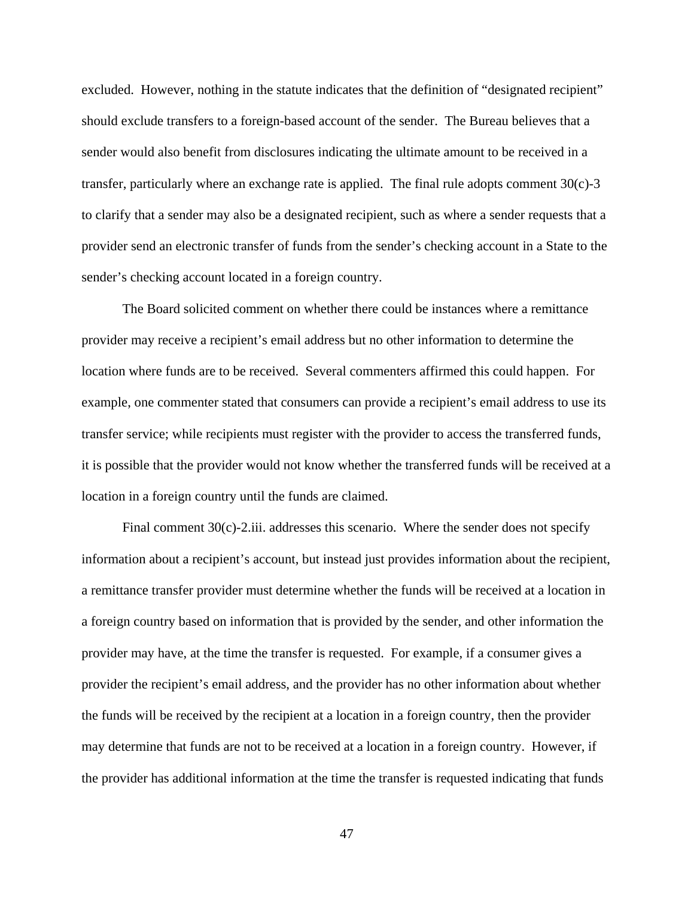excluded. However, nothing in the statute indicates that the definition of "designated recipient" should exclude transfers to a foreign-based account of the sender. The Bureau believes that a sender would also benefit from disclosures indicating the ultimate amount to be received in a transfer, particularly where an exchange rate is applied. The final rule adopts comment 30(c)-3 to clarify that a sender may also be a designated recipient, such as where a sender requests that a provider send an electronic transfer of funds from the sender's checking account in a State to the sender's checking account located in a foreign country.

The Board solicited comment on whether there could be instances where a remittance provider may receive a recipient's email address but no other information to determine the location where funds are to be received. Several commenters affirmed this could happen. For example, one commenter stated that consumers can provide a recipient's email address to use its transfer service; while recipients must register with the provider to access the transferred funds, it is possible that the provider would not know whether the transferred funds will be received at a location in a foreign country until the funds are claimed.

Final comment 30(c)-2.iii. addresses this scenario. Where the sender does not specify information about a recipient's account, but instead just provides information about the recipient, a remittance transfer provider must determine whether the funds will be received at a location in a foreign country based on information that is provided by the sender, and other information the provider may have, at the time the transfer is requested. For example, if a consumer gives a provider the recipient's email address, and the provider has no other information about whether the funds will be received by the recipient at a location in a foreign country, then the provider may determine that funds are not to be received at a location in a foreign country. However, if the provider has additional information at the time the transfer is requested indicating that funds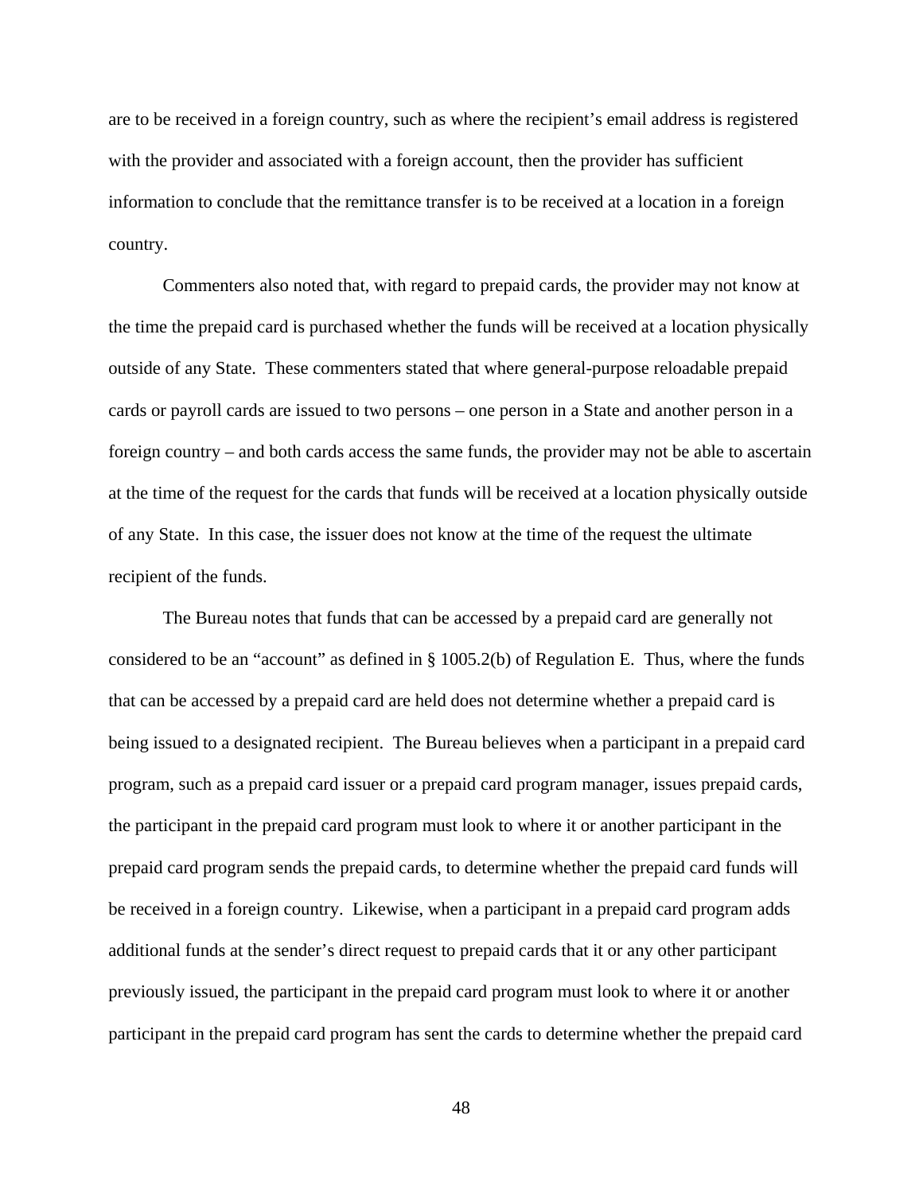are to be received in a foreign country, such as where the recipient's email address is registered with the provider and associated with a foreign account, then the provider has sufficient information to conclude that the remittance transfer is to be received at a location in a foreign country.

Commenters also noted that, with regard to prepaid cards, the provider may not know at the time the prepaid card is purchased whether the funds will be received at a location physically outside of any State. These commenters stated that where general-purpose reloadable prepaid cards or payroll cards are issued to two persons – one person in a State and another person in a foreign country – and both cards access the same funds, the provider may not be able to ascertain at the time of the request for the cards that funds will be received at a location physically outside of any State. In this case, the issuer does not know at the time of the request the ultimate recipient of the funds.

The Bureau notes that funds that can be accessed by a prepaid card are generally not considered to be an "account" as defined in § 1005.2(b) of Regulation E. Thus, where the funds that can be accessed by a prepaid card are held does not determine whether a prepaid card is being issued to a designated recipient. The Bureau believes when a participant in a prepaid card program, such as a prepaid card issuer or a prepaid card program manager, issues prepaid cards, the participant in the prepaid card program must look to where it or another participant in the prepaid card program sends the prepaid cards, to determine whether the prepaid card funds will be received in a foreign country. Likewise, when a participant in a prepaid card program adds additional funds at the sender's direct request to prepaid cards that it or any other participant previously issued, the participant in the prepaid card program must look to where it or another participant in the prepaid card program has sent the cards to determine whether the prepaid card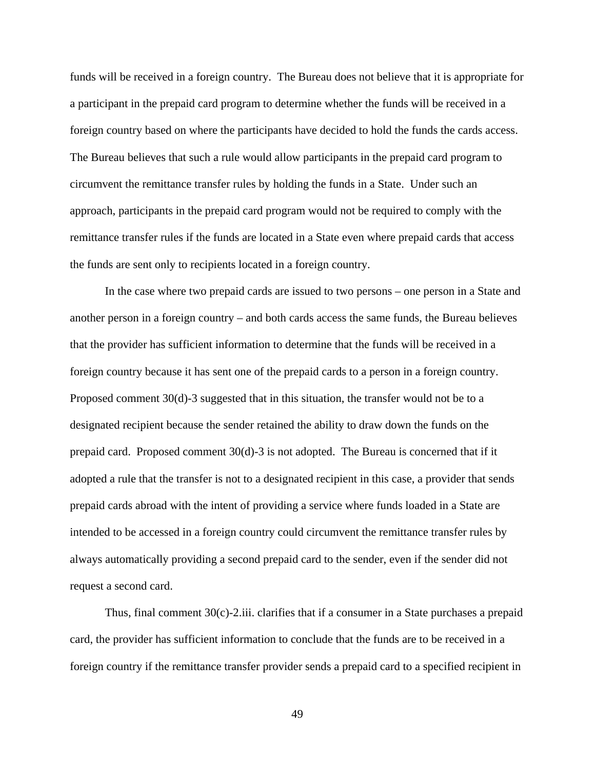funds will be received in a foreign country. The Bureau does not believe that it is appropriate for a participant in the prepaid card program to determine whether the funds will be received in a foreign country based on where the participants have decided to hold the funds the cards access. The Bureau believes that such a rule would allow participants in the prepaid card program to circumvent the remittance transfer rules by holding the funds in a State. Under such an approach, participants in the prepaid card program would not be required to comply with the remittance transfer rules if the funds are located in a State even where prepaid cards that access the funds are sent only to recipients located in a foreign country.

In the case where two prepaid cards are issued to two persons – one person in a State and another person in a foreign country – and both cards access the same funds, the Bureau believes that the provider has sufficient information to determine that the funds will be received in a foreign country because it has sent one of the prepaid cards to a person in a foreign country. Proposed comment 30(d)-3 suggested that in this situation, the transfer would not be to a designated recipient because the sender retained the ability to draw down the funds on the prepaid card. Proposed comment 30(d)-3 is not adopted. The Bureau is concerned that if it adopted a rule that the transfer is not to a designated recipient in this case, a provider that sends prepaid cards abroad with the intent of providing a service where funds loaded in a State are intended to be accessed in a foreign country could circumvent the remittance transfer rules by always automatically providing a second prepaid card to the sender, even if the sender did not request a second card.

Thus, final comment 30(c)-2.iii. clarifies that if a consumer in a State purchases a prepaid card, the provider has sufficient information to conclude that the funds are to be received in a foreign country if the remittance transfer provider sends a prepaid card to a specified recipient in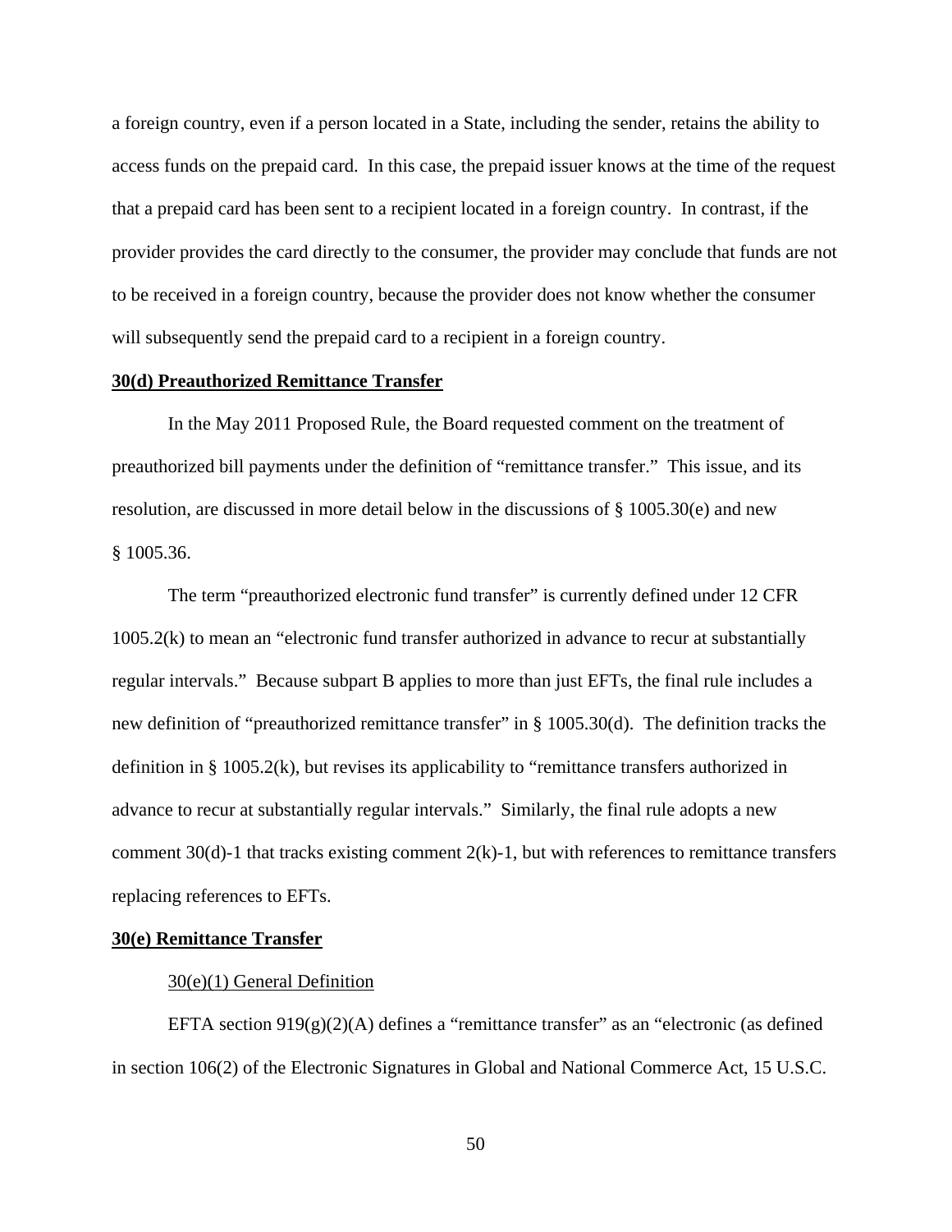a foreign country, even if a person located in a State, including the sender, retains the ability to access funds on the prepaid card. In this case, the prepaid issuer knows at the time of the request that a prepaid card has been sent to a recipient located in a foreign country. In contrast, if the provider provides the card directly to the consumer, the provider may conclude that funds are not to be received in a foreign country, because the provider does not know whether the consumer will subsequently send the prepaid card to a recipient in a foreign country.

**30(d) Preauthorized Remittance Transfer**

In the May 2011 Proposed Rule, the Board requested comment on the treatment of preauthorized bill payments under the definition of "remittance transfer." This issue, and its resolution, are discussed in more detail below in the discussions of § 1005.30(e) and new § 1005.36.

The term "preauthorized electronic fund transfer" is currently defined under 12 CFR 1005.2(k) to mean an "electronic fund transfer authorized in advance to recur at substantially regular intervals." Because subpart B applies to more than just EFTs, the final rule includes a new definition of "preauthorized remittance transfer" in § 1005.30(d). The definition tracks the definition in § 1005.2(k), but revises its applicability to "remittance transfers authorized in advance to recur at substantially regular intervals." Similarly, the final rule adopts a new comment 30(d)-1 that tracks existing comment 2(k)-1, but with references to remittance transfers replacing references to EFTs.

**30(e) Remittance Transfer**

30(e)(1) General Definition

EFTA section 919(g)(2)(A) defines a "remittance transfer" as an "electronic (as defined in section 106(2) of the Electronic Signatures in Global and National Commerce Act, 15 U.S.C.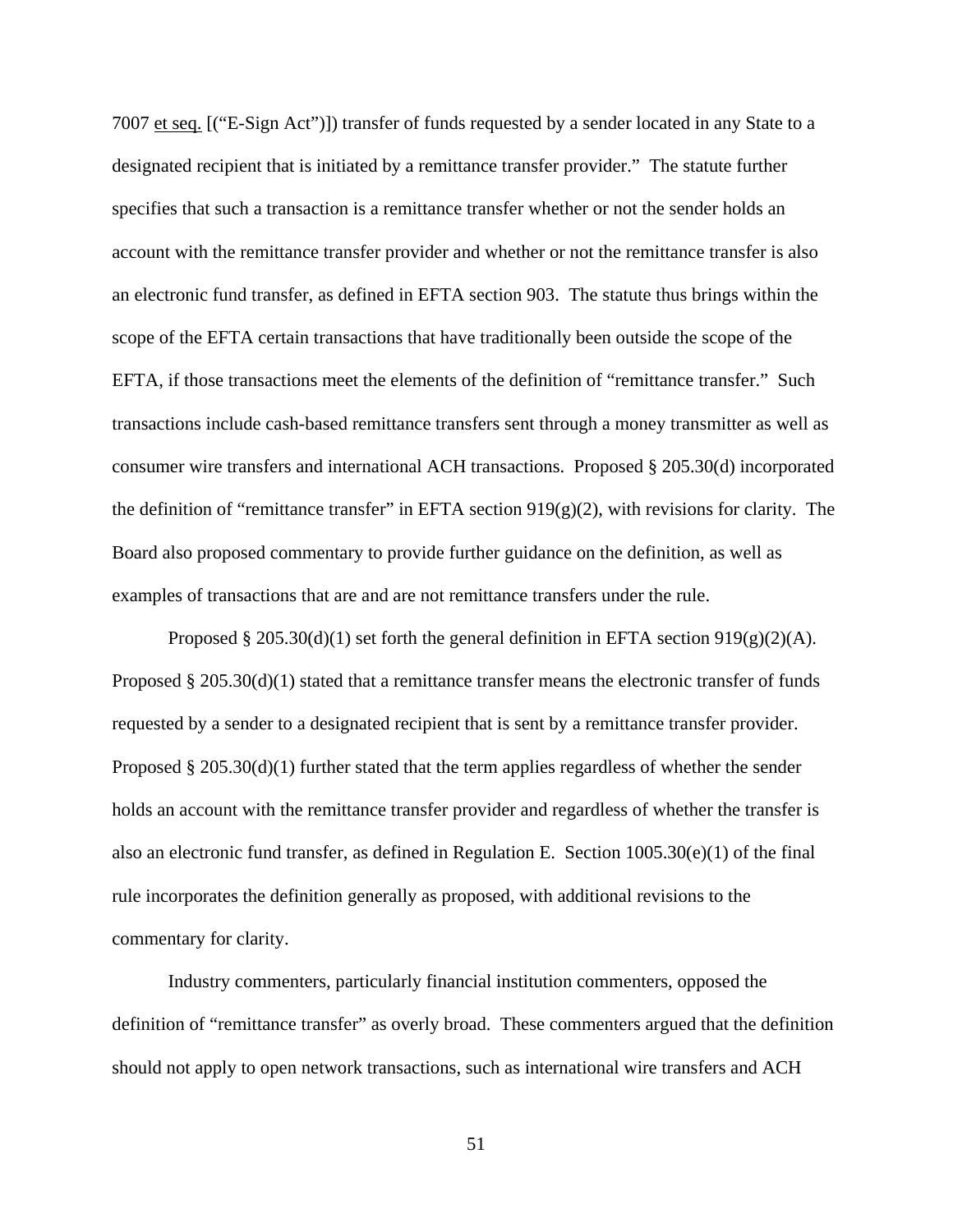7007 et seq. [("E-Sign Act")]) transfer of funds requested by a sender located in any State to a designated recipient that is initiated by a remittance transfer provider." The statute further specifies that such a transaction is a remittance transfer whether or not the sender holds an account with the remittance transfer provider and whether or not the remittance transfer is also an electronic fund transfer, as defined in EFTA section 903. The statute thus brings within the scope of the EFTA certain transactions that have traditionally been outside the scope of the EFTA, if those transactions meet the elements of the definition of "remittance transfer." Such transactions include cash-based remittance transfers sent through a money transmitter as well as consumer wire transfers and international ACH transactions. Proposed § 205.30(d) incorporated the definition of "remittance transfer" in EFTA section 919(g)(2), with revisions for clarity. The Board also proposed commentary to provide further guidance on the definition, as well as examples of transactions that are and are not remittance transfers under the rule.

Proposed § 205.30(d)(1) set forth the general definition in EFTA section 919(g)(2)(A). Proposed § 205.30(d)(1) stated that a remittance transfer means the electronic transfer of funds requested by a sender to a designated recipient that is sent by a remittance transfer provider. Proposed § 205.30(d)(1) further stated that the term applies regardless of whether the sender holds an account with the remittance transfer provider and regardless of whether the transfer is also an electronic fund transfer, as defined in Regulation E. Section 1005.30(e)(1) of the final rule incorporates the definition generally as proposed, with additional revisions to the commentary for clarity.

Industry commenters, particularly financial institution commenters, opposed the definition of "remittance transfer" as overly broad. These commenters argued that the definition should not apply to open network transactions, such as international wire transfers and ACH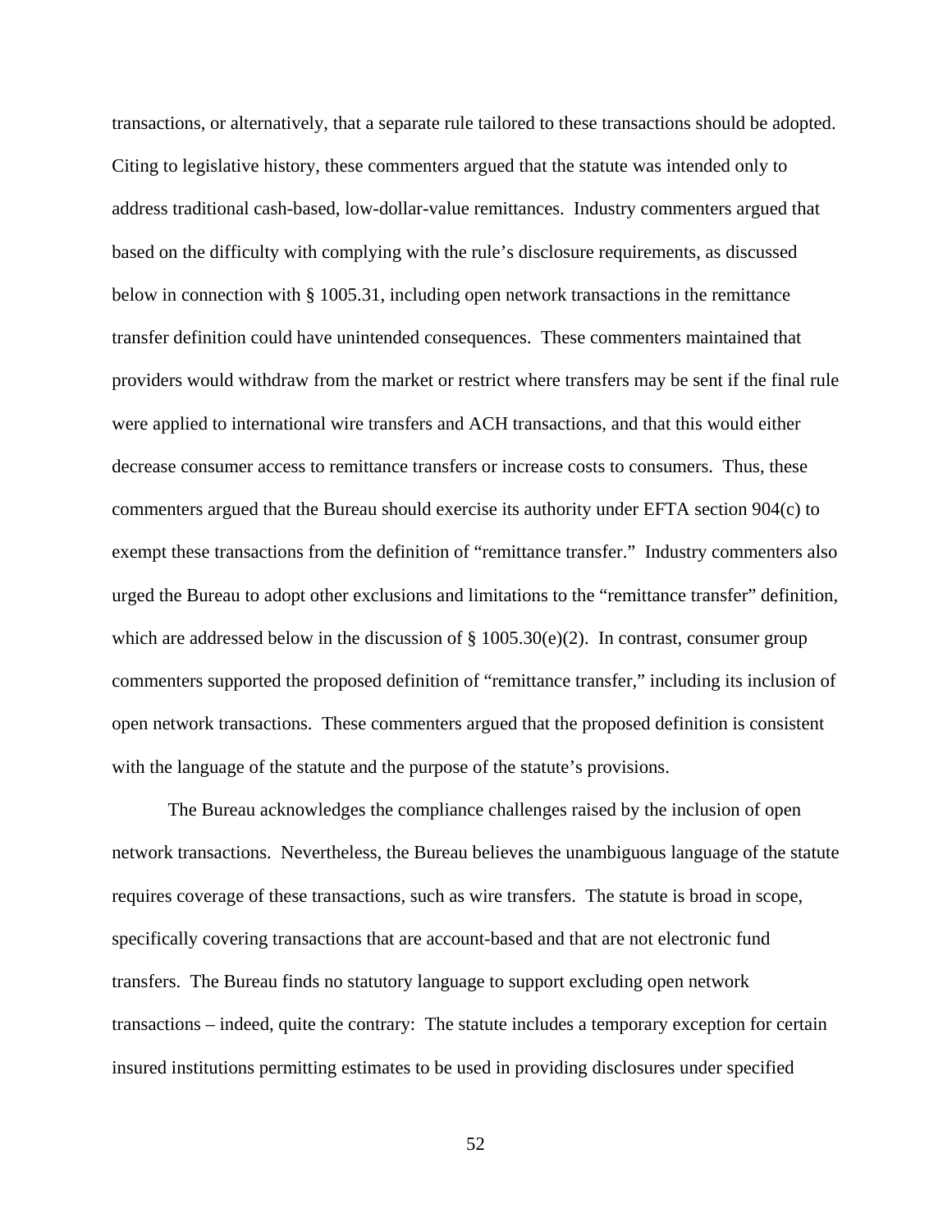transactions, or alternatively, that a separate rule tailored to these transactions should be adopted. Citing to legislative history, these commenters argued that the statute was intended only to address traditional cash-based, low-dollar-value remittances. Industry commenters argued that based on the difficulty with complying with the rule's disclosure requirements, as discussed below in connection with § 1005.31, including open network transactions in the remittance transfer definition could have unintended consequences. These commenters maintained that providers would withdraw from the market or restrict where transfers may be sent if the final rule were applied to international wire transfers and ACH transactions, and that this would either decrease consumer access to remittance transfers or increase costs to consumers. Thus, these commenters argued that the Bureau should exercise its authority under EFTA section 904(c) to exempt these transactions from the definition of "remittance transfer." Industry commenters also urged the Bureau to adopt other exclusions and limitations to the "remittance transfer" definition, which are addressed below in the discussion of § 1005.30(e)(2). In contrast, consumer group commenters supported the proposed definition of "remittance transfer," including its inclusion of open network transactions. These commenters argued that the proposed definition is consistent with the language of the statute and the purpose of the statute's provisions.

The Bureau acknowledges the compliance challenges raised by the inclusion of open network transactions. Nevertheless, the Bureau believes the unambiguous language of the statute requires coverage of these transactions, such as wire transfers. The statute is broad in scope, specifically covering transactions that are account-based and that are not electronic fund transfers. The Bureau finds no statutory language to support excluding open network transactions – indeed, quite the contrary: The statute includes a temporary exception for certain insured institutions permitting estimates to be used in providing disclosures under specified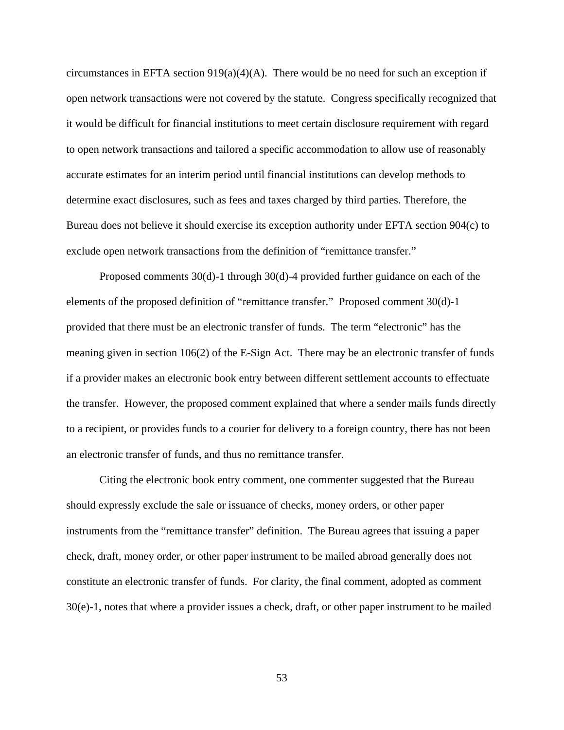circumstances in EFTA section 919(a)(4)(A). There would be no need for such an exception if open network transactions were not covered by the statute. Congress specifically recognized that it would be difficult for financial institutions to meet certain disclosure requirement with regard to open network transactions and tailored a specific accommodation to allow use of reasonably accurate estimates for an interim period until financial institutions can develop methods to determine exact disclosures, such as fees and taxes charged by third parties. Therefore, the Bureau does not believe it should exercise its exception authority under EFTA section 904(c) to exclude open network transactions from the definition of "remittance transfer."

Proposed comments 30(d)-1 through 30(d)-4 provided further guidance on each of the elements of the proposed definition of "remittance transfer." Proposed comment 30(d)-1 provided that there must be an electronic transfer of funds. The term "electronic" has the meaning given in section 106(2) of the E-Sign Act. There may be an electronic transfer of funds if a provider makes an electronic book entry between different settlement accounts to effectuate the transfer. However, the proposed comment explained that where a sender mails funds directly to a recipient, or provides funds to a courier for delivery to a foreign country, there has not been an electronic transfer of funds, and thus no remittance transfer.

Citing the electronic book entry comment, one commenter suggested that the Bureau should expressly exclude the sale or issuance of checks, money orders, or other paper instruments from the "remittance transfer" definition. The Bureau agrees that issuing a paper check, draft, money order, or other paper instrument to be mailed abroad generally does not constitute an electronic transfer of funds. For clarity, the final comment, adopted as comment 30(e)-1, notes that where a provider issues a check, draft, or other paper instrument to be mailed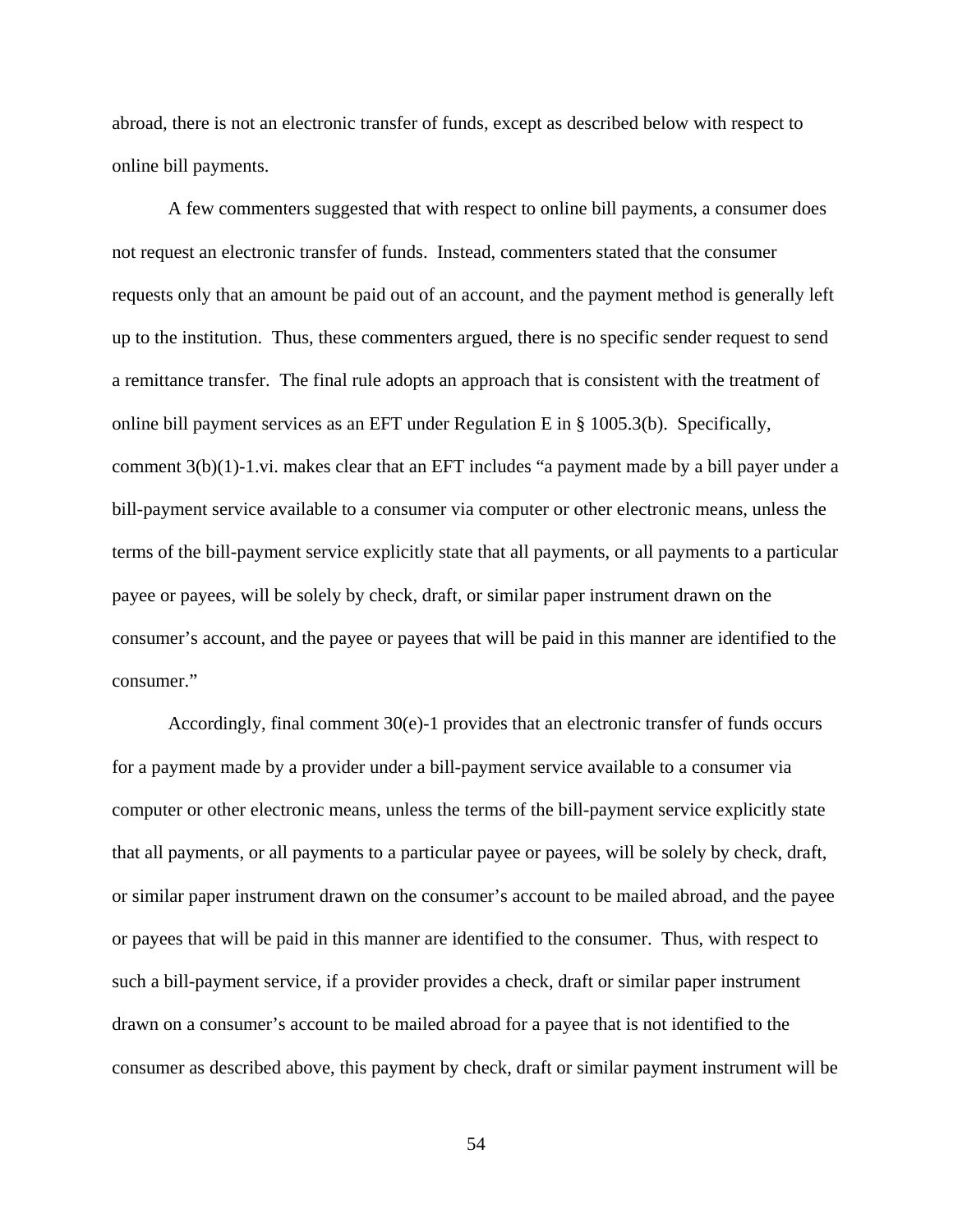abroad, there is not an electronic transfer of funds, except as described below with respect to online bill payments.

A few commenters suggested that with respect to online bill payments, a consumer does not request an electronic transfer of funds. Instead, commenters stated that the consumer requests only that an amount be paid out of an account, and the payment method is generally left up to the institution. Thus, these commenters argued, there is no specific sender request to send a remittance transfer. The final rule adopts an approach that is consistent with the treatment of online bill payment services as an EFT under Regulation E in § 1005.3(b). Specifically, comment 3(b)(1)-1.vi. makes clear that an EFT includes "a payment made by a bill payer under a bill-payment service available to a consumer via computer or other electronic means, unless the terms of the bill-payment service explicitly state that all payments, or all payments to a particular payee or payees, will be solely by check, draft, or similar paper instrument drawn on the consumer's account, and the payee or payees that will be paid in this manner are identified to the consumer."

Accordingly, final comment 30(e)-1 provides that an electronic transfer of funds occurs for a payment made by a provider under a bill-payment service available to a consumer via computer or other electronic means, unless the terms of the bill-payment service explicitly state that all payments, or all payments to a particular payee or payees, will be solely by check, draft, or similar paper instrument drawn on the consumer's account to be mailed abroad, and the payee or payees that will be paid in this manner are identified to the consumer. Thus, with respect to such a bill-payment service, if a provider provides a check, draft or similar paper instrument drawn on a consumer's account to be mailed abroad for a payee that is not identified to the consumer as described above, this payment by check, draft or similar payment instrument will be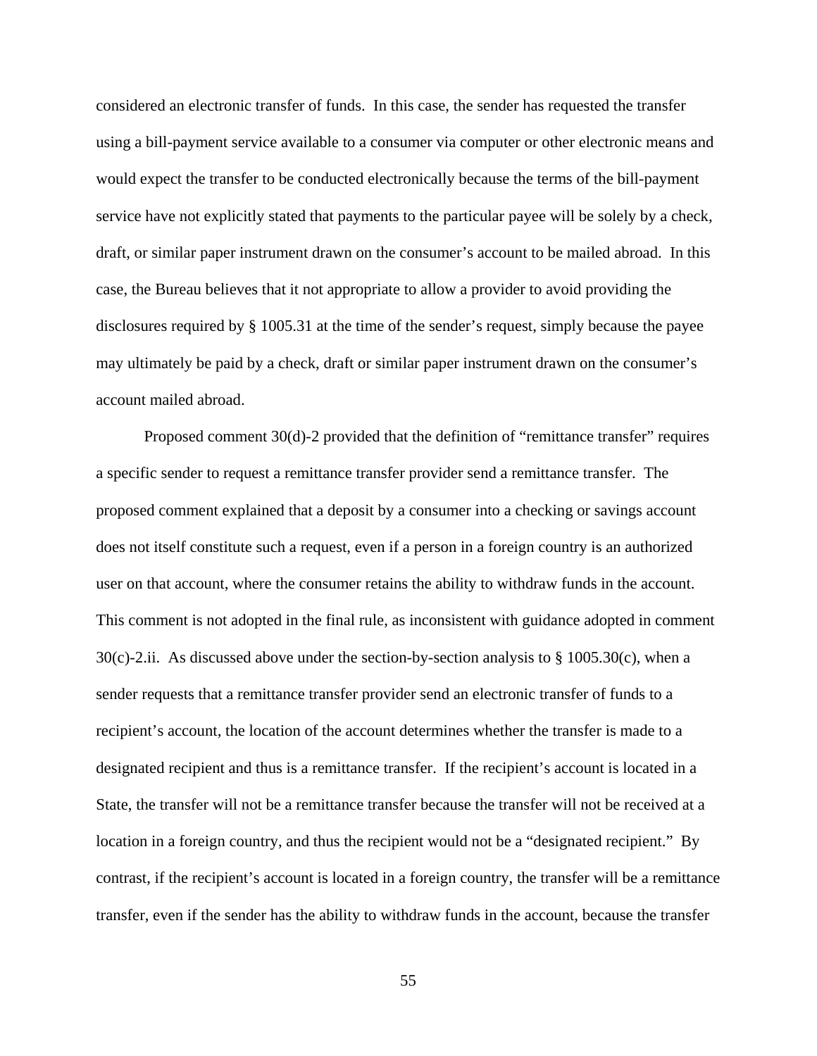considered an electronic transfer of funds. In this case, the sender has requested the transfer using a bill-payment service available to a consumer via computer or other electronic means and would expect the transfer to be conducted electronically because the terms of the bill-payment service have not explicitly stated that payments to the particular payee will be solely by a check, draft, or similar paper instrument drawn on the consumer's account to be mailed abroad. In this case, the Bureau believes that it not appropriate to allow a provider to avoid providing the disclosures required by § 1005.31 at the time of the sender's request, simply because the payee may ultimately be paid by a check, draft or similar paper instrument drawn on the consumer's account mailed abroad.

Proposed comment 30(d)-2 provided that the definition of "remittance transfer" requires a specific sender to request a remittance transfer provider send a remittance transfer. The proposed comment explained that a deposit by a consumer into a checking or savings account does not itself constitute such a request, even if a person in a foreign country is an authorized user on that account, where the consumer retains the ability to withdraw funds in the account. This comment is not adopted in the final rule, as inconsistent with guidance adopted in comment 30(c)-2.ii. As discussed above under the section-by-section analysis to § 1005.30(c), when a sender requests that a remittance transfer provider send an electronic transfer of funds to a recipient's account, the location of the account determines whether the transfer is made to a designated recipient and thus is a remittance transfer. If the recipient's account is located in a State, the transfer will not be a remittance transfer because the transfer will not be received at a location in a foreign country, and thus the recipient would not be a "designated recipient." By contrast, if the recipient's account is located in a foreign country, the transfer will be a remittance transfer, even if the sender has the ability to withdraw funds in the account, because the transfer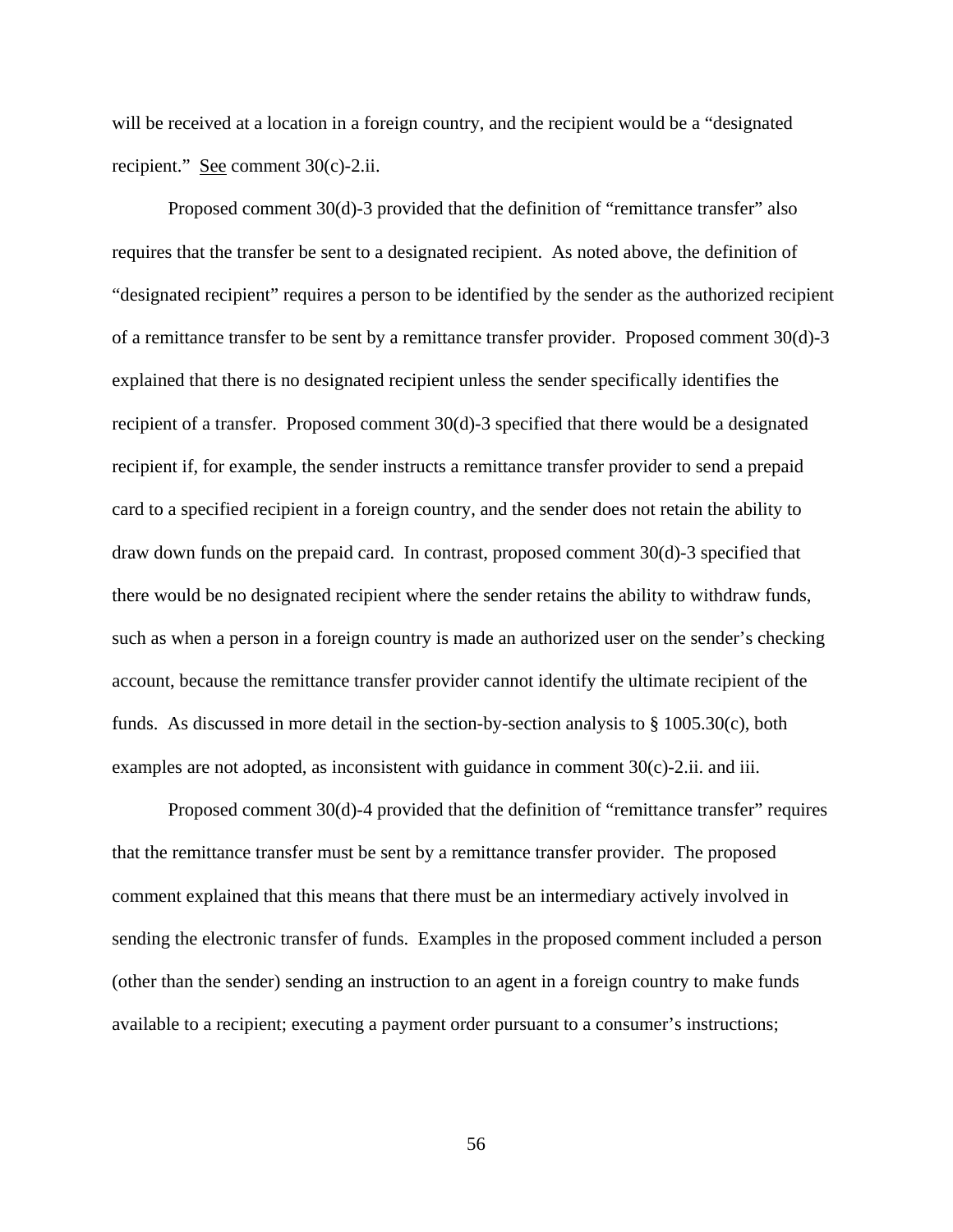will be received at a location in a foreign country, and the recipient would be a "designated recipient." See comment 30(c)-2.ii.

Proposed comment 30(d)-3 provided that the definition of "remittance transfer" also requires that the transfer be sent to a designated recipient. As noted above, the definition of "designated recipient" requires a person to be identified by the sender as the authorized recipient of a remittance transfer to be sent by a remittance transfer provider. Proposed comment 30(d)-3 explained that there is no designated recipient unless the sender specifically identifies the recipient of a transfer. Proposed comment 30(d)-3 specified that there would be a designated recipient if, for example, the sender instructs a remittance transfer provider to send a prepaid card to a specified recipient in a foreign country, and the sender does not retain the ability to draw down funds on the prepaid card. In contrast, proposed comment 30(d)-3 specified that there would be no designated recipient where the sender retains the ability to withdraw funds, such as when a person in a foreign country is made an authorized user on the sender's checking account, because the remittance transfer provider cannot identify the ultimate recipient of the funds. As discussed in more detail in the section-by-section analysis to § 1005.30(c), both examples are not adopted, as inconsistent with guidance in comment 30(c)-2.ii. and iii.

Proposed comment 30(d)-4 provided that the definition of "remittance transfer" requires that the remittance transfer must be sent by a remittance transfer provider. The proposed comment explained that this means that there must be an intermediary actively involved in sending the electronic transfer of funds. Examples in the proposed comment included a person (other than the sender) sending an instruction to an agent in a foreign country to make funds available to a recipient; executing a payment order pursuant to a consumer's instructions;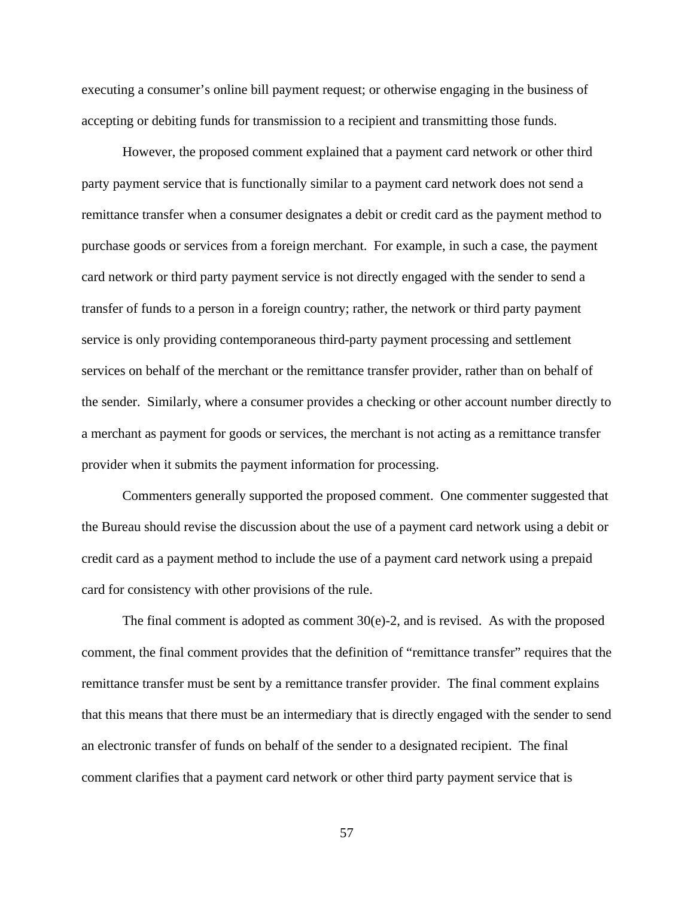executing a consumer's online bill payment request; or otherwise engaging in the business of accepting or debiting funds for transmission to a recipient and transmitting those funds.

However, the proposed comment explained that a payment card network or other third party payment service that is functionally similar to a payment card network does not send a remittance transfer when a consumer designates a debit or credit card as the payment method to purchase goods or services from a foreign merchant. For example, in such a case, the payment card network or third party payment service is not directly engaged with the sender to send a transfer of funds to a person in a foreign country; rather, the network or third party payment service is only providing contemporaneous third-party payment processing and settlement services on behalf of the merchant or the remittance transfer provider, rather than on behalf of the sender. Similarly, where a consumer provides a checking or other account number directly to a merchant as payment for goods or services, the merchant is not acting as a remittance transfer provider when it submits the payment information for processing.

Commenters generally supported the proposed comment. One commenter suggested that the Bureau should revise the discussion about the use of a payment card network using a debit or credit card as a payment method to include the use of a payment card network using a prepaid card for consistency with other provisions of the rule.

The final comment is adopted as comment 30(e)-2, and is revised. As with the proposed comment, the final comment provides that the definition of "remittance transfer" requires that the remittance transfer must be sent by a remittance transfer provider. The final comment explains that this means that there must be an intermediary that is directly engaged with the sender to send an electronic transfer of funds on behalf of the sender to a designated recipient. The final comment clarifies that a payment card network or other third party payment service that is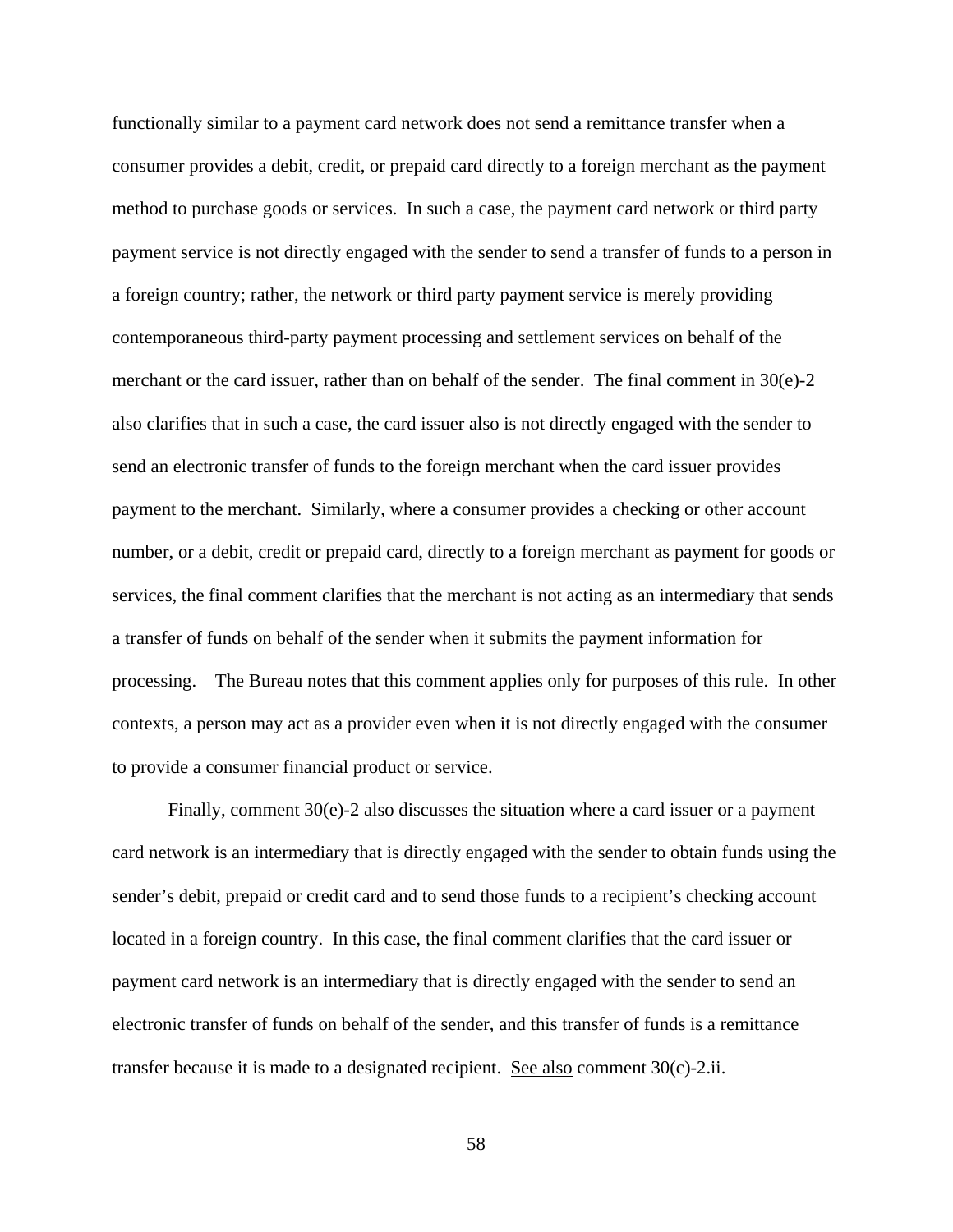functionally similar to a payment card network does not send a remittance transfer when a consumer provides a debit, credit, or prepaid card directly to a foreign merchant as the payment method to purchase goods or services. In such a case, the payment card network or third party payment service is not directly engaged with the sender to send a transfer of funds to a person in a foreign country; rather, the network or third party payment service is merely providing contemporaneous third-party payment processing and settlement services on behalf of the merchant or the card issuer, rather than on behalf of the sender. The final comment in 30(e)-2 also clarifies that in such a case, the card issuer also is not directly engaged with the sender to send an electronic transfer of funds to the foreign merchant when the card issuer provides payment to the merchant. Similarly, where a consumer provides a checking or other account number, or a debit, credit or prepaid card, directly to a foreign merchant as payment for goods or services, the final comment clarifies that the merchant is not acting as an intermediary that sends a transfer of funds on behalf of the sender when it submits the payment information for processing. The Bureau notes that this comment applies only for purposes of this rule. In other contexts, a person may act as a provider even when it is not directly engaged with the consumer to provide a consumer financial product or service.

Finally, comment 30(e)-2 also discusses the situation where a card issuer or a payment card network is an intermediary that is directly engaged with the sender to obtain funds using the sender's debit, prepaid or credit card and to send those funds to a recipient's checking account located in a foreign country. In this case, the final comment clarifies that the card issuer or payment card network is an intermediary that is directly engaged with the sender to send an electronic transfer of funds on behalf of the sender, and this transfer of funds is a remittance transfer because it is made to a designated recipient. See also comment 30(c)-2.ii.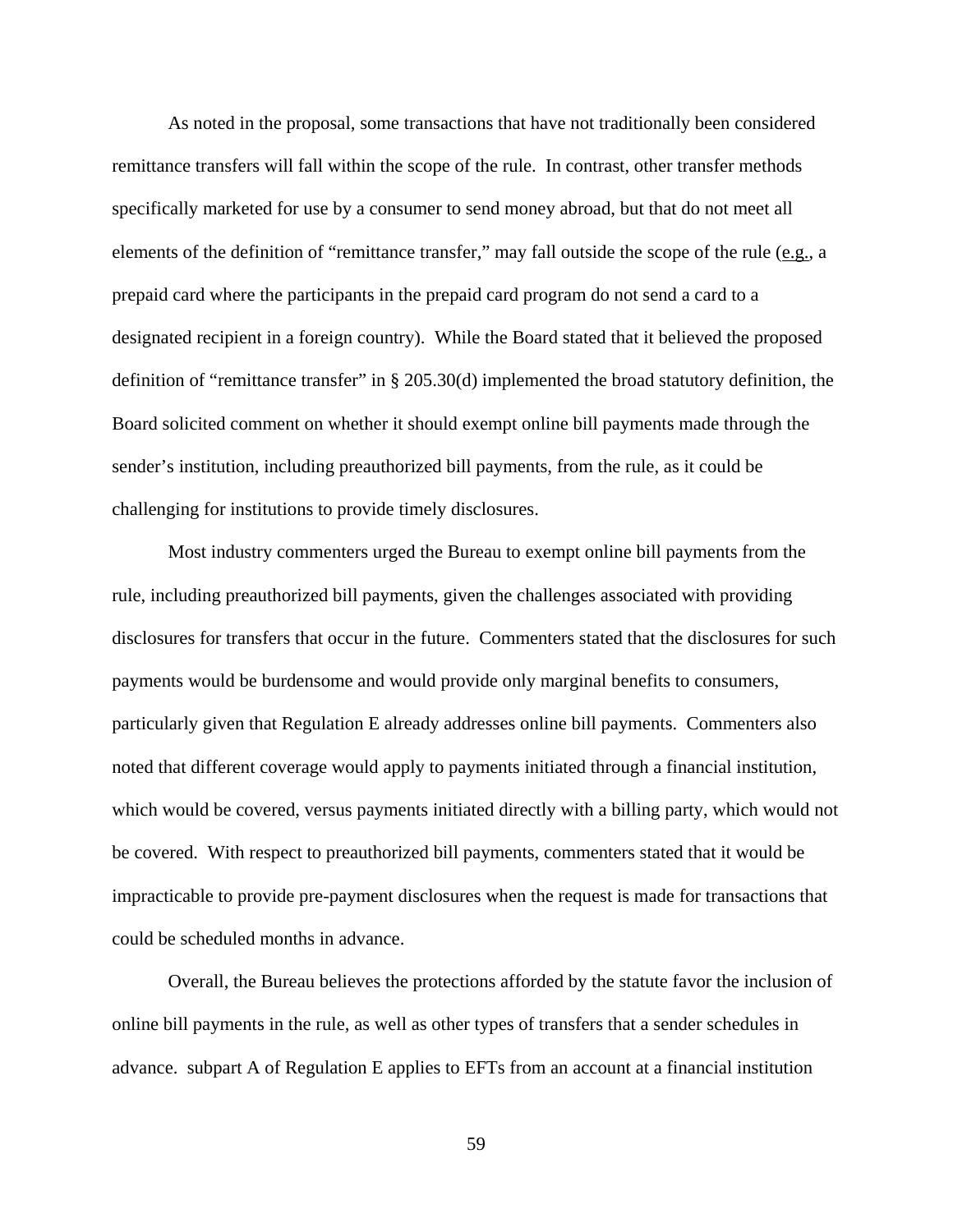As noted in the proposal, some transactions that have not traditionally been considered remittance transfers will fall within the scope of the rule. In contrast, other transfer methods specifically marketed for use by a consumer to send money abroad, but that do not meet all elements of the definition of "remittance transfer," may fall outside the scope of the rule (e.g., a prepaid card where the participants in the prepaid card program do not send a card to a designated recipient in a foreign country). While the Board stated that it believed the proposed definition of "remittance transfer" in § 205.30(d) implemented the broad statutory definition, the Board solicited comment on whether it should exempt online bill payments made through the sender's institution, including preauthorized bill payments, from the rule, as it could be challenging for institutions to provide timely disclosures.

Most industry commenters urged the Bureau to exempt online bill payments from the rule, including preauthorized bill payments, given the challenges associated with providing disclosures for transfers that occur in the future. Commenters stated that the disclosures for such payments would be burdensome and would provide only marginal benefits to consumers, particularly given that Regulation E already addresses online bill payments. Commenters also noted that different coverage would apply to payments initiated through a financial institution, which would be covered, versus payments initiated directly with a billing party, which would not be covered. With respect to preauthorized bill payments, commenters stated that it would be impracticable to provide pre-payment disclosures when the request is made for transactions that could be scheduled months in advance.

Overall, the Bureau believes the protections afforded by the statute favor the inclusion of online bill payments in the rule, as well as other types of transfers that a sender schedules in advance. subpart A of Regulation E applies to EFTs from an account at a financial institution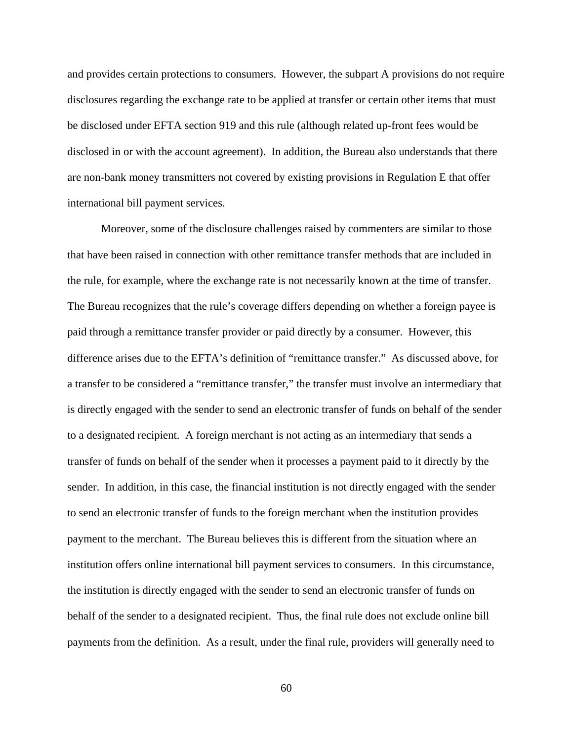and provides certain protections to consumers. However, the subpart A provisions do not require disclosures regarding the exchange rate to be applied at transfer or certain other items that must be disclosed under EFTA section 919 and this rule (although related up-front fees would be disclosed in or with the account agreement). In addition, the Bureau also understands that there are non-bank money transmitters not covered by existing provisions in Regulation E that offer international bill payment services.

Moreover, some of the disclosure challenges raised by commenters are similar to those that have been raised in connection with other remittance transfer methods that are included in the rule, for example, where the exchange rate is not necessarily known at the time of transfer. The Bureau recognizes that the rule's coverage differs depending on whether a foreign payee is paid through a remittance transfer provider or paid directly by a consumer. However, this difference arises due to the EFTA's definition of "remittance transfer." As discussed above, for a transfer to be considered a "remittance transfer," the transfer must involve an intermediary that is directly engaged with the sender to send an electronic transfer of funds on behalf of the sender to a designated recipient. A foreign merchant is not acting as an intermediary that sends a transfer of funds on behalf of the sender when it processes a payment paid to it directly by the sender. In addition, in this case, the financial institution is not directly engaged with the sender to send an electronic transfer of funds to the foreign merchant when the institution provides payment to the merchant. The Bureau believes this is different from the situation where an institution offers online international bill payment services to consumers. In this circumstance, the institution is directly engaged with the sender to send an electronic transfer of funds on behalf of the sender to a designated recipient. Thus, the final rule does not exclude online bill payments from the definition. As a result, under the final rule, providers will generally need to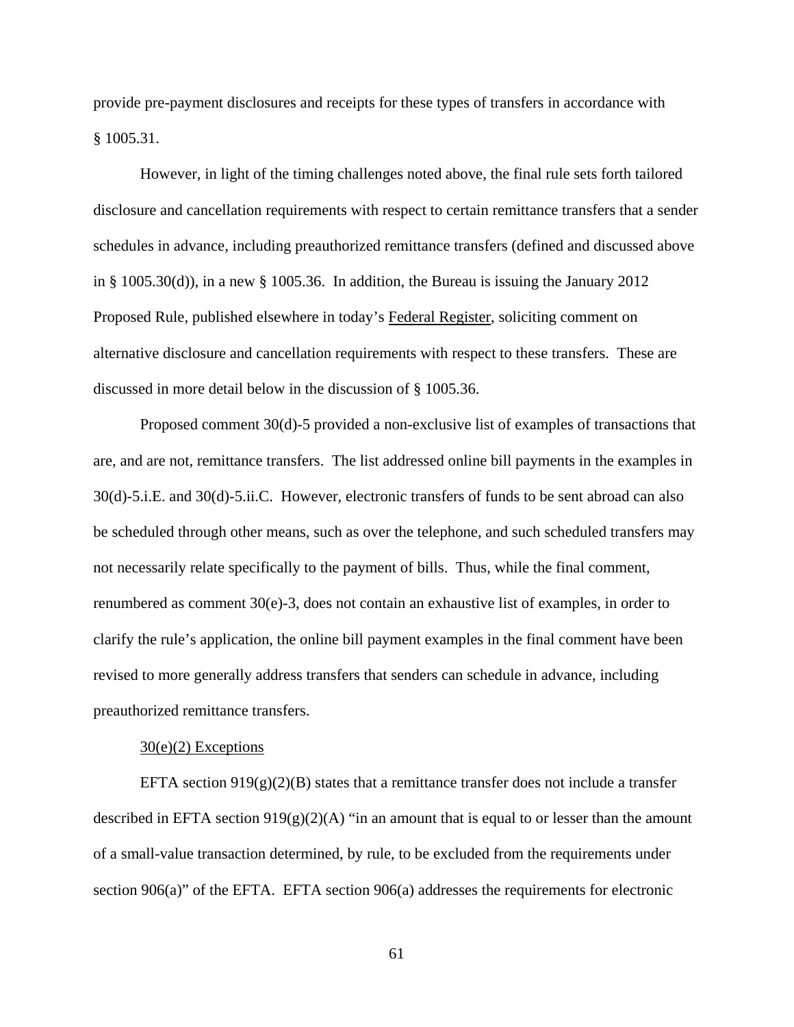provide pre-payment disclosures and receipts for these types of transfers in accordance with § 1005.31.

However, in light of the timing challenges noted above, the final rule sets forth tailored disclosure and cancellation requirements with respect to certain remittance transfers that a sender schedules in advance, including preauthorized remittance transfers (defined and discussed above in § 1005.30(d)), in a new § 1005.36. In addition, the Bureau is issuing the January 2012 Proposed Rule, published elsewhere in today's Federal Register, soliciting comment on alternative disclosure and cancellation requirements with respect to these transfers. These are discussed in more detail below in the discussion of § 1005.36.

Proposed comment 30(d)-5 provided a non-exclusive list of examples of transactions that are, and are not, remittance transfers. The list addressed online bill payments in the examples in 30(d)-5.i.E. and 30(d)-5.ii.C. However, electronic transfers of funds to be sent abroad can also be scheduled through other means, such as over the telephone, and such scheduled transfers may not necessarily relate specifically to the payment of bills. Thus, while the final comment, renumbered as comment 30(e)-3, does not contain an exhaustive list of examples, in order to clarify the rule's application, the online bill payment examples in the final comment have been revised to more generally address transfers that senders can schedule in advance, including preauthorized remittance transfers.

30(e)(2) Exceptions

EFTA section 919(g)(2)(B) states that a remittance transfer does not include a transfer described in EFTA section 919(g)(2)(A) "in an amount that is equal to or lesser than the amount of a small-value transaction determined, by rule, to be excluded from the requirements under section 906(a)" of the EFTA. EFTA section 906(a) addresses the requirements for electronic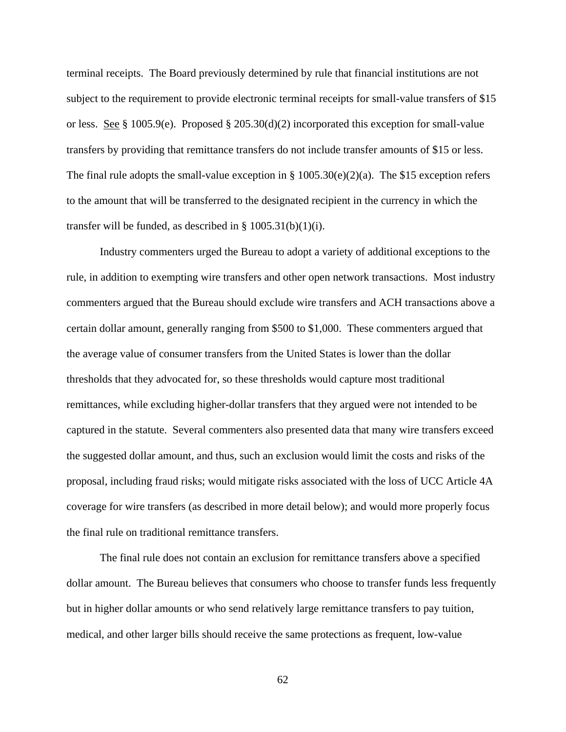terminal receipts. The Board previously determined by rule that financial institutions are not subject to the requirement to provide electronic terminal receipts for small-value transfers of $15 or less. See § 1005.9(e). Proposed § 205.30(d)(2) incorporated this exception for small-value transfers by providing that remittance transfers do not include transfer amounts of $15 or less. The final rule adopts the small-value exception in § 1005.30(e)(2)(a). The $15 exception refers to the amount that will be transferred to the designated recipient in the currency in which the transfer will be funded, as described in § 1005.31(b)(1)(i).

Industry commenters urged the Bureau to adopt a variety of additional exceptions to the rule, in addition to exempting wire transfers and other open network transactions. Most industry commenters argued that the Bureau should exclude wire transfers and ACH transactions above a certain dollar amount, generally ranging from $500 to $1,000. These commenters argued that the average value of consumer transfers from the United States is lower than the dollar thresholds that they advocated for, so these thresholds would capture most traditional remittances, while excluding higher-dollar transfers that they argued were not intended to be captured in the statute. Several commenters also presented data that many wire transfers exceed the suggested dollar amount, and thus, such an exclusion would limit the costs and risks of the proposal, including fraud risks; would mitigate risks associated with the loss of UCC Article 4A coverage for wire transfers (as described in more detail below); and would more properly focus the final rule on traditional remittance transfers.

The final rule does not contain an exclusion for remittance transfers above a specified dollar amount. The Bureau believes that consumers who choose to transfer funds less frequently but in higher dollar amounts or who send relatively large remittance transfers to pay tuition, medical, and other larger bills should receive the same protections as frequent, low-value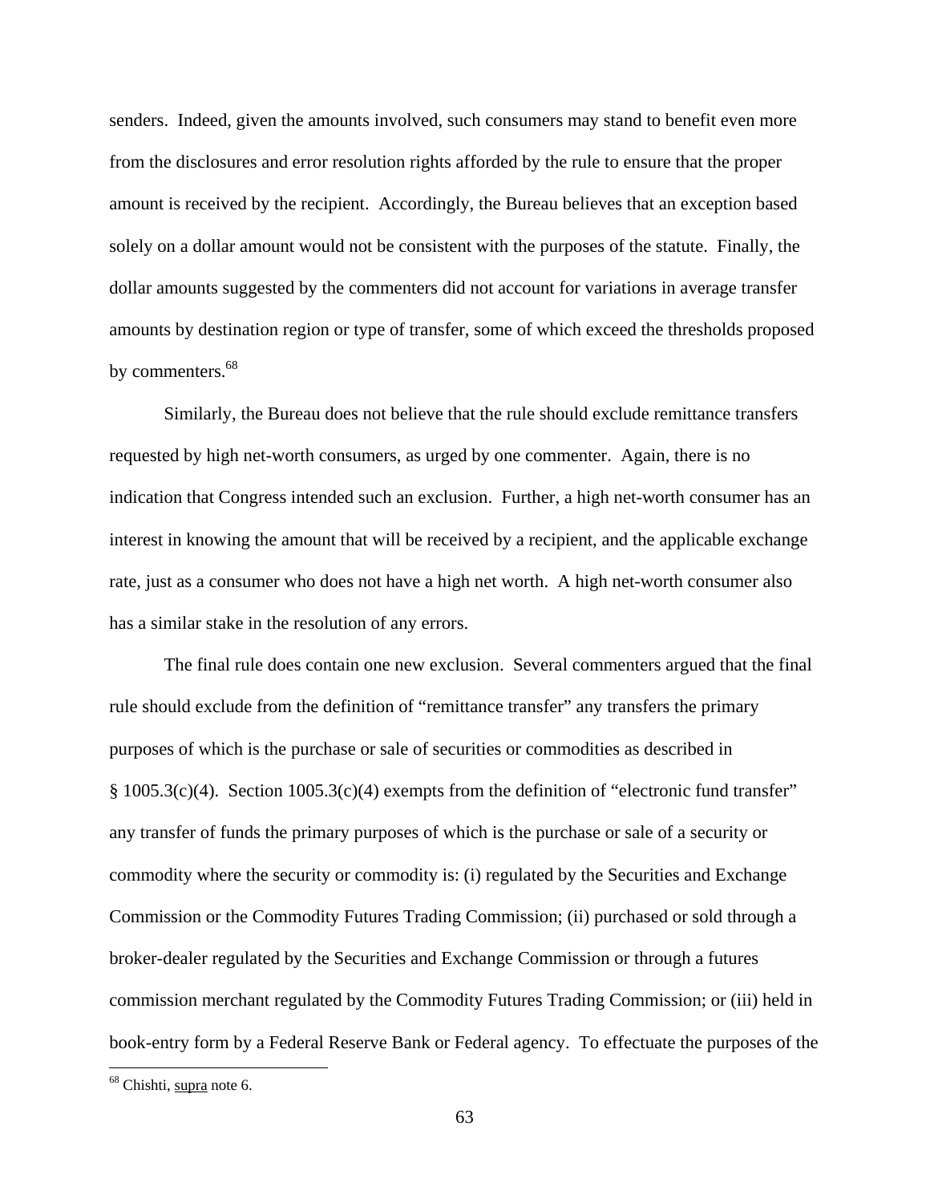senders. Indeed, given the amounts involved, such consumers may stand to benefit even more from the disclosures and error resolution rights afforded by the rule to ensure that the proper amount is received by the recipient. Accordingly, the Bureau believes that an exception based solely on a dollar amount would not be consistent with the purposes of the statute. Finally, the dollar amounts suggested by the commenters did not account for variations in average transfer amounts by destination region or type of transfer, some of which exceed the thresholds proposed by commenters.[68]

Similarly, the Bureau does not believe that the rule should exclude remittance transfers requested by high net-worth consumers, as urged by one commenter. Again, there is no indication that Congress intended such an exclusion. Further, a high net-worth consumer has an interest in knowing the amount that will be received by a recipient, and the applicable exchange rate, just as a consumer who does not have a high net worth. A high net-worth consumer also has a similar stake in the resolution of any errors.

The final rule does contain one new exclusion. Several commenters argued that the final rule should exclude from the definition of "remittance transfer" any transfers the primary purposes of which is the purchase or sale of securities or commodities as described in § 1005.3(c)(4). Section 1005.3(c)(4) exempts from the definition of "electronic fund transfer" any transfer of funds the primary purposes of which is the purchase or sale of a security or commodity where the security or commodity is: (i) regulated by the Securities and Exchange Commission or the Commodity Futures Trading Commission; (ii) purchased or sold through a broker-dealer regulated by the Securities and Exchange Commission or through a futures commission merchant regulated by the Commodity Futures Trading Commission; or (iii) held in book-entry form by a Federal Reserve Bank or Federal agency. To effectuate the purposes of the

[68] Chishti, supra note 6.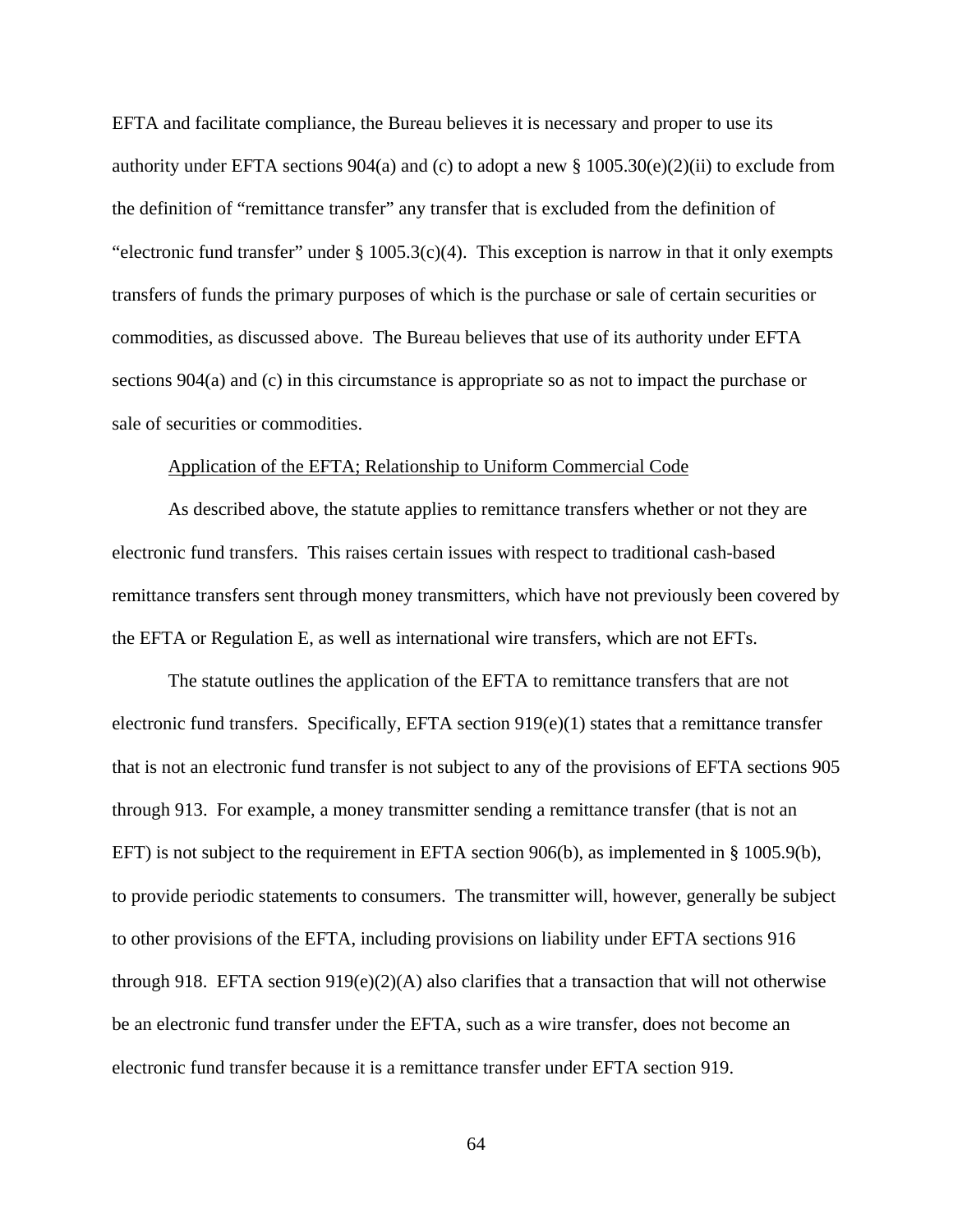EFTA and facilitate compliance, the Bureau believes it is necessary and proper to use its authority under EFTA sections 904(a) and (c) to adopt a new § 1005.30(e)(2)(ii) to exclude from the definition of "remittance transfer" any transfer that is excluded from the definition of "electronic fund transfer" under § 1005.3(c)(4). This exception is narrow in that it only exempts transfers of funds the primary purposes of which is the purchase or sale of certain securities or commodities, as discussed above. The Bureau believes that use of its authority under EFTA sections 904(a) and (c) in this circumstance is appropriate so as not to impact the purchase or sale of securities or commodities.

Application of the EFTA; Relationship to Uniform Commercial Code

As described above, the statute applies to remittance transfers whether or not they are electronic fund transfers. This raises certain issues with respect to traditional cash-based remittance transfers sent through money transmitters, which have not previously been covered by the EFTA or Regulation E, as well as international wire transfers, which are not EFTs.

The statute outlines the application of the EFTA to remittance transfers that are not electronic fund transfers. Specifically, EFTA section 919(e)(1) states that a remittance transfer that is not an electronic fund transfer is not subject to any of the provisions of EFTA sections 905 through 913. For example, a money transmitter sending a remittance transfer (that is not an EFT) is not subject to the requirement in EFTA section 906(b), as implemented in § 1005.9(b), to provide periodic statements to consumers. The transmitter will, however, generally be subject to other provisions of the EFTA, including provisions on liability under EFTA sections 916 through 918. EFTA section 919(e)(2)(A) also clarifies that a transaction that will not otherwise be an electronic fund transfer under the EFTA, such as a wire transfer, does not become an electronic fund transfer because it is a remittance transfer under EFTA section 919.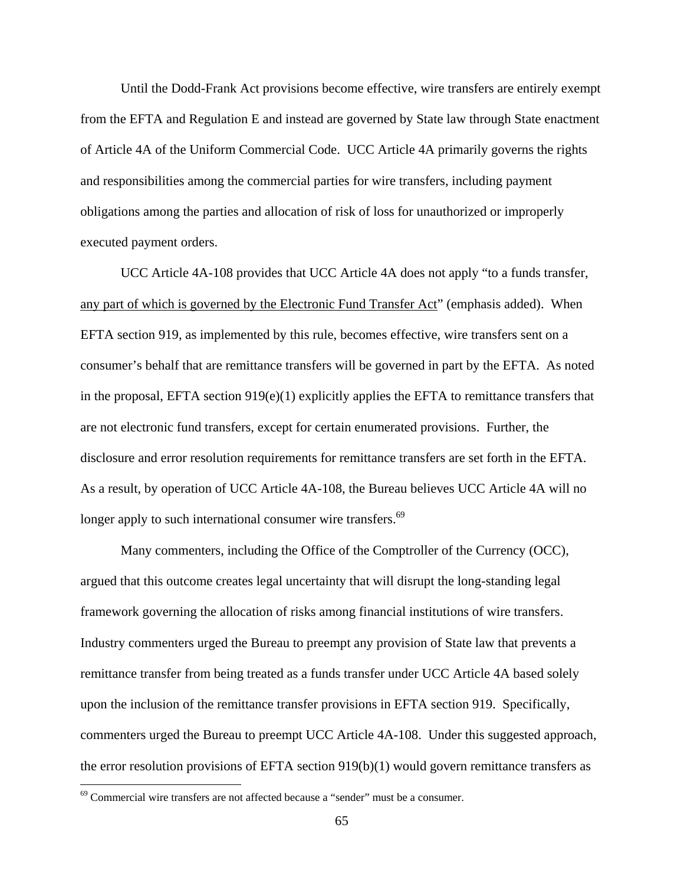Until the Dodd-Frank Act provisions become effective, wire transfers are entirely exempt from the EFTA and Regulation E and instead are governed by State law through State enactment of Article 4A of the Uniform Commercial Code. UCC Article 4A primarily governs the rights and responsibilities among the commercial parties for wire transfers, including payment obligations among the parties and allocation of risk of loss for unauthorized or improperly executed payment orders.

UCC Article 4A-108 provides that UCC Article 4A does not apply "to a funds transfer, <u>any part of which is governed by the Electronic Fund Transfer Act</u>" (emphasis added). When EFTA section 919, as implemented by this rule, becomes effective, wire transfers sent on a consumer's behalf that are remittance transfers will be governed in part by the EFTA. As noted in the proposal, EFTA section 919(e)(1) explicitly applies the EFTA to remittance transfers that are not electronic fund transfers, except for certain enumerated provisions. Further, the disclosure and error resolution requirements for remittance transfers are set forth in the EFTA. As a result, by operation of UCC Article 4A-108, the Bureau believes UCC Article 4A will no longer apply to such international consumer wire transfers.[69]

Many commenters, including the Office of the Comptroller of the Currency (OCC), argued that this outcome creates legal uncertainty that will disrupt the long-standing legal framework governing the allocation of risks among financial institutions of wire transfers. Industry commenters urged the Bureau to preempt any provision of State law that prevents a remittance transfer from being treated as a funds transfer under UCC Article 4A based solely upon the inclusion of the remittance transfer provisions in EFTA section 919. Specifically, commenters urged the Bureau to preempt UCC Article 4A-108. Under this suggested approach, the error resolution provisions of EFTA section 919(b)(1) would govern remittance transfers as

[69] Commercial wire transfers are not affected because a "sender" must be a consumer.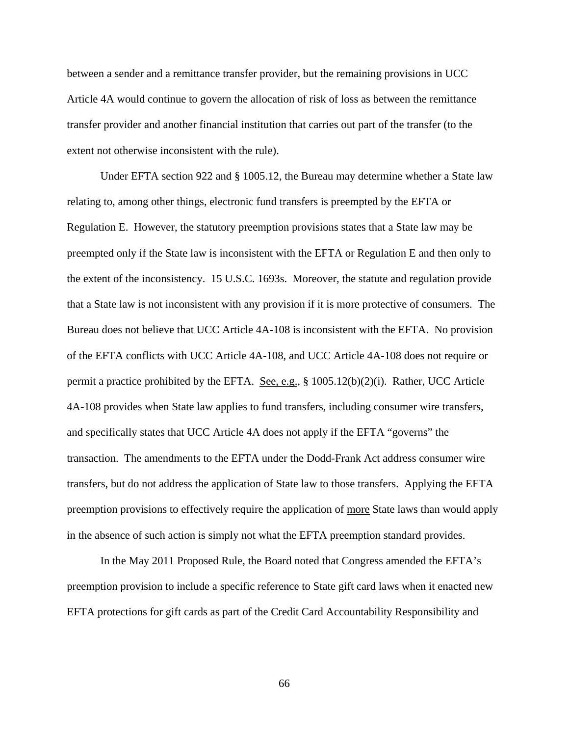between a sender and a remittance transfer provider, but the remaining provisions in UCC Article 4A would continue to govern the allocation of risk of loss as between the remittance transfer provider and another financial institution that carries out part of the transfer (to the extent not otherwise inconsistent with the rule).

Under EFTA section 922 and § 1005.12, the Bureau may determine whether a State law relating to, among other things, electronic fund transfers is preempted by the EFTA or Regulation E. However, the statutory preemption provisions states that a State law may be preempted only if the State law is inconsistent with the EFTA or Regulation E and then only to the extent of the inconsistency. 15 U.S.C. 1693s. Moreover, the statute and regulation provide that a State law is not inconsistent with any provision if it is more protective of consumers. The Bureau does not believe that UCC Article 4A-108 is inconsistent with the EFTA. No provision of the EFTA conflicts with UCC Article 4A-108, and UCC Article 4A-108 does not require or permit a practice prohibited by the EFTA. See, e.g., § 1005.12(b)(2)(i). Rather, UCC Article 4A-108 provides when State law applies to fund transfers, including consumer wire transfers, and specifically states that UCC Article 4A does not apply if the EFTA "governs" the transaction. The amendments to the EFTA under the Dodd-Frank Act address consumer wire transfers, but do not address the application of State law to those transfers. Applying the EFTA preemption provisions to effectively require the application of more State laws than would apply in the absence of such action is simply not what the EFTA preemption standard provides.

In the May 2011 Proposed Rule, the Board noted that Congress amended the EFTA's preemption provision to include a specific reference to State gift card laws when it enacted new EFTA protections for gift cards as part of the Credit Card Accountability Responsibility and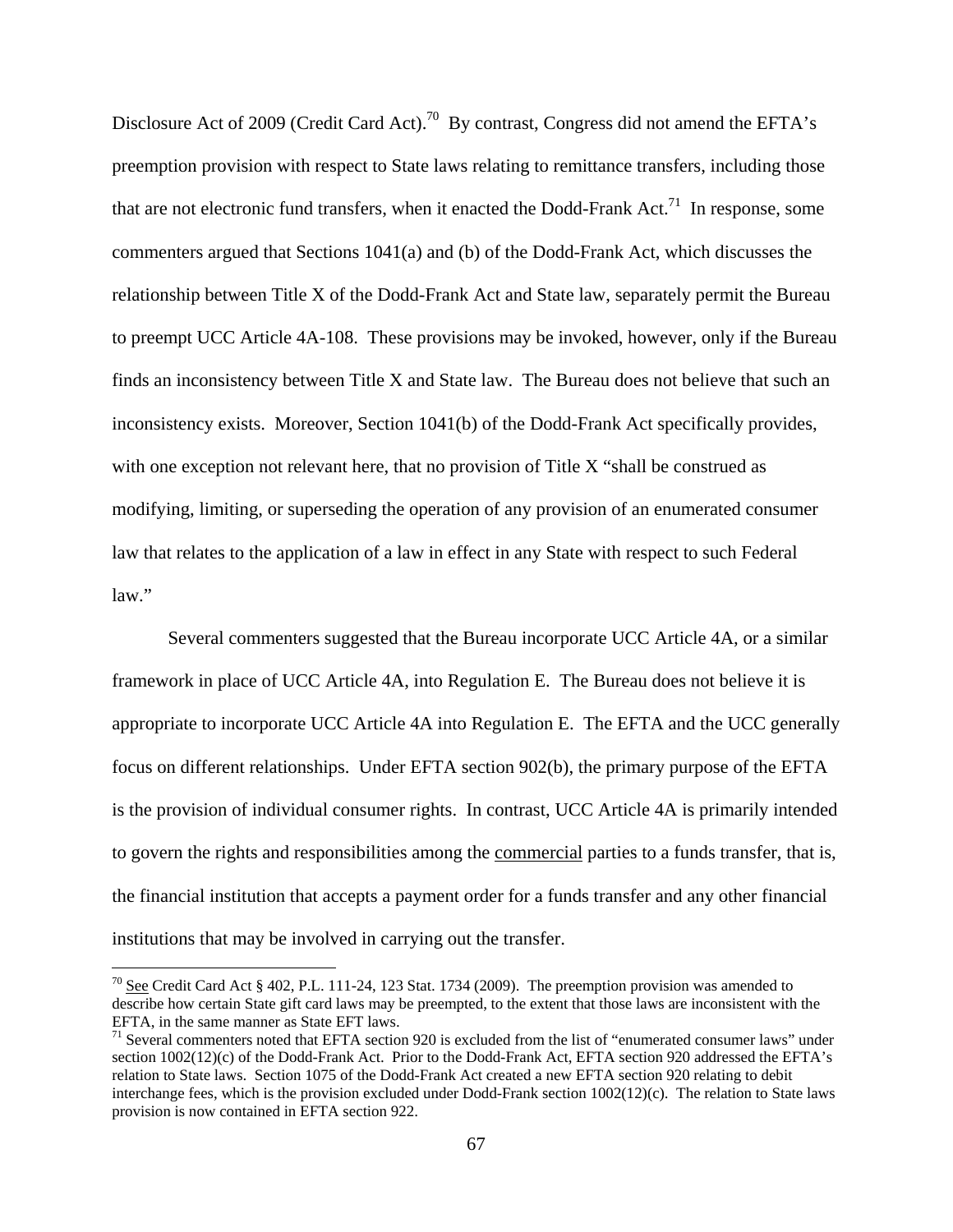Disclosure Act of 2009 (Credit Card Act).[70] By contrast, Congress did not amend the EFTA's preemption provision with respect to State laws relating to remittance transfers, including those that are not electronic fund transfers, when it enacted the Dodd-Frank Act.[71] In response, some commenters argued that Sections 1041(a) and (b) of the Dodd-Frank Act, which discusses the relationship between Title X of the Dodd-Frank Act and State law, separately permit the Bureau to preempt UCC Article 4A-108. These provisions may be invoked, however, only if the Bureau finds an inconsistency between Title X and State law. The Bureau does not believe that such an inconsistency exists. Moreover, Section 1041(b) of the Dodd-Frank Act specifically provides, with one exception not relevant here, that no provision of Title X "shall be construed as modifying, limiting, or superseding the operation of any provision of an enumerated consumer law that relates to the application of a law in effect in any State with respect to such Federal law."

Several commenters suggested that the Bureau incorporate UCC Article 4A, or a similar framework in place of UCC Article 4A, into Regulation E. The Bureau does not believe it is appropriate to incorporate UCC Article 4A into Regulation E. The EFTA and the UCC generally focus on different relationships. Under EFTA section 902(b), the primary purpose of the EFTA is the provision of individual consumer rights. In contrast, UCC Article 4A is primarily intended to govern the rights and responsibilities among the commercial parties to a funds transfer, that is, the financial institution that accepts a payment order for a funds transfer and any other financial institutions that may be involved in carrying out the transfer.

---

[70] See Credit Card Act § 402, P.L. 111-24, 123 Stat. 1734 (2009). The preemption provision was amended to describe how certain State gift card laws may be preempted, to the extent that those laws are inconsistent with the EFTA, in the same manner as State EFT laws.

[71] Several commenters noted that EFTA section 920 is excluded from the list of "enumerated consumer laws" under section 1002(12)(c) of the Dodd-Frank Act. Prior to the Dodd-Frank Act, EFTA section 920 addressed the EFTA's relation to State laws. Section 1075 of the Dodd-Frank Act created a new EFTA section 920 relating to debit interchange fees, which is the provision excluded under Dodd-Frank section 1002(12)(c). The relation to State laws provision is now contained in EFTA section 922.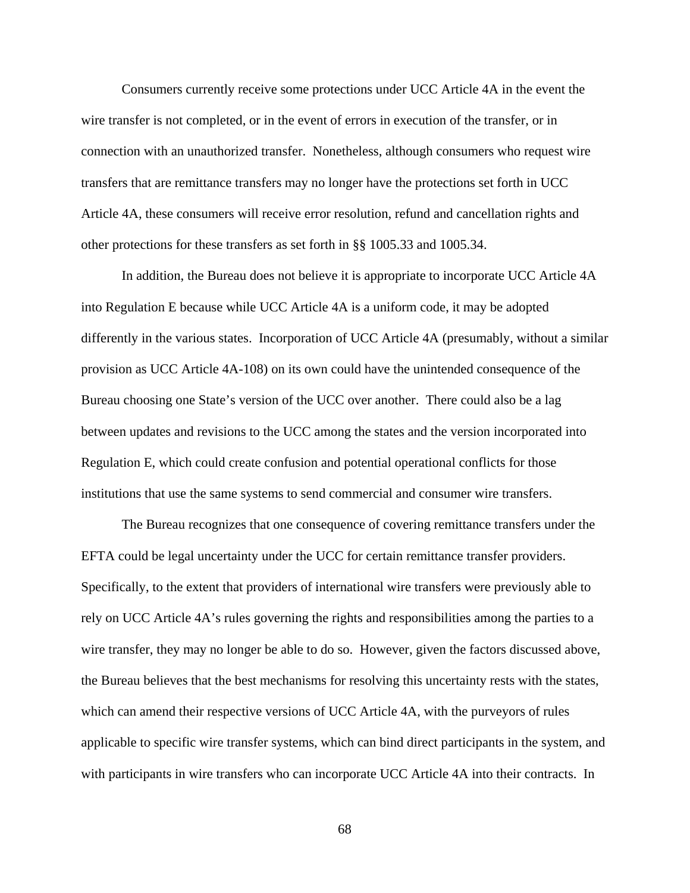Consumers currently receive some protections under UCC Article 4A in the event the wire transfer is not completed, or in the event of errors in execution of the transfer, or in connection with an unauthorized transfer.  Nonetheless, although consumers who request wire transfers that are remittance transfers may no longer have the protections set forth in UCC Article 4A, these consumers will receive error resolution, refund and cancellation rights and other protections for these transfers as set forth in §§ 1005.33 and 1005.34.

In addition, the Bureau does not believe it is appropriate to incorporate UCC Article 4A into Regulation E because while UCC Article 4A is a uniform code, it may be adopted differently in the various states.  Incorporation of UCC Article 4A (presumably, without a similar provision as UCC Article 4A-108) on its own could have the unintended consequence of the Bureau choosing one State's version of the UCC over another.  There could also be a lag between updates and revisions to the UCC among the states and the version incorporated into Regulation E, which could create confusion and potential operational conflicts for those institutions that use the same systems to send commercial and consumer wire transfers.

The Bureau recognizes that one consequence of covering remittance transfers under the EFTA could be legal uncertainty under the UCC for certain remittance transfer providers.  Specifically, to the extent that providers of international wire transfers were previously able to rely on UCC Article 4A's rules governing the rights and responsibilities among the parties to a wire transfer, they may no longer be able to do so.  However, given the factors discussed above, the Bureau believes that the best mechanisms for resolving this uncertainty rests with the states, which can amend their respective versions of UCC Article 4A, with the purveyors of rules applicable to specific wire transfer systems, which can bind direct participants in the system, and with participants in wire transfers who can incorporate UCC Article 4A into their contracts.  In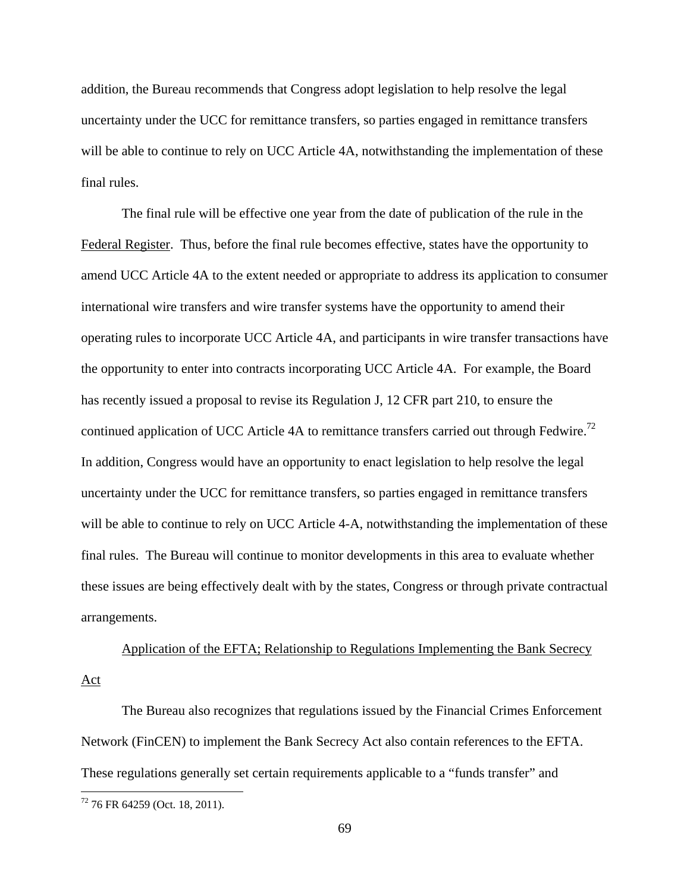addition, the Bureau recommends that Congress adopt legislation to help resolve the legal uncertainty under the UCC for remittance transfers, so parties engaged in remittance transfers will be able to continue to rely on UCC Article 4A, notwithstanding the implementation of these final rules.

The final rule will be effective one year from the date of publication of the rule in the Federal Register. Thus, before the final rule becomes effective, states have the opportunity to amend UCC Article 4A to the extent needed or appropriate to address its application to consumer international wire transfers and wire transfer systems have the opportunity to amend their operating rules to incorporate UCC Article 4A, and participants in wire transfer transactions have the opportunity to enter into contracts incorporating UCC Article 4A. For example, the Board has recently issued a proposal to revise its Regulation J, 12 CFR part 210, to ensure the continued application of UCC Article 4A to remittance transfers carried out through Fedwire.[72] In addition, Congress would have an opportunity to enact legislation to help resolve the legal uncertainty under the UCC for remittance transfers, so parties engaged in remittance transfers will be able to continue to rely on UCC Article 4-A, notwithstanding the implementation of these final rules. The Bureau will continue to monitor developments in this area to evaluate whether these issues are being effectively dealt with by the states, Congress or through private contractual arrangements.

Application of the EFTA; Relationship to Regulations Implementing the Bank Secrecy Act

The Bureau also recognizes that regulations issued by the Financial Crimes Enforcement Network (FinCEN) to implement the Bank Secrecy Act also contain references to the EFTA. These regulations generally set certain requirements applicable to a "funds transfer" and

[72] 76 FR 64259 (Oct. 18, 2011).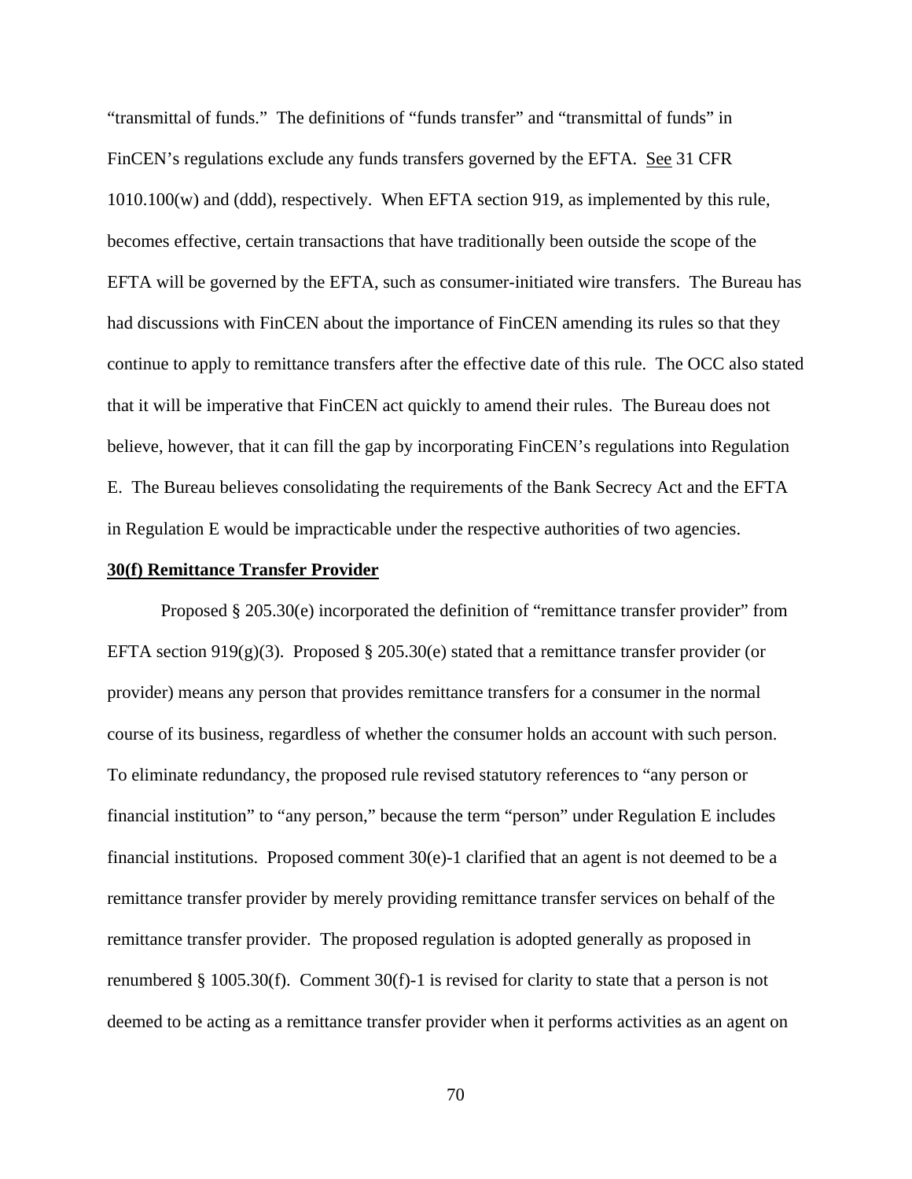"transmittal of funds." The definitions of "funds transfer" and "transmittal of funds" in FinCEN's regulations exclude any funds transfers governed by the EFTA. See 31 CFR 1010.100(w) and (ddd), respectively. When EFTA section 919, as implemented by this rule, becomes effective, certain transactions that have traditionally been outside the scope of the EFTA will be governed by the EFTA, such as consumer-initiated wire transfers. The Bureau has had discussions with FinCEN about the importance of FinCEN amending its rules so that they continue to apply to remittance transfers after the effective date of this rule. The OCC also stated that it will be imperative that FinCEN act quickly to amend their rules. The Bureau does not believe, however, that it can fill the gap by incorporating FinCEN's regulations into Regulation E. The Bureau believes consolidating the requirements of the Bank Secrecy Act and the EFTA in Regulation E would be impracticable under the respective authorities of two agencies.

**30(f) Remittance Transfer Provider**

Proposed § 205.30(e) incorporated the definition of "remittance transfer provider" from EFTA section 919(g)(3). Proposed § 205.30(e) stated that a remittance transfer provider (or provider) means any person that provides remittance transfers for a consumer in the normal course of its business, regardless of whether the consumer holds an account with such person. To eliminate redundancy, the proposed rule revised statutory references to "any person or financial institution" to "any person," because the term "person" under Regulation E includes financial institutions. Proposed comment 30(e)-1 clarified that an agent is not deemed to be a remittance transfer provider by merely providing remittance transfer services on behalf of the remittance transfer provider. The proposed regulation is adopted generally as proposed in renumbered § 1005.30(f). Comment 30(f)-1 is revised for clarity to state that a person is not deemed to be acting as a remittance transfer provider when it performs activities as an agent on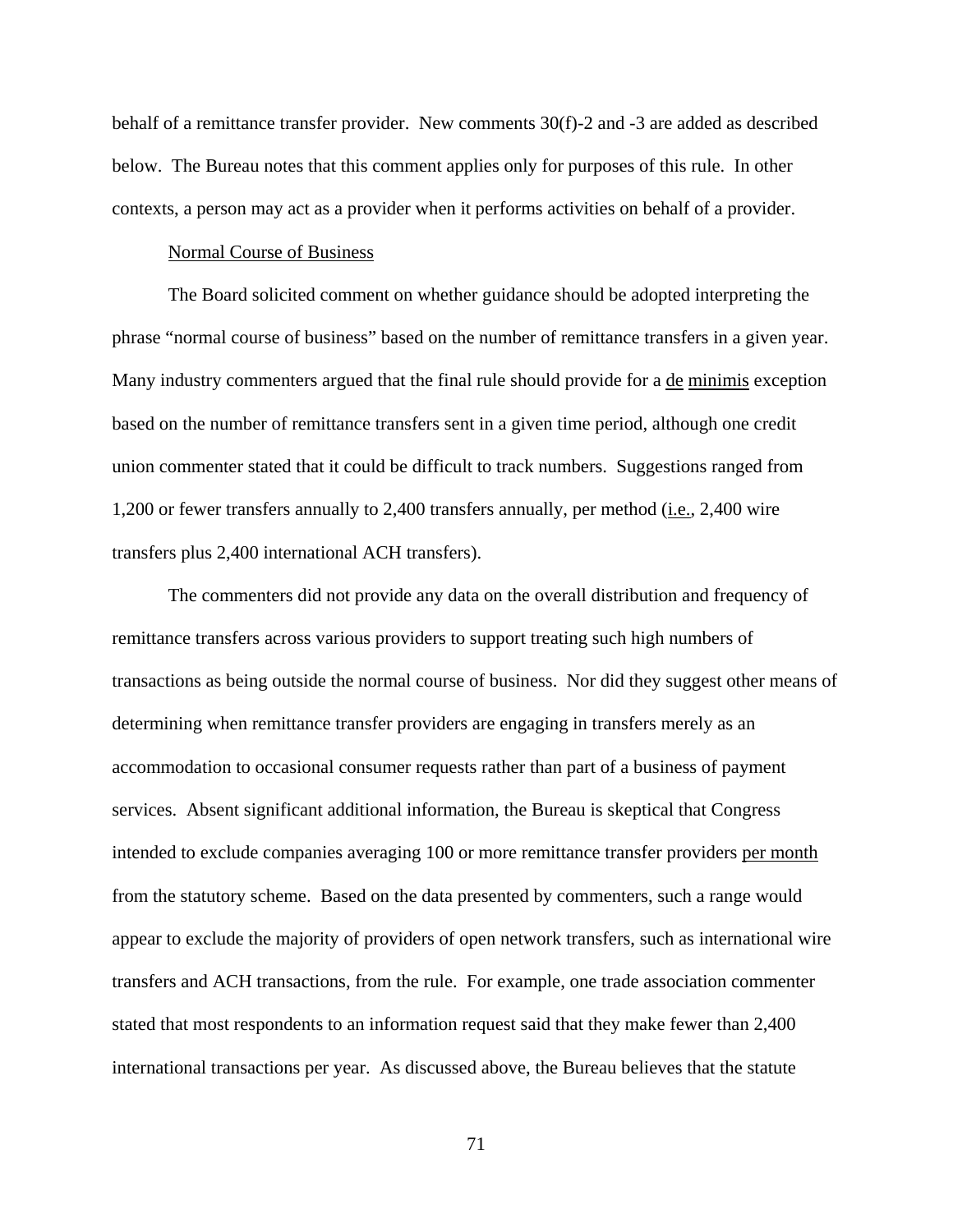behalf of a remittance transfer provider. New comments 30(f)-2 and -3 are added as described below. The Bureau notes that this comment applies only for purposes of this rule. In other contexts, a person may act as a provider when it performs activities on behalf of a provider.

Normal Course of Business

The Board solicited comment on whether guidance should be adopted interpreting the phrase "normal course of business" based on the number of remittance transfers in a given year. Many industry commenters argued that the final rule should provide for a de minimis exception based on the number of remittance transfers sent in a given time period, although one credit union commenter stated that it could be difficult to track numbers. Suggestions ranged from 1,200 or fewer transfers annually to 2,400 transfers annually, per method (i.e., 2,400 wire transfers plus 2,400 international ACH transfers).

The commenters did not provide any data on the overall distribution and frequency of remittance transfers across various providers to support treating such high numbers of transactions as being outside the normal course of business. Nor did they suggest other means of determining when remittance transfer providers are engaging in transfers merely as an accommodation to occasional consumer requests rather than part of a business of payment services. Absent significant additional information, the Bureau is skeptical that Congress intended to exclude companies averaging 100 or more remittance transfer providers per month from the statutory scheme. Based on the data presented by commenters, such a range would appear to exclude the majority of providers of open network transfers, such as international wire transfers and ACH transactions, from the rule. For example, one trade association commenter stated that most respondents to an information request said that they make fewer than 2,400 international transactions per year. As discussed above, the Bureau believes that the statute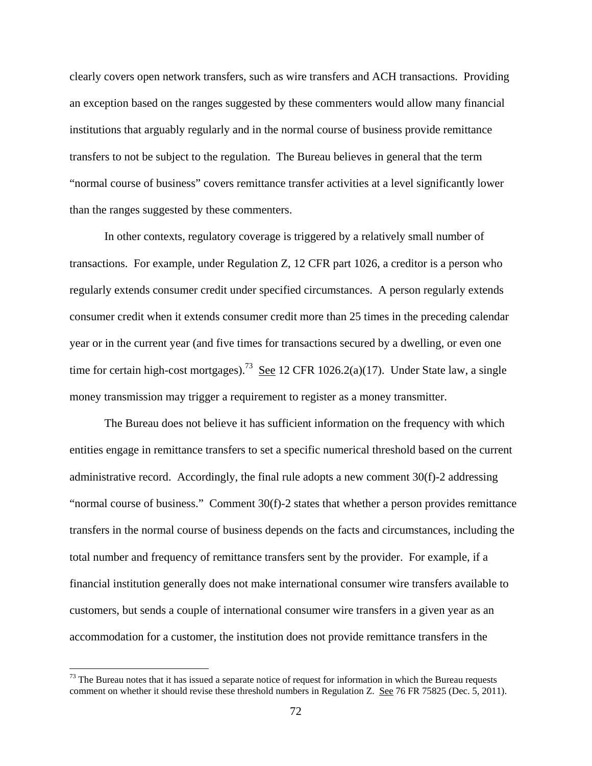clearly covers open network transfers, such as wire transfers and ACH transactions. Providing an exception based on the ranges suggested by these commenters would allow many financial institutions that arguably regularly and in the normal course of business provide remittance transfers to not be subject to the regulation. The Bureau believes in general that the term "normal course of business" covers remittance transfer activities at a level significantly lower than the ranges suggested by these commenters.

In other contexts, regulatory coverage is triggered by a relatively small number of transactions. For example, under Regulation Z, 12 CFR part 1026, a creditor is a person who regularly extends consumer credit under specified circumstances. A person regularly extends consumer credit when it extends consumer credit more than 25 times in the preceding calendar year or in the current year (and five times for transactions secured by a dwelling, or even one time for certain high-cost mortgages).[73] See 12 CFR 1026.2(a)(17). Under State law, a single money transmission may trigger a requirement to register as a money transmitter.

The Bureau does not believe it has sufficient information on the frequency with which entities engage in remittance transfers to set a specific numerical threshold based on the current administrative record. Accordingly, the final rule adopts a new comment 30(f)-2 addressing "normal course of business." Comment 30(f)-2 states that whether a person provides remittance transfers in the normal course of business depends on the facts and circumstances, including the total number and frequency of remittance transfers sent by the provider. For example, if a financial institution generally does not make international consumer wire transfers available to customers, but sends a couple of international consumer wire transfers in a given year as an accommodation for a customer, the institution does not provide remittance transfers in the

[73] The Bureau notes that it has issued a separate notice of request for information in which the Bureau requests comment on whether it should revise these threshold numbers in Regulation Z. See 76 FR 75825 (Dec. 5, 2011).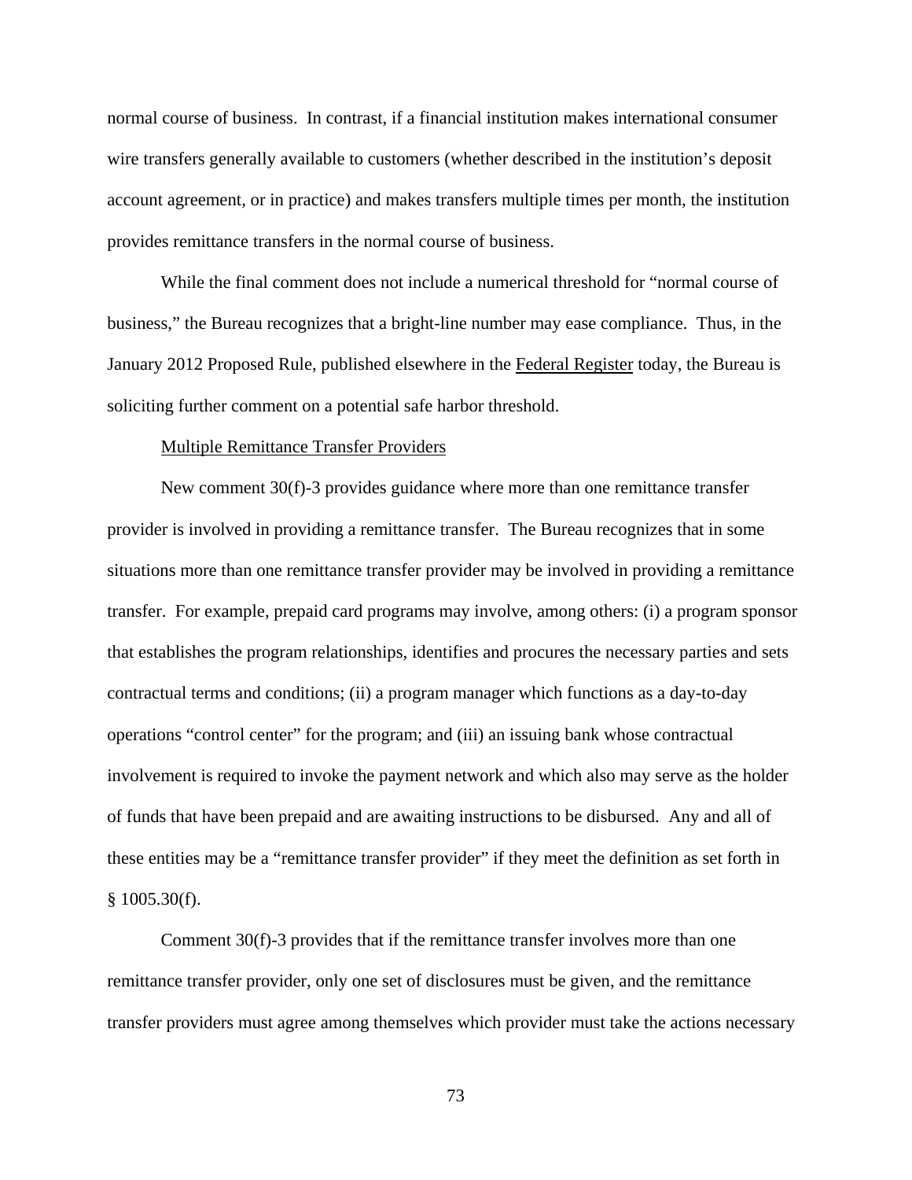normal course of business. In contrast, if a financial institution makes international consumer wire transfers generally available to customers (whether described in the institution's deposit account agreement, or in practice) and makes transfers multiple times per month, the institution provides remittance transfers in the normal course of business.

While the final comment does not include a numerical threshold for "normal course of business," the Bureau recognizes that a bright-line number may ease compliance. Thus, in the January 2012 Proposed Rule, published elsewhere in the Federal Register today, the Bureau is soliciting further comment on a potential safe harbor threshold.

Multiple Remittance Transfer Providers

New comment 30(f)-3 provides guidance where more than one remittance transfer provider is involved in providing a remittance transfer. The Bureau recognizes that in some situations more than one remittance transfer provider may be involved in providing a remittance transfer. For example, prepaid card programs may involve, among others: (i) a program sponsor that establishes the program relationships, identifies and procures the necessary parties and sets contractual terms and conditions; (ii) a program manager which functions as a day-to-day operations "control center" for the program; and (iii) an issuing bank whose contractual involvement is required to invoke the payment network and which also may serve as the holder of funds that have been prepaid and are awaiting instructions to be disbursed. Any and all of these entities may be a "remittance transfer provider" if they meet the definition as set forth in § 1005.30(f).

Comment 30(f)-3 provides that if the remittance transfer involves more than one remittance transfer provider, only one set of disclosures must be given, and the remittance transfer providers must agree among themselves which provider must take the actions necessary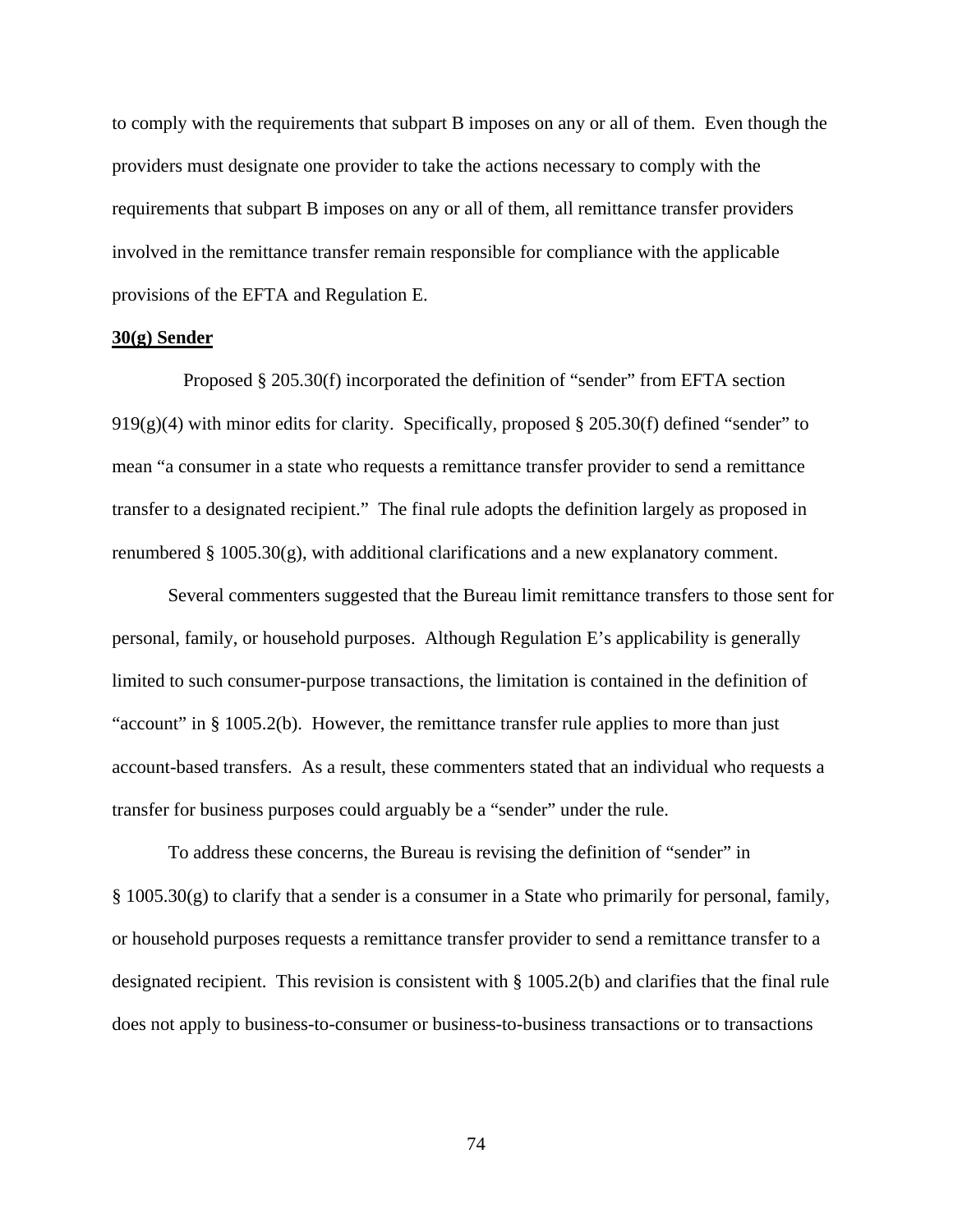to comply with the requirements that subpart B imposes on any or all of them. Even though the providers must designate one provider to take the actions necessary to comply with the requirements that subpart B imposes on any or all of them, all remittance transfer providers involved in the remittance transfer remain responsible for compliance with the applicable provisions of the EFTA and Regulation E.

**30(g) Sender**

Proposed § 205.30(f) incorporated the definition of "sender" from EFTA section 919(g)(4) with minor edits for clarity. Specifically, proposed § 205.30(f) defined "sender" to mean "a consumer in a state who requests a remittance transfer provider to send a remittance transfer to a designated recipient." The final rule adopts the definition largely as proposed in renumbered § 1005.30(g), with additional clarifications and a new explanatory comment.

Several commenters suggested that the Bureau limit remittance transfers to those sent for personal, family, or household purposes. Although Regulation E's applicability is generally limited to such consumer-purpose transactions, the limitation is contained in the definition of "account" in § 1005.2(b). However, the remittance transfer rule applies to more than just account-based transfers. As a result, these commenters stated that an individual who requests a transfer for business purposes could arguably be a "sender" under the rule.

To address these concerns, the Bureau is revising the definition of "sender" in § 1005.30(g) to clarify that a sender is a consumer in a State who primarily for personal, family, or household purposes requests a remittance transfer provider to send a remittance transfer to a designated recipient. This revision is consistent with § 1005.2(b) and clarifies that the final rule does not apply to business-to-consumer or business-to-business transactions or to transactions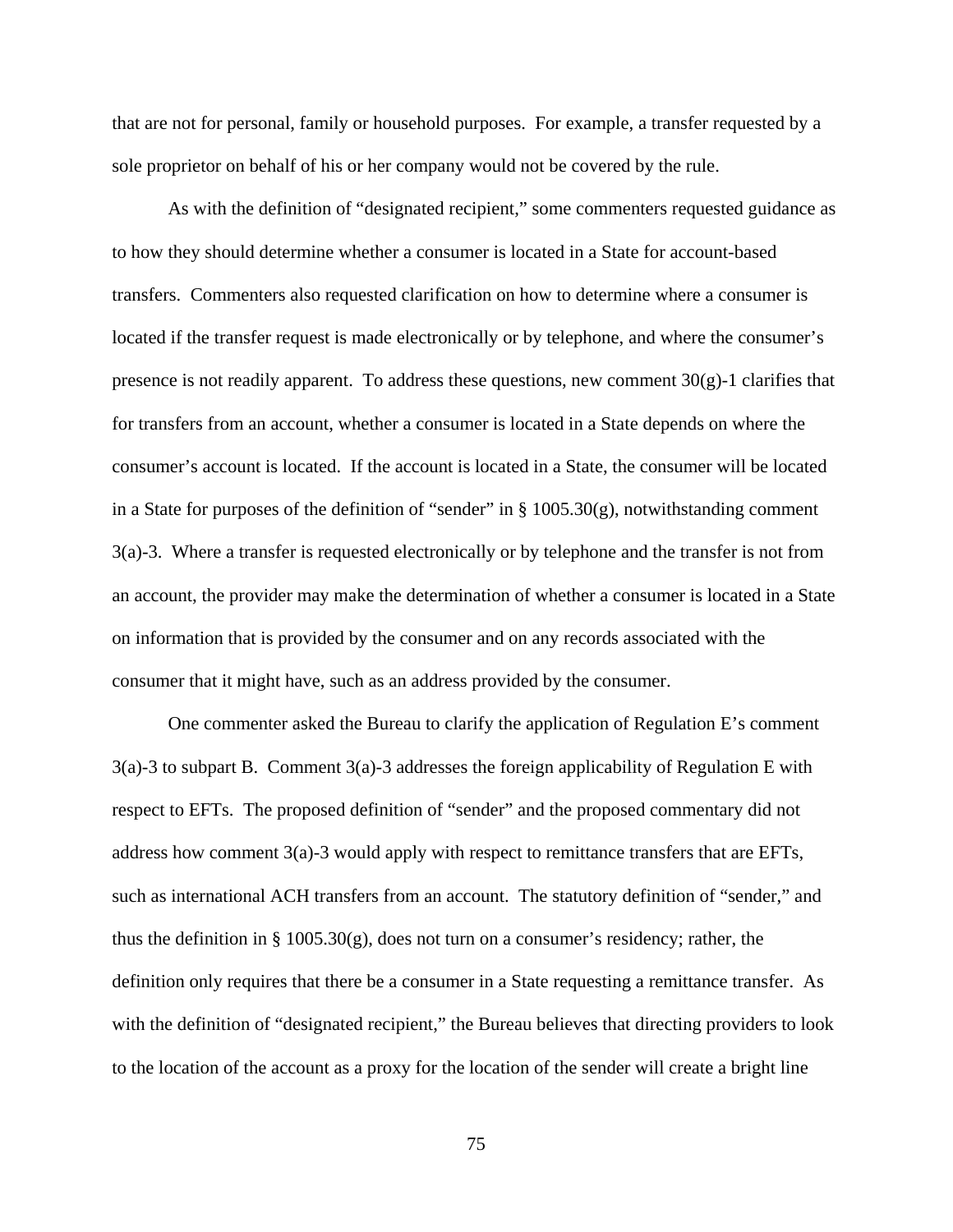that are not for personal, family or household purposes. For example, a transfer requested by a sole proprietor on behalf of his or her company would not be covered by the rule.

As with the definition of "designated recipient," some commenters requested guidance as to how they should determine whether a consumer is located in a State for account-based transfers. Commenters also requested clarification on how to determine where a consumer is located if the transfer request is made electronically or by telephone, and where the consumer's presence is not readily apparent. To address these questions, new comment 30(g)-1 clarifies that for transfers from an account, whether a consumer is located in a State depends on where the consumer's account is located. If the account is located in a State, the consumer will be located in a State for purposes of the definition of "sender" in § 1005.30(g), notwithstanding comment 3(a)-3. Where a transfer is requested electronically or by telephone and the transfer is not from an account, the provider may make the determination of whether a consumer is located in a State on information that is provided by the consumer and on any records associated with the consumer that it might have, such as an address provided by the consumer.

One commenter asked the Bureau to clarify the application of Regulation E's comment 3(a)-3 to subpart B. Comment 3(a)-3 addresses the foreign applicability of Regulation E with respect to EFTs. The proposed definition of "sender" and the proposed commentary did not address how comment 3(a)-3 would apply with respect to remittance transfers that are EFTs, such as international ACH transfers from an account. The statutory definition of "sender," and thus the definition in § 1005.30(g), does not turn on a consumer's residency; rather, the definition only requires that there be a consumer in a State requesting a remittance transfer. As with the definition of "designated recipient," the Bureau believes that directing providers to look to the location of the account as a proxy for the location of the sender will create a bright line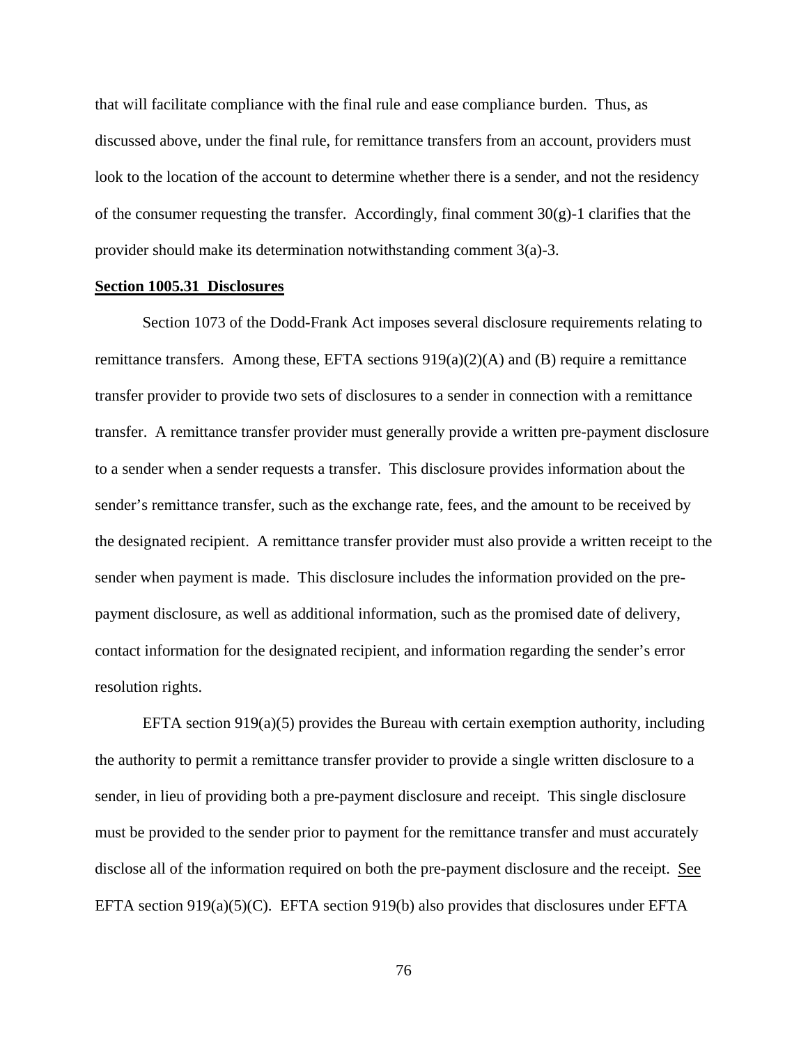that will facilitate compliance with the final rule and ease compliance burden. Thus, as discussed above, under the final rule, for remittance transfers from an account, providers must look to the location of the account to determine whether there is a sender, and not the residency of the consumer requesting the transfer. Accordingly, final comment 30(g)-1 clarifies that the provider should make its determination notwithstanding comment 3(a)-3.

**Section 1005.31 Disclosures**

Section 1073 of the Dodd-Frank Act imposes several disclosure requirements relating to remittance transfers. Among these, EFTA sections 919(a)(2)(A) and (B) require a remittance transfer provider to provide two sets of disclosures to a sender in connection with a remittance transfer. A remittance transfer provider must generally provide a written pre-payment disclosure to a sender when a sender requests a transfer. This disclosure provides information about the sender's remittance transfer, such as the exchange rate, fees, and the amount to be received by the designated recipient. A remittance transfer provider must also provide a written receipt to the sender when payment is made. This disclosure includes the information provided on the pre-payment disclosure, as well as additional information, such as the promised date of delivery, contact information for the designated recipient, and information regarding the sender's error resolution rights.

EFTA section 919(a)(5) provides the Bureau with certain exemption authority, including the authority to permit a remittance transfer provider to provide a single written disclosure to a sender, in lieu of providing both a pre-payment disclosure and receipt. This single disclosure must be provided to the sender prior to payment for the remittance transfer and must accurately disclose all of the information required on both the pre-payment disclosure and the receipt. See EFTA section 919(a)(5)(C). EFTA section 919(b) also provides that disclosures under EFTA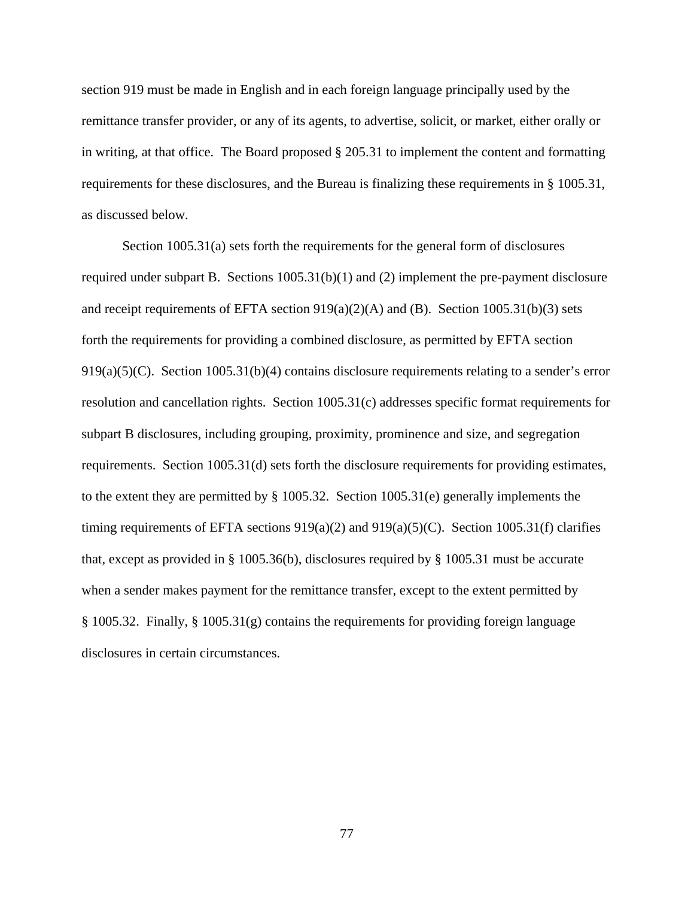section 919 must be made in English and in each foreign language principally used by the remittance transfer provider, or any of its agents, to advertise, solicit, or market, either orally or in writing, at that office. The Board proposed § 205.31 to implement the content and formatting requirements for these disclosures, and the Bureau is finalizing these requirements in § 1005.31, as discussed below.

Section 1005.31(a) sets forth the requirements for the general form of disclosures required under subpart B. Sections 1005.31(b)(1) and (2) implement the pre-payment disclosure and receipt requirements of EFTA section 919(a)(2)(A) and (B). Section 1005.31(b)(3) sets forth the requirements for providing a combined disclosure, as permitted by EFTA section 919(a)(5)(C). Section 1005.31(b)(4) contains disclosure requirements relating to a sender's error resolution and cancellation rights. Section 1005.31(c) addresses specific format requirements for subpart B disclosures, including grouping, proximity, prominence and size, and segregation requirements. Section 1005.31(d) sets forth the disclosure requirements for providing estimates, to the extent they are permitted by § 1005.32. Section 1005.31(e) generally implements the timing requirements of EFTA sections 919(a)(2) and 919(a)(5)(C). Section 1005.31(f) clarifies that, except as provided in § 1005.36(b), disclosures required by § 1005.31 must be accurate when a sender makes payment for the remittance transfer, except to the extent permitted by § 1005.32. Finally, § 1005.31(g) contains the requirements for providing foreign language disclosures in certain circumstances.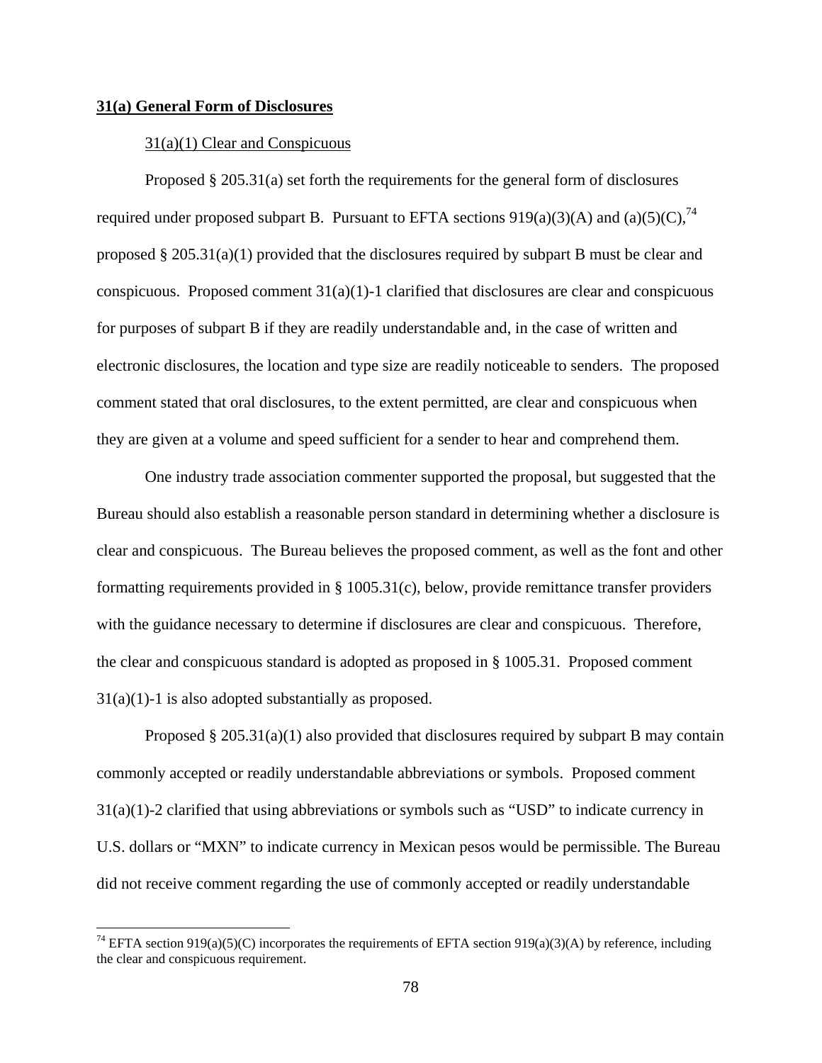**31(a) General Form of Disclosures**

31(a)(1) Clear and Conspicuous

Proposed § 205.31(a) set forth the requirements for the general form of disclosures required under proposed subpart B. Pursuant to EFTA sections 919(a)(3)(A) and (a)(5)(C),[74] proposed § 205.31(a)(1) provided that the disclosures required by subpart B must be clear and conspicuous. Proposed comment 31(a)(1)-1 clarified that disclosures are clear and conspicuous for purposes of subpart B if they are readily understandable and, in the case of written and electronic disclosures, the location and type size are readily noticeable to senders. The proposed comment stated that oral disclosures, to the extent permitted, are clear and conspicuous when they are given at a volume and speed sufficient for a sender to hear and comprehend them.

One industry trade association commenter supported the proposal, but suggested that the Bureau should also establish a reasonable person standard in determining whether a disclosure is clear and conspicuous. The Bureau believes the proposed comment, as well as the font and other formatting requirements provided in § 1005.31(c), below, provide remittance transfer providers with the guidance necessary to determine if disclosures are clear and conspicuous. Therefore, the clear and conspicuous standard is adopted as proposed in § 1005.31. Proposed comment 31(a)(1)-1 is also adopted substantially as proposed.

Proposed § 205.31(a)(1) also provided that disclosures required by subpart B may contain commonly accepted or readily understandable abbreviations or symbols. Proposed comment 31(a)(1)-2 clarified that using abbreviations or symbols such as "USD" to indicate currency in U.S. dollars or "MXN" to indicate currency in Mexican pesos would be permissible. The Bureau did not receive comment regarding the use of commonly accepted or readily understandable

---

[74] EFTA section 919(a)(5)(C) incorporates the requirements of EFTA section 919(a)(3)(A) by reference, including the clear and conspicuous requirement.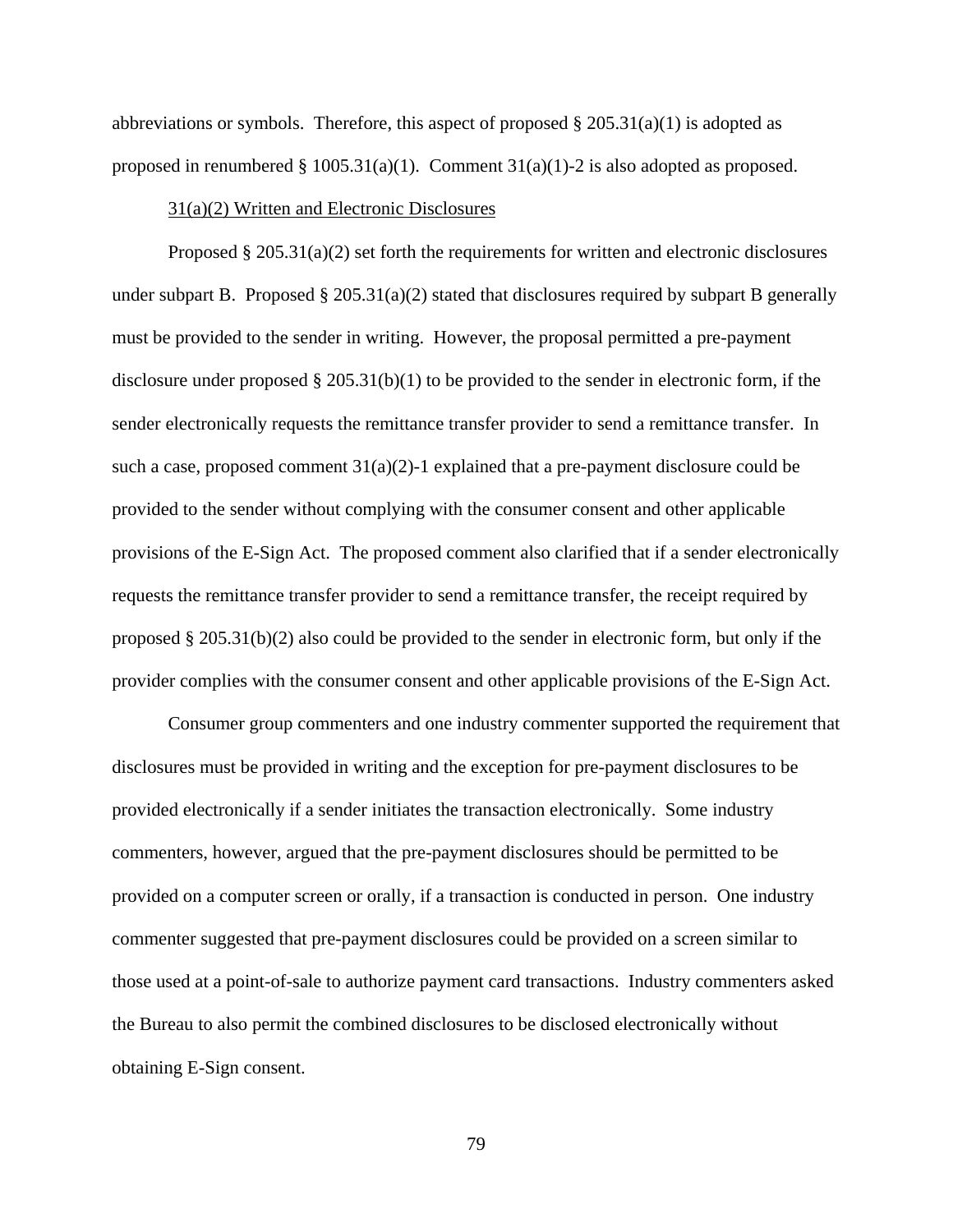abbreviations or symbols. Therefore, this aspect of proposed § 205.31(a)(1) is adopted as proposed in renumbered § 1005.31(a)(1). Comment 31(a)(1)-2 is also adopted as proposed.

<u>31(a)(2) Written and Electronic Disclosures</u>

Proposed § 205.31(a)(2) set forth the requirements for written and electronic disclosures under subpart B. Proposed § 205.31(a)(2) stated that disclosures required by subpart B generally must be provided to the sender in writing. However, the proposal permitted a pre-payment disclosure under proposed § 205.31(b)(1) to be provided to the sender in electronic form, if the sender electronically requests the remittance transfer provider to send a remittance transfer. In such a case, proposed comment 31(a)(2)-1 explained that a pre-payment disclosure could be provided to the sender without complying with the consumer consent and other applicable provisions of the E-Sign Act. The proposed comment also clarified that if a sender electronically requests the remittance transfer provider to send a remittance transfer, the receipt required by proposed § 205.31(b)(2) also could be provided to the sender in electronic form, but only if the provider complies with the consumer consent and other applicable provisions of the E-Sign Act.

Consumer group commenters and one industry commenter supported the requirement that disclosures must be provided in writing and the exception for pre-payment disclosures to be provided electronically if a sender initiates the transaction electronically. Some industry commenters, however, argued that the pre-payment disclosures should be permitted to be provided on a computer screen or orally, if a transaction is conducted in person. One industry commenter suggested that pre-payment disclosures could be provided on a screen similar to those used at a point-of-sale to authorize payment card transactions. Industry commenters asked the Bureau to also permit the combined disclosures to be disclosed electronically without obtaining E-Sign consent.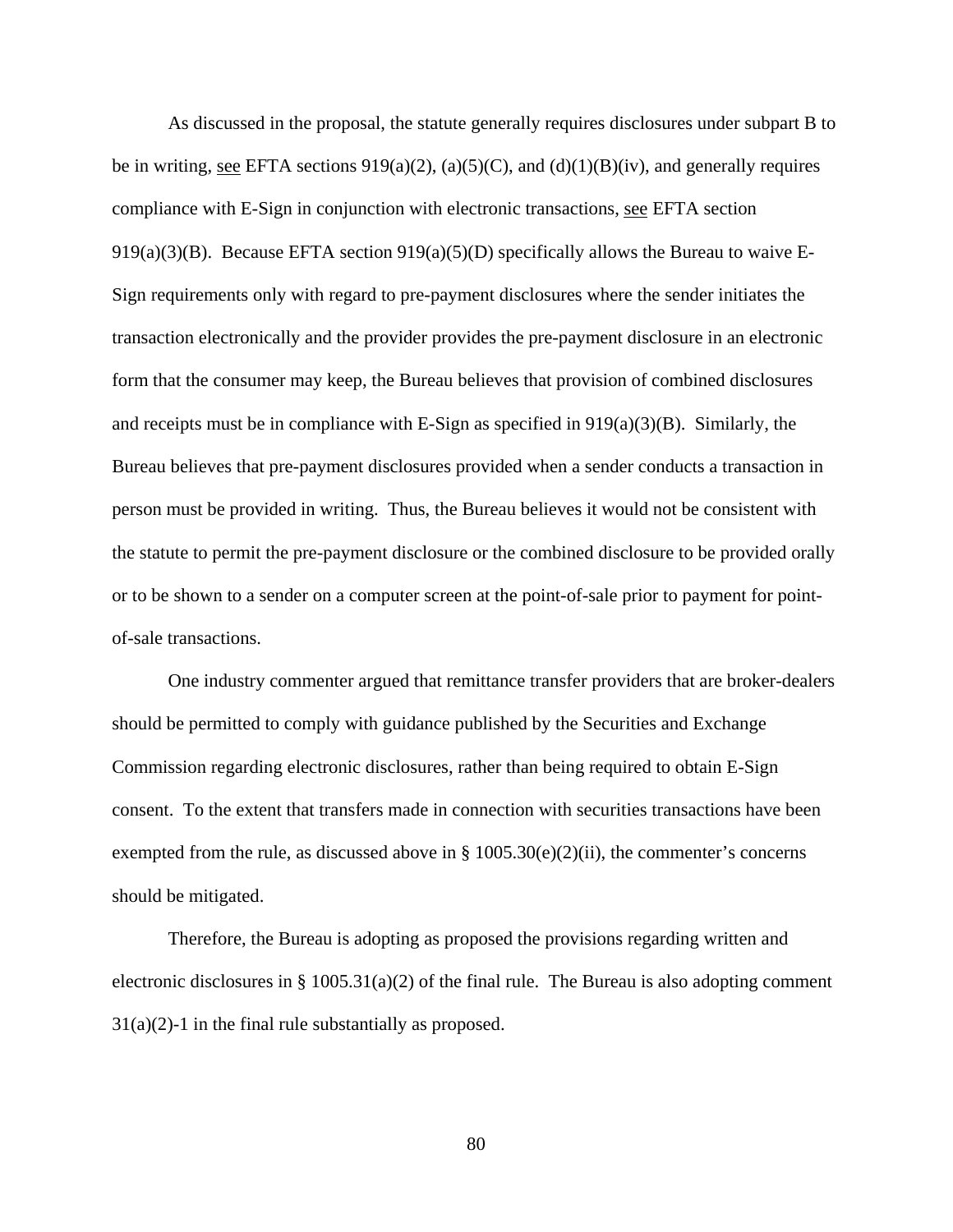As discussed in the proposal, the statute generally requires disclosures under subpart B to be in writing, see EFTA sections 919(a)(2), (a)(5)(C), and (d)(1)(B)(iv), and generally requires compliance with E-Sign in conjunction with electronic transactions, see EFTA section 919(a)(3)(B). Because EFTA section 919(a)(5)(D) specifically allows the Bureau to waive E-Sign requirements only with regard to pre-payment disclosures where the sender initiates the transaction electronically and the provider provides the pre-payment disclosure in an electronic form that the consumer may keep, the Bureau believes that provision of combined disclosures and receipts must be in compliance with E-Sign as specified in 919(a)(3)(B). Similarly, the Bureau believes that pre-payment disclosures provided when a sender conducts a transaction in person must be provided in writing. Thus, the Bureau believes it would not be consistent with the statute to permit the pre-payment disclosure or the combined disclosure to be provided orally or to be shown to a sender on a computer screen at the point-of-sale prior to payment for point-of-sale transactions.

One industry commenter argued that remittance transfer providers that are broker-dealers should be permitted to comply with guidance published by the Securities and Exchange Commission regarding electronic disclosures, rather than being required to obtain E-Sign consent. To the extent that transfers made in connection with securities transactions have been exempted from the rule, as discussed above in § 1005.30(e)(2)(ii), the commenter's concerns should be mitigated.

Therefore, the Bureau is adopting as proposed the provisions regarding written and electronic disclosures in § 1005.31(a)(2) of the final rule. The Bureau is also adopting comment 31(a)(2)-1 in the final rule substantially as proposed.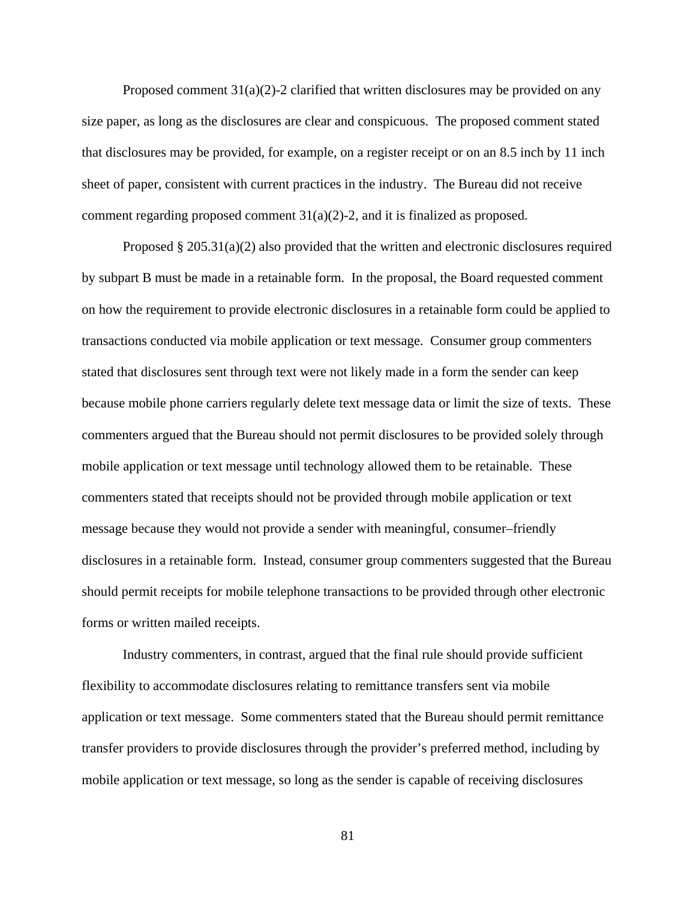Proposed comment 31(a)(2)-2 clarified that written disclosures may be provided on any size paper, as long as the disclosures are clear and conspicuous. The proposed comment stated that disclosures may be provided, for example, on a register receipt or on an 8.5 inch by 11 inch sheet of paper, consistent with current practices in the industry. The Bureau did not receive comment regarding proposed comment 31(a)(2)-2, and it is finalized as proposed.

Proposed § 205.31(a)(2) also provided that the written and electronic disclosures required by subpart B must be made in a retainable form. In the proposal, the Board requested comment on how the requirement to provide electronic disclosures in a retainable form could be applied to transactions conducted via mobile application or text message. Consumer group commenters stated that disclosures sent through text were not likely made in a form the sender can keep because mobile phone carriers regularly delete text message data or limit the size of texts. These commenters argued that the Bureau should not permit disclosures to be provided solely through mobile application or text message until technology allowed them to be retainable. These commenters stated that receipts should not be provided through mobile application or text message because they would not provide a sender with meaningful, consumer–friendly disclosures in a retainable form. Instead, consumer group commenters suggested that the Bureau should permit receipts for mobile telephone transactions to be provided through other electronic forms or written mailed receipts.

Industry commenters, in contrast, argued that the final rule should provide sufficient flexibility to accommodate disclosures relating to remittance transfers sent via mobile application or text message. Some commenters stated that the Bureau should permit remittance transfer providers to provide disclosures through the provider's preferred method, including by mobile application or text message, so long as the sender is capable of receiving disclosures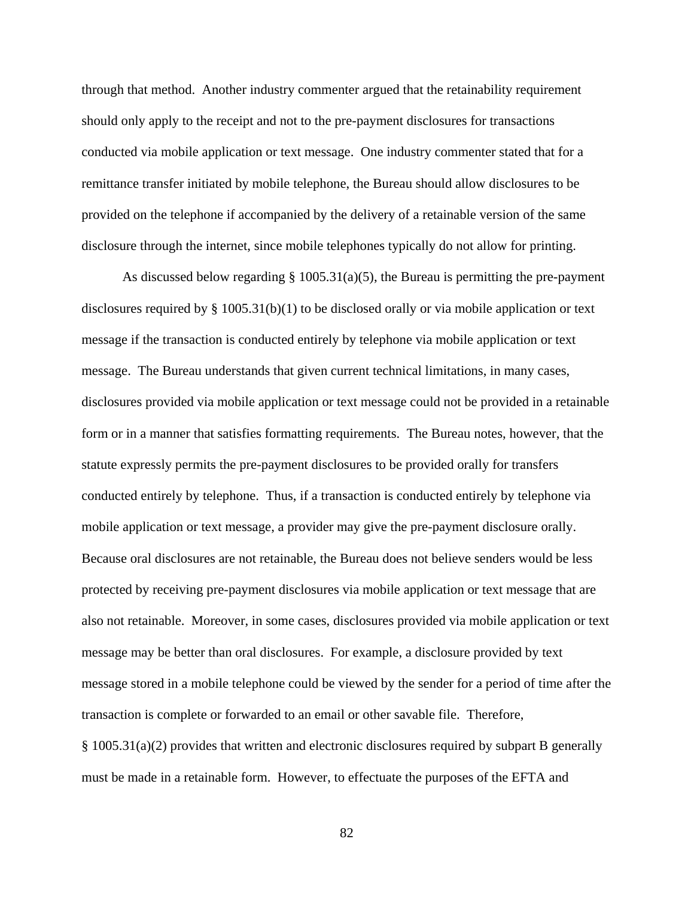through that method. Another industry commenter argued that the retainability requirement should only apply to the receipt and not to the pre-payment disclosures for transactions conducted via mobile application or text message. One industry commenter stated that for a remittance transfer initiated by mobile telephone, the Bureau should allow disclosures to be provided on the telephone if accompanied by the delivery of a retainable version of the same disclosure through the internet, since mobile telephones typically do not allow for printing.

As discussed below regarding § 1005.31(a)(5), the Bureau is permitting the pre-payment disclosures required by § 1005.31(b)(1) to be disclosed orally or via mobile application or text message if the transaction is conducted entirely by telephone via mobile application or text message. The Bureau understands that given current technical limitations, in many cases, disclosures provided via mobile application or text message could not be provided in a retainable form or in a manner that satisfies formatting requirements. The Bureau notes, however, that the statute expressly permits the pre-payment disclosures to be provided orally for transfers conducted entirely by telephone. Thus, if a transaction is conducted entirely by telephone via mobile application or text message, a provider may give the pre-payment disclosure orally. Because oral disclosures are not retainable, the Bureau does not believe senders would be less protected by receiving pre-payment disclosures via mobile application or text message that are also not retainable. Moreover, in some cases, disclosures provided via mobile application or text message may be better than oral disclosures. For example, a disclosure provided by text message stored in a mobile telephone could be viewed by the sender for a period of time after the transaction is complete or forwarded to an email or other savable file. Therefore, § 1005.31(a)(2) provides that written and electronic disclosures required by subpart B generally must be made in a retainable form. However, to effectuate the purposes of the EFTA and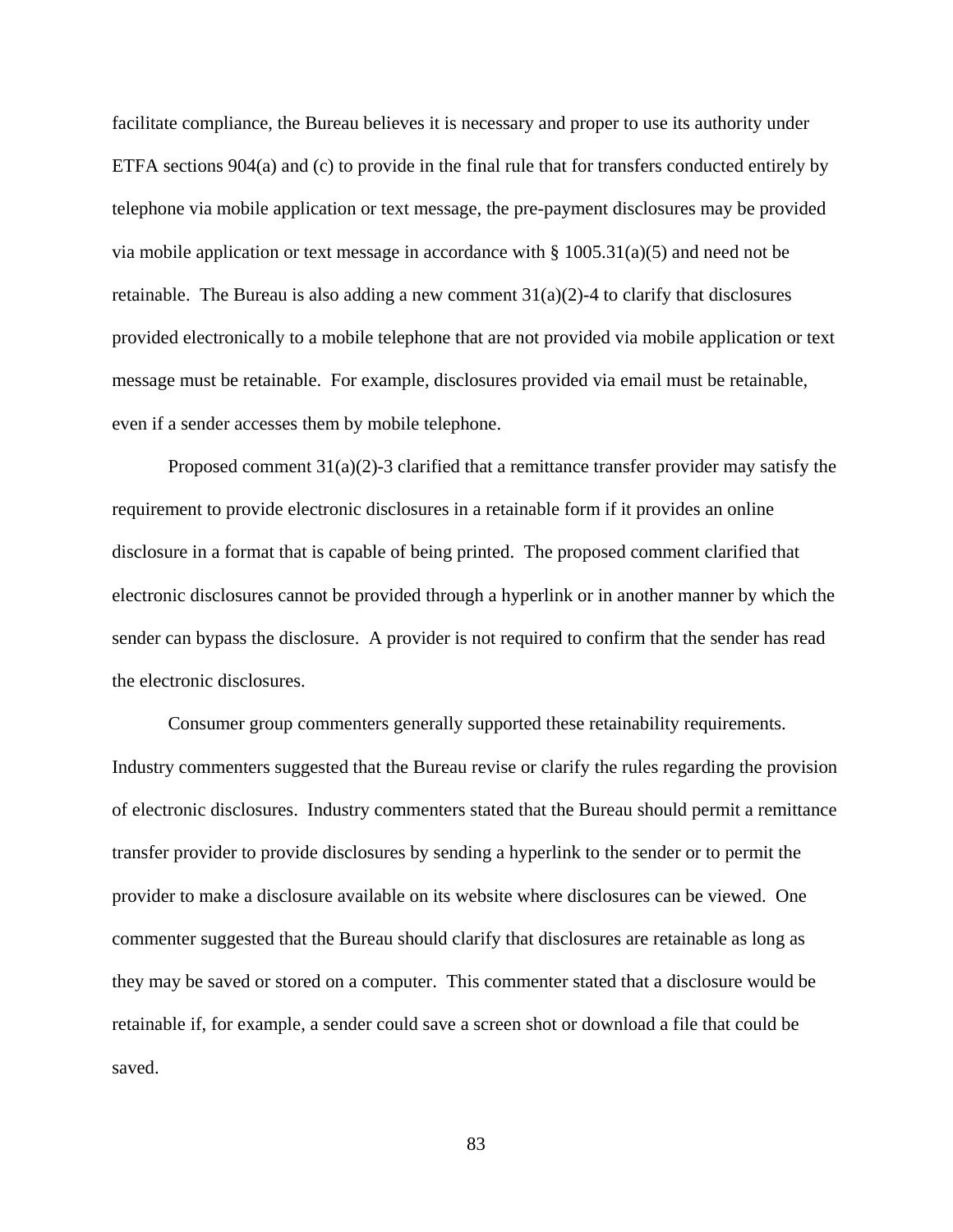facilitate compliance, the Bureau believes it is necessary and proper to use its authority under ETFA sections 904(a) and (c) to provide in the final rule that for transfers conducted entirely by telephone via mobile application or text message, the pre-payment disclosures may be provided via mobile application or text message in accordance with § 1005.31(a)(5) and need not be retainable. The Bureau is also adding a new comment 31(a)(2)-4 to clarify that disclosures provided electronically to a mobile telephone that are not provided via mobile application or text message must be retainable. For example, disclosures provided via email must be retainable, even if a sender accesses them by mobile telephone.

Proposed comment 31(a)(2)-3 clarified that a remittance transfer provider may satisfy the requirement to provide electronic disclosures in a retainable form if it provides an online disclosure in a format that is capable of being printed. The proposed comment clarified that electronic disclosures cannot be provided through a hyperlink or in another manner by which the sender can bypass the disclosure. A provider is not required to confirm that the sender has read the electronic disclosures.

Consumer group commenters generally supported these retainability requirements. Industry commenters suggested that the Bureau revise or clarify the rules regarding the provision of electronic disclosures. Industry commenters stated that the Bureau should permit a remittance transfer provider to provide disclosures by sending a hyperlink to the sender or to permit the provider to make a disclosure available on its website where disclosures can be viewed. One commenter suggested that the Bureau should clarify that disclosures are retainable as long as they may be saved or stored on a computer. This commenter stated that a disclosure would be retainable if, for example, a sender could save a screen shot or download a file that could be saved.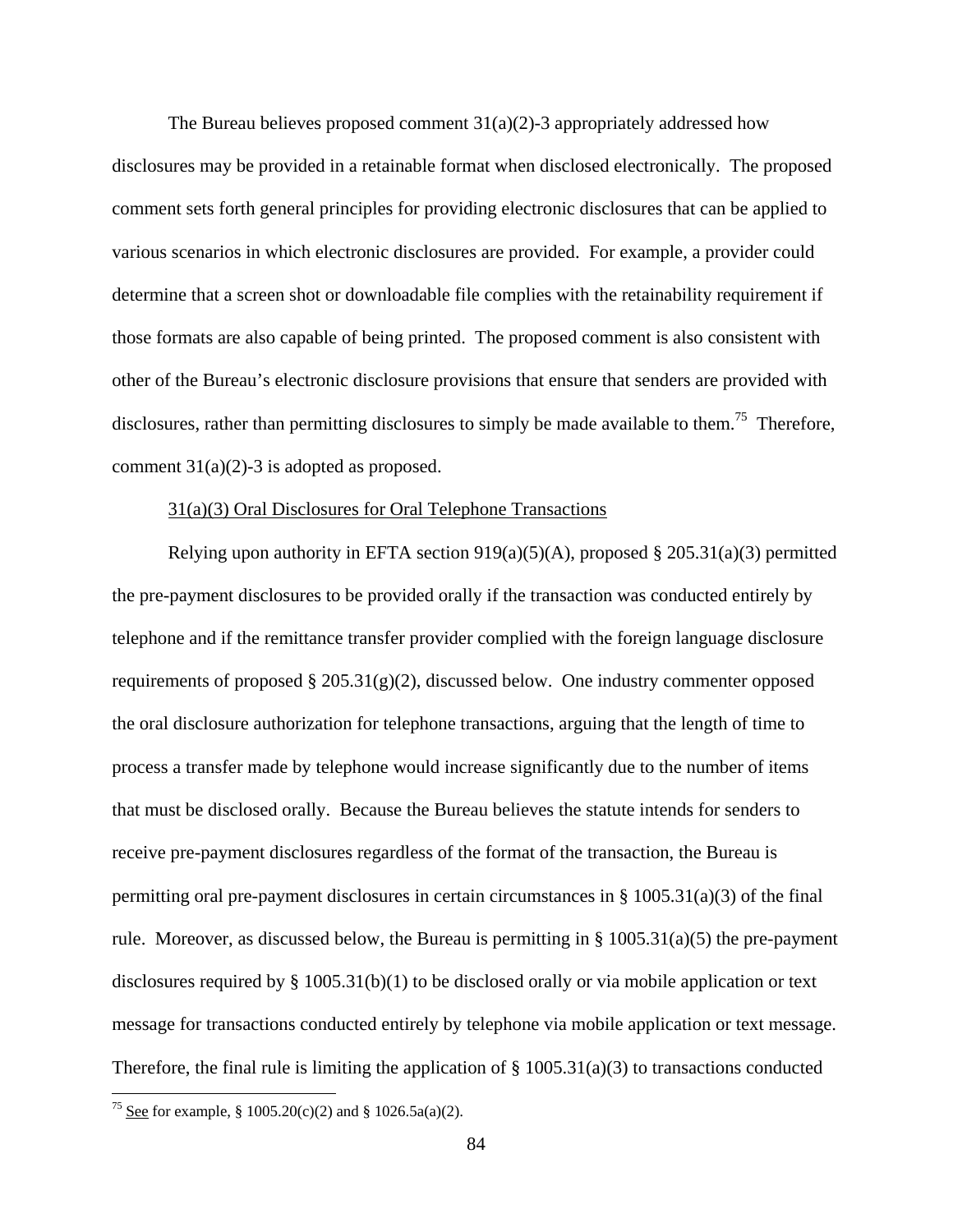The Bureau believes proposed comment 31(a)(2)-3 appropriately addressed how disclosures may be provided in a retainable format when disclosed electronically. The proposed comment sets forth general principles for providing electronic disclosures that can be applied to various scenarios in which electronic disclosures are provided. For example, a provider could determine that a screen shot or downloadable file complies with the retainability requirement if those formats are also capable of being printed. The proposed comment is also consistent with other of the Bureau's electronic disclosure provisions that ensure that senders are provided with disclosures, rather than permitting disclosures to simply be made available to them.[75] Therefore, comment 31(a)(2)-3 is adopted as proposed.

<u>31(a)(3) Oral Disclosures for Oral Telephone Transactions</u>

Relying upon authority in EFTA section 919(a)(5)(A), proposed § 205.31(a)(3) permitted the pre-payment disclosures to be provided orally if the transaction was conducted entirely by telephone and if the remittance transfer provider complied with the foreign language disclosure requirements of proposed § 205.31(g)(2), discussed below. One industry commenter opposed the oral disclosure authorization for telephone transactions, arguing that the length of time to process a transfer made by telephone would increase significantly due to the number of items that must be disclosed orally. Because the Bureau believes the statute intends for senders to receive pre-payment disclosures regardless of the format of the transaction, the Bureau is permitting oral pre-payment disclosures in certain circumstances in § 1005.31(a)(3) of the final rule. Moreover, as discussed below, the Bureau is permitting in § 1005.31(a)(5) the pre-payment disclosures required by § 1005.31(b)(1) to be disclosed orally or via mobile application or text message for transactions conducted entirely by telephone via mobile application or text message. Therefore, the final rule is limiting the application of § 1005.31(a)(3) to transactions conducted

---

[75] <u>See</u> for example, § 1005.20(c)(2) and § 1026.5a(a)(2).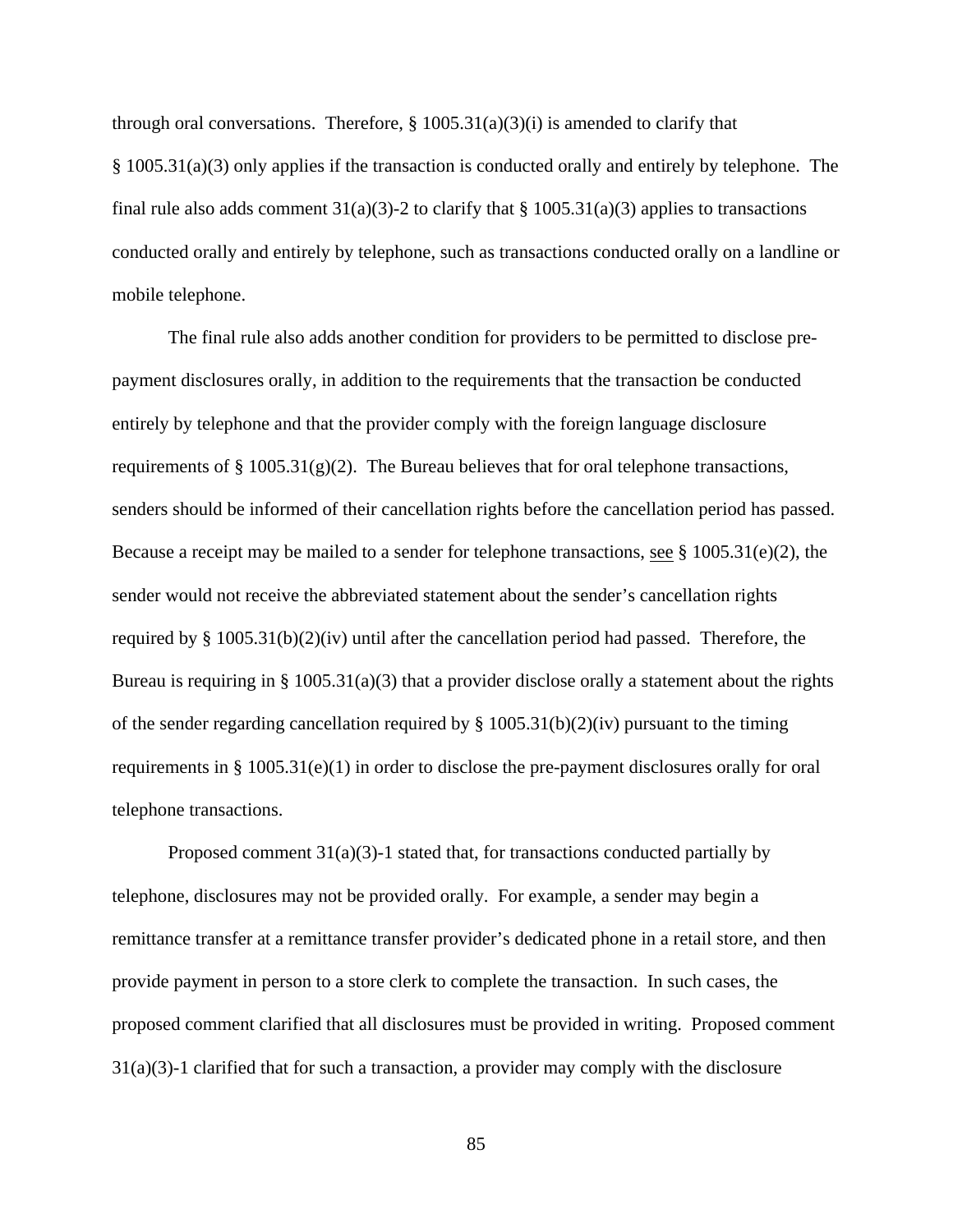through oral conversations. Therefore, § 1005.31(a)(3)(i) is amended to clarify that § 1005.31(a)(3) only applies if the transaction is conducted orally and entirely by telephone. The final rule also adds comment 31(a)(3)-2 to clarify that § 1005.31(a)(3) applies to transactions conducted orally and entirely by telephone, such as transactions conducted orally on a landline or mobile telephone.

The final rule also adds another condition for providers to be permitted to disclose pre-payment disclosures orally, in addition to the requirements that the transaction be conducted entirely by telephone and that the provider comply with the foreign language disclosure requirements of § 1005.31(g)(2). The Bureau believes that for oral telephone transactions, senders should be informed of their cancellation rights before the cancellation period has passed. Because a receipt may be mailed to a sender for telephone transactions, see § 1005.31(e)(2), the sender would not receive the abbreviated statement about the sender's cancellation rights required by § 1005.31(b)(2)(iv) until after the cancellation period had passed. Therefore, the Bureau is requiring in § 1005.31(a)(3) that a provider disclose orally a statement about the rights of the sender regarding cancellation required by § 1005.31(b)(2)(iv) pursuant to the timing requirements in § 1005.31(e)(1) in order to disclose the pre-payment disclosures orally for oral telephone transactions.

Proposed comment 31(a)(3)-1 stated that, for transactions conducted partially by telephone, disclosures may not be provided orally. For example, a sender may begin a remittance transfer at a remittance transfer provider's dedicated phone in a retail store, and then provide payment in person to a store clerk to complete the transaction. In such cases, the proposed comment clarified that all disclosures must be provided in writing. Proposed comment 31(a)(3)-1 clarified that for such a transaction, a provider may comply with the disclosure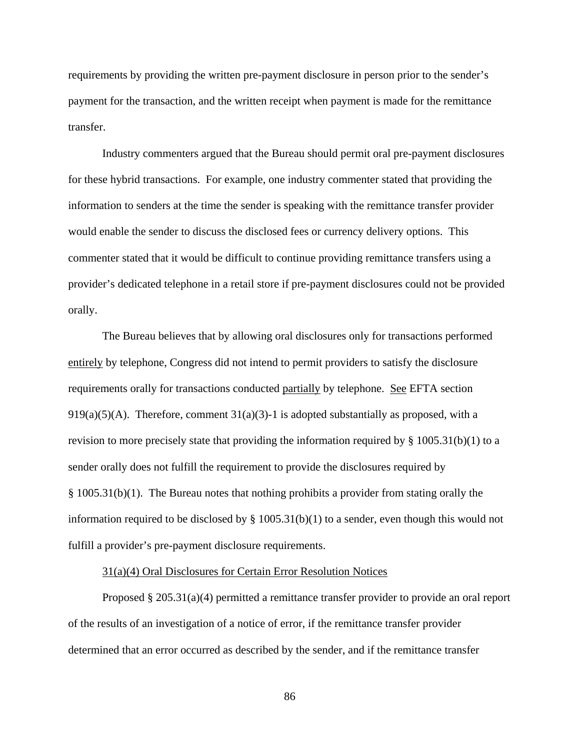requirements by providing the written pre-payment disclosure in person prior to the sender's payment for the transaction, and the written receipt when payment is made for the remittance transfer.

Industry commenters argued that the Bureau should permit oral pre-payment disclosures for these hybrid transactions. For example, one industry commenter stated that providing the information to senders at the time the sender is speaking with the remittance transfer provider would enable the sender to discuss the disclosed fees or currency delivery options. This commenter stated that it would be difficult to continue providing remittance transfers using a provider's dedicated telephone in a retail store if pre-payment disclosures could not be provided orally.

The Bureau believes that by allowing oral disclosures only for transactions performed entirely by telephone, Congress did not intend to permit providers to satisfy the disclosure requirements orally for transactions conducted partially by telephone. See EFTA section 919(a)(5)(A). Therefore, comment 31(a)(3)-1 is adopted substantially as proposed, with a revision to more precisely state that providing the information required by § 1005.31(b)(1) to a sender orally does not fulfill the requirement to provide the disclosures required by § 1005.31(b)(1). The Bureau notes that nothing prohibits a provider from stating orally the information required to be disclosed by § 1005.31(b)(1) to a sender, even though this would not fulfill a provider's pre-payment disclosure requirements.

31(a)(4) Oral Disclosures for Certain Error Resolution Notices

Proposed § 205.31(a)(4) permitted a remittance transfer provider to provide an oral report of the results of an investigation of a notice of error, if the remittance transfer provider determined that an error occurred as described by the sender, and if the remittance transfer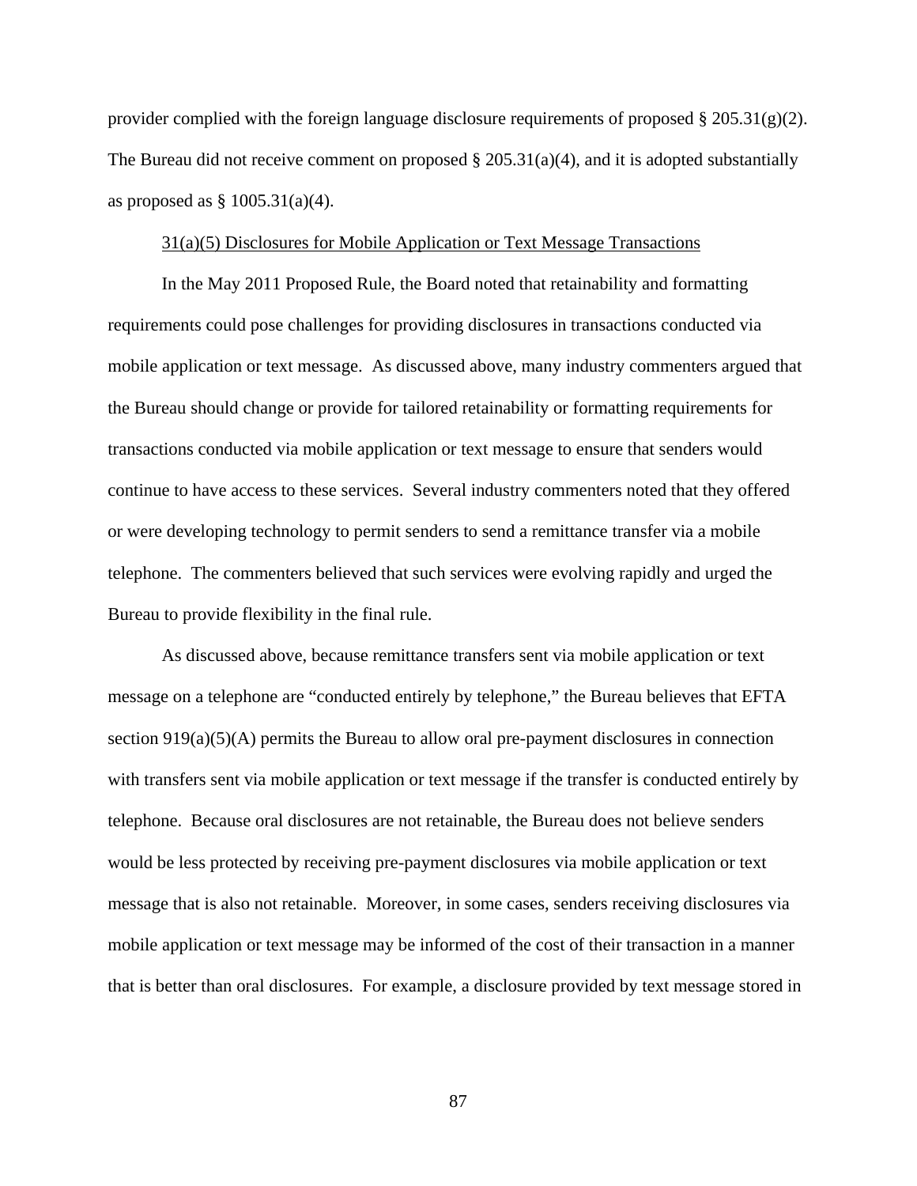provider complied with the foreign language disclosure requirements of proposed § 205.31(g)(2). The Bureau did not receive comment on proposed § 205.31(a)(4), and it is adopted substantially as proposed as § 1005.31(a)(4).

31(a)(5) Disclosures for Mobile Application or Text Message Transactions

In the May 2011 Proposed Rule, the Board noted that retainability and formatting requirements could pose challenges for providing disclosures in transactions conducted via mobile application or text message. As discussed above, many industry commenters argued that the Bureau should change or provide for tailored retainability or formatting requirements for transactions conducted via mobile application or text message to ensure that senders would continue to have access to these services. Several industry commenters noted that they offered or were developing technology to permit senders to send a remittance transfer via a mobile telephone. The commenters believed that such services were evolving rapidly and urged the Bureau to provide flexibility in the final rule.

As discussed above, because remittance transfers sent via mobile application or text message on a telephone are "conducted entirely by telephone," the Bureau believes that EFTA section 919(a)(5)(A) permits the Bureau to allow oral pre-payment disclosures in connection with transfers sent via mobile application or text message if the transfer is conducted entirely by telephone. Because oral disclosures are not retainable, the Bureau does not believe senders would be less protected by receiving pre-payment disclosures via mobile application or text message that is also not retainable. Moreover, in some cases, senders receiving disclosures via mobile application or text message may be informed of the cost of their transaction in a manner that is better than oral disclosures. For example, a disclosure provided by text message stored in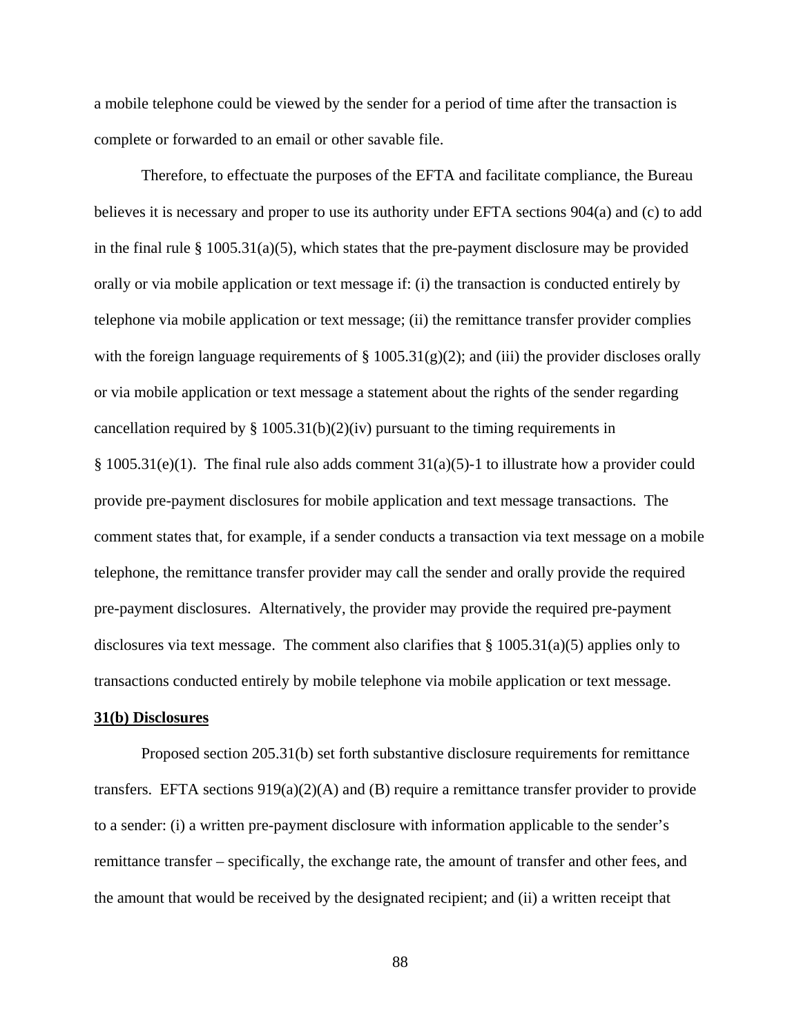a mobile telephone could be viewed by the sender for a period of time after the transaction is complete or forwarded to an email or other savable file.

Therefore, to effectuate the purposes of the EFTA and facilitate compliance, the Bureau believes it is necessary and proper to use its authority under EFTA sections 904(a) and (c) to add in the final rule § 1005.31(a)(5), which states that the pre-payment disclosure may be provided orally or via mobile application or text message if: (i) the transaction is conducted entirely by telephone via mobile application or text message; (ii) the remittance transfer provider complies with the foreign language requirements of § 1005.31(g)(2); and (iii) the provider discloses orally or via mobile application or text message a statement about the rights of the sender regarding cancellation required by § 1005.31(b)(2)(iv) pursuant to the timing requirements in § 1005.31(e)(1). The final rule also adds comment 31(a)(5)-1 to illustrate how a provider could provide pre-payment disclosures for mobile application and text message transactions. The comment states that, for example, if a sender conducts a transaction via text message on a mobile telephone, the remittance transfer provider may call the sender and orally provide the required pre-payment disclosures. Alternatively, the provider may provide the required pre-payment disclosures via text message. The comment also clarifies that § 1005.31(a)(5) applies only to transactions conducted entirely by mobile telephone via mobile application or text message.

**31(b) Disclosures**

Proposed section 205.31(b) set forth substantive disclosure requirements for remittance transfers. EFTA sections 919(a)(2)(A) and (B) require a remittance transfer provider to provide to a sender: (i) a written pre-payment disclosure with information applicable to the sender's remittance transfer – specifically, the exchange rate, the amount of transfer and other fees, and the amount that would be received by the designated recipient; and (ii) a written receipt that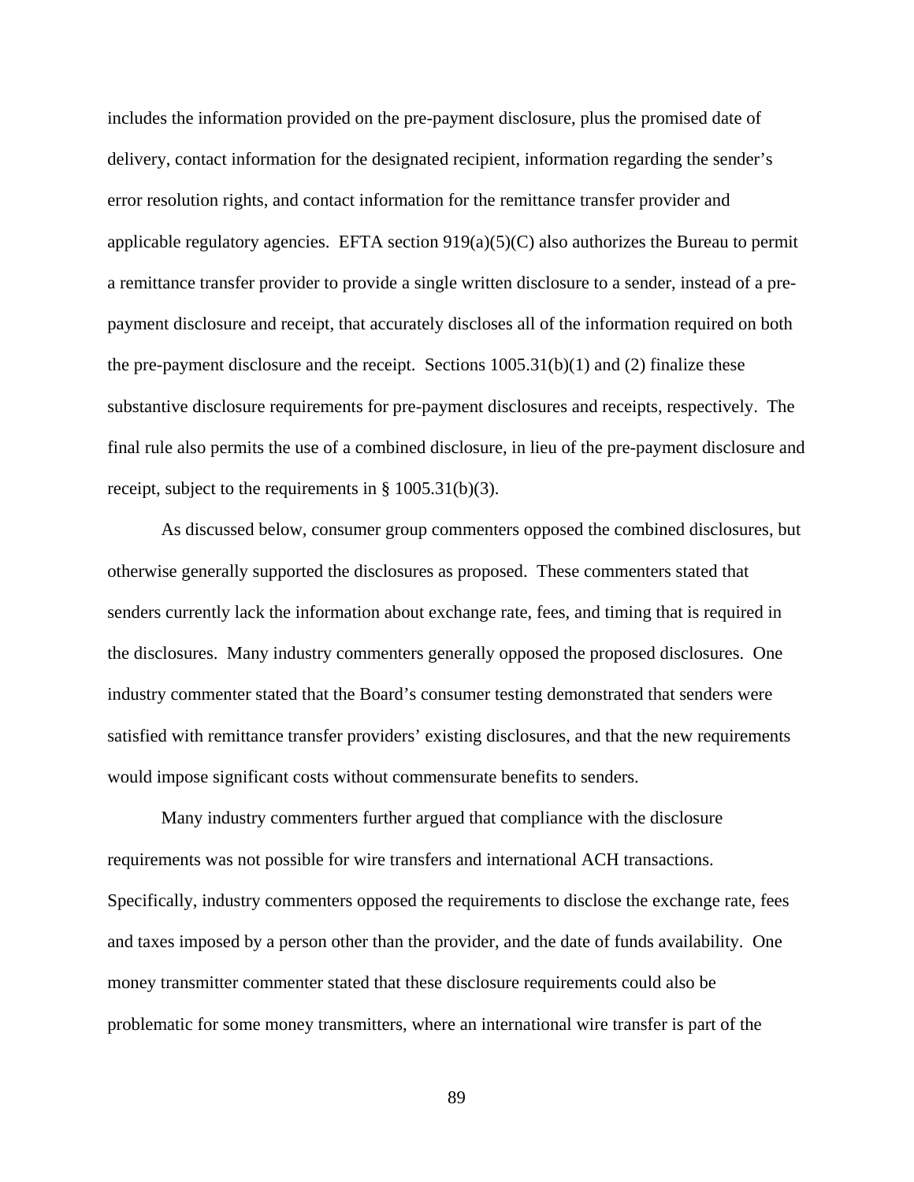includes the information provided on the pre-payment disclosure, plus the promised date of delivery, contact information for the designated recipient, information regarding the sender's error resolution rights, and contact information for the remittance transfer provider and applicable regulatory agencies. EFTA section 919(a)(5)(C) also authorizes the Bureau to permit a remittance transfer provider to provide a single written disclosure to a sender, instead of a pre-payment disclosure and receipt, that accurately discloses all of the information required on both the pre-payment disclosure and the receipt. Sections 1005.31(b)(1) and (2) finalize these substantive disclosure requirements for pre-payment disclosures and receipts, respectively. The final rule also permits the use of a combined disclosure, in lieu of the pre-payment disclosure and receipt, subject to the requirements in § 1005.31(b)(3).

As discussed below, consumer group commenters opposed the combined disclosures, but otherwise generally supported the disclosures as proposed. These commenters stated that senders currently lack the information about exchange rate, fees, and timing that is required in the disclosures. Many industry commenters generally opposed the proposed disclosures. One industry commenter stated that the Board's consumer testing demonstrated that senders were satisfied with remittance transfer providers' existing disclosures, and that the new requirements would impose significant costs without commensurate benefits to senders.

Many industry commenters further argued that compliance with the disclosure requirements was not possible for wire transfers and international ACH transactions. Specifically, industry commenters opposed the requirements to disclose the exchange rate, fees and taxes imposed by a person other than the provider, and the date of funds availability. One money transmitter commenter stated that these disclosure requirements could also be problematic for some money transmitters, where an international wire transfer is part of the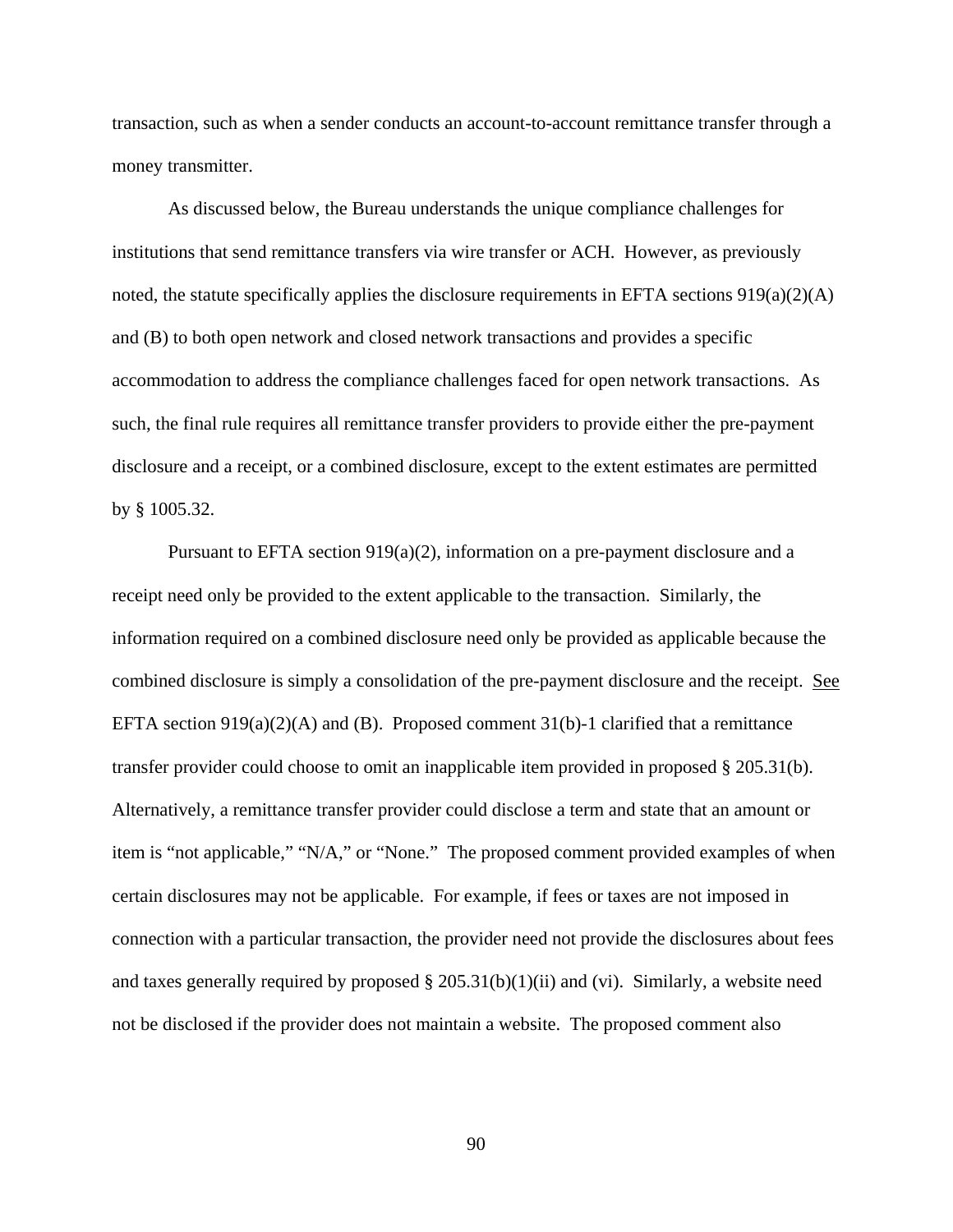transaction, such as when a sender conducts an account-to-account remittance transfer through a money transmitter.

As discussed below, the Bureau understands the unique compliance challenges for institutions that send remittance transfers via wire transfer or ACH. However, as previously noted, the statute specifically applies the disclosure requirements in EFTA sections 919(a)(2)(A) and (B) to both open network and closed network transactions and provides a specific accommodation to address the compliance challenges faced for open network transactions. As such, the final rule requires all remittance transfer providers to provide either the pre-payment disclosure and a receipt, or a combined disclosure, except to the extent estimates are permitted by § 1005.32.

Pursuant to EFTA section 919(a)(2), information on a pre-payment disclosure and a receipt need only be provided to the extent applicable to the transaction. Similarly, the information required on a combined disclosure need only be provided as applicable because the combined disclosure is simply a consolidation of the pre-payment disclosure and the receipt. See EFTA section 919(a)(2)(A) and (B). Proposed comment 31(b)-1 clarified that a remittance transfer provider could choose to omit an inapplicable item provided in proposed § 205.31(b). Alternatively, a remittance transfer provider could disclose a term and state that an amount or item is "not applicable," "N/A," or "None." The proposed comment provided examples of when certain disclosures may not be applicable. For example, if fees or taxes are not imposed in connection with a particular transaction, the provider need not provide the disclosures about fees and taxes generally required by proposed § 205.31(b)(1)(ii) and (vi). Similarly, a website need not be disclosed if the provider does not maintain a website. The proposed comment also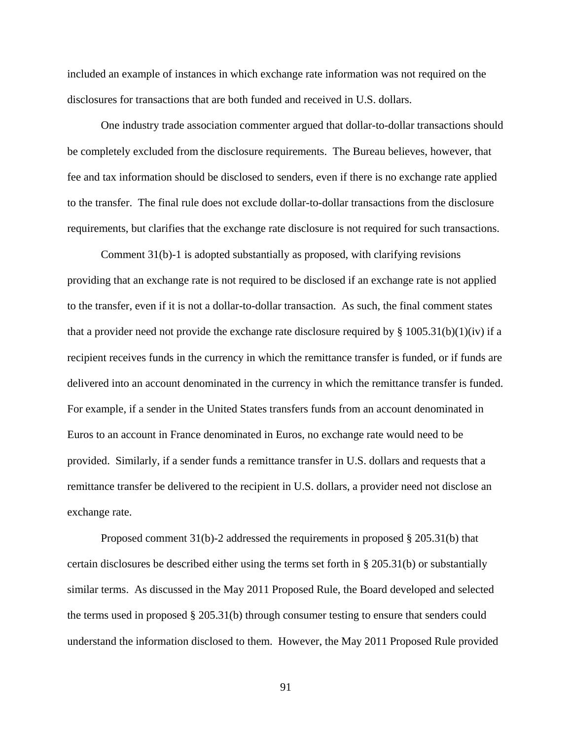included an example of instances in which exchange rate information was not required on the disclosures for transactions that are both funded and received in U.S. dollars.

One industry trade association commenter argued that dollar-to-dollar transactions should be completely excluded from the disclosure requirements. The Bureau believes, however, that fee and tax information should be disclosed to senders, even if there is no exchange rate applied to the transfer. The final rule does not exclude dollar-to-dollar transactions from the disclosure requirements, but clarifies that the exchange rate disclosure is not required for such transactions.

Comment 31(b)-1 is adopted substantially as proposed, with clarifying revisions providing that an exchange rate is not required to be disclosed if an exchange rate is not applied to the transfer, even if it is not a dollar-to-dollar transaction. As such, the final comment states that a provider need not provide the exchange rate disclosure required by § 1005.31(b)(1)(iv) if a recipient receives funds in the currency in which the remittance transfer is funded, or if funds are delivered into an account denominated in the currency in which the remittance transfer is funded. For example, if a sender in the United States transfers funds from an account denominated in Euros to an account in France denominated in Euros, no exchange rate would need to be provided. Similarly, if a sender funds a remittance transfer in U.S. dollars and requests that a remittance transfer be delivered to the recipient in U.S. dollars, a provider need not disclose an exchange rate.

Proposed comment 31(b)-2 addressed the requirements in proposed § 205.31(b) that certain disclosures be described either using the terms set forth in § 205.31(b) or substantially similar terms. As discussed in the May 2011 Proposed Rule, the Board developed and selected the terms used in proposed § 205.31(b) through consumer testing to ensure that senders could understand the information disclosed to them. However, the May 2011 Proposed Rule provided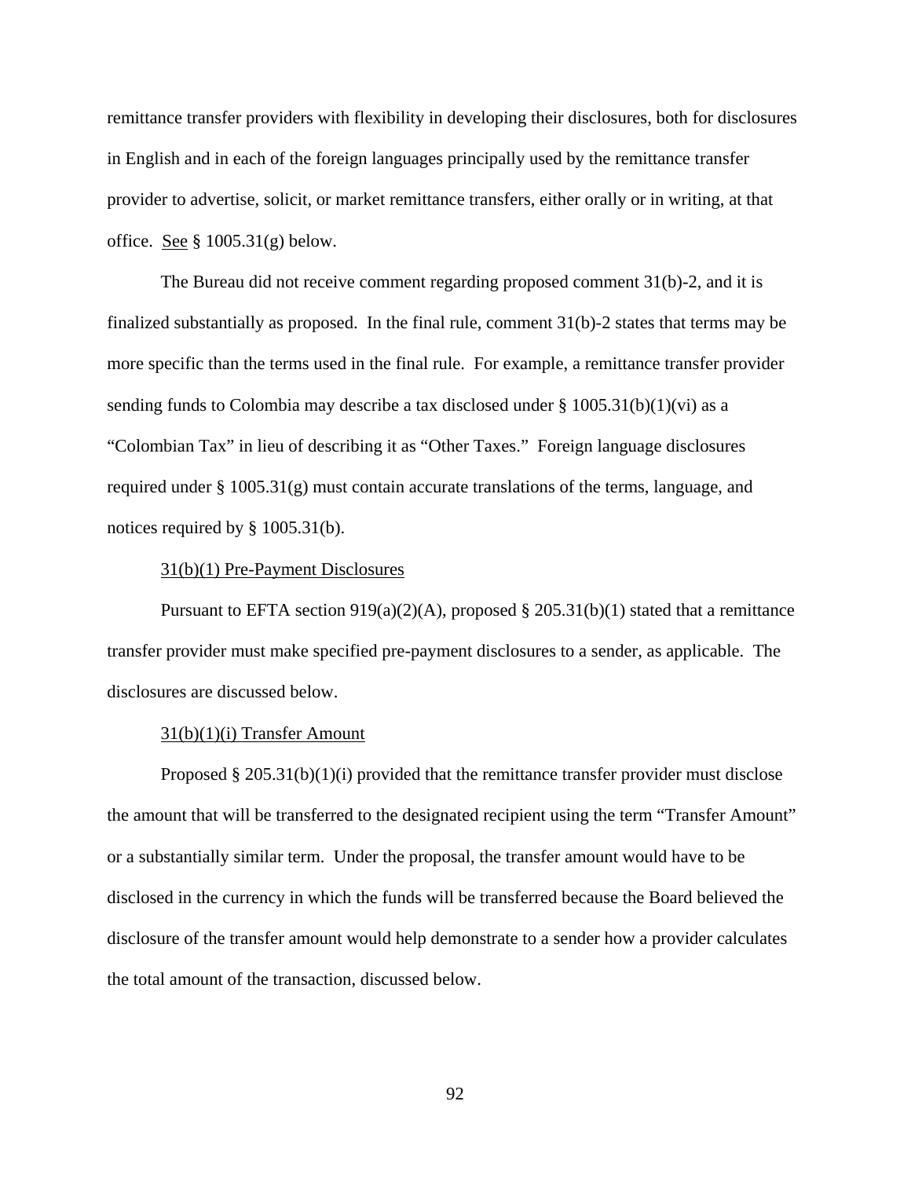remittance transfer providers with flexibility in developing their disclosures, both for disclosures in English and in each of the foreign languages principally used by the remittance transfer provider to advertise, solicit, or market remittance transfers, either orally or in writing, at that office. See § 1005.31(g) below.

The Bureau did not receive comment regarding proposed comment 31(b)-2, and it is finalized substantially as proposed. In the final rule, comment 31(b)-2 states that terms may be more specific than the terms used in the final rule. For example, a remittance transfer provider sending funds to Colombia may describe a tax disclosed under § 1005.31(b)(1)(vi) as a "Colombian Tax" in lieu of describing it as "Other Taxes." Foreign language disclosures required under § 1005.31(g) must contain accurate translations of the terms, language, and notices required by § 1005.31(b).

31(b)(1) Pre-Payment Disclosures

Pursuant to EFTA section 919(a)(2)(A), proposed § 205.31(b)(1) stated that a remittance transfer provider must make specified pre-payment disclosures to a sender, as applicable. The disclosures are discussed below.

31(b)(1)(i) Transfer Amount

Proposed § 205.31(b)(1)(i) provided that the remittance transfer provider must disclose the amount that will be transferred to the designated recipient using the term "Transfer Amount" or a substantially similar term. Under the proposal, the transfer amount would have to be disclosed in the currency in which the funds will be transferred because the Board believed the disclosure of the transfer amount would help demonstrate to a sender how a provider calculates the total amount of the transaction, discussed below.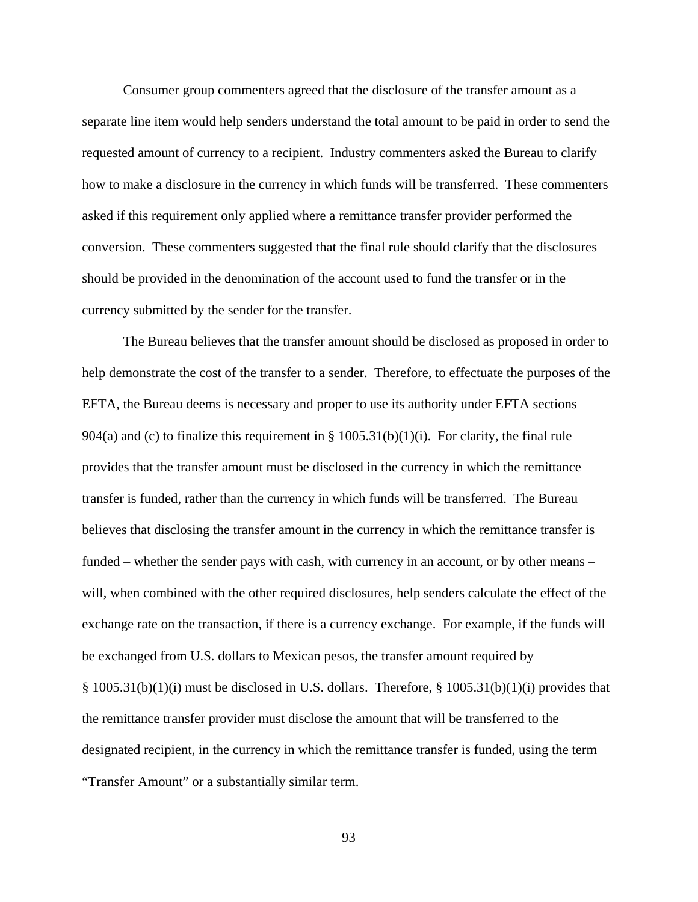Consumer group commenters agreed that the disclosure of the transfer amount as a separate line item would help senders understand the total amount to be paid in order to send the requested amount of currency to a recipient. Industry commenters asked the Bureau to clarify how to make a disclosure in the currency in which funds will be transferred. These commenters asked if this requirement only applied where a remittance transfer provider performed the conversion. These commenters suggested that the final rule should clarify that the disclosures should be provided in the denomination of the account used to fund the transfer or in the currency submitted by the sender for the transfer.

The Bureau believes that the transfer amount should be disclosed as proposed in order to help demonstrate the cost of the transfer to a sender. Therefore, to effectuate the purposes of the EFTA, the Bureau deems is necessary and proper to use its authority under EFTA sections 904(a) and (c) to finalize this requirement in § 1005.31(b)(1)(i). For clarity, the final rule provides that the transfer amount must be disclosed in the currency in which the remittance transfer is funded, rather than the currency in which funds will be transferred. The Bureau believes that disclosing the transfer amount in the currency in which the remittance transfer is funded – whether the sender pays with cash, with currency in an account, or by other means – will, when combined with the other required disclosures, help senders calculate the effect of the exchange rate on the transaction, if there is a currency exchange. For example, if the funds will be exchanged from U.S. dollars to Mexican pesos, the transfer amount required by § 1005.31(b)(1)(i) must be disclosed in U.S. dollars. Therefore, § 1005.31(b)(1)(i) provides that the remittance transfer provider must disclose the amount that will be transferred to the designated recipient, in the currency in which the remittance transfer is funded, using the term "Transfer Amount" or a substantially similar term.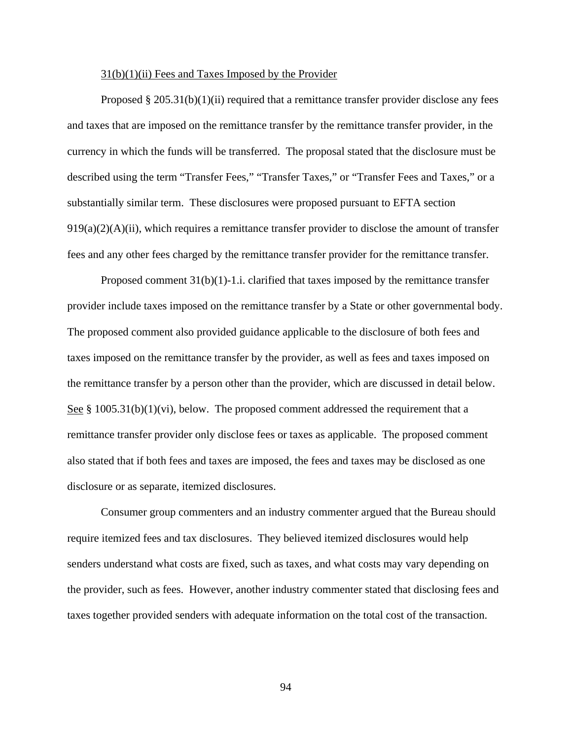<u>31(b)(1)(ii) Fees and Taxes Imposed by the Provider</u>

Proposed § 205.31(b)(1)(ii) required that a remittance transfer provider disclose any fees and taxes that are imposed on the remittance transfer by the remittance transfer provider, in the currency in which the funds will be transferred. The proposal stated that the disclosure must be described using the term "Transfer Fees," "Transfer Taxes," or "Transfer Fees and Taxes," or a substantially similar term. These disclosures were proposed pursuant to EFTA section 919(a)(2)(A)(ii), which requires a remittance transfer provider to disclose the amount of transfer fees and any other fees charged by the remittance transfer provider for the remittance transfer.

Proposed comment 31(b)(1)-1.i. clarified that taxes imposed by the remittance transfer provider include taxes imposed on the remittance transfer by a State or other governmental body. The proposed comment also provided guidance applicable to the disclosure of both fees and taxes imposed on the remittance transfer by the provider, as well as fees and taxes imposed on the remittance transfer by a person other than the provider, which are discussed in detail below. <u>See</u> § 1005.31(b)(1)(vi), below. The proposed comment addressed the requirement that a remittance transfer provider only disclose fees or taxes as applicable. The proposed comment also stated that if both fees and taxes are imposed, the fees and taxes may be disclosed as one disclosure or as separate, itemized disclosures.

Consumer group commenters and an industry commenter argued that the Bureau should require itemized fees and tax disclosures. They believed itemized disclosures would help senders understand what costs are fixed, such as taxes, and what costs may vary depending on the provider, such as fees. However, another industry commenter stated that disclosing fees and taxes together provided senders with adequate information on the total cost of the transaction.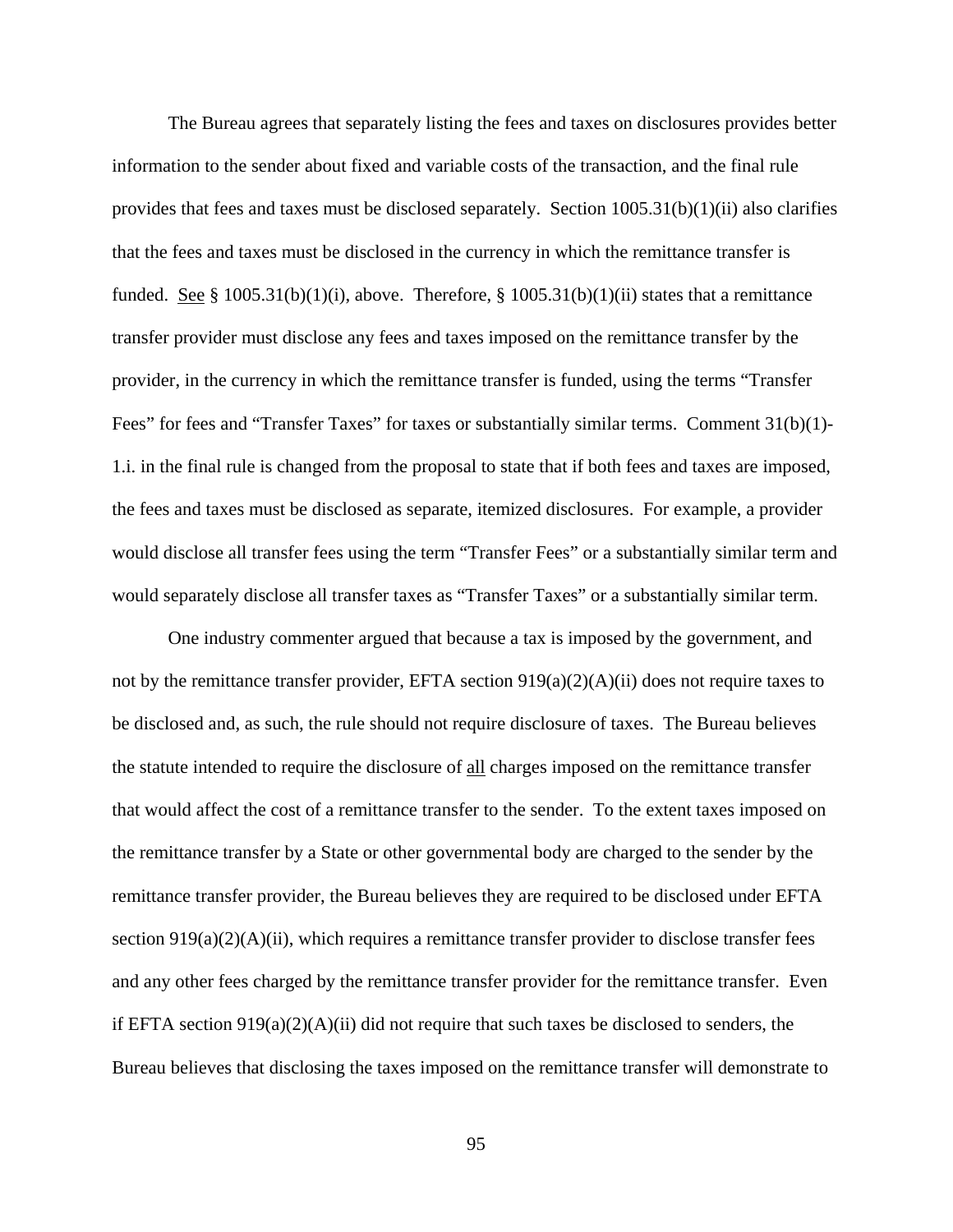The Bureau agrees that separately listing the fees and taxes on disclosures provides better information to the sender about fixed and variable costs of the transaction, and the final rule provides that fees and taxes must be disclosed separately. Section 1005.31(b)(1)(ii) also clarifies that the fees and taxes must be disclosed in the currency in which the remittance transfer is funded. See § 1005.31(b)(1)(i), above. Therefore, § 1005.31(b)(1)(ii) states that a remittance transfer provider must disclose any fees and taxes imposed on the remittance transfer by the provider, in the currency in which the remittance transfer is funded, using the terms "Transfer Fees" for fees and "Transfer Taxes" for taxes or substantially similar terms. Comment 31(b)(1)-1.i. in the final rule is changed from the proposal to state that if both fees and taxes are imposed, the fees and taxes must be disclosed as separate, itemized disclosures. For example, a provider would disclose all transfer fees using the term "Transfer Fees" or a substantially similar term and would separately disclose all transfer taxes as "Transfer Taxes" or a substantially similar term.

One industry commenter argued that because a tax is imposed by the government, and not by the remittance transfer provider, EFTA section 919(a)(2)(A)(ii) does not require taxes to be disclosed and, as such, the rule should not require disclosure of taxes. The Bureau believes the statute intended to require the disclosure of all charges imposed on the remittance transfer that would affect the cost of a remittance transfer to the sender. To the extent taxes imposed on the remittance transfer by a State or other governmental body are charged to the sender by the remittance transfer provider, the Bureau believes they are required to be disclosed under EFTA section 919(a)(2)(A)(ii), which requires a remittance transfer provider to disclose transfer fees and any other fees charged by the remittance transfer provider for the remittance transfer. Even if EFTA section 919(a)(2)(A)(ii) did not require that such taxes be disclosed to senders, the Bureau believes that disclosing the taxes imposed on the remittance transfer will demonstrate to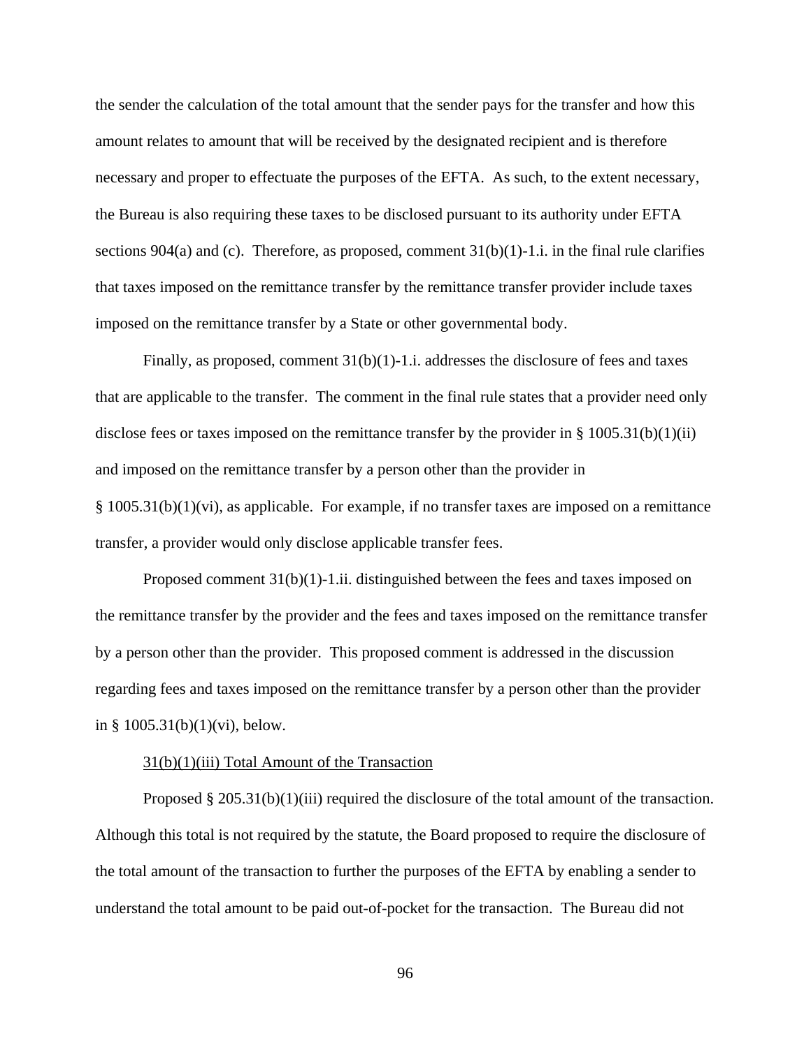the sender the calculation of the total amount that the sender pays for the transfer and how this amount relates to amount that will be received by the designated recipient and is therefore necessary and proper to effectuate the purposes of the EFTA. As such, to the extent necessary, the Bureau is also requiring these taxes to be disclosed pursuant to its authority under EFTA sections 904(a) and (c). Therefore, as proposed, comment 31(b)(1)-1.i. in the final rule clarifies that taxes imposed on the remittance transfer by the remittance transfer provider include taxes imposed on the remittance transfer by a State or other governmental body.

Finally, as proposed, comment 31(b)(1)-1.i. addresses the disclosure of fees and taxes that are applicable to the transfer. The comment in the final rule states that a provider need only disclose fees or taxes imposed on the remittance transfer by the provider in § 1005.31(b)(1)(ii) and imposed on the remittance transfer by a person other than the provider in § 1005.31(b)(1)(vi), as applicable. For example, if no transfer taxes are imposed on a remittance transfer, a provider would only disclose applicable transfer fees.

Proposed comment 31(b)(1)-1.ii. distinguished between the fees and taxes imposed on the remittance transfer by the provider and the fees and taxes imposed on the remittance transfer by a person other than the provider. This proposed comment is addressed in the discussion regarding fees and taxes imposed on the remittance transfer by a person other than the provider in § 1005.31(b)(1)(vi), below.

31(b)(1)(iii) Total Amount of the Transaction

Proposed § 205.31(b)(1)(iii) required the disclosure of the total amount of the transaction. Although this total is not required by the statute, the Board proposed to require the disclosure of the total amount of the transaction to further the purposes of the EFTA by enabling a sender to understand the total amount to be paid out-of-pocket for the transaction. The Bureau did not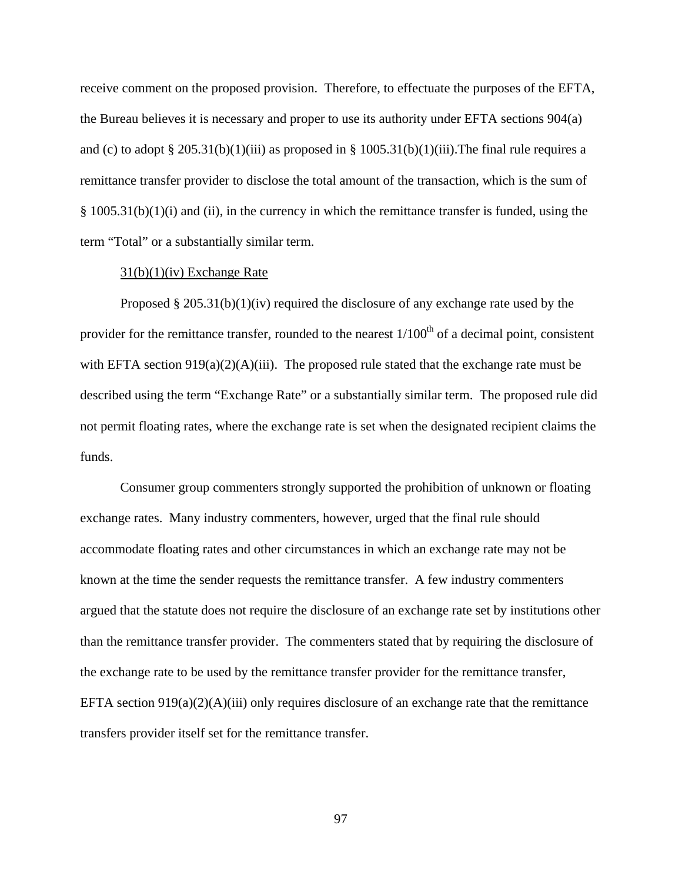receive comment on the proposed provision. Therefore, to effectuate the purposes of the EFTA, the Bureau believes it is necessary and proper to use its authority under EFTA sections 904(a) and (c) to adopt § 205.31(b)(1)(iii) as proposed in § 1005.31(b)(1)(iii).The final rule requires a remittance transfer provider to disclose the total amount of the transaction, which is the sum of § 1005.31(b)(1)(i) and (ii), in the currency in which the remittance transfer is funded, using the term "Total" or a substantially similar term.

31(b)(1)(iv) Exchange Rate

Proposed § 205.31(b)(1)(iv) required the disclosure of any exchange rate used by the provider for the remittance transfer, rounded to the nearest 1/100th of a decimal point, consistent with EFTA section 919(a)(2)(A)(iii). The proposed rule stated that the exchange rate must be described using the term "Exchange Rate" or a substantially similar term. The proposed rule did not permit floating rates, where the exchange rate is set when the designated recipient claims the funds.

Consumer group commenters strongly supported the prohibition of unknown or floating exchange rates. Many industry commenters, however, urged that the final rule should accommodate floating rates and other circumstances in which an exchange rate may not be known at the time the sender requests the remittance transfer. A few industry commenters argued that the statute does not require the disclosure of an exchange rate set by institutions other than the remittance transfer provider. The commenters stated that by requiring the disclosure of the exchange rate to be used by the remittance transfer provider for the remittance transfer, EFTA section 919(a)(2)(A)(iii) only requires disclosure of an exchange rate that the remittance transfers provider itself set for the remittance transfer.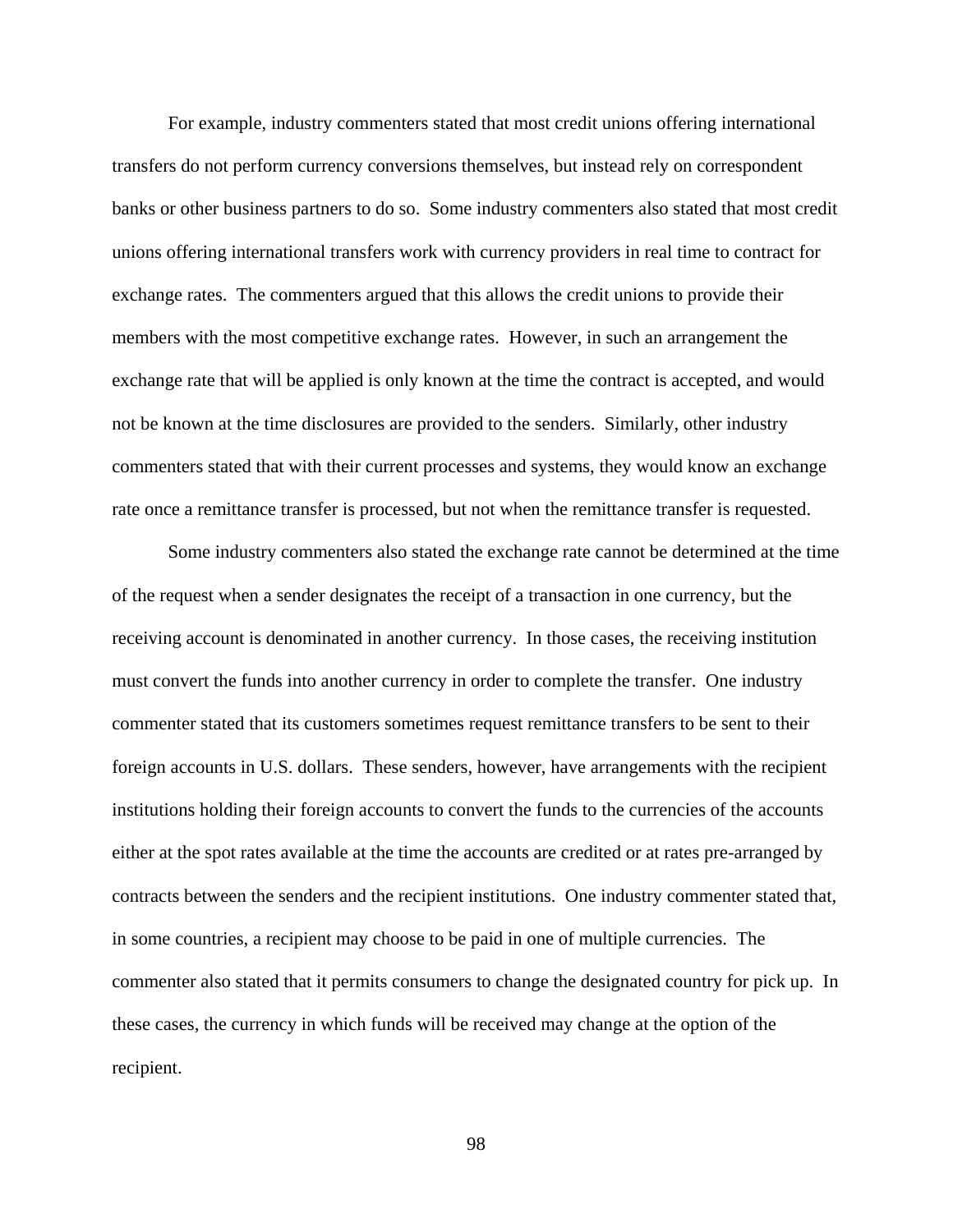For example, industry commenters stated that most credit unions offering international transfers do not perform currency conversions themselves, but instead rely on correspondent banks or other business partners to do so. Some industry commenters also stated that most credit unions offering international transfers work with currency providers in real time to contract for exchange rates. The commenters argued that this allows the credit unions to provide their members with the most competitive exchange rates. However, in such an arrangement the exchange rate that will be applied is only known at the time the contract is accepted, and would not be known at the time disclosures are provided to the senders. Similarly, other industry commenters stated that with their current processes and systems, they would know an exchange rate once a remittance transfer is processed, but not when the remittance transfer is requested.

Some industry commenters also stated the exchange rate cannot be determined at the time of the request when a sender designates the receipt of a transaction in one currency, but the receiving account is denominated in another currency. In those cases, the receiving institution must convert the funds into another currency in order to complete the transfer. One industry commenter stated that its customers sometimes request remittance transfers to be sent to their foreign accounts in U.S. dollars. These senders, however, have arrangements with the recipient institutions holding their foreign accounts to convert the funds to the currencies of the accounts either at the spot rates available at the time the accounts are credited or at rates pre-arranged by contracts between the senders and the recipient institutions. One industry commenter stated that, in some countries, a recipient may choose to be paid in one of multiple currencies. The commenter also stated that it permits consumers to change the designated country for pick up. In these cases, the currency in which funds will be received may change at the option of the recipient.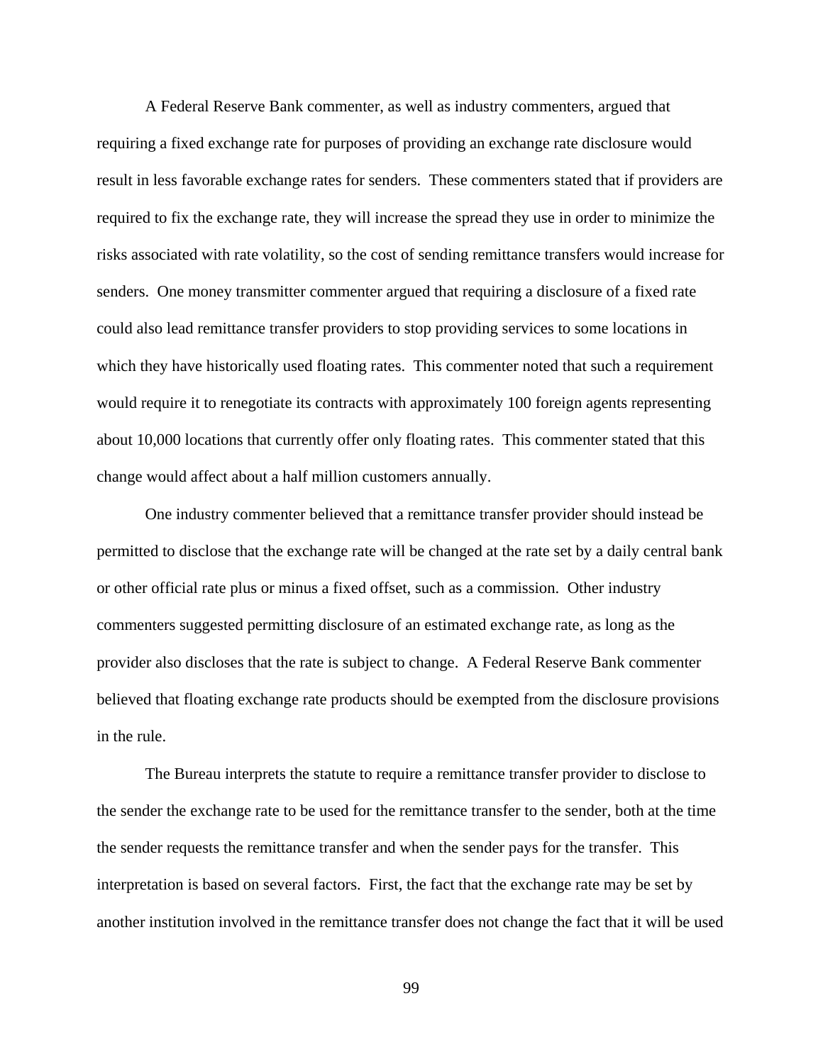A Federal Reserve Bank commenter, as well as industry commenters, argued that requiring a fixed exchange rate for purposes of providing an exchange rate disclosure would result in less favorable exchange rates for senders. These commenters stated that if providers are required to fix the exchange rate, they will increase the spread they use in order to minimize the risks associated with rate volatility, so the cost of sending remittance transfers would increase for senders. One money transmitter commenter argued that requiring a disclosure of a fixed rate could also lead remittance transfer providers to stop providing services to some locations in which they have historically used floating rates. This commenter noted that such a requirement would require it to renegotiate its contracts with approximately 100 foreign agents representing about 10,000 locations that currently offer only floating rates. This commenter stated that this change would affect about a half million customers annually.

One industry commenter believed that a remittance transfer provider should instead be permitted to disclose that the exchange rate will be changed at the rate set by a daily central bank or other official rate plus or minus a fixed offset, such as a commission. Other industry commenters suggested permitting disclosure of an estimated exchange rate, as long as the provider also discloses that the rate is subject to change. A Federal Reserve Bank commenter believed that floating exchange rate products should be exempted from the disclosure provisions in the rule.

The Bureau interprets the statute to require a remittance transfer provider to disclose to the sender the exchange rate to be used for the remittance transfer to the sender, both at the time the sender requests the remittance transfer and when the sender pays for the transfer. This interpretation is based on several factors. First, the fact that the exchange rate may be set by another institution involved in the remittance transfer does not change the fact that it will be used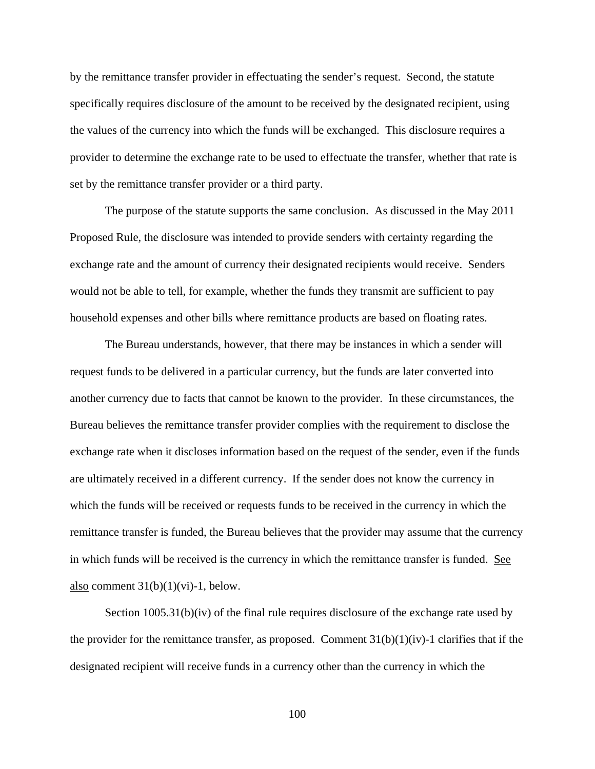by the remittance transfer provider in effectuating the sender's request. Second, the statute specifically requires disclosure of the amount to be received by the designated recipient, using the values of the currency into which the funds will be exchanged. This disclosure requires a provider to determine the exchange rate to be used to effectuate the transfer, whether that rate is set by the remittance transfer provider or a third party.

The purpose of the statute supports the same conclusion. As discussed in the May 2011 Proposed Rule, the disclosure was intended to provide senders with certainty regarding the exchange rate and the amount of currency their designated recipients would receive. Senders would not be able to tell, for example, whether the funds they transmit are sufficient to pay household expenses and other bills where remittance products are based on floating rates.

The Bureau understands, however, that there may be instances in which a sender will request funds to be delivered in a particular currency, but the funds are later converted into another currency due to facts that cannot be known to the provider. In these circumstances, the Bureau believes the remittance transfer provider complies with the requirement to disclose the exchange rate when it discloses information based on the request of the sender, even if the funds are ultimately received in a different currency. If the sender does not know the currency in which the funds will be received or requests funds to be received in the currency in which the remittance transfer is funded, the Bureau believes that the provider may assume that the currency in which funds will be received is the currency in which the remittance transfer is funded. See also comment 31(b)(1)(vi)-1, below.

Section 1005.31(b)(iv) of the final rule requires disclosure of the exchange rate used by the provider for the remittance transfer, as proposed. Comment 31(b)(1)(iv)-1 clarifies that if the designated recipient will receive funds in a currency other than the currency in which the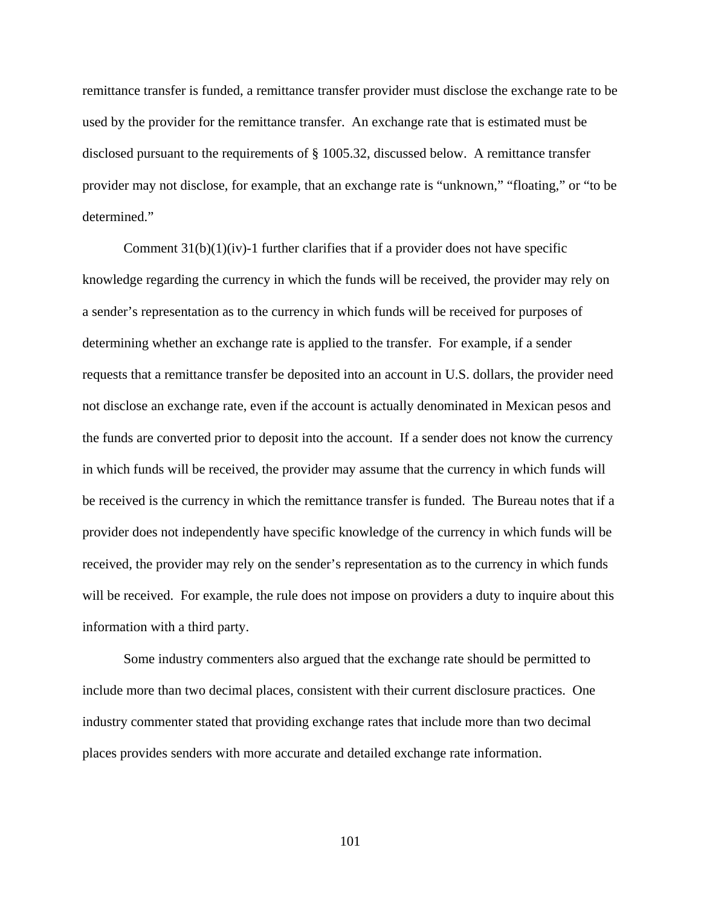remittance transfer is funded, a remittance transfer provider must disclose the exchange rate to be used by the provider for the remittance transfer. An exchange rate that is estimated must be disclosed pursuant to the requirements of § 1005.32, discussed below. A remittance transfer provider may not disclose, for example, that an exchange rate is "unknown," "floating," or "to be determined."

Comment 31(b)(1)(iv)-1 further clarifies that if a provider does not have specific knowledge regarding the currency in which the funds will be received, the provider may rely on a sender's representation as to the currency in which funds will be received for purposes of determining whether an exchange rate is applied to the transfer. For example, if a sender requests that a remittance transfer be deposited into an account in U.S. dollars, the provider need not disclose an exchange rate, even if the account is actually denominated in Mexican pesos and the funds are converted prior to deposit into the account. If a sender does not know the currency in which funds will be received, the provider may assume that the currency in which funds will be received is the currency in which the remittance transfer is funded. The Bureau notes that if a provider does not independently have specific knowledge of the currency in which funds will be received, the provider may rely on the sender's representation as to the currency in which funds will be received. For example, the rule does not impose on providers a duty to inquire about this information with a third party.

Some industry commenters also argued that the exchange rate should be permitted to include more than two decimal places, consistent with their current disclosure practices. One industry commenter stated that providing exchange rates that include more than two decimal places provides senders with more accurate and detailed exchange rate information.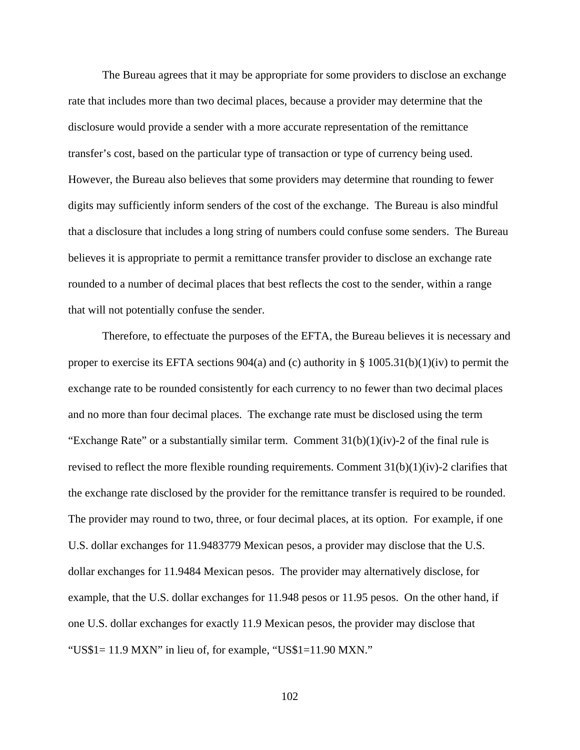The Bureau agrees that it may be appropriate for some providers to disclose an exchange rate that includes more than two decimal places, because a provider may determine that the disclosure would provide a sender with a more accurate representation of the remittance transfer's cost, based on the particular type of transaction or type of currency being used. However, the Bureau also believes that some providers may determine that rounding to fewer digits may sufficiently inform senders of the cost of the exchange. The Bureau is also mindful that a disclosure that includes a long string of numbers could confuse some senders. The Bureau believes it is appropriate to permit a remittance transfer provider to disclose an exchange rate rounded to a number of decimal places that best reflects the cost to the sender, within a range that will not potentially confuse the sender.

Therefore, to effectuate the purposes of the EFTA, the Bureau believes it is necessary and proper to exercise its EFTA sections 904(a) and (c) authority in § 1005.31(b)(1)(iv) to permit the exchange rate to be rounded consistently for each currency to no fewer than two decimal places and no more than four decimal places. The exchange rate must be disclosed using the term "Exchange Rate" or a substantially similar term. Comment 31(b)(1)(iv)-2 of the final rule is revised to reflect the more flexible rounding requirements. Comment 31(b)(1)(iv)-2 clarifies that the exchange rate disclosed by the provider for the remittance transfer is required to be rounded. The provider may round to two, three, or four decimal places, at its option. For example, if one U.S. dollar exchanges for 11.9483779 Mexican pesos, a provider may disclose that the U.S. dollar exchanges for 11.9484 Mexican pesos. The provider may alternatively disclose, for example, that the U.S. dollar exchanges for 11.948 pesos or 11.95 pesos. On the other hand, if one U.S. dollar exchanges for exactly 11.9 Mexican pesos, the provider may disclose that "US$1= 11.9 MXN" in lieu of, for example, "US$1=11.90 MXN."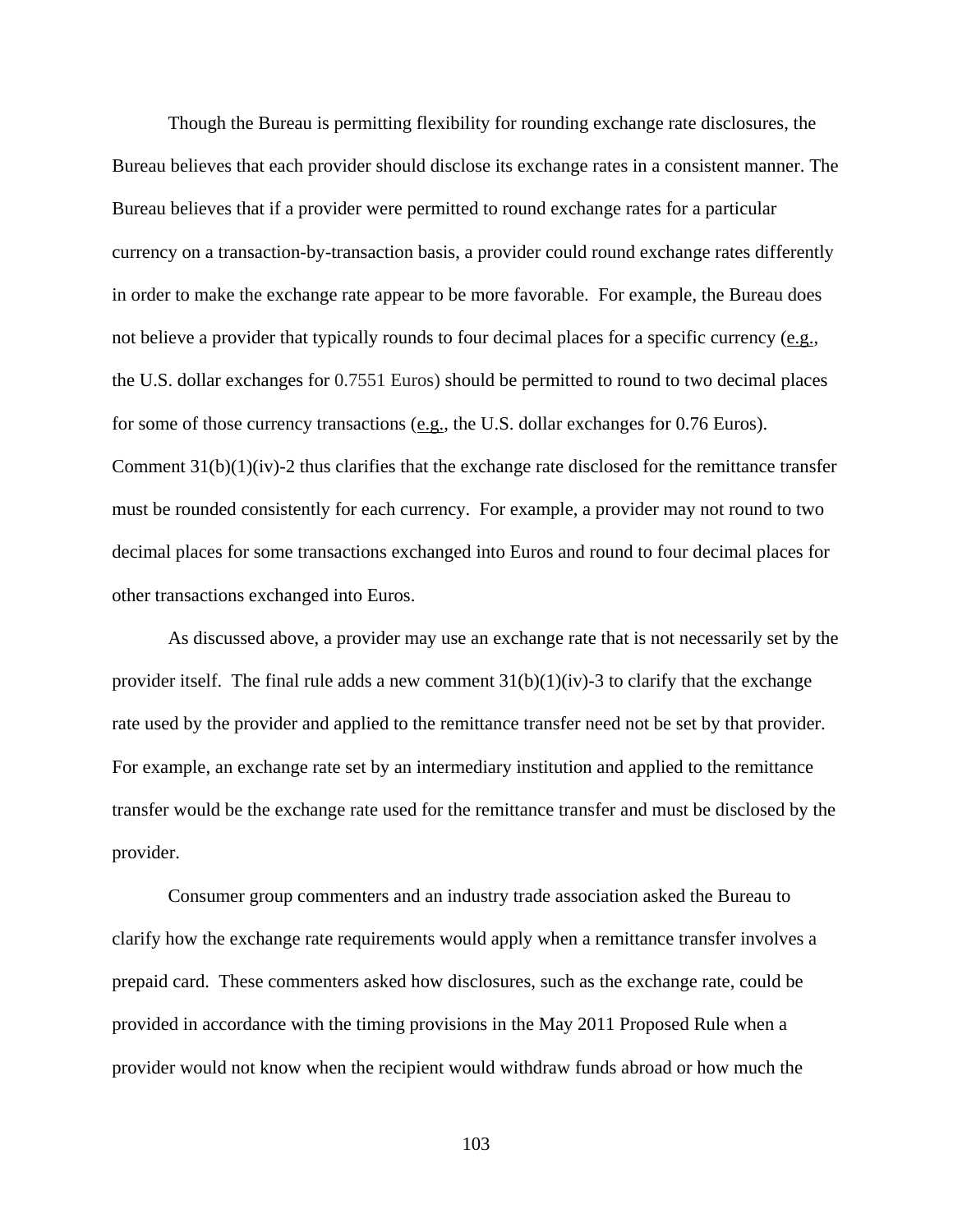Though the Bureau is permitting flexibility for rounding exchange rate disclosures, the Bureau believes that each provider should disclose its exchange rates in a consistent manner. The Bureau believes that if a provider were permitted to round exchange rates for a particular currency on a transaction-by-transaction basis, a provider could round exchange rates differently in order to make the exchange rate appear to be more favorable. For example, the Bureau does not believe a provider that typically rounds to four decimal places for a specific currency (e.g., the U.S. dollar exchanges for 0.7551 Euros) should be permitted to round to two decimal places for some of those currency transactions (e.g., the U.S. dollar exchanges for 0.76 Euros). Comment 31(b)(1)(iv)-2 thus clarifies that the exchange rate disclosed for the remittance transfer must be rounded consistently for each currency. For example, a provider may not round to two decimal places for some transactions exchanged into Euros and round to four decimal places for other transactions exchanged into Euros.

As discussed above, a provider may use an exchange rate that is not necessarily set by the provider itself. The final rule adds a new comment 31(b)(1)(iv)-3 to clarify that the exchange rate used by the provider and applied to the remittance transfer need not be set by that provider. For example, an exchange rate set by an intermediary institution and applied to the remittance transfer would be the exchange rate used for the remittance transfer and must be disclosed by the provider.

Consumer group commenters and an industry trade association asked the Bureau to clarify how the exchange rate requirements would apply when a remittance transfer involves a prepaid card. These commenters asked how disclosures, such as the exchange rate, could be provided in accordance with the timing provisions in the May 2011 Proposed Rule when a provider would not know when the recipient would withdraw funds abroad or how much the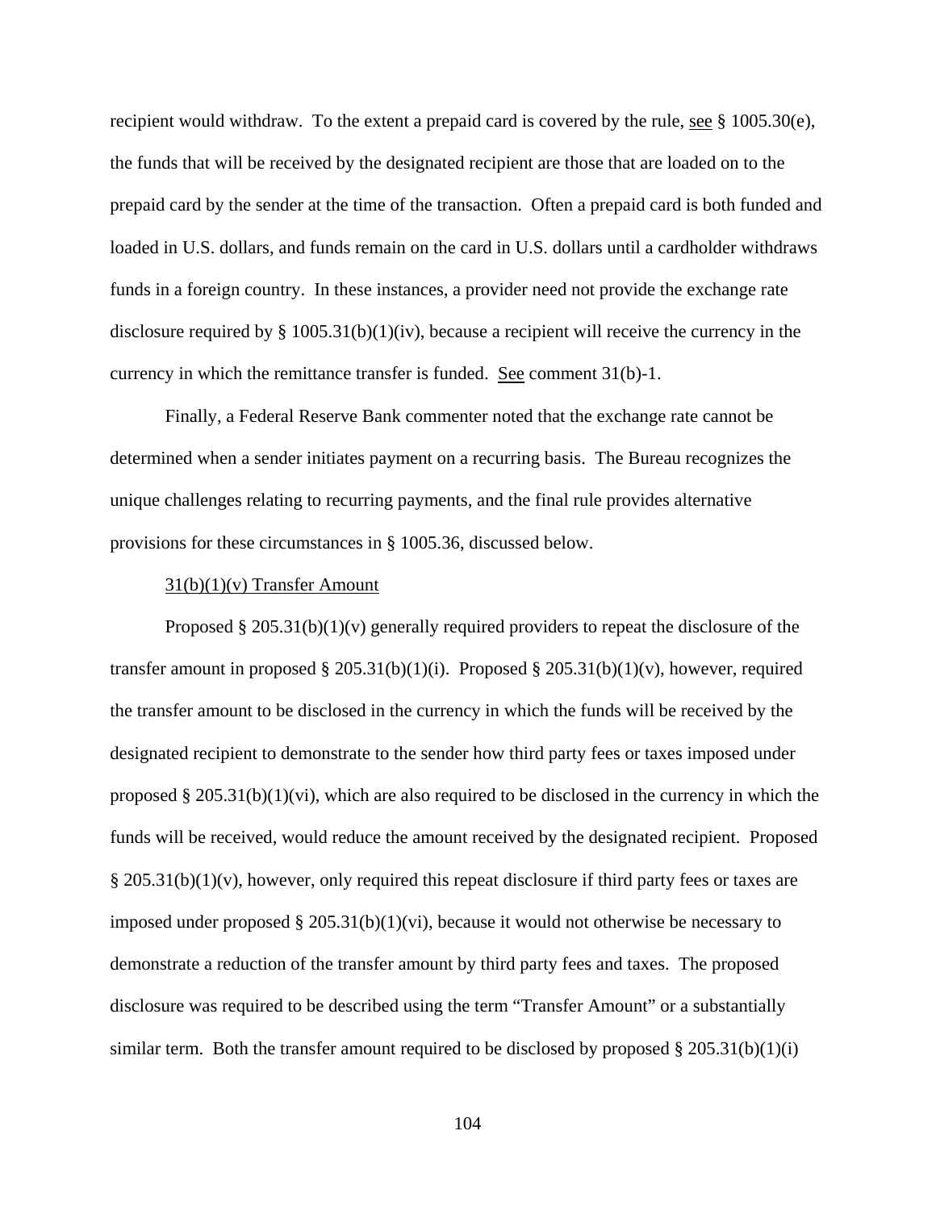recipient would withdraw. To the extent a prepaid card is covered by the rule, see § 1005.30(e), the funds that will be received by the designated recipient are those that are loaded on to the prepaid card by the sender at the time of the transaction. Often a prepaid card is both funded and loaded in U.S. dollars, and funds remain on the card in U.S. dollars until a cardholder withdraws funds in a foreign country. In these instances, a provider need not provide the exchange rate disclosure required by § 1005.31(b)(1)(iv), because a recipient will receive the currency in the currency in which the remittance transfer is funded. See comment 31(b)-1.

Finally, a Federal Reserve Bank commenter noted that the exchange rate cannot be determined when a sender initiates payment on a recurring basis. The Bureau recognizes the unique challenges relating to recurring payments, and the final rule provides alternative provisions for these circumstances in § 1005.36, discussed below.

31(b)(1)(v) Transfer Amount

Proposed § 205.31(b)(1)(v) generally required providers to repeat the disclosure of the transfer amount in proposed § 205.31(b)(1)(i). Proposed § 205.31(b)(1)(v), however, required the transfer amount to be disclosed in the currency in which the funds will be received by the designated recipient to demonstrate to the sender how third party fees or taxes imposed under proposed § 205.31(b)(1)(vi), which are also required to be disclosed in the currency in which the funds will be received, would reduce the amount received by the designated recipient. Proposed § 205.31(b)(1)(v), however, only required this repeat disclosure if third party fees or taxes are imposed under proposed § 205.31(b)(1)(vi), because it would not otherwise be necessary to demonstrate a reduction of the transfer amount by third party fees and taxes. The proposed disclosure was required to be described using the term "Transfer Amount" or a substantially similar term. Both the transfer amount required to be disclosed by proposed § 205.31(b)(1)(i)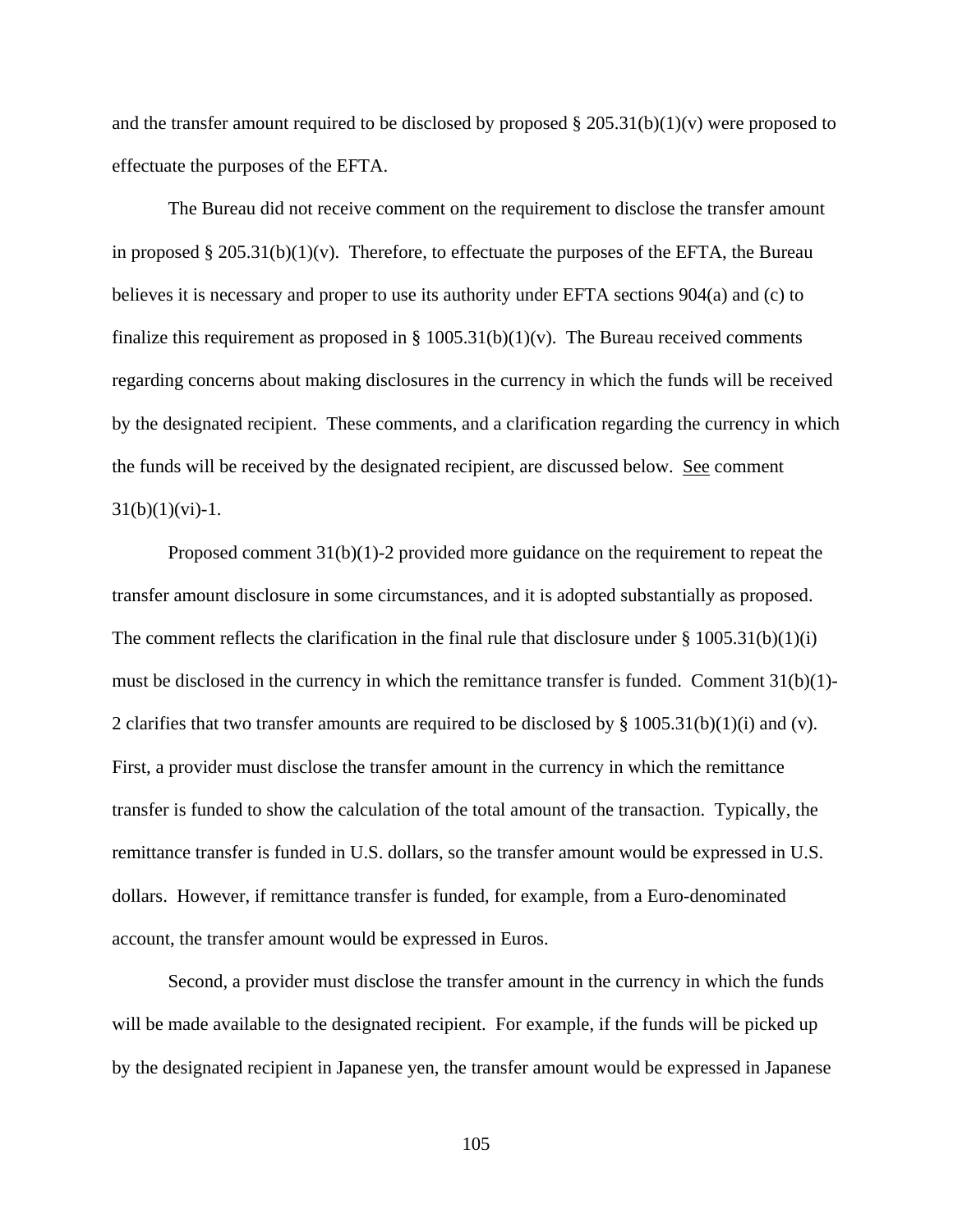and the transfer amount required to be disclosed by proposed § 205.31(b)(1)(v) were proposed to effectuate the purposes of the EFTA.

The Bureau did not receive comment on the requirement to disclose the transfer amount in proposed § 205.31(b)(1)(v). Therefore, to effectuate the purposes of the EFTA, the Bureau believes it is necessary and proper to use its authority under EFTA sections 904(a) and (c) to finalize this requirement as proposed in § 1005.31(b)(1)(v). The Bureau received comments regarding concerns about making disclosures in the currency in which the funds will be received by the designated recipient. These comments, and a clarification regarding the currency in which the funds will be received by the designated recipient, are discussed below. See comment 31(b)(1)(vi)-1.

Proposed comment 31(b)(1)-2 provided more guidance on the requirement to repeat the transfer amount disclosure in some circumstances, and it is adopted substantially as proposed. The comment reflects the clarification in the final rule that disclosure under § 1005.31(b)(1)(i) must be disclosed in the currency in which the remittance transfer is funded. Comment 31(b)(1)-2 clarifies that two transfer amounts are required to be disclosed by § 1005.31(b)(1)(i) and (v). First, a provider must disclose the transfer amount in the currency in which the remittance transfer is funded to show the calculation of the total amount of the transaction. Typically, the remittance transfer is funded in U.S. dollars, so the transfer amount would be expressed in U.S. dollars. However, if remittance transfer is funded, for example, from a Euro-denominated account, the transfer amount would be expressed in Euros.

Second, a provider must disclose the transfer amount in the currency in which the funds will be made available to the designated recipient. For example, if the funds will be picked up by the designated recipient in Japanese yen, the transfer amount would be expressed in Japanese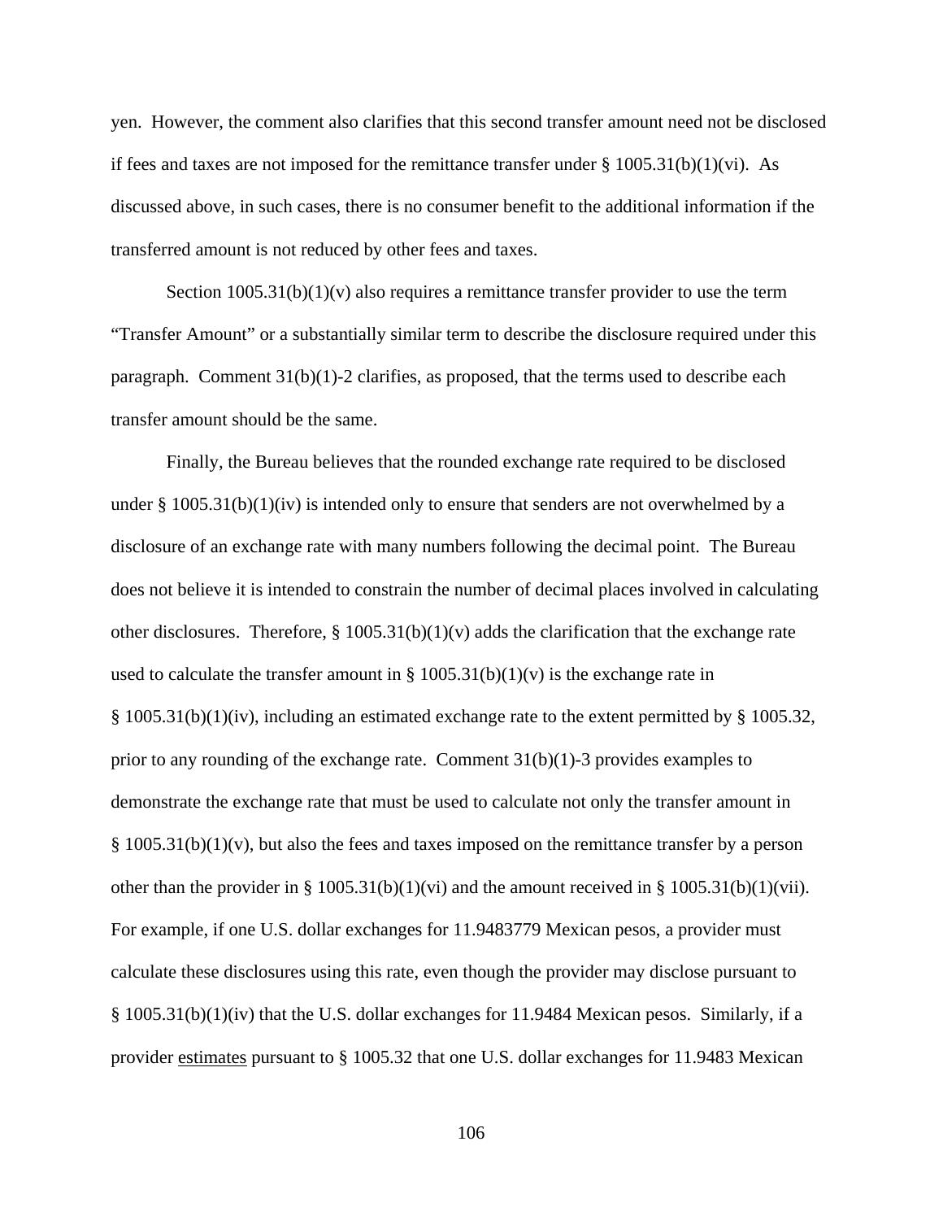yen. However, the comment also clarifies that this second transfer amount need not be disclosed if fees and taxes are not imposed for the remittance transfer under § 1005.31(b)(1)(vi). As discussed above, in such cases, there is no consumer benefit to the additional information if the transferred amount is not reduced by other fees and taxes.

Section 1005.31(b)(1)(v) also requires a remittance transfer provider to use the term "Transfer Amount" or a substantially similar term to describe the disclosure required under this paragraph. Comment 31(b)(1)-2 clarifies, as proposed, that the terms used to describe each transfer amount should be the same.

Finally, the Bureau believes that the rounded exchange rate required to be disclosed under § 1005.31(b)(1)(iv) is intended only to ensure that senders are not overwhelmed by a disclosure of an exchange rate with many numbers following the decimal point. The Bureau does not believe it is intended to constrain the number of decimal places involved in calculating other disclosures. Therefore, § 1005.31(b)(1)(v) adds the clarification that the exchange rate used to calculate the transfer amount in § 1005.31(b)(1)(v) is the exchange rate in § 1005.31(b)(1)(iv), including an estimated exchange rate to the extent permitted by § 1005.32, prior to any rounding of the exchange rate. Comment 31(b)(1)-3 provides examples to demonstrate the exchange rate that must be used to calculate not only the transfer amount in § 1005.31(b)(1)(v), but also the fees and taxes imposed on the remittance transfer by a person other than the provider in § 1005.31(b)(1)(vi) and the amount received in § 1005.31(b)(1)(vii). For example, if one U.S. dollar exchanges for 11.9483779 Mexican pesos, a provider must calculate these disclosures using this rate, even though the provider may disclose pursuant to § 1005.31(b)(1)(iv) that the U.S. dollar exchanges for 11.9484 Mexican pesos. Similarly, if a provider <u>estimates</u> pursuant to § 1005.32 that one U.S. dollar exchanges for 11.9483 Mexican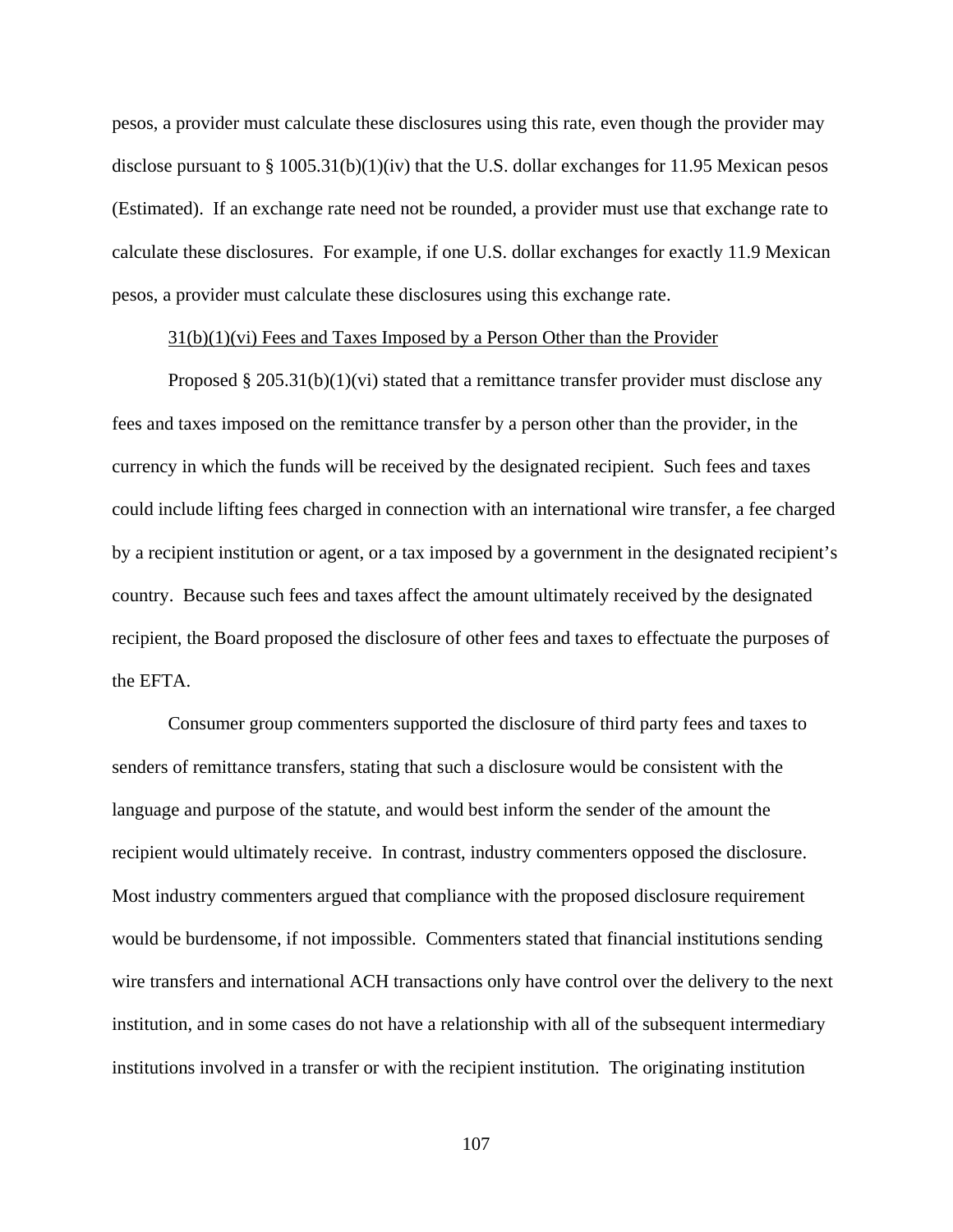pesos, a provider must calculate these disclosures using this rate, even though the provider may disclose pursuant to § 1005.31(b)(1)(iv) that the U.S. dollar exchanges for 11.95 Mexican pesos (Estimated). If an exchange rate need not be rounded, a provider must use that exchange rate to calculate these disclosures. For example, if one U.S. dollar exchanges for exactly 11.9 Mexican pesos, a provider must calculate these disclosures using this exchange rate.

31(b)(1)(vi) Fees and Taxes Imposed by a Person Other than the Provider

Proposed § 205.31(b)(1)(vi) stated that a remittance transfer provider must disclose any fees and taxes imposed on the remittance transfer by a person other than the provider, in the currency in which the funds will be received by the designated recipient. Such fees and taxes could include lifting fees charged in connection with an international wire transfer, a fee charged by a recipient institution or agent, or a tax imposed by a government in the designated recipient's country. Because such fees and taxes affect the amount ultimately received by the designated recipient, the Board proposed the disclosure of other fees and taxes to effectuate the purposes of the EFTA.

Consumer group commenters supported the disclosure of third party fees and taxes to senders of remittance transfers, stating that such a disclosure would be consistent with the language and purpose of the statute, and would best inform the sender of the amount the recipient would ultimately receive. In contrast, industry commenters opposed the disclosure. Most industry commenters argued that compliance with the proposed disclosure requirement would be burdensome, if not impossible. Commenters stated that financial institutions sending wire transfers and international ACH transactions only have control over the delivery to the next institution, and in some cases do not have a relationship with all of the subsequent intermediary institutions involved in a transfer or with the recipient institution. The originating institution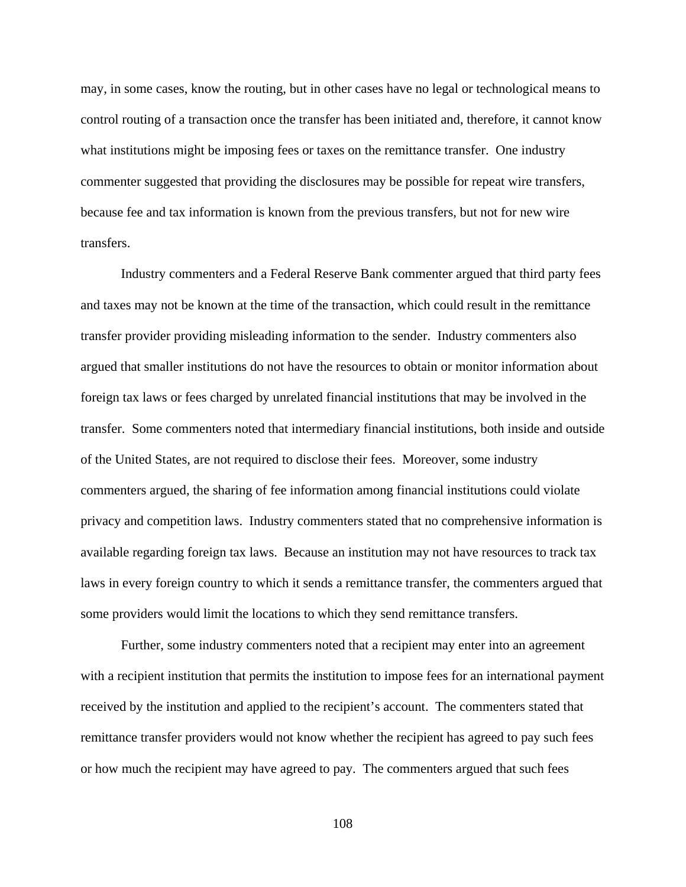may, in some cases, know the routing, but in other cases have no legal or technological means to control routing of a transaction once the transfer has been initiated and, therefore, it cannot know what institutions might be imposing fees or taxes on the remittance transfer. One industry commenter suggested that providing the disclosures may be possible for repeat wire transfers, because fee and tax information is known from the previous transfers, but not for new wire transfers.

Industry commenters and a Federal Reserve Bank commenter argued that third party fees and taxes may not be known at the time of the transaction, which could result in the remittance transfer provider providing misleading information to the sender. Industry commenters also argued that smaller institutions do not have the resources to obtain or monitor information about foreign tax laws or fees charged by unrelated financial institutions that may be involved in the transfer. Some commenters noted that intermediary financial institutions, both inside and outside of the United States, are not required to disclose their fees. Moreover, some industry commenters argued, the sharing of fee information among financial institutions could violate privacy and competition laws. Industry commenters stated that no comprehensive information is available regarding foreign tax laws. Because an institution may not have resources to track tax laws in every foreign country to which it sends a remittance transfer, the commenters argued that some providers would limit the locations to which they send remittance transfers.

Further, some industry commenters noted that a recipient may enter into an agreement with a recipient institution that permits the institution to impose fees for an international payment received by the institution and applied to the recipient's account. The commenters stated that remittance transfer providers would not know whether the recipient has agreed to pay such fees or how much the recipient may have agreed to pay. The commenters argued that such fees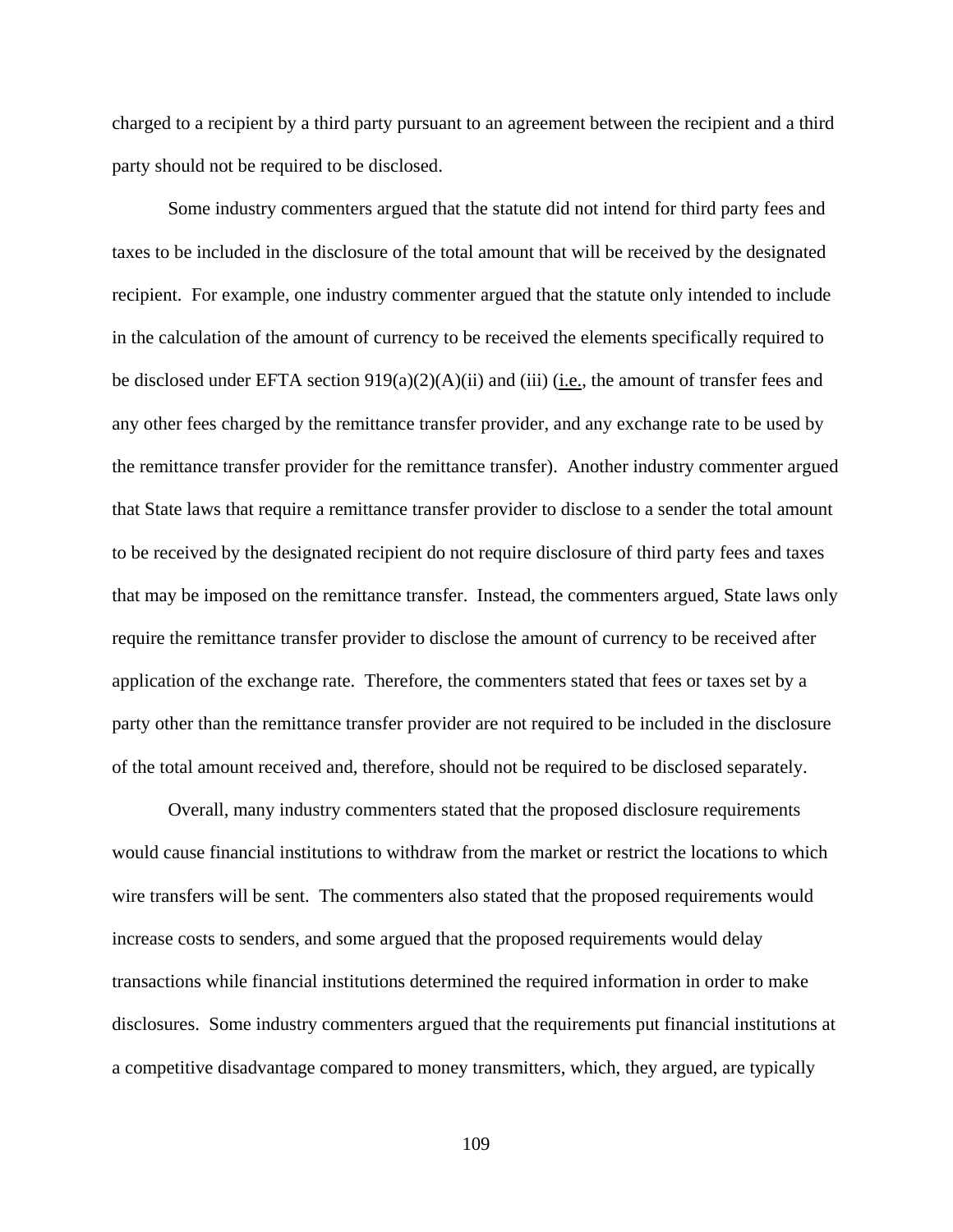charged to a recipient by a third party pursuant to an agreement between the recipient and a third party should not be required to be disclosed.

Some industry commenters argued that the statute did not intend for third party fees and taxes to be included in the disclosure of the total amount that will be received by the designated recipient. For example, one industry commenter argued that the statute only intended to include in the calculation of the amount of currency to be received the elements specifically required to be disclosed under EFTA section 919(a)(2)(A)(ii) and (iii) (i.e., the amount of transfer fees and any other fees charged by the remittance transfer provider, and any exchange rate to be used by the remittance transfer provider for the remittance transfer). Another industry commenter argued that State laws that require a remittance transfer provider to disclose to a sender the total amount to be received by the designated recipient do not require disclosure of third party fees and taxes that may be imposed on the remittance transfer. Instead, the commenters argued, State laws only require the remittance transfer provider to disclose the amount of currency to be received after application of the exchange rate. Therefore, the commenters stated that fees or taxes set by a party other than the remittance transfer provider are not required to be included in the disclosure of the total amount received and, therefore, should not be required to be disclosed separately.

Overall, many industry commenters stated that the proposed disclosure requirements would cause financial institutions to withdraw from the market or restrict the locations to which wire transfers will be sent. The commenters also stated that the proposed requirements would increase costs to senders, and some argued that the proposed requirements would delay transactions while financial institutions determined the required information in order to make disclosures. Some industry commenters argued that the requirements put financial institutions at a competitive disadvantage compared to money transmitters, which, they argued, are typically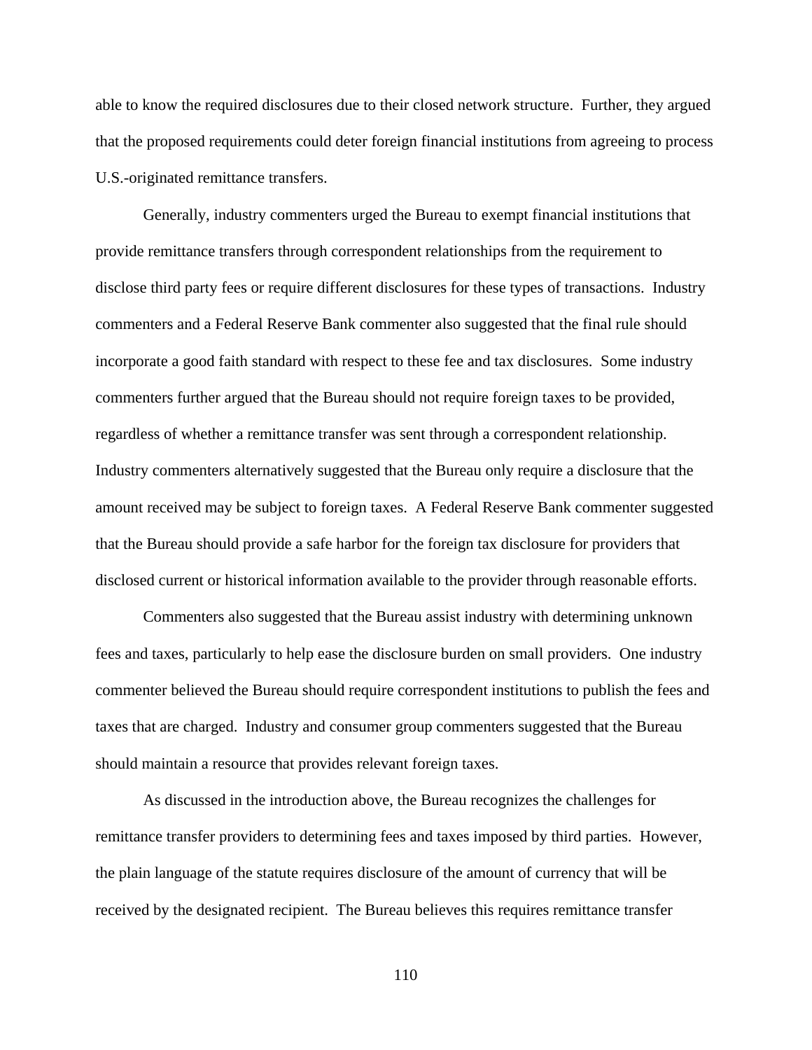able to know the required disclosures due to their closed network structure. Further, they argued that the proposed requirements could deter foreign financial institutions from agreeing to process U.S.-originated remittance transfers.

Generally, industry commenters urged the Bureau to exempt financial institutions that provide remittance transfers through correspondent relationships from the requirement to disclose third party fees or require different disclosures for these types of transactions. Industry commenters and a Federal Reserve Bank commenter also suggested that the final rule should incorporate a good faith standard with respect to these fee and tax disclosures. Some industry commenters further argued that the Bureau should not require foreign taxes to be provided, regardless of whether a remittance transfer was sent through a correspondent relationship. Industry commenters alternatively suggested that the Bureau only require a disclosure that the amount received may be subject to foreign taxes. A Federal Reserve Bank commenter suggested that the Bureau should provide a safe harbor for the foreign tax disclosure for providers that disclosed current or historical information available to the provider through reasonable efforts.

Commenters also suggested that the Bureau assist industry with determining unknown fees and taxes, particularly to help ease the disclosure burden on small providers. One industry commenter believed the Bureau should require correspondent institutions to publish the fees and taxes that are charged. Industry and consumer group commenters suggested that the Bureau should maintain a resource that provides relevant foreign taxes.

As discussed in the introduction above, the Bureau recognizes the challenges for remittance transfer providers to determining fees and taxes imposed by third parties. However, the plain language of the statute requires disclosure of the amount of currency that will be received by the designated recipient. The Bureau believes this requires remittance transfer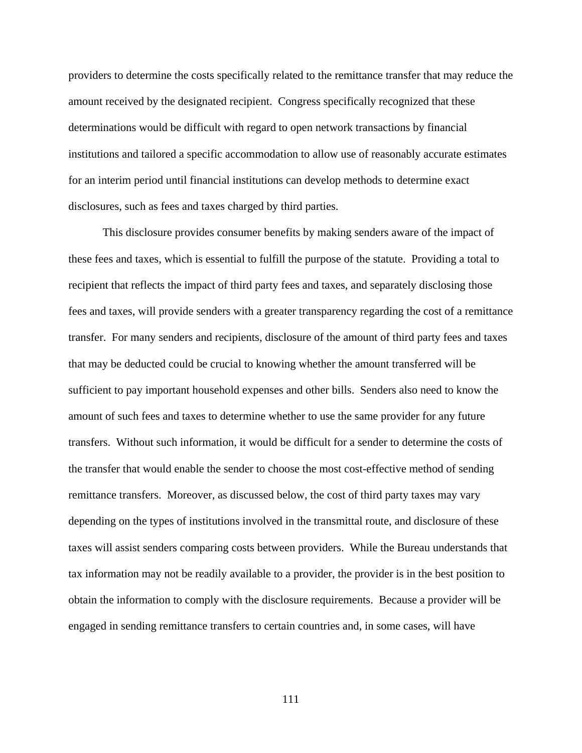providers to determine the costs specifically related to the remittance transfer that may reduce the amount received by the designated recipient. Congress specifically recognized that these determinations would be difficult with regard to open network transactions by financial institutions and tailored a specific accommodation to allow use of reasonably accurate estimates for an interim period until financial institutions can develop methods to determine exact disclosures, such as fees and taxes charged by third parties.

This disclosure provides consumer benefits by making senders aware of the impact of these fees and taxes, which is essential to fulfill the purpose of the statute. Providing a total to recipient that reflects the impact of third party fees and taxes, and separately disclosing those fees and taxes, will provide senders with a greater transparency regarding the cost of a remittance transfer. For many senders and recipients, disclosure of the amount of third party fees and taxes that may be deducted could be crucial to knowing whether the amount transferred will be sufficient to pay important household expenses and other bills. Senders also need to know the amount of such fees and taxes to determine whether to use the same provider for any future transfers. Without such information, it would be difficult for a sender to determine the costs of the transfer that would enable the sender to choose the most cost-effective method of sending remittance transfers. Moreover, as discussed below, the cost of third party taxes may vary depending on the types of institutions involved in the transmittal route, and disclosure of these taxes will assist senders comparing costs between providers. While the Bureau understands that tax information may not be readily available to a provider, the provider is in the best position to obtain the information to comply with the disclosure requirements. Because a provider will be engaged in sending remittance transfers to certain countries and, in some cases, will have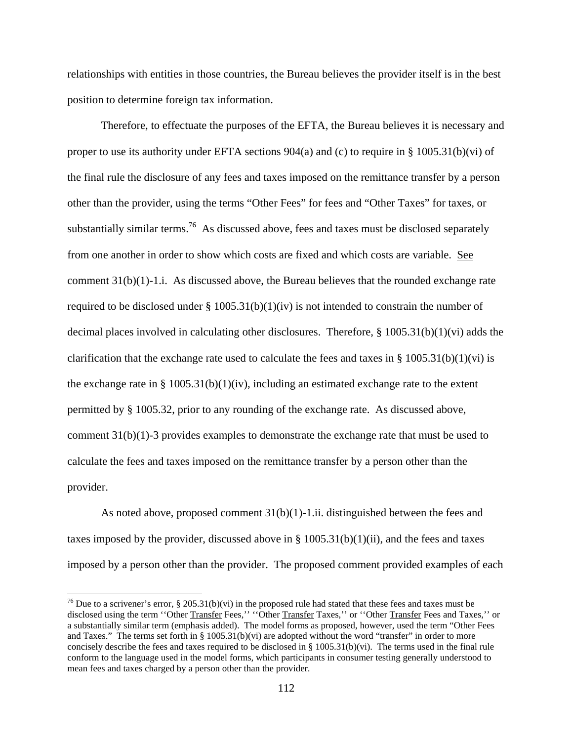relationships with entities in those countries, the Bureau believes the provider itself is in the best position to determine foreign tax information.

Therefore, to effectuate the purposes of the EFTA, the Bureau believes it is necessary and proper to use its authority under EFTA sections 904(a) and (c) to require in § 1005.31(b)(vi) of the final rule the disclosure of any fees and taxes imposed on the remittance transfer by a person other than the provider, using the terms "Other Fees" for fees and "Other Taxes" for taxes, or substantially similar terms.[76] As discussed above, fees and taxes must be disclosed separately from one another in order to show which costs are fixed and which costs are variable. See comment 31(b)(1)-1.i. As discussed above, the Bureau believes that the rounded exchange rate required to be disclosed under § 1005.31(b)(1)(iv) is not intended to constrain the number of decimal places involved in calculating other disclosures. Therefore, § 1005.31(b)(1)(vi) adds the clarification that the exchange rate used to calculate the fees and taxes in § 1005.31(b)(1)(vi) is the exchange rate in § 1005.31(b)(1)(iv), including an estimated exchange rate to the extent permitted by § 1005.32, prior to any rounding of the exchange rate. As discussed above, comment 31(b)(1)-3 provides examples to demonstrate the exchange rate that must be used to calculate the fees and taxes imposed on the remittance transfer by a person other than the provider.

As noted above, proposed comment 31(b)(1)-1.ii. distinguished between the fees and taxes imposed by the provider, discussed above in § 1005.31(b)(1)(ii), and the fees and taxes imposed by a person other than the provider. The proposed comment provided examples of each

[76] Due to a scrivener's error, § 205.31(b)(vi) in the proposed rule had stated that these fees and taxes must be disclosed using the term ''Other Transfer Fees,'' ''Other Transfer Taxes,'' or ''Other Transfer Fees and Taxes,'' or a substantially similar term (emphasis added). The model forms as proposed, however, used the term "Other Fees and Taxes." The terms set forth in § 1005.31(b)(vi) are adopted without the word "transfer" in order to more concisely describe the fees and taxes required to be disclosed in § 1005.31(b)(vi). The terms used in the final rule conform to the language used in the model forms, which participants in consumer testing generally understood to mean fees and taxes charged by a person other than the provider.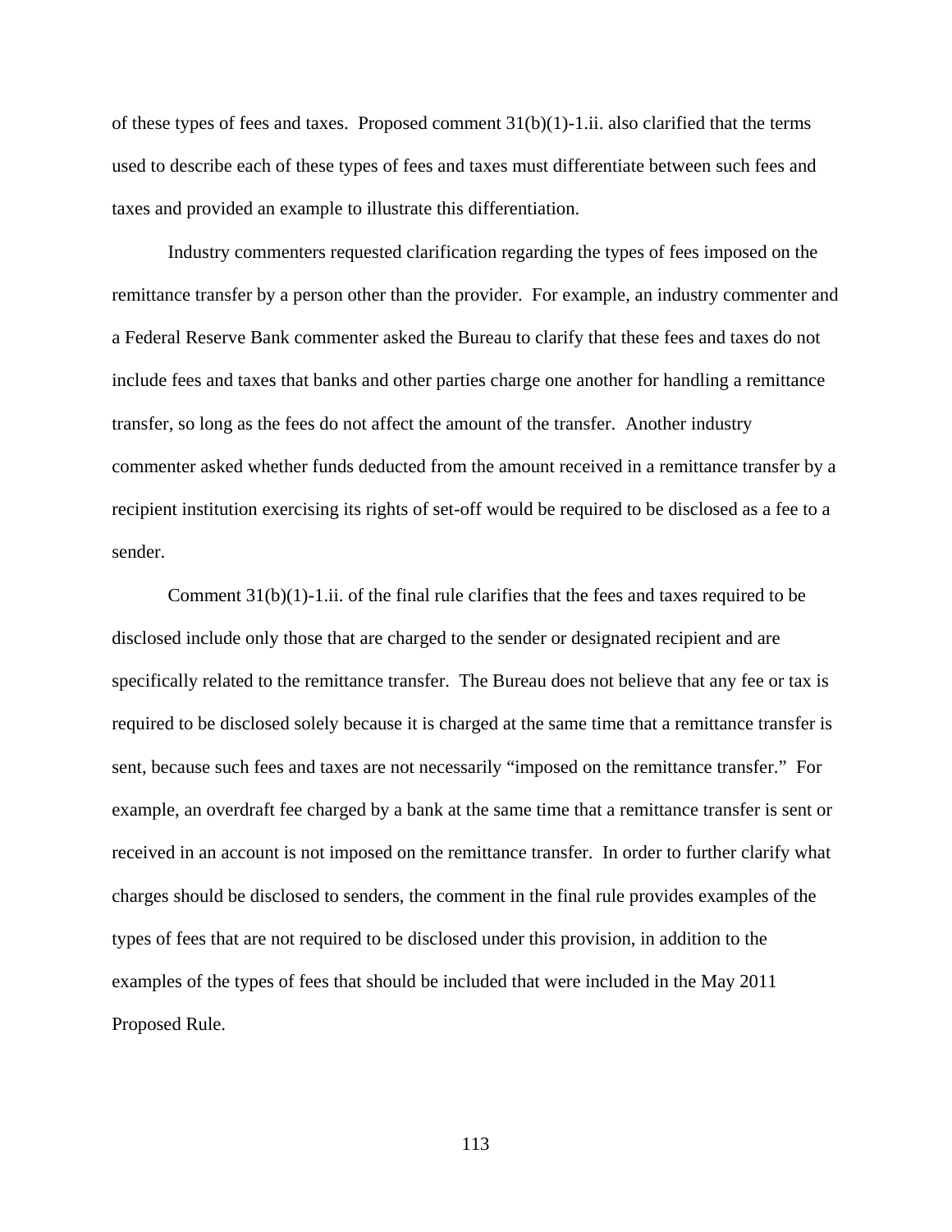of these types of fees and taxes. Proposed comment 31(b)(1)-1.ii. also clarified that the terms used to describe each of these types of fees and taxes must differentiate between such fees and taxes and provided an example to illustrate this differentiation.

Industry commenters requested clarification regarding the types of fees imposed on the remittance transfer by a person other than the provider. For example, an industry commenter and a Federal Reserve Bank commenter asked the Bureau to clarify that these fees and taxes do not include fees and taxes that banks and other parties charge one another for handling a remittance transfer, so long as the fees do not affect the amount of the transfer. Another industry commenter asked whether funds deducted from the amount received in a remittance transfer by a recipient institution exercising its rights of set-off would be required to be disclosed as a fee to a sender.

Comment 31(b)(1)-1.ii. of the final rule clarifies that the fees and taxes required to be disclosed include only those that are charged to the sender or designated recipient and are specifically related to the remittance transfer. The Bureau does not believe that any fee or tax is required to be disclosed solely because it is charged at the same time that a remittance transfer is sent, because such fees and taxes are not necessarily "imposed on the remittance transfer." For example, an overdraft fee charged by a bank at the same time that a remittance transfer is sent or received in an account is not imposed on the remittance transfer. In order to further clarify what charges should be disclosed to senders, the comment in the final rule provides examples of the types of fees that are not required to be disclosed under this provision, in addition to the examples of the types of fees that should be included that were included in the May 2011 Proposed Rule.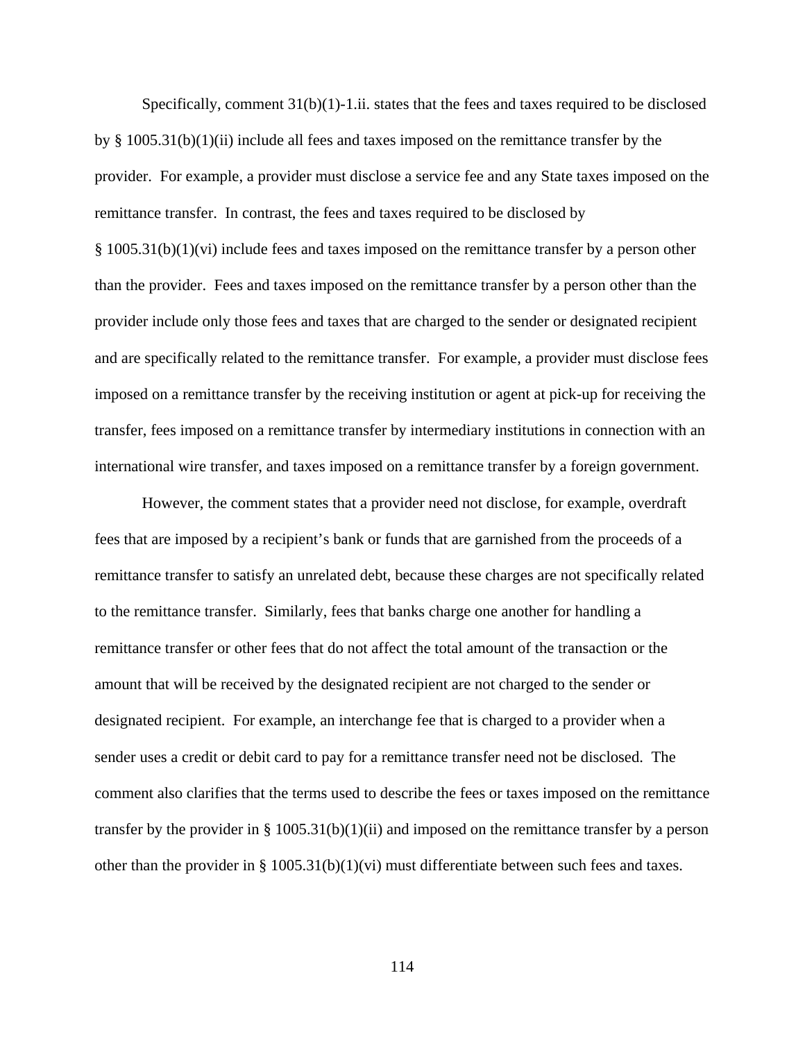Specifically, comment 31(b)(1)-1.ii. states that the fees and taxes required to be disclosed by § 1005.31(b)(1)(ii) include all fees and taxes imposed on the remittance transfer by the provider. For example, a provider must disclose a service fee and any State taxes imposed on the remittance transfer. In contrast, the fees and taxes required to be disclosed by § 1005.31(b)(1)(vi) include fees and taxes imposed on the remittance transfer by a person other than the provider. Fees and taxes imposed on the remittance transfer by a person other than the provider include only those fees and taxes that are charged to the sender or designated recipient and are specifically related to the remittance transfer. For example, a provider must disclose fees imposed on a remittance transfer by the receiving institution or agent at pick-up for receiving the transfer, fees imposed on a remittance transfer by intermediary institutions in connection with an international wire transfer, and taxes imposed on a remittance transfer by a foreign government.

However, the comment states that a provider need not disclose, for example, overdraft fees that are imposed by a recipient's bank or funds that are garnished from the proceeds of a remittance transfer to satisfy an unrelated debt, because these charges are not specifically related to the remittance transfer. Similarly, fees that banks charge one another for handling a remittance transfer or other fees that do not affect the total amount of the transaction or the amount that will be received by the designated recipient are not charged to the sender or designated recipient. For example, an interchange fee that is charged to a provider when a sender uses a credit or debit card to pay for a remittance transfer need not be disclosed. The comment also clarifies that the terms used to describe the fees or taxes imposed on the remittance transfer by the provider in § 1005.31(b)(1)(ii) and imposed on the remittance transfer by a person other than the provider in § 1005.31(b)(1)(vi) must differentiate between such fees and taxes.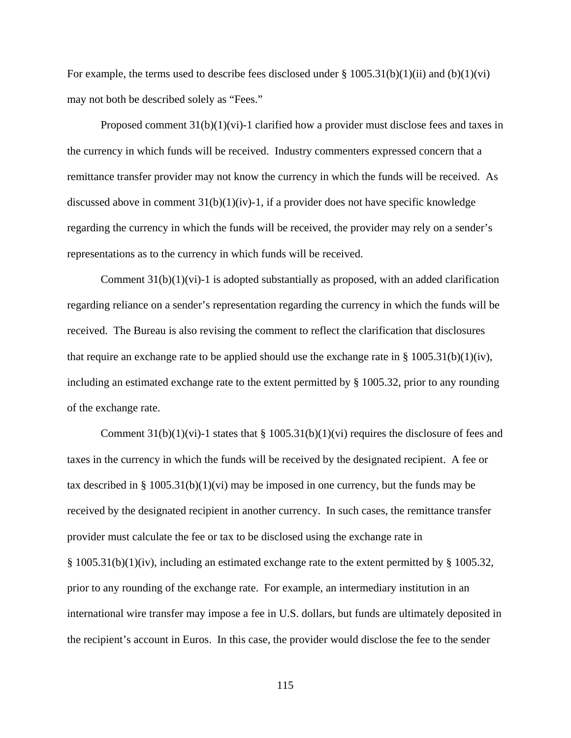For example, the terms used to describe fees disclosed under § 1005.31(b)(1)(ii) and (b)(1)(vi) may not both be described solely as "Fees."

Proposed comment 31(b)(1)(vi)-1 clarified how a provider must disclose fees and taxes in the currency in which funds will be received. Industry commenters expressed concern that a remittance transfer provider may not know the currency in which the funds will be received. As discussed above in comment 31(b)(1)(iv)-1, if a provider does not have specific knowledge regarding the currency in which the funds will be received, the provider may rely on a sender's representations as to the currency in which funds will be received.

Comment 31(b)(1)(vi)-1 is adopted substantially as proposed, with an added clarification regarding reliance on a sender's representation regarding the currency in which the funds will be received. The Bureau is also revising the comment to reflect the clarification that disclosures that require an exchange rate to be applied should use the exchange rate in § 1005.31(b)(1)(iv), including an estimated exchange rate to the extent permitted by § 1005.32, prior to any rounding of the exchange rate.

Comment 31(b)(1)(vi)-1 states that § 1005.31(b)(1)(vi) requires the disclosure of fees and taxes in the currency in which the funds will be received by the designated recipient. A fee or tax described in § 1005.31(b)(1)(vi) may be imposed in one currency, but the funds may be received by the designated recipient in another currency. In such cases, the remittance transfer provider must calculate the fee or tax to be disclosed using the exchange rate in § 1005.31(b)(1)(iv), including an estimated exchange rate to the extent permitted by § 1005.32, prior to any rounding of the exchange rate. For example, an intermediary institution in an international wire transfer may impose a fee in U.S. dollars, but funds are ultimately deposited in the recipient's account in Euros. In this case, the provider would disclose the fee to the sender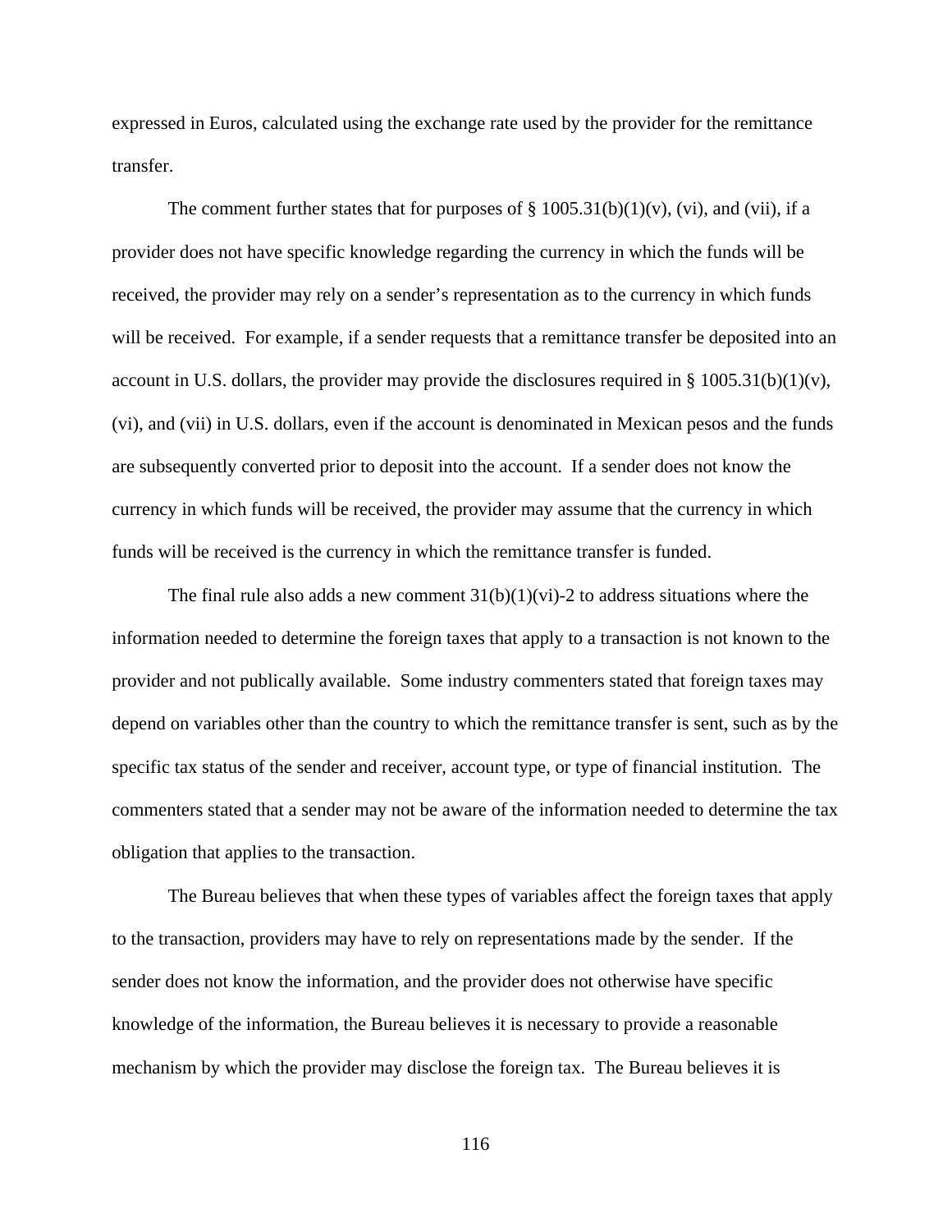expressed in Euros, calculated using the exchange rate used by the provider for the remittance transfer.

The comment further states that for purposes of § 1005.31(b)(1)(v), (vi), and (vii), if a provider does not have specific knowledge regarding the currency in which the funds will be received, the provider may rely on a sender's representation as to the currency in which funds will be received. For example, if a sender requests that a remittance transfer be deposited into an account in U.S. dollars, the provider may provide the disclosures required in § 1005.31(b)(1)(v), (vi), and (vii) in U.S. dollars, even if the account is denominated in Mexican pesos and the funds are subsequently converted prior to deposit into the account. If a sender does not know the currency in which funds will be received, the provider may assume that the currency in which funds will be received is the currency in which the remittance transfer is funded.

The final rule also adds a new comment 31(b)(1)(vi)-2 to address situations where the information needed to determine the foreign taxes that apply to a transaction is not known to the provider and not publically available. Some industry commenters stated that foreign taxes may depend on variables other than the country to which the remittance transfer is sent, such as by the specific tax status of the sender and receiver, account type, or type of financial institution. The commenters stated that a sender may not be aware of the information needed to determine the tax obligation that applies to the transaction.

The Bureau believes that when these types of variables affect the foreign taxes that apply to the transaction, providers may have to rely on representations made by the sender. If the sender does not know the information, and the provider does not otherwise have specific knowledge of the information, the Bureau believes it is necessary to provide a reasonable mechanism by which the provider may disclose the foreign tax. The Bureau believes it is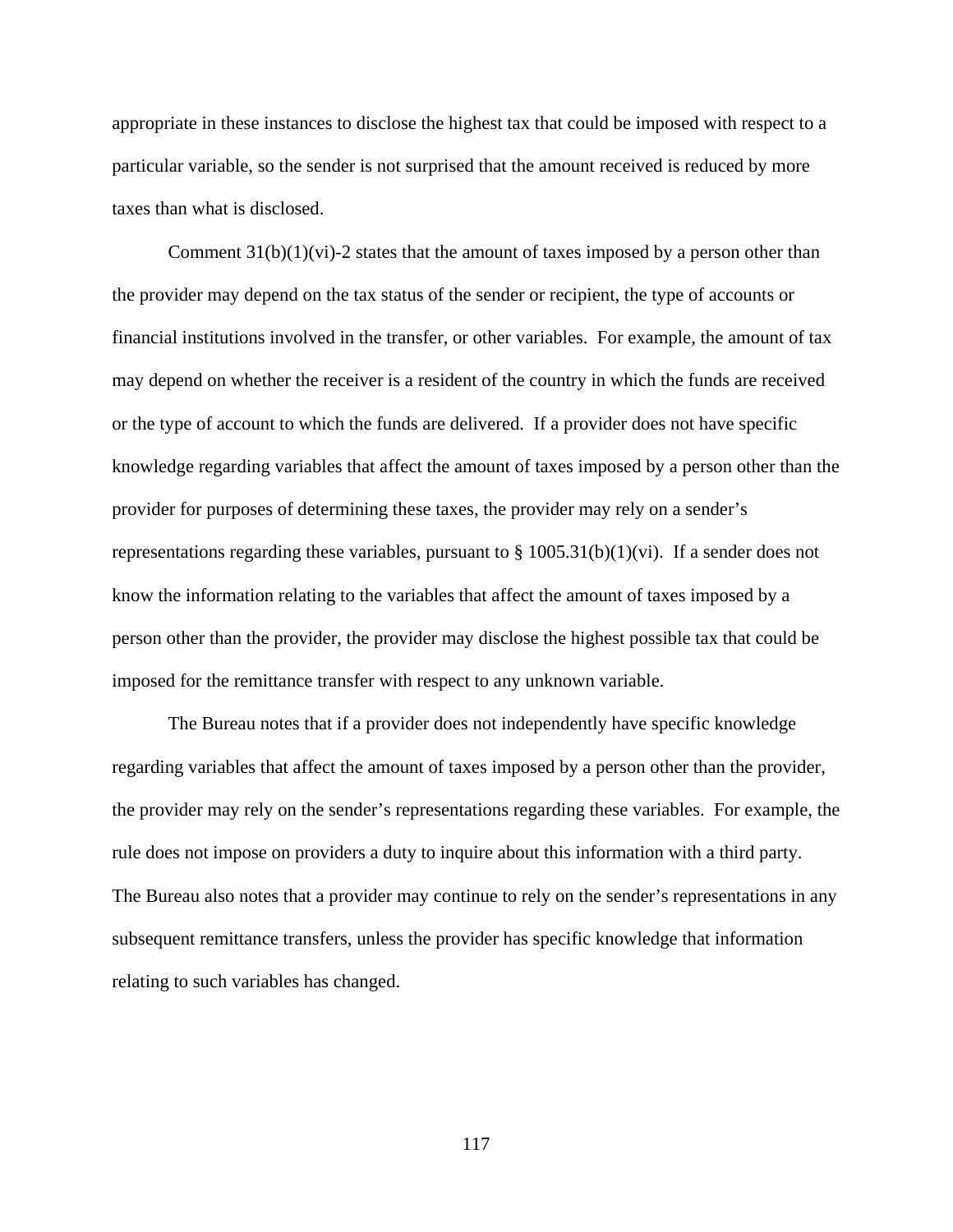appropriate in these instances to disclose the highest tax that could be imposed with respect to a particular variable, so the sender is not surprised that the amount received is reduced by more taxes than what is disclosed.

Comment 31(b)(1)(vi)-2 states that the amount of taxes imposed by a person other than the provider may depend on the tax status of the sender or recipient, the type of accounts or financial institutions involved in the transfer, or other variables. For example, the amount of tax may depend on whether the receiver is a resident of the country in which the funds are received or the type of account to which the funds are delivered. If a provider does not have specific knowledge regarding variables that affect the amount of taxes imposed by a person other than the provider for purposes of determining these taxes, the provider may rely on a sender's representations regarding these variables, pursuant to § 1005.31(b)(1)(vi). If a sender does not know the information relating to the variables that affect the amount of taxes imposed by a person other than the provider, the provider may disclose the highest possible tax that could be imposed for the remittance transfer with respect to any unknown variable.

The Bureau notes that if a provider does not independently have specific knowledge regarding variables that affect the amount of taxes imposed by a person other than the provider, the provider may rely on the sender's representations regarding these variables. For example, the rule does not impose on providers a duty to inquire about this information with a third party. The Bureau also notes that a provider may continue to rely on the sender's representations in any subsequent remittance transfers, unless the provider has specific knowledge that information relating to such variables has changed.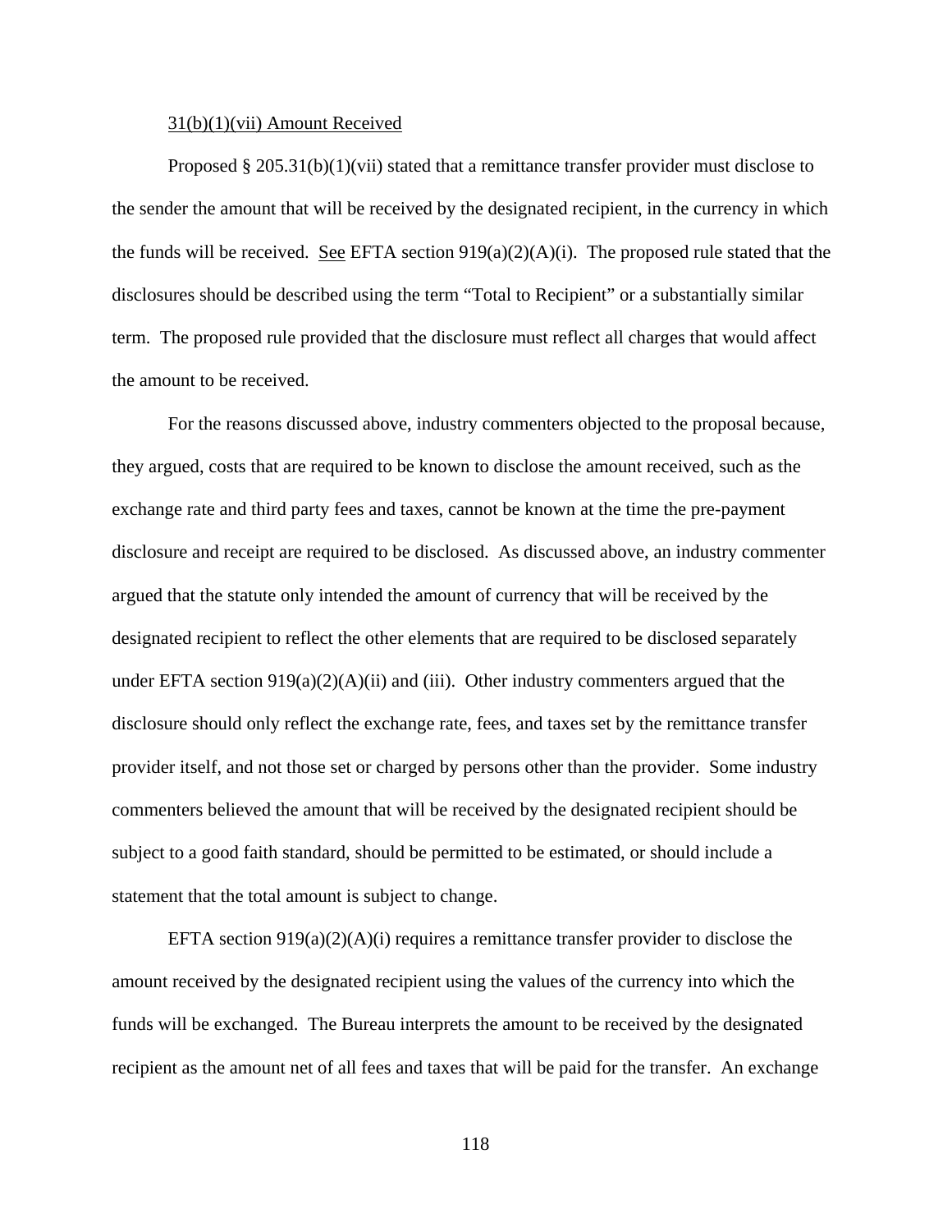31(b)(1)(vii) Amount Received

Proposed § 205.31(b)(1)(vii) stated that a remittance transfer provider must disclose to the sender the amount that will be received by the designated recipient, in the currency in which the funds will be received. See EFTA section 919(a)(2)(A)(i). The proposed rule stated that the disclosures should be described using the term "Total to Recipient" or a substantially similar term. The proposed rule provided that the disclosure must reflect all charges that would affect the amount to be received.

For the reasons discussed above, industry commenters objected to the proposal because, they argued, costs that are required to be known to disclose the amount received, such as the exchange rate and third party fees and taxes, cannot be known at the time the pre-payment disclosure and receipt are required to be disclosed. As discussed above, an industry commenter argued that the statute only intended the amount of currency that will be received by the designated recipient to reflect the other elements that are required to be disclosed separately under EFTA section 919(a)(2)(A)(ii) and (iii). Other industry commenters argued that the disclosure should only reflect the exchange rate, fees, and taxes set by the remittance transfer provider itself, and not those set or charged by persons other than the provider. Some industry commenters believed the amount that will be received by the designated recipient should be subject to a good faith standard, should be permitted to be estimated, or should include a statement that the total amount is subject to change.

EFTA section 919(a)(2)(A)(i) requires a remittance transfer provider to disclose the amount received by the designated recipient using the values of the currency into which the funds will be exchanged. The Bureau interprets the amount to be received by the designated recipient as the amount net of all fees and taxes that will be paid for the transfer. An exchange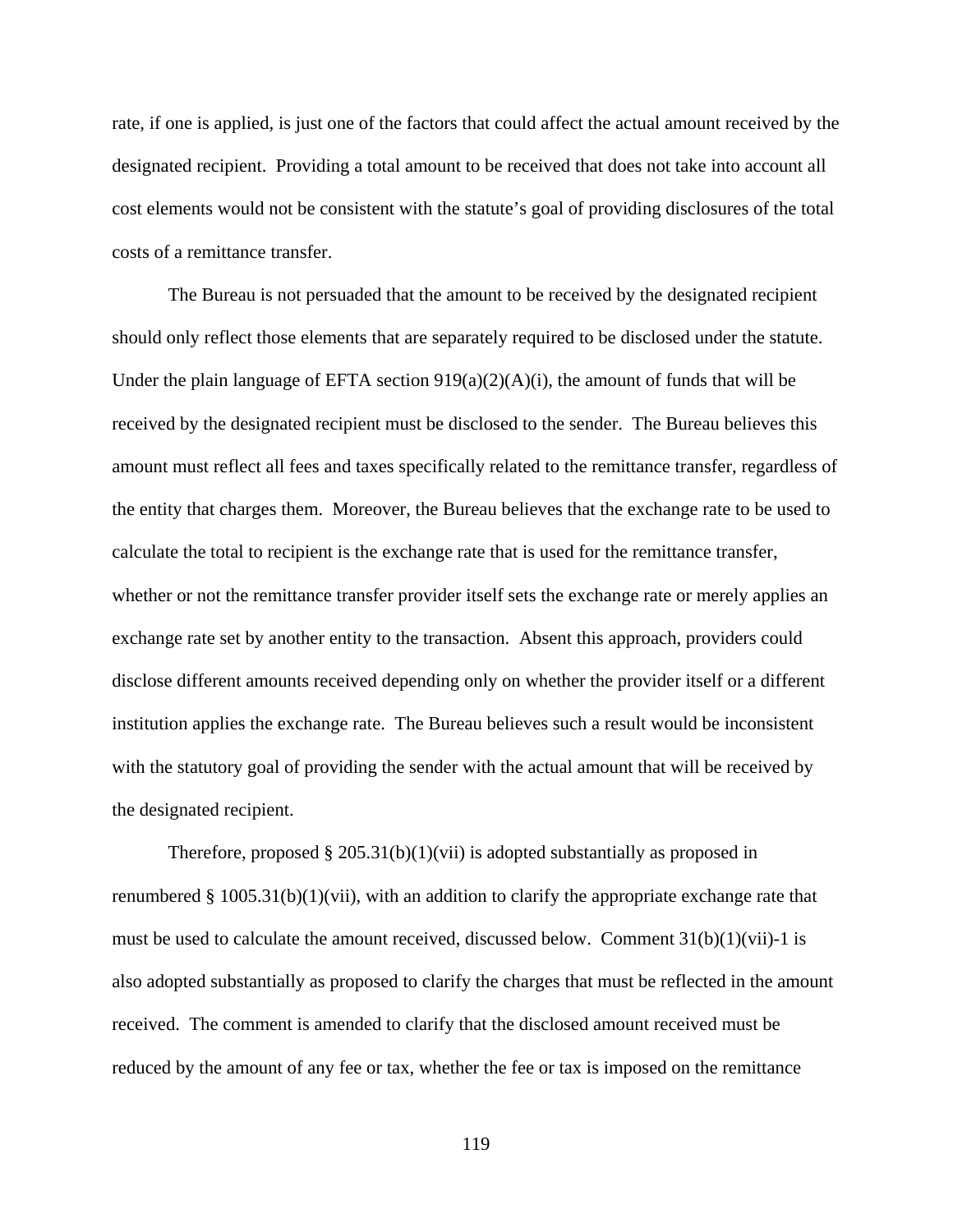rate, if one is applied, is just one of the factors that could affect the actual amount received by the designated recipient. Providing a total amount to be received that does not take into account all cost elements would not be consistent with the statute's goal of providing disclosures of the total costs of a remittance transfer.

The Bureau is not persuaded that the amount to be received by the designated recipient should only reflect those elements that are separately required to be disclosed under the statute. Under the plain language of EFTA section 919(a)(2)(A)(i), the amount of funds that will be received by the designated recipient must be disclosed to the sender. The Bureau believes this amount must reflect all fees and taxes specifically related to the remittance transfer, regardless of the entity that charges them. Moreover, the Bureau believes that the exchange rate to be used to calculate the total to recipient is the exchange rate that is used for the remittance transfer, whether or not the remittance transfer provider itself sets the exchange rate or merely applies an exchange rate set by another entity to the transaction. Absent this approach, providers could disclose different amounts received depending only on whether the provider itself or a different institution applies the exchange rate. The Bureau believes such a result would be inconsistent with the statutory goal of providing the sender with the actual amount that will be received by the designated recipient.

Therefore, proposed § 205.31(b)(1)(vii) is adopted substantially as proposed in renumbered § 1005.31(b)(1)(vii), with an addition to clarify the appropriate exchange rate that must be used to calculate the amount received, discussed below. Comment 31(b)(1)(vii)-1 is also adopted substantially as proposed to clarify the charges that must be reflected in the amount received. The comment is amended to clarify that the disclosed amount received must be reduced by the amount of any fee or tax, whether the fee or tax is imposed on the remittance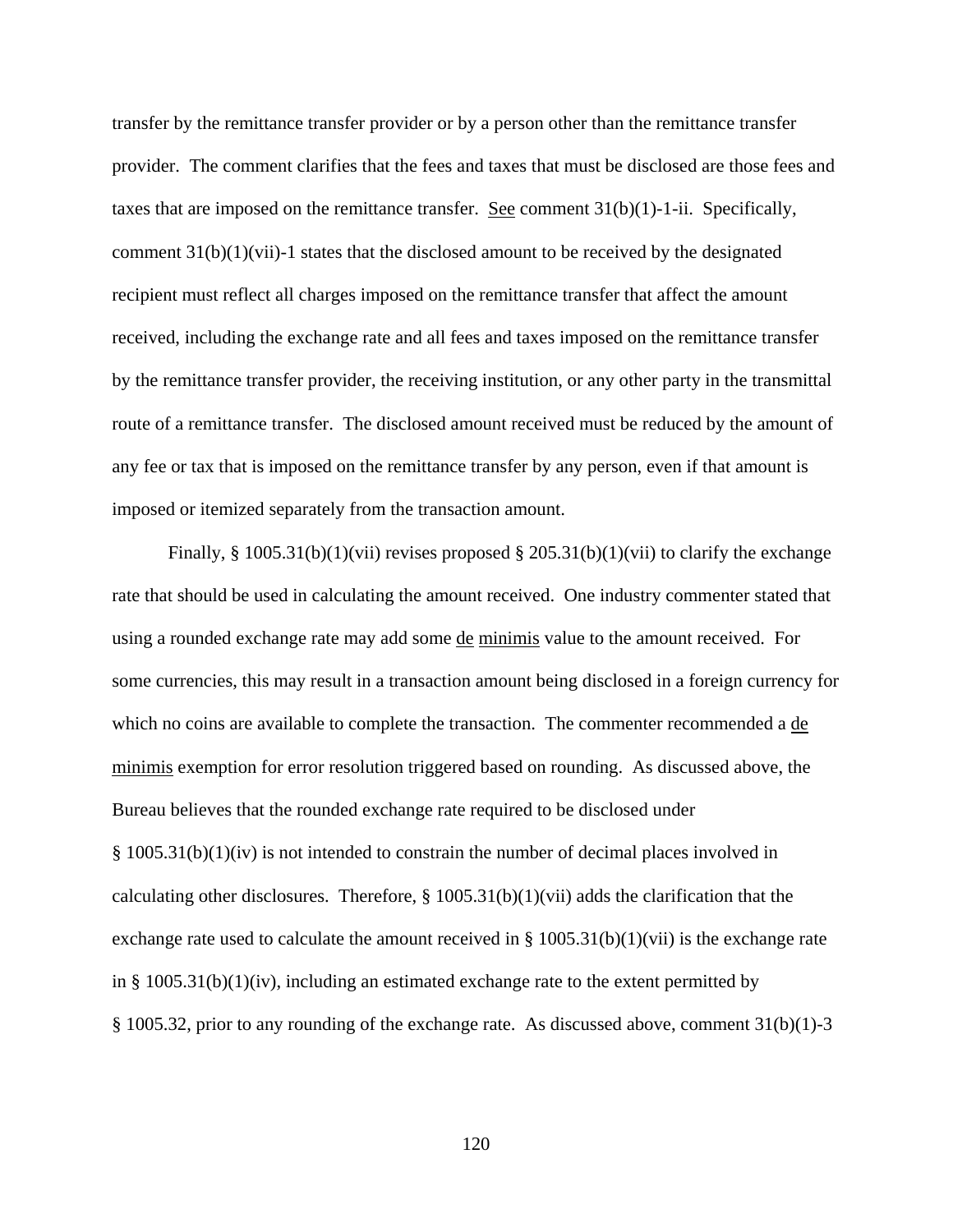transfer by the remittance transfer provider or by a person other than the remittance transfer provider. The comment clarifies that the fees and taxes that must be disclosed are those fees and taxes that are imposed on the remittance transfer. See comment 31(b)(1)-1-ii. Specifically, comment 31(b)(1)(vii)-1 states that the disclosed amount to be received by the designated recipient must reflect all charges imposed on the remittance transfer that affect the amount received, including the exchange rate and all fees and taxes imposed on the remittance transfer by the remittance transfer provider, the receiving institution, or any other party in the transmittal route of a remittance transfer. The disclosed amount received must be reduced by the amount of any fee or tax that is imposed on the remittance transfer by any person, even if that amount is imposed or itemized separately from the transaction amount.

Finally, § 1005.31(b)(1)(vii) revises proposed § 205.31(b)(1)(vii) to clarify the exchange rate that should be used in calculating the amount received. One industry commenter stated that using a rounded exchange rate may add some de minimis value to the amount received. For some currencies, this may result in a transaction amount being disclosed in a foreign currency for which no coins are available to complete the transaction. The commenter recommended a de minimis exemption for error resolution triggered based on rounding. As discussed above, the Bureau believes that the rounded exchange rate required to be disclosed under § 1005.31(b)(1)(iv) is not intended to constrain the number of decimal places involved in calculating other disclosures. Therefore, § 1005.31(b)(1)(vii) adds the clarification that the exchange rate used to calculate the amount received in § 1005.31(b)(1)(vii) is the exchange rate in § 1005.31(b)(1)(iv), including an estimated exchange rate to the extent permitted by § 1005.32, prior to any rounding of the exchange rate. As discussed above, comment 31(b)(1)-3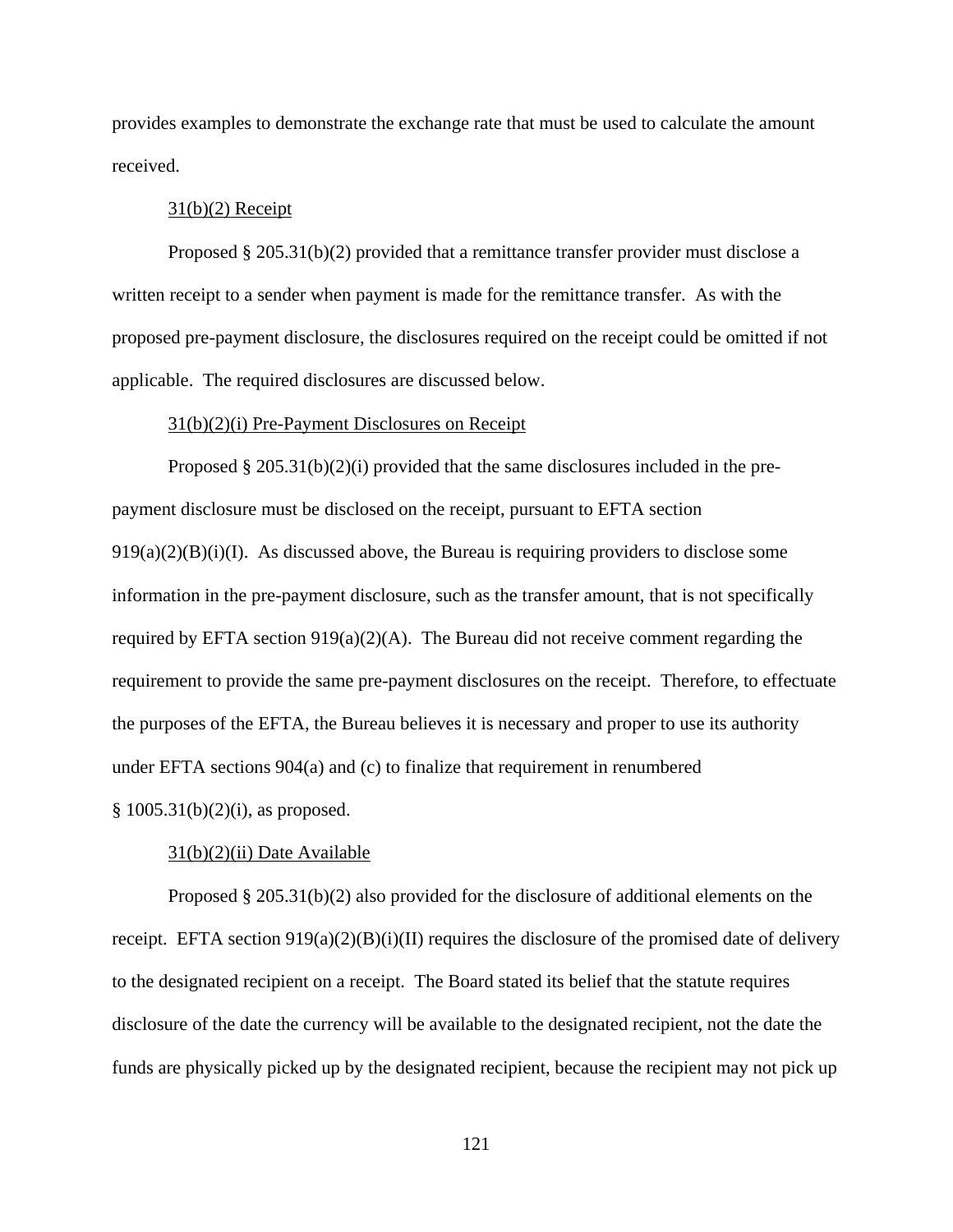provides examples to demonstrate the exchange rate that must be used to calculate the amount received.

31(b)(2) Receipt

Proposed § 205.31(b)(2) provided that a remittance transfer provider must disclose a written receipt to a sender when payment is made for the remittance transfer. As with the proposed pre-payment disclosure, the disclosures required on the receipt could be omitted if not applicable. The required disclosures are discussed below.

31(b)(2)(i) Pre-Payment Disclosures on Receipt

Proposed § 205.31(b)(2)(i) provided that the same disclosures included in the pre-payment disclosure must be disclosed on the receipt, pursuant to EFTA section 919(a)(2)(B)(i)(I). As discussed above, the Bureau is requiring providers to disclose some information in the pre-payment disclosure, such as the transfer amount, that is not specifically required by EFTA section 919(a)(2)(A). The Bureau did not receive comment regarding the requirement to provide the same pre-payment disclosures on the receipt. Therefore, to effectuate the purposes of the EFTA, the Bureau believes it is necessary and proper to use its authority under EFTA sections 904(a) and (c) to finalize that requirement in renumbered § 1005.31(b)(2)(i), as proposed.

31(b)(2)(ii) Date Available

Proposed § 205.31(b)(2) also provided for the disclosure of additional elements on the receipt. EFTA section 919(a)(2)(B)(i)(II) requires the disclosure of the promised date of delivery to the designated recipient on a receipt. The Board stated its belief that the statute requires disclosure of the date the currency will be available to the designated recipient, not the date the funds are physically picked up by the designated recipient, because the recipient may not pick up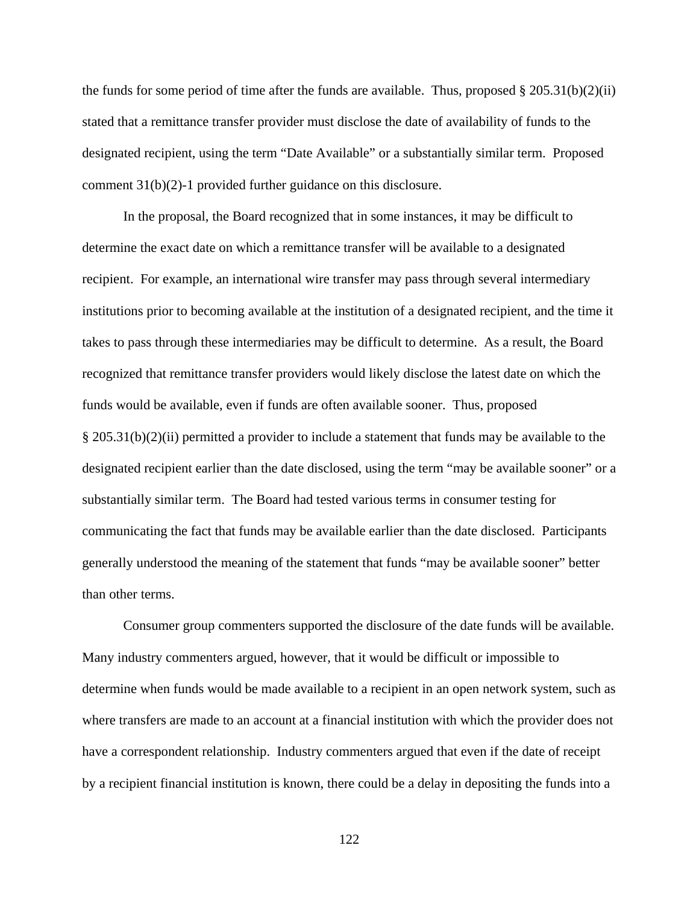the funds for some period of time after the funds are available. Thus, proposed § 205.31(b)(2)(ii) stated that a remittance transfer provider must disclose the date of availability of funds to the designated recipient, using the term "Date Available" or a substantially similar term. Proposed comment 31(b)(2)-1 provided further guidance on this disclosure.

In the proposal, the Board recognized that in some instances, it may be difficult to determine the exact date on which a remittance transfer will be available to a designated recipient. For example, an international wire transfer may pass through several intermediary institutions prior to becoming available at the institution of a designated recipient, and the time it takes to pass through these intermediaries may be difficult to determine. As a result, the Board recognized that remittance transfer providers would likely disclose the latest date on which the funds would be available, even if funds are often available sooner. Thus, proposed § 205.31(b)(2)(ii) permitted a provider to include a statement that funds may be available to the designated recipient earlier than the date disclosed, using the term "may be available sooner" or a substantially similar term. The Board had tested various terms in consumer testing for communicating the fact that funds may be available earlier than the date disclosed. Participants generally understood the meaning of the statement that funds "may be available sooner" better than other terms.

Consumer group commenters supported the disclosure of the date funds will be available. Many industry commenters argued, however, that it would be difficult or impossible to determine when funds would be made available to a recipient in an open network system, such as where transfers are made to an account at a financial institution with which the provider does not have a correspondent relationship. Industry commenters argued that even if the date of receipt by a recipient financial institution is known, there could be a delay in depositing the funds into a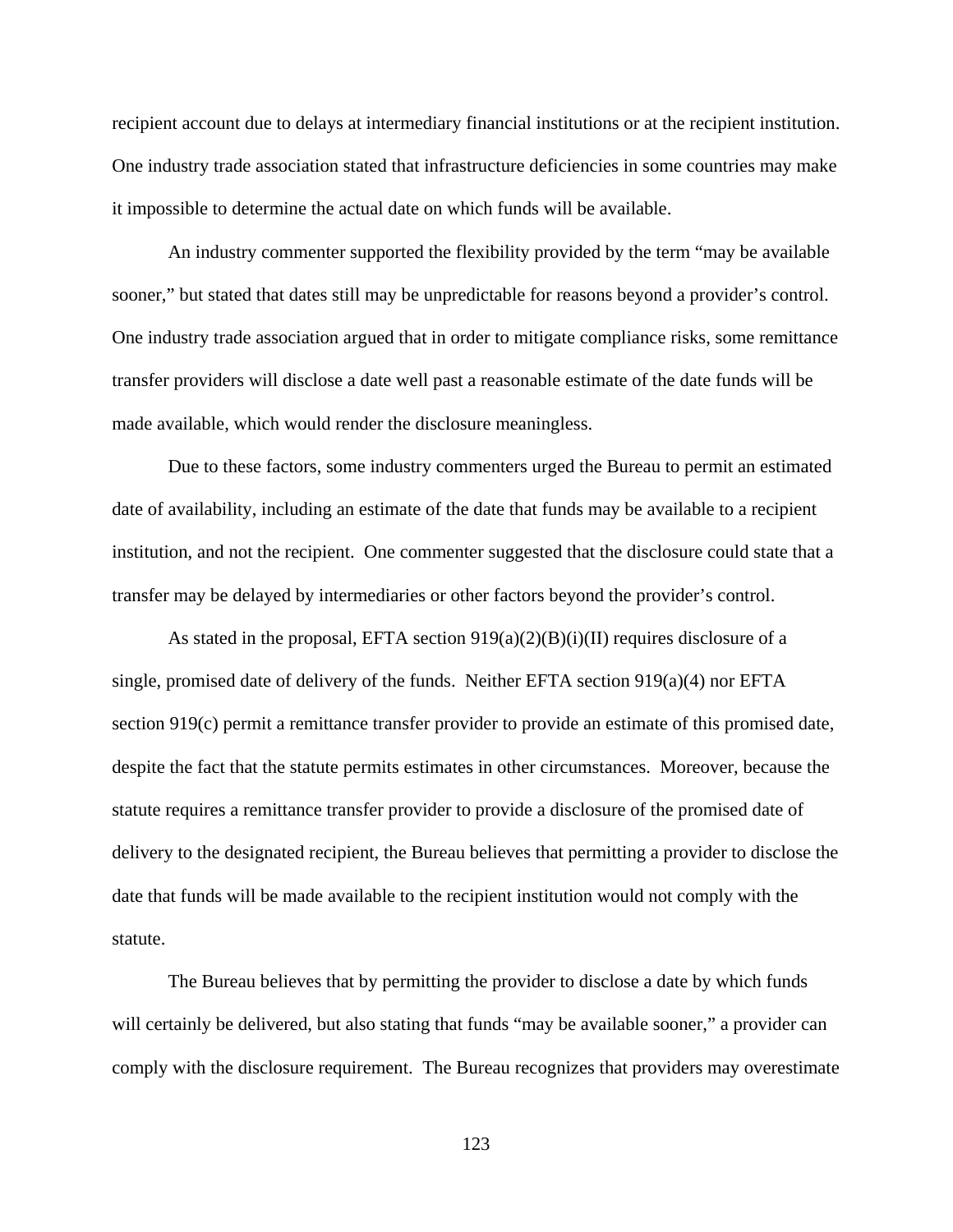recipient account due to delays at intermediary financial institutions or at the recipient institution. One industry trade association stated that infrastructure deficiencies in some countries may make it impossible to determine the actual date on which funds will be available.

An industry commenter supported the flexibility provided by the term "may be available sooner," but stated that dates still may be unpredictable for reasons beyond a provider's control. One industry trade association argued that in order to mitigate compliance risks, some remittance transfer providers will disclose a date well past a reasonable estimate of the date funds will be made available, which would render the disclosure meaningless.

Due to these factors, some industry commenters urged the Bureau to permit an estimated date of availability, including an estimate of the date that funds may be available to a recipient institution, and not the recipient. One commenter suggested that the disclosure could state that a transfer may be delayed by intermediaries or other factors beyond the provider's control.

As stated in the proposal, EFTA section 919(a)(2)(B)(i)(II) requires disclosure of a single, promised date of delivery of the funds. Neither EFTA section 919(a)(4) nor EFTA section 919(c) permit a remittance transfer provider to provide an estimate of this promised date, despite the fact that the statute permits estimates in other circumstances. Moreover, because the statute requires a remittance transfer provider to provide a disclosure of the promised date of delivery to the designated recipient, the Bureau believes that permitting a provider to disclose the date that funds will be made available to the recipient institution would not comply with the statute.

The Bureau believes that by permitting the provider to disclose a date by which funds will certainly be delivered, but also stating that funds "may be available sooner," a provider can comply with the disclosure requirement. The Bureau recognizes that providers may overestimate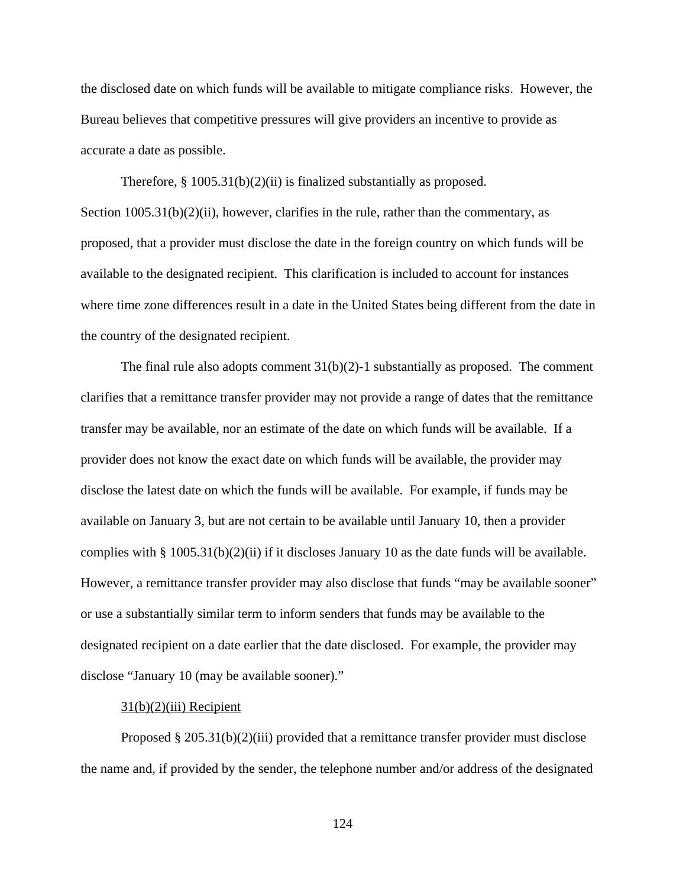the disclosed date on which funds will be available to mitigate compliance risks. However, the Bureau believes that competitive pressures will give providers an incentive to provide as accurate a date as possible.

Therefore, § 1005.31(b)(2)(ii) is finalized substantially as proposed. Section 1005.31(b)(2)(ii), however, clarifies in the rule, rather than the commentary, as proposed, that a provider must disclose the date in the foreign country on which funds will be available to the designated recipient. This clarification is included to account for instances where time zone differences result in a date in the United States being different from the date in the country of the designated recipient.

The final rule also adopts comment 31(b)(2)-1 substantially as proposed. The comment clarifies that a remittance transfer provider may not provide a range of dates that the remittance transfer may be available, nor an estimate of the date on which funds will be available. If a provider does not know the exact date on which funds will be available, the provider may disclose the latest date on which the funds will be available. For example, if funds may be available on January 3, but are not certain to be available until January 10, then a provider complies with § 1005.31(b)(2)(ii) if it discloses January 10 as the date funds will be available. However, a remittance transfer provider may also disclose that funds "may be available sooner" or use a substantially similar term to inform senders that funds may be available to the designated recipient on a date earlier that the date disclosed. For example, the provider may disclose "January 10 (may be available sooner)."

31(b)(2)(iii) Recipient

Proposed § 205.31(b)(2)(iii) provided that a remittance transfer provider must disclose the name and, if provided by the sender, the telephone number and/or address of the designated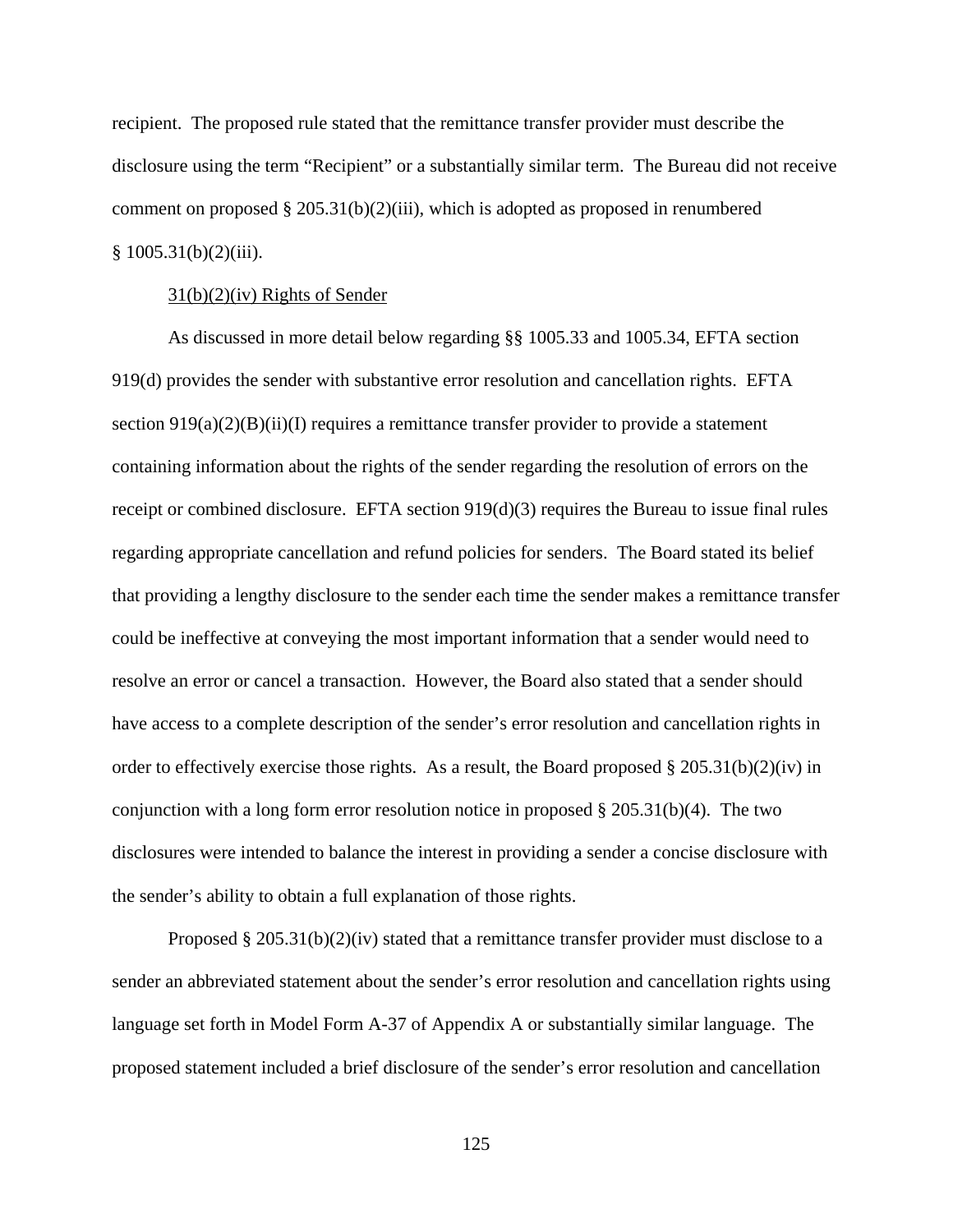recipient. The proposed rule stated that the remittance transfer provider must describe the disclosure using the term "Recipient" or a substantially similar term. The Bureau did not receive comment on proposed § 205.31(b)(2)(iii), which is adopted as proposed in renumbered § 1005.31(b)(2)(iii).

<u>31(b)(2)(iv) Rights of Sender</u>

As discussed in more detail below regarding §§ 1005.33 and 1005.34, EFTA section 919(d) provides the sender with substantive error resolution and cancellation rights. EFTA section 919(a)(2)(B)(ii)(I) requires a remittance transfer provider to provide a statement containing information about the rights of the sender regarding the resolution of errors on the receipt or combined disclosure. EFTA section 919(d)(3) requires the Bureau to issue final rules regarding appropriate cancellation and refund policies for senders. The Board stated its belief that providing a lengthy disclosure to the sender each time the sender makes a remittance transfer could be ineffective at conveying the most important information that a sender would need to resolve an error or cancel a transaction. However, the Board also stated that a sender should have access to a complete description of the sender's error resolution and cancellation rights in order to effectively exercise those rights. As a result, the Board proposed § 205.31(b)(2)(iv) in conjunction with a long form error resolution notice in proposed § 205.31(b)(4). The two disclosures were intended to balance the interest in providing a sender a concise disclosure with the sender's ability to obtain a full explanation of those rights.

Proposed § 205.31(b)(2)(iv) stated that a remittance transfer provider must disclose to a sender an abbreviated statement about the sender's error resolution and cancellation rights using language set forth in Model Form A-37 of Appendix A or substantially similar language. The proposed statement included a brief disclosure of the sender's error resolution and cancellation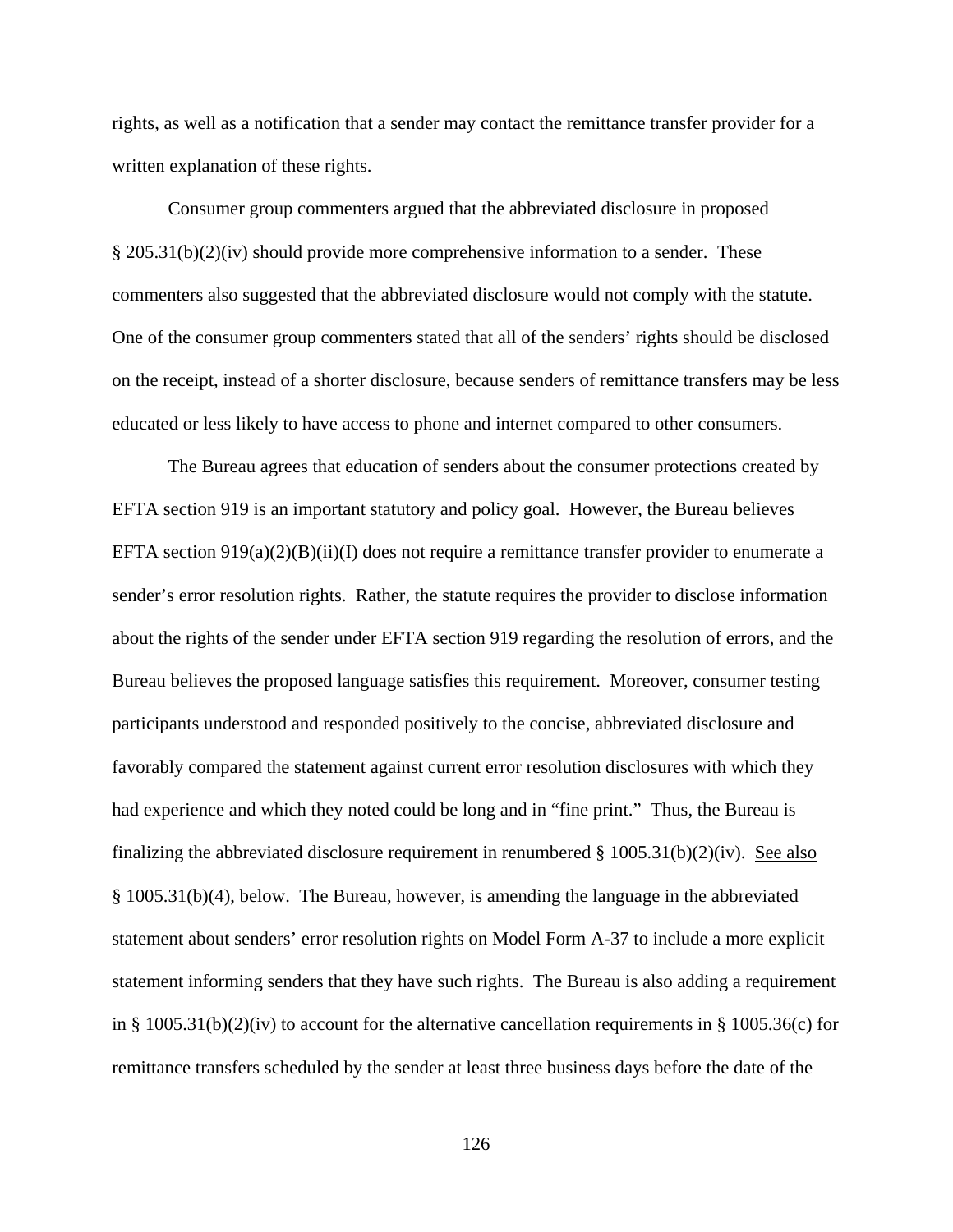rights, as well as a notification that a sender may contact the remittance transfer provider for a written explanation of these rights.

Consumer group commenters argued that the abbreviated disclosure in proposed § 205.31(b)(2)(iv) should provide more comprehensive information to a sender. These commenters also suggested that the abbreviated disclosure would not comply with the statute. One of the consumer group commenters stated that all of the senders' rights should be disclosed on the receipt, instead of a shorter disclosure, because senders of remittance transfers may be less educated or less likely to have access to phone and internet compared to other consumers.

The Bureau agrees that education of senders about the consumer protections created by EFTA section 919 is an important statutory and policy goal. However, the Bureau believes EFTA section 919(a)(2)(B)(ii)(I) does not require a remittance transfer provider to enumerate a sender's error resolution rights. Rather, the statute requires the provider to disclose information about the rights of the sender under EFTA section 919 regarding the resolution of errors, and the Bureau believes the proposed language satisfies this requirement. Moreover, consumer testing participants understood and responded positively to the concise, abbreviated disclosure and favorably compared the statement against current error resolution disclosures with which they had experience and which they noted could be long and in "fine print." Thus, the Bureau is finalizing the abbreviated disclosure requirement in renumbered § 1005.31(b)(2)(iv). See also § 1005.31(b)(4), below. The Bureau, however, is amending the language in the abbreviated statement about senders' error resolution rights on Model Form A-37 to include a more explicit statement informing senders that they have such rights. The Bureau is also adding a requirement in § 1005.31(b)(2)(iv) to account for the alternative cancellation requirements in § 1005.36(c) for remittance transfers scheduled by the sender at least three business days before the date of the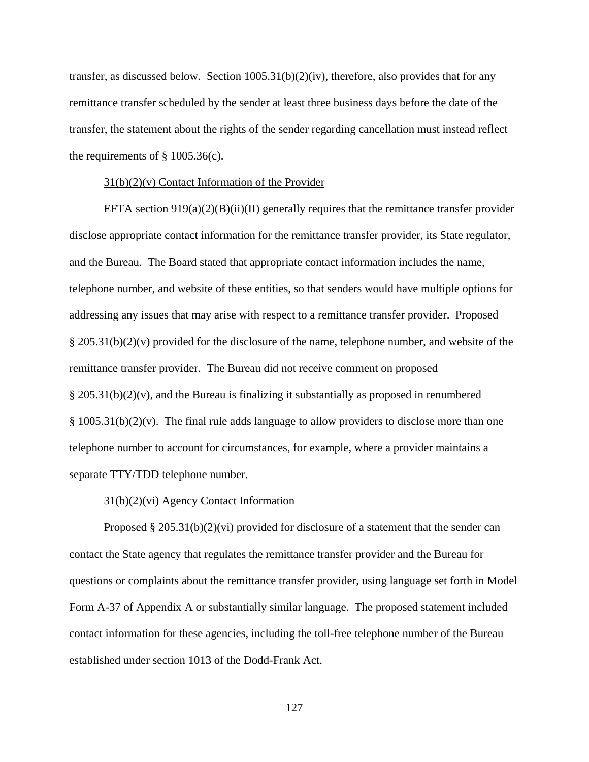transfer, as discussed below. Section 1005.31(b)(2)(iv), therefore, also provides that for any remittance transfer scheduled by the sender at least three business days before the date of the transfer, the statement about the rights of the sender regarding cancellation must instead reflect the requirements of § 1005.36(c).

31(b)(2)(v) Contact Information of the Provider

EFTA section 919(a)(2)(B)(ii)(II) generally requires that the remittance transfer provider disclose appropriate contact information for the remittance transfer provider, its State regulator, and the Bureau. The Board stated that appropriate contact information includes the name, telephone number, and website of these entities, so that senders would have multiple options for addressing any issues that may arise with respect to a remittance transfer provider. Proposed § 205.31(b)(2)(v) provided for the disclosure of the name, telephone number, and website of the remittance transfer provider. The Bureau did not receive comment on proposed § 205.31(b)(2)(v), and the Bureau is finalizing it substantially as proposed in renumbered § 1005.31(b)(2)(v). The final rule adds language to allow providers to disclose more than one telephone number to account for circumstances, for example, where a provider maintains a separate TTY/TDD telephone number.

31(b)(2)(vi) Agency Contact Information

Proposed § 205.31(b)(2)(vi) provided for disclosure of a statement that the sender can contact the State agency that regulates the remittance transfer provider and the Bureau for questions or complaints about the remittance transfer provider, using language set forth in Model Form A-37 of Appendix A or substantially similar language. The proposed statement included contact information for these agencies, including the toll-free telephone number of the Bureau established under section 1013 of the Dodd-Frank Act.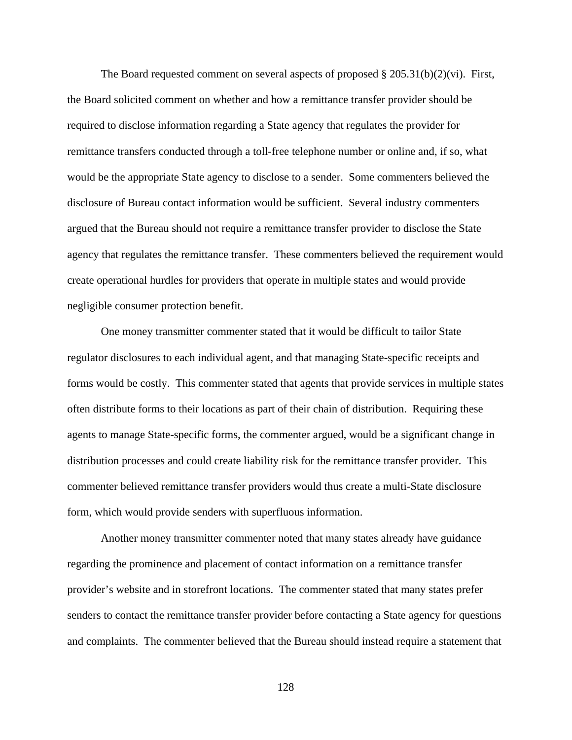The Board requested comment on several aspects of proposed § 205.31(b)(2)(vi). First, the Board solicited comment on whether and how a remittance transfer provider should be required to disclose information regarding a State agency that regulates the provider for remittance transfers conducted through a toll-free telephone number or online and, if so, what would be the appropriate State agency to disclose to a sender. Some commenters believed the disclosure of Bureau contact information would be sufficient. Several industry commenters argued that the Bureau should not require a remittance transfer provider to disclose the State agency that regulates the remittance transfer. These commenters believed the requirement would create operational hurdles for providers that operate in multiple states and would provide negligible consumer protection benefit.

One money transmitter commenter stated that it would be difficult to tailor State regulator disclosures to each individual agent, and that managing State-specific receipts and forms would be costly. This commenter stated that agents that provide services in multiple states often distribute forms to their locations as part of their chain of distribution. Requiring these agents to manage State-specific forms, the commenter argued, would be a significant change in distribution processes and could create liability risk for the remittance transfer provider. This commenter believed remittance transfer providers would thus create a multi-State disclosure form, which would provide senders with superfluous information.

Another money transmitter commenter noted that many states already have guidance regarding the prominence and placement of contact information on a remittance transfer provider's website and in storefront locations. The commenter stated that many states prefer senders to contact the remittance transfer provider before contacting a State agency for questions and complaints. The commenter believed that the Bureau should instead require a statement that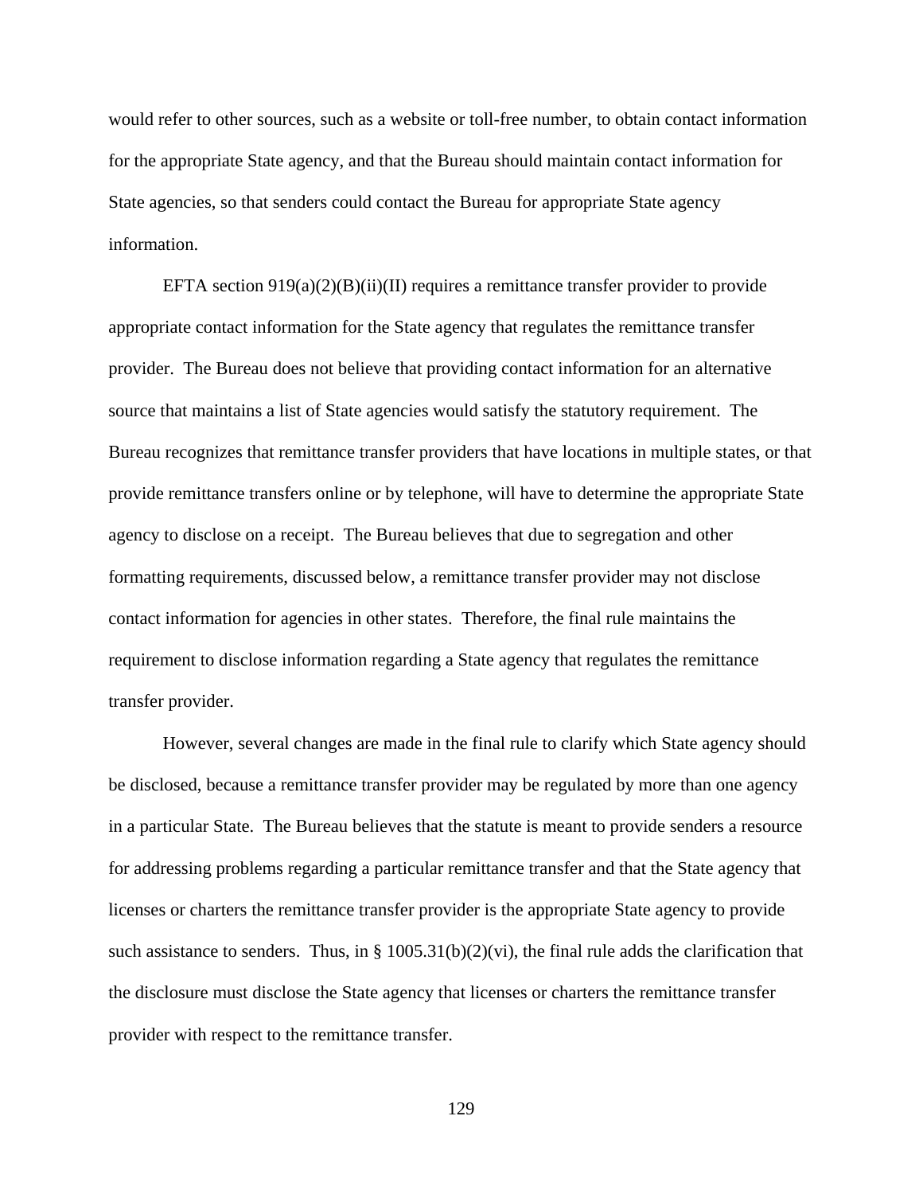would refer to other sources, such as a website or toll-free number, to obtain contact information for the appropriate State agency, and that the Bureau should maintain contact information for State agencies, so that senders could contact the Bureau for appropriate State agency information.

EFTA section 919(a)(2)(B)(ii)(II) requires a remittance transfer provider to provide appropriate contact information for the State agency that regulates the remittance transfer provider. The Bureau does not believe that providing contact information for an alternative source that maintains a list of State agencies would satisfy the statutory requirement. The Bureau recognizes that remittance transfer providers that have locations in multiple states, or that provide remittance transfers online or by telephone, will have to determine the appropriate State agency to disclose on a receipt. The Bureau believes that due to segregation and other formatting requirements, discussed below, a remittance transfer provider may not disclose contact information for agencies in other states. Therefore, the final rule maintains the requirement to disclose information regarding a State agency that regulates the remittance transfer provider.

However, several changes are made in the final rule to clarify which State agency should be disclosed, because a remittance transfer provider may be regulated by more than one agency in a particular State. The Bureau believes that the statute is meant to provide senders a resource for addressing problems regarding a particular remittance transfer and that the State agency that licenses or charters the remittance transfer provider is the appropriate State agency to provide such assistance to senders. Thus, in § 1005.31(b)(2)(vi), the final rule adds the clarification that the disclosure must disclose the State agency that licenses or charters the remittance transfer provider with respect to the remittance transfer.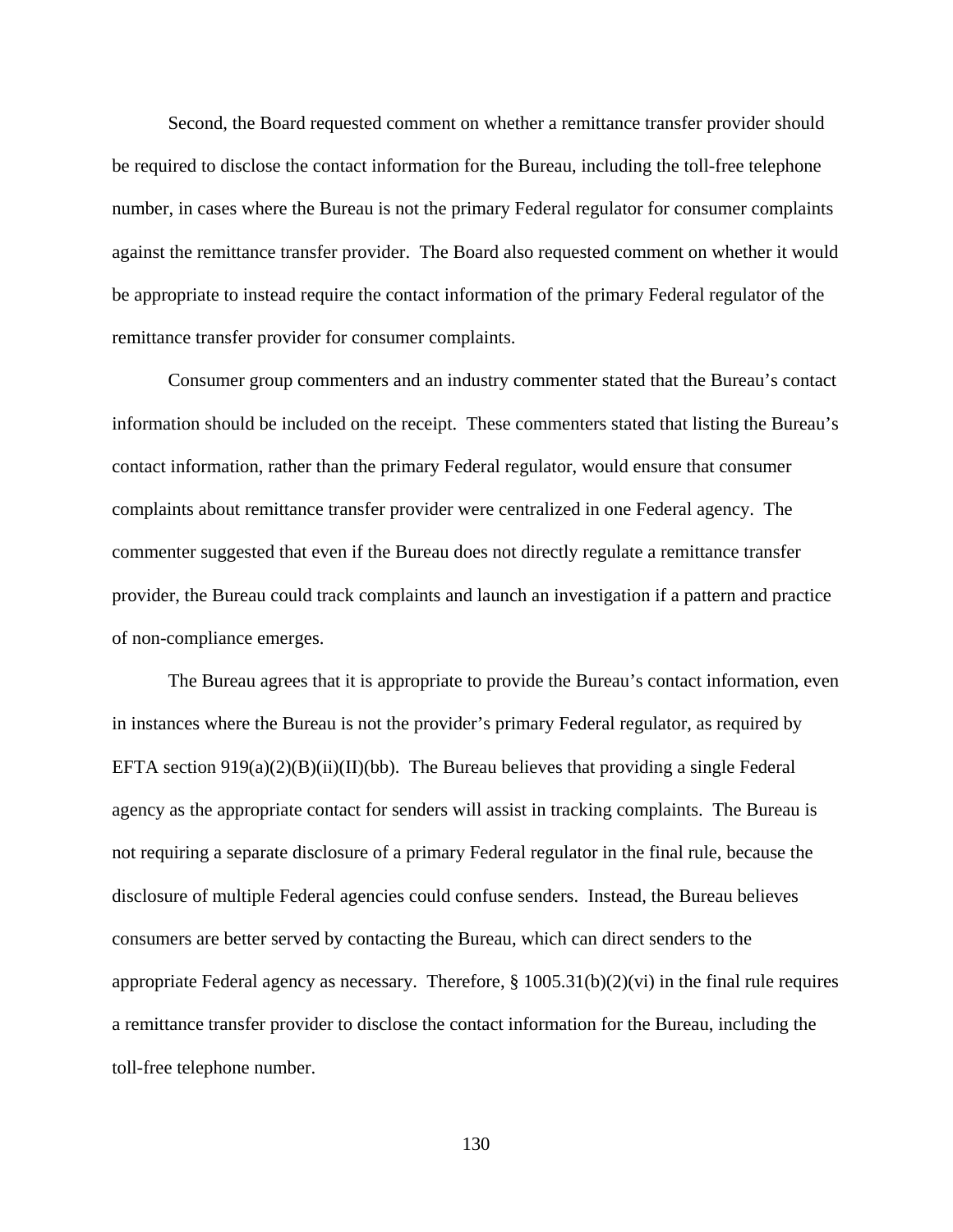Second, the Board requested comment on whether a remittance transfer provider should be required to disclose the contact information for the Bureau, including the toll-free telephone number, in cases where the Bureau is not the primary Federal regulator for consumer complaints against the remittance transfer provider. The Board also requested comment on whether it would be appropriate to instead require the contact information of the primary Federal regulator of the remittance transfer provider for consumer complaints.

Consumer group commenters and an industry commenter stated that the Bureau's contact information should be included on the receipt. These commenters stated that listing the Bureau's contact information, rather than the primary Federal regulator, would ensure that consumer complaints about remittance transfer provider were centralized in one Federal agency. The commenter suggested that even if the Bureau does not directly regulate a remittance transfer provider, the Bureau could track complaints and launch an investigation if a pattern and practice of non-compliance emerges.

The Bureau agrees that it is appropriate to provide the Bureau's contact information, even in instances where the Bureau is not the provider's primary Federal regulator, as required by EFTA section 919(a)(2)(B)(ii)(II)(bb). The Bureau believes that providing a single Federal agency as the appropriate contact for senders will assist in tracking complaints. The Bureau is not requiring a separate disclosure of a primary Federal regulator in the final rule, because the disclosure of multiple Federal agencies could confuse senders. Instead, the Bureau believes consumers are better served by contacting the Bureau, which can direct senders to the appropriate Federal agency as necessary. Therefore, § 1005.31(b)(2)(vi) in the final rule requires a remittance transfer provider to disclose the contact information for the Bureau, including the toll-free telephone number.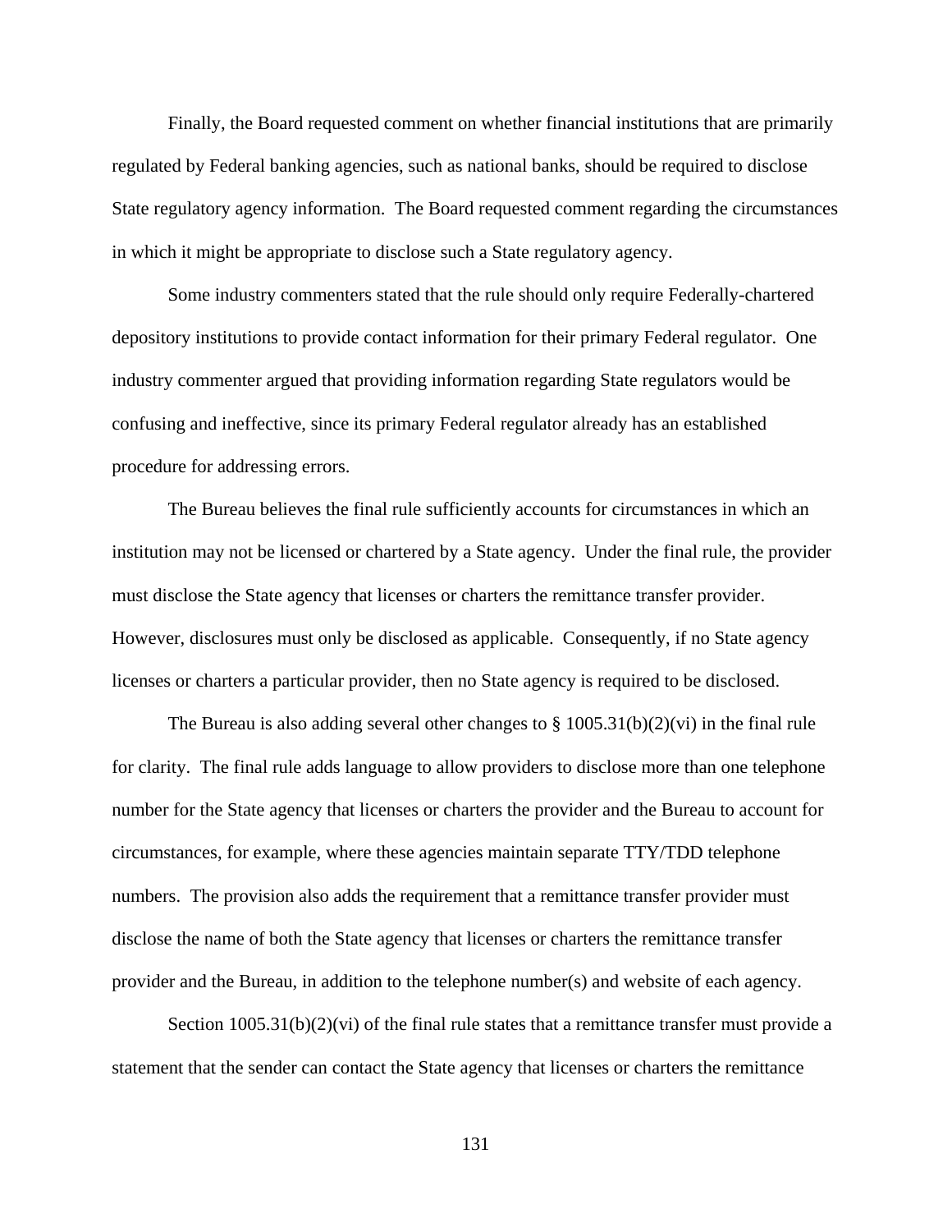Finally, the Board requested comment on whether financial institutions that are primarily regulated by Federal banking agencies, such as national banks, should be required to disclose State regulatory agency information. The Board requested comment regarding the circumstances in which it might be appropriate to disclose such a State regulatory agency.

Some industry commenters stated that the rule should only require Federally-chartered depository institutions to provide contact information for their primary Federal regulator. One industry commenter argued that providing information regarding State regulators would be confusing and ineffective, since its primary Federal regulator already has an established procedure for addressing errors.

The Bureau believes the final rule sufficiently accounts for circumstances in which an institution may not be licensed or chartered by a State agency. Under the final rule, the provider must disclose the State agency that licenses or charters the remittance transfer provider. However, disclosures must only be disclosed as applicable. Consequently, if no State agency licenses or charters a particular provider, then no State agency is required to be disclosed.

The Bureau is also adding several other changes to § 1005.31(b)(2)(vi) in the final rule for clarity. The final rule adds language to allow providers to disclose more than one telephone number for the State agency that licenses or charters the provider and the Bureau to account for circumstances, for example, where these agencies maintain separate TTY/TDD telephone numbers. The provision also adds the requirement that a remittance transfer provider must disclose the name of both the State agency that licenses or charters the remittance transfer provider and the Bureau, in addition to the telephone number(s) and website of each agency.

Section 1005.31(b)(2)(vi) of the final rule states that a remittance transfer must provide a statement that the sender can contact the State agency that licenses or charters the remittance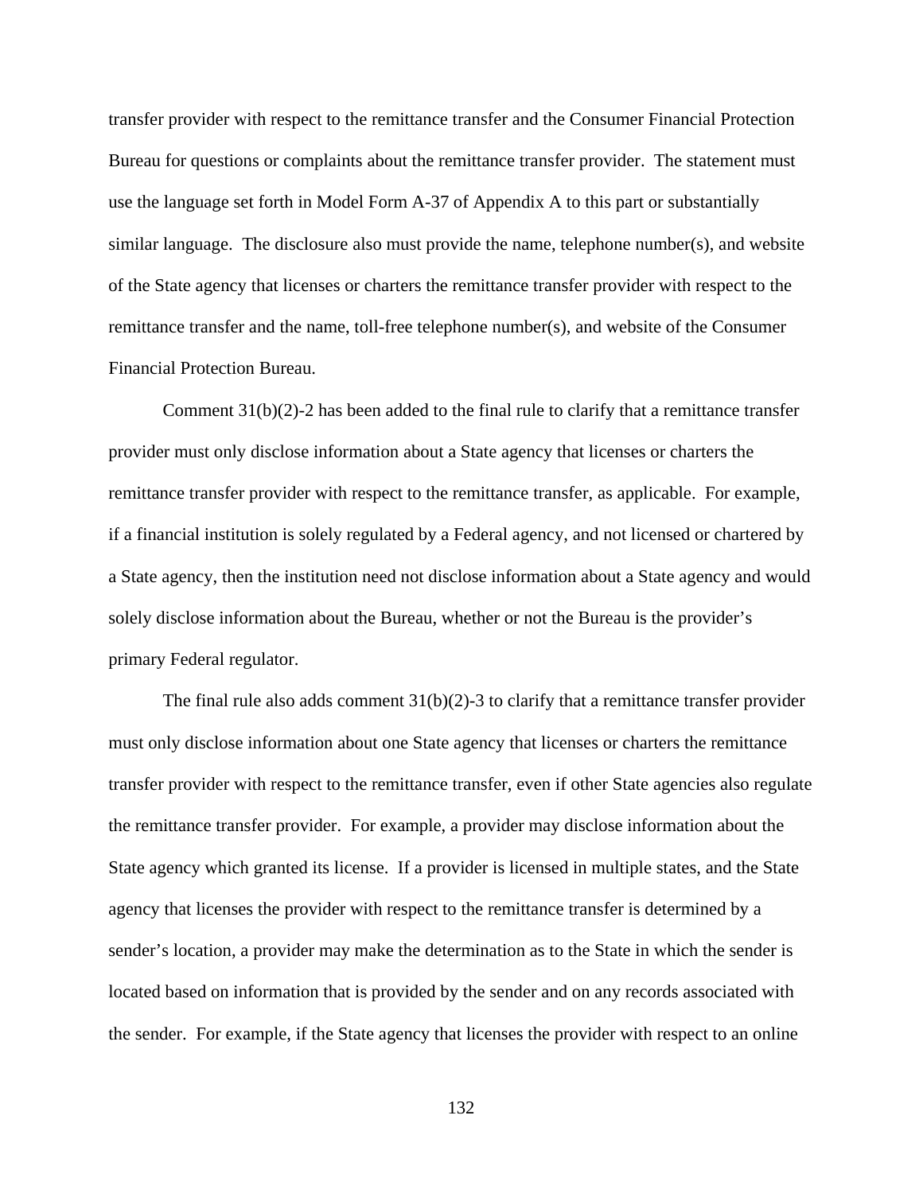transfer provider with respect to the remittance transfer and the Consumer Financial Protection Bureau for questions or complaints about the remittance transfer provider. The statement must use the language set forth in Model Form A-37 of Appendix A to this part or substantially similar language. The disclosure also must provide the name, telephone number(s), and website of the State agency that licenses or charters the remittance transfer provider with respect to the remittance transfer and the name, toll-free telephone number(s), and website of the Consumer Financial Protection Bureau.

Comment 31(b)(2)-2 has been added to the final rule to clarify that a remittance transfer provider must only disclose information about a State agency that licenses or charters the remittance transfer provider with respect to the remittance transfer, as applicable. For example, if a financial institution is solely regulated by a Federal agency, and not licensed or chartered by a State agency, then the institution need not disclose information about a State agency and would solely disclose information about the Bureau, whether or not the Bureau is the provider's primary Federal regulator.

The final rule also adds comment 31(b)(2)-3 to clarify that a remittance transfer provider must only disclose information about one State agency that licenses or charters the remittance transfer provider with respect to the remittance transfer, even if other State agencies also regulate the remittance transfer provider. For example, a provider may disclose information about the State agency which granted its license. If a provider is licensed in multiple states, and the State agency that licenses the provider with respect to the remittance transfer is determined by a sender's location, a provider may make the determination as to the State in which the sender is located based on information that is provided by the sender and on any records associated with the sender. For example, if the State agency that licenses the provider with respect to an online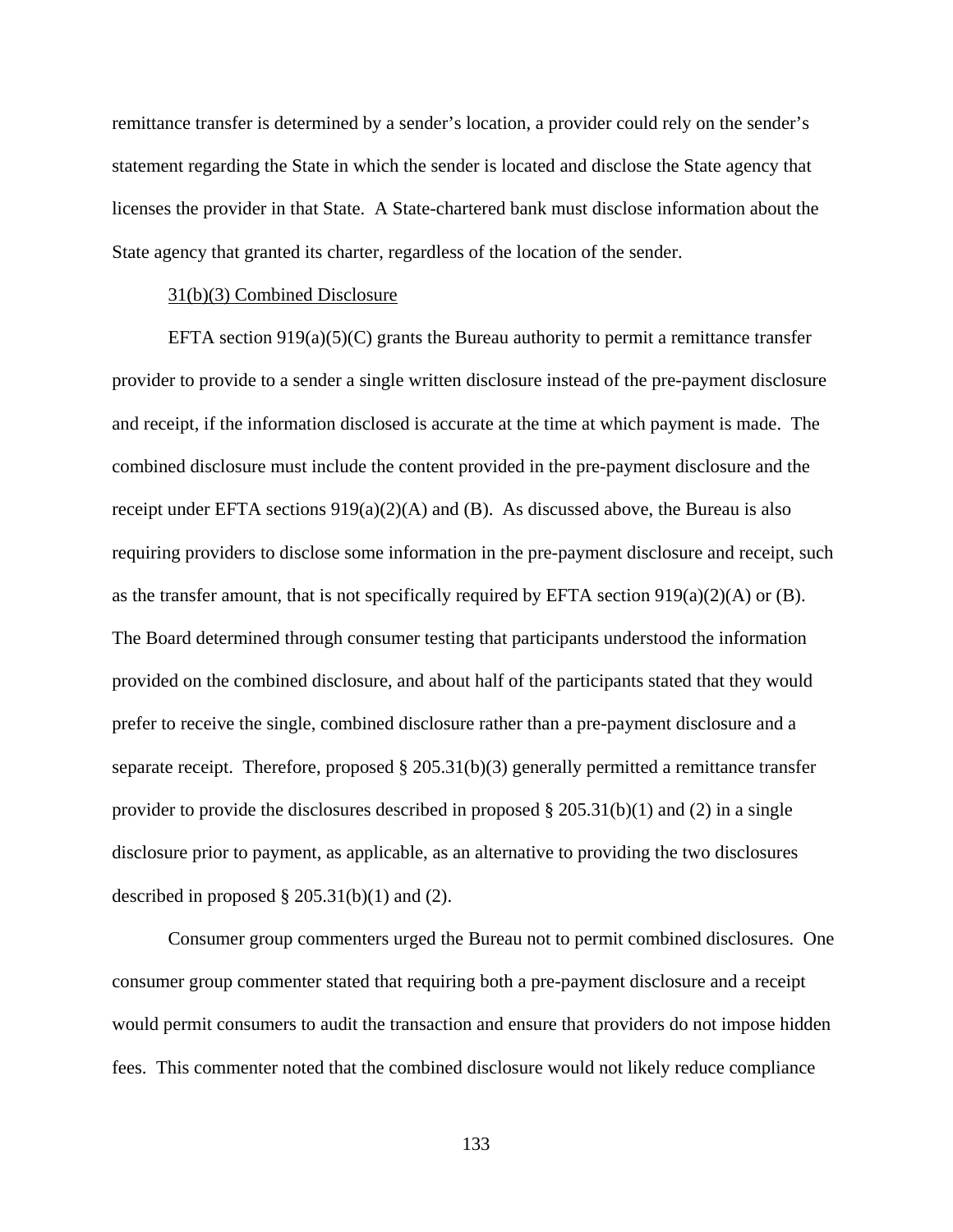remittance transfer is determined by a sender's location, a provider could rely on the sender's statement regarding the State in which the sender is located and disclose the State agency that licenses the provider in that State. A State-chartered bank must disclose information about the State agency that granted its charter, regardless of the location of the sender.

31(b)(3) Combined Disclosure

EFTA section 919(a)(5)(C) grants the Bureau authority to permit a remittance transfer provider to provide to a sender a single written disclosure instead of the pre-payment disclosure and receipt, if the information disclosed is accurate at the time at which payment is made. The combined disclosure must include the content provided in the pre-payment disclosure and the receipt under EFTA sections 919(a)(2)(A) and (B). As discussed above, the Bureau is also requiring providers to disclose some information in the pre-payment disclosure and receipt, such as the transfer amount, that is not specifically required by EFTA section 919(a)(2)(A) or (B). The Board determined through consumer testing that participants understood the information provided on the combined disclosure, and about half of the participants stated that they would prefer to receive the single, combined disclosure rather than a pre-payment disclosure and a separate receipt. Therefore, proposed § 205.31(b)(3) generally permitted a remittance transfer provider to provide the disclosures described in proposed § 205.31(b)(1) and (2) in a single disclosure prior to payment, as applicable, as an alternative to providing the two disclosures described in proposed § 205.31(b)(1) and (2).

Consumer group commenters urged the Bureau not to permit combined disclosures. One consumer group commenter stated that requiring both a pre-payment disclosure and a receipt would permit consumers to audit the transaction and ensure that providers do not impose hidden fees. This commenter noted that the combined disclosure would not likely reduce compliance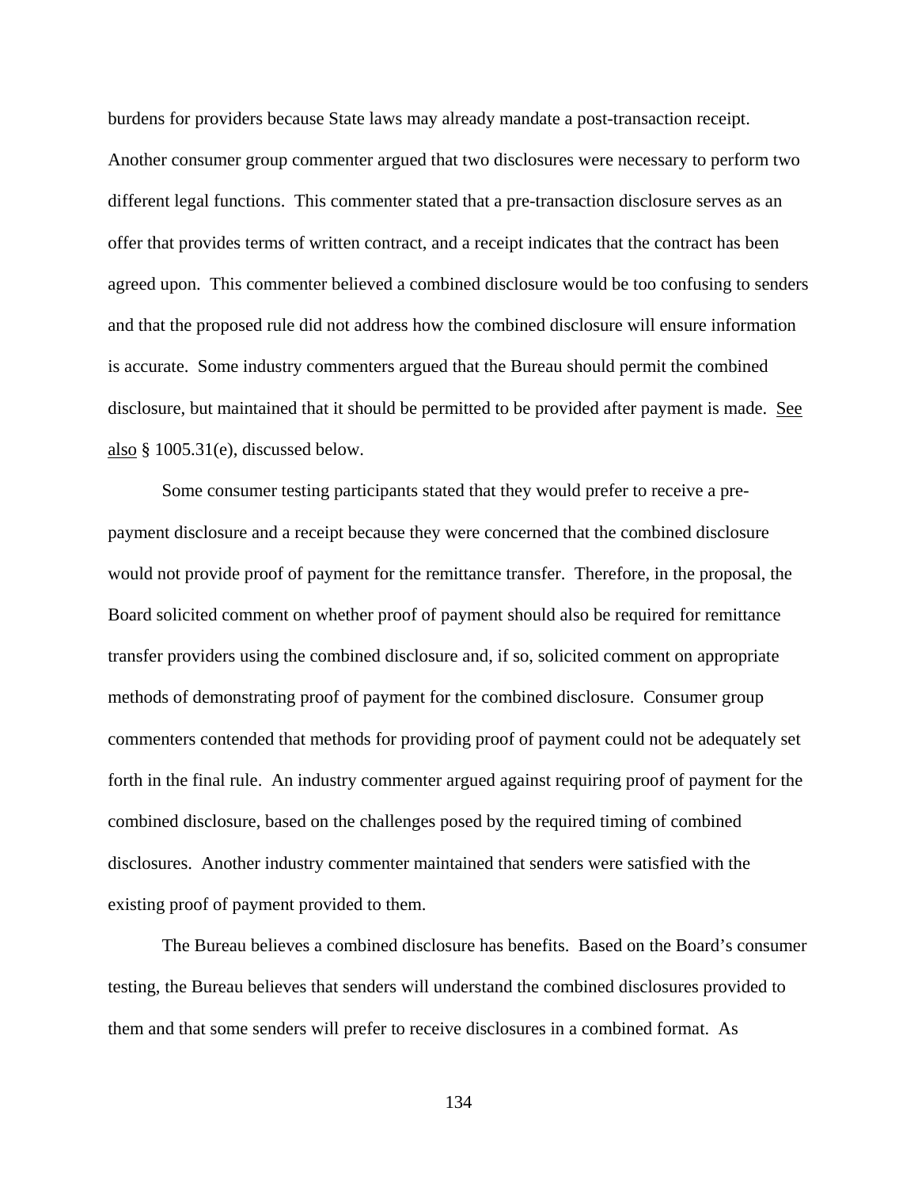burdens for providers because State laws may already mandate a post-transaction receipt. Another consumer group commenter argued that two disclosures were necessary to perform two different legal functions. This commenter stated that a pre-transaction disclosure serves as an offer that provides terms of written contract, and a receipt indicates that the contract has been agreed upon. This commenter believed a combined disclosure would be too confusing to senders and that the proposed rule did not address how the combined disclosure will ensure information is accurate. Some industry commenters argued that the Bureau should permit the combined disclosure, but maintained that it should be permitted to be provided after payment is made. See also § 1005.31(e), discussed below.

Some consumer testing participants stated that they would prefer to receive a pre-payment disclosure and a receipt because they were concerned that the combined disclosure would not provide proof of payment for the remittance transfer. Therefore, in the proposal, the Board solicited comment on whether proof of payment should also be required for remittance transfer providers using the combined disclosure and, if so, solicited comment on appropriate methods of demonstrating proof of payment for the combined disclosure. Consumer group commenters contended that methods for providing proof of payment could not be adequately set forth in the final rule. An industry commenter argued against requiring proof of payment for the combined disclosure, based on the challenges posed by the required timing of combined disclosures. Another industry commenter maintained that senders were satisfied with the existing proof of payment provided to them.

The Bureau believes a combined disclosure has benefits. Based on the Board's consumer testing, the Bureau believes that senders will understand the combined disclosures provided to them and that some senders will prefer to receive disclosures in a combined format. As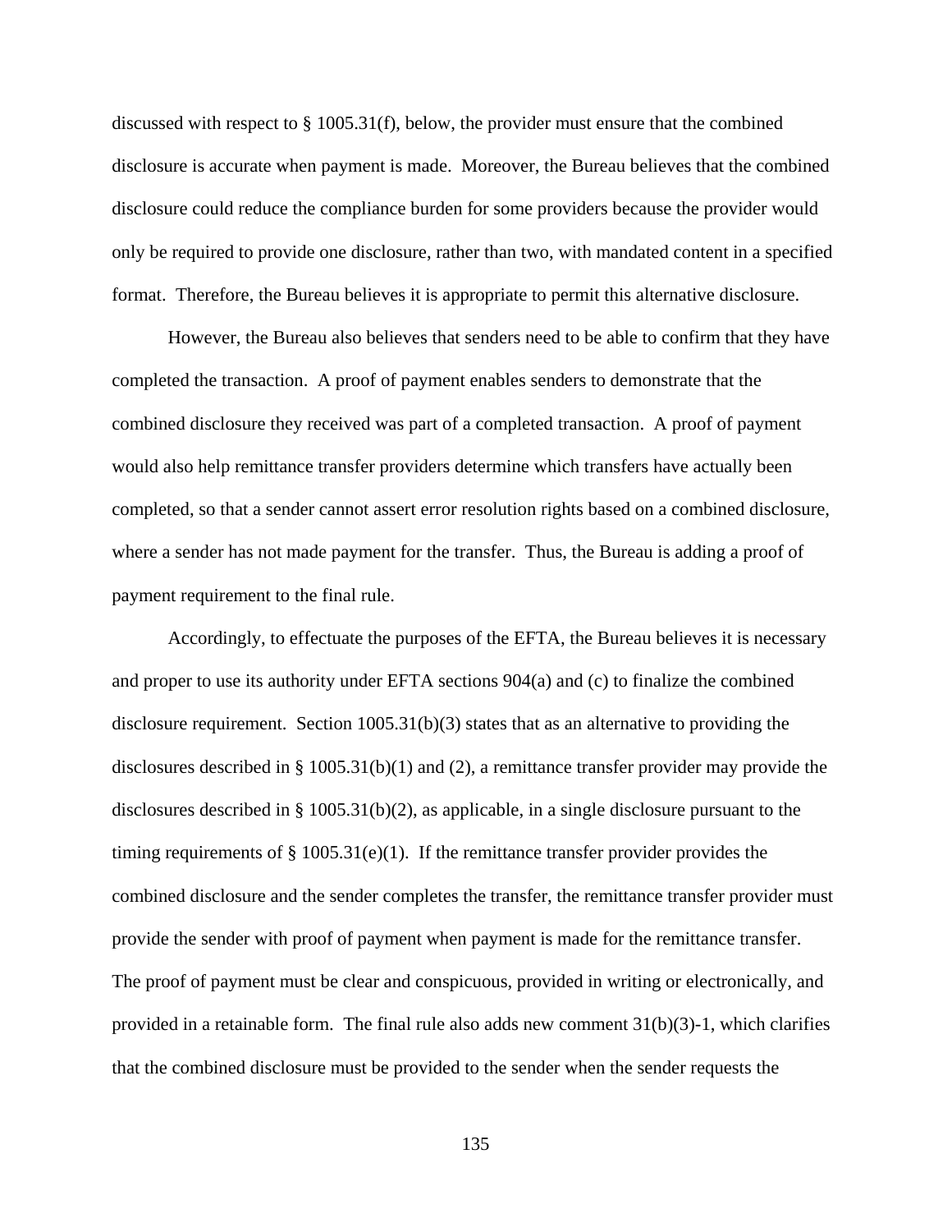discussed with respect to § 1005.31(f), below, the provider must ensure that the combined disclosure is accurate when payment is made. Moreover, the Bureau believes that the combined disclosure could reduce the compliance burden for some providers because the provider would only be required to provide one disclosure, rather than two, with mandated content in a specified format. Therefore, the Bureau believes it is appropriate to permit this alternative disclosure.

However, the Bureau also believes that senders need to be able to confirm that they have completed the transaction. A proof of payment enables senders to demonstrate that the combined disclosure they received was part of a completed transaction. A proof of payment would also help remittance transfer providers determine which transfers have actually been completed, so that a sender cannot assert error resolution rights based on a combined disclosure, where a sender has not made payment for the transfer. Thus, the Bureau is adding a proof of payment requirement to the final rule.

Accordingly, to effectuate the purposes of the EFTA, the Bureau believes it is necessary and proper to use its authority under EFTA sections 904(a) and (c) to finalize the combined disclosure requirement. Section 1005.31(b)(3) states that as an alternative to providing the disclosures described in § 1005.31(b)(1) and (2), a remittance transfer provider may provide the disclosures described in § 1005.31(b)(2), as applicable, in a single disclosure pursuant to the timing requirements of § 1005.31(e)(1). If the remittance transfer provider provides the combined disclosure and the sender completes the transfer, the remittance transfer provider must provide the sender with proof of payment when payment is made for the remittance transfer. The proof of payment must be clear and conspicuous, provided in writing or electronically, and provided in a retainable form. The final rule also adds new comment 31(b)(3)-1, which clarifies that the combined disclosure must be provided to the sender when the sender requests the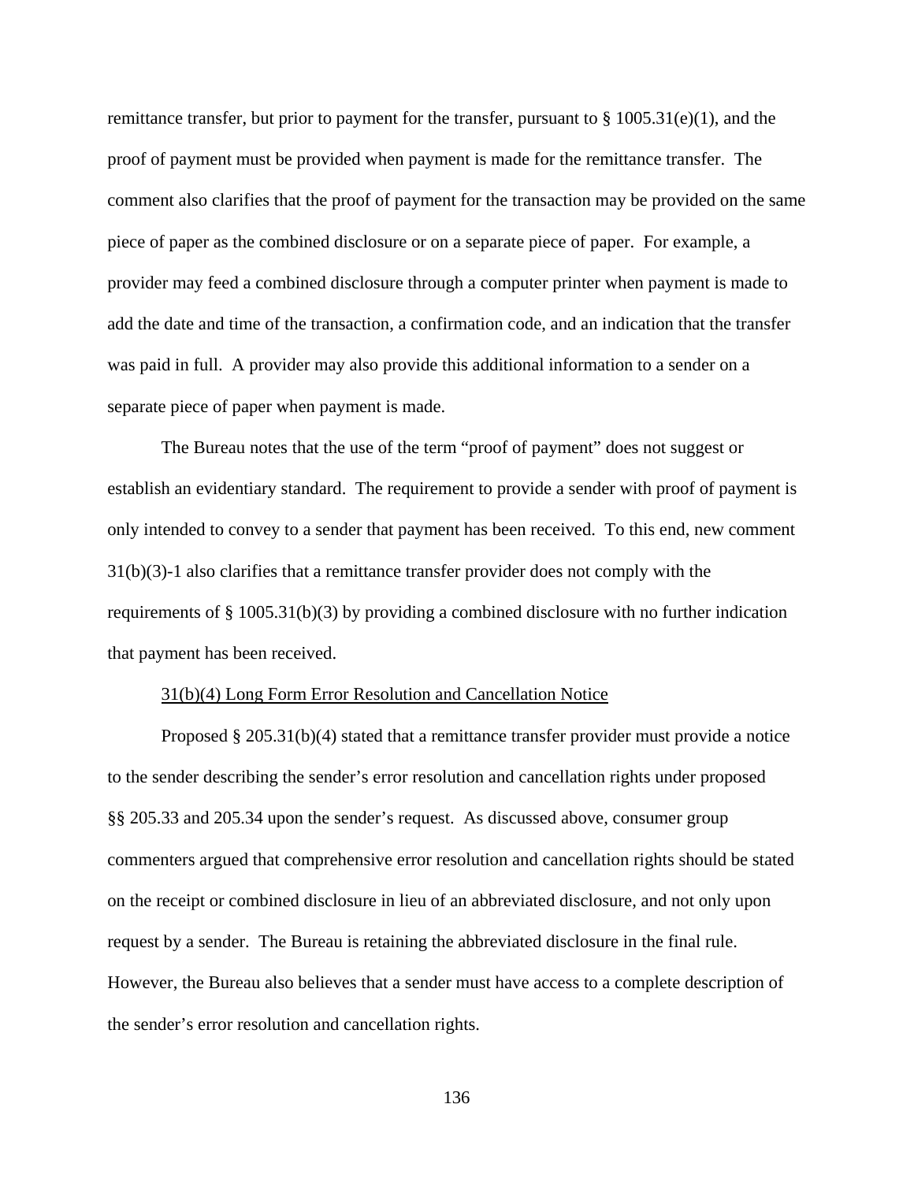remittance transfer, but prior to payment for the transfer, pursuant to § 1005.31(e)(1), and the proof of payment must be provided when payment is made for the remittance transfer. The comment also clarifies that the proof of payment for the transaction may be provided on the same piece of paper as the combined disclosure or on a separate piece of paper. For example, a provider may feed a combined disclosure through a computer printer when payment is made to add the date and time of the transaction, a confirmation code, and an indication that the transfer was paid in full. A provider may also provide this additional information to a sender on a separate piece of paper when payment is made.

The Bureau notes that the use of the term "proof of payment" does not suggest or establish an evidentiary standard. The requirement to provide a sender with proof of payment is only intended to convey to a sender that payment has been received. To this end, new comment 31(b)(3)-1 also clarifies that a remittance transfer provider does not comply with the requirements of § 1005.31(b)(3) by providing a combined disclosure with no further indication that payment has been received.

31(b)(4) Long Form Error Resolution and Cancellation Notice

Proposed § 205.31(b)(4) stated that a remittance transfer provider must provide a notice to the sender describing the sender's error resolution and cancellation rights under proposed §§ 205.33 and 205.34 upon the sender's request. As discussed above, consumer group commenters argued that comprehensive error resolution and cancellation rights should be stated on the receipt or combined disclosure in lieu of an abbreviated disclosure, and not only upon request by a sender. The Bureau is retaining the abbreviated disclosure in the final rule. However, the Bureau also believes that a sender must have access to a complete description of the sender's error resolution and cancellation rights.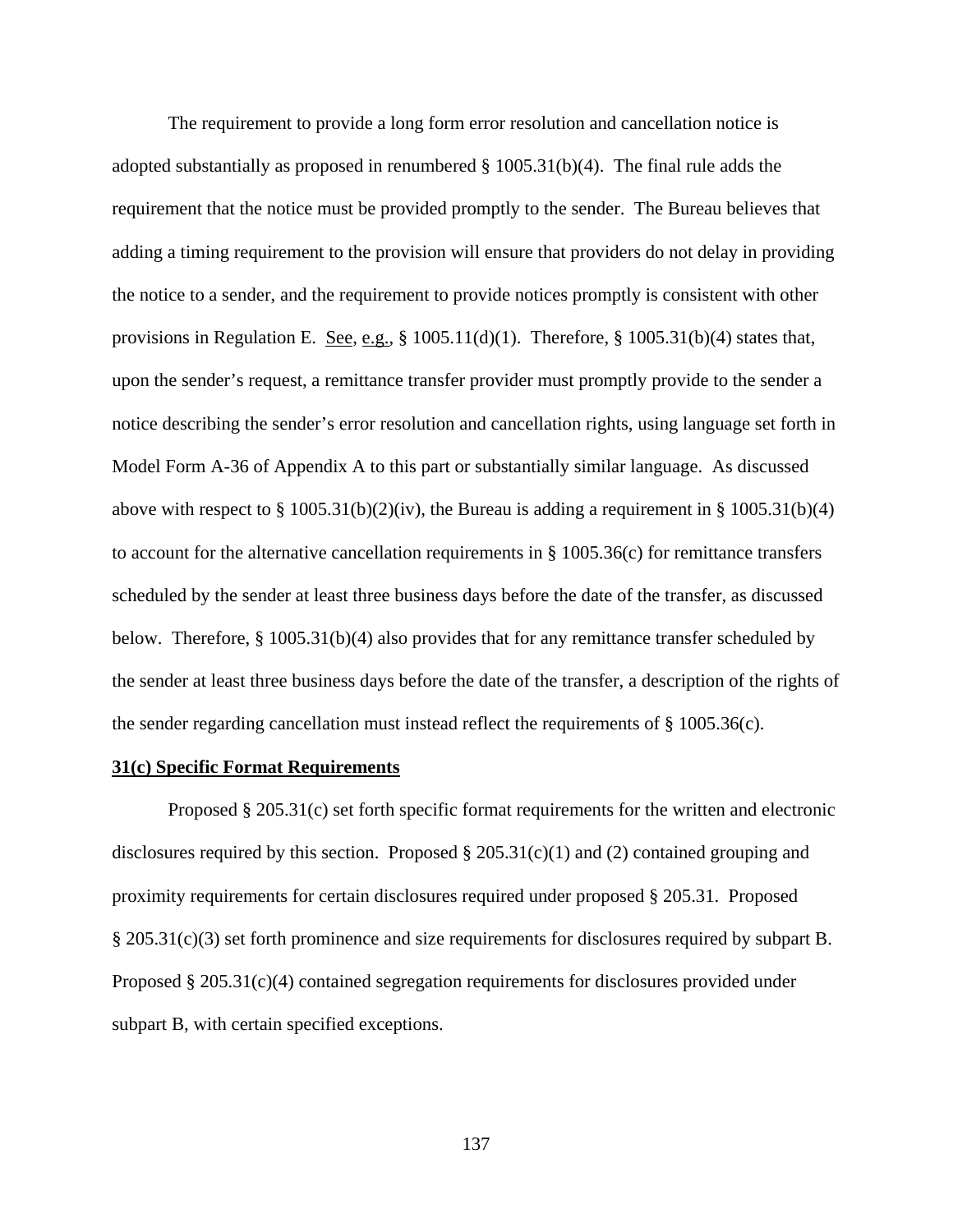The requirement to provide a long form error resolution and cancellation notice is adopted substantially as proposed in renumbered § 1005.31(b)(4). The final rule adds the requirement that the notice must be provided promptly to the sender. The Bureau believes that adding a timing requirement to the provision will ensure that providers do not delay in providing the notice to a sender, and the requirement to provide notices promptly is consistent with other provisions in Regulation E. See, e.g., § 1005.11(d)(1). Therefore, § 1005.31(b)(4) states that, upon the sender's request, a remittance transfer provider must promptly provide to the sender a notice describing the sender's error resolution and cancellation rights, using language set forth in Model Form A-36 of Appendix A to this part or substantially similar language. As discussed above with respect to § 1005.31(b)(2)(iv), the Bureau is adding a requirement in § 1005.31(b)(4) to account for the alternative cancellation requirements in § 1005.36(c) for remittance transfers scheduled by the sender at least three business days before the date of the transfer, as discussed below. Therefore, § 1005.31(b)(4) also provides that for any remittance transfer scheduled by the sender at least three business days before the date of the transfer, a description of the rights of the sender regarding cancellation must instead reflect the requirements of § 1005.36(c).

**31(c) Specific Format Requirements**

Proposed § 205.31(c) set forth specific format requirements for the written and electronic disclosures required by this section. Proposed § 205.31(c)(1) and (2) contained grouping and proximity requirements for certain disclosures required under proposed § 205.31. Proposed § 205.31(c)(3) set forth prominence and size requirements for disclosures required by subpart B. Proposed § 205.31(c)(4) contained segregation requirements for disclosures provided under subpart B, with certain specified exceptions.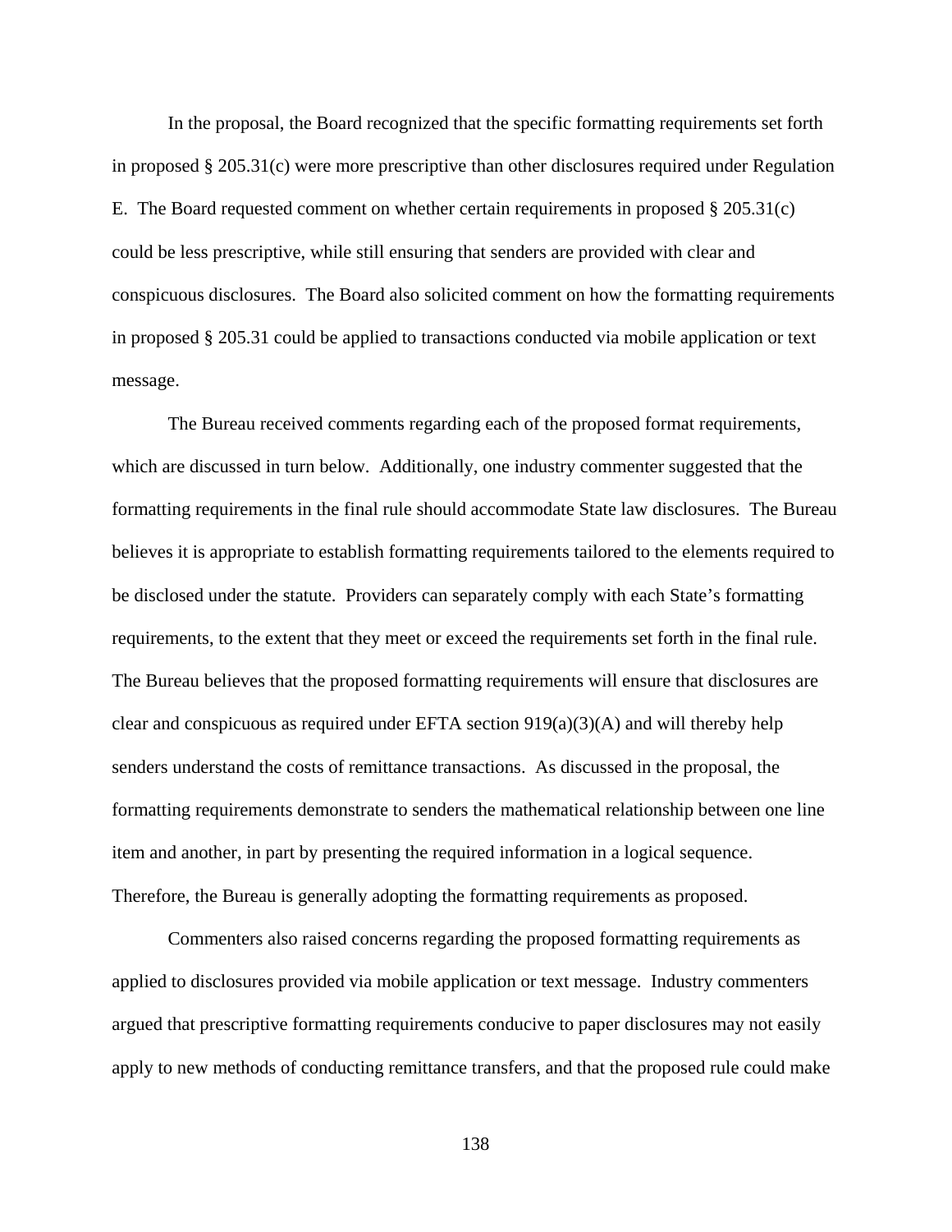In the proposal, the Board recognized that the specific formatting requirements set forth in proposed § 205.31(c) were more prescriptive than other disclosures required under Regulation E. The Board requested comment on whether certain requirements in proposed § 205.31(c) could be less prescriptive, while still ensuring that senders are provided with clear and conspicuous disclosures. The Board also solicited comment on how the formatting requirements in proposed § 205.31 could be applied to transactions conducted via mobile application or text message.

The Bureau received comments regarding each of the proposed format requirements, which are discussed in turn below. Additionally, one industry commenter suggested that the formatting requirements in the final rule should accommodate State law disclosures. The Bureau believes it is appropriate to establish formatting requirements tailored to the elements required to be disclosed under the statute. Providers can separately comply with each State's formatting requirements, to the extent that they meet or exceed the requirements set forth in the final rule. The Bureau believes that the proposed formatting requirements will ensure that disclosures are clear and conspicuous as required under EFTA section 919(a)(3)(A) and will thereby help senders understand the costs of remittance transactions. As discussed in the proposal, the formatting requirements demonstrate to senders the mathematical relationship between one line item and another, in part by presenting the required information in a logical sequence. Therefore, the Bureau is generally adopting the formatting requirements as proposed.

Commenters also raised concerns regarding the proposed formatting requirements as applied to disclosures provided via mobile application or text message. Industry commenters argued that prescriptive formatting requirements conducive to paper disclosures may not easily apply to new methods of conducting remittance transfers, and that the proposed rule could make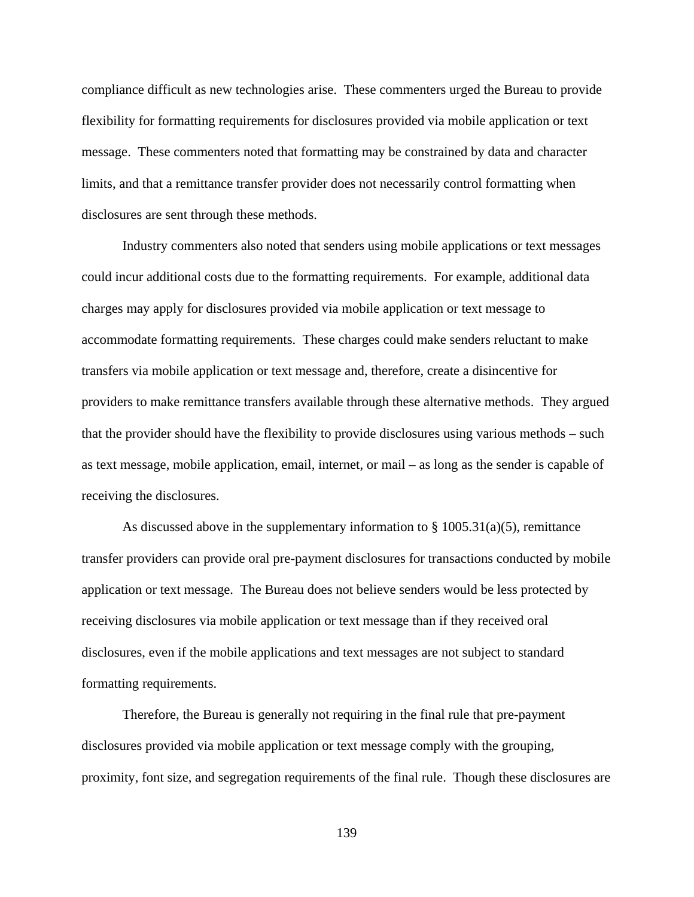compliance difficult as new technologies arise. These commenters urged the Bureau to provide flexibility for formatting requirements for disclosures provided via mobile application or text message. These commenters noted that formatting may be constrained by data and character limits, and that a remittance transfer provider does not necessarily control formatting when disclosures are sent through these methods.

Industry commenters also noted that senders using mobile applications or text messages could incur additional costs due to the formatting requirements. For example, additional data charges may apply for disclosures provided via mobile application or text message to accommodate formatting requirements. These charges could make senders reluctant to make transfers via mobile application or text message and, therefore, create a disincentive for providers to make remittance transfers available through these alternative methods. They argued that the provider should have the flexibility to provide disclosures using various methods – such as text message, mobile application, email, internet, or mail – as long as the sender is capable of receiving the disclosures.

As discussed above in the supplementary information to § 1005.31(a)(5), remittance transfer providers can provide oral pre-payment disclosures for transactions conducted by mobile application or text message. The Bureau does not believe senders would be less protected by receiving disclosures via mobile application or text message than if they received oral disclosures, even if the mobile applications and text messages are not subject to standard formatting requirements.

Therefore, the Bureau is generally not requiring in the final rule that pre-payment disclosures provided via mobile application or text message comply with the grouping, proximity, font size, and segregation requirements of the final rule. Though these disclosures are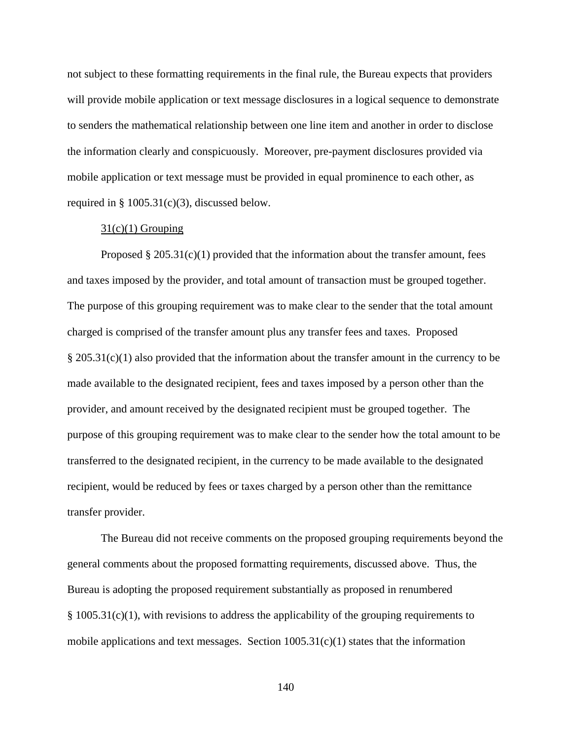not subject to these formatting requirements in the final rule, the Bureau expects that providers will provide mobile application or text message disclosures in a logical sequence to demonstrate to senders the mathematical relationship between one line item and another in order to disclose the information clearly and conspicuously. Moreover, pre-payment disclosures provided via mobile application or text message must be provided in equal prominence to each other, as required in § 1005.31(c)(3), discussed below.

31(c)(1) Grouping

Proposed § 205.31(c)(1) provided that the information about the transfer amount, fees and taxes imposed by the provider, and total amount of transaction must be grouped together. The purpose of this grouping requirement was to make clear to the sender that the total amount charged is comprised of the transfer amount plus any transfer fees and taxes. Proposed § 205.31(c)(1) also provided that the information about the transfer amount in the currency to be made available to the designated recipient, fees and taxes imposed by a person other than the provider, and amount received by the designated recipient must be grouped together. The purpose of this grouping requirement was to make clear to the sender how the total amount to be transferred to the designated recipient, in the currency to be made available to the designated recipient, would be reduced by fees or taxes charged by a person other than the remittance transfer provider.

The Bureau did not receive comments on the proposed grouping requirements beyond the general comments about the proposed formatting requirements, discussed above. Thus, the Bureau is adopting the proposed requirement substantially as proposed in renumbered § 1005.31(c)(1), with revisions to address the applicability of the grouping requirements to mobile applications and text messages. Section 1005.31(c)(1) states that the information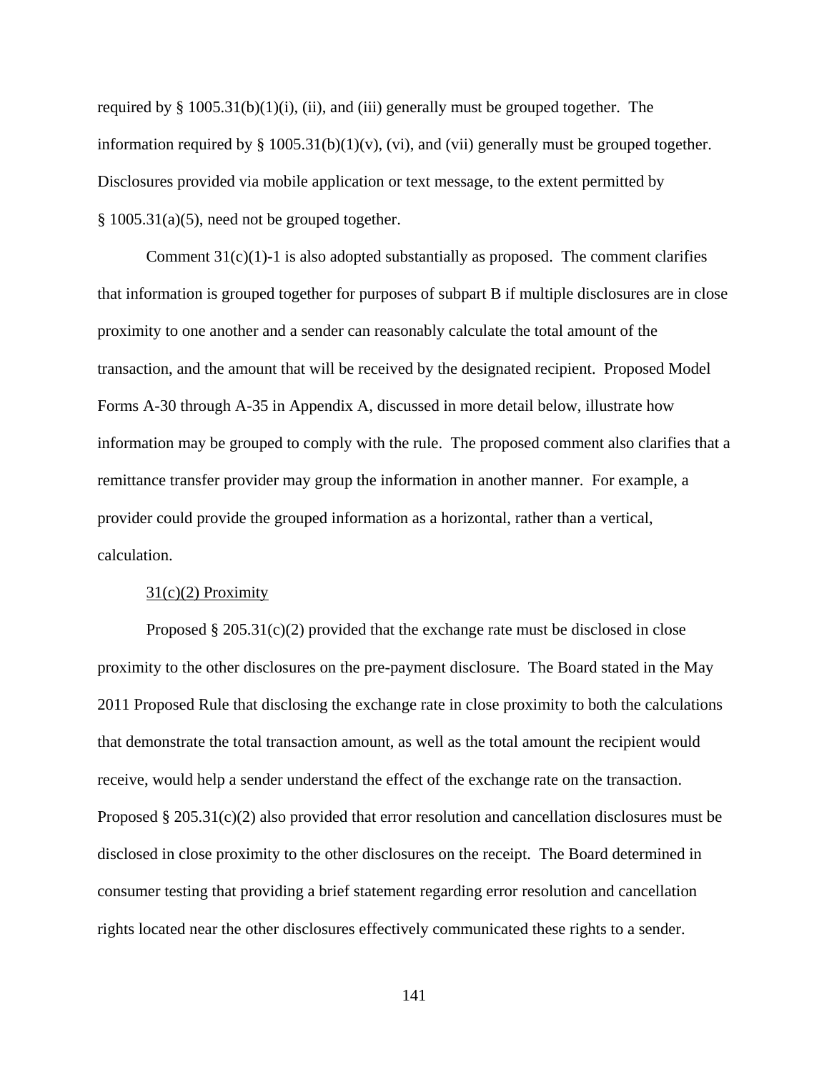required by § 1005.31(b)(1)(i), (ii), and (iii) generally must be grouped together. The information required by § 1005.31(b)(1)(v), (vi), and (vii) generally must be grouped together. Disclosures provided via mobile application or text message, to the extent permitted by § 1005.31(a)(5), need not be grouped together.

Comment 31(c)(1)-1 is also adopted substantially as proposed. The comment clarifies that information is grouped together for purposes of subpart B if multiple disclosures are in close proximity to one another and a sender can reasonably calculate the total amount of the transaction, and the amount that will be received by the designated recipient. Proposed Model Forms A-30 through A-35 in Appendix A, discussed in more detail below, illustrate how information may be grouped to comply with the rule. The proposed comment also clarifies that a remittance transfer provider may group the information in another manner. For example, a provider could provide the grouped information as a horizontal, rather than a vertical, calculation.

31(c)(2) Proximity

Proposed § 205.31(c)(2) provided that the exchange rate must be disclosed in close proximity to the other disclosures on the pre-payment disclosure. The Board stated in the May 2011 Proposed Rule that disclosing the exchange rate in close proximity to both the calculations that demonstrate the total transaction amount, as well as the total amount the recipient would receive, would help a sender understand the effect of the exchange rate on the transaction. Proposed § 205.31(c)(2) also provided that error resolution and cancellation disclosures must be disclosed in close proximity to the other disclosures on the receipt. The Board determined in consumer testing that providing a brief statement regarding error resolution and cancellation rights located near the other disclosures effectively communicated these rights to a sender.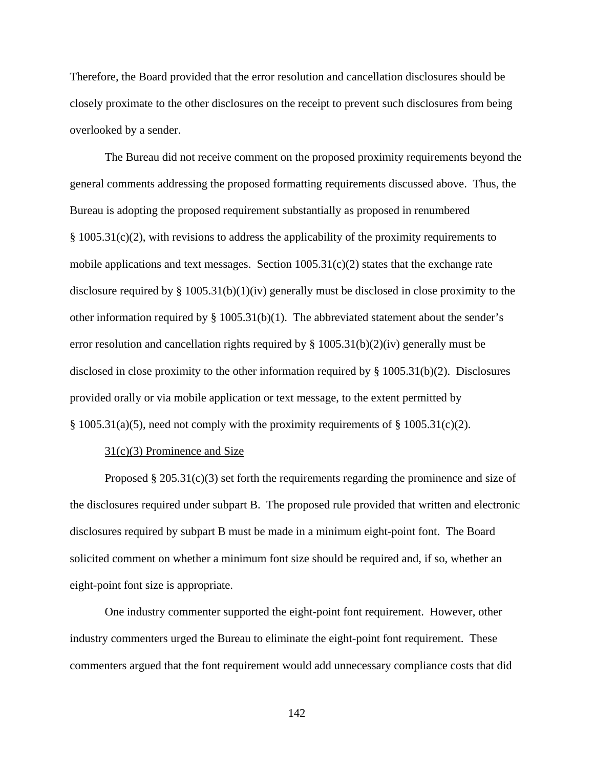Therefore, the Board provided that the error resolution and cancellation disclosures should be closely proximate to the other disclosures on the receipt to prevent such disclosures from being overlooked by a sender.

The Bureau did not receive comment on the proposed proximity requirements beyond the general comments addressing the proposed formatting requirements discussed above. Thus, the Bureau is adopting the proposed requirement substantially as proposed in renumbered § 1005.31(c)(2), with revisions to address the applicability of the proximity requirements to mobile applications and text messages. Section 1005.31(c)(2) states that the exchange rate disclosure required by § 1005.31(b)(1)(iv) generally must be disclosed in close proximity to the other information required by § 1005.31(b)(1). The abbreviated statement about the sender's error resolution and cancellation rights required by § 1005.31(b)(2)(iv) generally must be disclosed in close proximity to the other information required by § 1005.31(b)(2). Disclosures provided orally or via mobile application or text message, to the extent permitted by § 1005.31(a)(5), need not comply with the proximity requirements of § 1005.31(c)(2).

31(c)(3) Prominence and Size

Proposed § 205.31(c)(3) set forth the requirements regarding the prominence and size of the disclosures required under subpart B. The proposed rule provided that written and electronic disclosures required by subpart B must be made in a minimum eight-point font. The Board solicited comment on whether a minimum font size should be required and, if so, whether an eight-point font size is appropriate.

One industry commenter supported the eight-point font requirement. However, other industry commenters urged the Bureau to eliminate the eight-point font requirement. These commenters argued that the font requirement would add unnecessary compliance costs that did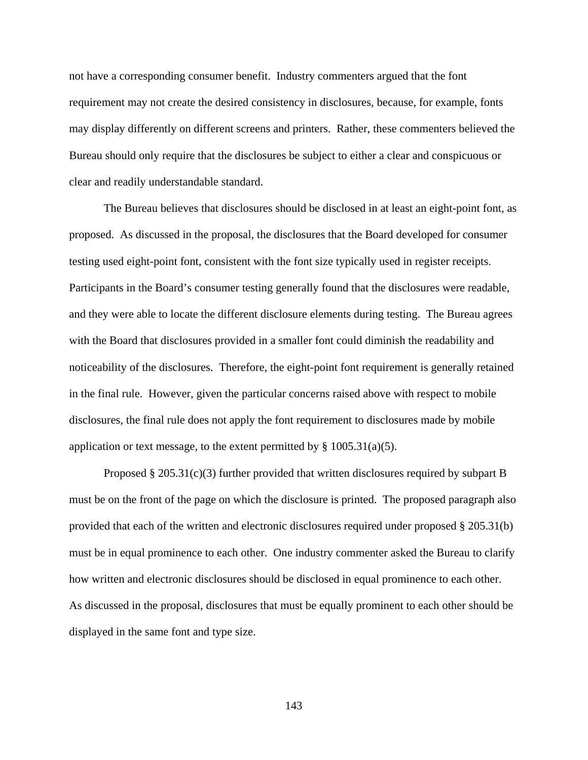not have a corresponding consumer benefit. Industry commenters argued that the font requirement may not create the desired consistency in disclosures, because, for example, fonts may display differently on different screens and printers. Rather, these commenters believed the Bureau should only require that the disclosures be subject to either a clear and conspicuous or clear and readily understandable standard.

The Bureau believes that disclosures should be disclosed in at least an eight-point font, as proposed. As discussed in the proposal, the disclosures that the Board developed for consumer testing used eight-point font, consistent with the font size typically used in register receipts. Participants in the Board's consumer testing generally found that the disclosures were readable, and they were able to locate the different disclosure elements during testing. The Bureau agrees with the Board that disclosures provided in a smaller font could diminish the readability and noticeability of the disclosures. Therefore, the eight-point font requirement is generally retained in the final rule. However, given the particular concerns raised above with respect to mobile disclosures, the final rule does not apply the font requirement to disclosures made by mobile application or text message, to the extent permitted by § 1005.31(a)(5).

Proposed § 205.31(c)(3) further provided that written disclosures required by subpart B must be on the front of the page on which the disclosure is printed. The proposed paragraph also provided that each of the written and electronic disclosures required under proposed § 205.31(b) must be in equal prominence to each other. One industry commenter asked the Bureau to clarify how written and electronic disclosures should be disclosed in equal prominence to each other. As discussed in the proposal, disclosures that must be equally prominent to each other should be displayed in the same font and type size.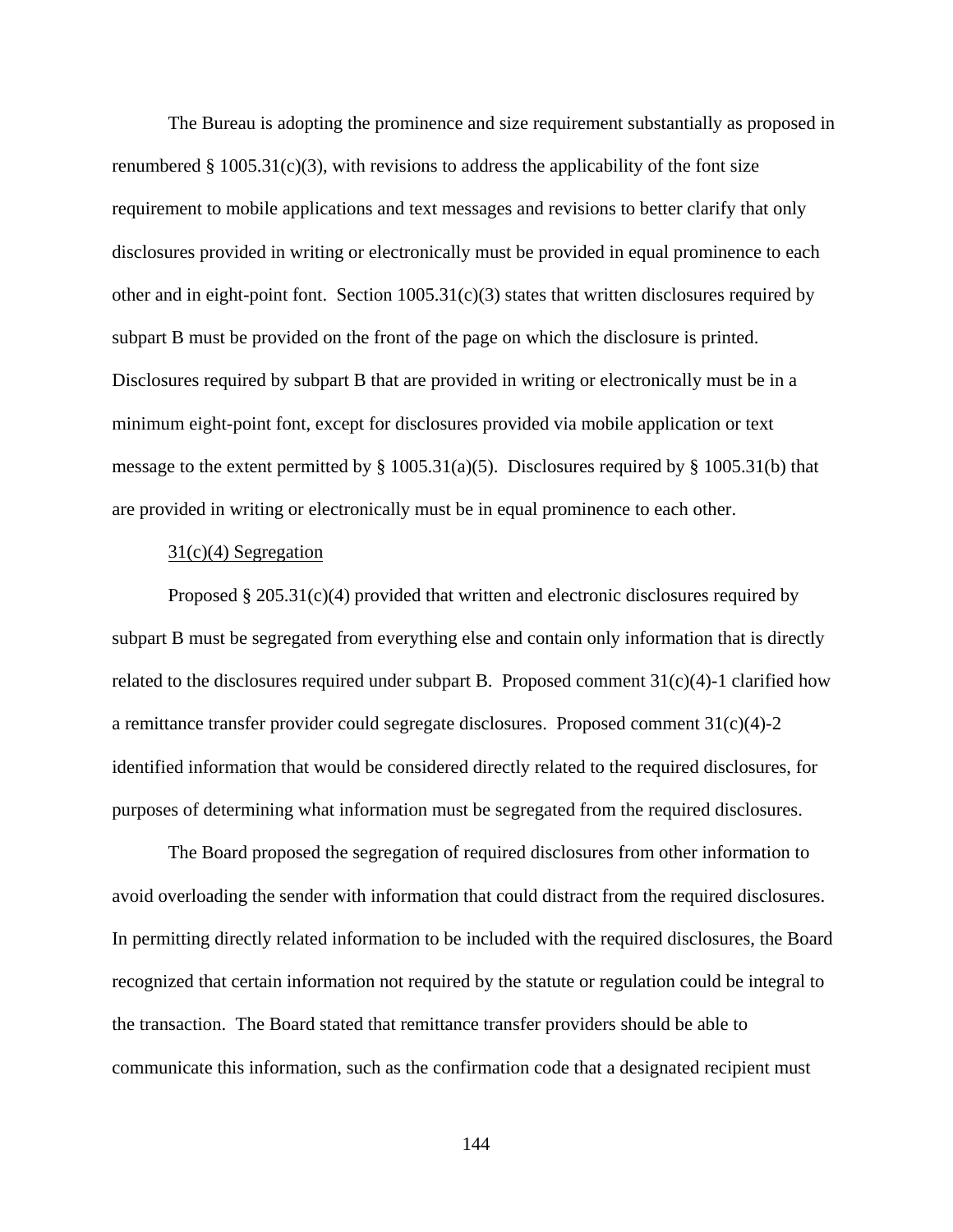The Bureau is adopting the prominence and size requirement substantially as proposed in renumbered § 1005.31(c)(3), with revisions to address the applicability of the font size requirement to mobile applications and text messages and revisions to better clarify that only disclosures provided in writing or electronically must be provided in equal prominence to each other and in eight-point font. Section 1005.31(c)(3) states that written disclosures required by subpart B must be provided on the front of the page on which the disclosure is printed. Disclosures required by subpart B that are provided in writing or electronically must be in a minimum eight-point font, except for disclosures provided via mobile application or text message to the extent permitted by § 1005.31(a)(5). Disclosures required by § 1005.31(b) that are provided in writing or electronically must be in equal prominence to each other.

31(c)(4) Segregation

Proposed § 205.31(c)(4) provided that written and electronic disclosures required by subpart B must be segregated from everything else and contain only information that is directly related to the disclosures required under subpart B. Proposed comment 31(c)(4)-1 clarified how a remittance transfer provider could segregate disclosures. Proposed comment 31(c)(4)-2 identified information that would be considered directly related to the required disclosures, for purposes of determining what information must be segregated from the required disclosures.

The Board proposed the segregation of required disclosures from other information to avoid overloading the sender with information that could distract from the required disclosures. In permitting directly related information to be included with the required disclosures, the Board recognized that certain information not required by the statute or regulation could be integral to the transaction. The Board stated that remittance transfer providers should be able to communicate this information, such as the confirmation code that a designated recipient must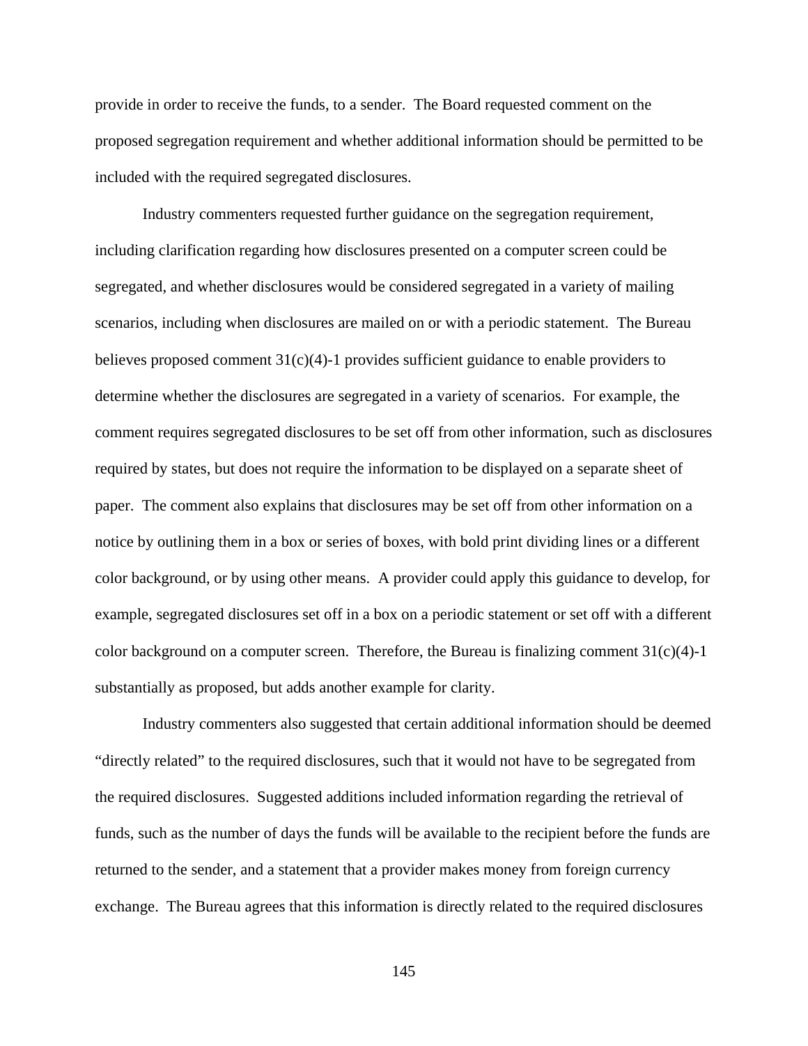provide in order to receive the funds, to a sender. The Board requested comment on the proposed segregation requirement and whether additional information should be permitted to be included with the required segregated disclosures.

Industry commenters requested further guidance on the segregation requirement, including clarification regarding how disclosures presented on a computer screen could be segregated, and whether disclosures would be considered segregated in a variety of mailing scenarios, including when disclosures are mailed on or with a periodic statement. The Bureau believes proposed comment 31(c)(4)-1 provides sufficient guidance to enable providers to determine whether the disclosures are segregated in a variety of scenarios. For example, the comment requires segregated disclosures to be set off from other information, such as disclosures required by states, but does not require the information to be displayed on a separate sheet of paper. The comment also explains that disclosures may be set off from other information on a notice by outlining them in a box or series of boxes, with bold print dividing lines or a different color background, or by using other means. A provider could apply this guidance to develop, for example, segregated disclosures set off in a box on a periodic statement or set off with a different color background on a computer screen. Therefore, the Bureau is finalizing comment 31(c)(4)-1 substantially as proposed, but adds another example for clarity.

Industry commenters also suggested that certain additional information should be deemed "directly related" to the required disclosures, such that it would not have to be segregated from the required disclosures. Suggested additions included information regarding the retrieval of funds, such as the number of days the funds will be available to the recipient before the funds are returned to the sender, and a statement that a provider makes money from foreign currency exchange. The Bureau agrees that this information is directly related to the required disclosures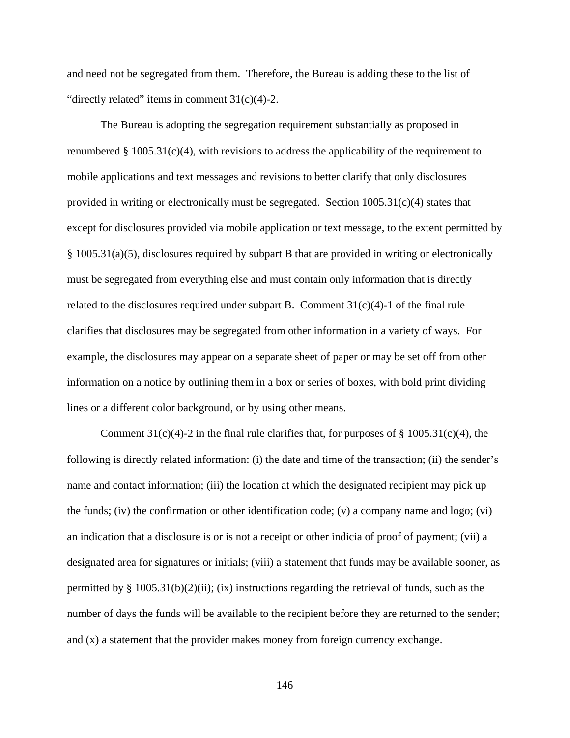and need not be segregated from them. Therefore, the Bureau is adding these to the list of "directly related" items in comment 31(c)(4)-2.

The Bureau is adopting the segregation requirement substantially as proposed in renumbered § 1005.31(c)(4), with revisions to address the applicability of the requirement to mobile applications and text messages and revisions to better clarify that only disclosures provided in writing or electronically must be segregated. Section 1005.31(c)(4) states that except for disclosures provided via mobile application or text message, to the extent permitted by § 1005.31(a)(5), disclosures required by subpart B that are provided in writing or electronically must be segregated from everything else and must contain only information that is directly related to the disclosures required under subpart B. Comment 31(c)(4)-1 of the final rule clarifies that disclosures may be segregated from other information in a variety of ways. For example, the disclosures may appear on a separate sheet of paper or may be set off from other information on a notice by outlining them in a box or series of boxes, with bold print dividing lines or a different color background, or by using other means.

Comment 31(c)(4)-2 in the final rule clarifies that, for purposes of § 1005.31(c)(4), the following is directly related information: (i) the date and time of the transaction; (ii) the sender's name and contact information; (iii) the location at which the designated recipient may pick up the funds; (iv) the confirmation or other identification code; (v) a company name and logo; (vi) an indication that a disclosure is or is not a receipt or other indicia of proof of payment; (vii) a designated area for signatures or initials; (viii) a statement that funds may be available sooner, as permitted by § 1005.31(b)(2)(ii); (ix) instructions regarding the retrieval of funds, such as the number of days the funds will be available to the recipient before they are returned to the sender; and (x) a statement that the provider makes money from foreign currency exchange.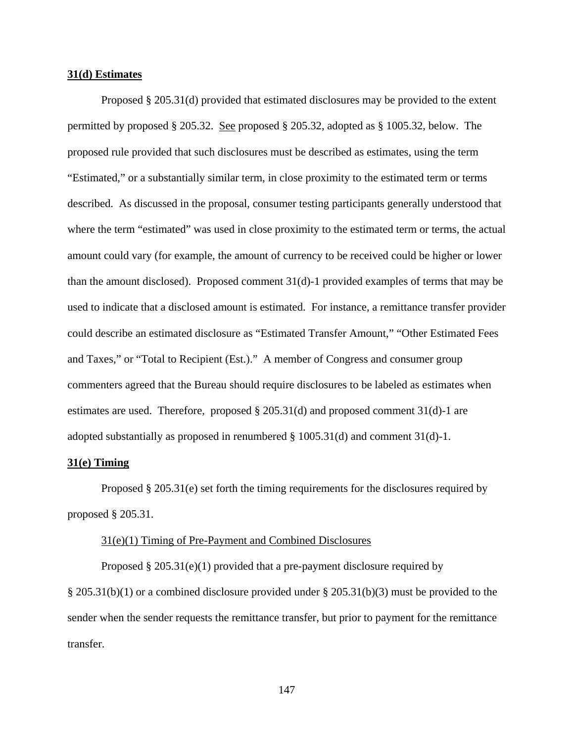**31(d) Estimates**

Proposed § 205.31(d) provided that estimated disclosures may be provided to the extent permitted by proposed § 205.32. See proposed § 205.32, adopted as § 1005.32, below. The proposed rule provided that such disclosures must be described as estimates, using the term "Estimated," or a substantially similar term, in close proximity to the estimated term or terms described. As discussed in the proposal, consumer testing participants generally understood that where the term "estimated" was used in close proximity to the estimated term or terms, the actual amount could vary (for example, the amount of currency to be received could be higher or lower than the amount disclosed). Proposed comment 31(d)-1 provided examples of terms that may be used to indicate that a disclosed amount is estimated. For instance, a remittance transfer provider could describe an estimated disclosure as "Estimated Transfer Amount," "Other Estimated Fees and Taxes," or "Total to Recipient (Est.)." A member of Congress and consumer group commenters agreed that the Bureau should require disclosures to be labeled as estimates when estimates are used. Therefore, proposed § 205.31(d) and proposed comment 31(d)-1 are adopted substantially as proposed in renumbered § 1005.31(d) and comment 31(d)-1.

**31(e) Timing**

Proposed § 205.31(e) set forth the timing requirements for the disclosures required by proposed § 205.31.

31(e)(1) Timing of Pre-Payment and Combined Disclosures

Proposed § 205.31(e)(1) provided that a pre-payment disclosure required by § 205.31(b)(1) or a combined disclosure provided under § 205.31(b)(3) must be provided to the sender when the sender requests the remittance transfer, but prior to payment for the remittance transfer.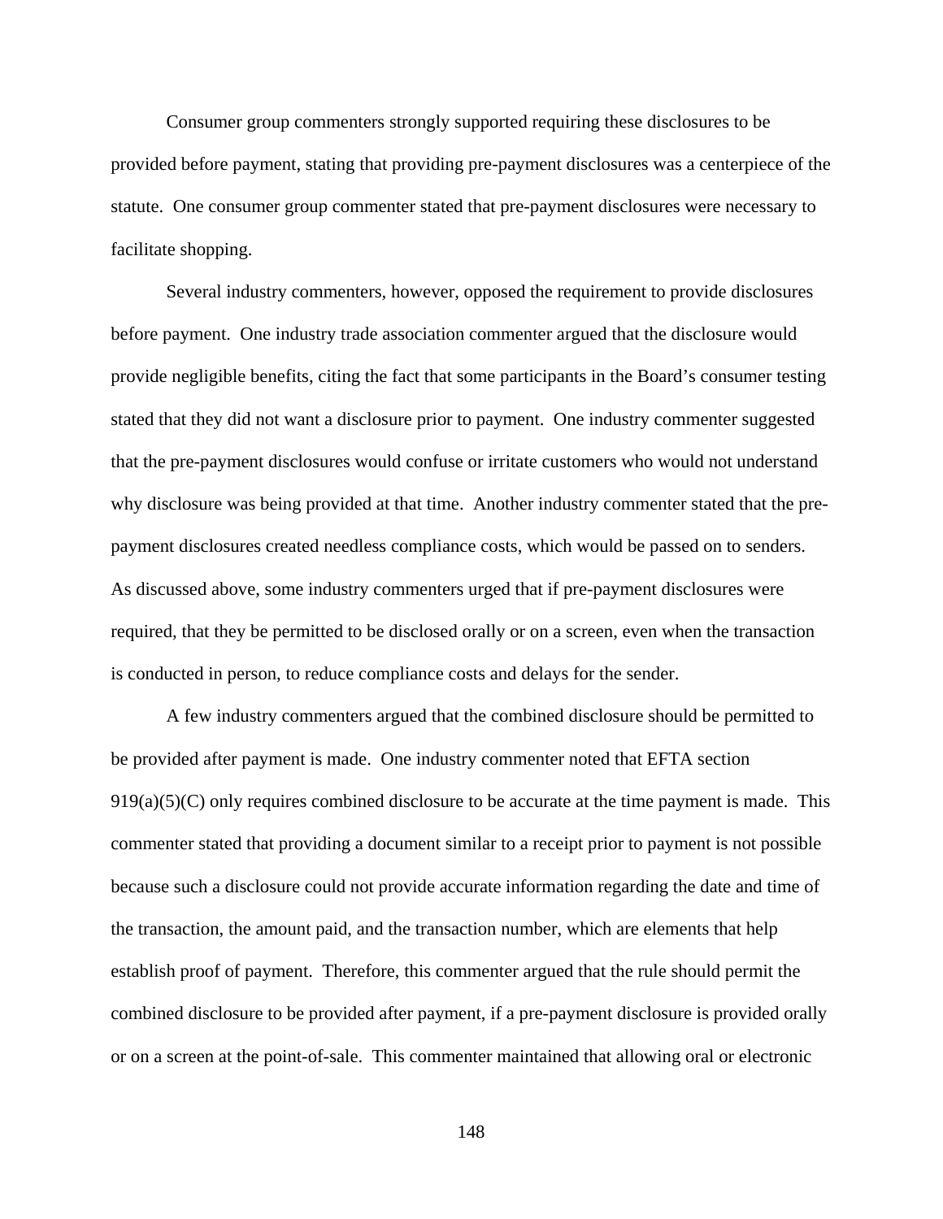Consumer group commenters strongly supported requiring these disclosures to be provided before payment, stating that providing pre-payment disclosures was a centerpiece of the statute. One consumer group commenter stated that pre-payment disclosures were necessary to facilitate shopping.

Several industry commenters, however, opposed the requirement to provide disclosures before payment. One industry trade association commenter argued that the disclosure would provide negligible benefits, citing the fact that some participants in the Board's consumer testing stated that they did not want a disclosure prior to payment. One industry commenter suggested that the pre-payment disclosures would confuse or irritate customers who would not understand why disclosure was being provided at that time. Another industry commenter stated that the pre-payment disclosures created needless compliance costs, which would be passed on to senders. As discussed above, some industry commenters urged that if pre-payment disclosures were required, that they be permitted to be disclosed orally or on a screen, even when the transaction is conducted in person, to reduce compliance costs and delays for the sender.

A few industry commenters argued that the combined disclosure should be permitted to be provided after payment is made. One industry commenter noted that EFTA section 919(a)(5)(C) only requires combined disclosure to be accurate at the time payment is made. This commenter stated that providing a document similar to a receipt prior to payment is not possible because such a disclosure could not provide accurate information regarding the date and time of the transaction, the amount paid, and the transaction number, which are elements that help establish proof of payment. Therefore, this commenter argued that the rule should permit the combined disclosure to be provided after payment, if a pre-payment disclosure is provided orally or on a screen at the point-of-sale. This commenter maintained that allowing oral or electronic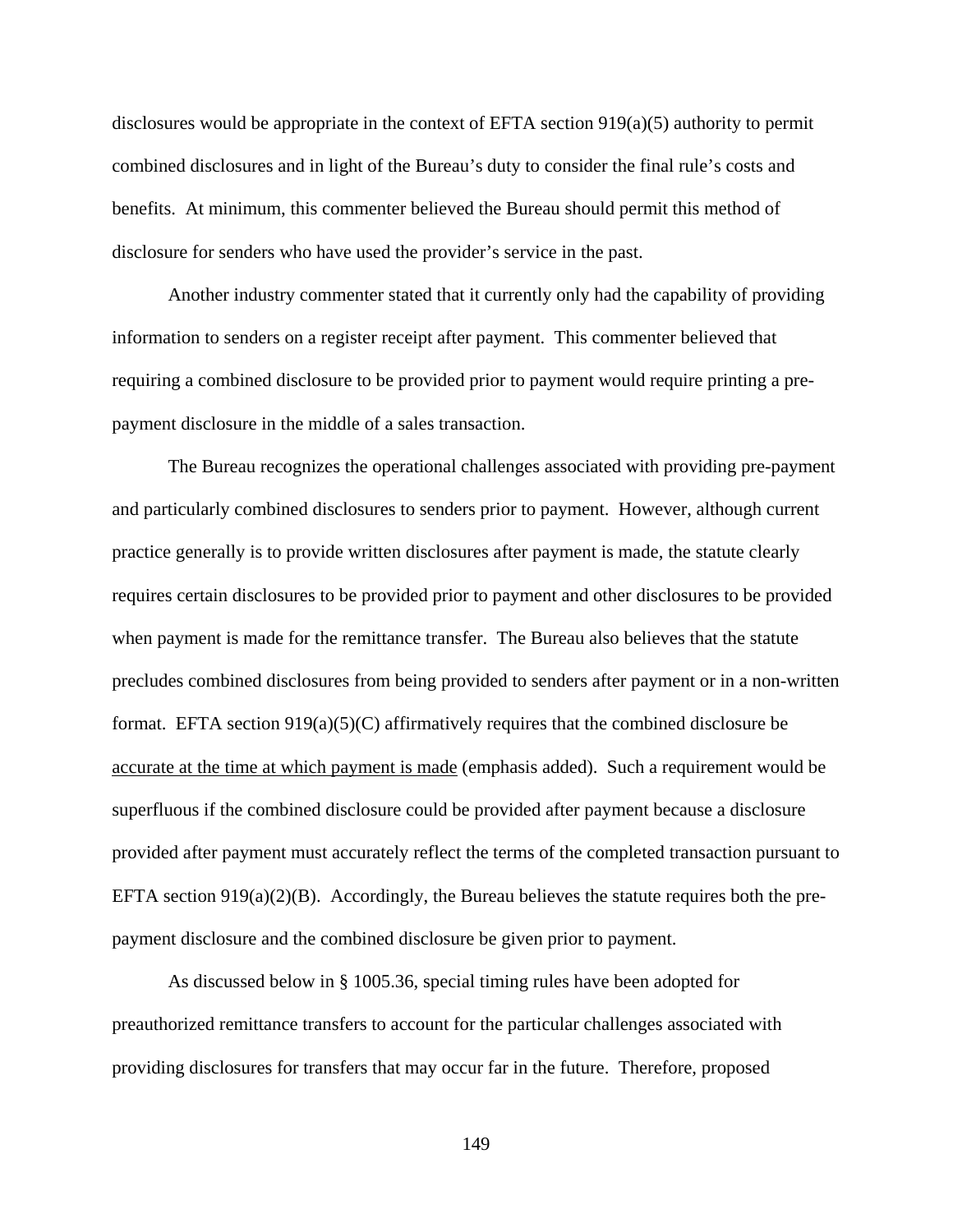disclosures would be appropriate in the context of EFTA section 919(a)(5) authority to permit combined disclosures and in light of the Bureau's duty to consider the final rule's costs and benefits. At minimum, this commenter believed the Bureau should permit this method of disclosure for senders who have used the provider's service in the past.

Another industry commenter stated that it currently only had the capability of providing information to senders on a register receipt after payment. This commenter believed that requiring a combined disclosure to be provided prior to payment would require printing a pre-payment disclosure in the middle of a sales transaction.

The Bureau recognizes the operational challenges associated with providing pre-payment and particularly combined disclosures to senders prior to payment. However, although current practice generally is to provide written disclosures after payment is made, the statute clearly requires certain disclosures to be provided prior to payment and other disclosures to be provided when payment is made for the remittance transfer. The Bureau also believes that the statute precludes combined disclosures from being provided to senders after payment or in a non-written format. EFTA section 919(a)(5)(C) affirmatively requires that the combined disclosure be <u>accurate at the time at which payment is made</u> (emphasis added). Such a requirement would be superfluous if the combined disclosure could be provided after payment because a disclosure provided after payment must accurately reflect the terms of the completed transaction pursuant to EFTA section 919(a)(2)(B). Accordingly, the Bureau believes the statute requires both the pre-payment disclosure and the combined disclosure be given prior to payment.

As discussed below in § 1005.36, special timing rules have been adopted for preauthorized remittance transfers to account for the particular challenges associated with providing disclosures for transfers that may occur far in the future. Therefore, proposed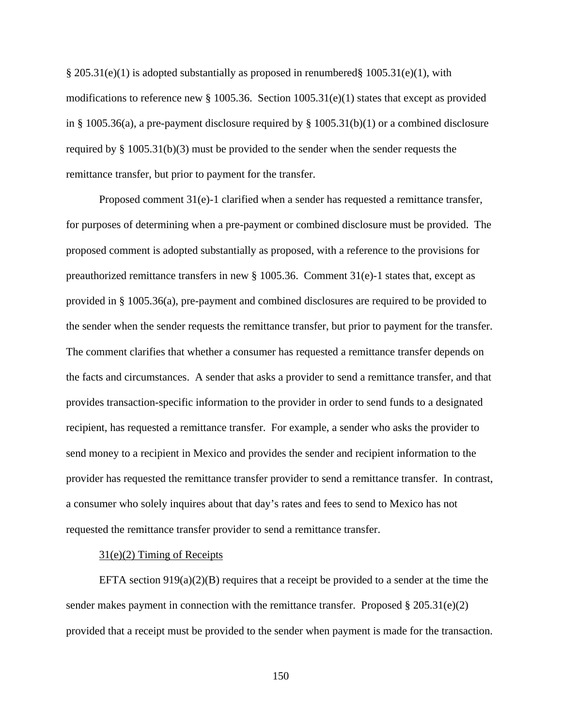§ 205.31(e)(1) is adopted substantially as proposed in renumbered§ 1005.31(e)(1), with modifications to reference new § 1005.36. Section 1005.31(e)(1) states that except as provided in § 1005.36(a), a pre-payment disclosure required by § 1005.31(b)(1) or a combined disclosure required by § 1005.31(b)(3) must be provided to the sender when the sender requests the remittance transfer, but prior to payment for the transfer.

Proposed comment 31(e)-1 clarified when a sender has requested a remittance transfer, for purposes of determining when a pre-payment or combined disclosure must be provided. The proposed comment is adopted substantially as proposed, with a reference to the provisions for preauthorized remittance transfers in new § 1005.36. Comment 31(e)-1 states that, except as provided in § 1005.36(a), pre-payment and combined disclosures are required to be provided to the sender when the sender requests the remittance transfer, but prior to payment for the transfer. The comment clarifies that whether a consumer has requested a remittance transfer depends on the facts and circumstances. A sender that asks a provider to send a remittance transfer, and that provides transaction-specific information to the provider in order to send funds to a designated recipient, has requested a remittance transfer. For example, a sender who asks the provider to send money to a recipient in Mexico and provides the sender and recipient information to the provider has requested the remittance transfer provider to send a remittance transfer. In contrast, a consumer who solely inquires about that day's rates and fees to send to Mexico has not requested the remittance transfer provider to send a remittance transfer.

31(e)(2) Timing of Receipts

EFTA section 919(a)(2)(B) requires that a receipt be provided to a sender at the time the sender makes payment in connection with the remittance transfer. Proposed § 205.31(e)(2) provided that a receipt must be provided to the sender when payment is made for the transaction.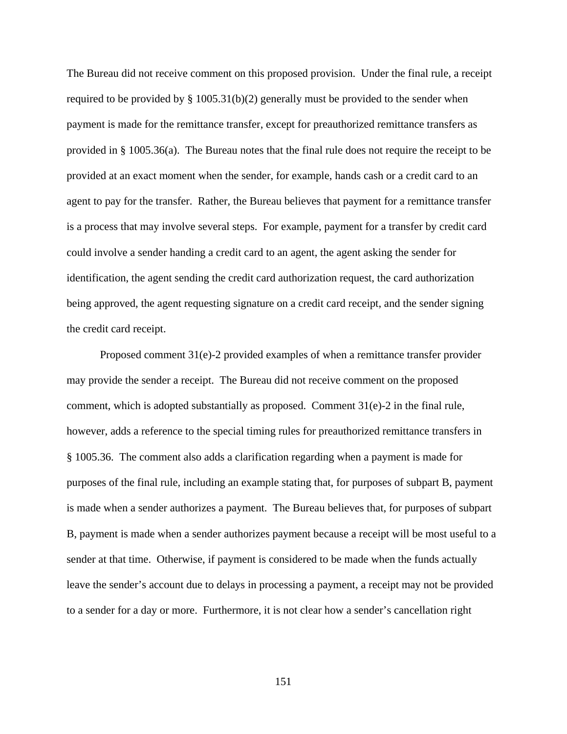The Bureau did not receive comment on this proposed provision. Under the final rule, a receipt required to be provided by § 1005.31(b)(2) generally must be provided to the sender when payment is made for the remittance transfer, except for preauthorized remittance transfers as provided in § 1005.36(a). The Bureau notes that the final rule does not require the receipt to be provided at an exact moment when the sender, for example, hands cash or a credit card to an agent to pay for the transfer. Rather, the Bureau believes that payment for a remittance transfer is a process that may involve several steps. For example, payment for a transfer by credit card could involve a sender handing a credit card to an agent, the agent asking the sender for identification, the agent sending the credit card authorization request, the card authorization being approved, the agent requesting signature on a credit card receipt, and the sender signing the credit card receipt.

Proposed comment 31(e)-2 provided examples of when a remittance transfer provider may provide the sender a receipt. The Bureau did not receive comment on the proposed comment, which is adopted substantially as proposed. Comment 31(e)-2 in the final rule, however, adds a reference to the special timing rules for preauthorized remittance transfers in § 1005.36. The comment also adds a clarification regarding when a payment is made for purposes of the final rule, including an example stating that, for purposes of subpart B, payment is made when a sender authorizes a payment. The Bureau believes that, for purposes of subpart B, payment is made when a sender authorizes payment because a receipt will be most useful to a sender at that time. Otherwise, if payment is considered to be made when the funds actually leave the sender's account due to delays in processing a payment, a receipt may not be provided to a sender for a day or more. Furthermore, it is not clear how a sender's cancellation right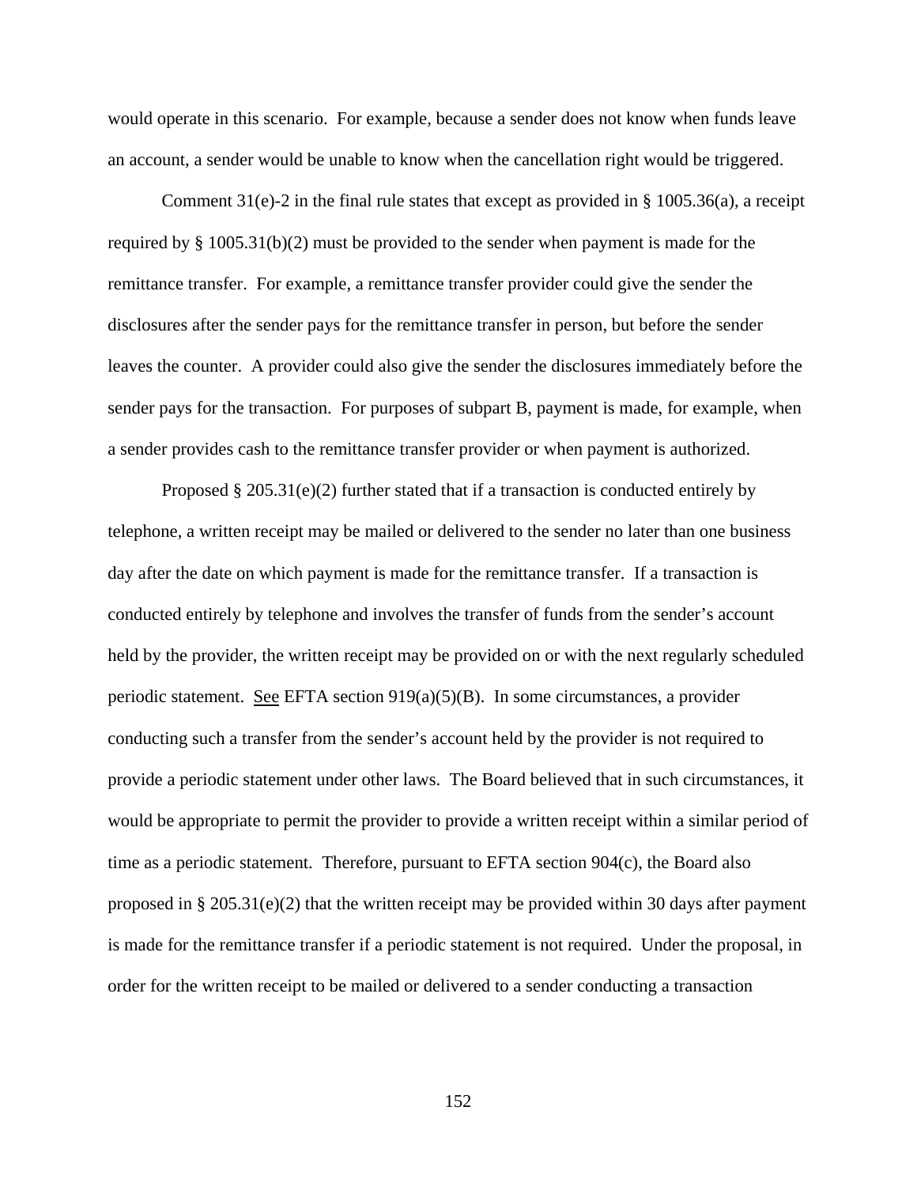would operate in this scenario. For example, because a sender does not know when funds leave an account, a sender would be unable to know when the cancellation right would be triggered.

Comment 31(e)-2 in the final rule states that except as provided in § 1005.36(a), a receipt required by § 1005.31(b)(2) must be provided to the sender when payment is made for the remittance transfer. For example, a remittance transfer provider could give the sender the disclosures after the sender pays for the remittance transfer in person, but before the sender leaves the counter. A provider could also give the sender the disclosures immediately before the sender pays for the transaction. For purposes of subpart B, payment is made, for example, when a sender provides cash to the remittance transfer provider or when payment is authorized.

Proposed § 205.31(e)(2) further stated that if a transaction is conducted entirely by telephone, a written receipt may be mailed or delivered to the sender no later than one business day after the date on which payment is made for the remittance transfer. If a transaction is conducted entirely by telephone and involves the transfer of funds from the sender's account held by the provider, the written receipt may be provided on or with the next regularly scheduled periodic statement. See EFTA section 919(a)(5)(B). In some circumstances, a provider conducting such a transfer from the sender's account held by the provider is not required to provide a periodic statement under other laws. The Board believed that in such circumstances, it would be appropriate to permit the provider to provide a written receipt within a similar period of time as a periodic statement. Therefore, pursuant to EFTA section 904(c), the Board also proposed in § 205.31(e)(2) that the written receipt may be provided within 30 days after payment is made for the remittance transfer if a periodic statement is not required. Under the proposal, in order for the written receipt to be mailed or delivered to a sender conducting a transaction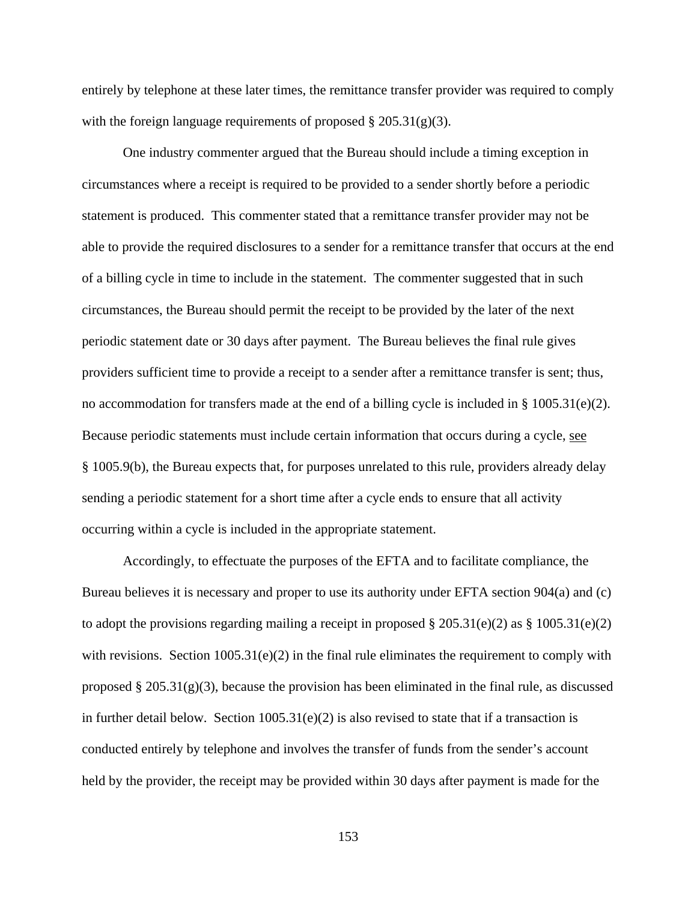entirely by telephone at these later times, the remittance transfer provider was required to comply with the foreign language requirements of proposed § 205.31(g)(3).

One industry commenter argued that the Bureau should include a timing exception in circumstances where a receipt is required to be provided to a sender shortly before a periodic statement is produced. This commenter stated that a remittance transfer provider may not be able to provide the required disclosures to a sender for a remittance transfer that occurs at the end of a billing cycle in time to include in the statement. The commenter suggested that in such circumstances, the Bureau should permit the receipt to be provided by the later of the next periodic statement date or 30 days after payment. The Bureau believes the final rule gives providers sufficient time to provide a receipt to a sender after a remittance transfer is sent; thus, no accommodation for transfers made at the end of a billing cycle is included in § 1005.31(e)(2). Because periodic statements must include certain information that occurs during a cycle, see § 1005.9(b), the Bureau expects that, for purposes unrelated to this rule, providers already delay sending a periodic statement for a short time after a cycle ends to ensure that all activity occurring within a cycle is included in the appropriate statement.

Accordingly, to effectuate the purposes of the EFTA and to facilitate compliance, the Bureau believes it is necessary and proper to use its authority under EFTA section 904(a) and (c) to adopt the provisions regarding mailing a receipt in proposed § 205.31(e)(2) as § 1005.31(e)(2) with revisions. Section 1005.31(e)(2) in the final rule eliminates the requirement to comply with proposed § 205.31(g)(3), because the provision has been eliminated in the final rule, as discussed in further detail below. Section 1005.31(e)(2) is also revised to state that if a transaction is conducted entirely by telephone and involves the transfer of funds from the sender's account held by the provider, the receipt may be provided within 30 days after payment is made for the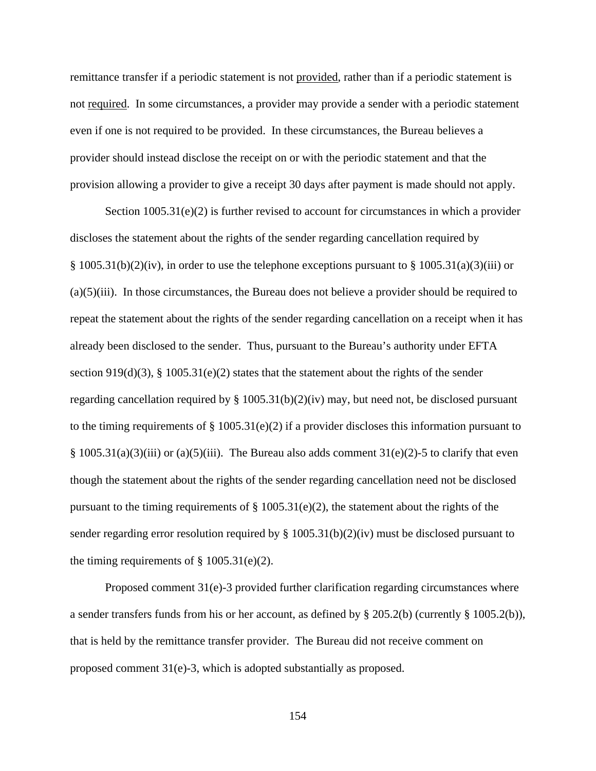remittance transfer if a periodic statement is not <u>provided</u>, rather than if a periodic statement is not <u>required</u>. In some circumstances, a provider may provide a sender with a periodic statement even if one is not required to be provided. In these circumstances, the Bureau believes a provider should instead disclose the receipt on or with the periodic statement and that the provision allowing a provider to give a receipt 30 days after payment is made should not apply.

Section 1005.31(e)(2) is further revised to account for circumstances in which a provider discloses the statement about the rights of the sender regarding cancellation required by § 1005.31(b)(2)(iv), in order to use the telephone exceptions pursuant to § 1005.31(a)(3)(iii) or (a)(5)(iii). In those circumstances, the Bureau does not believe a provider should be required to repeat the statement about the rights of the sender regarding cancellation on a receipt when it has already been disclosed to the sender. Thus, pursuant to the Bureau's authority under EFTA section 919(d)(3), § 1005.31(e)(2) states that the statement about the rights of the sender regarding cancellation required by § 1005.31(b)(2)(iv) may, but need not, be disclosed pursuant to the timing requirements of § 1005.31(e)(2) if a provider discloses this information pursuant to § 1005.31(a)(3)(iii) or (a)(5)(iii). The Bureau also adds comment 31(e)(2)-5 to clarify that even though the statement about the rights of the sender regarding cancellation need not be disclosed pursuant to the timing requirements of § 1005.31(e)(2), the statement about the rights of the sender regarding error resolution required by § 1005.31(b)(2)(iv) must be disclosed pursuant to the timing requirements of § 1005.31(e)(2).

Proposed comment 31(e)-3 provided further clarification regarding circumstances where a sender transfers funds from his or her account, as defined by § 205.2(b) (currently § 1005.2(b)), that is held by the remittance transfer provider. The Bureau did not receive comment on proposed comment 31(e)-3, which is adopted substantially as proposed.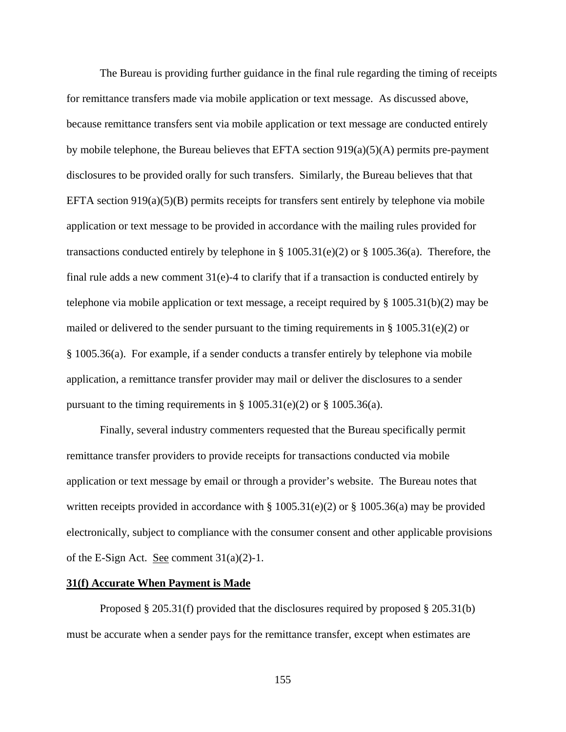The Bureau is providing further guidance in the final rule regarding the timing of receipts for remittance transfers made via mobile application or text message. As discussed above, because remittance transfers sent via mobile application or text message are conducted entirely by mobile telephone, the Bureau believes that EFTA section 919(a)(5)(A) permits pre-payment disclosures to be provided orally for such transfers. Similarly, the Bureau believes that that EFTA section 919(a)(5)(B) permits receipts for transfers sent entirely by telephone via mobile application or text message to be provided in accordance with the mailing rules provided for transactions conducted entirely by telephone in § 1005.31(e)(2) or § 1005.36(a). Therefore, the final rule adds a new comment 31(e)-4 to clarify that if a transaction is conducted entirely by telephone via mobile application or text message, a receipt required by § 1005.31(b)(2) may be mailed or delivered to the sender pursuant to the timing requirements in § 1005.31(e)(2) or § 1005.36(a). For example, if a sender conducts a transfer entirely by telephone via mobile application, a remittance transfer provider may mail or deliver the disclosures to a sender pursuant to the timing requirements in § 1005.31(e)(2) or § 1005.36(a).

Finally, several industry commenters requested that the Bureau specifically permit remittance transfer providers to provide receipts for transactions conducted via mobile application or text message by email or through a provider's website. The Bureau notes that written receipts provided in accordance with § 1005.31(e)(2) or § 1005.36(a) may be provided electronically, subject to compliance with the consumer consent and other applicable provisions of the E-Sign Act. See comment 31(a)(2)-1.

**31(f) Accurate When Payment is Made**

Proposed § 205.31(f) provided that the disclosures required by proposed § 205.31(b) must be accurate when a sender pays for the remittance transfer, except when estimates are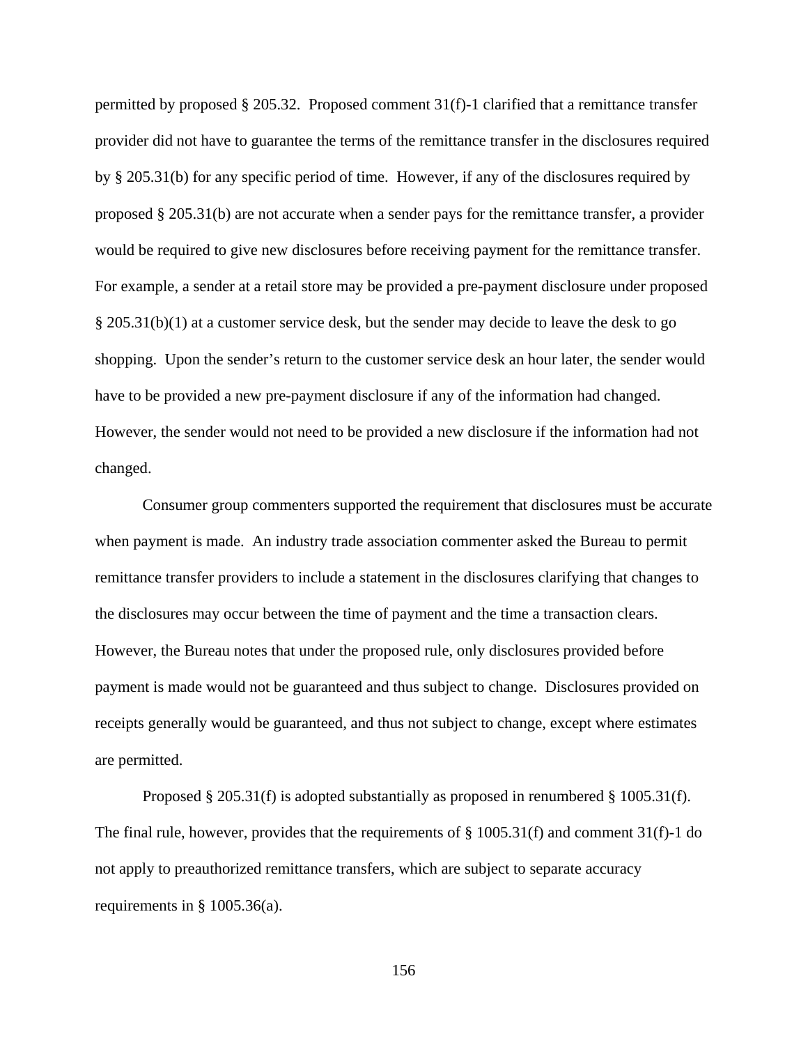permitted by proposed § 205.32. Proposed comment 31(f)-1 clarified that a remittance transfer provider did not have to guarantee the terms of the remittance transfer in the disclosures required by § 205.31(b) for any specific period of time. However, if any of the disclosures required by proposed § 205.31(b) are not accurate when a sender pays for the remittance transfer, a provider would be required to give new disclosures before receiving payment for the remittance transfer. For example, a sender at a retail store may be provided a pre-payment disclosure under proposed § 205.31(b)(1) at a customer service desk, but the sender may decide to leave the desk to go shopping. Upon the sender's return to the customer service desk an hour later, the sender would have to be provided a new pre-payment disclosure if any of the information had changed. However, the sender would not need to be provided a new disclosure if the information had not changed.

Consumer group commenters supported the requirement that disclosures must be accurate when payment is made. An industry trade association commenter asked the Bureau to permit remittance transfer providers to include a statement in the disclosures clarifying that changes to the disclosures may occur between the time of payment and the time a transaction clears. However, the Bureau notes that under the proposed rule, only disclosures provided before payment is made would not be guaranteed and thus subject to change. Disclosures provided on receipts generally would be guaranteed, and thus not subject to change, except where estimates are permitted.

Proposed § 205.31(f) is adopted substantially as proposed in renumbered § 1005.31(f). The final rule, however, provides that the requirements of § 1005.31(f) and comment 31(f)-1 do not apply to preauthorized remittance transfers, which are subject to separate accuracy requirements in § 1005.36(a).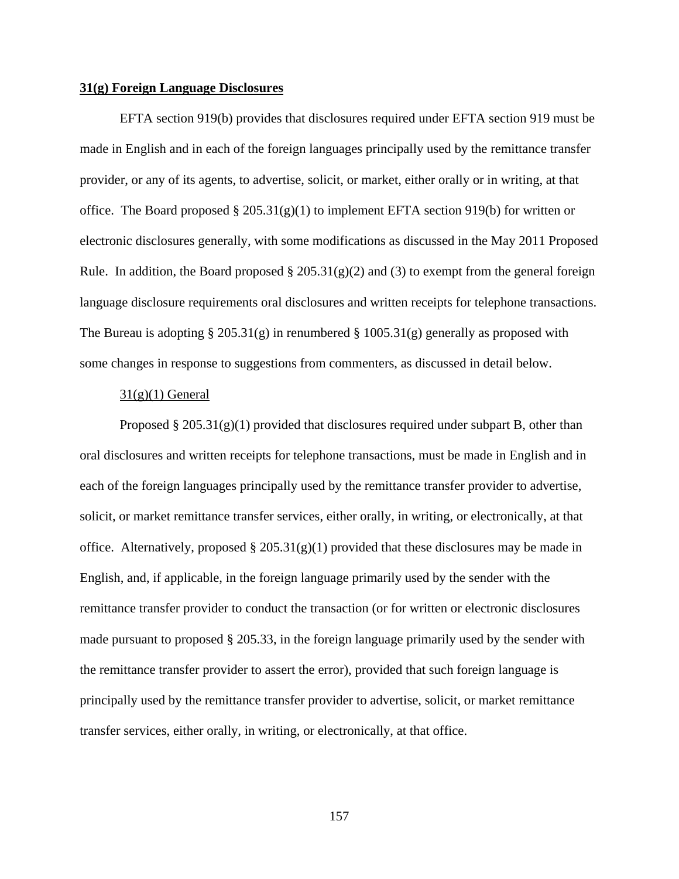**31(g) Foreign Language Disclosures**

EFTA section 919(b) provides that disclosures required under EFTA section 919 must be made in English and in each of the foreign languages principally used by the remittance transfer provider, or any of its agents, to advertise, solicit, or market, either orally or in writing, at that office. The Board proposed § 205.31(g)(1) to implement EFTA section 919(b) for written or electronic disclosures generally, with some modifications as discussed in the May 2011 Proposed Rule. In addition, the Board proposed § 205.31(g)(2) and (3) to exempt from the general foreign language disclosure requirements oral disclosures and written receipts for telephone transactions. The Bureau is adopting § 205.31(g) in renumbered § 1005.31(g) generally as proposed with some changes in response to suggestions from commenters, as discussed in detail below.

31(g)(1) General

Proposed § 205.31(g)(1) provided that disclosures required under subpart B, other than oral disclosures and written receipts for telephone transactions, must be made in English and in each of the foreign languages principally used by the remittance transfer provider to advertise, solicit, or market remittance transfer services, either orally, in writing, or electronically, at that office. Alternatively, proposed § 205.31(g)(1) provided that these disclosures may be made in English, and, if applicable, in the foreign language primarily used by the sender with the remittance transfer provider to conduct the transaction (or for written or electronic disclosures made pursuant to proposed § 205.33, in the foreign language primarily used by the sender with the remittance transfer provider to assert the error), provided that such foreign language is principally used by the remittance transfer provider to advertise, solicit, or market remittance transfer services, either orally, in writing, or electronically, at that office.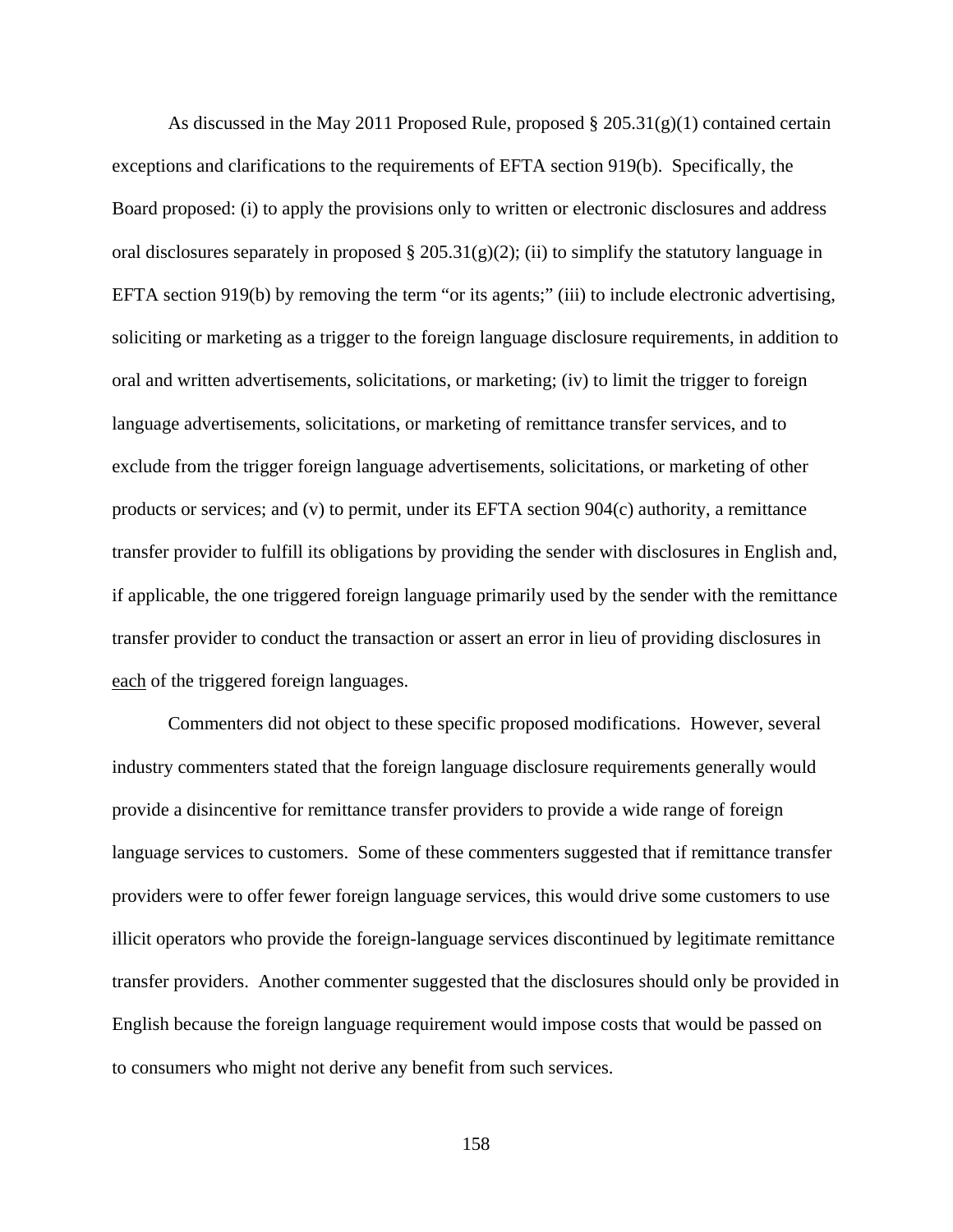As discussed in the May 2011 Proposed Rule, proposed § 205.31(g)(1) contained certain exceptions and clarifications to the requirements of EFTA section 919(b). Specifically, the Board proposed: (i) to apply the provisions only to written or electronic disclosures and address oral disclosures separately in proposed § 205.31(g)(2); (ii) to simplify the statutory language in EFTA section 919(b) by removing the term "or its agents;" (iii) to include electronic advertising, soliciting or marketing as a trigger to the foreign language disclosure requirements, in addition to oral and written advertisements, solicitations, or marketing; (iv) to limit the trigger to foreign language advertisements, solicitations, or marketing of remittance transfer services, and to exclude from the trigger foreign language advertisements, solicitations, or marketing of other products or services; and (v) to permit, under its EFTA section 904(c) authority, a remittance transfer provider to fulfill its obligations by providing the sender with disclosures in English and, if applicable, the one triggered foreign language primarily used by the sender with the remittance transfer provider to conduct the transaction or assert an error in lieu of providing disclosures in each of the triggered foreign languages.

Commenters did not object to these specific proposed modifications. However, several industry commenters stated that the foreign language disclosure requirements generally would provide a disincentive for remittance transfer providers to provide a wide range of foreign language services to customers. Some of these commenters suggested that if remittance transfer providers were to offer fewer foreign language services, this would drive some customers to use illicit operators who provide the foreign-language services discontinued by legitimate remittance transfer providers. Another commenter suggested that the disclosures should only be provided in English because the foreign language requirement would impose costs that would be passed on to consumers who might not derive any benefit from such services.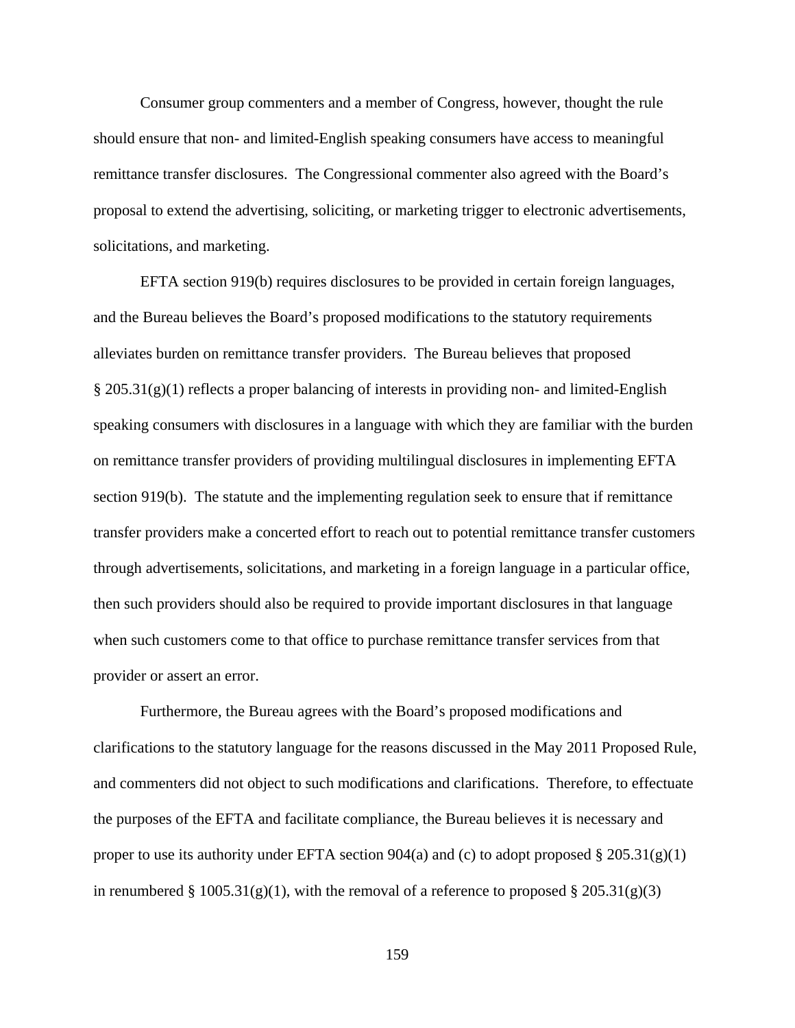Consumer group commenters and a member of Congress, however, thought the rule should ensure that non- and limited-English speaking consumers have access to meaningful remittance transfer disclosures. The Congressional commenter also agreed with the Board's proposal to extend the advertising, soliciting, or marketing trigger to electronic advertisements, solicitations, and marketing.

EFTA section 919(b) requires disclosures to be provided in certain foreign languages, and the Bureau believes the Board's proposed modifications to the statutory requirements alleviates burden on remittance transfer providers. The Bureau believes that proposed § 205.31(g)(1) reflects a proper balancing of interests in providing non- and limited-English speaking consumers with disclosures in a language with which they are familiar with the burden on remittance transfer providers of providing multilingual disclosures in implementing EFTA section 919(b). The statute and the implementing regulation seek to ensure that if remittance transfer providers make a concerted effort to reach out to potential remittance transfer customers through advertisements, solicitations, and marketing in a foreign language in a particular office, then such providers should also be required to provide important disclosures in that language when such customers come to that office to purchase remittance transfer services from that provider or assert an error.

Furthermore, the Bureau agrees with the Board's proposed modifications and clarifications to the statutory language for the reasons discussed in the May 2011 Proposed Rule, and commenters did not object to such modifications and clarifications. Therefore, to effectuate the purposes of the EFTA and facilitate compliance, the Bureau believes it is necessary and proper to use its authority under EFTA section 904(a) and (c) to adopt proposed § 205.31(g)(1) in renumbered § 1005.31(g)(1), with the removal of a reference to proposed § 205.31(g)(3)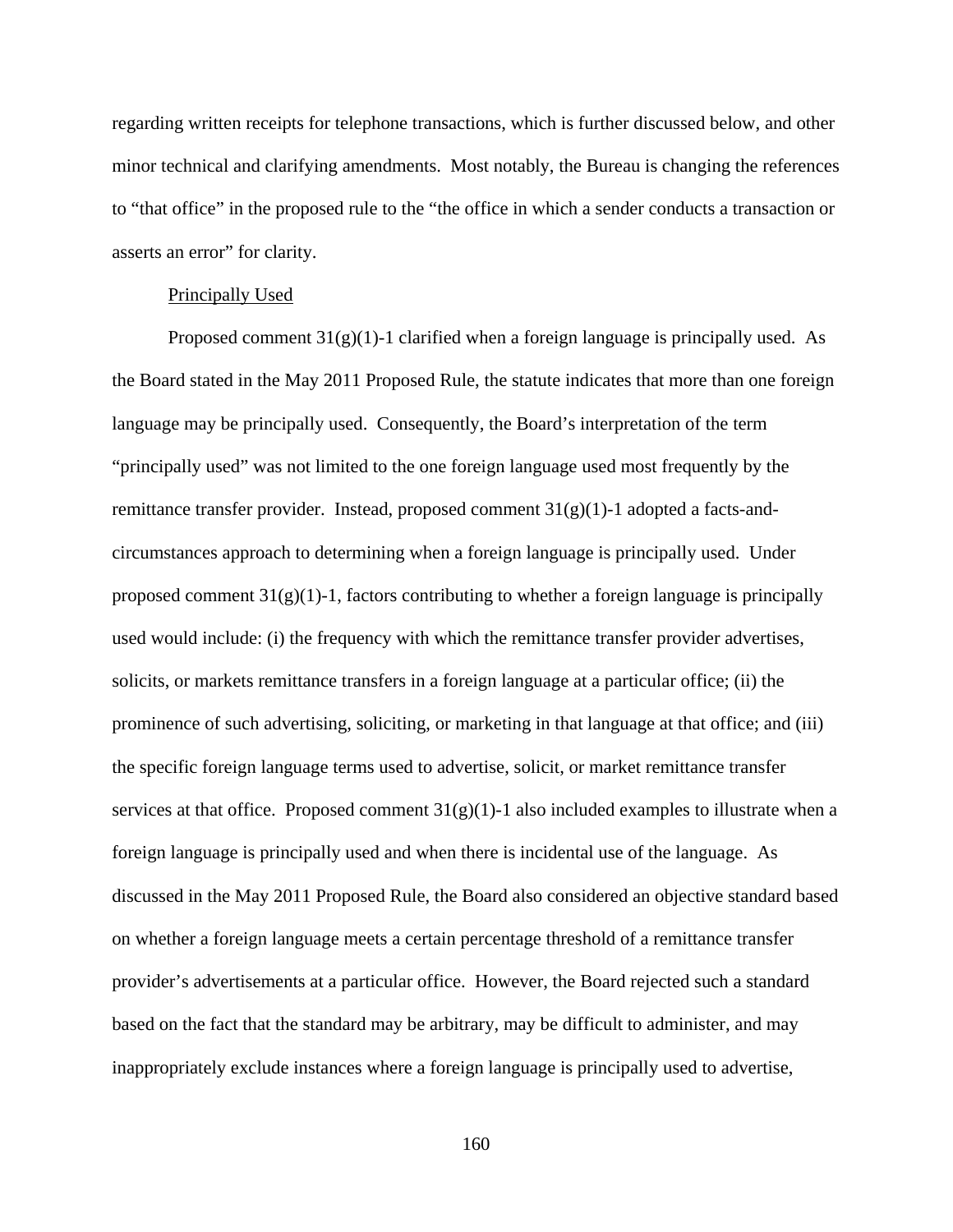regarding written receipts for telephone transactions, which is further discussed below, and other minor technical and clarifying amendments. Most notably, the Bureau is changing the references to "that office" in the proposed rule to the "the office in which a sender conducts a transaction or asserts an error" for clarity.

Principally Used

Proposed comment 31(g)(1)-1 clarified when a foreign language is principally used. As the Board stated in the May 2011 Proposed Rule, the statute indicates that more than one foreign language may be principally used. Consequently, the Board's interpretation of the term "principally used" was not limited to the one foreign language used most frequently by the remittance transfer provider. Instead, proposed comment 31(g)(1)-1 adopted a facts-and-circumstances approach to determining when a foreign language is principally used. Under proposed comment 31(g)(1)-1, factors contributing to whether a foreign language is principally used would include: (i) the frequency with which the remittance transfer provider advertises, solicits, or markets remittance transfers in a foreign language at a particular office; (ii) the prominence of such advertising, soliciting, or marketing in that language at that office; and (iii) the specific foreign language terms used to advertise, solicit, or market remittance transfer services at that office. Proposed comment 31(g)(1)-1 also included examples to illustrate when a foreign language is principally used and when there is incidental use of the language. As discussed in the May 2011 Proposed Rule, the Board also considered an objective standard based on whether a foreign language meets a certain percentage threshold of a remittance transfer provider's advertisements at a particular office. However, the Board rejected such a standard based on the fact that the standard may be arbitrary, may be difficult to administer, and may inappropriately exclude instances where a foreign language is principally used to advertise,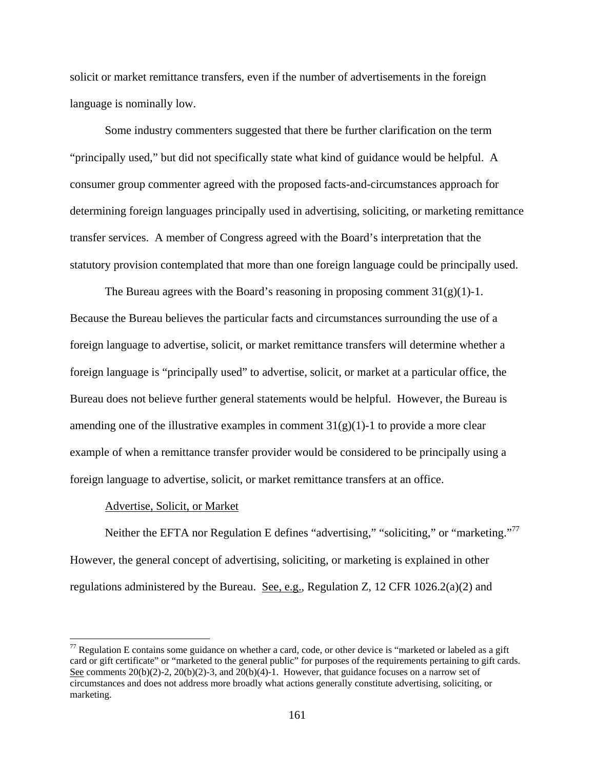solicit or market remittance transfers, even if the number of advertisements in the foreign language is nominally low.

Some industry commenters suggested that there be further clarification on the term "principally used," but did not specifically state what kind of guidance would be helpful. A consumer group commenter agreed with the proposed facts-and-circumstances approach for determining foreign languages principally used in advertising, soliciting, or marketing remittance transfer services. A member of Congress agreed with the Board's interpretation that the statutory provision contemplated that more than one foreign language could be principally used.

The Bureau agrees with the Board's reasoning in proposing comment 31(g)(1)-1. Because the Bureau believes the particular facts and circumstances surrounding the use of a foreign language to advertise, solicit, or market remittance transfers will determine whether a foreign language is "principally used" to advertise, solicit, or market at a particular office, the Bureau does not believe further general statements would be helpful. However, the Bureau is amending one of the illustrative examples in comment 31(g)(1)-1 to provide a more clear example of when a remittance transfer provider would be considered to be principally using a foreign language to advertise, solicit, or market remittance transfers at an office.

Advertise, Solicit, or Market

Neither the EFTA nor Regulation E defines "advertising," "soliciting," or "marketing."[77] However, the general concept of advertising, soliciting, or marketing is explained in other regulations administered by the Bureau. See, e.g., Regulation Z, 12 CFR 1026.2(a)(2) and

[77] Regulation E contains some guidance on whether a card, code, or other device is "marketed or labeled as a gift card or gift certificate" or "marketed to the general public" for purposes of the requirements pertaining to gift cards. See comments 20(b)(2)-2, 20(b)(2)-3, and 20(b)(4)-1. However, that guidance focuses on a narrow set of circumstances and does not address more broadly what actions generally constitute advertising, soliciting, or marketing.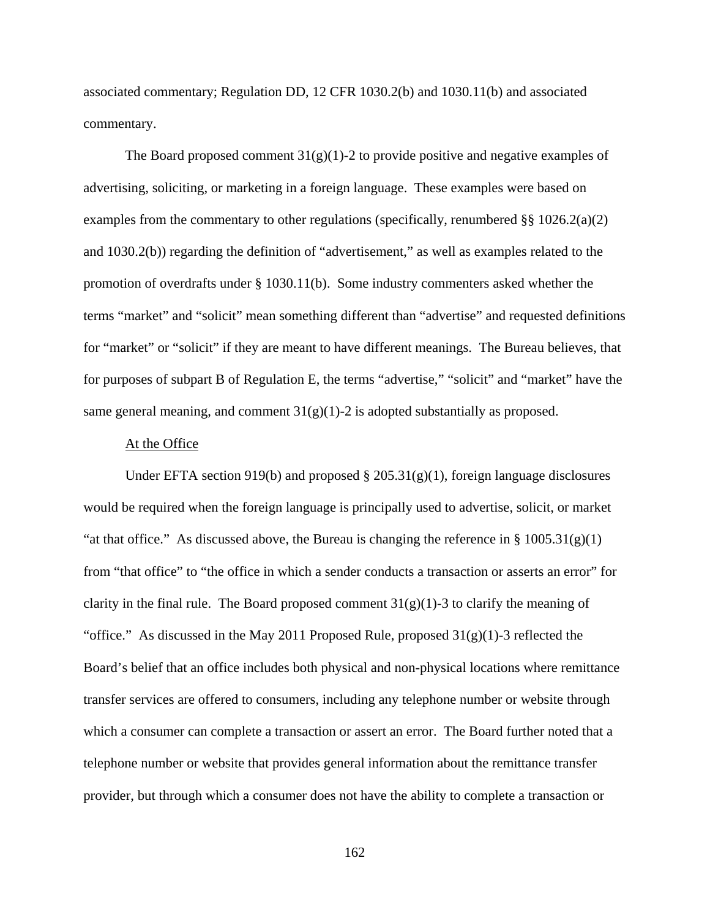associated commentary; Regulation DD, 12 CFR 1030.2(b) and 1030.11(b) and associated commentary.

The Board proposed comment 31(g)(1)-2 to provide positive and negative examples of advertising, soliciting, or marketing in a foreign language. These examples were based on examples from the commentary to other regulations (specifically, renumbered §§ 1026.2(a)(2) and 1030.2(b)) regarding the definition of "advertisement," as well as examples related to the promotion of overdrafts under § 1030.11(b). Some industry commenters asked whether the terms "market" and "solicit" mean something different than "advertise" and requested definitions for "market" or "solicit" if they are meant to have different meanings. The Bureau believes, that for purposes of subpart B of Regulation E, the terms "advertise," "solicit" and "market" have the same general meaning, and comment 31(g)(1)-2 is adopted substantially as proposed.

At the Office

Under EFTA section 919(b) and proposed § 205.31(g)(1), foreign language disclosures would be required when the foreign language is principally used to advertise, solicit, or market "at that office." As discussed above, the Bureau is changing the reference in § 1005.31(g)(1) from "that office" to "the office in which a sender conducts a transaction or asserts an error" for clarity in the final rule. The Board proposed comment 31(g)(1)-3 to clarify the meaning of "office." As discussed in the May 2011 Proposed Rule, proposed 31(g)(1)-3 reflected the Board's belief that an office includes both physical and non-physical locations where remittance transfer services are offered to consumers, including any telephone number or website through which a consumer can complete a transaction or assert an error. The Board further noted that a telephone number or website that provides general information about the remittance transfer provider, but through which a consumer does not have the ability to complete a transaction or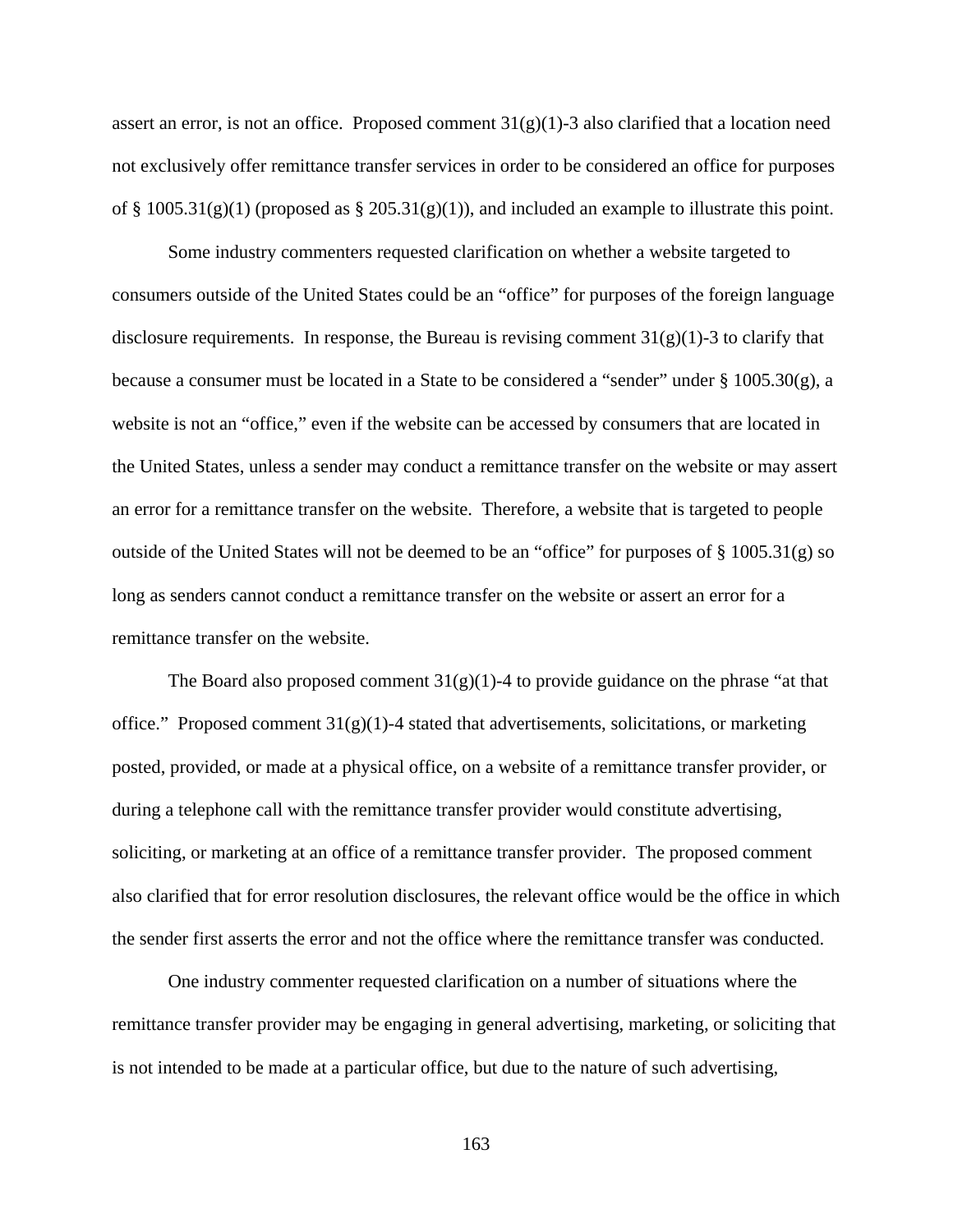assert an error, is not an office. Proposed comment 31(g)(1)-3 also clarified that a location need not exclusively offer remittance transfer services in order to be considered an office for purposes of § 1005.31(g)(1) (proposed as § 205.31(g)(1)), and included an example to illustrate this point.

Some industry commenters requested clarification on whether a website targeted to consumers outside of the United States could be an "office" for purposes of the foreign language disclosure requirements. In response, the Bureau is revising comment 31(g)(1)-3 to clarify that because a consumer must be located in a State to be considered a "sender" under § 1005.30(g), a website is not an "office," even if the website can be accessed by consumers that are located in the United States, unless a sender may conduct a remittance transfer on the website or may assert an error for a remittance transfer on the website. Therefore, a website that is targeted to people outside of the United States will not be deemed to be an "office" for purposes of § 1005.31(g) so long as senders cannot conduct a remittance transfer on the website or assert an error for a remittance transfer on the website.

The Board also proposed comment 31(g)(1)-4 to provide guidance on the phrase "at that office." Proposed comment 31(g)(1)-4 stated that advertisements, solicitations, or marketing posted, provided, or made at a physical office, on a website of a remittance transfer provider, or during a telephone call with the remittance transfer provider would constitute advertising, soliciting, or marketing at an office of a remittance transfer provider. The proposed comment also clarified that for error resolution disclosures, the relevant office would be the office in which the sender first asserts the error and not the office where the remittance transfer was conducted.

One industry commenter requested clarification on a number of situations where the remittance transfer provider may be engaging in general advertising, marketing, or soliciting that is not intended to be made at a particular office, but due to the nature of such advertising,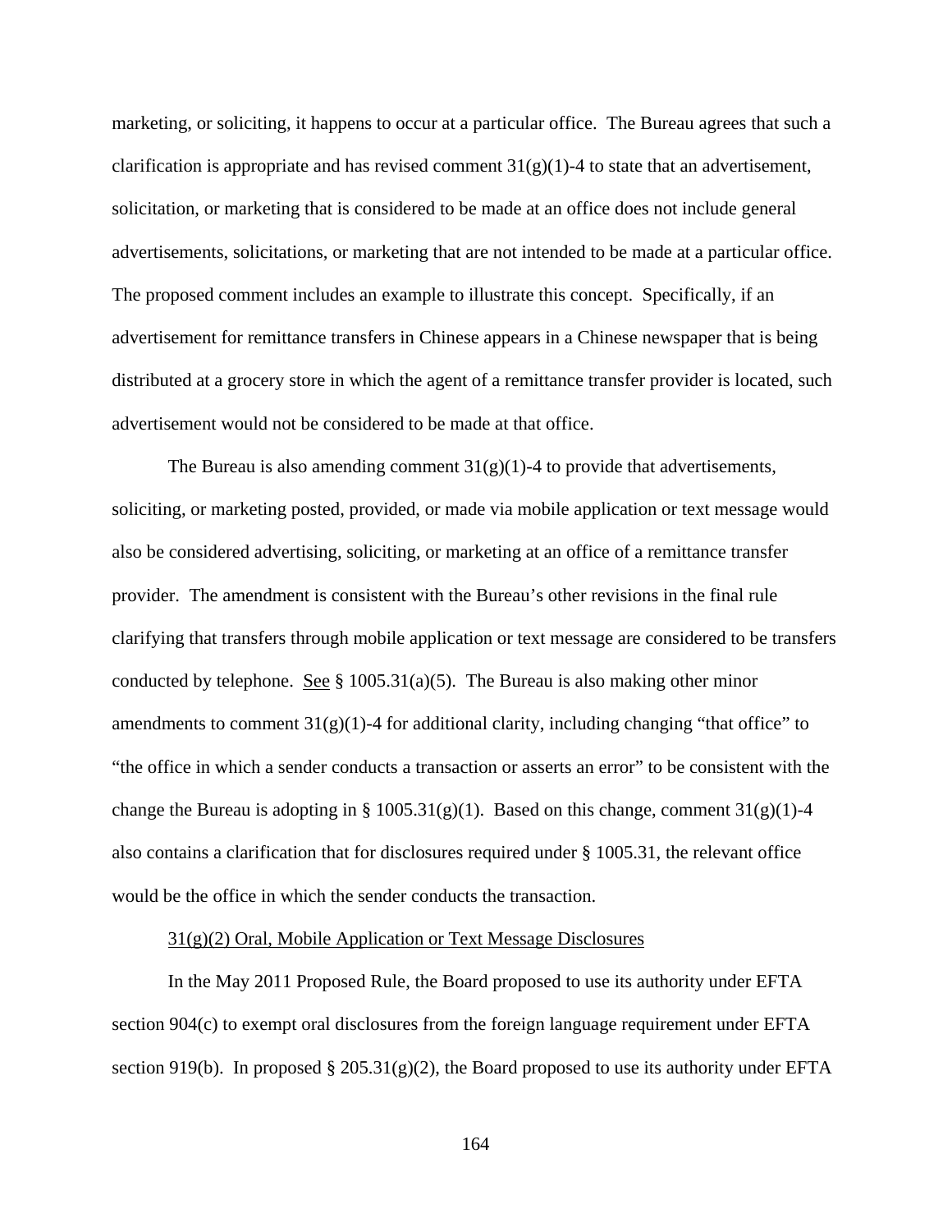marketing, or soliciting, it happens to occur at a particular office. The Bureau agrees that such a clarification is appropriate and has revised comment 31(g)(1)-4 to state that an advertisement, solicitation, or marketing that is considered to be made at an office does not include general advertisements, solicitations, or marketing that are not intended to be made at a particular office. The proposed comment includes an example to illustrate this concept. Specifically, if an advertisement for remittance transfers in Chinese appears in a Chinese newspaper that is being distributed at a grocery store in which the agent of a remittance transfer provider is located, such advertisement would not be considered to be made at that office.

The Bureau is also amending comment 31(g)(1)-4 to provide that advertisements, soliciting, or marketing posted, provided, or made via mobile application or text message would also be considered advertising, soliciting, or marketing at an office of a remittance transfer provider. The amendment is consistent with the Bureau's other revisions in the final rule clarifying that transfers through mobile application or text message are considered to be transfers conducted by telephone. See § 1005.31(a)(5). The Bureau is also making other minor amendments to comment 31(g)(1)-4 for additional clarity, including changing "that office" to "the office in which a sender conducts a transaction or asserts an error" to be consistent with the change the Bureau is adopting in § 1005.31(g)(1). Based on this change, comment 31(g)(1)-4 also contains a clarification that for disclosures required under § 1005.31, the relevant office would be the office in which the sender conducts the transaction.

31(g)(2) Oral, Mobile Application or Text Message Disclosures

In the May 2011 Proposed Rule, the Board proposed to use its authority under EFTA section 904(c) to exempt oral disclosures from the foreign language requirement under EFTA section 919(b). In proposed § 205.31(g)(2), the Board proposed to use its authority under EFTA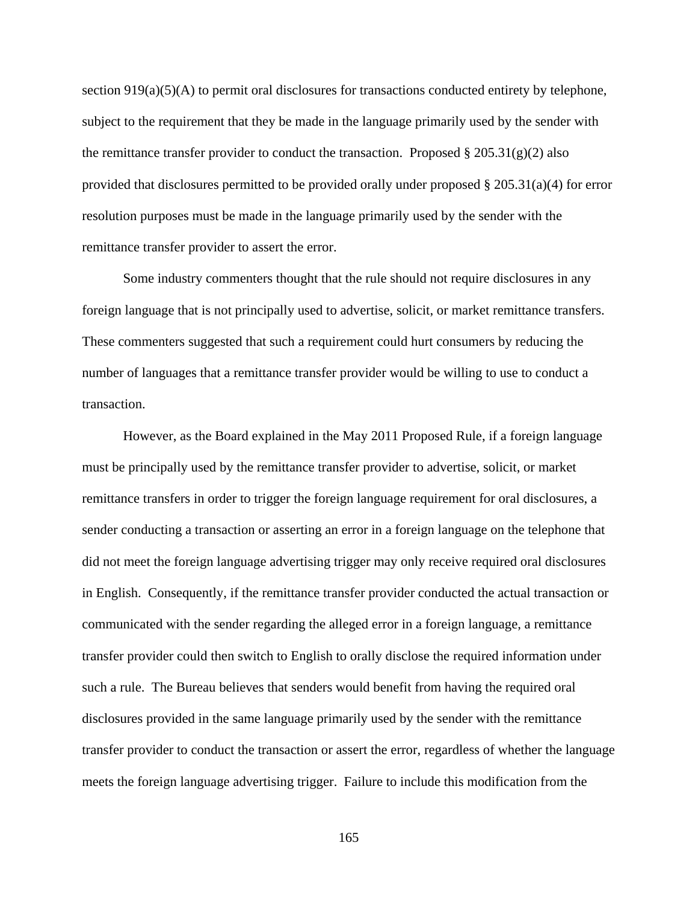section 919(a)(5)(A) to permit oral disclosures for transactions conducted entirety by telephone, subject to the requirement that they be made in the language primarily used by the sender with the remittance transfer provider to conduct the transaction. Proposed § 205.31(g)(2) also provided that disclosures permitted to be provided orally under proposed § 205.31(a)(4) for error resolution purposes must be made in the language primarily used by the sender with the remittance transfer provider to assert the error.

Some industry commenters thought that the rule should not require disclosures in any foreign language that is not principally used to advertise, solicit, or market remittance transfers. These commenters suggested that such a requirement could hurt consumers by reducing the number of languages that a remittance transfer provider would be willing to use to conduct a transaction.

However, as the Board explained in the May 2011 Proposed Rule, if a foreign language must be principally used by the remittance transfer provider to advertise, solicit, or market remittance transfers in order to trigger the foreign language requirement for oral disclosures, a sender conducting a transaction or asserting an error in a foreign language on the telephone that did not meet the foreign language advertising trigger may only receive required oral disclosures in English. Consequently, if the remittance transfer provider conducted the actual transaction or communicated with the sender regarding the alleged error in a foreign language, a remittance transfer provider could then switch to English to orally disclose the required information under such a rule. The Bureau believes that senders would benefit from having the required oral disclosures provided in the same language primarily used by the sender with the remittance transfer provider to conduct the transaction or assert the error, regardless of whether the language meets the foreign language advertising trigger. Failure to include this modification from the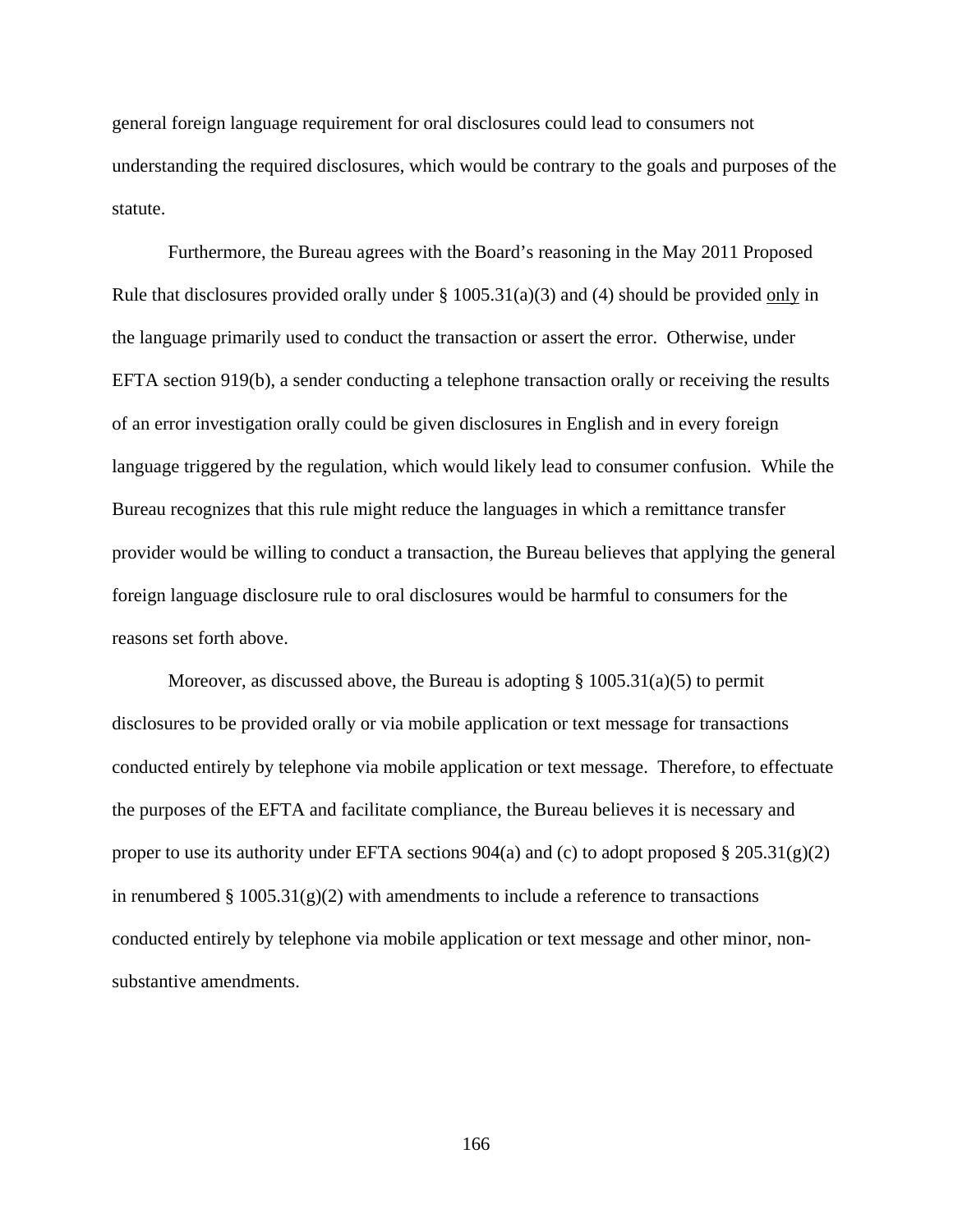general foreign language requirement for oral disclosures could lead to consumers not understanding the required disclosures, which would be contrary to the goals and purposes of the statute.

Furthermore, the Bureau agrees with the Board's reasoning in the May 2011 Proposed Rule that disclosures provided orally under § 1005.31(a)(3) and (4) should be provided only in the language primarily used to conduct the transaction or assert the error. Otherwise, under EFTA section 919(b), a sender conducting a telephone transaction orally or receiving the results of an error investigation orally could be given disclosures in English and in every foreign language triggered by the regulation, which would likely lead to consumer confusion. While the Bureau recognizes that this rule might reduce the languages in which a remittance transfer provider would be willing to conduct a transaction, the Bureau believes that applying the general foreign language disclosure rule to oral disclosures would be harmful to consumers for the reasons set forth above.

Moreover, as discussed above, the Bureau is adopting § 1005.31(a)(5) to permit disclosures to be provided orally or via mobile application or text message for transactions conducted entirely by telephone via mobile application or text message. Therefore, to effectuate the purposes of the EFTA and facilitate compliance, the Bureau believes it is necessary and proper to use its authority under EFTA sections 904(a) and (c) to adopt proposed § 205.31(g)(2) in renumbered § 1005.31(g)(2) with amendments to include a reference to transactions conducted entirely by telephone via mobile application or text message and other minor, non-substantive amendments.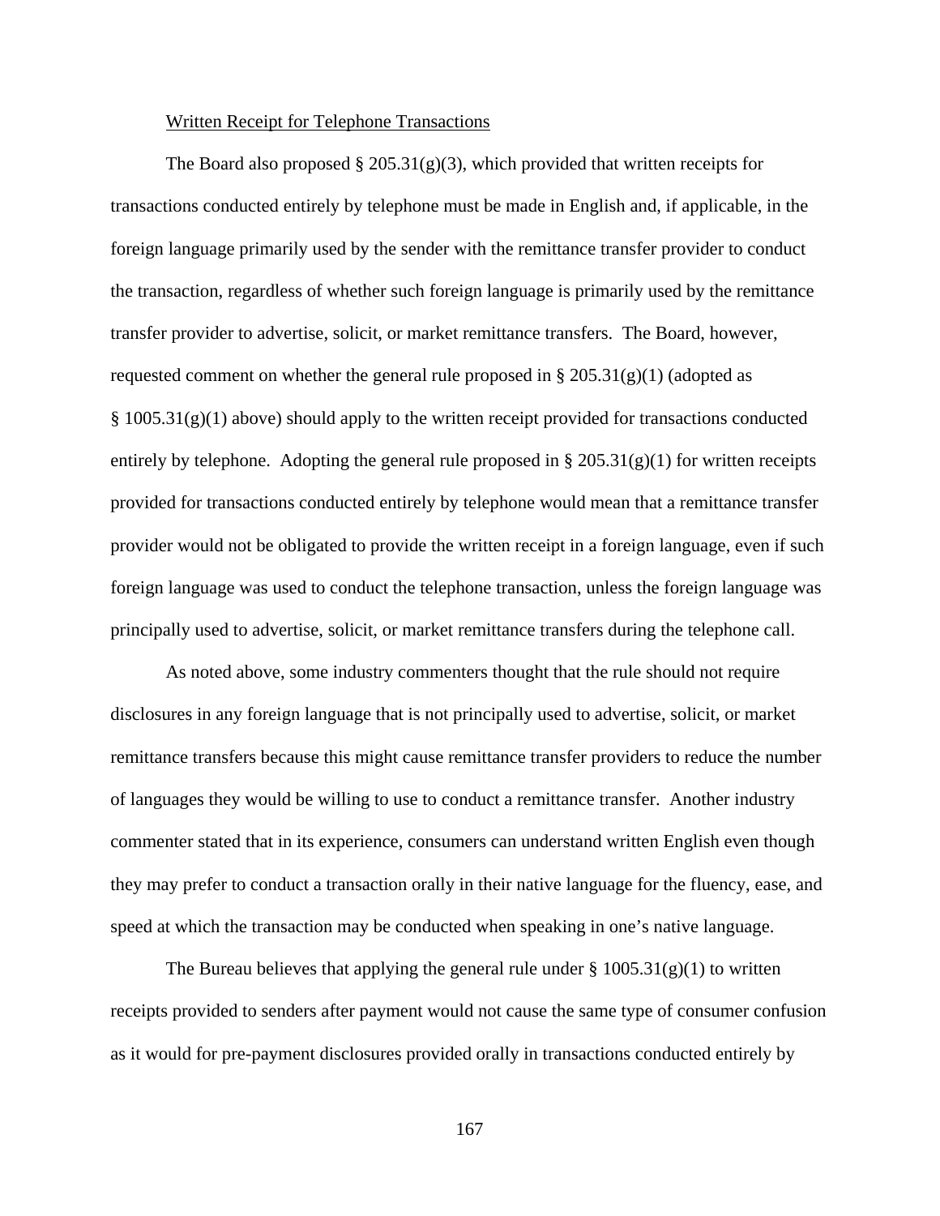Written Receipt for Telephone Transactions

The Board also proposed § 205.31(g)(3), which provided that written receipts for transactions conducted entirely by telephone must be made in English and, if applicable, in the foreign language primarily used by the sender with the remittance transfer provider to conduct the transaction, regardless of whether such foreign language is primarily used by the remittance transfer provider to advertise, solicit, or market remittance transfers. The Board, however, requested comment on whether the general rule proposed in § 205.31(g)(1) (adopted as § 1005.31(g)(1) above) should apply to the written receipt provided for transactions conducted entirely by telephone. Adopting the general rule proposed in § 205.31(g)(1) for written receipts provided for transactions conducted entirely by telephone would mean that a remittance transfer provider would not be obligated to provide the written receipt in a foreign language, even if such foreign language was used to conduct the telephone transaction, unless the foreign language was principally used to advertise, solicit, or market remittance transfers during the telephone call.

As noted above, some industry commenters thought that the rule should not require disclosures in any foreign language that is not principally used to advertise, solicit, or market remittance transfers because this might cause remittance transfer providers to reduce the number of languages they would be willing to use to conduct a remittance transfer. Another industry commenter stated that in its experience, consumers can understand written English even though they may prefer to conduct a transaction orally in their native language for the fluency, ease, and speed at which the transaction may be conducted when speaking in one's native language.

The Bureau believes that applying the general rule under § 1005.31(g)(1) to written receipts provided to senders after payment would not cause the same type of consumer confusion as it would for pre-payment disclosures provided orally in transactions conducted entirely by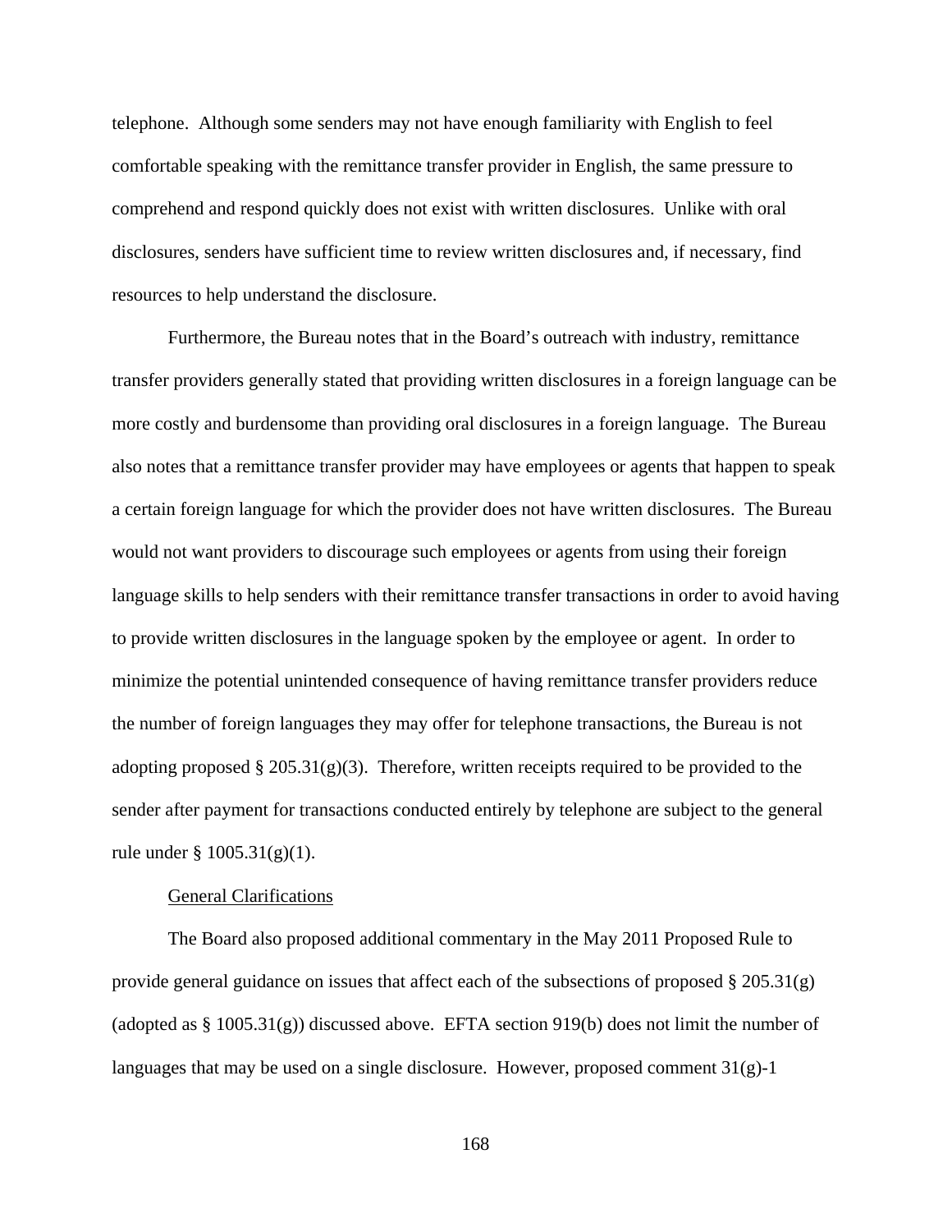telephone. Although some senders may not have enough familiarity with English to feel comfortable speaking with the remittance transfer provider in English, the same pressure to comprehend and respond quickly does not exist with written disclosures. Unlike with oral disclosures, senders have sufficient time to review written disclosures and, if necessary, find resources to help understand the disclosure.

Furthermore, the Bureau notes that in the Board's outreach with industry, remittance transfer providers generally stated that providing written disclosures in a foreign language can be more costly and burdensome than providing oral disclosures in a foreign language. The Bureau also notes that a remittance transfer provider may have employees or agents that happen to speak a certain foreign language for which the provider does not have written disclosures. The Bureau would not want providers to discourage such employees or agents from using their foreign language skills to help senders with their remittance transfer transactions in order to avoid having to provide written disclosures in the language spoken by the employee or agent. In order to minimize the potential unintended consequence of having remittance transfer providers reduce the number of foreign languages they may offer for telephone transactions, the Bureau is not adopting proposed § 205.31(g)(3). Therefore, written receipts required to be provided to the sender after payment for transactions conducted entirely by telephone are subject to the general rule under § 1005.31(g)(1).

General Clarifications

The Board also proposed additional commentary in the May 2011 Proposed Rule to provide general guidance on issues that affect each of the subsections of proposed § 205.31(g) (adopted as § 1005.31(g)) discussed above. EFTA section 919(b) does not limit the number of languages that may be used on a single disclosure. However, proposed comment 31(g)-1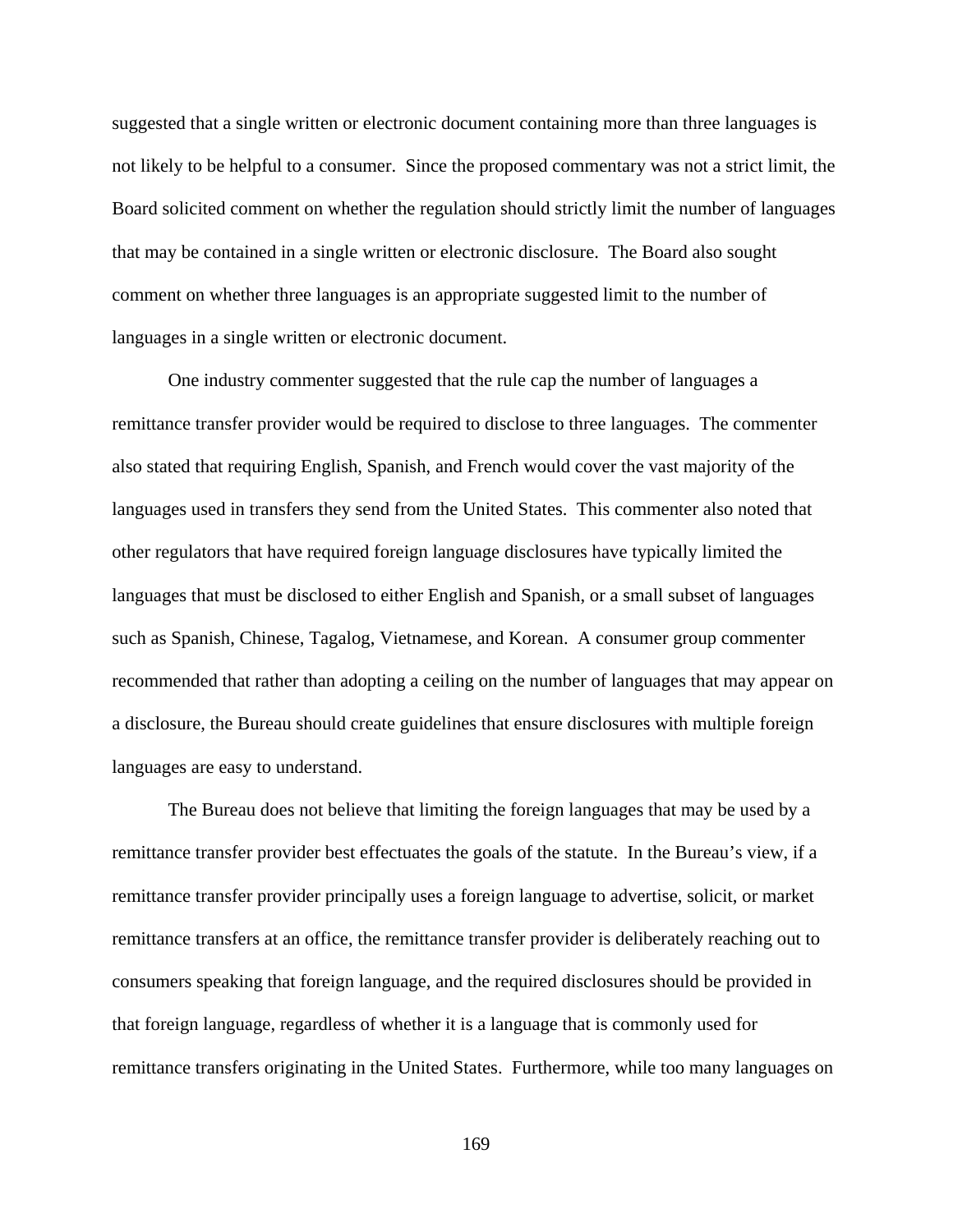suggested that a single written or electronic document containing more than three languages is not likely to be helpful to a consumer. Since the proposed commentary was not a strict limit, the Board solicited comment on whether the regulation should strictly limit the number of languages that may be contained in a single written or electronic disclosure. The Board also sought comment on whether three languages is an appropriate suggested limit to the number of languages in a single written or electronic document.

One industry commenter suggested that the rule cap the number of languages a remittance transfer provider would be required to disclose to three languages. The commenter also stated that requiring English, Spanish, and French would cover the vast majority of the languages used in transfers they send from the United States. This commenter also noted that other regulators that have required foreign language disclosures have typically limited the languages that must be disclosed to either English and Spanish, or a small subset of languages such as Spanish, Chinese, Tagalog, Vietnamese, and Korean. A consumer group commenter recommended that rather than adopting a ceiling on the number of languages that may appear on a disclosure, the Bureau should create guidelines that ensure disclosures with multiple foreign languages are easy to understand.

The Bureau does not believe that limiting the foreign languages that may be used by a remittance transfer provider best effectuates the goals of the statute. In the Bureau's view, if a remittance transfer provider principally uses a foreign language to advertise, solicit, or market remittance transfers at an office, the remittance transfer provider is deliberately reaching out to consumers speaking that foreign language, and the required disclosures should be provided in that foreign language, regardless of whether it is a language that is commonly used for remittance transfers originating in the United States. Furthermore, while too many languages on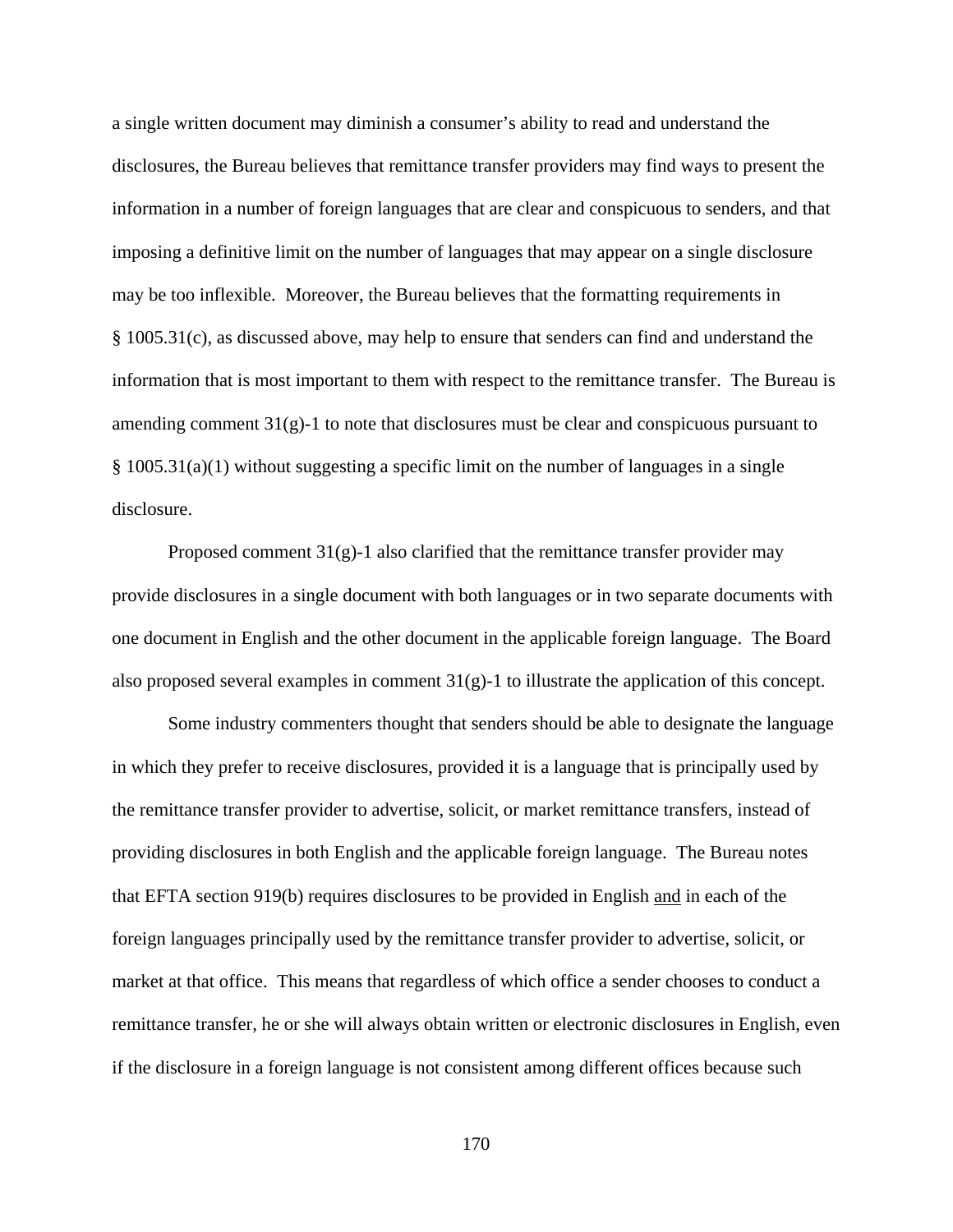a single written document may diminish a consumer's ability to read and understand the disclosures, the Bureau believes that remittance transfer providers may find ways to present the information in a number of foreign languages that are clear and conspicuous to senders, and that imposing a definitive limit on the number of languages that may appear on a single disclosure may be too inflexible. Moreover, the Bureau believes that the formatting requirements in § 1005.31(c), as discussed above, may help to ensure that senders can find and understand the information that is most important to them with respect to the remittance transfer. The Bureau is amending comment 31(g)-1 to note that disclosures must be clear and conspicuous pursuant to § 1005.31(a)(1) without suggesting a specific limit on the number of languages in a single disclosure.

Proposed comment 31(g)-1 also clarified that the remittance transfer provider may provide disclosures in a single document with both languages or in two separate documents with one document in English and the other document in the applicable foreign language. The Board also proposed several examples in comment 31(g)-1 to illustrate the application of this concept.

Some industry commenters thought that senders should be able to designate the language in which they prefer to receive disclosures, provided it is a language that is principally used by the remittance transfer provider to advertise, solicit, or market remittance transfers, instead of providing disclosures in both English and the applicable foreign language. The Bureau notes that EFTA section 919(b) requires disclosures to be provided in English <u>and</u> in each of the foreign languages principally used by the remittance transfer provider to advertise, solicit, or market at that office. This means that regardless of which office a sender chooses to conduct a remittance transfer, he or she will always obtain written or electronic disclosures in English, even if the disclosure in a foreign language is not consistent among different offices because such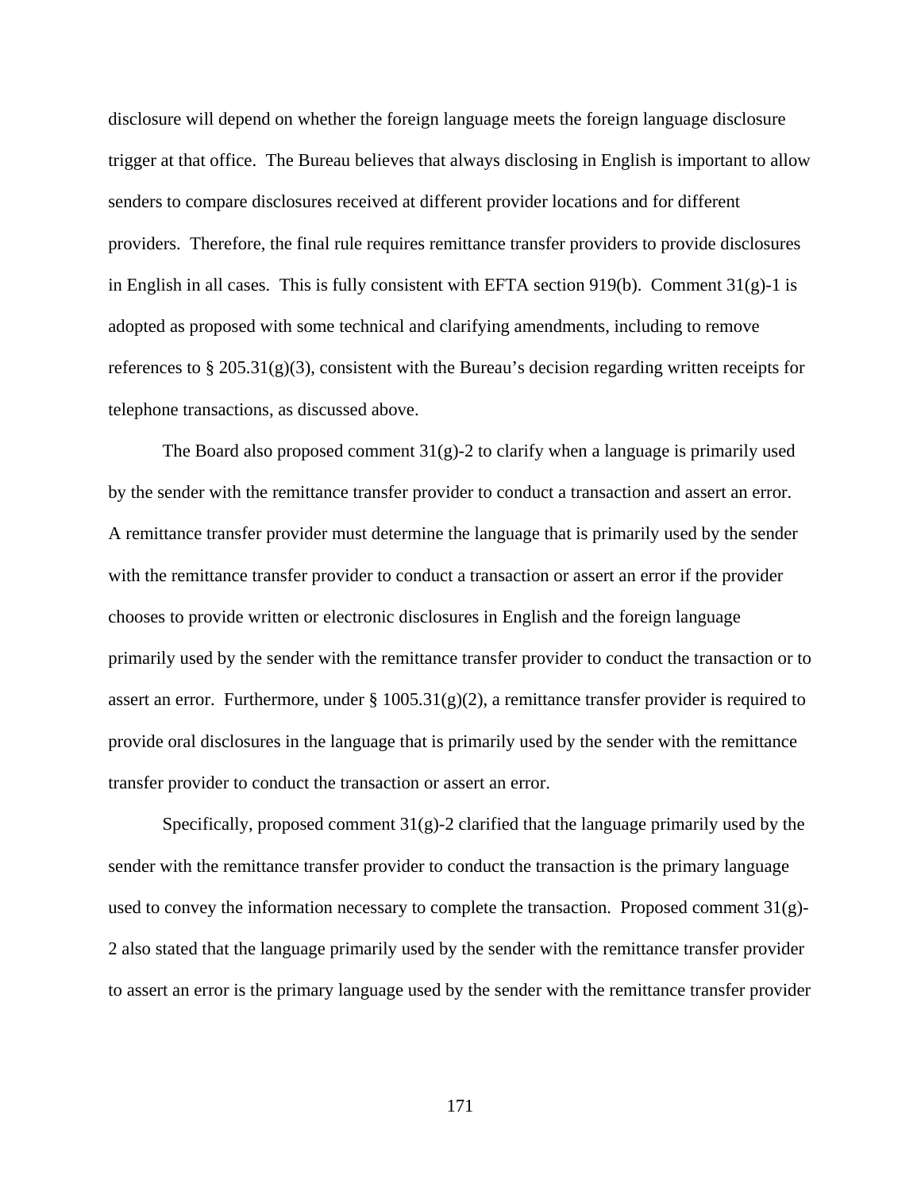disclosure will depend on whether the foreign language meets the foreign language disclosure trigger at that office. The Bureau believes that always disclosing in English is important to allow senders to compare disclosures received at different provider locations and for different providers. Therefore, the final rule requires remittance transfer providers to provide disclosures in English in all cases. This is fully consistent with EFTA section 919(b). Comment 31(g)-1 is adopted as proposed with some technical and clarifying amendments, including to remove references to § 205.31(g)(3), consistent with the Bureau's decision regarding written receipts for telephone transactions, as discussed above.

The Board also proposed comment 31(g)-2 to clarify when a language is primarily used by the sender with the remittance transfer provider to conduct a transaction and assert an error. A remittance transfer provider must determine the language that is primarily used by the sender with the remittance transfer provider to conduct a transaction or assert an error if the provider chooses to provide written or electronic disclosures in English and the foreign language primarily used by the sender with the remittance transfer provider to conduct the transaction or to assert an error. Furthermore, under § 1005.31(g)(2), a remittance transfer provider is required to provide oral disclosures in the language that is primarily used by the sender with the remittance transfer provider to conduct the transaction or assert an error.

Specifically, proposed comment 31(g)-2 clarified that the language primarily used by the sender with the remittance transfer provider to conduct the transaction is the primary language used to convey the information necessary to complete the transaction. Proposed comment 31(g)-2 also stated that the language primarily used by the sender with the remittance transfer provider to assert an error is the primary language used by the sender with the remittance transfer provider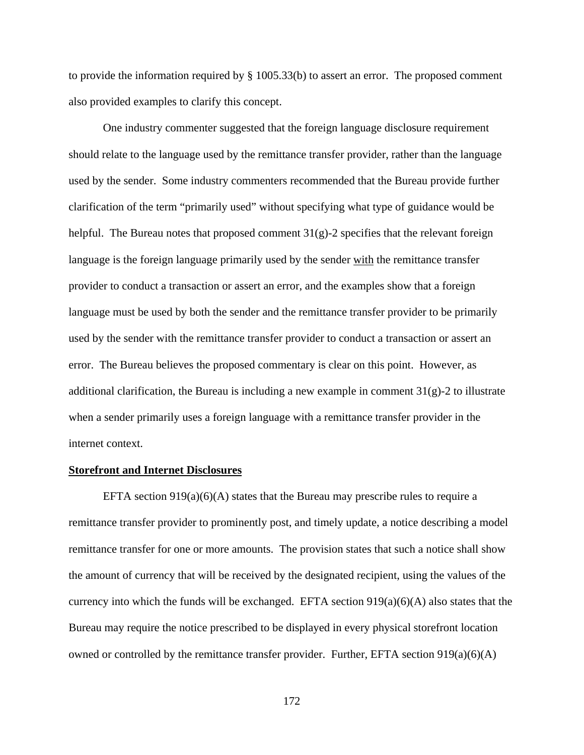to provide the information required by § 1005.33(b) to assert an error. The proposed comment also provided examples to clarify this concept.

One industry commenter suggested that the foreign language disclosure requirement should relate to the language used by the remittance transfer provider, rather than the language used by the sender. Some industry commenters recommended that the Bureau provide further clarification of the term "primarily used" without specifying what type of guidance would be helpful. The Bureau notes that proposed comment 31(g)-2 specifies that the relevant foreign language is the foreign language primarily used by the sender <u>with</u> the remittance transfer provider to conduct a transaction or assert an error, and the examples show that a foreign language must be used by both the sender and the remittance transfer provider to be primarily used by the sender with the remittance transfer provider to conduct a transaction or assert an error. The Bureau believes the proposed commentary is clear on this point. However, as additional clarification, the Bureau is including a new example in comment 31(g)-2 to illustrate when a sender primarily uses a foreign language with a remittance transfer provider in the internet context.

**<u>Storefront and Internet Disclosures</u>**

EFTA section 919(a)(6)(A) states that the Bureau may prescribe rules to require a remittance transfer provider to prominently post, and timely update, a notice describing a model remittance transfer for one or more amounts. The provision states that such a notice shall show the amount of currency that will be received by the designated recipient, using the values of the currency into which the funds will be exchanged. EFTA section 919(a)(6)(A) also states that the Bureau may require the notice prescribed to be displayed in every physical storefront location owned or controlled by the remittance transfer provider. Further, EFTA section 919(a)(6)(A)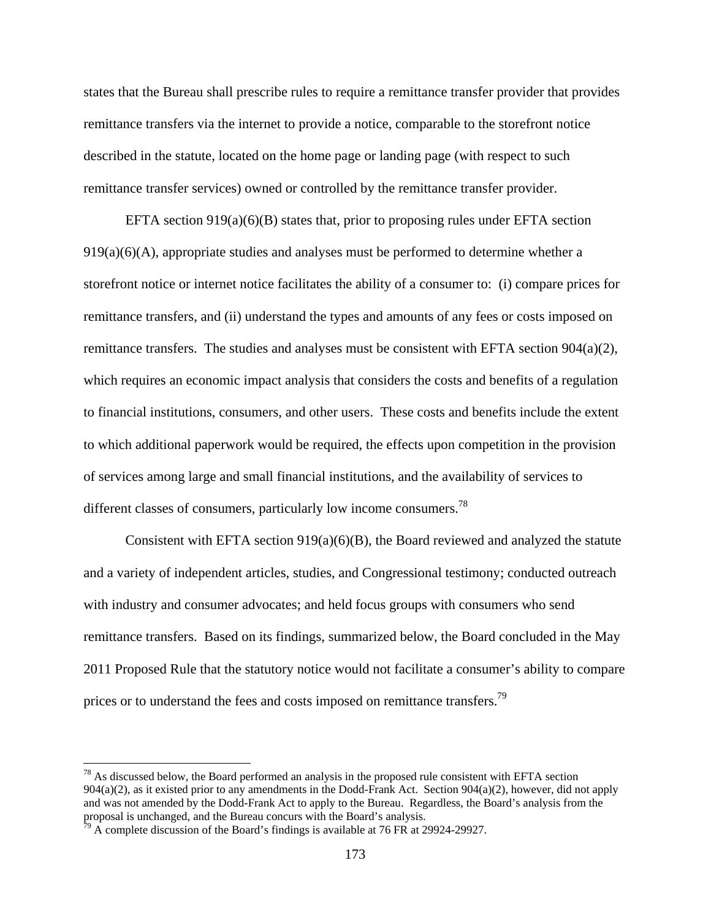states that the Bureau shall prescribe rules to require a remittance transfer provider that provides remittance transfers via the internet to provide a notice, comparable to the storefront notice described in the statute, located on the home page or landing page (with respect to such remittance transfer services) owned or controlled by the remittance transfer provider.

EFTA section 919(a)(6)(B) states that, prior to proposing rules under EFTA section 919(a)(6)(A), appropriate studies and analyses must be performed to determine whether a storefront notice or internet notice facilitates the ability of a consumer to: (i) compare prices for remittance transfers, and (ii) understand the types and amounts of any fees or costs imposed on remittance transfers. The studies and analyses must be consistent with EFTA section 904(a)(2), which requires an economic impact analysis that considers the costs and benefits of a regulation to financial institutions, consumers, and other users. These costs and benefits include the extent to which additional paperwork would be required, the effects upon competition in the provision of services among large and small financial institutions, and the availability of services to different classes of consumers, particularly low income consumers.[78]

Consistent with EFTA section 919(a)(6)(B), the Board reviewed and analyzed the statute and a variety of independent articles, studies, and Congressional testimony; conducted outreach with industry and consumer advocates; and held focus groups with consumers who send remittance transfers. Based on its findings, summarized below, the Board concluded in the May 2011 Proposed Rule that the statutory notice would not facilitate a consumer's ability to compare prices or to understand the fees and costs imposed on remittance transfers.[79]

---

[78] As discussed below, the Board performed an analysis in the proposed rule consistent with EFTA section 904(a)(2), as it existed prior to any amendments in the Dodd-Frank Act. Section 904(a)(2), however, did not apply and was not amended by the Dodd-Frank Act to apply to the Bureau. Regardless, the Board's analysis from the proposal is unchanged, and the Bureau concurs with the Board's analysis.

[79] A complete discussion of the Board's findings is available at 76 FR at 29924-29927.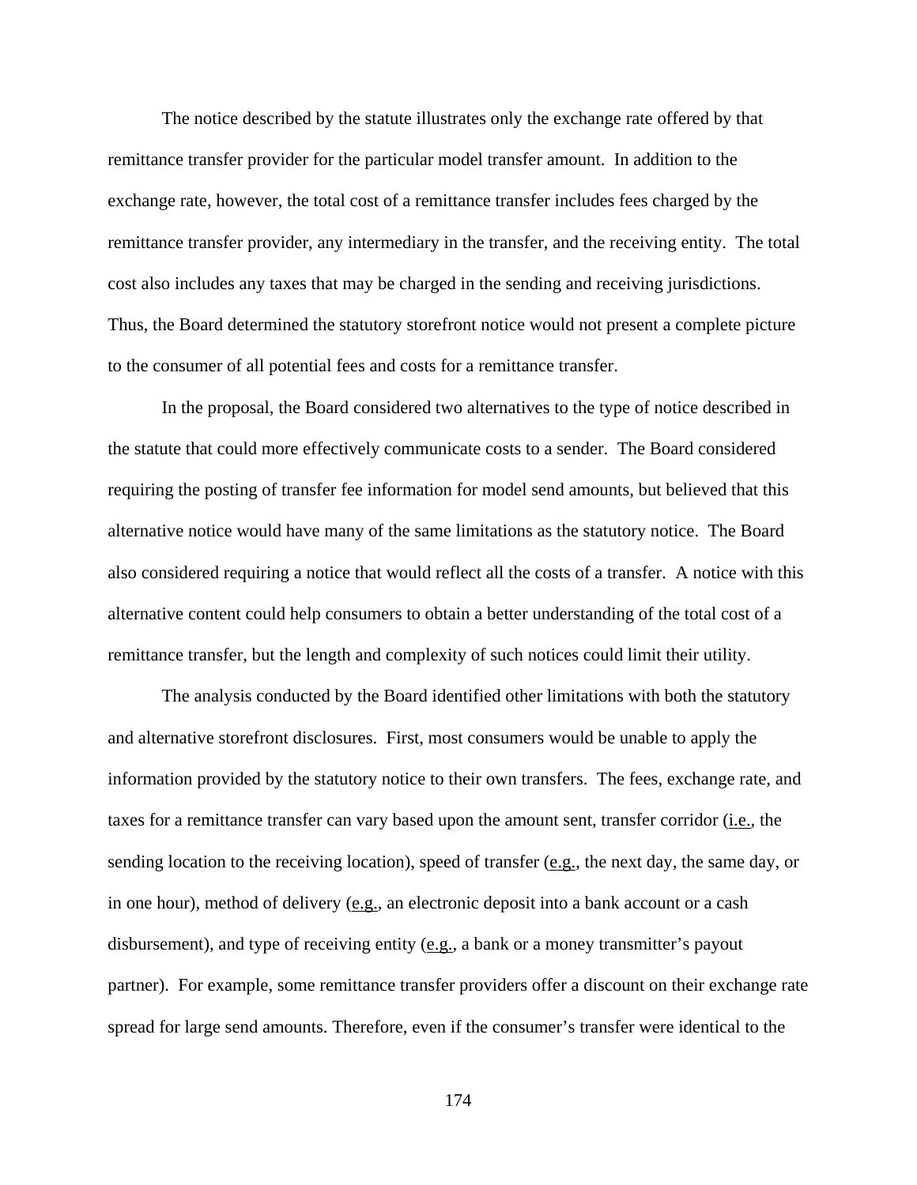The notice described by the statute illustrates only the exchange rate offered by that remittance transfer provider for the particular model transfer amount. In addition to the exchange rate, however, the total cost of a remittance transfer includes fees charged by the remittance transfer provider, any intermediary in the transfer, and the receiving entity. The total cost also includes any taxes that may be charged in the sending and receiving jurisdictions. Thus, the Board determined the statutory storefront notice would not present a complete picture to the consumer of all potential fees and costs for a remittance transfer.

In the proposal, the Board considered two alternatives to the type of notice described in the statute that could more effectively communicate costs to a sender. The Board considered requiring the posting of transfer fee information for model send amounts, but believed that this alternative notice would have many of the same limitations as the statutory notice. The Board also considered requiring a notice that would reflect all the costs of a transfer. A notice with this alternative content could help consumers to obtain a better understanding of the total cost of a remittance transfer, but the length and complexity of such notices could limit their utility.

The analysis conducted by the Board identified other limitations with both the statutory and alternative storefront disclosures. First, most consumers would be unable to apply the information provided by the statutory notice to their own transfers. The fees, exchange rate, and taxes for a remittance transfer can vary based upon the amount sent, transfer corridor (i.e., the sending location to the receiving location), speed of transfer (e.g., the next day, the same day, or in one hour), method of delivery (e.g., an electronic deposit into a bank account or a cash disbursement), and type of receiving entity (e.g., a bank or a money transmitter's payout partner). For example, some remittance transfer providers offer a discount on their exchange rate spread for large send amounts. Therefore, even if the consumer's transfer were identical to the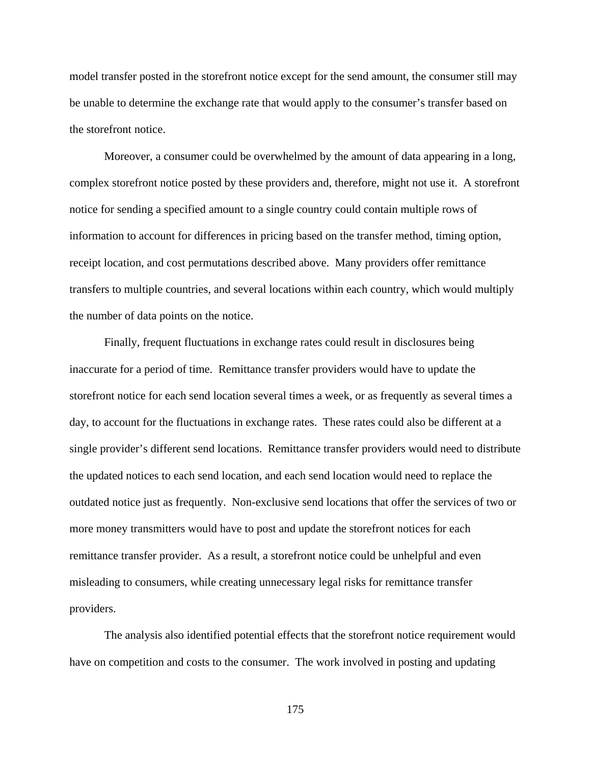model transfer posted in the storefront notice except for the send amount, the consumer still may be unable to determine the exchange rate that would apply to the consumer's transfer based on the storefront notice.

Moreover, a consumer could be overwhelmed by the amount of data appearing in a long, complex storefront notice posted by these providers and, therefore, might not use it. A storefront notice for sending a specified amount to a single country could contain multiple rows of information to account for differences in pricing based on the transfer method, timing option, receipt location, and cost permutations described above. Many providers offer remittance transfers to multiple countries, and several locations within each country, which would multiply the number of data points on the notice.

Finally, frequent fluctuations in exchange rates could result in disclosures being inaccurate for a period of time. Remittance transfer providers would have to update the storefront notice for each send location several times a week, or as frequently as several times a day, to account for the fluctuations in exchange rates. These rates could also be different at a single provider's different send locations. Remittance transfer providers would need to distribute the updated notices to each send location, and each send location would need to replace the outdated notice just as frequently. Non-exclusive send locations that offer the services of two or more money transmitters would have to post and update the storefront notices for each remittance transfer provider. As a result, a storefront notice could be unhelpful and even misleading to consumers, while creating unnecessary legal risks for remittance transfer providers.

The analysis also identified potential effects that the storefront notice requirement would have on competition and costs to the consumer. The work involved in posting and updating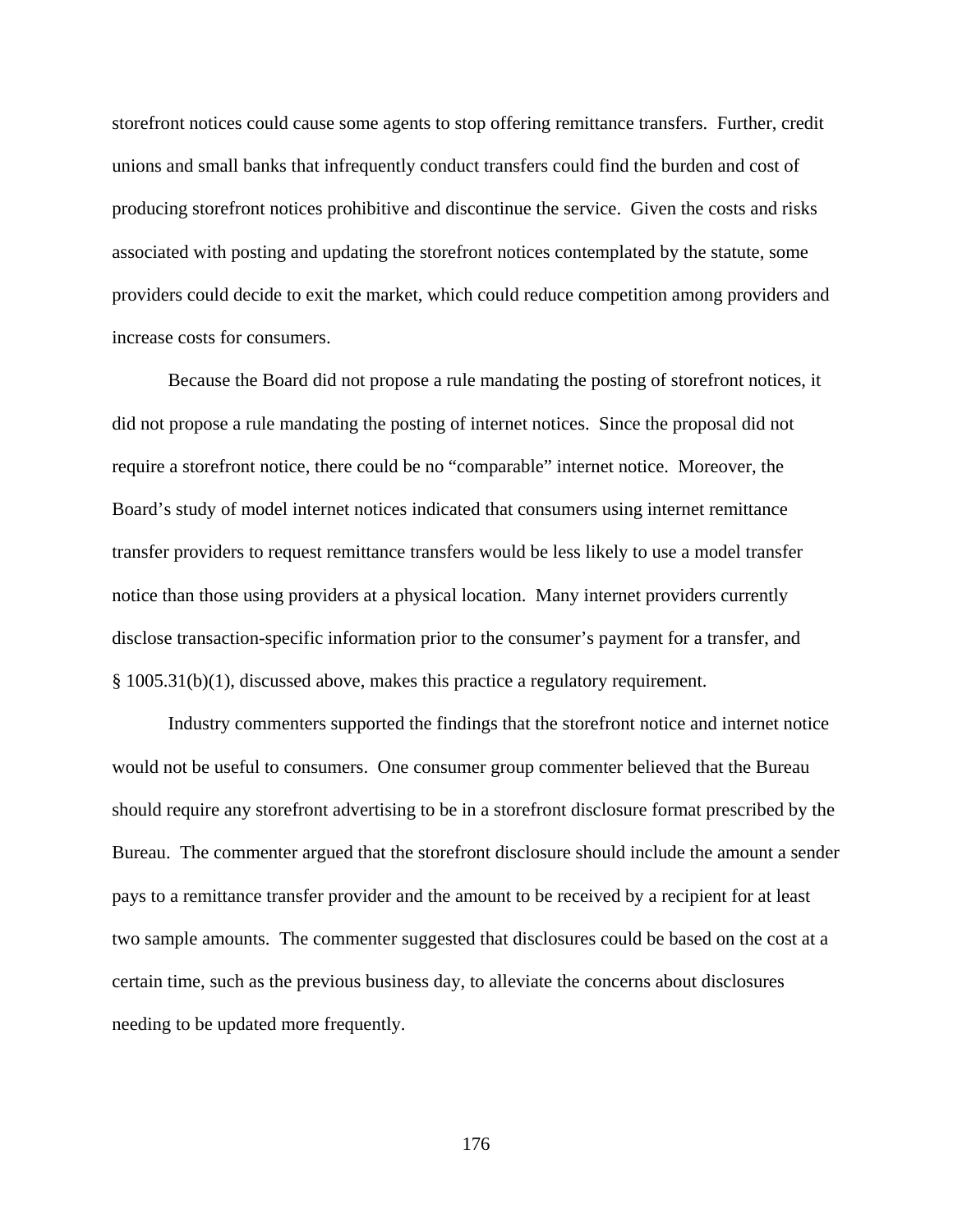storefront notices could cause some agents to stop offering remittance transfers. Further, credit unions and small banks that infrequently conduct transfers could find the burden and cost of producing storefront notices prohibitive and discontinue the service. Given the costs and risks associated with posting and updating the storefront notices contemplated by the statute, some providers could decide to exit the market, which could reduce competition among providers and increase costs for consumers.

Because the Board did not propose a rule mandating the posting of storefront notices, it did not propose a rule mandating the posting of internet notices. Since the proposal did not require a storefront notice, there could be no "comparable" internet notice. Moreover, the Board's study of model internet notices indicated that consumers using internet remittance transfer providers to request remittance transfers would be less likely to use a model transfer notice than those using providers at a physical location. Many internet providers currently disclose transaction-specific information prior to the consumer's payment for a transfer, and § 1005.31(b)(1), discussed above, makes this practice a regulatory requirement.

Industry commenters supported the findings that the storefront notice and internet notice would not be useful to consumers. One consumer group commenter believed that the Bureau should require any storefront advertising to be in a storefront disclosure format prescribed by the Bureau. The commenter argued that the storefront disclosure should include the amount a sender pays to a remittance transfer provider and the amount to be received by a recipient for at least two sample amounts. The commenter suggested that disclosures could be based on the cost at a certain time, such as the previous business day, to alleviate the concerns about disclosures needing to be updated more frequently.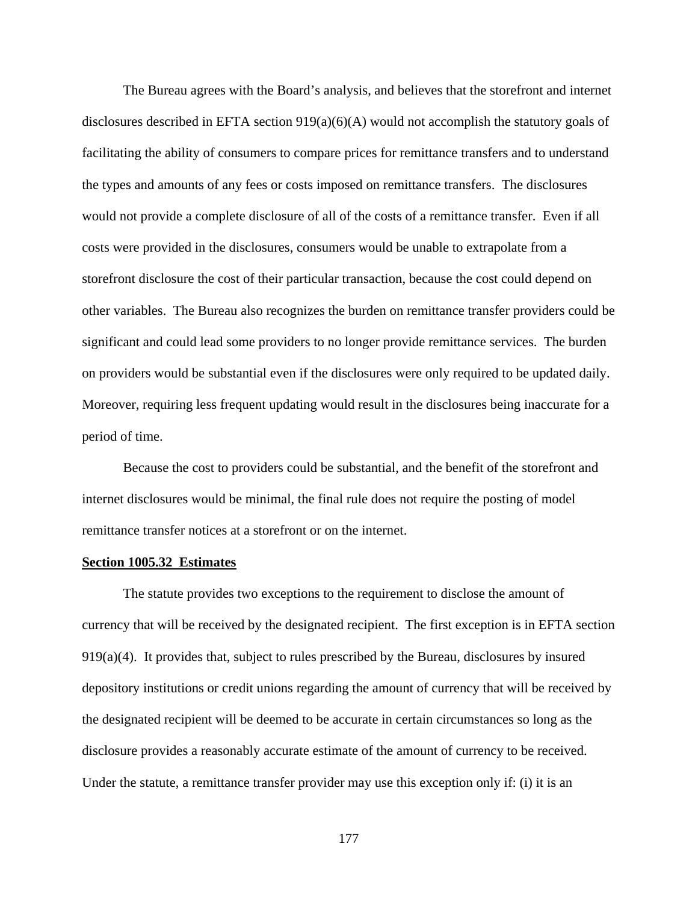The Bureau agrees with the Board's analysis, and believes that the storefront and internet disclosures described in EFTA section 919(a)(6)(A) would not accomplish the statutory goals of facilitating the ability of consumers to compare prices for remittance transfers and to understand the types and amounts of any fees or costs imposed on remittance transfers. The disclosures would not provide a complete disclosure of all of the costs of a remittance transfer. Even if all costs were provided in the disclosures, consumers would be unable to extrapolate from a storefront disclosure the cost of their particular transaction, because the cost could depend on other variables. The Bureau also recognizes the burden on remittance transfer providers could be significant and could lead some providers to no longer provide remittance services. The burden on providers would be substantial even if the disclosures were only required to be updated daily. Moreover, requiring less frequent updating would result in the disclosures being inaccurate for a period of time.

Because the cost to providers could be substantial, and the benefit of the storefront and internet disclosures would be minimal, the final rule does not require the posting of model remittance transfer notices at a storefront or on the internet.

**Section 1005.32 Estimates**

The statute provides two exceptions to the requirement to disclose the amount of currency that will be received by the designated recipient. The first exception is in EFTA section 919(a)(4). It provides that, subject to rules prescribed by the Bureau, disclosures by insured depository institutions or credit unions regarding the amount of currency that will be received by the designated recipient will be deemed to be accurate in certain circumstances so long as the disclosure provides a reasonably accurate estimate of the amount of currency to be received. Under the statute, a remittance transfer provider may use this exception only if: (i) it is an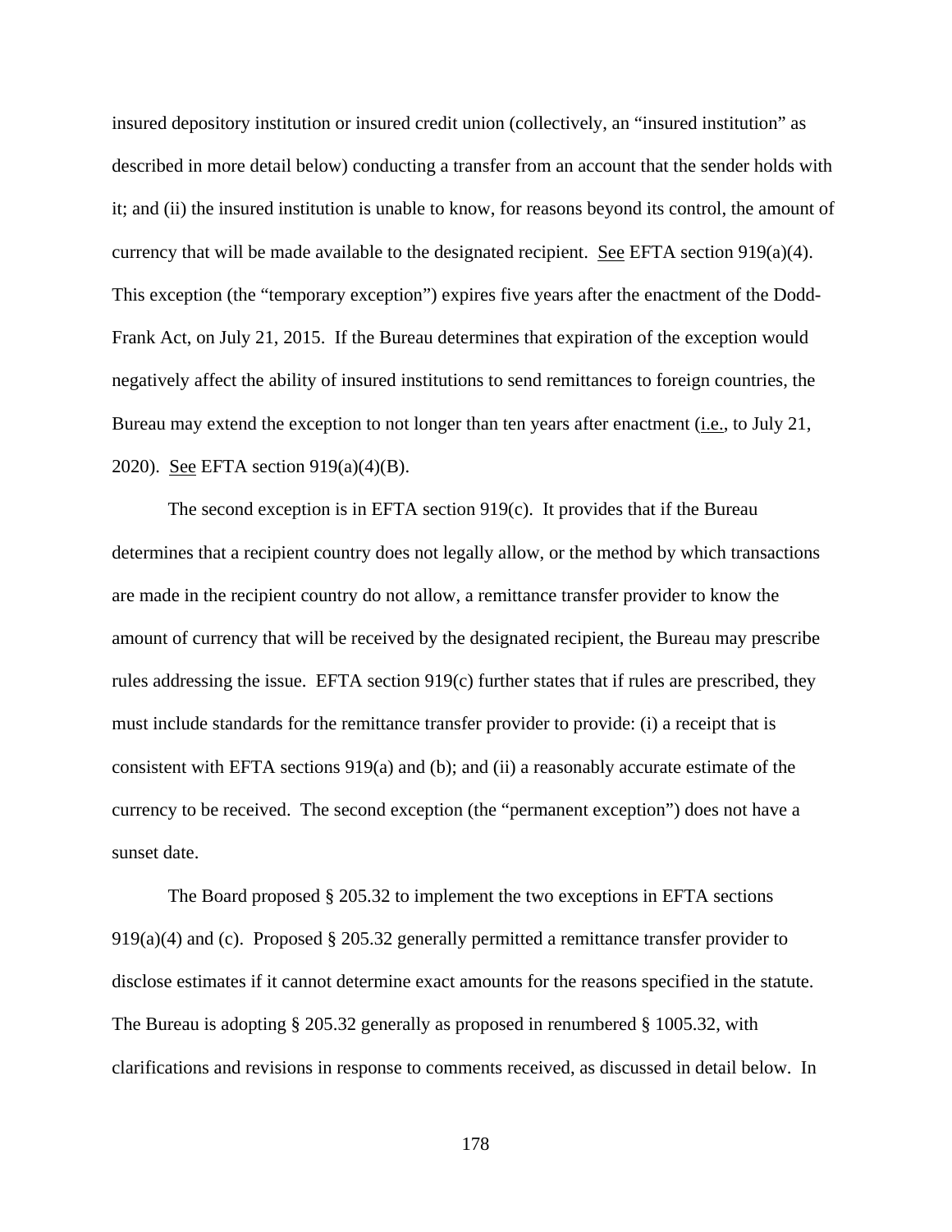insured depository institution or insured credit union (collectively, an "insured institution" as described in more detail below) conducting a transfer from an account that the sender holds with it; and (ii) the insured institution is unable to know, for reasons beyond its control, the amount of currency that will be made available to the designated recipient. See EFTA section 919(a)(4). This exception (the "temporary exception") expires five years after the enactment of the Dodd-Frank Act, on July 21, 2015. If the Bureau determines that expiration of the exception would negatively affect the ability of insured institutions to send remittances to foreign countries, the Bureau may extend the exception to not longer than ten years after enactment (i.e., to July 21, 2020). See EFTA section 919(a)(4)(B).

The second exception is in EFTA section 919(c). It provides that if the Bureau determines that a recipient country does not legally allow, or the method by which transactions are made in the recipient country do not allow, a remittance transfer provider to know the amount of currency that will be received by the designated recipient, the Bureau may prescribe rules addressing the issue. EFTA section 919(c) further states that if rules are prescribed, they must include standards for the remittance transfer provider to provide: (i) a receipt that is consistent with EFTA sections 919(a) and (b); and (ii) a reasonably accurate estimate of the currency to be received. The second exception (the "permanent exception") does not have a sunset date.

The Board proposed § 205.32 to implement the two exceptions in EFTA sections 919(a)(4) and (c). Proposed § 205.32 generally permitted a remittance transfer provider to disclose estimates if it cannot determine exact amounts for the reasons specified in the statute. The Bureau is adopting § 205.32 generally as proposed in renumbered § 1005.32, with clarifications and revisions in response to comments received, as discussed in detail below. In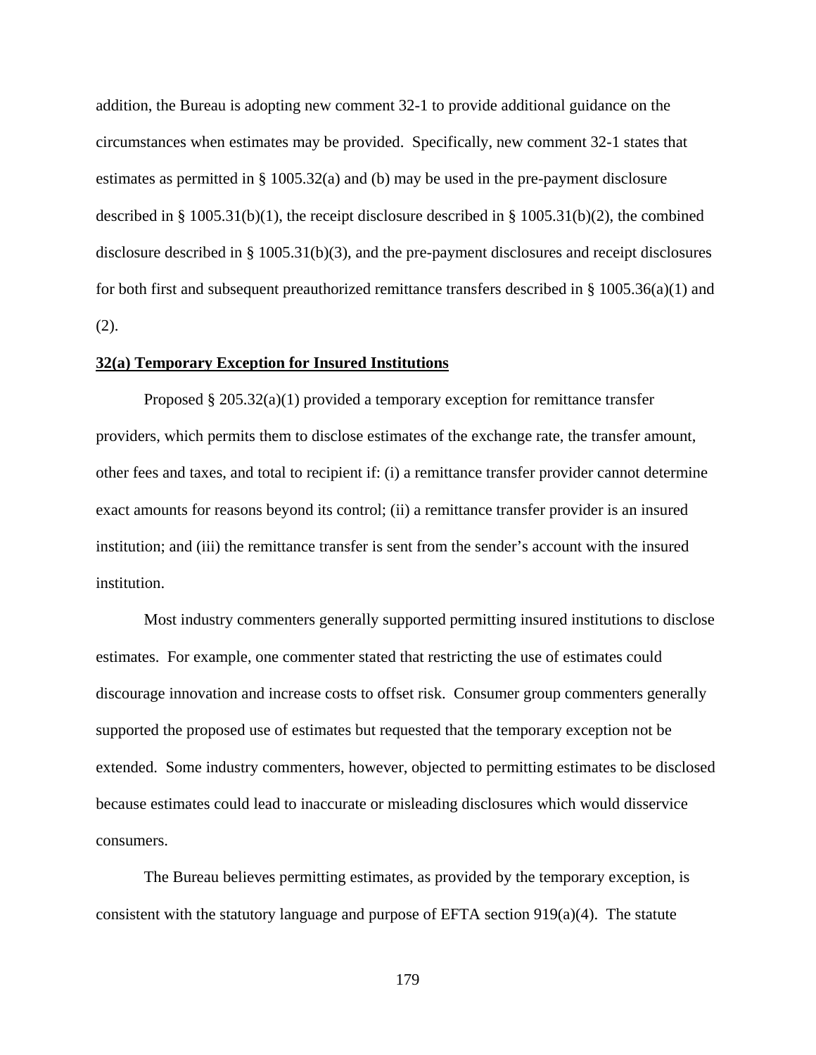addition, the Bureau is adopting new comment 32-1 to provide additional guidance on the circumstances when estimates may be provided. Specifically, new comment 32-1 states that estimates as permitted in § 1005.32(a) and (b) may be used in the pre-payment disclosure described in § 1005.31(b)(1), the receipt disclosure described in § 1005.31(b)(2), the combined disclosure described in § 1005.31(b)(3), and the pre-payment disclosures and receipt disclosures for both first and subsequent preauthorized remittance transfers described in § 1005.36(a)(1) and (2).

**32(a) Temporary Exception for Insured Institutions**

Proposed § 205.32(a)(1) provided a temporary exception for remittance transfer providers, which permits them to disclose estimates of the exchange rate, the transfer amount, other fees and taxes, and total to recipient if: (i) a remittance transfer provider cannot determine exact amounts for reasons beyond its control; (ii) a remittance transfer provider is an insured institution; and (iii) the remittance transfer is sent from the sender's account with the insured institution.

Most industry commenters generally supported permitting insured institutions to disclose estimates. For example, one commenter stated that restricting the use of estimates could discourage innovation and increase costs to offset risk. Consumer group commenters generally supported the proposed use of estimates but requested that the temporary exception not be extended. Some industry commenters, however, objected to permitting estimates to be disclosed because estimates could lead to inaccurate or misleading disclosures which would disservice consumers.

The Bureau believes permitting estimates, as provided by the temporary exception, is consistent with the statutory language and purpose of EFTA section 919(a)(4). The statute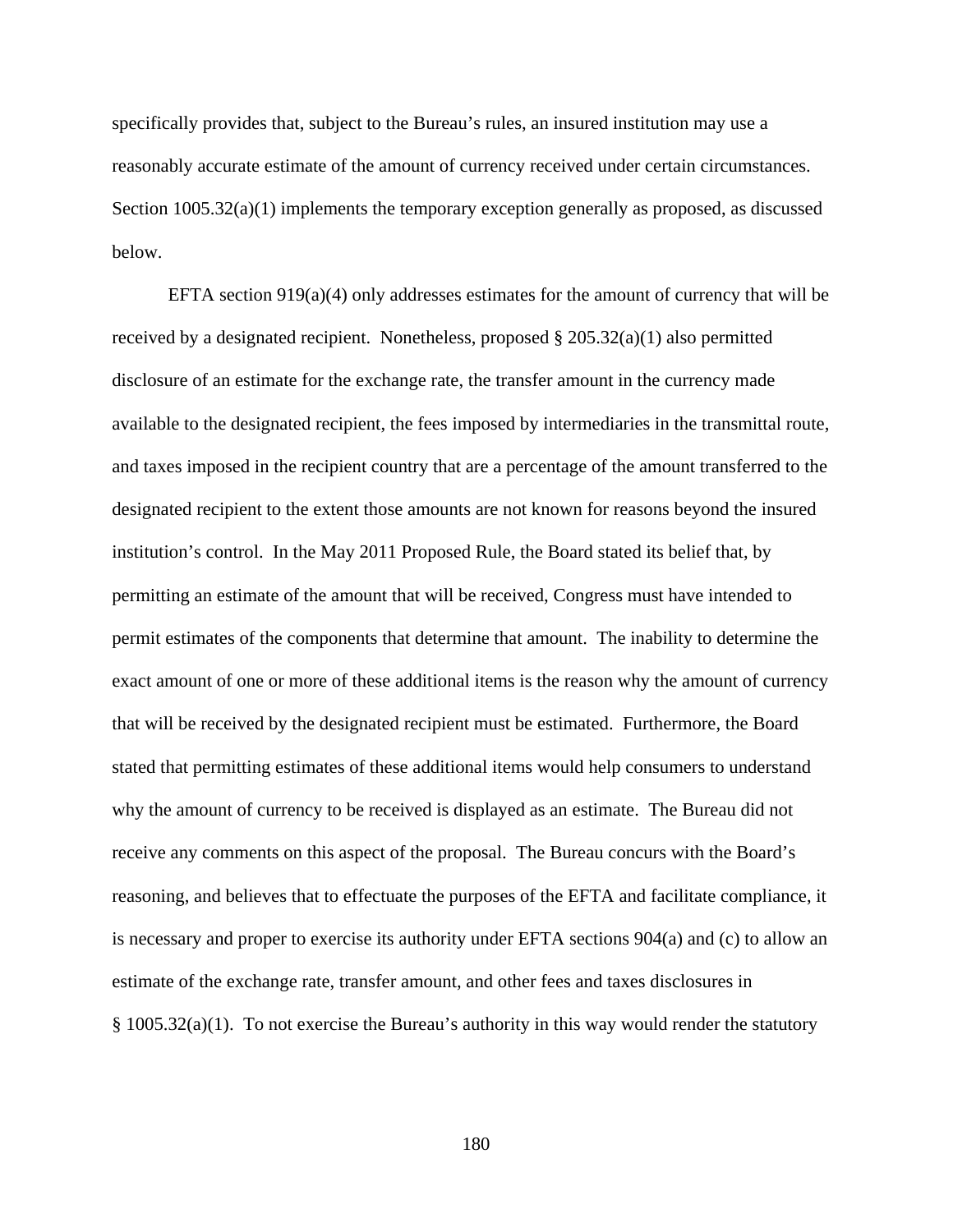specifically provides that, subject to the Bureau's rules, an insured institution may use a reasonably accurate estimate of the amount of currency received under certain circumstances. Section 1005.32(a)(1) implements the temporary exception generally as proposed, as discussed below.

EFTA section 919(a)(4) only addresses estimates for the amount of currency that will be received by a designated recipient. Nonetheless, proposed § 205.32(a)(1) also permitted disclosure of an estimate for the exchange rate, the transfer amount in the currency made available to the designated recipient, the fees imposed by intermediaries in the transmittal route, and taxes imposed in the recipient country that are a percentage of the amount transferred to the designated recipient to the extent those amounts are not known for reasons beyond the insured institution's control. In the May 2011 Proposed Rule, the Board stated its belief that, by permitting an estimate of the amount that will be received, Congress must have intended to permit estimates of the components that determine that amount. The inability to determine the exact amount of one or more of these additional items is the reason why the amount of currency that will be received by the designated recipient must be estimated. Furthermore, the Board stated that permitting estimates of these additional items would help consumers to understand why the amount of currency to be received is displayed as an estimate. The Bureau did not receive any comments on this aspect of the proposal. The Bureau concurs with the Board's reasoning, and believes that to effectuate the purposes of the EFTA and facilitate compliance, it is necessary and proper to exercise its authority under EFTA sections 904(a) and (c) to allow an estimate of the exchange rate, transfer amount, and other fees and taxes disclosures in § 1005.32(a)(1). To not exercise the Bureau's authority in this way would render the statutory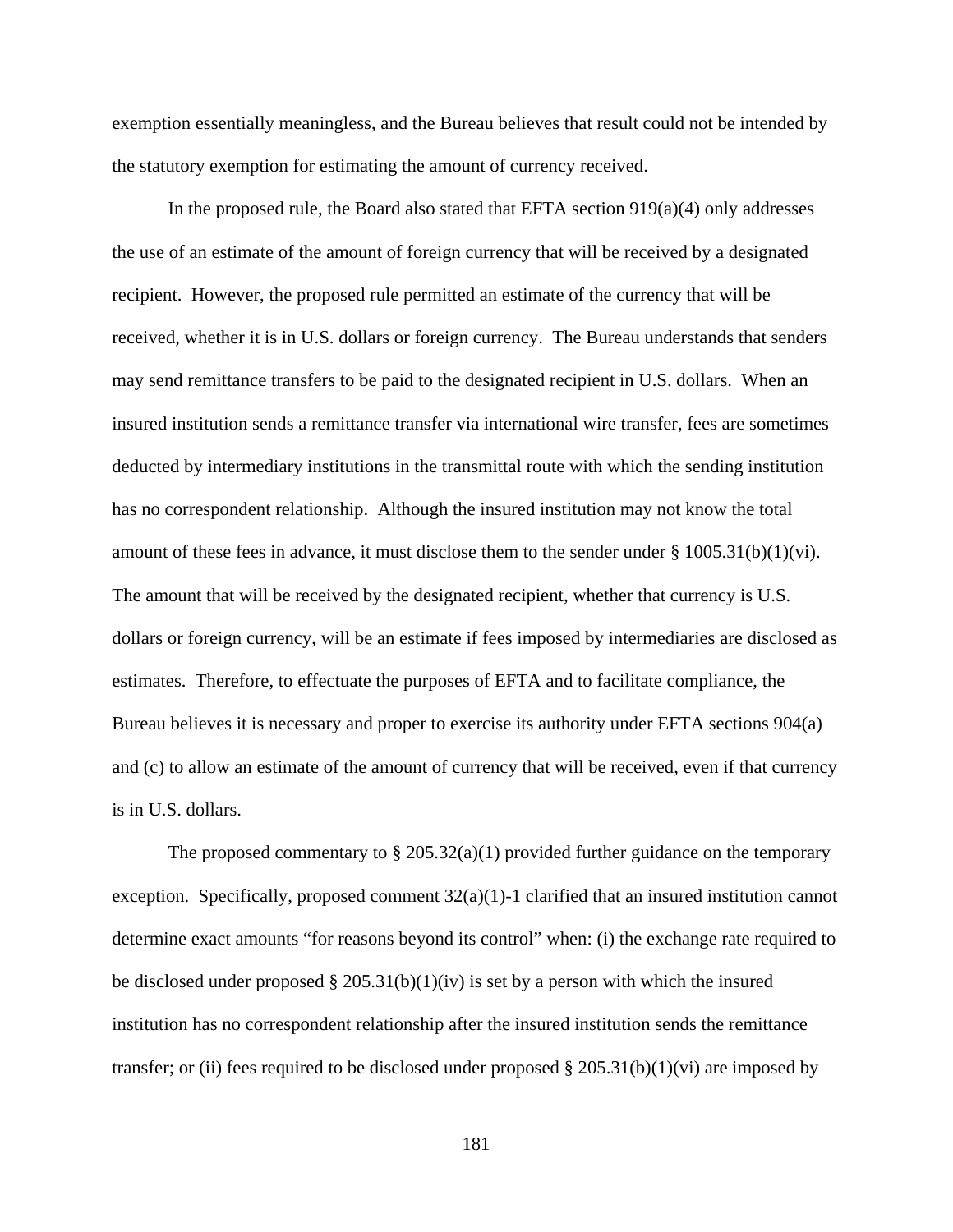exemption essentially meaningless, and the Bureau believes that result could not be intended by the statutory exemption for estimating the amount of currency received.

In the proposed rule, the Board also stated that EFTA section 919(a)(4) only addresses the use of an estimate of the amount of foreign currency that will be received by a designated recipient. However, the proposed rule permitted an estimate of the currency that will be received, whether it is in U.S. dollars or foreign currency. The Bureau understands that senders may send remittance transfers to be paid to the designated recipient in U.S. dollars. When an insured institution sends a remittance transfer via international wire transfer, fees are sometimes deducted by intermediary institutions in the transmittal route with which the sending institution has no correspondent relationship. Although the insured institution may not know the total amount of these fees in advance, it must disclose them to the sender under § 1005.31(b)(1)(vi). The amount that will be received by the designated recipient, whether that currency is U.S. dollars or foreign currency, will be an estimate if fees imposed by intermediaries are disclosed as estimates. Therefore, to effectuate the purposes of EFTA and to facilitate compliance, the Bureau believes it is necessary and proper to exercise its authority under EFTA sections 904(a) and (c) to allow an estimate of the amount of currency that will be received, even if that currency is in U.S. dollars.

The proposed commentary to § 205.32(a)(1) provided further guidance on the temporary exception. Specifically, proposed comment 32(a)(1)-1 clarified that an insured institution cannot determine exact amounts "for reasons beyond its control" when: (i) the exchange rate required to be disclosed under proposed § 205.31(b)(1)(iv) is set by a person with which the insured institution has no correspondent relationship after the insured institution sends the remittance transfer; or (ii) fees required to be disclosed under proposed § 205.31(b)(1)(vi) are imposed by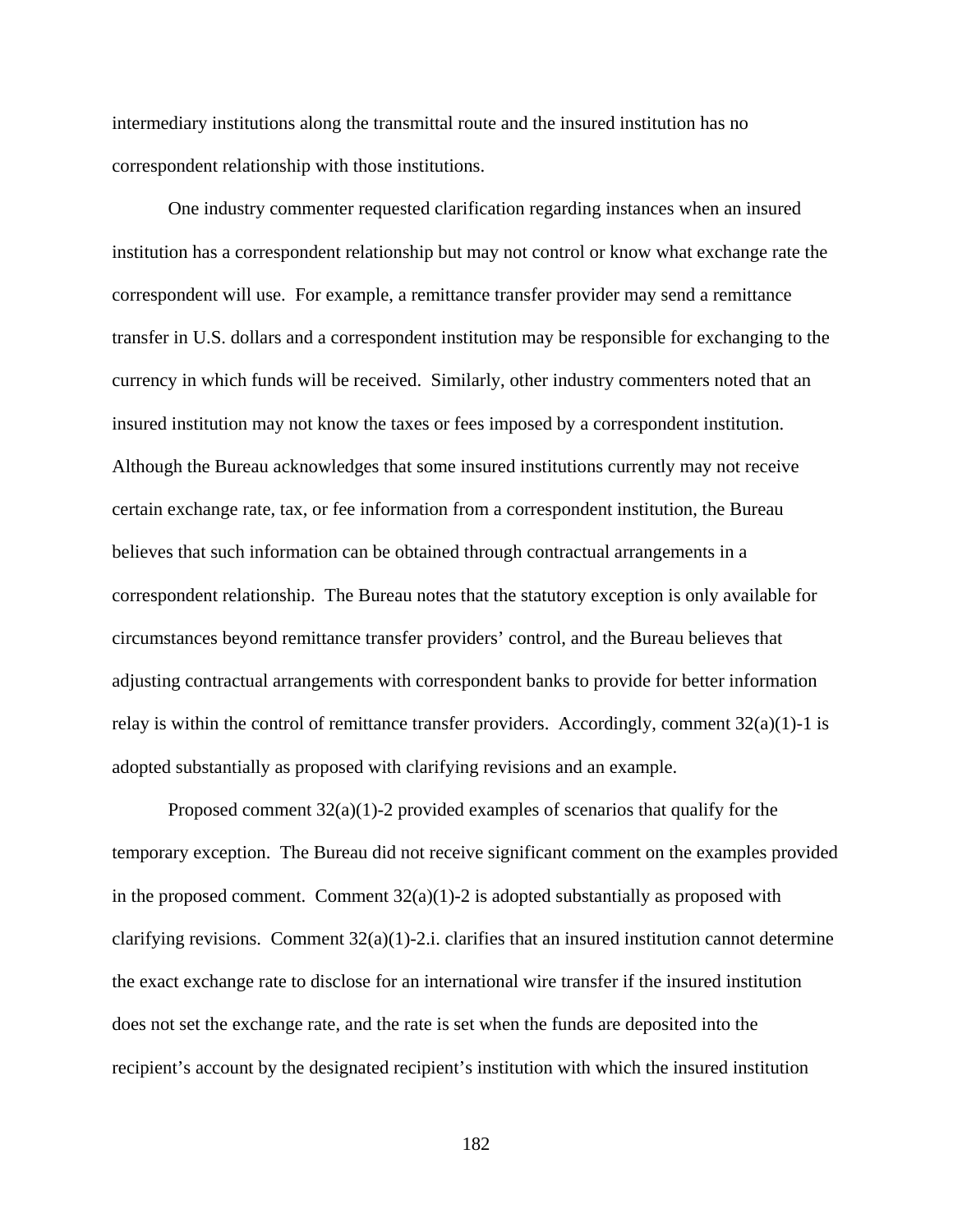intermediary institutions along the transmittal route and the insured institution has no correspondent relationship with those institutions.

One industry commenter requested clarification regarding instances when an insured institution has a correspondent relationship but may not control or know what exchange rate the correspondent will use. For example, a remittance transfer provider may send a remittance transfer in U.S. dollars and a correspondent institution may be responsible for exchanging to the currency in which funds will be received. Similarly, other industry commenters noted that an insured institution may not know the taxes or fees imposed by a correspondent institution. Although the Bureau acknowledges that some insured institutions currently may not receive certain exchange rate, tax, or fee information from a correspondent institution, the Bureau believes that such information can be obtained through contractual arrangements in a correspondent relationship. The Bureau notes that the statutory exception is only available for circumstances beyond remittance transfer providers' control, and the Bureau believes that adjusting contractual arrangements with correspondent banks to provide for better information relay is within the control of remittance transfer providers. Accordingly, comment 32(a)(1)-1 is adopted substantially as proposed with clarifying revisions and an example.

Proposed comment 32(a)(1)-2 provided examples of scenarios that qualify for the temporary exception. The Bureau did not receive significant comment on the examples provided in the proposed comment. Comment 32(a)(1)-2 is adopted substantially as proposed with clarifying revisions. Comment 32(a)(1)-2.i. clarifies that an insured institution cannot determine the exact exchange rate to disclose for an international wire transfer if the insured institution does not set the exchange rate, and the rate is set when the funds are deposited into the recipient's account by the designated recipient's institution with which the insured institution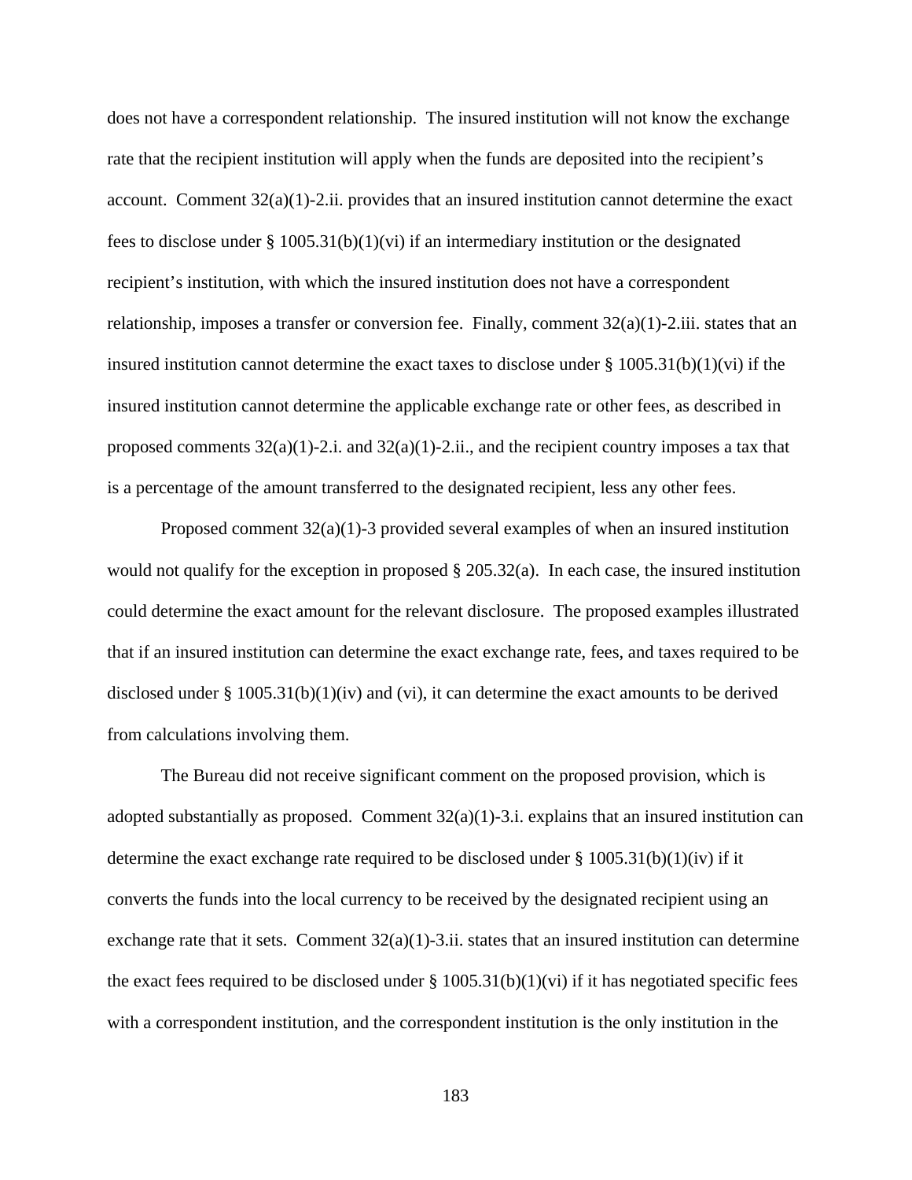does not have a correspondent relationship. The insured institution will not know the exchange rate that the recipient institution will apply when the funds are deposited into the recipient's account. Comment 32(a)(1)-2.ii. provides that an insured institution cannot determine the exact fees to disclose under § 1005.31(b)(1)(vi) if an intermediary institution or the designated recipient's institution, with which the insured institution does not have a correspondent relationship, imposes a transfer or conversion fee. Finally, comment 32(a)(1)-2.iii. states that an insured institution cannot determine the exact taxes to disclose under § 1005.31(b)(1)(vi) if the insured institution cannot determine the applicable exchange rate or other fees, as described in proposed comments 32(a)(1)-2.i. and 32(a)(1)-2.ii., and the recipient country imposes a tax that is a percentage of the amount transferred to the designated recipient, less any other fees.

Proposed comment 32(a)(1)-3 provided several examples of when an insured institution would not qualify for the exception in proposed § 205.32(a). In each case, the insured institution could determine the exact amount for the relevant disclosure. The proposed examples illustrated that if an insured institution can determine the exact exchange rate, fees, and taxes required to be disclosed under § 1005.31(b)(1)(iv) and (vi), it can determine the exact amounts to be derived from calculations involving them.

The Bureau did not receive significant comment on the proposed provision, which is adopted substantially as proposed. Comment 32(a)(1)-3.i. explains that an insured institution can determine the exact exchange rate required to be disclosed under § 1005.31(b)(1)(iv) if it converts the funds into the local currency to be received by the designated recipient using an exchange rate that it sets. Comment 32(a)(1)-3.ii. states that an insured institution can determine the exact fees required to be disclosed under § 1005.31(b)(1)(vi) if it has negotiated specific fees with a correspondent institution, and the correspondent institution is the only institution in the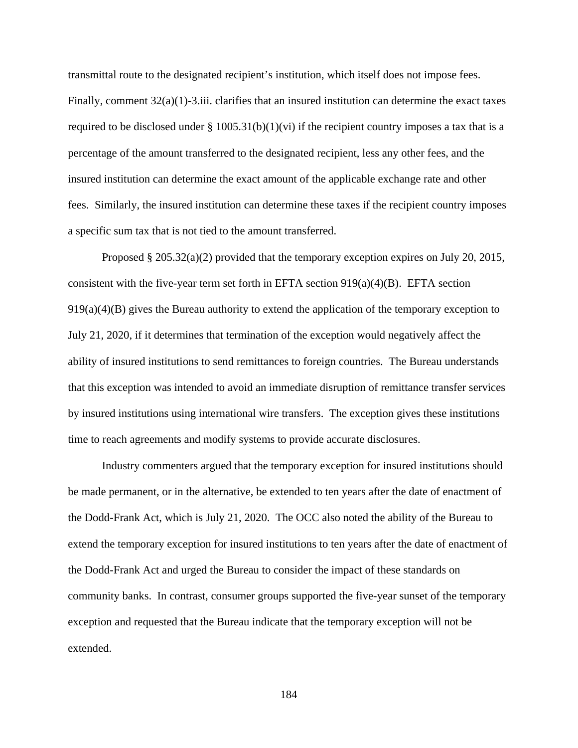transmittal route to the designated recipient's institution, which itself does not impose fees. Finally, comment 32(a)(1)-3.iii. clarifies that an insured institution can determine the exact taxes required to be disclosed under § 1005.31(b)(1)(vi) if the recipient country imposes a tax that is a percentage of the amount transferred to the designated recipient, less any other fees, and the insured institution can determine the exact amount of the applicable exchange rate and other fees. Similarly, the insured institution can determine these taxes if the recipient country imposes a specific sum tax that is not tied to the amount transferred.

Proposed § 205.32(a)(2) provided that the temporary exception expires on July 20, 2015, consistent with the five-year term set forth in EFTA section 919(a)(4)(B). EFTA section 919(a)(4)(B) gives the Bureau authority to extend the application of the temporary exception to July 21, 2020, if it determines that termination of the exception would negatively affect the ability of insured institutions to send remittances to foreign countries. The Bureau understands that this exception was intended to avoid an immediate disruption of remittance transfer services by insured institutions using international wire transfers. The exception gives these institutions time to reach agreements and modify systems to provide accurate disclosures.

Industry commenters argued that the temporary exception for insured institutions should be made permanent, or in the alternative, be extended to ten years after the date of enactment of the Dodd-Frank Act, which is July 21, 2020. The OCC also noted the ability of the Bureau to extend the temporary exception for insured institutions to ten years after the date of enactment of the Dodd-Frank Act and urged the Bureau to consider the impact of these standards on community banks. In contrast, consumer groups supported the five-year sunset of the temporary exception and requested that the Bureau indicate that the temporary exception will not be extended.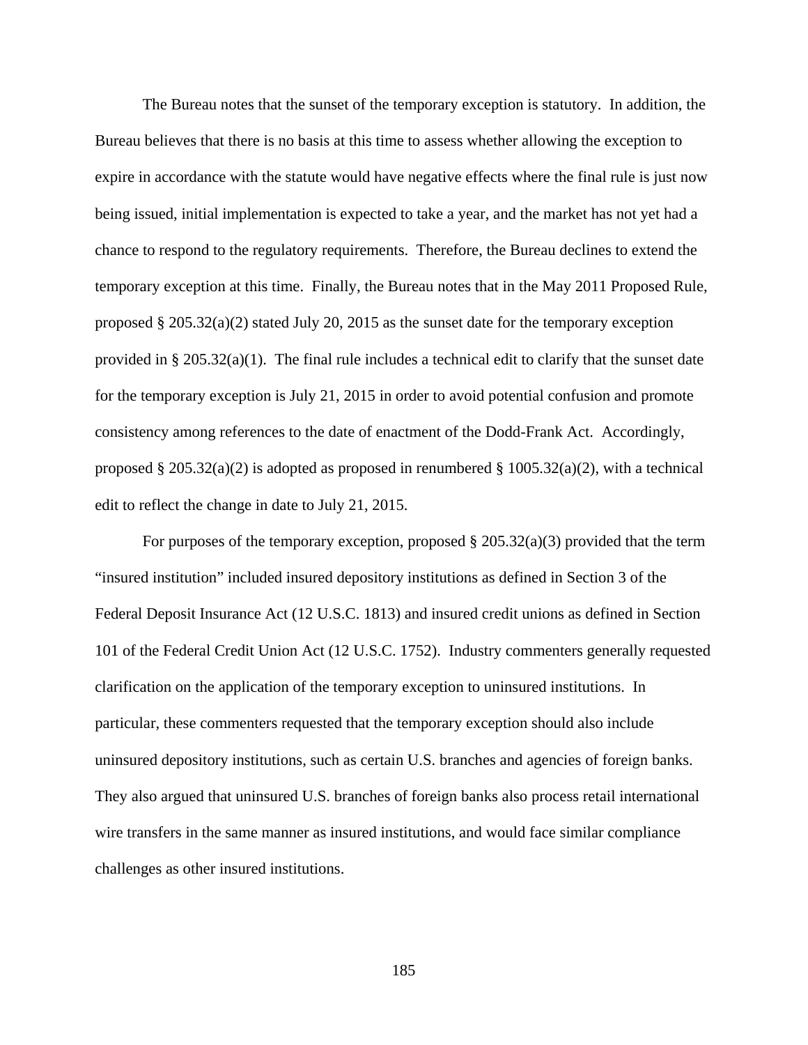The Bureau notes that the sunset of the temporary exception is statutory. In addition, the Bureau believes that there is no basis at this time to assess whether allowing the exception to expire in accordance with the statute would have negative effects where the final rule is just now being issued, initial implementation is expected to take a year, and the market has not yet had a chance to respond to the regulatory requirements. Therefore, the Bureau declines to extend the temporary exception at this time. Finally, the Bureau notes that in the May 2011 Proposed Rule, proposed § 205.32(a)(2) stated July 20, 2015 as the sunset date for the temporary exception provided in § 205.32(a)(1). The final rule includes a technical edit to clarify that the sunset date for the temporary exception is July 21, 2015 in order to avoid potential confusion and promote consistency among references to the date of enactment of the Dodd-Frank Act. Accordingly, proposed § 205.32(a)(2) is adopted as proposed in renumbered § 1005.32(a)(2), with a technical edit to reflect the change in date to July 21, 2015.

For purposes of the temporary exception, proposed § 205.32(a)(3) provided that the term "insured institution" included insured depository institutions as defined in Section 3 of the Federal Deposit Insurance Act (12 U.S.C. 1813) and insured credit unions as defined in Section 101 of the Federal Credit Union Act (12 U.S.C. 1752). Industry commenters generally requested clarification on the application of the temporary exception to uninsured institutions. In particular, these commenters requested that the temporary exception should also include uninsured depository institutions, such as certain U.S. branches and agencies of foreign banks. They also argued that uninsured U.S. branches of foreign banks also process retail international wire transfers in the same manner as insured institutions, and would face similar compliance challenges as other insured institutions.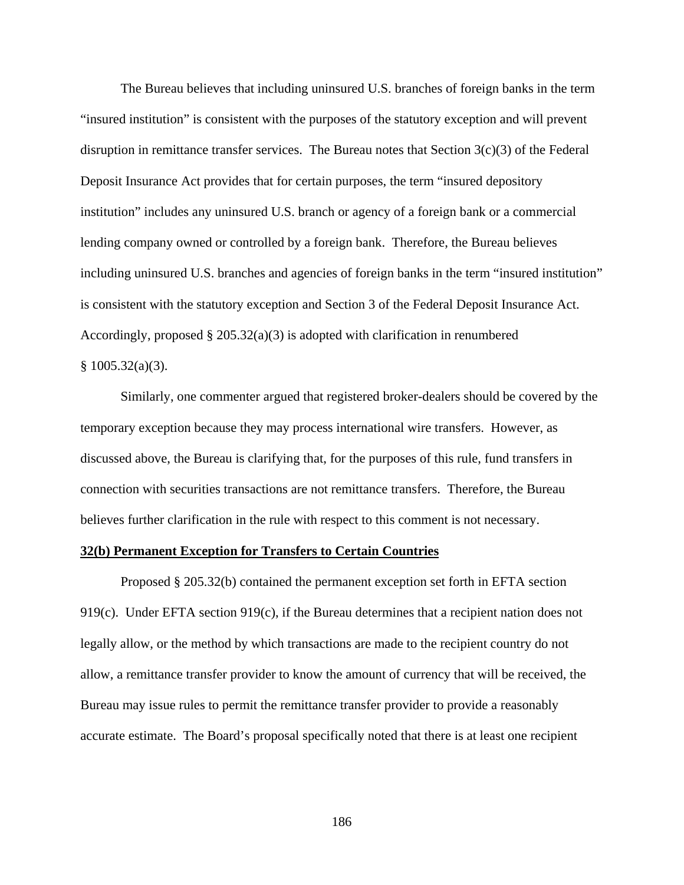The Bureau believes that including uninsured U.S. branches of foreign banks in the term "insured institution" is consistent with the purposes of the statutory exception and will prevent disruption in remittance transfer services. The Bureau notes that Section 3(c)(3) of the Federal Deposit Insurance Act provides that for certain purposes, the term "insured depository institution" includes any uninsured U.S. branch or agency of a foreign bank or a commercial lending company owned or controlled by a foreign bank. Therefore, the Bureau believes including uninsured U.S. branches and agencies of foreign banks in the term "insured institution" is consistent with the statutory exception and Section 3 of the Federal Deposit Insurance Act. Accordingly, proposed § 205.32(a)(3) is adopted with clarification in renumbered § 1005.32(a)(3).

Similarly, one commenter argued that registered broker-dealers should be covered by the temporary exception because they may process international wire transfers. However, as discussed above, the Bureau is clarifying that, for the purposes of this rule, fund transfers in connection with securities transactions are not remittance transfers. Therefore, the Bureau believes further clarification in the rule with respect to this comment is not necessary.

**32(b) Permanent Exception for Transfers to Certain Countries**

Proposed § 205.32(b) contained the permanent exception set forth in EFTA section 919(c). Under EFTA section 919(c), if the Bureau determines that a recipient nation does not legally allow, or the method by which transactions are made to the recipient country do not allow, a remittance transfer provider to know the amount of currency that will be received, the Bureau may issue rules to permit the remittance transfer provider to provide a reasonably accurate estimate. The Board's proposal specifically noted that there is at least one recipient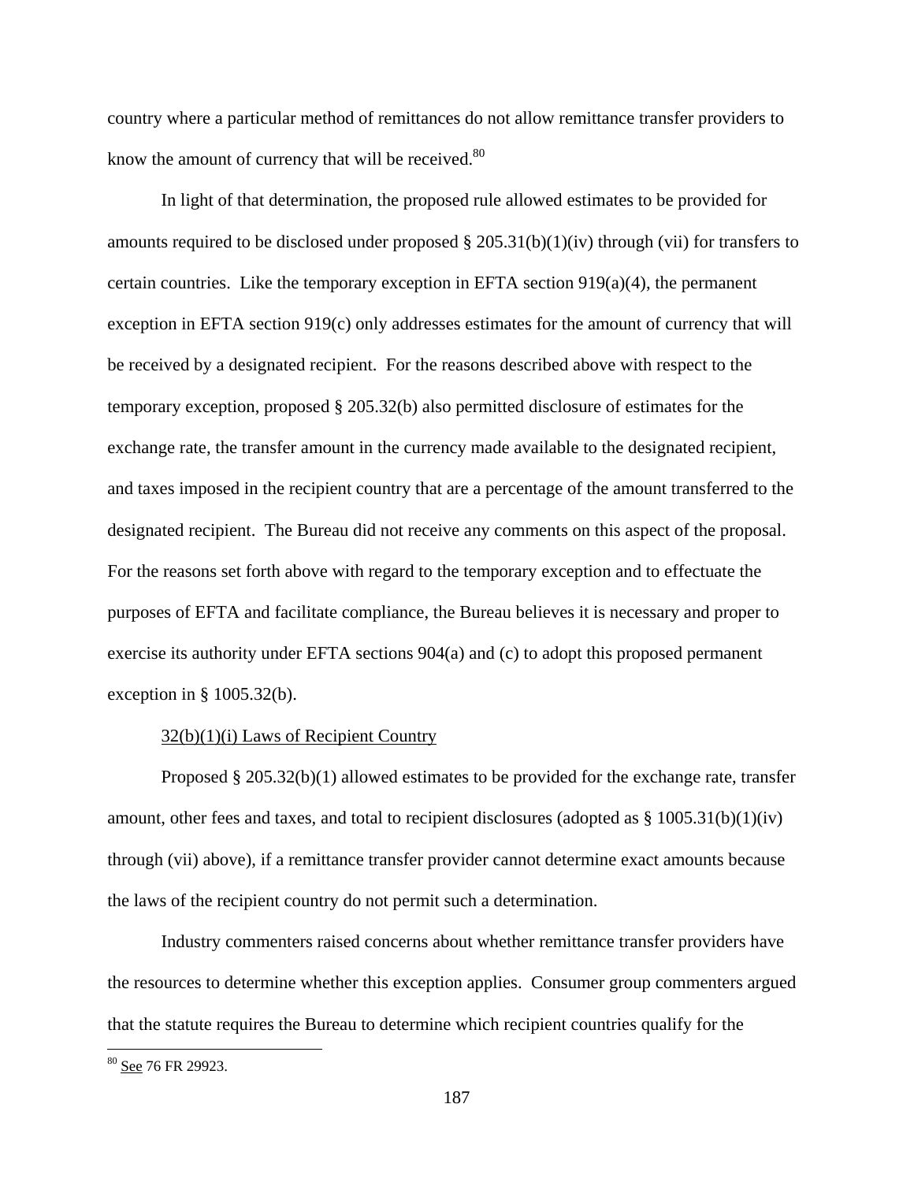country where a particular method of remittances do not allow remittance transfer providers to know the amount of currency that will be received.[80]

In light of that determination, the proposed rule allowed estimates to be provided for amounts required to be disclosed under proposed § 205.31(b)(1)(iv) through (vii) for transfers to certain countries. Like the temporary exception in EFTA section 919(a)(4), the permanent exception in EFTA section 919(c) only addresses estimates for the amount of currency that will be received by a designated recipient. For the reasons described above with respect to the temporary exception, proposed § 205.32(b) also permitted disclosure of estimates for the exchange rate, the transfer amount in the currency made available to the designated recipient, and taxes imposed in the recipient country that are a percentage of the amount transferred to the designated recipient. The Bureau did not receive any comments on this aspect of the proposal. For the reasons set forth above with regard to the temporary exception and to effectuate the purposes of EFTA and facilitate compliance, the Bureau believes it is necessary and proper to exercise its authority under EFTA sections 904(a) and (c) to adopt this proposed permanent exception in § 1005.32(b).

32(b)(1)(i) Laws of Recipient Country

Proposed § 205.32(b)(1) allowed estimates to be provided for the exchange rate, transfer amount, other fees and taxes, and total to recipient disclosures (adopted as § 1005.31(b)(1)(iv) through (vii) above), if a remittance transfer provider cannot determine exact amounts because the laws of the recipient country do not permit such a determination.

Industry commenters raised concerns about whether remittance transfer providers have the resources to determine whether this exception applies. Consumer group commenters argued that the statute requires the Bureau to determine which recipient countries qualify for the

---

[80] See 76 FR 29923.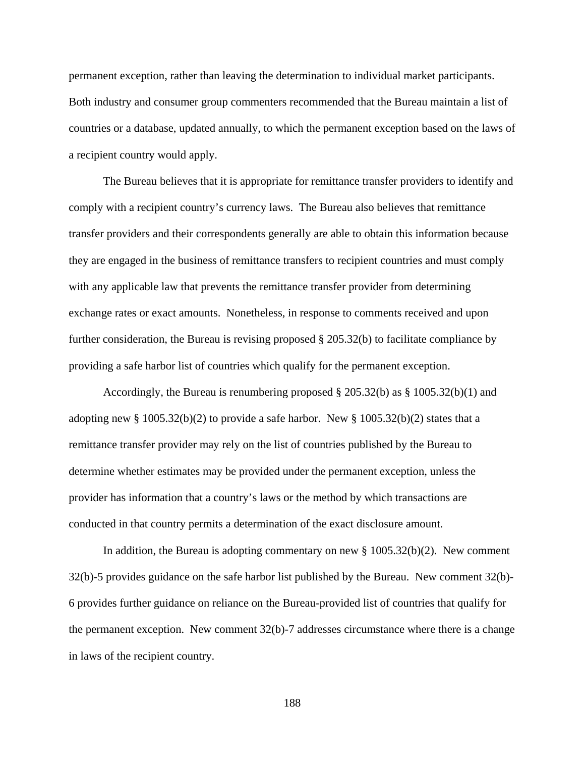permanent exception, rather than leaving the determination to individual market participants. Both industry and consumer group commenters recommended that the Bureau maintain a list of countries or a database, updated annually, to which the permanent exception based on the laws of a recipient country would apply.

The Bureau believes that it is appropriate for remittance transfer providers to identify and comply with a recipient country's currency laws. The Bureau also believes that remittance transfer providers and their correspondents generally are able to obtain this information because they are engaged in the business of remittance transfers to recipient countries and must comply with any applicable law that prevents the remittance transfer provider from determining exchange rates or exact amounts. Nonetheless, in response to comments received and upon further consideration, the Bureau is revising proposed § 205.32(b) to facilitate compliance by providing a safe harbor list of countries which qualify for the permanent exception.

Accordingly, the Bureau is renumbering proposed § 205.32(b) as § 1005.32(b)(1) and adopting new § 1005.32(b)(2) to provide a safe harbor. New § 1005.32(b)(2) states that a remittance transfer provider may rely on the list of countries published by the Bureau to determine whether estimates may be provided under the permanent exception, unless the provider has information that a country's laws or the method by which transactions are conducted in that country permits a determination of the exact disclosure amount.

In addition, the Bureau is adopting commentary on new § 1005.32(b)(2). New comment 32(b)-5 provides guidance on the safe harbor list published by the Bureau. New comment 32(b)-6 provides further guidance on reliance on the Bureau-provided list of countries that qualify for the permanent exception. New comment 32(b)-7 addresses circumstance where there is a change in laws of the recipient country.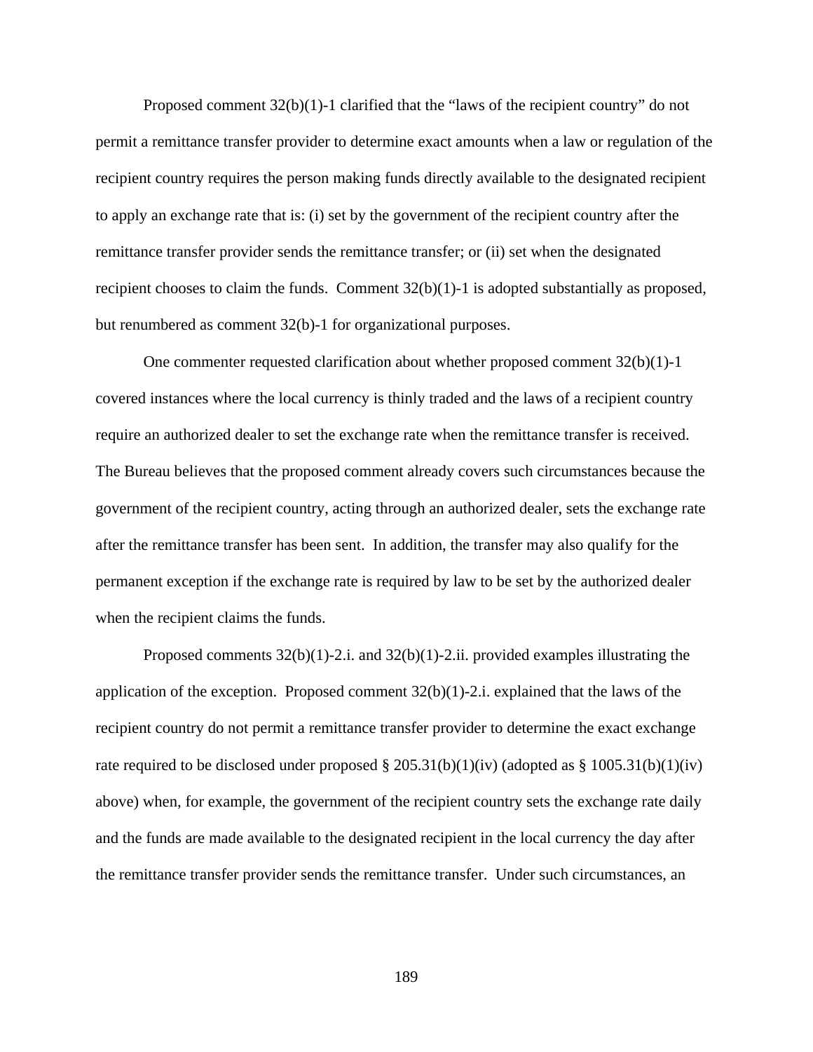Proposed comment 32(b)(1)-1 clarified that the "laws of the recipient country" do not permit a remittance transfer provider to determine exact amounts when a law or regulation of the recipient country requires the person making funds directly available to the designated recipient to apply an exchange rate that is: (i) set by the government of the recipient country after the remittance transfer provider sends the remittance transfer; or (ii) set when the designated recipient chooses to claim the funds. Comment 32(b)(1)-1 is adopted substantially as proposed, but renumbered as comment 32(b)-1 for organizational purposes.

One commenter requested clarification about whether proposed comment 32(b)(1)-1 covered instances where the local currency is thinly traded and the laws of a recipient country require an authorized dealer to set the exchange rate when the remittance transfer is received. The Bureau believes that the proposed comment already covers such circumstances because the government of the recipient country, acting through an authorized dealer, sets the exchange rate after the remittance transfer has been sent. In addition, the transfer may also qualify for the permanent exception if the exchange rate is required by law to be set by the authorized dealer when the recipient claims the funds.

Proposed comments 32(b)(1)-2.i. and 32(b)(1)-2.ii. provided examples illustrating the application of the exception. Proposed comment 32(b)(1)-2.i. explained that the laws of the recipient country do not permit a remittance transfer provider to determine the exact exchange rate required to be disclosed under proposed § 205.31(b)(1)(iv) (adopted as § 1005.31(b)(1)(iv) above) when, for example, the government of the recipient country sets the exchange rate daily and the funds are made available to the designated recipient in the local currency the day after the remittance transfer provider sends the remittance transfer. Under such circumstances, an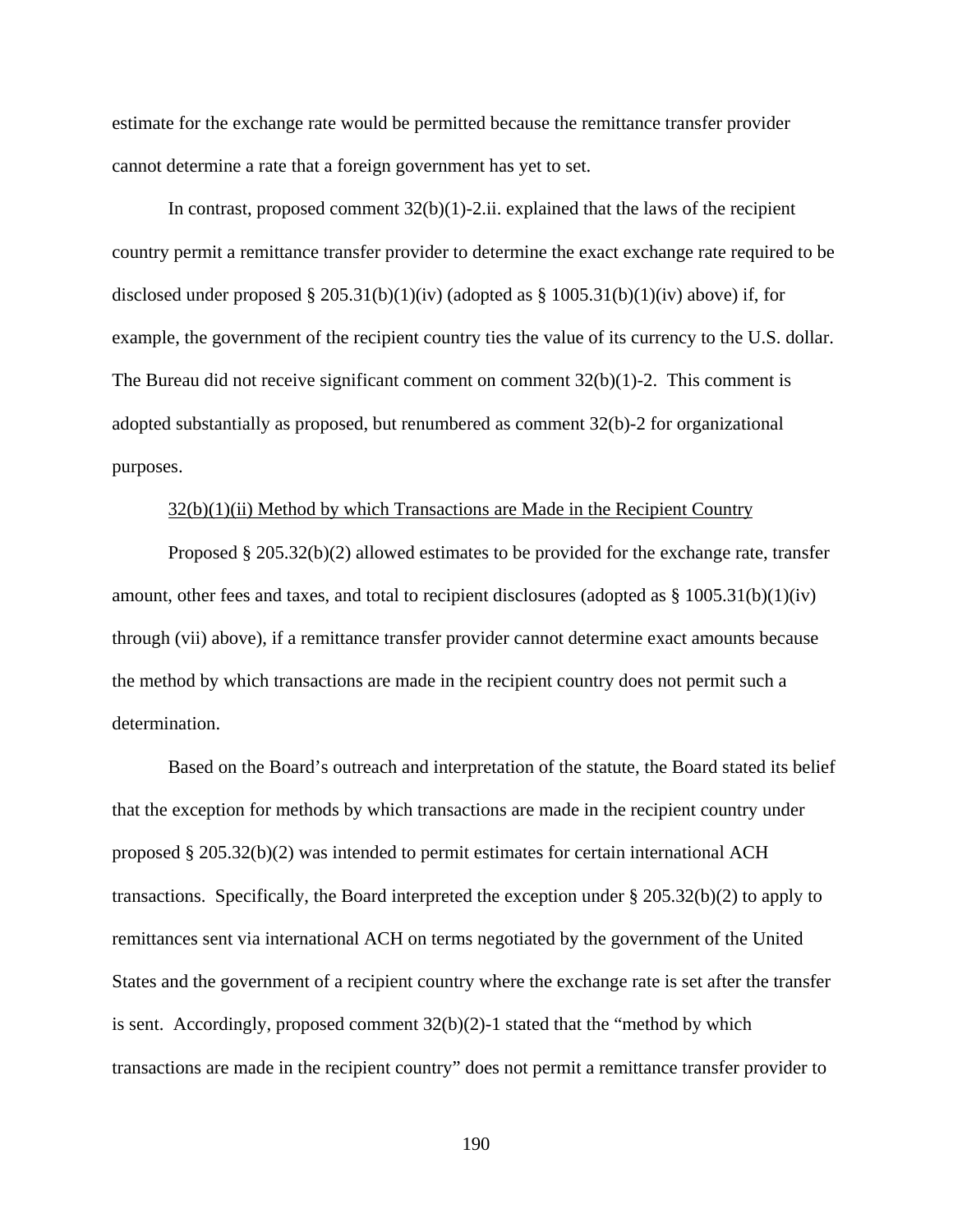estimate for the exchange rate would be permitted because the remittance transfer provider cannot determine a rate that a foreign government has yet to set.

In contrast, proposed comment 32(b)(1)-2.ii. explained that the laws of the recipient country permit a remittance transfer provider to determine the exact exchange rate required to be disclosed under proposed § 205.31(b)(1)(iv) (adopted as § 1005.31(b)(1)(iv) above) if, for example, the government of the recipient country ties the value of its currency to the U.S. dollar. The Bureau did not receive significant comment on comment 32(b)(1)-2. This comment is adopted substantially as proposed, but renumbered as comment 32(b)-2 for organizational purposes.

32(b)(1)(ii) Method by which Transactions are Made in the Recipient Country

Proposed § 205.32(b)(2) allowed estimates to be provided for the exchange rate, transfer amount, other fees and taxes, and total to recipient disclosures (adopted as § 1005.31(b)(1)(iv) through (vii) above), if a remittance transfer provider cannot determine exact amounts because the method by which transactions are made in the recipient country does not permit such a determination.

Based on the Board's outreach and interpretation of the statute, the Board stated its belief that the exception for methods by which transactions are made in the recipient country under proposed § 205.32(b)(2) was intended to permit estimates for certain international ACH transactions. Specifically, the Board interpreted the exception under § 205.32(b)(2) to apply to remittances sent via international ACH on terms negotiated by the government of the United States and the government of a recipient country where the exchange rate is set after the transfer is sent. Accordingly, proposed comment 32(b)(2)-1 stated that the "method by which transactions are made in the recipient country" does not permit a remittance transfer provider to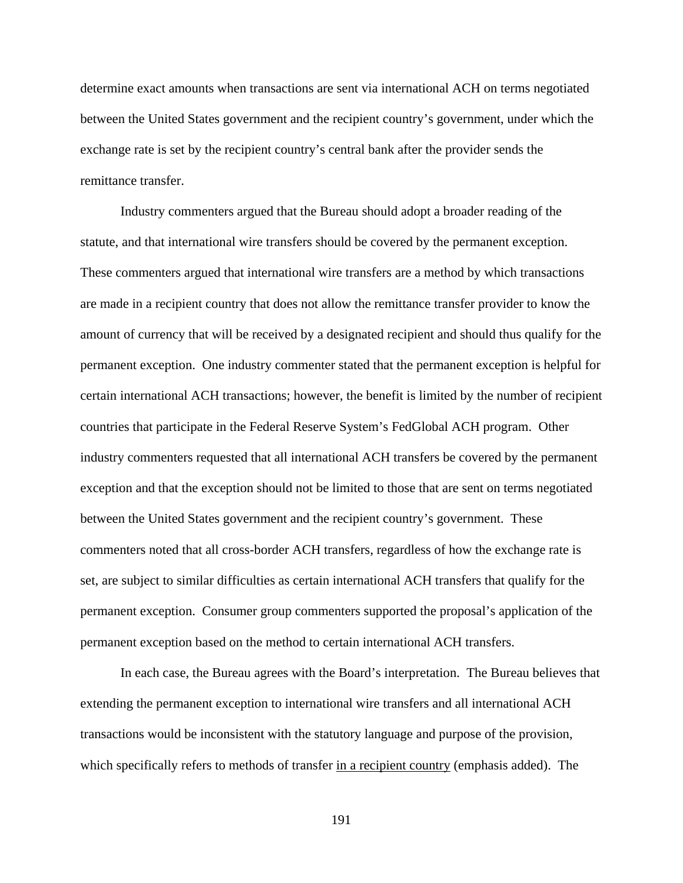determine exact amounts when transactions are sent via international ACH on terms negotiated between the United States government and the recipient country's government, under which the exchange rate is set by the recipient country's central bank after the provider sends the remittance transfer.

Industry commenters argued that the Bureau should adopt a broader reading of the statute, and that international wire transfers should be covered by the permanent exception. These commenters argued that international wire transfers are a method by which transactions are made in a recipient country that does not allow the remittance transfer provider to know the amount of currency that will be received by a designated recipient and should thus qualify for the permanent exception. One industry commenter stated that the permanent exception is helpful for certain international ACH transactions; however, the benefit is limited by the number of recipient countries that participate in the Federal Reserve System's FedGlobal ACH program. Other industry commenters requested that all international ACH transfers be covered by the permanent exception and that the exception should not be limited to those that are sent on terms negotiated between the United States government and the recipient country's government. These commenters noted that all cross-border ACH transfers, regardless of how the exchange rate is set, are subject to similar difficulties as certain international ACH transfers that qualify for the permanent exception. Consumer group commenters supported the proposal's application of the permanent exception based on the method to certain international ACH transfers.

In each case, the Bureau agrees with the Board's interpretation. The Bureau believes that extending the permanent exception to international wire transfers and all international ACH transactions would be inconsistent with the statutory language and purpose of the provision, which specifically refers to methods of transfer <u>in a recipient country</u> (emphasis added). The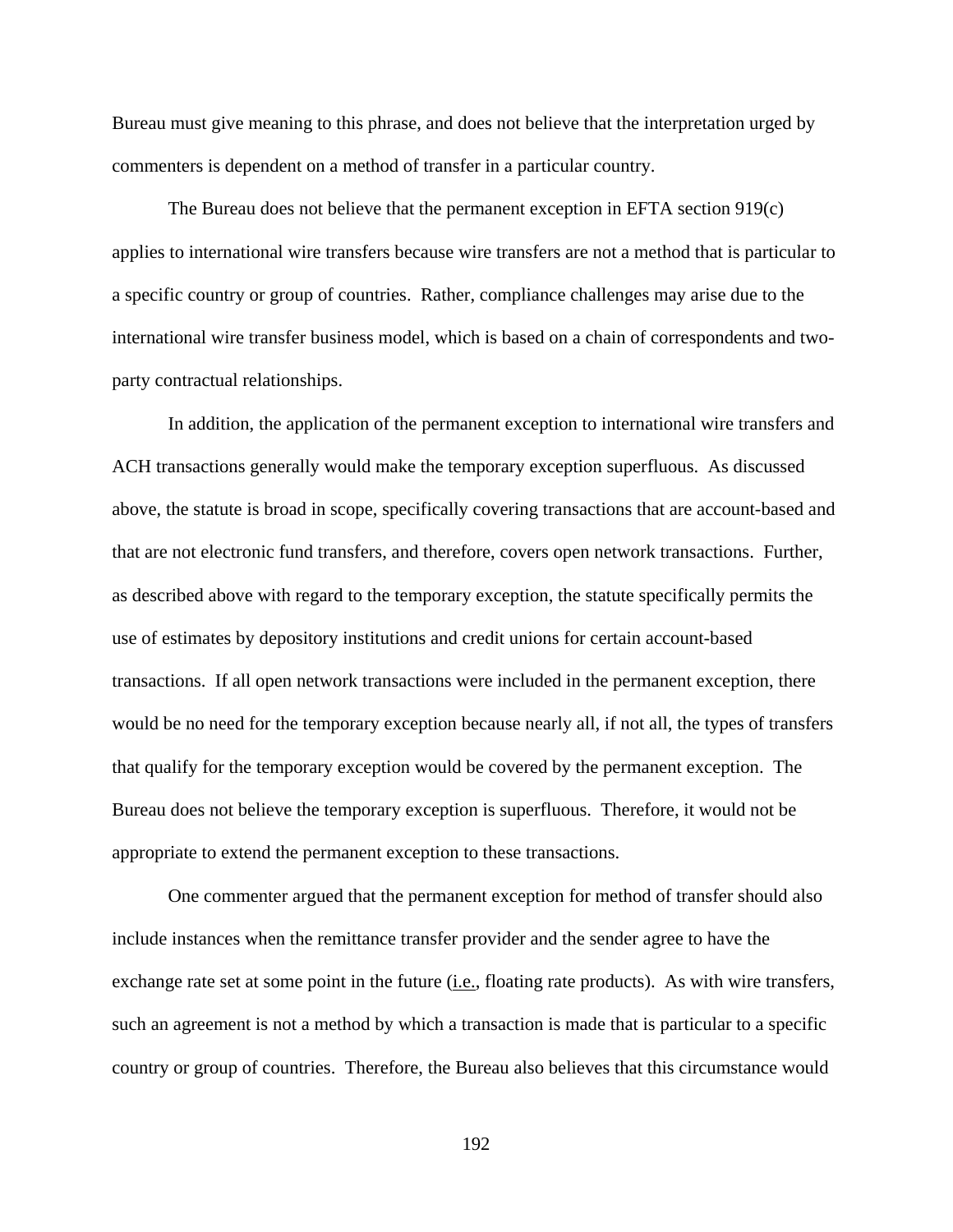Bureau must give meaning to this phrase, and does not believe that the interpretation urged by commenters is dependent on a method of transfer in a particular country.

The Bureau does not believe that the permanent exception in EFTA section 919(c) applies to international wire transfers because wire transfers are not a method that is particular to a specific country or group of countries. Rather, compliance challenges may arise due to the international wire transfer business model, which is based on a chain of correspondents and two-party contractual relationships.

In addition, the application of the permanent exception to international wire transfers and ACH transactions generally would make the temporary exception superfluous. As discussed above, the statute is broad in scope, specifically covering transactions that are account-based and that are not electronic fund transfers, and therefore, covers open network transactions. Further, as described above with regard to the temporary exception, the statute specifically permits the use of estimates by depository institutions and credit unions for certain account-based transactions. If all open network transactions were included in the permanent exception, there would be no need for the temporary exception because nearly all, if not all, the types of transfers that qualify for the temporary exception would be covered by the permanent exception. The Bureau does not believe the temporary exception is superfluous. Therefore, it would not be appropriate to extend the permanent exception to these transactions.

One commenter argued that the permanent exception for method of transfer should also include instances when the remittance transfer provider and the sender agree to have the exchange rate set at some point in the future (i.e., floating rate products). As with wire transfers, such an agreement is not a method by which a transaction is made that is particular to a specific country or group of countries. Therefore, the Bureau also believes that this circumstance would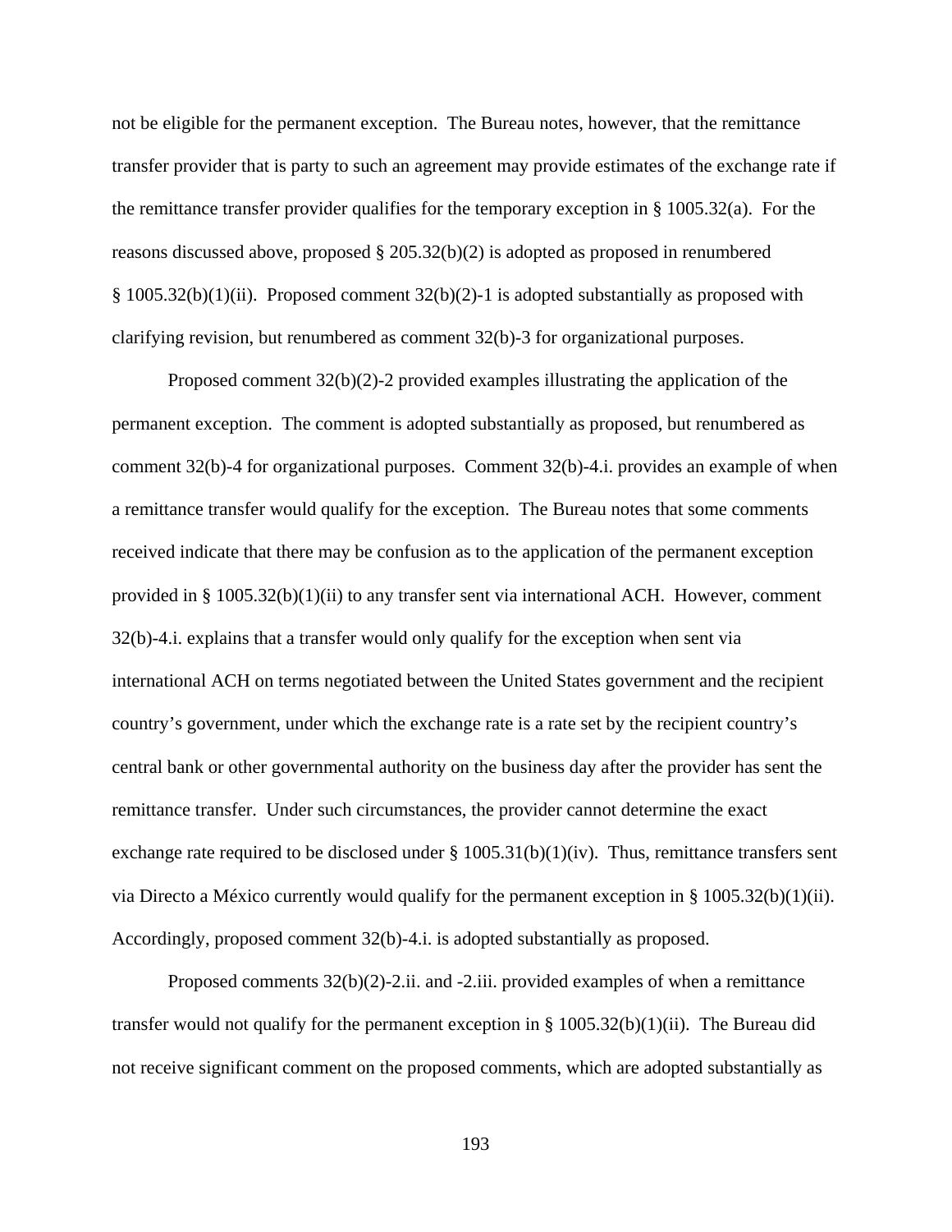not be eligible for the permanent exception. The Bureau notes, however, that the remittance transfer provider that is party to such an agreement may provide estimates of the exchange rate if the remittance transfer provider qualifies for the temporary exception in § 1005.32(a). For the reasons discussed above, proposed § 205.32(b)(2) is adopted as proposed in renumbered § 1005.32(b)(1)(ii). Proposed comment 32(b)(2)-1 is adopted substantially as proposed with clarifying revision, but renumbered as comment 32(b)-3 for organizational purposes.

Proposed comment 32(b)(2)-2 provided examples illustrating the application of the permanent exception. The comment is adopted substantially as proposed, but renumbered as comment 32(b)-4 for organizational purposes. Comment 32(b)-4.i. provides an example of when a remittance transfer would qualify for the exception. The Bureau notes that some comments received indicate that there may be confusion as to the application of the permanent exception provided in § 1005.32(b)(1)(ii) to any transfer sent via international ACH. However, comment 32(b)-4.i. explains that a transfer would only qualify for the exception when sent via international ACH on terms negotiated between the United States government and the recipient country's government, under which the exchange rate is a rate set by the recipient country's central bank or other governmental authority on the business day after the provider has sent the remittance transfer. Under such circumstances, the provider cannot determine the exact exchange rate required to be disclosed under § 1005.31(b)(1)(iv). Thus, remittance transfers sent via Directo a México currently would qualify for the permanent exception in § 1005.32(b)(1)(ii). Accordingly, proposed comment 32(b)-4.i. is adopted substantially as proposed.

Proposed comments 32(b)(2)-2.ii. and -2.iii. provided examples of when a remittance transfer would not qualify for the permanent exception in § 1005.32(b)(1)(ii). The Bureau did not receive significant comment on the proposed comments, which are adopted substantially as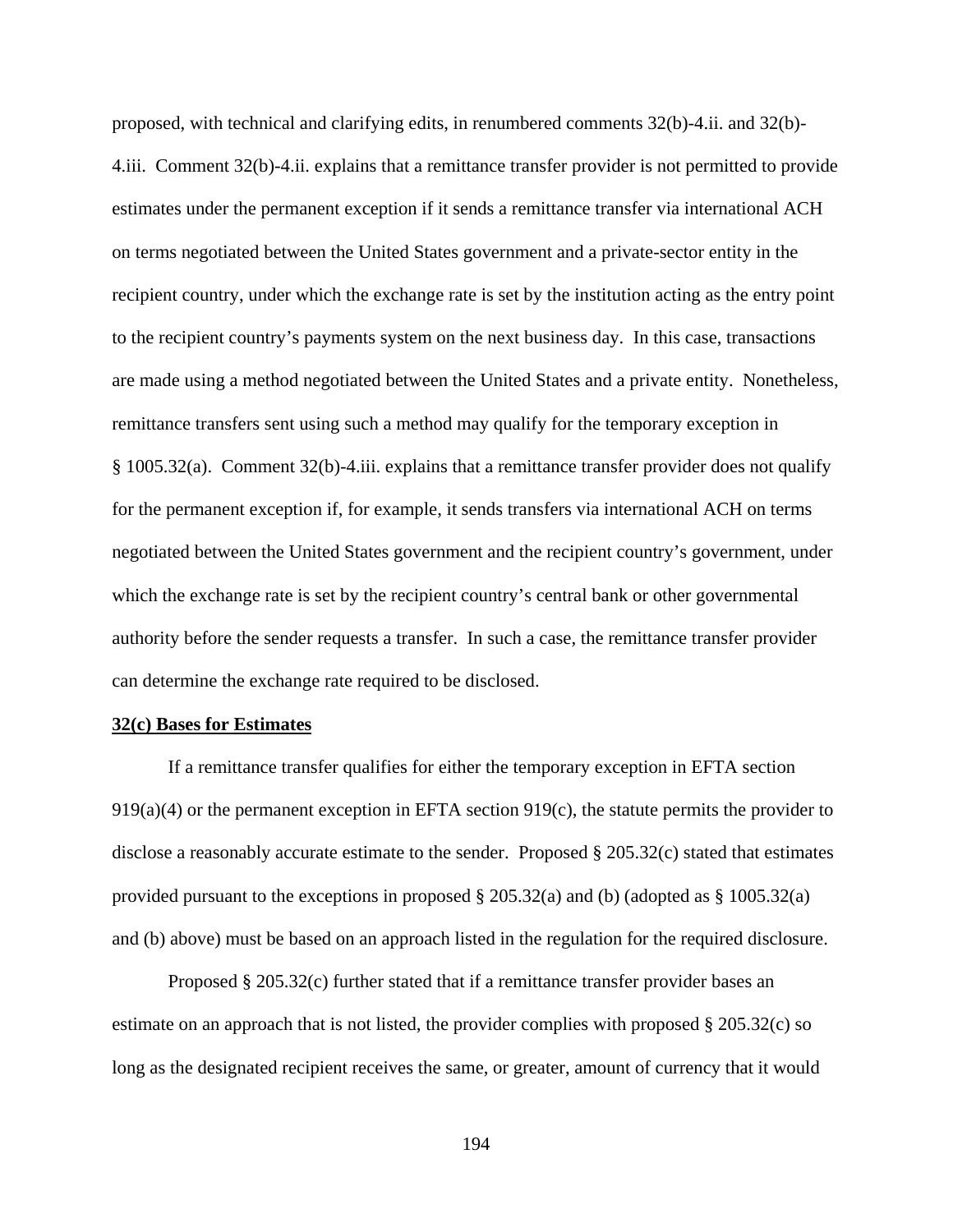proposed, with technical and clarifying edits, in renumbered comments 32(b)-4.ii. and 32(b)-4.iii. Comment 32(b)-4.ii. explains that a remittance transfer provider is not permitted to provide estimates under the permanent exception if it sends a remittance transfer via international ACH on terms negotiated between the United States government and a private-sector entity in the recipient country, under which the exchange rate is set by the institution acting as the entry point to the recipient country's payments system on the next business day. In this case, transactions are made using a method negotiated between the United States and a private entity. Nonetheless, remittance transfers sent using such a method may qualify for the temporary exception in § 1005.32(a). Comment 32(b)-4.iii. explains that a remittance transfer provider does not qualify for the permanent exception if, for example, it sends transfers via international ACH on terms negotiated between the United States government and the recipient country's government, under which the exchange rate is set by the recipient country's central bank or other governmental authority before the sender requests a transfer. In such a case, the remittance transfer provider can determine the exchange rate required to be disclosed.

**32(c) Bases for Estimates**

If a remittance transfer qualifies for either the temporary exception in EFTA section 919(a)(4) or the permanent exception in EFTA section 919(c), the statute permits the provider to disclose a reasonably accurate estimate to the sender. Proposed § 205.32(c) stated that estimates provided pursuant to the exceptions in proposed § 205.32(a) and (b) (adopted as § 1005.32(a) and (b) above) must be based on an approach listed in the regulation for the required disclosure.

Proposed § 205.32(c) further stated that if a remittance transfer provider bases an estimate on an approach that is not listed, the provider complies with proposed § 205.32(c) so long as the designated recipient receives the same, or greater, amount of currency that it would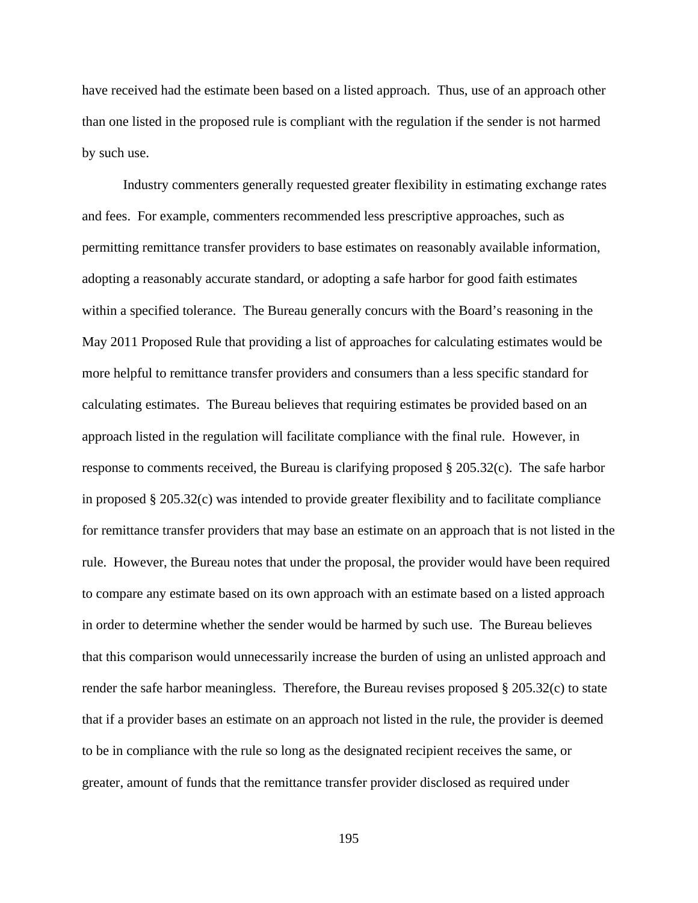have received had the estimate been based on a listed approach. Thus, use of an approach other than one listed in the proposed rule is compliant with the regulation if the sender is not harmed by such use.

Industry commenters generally requested greater flexibility in estimating exchange rates and fees. For example, commenters recommended less prescriptive approaches, such as permitting remittance transfer providers to base estimates on reasonably available information, adopting a reasonably accurate standard, or adopting a safe harbor for good faith estimates within a specified tolerance. The Bureau generally concurs with the Board's reasoning in the May 2011 Proposed Rule that providing a list of approaches for calculating estimates would be more helpful to remittance transfer providers and consumers than a less specific standard for calculating estimates. The Bureau believes that requiring estimates be provided based on an approach listed in the regulation will facilitate compliance with the final rule. However, in response to comments received, the Bureau is clarifying proposed § 205.32(c). The safe harbor in proposed § 205.32(c) was intended to provide greater flexibility and to facilitate compliance for remittance transfer providers that may base an estimate on an approach that is not listed in the rule. However, the Bureau notes that under the proposal, the provider would have been required to compare any estimate based on its own approach with an estimate based on a listed approach in order to determine whether the sender would be harmed by such use. The Bureau believes that this comparison would unnecessarily increase the burden of using an unlisted approach and render the safe harbor meaningless. Therefore, the Bureau revises proposed § 205.32(c) to state that if a provider bases an estimate on an approach not listed in the rule, the provider is deemed to be in compliance with the rule so long as the designated recipient receives the same, or greater, amount of funds that the remittance transfer provider disclosed as required under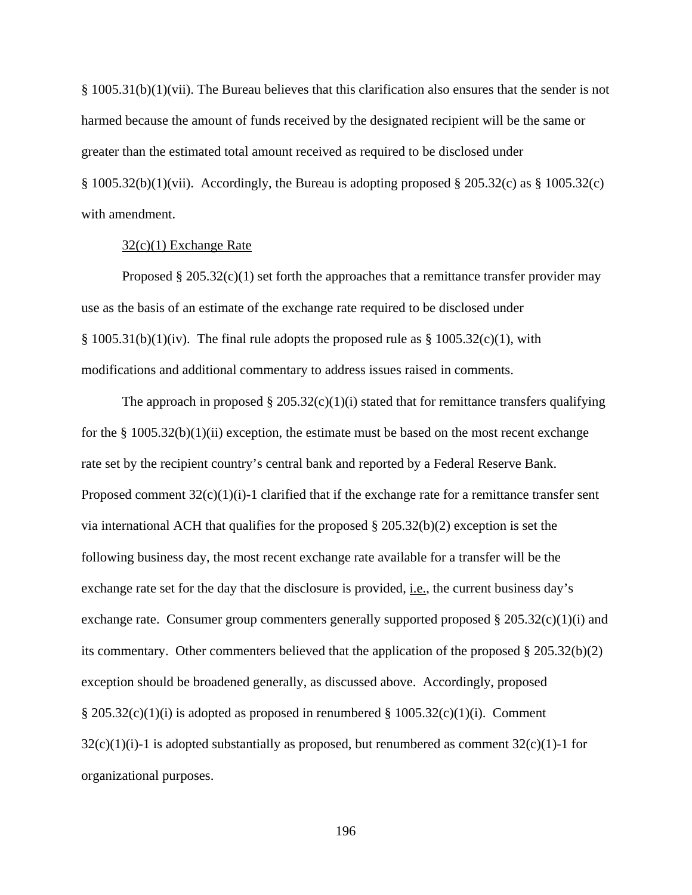§ 1005.31(b)(1)(vii). The Bureau believes that this clarification also ensures that the sender is not harmed because the amount of funds received by the designated recipient will be the same or greater than the estimated total amount received as required to be disclosed under § 1005.32(b)(1)(vii). Accordingly, the Bureau is adopting proposed § 205.32(c) as § 1005.32(c) with amendment.

32(c)(1) Exchange Rate

Proposed § 205.32(c)(1) set forth the approaches that a remittance transfer provider may use as the basis of an estimate of the exchange rate required to be disclosed under § 1005.31(b)(1)(iv). The final rule adopts the proposed rule as § 1005.32(c)(1), with modifications and additional commentary to address issues raised in comments.

The approach in proposed § 205.32(c)(1)(i) stated that for remittance transfers qualifying for the § 1005.32(b)(1)(ii) exception, the estimate must be based on the most recent exchange rate set by the recipient country's central bank and reported by a Federal Reserve Bank. Proposed comment 32(c)(1)(i)-1 clarified that if the exchange rate for a remittance transfer sent via international ACH that qualifies for the proposed § 205.32(b)(2) exception is set the following business day, the most recent exchange rate available for a transfer will be the exchange rate set for the day that the disclosure is provided, i.e., the current business day's exchange rate. Consumer group commenters generally supported proposed § 205.32(c)(1)(i) and its commentary. Other commenters believed that the application of the proposed § 205.32(b)(2) exception should be broadened generally, as discussed above. Accordingly, proposed § 205.32(c)(1)(i) is adopted as proposed in renumbered § 1005.32(c)(1)(i). Comment 32(c)(1)(i)-1 is adopted substantially as proposed, but renumbered as comment 32(c)(1)-1 for organizational purposes.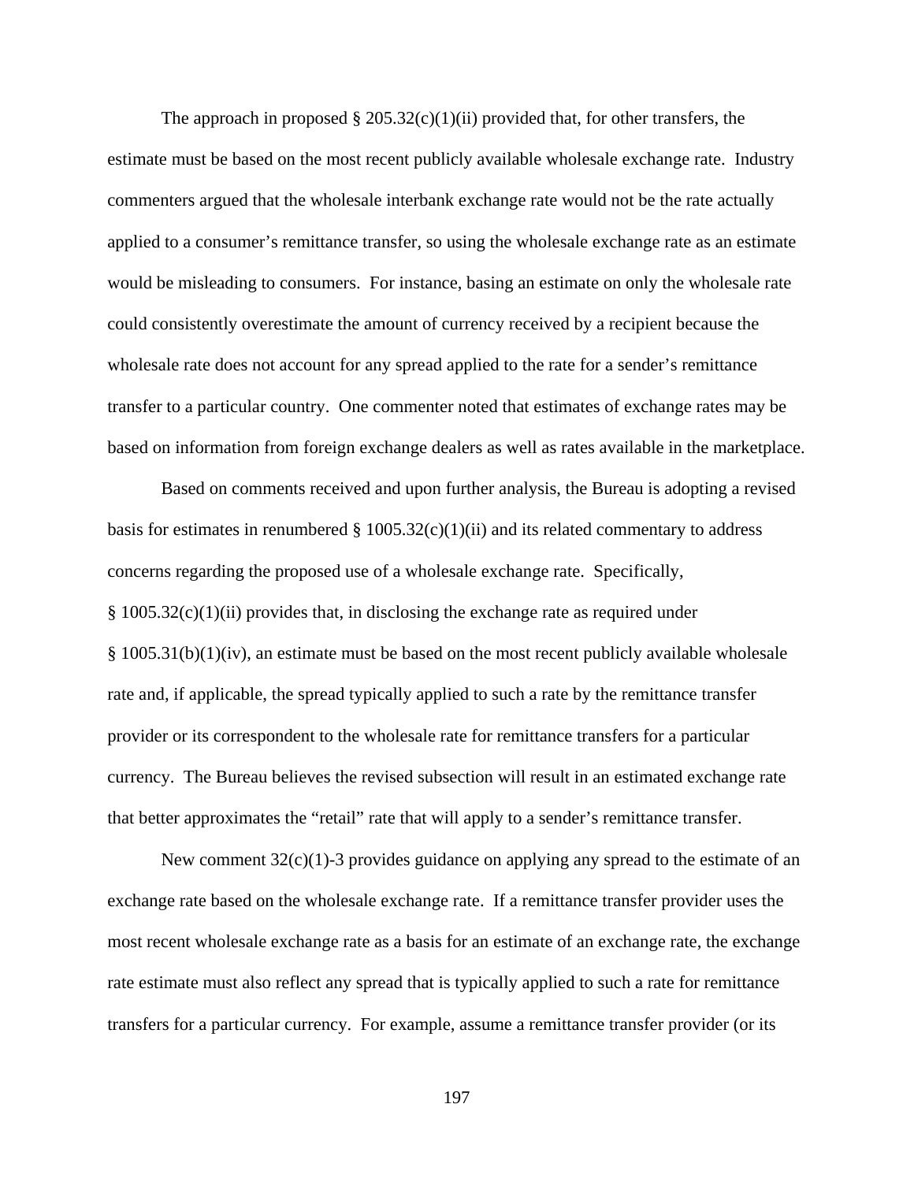The approach in proposed § 205.32(c)(1)(ii) provided that, for other transfers, the estimate must be based on the most recent publicly available wholesale exchange rate. Industry commenters argued that the wholesale interbank exchange rate would not be the rate actually applied to a consumer's remittance transfer, so using the wholesale exchange rate as an estimate would be misleading to consumers. For instance, basing an estimate on only the wholesale rate could consistently overestimate the amount of currency received by a recipient because the wholesale rate does not account for any spread applied to the rate for a sender's remittance transfer to a particular country. One commenter noted that estimates of exchange rates may be based on information from foreign exchange dealers as well as rates available in the marketplace.

Based on comments received and upon further analysis, the Bureau is adopting a revised basis for estimates in renumbered § 1005.32(c)(1)(ii) and its related commentary to address concerns regarding the proposed use of a wholesale exchange rate. Specifically, § 1005.32(c)(1)(ii) provides that, in disclosing the exchange rate as required under § 1005.31(b)(1)(iv), an estimate must be based on the most recent publicly available wholesale rate and, if applicable, the spread typically applied to such a rate by the remittance transfer provider or its correspondent to the wholesale rate for remittance transfers for a particular currency. The Bureau believes the revised subsection will result in an estimated exchange rate that better approximates the "retail" rate that will apply to a sender's remittance transfer.

New comment 32(c)(1)-3 provides guidance on applying any spread to the estimate of an exchange rate based on the wholesale exchange rate. If a remittance transfer provider uses the most recent wholesale exchange rate as a basis for an estimate of an exchange rate, the exchange rate estimate must also reflect any spread that is typically applied to such a rate for remittance transfers for a particular currency. For example, assume a remittance transfer provider (or its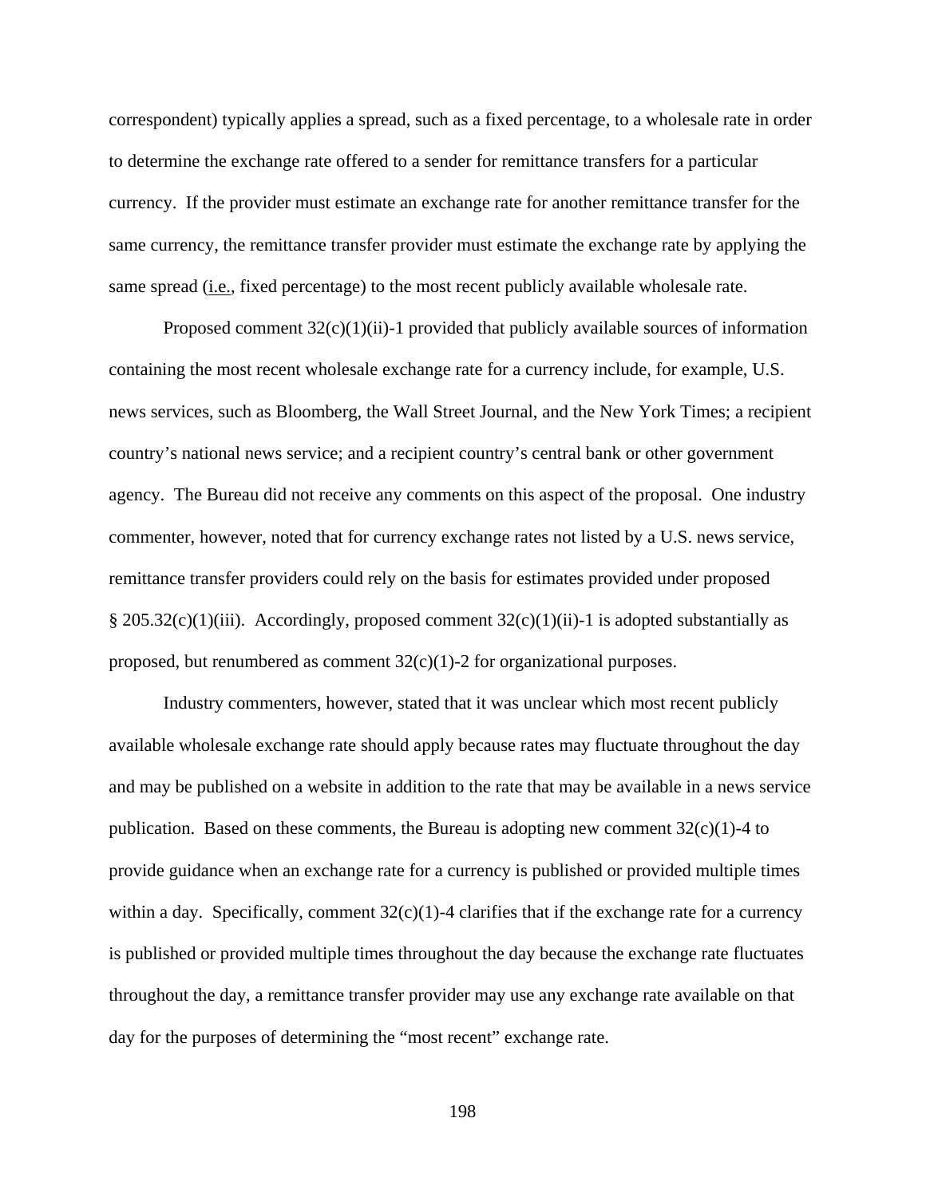correspondent) typically applies a spread, such as a fixed percentage, to a wholesale rate in order to determine the exchange rate offered to a sender for remittance transfers for a particular currency. If the provider must estimate an exchange rate for another remittance transfer for the same currency, the remittance transfer provider must estimate the exchange rate by applying the same spread (i.e., fixed percentage) to the most recent publicly available wholesale rate.

Proposed comment 32(c)(1)(ii)-1 provided that publicly available sources of information containing the most recent wholesale exchange rate for a currency include, for example, U.S. news services, such as Bloomberg, the Wall Street Journal, and the New York Times; a recipient country's national news service; and a recipient country's central bank or other government agency. The Bureau did not receive any comments on this aspect of the proposal. One industry commenter, however, noted that for currency exchange rates not listed by a U.S. news service, remittance transfer providers could rely on the basis for estimates provided under proposed § 205.32(c)(1)(iii). Accordingly, proposed comment 32(c)(1)(ii)-1 is adopted substantially as proposed, but renumbered as comment 32(c)(1)-2 for organizational purposes.

Industry commenters, however, stated that it was unclear which most recent publicly available wholesale exchange rate should apply because rates may fluctuate throughout the day and may be published on a website in addition to the rate that may be available in a news service publication. Based on these comments, the Bureau is adopting new comment 32(c)(1)-4 to provide guidance when an exchange rate for a currency is published or provided multiple times within a day. Specifically, comment 32(c)(1)-4 clarifies that if the exchange rate for a currency is published or provided multiple times throughout the day because the exchange rate fluctuates throughout the day, a remittance transfer provider may use any exchange rate available on that day for the purposes of determining the "most recent" exchange rate.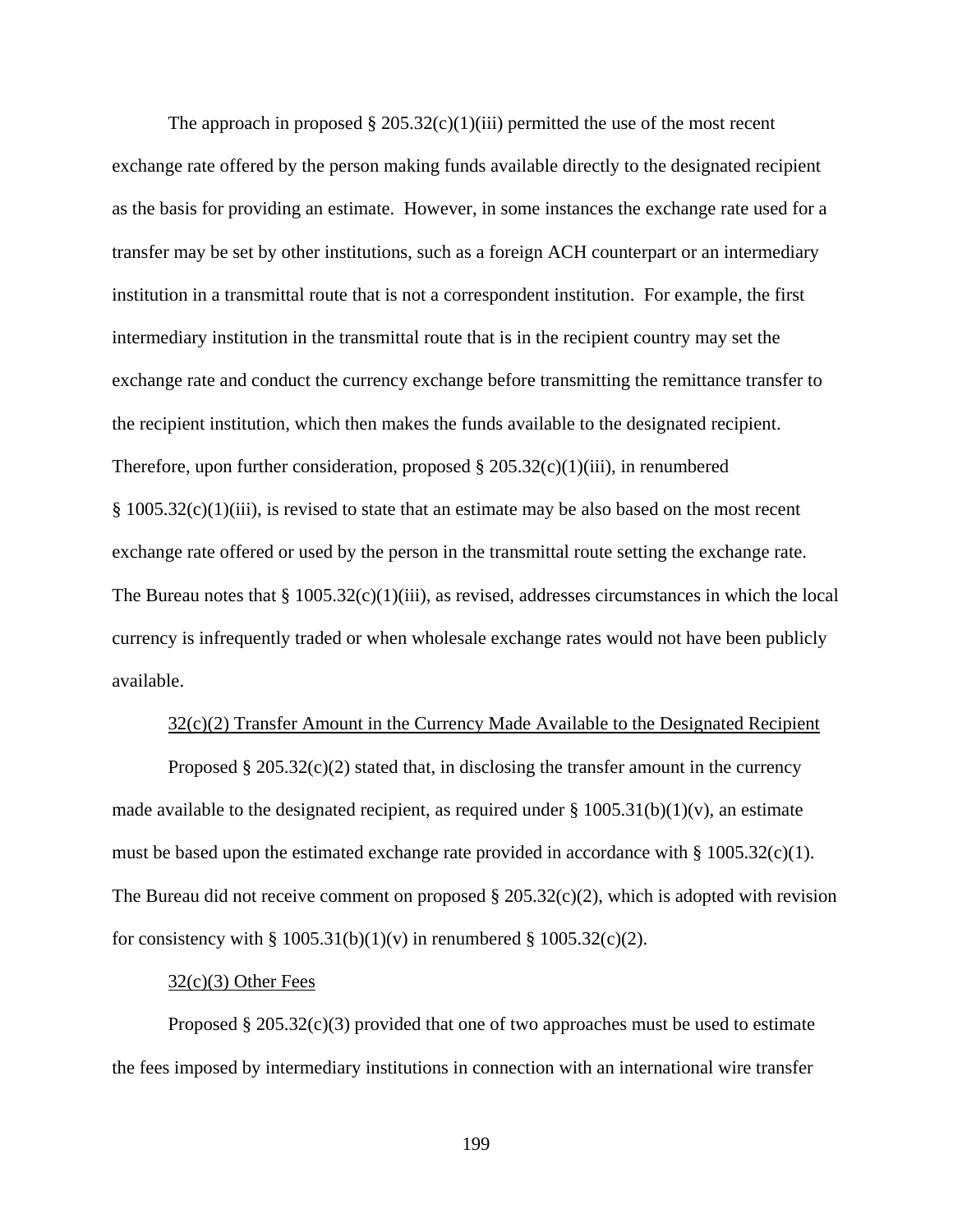The approach in proposed § 205.32(c)(1)(iii) permitted the use of the most recent exchange rate offered by the person making funds available directly to the designated recipient as the basis for providing an estimate. However, in some instances the exchange rate used for a transfer may be set by other institutions, such as a foreign ACH counterpart or an intermediary institution in a transmittal route that is not a correspondent institution. For example, the first intermediary institution in the transmittal route that is in the recipient country may set the exchange rate and conduct the currency exchange before transmitting the remittance transfer to the recipient institution, which then makes the funds available to the designated recipient. Therefore, upon further consideration, proposed § 205.32(c)(1)(iii), in renumbered § 1005.32(c)(1)(iii), is revised to state that an estimate may be also based on the most recent exchange rate offered or used by the person in the transmittal route setting the exchange rate. The Bureau notes that § 1005.32(c)(1)(iii), as revised, addresses circumstances in which the local currency is infrequently traded or when wholesale exchange rates would not have been publicly available.

32(c)(2) Transfer Amount in the Currency Made Available to the Designated Recipient

Proposed § 205.32(c)(2) stated that, in disclosing the transfer amount in the currency made available to the designated recipient, as required under § 1005.31(b)(1)(v), an estimate must be based upon the estimated exchange rate provided in accordance with § 1005.32(c)(1). The Bureau did not receive comment on proposed § 205.32(c)(2), which is adopted with revision for consistency with § 1005.31(b)(1)(v) in renumbered § 1005.32(c)(2).

32(c)(3) Other Fees

Proposed § 205.32(c)(3) provided that one of two approaches must be used to estimate the fees imposed by intermediary institutions in connection with an international wire transfer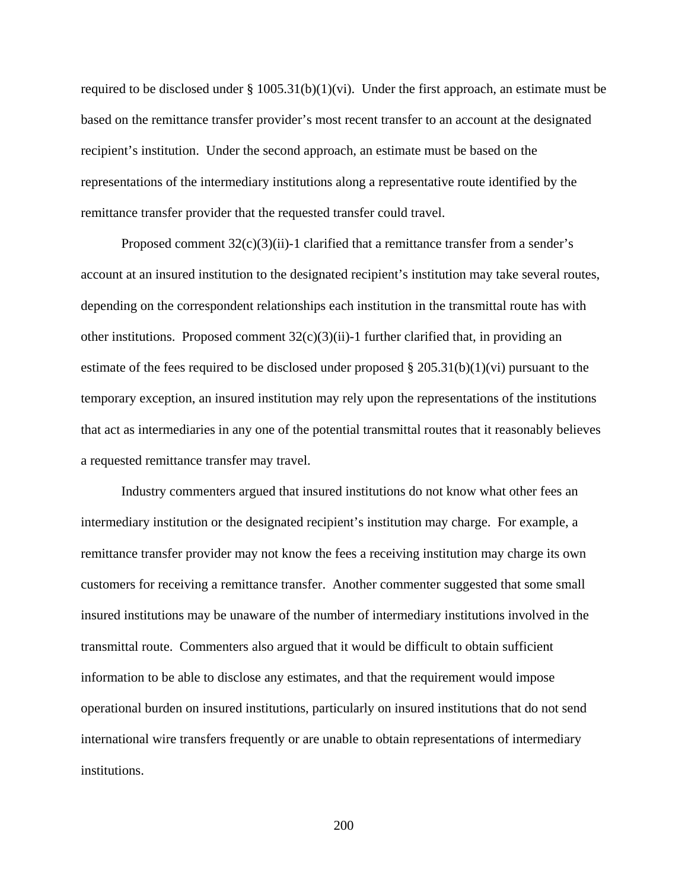required to be disclosed under § 1005.31(b)(1)(vi). Under the first approach, an estimate must be based on the remittance transfer provider's most recent transfer to an account at the designated recipient's institution. Under the second approach, an estimate must be based on the representations of the intermediary institutions along a representative route identified by the remittance transfer provider that the requested transfer could travel.

Proposed comment 32(c)(3)(ii)-1 clarified that a remittance transfer from a sender's account at an insured institution to the designated recipient's institution may take several routes, depending on the correspondent relationships each institution in the transmittal route has with other institutions. Proposed comment 32(c)(3)(ii)-1 further clarified that, in providing an estimate of the fees required to be disclosed under proposed § 205.31(b)(1)(vi) pursuant to the temporary exception, an insured institution may rely upon the representations of the institutions that act as intermediaries in any one of the potential transmittal routes that it reasonably believes a requested remittance transfer may travel.

Industry commenters argued that insured institutions do not know what other fees an intermediary institution or the designated recipient's institution may charge. For example, a remittance transfer provider may not know the fees a receiving institution may charge its own customers for receiving a remittance transfer. Another commenter suggested that some small insured institutions may be unaware of the number of intermediary institutions involved in the transmittal route. Commenters also argued that it would be difficult to obtain sufficient information to be able to disclose any estimates, and that the requirement would impose operational burden on insured institutions, particularly on insured institutions that do not send international wire transfers frequently or are unable to obtain representations of intermediary institutions.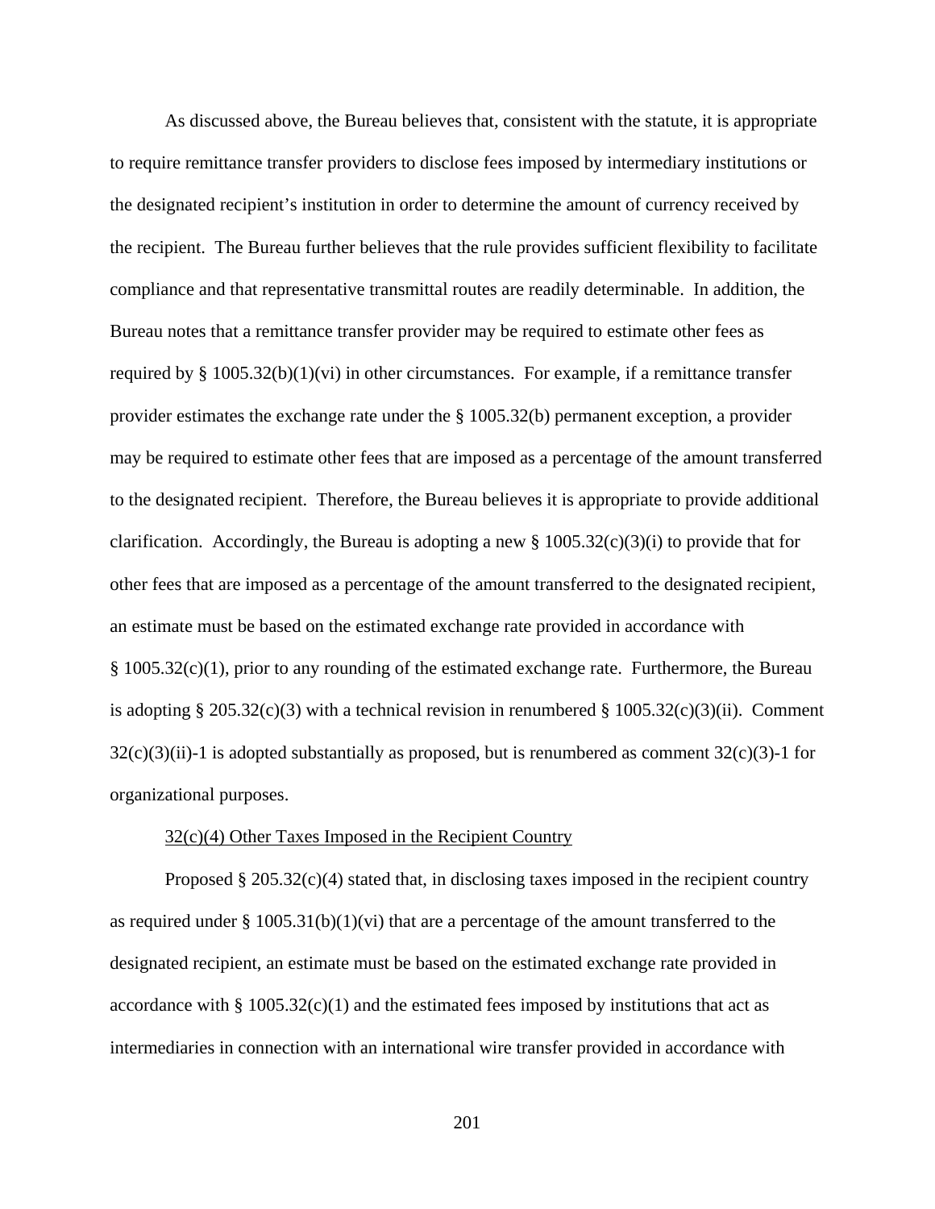As discussed above, the Bureau believes that, consistent with the statute, it is appropriate to require remittance transfer providers to disclose fees imposed by intermediary institutions or the designated recipient's institution in order to determine the amount of currency received by the recipient. The Bureau further believes that the rule provides sufficient flexibility to facilitate compliance and that representative transmittal routes are readily determinable. In addition, the Bureau notes that a remittance transfer provider may be required to estimate other fees as required by § 1005.32(b)(1)(vi) in other circumstances. For example, if a remittance transfer provider estimates the exchange rate under the § 1005.32(b) permanent exception, a provider may be required to estimate other fees that are imposed as a percentage of the amount transferred to the designated recipient. Therefore, the Bureau believes it is appropriate to provide additional clarification. Accordingly, the Bureau is adopting a new § 1005.32(c)(3)(i) to provide that for other fees that are imposed as a percentage of the amount transferred to the designated recipient, an estimate must be based on the estimated exchange rate provided in accordance with § 1005.32(c)(1), prior to any rounding of the estimated exchange rate. Furthermore, the Bureau is adopting § 205.32(c)(3) with a technical revision in renumbered § 1005.32(c)(3)(ii). Comment 32(c)(3)(ii)-1 is adopted substantially as proposed, but is renumbered as comment 32(c)(3)-1 for organizational purposes.

32(c)(4) Other Taxes Imposed in the Recipient Country

Proposed § 205.32(c)(4) stated that, in disclosing taxes imposed in the recipient country as required under § 1005.31(b)(1)(vi) that are a percentage of the amount transferred to the designated recipient, an estimate must be based on the estimated exchange rate provided in accordance with § 1005.32(c)(1) and the estimated fees imposed by institutions that act as intermediaries in connection with an international wire transfer provided in accordance with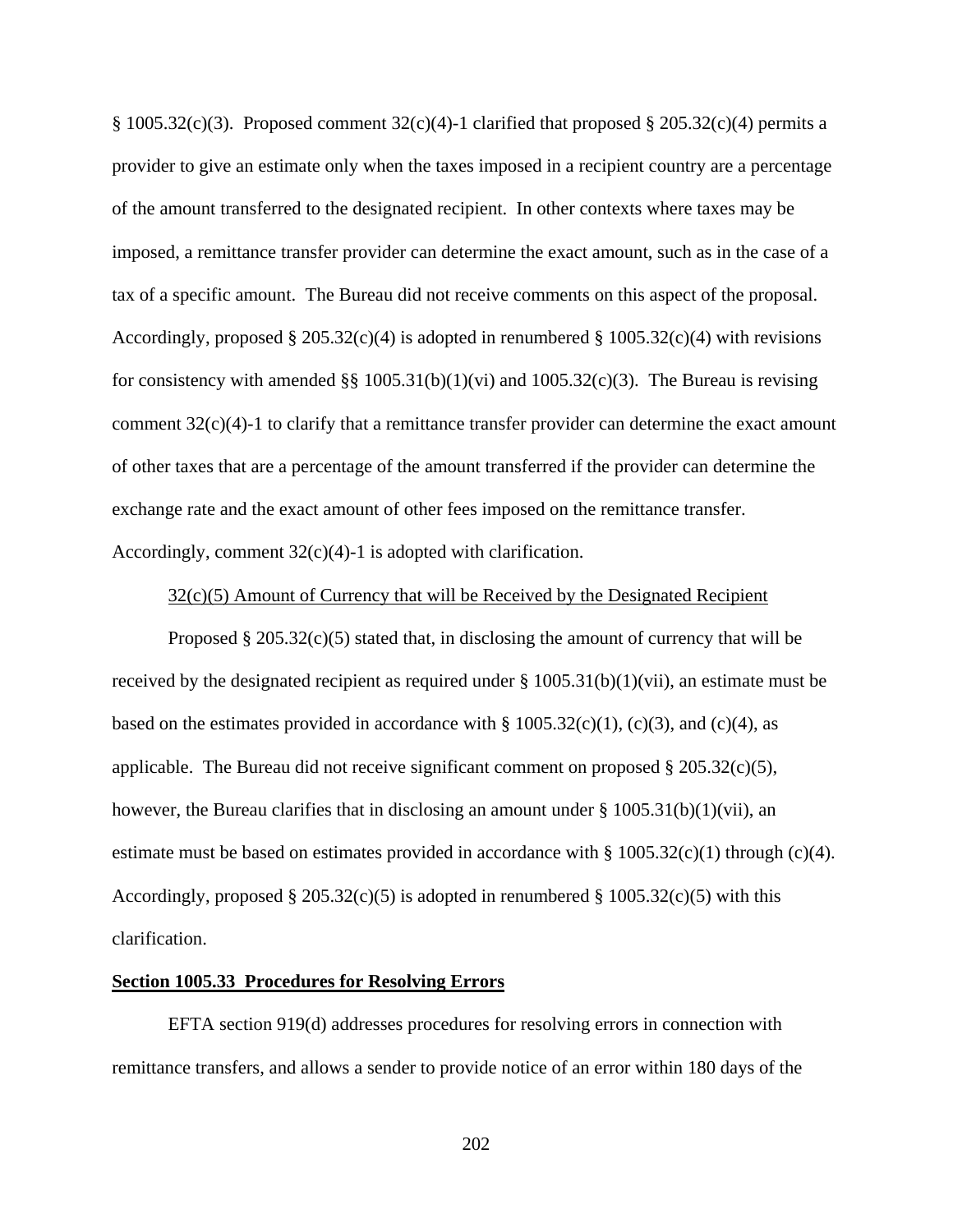§ 1005.32(c)(3). Proposed comment 32(c)(4)-1 clarified that proposed § 205.32(c)(4) permits a provider to give an estimate only when the taxes imposed in a recipient country are a percentage of the amount transferred to the designated recipient. In other contexts where taxes may be imposed, a remittance transfer provider can determine the exact amount, such as in the case of a tax of a specific amount. The Bureau did not receive comments on this aspect of the proposal. Accordingly, proposed § 205.32(c)(4) is adopted in renumbered § 1005.32(c)(4) with revisions for consistency with amended §§ 1005.31(b)(1)(vi) and 1005.32(c)(3). The Bureau is revising comment 32(c)(4)-1 to clarify that a remittance transfer provider can determine the exact amount of other taxes that are a percentage of the amount transferred if the provider can determine the exchange rate and the exact amount of other fees imposed on the remittance transfer. Accordingly, comment 32(c)(4)-1 is adopted with clarification.

32(c)(5) Amount of Currency that will be Received by the Designated Recipient

Proposed § 205.32(c)(5) stated that, in disclosing the amount of currency that will be received by the designated recipient as required under § 1005.31(b)(1)(vii), an estimate must be based on the estimates provided in accordance with § 1005.32(c)(1), (c)(3), and (c)(4), as applicable. The Bureau did not receive significant comment on proposed § 205.32(c)(5), however, the Bureau clarifies that in disclosing an amount under § 1005.31(b)(1)(vii), an estimate must be based on estimates provided in accordance with § 1005.32(c)(1) through (c)(4). Accordingly, proposed § 205.32(c)(5) is adopted in renumbered § 1005.32(c)(5) with this clarification.

**Section 1005.33 Procedures for Resolving Errors**

EFTA section 919(d) addresses procedures for resolving errors in connection with remittance transfers, and allows a sender to provide notice of an error within 180 days of the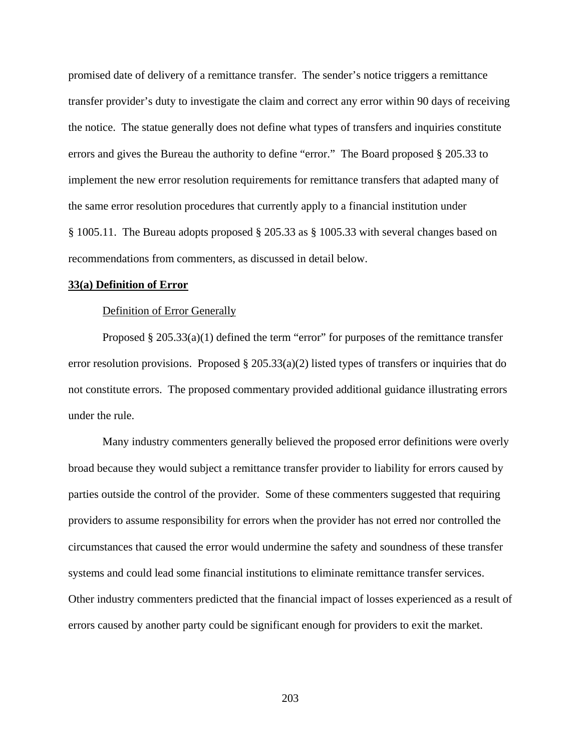promised date of delivery of a remittance transfer. The sender's notice triggers a remittance transfer provider's duty to investigate the claim and correct any error within 90 days of receiving the notice. The statue generally does not define what types of transfers and inquiries constitute errors and gives the Bureau the authority to define "error." The Board proposed § 205.33 to implement the new error resolution requirements for remittance transfers that adapted many of the same error resolution procedures that currently apply to a financial institution under § 1005.11. The Bureau adopts proposed § 205.33 as § 1005.33 with several changes based on recommendations from commenters, as discussed in detail below.

**33(a) Definition of Error**

Definition of Error Generally

Proposed § 205.33(a)(1) defined the term "error" for purposes of the remittance transfer error resolution provisions. Proposed § 205.33(a)(2) listed types of transfers or inquiries that do not constitute errors. The proposed commentary provided additional guidance illustrating errors under the rule.

Many industry commenters generally believed the proposed error definitions were overly broad because they would subject a remittance transfer provider to liability for errors caused by parties outside the control of the provider. Some of these commenters suggested that requiring providers to assume responsibility for errors when the provider has not erred nor controlled the circumstances that caused the error would undermine the safety and soundness of these transfer systems and could lead some financial institutions to eliminate remittance transfer services. Other industry commenters predicted that the financial impact of losses experienced as a result of errors caused by another party could be significant enough for providers to exit the market.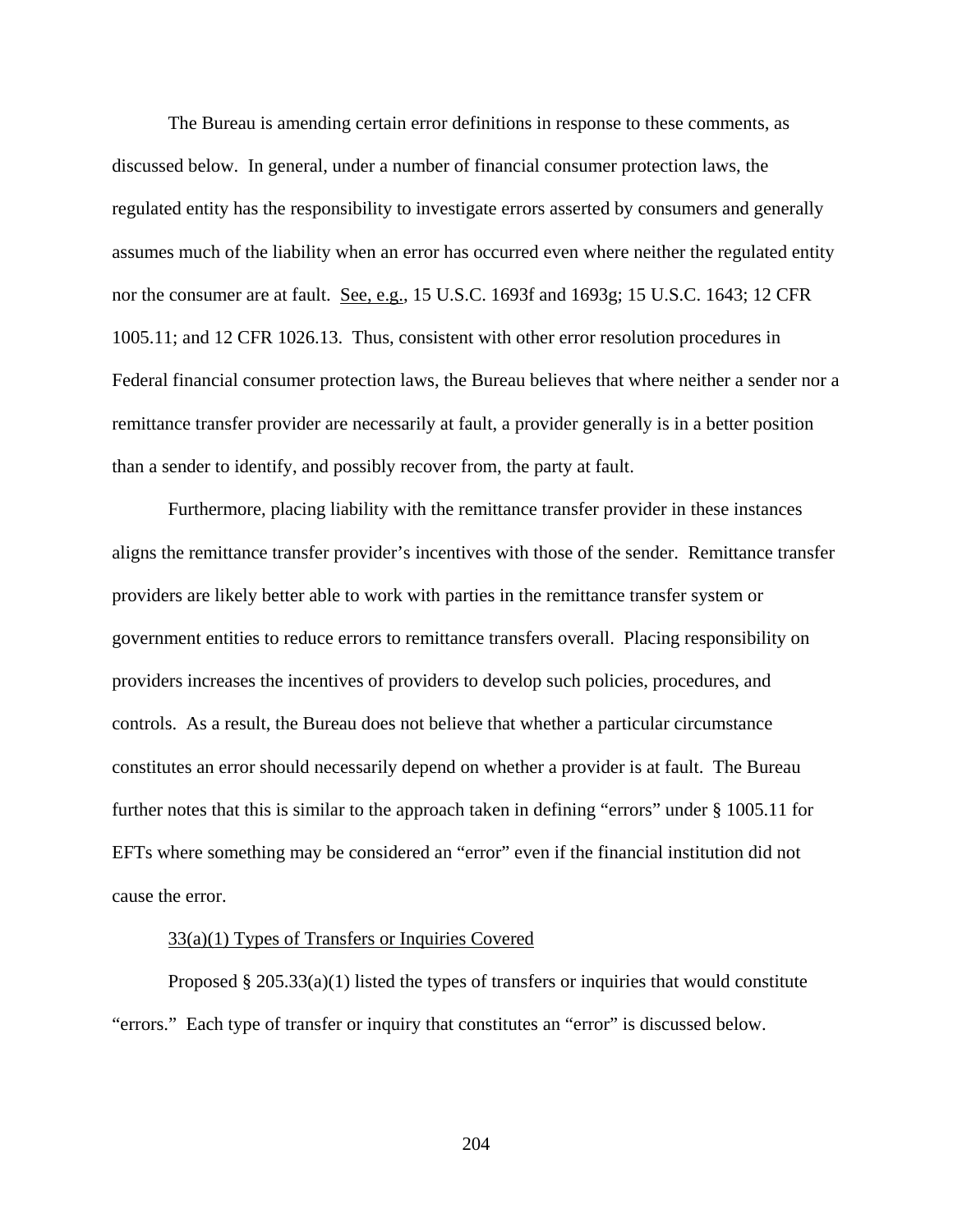The Bureau is amending certain error definitions in response to these comments, as discussed below. In general, under a number of financial consumer protection laws, the regulated entity has the responsibility to investigate errors asserted by consumers and generally assumes much of the liability when an error has occurred even where neither the regulated entity nor the consumer are at fault. See, e.g., 15 U.S.C. 1693f and 1693g; 15 U.S.C. 1643; 12 CFR 1005.11; and 12 CFR 1026.13. Thus, consistent with other error resolution procedures in Federal financial consumer protection laws, the Bureau believes that where neither a sender nor a remittance transfer provider are necessarily at fault, a provider generally is in a better position than a sender to identify, and possibly recover from, the party at fault.

Furthermore, placing liability with the remittance transfer provider in these instances aligns the remittance transfer provider's incentives with those of the sender. Remittance transfer providers are likely better able to work with parties in the remittance transfer system or government entities to reduce errors to remittance transfers overall. Placing responsibility on providers increases the incentives of providers to develop such policies, procedures, and controls. As a result, the Bureau does not believe that whether a particular circumstance constitutes an error should necessarily depend on whether a provider is at fault. The Bureau further notes that this is similar to the approach taken in defining "errors" under § 1005.11 for EFTs where something may be considered an "error" even if the financial institution did not cause the error.

33(a)(1) Types of Transfers or Inquiries Covered

Proposed § 205.33(a)(1) listed the types of transfers or inquiries that would constitute "errors." Each type of transfer or inquiry that constitutes an "error" is discussed below.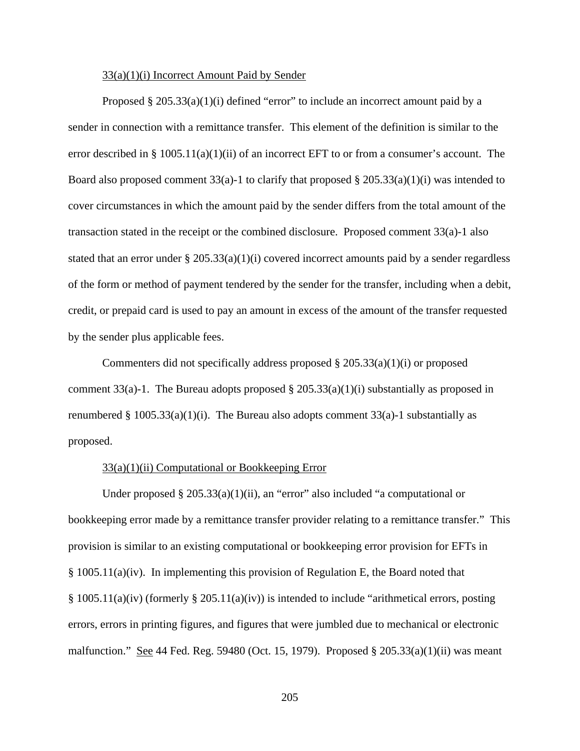33(a)(1)(i) Incorrect Amount Paid by Sender

Proposed § 205.33(a)(1)(i) defined "error" to include an incorrect amount paid by a sender in connection with a remittance transfer. This element of the definition is similar to the error described in § 1005.11(a)(1)(ii) of an incorrect EFT to or from a consumer's account. The Board also proposed comment 33(a)-1 to clarify that proposed § 205.33(a)(1)(i) was intended to cover circumstances in which the amount paid by the sender differs from the total amount of the transaction stated in the receipt or the combined disclosure. Proposed comment 33(a)-1 also stated that an error under § 205.33(a)(1)(i) covered incorrect amounts paid by a sender regardless of the form or method of payment tendered by the sender for the transfer, including when a debit, credit, or prepaid card is used to pay an amount in excess of the amount of the transfer requested by the sender plus applicable fees.

Commenters did not specifically address proposed § 205.33(a)(1)(i) or proposed comment 33(a)-1. The Bureau adopts proposed § 205.33(a)(1)(i) substantially as proposed in renumbered § 1005.33(a)(1)(i). The Bureau also adopts comment 33(a)-1 substantially as proposed.

33(a)(1)(ii) Computational or Bookkeeping Error

Under proposed § 205.33(a)(1)(ii), an "error" also included "a computational or bookkeeping error made by a remittance transfer provider relating to a remittance transfer." This provision is similar to an existing computational or bookkeeping error provision for EFTs in § 1005.11(a)(iv). In implementing this provision of Regulation E, the Board noted that § 1005.11(a)(iv) (formerly § 205.11(a)(iv)) is intended to include "arithmetical errors, posting errors, errors in printing figures, and figures that were jumbled due to mechanical or electronic malfunction." See 44 Fed. Reg. 59480 (Oct. 15, 1979). Proposed § 205.33(a)(1)(ii) was meant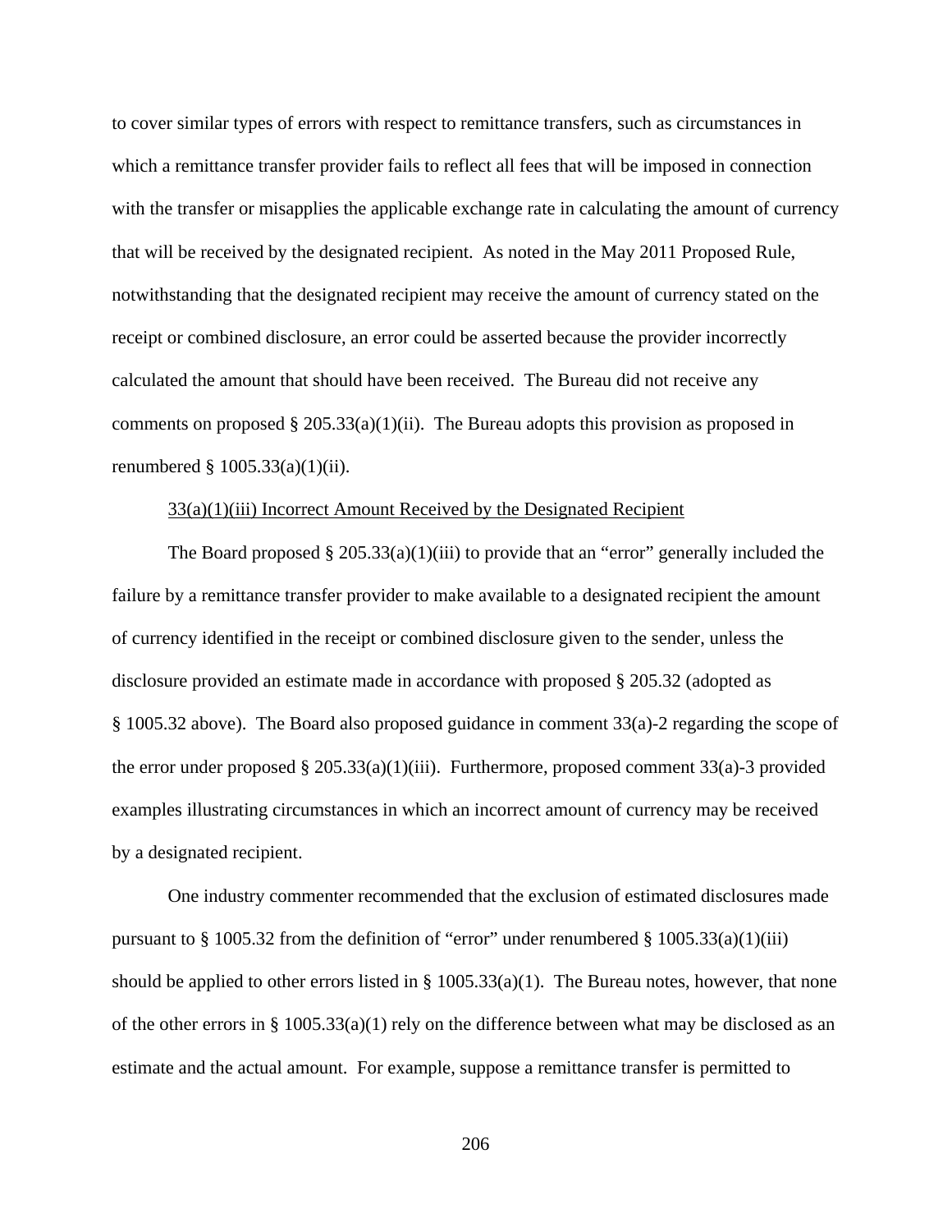to cover similar types of errors with respect to remittance transfers, such as circumstances in which a remittance transfer provider fails to reflect all fees that will be imposed in connection with the transfer or misapplies the applicable exchange rate in calculating the amount of currency that will be received by the designated recipient. As noted in the May 2011 Proposed Rule, notwithstanding that the designated recipient may receive the amount of currency stated on the receipt or combined disclosure, an error could be asserted because the provider incorrectly calculated the amount that should have been received. The Bureau did not receive any comments on proposed § 205.33(a)(1)(ii). The Bureau adopts this provision as proposed in renumbered § 1005.33(a)(1)(ii).

33(a)(1)(iii) Incorrect Amount Received by the Designated Recipient

The Board proposed § 205.33(a)(1)(iii) to provide that an "error" generally included the failure by a remittance transfer provider to make available to a designated recipient the amount of currency identified in the receipt or combined disclosure given to the sender, unless the disclosure provided an estimate made in accordance with proposed § 205.32 (adopted as § 1005.32 above). The Board also proposed guidance in comment 33(a)-2 regarding the scope of the error under proposed § 205.33(a)(1)(iii). Furthermore, proposed comment 33(a)-3 provided examples illustrating circumstances in which an incorrect amount of currency may be received by a designated recipient.

One industry commenter recommended that the exclusion of estimated disclosures made pursuant to § 1005.32 from the definition of "error" under renumbered § 1005.33(a)(1)(iii) should be applied to other errors listed in § 1005.33(a)(1). The Bureau notes, however, that none of the other errors in § 1005.33(a)(1) rely on the difference between what may be disclosed as an estimate and the actual amount. For example, suppose a remittance transfer is permitted to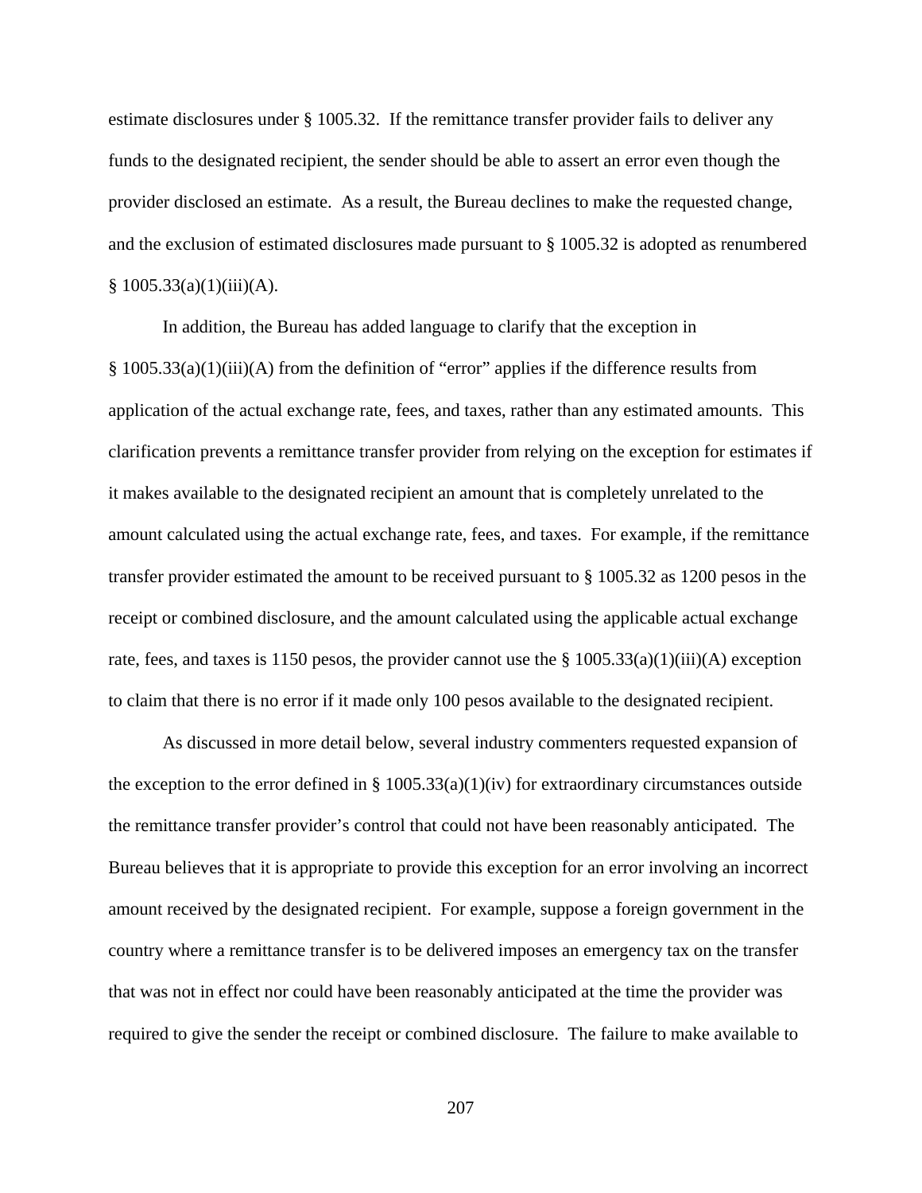estimate disclosures under § 1005.32. If the remittance transfer provider fails to deliver any funds to the designated recipient, the sender should be able to assert an error even though the provider disclosed an estimate. As a result, the Bureau declines to make the requested change, and the exclusion of estimated disclosures made pursuant to § 1005.32 is adopted as renumbered § 1005.33(a)(1)(iii)(A).

In addition, the Bureau has added language to clarify that the exception in § 1005.33(a)(1)(iii)(A) from the definition of "error" applies if the difference results from application of the actual exchange rate, fees, and taxes, rather than any estimated amounts. This clarification prevents a remittance transfer provider from relying on the exception for estimates if it makes available to the designated recipient an amount that is completely unrelated to the amount calculated using the actual exchange rate, fees, and taxes. For example, if the remittance transfer provider estimated the amount to be received pursuant to § 1005.32 as 1200 pesos in the receipt or combined disclosure, and the amount calculated using the applicable actual exchange rate, fees, and taxes is 1150 pesos, the provider cannot use the § 1005.33(a)(1)(iii)(A) exception to claim that there is no error if it made only 100 pesos available to the designated recipient.

As discussed in more detail below, several industry commenters requested expansion of the exception to the error defined in § 1005.33(a)(1)(iv) for extraordinary circumstances outside the remittance transfer provider's control that could not have been reasonably anticipated. The Bureau believes that it is appropriate to provide this exception for an error involving an incorrect amount received by the designated recipient. For example, suppose a foreign government in the country where a remittance transfer is to be delivered imposes an emergency tax on the transfer that was not in effect nor could have been reasonably anticipated at the time the provider was required to give the sender the receipt or combined disclosure. The failure to make available to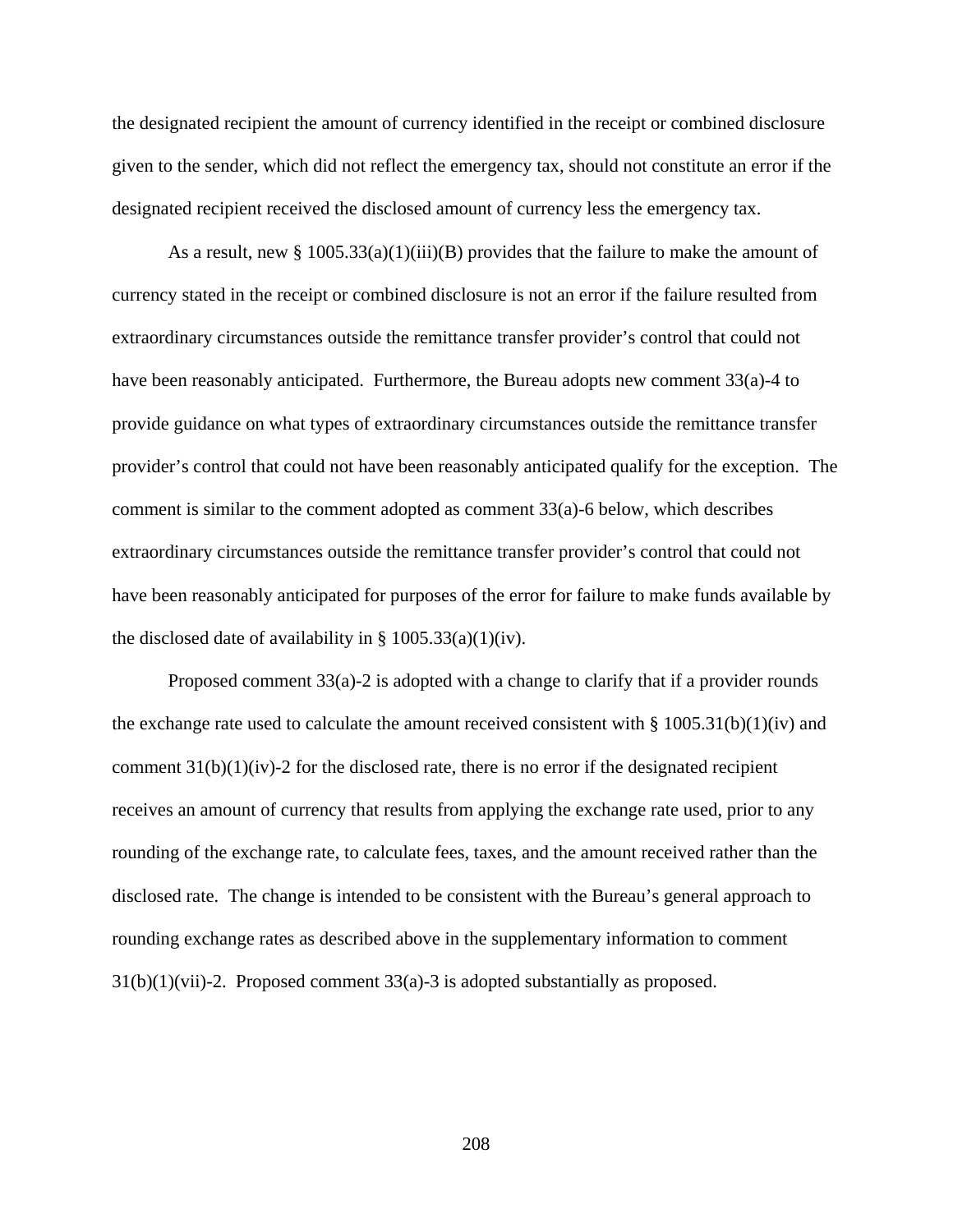the designated recipient the amount of currency identified in the receipt or combined disclosure given to the sender, which did not reflect the emergency tax, should not constitute an error if the designated recipient received the disclosed amount of currency less the emergency tax.

As a result, new § 1005.33(a)(1)(iii)(B) provides that the failure to make the amount of currency stated in the receipt or combined disclosure is not an error if the failure resulted from extraordinary circumstances outside the remittance transfer provider's control that could not have been reasonably anticipated. Furthermore, the Bureau adopts new comment 33(a)-4 to provide guidance on what types of extraordinary circumstances outside the remittance transfer provider's control that could not have been reasonably anticipated qualify for the exception. The comment is similar to the comment adopted as comment 33(a)-6 below, which describes extraordinary circumstances outside the remittance transfer provider's control that could not have been reasonably anticipated for purposes of the error for failure to make funds available by the disclosed date of availability in § 1005.33(a)(1)(iv).

Proposed comment 33(a)-2 is adopted with a change to clarify that if a provider rounds the exchange rate used to calculate the amount received consistent with § 1005.31(b)(1)(iv) and comment 31(b)(1)(iv)-2 for the disclosed rate, there is no error if the designated recipient receives an amount of currency that results from applying the exchange rate used, prior to any rounding of the exchange rate, to calculate fees, taxes, and the amount received rather than the disclosed rate. The change is intended to be consistent with the Bureau's general approach to rounding exchange rates as described above in the supplementary information to comment 31(b)(1)(vii)-2. Proposed comment 33(a)-3 is adopted substantially as proposed.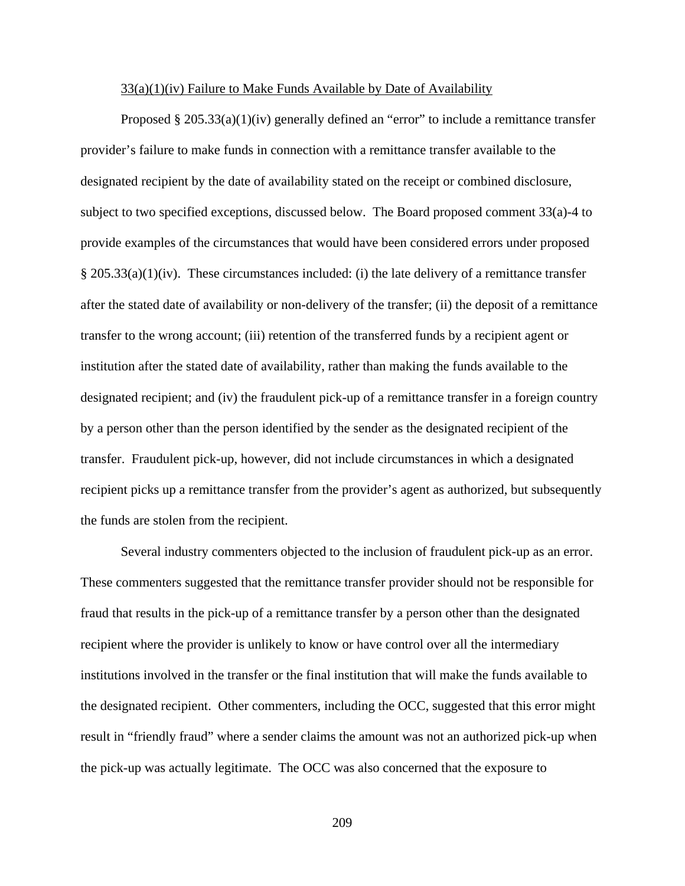<u>33(a)(1)(iv) Failure to Make Funds Available by Date of Availability</u>

Proposed § 205.33(a)(1)(iv) generally defined an "error" to include a remittance transfer provider's failure to make funds in connection with a remittance transfer available to the designated recipient by the date of availability stated on the receipt or combined disclosure, subject to two specified exceptions, discussed below. The Board proposed comment 33(a)-4 to provide examples of the circumstances that would have been considered errors under proposed § 205.33(a)(1)(iv). These circumstances included: (i) the late delivery of a remittance transfer after the stated date of availability or non-delivery of the transfer; (ii) the deposit of a remittance transfer to the wrong account; (iii) retention of the transferred funds by a recipient agent or institution after the stated date of availability, rather than making the funds available to the designated recipient; and (iv) the fraudulent pick-up of a remittance transfer in a foreign country by a person other than the person identified by the sender as the designated recipient of the transfer. Fraudulent pick-up, however, did not include circumstances in which a designated recipient picks up a remittance transfer from the provider's agent as authorized, but subsequently the funds are stolen from the recipient.

Several industry commenters objected to the inclusion of fraudulent pick-up as an error. These commenters suggested that the remittance transfer provider should not be responsible for fraud that results in the pick-up of a remittance transfer by a person other than the designated recipient where the provider is unlikely to know or have control over all the intermediary institutions involved in the transfer or the final institution that will make the funds available to the designated recipient. Other commenters, including the OCC, suggested that this error might result in "friendly fraud" where a sender claims the amount was not an authorized pick-up when the pick-up was actually legitimate. The OCC was also concerned that the exposure to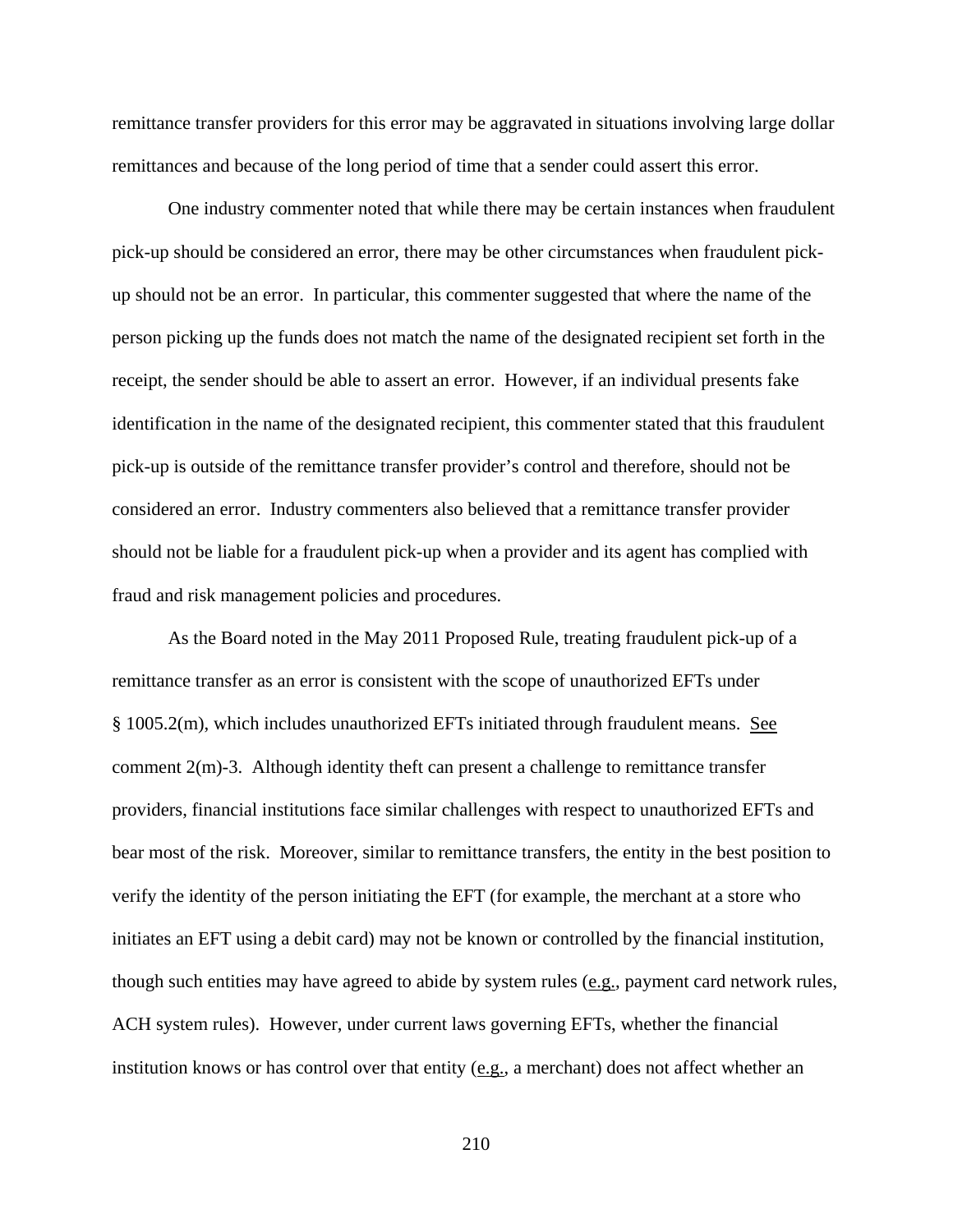remittance transfer providers for this error may be aggravated in situations involving large dollar remittances and because of the long period of time that a sender could assert this error.

One industry commenter noted that while there may be certain instances when fraudulent pick-up should be considered an error, there may be other circumstances when fraudulent pick-up should not be an error. In particular, this commenter suggested that where the name of the person picking up the funds does not match the name of the designated recipient set forth in the receipt, the sender should be able to assert an error. However, if an individual presents fake identification in the name of the designated recipient, this commenter stated that this fraudulent pick-up is outside of the remittance transfer provider's control and therefore, should not be considered an error. Industry commenters also believed that a remittance transfer provider should not be liable for a fraudulent pick-up when a provider and its agent has complied with fraud and risk management policies and procedures.

As the Board noted in the May 2011 Proposed Rule, treating fraudulent pick-up of a remittance transfer as an error is consistent with the scope of unauthorized EFTs under § 1005.2(m), which includes unauthorized EFTs initiated through fraudulent means. See comment 2(m)-3. Although identity theft can present a challenge to remittance transfer providers, financial institutions face similar challenges with respect to unauthorized EFTs and bear most of the risk. Moreover, similar to remittance transfers, the entity in the best position to verify the identity of the person initiating the EFT (for example, the merchant at a store who initiates an EFT using a debit card) may not be known or controlled by the financial institution, though such entities may have agreed to abide by system rules (e.g., payment card network rules, ACH system rules). However, under current laws governing EFTs, whether the financial institution knows or has control over that entity (e.g., a merchant) does not affect whether an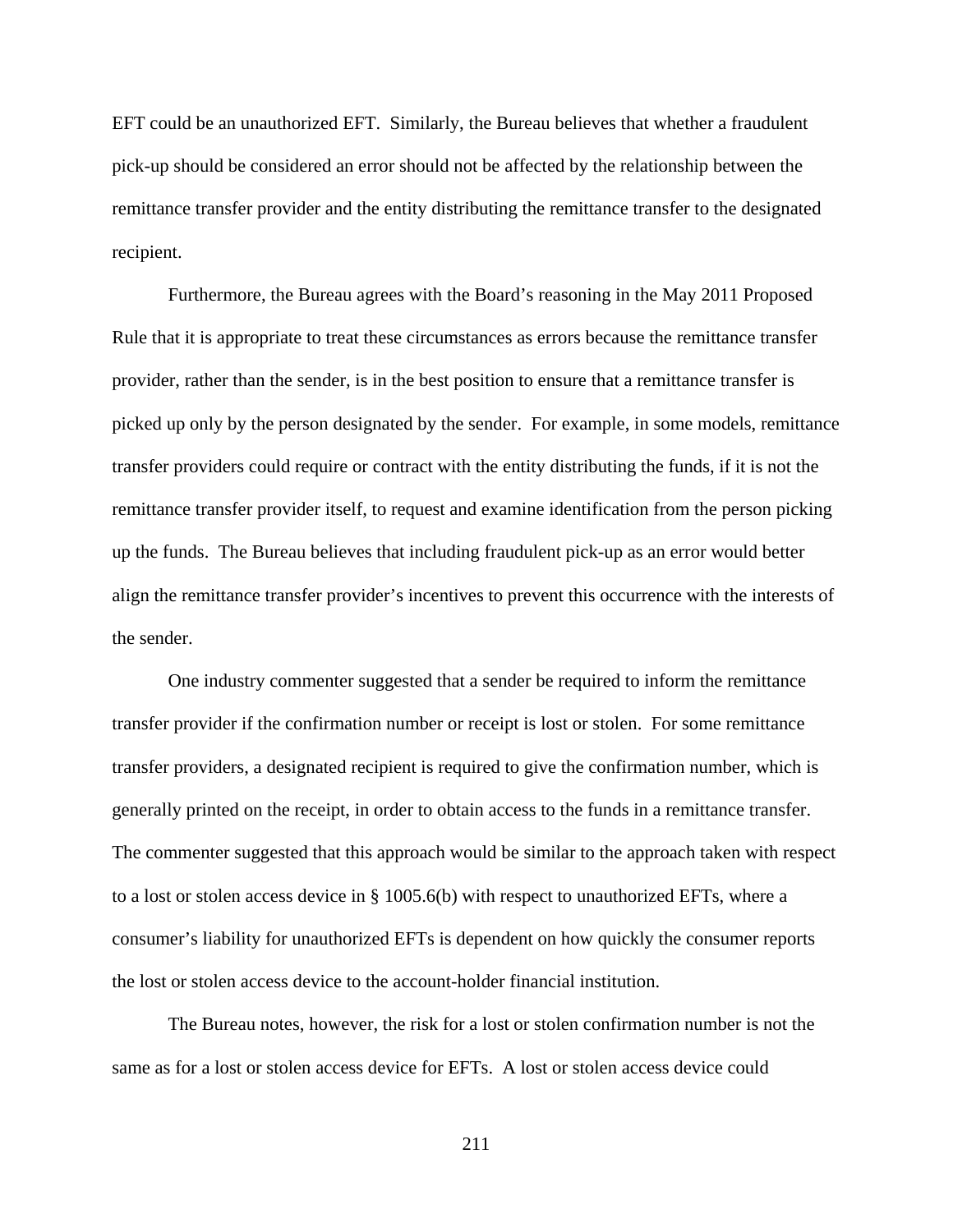EFT could be an unauthorized EFT. Similarly, the Bureau believes that whether a fraudulent pick-up should be considered an error should not be affected by the relationship between the remittance transfer provider and the entity distributing the remittance transfer to the designated recipient.

Furthermore, the Bureau agrees with the Board's reasoning in the May 2011 Proposed Rule that it is appropriate to treat these circumstances as errors because the remittance transfer provider, rather than the sender, is in the best position to ensure that a remittance transfer is picked up only by the person designated by the sender. For example, in some models, remittance transfer providers could require or contract with the entity distributing the funds, if it is not the remittance transfer provider itself, to request and examine identification from the person picking up the funds. The Bureau believes that including fraudulent pick-up as an error would better align the remittance transfer provider's incentives to prevent this occurrence with the interests of the sender.

One industry commenter suggested that a sender be required to inform the remittance transfer provider if the confirmation number or receipt is lost or stolen. For some remittance transfer providers, a designated recipient is required to give the confirmation number, which is generally printed on the receipt, in order to obtain access to the funds in a remittance transfer. The commenter suggested that this approach would be similar to the approach taken with respect to a lost or stolen access device in § 1005.6(b) with respect to unauthorized EFTs, where a consumer's liability for unauthorized EFTs is dependent on how quickly the consumer reports the lost or stolen access device to the account-holder financial institution.

The Bureau notes, however, the risk for a lost or stolen confirmation number is not the same as for a lost or stolen access device for EFTs. A lost or stolen access device could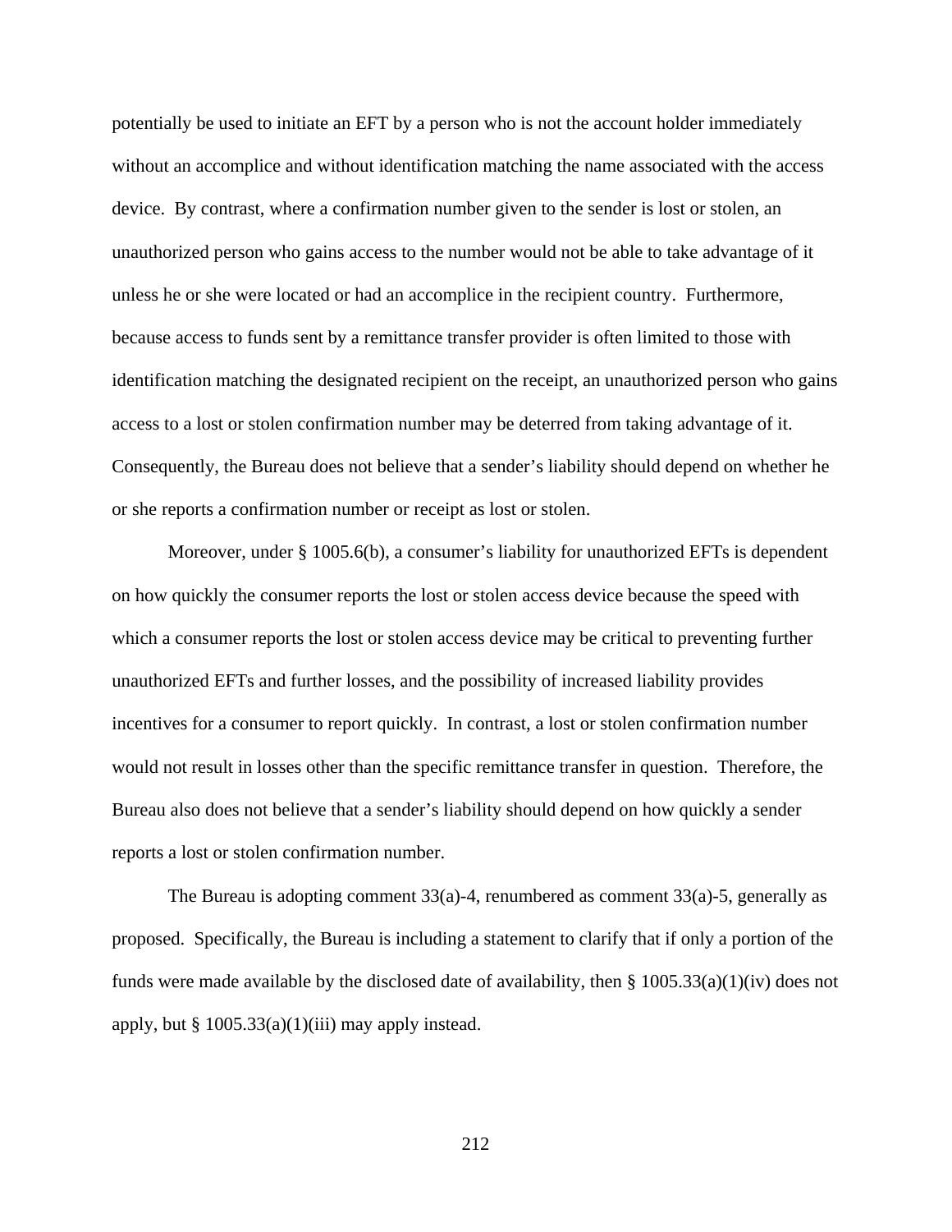potentially be used to initiate an EFT by a person who is not the account holder immediately without an accomplice and without identification matching the name associated with the access device. By contrast, where a confirmation number given to the sender is lost or stolen, an unauthorized person who gains access to the number would not be able to take advantage of it unless he or she were located or had an accomplice in the recipient country. Furthermore, because access to funds sent by a remittance transfer provider is often limited to those with identification matching the designated recipient on the receipt, an unauthorized person who gains access to a lost or stolen confirmation number may be deterred from taking advantage of it. Consequently, the Bureau does not believe that a sender's liability should depend on whether he or she reports a confirmation number or receipt as lost or stolen.

Moreover, under § 1005.6(b), a consumer's liability for unauthorized EFTs is dependent on how quickly the consumer reports the lost or stolen access device because the speed with which a consumer reports the lost or stolen access device may be critical to preventing further unauthorized EFTs and further losses, and the possibility of increased liability provides incentives for a consumer to report quickly. In contrast, a lost or stolen confirmation number would not result in losses other than the specific remittance transfer in question. Therefore, the Bureau also does not believe that a sender's liability should depend on how quickly a sender reports a lost or stolen confirmation number.

The Bureau is adopting comment 33(a)-4, renumbered as comment 33(a)-5, generally as proposed. Specifically, the Bureau is including a statement to clarify that if only a portion of the funds were made available by the disclosed date of availability, then § 1005.33(a)(1)(iv) does not apply, but § 1005.33(a)(1)(iii) may apply instead.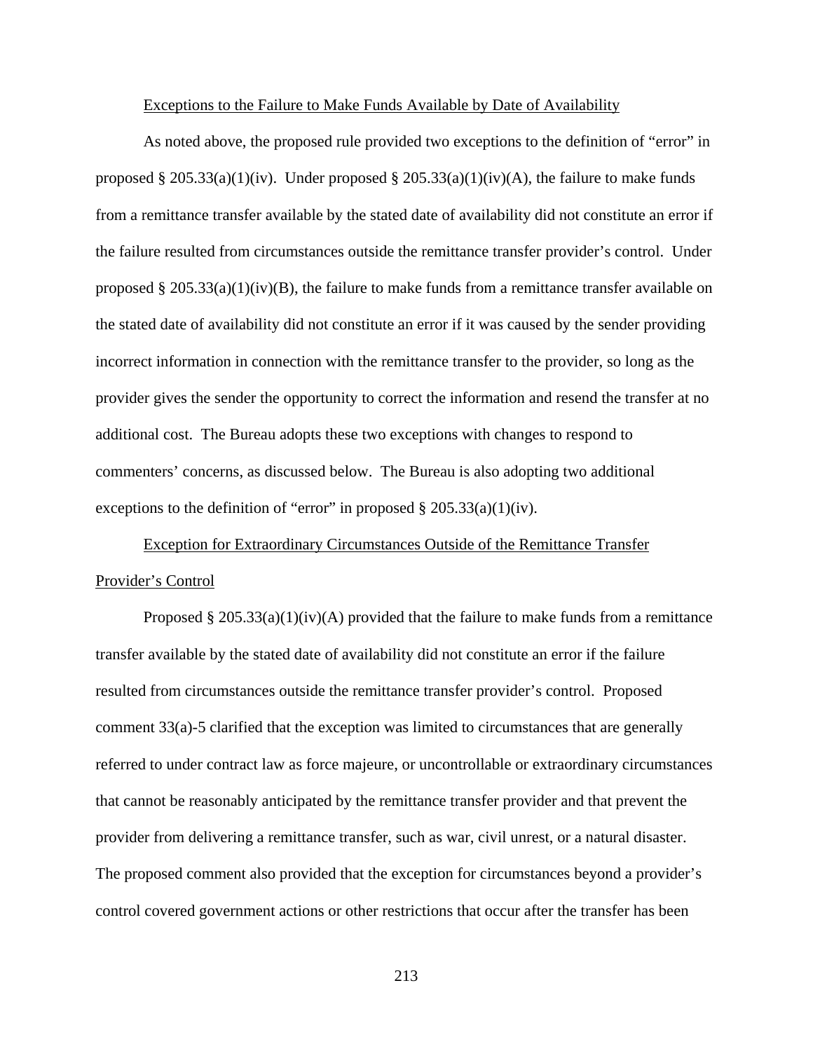Exceptions to the Failure to Make Funds Available by Date of Availability

As noted above, the proposed rule provided two exceptions to the definition of "error" in proposed § 205.33(a)(1)(iv). Under proposed § 205.33(a)(1)(iv)(A), the failure to make funds from a remittance transfer available by the stated date of availability did not constitute an error if the failure resulted from circumstances outside the remittance transfer provider's control. Under proposed § 205.33(a)(1)(iv)(B), the failure to make funds from a remittance transfer available on the stated date of availability did not constitute an error if it was caused by the sender providing incorrect information in connection with the remittance transfer to the provider, so long as the provider gives the sender the opportunity to correct the information and resend the transfer at no additional cost. The Bureau adopts these two exceptions with changes to respond to commenters' concerns, as discussed below. The Bureau is also adopting two additional exceptions to the definition of "error" in proposed § 205.33(a)(1)(iv).

Exception for Extraordinary Circumstances Outside of the Remittance Transfer Provider's Control

Proposed § 205.33(a)(1)(iv)(A) provided that the failure to make funds from a remittance transfer available by the stated date of availability did not constitute an error if the failure resulted from circumstances outside the remittance transfer provider's control. Proposed comment 33(a)-5 clarified that the exception was limited to circumstances that are generally referred to under contract law as force majeure, or uncontrollable or extraordinary circumstances that cannot be reasonably anticipated by the remittance transfer provider and that prevent the provider from delivering a remittance transfer, such as war, civil unrest, or a natural disaster. The proposed comment also provided that the exception for circumstances beyond a provider's control covered government actions or other restrictions that occur after the transfer has been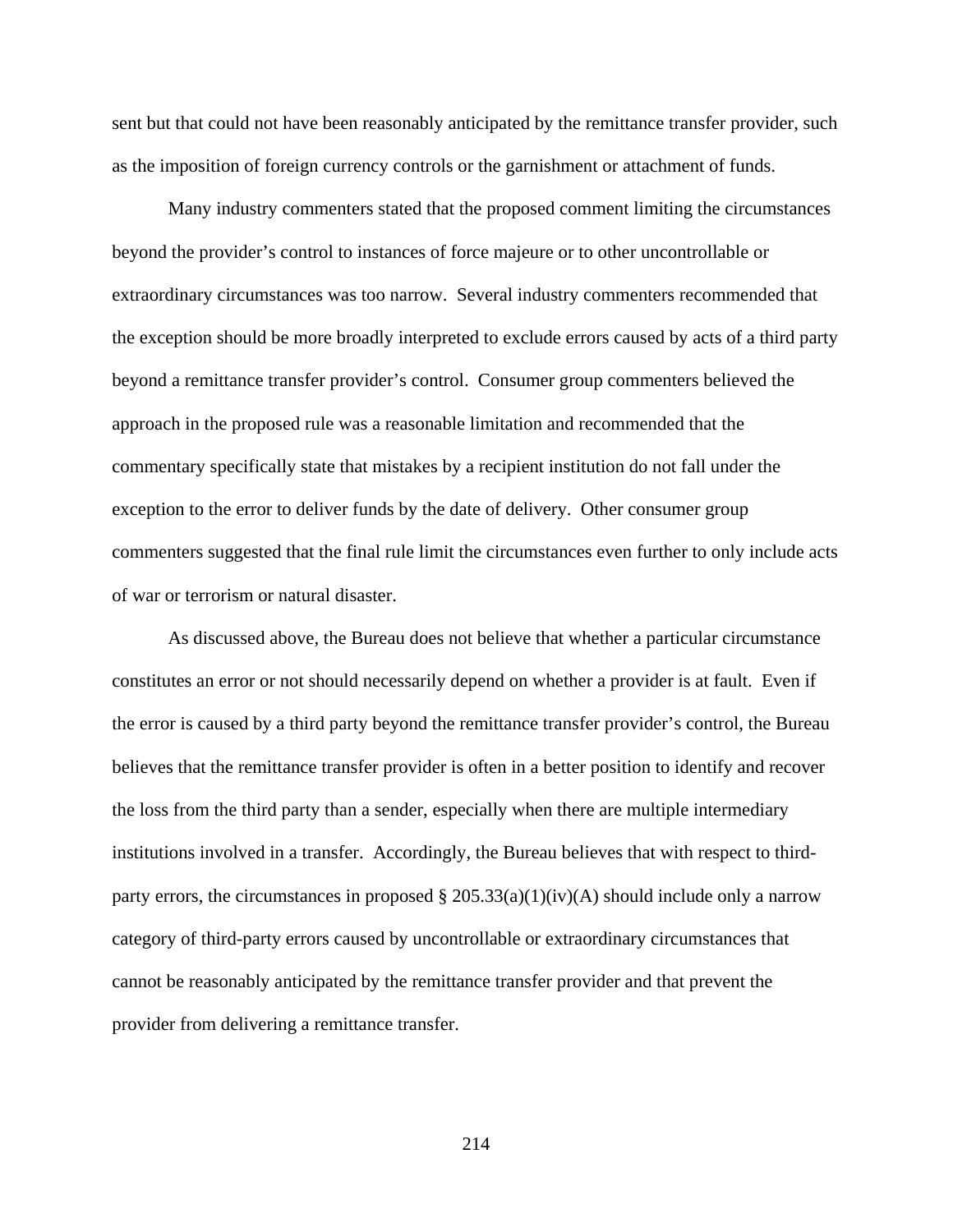sent but that could not have been reasonably anticipated by the remittance transfer provider, such as the imposition of foreign currency controls or the garnishment or attachment of funds.

Many industry commenters stated that the proposed comment limiting the circumstances beyond the provider's control to instances of force majeure or to other uncontrollable or extraordinary circumstances was too narrow. Several industry commenters recommended that the exception should be more broadly interpreted to exclude errors caused by acts of a third party beyond a remittance transfer provider's control. Consumer group commenters believed the approach in the proposed rule was a reasonable limitation and recommended that the commentary specifically state that mistakes by a recipient institution do not fall under the exception to the error to deliver funds by the date of delivery. Other consumer group commenters suggested that the final rule limit the circumstances even further to only include acts of war or terrorism or natural disaster.

As discussed above, the Bureau does not believe that whether a particular circumstance constitutes an error or not should necessarily depend on whether a provider is at fault. Even if the error is caused by a third party beyond the remittance transfer provider's control, the Bureau believes that the remittance transfer provider is often in a better position to identify and recover the loss from the third party than a sender, especially when there are multiple intermediary institutions involved in a transfer. Accordingly, the Bureau believes that with respect to third-party errors, the circumstances in proposed § 205.33(a)(1)(iv)(A) should include only a narrow category of third-party errors caused by uncontrollable or extraordinary circumstances that cannot be reasonably anticipated by the remittance transfer provider and that prevent the provider from delivering a remittance transfer.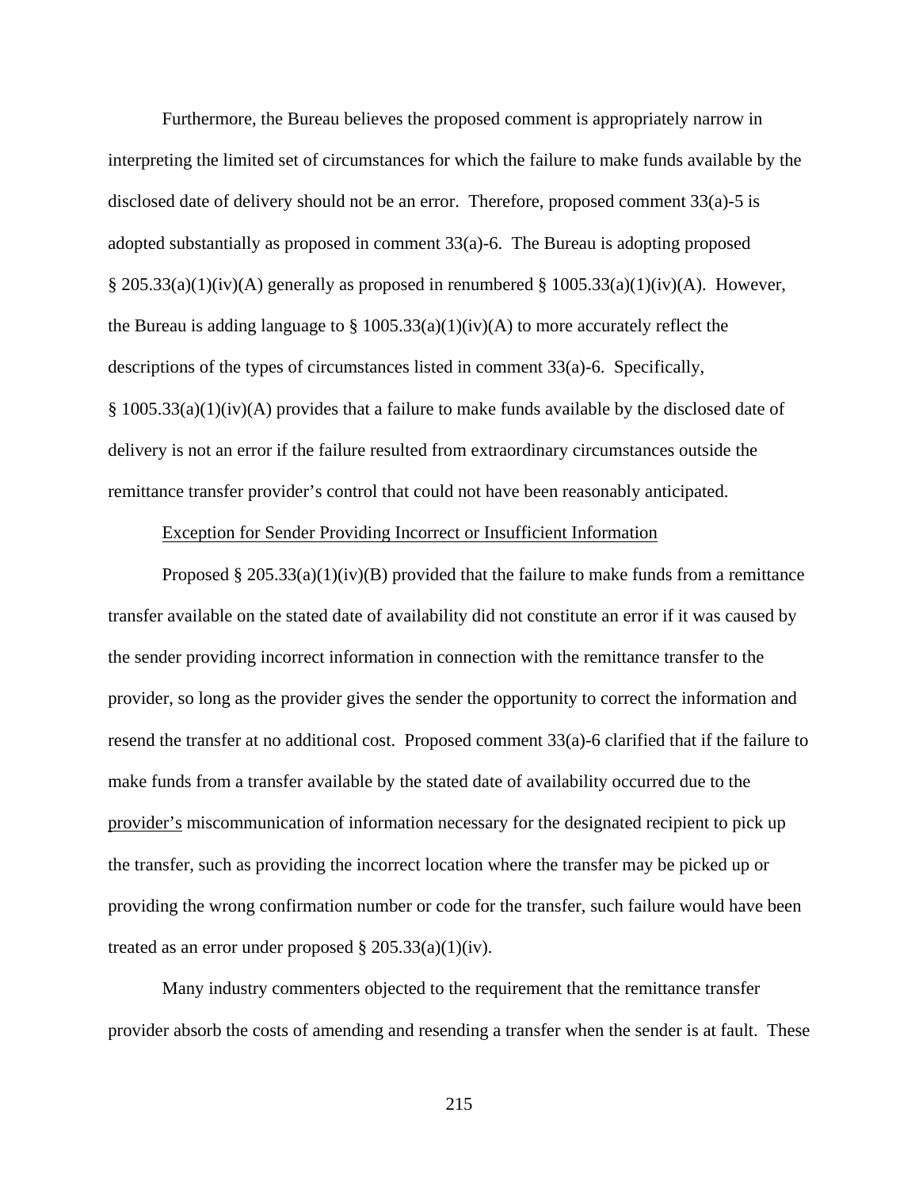Furthermore, the Bureau believes the proposed comment is appropriately narrow in interpreting the limited set of circumstances for which the failure to make funds available by the disclosed date of delivery should not be an error. Therefore, proposed comment 33(a)-5 is adopted substantially as proposed in comment 33(a)-6. The Bureau is adopting proposed § 205.33(a)(1)(iv)(A) generally as proposed in renumbered § 1005.33(a)(1)(iv)(A). However, the Bureau is adding language to § 1005.33(a)(1)(iv)(A) to more accurately reflect the descriptions of the types of circumstances listed in comment 33(a)-6. Specifically, § 1005.33(a)(1)(iv)(A) provides that a failure to make funds available by the disclosed date of delivery is not an error if the failure resulted from extraordinary circumstances outside the remittance transfer provider's control that could not have been reasonably anticipated.

Exception for Sender Providing Incorrect or Insufficient Information

Proposed § 205.33(a)(1)(iv)(B) provided that the failure to make funds from a remittance transfer available on the stated date of availability did not constitute an error if it was caused by the sender providing incorrect information in connection with the remittance transfer to the provider, so long as the provider gives the sender the opportunity to correct the information and resend the transfer at no additional cost. Proposed comment 33(a)-6 clarified that if the failure to make funds from a transfer available by the stated date of availability occurred due to the provider's miscommunication of information necessary for the designated recipient to pick up the transfer, such as providing the incorrect location where the transfer may be picked up or providing the wrong confirmation number or code for the transfer, such failure would have been treated as an error under proposed § 205.33(a)(1)(iv).

Many industry commenters objected to the requirement that the remittance transfer provider absorb the costs of amending and resending a transfer when the sender is at fault. These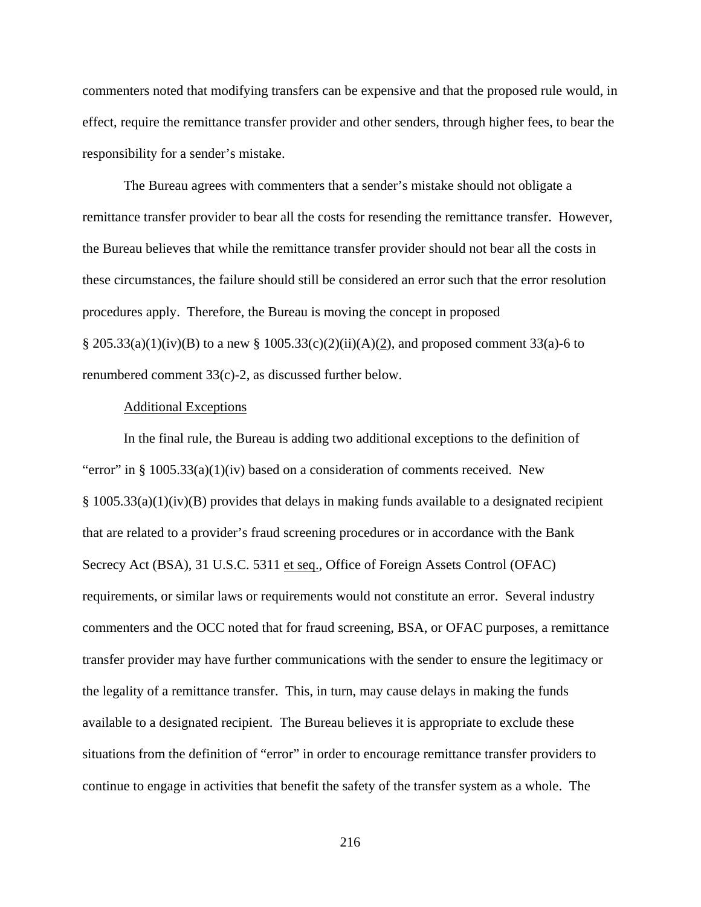commenters noted that modifying transfers can be expensive and that the proposed rule would, in effect, require the remittance transfer provider and other senders, through higher fees, to bear the responsibility for a sender's mistake.

The Bureau agrees with commenters that a sender's mistake should not obligate a remittance transfer provider to bear all the costs for resending the remittance transfer. However, the Bureau believes that while the remittance transfer provider should not bear all the costs in these circumstances, the failure should still be considered an error such that the error resolution procedures apply. Therefore, the Bureau is moving the concept in proposed § 205.33(a)(1)(iv)(B) to a new § 1005.33(c)(2)(ii)(A)(2), and proposed comment 33(a)-6 to renumbered comment 33(c)-2, as discussed further below.

Additional Exceptions

In the final rule, the Bureau is adding two additional exceptions to the definition of "error" in § 1005.33(a)(1)(iv) based on a consideration of comments received. New § 1005.33(a)(1)(iv)(B) provides that delays in making funds available to a designated recipient that are related to a provider's fraud screening procedures or in accordance with the Bank Secrecy Act (BSA), 31 U.S.C. 5311 et seq., Office of Foreign Assets Control (OFAC) requirements, or similar laws or requirements would not constitute an error. Several industry commenters and the OCC noted that for fraud screening, BSA, or OFAC purposes, a remittance transfer provider may have further communications with the sender to ensure the legitimacy or the legality of a remittance transfer. This, in turn, may cause delays in making the funds available to a designated recipient. The Bureau believes it is appropriate to exclude these situations from the definition of "error" in order to encourage remittance transfer providers to continue to engage in activities that benefit the safety of the transfer system as a whole. The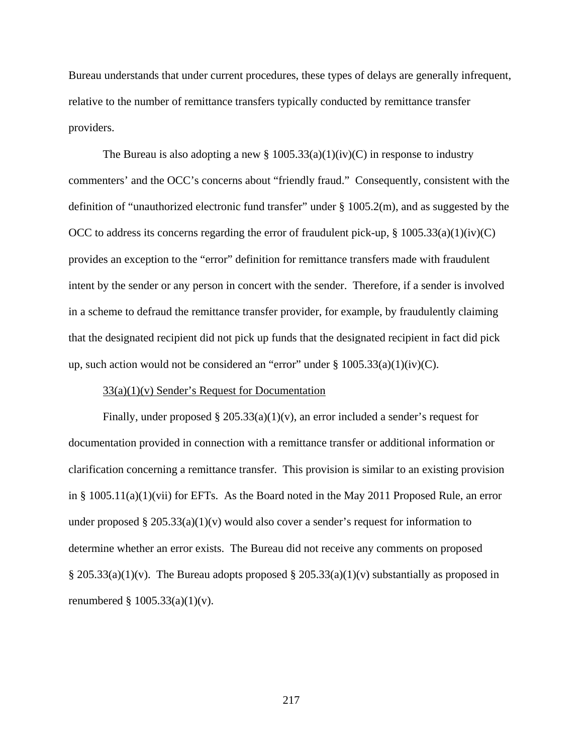Bureau understands that under current procedures, these types of delays are generally infrequent, relative to the number of remittance transfers typically conducted by remittance transfer providers.

The Bureau is also adopting a new § 1005.33(a)(1)(iv)(C) in response to industry commenters' and the OCC's concerns about "friendly fraud." Consequently, consistent with the definition of "unauthorized electronic fund transfer" under § 1005.2(m), and as suggested by the OCC to address its concerns regarding the error of fraudulent pick-up, § 1005.33(a)(1)(iv)(C) provides an exception to the "error" definition for remittance transfers made with fraudulent intent by the sender or any person in concert with the sender. Therefore, if a sender is involved in a scheme to defraud the remittance transfer provider, for example, by fraudulently claiming that the designated recipient did not pick up funds that the designated recipient in fact did pick up, such action would not be considered an "error" under § 1005.33(a)(1)(iv)(C).

33(a)(1)(v) Sender's Request for Documentation

Finally, under proposed § 205.33(a)(1)(v), an error included a sender's request for documentation provided in connection with a remittance transfer or additional information or clarification concerning a remittance transfer. This provision is similar to an existing provision in § 1005.11(a)(1)(vii) for EFTs. As the Board noted in the May 2011 Proposed Rule, an error under proposed § 205.33(a)(1)(v) would also cover a sender's request for information to determine whether an error exists. The Bureau did not receive any comments on proposed § 205.33(a)(1)(v). The Bureau adopts proposed § 205.33(a)(1)(v) substantially as proposed in renumbered § 1005.33(a)(1)(v).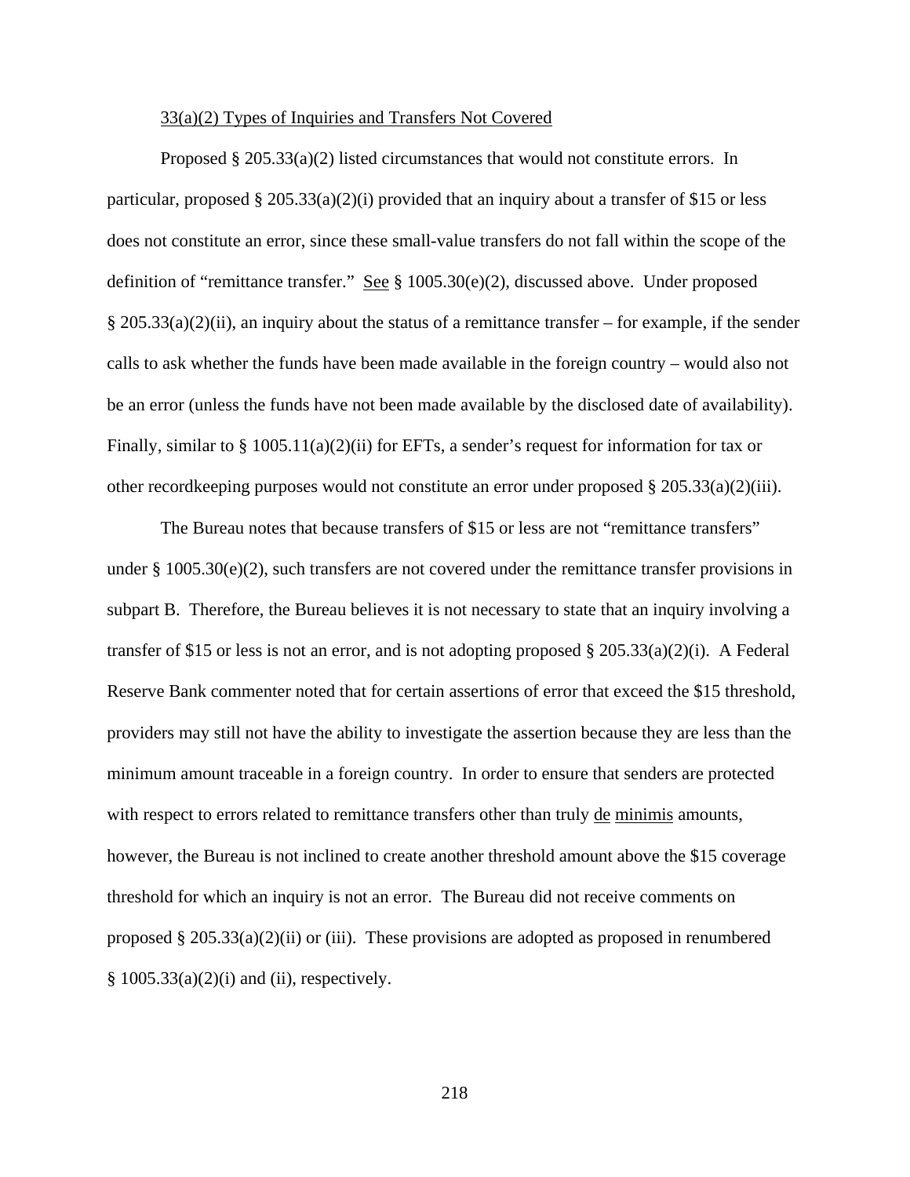33(a)(2) Types of Inquiries and Transfers Not Covered

Proposed § 205.33(a)(2) listed circumstances that would not constitute errors. In particular, proposed § 205.33(a)(2)(i) provided that an inquiry about a transfer of $15 or less does not constitute an error, since these small-value transfers do not fall within the scope of the definition of "remittance transfer." See § 1005.30(e)(2), discussed above. Under proposed § 205.33(a)(2)(ii), an inquiry about the status of a remittance transfer – for example, if the sender calls to ask whether the funds have been made available in the foreign country – would also not be an error (unless the funds have not been made available by the disclosed date of availability). Finally, similar to § 1005.11(a)(2)(ii) for EFTs, a sender's request for information for tax or other recordkeeping purposes would not constitute an error under proposed § 205.33(a)(2)(iii).

The Bureau notes that because transfers of $15 or less are not "remittance transfers" under § 1005.30(e)(2), such transfers are not covered under the remittance transfer provisions in subpart B. Therefore, the Bureau believes it is not necessary to state that an inquiry involving a transfer of $15 or less is not an error, and is not adopting proposed § 205.33(a)(2)(i). A Federal Reserve Bank commenter noted that for certain assertions of error that exceed the $15 threshold, providers may still not have the ability to investigate the assertion because they are less than the minimum amount traceable in a foreign country. In order to ensure that senders are protected with respect to errors related to remittance transfers other than truly de minimis amounts, however, the Bureau is not inclined to create another threshold amount above the $15 coverage threshold for which an inquiry is not an error. The Bureau did not receive comments on proposed § 205.33(a)(2)(ii) or (iii). These provisions are adopted as proposed in renumbered § 1005.33(a)(2)(i) and (ii), respectively.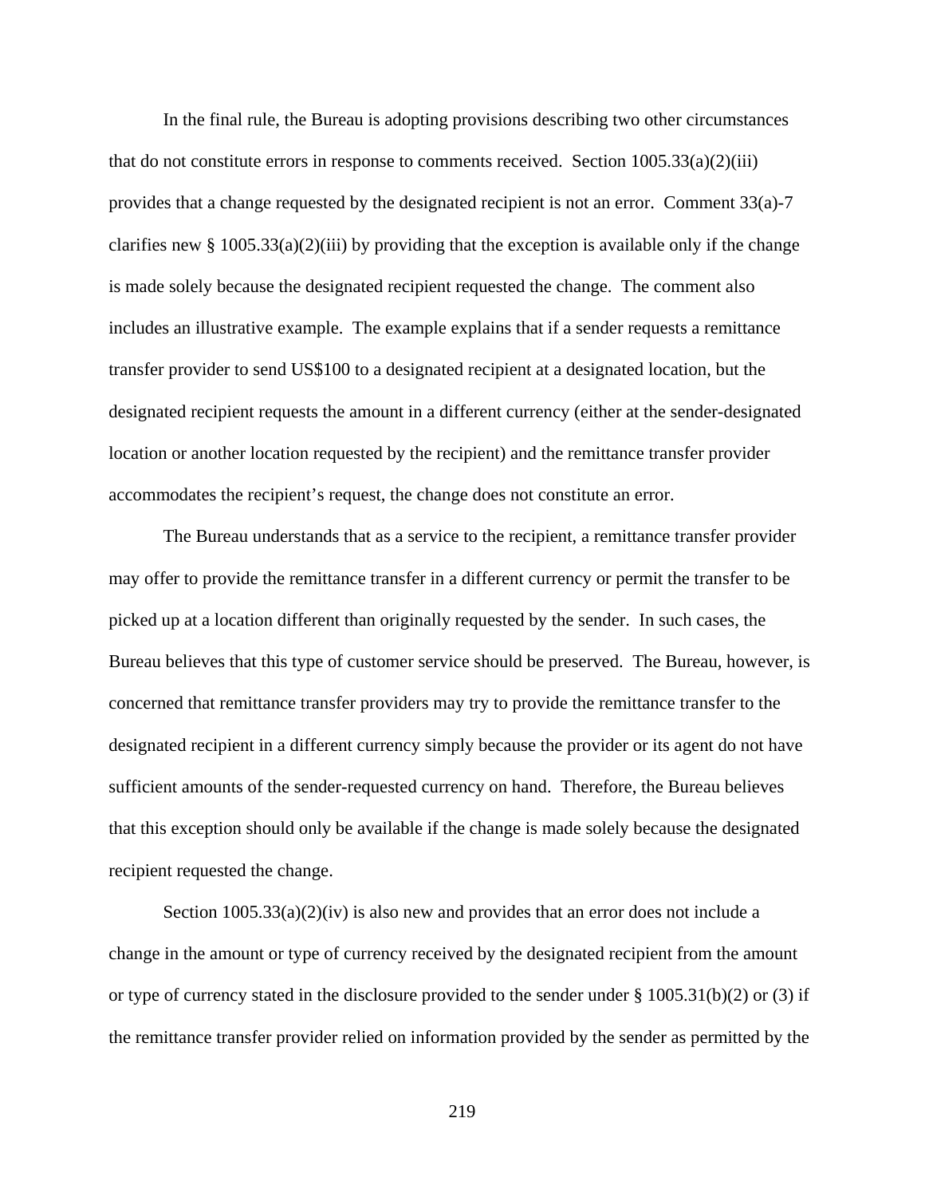In the final rule, the Bureau is adopting provisions describing two other circumstances that do not constitute errors in response to comments received. Section 1005.33(a)(2)(iii) provides that a change requested by the designated recipient is not an error. Comment 33(a)-7 clarifies new § 1005.33(a)(2)(iii) by providing that the exception is available only if the change is made solely because the designated recipient requested the change. The comment also includes an illustrative example. The example explains that if a sender requests a remittance transfer provider to send US$100 to a designated recipient at a designated location, but the designated recipient requests the amount in a different currency (either at the sender-designated location or another location requested by the recipient) and the remittance transfer provider accommodates the recipient's request, the change does not constitute an error.

The Bureau understands that as a service to the recipient, a remittance transfer provider may offer to provide the remittance transfer in a different currency or permit the transfer to be picked up at a location different than originally requested by the sender. In such cases, the Bureau believes that this type of customer service should be preserved. The Bureau, however, is concerned that remittance transfer providers may try to provide the remittance transfer to the designated recipient in a different currency simply because the provider or its agent do not have sufficient amounts of the sender-requested currency on hand. Therefore, the Bureau believes that this exception should only be available if the change is made solely because the designated recipient requested the change.

Section 1005.33(a)(2)(iv) is also new and provides that an error does not include a change in the amount or type of currency received by the designated recipient from the amount or type of currency stated in the disclosure provided to the sender under § 1005.31(b)(2) or (3) if the remittance transfer provider relied on information provided by the sender as permitted by the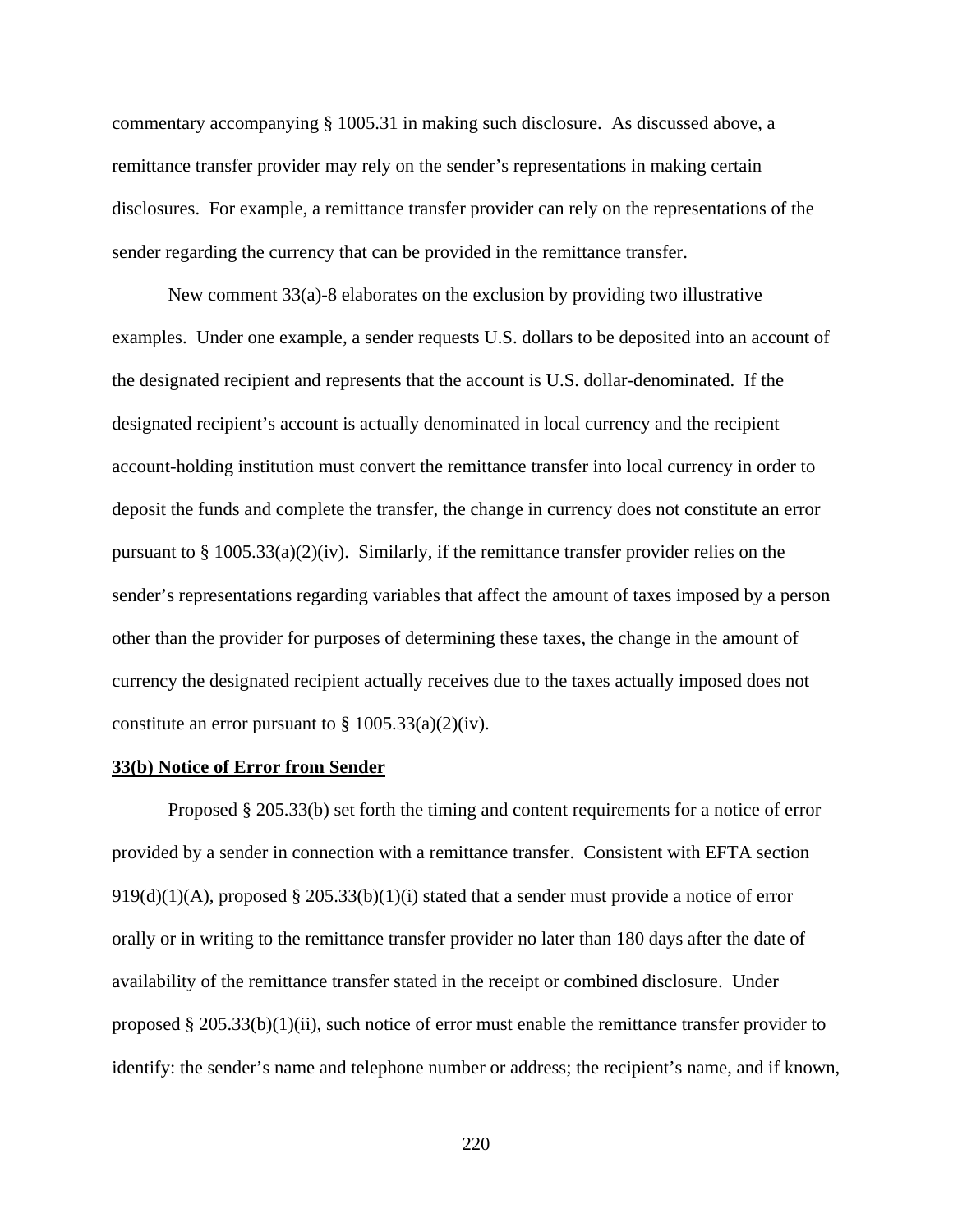commentary accompanying § 1005.31 in making such disclosure. As discussed above, a remittance transfer provider may rely on the sender's representations in making certain disclosures. For example, a remittance transfer provider can rely on the representations of the sender regarding the currency that can be provided in the remittance transfer.

New comment 33(a)-8 elaborates on the exclusion by providing two illustrative examples. Under one example, a sender requests U.S. dollars to be deposited into an account of the designated recipient and represents that the account is U.S. dollar-denominated. If the designated recipient's account is actually denominated in local currency and the recipient account-holding institution must convert the remittance transfer into local currency in order to deposit the funds and complete the transfer, the change in currency does not constitute an error pursuant to § 1005.33(a)(2)(iv). Similarly, if the remittance transfer provider relies on the sender's representations regarding variables that affect the amount of taxes imposed by a person other than the provider for purposes of determining these taxes, the change in the amount of currency the designated recipient actually receives due to the taxes actually imposed does not constitute an error pursuant to § 1005.33(a)(2)(iv).

**33(b) Notice of Error from Sender**

Proposed § 205.33(b) set forth the timing and content requirements for a notice of error provided by a sender in connection with a remittance transfer. Consistent with EFTA section 919(d)(1)(A), proposed § 205.33(b)(1)(i) stated that a sender must provide a notice of error orally or in writing to the remittance transfer provider no later than 180 days after the date of availability of the remittance transfer stated in the receipt or combined disclosure. Under proposed § 205.33(b)(1)(ii), such notice of error must enable the remittance transfer provider to identify: the sender's name and telephone number or address; the recipient's name, and if known,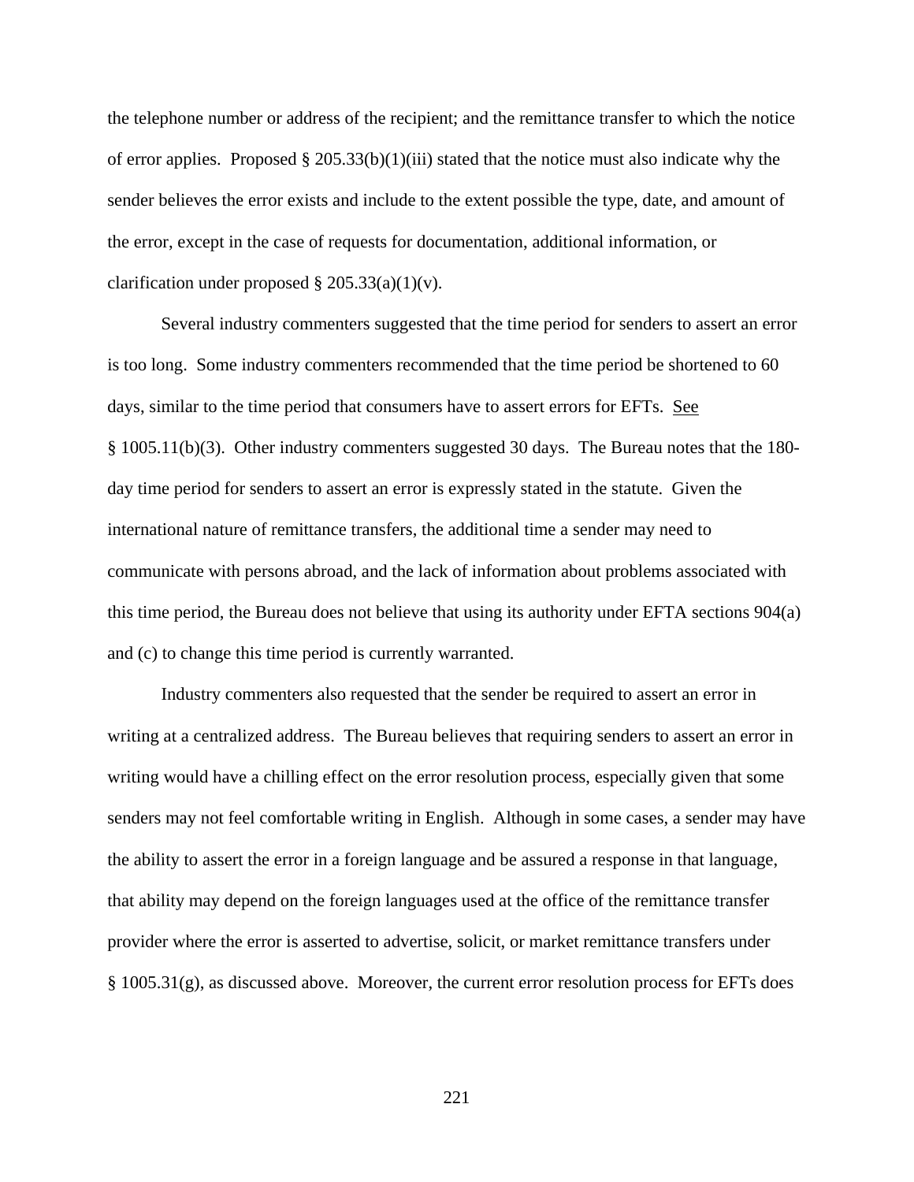the telephone number or address of the recipient; and the remittance transfer to which the notice of error applies. Proposed § 205.33(b)(1)(iii) stated that the notice must also indicate why the sender believes the error exists and include to the extent possible the type, date, and amount of the error, except in the case of requests for documentation, additional information, or clarification under proposed § 205.33(a)(1)(v).

Several industry commenters suggested that the time period for senders to assert an error is too long. Some industry commenters recommended that the time period be shortened to 60 days, similar to the time period that consumers have to assert errors for EFTs. See § 1005.11(b)(3). Other industry commenters suggested 30 days. The Bureau notes that the 180-day time period for senders to assert an error is expressly stated in the statute. Given the international nature of remittance transfers, the additional time a sender may need to communicate with persons abroad, and the lack of information about problems associated with this time period, the Bureau does not believe that using its authority under EFTA sections 904(a) and (c) to change this time period is currently warranted.

Industry commenters also requested that the sender be required to assert an error in writing at a centralized address. The Bureau believes that requiring senders to assert an error in writing would have a chilling effect on the error resolution process, especially given that some senders may not feel comfortable writing in English. Although in some cases, a sender may have the ability to assert the error in a foreign language and be assured a response in that language, that ability may depend on the foreign languages used at the office of the remittance transfer provider where the error is asserted to advertise, solicit, or market remittance transfers under § 1005.31(g), as discussed above. Moreover, the current error resolution process for EFTs does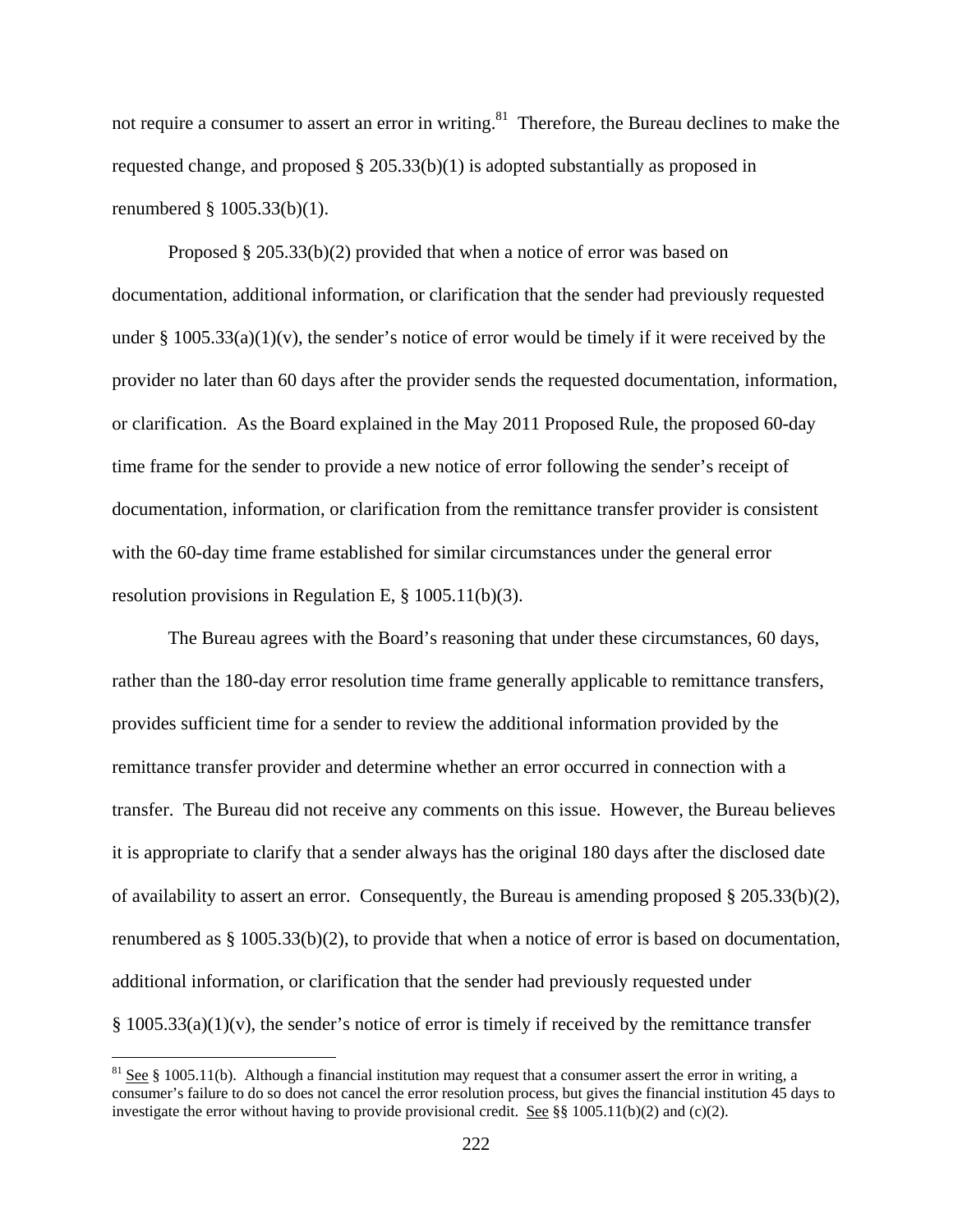not require a consumer to assert an error in writing.[81] Therefore, the Bureau declines to make the requested change, and proposed § 205.33(b)(1) is adopted substantially as proposed in renumbered § 1005.33(b)(1).

Proposed § 205.33(b)(2) provided that when a notice of error was based on documentation, additional information, or clarification that the sender had previously requested under § 1005.33(a)(1)(v), the sender's notice of error would be timely if it were received by the provider no later than 60 days after the provider sends the requested documentation, information, or clarification. As the Board explained in the May 2011 Proposed Rule, the proposed 60-day time frame for the sender to provide a new notice of error following the sender's receipt of documentation, information, or clarification from the remittance transfer provider is consistent with the 60-day time frame established for similar circumstances under the general error resolution provisions in Regulation E, § 1005.11(b)(3).

The Bureau agrees with the Board's reasoning that under these circumstances, 60 days, rather than the 180-day error resolution time frame generally applicable to remittance transfers, provides sufficient time for a sender to review the additional information provided by the remittance transfer provider and determine whether an error occurred in connection with a transfer. The Bureau did not receive any comments on this issue. However, the Bureau believes it is appropriate to clarify that a sender always has the original 180 days after the disclosed date of availability to assert an error. Consequently, the Bureau is amending proposed § 205.33(b)(2), renumbered as § 1005.33(b)(2), to provide that when a notice of error is based on documentation, additional information, or clarification that the sender had previously requested under § 1005.33(a)(1)(v), the sender's notice of error is timely if received by the remittance transfer

[81] See § 1005.11(b). Although a financial institution may request that a consumer assert the error in writing, a consumer's failure to do so does not cancel the error resolution process, but gives the financial institution 45 days to investigate the error without having to provide provisional credit. See §§ 1005.11(b)(2) and (c)(2).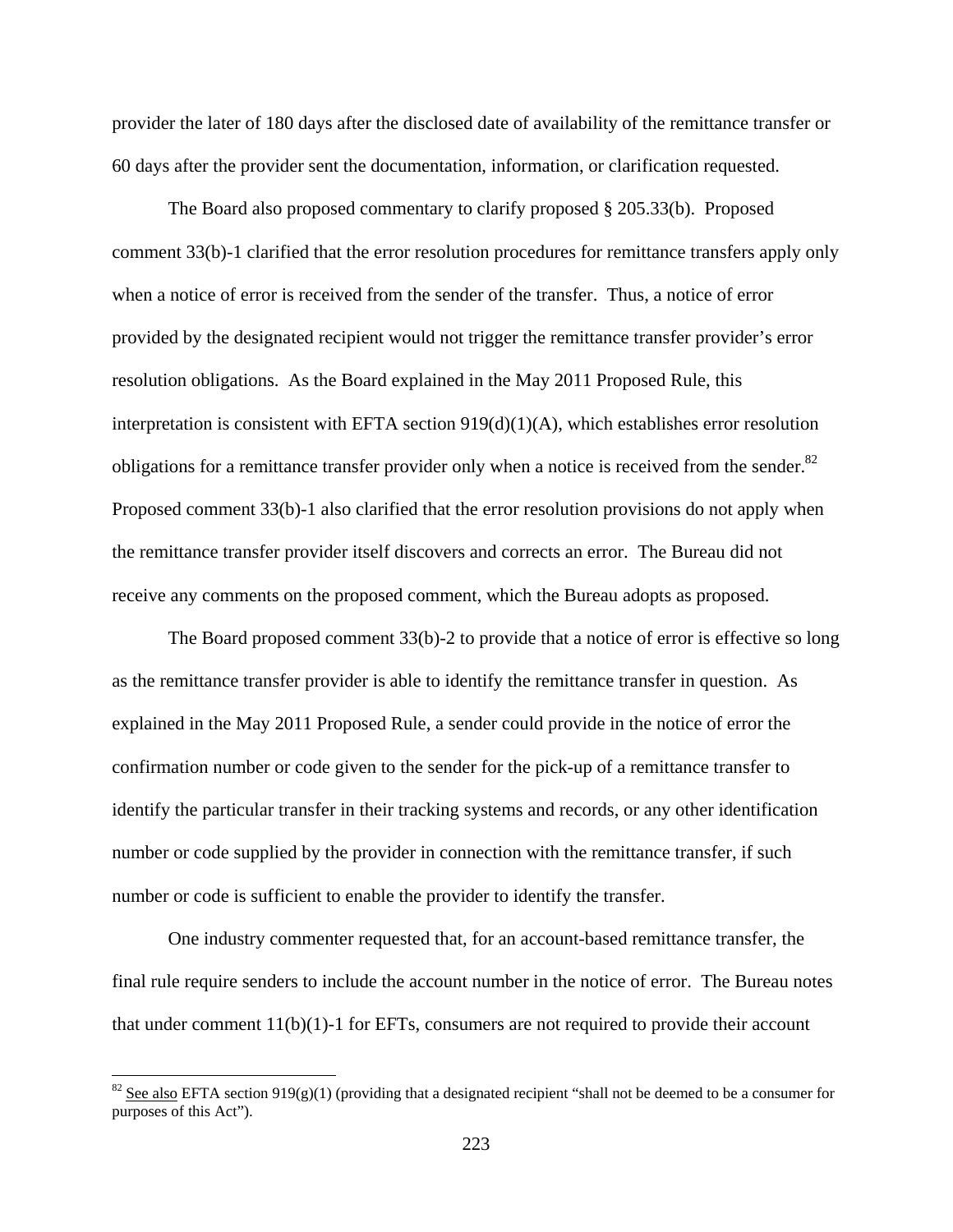provider the later of 180 days after the disclosed date of availability of the remittance transfer or 60 days after the provider sent the documentation, information, or clarification requested.

The Board also proposed commentary to clarify proposed § 205.33(b). Proposed comment 33(b)-1 clarified that the error resolution procedures for remittance transfers apply only when a notice of error is received from the sender of the transfer. Thus, a notice of error provided by the designated recipient would not trigger the remittance transfer provider's error resolution obligations. As the Board explained in the May 2011 Proposed Rule, this interpretation is consistent with EFTA section 919(d)(1)(A), which establishes error resolution obligations for a remittance transfer provider only when a notice is received from the sender.[82] Proposed comment 33(b)-1 also clarified that the error resolution provisions do not apply when the remittance transfer provider itself discovers and corrects an error. The Bureau did not receive any comments on the proposed comment, which the Bureau adopts as proposed.

The Board proposed comment 33(b)-2 to provide that a notice of error is effective so long as the remittance transfer provider is able to identify the remittance transfer in question. As explained in the May 2011 Proposed Rule, a sender could provide in the notice of error the confirmation number or code given to the sender for the pick-up of a remittance transfer to identify the particular transfer in their tracking systems and records, or any other identification number or code supplied by the provider in connection with the remittance transfer, if such number or code is sufficient to enable the provider to identify the transfer.

One industry commenter requested that, for an account-based remittance transfer, the final rule require senders to include the account number in the notice of error. The Bureau notes that under comment 11(b)(1)-1 for EFTs, consumers are not required to provide their account

[82] See also EFTA section 919(g)(1) (providing that a designated recipient "shall not be deemed to be a consumer for purposes of this Act").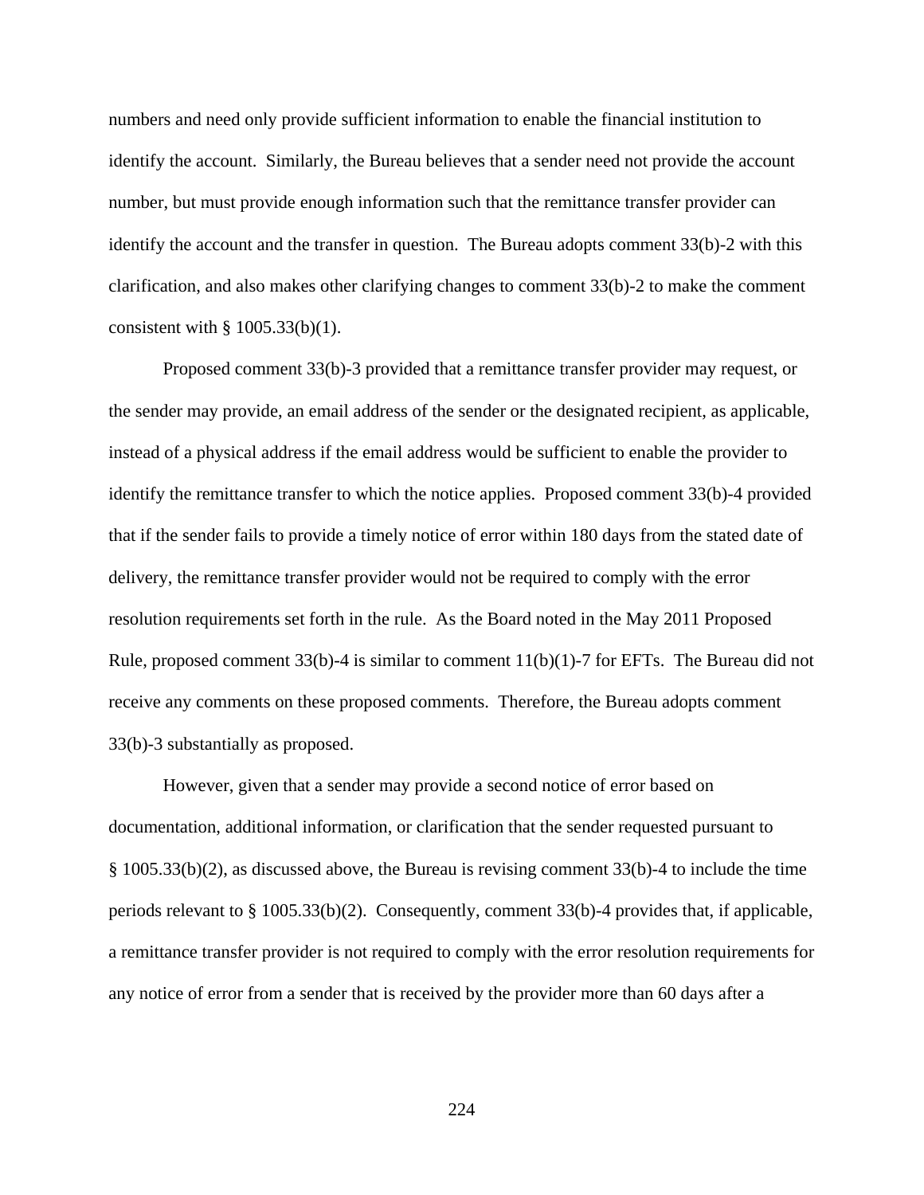numbers and need only provide sufficient information to enable the financial institution to identify the account. Similarly, the Bureau believes that a sender need not provide the account number, but must provide enough information such that the remittance transfer provider can identify the account and the transfer in question. The Bureau adopts comment 33(b)-2 with this clarification, and also makes other clarifying changes to comment 33(b)-2 to make the comment consistent with § 1005.33(b)(1).

Proposed comment 33(b)-3 provided that a remittance transfer provider may request, or the sender may provide, an email address of the sender or the designated recipient, as applicable, instead of a physical address if the email address would be sufficient to enable the provider to identify the remittance transfer to which the notice applies. Proposed comment 33(b)-4 provided that if the sender fails to provide a timely notice of error within 180 days from the stated date of delivery, the remittance transfer provider would not be required to comply with the error resolution requirements set forth in the rule. As the Board noted in the May 2011 Proposed Rule, proposed comment 33(b)-4 is similar to comment 11(b)(1)-7 for EFTs. The Bureau did not receive any comments on these proposed comments. Therefore, the Bureau adopts comment 33(b)-3 substantially as proposed.

However, given that a sender may provide a second notice of error based on documentation, additional information, or clarification that the sender requested pursuant to § 1005.33(b)(2), as discussed above, the Bureau is revising comment 33(b)-4 to include the time periods relevant to § 1005.33(b)(2). Consequently, comment 33(b)-4 provides that, if applicable, a remittance transfer provider is not required to comply with the error resolution requirements for any notice of error from a sender that is received by the provider more than 60 days after a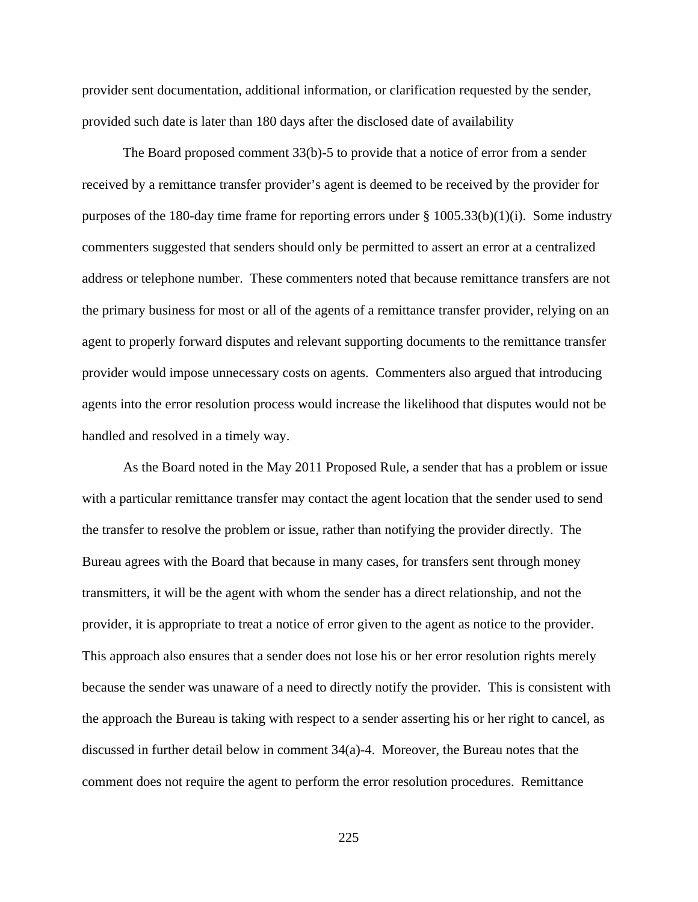provider sent documentation, additional information, or clarification requested by the sender, provided such date is later than 180 days after the disclosed date of availability

The Board proposed comment 33(b)-5 to provide that a notice of error from a sender received by a remittance transfer provider's agent is deemed to be received by the provider for purposes of the 180-day time frame for reporting errors under § 1005.33(b)(1)(i). Some industry commenters suggested that senders should only be permitted to assert an error at a centralized address or telephone number. These commenters noted that because remittance transfers are not the primary business for most or all of the agents of a remittance transfer provider, relying on an agent to properly forward disputes and relevant supporting documents to the remittance transfer provider would impose unnecessary costs on agents. Commenters also argued that introducing agents into the error resolution process would increase the likelihood that disputes would not be handled and resolved in a timely way.

As the Board noted in the May 2011 Proposed Rule, a sender that has a problem or issue with a particular remittance transfer may contact the agent location that the sender used to send the transfer to resolve the problem or issue, rather than notifying the provider directly. The Bureau agrees with the Board that because in many cases, for transfers sent through money transmitters, it will be the agent with whom the sender has a direct relationship, and not the provider, it is appropriate to treat a notice of error given to the agent as notice to the provider. This approach also ensures that a sender does not lose his or her error resolution rights merely because the sender was unaware of a need to directly notify the provider. This is consistent with the approach the Bureau is taking with respect to a sender asserting his or her right to cancel, as discussed in further detail below in comment 34(a)-4. Moreover, the Bureau notes that the comment does not require the agent to perform the error resolution procedures. Remittance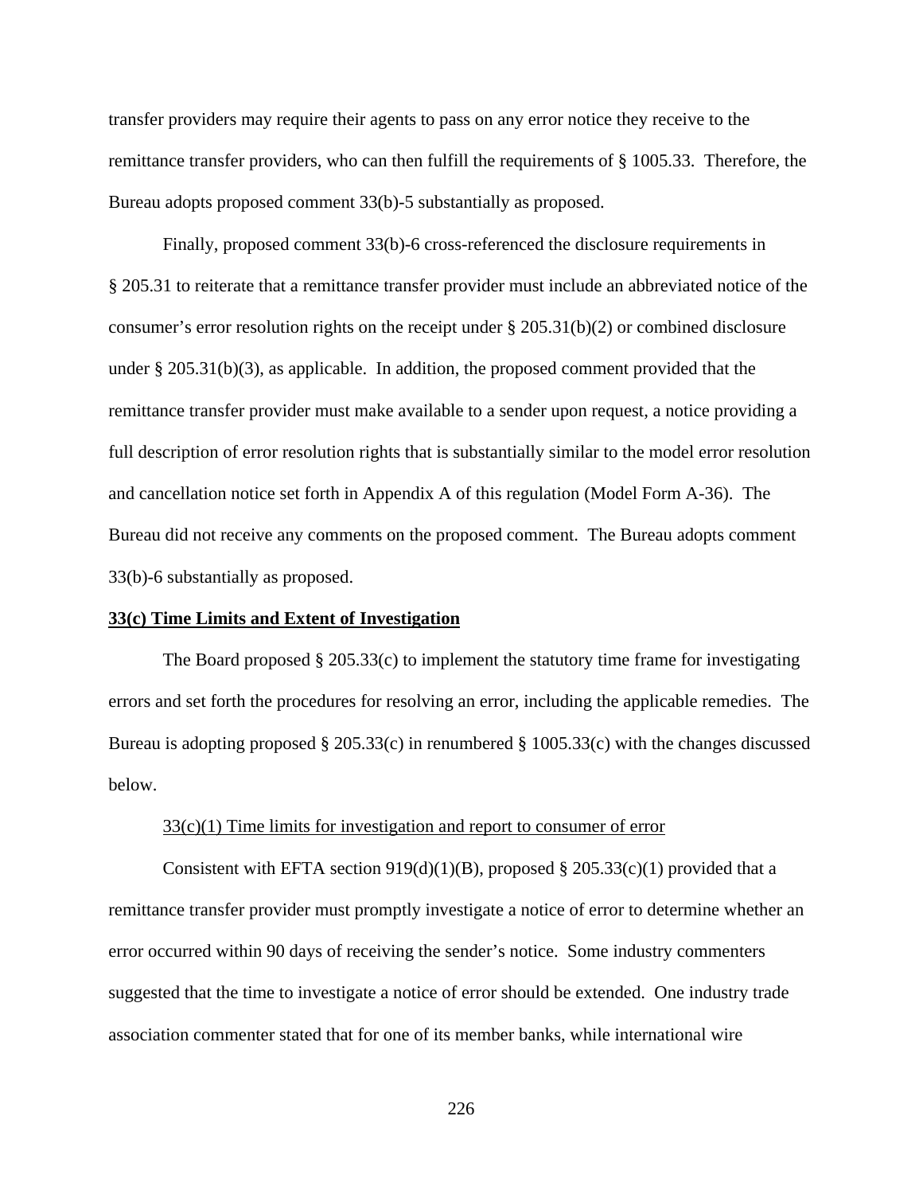transfer providers may require their agents to pass on any error notice they receive to the remittance transfer providers, who can then fulfill the requirements of § 1005.33. Therefore, the Bureau adopts proposed comment 33(b)-5 substantially as proposed.

Finally, proposed comment 33(b)-6 cross-referenced the disclosure requirements in § 205.31 to reiterate that a remittance transfer provider must include an abbreviated notice of the consumer's error resolution rights on the receipt under § 205.31(b)(2) or combined disclosure under § 205.31(b)(3), as applicable. In addition, the proposed comment provided that the remittance transfer provider must make available to a sender upon request, a notice providing a full description of error resolution rights that is substantially similar to the model error resolution and cancellation notice set forth in Appendix A of this regulation (Model Form A-36). The Bureau did not receive any comments on the proposed comment. The Bureau adopts comment 33(b)-6 substantially as proposed.

**33(c) Time Limits and Extent of Investigation**

The Board proposed § 205.33(c) to implement the statutory time frame for investigating errors and set forth the procedures for resolving an error, including the applicable remedies. The Bureau is adopting proposed § 205.33(c) in renumbered § 1005.33(c) with the changes discussed below.

33(c)(1) Time limits for investigation and report to consumer of error

Consistent with EFTA section 919(d)(1)(B), proposed § 205.33(c)(1) provided that a remittance transfer provider must promptly investigate a notice of error to determine whether an error occurred within 90 days of receiving the sender's notice. Some industry commenters suggested that the time to investigate a notice of error should be extended. One industry trade association commenter stated that for one of its member banks, while international wire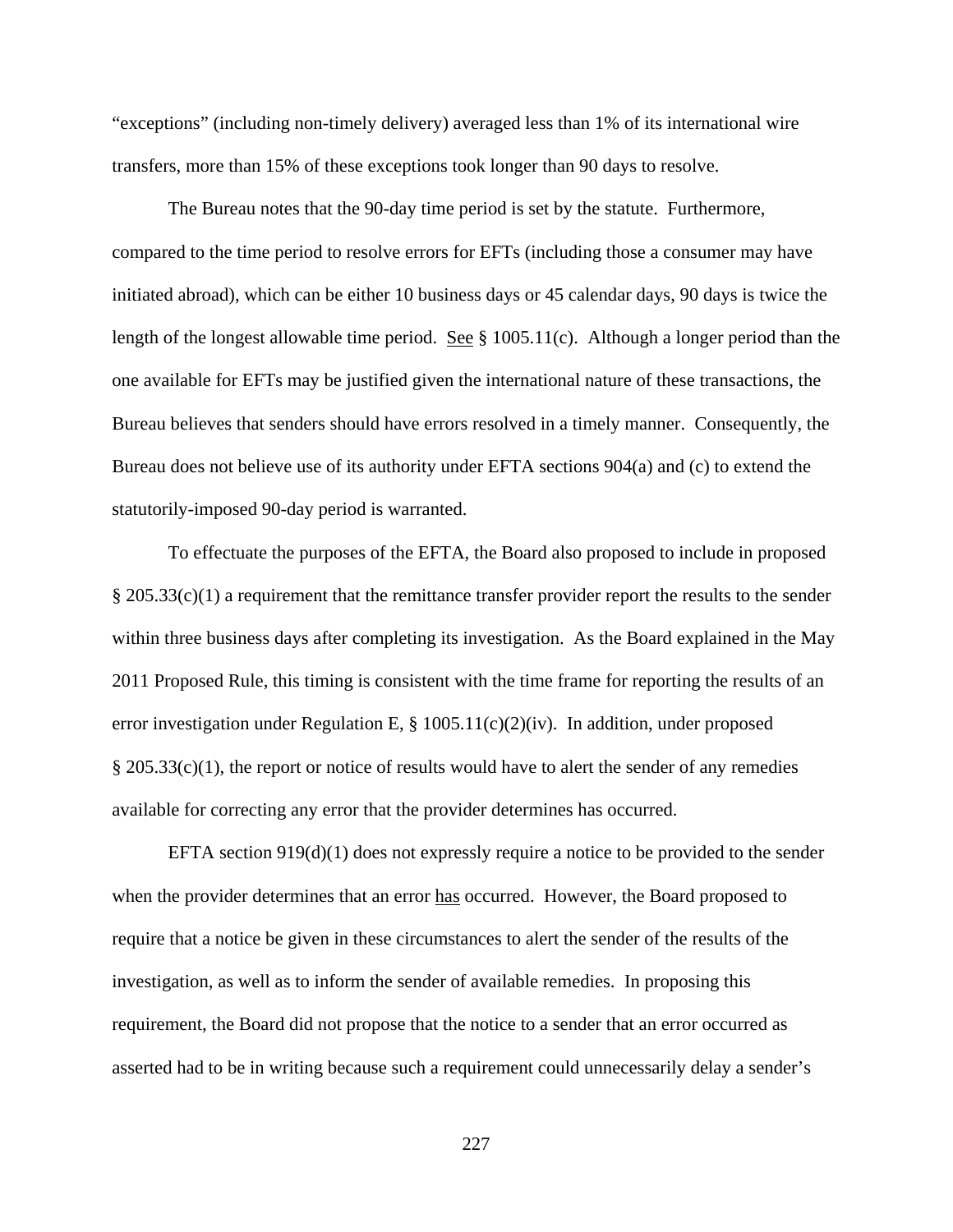“exceptions” (including non-timely delivery) averaged less than 1% of its international wire transfers, more than 15% of these exceptions took longer than 90 days to resolve.

The Bureau notes that the 90-day time period is set by the statute. Furthermore, compared to the time period to resolve errors for EFTs (including those a consumer may have initiated abroad), which can be either 10 business days or 45 calendar days, 90 days is twice the length of the longest allowable time period. See § 1005.11(c). Although a longer period than the one available for EFTs may be justified given the international nature of these transactions, the Bureau believes that senders should have errors resolved in a timely manner. Consequently, the Bureau does not believe use of its authority under EFTA sections 904(a) and (c) to extend the statutorily-imposed 90-day period is warranted.

To effectuate the purposes of the EFTA, the Board also proposed to include in proposed § 205.33(c)(1) a requirement that the remittance transfer provider report the results to the sender within three business days after completing its investigation. As the Board explained in the May 2011 Proposed Rule, this timing is consistent with the time frame for reporting the results of an error investigation under Regulation E, § 1005.11(c)(2)(iv). In addition, under proposed § 205.33(c)(1), the report or notice of results would have to alert the sender of any remedies available for correcting any error that the provider determines has occurred.

EFTA section 919(d)(1) does not expressly require a notice to be provided to the sender when the provider determines that an error has occurred. However, the Board proposed to require that a notice be given in these circumstances to alert the sender of the results of the investigation, as well as to inform the sender of available remedies. In proposing this requirement, the Board did not propose that the notice to a sender that an error occurred as asserted had to be in writing because such a requirement could unnecessarily delay a sender’s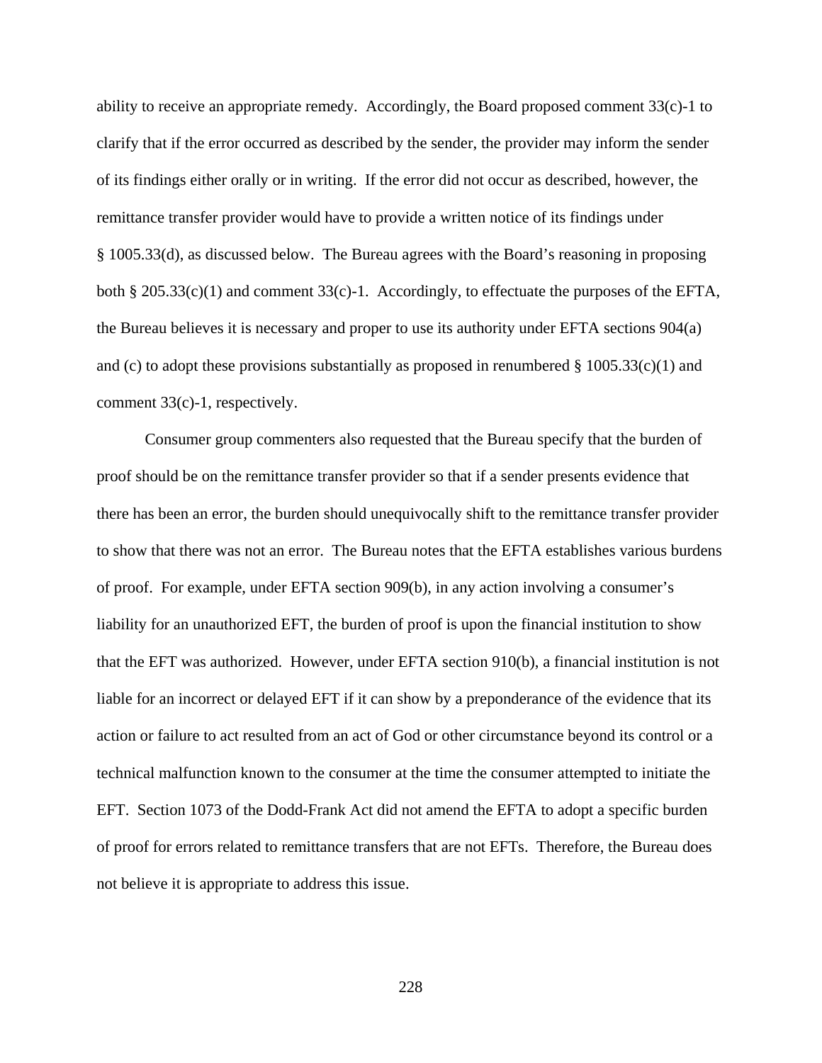ability to receive an appropriate remedy. Accordingly, the Board proposed comment 33(c)-1 to clarify that if the error occurred as described by the sender, the provider may inform the sender of its findings either orally or in writing. If the error did not occur as described, however, the remittance transfer provider would have to provide a written notice of its findings under § 1005.33(d), as discussed below. The Bureau agrees with the Board's reasoning in proposing both § 205.33(c)(1) and comment 33(c)-1. Accordingly, to effectuate the purposes of the EFTA, the Bureau believes it is necessary and proper to use its authority under EFTA sections 904(a) and (c) to adopt these provisions substantially as proposed in renumbered § 1005.33(c)(1) and comment 33(c)-1, respectively.

Consumer group commenters also requested that the Bureau specify that the burden of proof should be on the remittance transfer provider so that if a sender presents evidence that there has been an error, the burden should unequivocally shift to the remittance transfer provider to show that there was not an error. The Bureau notes that the EFTA establishes various burdens of proof. For example, under EFTA section 909(b), in any action involving a consumer's liability for an unauthorized EFT, the burden of proof is upon the financial institution to show that the EFT was authorized. However, under EFTA section 910(b), a financial institution is not liable for an incorrect or delayed EFT if it can show by a preponderance of the evidence that its action or failure to act resulted from an act of God or other circumstance beyond its control or a technical malfunction known to the consumer at the time the consumer attempted to initiate the EFT. Section 1073 of the Dodd-Frank Act did not amend the EFTA to adopt a specific burden of proof for errors related to remittance transfers that are not EFTs. Therefore, the Bureau does not believe it is appropriate to address this issue.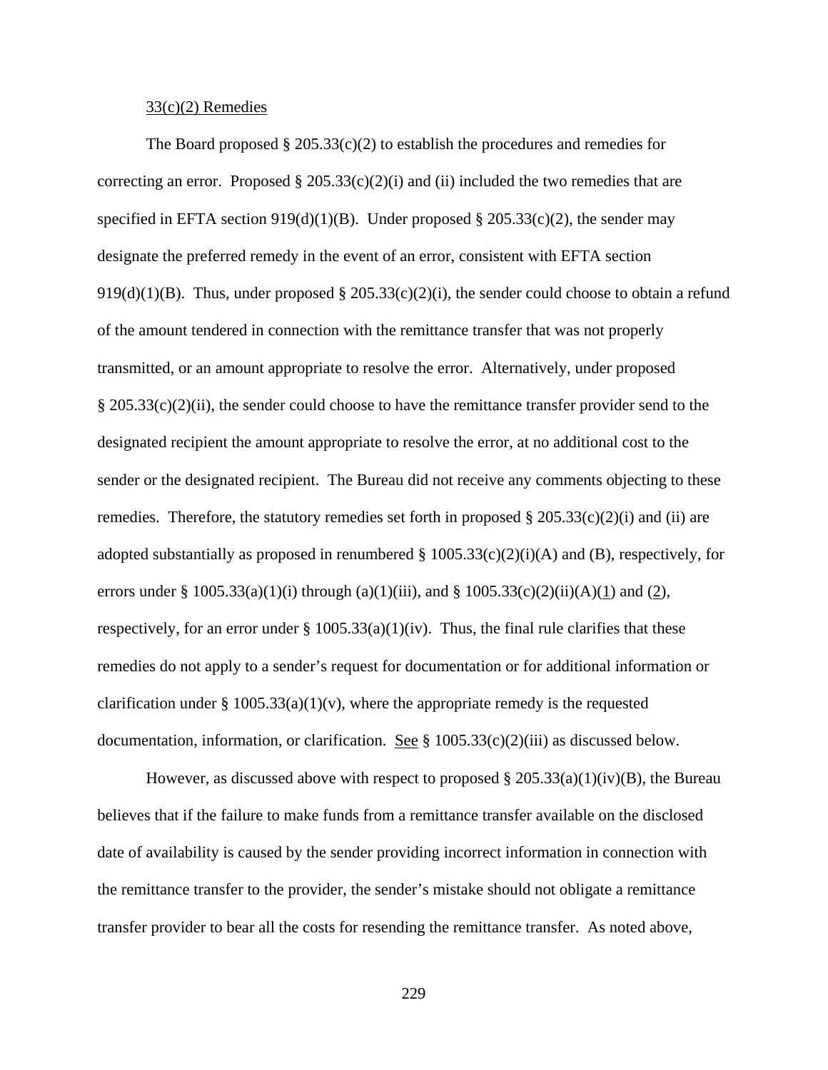33(c)(2) Remedies

The Board proposed § 205.33(c)(2) to establish the procedures and remedies for correcting an error. Proposed § 205.33(c)(2)(i) and (ii) included the two remedies that are specified in EFTA section 919(d)(1)(B). Under proposed § 205.33(c)(2), the sender may designate the preferred remedy in the event of an error, consistent with EFTA section 919(d)(1)(B). Thus, under proposed § 205.33(c)(2)(i), the sender could choose to obtain a refund of the amount tendered in connection with the remittance transfer that was not properly transmitted, or an amount appropriate to resolve the error. Alternatively, under proposed § 205.33(c)(2)(ii), the sender could choose to have the remittance transfer provider send to the designated recipient the amount appropriate to resolve the error, at no additional cost to the sender or the designated recipient. The Bureau did not receive any comments objecting to these remedies. Therefore, the statutory remedies set forth in proposed § 205.33(c)(2)(i) and (ii) are adopted substantially as proposed in renumbered § 1005.33(c)(2)(i)(A) and (B), respectively, for errors under § 1005.33(a)(1)(i) through (a)(1)(iii), and § 1005.33(c)(2)(ii)(A)(1) and (2), respectively, for an error under § 1005.33(a)(1)(iv). Thus, the final rule clarifies that these remedies do not apply to a sender's request for documentation or for additional information or clarification under § 1005.33(a)(1)(v), where the appropriate remedy is the requested documentation, information, or clarification. See § 1005.33(c)(2)(iii) as discussed below.

However, as discussed above with respect to proposed § 205.33(a)(1)(iv)(B), the Bureau believes that if the failure to make funds from a remittance transfer available on the disclosed date of availability is caused by the sender providing incorrect information in connection with the remittance transfer to the provider, the sender's mistake should not obligate a remittance transfer provider to bear all the costs for resending the remittance transfer. As noted above,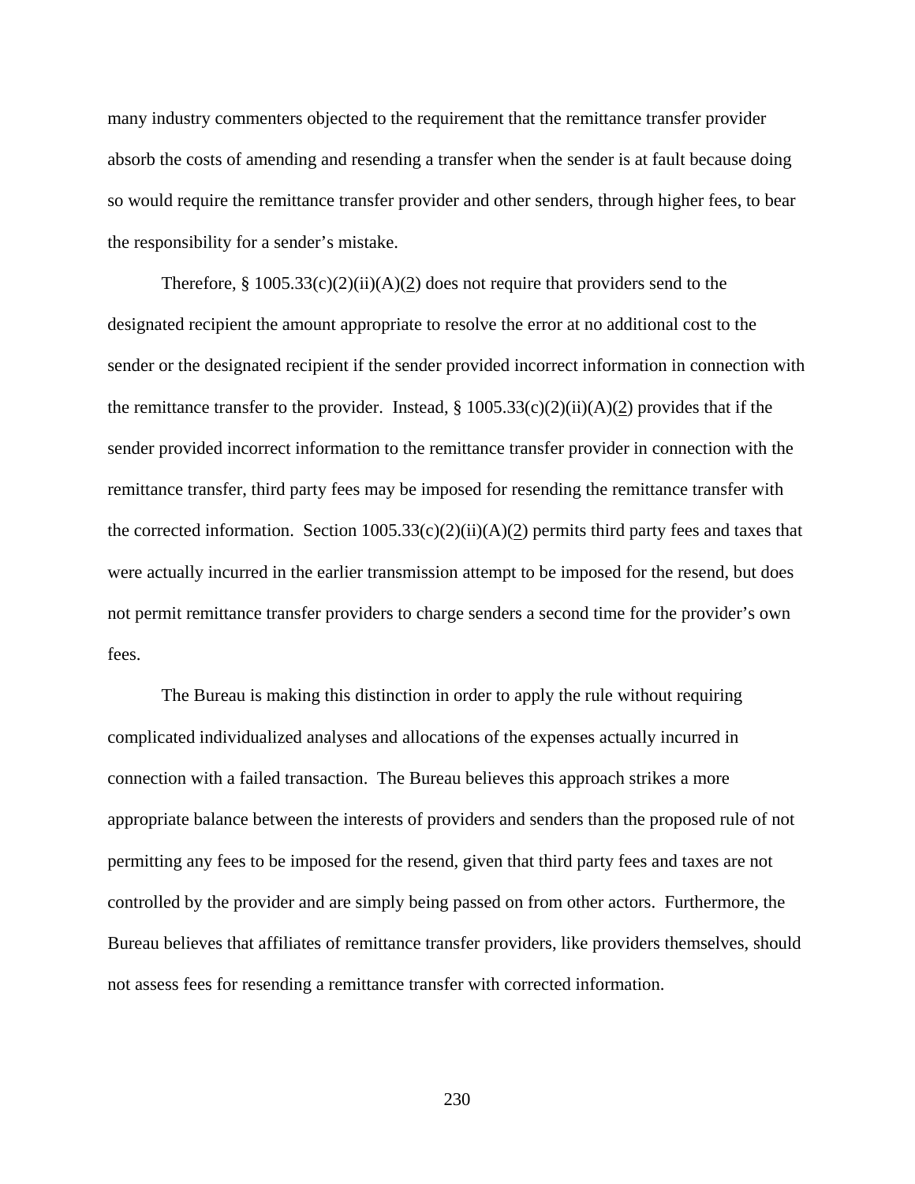many industry commenters objected to the requirement that the remittance transfer provider absorb the costs of amending and resending a transfer when the sender is at fault because doing so would require the remittance transfer provider and other senders, through higher fees, to bear the responsibility for a sender's mistake.

Therefore, § 1005.33(c)(2)(ii)(A)(2) does not require that providers send to the designated recipient the amount appropriate to resolve the error at no additional cost to the sender or the designated recipient if the sender provided incorrect information in connection with the remittance transfer to the provider. Instead, § 1005.33(c)(2)(ii)(A)(2) provides that if the sender provided incorrect information to the remittance transfer provider in connection with the remittance transfer, third party fees may be imposed for resending the remittance transfer with the corrected information. Section 1005.33(c)(2)(ii)(A)(2) permits third party fees and taxes that were actually incurred in the earlier transmission attempt to be imposed for the resend, but does not permit remittance transfer providers to charge senders a second time for the provider's own fees.

The Bureau is making this distinction in order to apply the rule without requiring complicated individualized analyses and allocations of the expenses actually incurred in connection with a failed transaction. The Bureau believes this approach strikes a more appropriate balance between the interests of providers and senders than the proposed rule of not permitting any fees to be imposed for the resend, given that third party fees and taxes are not controlled by the provider and are simply being passed on from other actors. Furthermore, the Bureau believes that affiliates of remittance transfer providers, like providers themselves, should not assess fees for resending a remittance transfer with corrected information.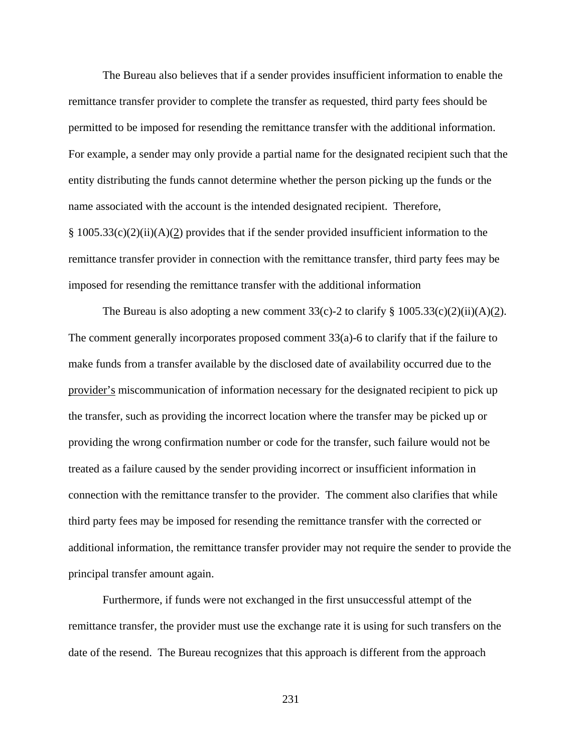The Bureau also believes that if a sender provides insufficient information to enable the remittance transfer provider to complete the transfer as requested, third party fees should be permitted to be imposed for resending the remittance transfer with the additional information. For example, a sender may only provide a partial name for the designated recipient such that the entity distributing the funds cannot determine whether the person picking up the funds or the name associated with the account is the intended designated recipient. Therefore, § 1005.33(c)(2)(ii)(A)(2) provides that if the sender provided insufficient information to the remittance transfer provider in connection with the remittance transfer, third party fees may be imposed for resending the remittance transfer with the additional information

The Bureau is also adopting a new comment 33(c)-2 to clarify § 1005.33(c)(2)(ii)(A)(2). The comment generally incorporates proposed comment 33(a)-6 to clarify that if the failure to make funds from a transfer available by the disclosed date of availability occurred due to the provider's miscommunication of information necessary for the designated recipient to pick up the transfer, such as providing the incorrect location where the transfer may be picked up or providing the wrong confirmation number or code for the transfer, such failure would not be treated as a failure caused by the sender providing incorrect or insufficient information in connection with the remittance transfer to the provider. The comment also clarifies that while third party fees may be imposed for resending the remittance transfer with the corrected or additional information, the remittance transfer provider may not require the sender to provide the principal transfer amount again.

Furthermore, if funds were not exchanged in the first unsuccessful attempt of the remittance transfer, the provider must use the exchange rate it is using for such transfers on the date of the resend. The Bureau recognizes that this approach is different from the approach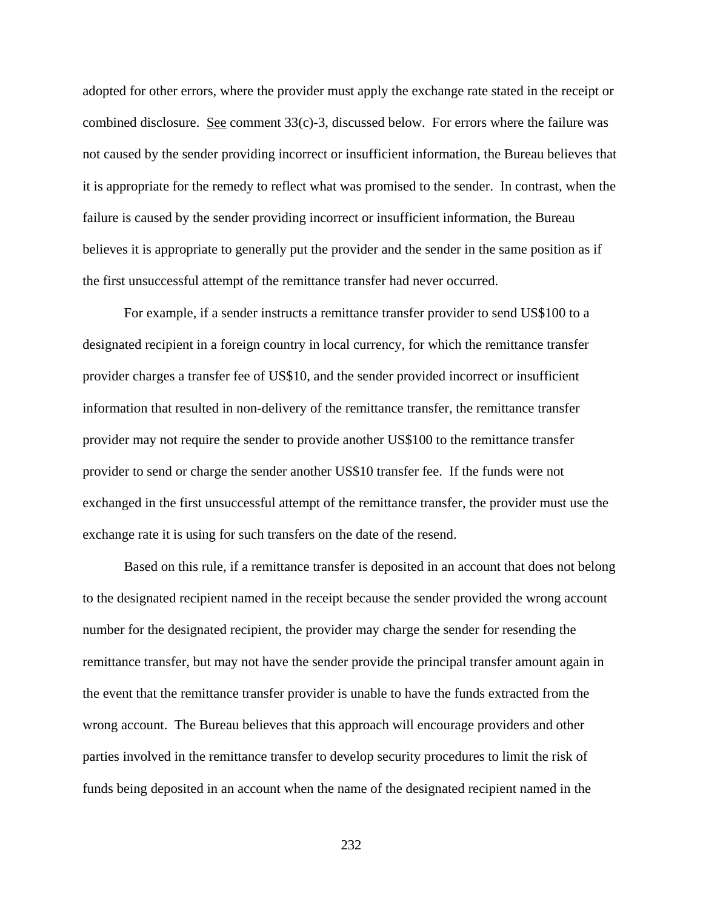adopted for other errors, where the provider must apply the exchange rate stated in the receipt or combined disclosure. See comment 33(c)-3, discussed below. For errors where the failure was not caused by the sender providing incorrect or insufficient information, the Bureau believes that it is appropriate for the remedy to reflect what was promised to the sender. In contrast, when the failure is caused by the sender providing incorrect or insufficient information, the Bureau believes it is appropriate to generally put the provider and the sender in the same position as if the first unsuccessful attempt of the remittance transfer had never occurred.

For example, if a sender instructs a remittance transfer provider to send US$100 to a designated recipient in a foreign country in local currency, for which the remittance transfer provider charges a transfer fee of US$10, and the sender provided incorrect or insufficient information that resulted in non-delivery of the remittance transfer, the remittance transfer provider may not require the sender to provide another US$100 to the remittance transfer provider to send or charge the sender another US$10 transfer fee. If the funds were not exchanged in the first unsuccessful attempt of the remittance transfer, the provider must use the exchange rate it is using for such transfers on the date of the resend.

Based on this rule, if a remittance transfer is deposited in an account that does not belong to the designated recipient named in the receipt because the sender provided the wrong account number for the designated recipient, the provider may charge the sender for resending the remittance transfer, but may not have the sender provide the principal transfer amount again in the event that the remittance transfer provider is unable to have the funds extracted from the wrong account. The Bureau believes that this approach will encourage providers and other parties involved in the remittance transfer to develop security procedures to limit the risk of funds being deposited in an account when the name of the designated recipient named in the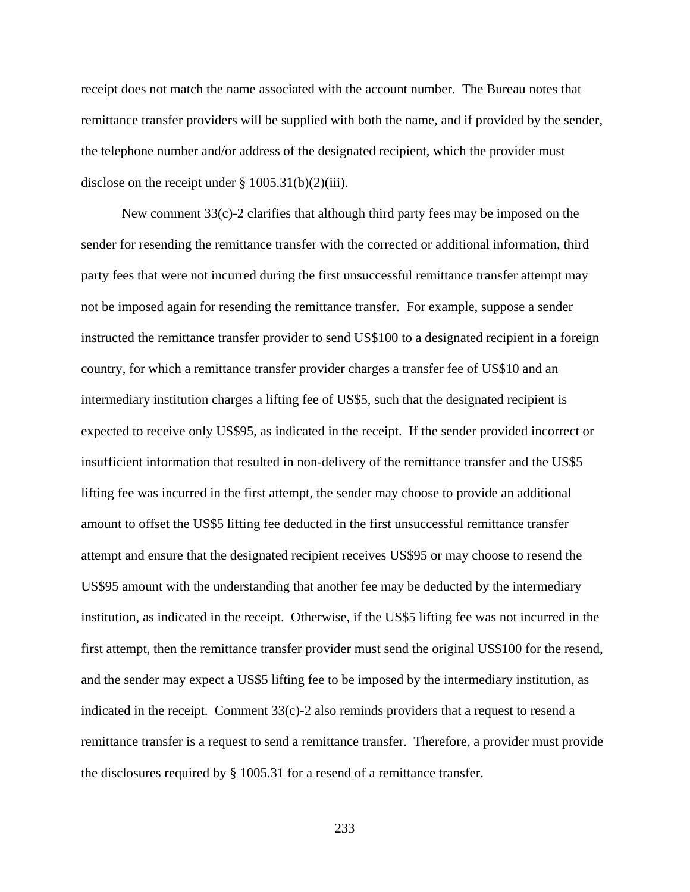receipt does not match the name associated with the account number. The Bureau notes that remittance transfer providers will be supplied with both the name, and if provided by the sender, the telephone number and/or address of the designated recipient, which the provider must disclose on the receipt under § 1005.31(b)(2)(iii).

New comment 33(c)-2 clarifies that although third party fees may be imposed on the sender for resending the remittance transfer with the corrected or additional information, third party fees that were not incurred during the first unsuccessful remittance transfer attempt may not be imposed again for resending the remittance transfer. For example, suppose a sender instructed the remittance transfer provider to send US$100 to a designated recipient in a foreign country, for which a remittance transfer provider charges a transfer fee of US$10 and an intermediary institution charges a lifting fee of US$5, such that the designated recipient is expected to receive only US$95, as indicated in the receipt. If the sender provided incorrect or insufficient information that resulted in non-delivery of the remittance transfer and the US$5 lifting fee was incurred in the first attempt, the sender may choose to provide an additional amount to offset the US$5 lifting fee deducted in the first unsuccessful remittance transfer attempt and ensure that the designated recipient receives US$95 or may choose to resend the US$95 amount with the understanding that another fee may be deducted by the intermediary institution, as indicated in the receipt. Otherwise, if the US$5 lifting fee was not incurred in the first attempt, then the remittance transfer provider must send the original US$100 for the resend, and the sender may expect a US$5 lifting fee to be imposed by the intermediary institution, as indicated in the receipt. Comment 33(c)-2 also reminds providers that a request to resend a remittance transfer is a request to send a remittance transfer. Therefore, a provider must provide the disclosures required by § 1005.31 for a resend of a remittance transfer.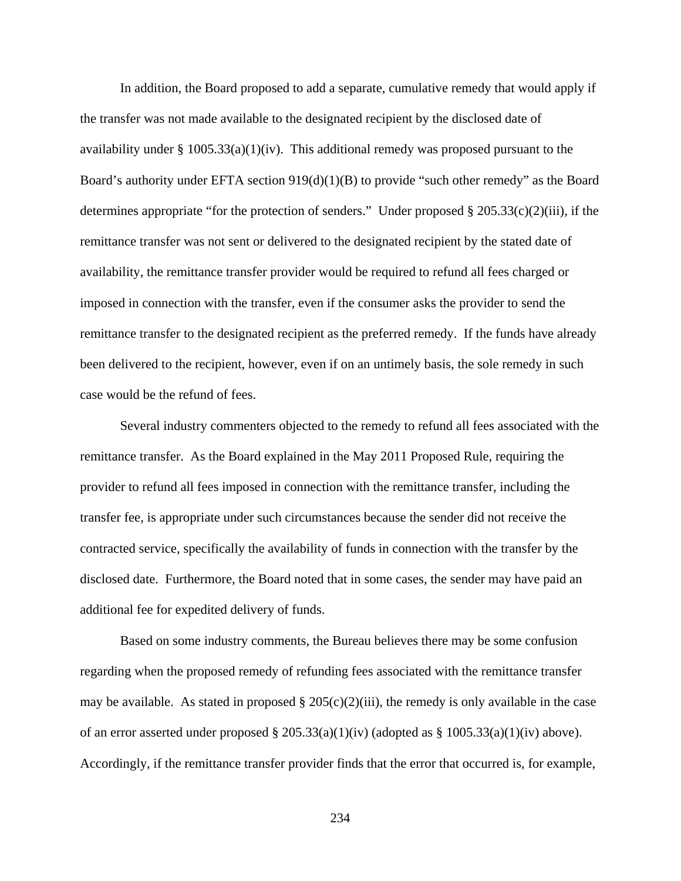In addition, the Board proposed to add a separate, cumulative remedy that would apply if the transfer was not made available to the designated recipient by the disclosed date of availability under § 1005.33(a)(1)(iv). This additional remedy was proposed pursuant to the Board's authority under EFTA section 919(d)(1)(B) to provide "such other remedy" as the Board determines appropriate "for the protection of senders." Under proposed § 205.33(c)(2)(iii), if the remittance transfer was not sent or delivered to the designated recipient by the stated date of availability, the remittance transfer provider would be required to refund all fees charged or imposed in connection with the transfer, even if the consumer asks the provider to send the remittance transfer to the designated recipient as the preferred remedy. If the funds have already been delivered to the recipient, however, even if on an untimely basis, the sole remedy in such case would be the refund of fees.

Several industry commenters objected to the remedy to refund all fees associated with the remittance transfer. As the Board explained in the May 2011 Proposed Rule, requiring the provider to refund all fees imposed in connection with the remittance transfer, including the transfer fee, is appropriate under such circumstances because the sender did not receive the contracted service, specifically the availability of funds in connection with the transfer by the disclosed date. Furthermore, the Board noted that in some cases, the sender may have paid an additional fee for expedited delivery of funds.

Based on some industry comments, the Bureau believes there may be some confusion regarding when the proposed remedy of refunding fees associated with the remittance transfer may be available. As stated in proposed § 205(c)(2)(iii), the remedy is only available in the case of an error asserted under proposed § 205.33(a)(1)(iv) (adopted as § 1005.33(a)(1)(iv) above). Accordingly, if the remittance transfer provider finds that the error that occurred is, for example,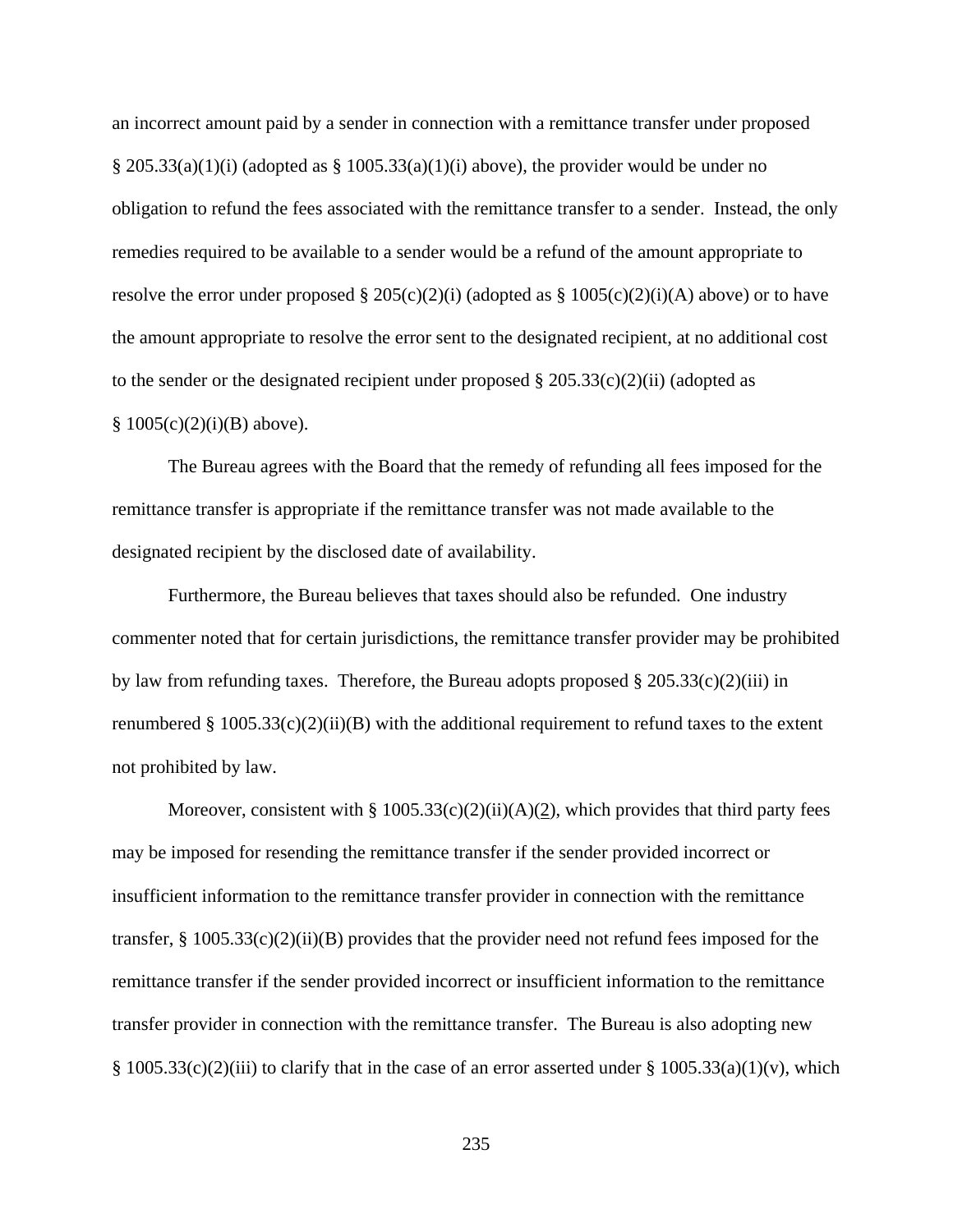an incorrect amount paid by a sender in connection with a remittance transfer under proposed § 205.33(a)(1)(i) (adopted as § 1005.33(a)(1)(i) above), the provider would be under no obligation to refund the fees associated with the remittance transfer to a sender. Instead, the only remedies required to be available to a sender would be a refund of the amount appropriate to resolve the error under proposed § 205(c)(2)(i) (adopted as § 1005(c)(2)(i)(A) above) or to have the amount appropriate to resolve the error sent to the designated recipient, at no additional cost to the sender or the designated recipient under proposed § 205.33(c)(2)(ii) (adopted as § 1005(c)(2)(i)(B) above).

The Bureau agrees with the Board that the remedy of refunding all fees imposed for the remittance transfer is appropriate if the remittance transfer was not made available to the designated recipient by the disclosed date of availability.

Furthermore, the Bureau believes that taxes should also be refunded. One industry commenter noted that for certain jurisdictions, the remittance transfer provider may be prohibited by law from refunding taxes. Therefore, the Bureau adopts proposed § 205.33(c)(2)(iii) in renumbered § 1005.33(c)(2)(ii)(B) with the additional requirement to refund taxes to the extent not prohibited by law.

Moreover, consistent with § 1005.33(c)(2)(ii)(A)(2), which provides that third party fees may be imposed for resending the remittance transfer if the sender provided incorrect or insufficient information to the remittance transfer provider in connection with the remittance transfer, § 1005.33(c)(2)(ii)(B) provides that the provider need not refund fees imposed for the remittance transfer if the sender provided incorrect or insufficient information to the remittance transfer provider in connection with the remittance transfer. The Bureau is also adopting new § 1005.33(c)(2)(iii) to clarify that in the case of an error asserted under § 1005.33(a)(1)(v), which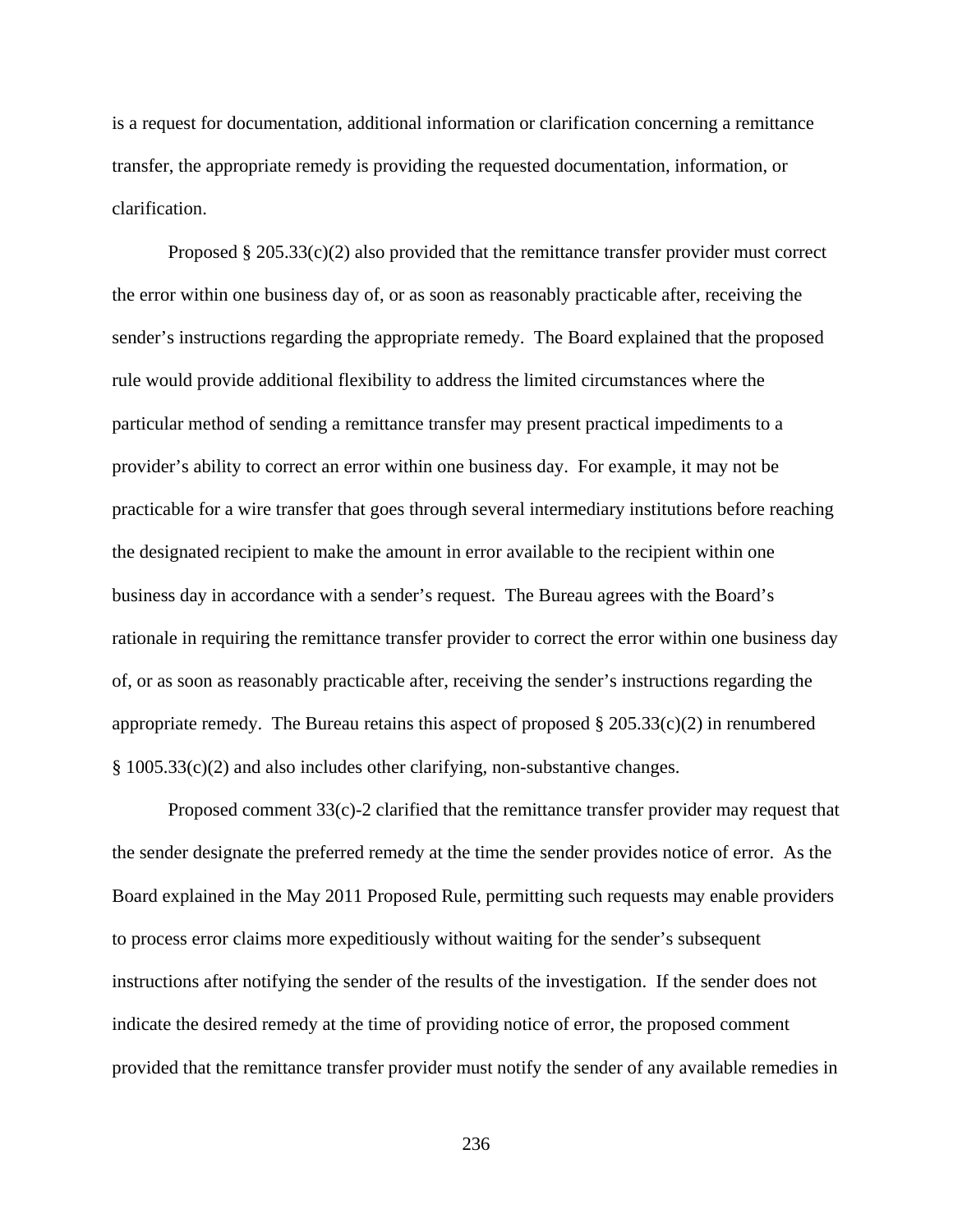is a request for documentation, additional information or clarification concerning a remittance transfer, the appropriate remedy is providing the requested documentation, information, or clarification.

Proposed § 205.33(c)(2) also provided that the remittance transfer provider must correct the error within one business day of, or as soon as reasonably practicable after, receiving the sender's instructions regarding the appropriate remedy. The Board explained that the proposed rule would provide additional flexibility to address the limited circumstances where the particular method of sending a remittance transfer may present practical impediments to a provider's ability to correct an error within one business day. For example, it may not be practicable for a wire transfer that goes through several intermediary institutions before reaching the designated recipient to make the amount in error available to the recipient within one business day in accordance with a sender's request. The Bureau agrees with the Board's rationale in requiring the remittance transfer provider to correct the error within one business day of, or as soon as reasonably practicable after, receiving the sender's instructions regarding the appropriate remedy. The Bureau retains this aspect of proposed § 205.33(c)(2) in renumbered § 1005.33(c)(2) and also includes other clarifying, non-substantive changes.

Proposed comment 33(c)-2 clarified that the remittance transfer provider may request that the sender designate the preferred remedy at the time the sender provides notice of error. As the Board explained in the May 2011 Proposed Rule, permitting such requests may enable providers to process error claims more expeditiously without waiting for the sender's subsequent instructions after notifying the sender of the results of the investigation. If the sender does not indicate the desired remedy at the time of providing notice of error, the proposed comment provided that the remittance transfer provider must notify the sender of any available remedies in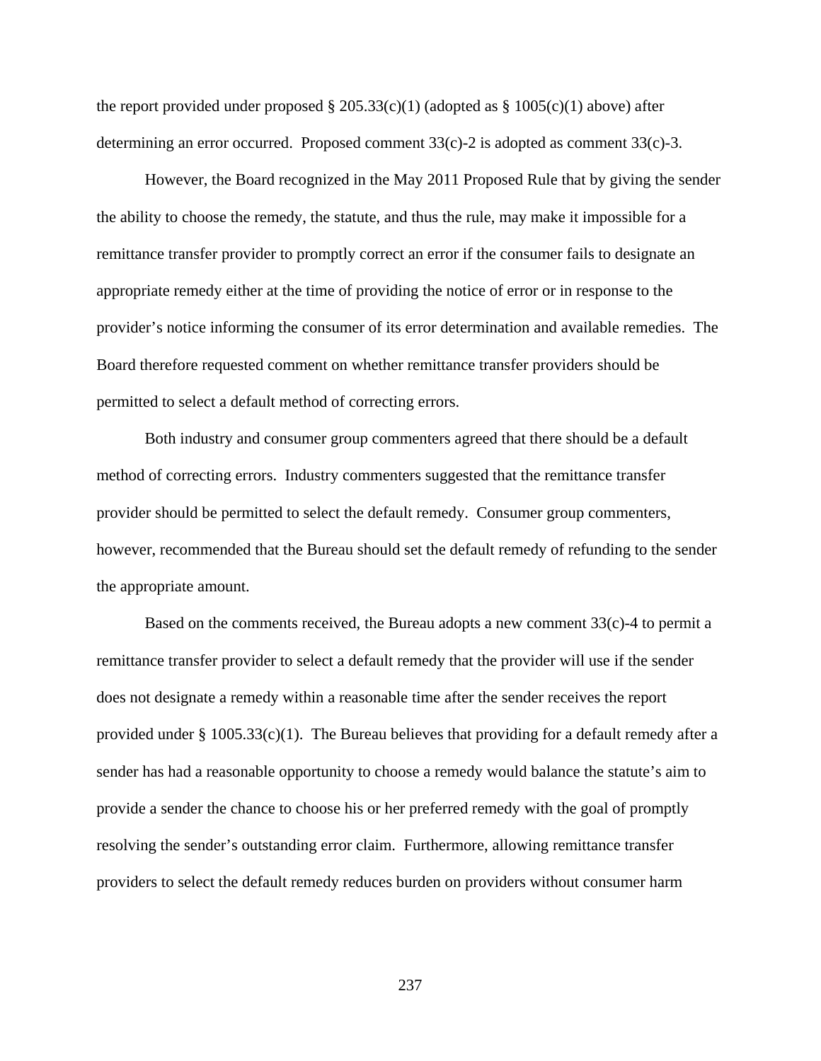the report provided under proposed § 205.33(c)(1) (adopted as § 1005(c)(1) above) after determining an error occurred. Proposed comment 33(c)-2 is adopted as comment 33(c)-3.

However, the Board recognized in the May 2011 Proposed Rule that by giving the sender the ability to choose the remedy, the statute, and thus the rule, may make it impossible for a remittance transfer provider to promptly correct an error if the consumer fails to designate an appropriate remedy either at the time of providing the notice of error or in response to the provider's notice informing the consumer of its error determination and available remedies. The Board therefore requested comment on whether remittance transfer providers should be permitted to select a default method of correcting errors.

Both industry and consumer group commenters agreed that there should be a default method of correcting errors. Industry commenters suggested that the remittance transfer provider should be permitted to select the default remedy. Consumer group commenters, however, recommended that the Bureau should set the default remedy of refunding to the sender the appropriate amount.

Based on the comments received, the Bureau adopts a new comment 33(c)-4 to permit a remittance transfer provider to select a default remedy that the provider will use if the sender does not designate a remedy within a reasonable time after the sender receives the report provided under § 1005.33(c)(1). The Bureau believes that providing for a default remedy after a sender has had a reasonable opportunity to choose a remedy would balance the statute's aim to provide a sender the chance to choose his or her preferred remedy with the goal of promptly resolving the sender's outstanding error claim. Furthermore, allowing remittance transfer providers to select the default remedy reduces burden on providers without consumer harm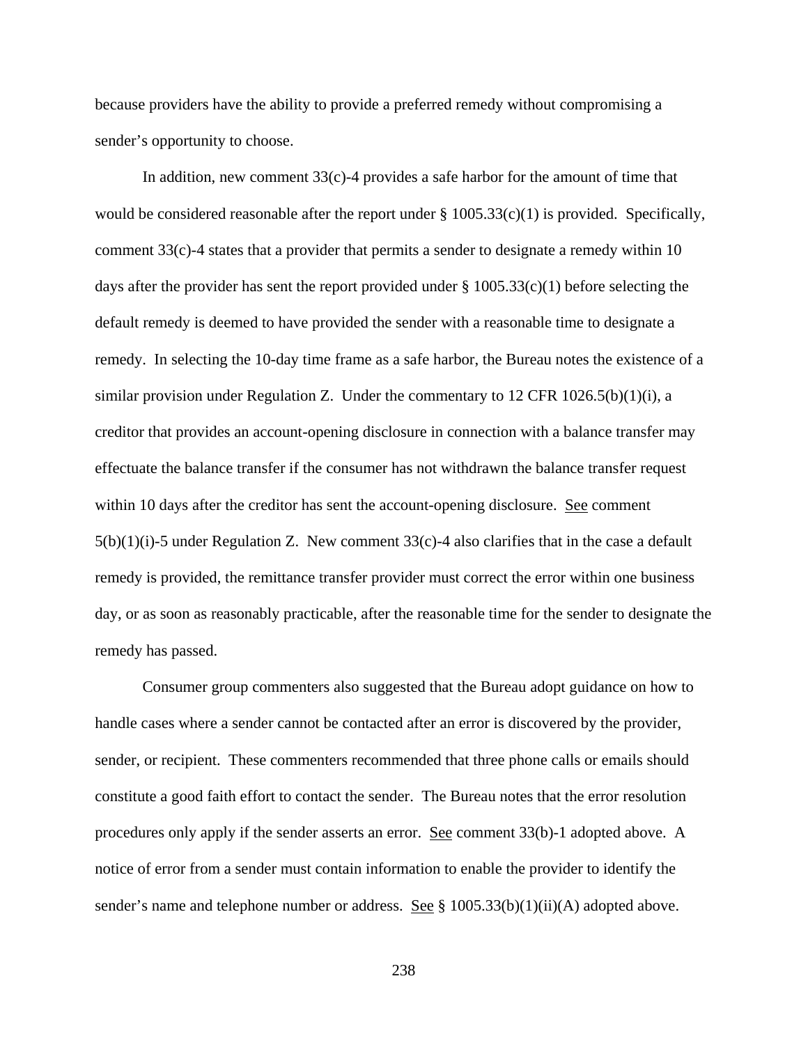because providers have the ability to provide a preferred remedy without compromising a sender's opportunity to choose.

In addition, new comment 33(c)-4 provides a safe harbor for the amount of time that would be considered reasonable after the report under § 1005.33(c)(1) is provided. Specifically, comment 33(c)-4 states that a provider that permits a sender to designate a remedy within 10 days after the provider has sent the report provided under § 1005.33(c)(1) before selecting the default remedy is deemed to have provided the sender with a reasonable time to designate a remedy. In selecting the 10-day time frame as a safe harbor, the Bureau notes the existence of a similar provision under Regulation Z. Under the commentary to 12 CFR 1026.5(b)(1)(i), a creditor that provides an account-opening disclosure in connection with a balance transfer may effectuate the balance transfer if the consumer has not withdrawn the balance transfer request within 10 days after the creditor has sent the account-opening disclosure. See comment 5(b)(1)(i)-5 under Regulation Z. New comment 33(c)-4 also clarifies that in the case a default remedy is provided, the remittance transfer provider must correct the error within one business day, or as soon as reasonably practicable, after the reasonable time for the sender to designate the remedy has passed.

Consumer group commenters also suggested that the Bureau adopt guidance on how to handle cases where a sender cannot be contacted after an error is discovered by the provider, sender, or recipient. These commenters recommended that three phone calls or emails should constitute a good faith effort to contact the sender. The Bureau notes that the error resolution procedures only apply if the sender asserts an error. See comment 33(b)-1 adopted above. A notice of error from a sender must contain information to enable the provider to identify the sender's name and telephone number or address. See § 1005.33(b)(1)(ii)(A) adopted above.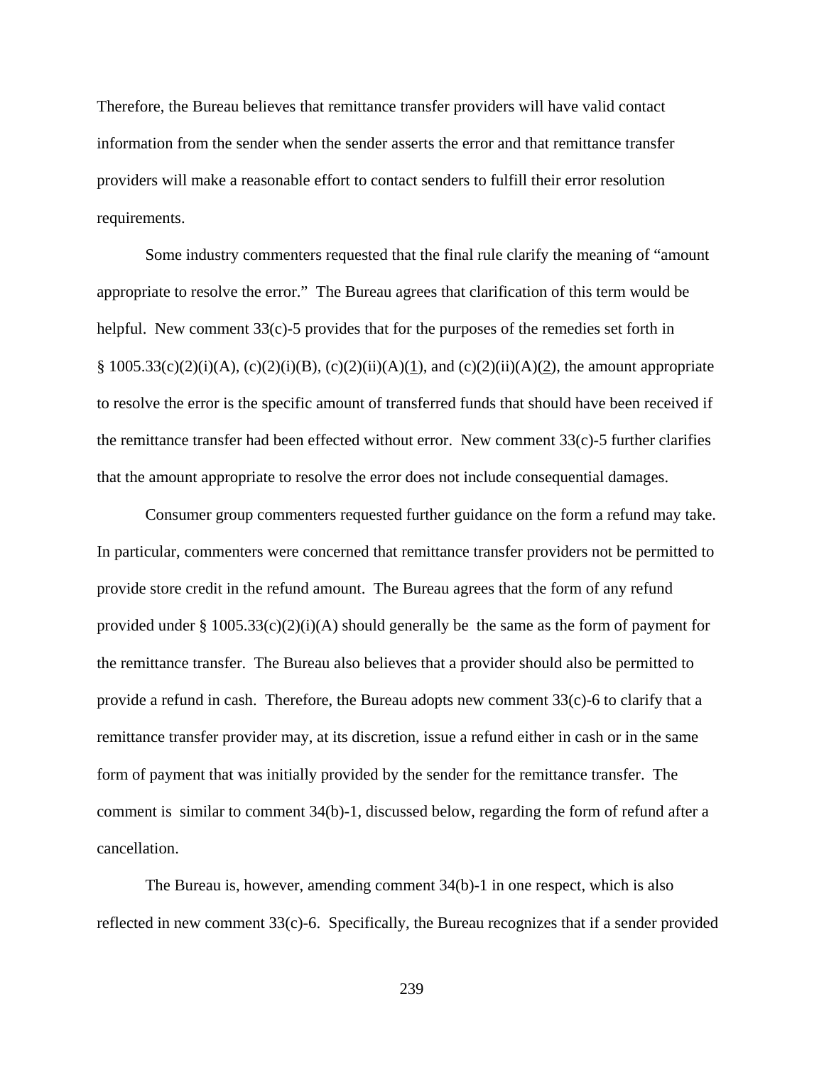Therefore, the Bureau believes that remittance transfer providers will have valid contact information from the sender when the sender asserts the error and that remittance transfer providers will make a reasonable effort to contact senders to fulfill their error resolution requirements.

Some industry commenters requested that the final rule clarify the meaning of "amount appropriate to resolve the error." The Bureau agrees that clarification of this term would be helpful. New comment 33(c)-5 provides that for the purposes of the remedies set forth in § 1005.33(c)(2)(i)(A), (c)(2)(i)(B), (c)(2)(ii)(A)(1), and (c)(2)(ii)(A)(2), the amount appropriate to resolve the error is the specific amount of transferred funds that should have been received if the remittance transfer had been effected without error. New comment 33(c)-5 further clarifies that the amount appropriate to resolve the error does not include consequential damages.

Consumer group commenters requested further guidance on the form a refund may take. In particular, commenters were concerned that remittance transfer providers not be permitted to provide store credit in the refund amount. The Bureau agrees that the form of any refund provided under § 1005.33(c)(2)(i)(A) should generally be the same as the form of payment for the remittance transfer. The Bureau also believes that a provider should also be permitted to provide a refund in cash. Therefore, the Bureau adopts new comment 33(c)-6 to clarify that a remittance transfer provider may, at its discretion, issue a refund either in cash or in the same form of payment that was initially provided by the sender for the remittance transfer. The comment is similar to comment 34(b)-1, discussed below, regarding the form of refund after a cancellation.

The Bureau is, however, amending comment 34(b)-1 in one respect, which is also reflected in new comment 33(c)-6. Specifically, the Bureau recognizes that if a sender provided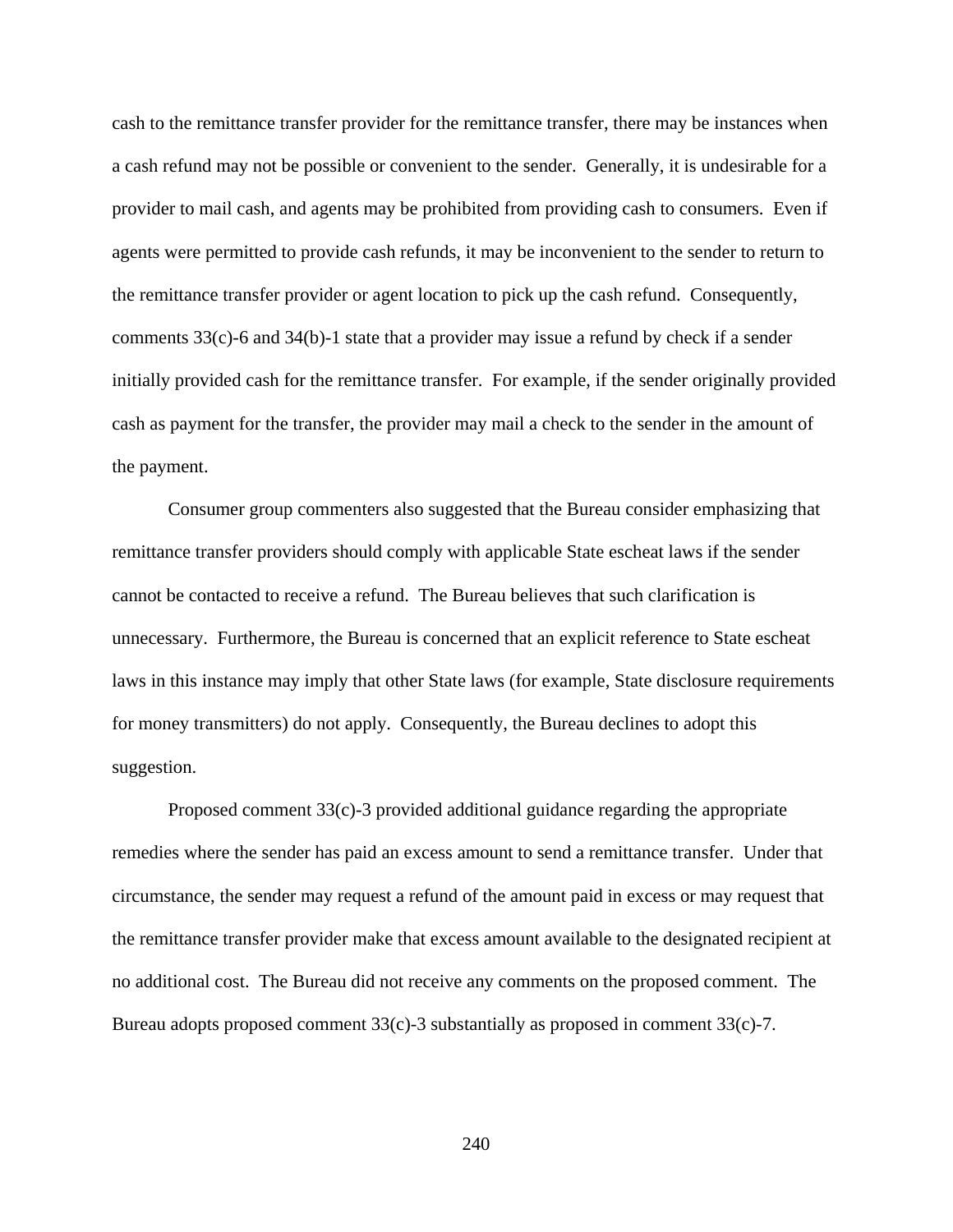cash to the remittance transfer provider for the remittance transfer, there may be instances when a cash refund may not be possible or convenient to the sender. Generally, it is undesirable for a provider to mail cash, and agents may be prohibited from providing cash to consumers. Even if agents were permitted to provide cash refunds, it may be inconvenient to the sender to return to the remittance transfer provider or agent location to pick up the cash refund. Consequently, comments 33(c)-6 and 34(b)-1 state that a provider may issue a refund by check if a sender initially provided cash for the remittance transfer. For example, if the sender originally provided cash as payment for the transfer, the provider may mail a check to the sender in the amount of the payment.

Consumer group commenters also suggested that the Bureau consider emphasizing that remittance transfer providers should comply with applicable State escheat laws if the sender cannot be contacted to receive a refund. The Bureau believes that such clarification is unnecessary. Furthermore, the Bureau is concerned that an explicit reference to State escheat laws in this instance may imply that other State laws (for example, State disclosure requirements for money transmitters) do not apply. Consequently, the Bureau declines to adopt this suggestion.

Proposed comment 33(c)-3 provided additional guidance regarding the appropriate remedies where the sender has paid an excess amount to send a remittance transfer. Under that circumstance, the sender may request a refund of the amount paid in excess or may request that the remittance transfer provider make that excess amount available to the designated recipient at no additional cost. The Bureau did not receive any comments on the proposed comment. The Bureau adopts proposed comment 33(c)-3 substantially as proposed in comment 33(c)-7.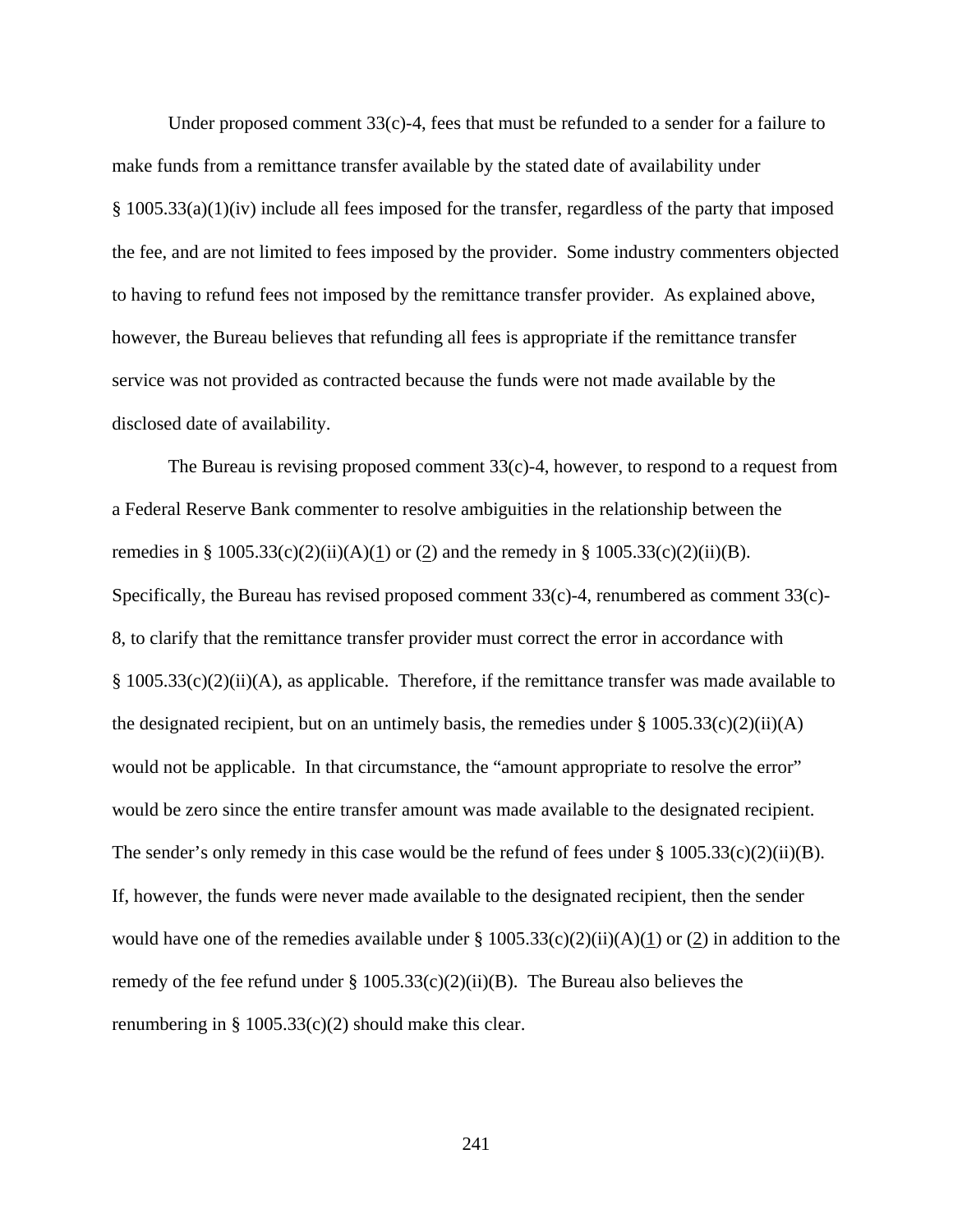Under proposed comment 33(c)-4, fees that must be refunded to a sender for a failure to make funds from a remittance transfer available by the stated date of availability under § 1005.33(a)(1)(iv) include all fees imposed for the transfer, regardless of the party that imposed the fee, and are not limited to fees imposed by the provider. Some industry commenters objected to having to refund fees not imposed by the remittance transfer provider. As explained above, however, the Bureau believes that refunding all fees is appropriate if the remittance transfer service was not provided as contracted because the funds were not made available by the disclosed date of availability.

The Bureau is revising proposed comment 33(c)-4, however, to respond to a request from a Federal Reserve Bank commenter to resolve ambiguities in the relationship between the remedies in § 1005.33(c)(2)(ii)(A)(1) or (2) and the remedy in § 1005.33(c)(2)(ii)(B). Specifically, the Bureau has revised proposed comment 33(c)-4, renumbered as comment 33(c)-8, to clarify that the remittance transfer provider must correct the error in accordance with § 1005.33(c)(2)(ii)(A), as applicable. Therefore, if the remittance transfer was made available to the designated recipient, but on an untimely basis, the remedies under § 1005.33(c)(2)(ii)(A) would not be applicable. In that circumstance, the "amount appropriate to resolve the error" would be zero since the entire transfer amount was made available to the designated recipient. The sender's only remedy in this case would be the refund of fees under § 1005.33(c)(2)(ii)(B). If, however, the funds were never made available to the designated recipient, then the sender would have one of the remedies available under § 1005.33(c)(2)(ii)(A)(1) or (2) in addition to the remedy of the fee refund under § 1005.33(c)(2)(ii)(B). The Bureau also believes the renumbering in § 1005.33(c)(2) should make this clear.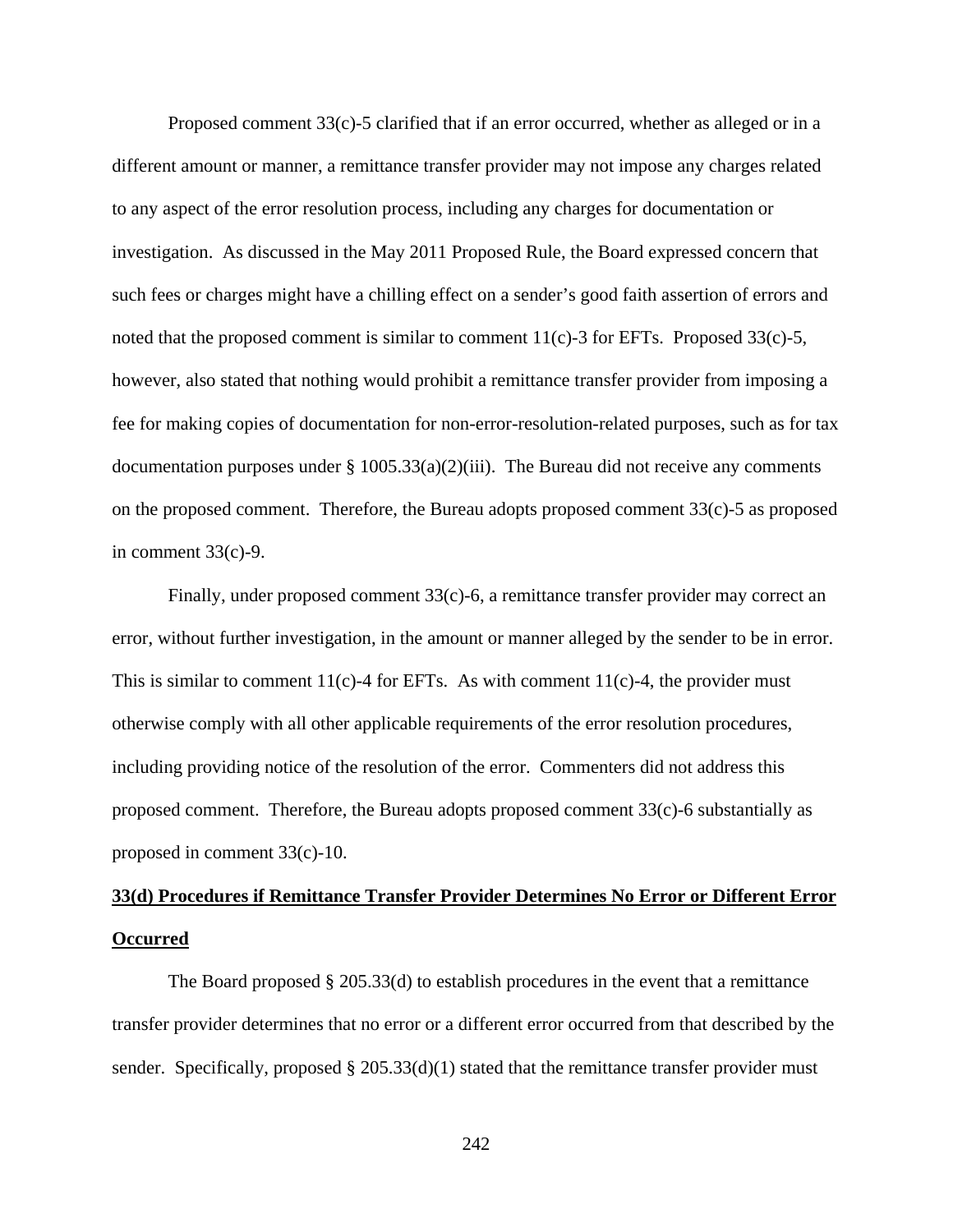Proposed comment 33(c)-5 clarified that if an error occurred, whether as alleged or in a different amount or manner, a remittance transfer provider may not impose any charges related to any aspect of the error resolution process, including any charges for documentation or investigation. As discussed in the May 2011 Proposed Rule, the Board expressed concern that such fees or charges might have a chilling effect on a sender's good faith assertion of errors and noted that the proposed comment is similar to comment 11(c)-3 for EFTs. Proposed 33(c)-5, however, also stated that nothing would prohibit a remittance transfer provider from imposing a fee for making copies of documentation for non-error-resolution-related purposes, such as for tax documentation purposes under § 1005.33(a)(2)(iii). The Bureau did not receive any comments on the proposed comment. Therefore, the Bureau adopts proposed comment 33(c)-5 as proposed in comment 33(c)-9.

Finally, under proposed comment 33(c)-6, a remittance transfer provider may correct an error, without further investigation, in the amount or manner alleged by the sender to be in error. This is similar to comment 11(c)-4 for EFTs. As with comment 11(c)-4, the provider must otherwise comply with all other applicable requirements of the error resolution procedures, including providing notice of the resolution of the error. Commenters did not address this proposed comment. Therefore, the Bureau adopts proposed comment 33(c)-6 substantially as proposed in comment 33(c)-10.

**33(d) Procedures if Remittance Transfer Provider Determines No Error or Different Error Occurred**

The Board proposed § 205.33(d) to establish procedures in the event that a remittance transfer provider determines that no error or a different error occurred from that described by the sender. Specifically, proposed § 205.33(d)(1) stated that the remittance transfer provider must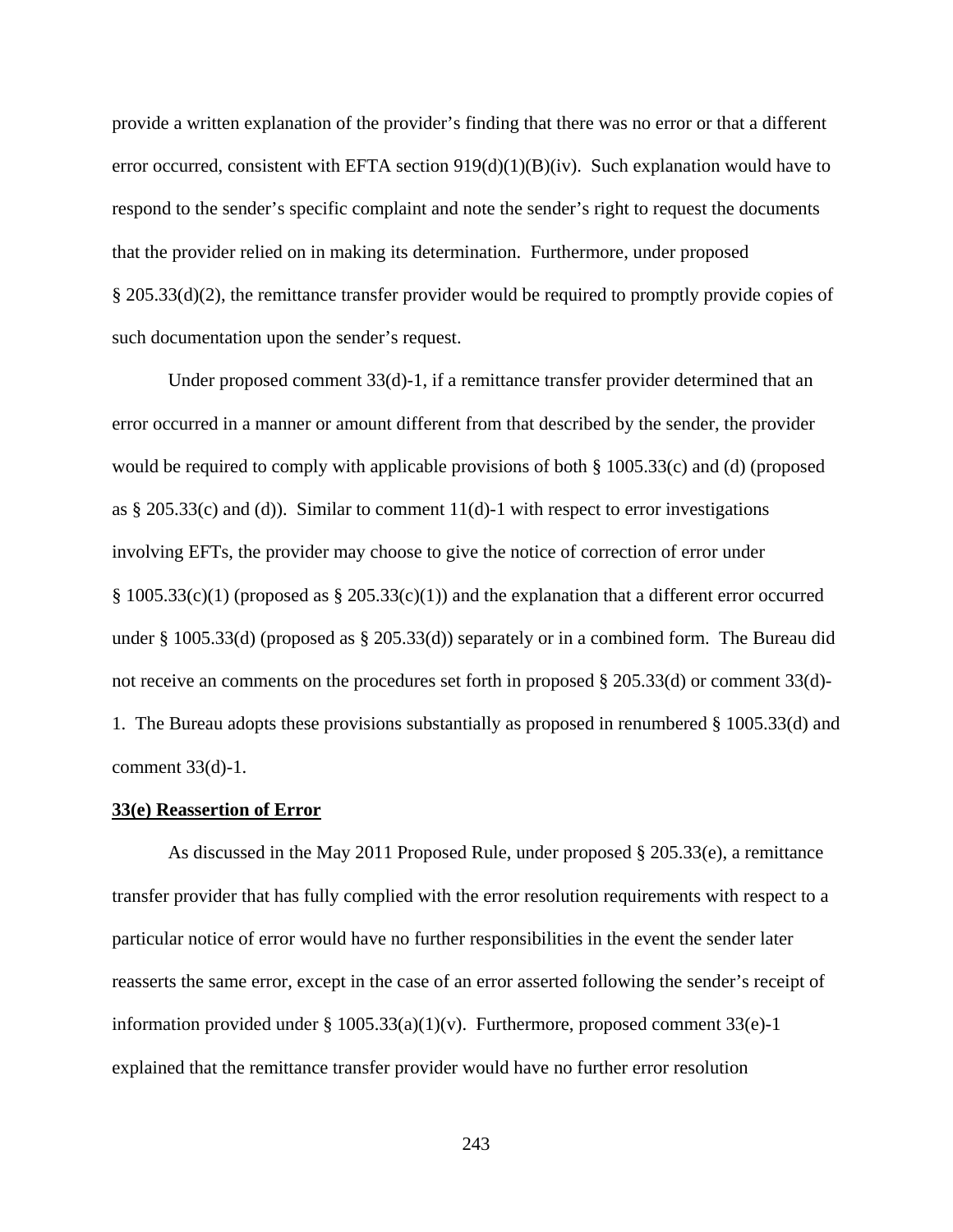provide a written explanation of the provider's finding that there was no error or that a different error occurred, consistent with EFTA section 919(d)(1)(B)(iv). Such explanation would have to respond to the sender's specific complaint and note the sender's right to request the documents that the provider relied on in making its determination. Furthermore, under proposed § 205.33(d)(2), the remittance transfer provider would be required to promptly provide copies of such documentation upon the sender's request.

Under proposed comment 33(d)-1, if a remittance transfer provider determined that an error occurred in a manner or amount different from that described by the sender, the provider would be required to comply with applicable provisions of both § 1005.33(c) and (d) (proposed as § 205.33(c) and (d)). Similar to comment 11(d)-1 with respect to error investigations involving EFTs, the provider may choose to give the notice of correction of error under § 1005.33(c)(1) (proposed as § 205.33(c)(1)) and the explanation that a different error occurred under § 1005.33(d) (proposed as § 205.33(d)) separately or in a combined form. The Bureau did not receive an comments on the procedures set forth in proposed § 205.33(d) or comment 33(d)-1. The Bureau adopts these provisions substantially as proposed in renumbered § 1005.33(d) and comment 33(d)-1.

**33(e) Reassertion of Error**

As discussed in the May 2011 Proposed Rule, under proposed § 205.33(e), a remittance transfer provider that has fully complied with the error resolution requirements with respect to a particular notice of error would have no further responsibilities in the event the sender later reasserts the same error, except in the case of an error asserted following the sender's receipt of information provided under § 1005.33(a)(1)(v). Furthermore, proposed comment 33(e)-1 explained that the remittance transfer provider would have no further error resolution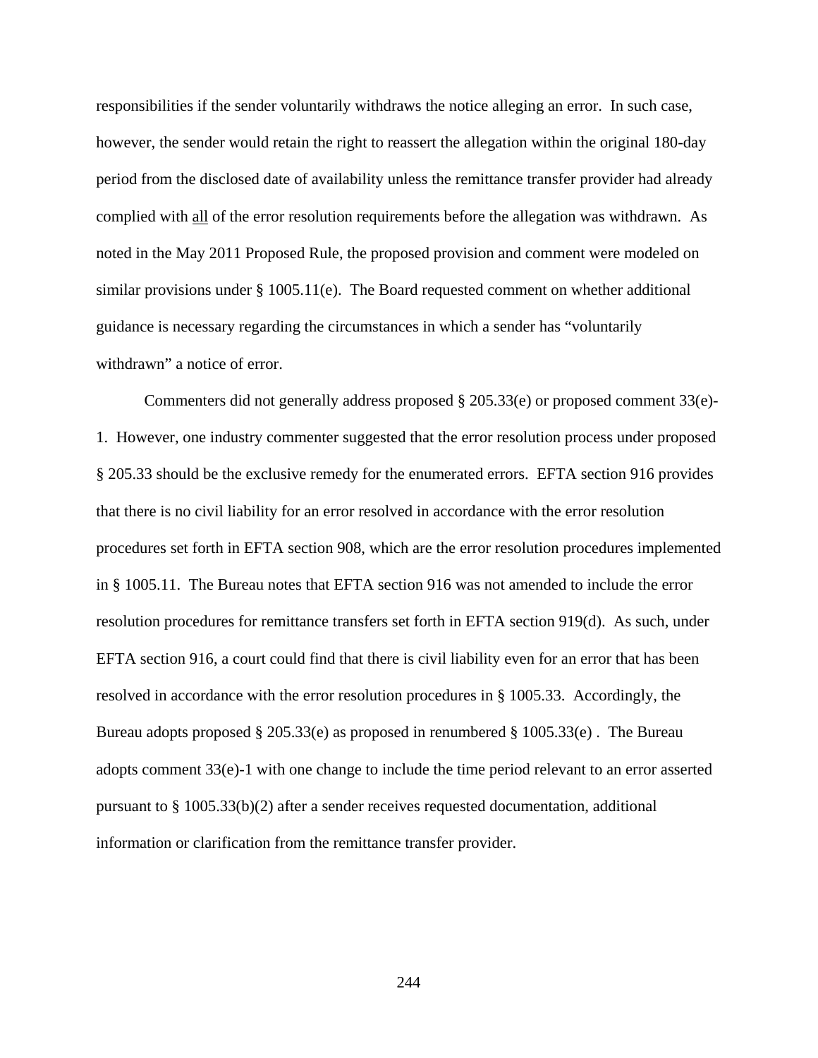responsibilities if the sender voluntarily withdraws the notice alleging an error. In such case, however, the sender would retain the right to reassert the allegation within the original 180-day period from the disclosed date of availability unless the remittance transfer provider had already complied with all of the error resolution requirements before the allegation was withdrawn. As noted in the May 2011 Proposed Rule, the proposed provision and comment were modeled on similar provisions under § 1005.11(e). The Board requested comment on whether additional guidance is necessary regarding the circumstances in which a sender has "voluntarily withdrawn" a notice of error.

Commenters did not generally address proposed § 205.33(e) or proposed comment 33(e)-1. However, one industry commenter suggested that the error resolution process under proposed § 205.33 should be the exclusive remedy for the enumerated errors. EFTA section 916 provides that there is no civil liability for an error resolved in accordance with the error resolution procedures set forth in EFTA section 908, which are the error resolution procedures implemented in § 1005.11. The Bureau notes that EFTA section 916 was not amended to include the error resolution procedures for remittance transfers set forth in EFTA section 919(d). As such, under EFTA section 916, a court could find that there is civil liability even for an error that has been resolved in accordance with the error resolution procedures in § 1005.33. Accordingly, the Bureau adopts proposed § 205.33(e) as proposed in renumbered § 1005.33(e) . The Bureau adopts comment 33(e)-1 with one change to include the time period relevant to an error asserted pursuant to § 1005.33(b)(2) after a sender receives requested documentation, additional information or clarification from the remittance transfer provider.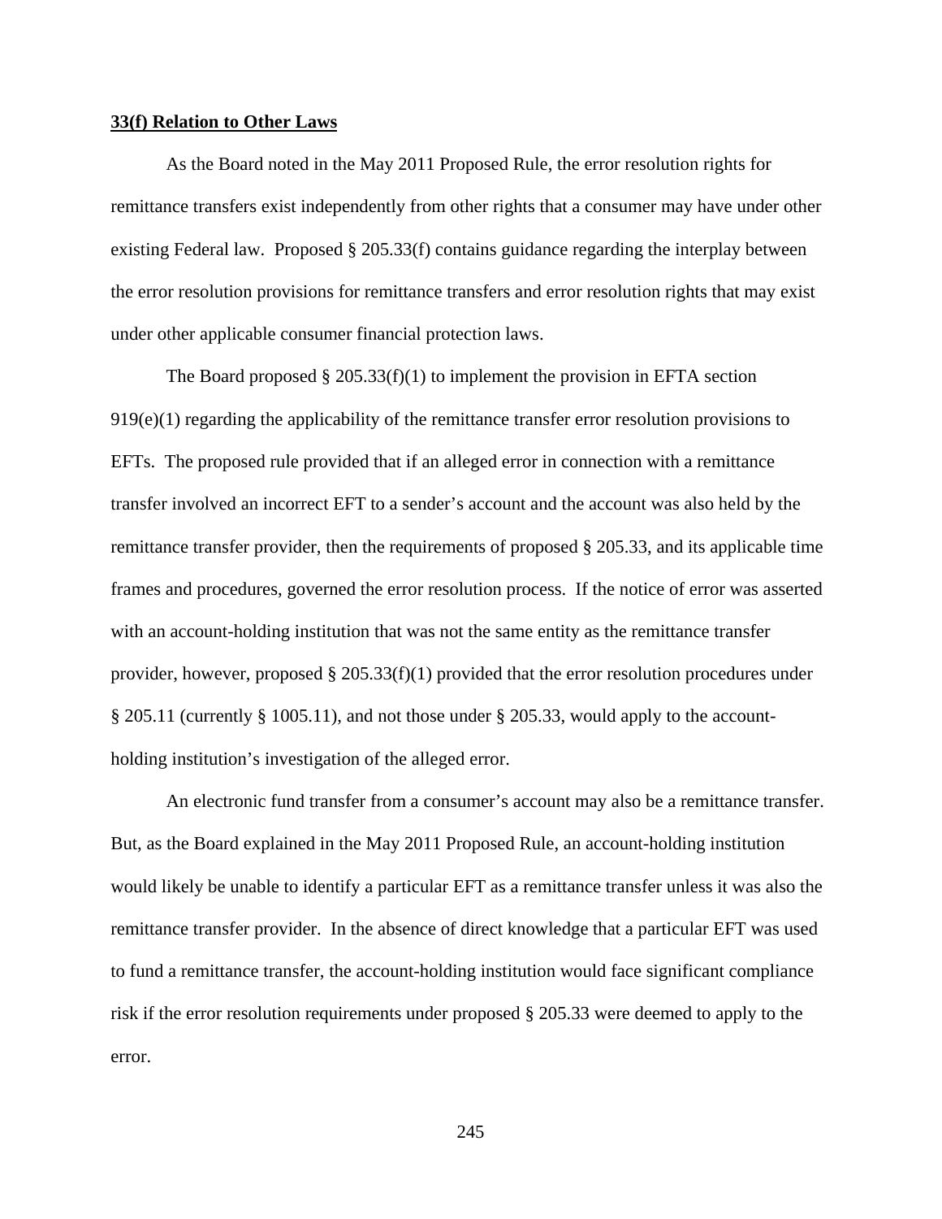**33(f) Relation to Other Laws**

As the Board noted in the May 2011 Proposed Rule, the error resolution rights for remittance transfers exist independently from other rights that a consumer may have under other existing Federal law. Proposed § 205.33(f) contains guidance regarding the interplay between the error resolution provisions for remittance transfers and error resolution rights that may exist under other applicable consumer financial protection laws.

The Board proposed § 205.33(f)(1) to implement the provision in EFTA section 919(e)(1) regarding the applicability of the remittance transfer error resolution provisions to EFTs. The proposed rule provided that if an alleged error in connection with a remittance transfer involved an incorrect EFT to a sender's account and the account was also held by the remittance transfer provider, then the requirements of proposed § 205.33, and its applicable time frames and procedures, governed the error resolution process. If the notice of error was asserted with an account-holding institution that was not the same entity as the remittance transfer provider, however, proposed § 205.33(f)(1) provided that the error resolution procedures under § 205.11 (currently § 1005.11), and not those under § 205.33, would apply to the account-holding institution's investigation of the alleged error.

An electronic fund transfer from a consumer's account may also be a remittance transfer. But, as the Board explained in the May 2011 Proposed Rule, an account-holding institution would likely be unable to identify a particular EFT as a remittance transfer unless it was also the remittance transfer provider. In the absence of direct knowledge that a particular EFT was used to fund a remittance transfer, the account-holding institution would face significant compliance risk if the error resolution requirements under proposed § 205.33 were deemed to apply to the error.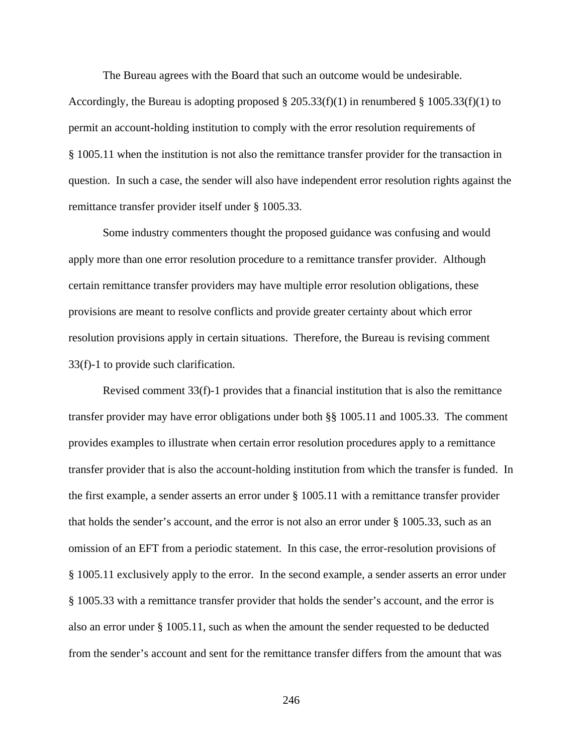The Bureau agrees with the Board that such an outcome would be undesirable. Accordingly, the Bureau is adopting proposed § 205.33(f)(1) in renumbered § 1005.33(f)(1) to permit an account-holding institution to comply with the error resolution requirements of § 1005.11 when the institution is not also the remittance transfer provider for the transaction in question. In such a case, the sender will also have independent error resolution rights against the remittance transfer provider itself under § 1005.33.

Some industry commenters thought the proposed guidance was confusing and would apply more than one error resolution procedure to a remittance transfer provider. Although certain remittance transfer providers may have multiple error resolution obligations, these provisions are meant to resolve conflicts and provide greater certainty about which error resolution provisions apply in certain situations. Therefore, the Bureau is revising comment 33(f)-1 to provide such clarification.

Revised comment 33(f)-1 provides that a financial institution that is also the remittance transfer provider may have error obligations under both §§ 1005.11 and 1005.33. The comment provides examples to illustrate when certain error resolution procedures apply to a remittance transfer provider that is also the account-holding institution from which the transfer is funded. In the first example, a sender asserts an error under § 1005.11 with a remittance transfer provider that holds the sender's account, and the error is not also an error under § 1005.33, such as an omission of an EFT from a periodic statement. In this case, the error-resolution provisions of § 1005.11 exclusively apply to the error. In the second example, a sender asserts an error under § 1005.33 with a remittance transfer provider that holds the sender's account, and the error is also an error under § 1005.11, such as when the amount the sender requested to be deducted from the sender's account and sent for the remittance transfer differs from the amount that was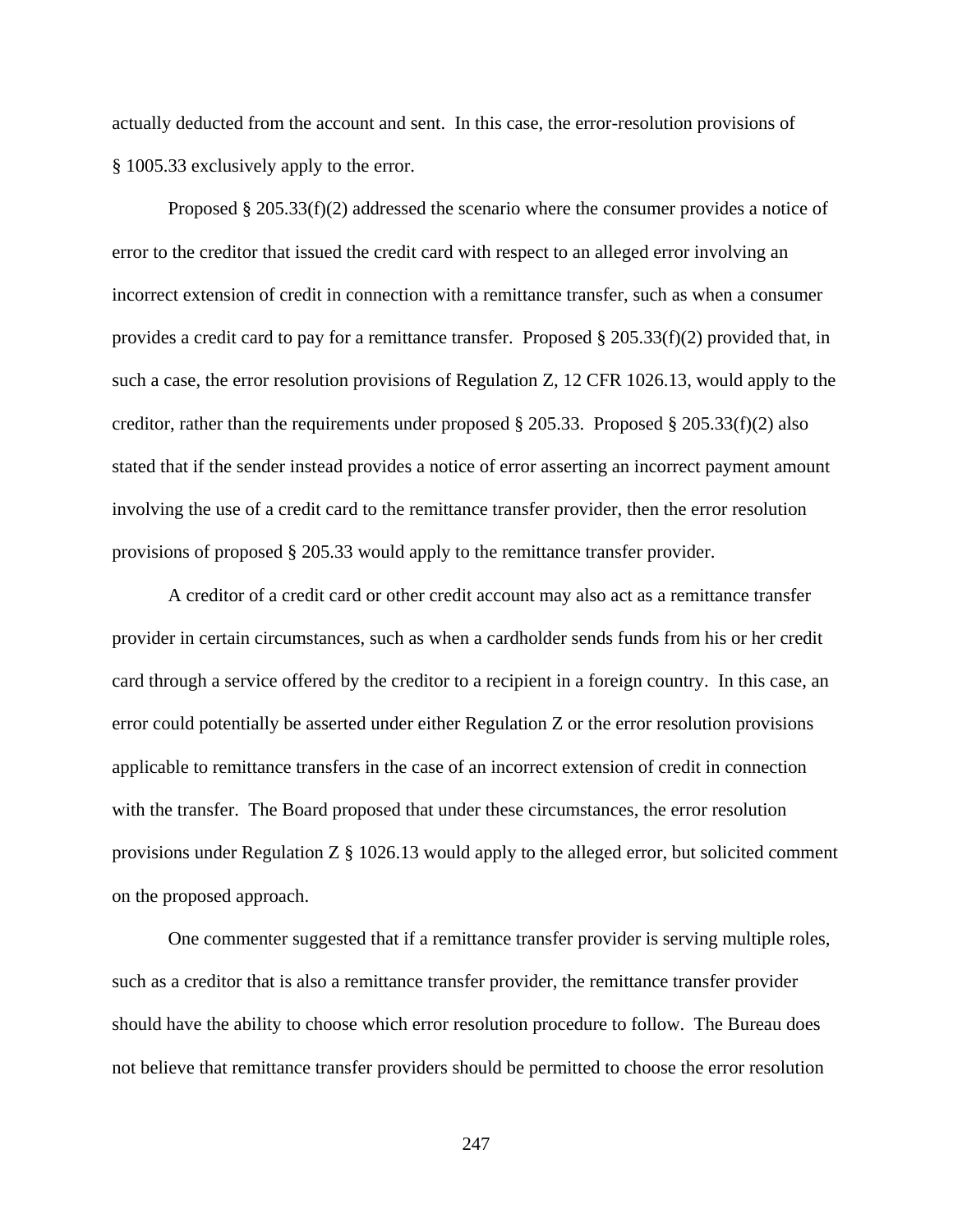actually deducted from the account and sent. In this case, the error-resolution provisions of § 1005.33 exclusively apply to the error.

Proposed § 205.33(f)(2) addressed the scenario where the consumer provides a notice of error to the creditor that issued the credit card with respect to an alleged error involving an incorrect extension of credit in connection with a remittance transfer, such as when a consumer provides a credit card to pay for a remittance transfer. Proposed § 205.33(f)(2) provided that, in such a case, the error resolution provisions of Regulation Z, 12 CFR 1026.13, would apply to the creditor, rather than the requirements under proposed § 205.33. Proposed § 205.33(f)(2) also stated that if the sender instead provides a notice of error asserting an incorrect payment amount involving the use of a credit card to the remittance transfer provider, then the error resolution provisions of proposed § 205.33 would apply to the remittance transfer provider.

A creditor of a credit card or other credit account may also act as a remittance transfer provider in certain circumstances, such as when a cardholder sends funds from his or her credit card through a service offered by the creditor to a recipient in a foreign country. In this case, an error could potentially be asserted under either Regulation Z or the error resolution provisions applicable to remittance transfers in the case of an incorrect extension of credit in connection with the transfer. The Board proposed that under these circumstances, the error resolution provisions under Regulation Z § 1026.13 would apply to the alleged error, but solicited comment on the proposed approach.

One commenter suggested that if a remittance transfer provider is serving multiple roles, such as a creditor that is also a remittance transfer provider, the remittance transfer provider should have the ability to choose which error resolution procedure to follow. The Bureau does not believe that remittance transfer providers should be permitted to choose the error resolution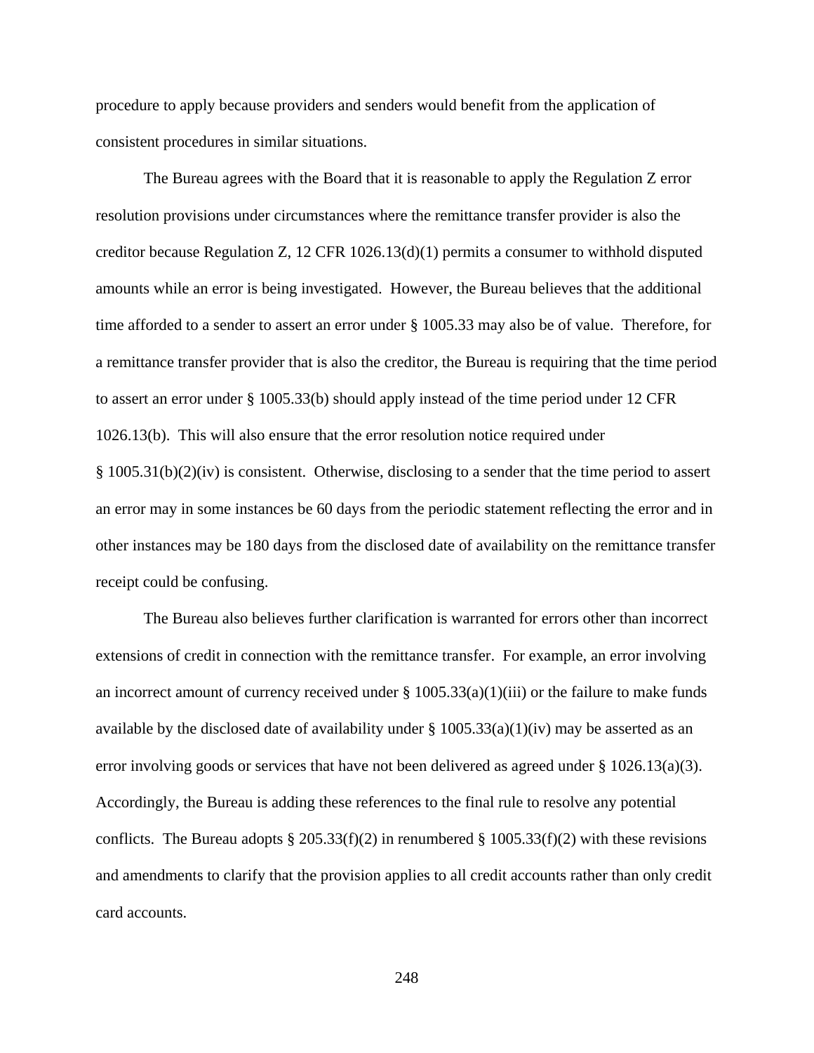procedure to apply because providers and senders would benefit from the application of consistent procedures in similar situations.

The Bureau agrees with the Board that it is reasonable to apply the Regulation Z error resolution provisions under circumstances where the remittance transfer provider is also the creditor because Regulation Z, 12 CFR 1026.13(d)(1) permits a consumer to withhold disputed amounts while an error is being investigated. However, the Bureau believes that the additional time afforded to a sender to assert an error under § 1005.33 may also be of value. Therefore, for a remittance transfer provider that is also the creditor, the Bureau is requiring that the time period to assert an error under § 1005.33(b) should apply instead of the time period under 12 CFR 1026.13(b). This will also ensure that the error resolution notice required under § 1005.31(b)(2)(iv) is consistent. Otherwise, disclosing to a sender that the time period to assert an error may in some instances be 60 days from the periodic statement reflecting the error and in other instances may be 180 days from the disclosed date of availability on the remittance transfer receipt could be confusing.

The Bureau also believes further clarification is warranted for errors other than incorrect extensions of credit in connection with the remittance transfer. For example, an error involving an incorrect amount of currency received under § 1005.33(a)(1)(iii) or the failure to make funds available by the disclosed date of availability under § 1005.33(a)(1)(iv) may be asserted as an error involving goods or services that have not been delivered as agreed under § 1026.13(a)(3). Accordingly, the Bureau is adding these references to the final rule to resolve any potential conflicts. The Bureau adopts § 205.33(f)(2) in renumbered § 1005.33(f)(2) with these revisions and amendments to clarify that the provision applies to all credit accounts rather than only credit card accounts.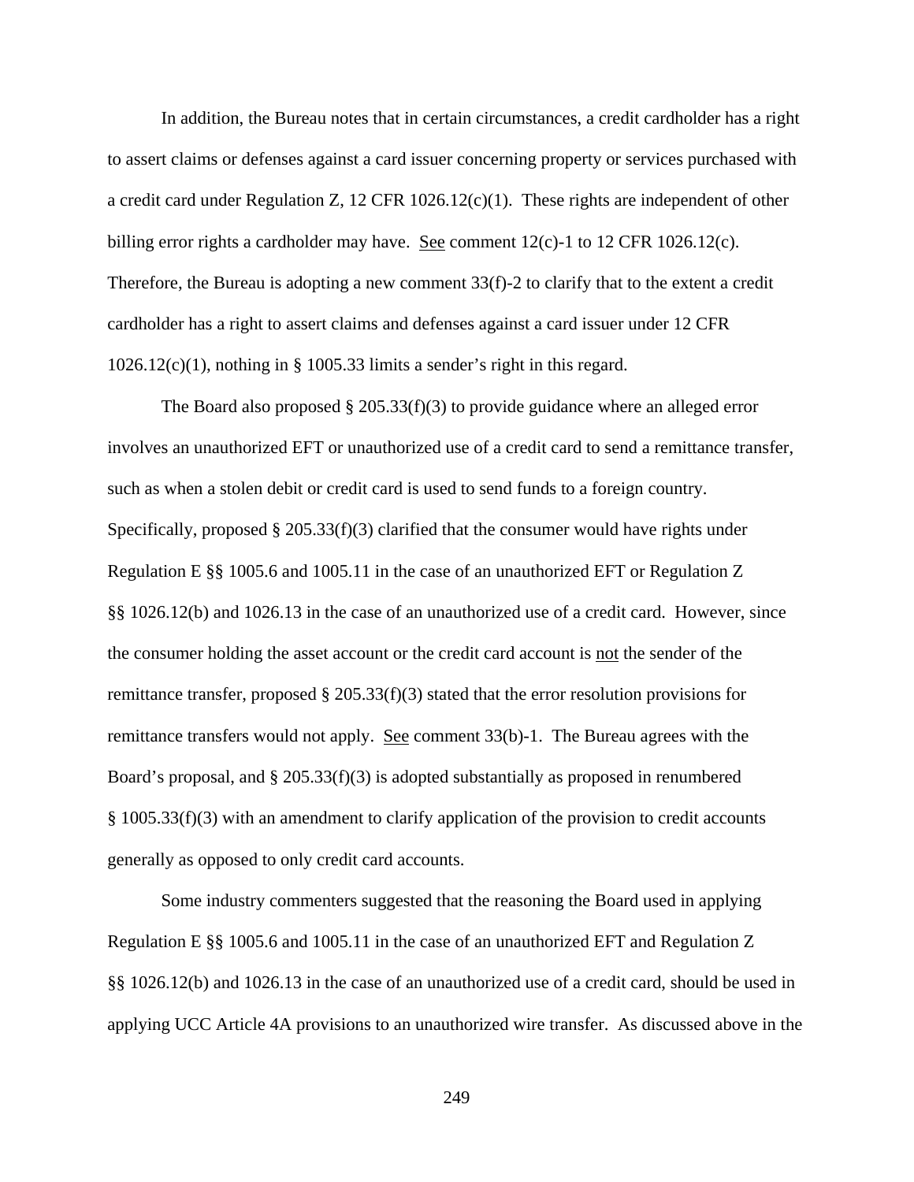In addition, the Bureau notes that in certain circumstances, a credit cardholder has a right to assert claims or defenses against a card issuer concerning property or services purchased with a credit card under Regulation Z, 12 CFR 1026.12(c)(1). These rights are independent of other billing error rights a cardholder may have. See comment 12(c)-1 to 12 CFR 1026.12(c). Therefore, the Bureau is adopting a new comment 33(f)-2 to clarify that to the extent a credit cardholder has a right to assert claims and defenses against a card issuer under 12 CFR 1026.12(c)(1), nothing in § 1005.33 limits a sender's right in this regard.

The Board also proposed § 205.33(f)(3) to provide guidance where an alleged error involves an unauthorized EFT or unauthorized use of a credit card to send a remittance transfer, such as when a stolen debit or credit card is used to send funds to a foreign country. Specifically, proposed § 205.33(f)(3) clarified that the consumer would have rights under Regulation E §§ 1005.6 and 1005.11 in the case of an unauthorized EFT or Regulation Z §§ 1026.12(b) and 1026.13 in the case of an unauthorized use of a credit card. However, since the consumer holding the asset account or the credit card account is not the sender of the remittance transfer, proposed § 205.33(f)(3) stated that the error resolution provisions for remittance transfers would not apply. See comment 33(b)-1. The Bureau agrees with the Board's proposal, and § 205.33(f)(3) is adopted substantially as proposed in renumbered § 1005.33(f)(3) with an amendment to clarify application of the provision to credit accounts generally as opposed to only credit card accounts.

Some industry commenters suggested that the reasoning the Board used in applying Regulation E §§ 1005.6 and 1005.11 in the case of an unauthorized EFT and Regulation Z §§ 1026.12(b) and 1026.13 in the case of an unauthorized use of a credit card, should be used in applying UCC Article 4A provisions to an unauthorized wire transfer. As discussed above in the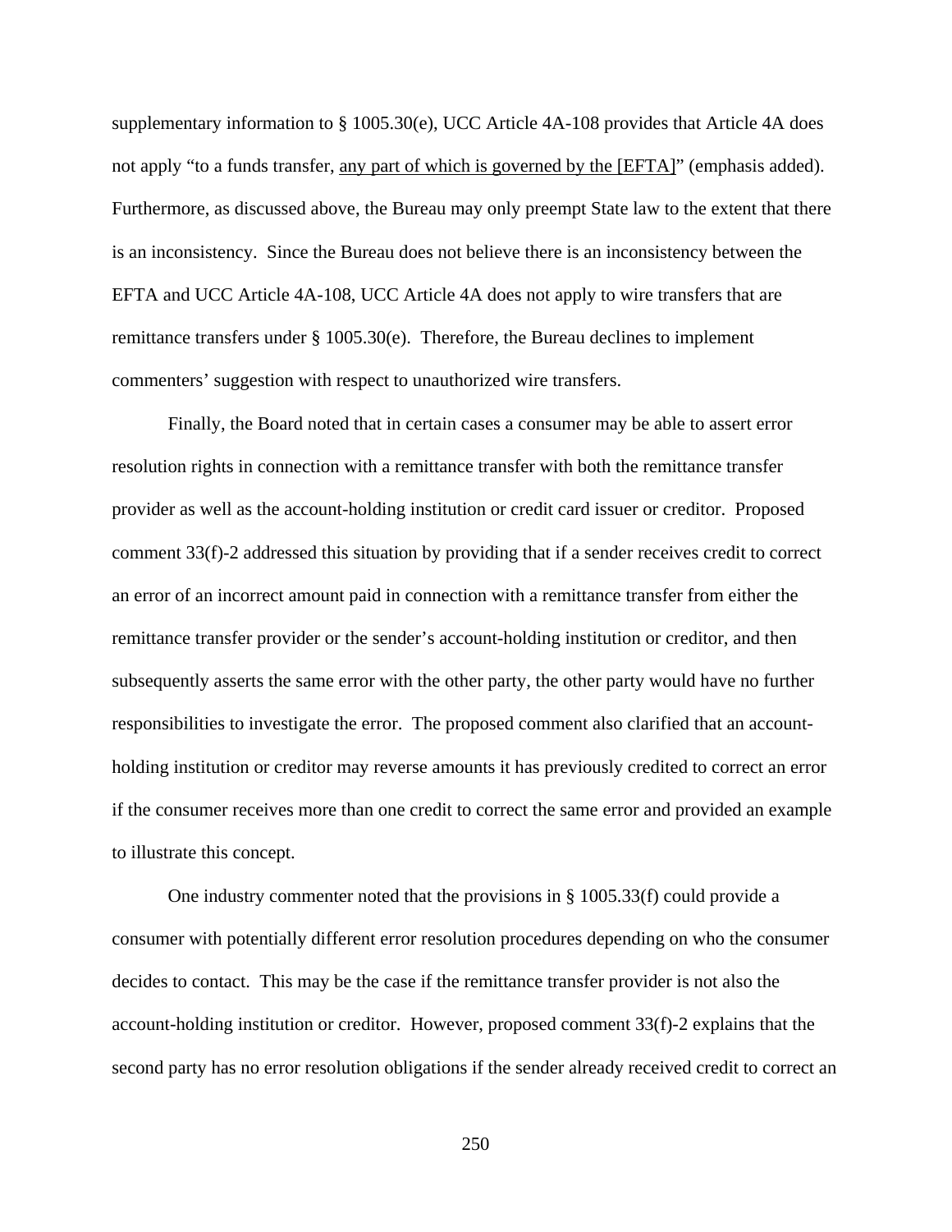supplementary information to § 1005.30(e), UCC Article 4A-108 provides that Article 4A does not apply "to a funds transfer, <u>any part of which is governed by the [EFTA]</u>" (emphasis added). Furthermore, as discussed above, the Bureau may only preempt State law to the extent that there is an inconsistency. Since the Bureau does not believe there is an inconsistency between the EFTA and UCC Article 4A-108, UCC Article 4A does not apply to wire transfers that are remittance transfers under § 1005.30(e). Therefore, the Bureau declines to implement commenters' suggestion with respect to unauthorized wire transfers.

Finally, the Board noted that in certain cases a consumer may be able to assert error resolution rights in connection with a remittance transfer with both the remittance transfer provider as well as the account-holding institution or credit card issuer or creditor. Proposed comment 33(f)-2 addressed this situation by providing that if a sender receives credit to correct an error of an incorrect amount paid in connection with a remittance transfer from either the remittance transfer provider or the sender's account-holding institution or creditor, and then subsequently asserts the same error with the other party, the other party would have no further responsibilities to investigate the error. The proposed comment also clarified that an account-holding institution or creditor may reverse amounts it has previously credited to correct an error if the consumer receives more than one credit to correct the same error and provided an example to illustrate this concept.

One industry commenter noted that the provisions in § 1005.33(f) could provide a consumer with potentially different error resolution procedures depending on who the consumer decides to contact. This may be the case if the remittance transfer provider is not also the account-holding institution or creditor. However, proposed comment 33(f)-2 explains that the second party has no error resolution obligations if the sender already received credit to correct an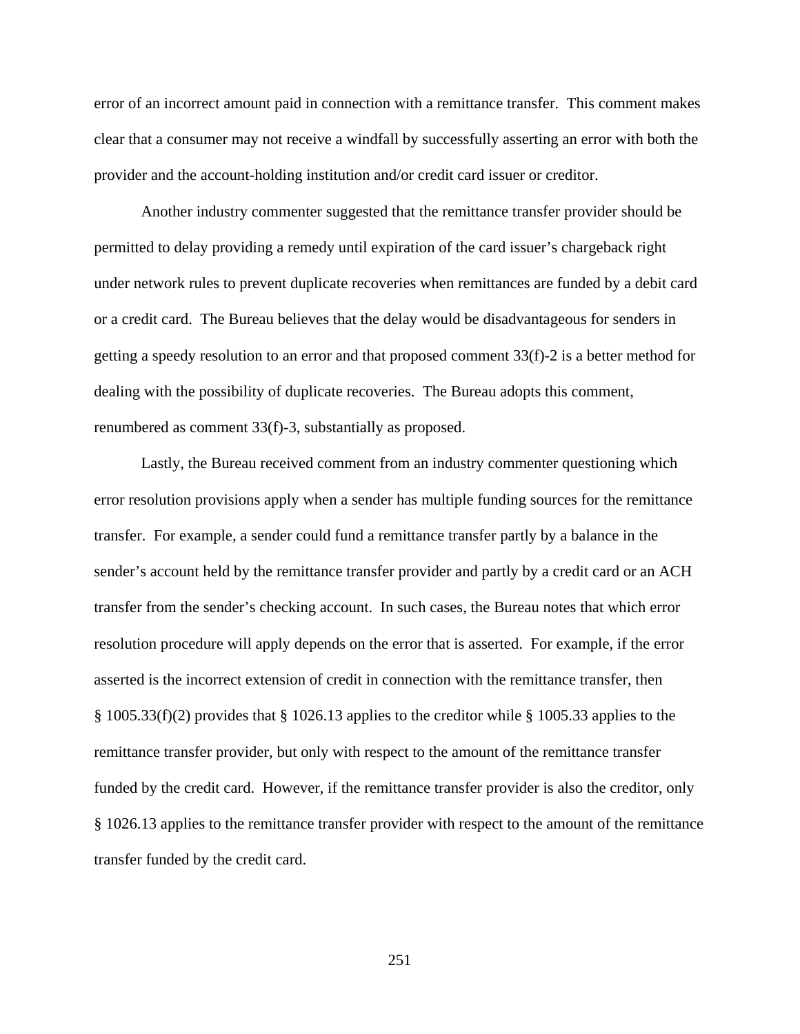error of an incorrect amount paid in connection with a remittance transfer. This comment makes clear that a consumer may not receive a windfall by successfully asserting an error with both the provider and the account-holding institution and/or credit card issuer or creditor.

Another industry commenter suggested that the remittance transfer provider should be permitted to delay providing a remedy until expiration of the card issuer's chargeback right under network rules to prevent duplicate recoveries when remittances are funded by a debit card or a credit card. The Bureau believes that the delay would be disadvantageous for senders in getting a speedy resolution to an error and that proposed comment 33(f)-2 is a better method for dealing with the possibility of duplicate recoveries. The Bureau adopts this comment, renumbered as comment 33(f)-3, substantially as proposed.

Lastly, the Bureau received comment from an industry commenter questioning which error resolution provisions apply when a sender has multiple funding sources for the remittance transfer. For example, a sender could fund a remittance transfer partly by a balance in the sender's account held by the remittance transfer provider and partly by a credit card or an ACH transfer from the sender's checking account. In such cases, the Bureau notes that which error resolution procedure will apply depends on the error that is asserted. For example, if the error asserted is the incorrect extension of credit in connection with the remittance transfer, then § 1005.33(f)(2) provides that § 1026.13 applies to the creditor while § 1005.33 applies to the remittance transfer provider, but only with respect to the amount of the remittance transfer funded by the credit card. However, if the remittance transfer provider is also the creditor, only § 1026.13 applies to the remittance transfer provider with respect to the amount of the remittance transfer funded by the credit card.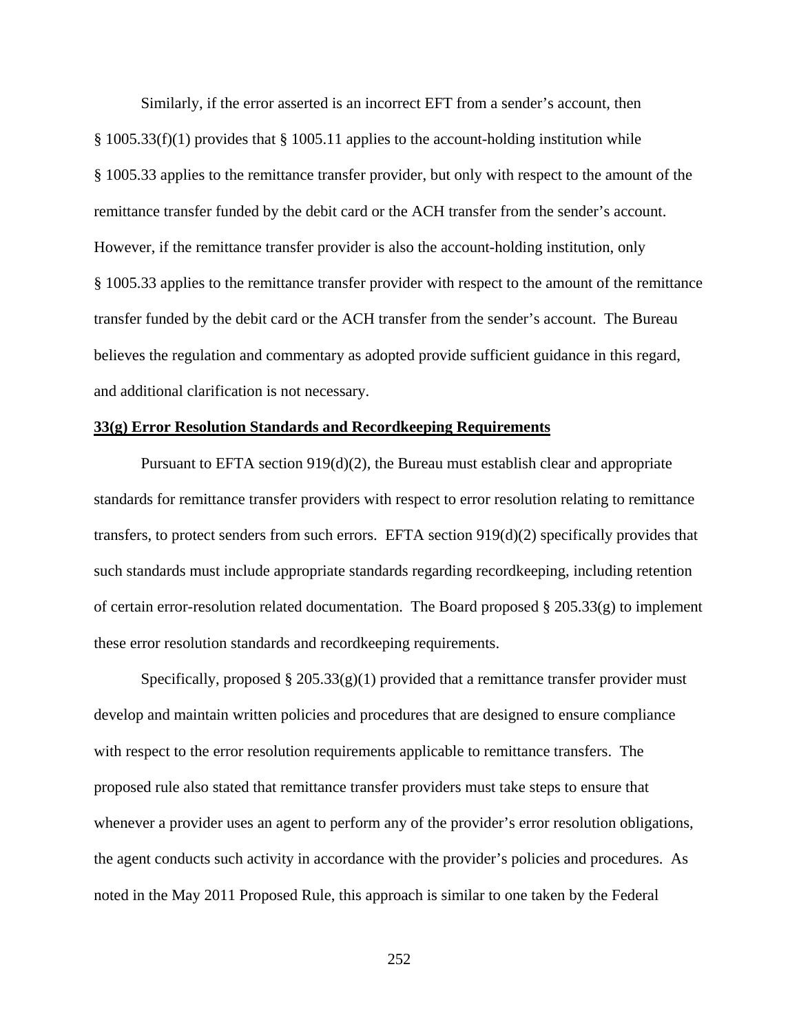Similarly, if the error asserted is an incorrect EFT from a sender's account, then § 1005.33(f)(1) provides that § 1005.11 applies to the account-holding institution while § 1005.33 applies to the remittance transfer provider, but only with respect to the amount of the remittance transfer funded by the debit card or the ACH transfer from the sender's account. However, if the remittance transfer provider is also the account-holding institution, only § 1005.33 applies to the remittance transfer provider with respect to the amount of the remittance transfer funded by the debit card or the ACH transfer from the sender's account. The Bureau believes the regulation and commentary as adopted provide sufficient guidance in this regard, and additional clarification is not necessary.

**33(g) Error Resolution Standards and Recordkeeping Requirements**

Pursuant to EFTA section 919(d)(2), the Bureau must establish clear and appropriate standards for remittance transfer providers with respect to error resolution relating to remittance transfers, to protect senders from such errors. EFTA section 919(d)(2) specifically provides that such standards must include appropriate standards regarding recordkeeping, including retention of certain error-resolution related documentation. The Board proposed § 205.33(g) to implement these error resolution standards and recordkeeping requirements.

Specifically, proposed § 205.33(g)(1) provided that a remittance transfer provider must develop and maintain written policies and procedures that are designed to ensure compliance with respect to the error resolution requirements applicable to remittance transfers. The proposed rule also stated that remittance transfer providers must take steps to ensure that whenever a provider uses an agent to perform any of the provider's error resolution obligations, the agent conducts such activity in accordance with the provider's policies and procedures. As noted in the May 2011 Proposed Rule, this approach is similar to one taken by the Federal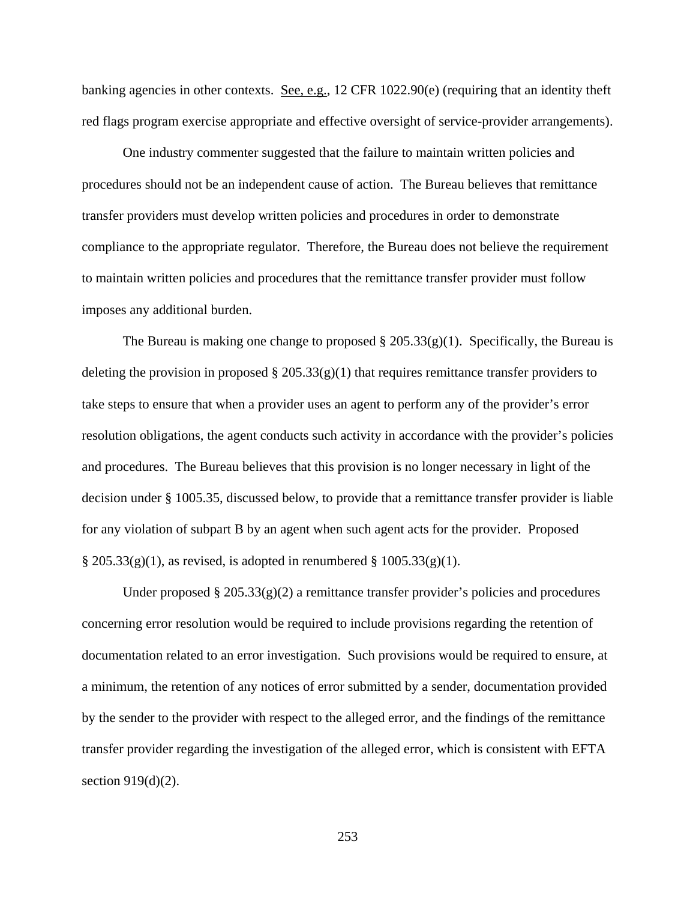banking agencies in other contexts. See, e.g., 12 CFR 1022.90(e) (requiring that an identity theft red flags program exercise appropriate and effective oversight of service-provider arrangements).

One industry commenter suggested that the failure to maintain written policies and procedures should not be an independent cause of action. The Bureau believes that remittance transfer providers must develop written policies and procedures in order to demonstrate compliance to the appropriate regulator. Therefore, the Bureau does not believe the requirement to maintain written policies and procedures that the remittance transfer provider must follow imposes any additional burden.

The Bureau is making one change to proposed § 205.33(g)(1). Specifically, the Bureau is deleting the provision in proposed § 205.33(g)(1) that requires remittance transfer providers to take steps to ensure that when a provider uses an agent to perform any of the provider's error resolution obligations, the agent conducts such activity in accordance with the provider's policies and procedures. The Bureau believes that this provision is no longer necessary in light of the decision under § 1005.35, discussed below, to provide that a remittance transfer provider is liable for any violation of subpart B by an agent when such agent acts for the provider. Proposed § 205.33(g)(1), as revised, is adopted in renumbered § 1005.33(g)(1).

Under proposed § 205.33(g)(2) a remittance transfer provider's policies and procedures concerning error resolution would be required to include provisions regarding the retention of documentation related to an error investigation. Such provisions would be required to ensure, at a minimum, the retention of any notices of error submitted by a sender, documentation provided by the sender to the provider with respect to the alleged error, and the findings of the remittance transfer provider regarding the investigation of the alleged error, which is consistent with EFTA section 919(d)(2).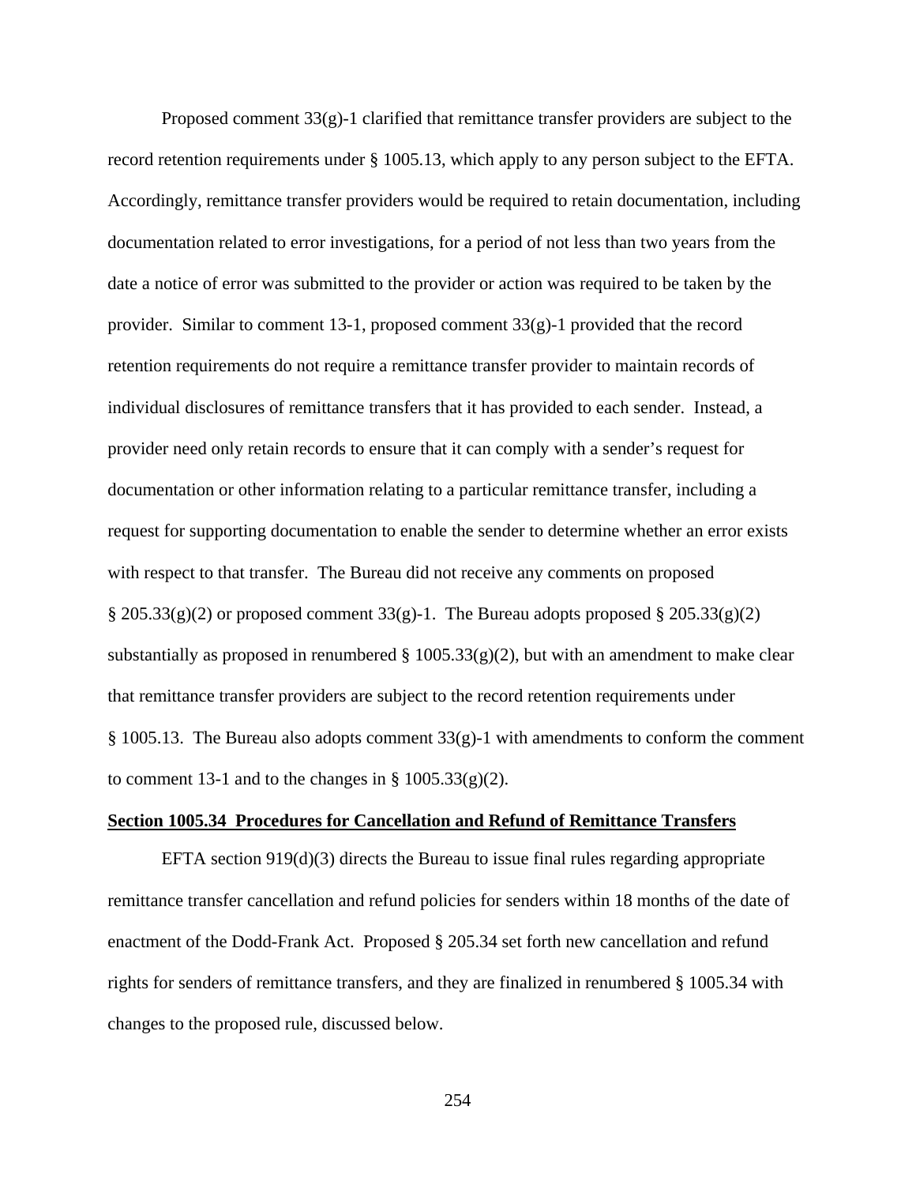Proposed comment 33(g)-1 clarified that remittance transfer providers are subject to the record retention requirements under § 1005.13, which apply to any person subject to the EFTA. Accordingly, remittance transfer providers would be required to retain documentation, including documentation related to error investigations, for a period of not less than two years from the date a notice of error was submitted to the provider or action was required to be taken by the provider. Similar to comment 13-1, proposed comment 33(g)-1 provided that the record retention requirements do not require a remittance transfer provider to maintain records of individual disclosures of remittance transfers that it has provided to each sender. Instead, a provider need only retain records to ensure that it can comply with a sender's request for documentation or other information relating to a particular remittance transfer, including a request for supporting documentation to enable the sender to determine whether an error exists with respect to that transfer. The Bureau did not receive any comments on proposed § 205.33(g)(2) or proposed comment 33(g)-1. The Bureau adopts proposed § 205.33(g)(2) substantially as proposed in renumbered § 1005.33(g)(2), but with an amendment to make clear that remittance transfer providers are subject to the record retention requirements under § 1005.13. The Bureau also adopts comment 33(g)-1 with amendments to conform the comment to comment 13-1 and to the changes in § 1005.33(g)(2).

## Section 1005.34 Procedures for Cancellation and Refund of Remittance Transfers

EFTA section 919(d)(3) directs the Bureau to issue final rules regarding appropriate remittance transfer cancellation and refund policies for senders within 18 months of the date of enactment of the Dodd-Frank Act. Proposed § 205.34 set forth new cancellation and refund rights for senders of remittance transfers, and they are finalized in renumbered § 1005.34 with changes to the proposed rule, discussed below.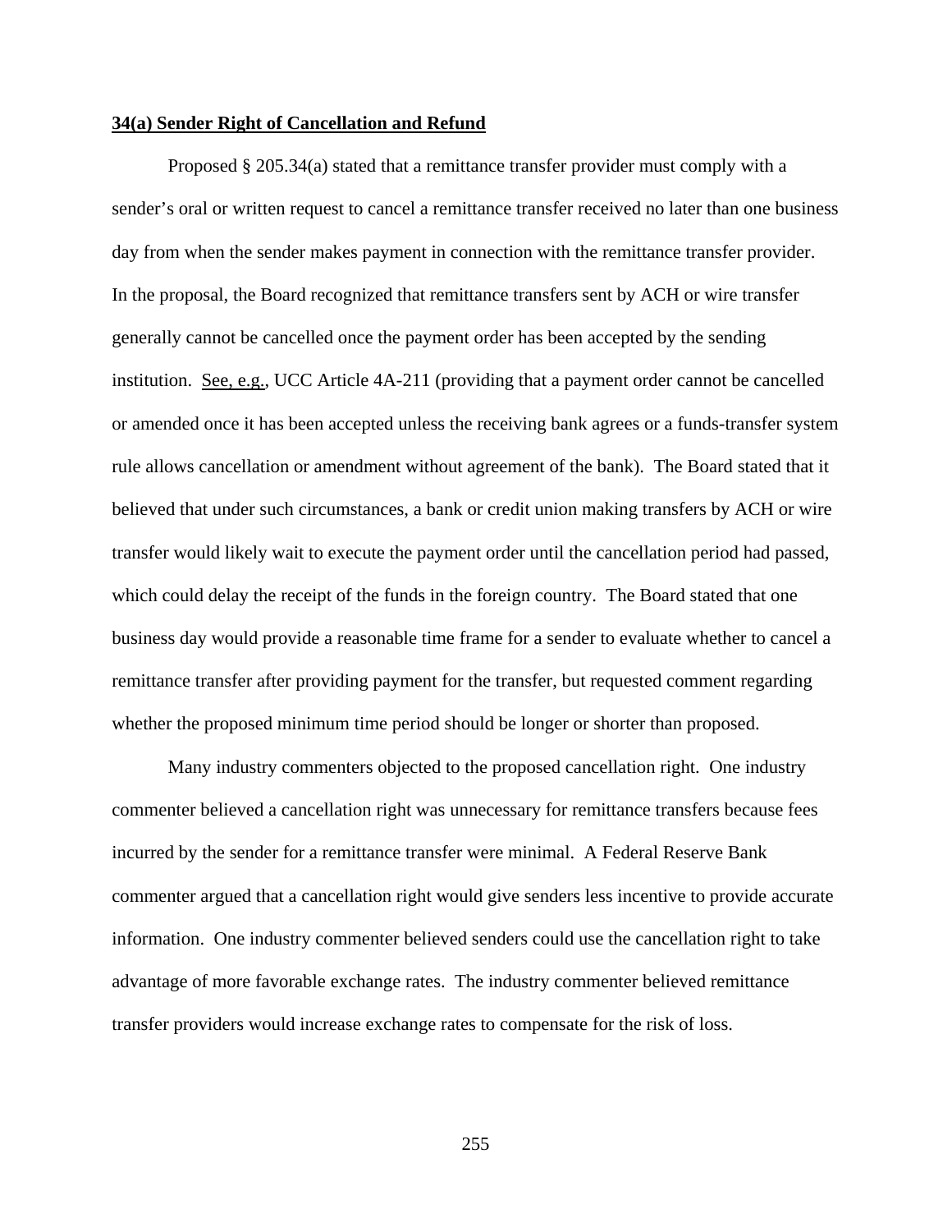**34(a) Sender Right of Cancellation and Refund**

Proposed § 205.34(a) stated that a remittance transfer provider must comply with a sender's oral or written request to cancel a remittance transfer received no later than one business day from when the sender makes payment in connection with the remittance transfer provider. In the proposal, the Board recognized that remittance transfers sent by ACH or wire transfer generally cannot be cancelled once the payment order has been accepted by the sending institution. See, e.g., UCC Article 4A-211 (providing that a payment order cannot be cancelled or amended once it has been accepted unless the receiving bank agrees or a funds-transfer system rule allows cancellation or amendment without agreement of the bank). The Board stated that it believed that under such circumstances, a bank or credit union making transfers by ACH or wire transfer would likely wait to execute the payment order until the cancellation period had passed, which could delay the receipt of the funds in the foreign country. The Board stated that one business day would provide a reasonable time frame for a sender to evaluate whether to cancel a remittance transfer after providing payment for the transfer, but requested comment regarding whether the proposed minimum time period should be longer or shorter than proposed.

Many industry commenters objected to the proposed cancellation right. One industry commenter believed a cancellation right was unnecessary for remittance transfers because fees incurred by the sender for a remittance transfer were minimal. A Federal Reserve Bank commenter argued that a cancellation right would give senders less incentive to provide accurate information. One industry commenter believed senders could use the cancellation right to take advantage of more favorable exchange rates. The industry commenter believed remittance transfer providers would increase exchange rates to compensate for the risk of loss.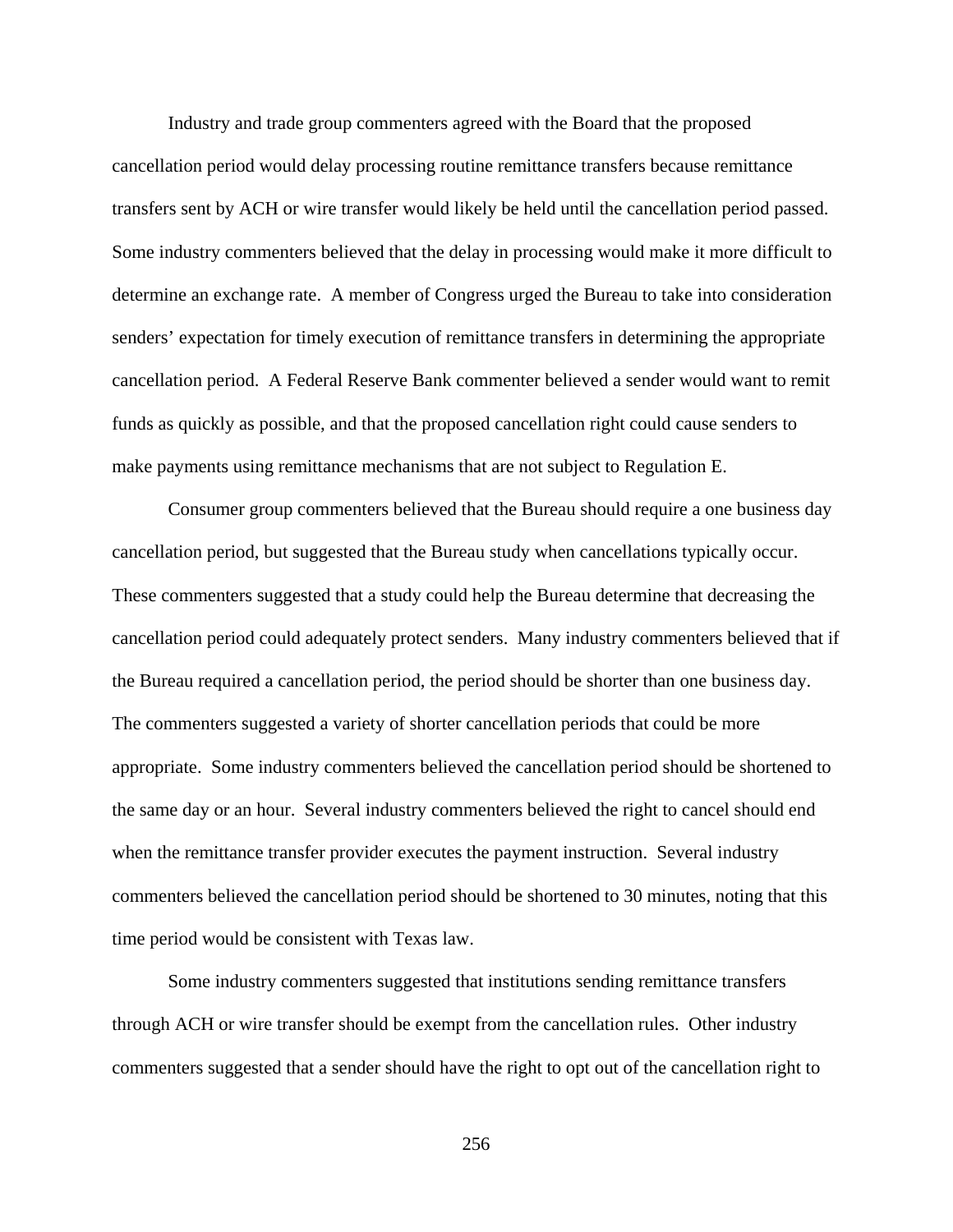Industry and trade group commenters agreed with the Board that the proposed cancellation period would delay processing routine remittance transfers because remittance transfers sent by ACH or wire transfer would likely be held until the cancellation period passed. Some industry commenters believed that the delay in processing would make it more difficult to determine an exchange rate. A member of Congress urged the Bureau to take into consideration senders' expectation for timely execution of remittance transfers in determining the appropriate cancellation period. A Federal Reserve Bank commenter believed a sender would want to remit funds as quickly as possible, and that the proposed cancellation right could cause senders to make payments using remittance mechanisms that are not subject to Regulation E.

Consumer group commenters believed that the Bureau should require a one business day cancellation period, but suggested that the Bureau study when cancellations typically occur. These commenters suggested that a study could help the Bureau determine that decreasing the cancellation period could adequately protect senders. Many industry commenters believed that if the Bureau required a cancellation period, the period should be shorter than one business day. The commenters suggested a variety of shorter cancellation periods that could be more appropriate. Some industry commenters believed the cancellation period should be shortened to the same day or an hour. Several industry commenters believed the right to cancel should end when the remittance transfer provider executes the payment instruction. Several industry commenters believed the cancellation period should be shortened to 30 minutes, noting that this time period would be consistent with Texas law.

Some industry commenters suggested that institutions sending remittance transfers through ACH or wire transfer should be exempt from the cancellation rules. Other industry commenters suggested that a sender should have the right to opt out of the cancellation right to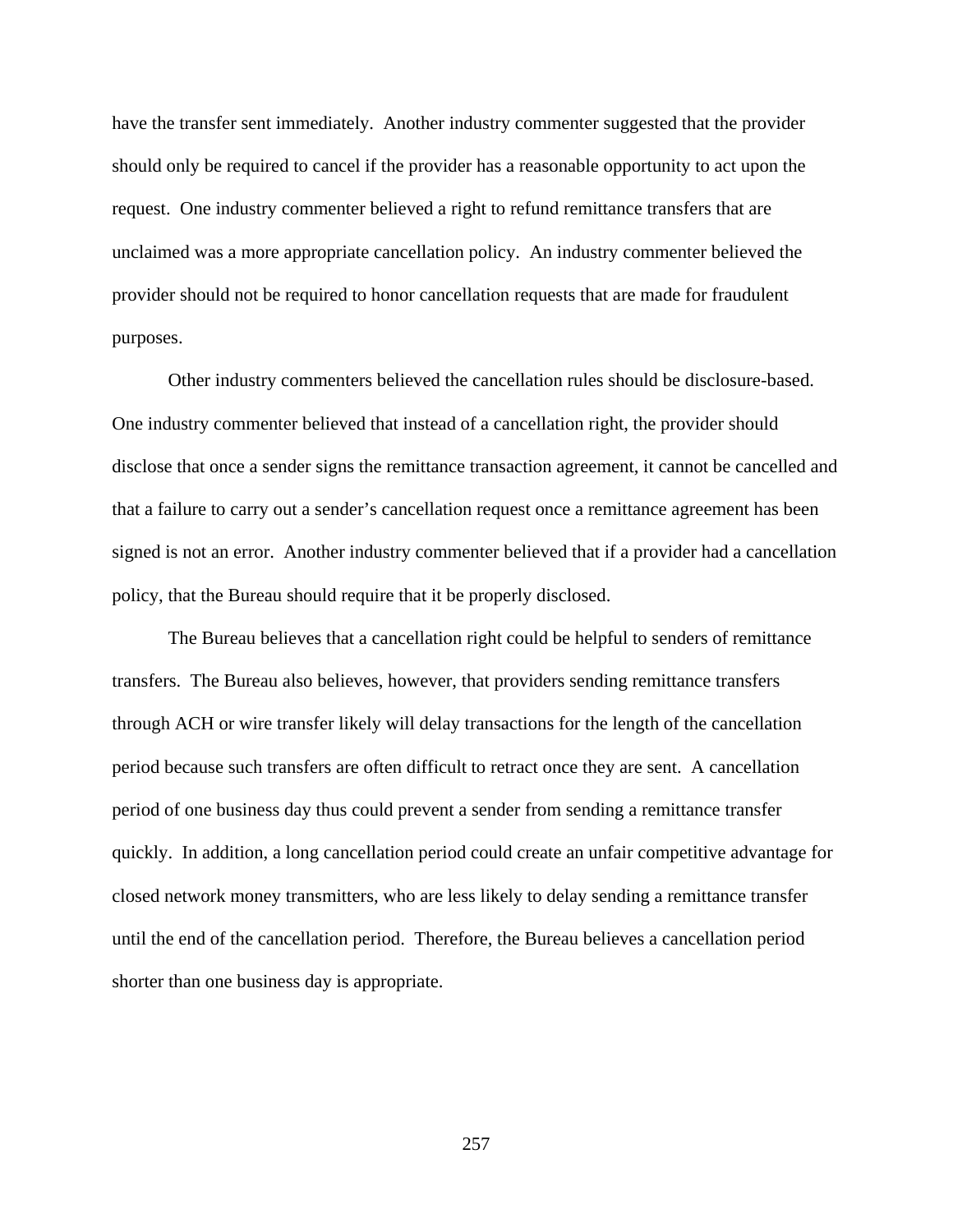have the transfer sent immediately. Another industry commenter suggested that the provider should only be required to cancel if the provider has a reasonable opportunity to act upon the request. One industry commenter believed a right to refund remittance transfers that are unclaimed was a more appropriate cancellation policy. An industry commenter believed the provider should not be required to honor cancellation requests that are made for fraudulent purposes.

Other industry commenters believed the cancellation rules should be disclosure-based. One industry commenter believed that instead of a cancellation right, the provider should disclose that once a sender signs the remittance transaction agreement, it cannot be cancelled and that a failure to carry out a sender's cancellation request once a remittance agreement has been signed is not an error. Another industry commenter believed that if a provider had a cancellation policy, that the Bureau should require that it be properly disclosed.

The Bureau believes that a cancellation right could be helpful to senders of remittance transfers. The Bureau also believes, however, that providers sending remittance transfers through ACH or wire transfer likely will delay transactions for the length of the cancellation period because such transfers are often difficult to retract once they are sent. A cancellation period of one business day thus could prevent a sender from sending a remittance transfer quickly. In addition, a long cancellation period could create an unfair competitive advantage for closed network money transmitters, who are less likely to delay sending a remittance transfer until the end of the cancellation period. Therefore, the Bureau believes a cancellation period shorter than one business day is appropriate.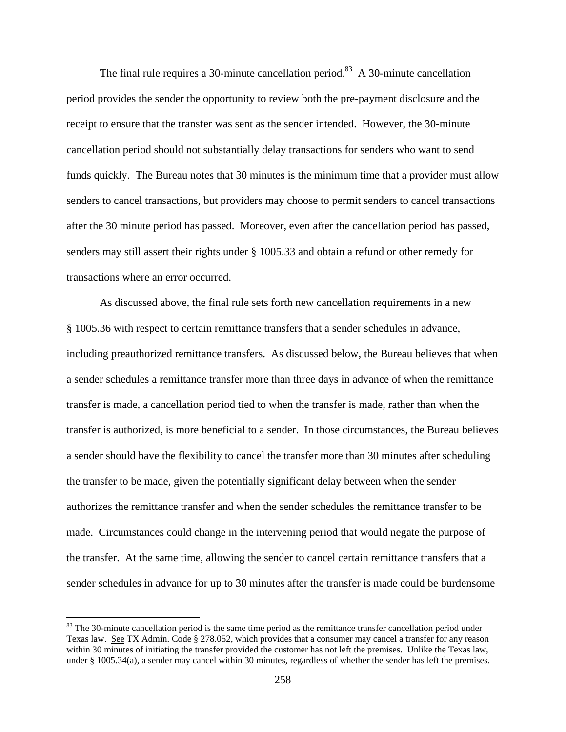The final rule requires a 30-minute cancellation period.[83] A 30-minute cancellation period provides the sender the opportunity to review both the pre-payment disclosure and the receipt to ensure that the transfer was sent as the sender intended. However, the 30-minute cancellation period should not substantially delay transactions for senders who want to send funds quickly. The Bureau notes that 30 minutes is the minimum time that a provider must allow senders to cancel transactions, but providers may choose to permit senders to cancel transactions after the 30 minute period has passed. Moreover, even after the cancellation period has passed, senders may still assert their rights under § 1005.33 and obtain a refund or other remedy for transactions where an error occurred.

As discussed above, the final rule sets forth new cancellation requirements in a new § 1005.36 with respect to certain remittance transfers that a sender schedules in advance, including preauthorized remittance transfers. As discussed below, the Bureau believes that when a sender schedules a remittance transfer more than three days in advance of when the remittance transfer is made, a cancellation period tied to when the transfer is made, rather than when the transfer is authorized, is more beneficial to a sender. In those circumstances, the Bureau believes a sender should have the flexibility to cancel the transfer more than 30 minutes after scheduling the transfer to be made, given the potentially significant delay between when the sender authorizes the remittance transfer and when the sender schedules the remittance transfer to be made. Circumstances could change in the intervening period that would negate the purpose of the transfer. At the same time, allowing the sender to cancel certain remittance transfers that a sender schedules in advance for up to 30 minutes after the transfer is made could be burdensome

[83] The 30-minute cancellation period is the same time period as the remittance transfer cancellation period under Texas law. See TX Admin. Code § 278.052, which provides that a consumer may cancel a transfer for any reason within 30 minutes of initiating the transfer provided the customer has not left the premises. Unlike the Texas law, under § 1005.34(a), a sender may cancel within 30 minutes, regardless of whether the sender has left the premises.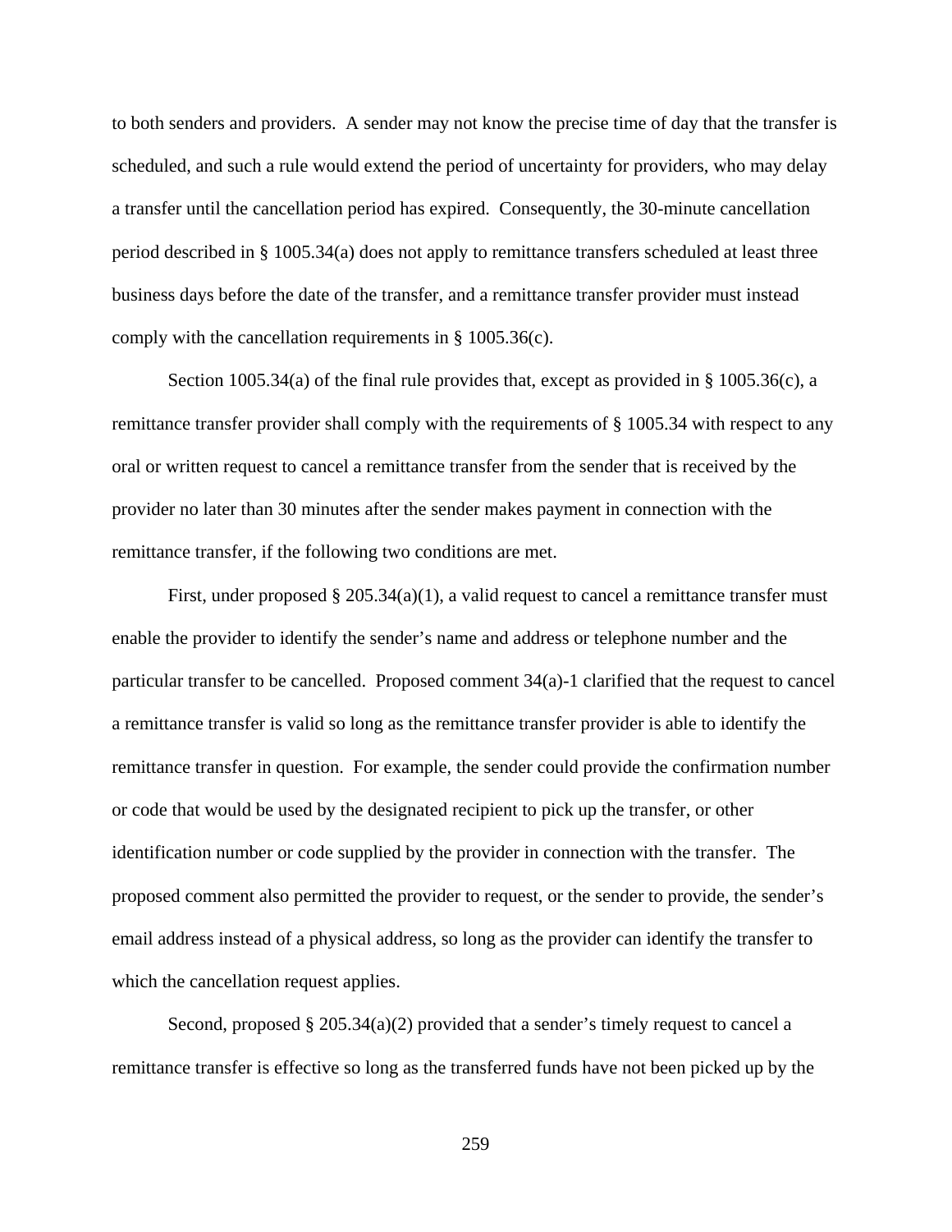to both senders and providers. A sender may not know the precise time of day that the transfer is scheduled, and such a rule would extend the period of uncertainty for providers, who may delay a transfer until the cancellation period has expired. Consequently, the 30-minute cancellation period described in § 1005.34(a) does not apply to remittance transfers scheduled at least three business days before the date of the transfer, and a remittance transfer provider must instead comply with the cancellation requirements in § 1005.36(c).

Section 1005.34(a) of the final rule provides that, except as provided in § 1005.36(c), a remittance transfer provider shall comply with the requirements of § 1005.34 with respect to any oral or written request to cancel a remittance transfer from the sender that is received by the provider no later than 30 minutes after the sender makes payment in connection with the remittance transfer, if the following two conditions are met.

First, under proposed § 205.34(a)(1), a valid request to cancel a remittance transfer must enable the provider to identify the sender's name and address or telephone number and the particular transfer to be cancelled. Proposed comment 34(a)-1 clarified that the request to cancel a remittance transfer is valid so long as the remittance transfer provider is able to identify the remittance transfer in question. For example, the sender could provide the confirmation number or code that would be used by the designated recipient to pick up the transfer, or other identification number or code supplied by the provider in connection with the transfer. The proposed comment also permitted the provider to request, or the sender to provide, the sender's email address instead of a physical address, so long as the provider can identify the transfer to which the cancellation request applies.

Second, proposed § 205.34(a)(2) provided that a sender's timely request to cancel a remittance transfer is effective so long as the transferred funds have not been picked up by the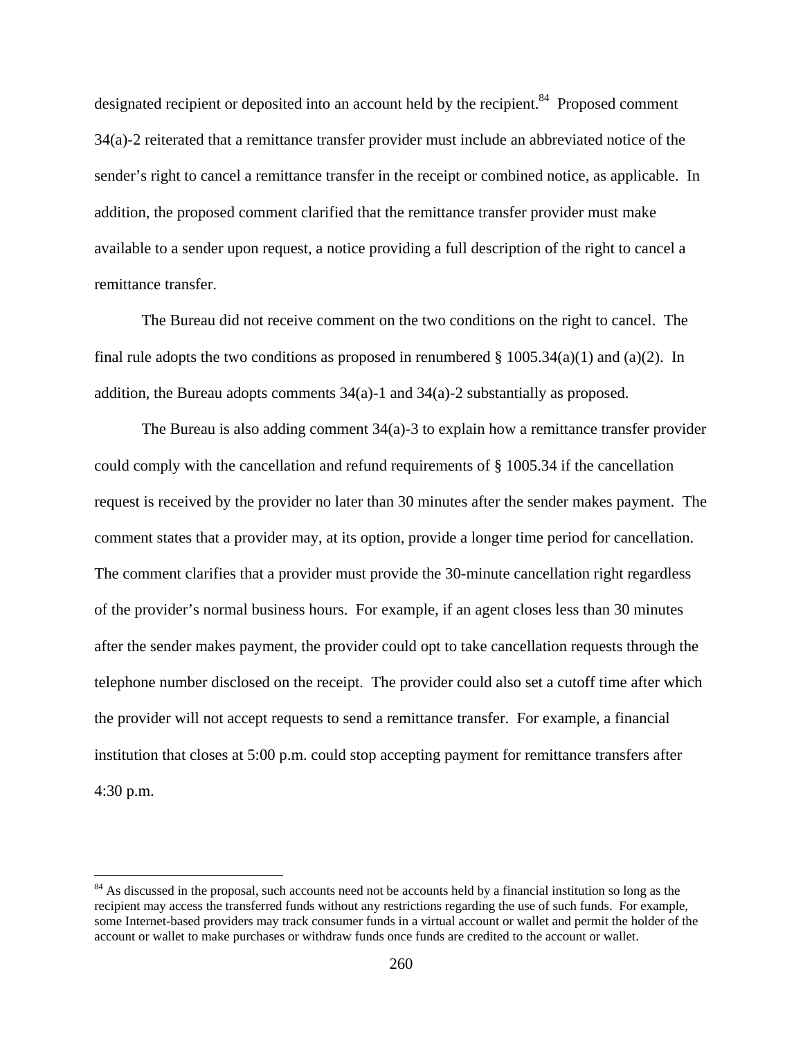designated recipient or deposited into an account held by the recipient.[84] Proposed comment 34(a)-2 reiterated that a remittance transfer provider must include an abbreviated notice of the sender's right to cancel a remittance transfer in the receipt or combined notice, as applicable. In addition, the proposed comment clarified that the remittance transfer provider must make available to a sender upon request, a notice providing a full description of the right to cancel a remittance transfer.

The Bureau did not receive comment on the two conditions on the right to cancel. The final rule adopts the two conditions as proposed in renumbered § 1005.34(a)(1) and (a)(2). In addition, the Bureau adopts comments 34(a)-1 and 34(a)-2 substantially as proposed.

The Bureau is also adding comment 34(a)-3 to explain how a remittance transfer provider could comply with the cancellation and refund requirements of § 1005.34 if the cancellation request is received by the provider no later than 30 minutes after the sender makes payment. The comment states that a provider may, at its option, provide a longer time period for cancellation. The comment clarifies that a provider must provide the 30-minute cancellation right regardless of the provider's normal business hours. For example, if an agent closes less than 30 minutes after the sender makes payment, the provider could opt to take cancellation requests through the telephone number disclosed on the receipt. The provider could also set a cutoff time after which the provider will not accept requests to send a remittance transfer. For example, a financial institution that closes at 5:00 p.m. could stop accepting payment for remittance transfers after 4:30 p.m.

---

[84] As discussed in the proposal, such accounts need not be accounts held by a financial institution so long as the recipient may access the transferred funds without any restrictions regarding the use of such funds. For example, some Internet-based providers may track consumer funds in a virtual account or wallet and permit the holder of the account or wallet to make purchases or withdraw funds once funds are credited to the account or wallet.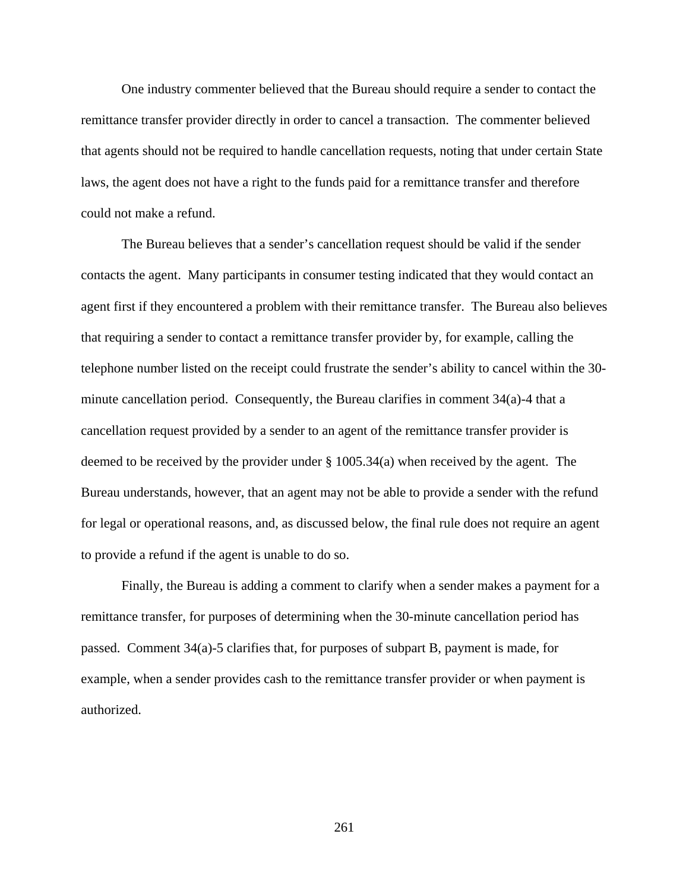One industry commenter believed that the Bureau should require a sender to contact the remittance transfer provider directly in order to cancel a transaction. The commenter believed that agents should not be required to handle cancellation requests, noting that under certain State laws, the agent does not have a right to the funds paid for a remittance transfer and therefore could not make a refund.

The Bureau believes that a sender's cancellation request should be valid if the sender contacts the agent. Many participants in consumer testing indicated that they would contact an agent first if they encountered a problem with their remittance transfer. The Bureau also believes that requiring a sender to contact a remittance transfer provider by, for example, calling the telephone number listed on the receipt could frustrate the sender's ability to cancel within the 30-minute cancellation period. Consequently, the Bureau clarifies in comment 34(a)-4 that a cancellation request provided by a sender to an agent of the remittance transfer provider is deemed to be received by the provider under § 1005.34(a) when received by the agent. The Bureau understands, however, that an agent may not be able to provide a sender with the refund for legal or operational reasons, and, as discussed below, the final rule does not require an agent to provide a refund if the agent is unable to do so.

Finally, the Bureau is adding a comment to clarify when a sender makes a payment for a remittance transfer, for purposes of determining when the 30-minute cancellation period has passed. Comment 34(a)-5 clarifies that, for purposes of subpart B, payment is made, for example, when a sender provides cash to the remittance transfer provider or when payment is authorized.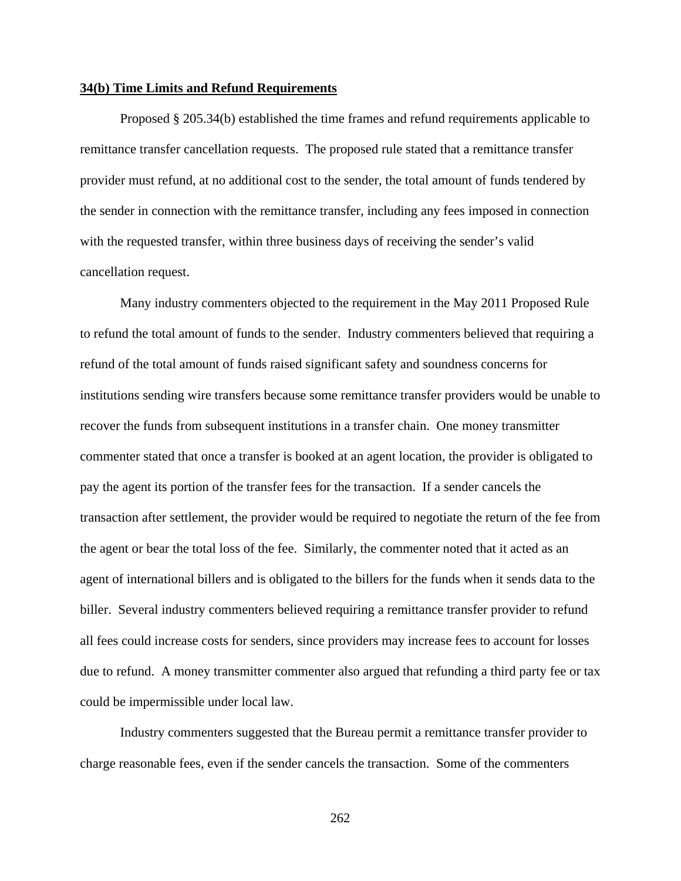**34(b) Time Limits and Refund Requirements**

Proposed § 205.34(b) established the time frames and refund requirements applicable to remittance transfer cancellation requests. The proposed rule stated that a remittance transfer provider must refund, at no additional cost to the sender, the total amount of funds tendered by the sender in connection with the remittance transfer, including any fees imposed in connection with the requested transfer, within three business days of receiving the sender's valid cancellation request.

Many industry commenters objected to the requirement in the May 2011 Proposed Rule to refund the total amount of funds to the sender. Industry commenters believed that requiring a refund of the total amount of funds raised significant safety and soundness concerns for institutions sending wire transfers because some remittance transfer providers would be unable to recover the funds from subsequent institutions in a transfer chain. One money transmitter commenter stated that once a transfer is booked at an agent location, the provider is obligated to pay the agent its portion of the transfer fees for the transaction. If a sender cancels the transaction after settlement, the provider would be required to negotiate the return of the fee from the agent or bear the total loss of the fee. Similarly, the commenter noted that it acted as an agent of international billers and is obligated to the billers for the funds when it sends data to the biller. Several industry commenters believed requiring a remittance transfer provider to refund all fees could increase costs for senders, since providers may increase fees to account for losses due to refund. A money transmitter commenter also argued that refunding a third party fee or tax could be impermissible under local law.

Industry commenters suggested that the Bureau permit a remittance transfer provider to charge reasonable fees, even if the sender cancels the transaction. Some of the commenters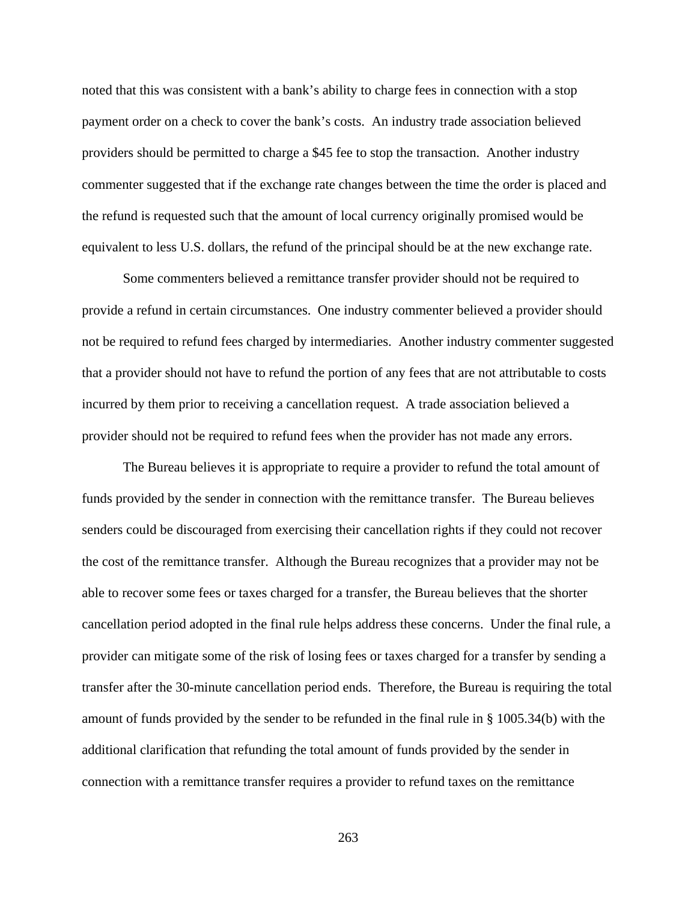noted that this was consistent with a bank's ability to charge fees in connection with a stop payment order on a check to cover the bank's costs. An industry trade association believed providers should be permitted to charge a $45 fee to stop the transaction. Another industry commenter suggested that if the exchange rate changes between the time the order is placed and the refund is requested such that the amount of local currency originally promised would be equivalent to less U.S. dollars, the refund of the principal should be at the new exchange rate.

Some commenters believed a remittance transfer provider should not be required to provide a refund in certain circumstances. One industry commenter believed a provider should not be required to refund fees charged by intermediaries. Another industry commenter suggested that a provider should not have to refund the portion of any fees that are not attributable to costs incurred by them prior to receiving a cancellation request. A trade association believed a provider should not be required to refund fees when the provider has not made any errors.

The Bureau believes it is appropriate to require a provider to refund the total amount of funds provided by the sender in connection with the remittance transfer. The Bureau believes senders could be discouraged from exercising their cancellation rights if they could not recover the cost of the remittance transfer. Although the Bureau recognizes that a provider may not be able to recover some fees or taxes charged for a transfer, the Bureau believes that the shorter cancellation period adopted in the final rule helps address these concerns. Under the final rule, a provider can mitigate some of the risk of losing fees or taxes charged for a transfer by sending a transfer after the 30-minute cancellation period ends. Therefore, the Bureau is requiring the total amount of funds provided by the sender to be refunded in the final rule in § 1005.34(b) with the additional clarification that refunding the total amount of funds provided by the sender in connection with a remittance transfer requires a provider to refund taxes on the remittance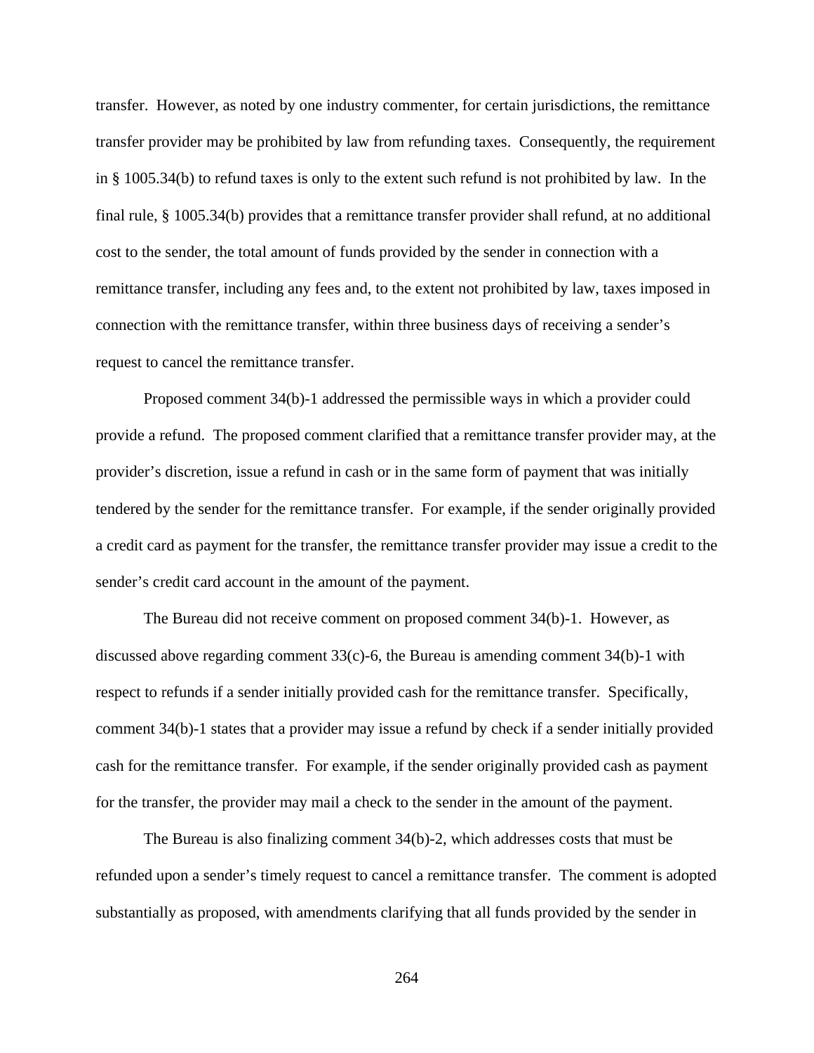transfer.  However, as noted by one industry commenter, for certain jurisdictions, the remittance transfer provider may be prohibited by law from refunding taxes.  Consequently, the requirement in § 1005.34(b) to refund taxes is only to the extent such refund is not prohibited by law.  In the final rule, § 1005.34(b) provides that a remittance transfer provider shall refund, at no additional cost to the sender, the total amount of funds provided by the sender in connection with a remittance transfer, including any fees and, to the extent not prohibited by law, taxes imposed in connection with the remittance transfer, within three business days of receiving a sender's request to cancel the remittance transfer.

Proposed comment 34(b)-1 addressed the permissible ways in which a provider could provide a refund.  The proposed comment clarified that a remittance transfer provider may, at the provider's discretion, issue a refund in cash or in the same form of payment that was initially tendered by the sender for the remittance transfer.  For example, if the sender originally provided a credit card as payment for the transfer, the remittance transfer provider may issue a credit to the sender's credit card account in the amount of the payment.

The Bureau did not receive comment on proposed comment 34(b)-1.  However, as discussed above regarding comment 33(c)-6, the Bureau is amending comment 34(b)-1 with respect to refunds if a sender initially provided cash for the remittance transfer.  Specifically, comment 34(b)-1 states that a provider may issue a refund by check if a sender initially provided cash for the remittance transfer.  For example, if the sender originally provided cash as payment for the transfer, the provider may mail a check to the sender in the amount of the payment.

The Bureau is also finalizing comment 34(b)-2, which addresses costs that must be refunded upon a sender's timely request to cancel a remittance transfer.  The comment is adopted substantially as proposed, with amendments clarifying that all funds provided by the sender in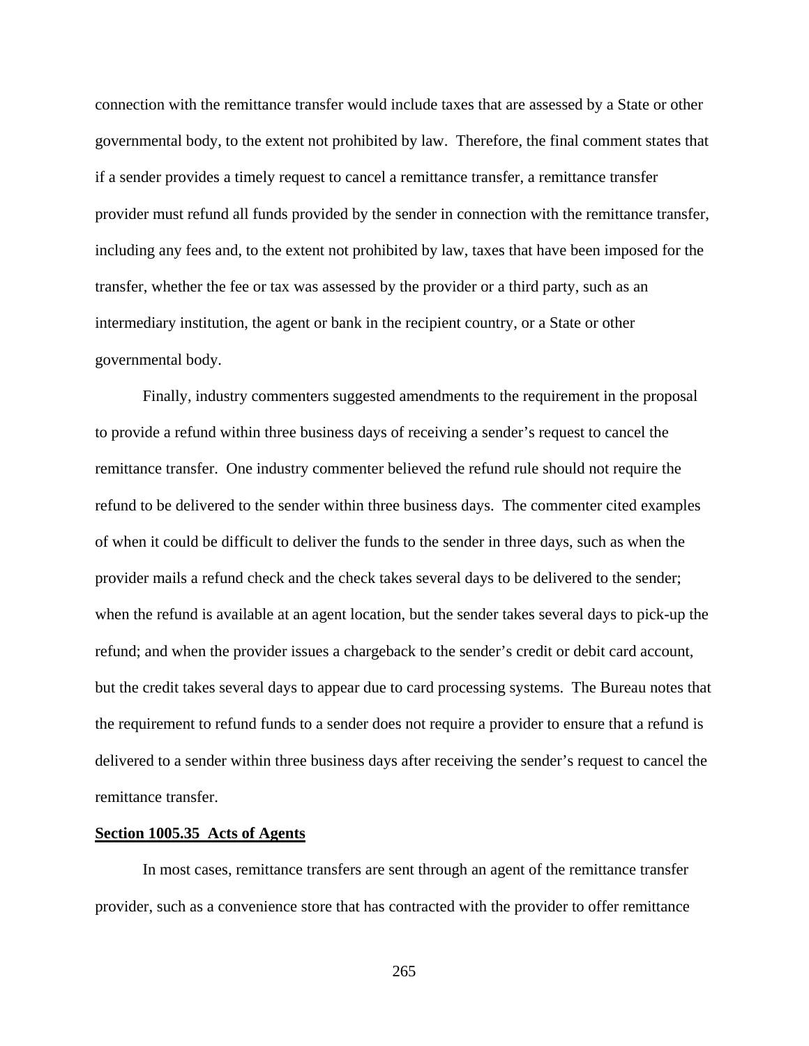connection with the remittance transfer would include taxes that are assessed by a State or other governmental body, to the extent not prohibited by law. Therefore, the final comment states that if a sender provides a timely request to cancel a remittance transfer, a remittance transfer provider must refund all funds provided by the sender in connection with the remittance transfer, including any fees and, to the extent not prohibited by law, taxes that have been imposed for the transfer, whether the fee or tax was assessed by the provider or a third party, such as an intermediary institution, the agent or bank in the recipient country, or a State or other governmental body.

Finally, industry commenters suggested amendments to the requirement in the proposal to provide a refund within three business days of receiving a sender's request to cancel the remittance transfer. One industry commenter believed the refund rule should not require the refund to be delivered to the sender within three business days. The commenter cited examples of when it could be difficult to deliver the funds to the sender in three days, such as when the provider mails a refund check and the check takes several days to be delivered to the sender; when the refund is available at an agent location, but the sender takes several days to pick-up the refund; and when the provider issues a chargeback to the sender's credit or debit card account, but the credit takes several days to appear due to card processing systems. The Bureau notes that the requirement to refund funds to a sender does not require a provider to ensure that a refund is delivered to a sender within three business days after receiving the sender's request to cancel the remittance transfer.

**Section 1005.35 Acts of Agents**

In most cases, remittance transfers are sent through an agent of the remittance transfer provider, such as a convenience store that has contracted with the provider to offer remittance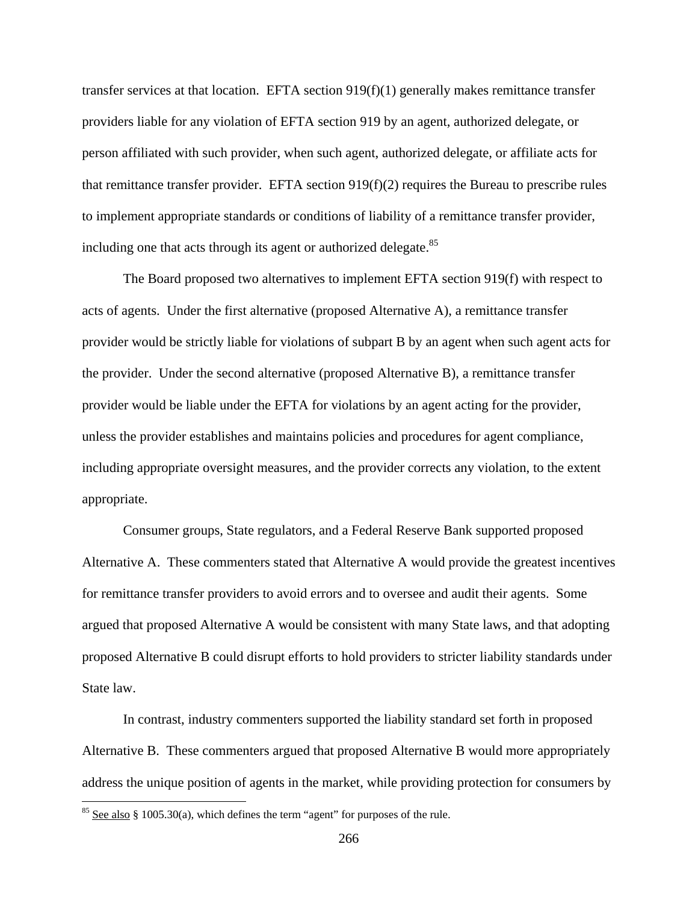transfer services at that location. EFTA section 919(f)(1) generally makes remittance transfer providers liable for any violation of EFTA section 919 by an agent, authorized delegate, or person affiliated with such provider, when such agent, authorized delegate, or affiliate acts for that remittance transfer provider. EFTA section 919(f)(2) requires the Bureau to prescribe rules to implement appropriate standards or conditions of liability of a remittance transfer provider, including one that acts through its agent or authorized delegate.[85]

The Board proposed two alternatives to implement EFTA section 919(f) with respect to acts of agents. Under the first alternative (proposed Alternative A), a remittance transfer provider would be strictly liable for violations of subpart B by an agent when such agent acts for the provider. Under the second alternative (proposed Alternative B), a remittance transfer provider would be liable under the EFTA for violations by an agent acting for the provider, unless the provider establishes and maintains policies and procedures for agent compliance, including appropriate oversight measures, and the provider corrects any violation, to the extent appropriate.

Consumer groups, State regulators, and a Federal Reserve Bank supported proposed Alternative A. These commenters stated that Alternative A would provide the greatest incentives for remittance transfer providers to avoid errors and to oversee and audit their agents. Some argued that proposed Alternative A would be consistent with many State laws, and that adopting proposed Alternative B could disrupt efforts to hold providers to stricter liability standards under State law.

In contrast, industry commenters supported the liability standard set forth in proposed Alternative B. These commenters argued that proposed Alternative B would more appropriately address the unique position of agents in the market, while providing protection for consumers by

[85] See also § 1005.30(a), which defines the term "agent" for purposes of the rule.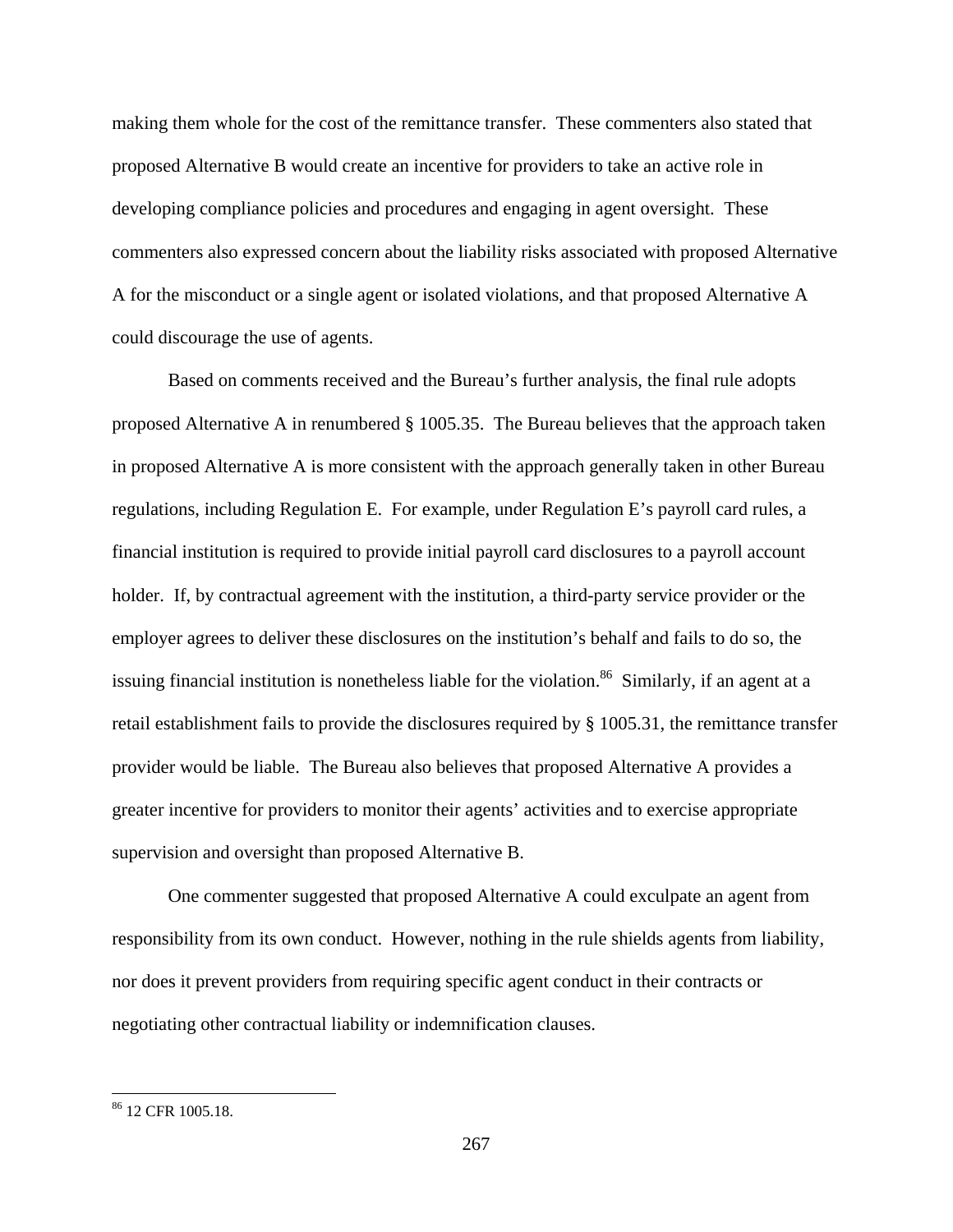making them whole for the cost of the remittance transfer. These commenters also stated that proposed Alternative B would create an incentive for providers to take an active role in developing compliance policies and procedures and engaging in agent oversight. These commenters also expressed concern about the liability risks associated with proposed Alternative A for the misconduct or a single agent or isolated violations, and that proposed Alternative A could discourage the use of agents.

Based on comments received and the Bureau's further analysis, the final rule adopts proposed Alternative A in renumbered § 1005.35. The Bureau believes that the approach taken in proposed Alternative A is more consistent with the approach generally taken in other Bureau regulations, including Regulation E. For example, under Regulation E's payroll card rules, a financial institution is required to provide initial payroll card disclosures to a payroll account holder. If, by contractual agreement with the institution, a third-party service provider or the employer agrees to deliver these disclosures on the institution's behalf and fails to do so, the issuing financial institution is nonetheless liable for the violation.[86] Similarly, if an agent at a retail establishment fails to provide the disclosures required by § 1005.31, the remittance transfer provider would be liable. The Bureau also believes that proposed Alternative A provides a greater incentive for providers to monitor their agents' activities and to exercise appropriate supervision and oversight than proposed Alternative B.

One commenter suggested that proposed Alternative A could exculpate an agent from responsibility from its own conduct. However, nothing in the rule shields agents from liability, nor does it prevent providers from requiring specific agent conduct in their contracts or negotiating other contractual liability or indemnification clauses.

---

[86] 12 CFR 1005.18.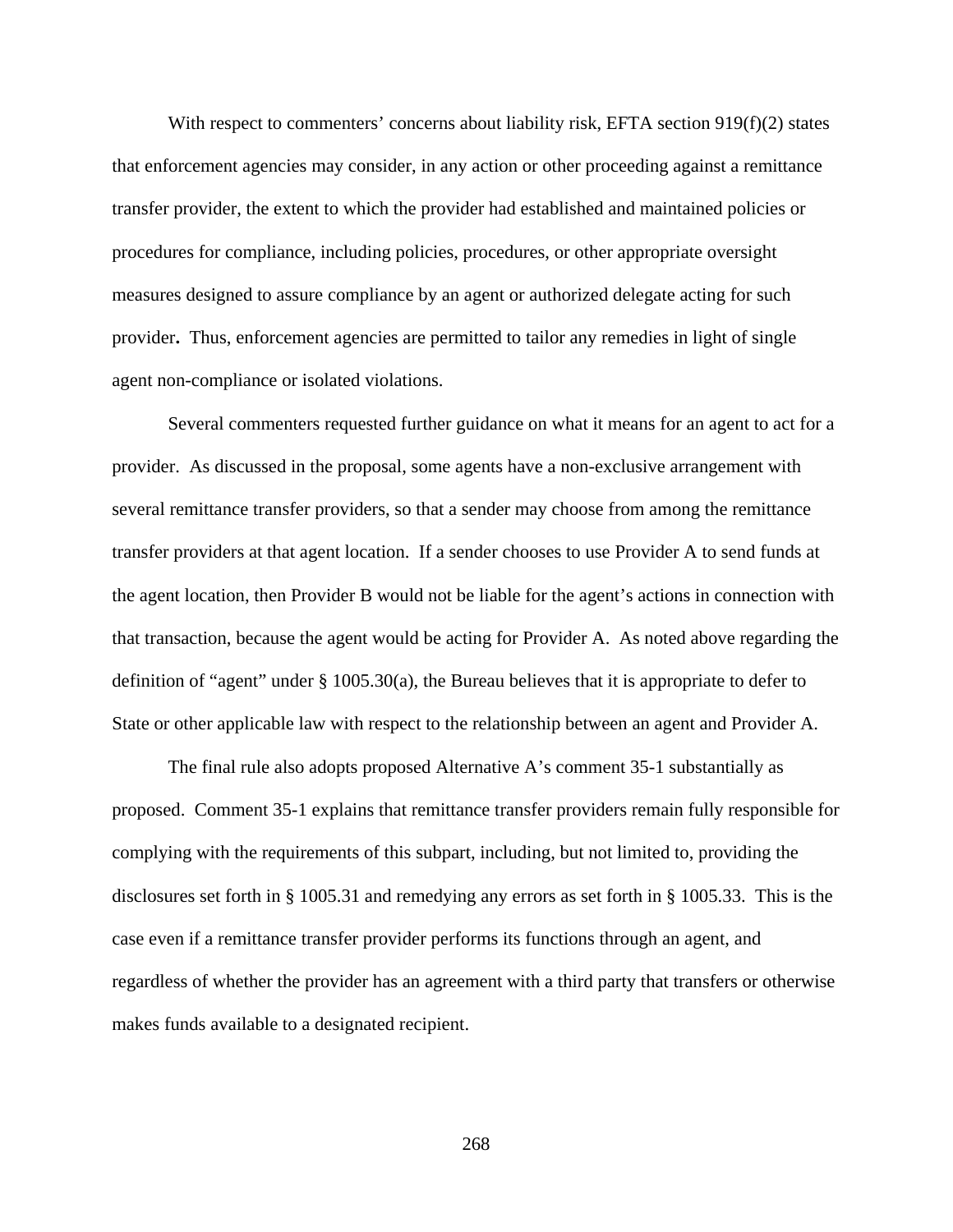With respect to commenters' concerns about liability risk, EFTA section 919(f)(2) states that enforcement agencies may consider, in any action or other proceeding against a remittance transfer provider, the extent to which the provider had established and maintained policies or procedures for compliance, including policies, procedures, or other appropriate oversight measures designed to assure compliance by an agent or authorized delegate acting for such provider**.** Thus, enforcement agencies are permitted to tailor any remedies in light of single agent non-compliance or isolated violations.

Several commenters requested further guidance on what it means for an agent to act for a provider. As discussed in the proposal, some agents have a non-exclusive arrangement with several remittance transfer providers, so that a sender may choose from among the remittance transfer providers at that agent location. If a sender chooses to use Provider A to send funds at the agent location, then Provider B would not be liable for the agent's actions in connection with that transaction, because the agent would be acting for Provider A. As noted above regarding the definition of "agent" under § 1005.30(a), the Bureau believes that it is appropriate to defer to State or other applicable law with respect to the relationship between an agent and Provider A.

The final rule also adopts proposed Alternative A's comment 35-1 substantially as proposed. Comment 35-1 explains that remittance transfer providers remain fully responsible for complying with the requirements of this subpart, including, but not limited to, providing the disclosures set forth in § 1005.31 and remedying any errors as set forth in § 1005.33. This is the case even if a remittance transfer provider performs its functions through an agent, and regardless of whether the provider has an agreement with a third party that transfers or otherwise makes funds available to a designated recipient.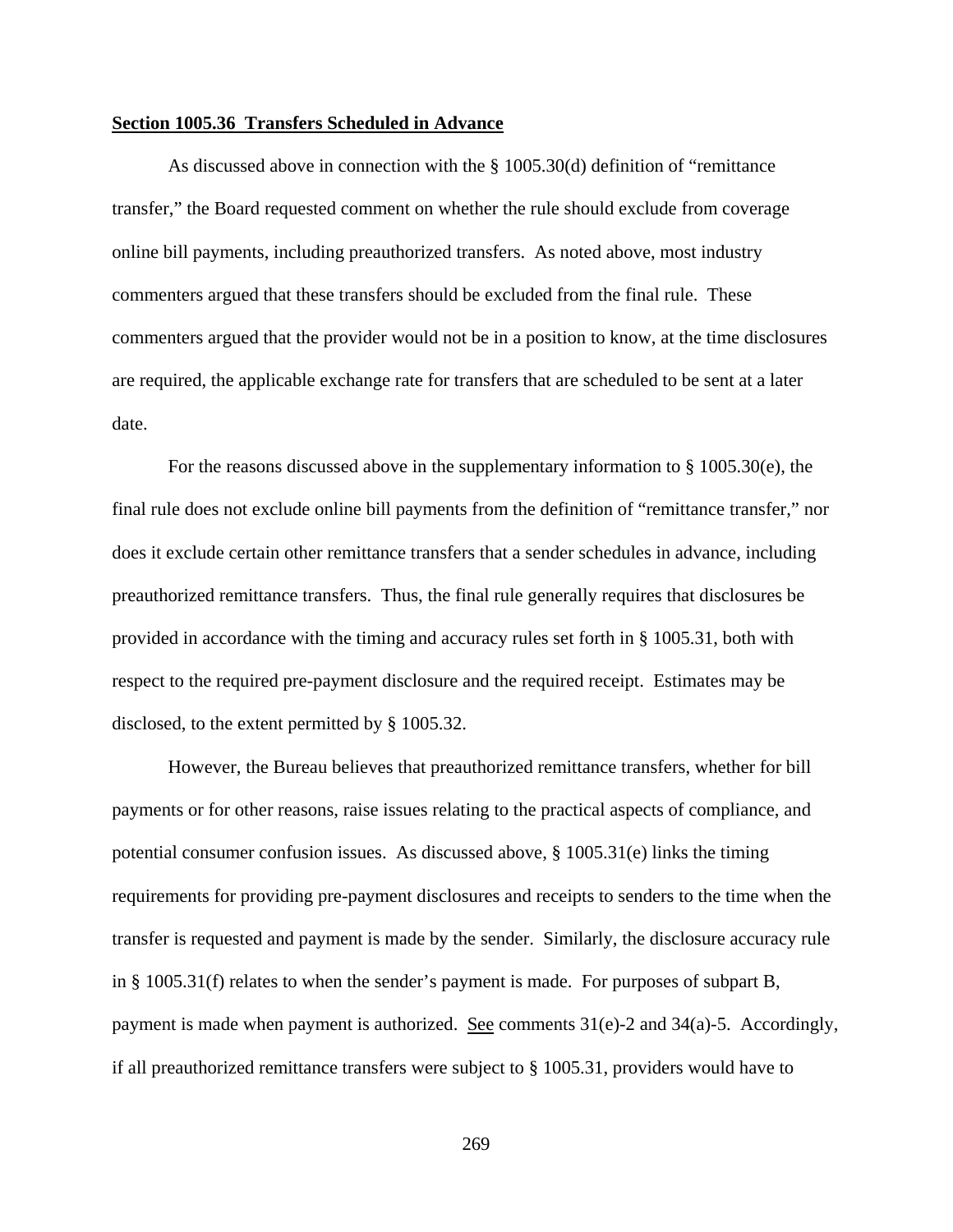**Section 1005.36 Transfers Scheduled in Advance**

As discussed above in connection with the § 1005.30(d) definition of "remittance transfer," the Board requested comment on whether the rule should exclude from coverage online bill payments, including preauthorized transfers. As noted above, most industry commenters argued that these transfers should be excluded from the final rule. These commenters argued that the provider would not be in a position to know, at the time disclosures are required, the applicable exchange rate for transfers that are scheduled to be sent at a later date.

For the reasons discussed above in the supplementary information to § 1005.30(e), the final rule does not exclude online bill payments from the definition of "remittance transfer," nor does it exclude certain other remittance transfers that a sender schedules in advance, including preauthorized remittance transfers. Thus, the final rule generally requires that disclosures be provided in accordance with the timing and accuracy rules set forth in § 1005.31, both with respect to the required pre-payment disclosure and the required receipt. Estimates may be disclosed, to the extent permitted by § 1005.32.

However, the Bureau believes that preauthorized remittance transfers, whether for bill payments or for other reasons, raise issues relating to the practical aspects of compliance, and potential consumer confusion issues. As discussed above, § 1005.31(e) links the timing requirements for providing pre-payment disclosures and receipts to senders to the time when the transfer is requested and payment is made by the sender. Similarly, the disclosure accuracy rule in § 1005.31(f) relates to when the sender's payment is made. For purposes of subpart B, payment is made when payment is authorized. See comments 31(e)-2 and 34(a)-5. Accordingly, if all preauthorized remittance transfers were subject to § 1005.31, providers would have to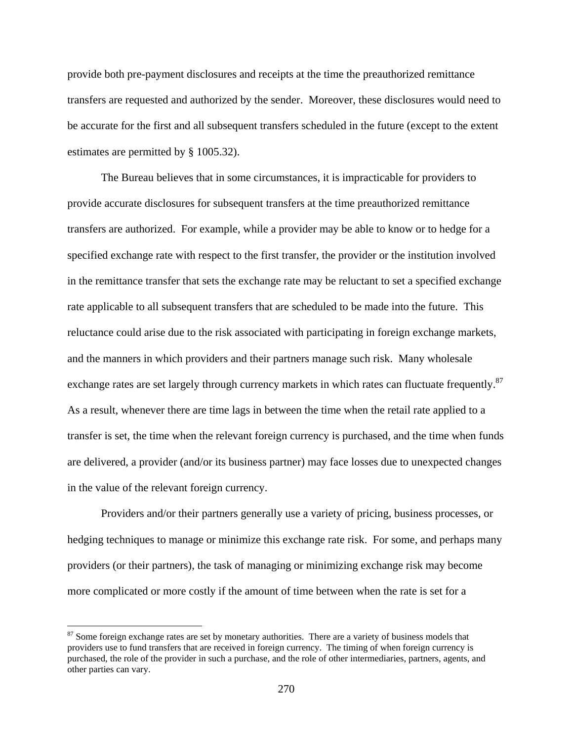provide both pre-payment disclosures and receipts at the time the preauthorized remittance transfers are requested and authorized by the sender. Moreover, these disclosures would need to be accurate for the first and all subsequent transfers scheduled in the future (except to the extent estimates are permitted by § 1005.32).

The Bureau believes that in some circumstances, it is impracticable for providers to provide accurate disclosures for subsequent transfers at the time preauthorized remittance transfers are authorized. For example, while a provider may be able to know or to hedge for a specified exchange rate with respect to the first transfer, the provider or the institution involved in the remittance transfer that sets the exchange rate may be reluctant to set a specified exchange rate applicable to all subsequent transfers that are scheduled to be made into the future. This reluctance could arise due to the risk associated with participating in foreign exchange markets, and the manners in which providers and their partners manage such risk. Many wholesale exchange rates are set largely through currency markets in which rates can fluctuate frequently.[87] As a result, whenever there are time lags in between the time when the retail rate applied to a transfer is set, the time when the relevant foreign currency is purchased, and the time when funds are delivered, a provider (and/or its business partner) may face losses due to unexpected changes in the value of the relevant foreign currency.

Providers and/or their partners generally use a variety of pricing, business processes, or hedging techniques to manage or minimize this exchange rate risk. For some, and perhaps many providers (or their partners), the task of managing or minimizing exchange risk may become more complicated or more costly if the amount of time between when the rate is set for a

[87] Some foreign exchange rates are set by monetary authorities. There are a variety of business models that providers use to fund transfers that are received in foreign currency. The timing of when foreign currency is purchased, the role of the provider in such a purchase, and the role of other intermediaries, partners, agents, and other parties can vary.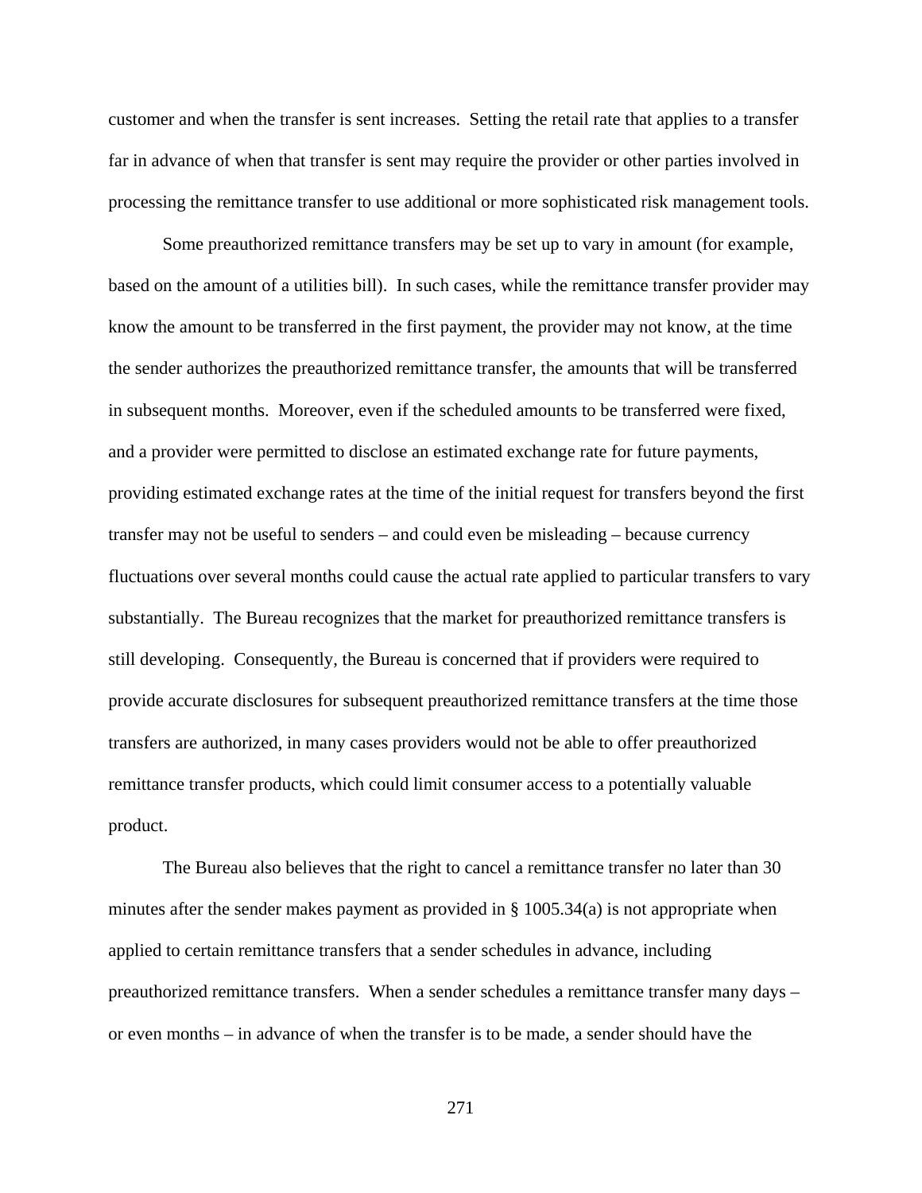customer and when the transfer is sent increases. Setting the retail rate that applies to a transfer far in advance of when that transfer is sent may require the provider or other parties involved in processing the remittance transfer to use additional or more sophisticated risk management tools.

Some preauthorized remittance transfers may be set up to vary in amount (for example, based on the amount of a utilities bill). In such cases, while the remittance transfer provider may know the amount to be transferred in the first payment, the provider may not know, at the time the sender authorizes the preauthorized remittance transfer, the amounts that will be transferred in subsequent months. Moreover, even if the scheduled amounts to be transferred were fixed, and a provider were permitted to disclose an estimated exchange rate for future payments, providing estimated exchange rates at the time of the initial request for transfers beyond the first transfer may not be useful to senders – and could even be misleading – because currency fluctuations over several months could cause the actual rate applied to particular transfers to vary substantially. The Bureau recognizes that the market for preauthorized remittance transfers is still developing. Consequently, the Bureau is concerned that if providers were required to provide accurate disclosures for subsequent preauthorized remittance transfers at the time those transfers are authorized, in many cases providers would not be able to offer preauthorized remittance transfer products, which could limit consumer access to a potentially valuable product.

The Bureau also believes that the right to cancel a remittance transfer no later than 30 minutes after the sender makes payment as provided in § 1005.34(a) is not appropriate when applied to certain remittance transfers that a sender schedules in advance, including preauthorized remittance transfers. When a sender schedules a remittance transfer many days – or even months – in advance of when the transfer is to be made, a sender should have the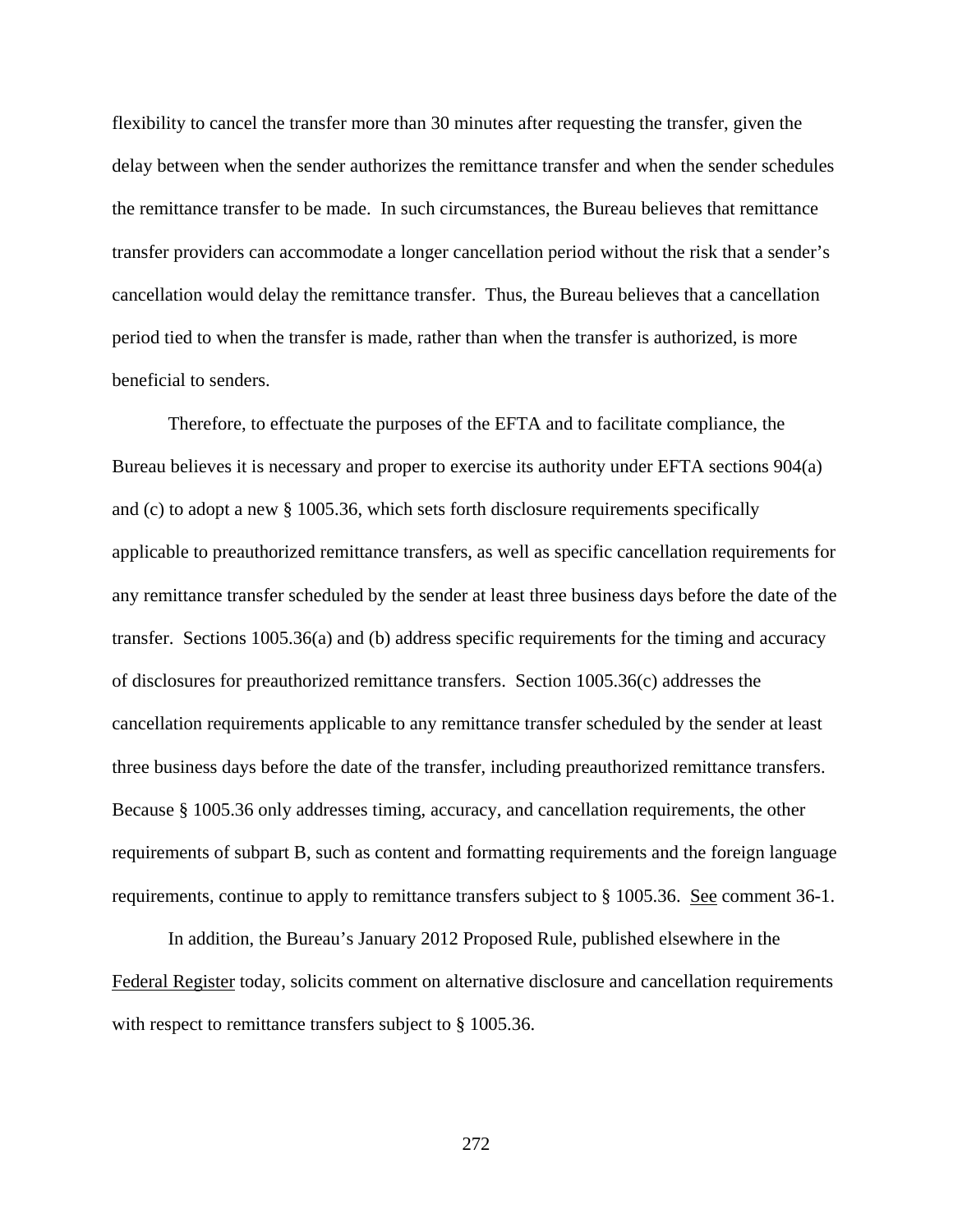flexibility to cancel the transfer more than 30 minutes after requesting the transfer, given the delay between when the sender authorizes the remittance transfer and when the sender schedules the remittance transfer to be made. In such circumstances, the Bureau believes that remittance transfer providers can accommodate a longer cancellation period without the risk that a sender's cancellation would delay the remittance transfer. Thus, the Bureau believes that a cancellation period tied to when the transfer is made, rather than when the transfer is authorized, is more beneficial to senders.

Therefore, to effectuate the purposes of the EFTA and to facilitate compliance, the Bureau believes it is necessary and proper to exercise its authority under EFTA sections 904(a) and (c) to adopt a new § 1005.36, which sets forth disclosure requirements specifically applicable to preauthorized remittance transfers, as well as specific cancellation requirements for any remittance transfer scheduled by the sender at least three business days before the date of the transfer. Sections 1005.36(a) and (b) address specific requirements for the timing and accuracy of disclosures for preauthorized remittance transfers. Section 1005.36(c) addresses the cancellation requirements applicable to any remittance transfer scheduled by the sender at least three business days before the date of the transfer, including preauthorized remittance transfers. Because § 1005.36 only addresses timing, accuracy, and cancellation requirements, the other requirements of subpart B, such as content and formatting requirements and the foreign language requirements, continue to apply to remittance transfers subject to § 1005.36. See comment 36-1.

In addition, the Bureau's January 2012 Proposed Rule, published elsewhere in the Federal Register today, solicits comment on alternative disclosure and cancellation requirements with respect to remittance transfers subject to § 1005.36.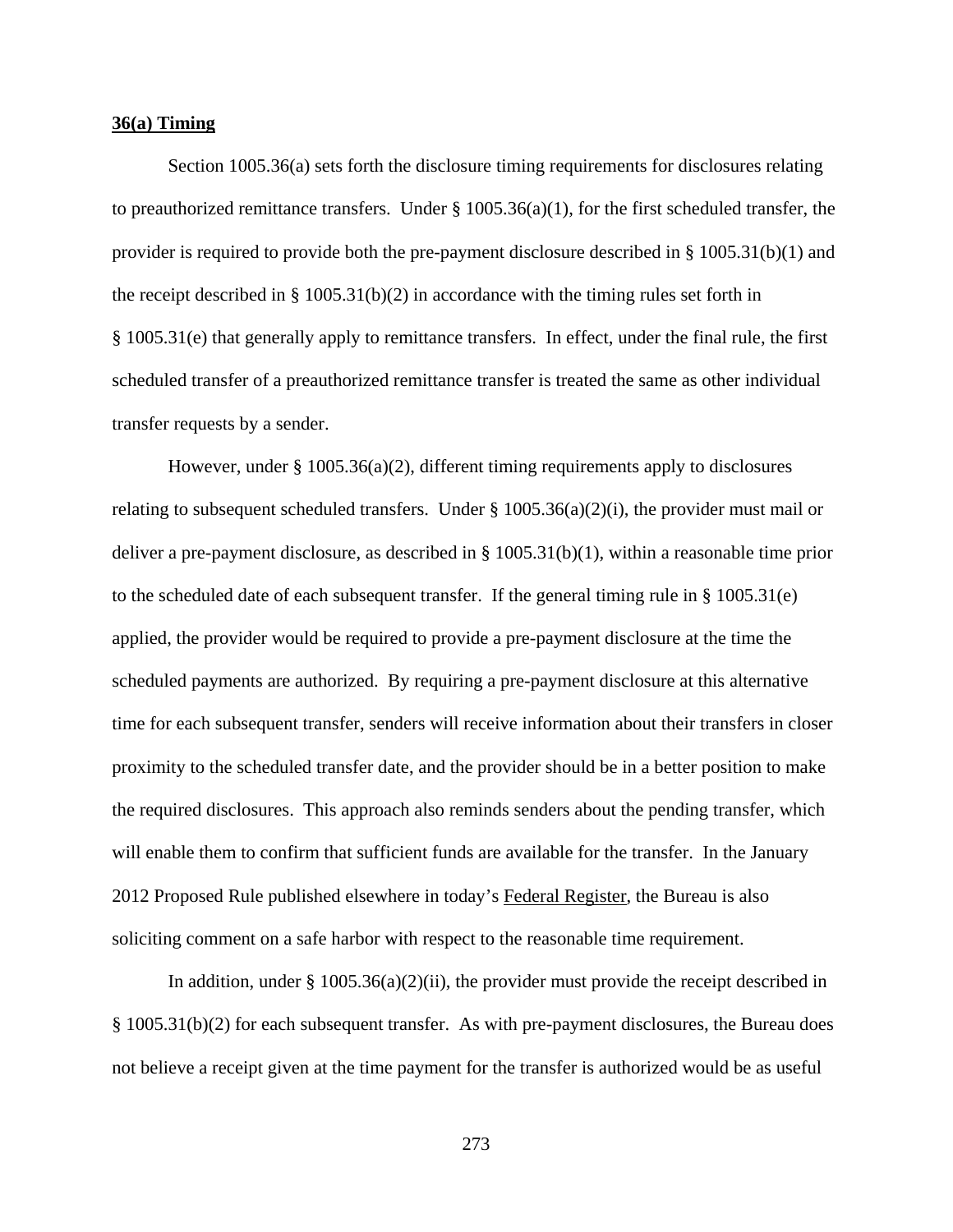**36(a) Timing**

Section 1005.36(a) sets forth the disclosure timing requirements for disclosures relating to preauthorized remittance transfers. Under § 1005.36(a)(1), for the first scheduled transfer, the provider is required to provide both the pre-payment disclosure described in § 1005.31(b)(1) and the receipt described in § 1005.31(b)(2) in accordance with the timing rules set forth in § 1005.31(e) that generally apply to remittance transfers. In effect, under the final rule, the first scheduled transfer of a preauthorized remittance transfer is treated the same as other individual transfer requests by a sender.

However, under § 1005.36(a)(2), different timing requirements apply to disclosures relating to subsequent scheduled transfers. Under § 1005.36(a)(2)(i), the provider must mail or deliver a pre-payment disclosure, as described in § 1005.31(b)(1), within a reasonable time prior to the scheduled date of each subsequent transfer. If the general timing rule in § 1005.31(e) applied, the provider would be required to provide a pre-payment disclosure at the time the scheduled payments are authorized. By requiring a pre-payment disclosure at this alternative time for each subsequent transfer, senders will receive information about their transfers in closer proximity to the scheduled transfer date, and the provider should be in a better position to make the required disclosures. This approach also reminds senders about the pending transfer, which will enable them to confirm that sufficient funds are available for the transfer. In the January 2012 Proposed Rule published elsewhere in today's Federal Register, the Bureau is also soliciting comment on a safe harbor with respect to the reasonable time requirement.

In addition, under § 1005.36(a)(2)(ii), the provider must provide the receipt described in § 1005.31(b)(2) for each subsequent transfer. As with pre-payment disclosures, the Bureau does not believe a receipt given at the time payment for the transfer is authorized would be as useful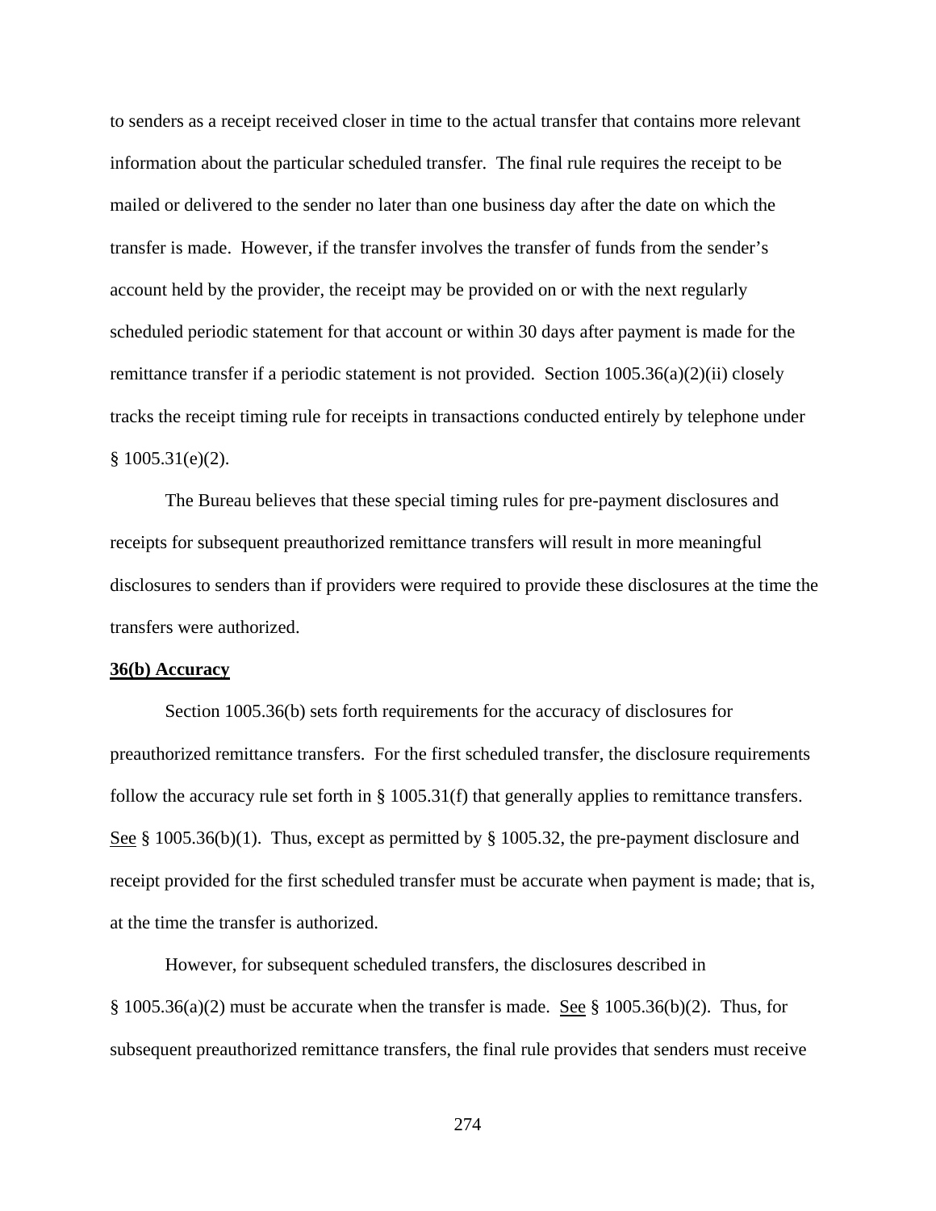to senders as a receipt received closer in time to the actual transfer that contains more relevant information about the particular scheduled transfer. The final rule requires the receipt to be mailed or delivered to the sender no later than one business day after the date on which the transfer is made. However, if the transfer involves the transfer of funds from the sender's account held by the provider, the receipt may be provided on or with the next regularly scheduled periodic statement for that account or within 30 days after payment is made for the remittance transfer if a periodic statement is not provided. Section 1005.36(a)(2)(ii) closely tracks the receipt timing rule for receipts in transactions conducted entirely by telephone under § 1005.31(e)(2).

The Bureau believes that these special timing rules for pre-payment disclosures and receipts for subsequent preauthorized remittance transfers will result in more meaningful disclosures to senders than if providers were required to provide these disclosures at the time the transfers were authorized.

**36(b) Accuracy**

Section 1005.36(b) sets forth requirements for the accuracy of disclosures for preauthorized remittance transfers. For the first scheduled transfer, the disclosure requirements follow the accuracy rule set forth in § 1005.31(f) that generally applies to remittance transfers. See § 1005.36(b)(1). Thus, except as permitted by § 1005.32, the pre-payment disclosure and receipt provided for the first scheduled transfer must be accurate when payment is made; that is, at the time the transfer is authorized.

However, for subsequent scheduled transfers, the disclosures described in § 1005.36(a)(2) must be accurate when the transfer is made. See § 1005.36(b)(2). Thus, for subsequent preauthorized remittance transfers, the final rule provides that senders must receive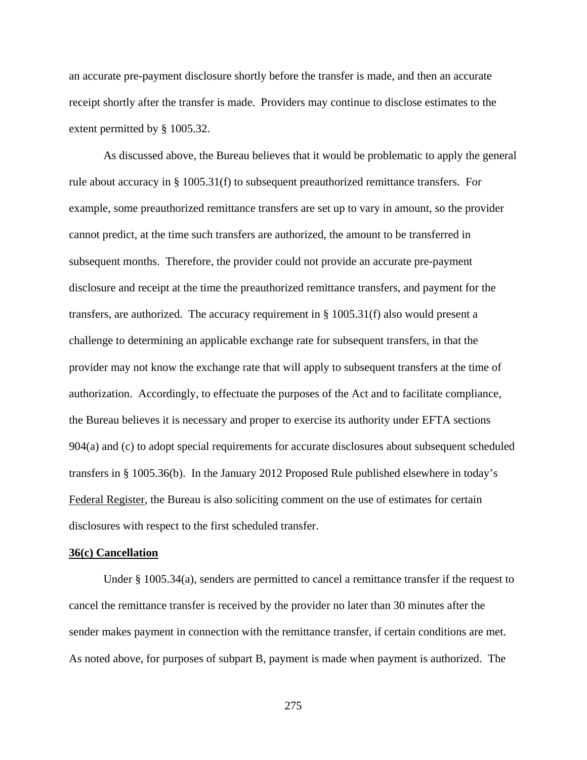an accurate pre-payment disclosure shortly before the transfer is made, and then an accurate receipt shortly after the transfer is made. Providers may continue to disclose estimates to the extent permitted by § 1005.32.

As discussed above, the Bureau believes that it would be problematic to apply the general rule about accuracy in § 1005.31(f) to subsequent preauthorized remittance transfers. For example, some preauthorized remittance transfers are set up to vary in amount, so the provider cannot predict, at the time such transfers are authorized, the amount to be transferred in subsequent months. Therefore, the provider could not provide an accurate pre-payment disclosure and receipt at the time the preauthorized remittance transfers, and payment for the transfers, are authorized. The accuracy requirement in § 1005.31(f) also would present a challenge to determining an applicable exchange rate for subsequent transfers, in that the provider may not know the exchange rate that will apply to subsequent transfers at the time of authorization. Accordingly, to effectuate the purposes of the Act and to facilitate compliance, the Bureau believes it is necessary and proper to exercise its authority under EFTA sections 904(a) and (c) to adopt special requirements for accurate disclosures about subsequent scheduled transfers in § 1005.36(b). In the January 2012 Proposed Rule published elsewhere in today's Federal Register, the Bureau is also soliciting comment on the use of estimates for certain disclosures with respect to the first scheduled transfer.

**36(c) Cancellation**

Under § 1005.34(a), senders are permitted to cancel a remittance transfer if the request to cancel the remittance transfer is received by the provider no later than 30 minutes after the sender makes payment in connection with the remittance transfer, if certain conditions are met. As noted above, for purposes of subpart B, payment is made when payment is authorized. The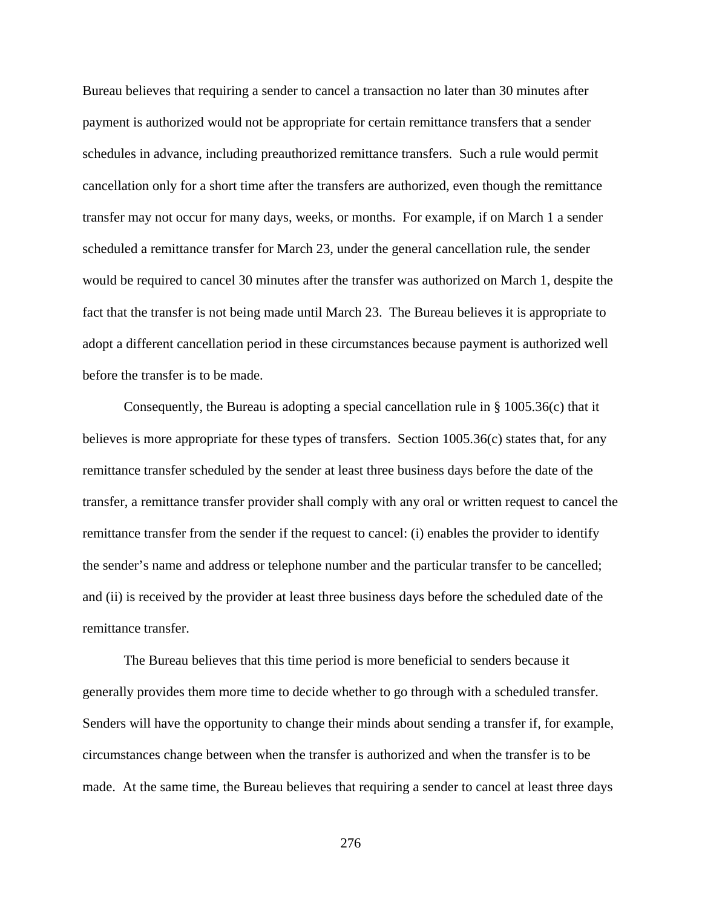Bureau believes that requiring a sender to cancel a transaction no later than 30 minutes after payment is authorized would not be appropriate for certain remittance transfers that a sender schedules in advance, including preauthorized remittance transfers. Such a rule would permit cancellation only for a short time after the transfers are authorized, even though the remittance transfer may not occur for many days, weeks, or months. For example, if on March 1 a sender scheduled a remittance transfer for March 23, under the general cancellation rule, the sender would be required to cancel 30 minutes after the transfer was authorized on March 1, despite the fact that the transfer is not being made until March 23. The Bureau believes it is appropriate to adopt a different cancellation period in these circumstances because payment is authorized well before the transfer is to be made.

Consequently, the Bureau is adopting a special cancellation rule in § 1005.36(c) that it believes is more appropriate for these types of transfers. Section 1005.36(c) states that, for any remittance transfer scheduled by the sender at least three business days before the date of the transfer, a remittance transfer provider shall comply with any oral or written request to cancel the remittance transfer from the sender if the request to cancel: (i) enables the provider to identify the sender's name and address or telephone number and the particular transfer to be cancelled; and (ii) is received by the provider at least three business days before the scheduled date of the remittance transfer.

The Bureau believes that this time period is more beneficial to senders because it generally provides them more time to decide whether to go through with a scheduled transfer. Senders will have the opportunity to change their minds about sending a transfer if, for example, circumstances change between when the transfer is authorized and when the transfer is to be made. At the same time, the Bureau believes that requiring a sender to cancel at least three days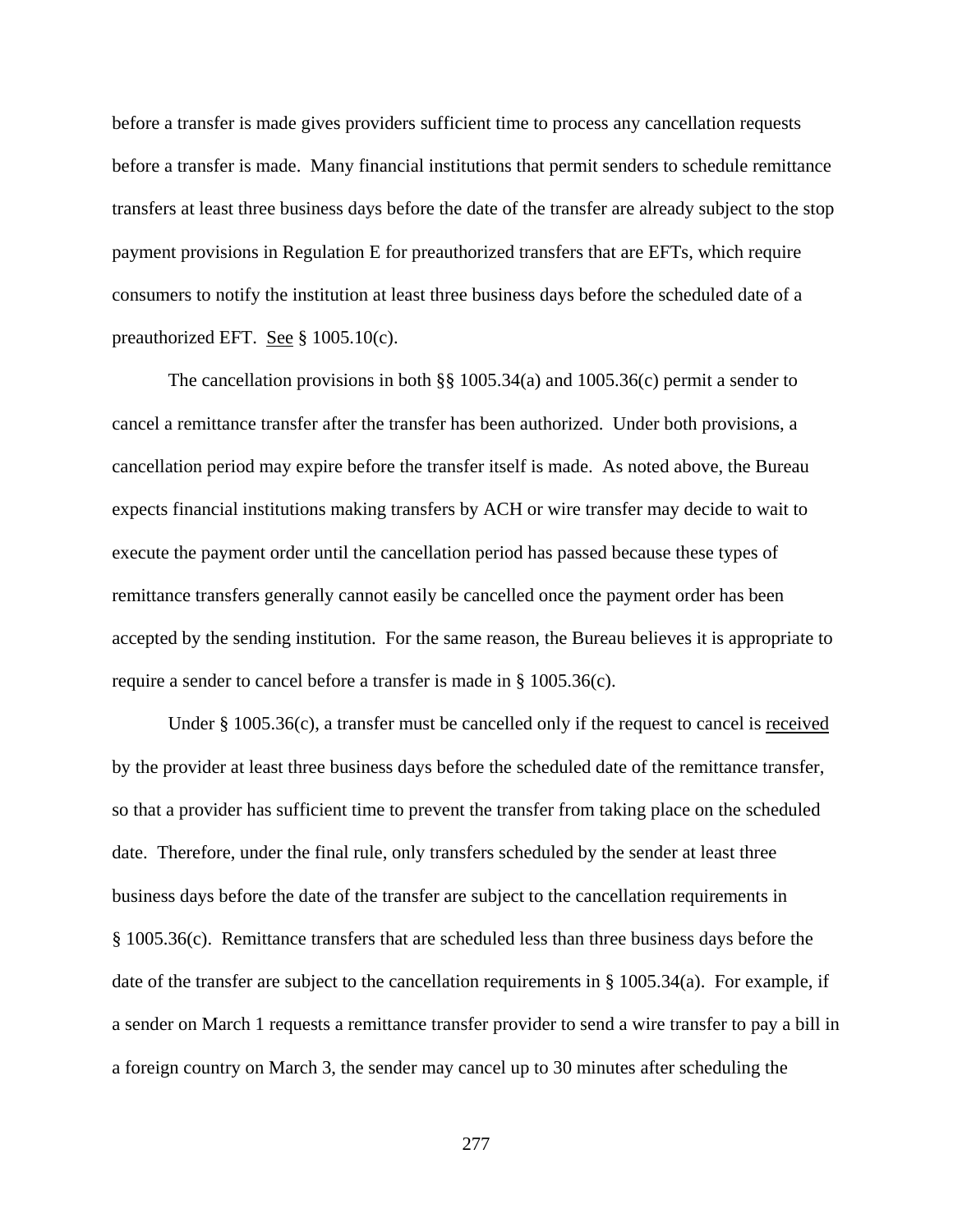before a transfer is made gives providers sufficient time to process any cancellation requests before a transfer is made. Many financial institutions that permit senders to schedule remittance transfers at least three business days before the date of the transfer are already subject to the stop payment provisions in Regulation E for preauthorized transfers that are EFTs, which require consumers to notify the institution at least three business days before the scheduled date of a preauthorized EFT. See § 1005.10(c).

The cancellation provisions in both §§ 1005.34(a) and 1005.36(c) permit a sender to cancel a remittance transfer after the transfer has been authorized. Under both provisions, a cancellation period may expire before the transfer itself is made. As noted above, the Bureau expects financial institutions making transfers by ACH or wire transfer may decide to wait to execute the payment order until the cancellation period has passed because these types of remittance transfers generally cannot easily be cancelled once the payment order has been accepted by the sending institution. For the same reason, the Bureau believes it is appropriate to require a sender to cancel before a transfer is made in § 1005.36(c).

Under § 1005.36(c), a transfer must be cancelled only if the request to cancel is received by the provider at least three business days before the scheduled date of the remittance transfer, so that a provider has sufficient time to prevent the transfer from taking place on the scheduled date. Therefore, under the final rule, only transfers scheduled by the sender at least three business days before the date of the transfer are subject to the cancellation requirements in § 1005.36(c). Remittance transfers that are scheduled less than three business days before the date of the transfer are subject to the cancellation requirements in § 1005.34(a). For example, if a sender on March 1 requests a remittance transfer provider to send a wire transfer to pay a bill in a foreign country on March 3, the sender may cancel up to 30 minutes after scheduling the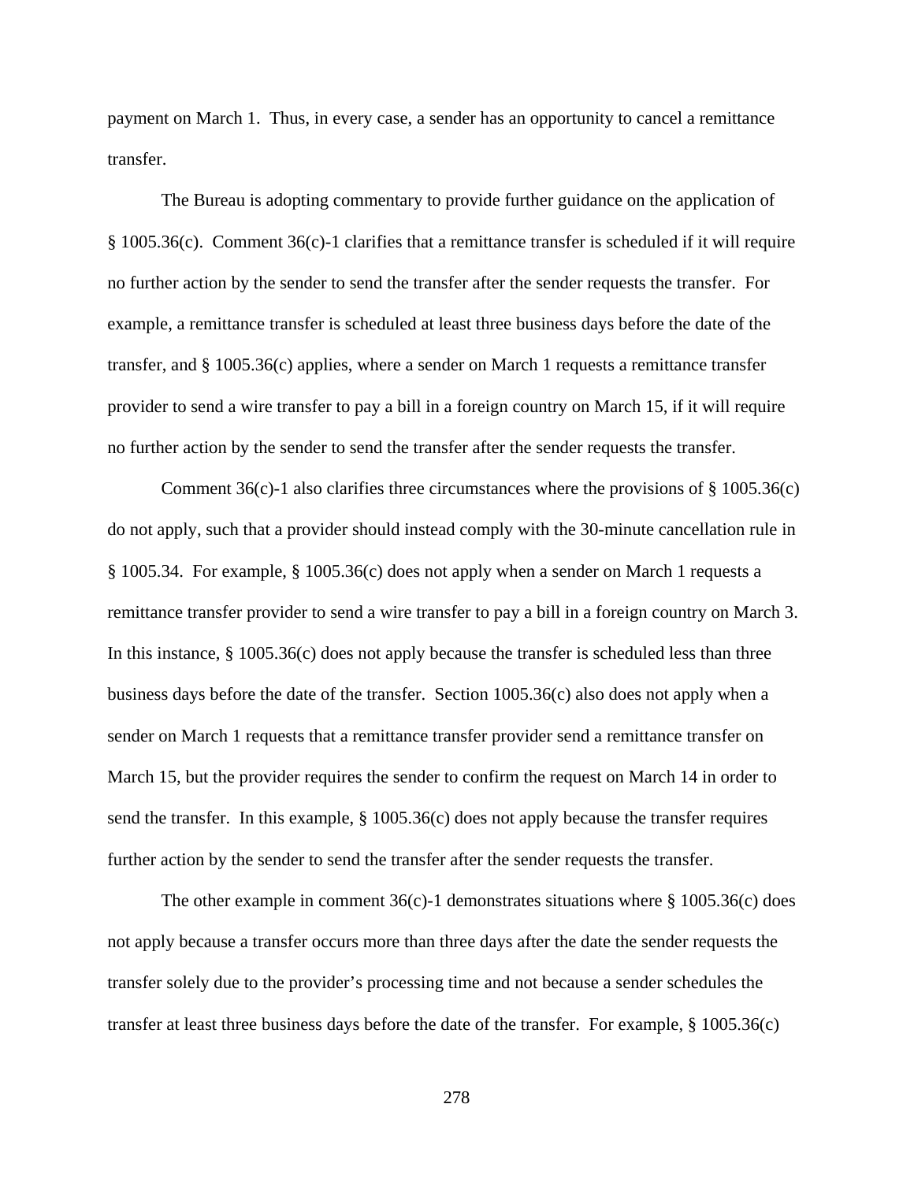payment on March 1. Thus, in every case, a sender has an opportunity to cancel a remittance transfer.

The Bureau is adopting commentary to provide further guidance on the application of § 1005.36(c). Comment 36(c)-1 clarifies that a remittance transfer is scheduled if it will require no further action by the sender to send the transfer after the sender requests the transfer. For example, a remittance transfer is scheduled at least three business days before the date of the transfer, and § 1005.36(c) applies, where a sender on March 1 requests a remittance transfer provider to send a wire transfer to pay a bill in a foreign country on March 15, if it will require no further action by the sender to send the transfer after the sender requests the transfer.

Comment 36(c)-1 also clarifies three circumstances where the provisions of § 1005.36(c) do not apply, such that a provider should instead comply with the 30-minute cancellation rule in § 1005.34. For example, § 1005.36(c) does not apply when a sender on March 1 requests a remittance transfer provider to send a wire transfer to pay a bill in a foreign country on March 3. In this instance, § 1005.36(c) does not apply because the transfer is scheduled less than three business days before the date of the transfer. Section 1005.36(c) also does not apply when a sender on March 1 requests that a remittance transfer provider send a remittance transfer on March 15, but the provider requires the sender to confirm the request on March 14 in order to send the transfer. In this example, § 1005.36(c) does not apply because the transfer requires further action by the sender to send the transfer after the sender requests the transfer.

The other example in comment 36(c)-1 demonstrates situations where § 1005.36(c) does not apply because a transfer occurs more than three days after the date the sender requests the transfer solely due to the provider's processing time and not because a sender schedules the transfer at least three business days before the date of the transfer. For example, § 1005.36(c)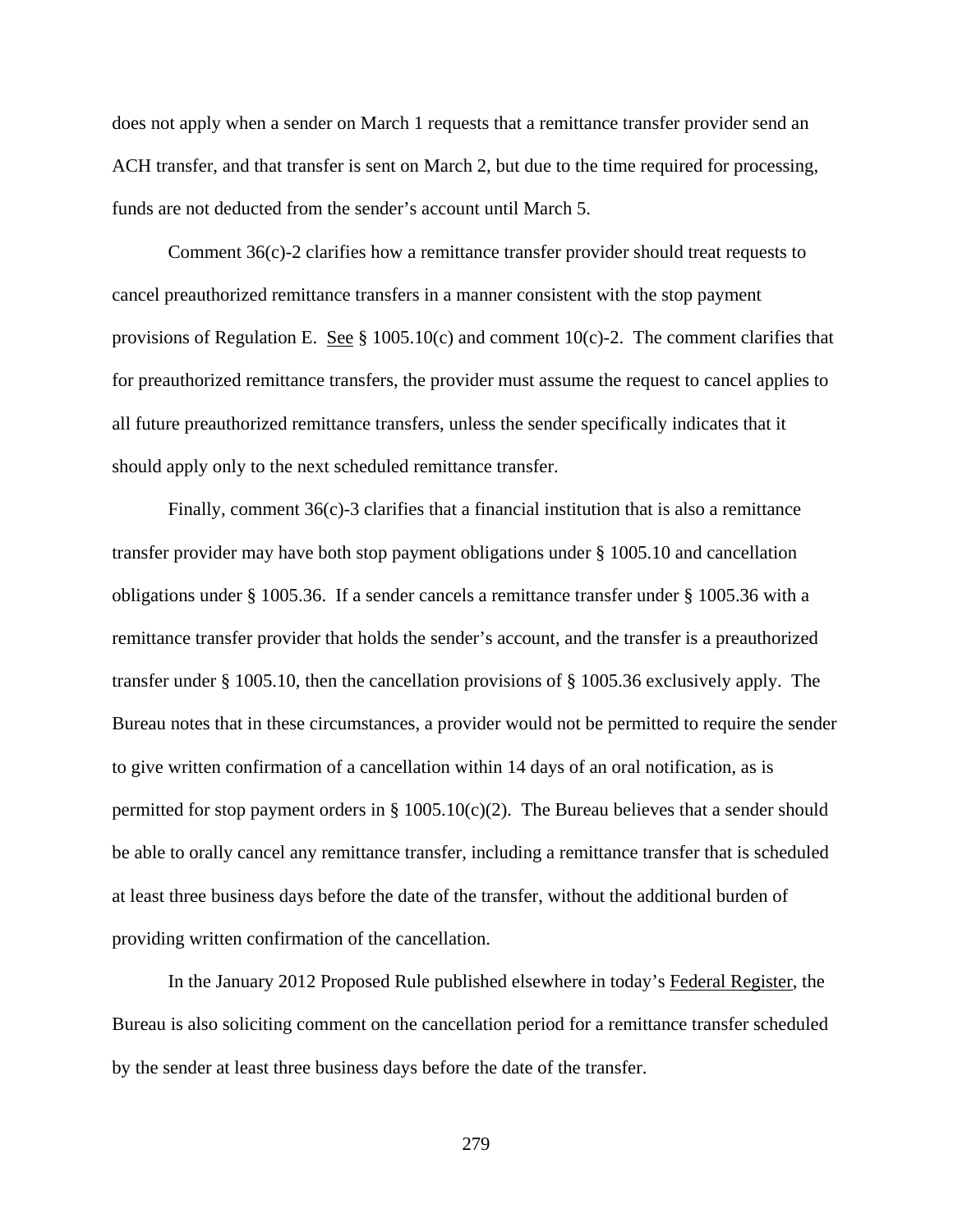does not apply when a sender on March 1 requests that a remittance transfer provider send an ACH transfer, and that transfer is sent on March 2, but due to the time required for processing, funds are not deducted from the sender's account until March 5.

Comment 36(c)-2 clarifies how a remittance transfer provider should treat requests to cancel preauthorized remittance transfers in a manner consistent with the stop payment provisions of Regulation E. See § 1005.10(c) and comment 10(c)-2. The comment clarifies that for preauthorized remittance transfers, the provider must assume the request to cancel applies to all future preauthorized remittance transfers, unless the sender specifically indicates that it should apply only to the next scheduled remittance transfer.

Finally, comment 36(c)-3 clarifies that a financial institution that is also a remittance transfer provider may have both stop payment obligations under § 1005.10 and cancellation obligations under § 1005.36. If a sender cancels a remittance transfer under § 1005.36 with a remittance transfer provider that holds the sender's account, and the transfer is a preauthorized transfer under § 1005.10, then the cancellation provisions of § 1005.36 exclusively apply. The Bureau notes that in these circumstances, a provider would not be permitted to require the sender to give written confirmation of a cancellation within 14 days of an oral notification, as is permitted for stop payment orders in § 1005.10(c)(2). The Bureau believes that a sender should be able to orally cancel any remittance transfer, including a remittance transfer that is scheduled at least three business days before the date of the transfer, without the additional burden of providing written confirmation of the cancellation.

In the January 2012 Proposed Rule published elsewhere in today's Federal Register, the Bureau is also soliciting comment on the cancellation period for a remittance transfer scheduled by the sender at least three business days before the date of the transfer.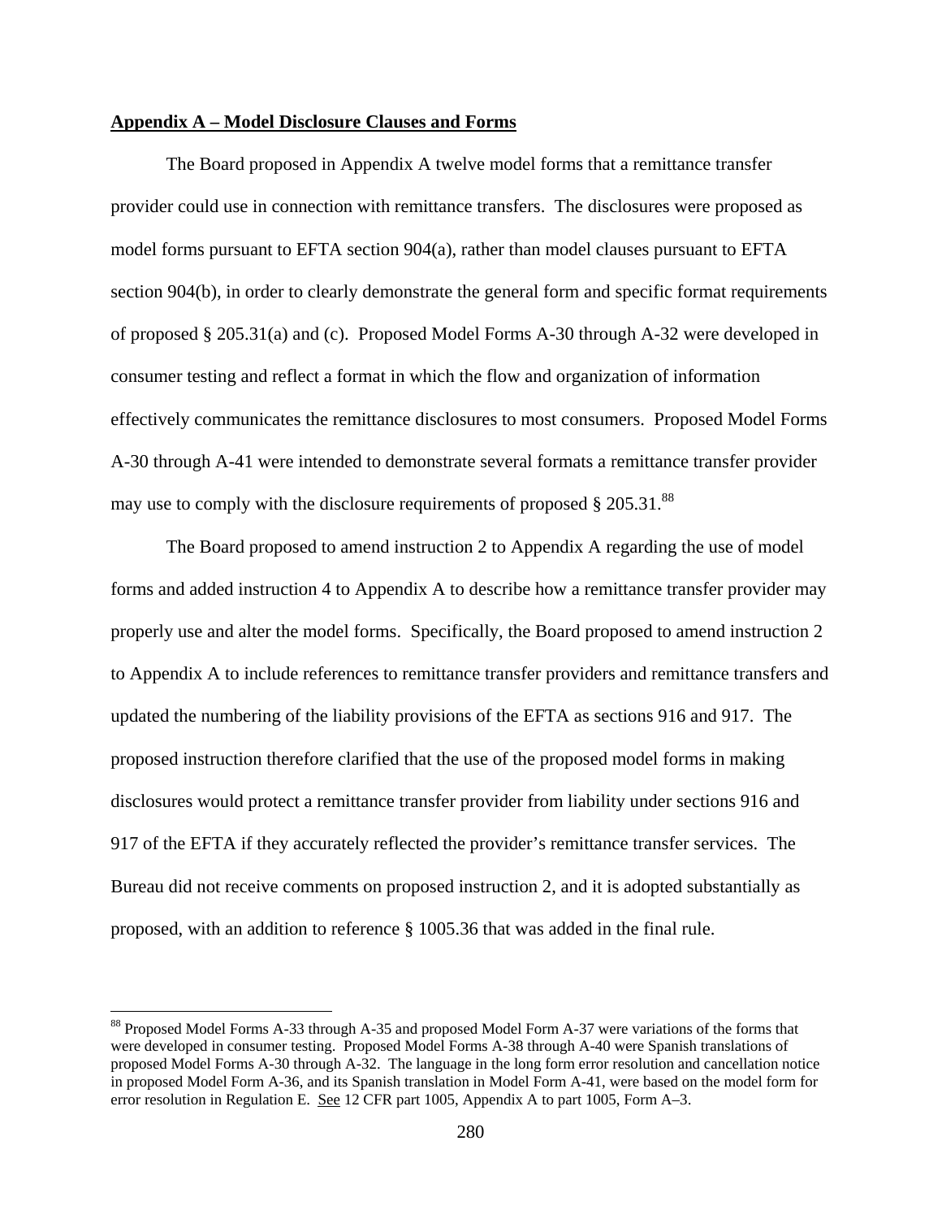**Appendix A – Model Disclosure Clauses and Forms**

The Board proposed in Appendix A twelve model forms that a remittance transfer provider could use in connection with remittance transfers. The disclosures were proposed as model forms pursuant to EFTA section 904(a), rather than model clauses pursuant to EFTA section 904(b), in order to clearly demonstrate the general form and specific format requirements of proposed § 205.31(a) and (c). Proposed Model Forms A-30 through A-32 were developed in consumer testing and reflect a format in which the flow and organization of information effectively communicates the remittance disclosures to most consumers. Proposed Model Forms A-30 through A-41 were intended to demonstrate several formats a remittance transfer provider may use to comply with the disclosure requirements of proposed § 205.31.[88]

The Board proposed to amend instruction 2 to Appendix A regarding the use of model forms and added instruction 4 to Appendix A to describe how a remittance transfer provider may properly use and alter the model forms. Specifically, the Board proposed to amend instruction 2 to Appendix A to include references to remittance transfer providers and remittance transfers and updated the numbering of the liability provisions of the EFTA as sections 916 and 917. The proposed instruction therefore clarified that the use of the proposed model forms in making disclosures would protect a remittance transfer provider from liability under sections 916 and 917 of the EFTA if they accurately reflected the provider's remittance transfer services. The Bureau did not receive comments on proposed instruction 2, and it is adopted substantially as proposed, with an addition to reference § 1005.36 that was added in the final rule.

---

[88] Proposed Model Forms A-33 through A-35 and proposed Model Form A-37 were variations of the forms that were developed in consumer testing. Proposed Model Forms A-38 through A-40 were Spanish translations of proposed Model Forms A-30 through A-32. The language in the long form error resolution and cancellation notice in proposed Model Form A-36, and its Spanish translation in Model Form A-41, were based on the model form for error resolution in Regulation E. See 12 CFR part 1005, Appendix A to part 1005, Form A–3.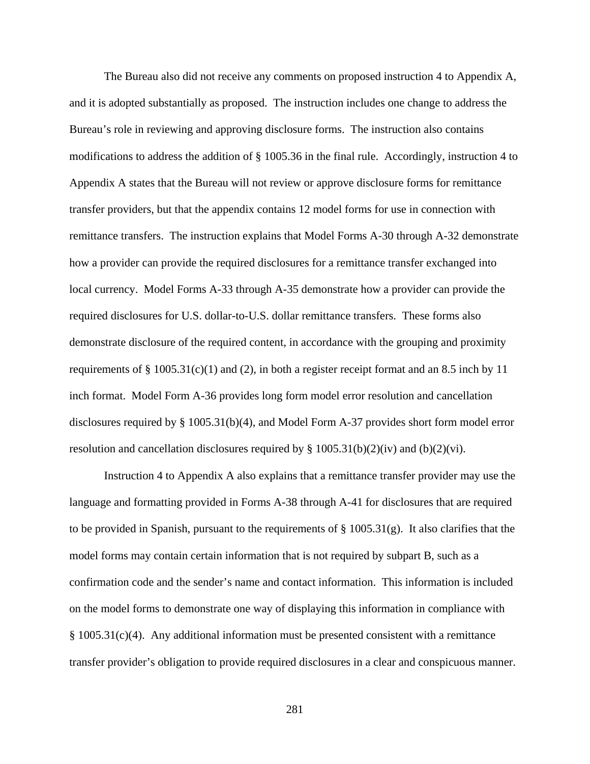The Bureau also did not receive any comments on proposed instruction 4 to Appendix A, and it is adopted substantially as proposed. The instruction includes one change to address the Bureau's role in reviewing and approving disclosure forms. The instruction also contains modifications to address the addition of § 1005.36 in the final rule. Accordingly, instruction 4 to Appendix A states that the Bureau will not review or approve disclosure forms for remittance transfer providers, but that the appendix contains 12 model forms for use in connection with remittance transfers. The instruction explains that Model Forms A-30 through A-32 demonstrate how a provider can provide the required disclosures for a remittance transfer exchanged into local currency. Model Forms A-33 through A-35 demonstrate how a provider can provide the required disclosures for U.S. dollar-to-U.S. dollar remittance transfers. These forms also demonstrate disclosure of the required content, in accordance with the grouping and proximity requirements of § 1005.31(c)(1) and (2), in both a register receipt format and an 8.5 inch by 11 inch format. Model Form A-36 provides long form model error resolution and cancellation disclosures required by § 1005.31(b)(4), and Model Form A-37 provides short form model error resolution and cancellation disclosures required by § 1005.31(b)(2)(iv) and (b)(2)(vi).

Instruction 4 to Appendix A also explains that a remittance transfer provider may use the language and formatting provided in Forms A-38 through A-41 for disclosures that are required to be provided in Spanish, pursuant to the requirements of § 1005.31(g). It also clarifies that the model forms may contain certain information that is not required by subpart B, such as a confirmation code and the sender's name and contact information. This information is included on the model forms to demonstrate one way of displaying this information in compliance with § 1005.31(c)(4). Any additional information must be presented consistent with a remittance transfer provider's obligation to provide required disclosures in a clear and conspicuous manner.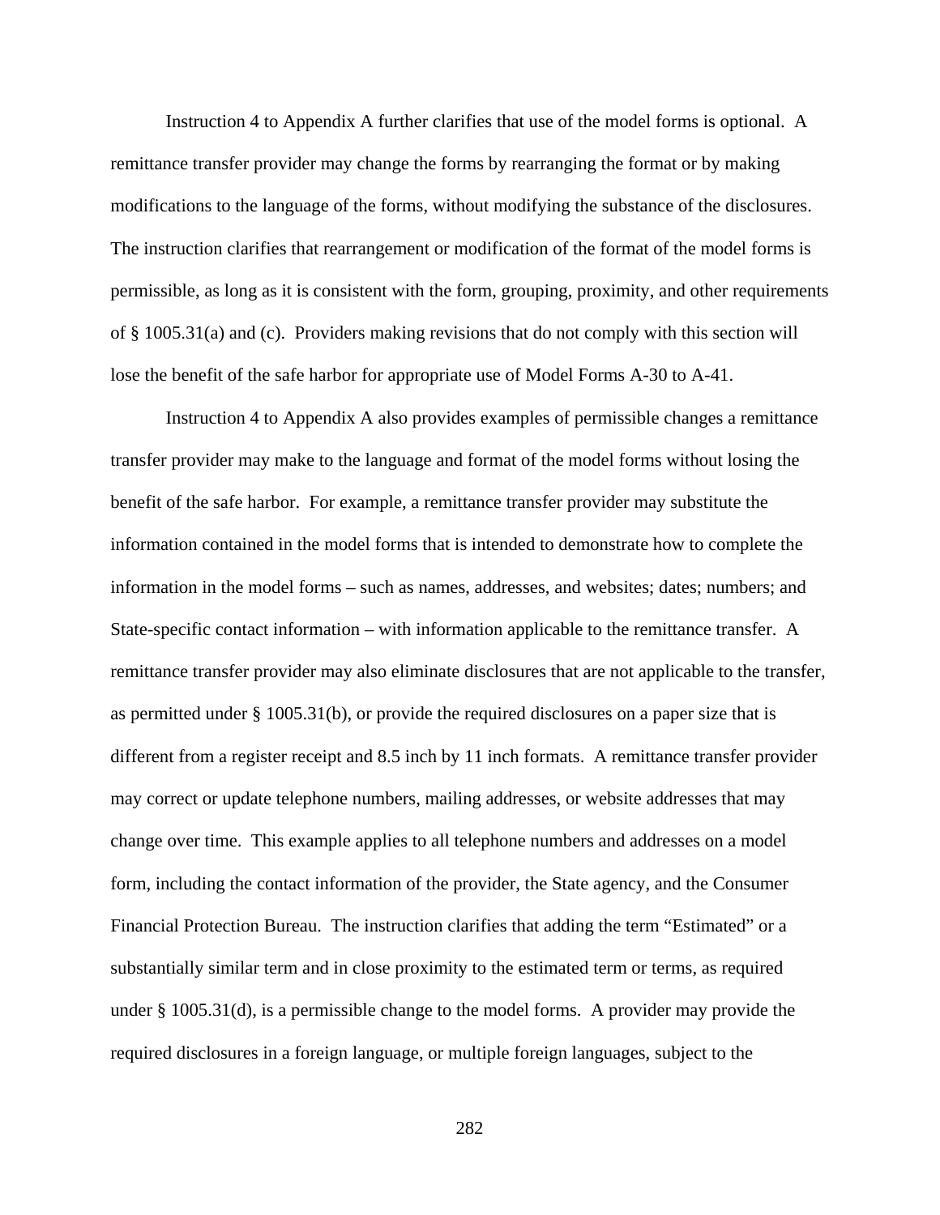Instruction 4 to Appendix A further clarifies that use of the model forms is optional. A remittance transfer provider may change the forms by rearranging the format or by making modifications to the language of the forms, without modifying the substance of the disclosures. The instruction clarifies that rearrangement or modification of the format of the model forms is permissible, as long as it is consistent with the form, grouping, proximity, and other requirements of § 1005.31(a) and (c). Providers making revisions that do not comply with this section will lose the benefit of the safe harbor for appropriate use of Model Forms A-30 to A-41.

Instruction 4 to Appendix A also provides examples of permissible changes a remittance transfer provider may make to the language and format of the model forms without losing the benefit of the safe harbor. For example, a remittance transfer provider may substitute the information contained in the model forms that is intended to demonstrate how to complete the information in the model forms – such as names, addresses, and websites; dates; numbers; and State-specific contact information – with information applicable to the remittance transfer. A remittance transfer provider may also eliminate disclosures that are not applicable to the transfer, as permitted under § 1005.31(b), or provide the required disclosures on a paper size that is different from a register receipt and 8.5 inch by 11 inch formats. A remittance transfer provider may correct or update telephone numbers, mailing addresses, or website addresses that may change over time. This example applies to all telephone numbers and addresses on a model form, including the contact information of the provider, the State agency, and the Consumer Financial Protection Bureau. The instruction clarifies that adding the term "Estimated" or a substantially similar term and in close proximity to the estimated term or terms, as required under § 1005.31(d), is a permissible change to the model forms. A provider may provide the required disclosures in a foreign language, or multiple foreign languages, subject to the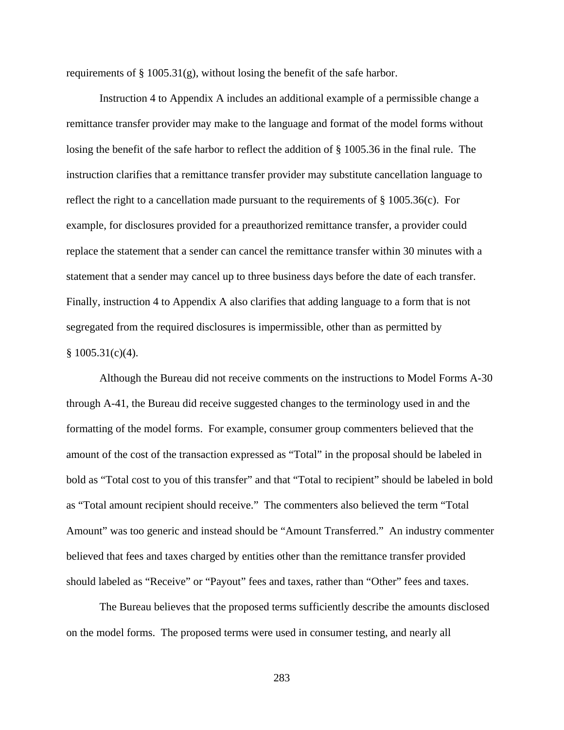requirements of § 1005.31(g), without losing the benefit of the safe harbor.

Instruction 4 to Appendix A includes an additional example of a permissible change a remittance transfer provider may make to the language and format of the model forms without losing the benefit of the safe harbor to reflect the addition of § 1005.36 in the final rule. The instruction clarifies that a remittance transfer provider may substitute cancellation language to reflect the right to a cancellation made pursuant to the requirements of § 1005.36(c). For example, for disclosures provided for a preauthorized remittance transfer, a provider could replace the statement that a sender can cancel the remittance transfer within 30 minutes with a statement that a sender may cancel up to three business days before the date of each transfer. Finally, instruction 4 to Appendix A also clarifies that adding language to a form that is not segregated from the required disclosures is impermissible, other than as permitted by § 1005.31(c)(4).

Although the Bureau did not receive comments on the instructions to Model Forms A-30 through A-41, the Bureau did receive suggested changes to the terminology used in and the formatting of the model forms. For example, consumer group commenters believed that the amount of the cost of the transaction expressed as "Total" in the proposal should be labeled in bold as "Total cost to you of this transfer" and that "Total to recipient" should be labeled in bold as "Total amount recipient should receive." The commenters also believed the term "Total Amount" was too generic and instead should be "Amount Transferred." An industry commenter believed that fees and taxes charged by entities other than the remittance transfer provided should labeled as "Receive" or "Payout" fees and taxes, rather than "Other" fees and taxes.

The Bureau believes that the proposed terms sufficiently describe the amounts disclosed on the model forms. The proposed terms were used in consumer testing, and nearly all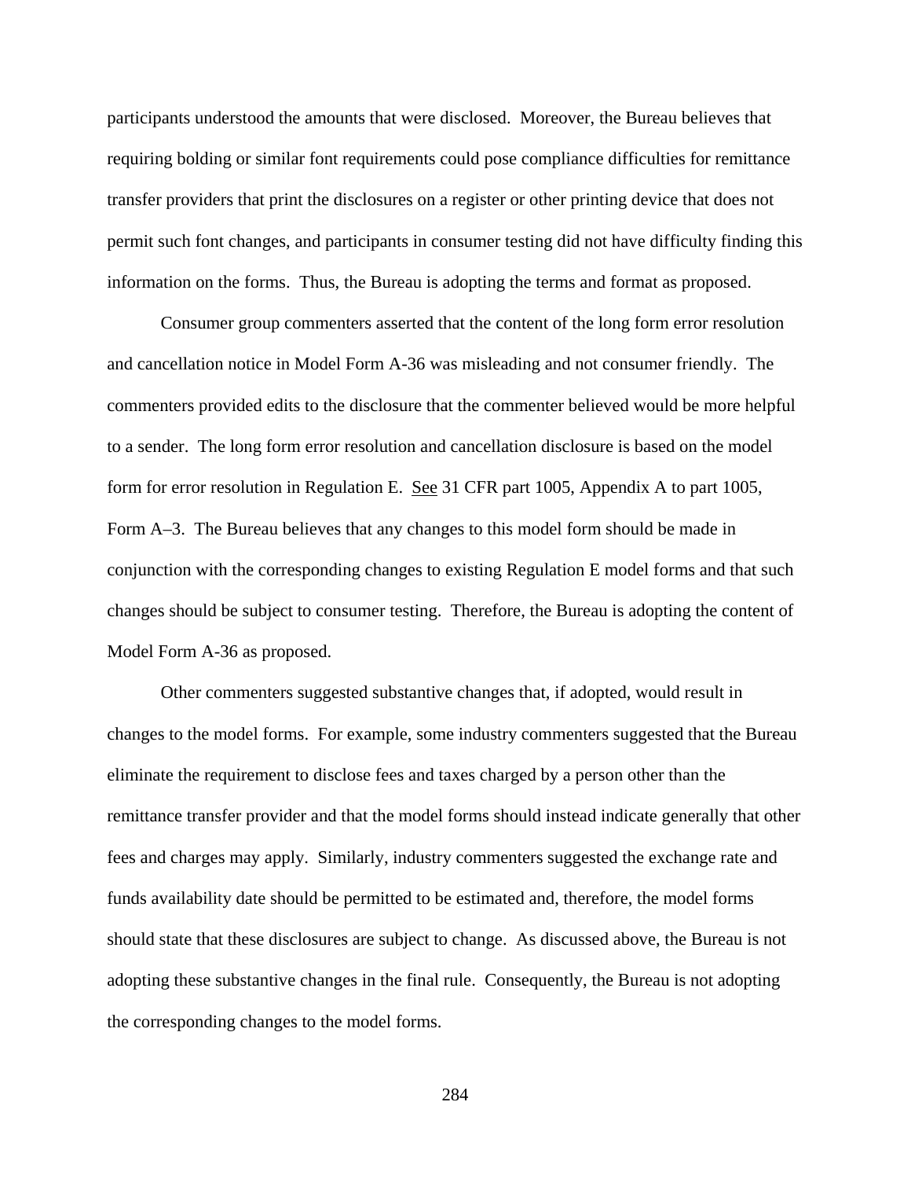participants understood the amounts that were disclosed. Moreover, the Bureau believes that requiring bolding or similar font requirements could pose compliance difficulties for remittance transfer providers that print the disclosures on a register or other printing device that does not permit such font changes, and participants in consumer testing did not have difficulty finding this information on the forms. Thus, the Bureau is adopting the terms and format as proposed.

Consumer group commenters asserted that the content of the long form error resolution and cancellation notice in Model Form A-36 was misleading and not consumer friendly. The commenters provided edits to the disclosure that the commenter believed would be more helpful to a sender. The long form error resolution and cancellation disclosure is based on the model form for error resolution in Regulation E. See 31 CFR part 1005, Appendix A to part 1005, Form A–3. The Bureau believes that any changes to this model form should be made in conjunction with the corresponding changes to existing Regulation E model forms and that such changes should be subject to consumer testing. Therefore, the Bureau is adopting the content of Model Form A-36 as proposed.

Other commenters suggested substantive changes that, if adopted, would result in changes to the model forms. For example, some industry commenters suggested that the Bureau eliminate the requirement to disclose fees and taxes charged by a person other than the remittance transfer provider and that the model forms should instead indicate generally that other fees and charges may apply. Similarly, industry commenters suggested the exchange rate and funds availability date should be permitted to be estimated and, therefore, the model forms should state that these disclosures are subject to change. As discussed above, the Bureau is not adopting these substantive changes in the final rule. Consequently, the Bureau is not adopting the corresponding changes to the model forms.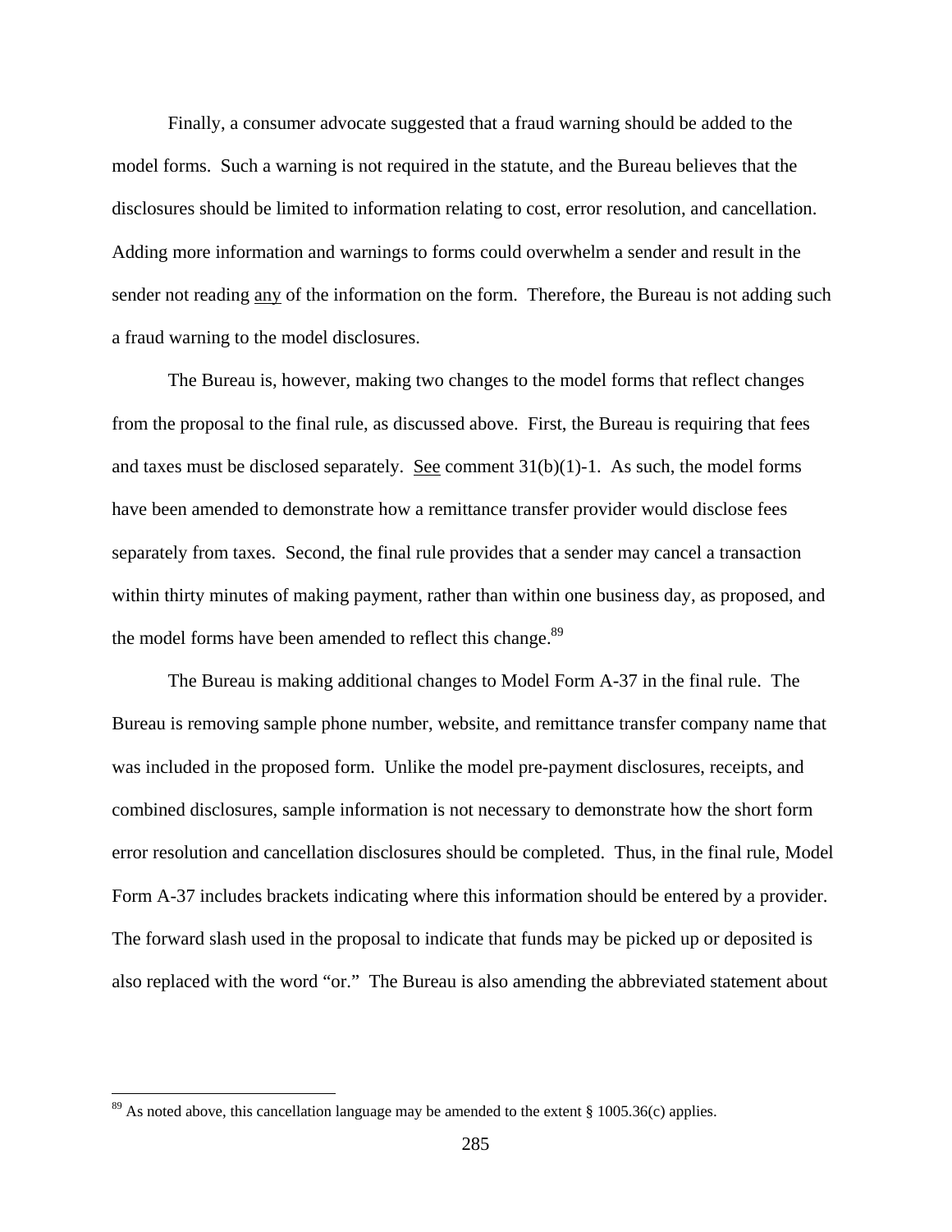Finally, a consumer advocate suggested that a fraud warning should be added to the model forms. Such a warning is not required in the statute, and the Bureau believes that the disclosures should be limited to information relating to cost, error resolution, and cancellation. Adding more information and warnings to forms could overwhelm a sender and result in the sender not reading any of the information on the form. Therefore, the Bureau is not adding such a fraud warning to the model disclosures.

The Bureau is, however, making two changes to the model forms that reflect changes from the proposal to the final rule, as discussed above. First, the Bureau is requiring that fees and taxes must be disclosed separately. See comment 31(b)(1)-1. As such, the model forms have been amended to demonstrate how a remittance transfer provider would disclose fees separately from taxes. Second, the final rule provides that a sender may cancel a transaction within thirty minutes of making payment, rather than within one business day, as proposed, and the model forms have been amended to reflect this change.[89]

The Bureau is making additional changes to Model Form A-37 in the final rule. The Bureau is removing sample phone number, website, and remittance transfer company name that was included in the proposed form. Unlike the model pre-payment disclosures, receipts, and combined disclosures, sample information is not necessary to demonstrate how the short form error resolution and cancellation disclosures should be completed. Thus, in the final rule, Model Form A-37 includes brackets indicating where this information should be entered by a provider. The forward slash used in the proposal to indicate that funds may be picked up or deposited is also replaced with the word "or." The Bureau is also amending the abbreviated statement about

[89] As noted above, this cancellation language may be amended to the extent § 1005.36(c) applies.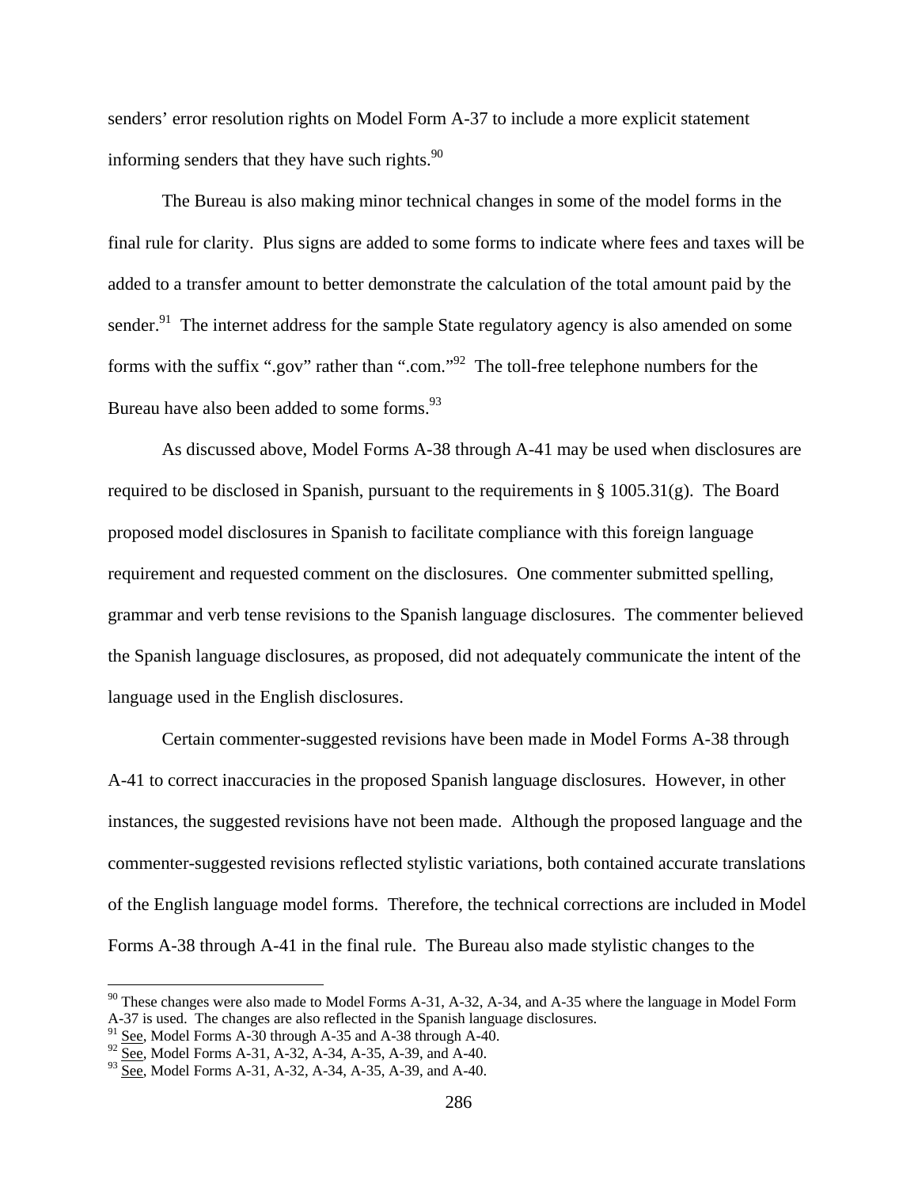senders' error resolution rights on Model Form A-37 to include a more explicit statement informing senders that they have such rights.[90]

The Bureau is also making minor technical changes in some of the model forms in the final rule for clarity. Plus signs are added to some forms to indicate where fees and taxes will be added to a transfer amount to better demonstrate the calculation of the total amount paid by the sender.[91] The internet address for the sample State regulatory agency is also amended on some forms with the suffix ".gov" rather than ".com."[92] The toll-free telephone numbers for the Bureau have also been added to some forms.[93]

As discussed above, Model Forms A-38 through A-41 may be used when disclosures are required to be disclosed in Spanish, pursuant to the requirements in § 1005.31(g). The Board proposed model disclosures in Spanish to facilitate compliance with this foreign language requirement and requested comment on the disclosures. One commenter submitted spelling, grammar and verb tense revisions to the Spanish language disclosures. The commenter believed the Spanish language disclosures, as proposed, did not adequately communicate the intent of the language used in the English disclosures.

Certain commenter-suggested revisions have been made in Model Forms A-38 through A-41 to correct inaccuracies in the proposed Spanish language disclosures. However, in other instances, the suggested revisions have not been made. Although the proposed language and the commenter-suggested revisions reflected stylistic variations, both contained accurate translations of the English language model forms. Therefore, the technical corrections are included in Model Forms A-38 through A-41 in the final rule. The Bureau also made stylistic changes to the

---

[90] These changes were also made to Model Forms A-31, A-32, A-34, and A-35 where the language in Model Form A-37 is used. The changes are also reflected in the Spanish language disclosures.

[91] See, Model Forms A-30 through A-35 and A-38 through A-40.

[92] See, Model Forms A-31, A-32, A-34, A-35, A-39, and A-40.

[93] See, Model Forms A-31, A-32, A-34, A-35, A-39, and A-40.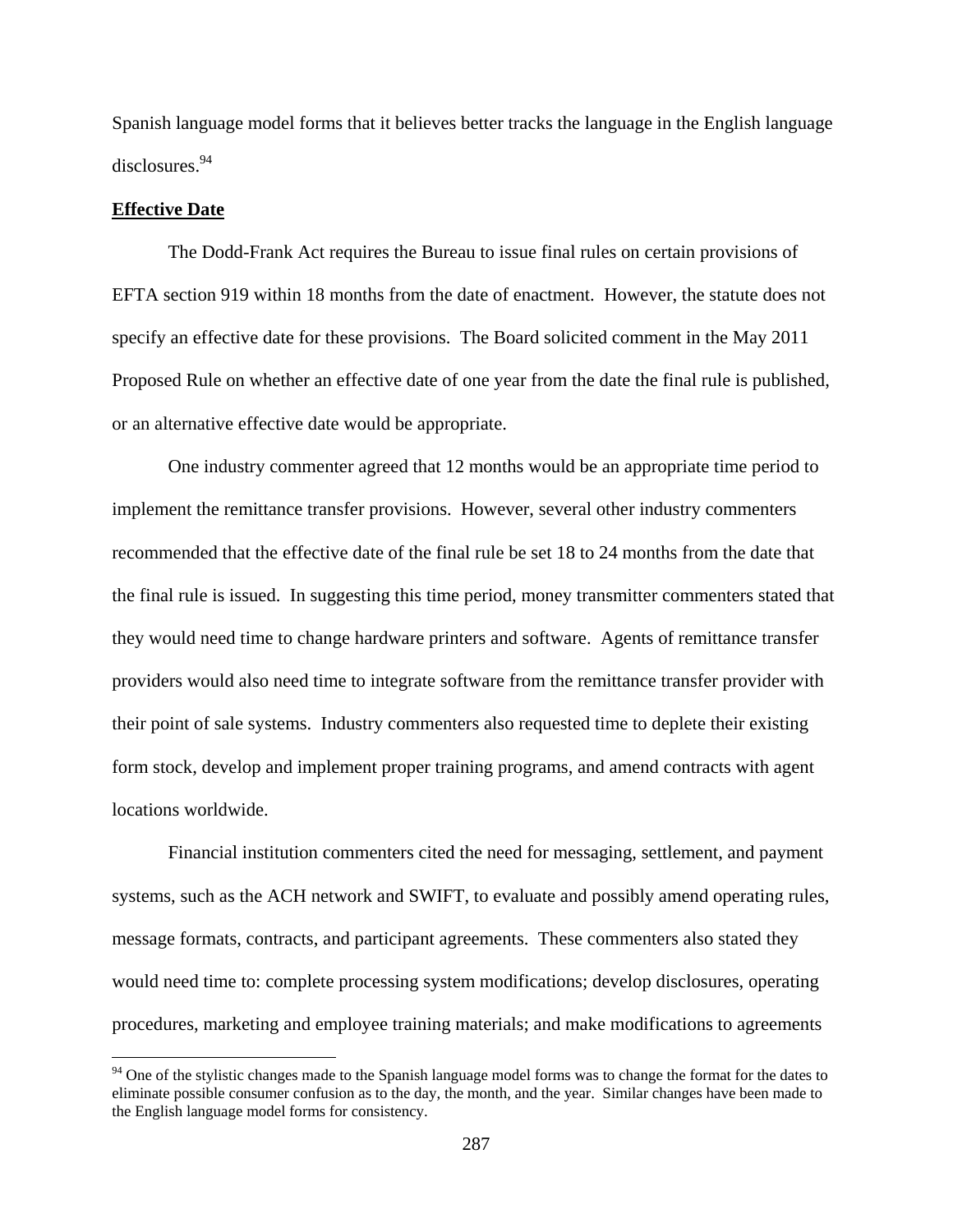Spanish language model forms that it believes better tracks the language in the English language disclosures.[94]

**Effective Date**

The Dodd-Frank Act requires the Bureau to issue final rules on certain provisions of EFTA section 919 within 18 months from the date of enactment. However, the statute does not specify an effective date for these provisions. The Board solicited comment in the May 2011 Proposed Rule on whether an effective date of one year from the date the final rule is published, or an alternative effective date would be appropriate.

One industry commenter agreed that 12 months would be an appropriate time period to implement the remittance transfer provisions. However, several other industry commenters recommended that the effective date of the final rule be set 18 to 24 months from the date that the final rule is issued. In suggesting this time period, money transmitter commenters stated that they would need time to change hardware printers and software. Agents of remittance transfer providers would also need time to integrate software from the remittance transfer provider with their point of sale systems. Industry commenters also requested time to deplete their existing form stock, develop and implement proper training programs, and amend contracts with agent locations worldwide.

Financial institution commenters cited the need for messaging, settlement, and payment systems, such as the ACH network and SWIFT, to evaluate and possibly amend operating rules, message formats, contracts, and participant agreements. These commenters also stated they would need time to: complete processing system modifications; develop disclosures, operating procedures, marketing and employee training materials; and make modifications to agreements

[94] One of the stylistic changes made to the Spanish language model forms was to change the format for the dates to eliminate possible consumer confusion as to the day, the month, and the year. Similar changes have been made to the English language model forms for consistency.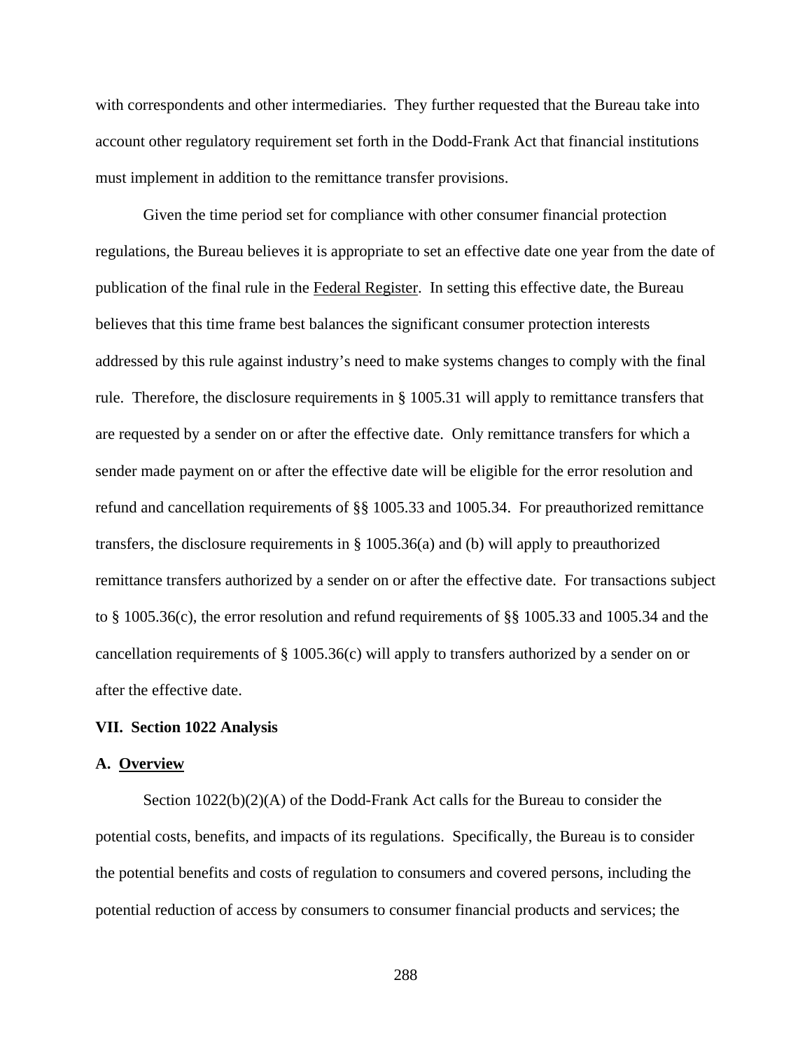with correspondents and other intermediaries. They further requested that the Bureau take into account other regulatory requirement set forth in the Dodd-Frank Act that financial institutions must implement in addition to the remittance transfer provisions.

Given the time period set for compliance with other consumer financial protection regulations, the Bureau believes it is appropriate to set an effective date one year from the date of publication of the final rule in the Federal Register. In setting this effective date, the Bureau believes that this time frame best balances the significant consumer protection interests addressed by this rule against industry's need to make systems changes to comply with the final rule. Therefore, the disclosure requirements in § 1005.31 will apply to remittance transfers that are requested by a sender on or after the effective date. Only remittance transfers for which a sender made payment on or after the effective date will be eligible for the error resolution and refund and cancellation requirements of §§ 1005.33 and 1005.34. For preauthorized remittance transfers, the disclosure requirements in § 1005.36(a) and (b) will apply to preauthorized remittance transfers authorized by a sender on or after the effective date. For transactions subject to § 1005.36(c), the error resolution and refund requirements of §§ 1005.33 and 1005.34 and the cancellation requirements of § 1005.36(c) will apply to transfers authorized by a sender on or after the effective date.

## VII. Section 1022 Analysis

### A. Overview

Section 1022(b)(2)(A) of the Dodd-Frank Act calls for the Bureau to consider the potential costs, benefits, and impacts of its regulations. Specifically, the Bureau is to consider the potential benefits and costs of regulation to consumers and covered persons, including the potential reduction of access by consumers to consumer financial products and services; the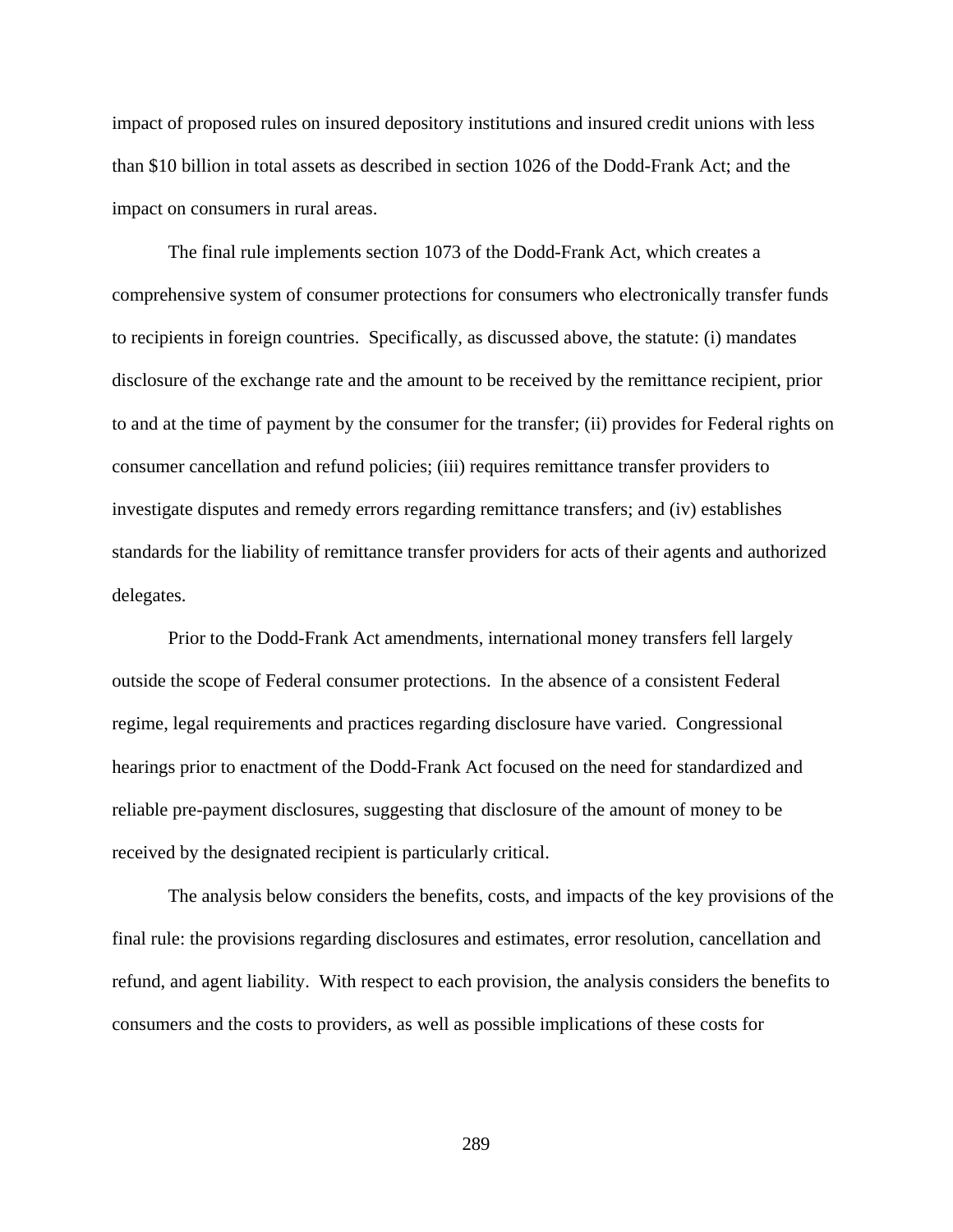impact of proposed rules on insured depository institutions and insured credit unions with less than $10 billion in total assets as described in section 1026 of the Dodd-Frank Act; and the impact on consumers in rural areas.

The final rule implements section 1073 of the Dodd-Frank Act, which creates a comprehensive system of consumer protections for consumers who electronically transfer funds to recipients in foreign countries. Specifically, as discussed above, the statute: (i) mandates disclosure of the exchange rate and the amount to be received by the remittance recipient, prior to and at the time of payment by the consumer for the transfer; (ii) provides for Federal rights on consumer cancellation and refund policies; (iii) requires remittance transfer providers to investigate disputes and remedy errors regarding remittance transfers; and (iv) establishes standards for the liability of remittance transfer providers for acts of their agents and authorized delegates.

Prior to the Dodd-Frank Act amendments, international money transfers fell largely outside the scope of Federal consumer protections. In the absence of a consistent Federal regime, legal requirements and practices regarding disclosure have varied. Congressional hearings prior to enactment of the Dodd-Frank Act focused on the need for standardized and reliable pre-payment disclosures, suggesting that disclosure of the amount of money to be received by the designated recipient is particularly critical.

The analysis below considers the benefits, costs, and impacts of the key provisions of the final rule: the provisions regarding disclosures and estimates, error resolution, cancellation and refund, and agent liability. With respect to each provision, the analysis considers the benefits to consumers and the costs to providers, as well as possible implications of these costs for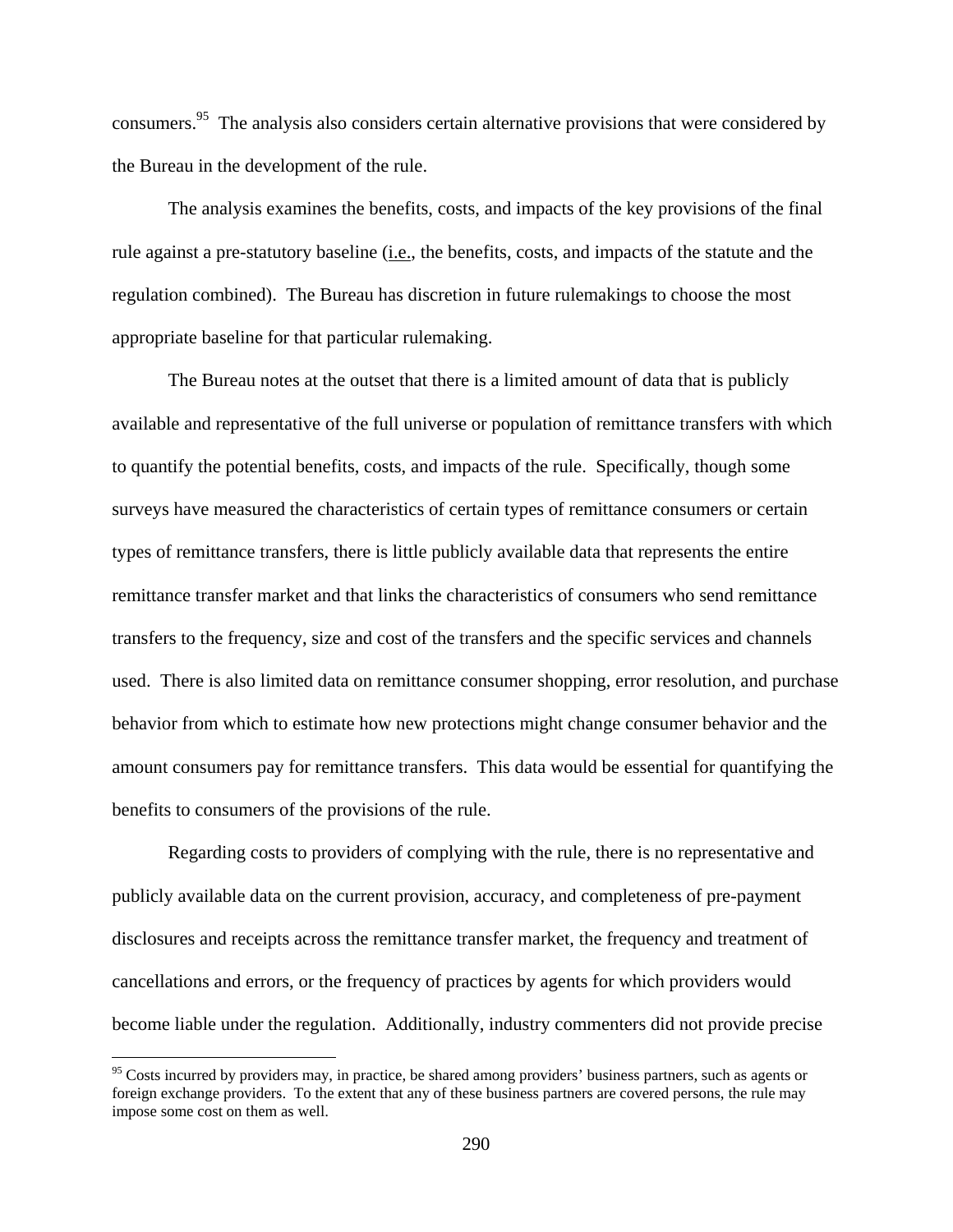consumers.[95] The analysis also considers certain alternative provisions that were considered by the Bureau in the development of the rule.

The analysis examines the benefits, costs, and impacts of the key provisions of the final rule against a pre-statutory baseline (i.e., the benefits, costs, and impacts of the statute and the regulation combined). The Bureau has discretion in future rulemakings to choose the most appropriate baseline for that particular rulemaking.

The Bureau notes at the outset that there is a limited amount of data that is publicly available and representative of the full universe or population of remittance transfers with which to quantify the potential benefits, costs, and impacts of the rule. Specifically, though some surveys have measured the characteristics of certain types of remittance consumers or certain types of remittance transfers, there is little publicly available data that represents the entire remittance transfer market and that links the characteristics of consumers who send remittance transfers to the frequency, size and cost of the transfers and the specific services and channels used. There is also limited data on remittance consumer shopping, error resolution, and purchase behavior from which to estimate how new protections might change consumer behavior and the amount consumers pay for remittance transfers. This data would be essential for quantifying the benefits to consumers of the provisions of the rule.

Regarding costs to providers of complying with the rule, there is no representative and publicly available data on the current provision, accuracy, and completeness of pre-payment disclosures and receipts across the remittance transfer market, the frequency and treatment of cancellations and errors, or the frequency of practices by agents for which providers would become liable under the regulation. Additionally, industry commenters did not provide precise

[95] Costs incurred by providers may, in practice, be shared among providers' business partners, such as agents or foreign exchange providers. To the extent that any of these business partners are covered persons, the rule may impose some cost on them as well.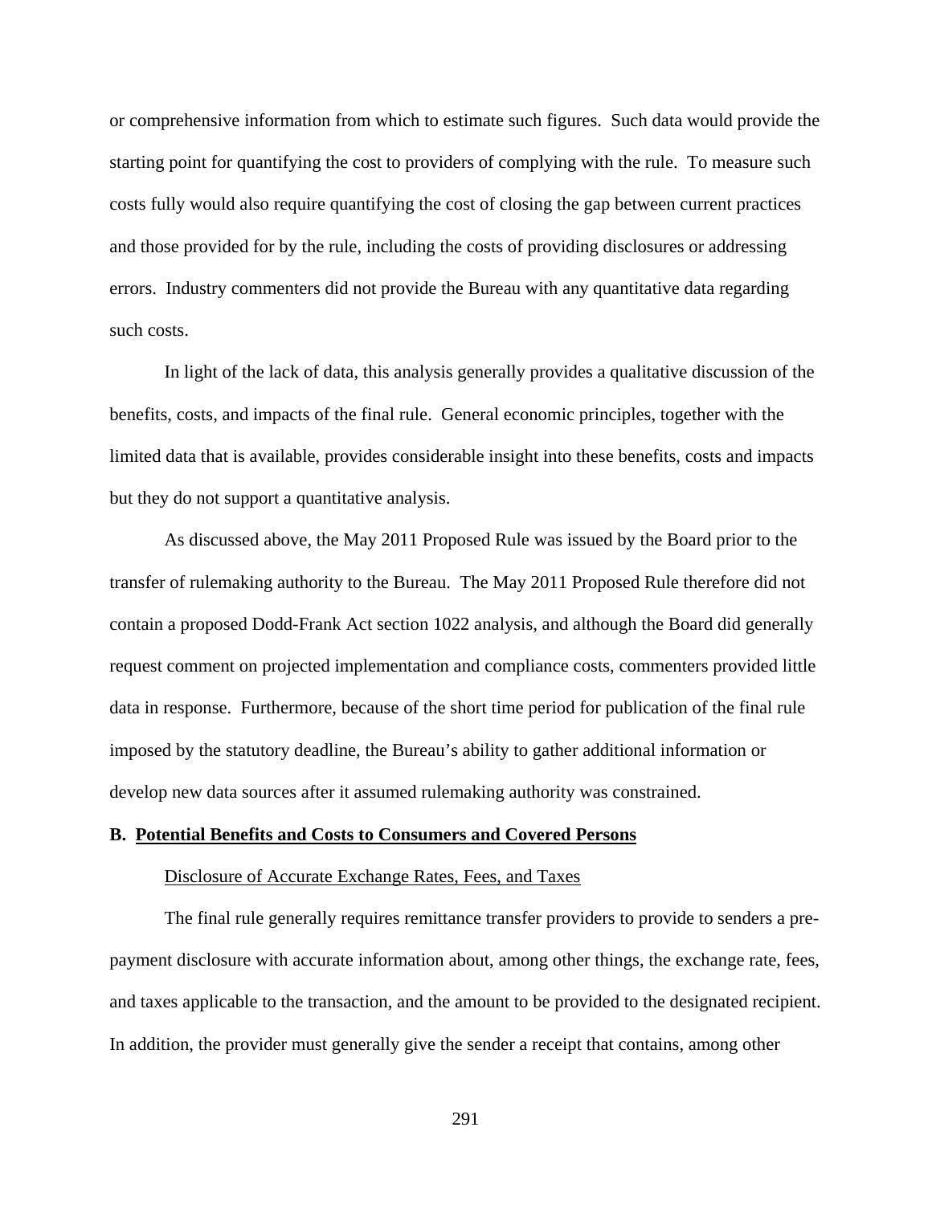or comprehensive information from which to estimate such figures. Such data would provide the starting point for quantifying the cost to providers of complying with the rule. To measure such costs fully would also require quantifying the cost of closing the gap between current practices and those provided for by the rule, including the costs of providing disclosures or addressing errors. Industry commenters did not provide the Bureau with any quantitative data regarding such costs.

In light of the lack of data, this analysis generally provides a qualitative discussion of the benefits, costs, and impacts of the final rule. General economic principles, together with the limited data that is available, provides considerable insight into these benefits, costs and impacts but they do not support a quantitative analysis.

As discussed above, the May 2011 Proposed Rule was issued by the Board prior to the transfer of rulemaking authority to the Bureau. The May 2011 Proposed Rule therefore did not contain a proposed Dodd-Frank Act section 1022 analysis, and although the Board did generally request comment on projected implementation and compliance costs, commenters provided little data in response. Furthermore, because of the short time period for publication of the final rule imposed by the statutory deadline, the Bureau's ability to gather additional information or develop new data sources after it assumed rulemaking authority was constrained.

## B. Potential Benefits and Costs to Consumers and Covered Persons

### Disclosure of Accurate Exchange Rates, Fees, and Taxes

The final rule generally requires remittance transfer providers to provide to senders a pre-payment disclosure with accurate information about, among other things, the exchange rate, fees, and taxes applicable to the transaction, and the amount to be provided to the designated recipient. In addition, the provider must generally give the sender a receipt that contains, among other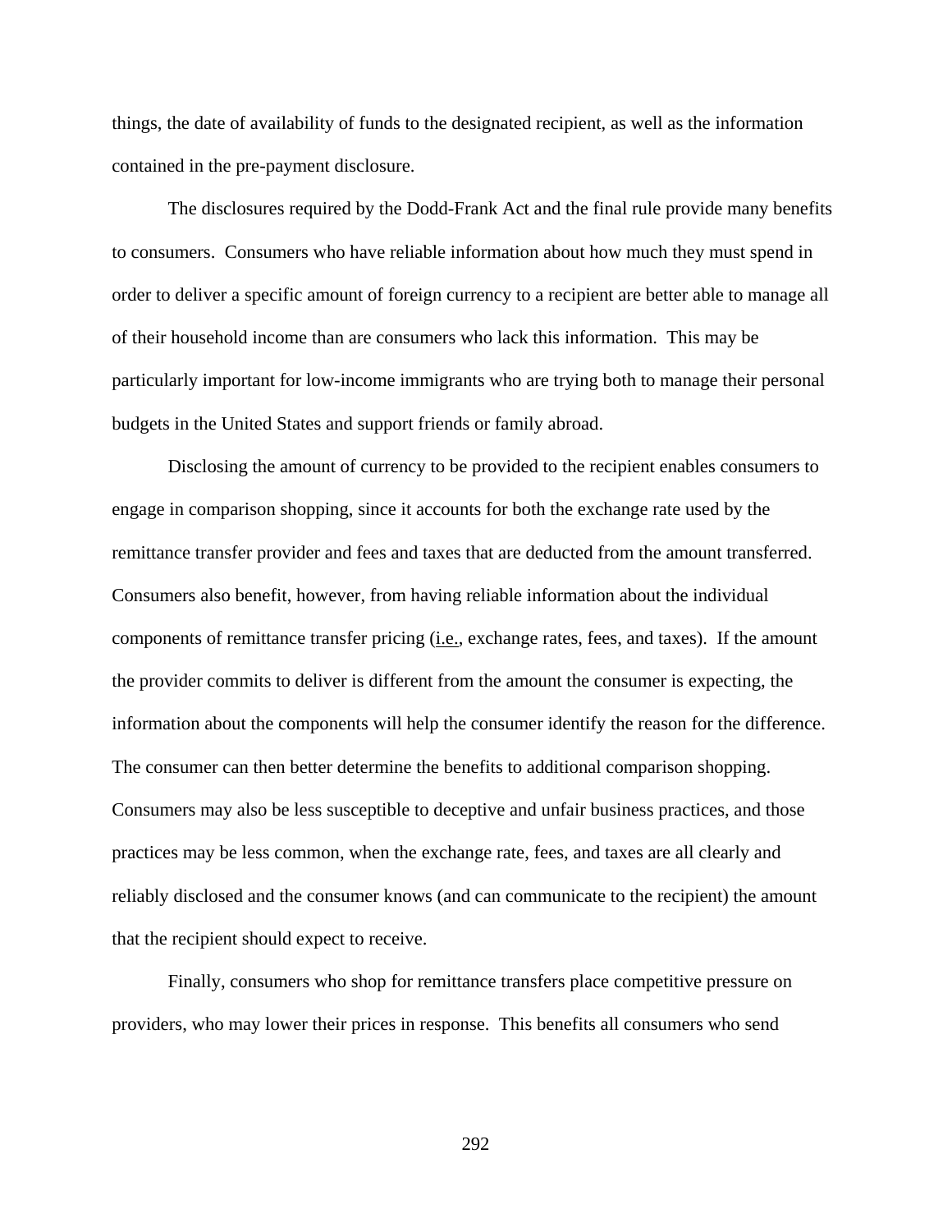things, the date of availability of funds to the designated recipient, as well as the information contained in the pre-payment disclosure.

The disclosures required by the Dodd-Frank Act and the final rule provide many benefits to consumers. Consumers who have reliable information about how much they must spend in order to deliver a specific amount of foreign currency to a recipient are better able to manage all of their household income than are consumers who lack this information. This may be particularly important for low-income immigrants who are trying both to manage their personal budgets in the United States and support friends or family abroad.

Disclosing the amount of currency to be provided to the recipient enables consumers to engage in comparison shopping, since it accounts for both the exchange rate used by the remittance transfer provider and fees and taxes that are deducted from the amount transferred. Consumers also benefit, however, from having reliable information about the individual components of remittance transfer pricing (i.e., exchange rates, fees, and taxes). If the amount the provider commits to deliver is different from the amount the consumer is expecting, the information about the components will help the consumer identify the reason for the difference. The consumer can then better determine the benefits to additional comparison shopping. Consumers may also be less susceptible to deceptive and unfair business practices, and those practices may be less common, when the exchange rate, fees, and taxes are all clearly and reliably disclosed and the consumer knows (and can communicate to the recipient) the amount that the recipient should expect to receive.

Finally, consumers who shop for remittance transfers place competitive pressure on providers, who may lower their prices in response. This benefits all consumers who send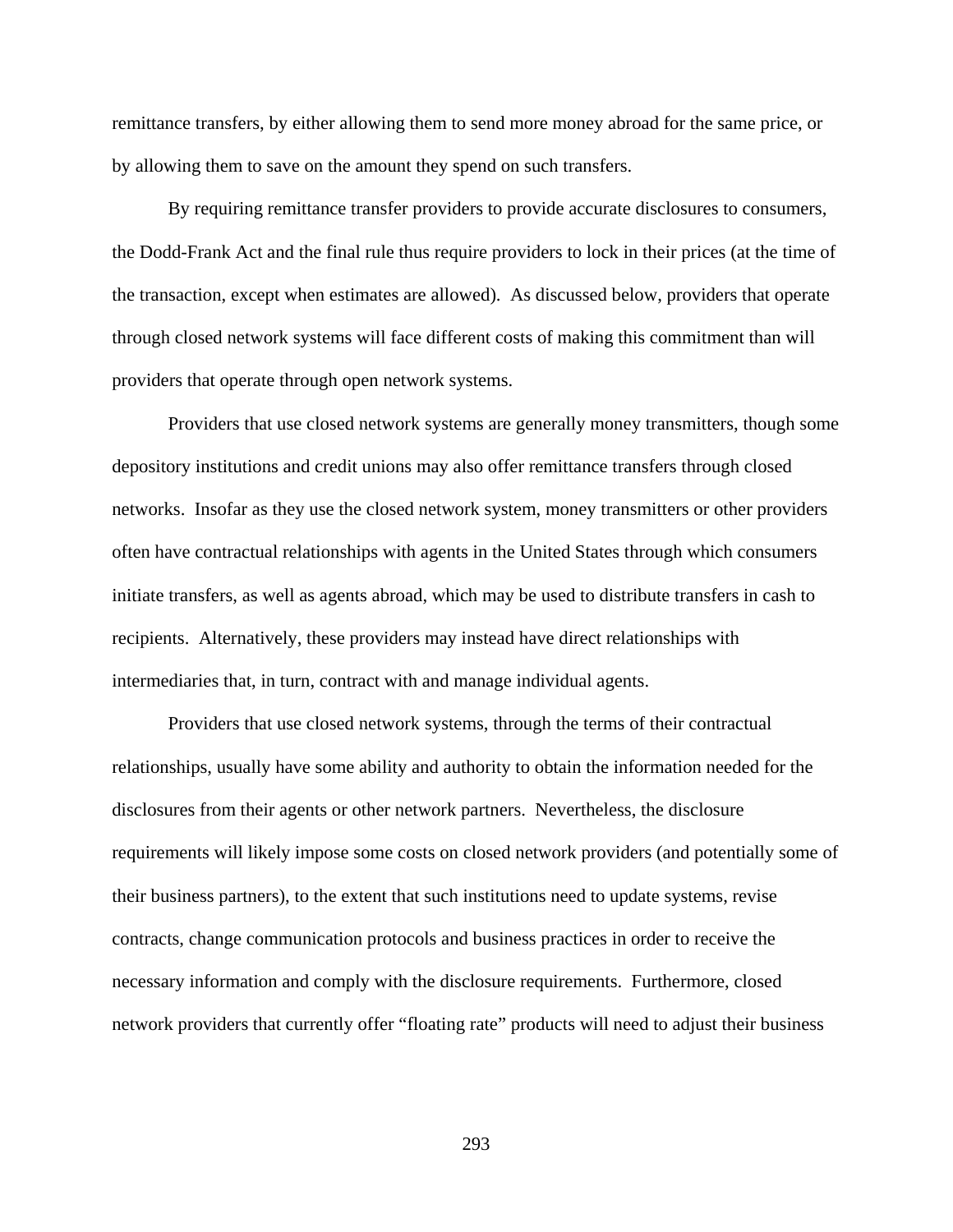remittance transfers, by either allowing them to send more money abroad for the same price, or by allowing them to save on the amount they spend on such transfers.

By requiring remittance transfer providers to provide accurate disclosures to consumers, the Dodd-Frank Act and the final rule thus require providers to lock in their prices (at the time of the transaction, except when estimates are allowed). As discussed below, providers that operate through closed network systems will face different costs of making this commitment than will providers that operate through open network systems.

Providers that use closed network systems are generally money transmitters, though some depository institutions and credit unions may also offer remittance transfers through closed networks. Insofar as they use the closed network system, money transmitters or other providers often have contractual relationships with agents in the United States through which consumers initiate transfers, as well as agents abroad, which may be used to distribute transfers in cash to recipients. Alternatively, these providers may instead have direct relationships with intermediaries that, in turn, contract with and manage individual agents.

Providers that use closed network systems, through the terms of their contractual relationships, usually have some ability and authority to obtain the information needed for the disclosures from their agents or other network partners. Nevertheless, the disclosure requirements will likely impose some costs on closed network providers (and potentially some of their business partners), to the extent that such institutions need to update systems, revise contracts, change communication protocols and business practices in order to receive the necessary information and comply with the disclosure requirements. Furthermore, closed network providers that currently offer "floating rate" products will need to adjust their business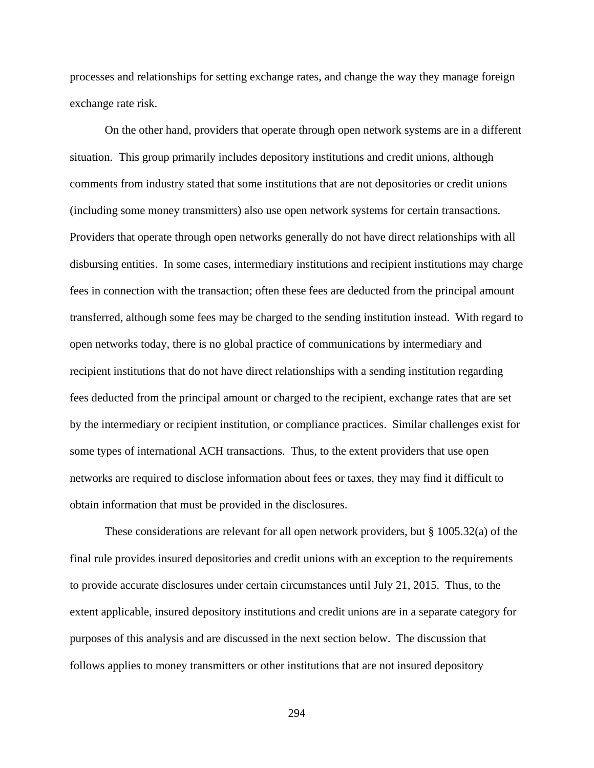processes and relationships for setting exchange rates, and change the way they manage foreign exchange rate risk.

On the other hand, providers that operate through open network systems are in a different situation. This group primarily includes depository institutions and credit unions, although comments from industry stated that some institutions that are not depositories or credit unions (including some money transmitters) also use open network systems for certain transactions. Providers that operate through open networks generally do not have direct relationships with all disbursing entities. In some cases, intermediary institutions and recipient institutions may charge fees in connection with the transaction; often these fees are deducted from the principal amount transferred, although some fees may be charged to the sending institution instead. With regard to open networks today, there is no global practice of communications by intermediary and recipient institutions that do not have direct relationships with a sending institution regarding fees deducted from the principal amount or charged to the recipient, exchange rates that are set by the intermediary or recipient institution, or compliance practices. Similar challenges exist for some types of international ACH transactions. Thus, to the extent providers that use open networks are required to disclose information about fees or taxes, they may find it difficult to obtain information that must be provided in the disclosures.

These considerations are relevant for all open network providers, but § 1005.32(a) of the final rule provides insured depositories and credit unions with an exception to the requirements to provide accurate disclosures under certain circumstances until July 21, 2015. Thus, to the extent applicable, insured depository institutions and credit unions are in a separate category for purposes of this analysis and are discussed in the next section below. The discussion that follows applies to money transmitters or other institutions that are not insured depository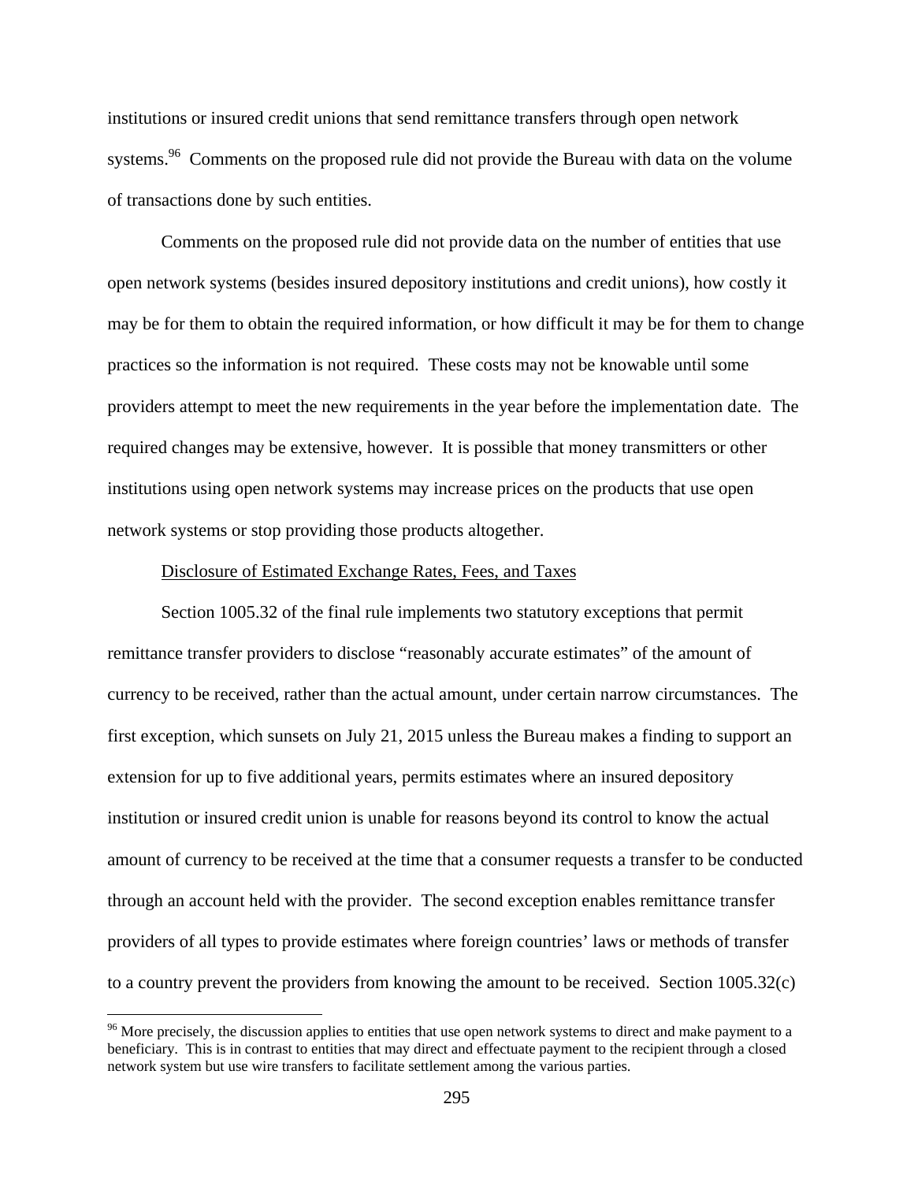institutions or insured credit unions that send remittance transfers through open network systems.[96] Comments on the proposed rule did not provide the Bureau with data on the volume of transactions done by such entities.

Comments on the proposed rule did not provide data on the number of entities that use open network systems (besides insured depository institutions and credit unions), how costly it may be for them to obtain the required information, or how difficult it may be for them to change practices so the information is not required. These costs may not be knowable until some providers attempt to meet the new requirements in the year before the implementation date. The required changes may be extensive, however. It is possible that money transmitters or other institutions using open network systems may increase prices on the products that use open network systems or stop providing those products altogether.

Disclosure of Estimated Exchange Rates, Fees, and Taxes

Section 1005.32 of the final rule implements two statutory exceptions that permit remittance transfer providers to disclose "reasonably accurate estimates" of the amount of currency to be received, rather than the actual amount, under certain narrow circumstances. The first exception, which sunsets on July 21, 2015 unless the Bureau makes a finding to support an extension for up to five additional years, permits estimates where an insured depository institution or insured credit union is unable for reasons beyond its control to know the actual amount of currency to be received at the time that a consumer requests a transfer to be conducted through an account held with the provider. The second exception enables remittance transfer providers of all types to provide estimates where foreign countries' laws or methods of transfer to a country prevent the providers from knowing the amount to be received. Section 1005.32(c)

[96] More precisely, the discussion applies to entities that use open network systems to direct and make payment to a beneficiary. This is in contrast to entities that may direct and effectuate payment to the recipient through a closed network system but use wire transfers to facilitate settlement among the various parties.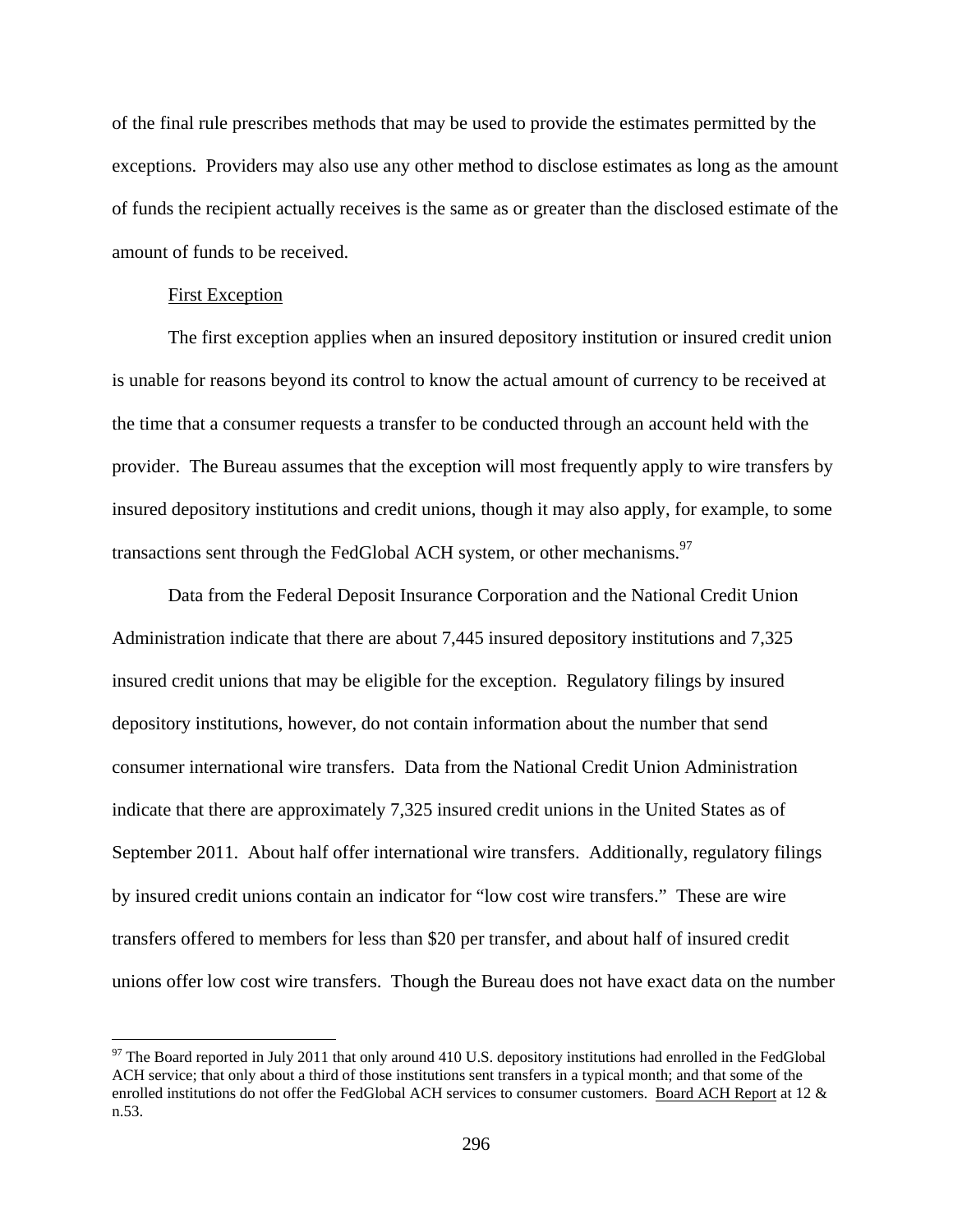of the final rule prescribes methods that may be used to provide the estimates permitted by the exceptions. Providers may also use any other method to disclose estimates as long as the amount of funds the recipient actually receives is the same as or greater than the disclosed estimate of the amount of funds to be received.

First Exception

The first exception applies when an insured depository institution or insured credit union is unable for reasons beyond its control to know the actual amount of currency to be received at the time that a consumer requests a transfer to be conducted through an account held with the provider. The Bureau assumes that the exception will most frequently apply to wire transfers by insured depository institutions and credit unions, though it may also apply, for example, to some transactions sent through the FedGlobal ACH system, or other mechanisms.[97]

Data from the Federal Deposit Insurance Corporation and the National Credit Union Administration indicate that there are about 7,445 insured depository institutions and 7,325 insured credit unions that may be eligible for the exception. Regulatory filings by insured depository institutions, however, do not contain information about the number that send consumer international wire transfers. Data from the National Credit Union Administration indicate that there are approximately 7,325 insured credit unions in the United States as of September 2011. About half offer international wire transfers. Additionally, regulatory filings by insured credit unions contain an indicator for "low cost wire transfers." These are wire transfers offered to members for less than $20 per transfer, and about half of insured credit unions offer low cost wire transfers. Though the Bureau does not have exact data on the number

[97] The Board reported in July 2011 that only around 410 U.S. depository institutions had enrolled in the FedGlobal ACH service; that only about a third of those institutions sent transfers in a typical month; and that some of the enrolled institutions do not offer the FedGlobal ACH services to consumer customers. Board ACH Report at 12 & n.53.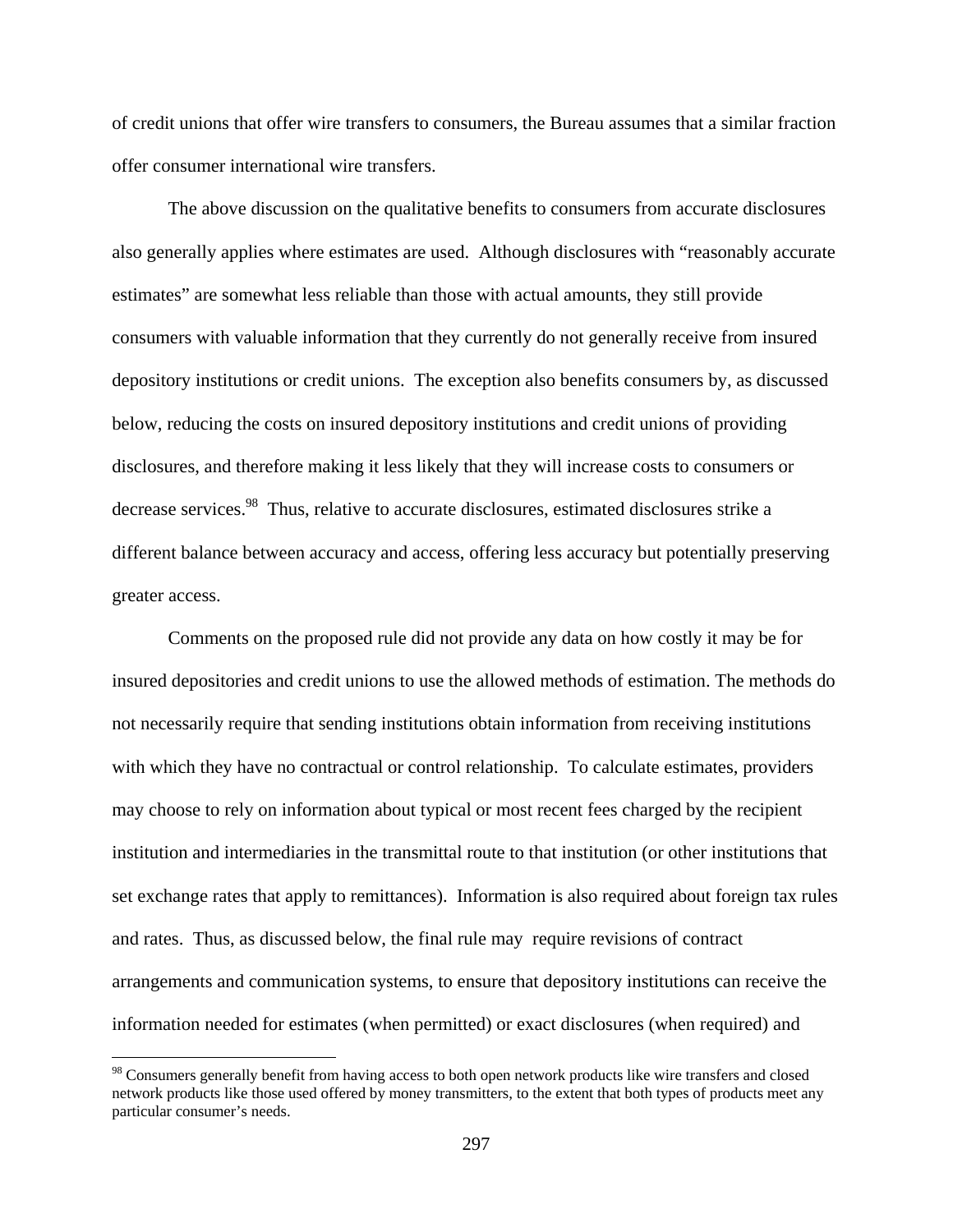of credit unions that offer wire transfers to consumers, the Bureau assumes that a similar fraction offer consumer international wire transfers.

The above discussion on the qualitative benefits to consumers from accurate disclosures also generally applies where estimates are used. Although disclosures with "reasonably accurate estimates" are somewhat less reliable than those with actual amounts, they still provide consumers with valuable information that they currently do not generally receive from insured depository institutions or credit unions. The exception also benefits consumers by, as discussed below, reducing the costs on insured depository institutions and credit unions of providing disclosures, and therefore making it less likely that they will increase costs to consumers or decrease services.[98] Thus, relative to accurate disclosures, estimated disclosures strike a different balance between accuracy and access, offering less accuracy but potentially preserving greater access.

Comments on the proposed rule did not provide any data on how costly it may be for insured depositories and credit unions to use the allowed methods of estimation. The methods do not necessarily require that sending institutions obtain information from receiving institutions with which they have no contractual or control relationship. To calculate estimates, providers may choose to rely on information about typical or most recent fees charged by the recipient institution and intermediaries in the transmittal route to that institution (or other institutions that set exchange rates that apply to remittances). Information is also required about foreign tax rules and rates. Thus, as discussed below, the final rule may require revisions of contract arrangements and communication systems, to ensure that depository institutions can receive the information needed for estimates (when permitted) or exact disclosures (when required) and

[98] Consumers generally benefit from having access to both open network products like wire transfers and closed network products like those used offered by money transmitters, to the extent that both types of products meet any particular consumer's needs.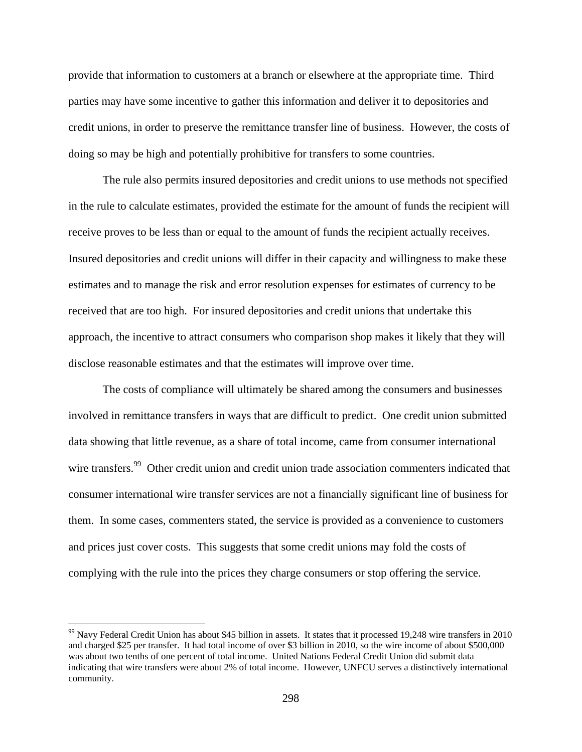provide that information to customers at a branch or elsewhere at the appropriate time. Third parties may have some incentive to gather this information and deliver it to depositories and credit unions, in order to preserve the remittance transfer line of business. However, the costs of doing so may be high and potentially prohibitive for transfers to some countries.

The rule also permits insured depositories and credit unions to use methods not specified in the rule to calculate estimates, provided the estimate for the amount of funds the recipient will receive proves to be less than or equal to the amount of funds the recipient actually receives. Insured depositories and credit unions will differ in their capacity and willingness to make these estimates and to manage the risk and error resolution expenses for estimates of currency to be received that are too high. For insured depositories and credit unions that undertake this approach, the incentive to attract consumers who comparison shop makes it likely that they will disclose reasonable estimates and that the estimates will improve over time.

The costs of compliance will ultimately be shared among the consumers and businesses involved in remittance transfers in ways that are difficult to predict. One credit union submitted data showing that little revenue, as a share of total income, came from consumer international wire transfers.[99] Other credit union and credit union trade association commenters indicated that consumer international wire transfer services are not a financially significant line of business for them. In some cases, commenters stated, the service is provided as a convenience to customers and prices just cover costs. This suggests that some credit unions may fold the costs of complying with the rule into the prices they charge consumers or stop offering the service.

[99] Navy Federal Credit Union has about $45 billion in assets. It states that it processed 19,248 wire transfers in 2010 and charged $25 per transfer. It had total income of over $3 billion in 2010, so the wire income of about $500,000 was about two tenths of one percent of total income. United Nations Federal Credit Union did submit data indicating that wire transfers were about 2% of total income. However, UNFCU serves a distinctively international community.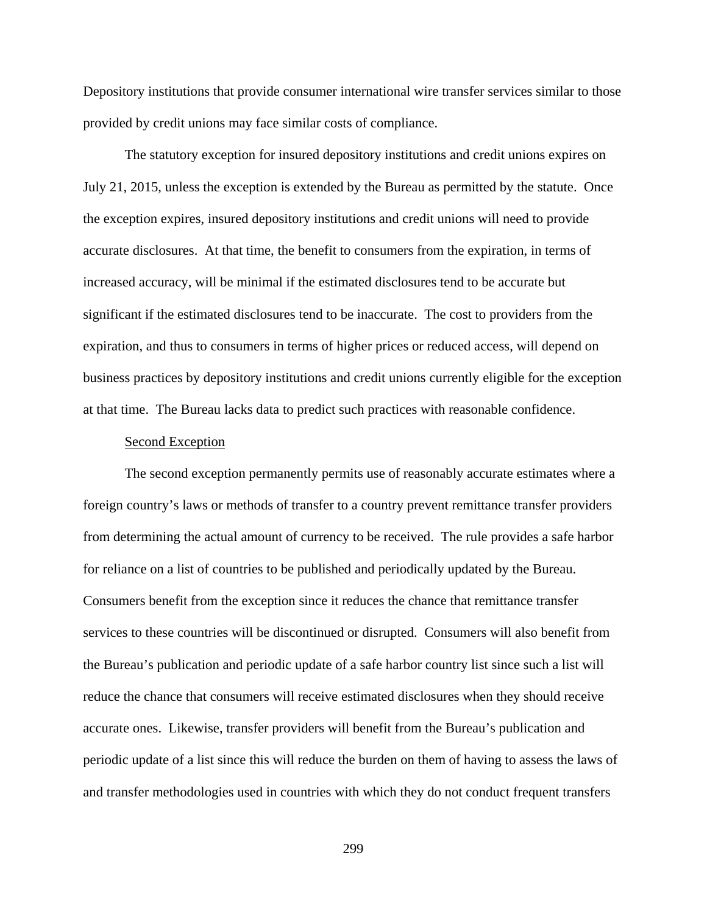Depository institutions that provide consumer international wire transfer services similar to those provided by credit unions may face similar costs of compliance.

The statutory exception for insured depository institutions and credit unions expires on July 21, 2015, unless the exception is extended by the Bureau as permitted by the statute. Once the exception expires, insured depository institutions and credit unions will need to provide accurate disclosures. At that time, the benefit to consumers from the expiration, in terms of increased accuracy, will be minimal if the estimated disclosures tend to be accurate but significant if the estimated disclosures tend to be inaccurate. The cost to providers from the expiration, and thus to consumers in terms of higher prices or reduced access, will depend on business practices by depository institutions and credit unions currently eligible for the exception at that time. The Bureau lacks data to predict such practices with reasonable confidence.

Second Exception

The second exception permanently permits use of reasonably accurate estimates where a foreign country's laws or methods of transfer to a country prevent remittance transfer providers from determining the actual amount of currency to be received. The rule provides a safe harbor for reliance on a list of countries to be published and periodically updated by the Bureau. Consumers benefit from the exception since it reduces the chance that remittance transfer services to these countries will be discontinued or disrupted. Consumers will also benefit from the Bureau's publication and periodic update of a safe harbor country list since such a list will reduce the chance that consumers will receive estimated disclosures when they should receive accurate ones. Likewise, transfer providers will benefit from the Bureau's publication and periodic update of a list since this will reduce the burden on them of having to assess the laws of and transfer methodologies used in countries with which they do not conduct frequent transfers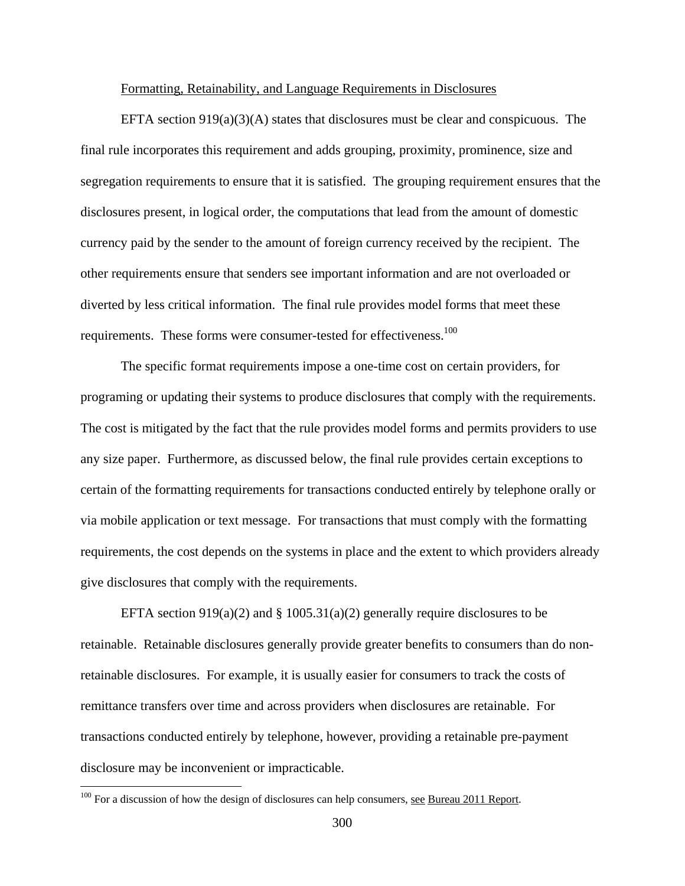Formatting, Retainability, and Language Requirements in Disclosures

EFTA section 919(a)(3)(A) states that disclosures must be clear and conspicuous. The final rule incorporates this requirement and adds grouping, proximity, prominence, size and segregation requirements to ensure that it is satisfied. The grouping requirement ensures that the disclosures present, in logical order, the computations that lead from the amount of domestic currency paid by the sender to the amount of foreign currency received by the recipient. The other requirements ensure that senders see important information and are not overloaded or diverted by less critical information. The final rule provides model forms that meet these requirements. These forms were consumer-tested for effectiveness.[100]

The specific format requirements impose a one-time cost on certain providers, for programing or updating their systems to produce disclosures that comply with the requirements. The cost is mitigated by the fact that the rule provides model forms and permits providers to use any size paper. Furthermore, as discussed below, the final rule provides certain exceptions to certain of the formatting requirements for transactions conducted entirely by telephone orally or via mobile application or text message. For transactions that must comply with the formatting requirements, the cost depends on the systems in place and the extent to which providers already give disclosures that comply with the requirements.

EFTA section 919(a)(2) and § 1005.31(a)(2) generally require disclosures to be retainable. Retainable disclosures generally provide greater benefits to consumers than do non-retainable disclosures. For example, it is usually easier for consumers to track the costs of remittance transfers over time and across providers when disclosures are retainable. For transactions conducted entirely by telephone, however, providing a retainable pre-payment disclosure may be inconvenient or impracticable.

[100] For a discussion of how the design of disclosures can help consumers, see Bureau 2011 Report.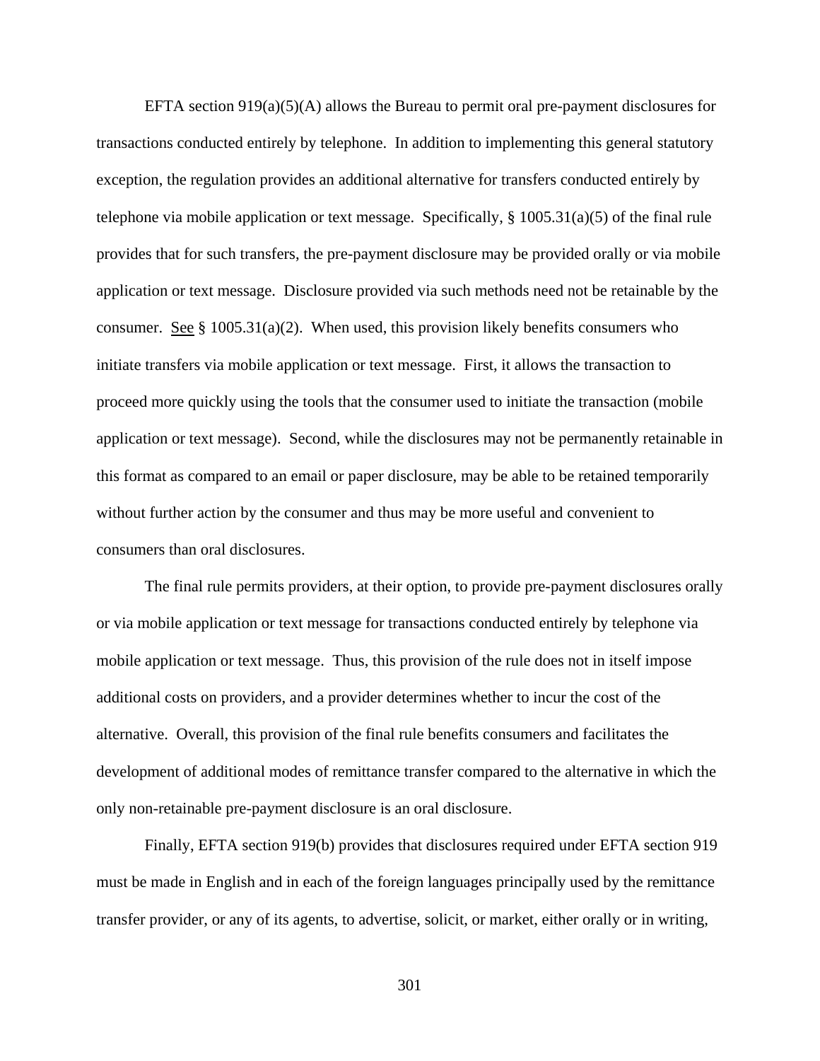EFTA section 919(a)(5)(A) allows the Bureau to permit oral pre-payment disclosures for transactions conducted entirely by telephone. In addition to implementing this general statutory exception, the regulation provides an additional alternative for transfers conducted entirely by telephone via mobile application or text message. Specifically, § 1005.31(a)(5) of the final rule provides that for such transfers, the pre-payment disclosure may be provided orally or via mobile application or text message. Disclosure provided via such methods need not be retainable by the consumer. See § 1005.31(a)(2). When used, this provision likely benefits consumers who initiate transfers via mobile application or text message. First, it allows the transaction to proceed more quickly using the tools that the consumer used to initiate the transaction (mobile application or text message). Second, while the disclosures may not be permanently retainable in this format as compared to an email or paper disclosure, may be able to be retained temporarily without further action by the consumer and thus may be more useful and convenient to consumers than oral disclosures.

The final rule permits providers, at their option, to provide pre-payment disclosures orally or via mobile application or text message for transactions conducted entirely by telephone via mobile application or text message. Thus, this provision of the rule does not in itself impose additional costs on providers, and a provider determines whether to incur the cost of the alternative. Overall, this provision of the final rule benefits consumers and facilitates the development of additional modes of remittance transfer compared to the alternative in which the only non-retainable pre-payment disclosure is an oral disclosure.

Finally, EFTA section 919(b) provides that disclosures required under EFTA section 919 must be made in English and in each of the foreign languages principally used by the remittance transfer provider, or any of its agents, to advertise, solicit, or market, either orally or in writing,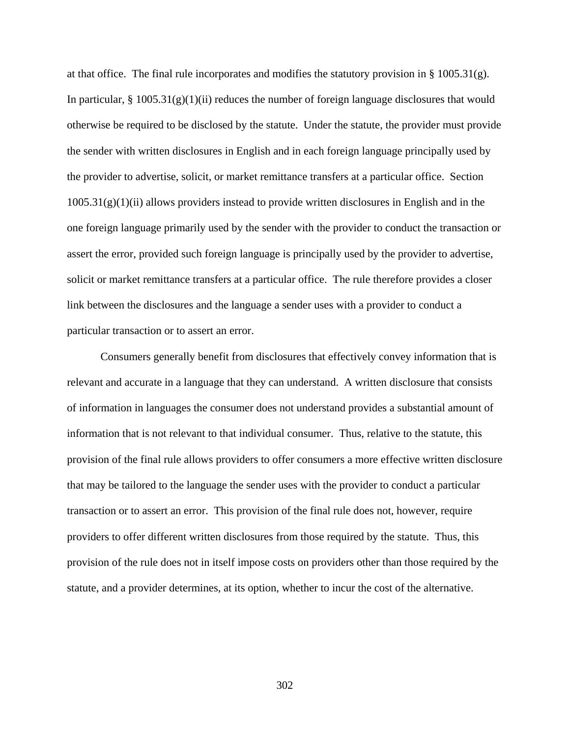at that office. The final rule incorporates and modifies the statutory provision in § 1005.31(g). In particular, § 1005.31(g)(1)(ii) reduces the number of foreign language disclosures that would otherwise be required to be disclosed by the statute. Under the statute, the provider must provide the sender with written disclosures in English and in each foreign language principally used by the provider to advertise, solicit, or market remittance transfers at a particular office. Section 1005.31(g)(1)(ii) allows providers instead to provide written disclosures in English and in the one foreign language primarily used by the sender with the provider to conduct the transaction or assert the error, provided such foreign language is principally used by the provider to advertise, solicit or market remittance transfers at a particular office. The rule therefore provides a closer link between the disclosures and the language a sender uses with a provider to conduct a particular transaction or to assert an error.

Consumers generally benefit from disclosures that effectively convey information that is relevant and accurate in a language that they can understand. A written disclosure that consists of information in languages the consumer does not understand provides a substantial amount of information that is not relevant to that individual consumer. Thus, relative to the statute, this provision of the final rule allows providers to offer consumers a more effective written disclosure that may be tailored to the language the sender uses with the provider to conduct a particular transaction or to assert an error. This provision of the final rule does not, however, require providers to offer different written disclosures from those required by the statute. Thus, this provision of the rule does not in itself impose costs on providers other than those required by the statute, and a provider determines, at its option, whether to incur the cost of the alternative.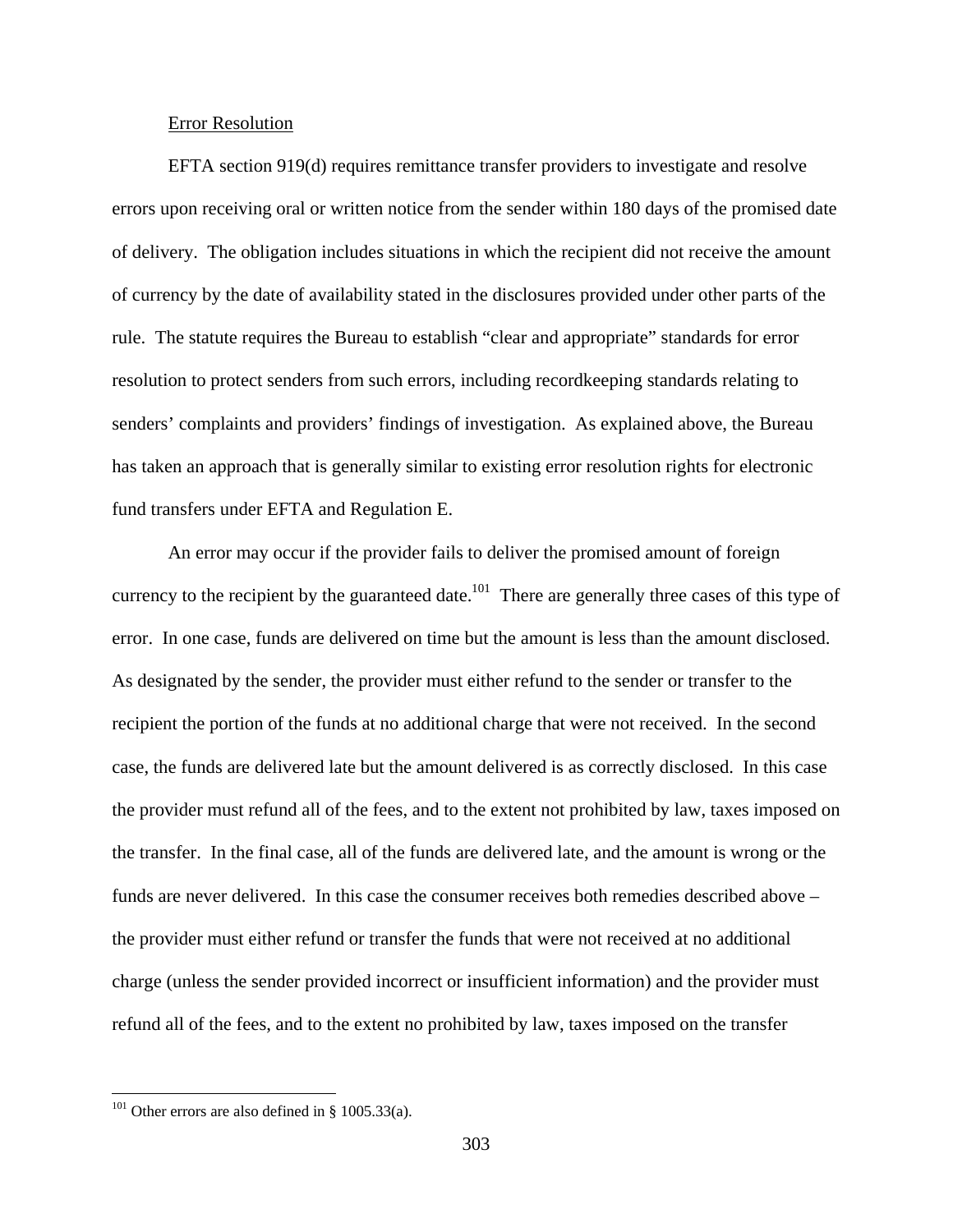Error Resolution

EFTA section 919(d) requires remittance transfer providers to investigate and resolve errors upon receiving oral or written notice from the sender within 180 days of the promised date of delivery. The obligation includes situations in which the recipient did not receive the amount of currency by the date of availability stated in the disclosures provided under other parts of the rule. The statute requires the Bureau to establish "clear and appropriate" standards for error resolution to protect senders from such errors, including recordkeeping standards relating to senders' complaints and providers' findings of investigation. As explained above, the Bureau has taken an approach that is generally similar to existing error resolution rights for electronic fund transfers under EFTA and Regulation E.

An error may occur if the provider fails to deliver the promised amount of foreign currency to the recipient by the guaranteed date.[101] There are generally three cases of this type of error. In one case, funds are delivered on time but the amount is less than the amount disclosed. As designated by the sender, the provider must either refund to the sender or transfer to the recipient the portion of the funds at no additional charge that were not received. In the second case, the funds are delivered late but the amount delivered is as correctly disclosed. In this case the provider must refund all of the fees, and to the extent not prohibited by law, taxes imposed on the transfer. In the final case, all of the funds are delivered late, and the amount is wrong or the funds are never delivered. In this case the consumer receives both remedies described above – the provider must either refund or transfer the funds that were not received at no additional charge (unless the sender provided incorrect or insufficient information) and the provider must refund all of the fees, and to the extent no prohibited by law, taxes imposed on the transfer

[101] Other errors are also defined in § 1005.33(a).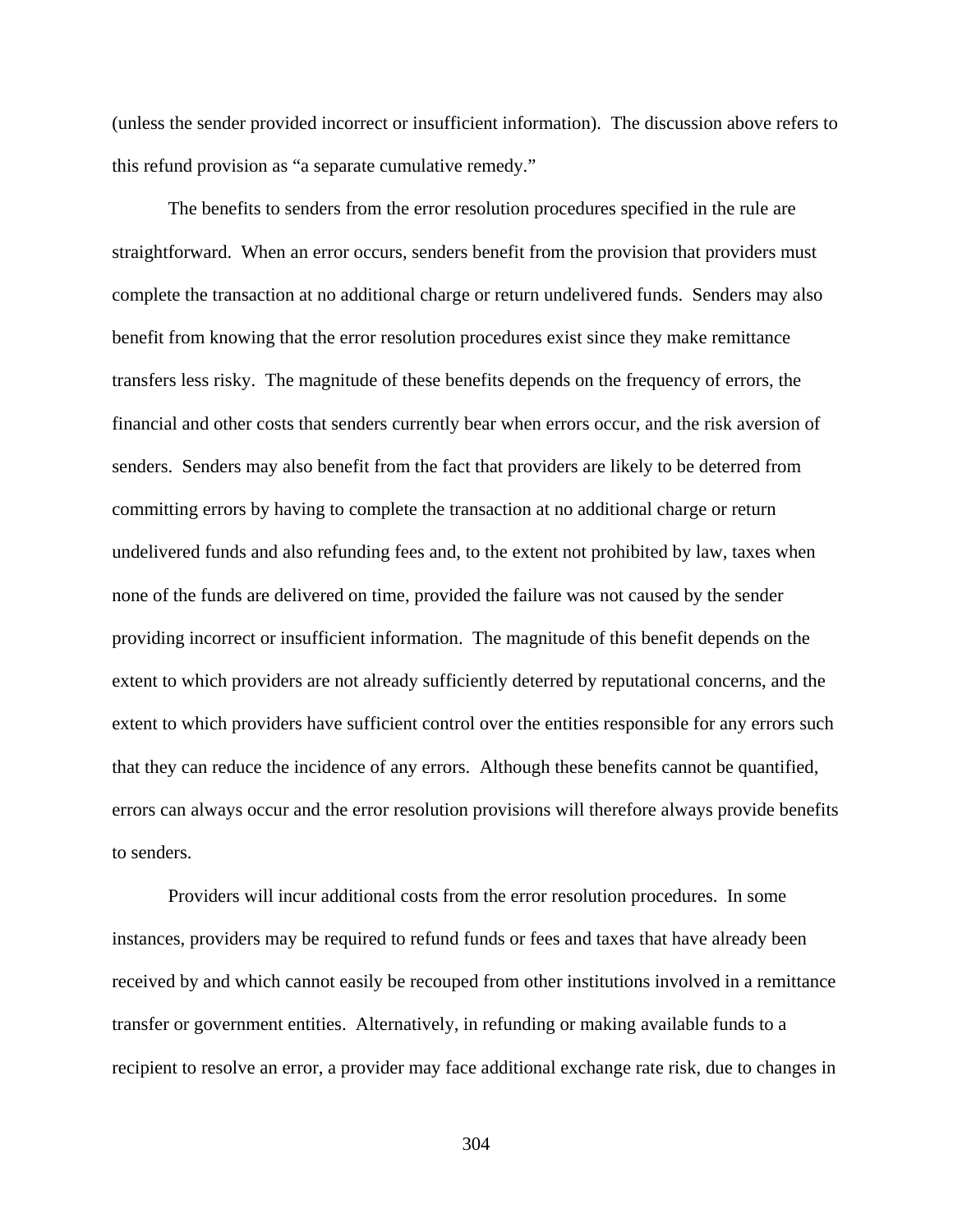(unless the sender provided incorrect or insufficient information). The discussion above refers to this refund provision as "a separate cumulative remedy."

The benefits to senders from the error resolution procedures specified in the rule are straightforward. When an error occurs, senders benefit from the provision that providers must complete the transaction at no additional charge or return undelivered funds. Senders may also benefit from knowing that the error resolution procedures exist since they make remittance transfers less risky. The magnitude of these benefits depends on the frequency of errors, the financial and other costs that senders currently bear when errors occur, and the risk aversion of senders. Senders may also benefit from the fact that providers are likely to be deterred from committing errors by having to complete the transaction at no additional charge or return undelivered funds and also refunding fees and, to the extent not prohibited by law, taxes when none of the funds are delivered on time, provided the failure was not caused by the sender providing incorrect or insufficient information. The magnitude of this benefit depends on the extent to which providers are not already sufficiently deterred by reputational concerns, and the extent to which providers have sufficient control over the entities responsible for any errors such that they can reduce the incidence of any errors. Although these benefits cannot be quantified, errors can always occur and the error resolution provisions will therefore always provide benefits to senders.

Providers will incur additional costs from the error resolution procedures. In some instances, providers may be required to refund funds or fees and taxes that have already been received by and which cannot easily be recouped from other institutions involved in a remittance transfer or government entities. Alternatively, in refunding or making available funds to a recipient to resolve an error, a provider may face additional exchange rate risk, due to changes in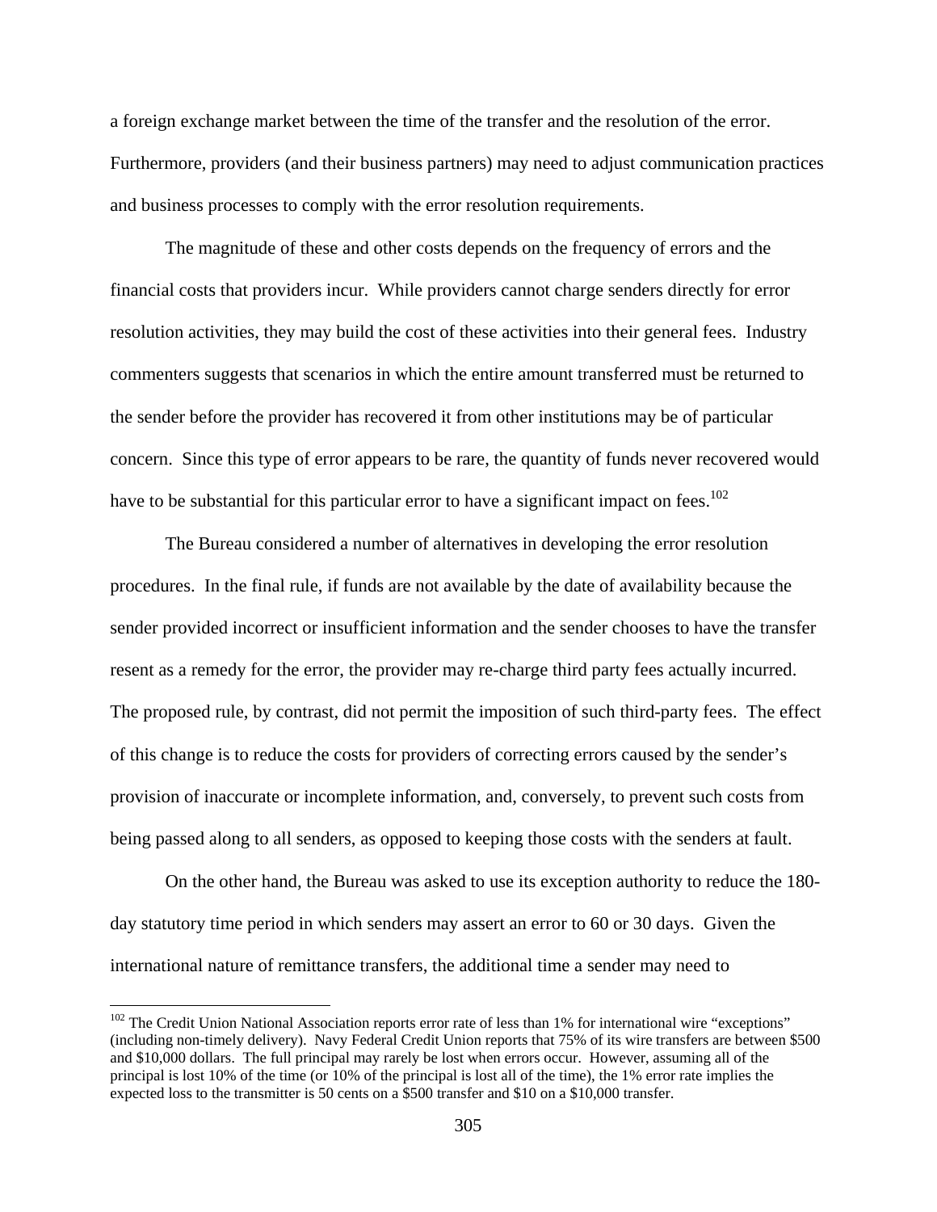a foreign exchange market between the time of the transfer and the resolution of the error. Furthermore, providers (and their business partners) may need to adjust communication practices and business processes to comply with the error resolution requirements.

The magnitude of these and other costs depends on the frequency of errors and the financial costs that providers incur. While providers cannot charge senders directly for error resolution activities, they may build the cost of these activities into their general fees. Industry commenters suggests that scenarios in which the entire amount transferred must be returned to the sender before the provider has recovered it from other institutions may be of particular concern. Since this type of error appears to be rare, the quantity of funds never recovered would have to be substantial for this particular error to have a significant impact on fees.[102]

The Bureau considered a number of alternatives in developing the error resolution procedures. In the final rule, if funds are not available by the date of availability because the sender provided incorrect or insufficient information and the sender chooses to have the transfer resent as a remedy for the error, the provider may re-charge third party fees actually incurred. The proposed rule, by contrast, did not permit the imposition of such third-party fees. The effect of this change is to reduce the costs for providers of correcting errors caused by the sender's provision of inaccurate or incomplete information, and, conversely, to prevent such costs from being passed along to all senders, as opposed to keeping those costs with the senders at fault.

On the other hand, the Bureau was asked to use its exception authority to reduce the 180-day statutory time period in which senders may assert an error to 60 or 30 days. Given the international nature of remittance transfers, the additional time a sender may need to

---

[102] The Credit Union National Association reports error rate of less than 1% for international wire "exceptions" (including non-timely delivery). Navy Federal Credit Union reports that 75% of its wire transfers are between $500 and $10,000 dollars. The full principal may rarely be lost when errors occur. However, assuming all of the principal is lost 10% of the time (or 10% of the principal is lost all of the time), the 1% error rate implies the expected loss to the transmitter is 50 cents on a $500 transfer and $10 on a $10,000 transfer.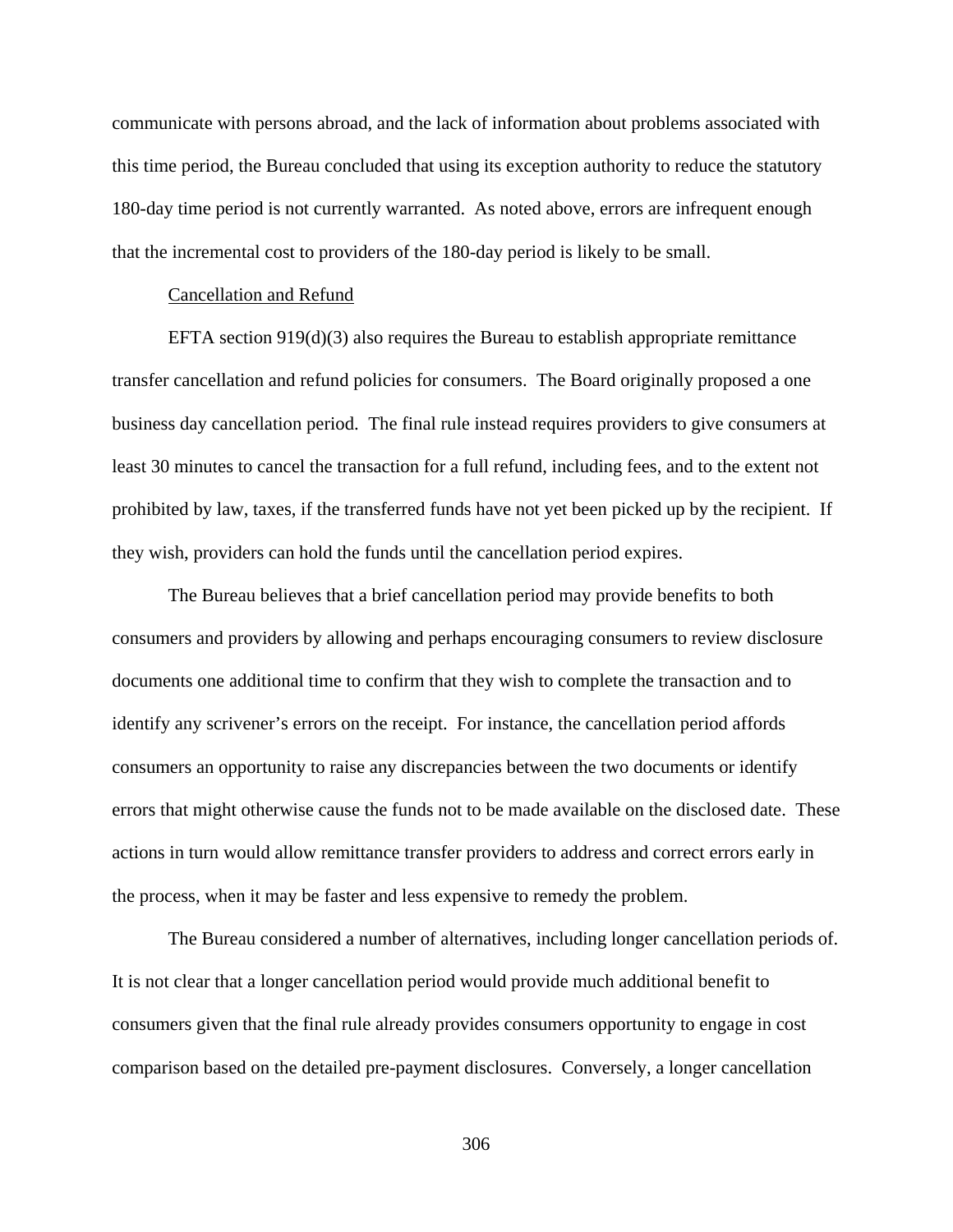communicate with persons abroad, and the lack of information about problems associated with this time period, the Bureau concluded that using its exception authority to reduce the statutory 180-day time period is not currently warranted. As noted above, errors are infrequent enough that the incremental cost to providers of the 180-day period is likely to be small.

Cancellation and Refund

EFTA section 919(d)(3) also requires the Bureau to establish appropriate remittance transfer cancellation and refund policies for consumers. The Board originally proposed a one business day cancellation period. The final rule instead requires providers to give consumers at least 30 minutes to cancel the transaction for a full refund, including fees, and to the extent not prohibited by law, taxes, if the transferred funds have not yet been picked up by the recipient. If they wish, providers can hold the funds until the cancellation period expires.

The Bureau believes that a brief cancellation period may provide benefits to both consumers and providers by allowing and perhaps encouraging consumers to review disclosure documents one additional time to confirm that they wish to complete the transaction and to identify any scrivener's errors on the receipt. For instance, the cancellation period affords consumers an opportunity to raise any discrepancies between the two documents or identify errors that might otherwise cause the funds not to be made available on the disclosed date. These actions in turn would allow remittance transfer providers to address and correct errors early in the process, when it may be faster and less expensive to remedy the problem.

The Bureau considered a number of alternatives, including longer cancellation periods of. It is not clear that a longer cancellation period would provide much additional benefit to consumers given that the final rule already provides consumers opportunity to engage in cost comparison based on the detailed pre-payment disclosures. Conversely, a longer cancellation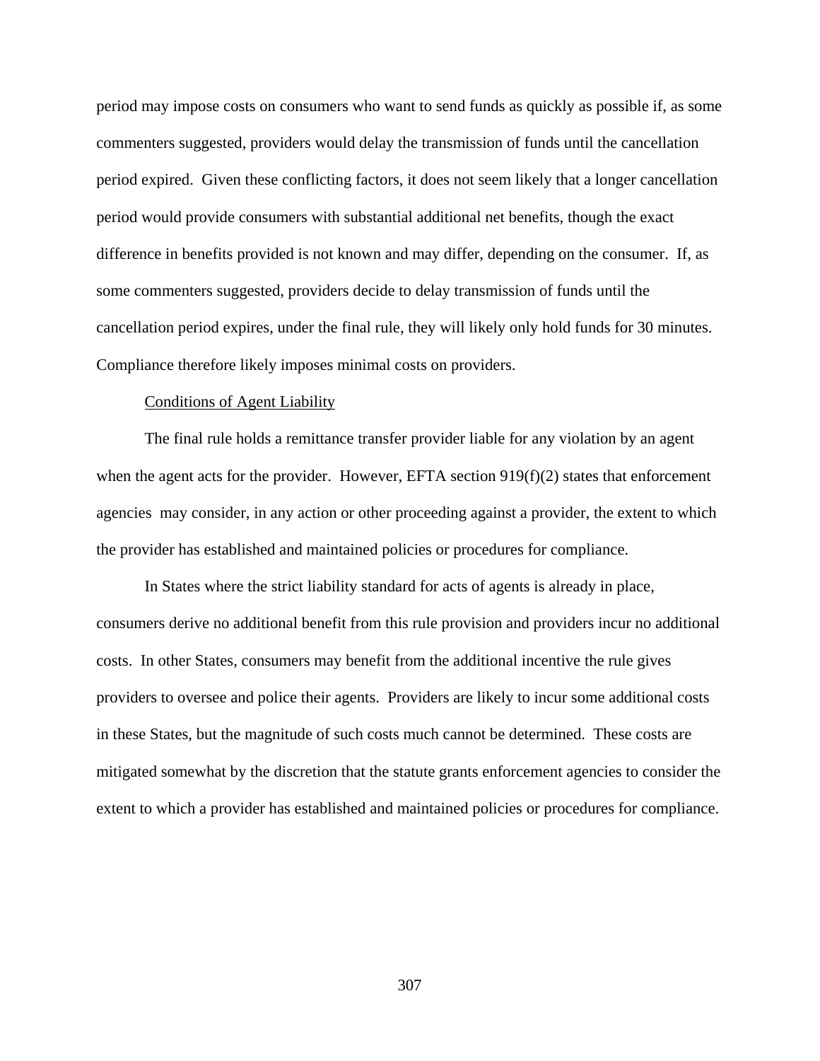period may impose costs on consumers who want to send funds as quickly as possible if, as some commenters suggested, providers would delay the transmission of funds until the cancellation period expired. Given these conflicting factors, it does not seem likely that a longer cancellation period would provide consumers with substantial additional net benefits, though the exact difference in benefits provided is not known and may differ, depending on the consumer. If, as some commenters suggested, providers decide to delay transmission of funds until the cancellation period expires, under the final rule, they will likely only hold funds for 30 minutes. Compliance therefore likely imposes minimal costs on providers.

Conditions of Agent Liability

The final rule holds a remittance transfer provider liable for any violation by an agent when the agent acts for the provider. However, EFTA section 919(f)(2) states that enforcement agencies may consider, in any action or other proceeding against a provider, the extent to which the provider has established and maintained policies or procedures for compliance.

In States where the strict liability standard for acts of agents is already in place, consumers derive no additional benefit from this rule provision and providers incur no additional costs. In other States, consumers may benefit from the additional incentive the rule gives providers to oversee and police their agents. Providers are likely to incur some additional costs in these States, but the magnitude of such costs much cannot be determined. These costs are mitigated somewhat by the discretion that the statute grants enforcement agencies to consider the extent to which a provider has established and maintained policies or procedures for compliance.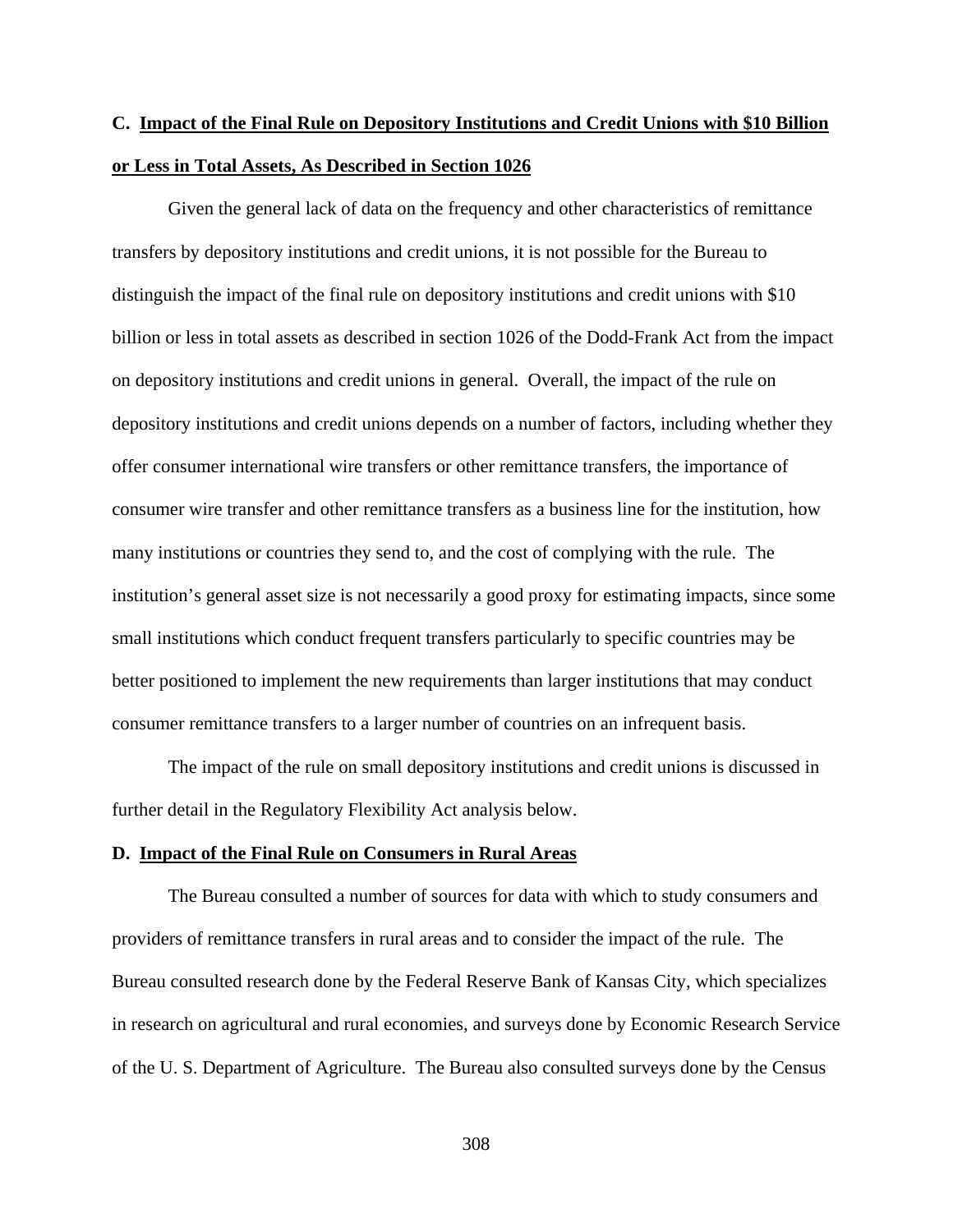### C. Impact of the Final Rule on Depository Institutions and Credit Unions with $10 Billion or Less in Total Assets, As Described in Section 1026

Given the general lack of data on the frequency and other characteristics of remittance transfers by depository institutions and credit unions, it is not possible for the Bureau to distinguish the impact of the final rule on depository institutions and credit unions with $10 billion or less in total assets as described in section 1026 of the Dodd-Frank Act from the impact on depository institutions and credit unions in general. Overall, the impact of the rule on depository institutions and credit unions depends on a number of factors, including whether they offer consumer international wire transfers or other remittance transfers, the importance of consumer wire transfer and other remittance transfers as a business line for the institution, how many institutions or countries they send to, and the cost of complying with the rule. The institution's general asset size is not necessarily a good proxy for estimating impacts, since some small institutions which conduct frequent transfers particularly to specific countries may be better positioned to implement the new requirements than larger institutions that may conduct consumer remittance transfers to a larger number of countries on an infrequent basis.

The impact of the rule on small depository institutions and credit unions is discussed in further detail in the Regulatory Flexibility Act analysis below.

### D. Impact of the Final Rule on Consumers in Rural Areas

The Bureau consulted a number of sources for data with which to study consumers and providers of remittance transfers in rural areas and to consider the impact of the rule. The Bureau consulted research done by the Federal Reserve Bank of Kansas City, which specializes in research on agricultural and rural economies, and surveys done by Economic Research Service of the U. S. Department of Agriculture. The Bureau also consulted surveys done by the Census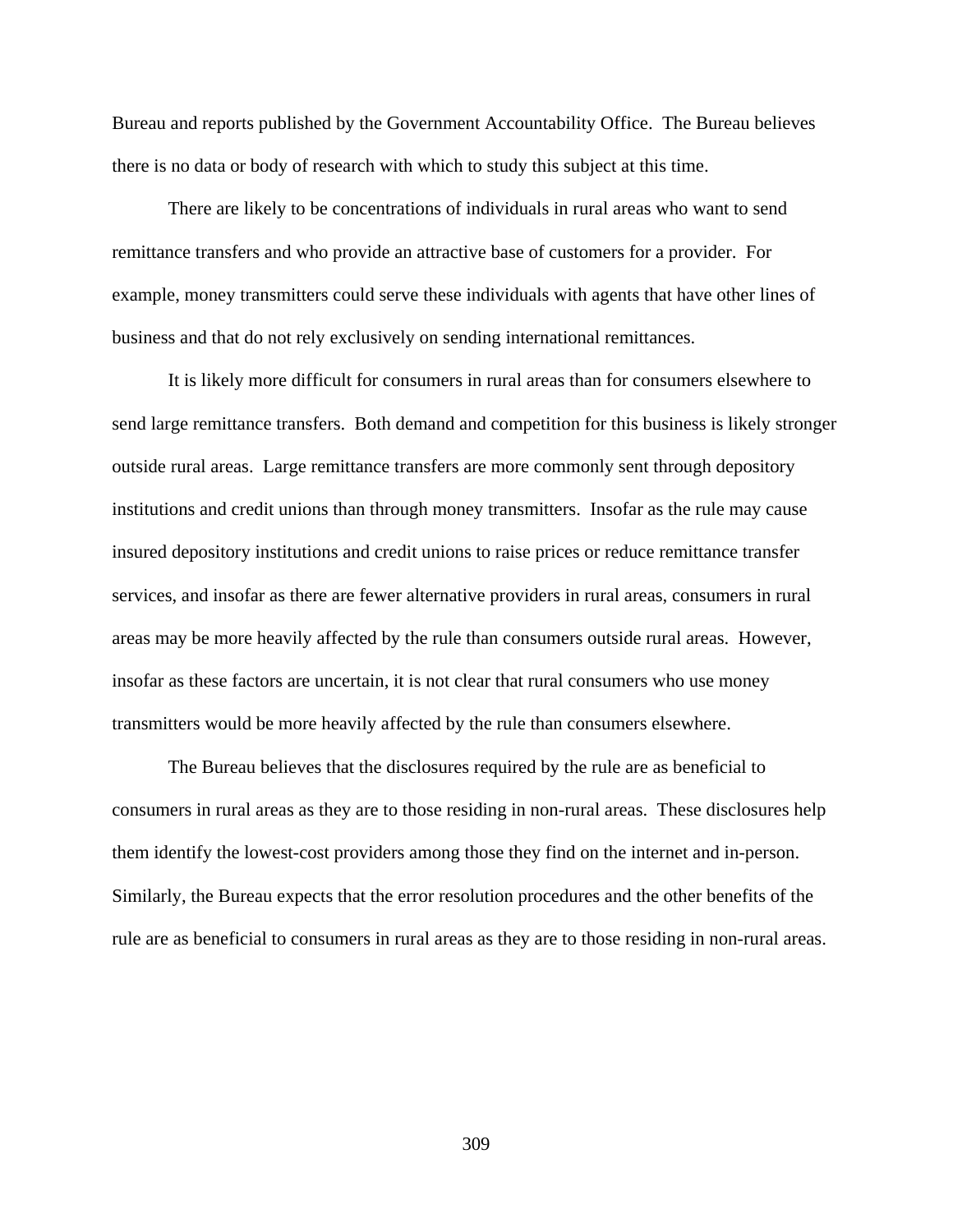Bureau and reports published by the Government Accountability Office.  The Bureau believes there is no data or body of research with which to study this subject at this time.

There are likely to be concentrations of individuals in rural areas who want to send remittance transfers and who provide an attractive base of customers for a provider.  For example, money transmitters could serve these individuals with agents that have other lines of business and that do not rely exclusively on sending international remittances.

It is likely more difficult for consumers in rural areas than for consumers elsewhere to send large remittance transfers.  Both demand and competition for this business is likely stronger outside rural areas.  Large remittance transfers are more commonly sent through depository institutions and credit unions than through money transmitters.  Insofar as the rule may cause insured depository institutions and credit unions to raise prices or reduce remittance transfer services, and insofar as there are fewer alternative providers in rural areas, consumers in rural areas may be more heavily affected by the rule than consumers outside rural areas.  However, insofar as these factors are uncertain, it is not clear that rural consumers who use money transmitters would be more heavily affected by the rule than consumers elsewhere.

The Bureau believes that the disclosures required by the rule are as beneficial to consumers in rural areas as they are to those residing in non-rural areas.  These disclosures help them identify the lowest-cost providers among those they find on the internet and in-person. Similarly, the Bureau expects that the error resolution procedures and the other benefits of the rule are as beneficial to consumers in rural areas as they are to those residing in non-rural areas.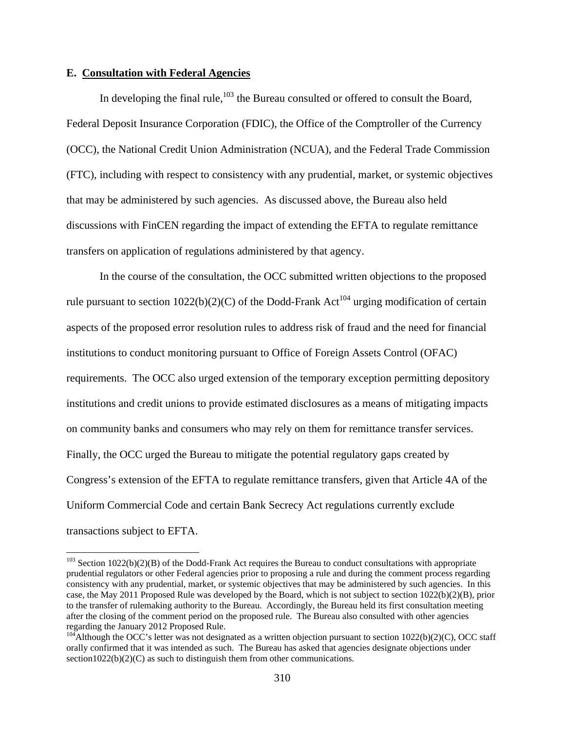### E. Consultation with Federal Agencies

In developing the final rule,[103] the Bureau consulted or offered to consult the Board, Federal Deposit Insurance Corporation (FDIC), the Office of the Comptroller of the Currency (OCC), the National Credit Union Administration (NCUA), and the Federal Trade Commission (FTC), including with respect to consistency with any prudential, market, or systemic objectives that may be administered by such agencies. As discussed above, the Bureau also held discussions with FinCEN regarding the impact of extending the EFTA to regulate remittance transfers on application of regulations administered by that agency.

In the course of the consultation, the OCC submitted written objections to the proposed rule pursuant to section 1022(b)(2)(C) of the Dodd-Frank Act[104] urging modification of certain aspects of the proposed error resolution rules to address risk of fraud and the need for financial institutions to conduct monitoring pursuant to Office of Foreign Assets Control (OFAC) requirements. The OCC also urged extension of the temporary exception permitting depository institutions and credit unions to provide estimated disclosures as a means of mitigating impacts on community banks and consumers who may rely on them for remittance transfer services. Finally, the OCC urged the Bureau to mitigate the potential regulatory gaps created by Congress's extension of the EFTA to regulate remittance transfers, given that Article 4A of the Uniform Commercial Code and certain Bank Secrecy Act regulations currently exclude transactions subject to EFTA.

---

[103] Section 1022(b)(2)(B) of the Dodd-Frank Act requires the Bureau to conduct consultations with appropriate prudential regulators or other Federal agencies prior to proposing a rule and during the comment process regarding consistency with any prudential, market, or systemic objectives that may be administered by such agencies. In this case, the May 2011 Proposed Rule was developed by the Board, which is not subject to section 1022(b)(2)(B), prior to the transfer of rulemaking authority to the Bureau. Accordingly, the Bureau held its first consultation meeting after the closing of the comment period on the proposed rule. The Bureau also consulted with other agencies regarding the January 2012 Proposed Rule.

[104] Although the OCC's letter was not designated as a written objection pursuant to section 1022(b)(2)(C), OCC staff orally confirmed that it was intended as such. The Bureau has asked that agencies designate objections under section1022(b)(2)(C) as such to distinguish them from other communications.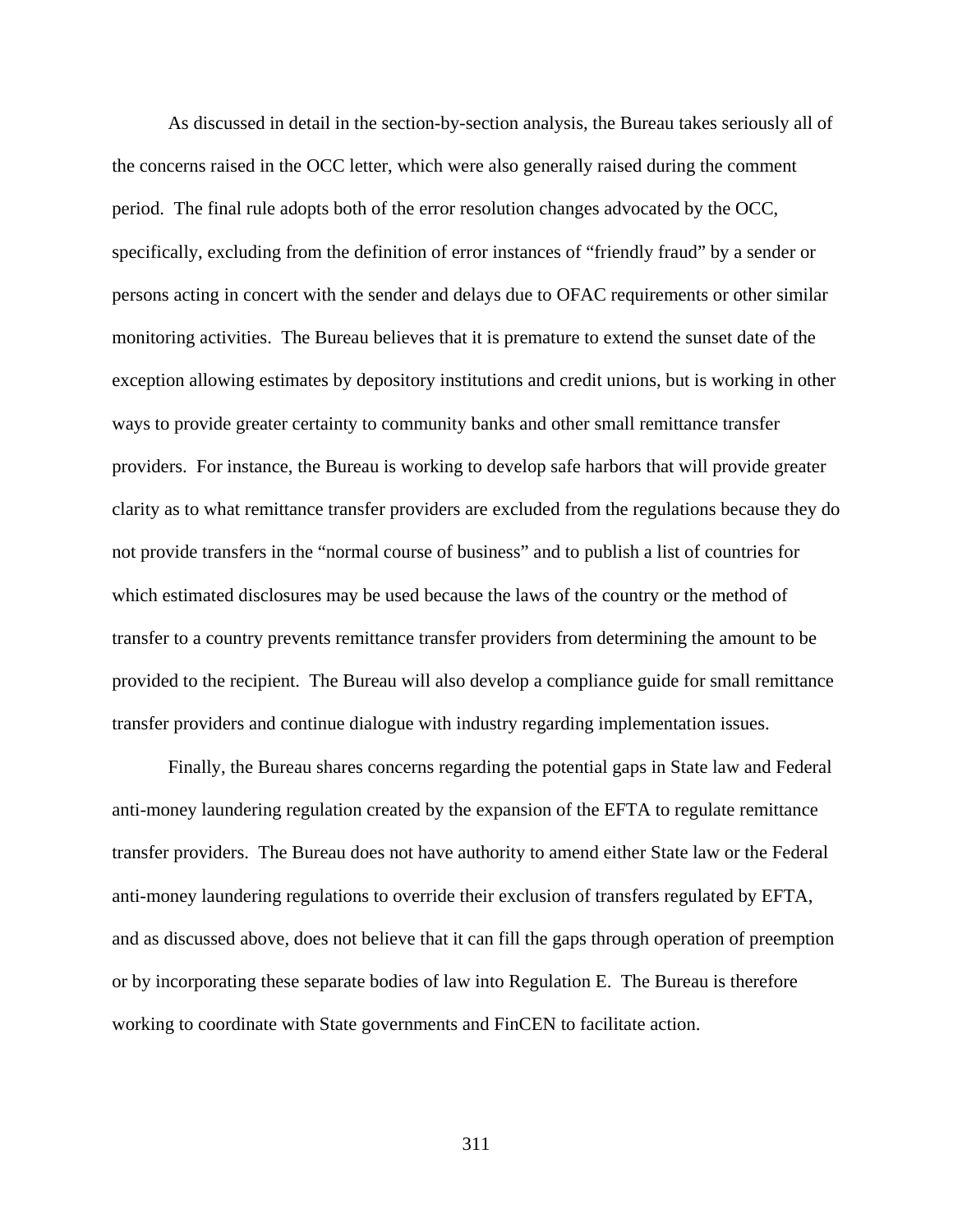As discussed in detail in the section-by-section analysis, the Bureau takes seriously all of the concerns raised in the OCC letter, which were also generally raised during the comment period. The final rule adopts both of the error resolution changes advocated by the OCC, specifically, excluding from the definition of error instances of "friendly fraud" by a sender or persons acting in concert with the sender and delays due to OFAC requirements or other similar monitoring activities. The Bureau believes that it is premature to extend the sunset date of the exception allowing estimates by depository institutions and credit unions, but is working in other ways to provide greater certainty to community banks and other small remittance transfer providers. For instance, the Bureau is working to develop safe harbors that will provide greater clarity as to what remittance transfer providers are excluded from the regulations because they do not provide transfers in the "normal course of business" and to publish a list of countries for which estimated disclosures may be used because the laws of the country or the method of transfer to a country prevents remittance transfer providers from determining the amount to be provided to the recipient. The Bureau will also develop a compliance guide for small remittance transfer providers and continue dialogue with industry regarding implementation issues.

Finally, the Bureau shares concerns regarding the potential gaps in State law and Federal anti-money laundering regulation created by the expansion of the EFTA to regulate remittance transfer providers. The Bureau does not have authority to amend either State law or the Federal anti-money laundering regulations to override their exclusion of transfers regulated by EFTA, and as discussed above, does not believe that it can fill the gaps through operation of preemption or by incorporating these separate bodies of law into Regulation E. The Bureau is therefore working to coordinate with State governments and FinCEN to facilitate action.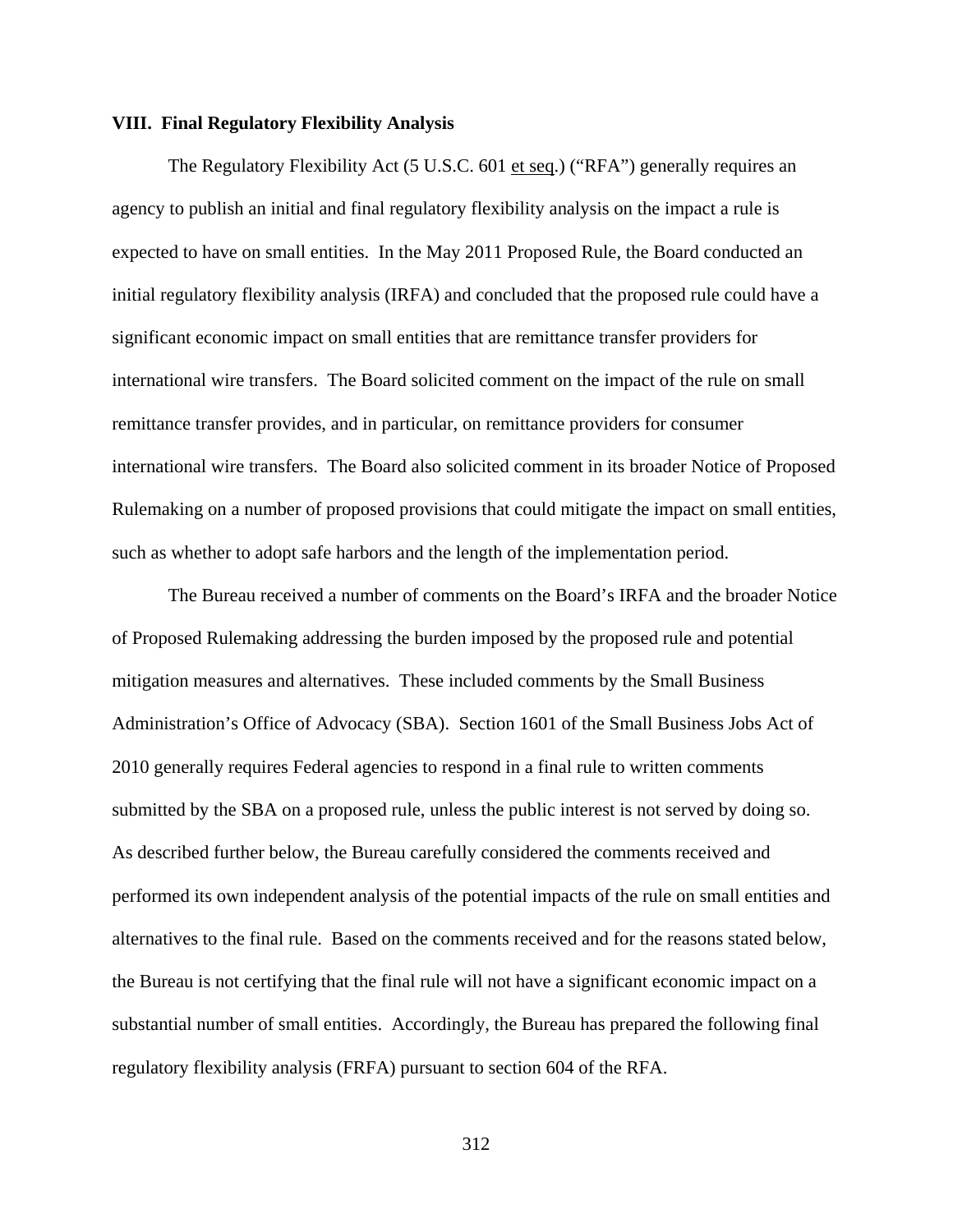## VIII. Final Regulatory Flexibility Analysis

The Regulatory Flexibility Act (5 U.S.C. 601 et seq.) ("RFA") generally requires an agency to publish an initial and final regulatory flexibility analysis on the impact a rule is expected to have on small entities. In the May 2011 Proposed Rule, the Board conducted an initial regulatory flexibility analysis (IRFA) and concluded that the proposed rule could have a significant economic impact on small entities that are remittance transfer providers for international wire transfers. The Board solicited comment on the impact of the rule on small remittance transfer provides, and in particular, on remittance providers for consumer international wire transfers. The Board also solicited comment in its broader Notice of Proposed Rulemaking on a number of proposed provisions that could mitigate the impact on small entities, such as whether to adopt safe harbors and the length of the implementation period.

The Bureau received a number of comments on the Board's IRFA and the broader Notice of Proposed Rulemaking addressing the burden imposed by the proposed rule and potential mitigation measures and alternatives. These included comments by the Small Business Administration's Office of Advocacy (SBA). Section 1601 of the Small Business Jobs Act of 2010 generally requires Federal agencies to respond in a final rule to written comments submitted by the SBA on a proposed rule, unless the public interest is not served by doing so. As described further below, the Bureau carefully considered the comments received and performed its own independent analysis of the potential impacts of the rule on small entities and alternatives to the final rule. Based on the comments received and for the reasons stated below, the Bureau is not certifying that the final rule will not have a significant economic impact on a substantial number of small entities. Accordingly, the Bureau has prepared the following final regulatory flexibility analysis (FRFA) pursuant to section 604 of the RFA.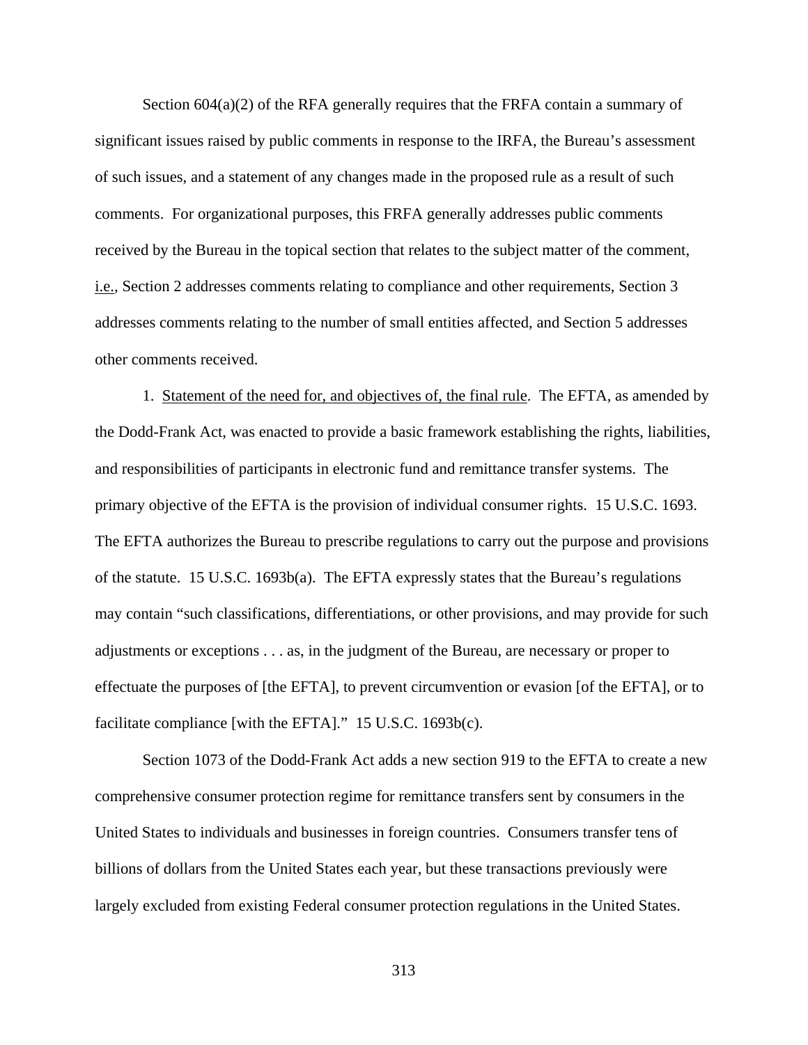Section 604(a)(2) of the RFA generally requires that the FRFA contain a summary of significant issues raised by public comments in response to the IRFA, the Bureau's assessment of such issues, and a statement of any changes made in the proposed rule as a result of such comments. For organizational purposes, this FRFA generally addresses public comments received by the Bureau in the topical section that relates to the subject matter of the comment, i.e., Section 2 addresses comments relating to compliance and other requirements, Section 3 addresses comments relating to the number of small entities affected, and Section 5 addresses other comments received.

1. Statement of the need for, and objectives of, the final rule. The EFTA, as amended by the Dodd-Frank Act, was enacted to provide a basic framework establishing the rights, liabilities, and responsibilities of participants in electronic fund and remittance transfer systems. The primary objective of the EFTA is the provision of individual consumer rights. 15 U.S.C. 1693. The EFTA authorizes the Bureau to prescribe regulations to carry out the purpose and provisions of the statute. 15 U.S.C. 1693b(a). The EFTA expressly states that the Bureau's regulations may contain "such classifications, differentiations, or other provisions, and may provide for such adjustments or exceptions . . . as, in the judgment of the Bureau, are necessary or proper to effectuate the purposes of [the EFTA], to prevent circumvention or evasion [of the EFTA], or to facilitate compliance [with the EFTA]." 15 U.S.C. 1693b(c).

Section 1073 of the Dodd-Frank Act adds a new section 919 to the EFTA to create a new comprehensive consumer protection regime for remittance transfers sent by consumers in the United States to individuals and businesses in foreign countries. Consumers transfer tens of billions of dollars from the United States each year, but these transactions previously were largely excluded from existing Federal consumer protection regulations in the United States.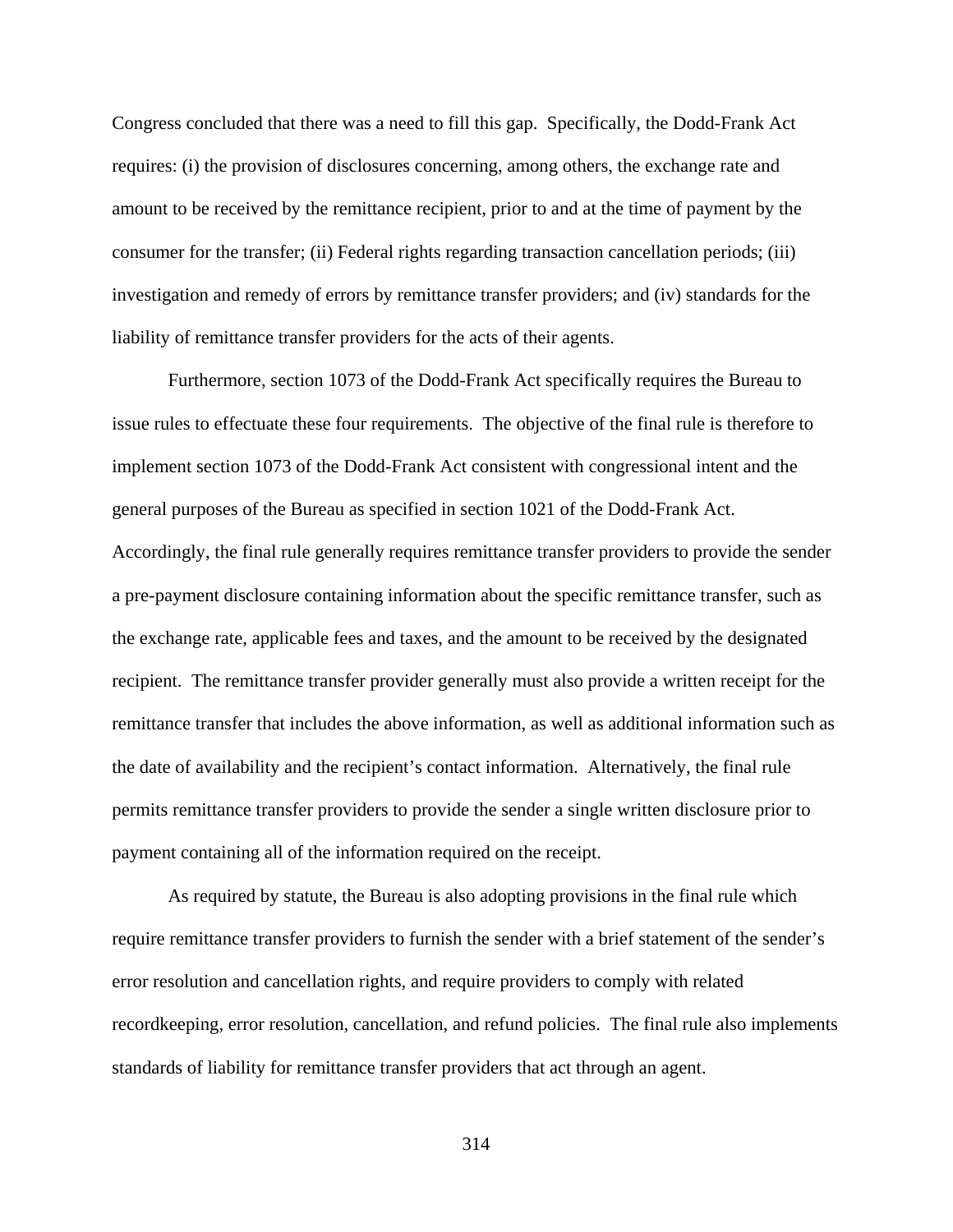Congress concluded that there was a need to fill this gap. Specifically, the Dodd-Frank Act requires: (i) the provision of disclosures concerning, among others, the exchange rate and amount to be received by the remittance recipient, prior to and at the time of payment by the consumer for the transfer; (ii) Federal rights regarding transaction cancellation periods; (iii) investigation and remedy of errors by remittance transfer providers; and (iv) standards for the liability of remittance transfer providers for the acts of their agents.

Furthermore, section 1073 of the Dodd-Frank Act specifically requires the Bureau to issue rules to effectuate these four requirements. The objective of the final rule is therefore to implement section 1073 of the Dodd-Frank Act consistent with congressional intent and the general purposes of the Bureau as specified in section 1021 of the Dodd-Frank Act. Accordingly, the final rule generally requires remittance transfer providers to provide the sender a pre-payment disclosure containing information about the specific remittance transfer, such as the exchange rate, applicable fees and taxes, and the amount to be received by the designated recipient. The remittance transfer provider generally must also provide a written receipt for the remittance transfer that includes the above information, as well as additional information such as the date of availability and the recipient's contact information. Alternatively, the final rule permits remittance transfer providers to provide the sender a single written disclosure prior to payment containing all of the information required on the receipt.

As required by statute, the Bureau is also adopting provisions in the final rule which require remittance transfer providers to furnish the sender with a brief statement of the sender's error resolution and cancellation rights, and require providers to comply with related recordkeeping, error resolution, cancellation, and refund policies. The final rule also implements standards of liability for remittance transfer providers that act through an agent.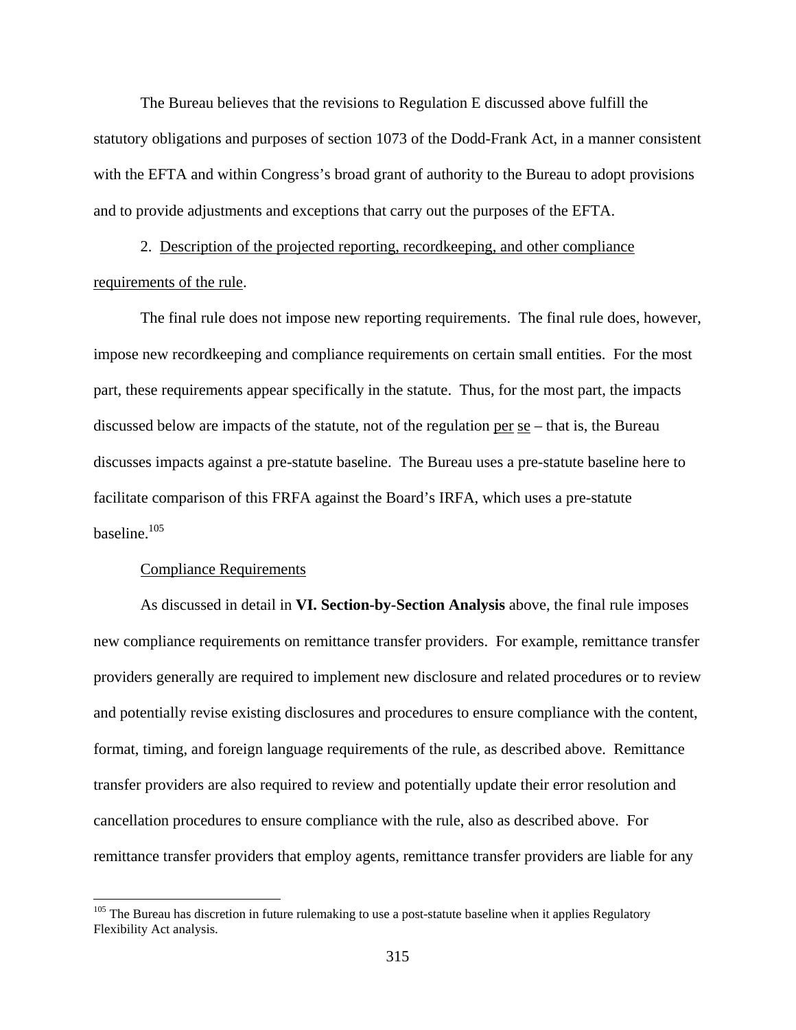The Bureau believes that the revisions to Regulation E discussed above fulfill the statutory obligations and purposes of section 1073 of the Dodd-Frank Act, in a manner consistent with the EFTA and within Congress's broad grant of authority to the Bureau to adopt provisions and to provide adjustments and exceptions that carry out the purposes of the EFTA.

2. Description of the projected reporting, recordkeeping, and other compliance requirements of the rule.

The final rule does not impose new reporting requirements. The final rule does, however, impose new recordkeeping and compliance requirements on certain small entities. For the most part, these requirements appear specifically in the statute. Thus, for the most part, the impacts discussed below are impacts of the statute, not of the regulation per se – that is, the Bureau discusses impacts against a pre-statute baseline. The Bureau uses a pre-statute baseline here to facilitate comparison of this FRFA against the Board's IRFA, which uses a pre-statute baseline.[105]

Compliance Requirements

As discussed in detail in **VI. Section-by-Section Analysis** above, the final rule imposes new compliance requirements on remittance transfer providers. For example, remittance transfer providers generally are required to implement new disclosure and related procedures or to review and potentially revise existing disclosures and procedures to ensure compliance with the content, format, timing, and foreign language requirements of the rule, as described above. Remittance transfer providers are also required to review and potentially update their error resolution and cancellation procedures to ensure compliance with the rule, also as described above. For remittance transfer providers that employ agents, remittance transfer providers are liable for any

[105] The Bureau has discretion in future rulemaking to use a post-statute baseline when it applies Regulatory Flexibility Act analysis.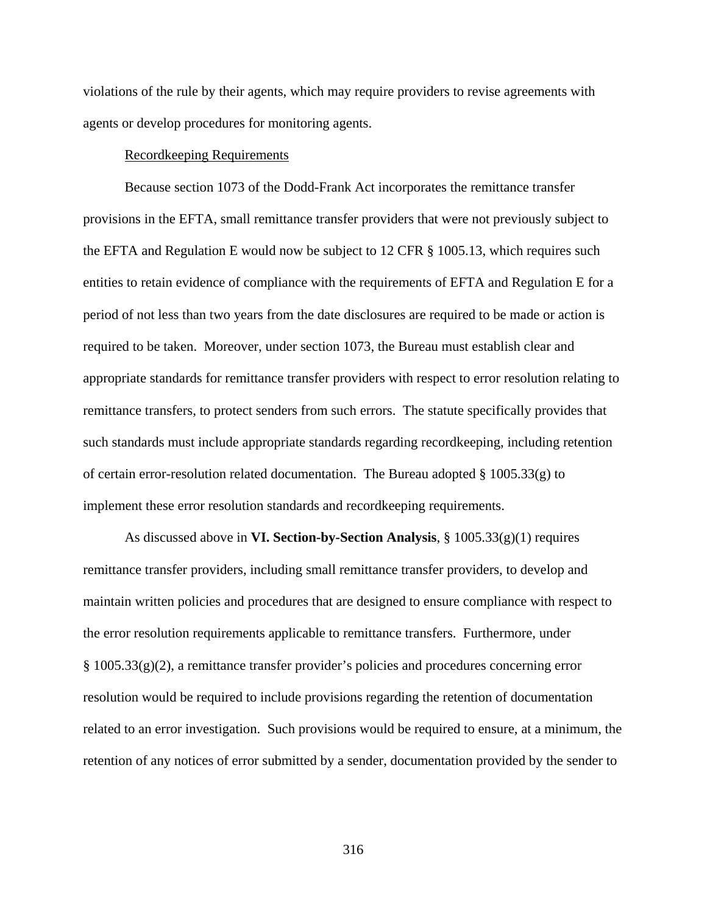violations of the rule by their agents, which may require providers to revise agreements with agents or develop procedures for monitoring agents.

Recordkeeping Requirements

Because section 1073 of the Dodd-Frank Act incorporates the remittance transfer provisions in the EFTA, small remittance transfer providers that were not previously subject to the EFTA and Regulation E would now be subject to 12 CFR § 1005.13, which requires such entities to retain evidence of compliance with the requirements of EFTA and Regulation E for a period of not less than two years from the date disclosures are required to be made or action is required to be taken. Moreover, under section 1073, the Bureau must establish clear and appropriate standards for remittance transfer providers with respect to error resolution relating to remittance transfers, to protect senders from such errors. The statute specifically provides that such standards must include appropriate standards regarding recordkeeping, including retention of certain error-resolution related documentation. The Bureau adopted § 1005.33(g) to implement these error resolution standards and recordkeeping requirements.

As discussed above in **VI. Section-by-Section Analysis**, § 1005.33(g)(1) requires remittance transfer providers, including small remittance transfer providers, to develop and maintain written policies and procedures that are designed to ensure compliance with respect to the error resolution requirements applicable to remittance transfers. Furthermore, under § 1005.33(g)(2), a remittance transfer provider's policies and procedures concerning error resolution would be required to include provisions regarding the retention of documentation related to an error investigation. Such provisions would be required to ensure, at a minimum, the retention of any notices of error submitted by a sender, documentation provided by the sender to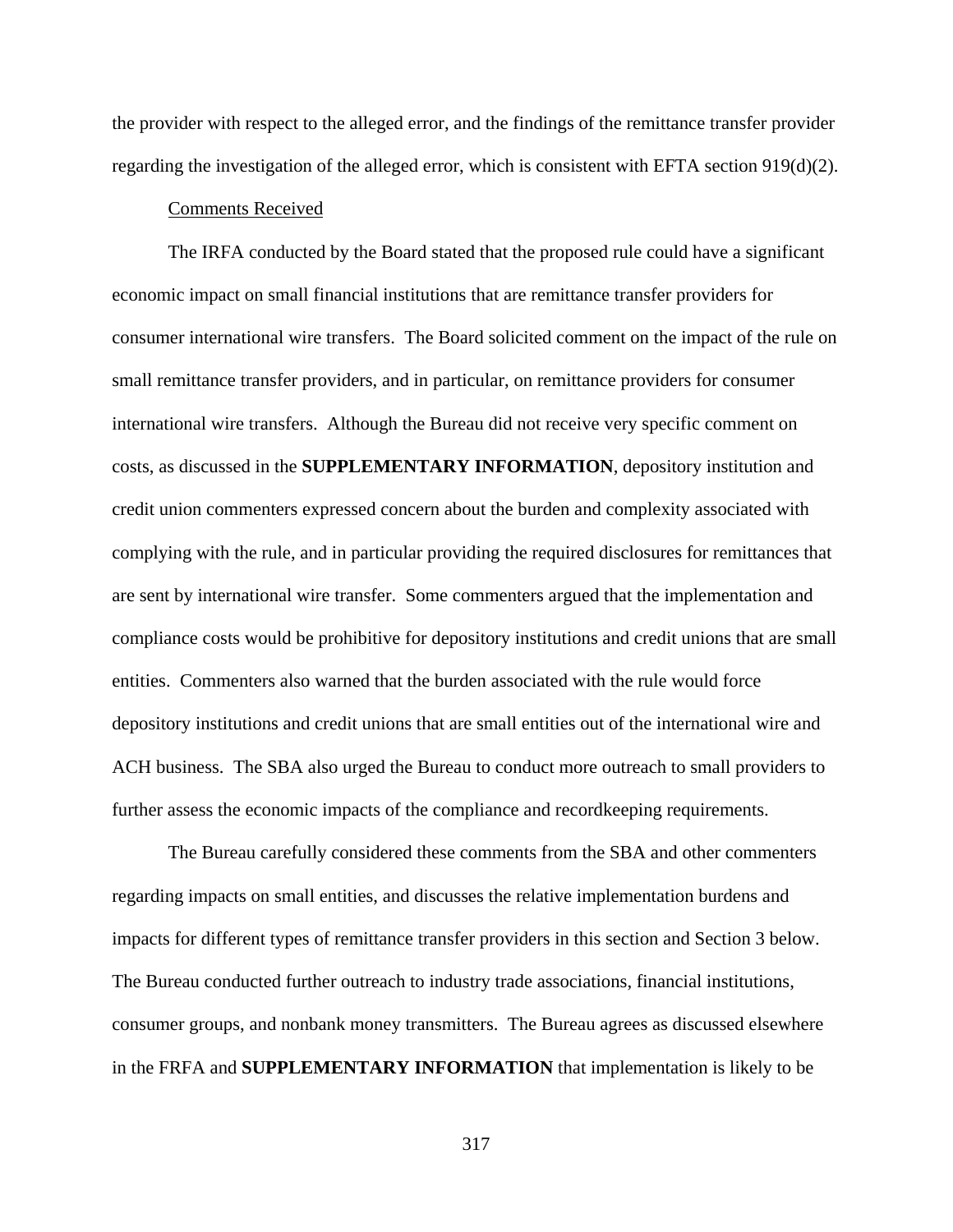the provider with respect to the alleged error, and the findings of the remittance transfer provider regarding the investigation of the alleged error, which is consistent with EFTA section 919(d)(2).

Comments Received

The IRFA conducted by the Board stated that the proposed rule could have a significant economic impact on small financial institutions that are remittance transfer providers for consumer international wire transfers. The Board solicited comment on the impact of the rule on small remittance transfer providers, and in particular, on remittance providers for consumer international wire transfers. Although the Bureau did not receive very specific comment on costs, as discussed in the **SUPPLEMENTARY INFORMATION**, depository institution and credit union commenters expressed concern about the burden and complexity associated with complying with the rule, and in particular providing the required disclosures for remittances that are sent by international wire transfer. Some commenters argued that the implementation and compliance costs would be prohibitive for depository institutions and credit unions that are small entities. Commenters also warned that the burden associated with the rule would force depository institutions and credit unions that are small entities out of the international wire and ACH business. The SBA also urged the Bureau to conduct more outreach to small providers to further assess the economic impacts of the compliance and recordkeeping requirements.

The Bureau carefully considered these comments from the SBA and other commenters regarding impacts on small entities, and discusses the relative implementation burdens and impacts for different types of remittance transfer providers in this section and Section 3 below. The Bureau conducted further outreach to industry trade associations, financial institutions, consumer groups, and nonbank money transmitters. The Bureau agrees as discussed elsewhere in the FRFA and **SUPPLEMENTARY INFORMATION** that implementation is likely to be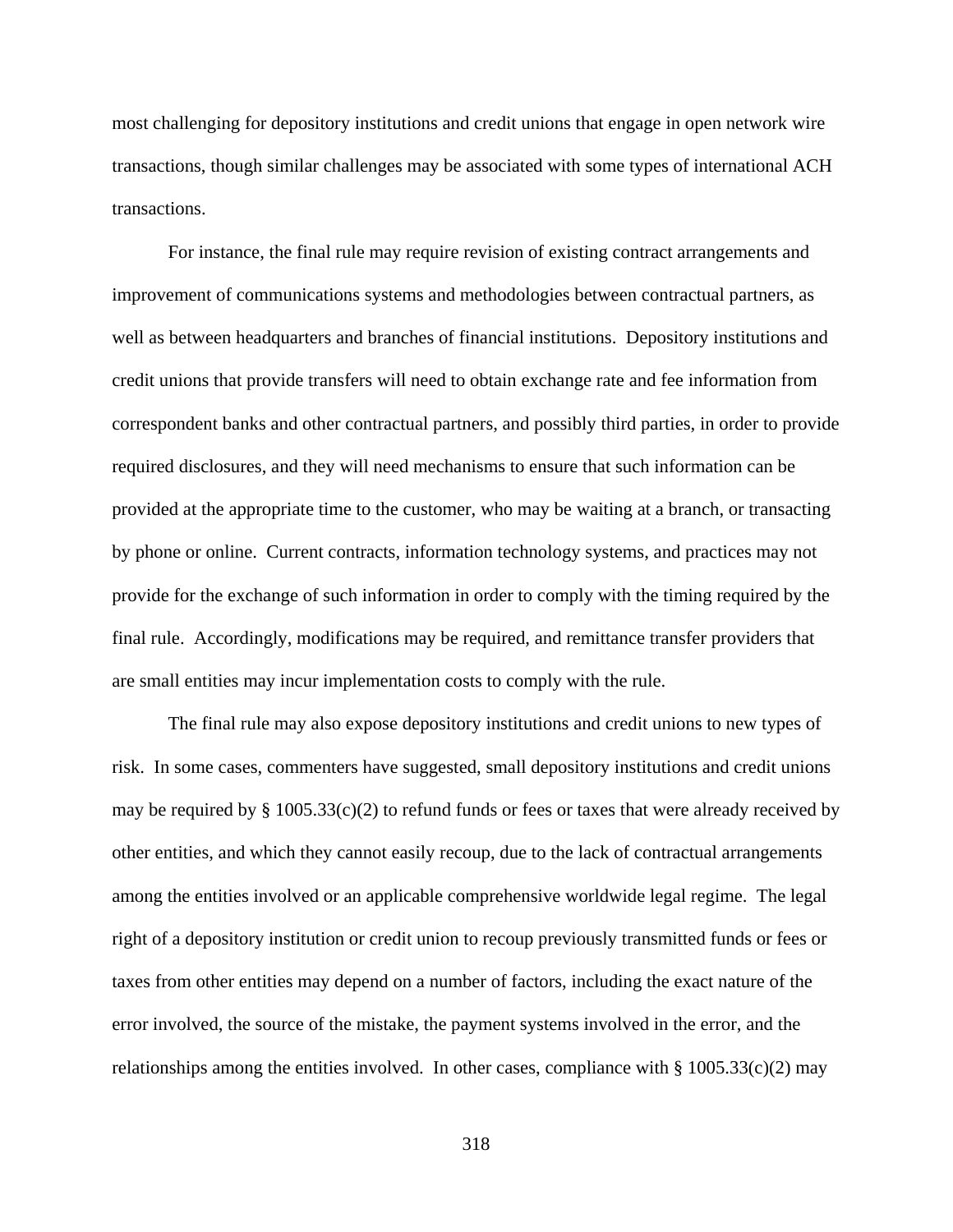most challenging for depository institutions and credit unions that engage in open network wire transactions, though similar challenges may be associated with some types of international ACH transactions.

For instance, the final rule may require revision of existing contract arrangements and improvement of communications systems and methodologies between contractual partners, as well as between headquarters and branches of financial institutions. Depository institutions and credit unions that provide transfers will need to obtain exchange rate and fee information from correspondent banks and other contractual partners, and possibly third parties, in order to provide required disclosures, and they will need mechanisms to ensure that such information can be provided at the appropriate time to the customer, who may be waiting at a branch, or transacting by phone or online. Current contracts, information technology systems, and practices may not provide for the exchange of such information in order to comply with the timing required by the final rule. Accordingly, modifications may be required, and remittance transfer providers that are small entities may incur implementation costs to comply with the rule.

The final rule may also expose depository institutions and credit unions to new types of risk. In some cases, commenters have suggested, small depository institutions and credit unions may be required by § 1005.33(c)(2) to refund funds or fees or taxes that were already received by other entities, and which they cannot easily recoup, due to the lack of contractual arrangements among the entities involved or an applicable comprehensive worldwide legal regime. The legal right of a depository institution or credit union to recoup previously transmitted funds or fees or taxes from other entities may depend on a number of factors, including the exact nature of the error involved, the source of the mistake, the payment systems involved in the error, and the relationships among the entities involved. In other cases, compliance with § 1005.33(c)(2) may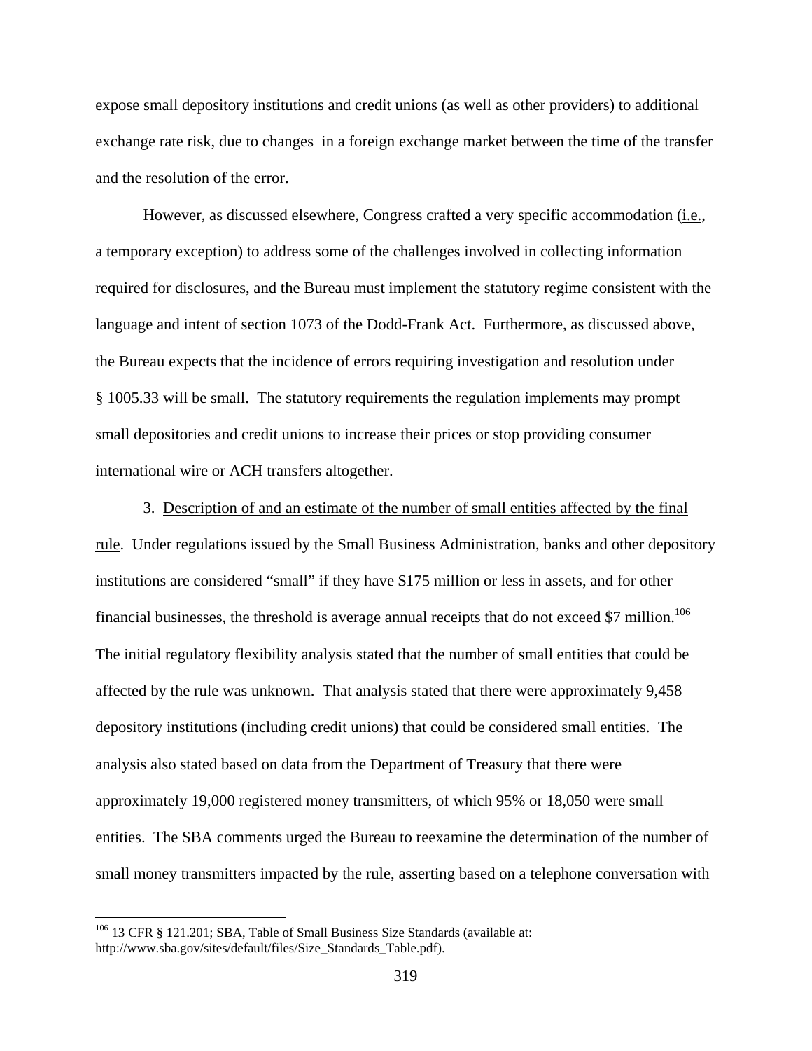expose small depository institutions and credit unions (as well as other providers) to additional exchange rate risk, due to changes in a foreign exchange market between the time of the transfer and the resolution of the error.

However, as discussed elsewhere, Congress crafted a very specific accommodation (i.e., a temporary exception) to address some of the challenges involved in collecting information required for disclosures, and the Bureau must implement the statutory regime consistent with the language and intent of section 1073 of the Dodd-Frank Act. Furthermore, as discussed above, the Bureau expects that the incidence of errors requiring investigation and resolution under § 1005.33 will be small. The statutory requirements the regulation implements may prompt small depositories and credit unions to increase their prices or stop providing consumer international wire or ACH transfers altogether.

3. Description of and an estimate of the number of small entities affected by the final rule. Under regulations issued by the Small Business Administration, banks and other depository institutions are considered "small" if they have $175 million or less in assets, and for other financial businesses, the threshold is average annual receipts that do not exceed $7 million.[106] The initial regulatory flexibility analysis stated that the number of small entities that could be affected by the rule was unknown. That analysis stated that there were approximately 9,458 depository institutions (including credit unions) that could be considered small entities. The analysis also stated based on data from the Department of Treasury that there were approximately 19,000 registered money transmitters, of which 95% or 18,050 were small entities. The SBA comments urged the Bureau to reexamine the determination of the number of small money transmitters impacted by the rule, asserting based on a telephone conversation with

---

[106] 13 CFR § 121.201; SBA, Table of Small Business Size Standards (available at: http://www.sba.gov/sites/default/files/Size_Standards_Table.pdf).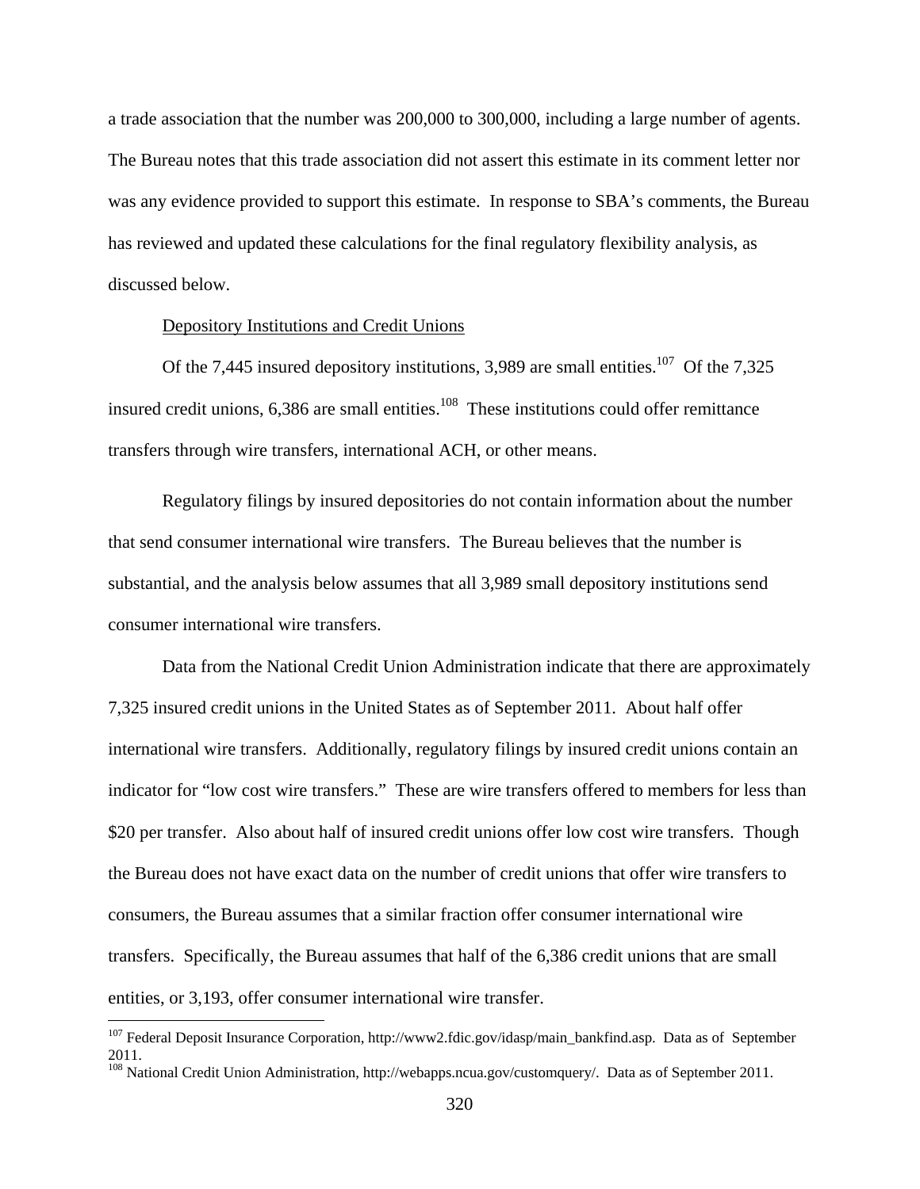a trade association that the number was 200,000 to 300,000, including a large number of agents. The Bureau notes that this trade association did not assert this estimate in its comment letter nor was any evidence provided to support this estimate. In response to SBA's comments, the Bureau has reviewed and updated these calculations for the final regulatory flexibility analysis, as discussed below.

Depository Institutions and Credit Unions

Of the 7,445 insured depository institutions, 3,989 are small entities.[107] Of the 7,325 insured credit unions, 6,386 are small entities.[108] These institutions could offer remittance transfers through wire transfers, international ACH, or other means.

Regulatory filings by insured depositories do not contain information about the number that send consumer international wire transfers. The Bureau believes that the number is substantial, and the analysis below assumes that all 3,989 small depository institutions send consumer international wire transfers.

Data from the National Credit Union Administration indicate that there are approximately 7,325 insured credit unions in the United States as of September 2011. About half offer international wire transfers. Additionally, regulatory filings by insured credit unions contain an indicator for "low cost wire transfers." These are wire transfers offered to members for less than $20 per transfer. Also about half of insured credit unions offer low cost wire transfers. Though the Bureau does not have exact data on the number of credit unions that offer wire transfers to consumers, the Bureau assumes that a similar fraction offer consumer international wire transfers. Specifically, the Bureau assumes that half of the 6,386 credit unions that are small entities, or 3,193, offer consumer international wire transfer.

[107] Federal Deposit Insurance Corporation, http://www2.fdic.gov/idasp/main_bankfind.asp. Data as of September 2011.

[108] National Credit Union Administration, http://webapps.ncua.gov/customquery/. Data as of September 2011.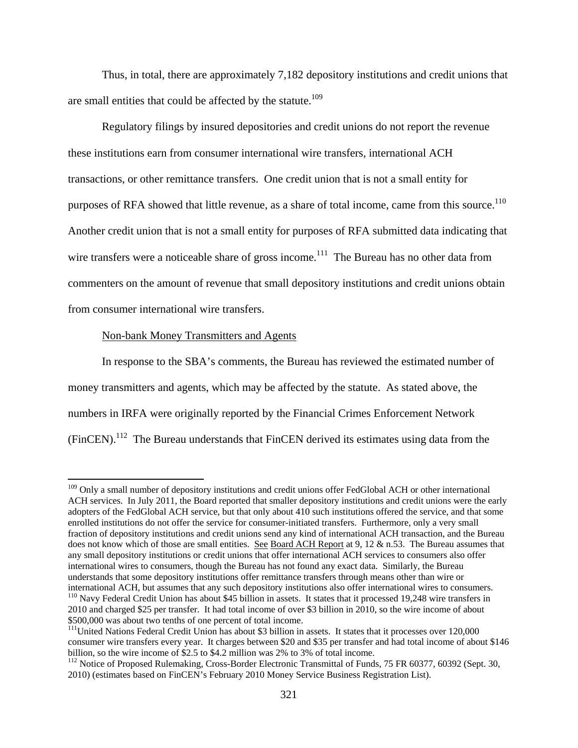Thus, in total, there are approximately 7,182 depository institutions and credit unions that are small entities that could be affected by the statute.[109]

Regulatory filings by insured depositories and credit unions do not report the revenue these institutions earn from consumer international wire transfers, international ACH transactions, or other remittance transfers. One credit union that is not a small entity for purposes of RFA showed that little revenue, as a share of total income, came from this source.[110] Another credit union that is not a small entity for purposes of RFA submitted data indicating that wire transfers were a noticeable share of gross income.[111] The Bureau has no other data from commenters on the amount of revenue that small depository institutions and credit unions obtain from consumer international wire transfers.

Non-bank Money Transmitters and Agents

In response to the SBA's comments, the Bureau has reviewed the estimated number of money transmitters and agents, which may be affected by the statute. As stated above, the numbers in IRFA were originally reported by the Financial Crimes Enforcement Network (FinCEN).[112] The Bureau understands that FinCEN derived its estimates using data from the

---

[109] Only a small number of depository institutions and credit unions offer FedGlobal ACH or other international ACH services. In July 2011, the Board reported that smaller depository institutions and credit unions were the early adopters of the FedGlobal ACH service, but that only about 410 such institutions offered the service, and that some enrolled institutions do not offer the service for consumer-initiated transfers. Furthermore, only a very small fraction of depository institutions and credit unions send any kind of international ACH transaction, and the Bureau does not know which of those are small entities. See Board ACH Report at 9, 12 & n.53. The Bureau assumes that any small depository institutions or credit unions that offer international ACH services to consumers also offer international wires to consumers, though the Bureau has not found any exact data. Similarly, the Bureau understands that some depository institutions offer remittance transfers through means other than wire or international ACH, but assumes that any such depository institutions also offer international wires to consumers.

[110] Navy Federal Credit Union has about $45 billion in assets. It states that it processed 19,248 wire transfers in 2010 and charged $25 per transfer. It had total income of over $3 billion in 2010, so the wire income of about $500,000 was about two tenths of one percent of total income.

[111] United Nations Federal Credit Union has about $3 billion in assets. It states that it processes over 120,000 consumer wire transfers every year. It charges between $20 and $35 per transfer and had total income of about $146 billion, so the wire income of $2.5 to $4.2 million was 2% to 3% of total income.

[112] Notice of Proposed Rulemaking, Cross-Border Electronic Transmittal of Funds, 75 FR 60377, 60392 (Sept. 30, 2010) (estimates based on FinCEN's February 2010 Money Service Business Registration List).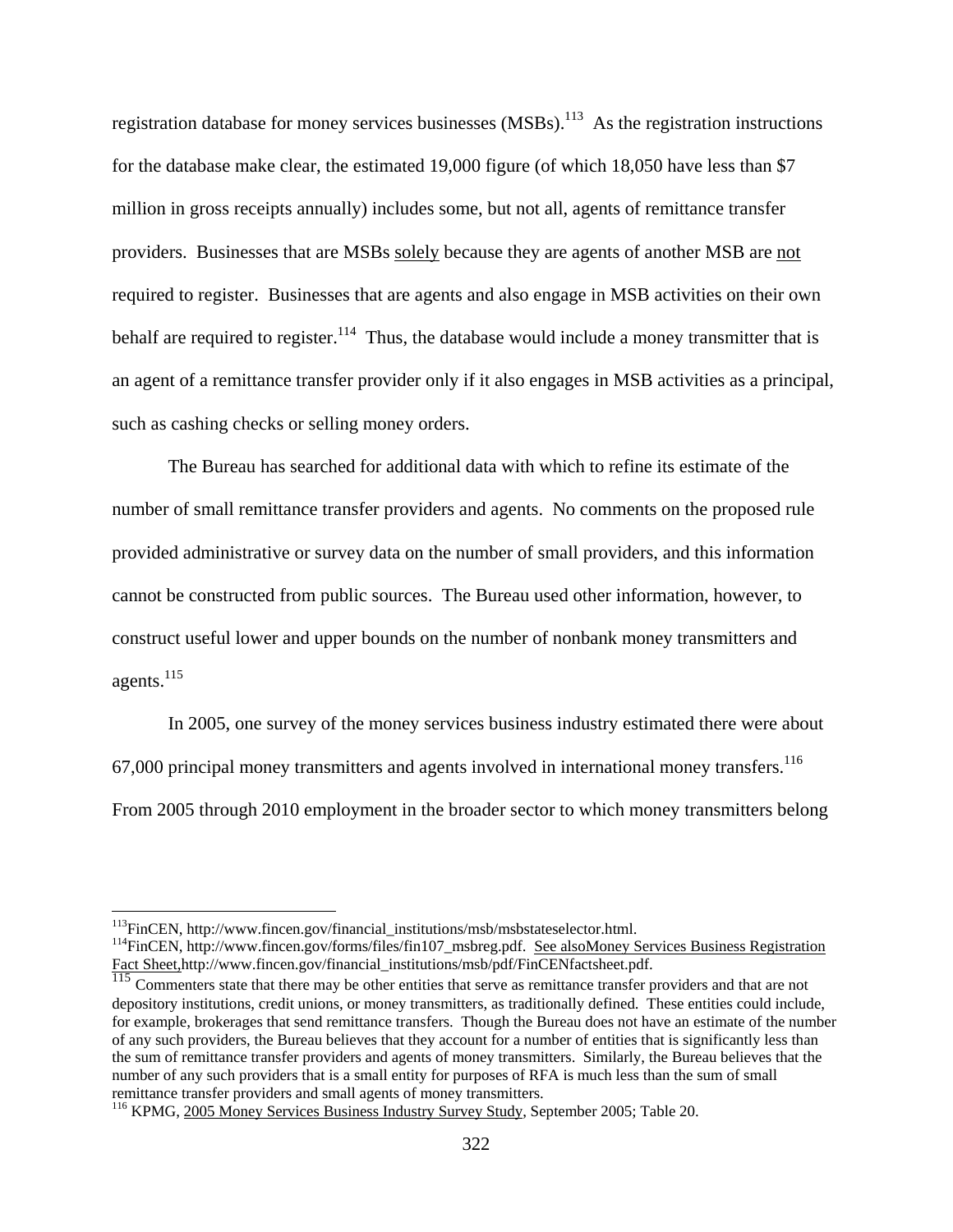registration database for money services businesses (MSBs).[113] As the registration instructions for the database make clear, the estimated 19,000 figure (of which 18,050 have less than $7 million in gross receipts annually) includes some, but not all, agents of remittance transfer providers. Businesses that are MSBs solely because they are agents of another MSB are not required to register. Businesses that are agents and also engage in MSB activities on their own behalf are required to register.[114] Thus, the database would include a money transmitter that is an agent of a remittance transfer provider only if it also engages in MSB activities as a principal, such as cashing checks or selling money orders.

The Bureau has searched for additional data with which to refine its estimate of the number of small remittance transfer providers and agents. No comments on the proposed rule provided administrative or survey data on the number of small providers, and this information cannot be constructed from public sources. The Bureau used other information, however, to construct useful lower and upper bounds on the number of nonbank money transmitters and agents.[115]

In 2005, one survey of the money services business industry estimated there were about 67,000 principal money transmitters and agents involved in international money transfers.[116] From 2005 through 2010 employment in the broader sector to which money transmitters belong

---

[113] FinCEN, http://www.fincen.gov/financial_institutions/msb/msbstateselector.html.

[114] FinCEN, http://www.fincen.gov/forms/files/fin107_msbreg.pdf. See also Money Services Business Registration Fact Sheet, http://www.fincen.gov/financial_institutions/msb/pdf/FinCENfactsheet.pdf.

[115] Commenters state that there may be other entities that serve as remittance transfer providers and that are not depository institutions, credit unions, or money transmitters, as traditionally defined. These entities could include, for example, brokerages that send remittance transfers. Though the Bureau does not have an estimate of the number of any such providers, the Bureau believes that they account for a number of entities that is significantly less than the sum of remittance transfer providers and agents of money transmitters. Similarly, the Bureau believes that the number of any such providers that is a small entity for purposes of RFA is much less than the sum of small remittance transfer providers and small agents of money transmitters.

[116] KPMG, 2005 Money Services Business Industry Survey Study, September 2005; Table 20.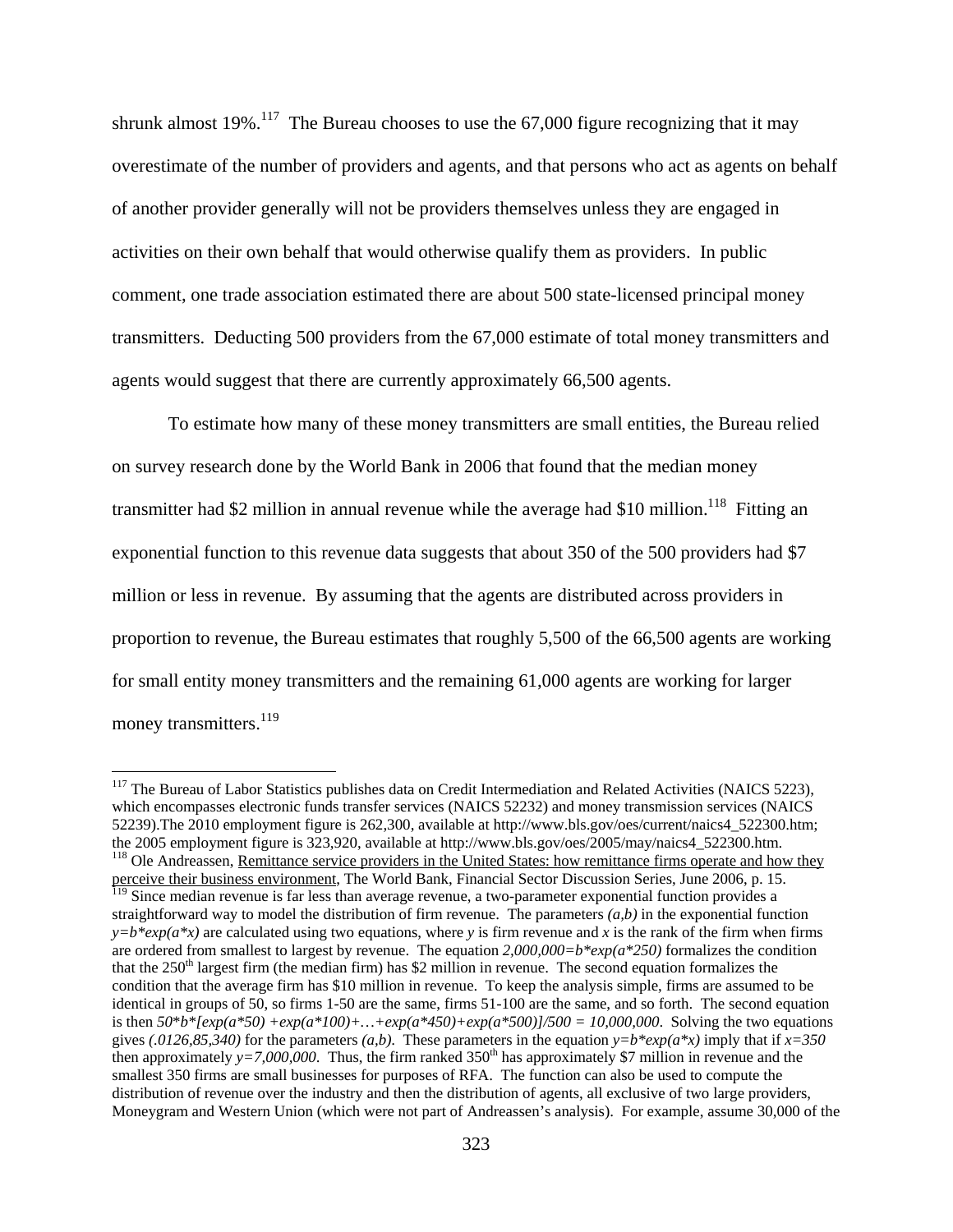shrunk almost 19%.[117] The Bureau chooses to use the 67,000 figure recognizing that it may overestimate of the number of providers and agents, and that persons who act as agents on behalf of another provider generally will not be providers themselves unless they are engaged in activities on their own behalf that would otherwise qualify them as providers. In public comment, one trade association estimated there are about 500 state-licensed principal money transmitters. Deducting 500 providers from the 67,000 estimate of total money transmitters and agents would suggest that there are currently approximately 66,500 agents.

To estimate how many of these money transmitters are small entities, the Bureau relied on survey research done by the World Bank in 2006 that found that the median money transmitter had \$2 million in annual revenue while the average had \$10 million.[118] Fitting an exponential function to this revenue data suggests that about 350 of the 500 providers had \$7 million or less in revenue. By assuming that the agents are distributed across providers in proportion to revenue, the Bureau estimates that roughly 5,500 of the 66,500 agents are working for small entity money transmitters and the remaining 61,000 agents are working for larger money transmitters.[119]

---

[117] The Bureau of Labor Statistics publishes data on Credit Intermediation and Related Activities (NAICS 5223), which encompasses electronic funds transfer services (NAICS 52232) and money transmission services (NAICS 52239).The 2010 employment figure is 262,300, available at http://www.bls.gov/oes/current/naics4_522300.htm; the 2005 employment figure is 323,920, available at http://www.bls.gov/oes/2005/may/naics4_522300.htm.

[118] Ole Andreassen, Remittance service providers in the United States: how remittance firms operate and how they perceive their business environment, The World Bank, Financial Sector Discussion Series, June 2006, p. 15.

[119] Since median revenue is far less than average revenue, a two-parameter exponential function provides a straightforward way to model the distribution of firm revenue. The parameters $(a,b)$ in the exponential function $y=b*exp(a*x)$ are calculated using two equations, where $y$ is firm revenue and $x$ is the rank of the firm when firms are ordered from smallest to largest by revenue. The equation $2{,}000{,}000=b*exp(a*250)$ formalizes the condition that the 250th largest firm (the median firm) has \$2 million in revenue. The second equation formalizes the condition that the average firm has \$10 million in revenue. To keep the analysis simple, firms are assumed to be identical in groups of 50, so firms 1-50 are the same, firms 51-100 are the same, and so forth. The second equation is then $50*b*[exp(a*50) + exp(a*100)+\ldots+exp(a*450)+exp(a*500)]/500 = 10{,}000{,}000$. Solving the two equations gives $(.0126,85,340)$ for the parameters $(a,b)$. These parameters in the equation $y=b*exp(a*x)$ imply that if $x=350$ then approximately $y=7{,}000{,}000$. Thus, the firm ranked 350th has approximately \$7 million in revenue and the smallest 350 firms are small businesses for purposes of RFA. The function can also be used to compute the distribution of revenue over the industry and then the distribution of agents, all exclusive of two large providers, Moneygram and Western Union (which were not part of Andreassen's analysis). For example, assume 30,000 of the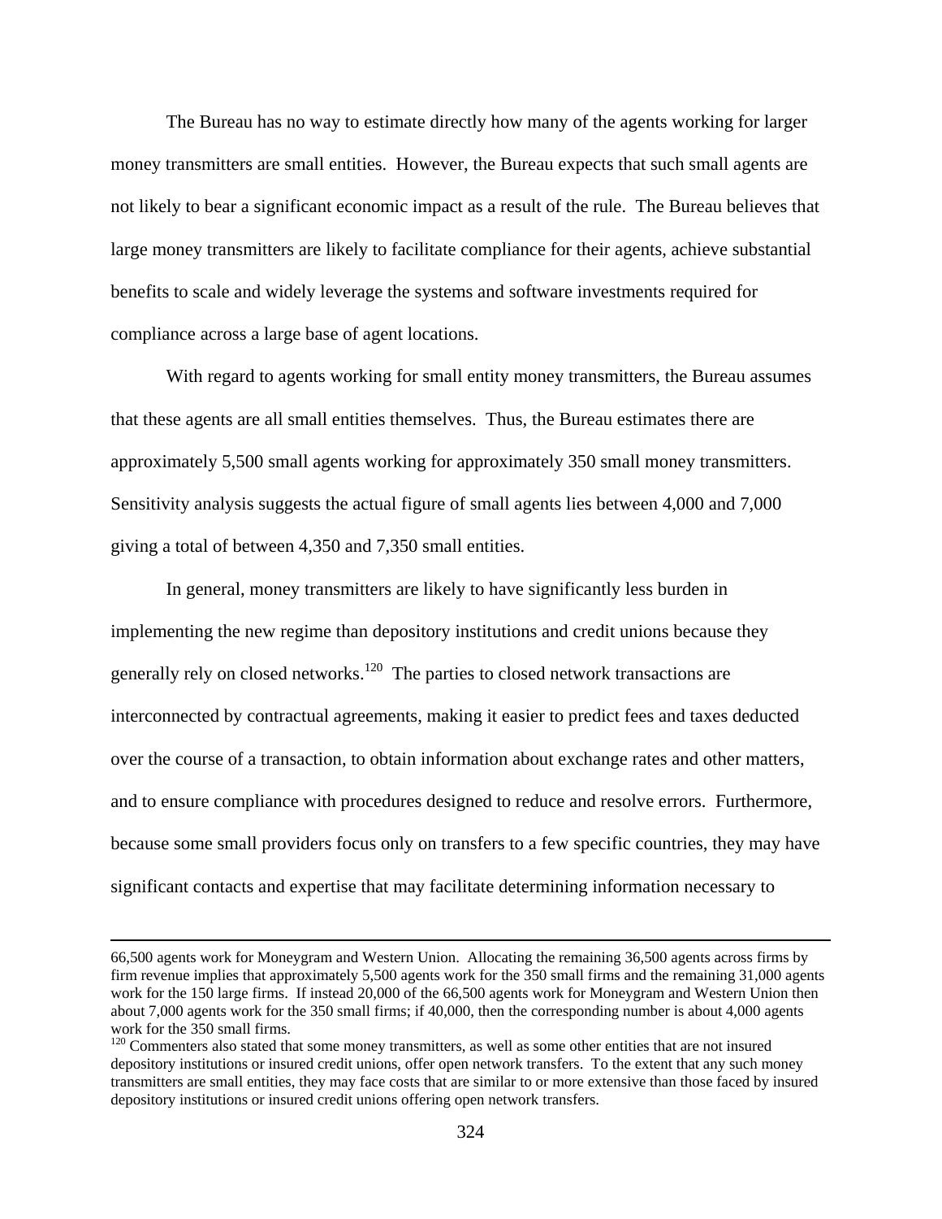The Bureau has no way to estimate directly how many of the agents working for larger money transmitters are small entities. However, the Bureau expects that such small agents are not likely to bear a significant economic impact as a result of the rule. The Bureau believes that large money transmitters are likely to facilitate compliance for their agents, achieve substantial benefits to scale and widely leverage the systems and software investments required for compliance across a large base of agent locations.

With regard to agents working for small entity money transmitters, the Bureau assumes that these agents are all small entities themselves. Thus, the Bureau estimates there are approximately 5,500 small agents working for approximately 350 small money transmitters. Sensitivity analysis suggests the actual figure of small agents lies between 4,000 and 7,000 giving a total of between 4,350 and 7,350 small entities.

In general, money transmitters are likely to have significantly less burden in implementing the new regime than depository institutions and credit unions because they generally rely on closed networks.[120] The parties to closed network transactions are interconnected by contractual agreements, making it easier to predict fees and taxes deducted over the course of a transaction, to obtain information about exchange rates and other matters, and to ensure compliance with procedures designed to reduce and resolve errors. Furthermore, because some small providers focus only on transfers to a few specific countries, they may have significant contacts and expertise that may facilitate determining information necessary to

---

66,500 agents work for Moneygram and Western Union. Allocating the remaining 36,500 agents across firms by firm revenue implies that approximately 5,500 agents work for the 350 small firms and the remaining 31,000 agents work for the 150 large firms. If instead 20,000 of the 66,500 agents work for Moneygram and Western Union then about 7,000 agents work for the 350 small firms; if 40,000, then the corresponding number is about 4,000 agents work for the 350 small firms.

[120] Commenters also stated that some money transmitters, as well as some other entities that are not insured depository institutions or insured credit unions, offer open network transfers. To the extent that any such money transmitters are small entities, they may face costs that are similar to or more extensive than those faced by insured depository institutions or insured credit unions offering open network transfers.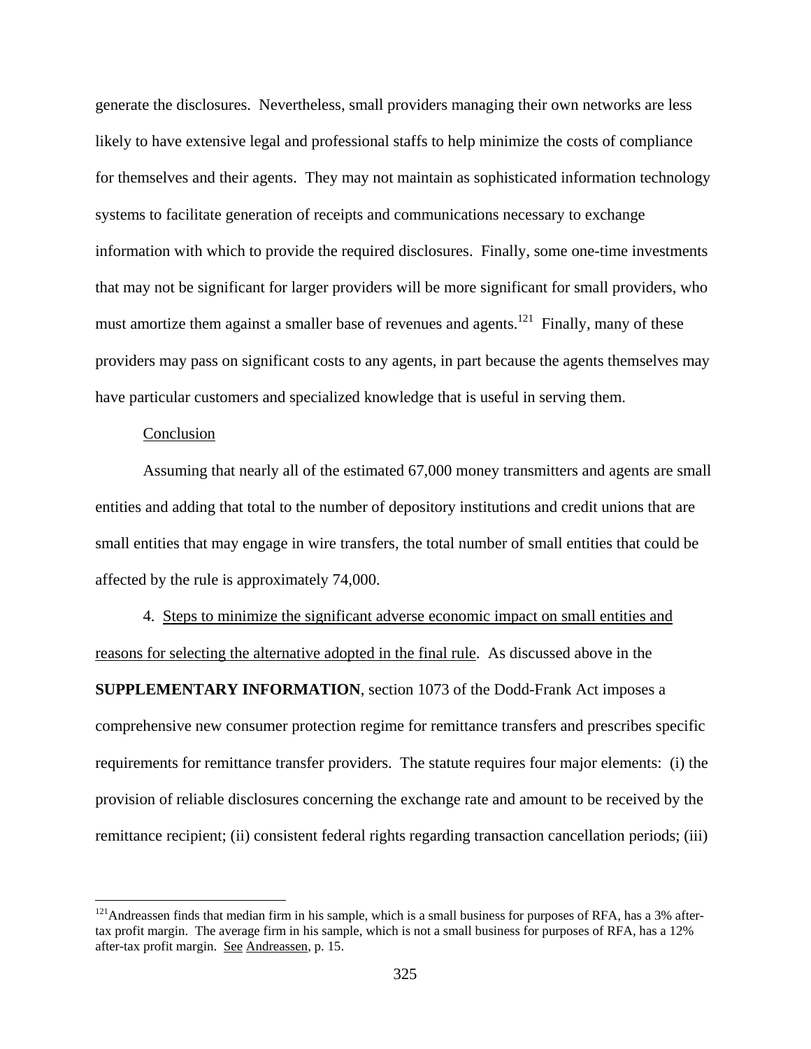generate the disclosures. Nevertheless, small providers managing their own networks are less likely to have extensive legal and professional staffs to help minimize the costs of compliance for themselves and their agents. They may not maintain as sophisticated information technology systems to facilitate generation of receipts and communications necessary to exchange information with which to provide the required disclosures. Finally, some one-time investments that may not be significant for larger providers will be more significant for small providers, who must amortize them against a smaller base of revenues and agents.[121] Finally, many of these providers may pass on significant costs to any agents, in part because the agents themselves may have particular customers and specialized knowledge that is useful in serving them.

Conclusion

Assuming that nearly all of the estimated 67,000 money transmitters and agents are small entities and adding that total to the number of depository institutions and credit unions that are small entities that may engage in wire transfers, the total number of small entities that could be affected by the rule is approximately 74,000.

4. Steps to minimize the significant adverse economic impact on small entities and reasons for selecting the alternative adopted in the final rule. As discussed above in the **SUPPLEMENTARY INFORMATION**, section 1073 of the Dodd-Frank Act imposes a comprehensive new consumer protection regime for remittance transfers and prescribes specific requirements for remittance transfer providers. The statute requires four major elements: (i) the provision of reliable disclosures concerning the exchange rate and amount to be received by the remittance recipient; (ii) consistent federal rights regarding transaction cancellation periods; (iii)

---

[121] Andreassen finds that median firm in his sample, which is a small business for purposes of RFA, has a 3% after-tax profit margin. The average firm in his sample, which is not a small business for purposes of RFA, has a 12% after-tax profit margin. See Andreassen, p. 15.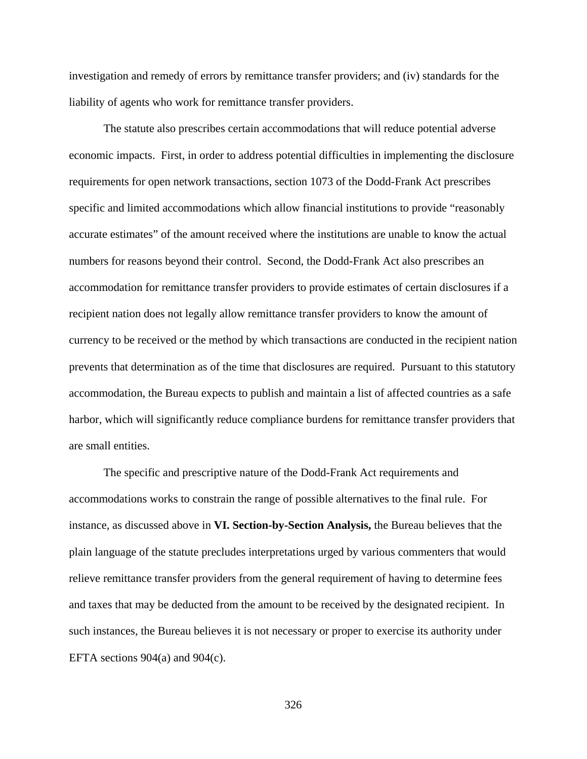investigation and remedy of errors by remittance transfer providers; and (iv) standards for the liability of agents who work for remittance transfer providers.

The statute also prescribes certain accommodations that will reduce potential adverse economic impacts. First, in order to address potential difficulties in implementing the disclosure requirements for open network transactions, section 1073 of the Dodd-Frank Act prescribes specific and limited accommodations which allow financial institutions to provide "reasonably accurate estimates" of the amount received where the institutions are unable to know the actual numbers for reasons beyond their control. Second, the Dodd-Frank Act also prescribes an accommodation for remittance transfer providers to provide estimates of certain disclosures if a recipient nation does not legally allow remittance transfer providers to know the amount of currency to be received or the method by which transactions are conducted in the recipient nation prevents that determination as of the time that disclosures are required. Pursuant to this statutory accommodation, the Bureau expects to publish and maintain a list of affected countries as a safe harbor, which will significantly reduce compliance burdens for remittance transfer providers that are small entities.

The specific and prescriptive nature of the Dodd-Frank Act requirements and accommodations works to constrain the range of possible alternatives to the final rule. For instance, as discussed above in **VI. Section-by-Section Analysis,** the Bureau believes that the plain language of the statute precludes interpretations urged by various commenters that would relieve remittance transfer providers from the general requirement of having to determine fees and taxes that may be deducted from the amount to be received by the designated recipient. In such instances, the Bureau believes it is not necessary or proper to exercise its authority under EFTA sections 904(a) and 904(c).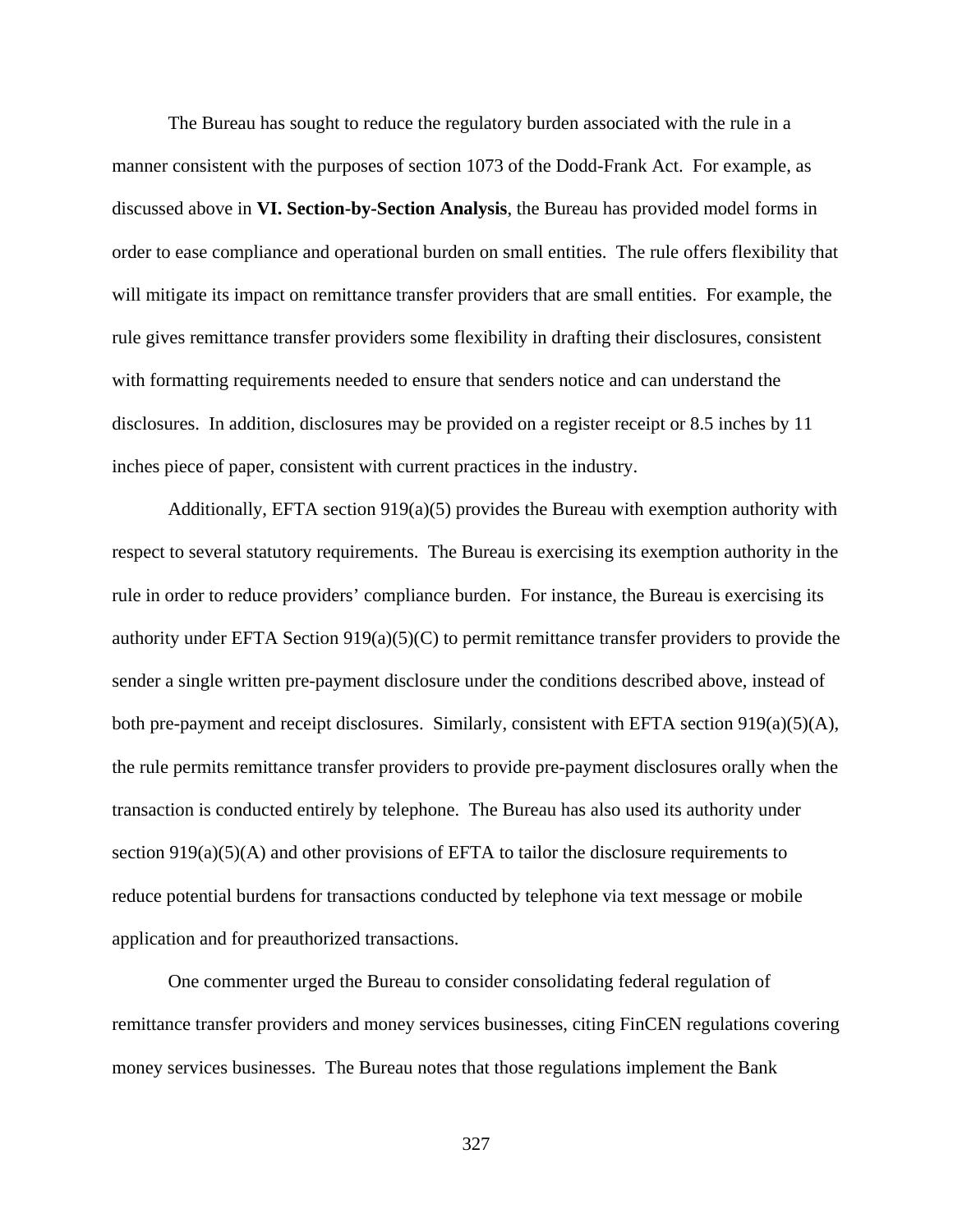The Bureau has sought to reduce the regulatory burden associated with the rule in a manner consistent with the purposes of section 1073 of the Dodd-Frank Act. For example, as discussed above in **VI. Section-by-Section Analysis**, the Bureau has provided model forms in order to ease compliance and operational burden on small entities. The rule offers flexibility that will mitigate its impact on remittance transfer providers that are small entities. For example, the rule gives remittance transfer providers some flexibility in drafting their disclosures, consistent with formatting requirements needed to ensure that senders notice and can understand the disclosures. In addition, disclosures may be provided on a register receipt or 8.5 inches by 11 inches piece of paper, consistent with current practices in the industry.

Additionally, EFTA section 919(a)(5) provides the Bureau with exemption authority with respect to several statutory requirements. The Bureau is exercising its exemption authority in the rule in order to reduce providers' compliance burden. For instance, the Bureau is exercising its authority under EFTA Section 919(a)(5)(C) to permit remittance transfer providers to provide the sender a single written pre-payment disclosure under the conditions described above, instead of both pre-payment and receipt disclosures. Similarly, consistent with EFTA section 919(a)(5)(A), the rule permits remittance transfer providers to provide pre-payment disclosures orally when the transaction is conducted entirely by telephone. The Bureau has also used its authority under section 919(a)(5)(A) and other provisions of EFTA to tailor the disclosure requirements to reduce potential burdens for transactions conducted by telephone via text message or mobile application and for preauthorized transactions.

One commenter urged the Bureau to consider consolidating federal regulation of remittance transfer providers and money services businesses, citing FinCEN regulations covering money services businesses. The Bureau notes that those regulations implement the Bank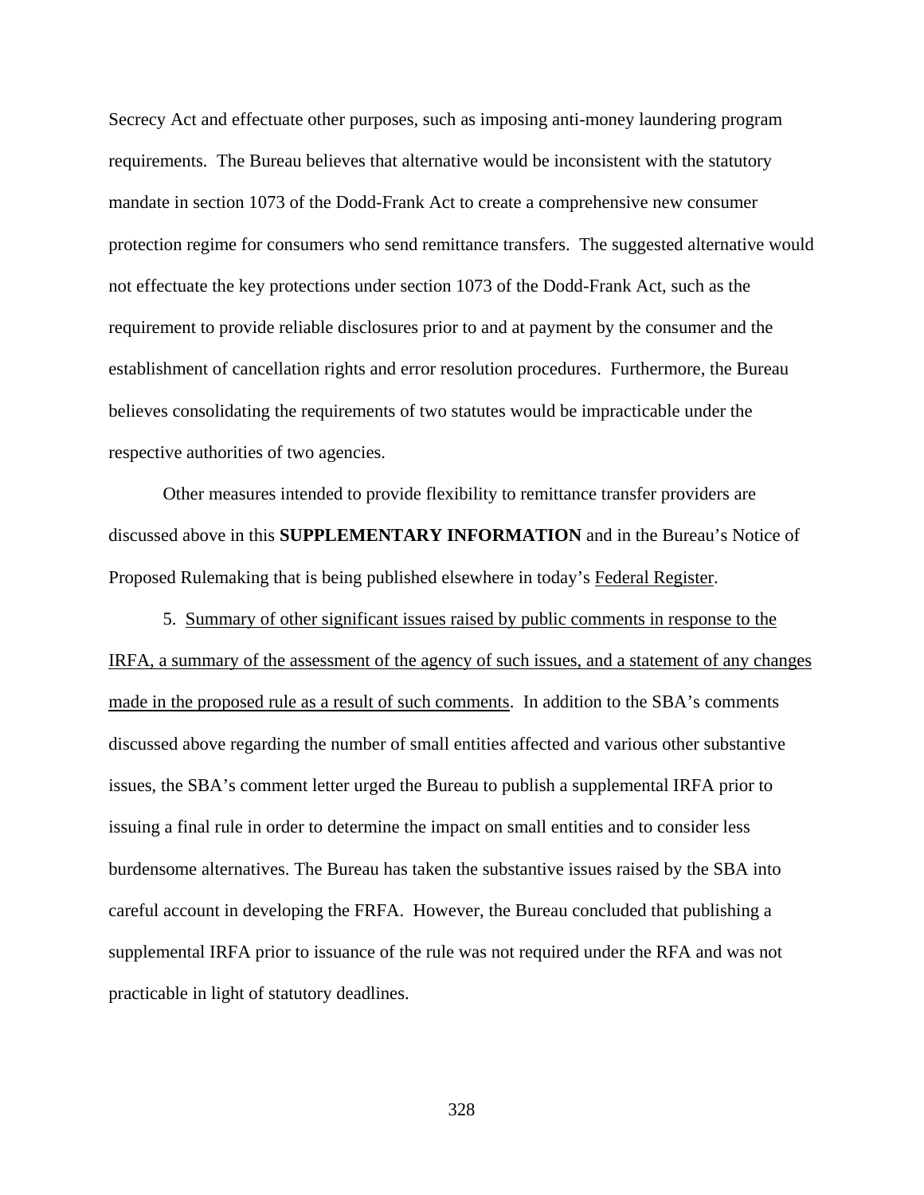Secrecy Act and effectuate other purposes, such as imposing anti-money laundering program requirements. The Bureau believes that alternative would be inconsistent with the statutory mandate in section 1073 of the Dodd-Frank Act to create a comprehensive new consumer protection regime for consumers who send remittance transfers. The suggested alternative would not effectuate the key protections under section 1073 of the Dodd-Frank Act, such as the requirement to provide reliable disclosures prior to and at payment by the consumer and the establishment of cancellation rights and error resolution procedures. Furthermore, the Bureau believes consolidating the requirements of two statutes would be impracticable under the respective authorities of two agencies.

Other measures intended to provide flexibility to remittance transfer providers are discussed above in this **SUPPLEMENTARY INFORMATION** and in the Bureau's Notice of Proposed Rulemaking that is being published elsewhere in today's Federal Register.

5. Summary of other significant issues raised by public comments in response to the IRFA, a summary of the assessment of the agency of such issues, and a statement of any changes made in the proposed rule as a result of such comments. In addition to the SBA's comments discussed above regarding the number of small entities affected and various other substantive issues, the SBA's comment letter urged the Bureau to publish a supplemental IRFA prior to issuing a final rule in order to determine the impact on small entities and to consider less burdensome alternatives. The Bureau has taken the substantive issues raised by the SBA into careful account in developing the FRFA. However, the Bureau concluded that publishing a supplemental IRFA prior to issuance of the rule was not required under the RFA and was not practicable in light of statutory deadlines.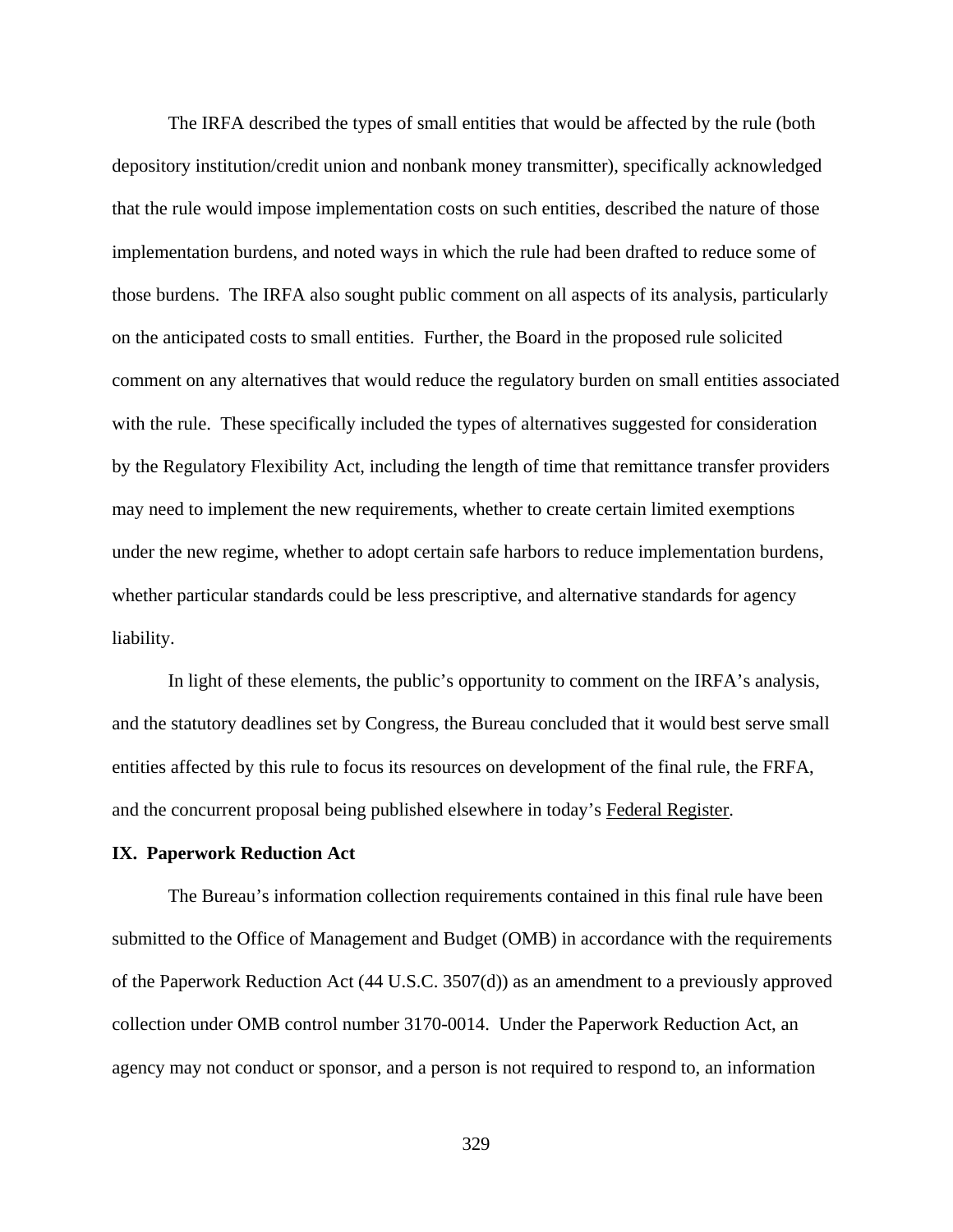The IRFA described the types of small entities that would be affected by the rule (both depository institution/credit union and nonbank money transmitter), specifically acknowledged that the rule would impose implementation costs on such entities, described the nature of those implementation burdens, and noted ways in which the rule had been drafted to reduce some of those burdens. The IRFA also sought public comment on all aspects of its analysis, particularly on the anticipated costs to small entities. Further, the Board in the proposed rule solicited comment on any alternatives that would reduce the regulatory burden on small entities associated with the rule. These specifically included the types of alternatives suggested for consideration by the Regulatory Flexibility Act, including the length of time that remittance transfer providers may need to implement the new requirements, whether to create certain limited exemptions under the new regime, whether to adopt certain safe harbors to reduce implementation burdens, whether particular standards could be less prescriptive, and alternative standards for agency liability.

In light of these elements, the public's opportunity to comment on the IRFA's analysis, and the statutory deadlines set by Congress, the Bureau concluded that it would best serve small entities affected by this rule to focus its resources on development of the final rule, the FRFA, and the concurrent proposal being published elsewhere in today's Federal Register.

## IX. Paperwork Reduction Act

The Bureau's information collection requirements contained in this final rule have been submitted to the Office of Management and Budget (OMB) in accordance with the requirements of the Paperwork Reduction Act (44 U.S.C. 3507(d)) as an amendment to a previously approved collection under OMB control number 3170-0014. Under the Paperwork Reduction Act, an agency may not conduct or sponsor, and a person is not required to respond to, an information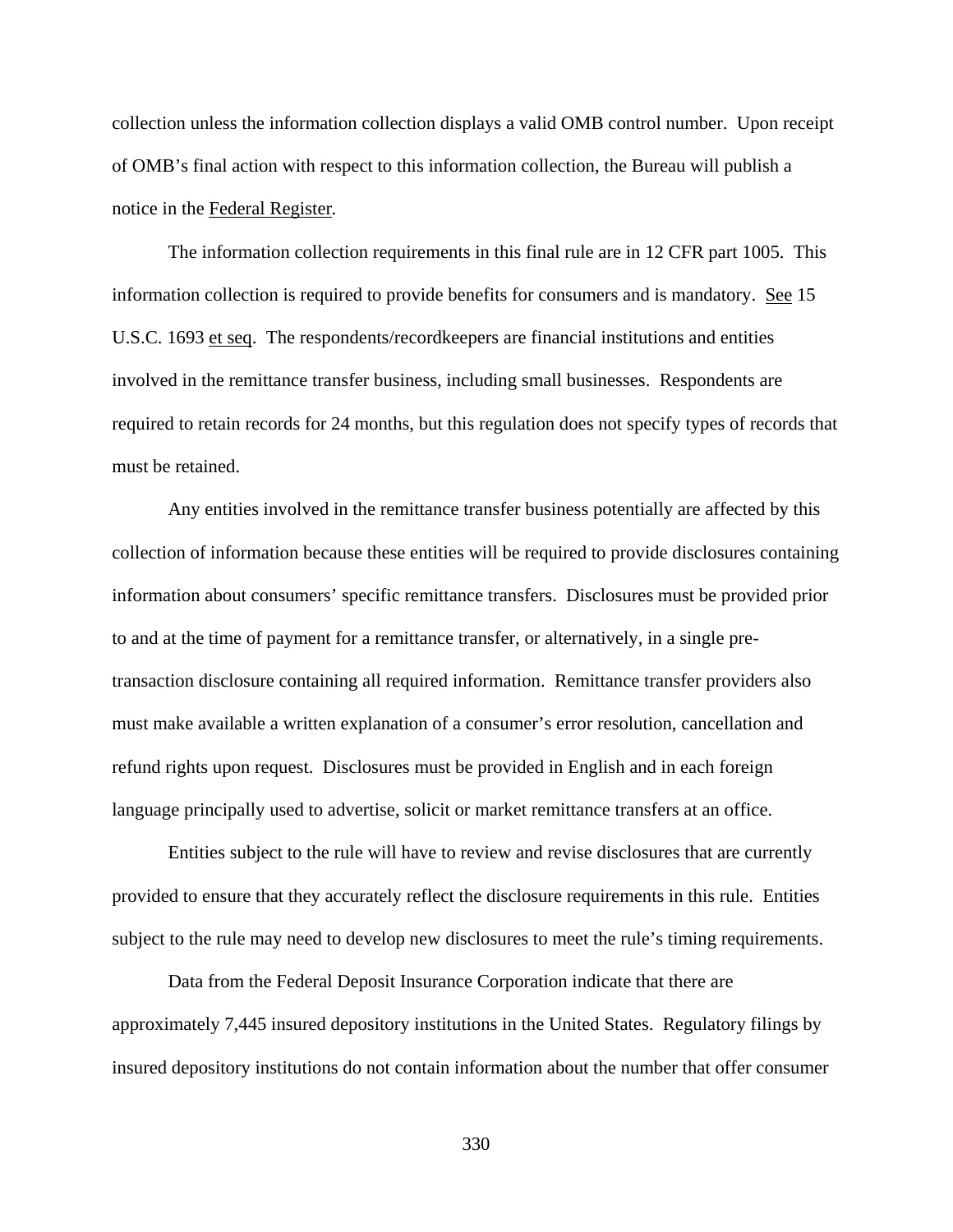collection unless the information collection displays a valid OMB control number. Upon receipt of OMB's final action with respect to this information collection, the Bureau will publish a notice in the Federal Register.

The information collection requirements in this final rule are in 12 CFR part 1005. This information collection is required to provide benefits for consumers and is mandatory. See 15 U.S.C. 1693 et seq. The respondents/recordkeepers are financial institutions and entities involved in the remittance transfer business, including small businesses. Respondents are required to retain records for 24 months, but this regulation does not specify types of records that must be retained.

Any entities involved in the remittance transfer business potentially are affected by this collection of information because these entities will be required to provide disclosures containing information about consumers' specific remittance transfers. Disclosures must be provided prior to and at the time of payment for a remittance transfer, or alternatively, in a single pre-transaction disclosure containing all required information. Remittance transfer providers also must make available a written explanation of a consumer's error resolution, cancellation and refund rights upon request. Disclosures must be provided in English and in each foreign language principally used to advertise, solicit or market remittance transfers at an office.

Entities subject to the rule will have to review and revise disclosures that are currently provided to ensure that they accurately reflect the disclosure requirements in this rule. Entities subject to the rule may need to develop new disclosures to meet the rule's timing requirements.

Data from the Federal Deposit Insurance Corporation indicate that there are approximately 7,445 insured depository institutions in the United States. Regulatory filings by insured depository institutions do not contain information about the number that offer consumer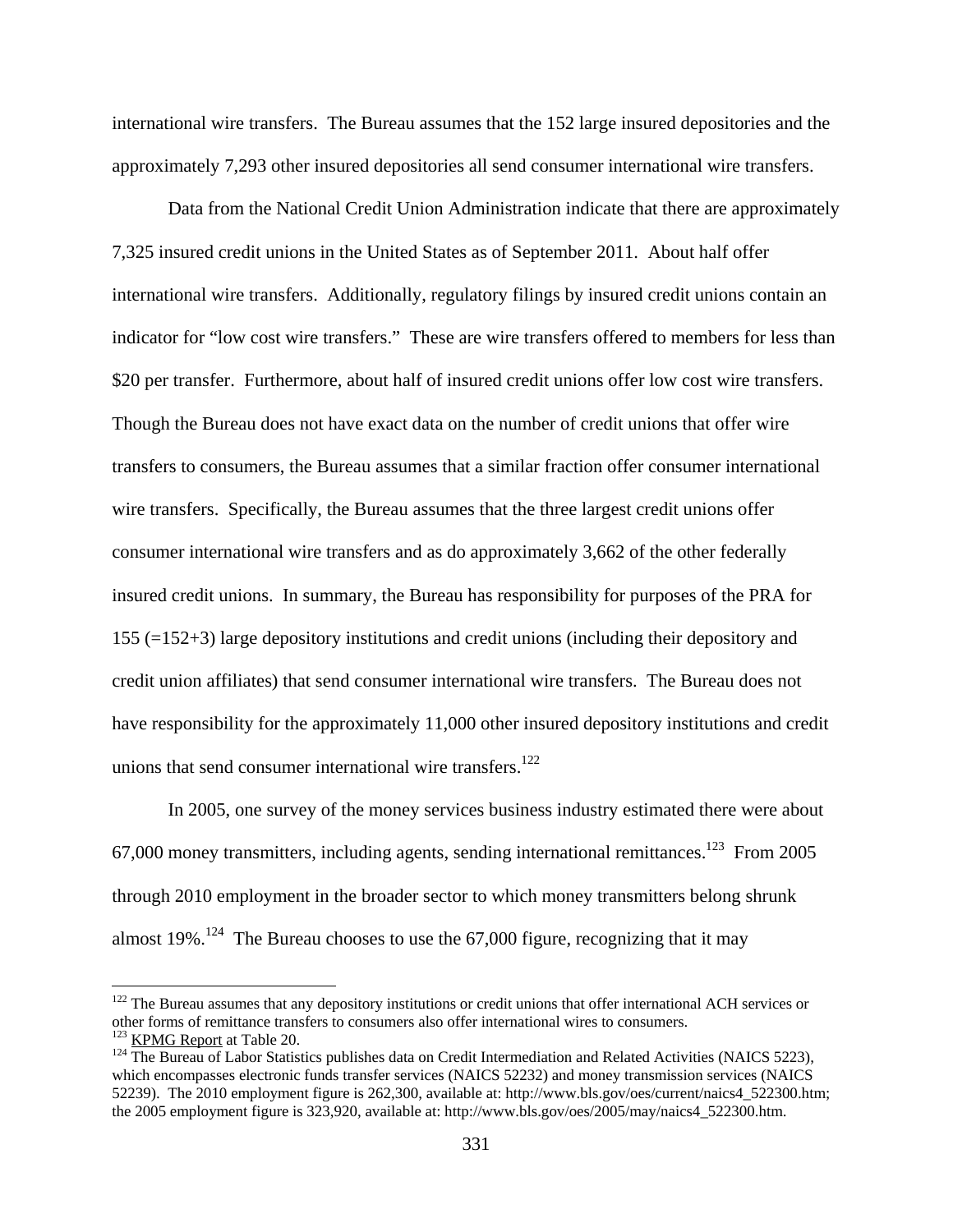international wire transfers. The Bureau assumes that the 152 large insured depositories and the approximately 7,293 other insured depositories all send consumer international wire transfers.

Data from the National Credit Union Administration indicate that there are approximately 7,325 insured credit unions in the United States as of September 2011. About half offer international wire transfers. Additionally, regulatory filings by insured credit unions contain an indicator for "low cost wire transfers." These are wire transfers offered to members for less than $20 per transfer. Furthermore, about half of insured credit unions offer low cost wire transfers. Though the Bureau does not have exact data on the number of credit unions that offer wire transfers to consumers, the Bureau assumes that a similar fraction offer consumer international wire transfers. Specifically, the Bureau assumes that the three largest credit unions offer consumer international wire transfers and as do approximately 3,662 of the other federally insured credit unions. In summary, the Bureau has responsibility for purposes of the PRA for 155 (=152+3) large depository institutions and credit unions (including their depository and credit union affiliates) that send consumer international wire transfers. The Bureau does not have responsibility for the approximately 11,000 other insured depository institutions and credit unions that send consumer international wire transfers.[122]

In 2005, one survey of the money services business industry estimated there were about 67,000 money transmitters, including agents, sending international remittances.[123] From 2005 through 2010 employment in the broader sector to which money transmitters belong shrunk almost 19%.[124] The Bureau chooses to use the 67,000 figure, recognizing that it may

---

[122] The Bureau assumes that any depository institutions or credit unions that offer international ACH services or other forms of remittance transfers to consumers also offer international wires to consumers.

[123] KPMG Report at Table 20.

[124] The Bureau of Labor Statistics publishes data on Credit Intermediation and Related Activities (NAICS 5223), which encompasses electronic funds transfer services (NAICS 52232) and money transmission services (NAICS 52239). The 2010 employment figure is 262,300, available at: http://www.bls.gov/oes/current/naics4_522300.htm; the 2005 employment figure is 323,920, available at: http://www.bls.gov/oes/2005/may/naics4_522300.htm.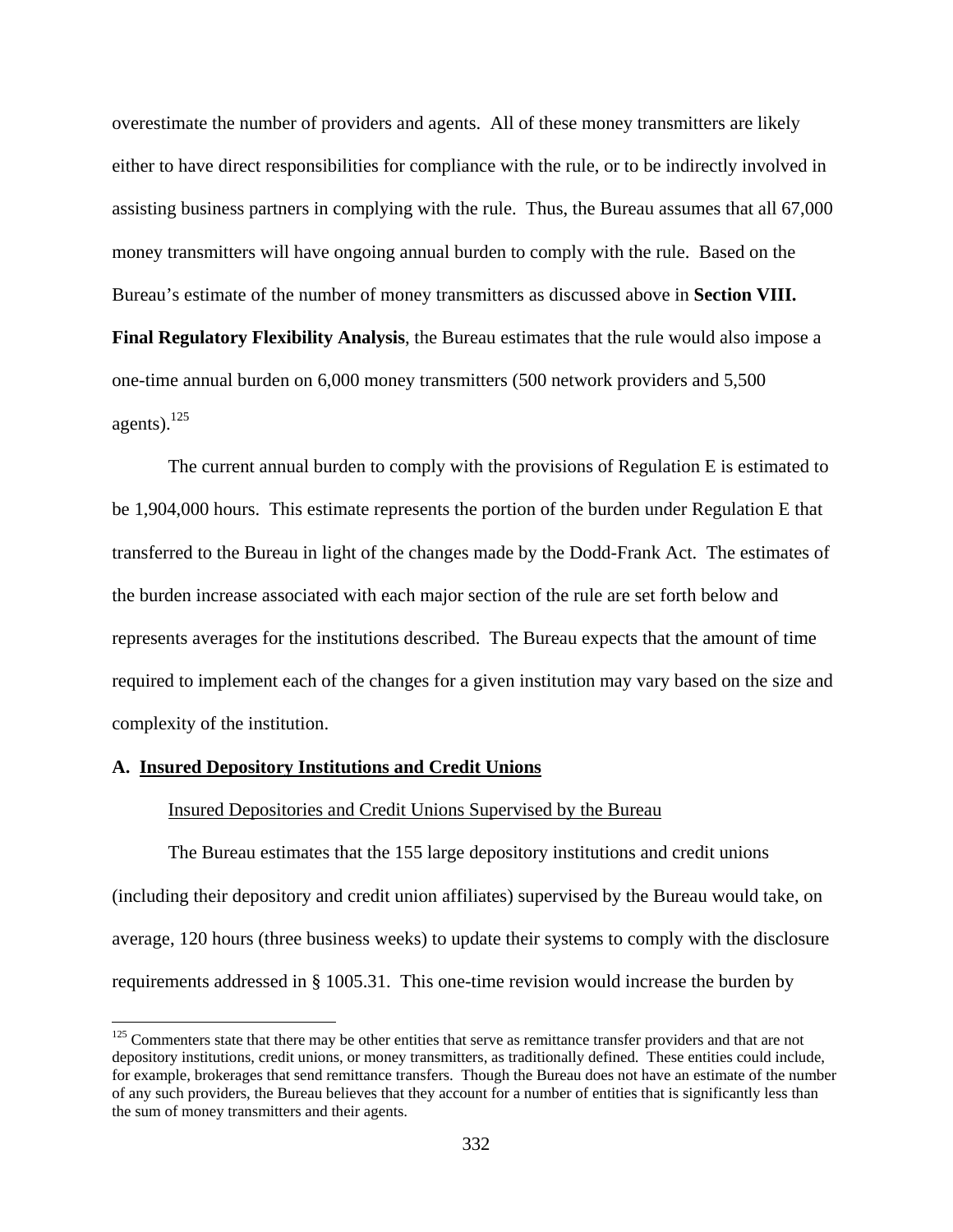overestimate the number of providers and agents. All of these money transmitters are likely either to have direct responsibilities for compliance with the rule, or to be indirectly involved in assisting business partners in complying with the rule. Thus, the Bureau assumes that all 67,000 money transmitters will have ongoing annual burden to comply with the rule. Based on the Bureau's estimate of the number of money transmitters as discussed above in **Section VIII. Final Regulatory Flexibility Analysis**, the Bureau estimates that the rule would also impose a one-time annual burden on 6,000 money transmitters (500 network providers and 5,500 agents).[125]

The current annual burden to comply with the provisions of Regulation E is estimated to be 1,904,000 hours. This estimate represents the portion of the burden under Regulation E that transferred to the Bureau in light of the changes made by the Dodd-Frank Act. The estimates of the burden increase associated with each major section of the rule are set forth below and represents averages for the institutions described. The Bureau expects that the amount of time required to implement each of the changes for a given institution may vary based on the size and complexity of the institution.

## A. Insured Depository Institutions and Credit Unions

Insured Depositories and Credit Unions Supervised by the Bureau

The Bureau estimates that the 155 large depository institutions and credit unions (including their depository and credit union affiliates) supervised by the Bureau would take, on average, 120 hours (three business weeks) to update their systems to comply with the disclosure requirements addressed in § 1005.31. This one-time revision would increase the burden by

[125] Commenters state that there may be other entities that serve as remittance transfer providers and that are not depository institutions, credit unions, or money transmitters, as traditionally defined. These entities could include, for example, brokerages that send remittance transfers. Though the Bureau does not have an estimate of the number of any such providers, the Bureau believes that they account for a number of entities that is significantly less than the sum of money transmitters and their agents.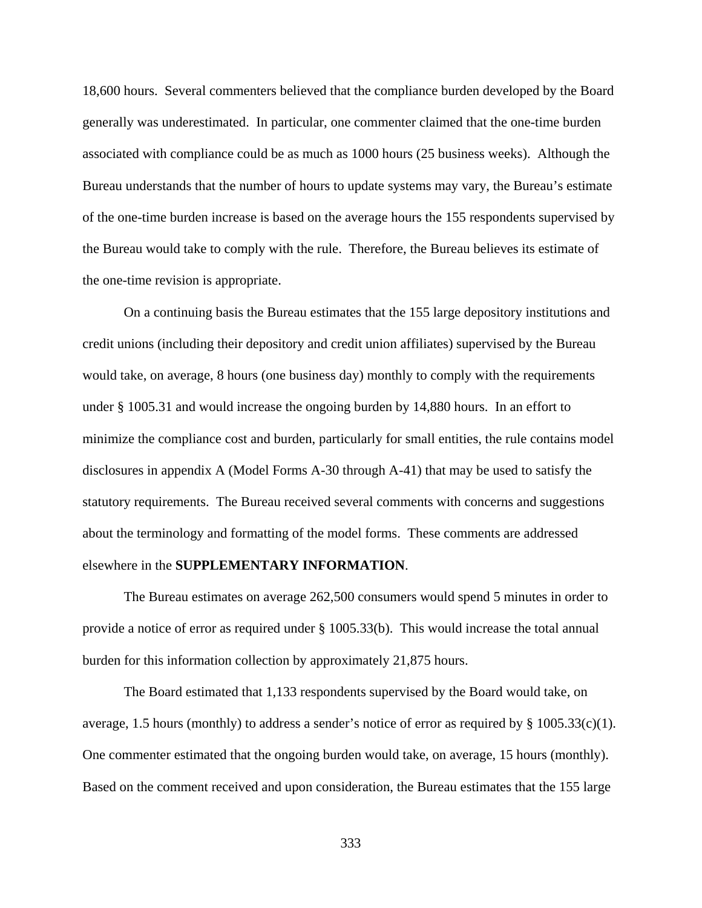18,600 hours. Several commenters believed that the compliance burden developed by the Board generally was underestimated. In particular, one commenter claimed that the one-time burden associated with compliance could be as much as 1000 hours (25 business weeks). Although the Bureau understands that the number of hours to update systems may vary, the Bureau's estimate of the one-time burden increase is based on the average hours the 155 respondents supervised by the Bureau would take to comply with the rule. Therefore, the Bureau believes its estimate of the one-time revision is appropriate.

On a continuing basis the Bureau estimates that the 155 large depository institutions and credit unions (including their depository and credit union affiliates) supervised by the Bureau would take, on average, 8 hours (one business day) monthly to comply with the requirements under § 1005.31 and would increase the ongoing burden by 14,880 hours. In an effort to minimize the compliance cost and burden, particularly for small entities, the rule contains model disclosures in appendix A (Model Forms A-30 through A-41) that may be used to satisfy the statutory requirements. The Bureau received several comments with concerns and suggestions about the terminology and formatting of the model forms. These comments are addressed elsewhere in the **SUPPLEMENTARY INFORMATION**.

The Bureau estimates on average 262,500 consumers would spend 5 minutes in order to provide a notice of error as required under § 1005.33(b). This would increase the total annual burden for this information collection by approximately 21,875 hours.

The Board estimated that 1,133 respondents supervised by the Board would take, on average, 1.5 hours (monthly) to address a sender's notice of error as required by § 1005.33(c)(1). One commenter estimated that the ongoing burden would take, on average, 15 hours (monthly). Based on the comment received and upon consideration, the Bureau estimates that the 155 large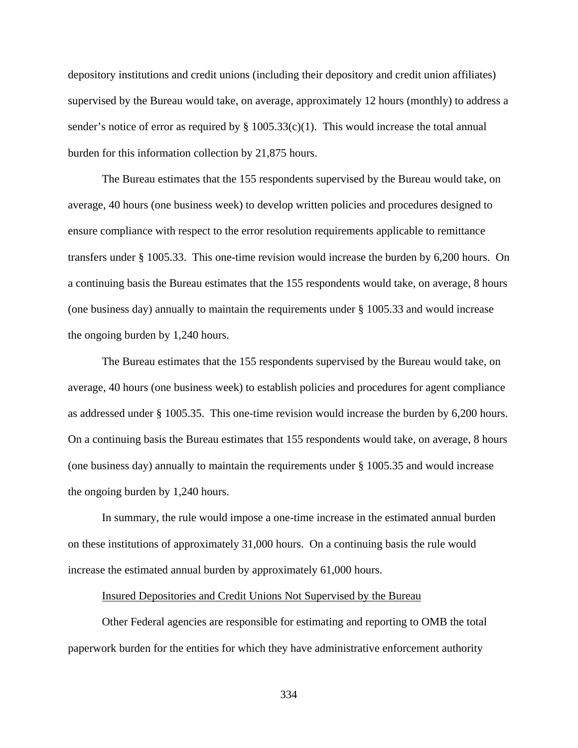depository institutions and credit unions (including their depository and credit union affiliates) supervised by the Bureau would take, on average, approximately 12 hours (monthly) to address a sender's notice of error as required by § 1005.33(c)(1). This would increase the total annual burden for this information collection by 21,875 hours.

The Bureau estimates that the 155 respondents supervised by the Bureau would take, on average, 40 hours (one business week) to develop written policies and procedures designed to ensure compliance with respect to the error resolution requirements applicable to remittance transfers under § 1005.33. This one-time revision would increase the burden by 6,200 hours. On a continuing basis the Bureau estimates that the 155 respondents would take, on average, 8 hours (one business day) annually to maintain the requirements under § 1005.33 and would increase the ongoing burden by 1,240 hours.

The Bureau estimates that the 155 respondents supervised by the Bureau would take, on average, 40 hours (one business week) to establish policies and procedures for agent compliance as addressed under § 1005.35. This one-time revision would increase the burden by 6,200 hours. On a continuing basis the Bureau estimates that 155 respondents would take, on average, 8 hours (one business day) annually to maintain the requirements under § 1005.35 and would increase the ongoing burden by 1,240 hours.

In summary, the rule would impose a one-time increase in the estimated annual burden on these institutions of approximately 31,000 hours. On a continuing basis the rule would increase the estimated annual burden by approximately 61,000 hours.

Insured Depositories and Credit Unions Not Supervised by the Bureau

Other Federal agencies are responsible for estimating and reporting to OMB the total paperwork burden for the entities for which they have administrative enforcement authority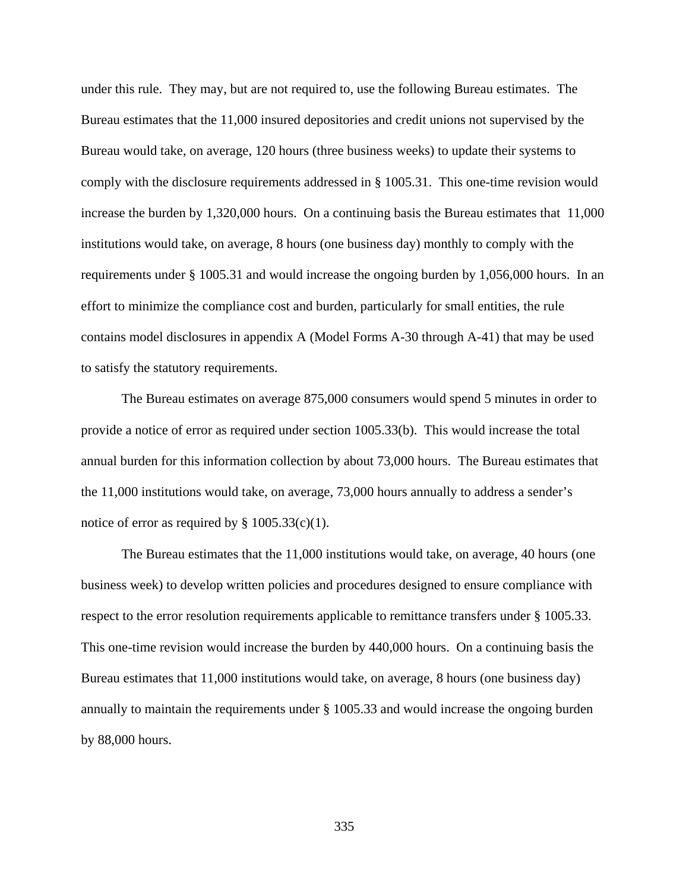under this rule. They may, but are not required to, use the following Bureau estimates. The Bureau estimates that the 11,000 insured depositories and credit unions not supervised by the Bureau would take, on average, 120 hours (three business weeks) to update their systems to comply with the disclosure requirements addressed in § 1005.31. This one-time revision would increase the burden by 1,320,000 hours. On a continuing basis the Bureau estimates that 11,000 institutions would take, on average, 8 hours (one business day) monthly to comply with the requirements under § 1005.31 and would increase the ongoing burden by 1,056,000 hours. In an effort to minimize the compliance cost and burden, particularly for small entities, the rule contains model disclosures in appendix A (Model Forms A-30 through A-41) that may be used to satisfy the statutory requirements.

The Bureau estimates on average 875,000 consumers would spend 5 minutes in order to provide a notice of error as required under section 1005.33(b). This would increase the total annual burden for this information collection by about 73,000 hours. The Bureau estimates that the 11,000 institutions would take, on average, 73,000 hours annually to address a sender's notice of error as required by § 1005.33(c)(1).

The Bureau estimates that the 11,000 institutions would take, on average, 40 hours (one business week) to develop written policies and procedures designed to ensure compliance with respect to the error resolution requirements applicable to remittance transfers under § 1005.33. This one-time revision would increase the burden by 440,000 hours. On a continuing basis the Bureau estimates that 11,000 institutions would take, on average, 8 hours (one business day) annually to maintain the requirements under § 1005.33 and would increase the ongoing burden by 88,000 hours.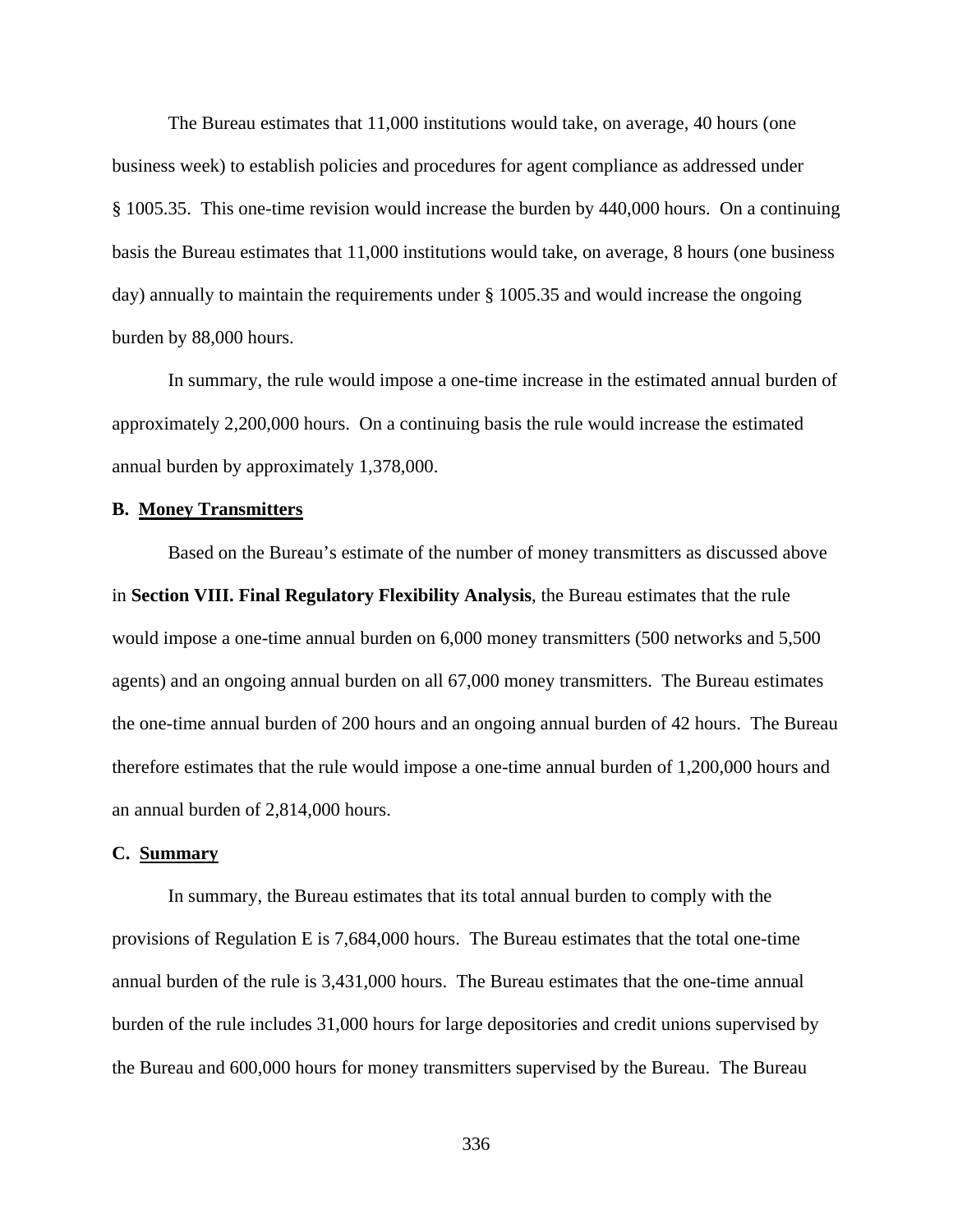The Bureau estimates that 11,000 institutions would take, on average, 40 hours (one business week) to establish policies and procedures for agent compliance as addressed under § 1005.35. This one-time revision would increase the burden by 440,000 hours. On a continuing basis the Bureau estimates that 11,000 institutions would take, on average, 8 hours (one business day) annually to maintain the requirements under § 1005.35 and would increase the ongoing burden by 88,000 hours.

In summary, the rule would impose a one-time increase in the estimated annual burden of approximately 2,200,000 hours. On a continuing basis the rule would increase the estimated annual burden by approximately 1,378,000.

**B. Money Transmitters**

Based on the Bureau's estimate of the number of money transmitters as discussed above in **Section VIII. Final Regulatory Flexibility Analysis**, the Bureau estimates that the rule would impose a one-time annual burden on 6,000 money transmitters (500 networks and 5,500 agents) and an ongoing annual burden on all 67,000 money transmitters. The Bureau estimates the one-time annual burden of 200 hours and an ongoing annual burden of 42 hours. The Bureau therefore estimates that the rule would impose a one-time annual burden of 1,200,000 hours and an annual burden of 2,814,000 hours.

**C. Summary**

In summary, the Bureau estimates that its total annual burden to comply with the provisions of Regulation E is 7,684,000 hours. The Bureau estimates that the total one-time annual burden of the rule is 3,431,000 hours. The Bureau estimates that the one-time annual burden of the rule includes 31,000 hours for large depositories and credit unions supervised by the Bureau and 600,000 hours for money transmitters supervised by the Bureau. The Bureau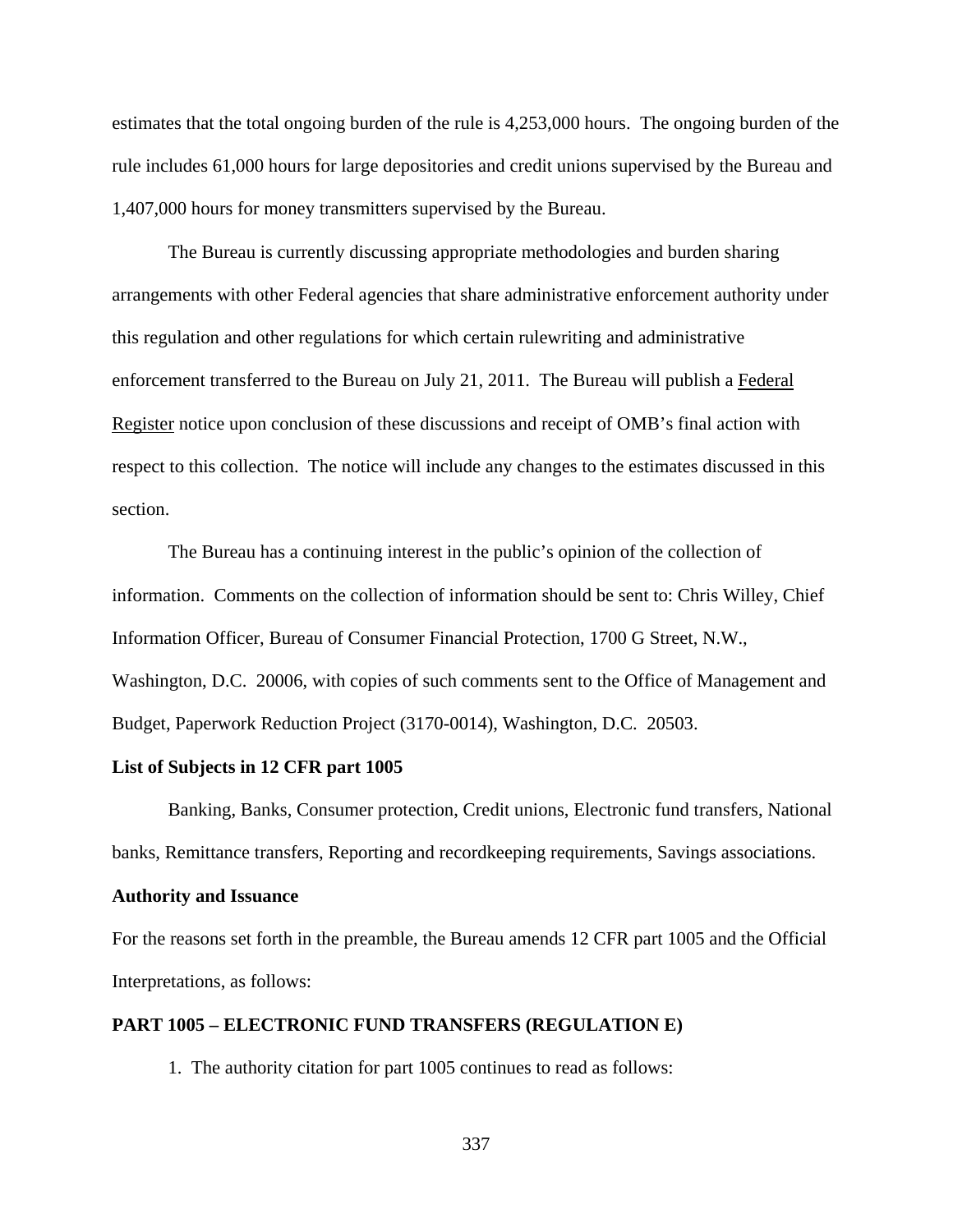estimates that the total ongoing burden of the rule is 4,253,000 hours. The ongoing burden of the rule includes 61,000 hours for large depositories and credit unions supervised by the Bureau and 1,407,000 hours for money transmitters supervised by the Bureau.

The Bureau is currently discussing appropriate methodologies and burden sharing arrangements with other Federal agencies that share administrative enforcement authority under this regulation and other regulations for which certain rulewriting and administrative enforcement transferred to the Bureau on July 21, 2011. The Bureau will publish a Federal Register notice upon conclusion of these discussions and receipt of OMB's final action with respect to this collection. The notice will include any changes to the estimates discussed in this section.

The Bureau has a continuing interest in the public's opinion of the collection of information. Comments on the collection of information should be sent to: Chris Willey, Chief Information Officer, Bureau of Consumer Financial Protection, 1700 G Street, N.W., Washington, D.C. 20006, with copies of such comments sent to the Office of Management and Budget, Paperwork Reduction Project (3170-0014), Washington, D.C. 20503.

**List of Subjects in 12 CFR part 1005**

Banking, Banks, Consumer protection, Credit unions, Electronic fund transfers, National banks, Remittance transfers, Reporting and recordkeeping requirements, Savings associations.

**Authority and Issuance**

For the reasons set forth in the preamble, the Bureau amends 12 CFR part 1005 and the Official Interpretations, as follows:

**PART 1005 – ELECTRONIC FUND TRANSFERS (REGULATION E)**

1. The authority citation for part 1005 continues to read as follows: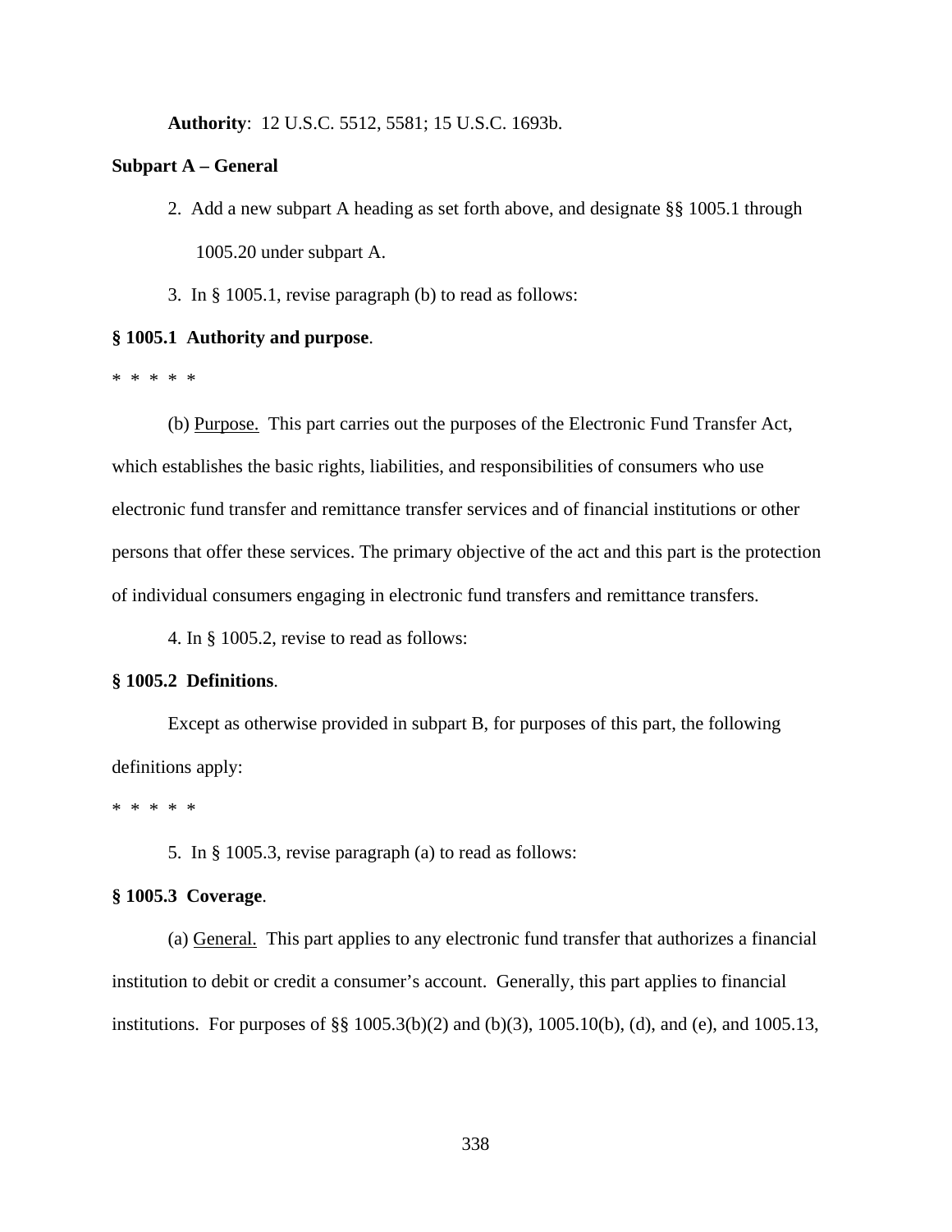**Authority**: 12 U.S.C. 5512, 5581; 15 U.S.C. 1693b.

**Subpart A – General**

2. Add a new subpart A heading as set forth above, and designate §§ 1005.1 through 1005.20 under subpart A.

3. In § 1005.1, revise paragraph (b) to read as follows:

**§ 1005.1 Authority and purpose**.

* * * * *

(b) Purpose. This part carries out the purposes of the Electronic Fund Transfer Act, which establishes the basic rights, liabilities, and responsibilities of consumers who use electronic fund transfer and remittance transfer services and of financial institutions or other persons that offer these services. The primary objective of the act and this part is the protection of individual consumers engaging in electronic fund transfers and remittance transfers.

4. In § 1005.2, revise to read as follows:

**§ 1005.2 Definitions**.

Except as otherwise provided in subpart B, for purposes of this part, the following definitions apply:

* * * * *

5. In § 1005.3, revise paragraph (a) to read as follows:

**§ 1005.3 Coverage**.

(a) General. This part applies to any electronic fund transfer that authorizes a financial institution to debit or credit a consumer's account. Generally, this part applies to financial institutions. For purposes of §§ 1005.3(b)(2) and (b)(3), 1005.10(b), (d), and (e), and 1005.13,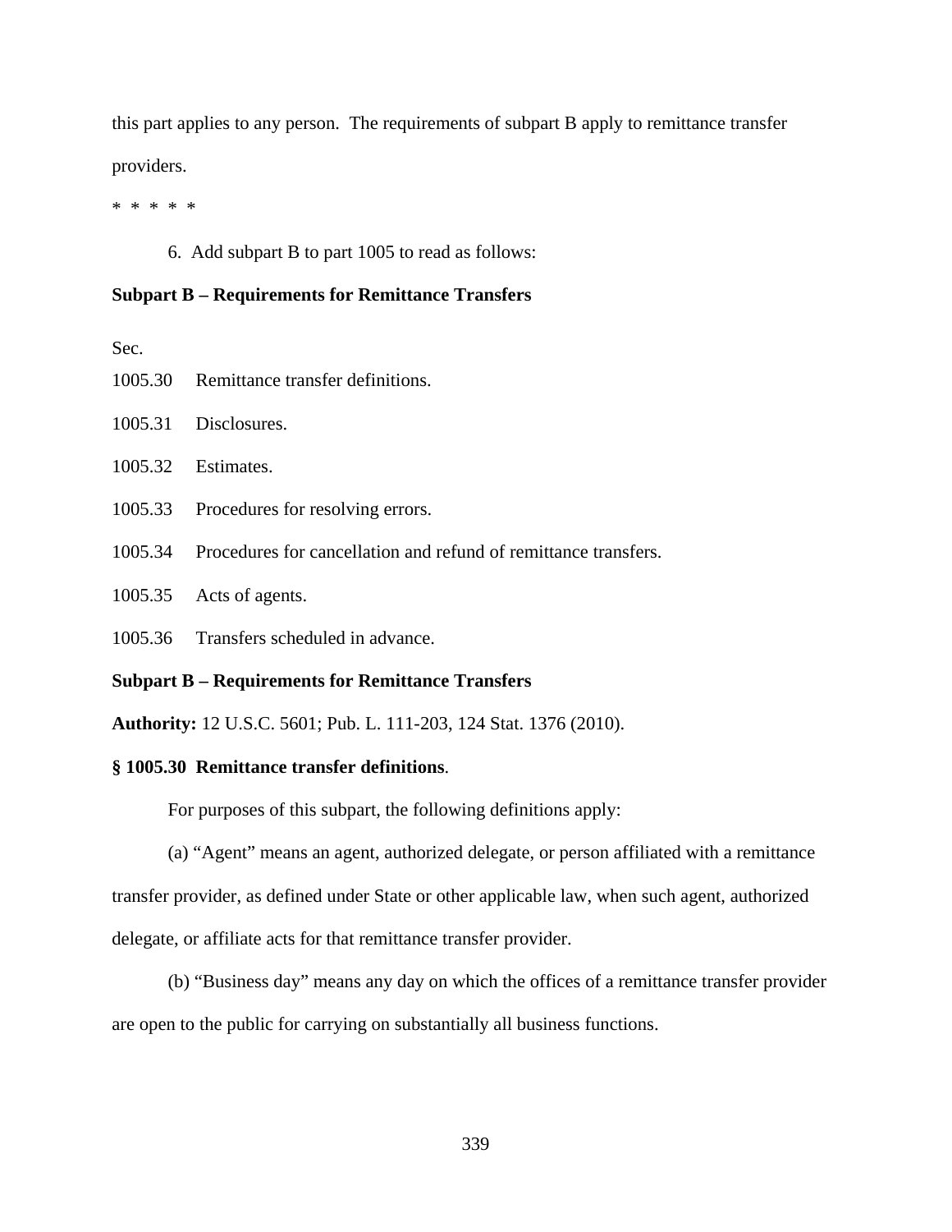this part applies to any person. The requirements of subpart B apply to remittance transfer providers.

* * * * *

6. Add subpart B to part 1005 to read as follows:

**Subpart B – Requirements for Remittance Transfers**

Sec.

1005.30 Remittance transfer definitions.

1005.31 Disclosures.

1005.32 Estimates.

1005.33 Procedures for resolving errors.

1005.34 Procedures for cancellation and refund of remittance transfers.

1005.35 Acts of agents.

1005.36 Transfers scheduled in advance.

**Subpart B – Requirements for Remittance Transfers**

**Authority:** 12 U.S.C. 5601; Pub. L. 111-203, 124 Stat. 1376 (2010).

**§ 1005.30 Remittance transfer definitions**.

For purposes of this subpart, the following definitions apply:

(a) "Agent" means an agent, authorized delegate, or person affiliated with a remittance transfer provider, as defined under State or other applicable law, when such agent, authorized delegate, or affiliate acts for that remittance transfer provider.

(b) "Business day" means any day on which the offices of a remittance transfer provider are open to the public for carrying on substantially all business functions.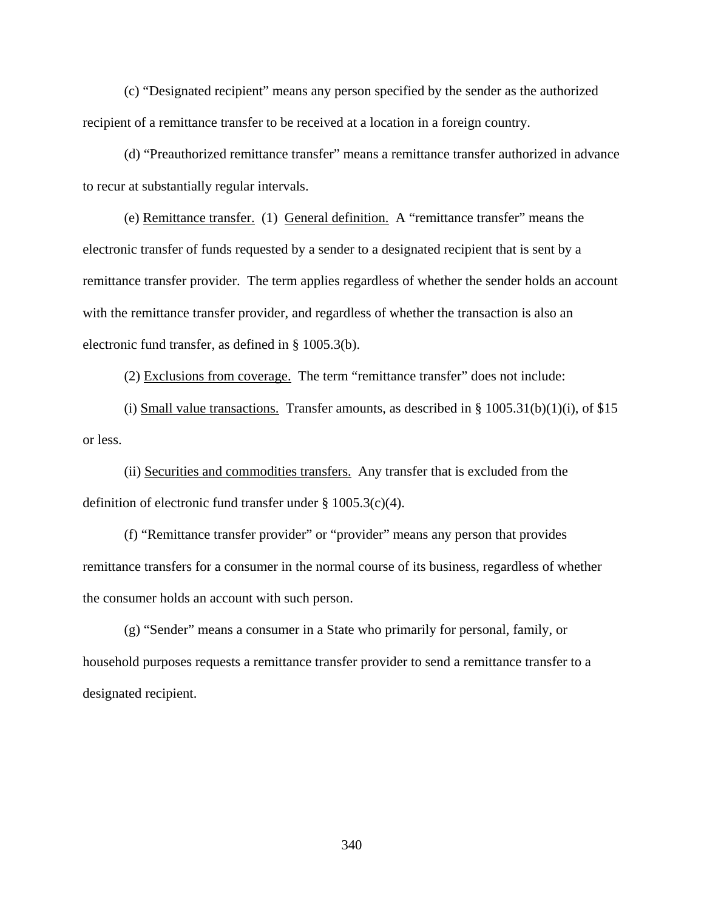(c) “Designated recipient” means any person specified by the sender as the authorized recipient of a remittance transfer to be received at a location in a foreign country.

(d) “Preauthorized remittance transfer” means a remittance transfer authorized in advance to recur at substantially regular intervals.

(e) Remittance transfer. (1) General definition. A “remittance transfer” means the electronic transfer of funds requested by a sender to a designated recipient that is sent by a remittance transfer provider. The term applies regardless of whether the sender holds an account with the remittance transfer provider, and regardless of whether the transaction is also an electronic fund transfer, as defined in § 1005.3(b).

(2) Exclusions from coverage. The term “remittance transfer” does not include:

(i) Small value transactions. Transfer amounts, as described in § 1005.31(b)(1)(i), of $15 or less.

(ii) Securities and commodities transfers. Any transfer that is excluded from the definition of electronic fund transfer under § 1005.3(c)(4).

(f) “Remittance transfer provider” or “provider” means any person that provides remittance transfers for a consumer in the normal course of its business, regardless of whether the consumer holds an account with such person.

(g) “Sender” means a consumer in a State who primarily for personal, family, or household purposes requests a remittance transfer provider to send a remittance transfer to a designated recipient.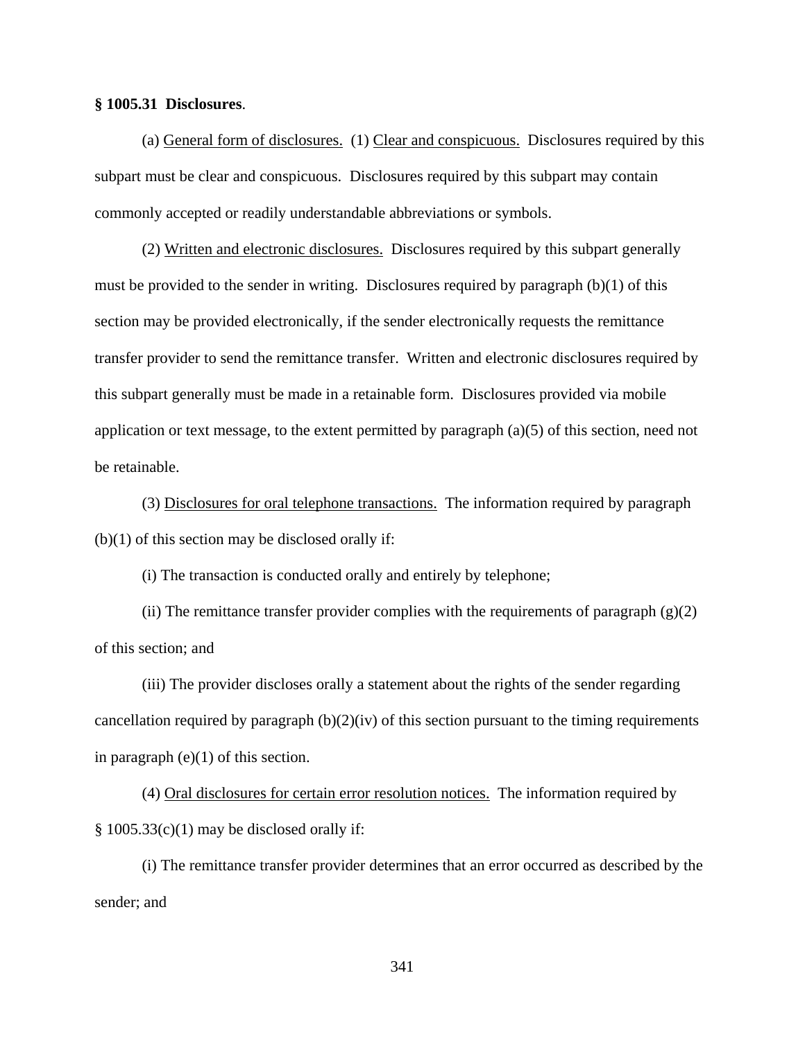**§ 1005.31 Disclosures**.

(a) General form of disclosures. (1) Clear and conspicuous. Disclosures required by this subpart must be clear and conspicuous. Disclosures required by this subpart may contain commonly accepted or readily understandable abbreviations or symbols.

(2) Written and electronic disclosures. Disclosures required by this subpart generally must be provided to the sender in writing. Disclosures required by paragraph (b)(1) of this section may be provided electronically, if the sender electronically requests the remittance transfer provider to send the remittance transfer. Written and electronic disclosures required by this subpart generally must be made in a retainable form. Disclosures provided via mobile application or text message, to the extent permitted by paragraph (a)(5) of this section, need not be retainable.

(3) Disclosures for oral telephone transactions. The information required by paragraph (b)(1) of this section may be disclosed orally if:

(i) The transaction is conducted orally and entirely by telephone;

(ii) The remittance transfer provider complies with the requirements of paragraph (g)(2) of this section; and

(iii) The provider discloses orally a statement about the rights of the sender regarding cancellation required by paragraph (b)(2)(iv) of this section pursuant to the timing requirements in paragraph (e)(1) of this section.

(4) Oral disclosures for certain error resolution notices. The information required by § 1005.33(c)(1) may be disclosed orally if:

(i) The remittance transfer provider determines that an error occurred as described by the sender; and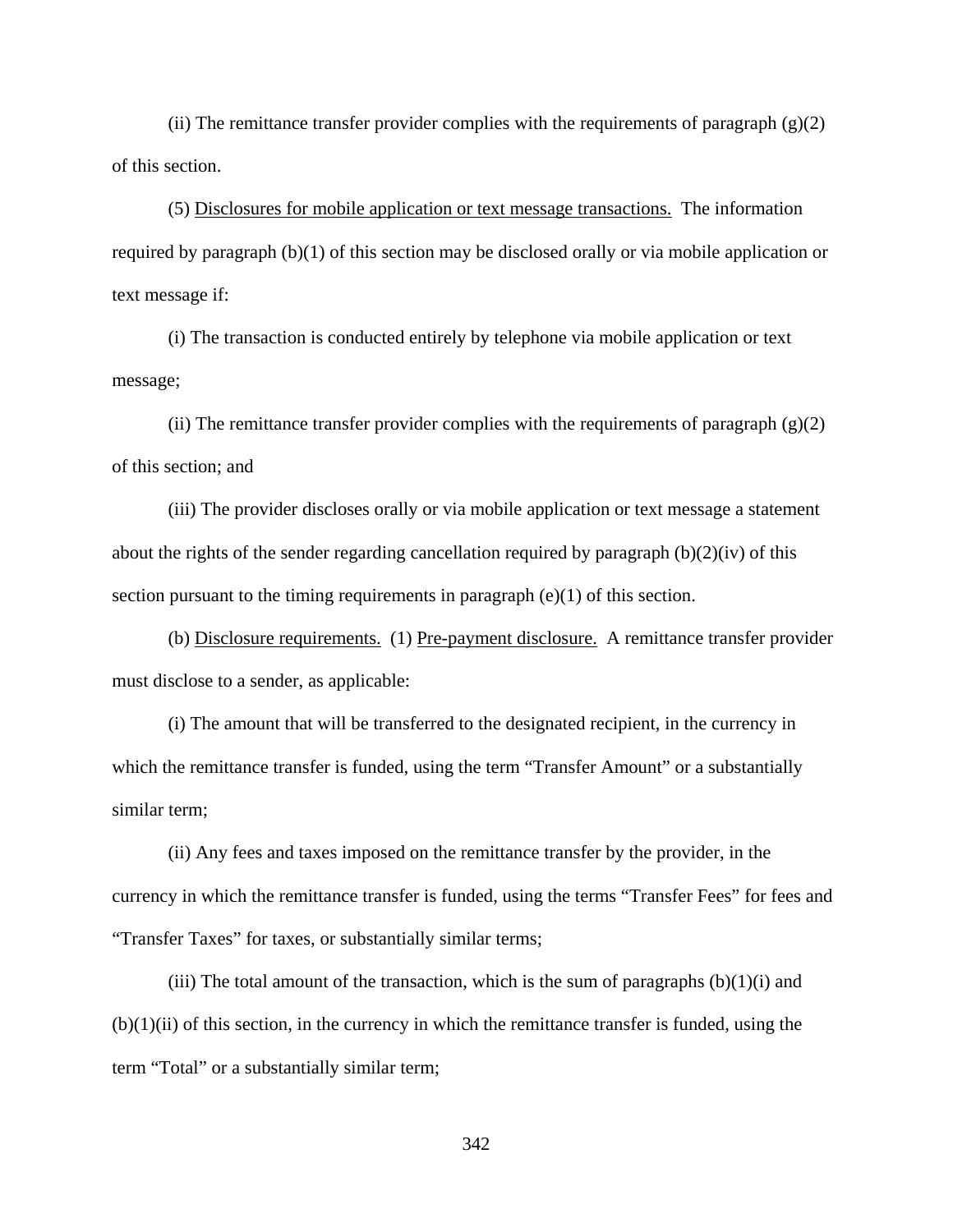(ii) The remittance transfer provider complies with the requirements of paragraph (g)(2) of this section.

(5) Disclosures for mobile application or text message transactions. The information required by paragraph (b)(1) of this section may be disclosed orally or via mobile application or text message if:

(i) The transaction is conducted entirely by telephone via mobile application or text message;

(ii) The remittance transfer provider complies with the requirements of paragraph (g)(2) of this section; and

(iii) The provider discloses orally or via mobile application or text message a statement about the rights of the sender regarding cancellation required by paragraph (b)(2)(iv) of this section pursuant to the timing requirements in paragraph (e)(1) of this section.

(b) Disclosure requirements. (1) Pre-payment disclosure. A remittance transfer provider must disclose to a sender, as applicable:

(i) The amount that will be transferred to the designated recipient, in the currency in which the remittance transfer is funded, using the term "Transfer Amount" or a substantially similar term;

(ii) Any fees and taxes imposed on the remittance transfer by the provider, in the currency in which the remittance transfer is funded, using the terms "Transfer Fees" for fees and "Transfer Taxes" for taxes, or substantially similar terms;

(iii) The total amount of the transaction, which is the sum of paragraphs (b)(1)(i) and (b)(1)(ii) of this section, in the currency in which the remittance transfer is funded, using the term "Total" or a substantially similar term;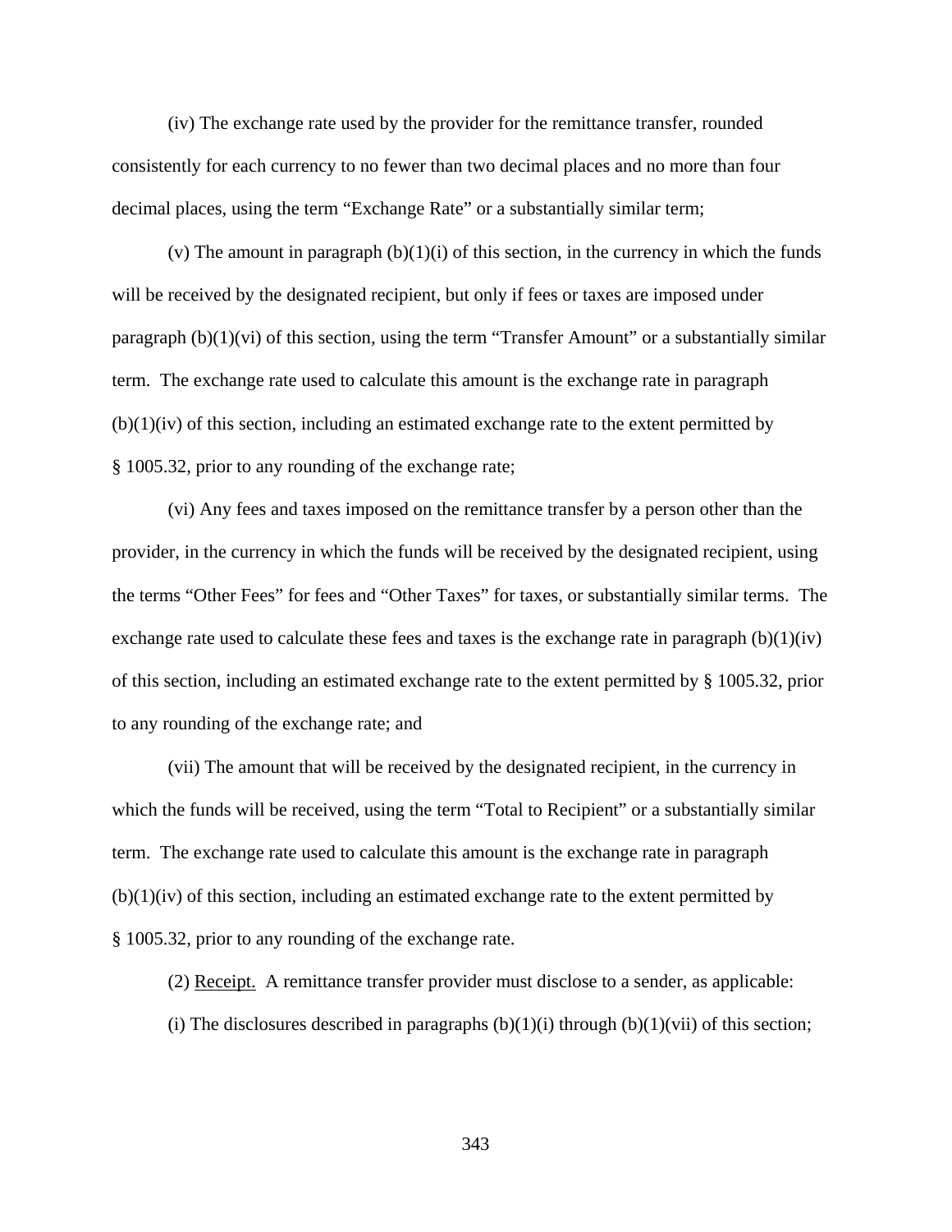(iv) The exchange rate used by the provider for the remittance transfer, rounded consistently for each currency to no fewer than two decimal places and no more than four decimal places, using the term "Exchange Rate" or a substantially similar term;

(v) The amount in paragraph (b)(1)(i) of this section, in the currency in which the funds will be received by the designated recipient, but only if fees or taxes are imposed under paragraph (b)(1)(vi) of this section, using the term "Transfer Amount" or a substantially similar term. The exchange rate used to calculate this amount is the exchange rate in paragraph (b)(1)(iv) of this section, including an estimated exchange rate to the extent permitted by § 1005.32, prior to any rounding of the exchange rate;

(vi) Any fees and taxes imposed on the remittance transfer by a person other than the provider, in the currency in which the funds will be received by the designated recipient, using the terms "Other Fees" for fees and "Other Taxes" for taxes, or substantially similar terms. The exchange rate used to calculate these fees and taxes is the exchange rate in paragraph (b)(1)(iv) of this section, including an estimated exchange rate to the extent permitted by § 1005.32, prior to any rounding of the exchange rate; and

(vii) The amount that will be received by the designated recipient, in the currency in which the funds will be received, using the term "Total to Recipient" or a substantially similar term. The exchange rate used to calculate this amount is the exchange rate in paragraph (b)(1)(iv) of this section, including an estimated exchange rate to the extent permitted by § 1005.32, prior to any rounding of the exchange rate.

(2) Receipt. A remittance transfer provider must disclose to a sender, as applicable:

(i) The disclosures described in paragraphs (b)(1)(i) through (b)(1)(vii) of this section;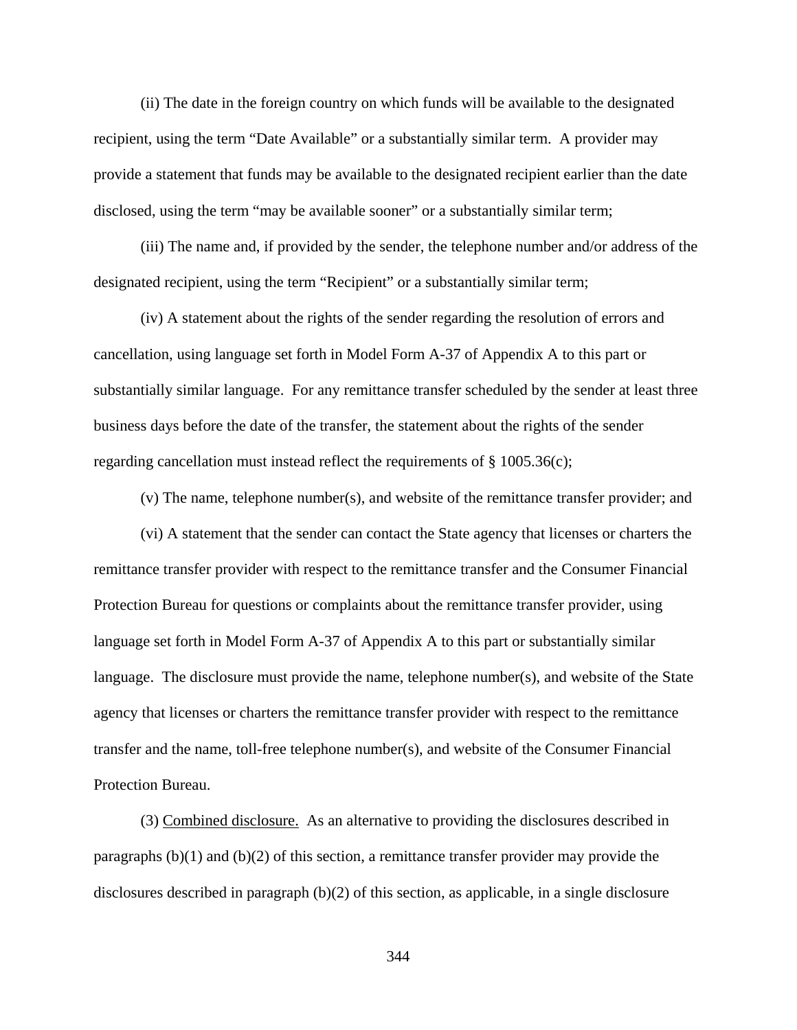(ii) The date in the foreign country on which funds will be available to the designated recipient, using the term "Date Available" or a substantially similar term. A provider may provide a statement that funds may be available to the designated recipient earlier than the date disclosed, using the term "may be available sooner" or a substantially similar term;

(iii) The name and, if provided by the sender, the telephone number and/or address of the designated recipient, using the term "Recipient" or a substantially similar term;

(iv) A statement about the rights of the sender regarding the resolution of errors and cancellation, using language set forth in Model Form A-37 of Appendix A to this part or substantially similar language. For any remittance transfer scheduled by the sender at least three business days before the date of the transfer, the statement about the rights of the sender regarding cancellation must instead reflect the requirements of § 1005.36(c);

(v) The name, telephone number(s), and website of the remittance transfer provider; and

(vi) A statement that the sender can contact the State agency that licenses or charters the remittance transfer provider with respect to the remittance transfer and the Consumer Financial Protection Bureau for questions or complaints about the remittance transfer provider, using language set forth in Model Form A-37 of Appendix A to this part or substantially similar language. The disclosure must provide the name, telephone number(s), and website of the State agency that licenses or charters the remittance transfer provider with respect to the remittance transfer and the name, toll-free telephone number(s), and website of the Consumer Financial Protection Bureau.

(3) Combined disclosure. As an alternative to providing the disclosures described in paragraphs (b)(1) and (b)(2) of this section, a remittance transfer provider may provide the disclosures described in paragraph (b)(2) of this section, as applicable, in a single disclosure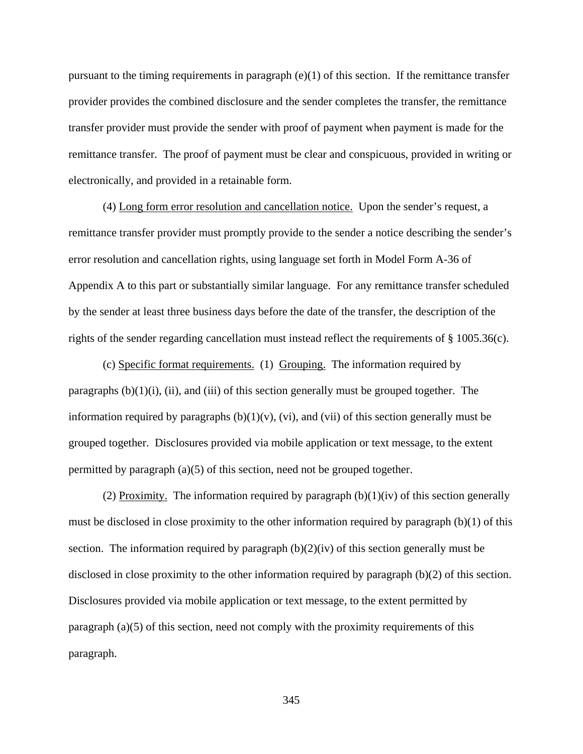pursuant to the timing requirements in paragraph (e)(1) of this section. If the remittance transfer provider provides the combined disclosure and the sender completes the transfer, the remittance transfer provider must provide the sender with proof of payment when payment is made for the remittance transfer. The proof of payment must be clear and conspicuous, provided in writing or electronically, and provided in a retainable form.

(4) Long form error resolution and cancellation notice. Upon the sender's request, a remittance transfer provider must promptly provide to the sender a notice describing the sender's error resolution and cancellation rights, using language set forth in Model Form A-36 of Appendix A to this part or substantially similar language. For any remittance transfer scheduled by the sender at least three business days before the date of the transfer, the description of the rights of the sender regarding cancellation must instead reflect the requirements of § 1005.36(c).

(c) Specific format requirements. (1) Grouping. The information required by paragraphs (b)(1)(i), (ii), and (iii) of this section generally must be grouped together. The information required by paragraphs (b)(1)(v), (vi), and (vii) of this section generally must be grouped together. Disclosures provided via mobile application or text message, to the extent permitted by paragraph (a)(5) of this section, need not be grouped together.

(2) Proximity. The information required by paragraph (b)(1)(iv) of this section generally must be disclosed in close proximity to the other information required by paragraph (b)(1) of this section. The information required by paragraph (b)(2)(iv) of this section generally must be disclosed in close proximity to the other information required by paragraph (b)(2) of this section. Disclosures provided via mobile application or text message, to the extent permitted by paragraph (a)(5) of this section, need not comply with the proximity requirements of this paragraph.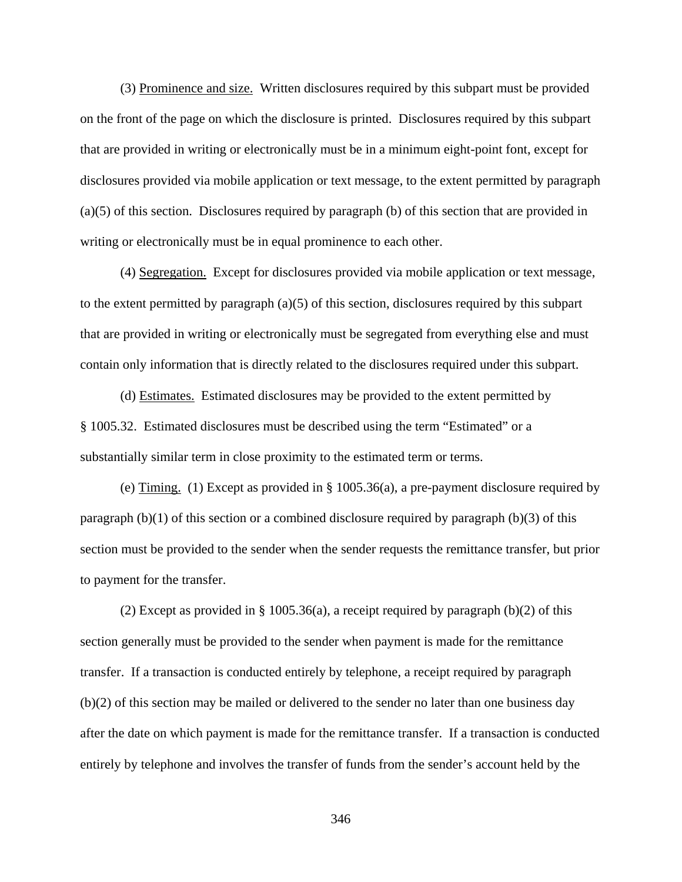(3) Prominence and size. Written disclosures required by this subpart must be provided on the front of the page on which the disclosure is printed. Disclosures required by this subpart that are provided in writing or electronically must be in a minimum eight-point font, except for disclosures provided via mobile application or text message, to the extent permitted by paragraph (a)(5) of this section. Disclosures required by paragraph (b) of this section that are provided in writing or electronically must be in equal prominence to each other.

(4) Segregation. Except for disclosures provided via mobile application or text message, to the extent permitted by paragraph (a)(5) of this section, disclosures required by this subpart that are provided in writing or electronically must be segregated from everything else and must contain only information that is directly related to the disclosures required under this subpart.

(d) Estimates. Estimated disclosures may be provided to the extent permitted by § 1005.32. Estimated disclosures must be described using the term "Estimated" or a substantially similar term in close proximity to the estimated term or terms.

(e) Timing. (1) Except as provided in § 1005.36(a), a pre-payment disclosure required by paragraph (b)(1) of this section or a combined disclosure required by paragraph (b)(3) of this section must be provided to the sender when the sender requests the remittance transfer, but prior to payment for the transfer.

(2) Except as provided in § 1005.36(a), a receipt required by paragraph (b)(2) of this section generally must be provided to the sender when payment is made for the remittance transfer. If a transaction is conducted entirely by telephone, a receipt required by paragraph (b)(2) of this section may be mailed or delivered to the sender no later than one business day after the date on which payment is made for the remittance transfer. If a transaction is conducted entirely by telephone and involves the transfer of funds from the sender's account held by the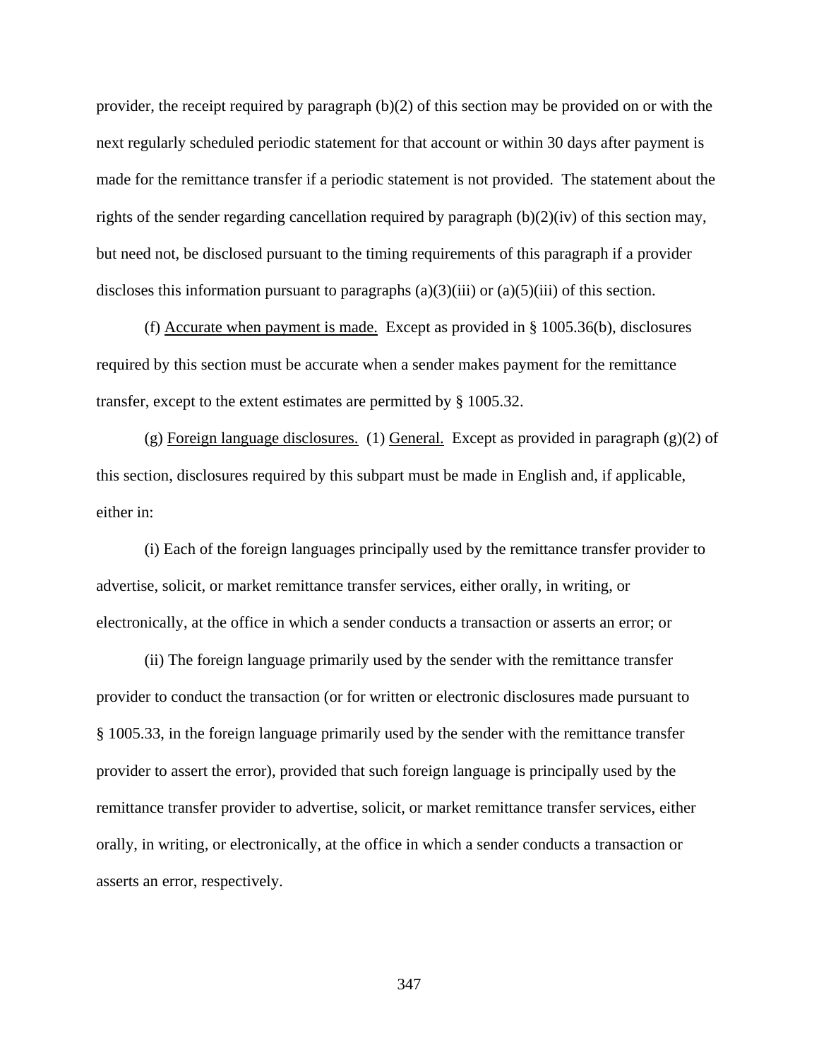provider, the receipt required by paragraph (b)(2) of this section may be provided on or with the next regularly scheduled periodic statement for that account or within 30 days after payment is made for the remittance transfer if a periodic statement is not provided. The statement about the rights of the sender regarding cancellation required by paragraph (b)(2)(iv) of this section may, but need not, be disclosed pursuant to the timing requirements of this paragraph if a provider discloses this information pursuant to paragraphs (a)(3)(iii) or (a)(5)(iii) of this section.

(f) Accurate when payment is made. Except as provided in § 1005.36(b), disclosures required by this section must be accurate when a sender makes payment for the remittance transfer, except to the extent estimates are permitted by § 1005.32.

(g) Foreign language disclosures. (1) General. Except as provided in paragraph (g)(2) of this section, disclosures required by this subpart must be made in English and, if applicable, either in:

(i) Each of the foreign languages principally used by the remittance transfer provider to advertise, solicit, or market remittance transfer services, either orally, in writing, or electronically, at the office in which a sender conducts a transaction or asserts an error; or

(ii) The foreign language primarily used by the sender with the remittance transfer provider to conduct the transaction (or for written or electronic disclosures made pursuant to § 1005.33, in the foreign language primarily used by the sender with the remittance transfer provider to assert the error), provided that such foreign language is principally used by the remittance transfer provider to advertise, solicit, or market remittance transfer services, either orally, in writing, or electronically, at the office in which a sender conducts a transaction or asserts an error, respectively.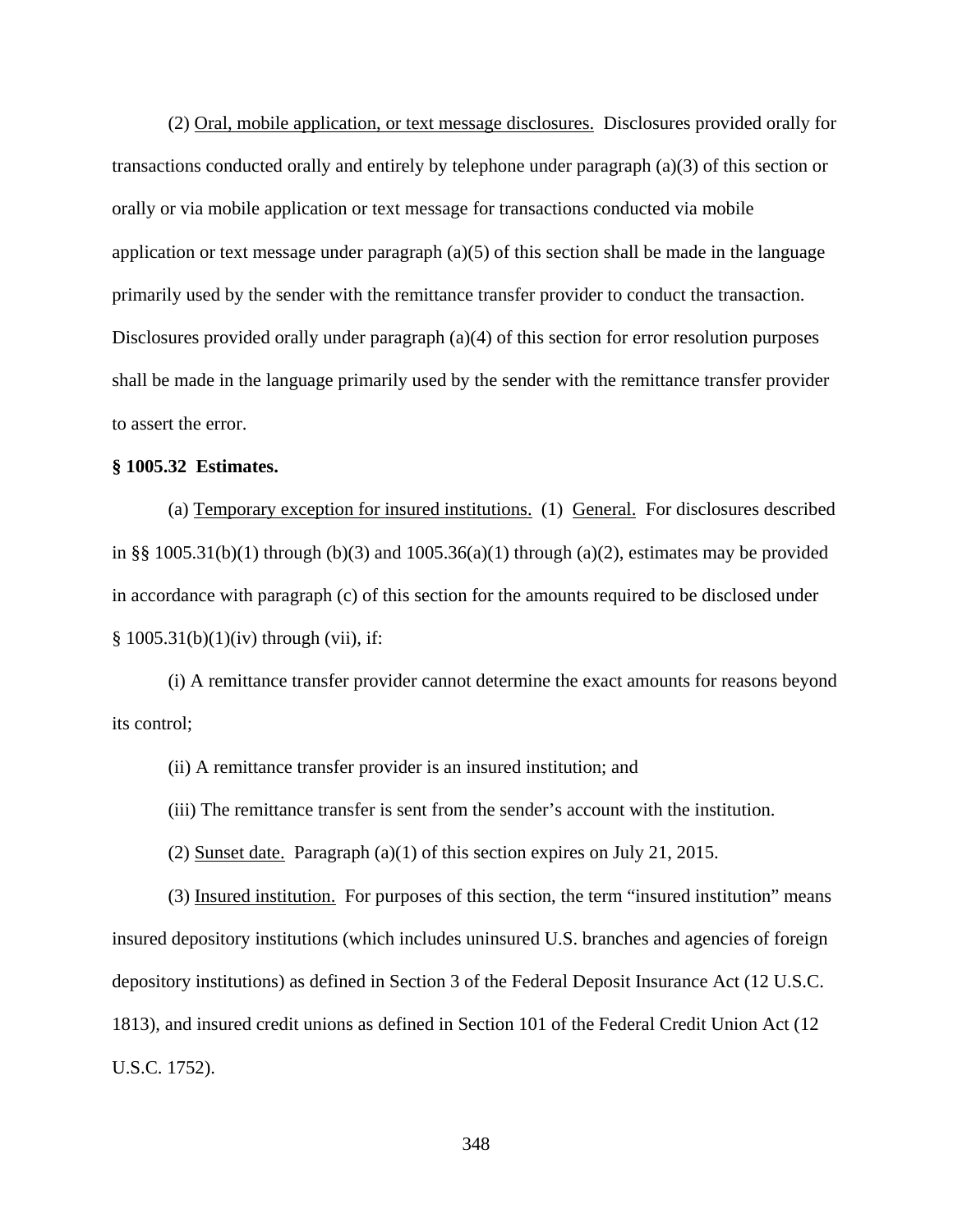(2) Oral, mobile application, or text message disclosures. Disclosures provided orally for transactions conducted orally and entirely by telephone under paragraph (a)(3) of this section or orally or via mobile application or text message for transactions conducted via mobile application or text message under paragraph (a)(5) of this section shall be made in the language primarily used by the sender with the remittance transfer provider to conduct the transaction. Disclosures provided orally under paragraph (a)(4) of this section for error resolution purposes shall be made in the language primarily used by the sender with the remittance transfer provider to assert the error.

**§ 1005.32 Estimates.**

(a) Temporary exception for insured institutions. (1) General. For disclosures described in §§ 1005.31(b)(1) through (b)(3) and 1005.36(a)(1) through (a)(2), estimates may be provided in accordance with paragraph (c) of this section for the amounts required to be disclosed under § 1005.31(b)(1)(iv) through (vii), if:

(i) A remittance transfer provider cannot determine the exact amounts for reasons beyond its control;

(ii) A remittance transfer provider is an insured institution; and

(iii) The remittance transfer is sent from the sender's account with the institution.

(2) Sunset date. Paragraph (a)(1) of this section expires on July 21, 2015.

(3) Insured institution. For purposes of this section, the term "insured institution" means insured depository institutions (which includes uninsured U.S. branches and agencies of foreign depository institutions) as defined in Section 3 of the Federal Deposit Insurance Act (12 U.S.C. 1813), and insured credit unions as defined in Section 101 of the Federal Credit Union Act (12 U.S.C. 1752).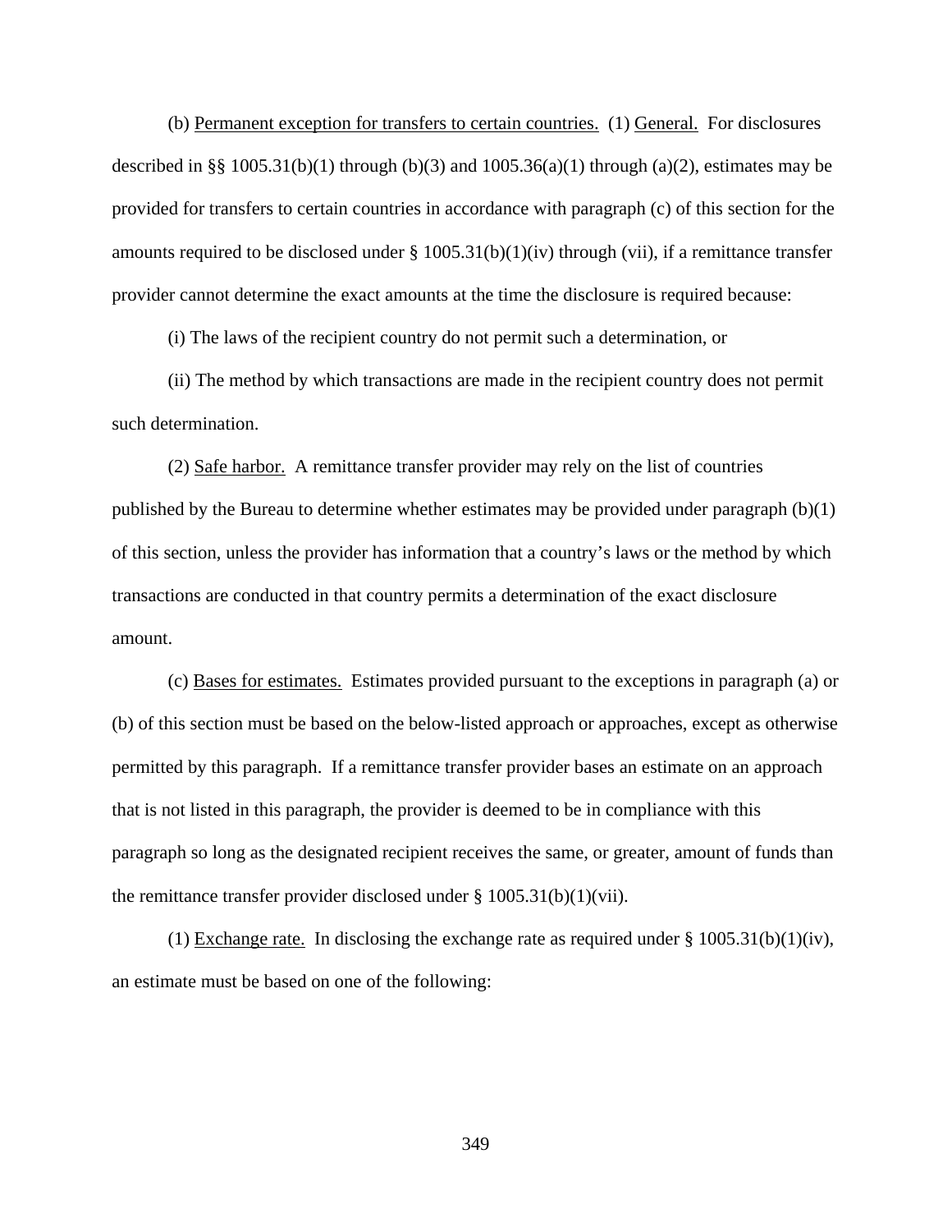(b) Permanent exception for transfers to certain countries. (1) General. For disclosures described in §§ 1005.31(b)(1) through (b)(3) and 1005.36(a)(1) through (a)(2), estimates may be provided for transfers to certain countries in accordance with paragraph (c) of this section for the amounts required to be disclosed under § 1005.31(b)(1)(iv) through (vii), if a remittance transfer provider cannot determine the exact amounts at the time the disclosure is required because:

(i) The laws of the recipient country do not permit such a determination, or

(ii) The method by which transactions are made in the recipient country does not permit such determination.

(2) Safe harbor. A remittance transfer provider may rely on the list of countries published by the Bureau to determine whether estimates may be provided under paragraph (b)(1) of this section, unless the provider has information that a country's laws or the method by which transactions are conducted in that country permits a determination of the exact disclosure amount.

(c) Bases for estimates. Estimates provided pursuant to the exceptions in paragraph (a) or (b) of this section must be based on the below-listed approach or approaches, except as otherwise permitted by this paragraph. If a remittance transfer provider bases an estimate on an approach that is not listed in this paragraph, the provider is deemed to be in compliance with this paragraph so long as the designated recipient receives the same, or greater, amount of funds than the remittance transfer provider disclosed under § 1005.31(b)(1)(vii).

(1) Exchange rate. In disclosing the exchange rate as required under § 1005.31(b)(1)(iv), an estimate must be based on one of the following: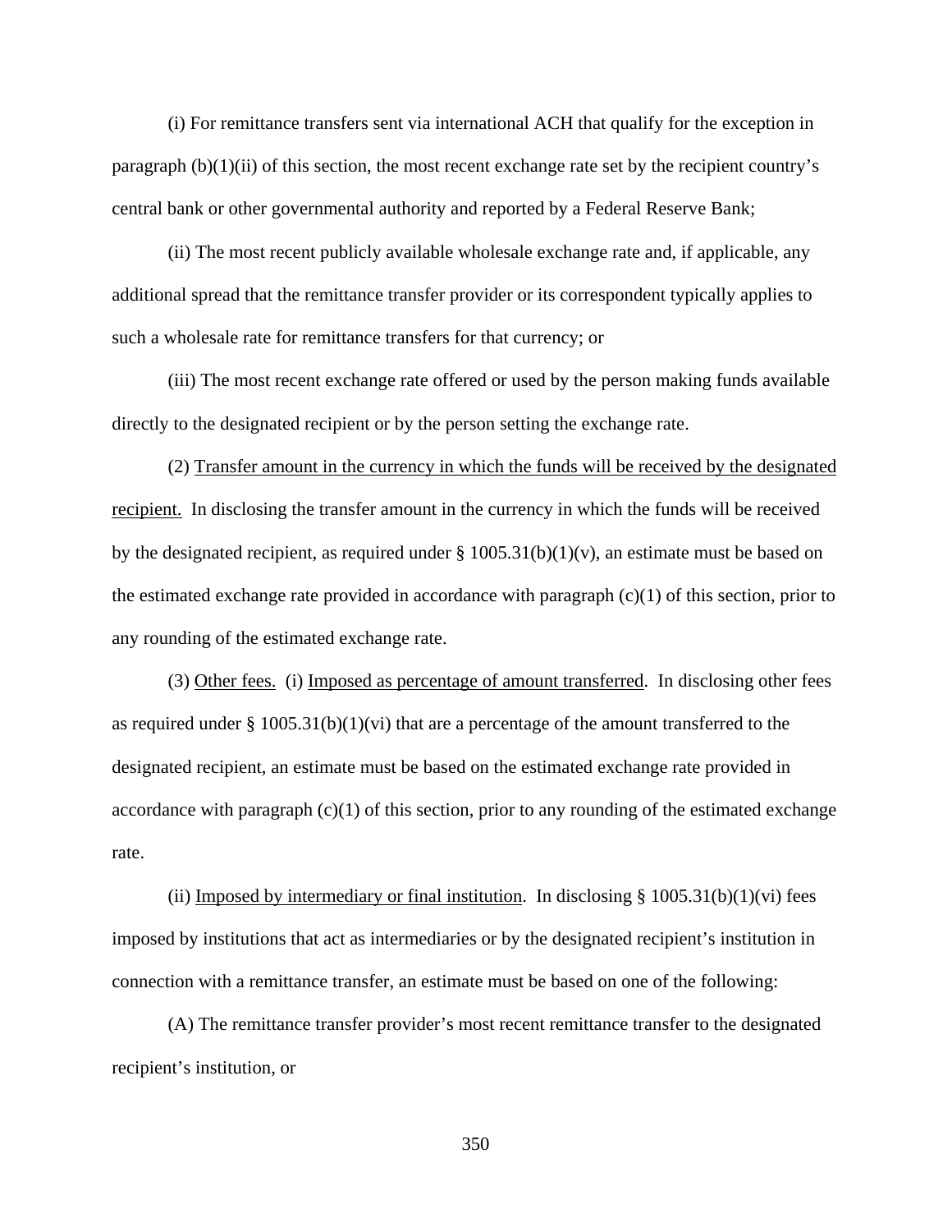(i) For remittance transfers sent via international ACH that qualify for the exception in paragraph (b)(1)(ii) of this section, the most recent exchange rate set by the recipient country's central bank or other governmental authority and reported by a Federal Reserve Bank;

(ii) The most recent publicly available wholesale exchange rate and, if applicable, any additional spread that the remittance transfer provider or its correspondent typically applies to such a wholesale rate for remittance transfers for that currency; or

(iii) The most recent exchange rate offered or used by the person making funds available directly to the designated recipient or by the person setting the exchange rate.

(2) Transfer amount in the currency in which the funds will be received by the designated recipient. In disclosing the transfer amount in the currency in which the funds will be received by the designated recipient, as required under § 1005.31(b)(1)(v), an estimate must be based on the estimated exchange rate provided in accordance with paragraph (c)(1) of this section, prior to any rounding of the estimated exchange rate.

(3) Other fees. (i) Imposed as percentage of amount transferred. In disclosing other fees as required under § 1005.31(b)(1)(vi) that are a percentage of the amount transferred to the designated recipient, an estimate must be based on the estimated exchange rate provided in accordance with paragraph (c)(1) of this section, prior to any rounding of the estimated exchange rate.

(ii) Imposed by intermediary or final institution. In disclosing § 1005.31(b)(1)(vi) fees imposed by institutions that act as intermediaries or by the designated recipient's institution in connection with a remittance transfer, an estimate must be based on one of the following:

(A) The remittance transfer provider's most recent remittance transfer to the designated recipient's institution, or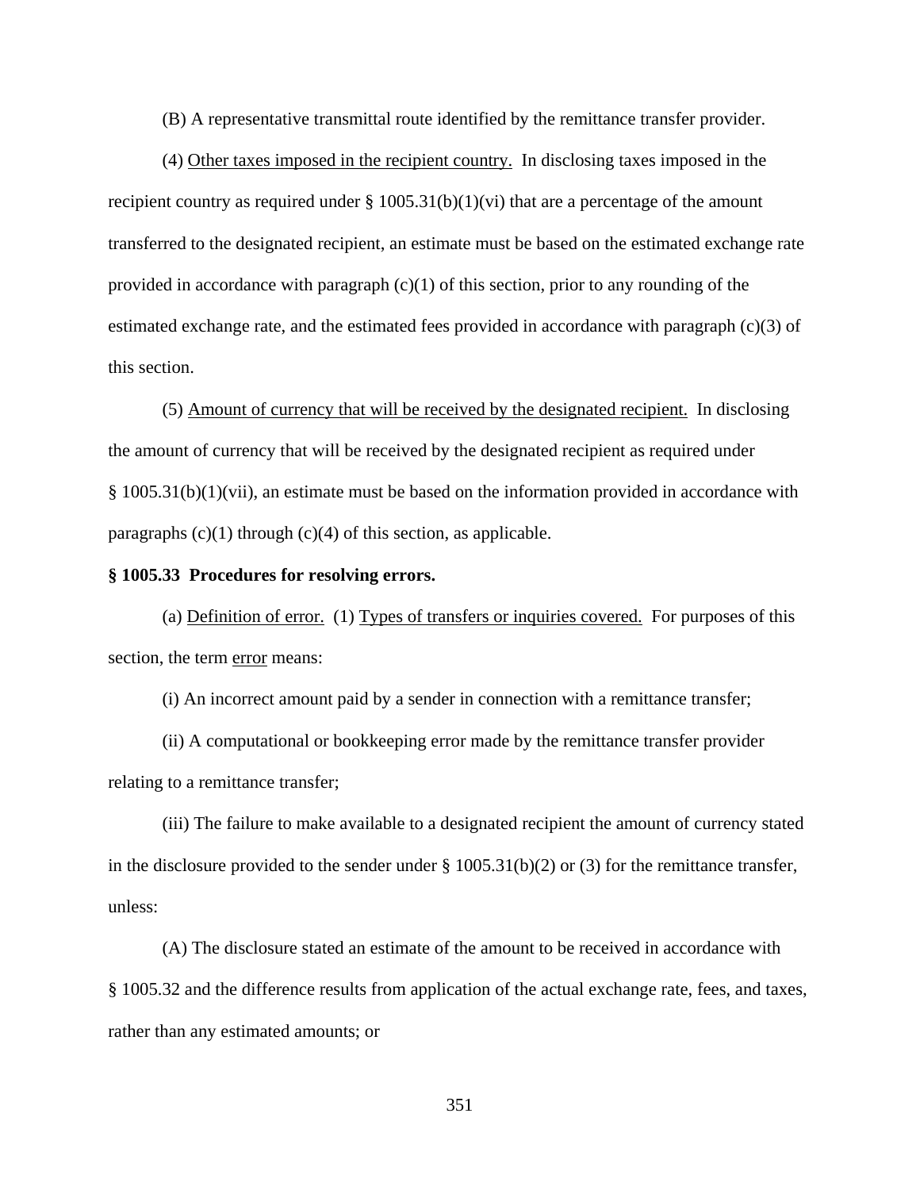(B) A representative transmittal route identified by the remittance transfer provider.

(4) Other taxes imposed in the recipient country. In disclosing taxes imposed in the recipient country as required under § 1005.31(b)(1)(vi) that are a percentage of the amount transferred to the designated recipient, an estimate must be based on the estimated exchange rate provided in accordance with paragraph (c)(1) of this section, prior to any rounding of the estimated exchange rate, and the estimated fees provided in accordance with paragraph (c)(3) of this section.

(5) Amount of currency that will be received by the designated recipient. In disclosing the amount of currency that will be received by the designated recipient as required under § 1005.31(b)(1)(vii), an estimate must be based on the information provided in accordance with paragraphs (c)(1) through (c)(4) of this section, as applicable.

**§ 1005.33 Procedures for resolving errors.**

(a) Definition of error. (1) Types of transfers or inquiries covered. For purposes of this section, the term error means:

(i) An incorrect amount paid by a sender in connection with a remittance transfer;

(ii) A computational or bookkeeping error made by the remittance transfer provider relating to a remittance transfer;

(iii) The failure to make available to a designated recipient the amount of currency stated in the disclosure provided to the sender under § 1005.31(b)(2) or (3) for the remittance transfer, unless:

(A) The disclosure stated an estimate of the amount to be received in accordance with § 1005.32 and the difference results from application of the actual exchange rate, fees, and taxes, rather than any estimated amounts; or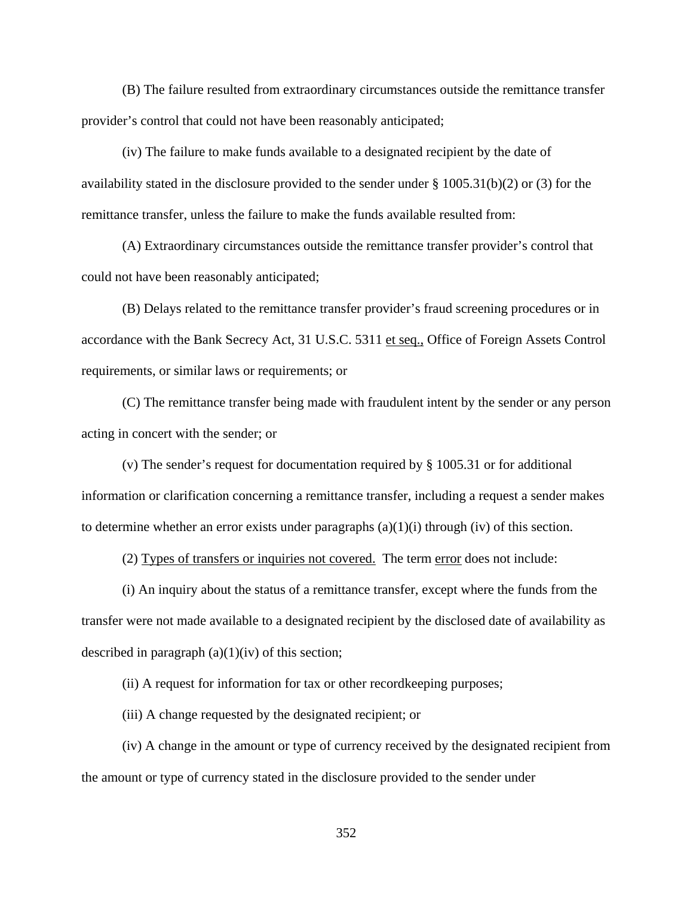(B) The failure resulted from extraordinary circumstances outside the remittance transfer provider's control that could not have been reasonably anticipated;

(iv) The failure to make funds available to a designated recipient by the date of availability stated in the disclosure provided to the sender under § 1005.31(b)(2) or (3) for the remittance transfer, unless the failure to make the funds available resulted from:

(A) Extraordinary circumstances outside the remittance transfer provider's control that could not have been reasonably anticipated;

(B) Delays related to the remittance transfer provider's fraud screening procedures or in accordance with the Bank Secrecy Act, 31 U.S.C. 5311 et seq., Office of Foreign Assets Control requirements, or similar laws or requirements; or

(C) The remittance transfer being made with fraudulent intent by the sender or any person acting in concert with the sender; or

(v) The sender's request for documentation required by § 1005.31 or for additional information or clarification concerning a remittance transfer, including a request a sender makes to determine whether an error exists under paragraphs (a)(1)(i) through (iv) of this section.

(2) Types of transfers or inquiries not covered. The term error does not include:

(i) An inquiry about the status of a remittance transfer, except where the funds from the transfer were not made available to a designated recipient by the disclosed date of availability as described in paragraph (a)(1)(iv) of this section;

(ii) A request for information for tax or other recordkeeping purposes;

(iii) A change requested by the designated recipient; or

(iv) A change in the amount or type of currency received by the designated recipient from the amount or type of currency stated in the disclosure provided to the sender under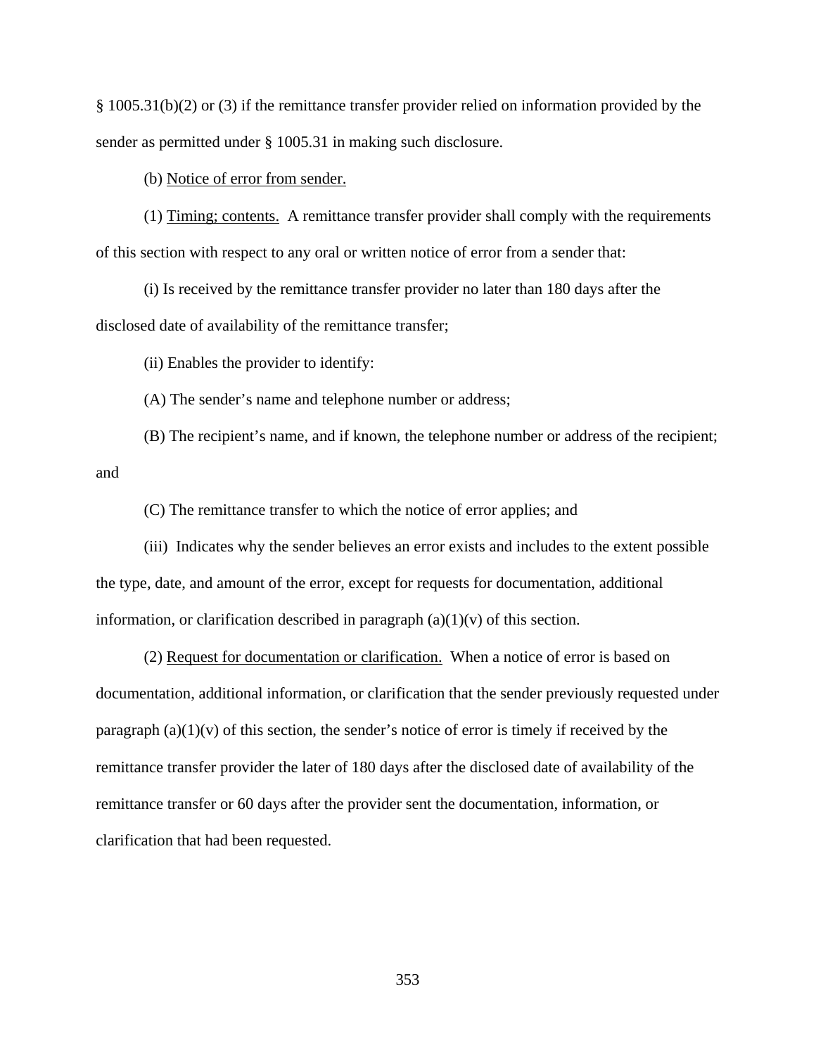§ 1005.31(b)(2) or (3) if the remittance transfer provider relied on information provided by the sender as permitted under § 1005.31 in making such disclosure.

(b) Notice of error from sender.

(1) Timing; contents. A remittance transfer provider shall comply with the requirements of this section with respect to any oral or written notice of error from a sender that:

(i) Is received by the remittance transfer provider no later than 180 days after the disclosed date of availability of the remittance transfer;

(ii) Enables the provider to identify:

(A) The sender's name and telephone number or address;

(B) The recipient's name, and if known, the telephone number or address of the recipient; and

(C) The remittance transfer to which the notice of error applies; and

(iii) Indicates why the sender believes an error exists and includes to the extent possible the type, date, and amount of the error, except for requests for documentation, additional information, or clarification described in paragraph (a)(1)(v) of this section.

(2) Request for documentation or clarification. When a notice of error is based on documentation, additional information, or clarification that the sender previously requested under paragraph (a)(1)(v) of this section, the sender's notice of error is timely if received by the remittance transfer provider the later of 180 days after the disclosed date of availability of the remittance transfer or 60 days after the provider sent the documentation, information, or clarification that had been requested.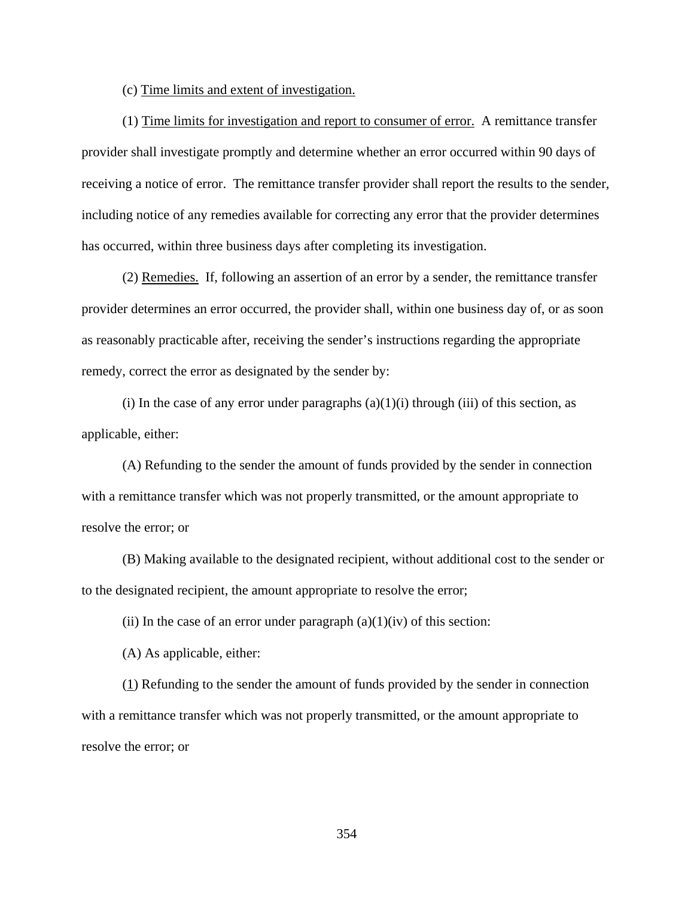(c) Time limits and extent of investigation.

(1) Time limits for investigation and report to consumer of error. A remittance transfer provider shall investigate promptly and determine whether an error occurred within 90 days of receiving a notice of error. The remittance transfer provider shall report the results to the sender, including notice of any remedies available for correcting any error that the provider determines has occurred, within three business days after completing its investigation.

(2) Remedies. If, following an assertion of an error by a sender, the remittance transfer provider determines an error occurred, the provider shall, within one business day of, or as soon as reasonably practicable after, receiving the sender's instructions regarding the appropriate remedy, correct the error as designated by the sender by:

(i) In the case of any error under paragraphs (a)(1)(i) through (iii) of this section, as applicable, either:

(A) Refunding to the sender the amount of funds provided by the sender in connection with a remittance transfer which was not properly transmitted, or the amount appropriate to resolve the error; or

(B) Making available to the designated recipient, without additional cost to the sender or to the designated recipient, the amount appropriate to resolve the error;

(ii) In the case of an error under paragraph (a)(1)(iv) of this section:

(A) As applicable, either:

(1) Refunding to the sender the amount of funds provided by the sender in connection with a remittance transfer which was not properly transmitted, or the amount appropriate to resolve the error; or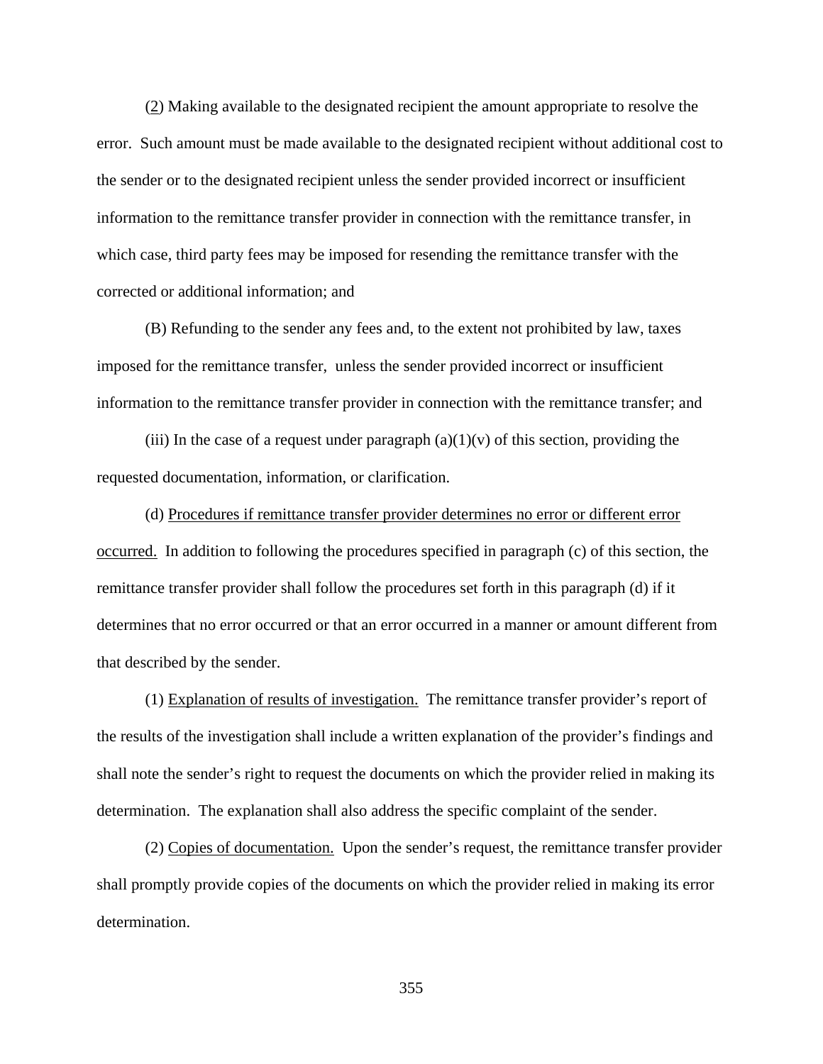(2) Making available to the designated recipient the amount appropriate to resolve the error. Such amount must be made available to the designated recipient without additional cost to the sender or to the designated recipient unless the sender provided incorrect or insufficient information to the remittance transfer provider in connection with the remittance transfer, in which case, third party fees may be imposed for resending the remittance transfer with the corrected or additional information; and

(B) Refunding to the sender any fees and, to the extent not prohibited by law, taxes imposed for the remittance transfer, unless the sender provided incorrect or insufficient information to the remittance transfer provider in connection with the remittance transfer; and

(iii) In the case of a request under paragraph (a)(1)(v) of this section, providing the requested documentation, information, or clarification.

(d) Procedures if remittance transfer provider determines no error or different error occurred. In addition to following the procedures specified in paragraph (c) of this section, the remittance transfer provider shall follow the procedures set forth in this paragraph (d) if it determines that no error occurred or that an error occurred in a manner or amount different from that described by the sender.

(1) Explanation of results of investigation. The remittance transfer provider's report of the results of the investigation shall include a written explanation of the provider's findings and shall note the sender's right to request the documents on which the provider relied in making its determination. The explanation shall also address the specific complaint of the sender.

(2) Copies of documentation. Upon the sender's request, the remittance transfer provider shall promptly provide copies of the documents on which the provider relied in making its error determination.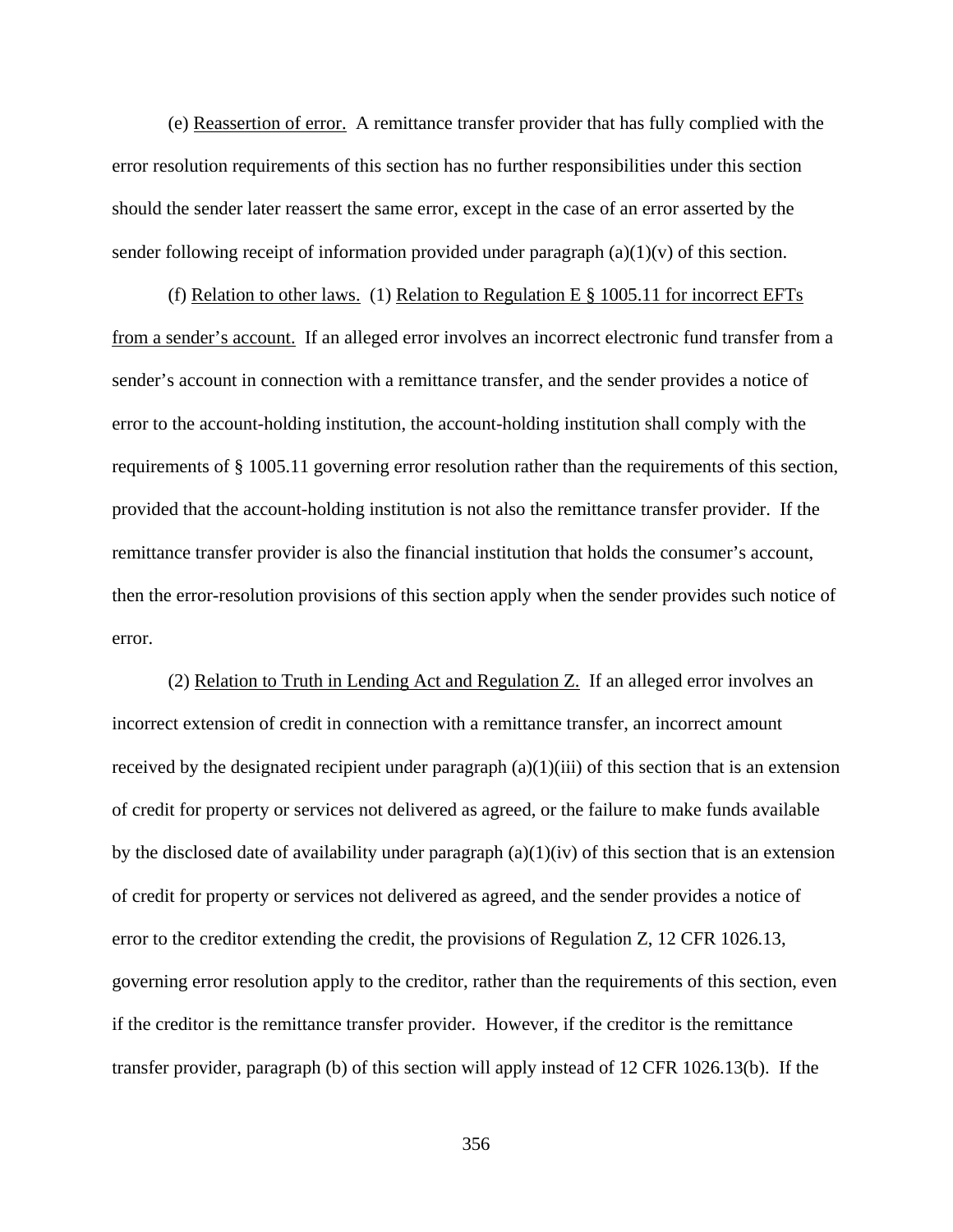(e) Reassertion of error. A remittance transfer provider that has fully complied with the error resolution requirements of this section has no further responsibilities under this section should the sender later reassert the same error, except in the case of an error asserted by the sender following receipt of information provided under paragraph (a)(1)(v) of this section.

(f) Relation to other laws. (1) Relation to Regulation E § 1005.11 for incorrect EFTs from a sender's account. If an alleged error involves an incorrect electronic fund transfer from a sender's account in connection with a remittance transfer, and the sender provides a notice of error to the account-holding institution, the account-holding institution shall comply with the requirements of § 1005.11 governing error resolution rather than the requirements of this section, provided that the account-holding institution is not also the remittance transfer provider. If the remittance transfer provider is also the financial institution that holds the consumer's account, then the error-resolution provisions of this section apply when the sender provides such notice of error.

(2) Relation to Truth in Lending Act and Regulation Z. If an alleged error involves an incorrect extension of credit in connection with a remittance transfer, an incorrect amount received by the designated recipient under paragraph (a)(1)(iii) of this section that is an extension of credit for property or services not delivered as agreed, or the failure to make funds available by the disclosed date of availability under paragraph (a)(1)(iv) of this section that is an extension of credit for property or services not delivered as agreed, and the sender provides a notice of error to the creditor extending the credit, the provisions of Regulation Z, 12 CFR 1026.13, governing error resolution apply to the creditor, rather than the requirements of this section, even if the creditor is the remittance transfer provider. However, if the creditor is the remittance transfer provider, paragraph (b) of this section will apply instead of 12 CFR 1026.13(b). If the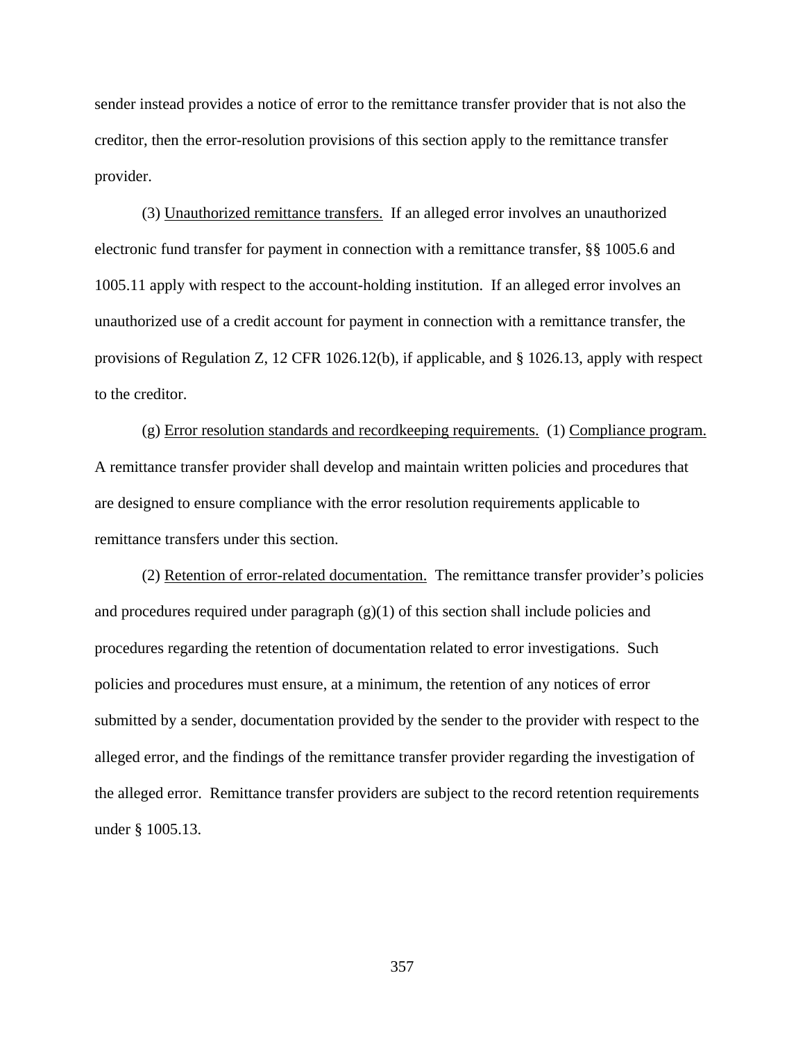sender instead provides a notice of error to the remittance transfer provider that is not also the creditor, then the error-resolution provisions of this section apply to the remittance transfer provider.

(3) Unauthorized remittance transfers. If an alleged error involves an unauthorized electronic fund transfer for payment in connection with a remittance transfer, §§ 1005.6 and 1005.11 apply with respect to the account-holding institution. If an alleged error involves an unauthorized use of a credit account for payment in connection with a remittance transfer, the provisions of Regulation Z, 12 CFR 1026.12(b), if applicable, and § 1026.13, apply with respect to the creditor.

(g) Error resolution standards and recordkeeping requirements. (1) Compliance program. A remittance transfer provider shall develop and maintain written policies and procedures that are designed to ensure compliance with the error resolution requirements applicable to remittance transfers under this section.

(2) Retention of error-related documentation. The remittance transfer provider's policies and procedures required under paragraph (g)(1) of this section shall include policies and procedures regarding the retention of documentation related to error investigations. Such policies and procedures must ensure, at a minimum, the retention of any notices of error submitted by a sender, documentation provided by the sender to the provider with respect to the alleged error, and the findings of the remittance transfer provider regarding the investigation of the alleged error. Remittance transfer providers are subject to the record retention requirements under § 1005.13.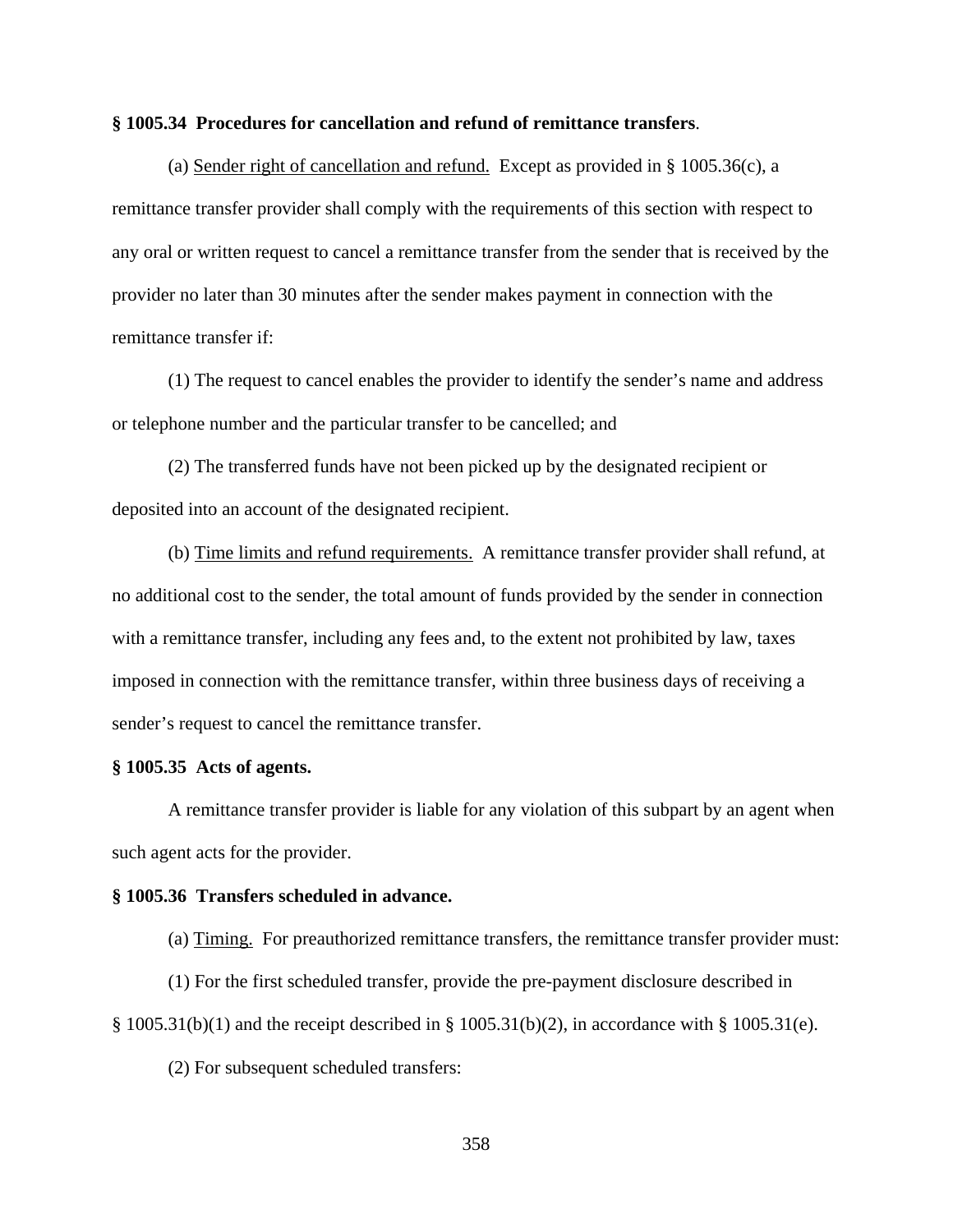**§ 1005.34 Procedures for cancellation and refund of remittance transfers**.

(a) Sender right of cancellation and refund. Except as provided in § 1005.36(c), a remittance transfer provider shall comply with the requirements of this section with respect to any oral or written request to cancel a remittance transfer from the sender that is received by the provider no later than 30 minutes after the sender makes payment in connection with the remittance transfer if:

(1) The request to cancel enables the provider to identify the sender's name and address or telephone number and the particular transfer to be cancelled; and

(2) The transferred funds have not been picked up by the designated recipient or deposited into an account of the designated recipient.

(b) Time limits and refund requirements. A remittance transfer provider shall refund, at no additional cost to the sender, the total amount of funds provided by the sender in connection with a remittance transfer, including any fees and, to the extent not prohibited by law, taxes imposed in connection with the remittance transfer, within three business days of receiving a sender's request to cancel the remittance transfer.

**§ 1005.35 Acts of agents.**

A remittance transfer provider is liable for any violation of this subpart by an agent when such agent acts for the provider.

**§ 1005.36 Transfers scheduled in advance.**

(a) Timing. For preauthorized remittance transfers, the remittance transfer provider must:

(1) For the first scheduled transfer, provide the pre-payment disclosure described in § 1005.31(b)(1) and the receipt described in § 1005.31(b)(2), in accordance with § 1005.31(e).

(2) For subsequent scheduled transfers: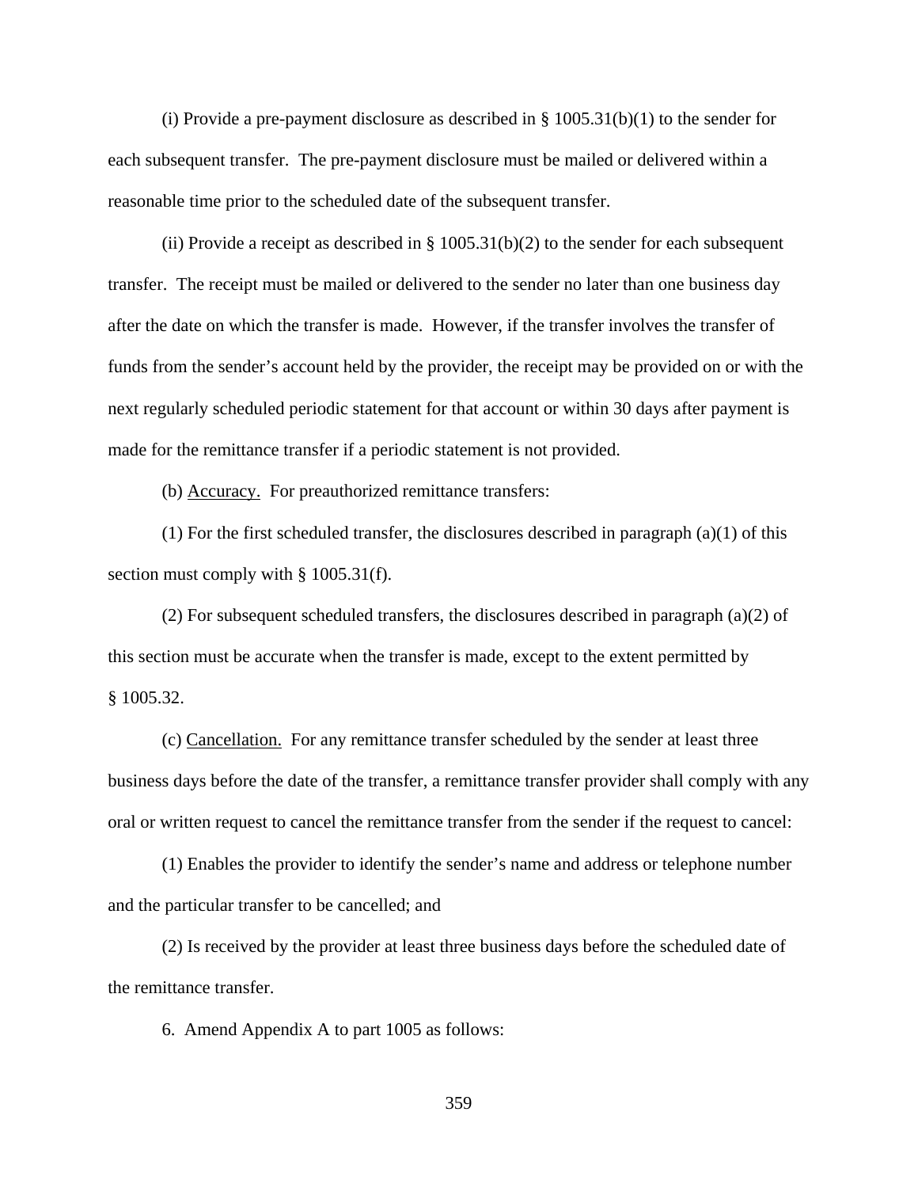(i) Provide a pre-payment disclosure as described in § 1005.31(b)(1) to the sender for each subsequent transfer. The pre-payment disclosure must be mailed or delivered within a reasonable time prior to the scheduled date of the subsequent transfer.

(ii) Provide a receipt as described in § 1005.31(b)(2) to the sender for each subsequent transfer. The receipt must be mailed or delivered to the sender no later than one business day after the date on which the transfer is made. However, if the transfer involves the transfer of funds from the sender's account held by the provider, the receipt may be provided on or with the next regularly scheduled periodic statement for that account or within 30 days after payment is made for the remittance transfer if a periodic statement is not provided.

(b) Accuracy. For preauthorized remittance transfers:

(1) For the first scheduled transfer, the disclosures described in paragraph (a)(1) of this section must comply with § 1005.31(f).

(2) For subsequent scheduled transfers, the disclosures described in paragraph (a)(2) of this section must be accurate when the transfer is made, except to the extent permitted by § 1005.32.

(c) Cancellation. For any remittance transfer scheduled by the sender at least three business days before the date of the transfer, a remittance transfer provider shall comply with any oral or written request to cancel the remittance transfer from the sender if the request to cancel:

(1) Enables the provider to identify the sender's name and address or telephone number and the particular transfer to be cancelled; and

(2) Is received by the provider at least three business days before the scheduled date of the remittance transfer.

6. Amend Appendix A to part 1005 as follows: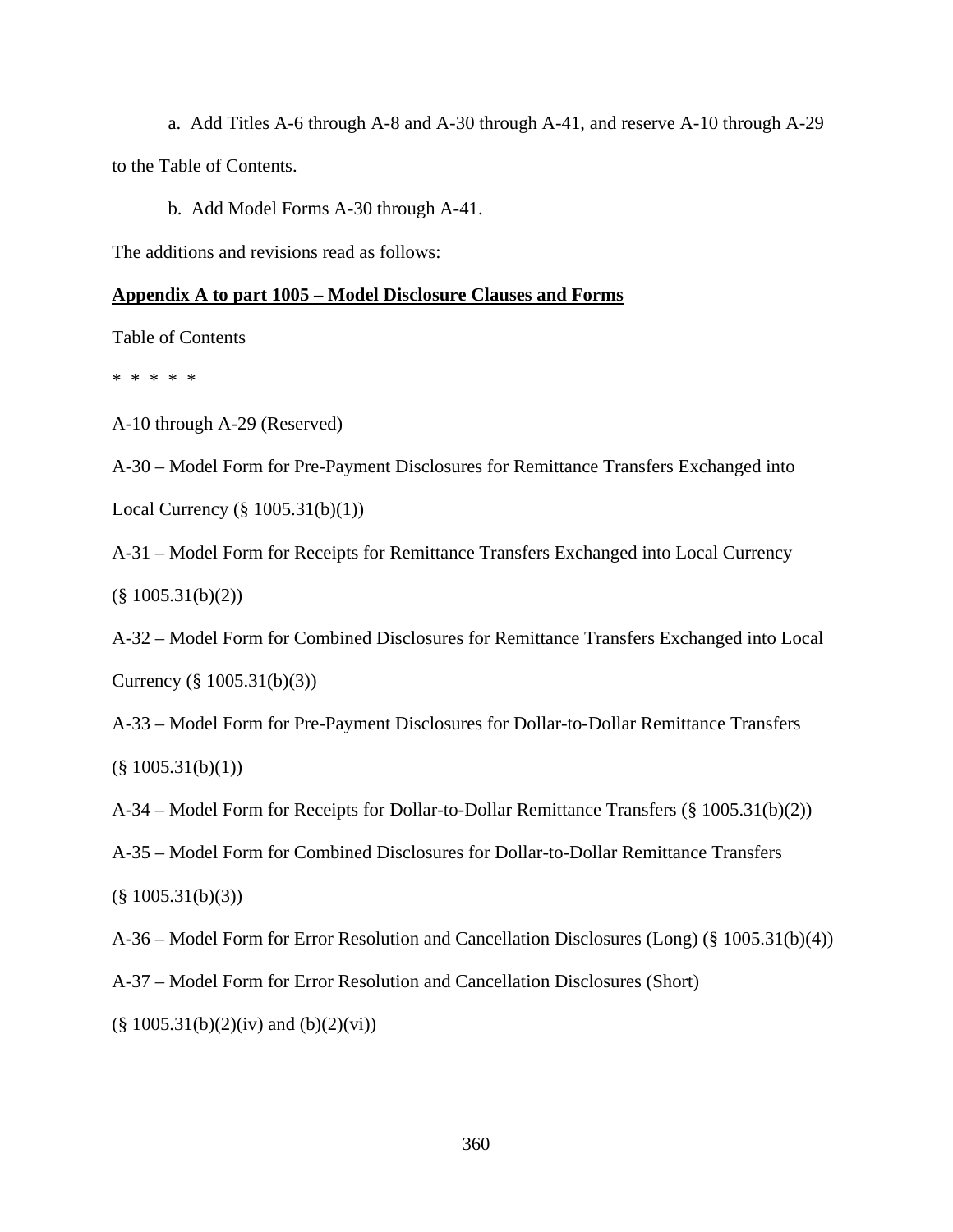a. Add Titles A-6 through A-8 and A-30 through A-41, and reserve A-10 through A-29 to the Table of Contents.

b. Add Model Forms A-30 through A-41.

The additions and revisions read as follows:

**Appendix A to part 1005 – Model Disclosure Clauses and Forms**

Table of Contents

\* \* \* \* \*

A-10 through A-29 (Reserved)

A-30 – Model Form for Pre-Payment Disclosures for Remittance Transfers Exchanged into Local Currency (§ 1005.31(b)(1))

A-31 – Model Form for Receipts for Remittance Transfers Exchanged into Local Currency (§ 1005.31(b)(2))

A-32 – Model Form for Combined Disclosures for Remittance Transfers Exchanged into Local Currency (§ 1005.31(b)(3))

A-33 – Model Form for Pre-Payment Disclosures for Dollar-to-Dollar Remittance Transfers (§ 1005.31(b)(1))

A-34 – Model Form for Receipts for Dollar-to-Dollar Remittance Transfers (§ 1005.31(b)(2))

A-35 – Model Form for Combined Disclosures for Dollar-to-Dollar Remittance Transfers (§ 1005.31(b)(3))

A-36 – Model Form for Error Resolution and Cancellation Disclosures (Long) (§ 1005.31(b)(4))

A-37 – Model Form for Error Resolution and Cancellation Disclosures (Short) (§ 1005.31(b)(2)(iv) and (b)(2)(vi))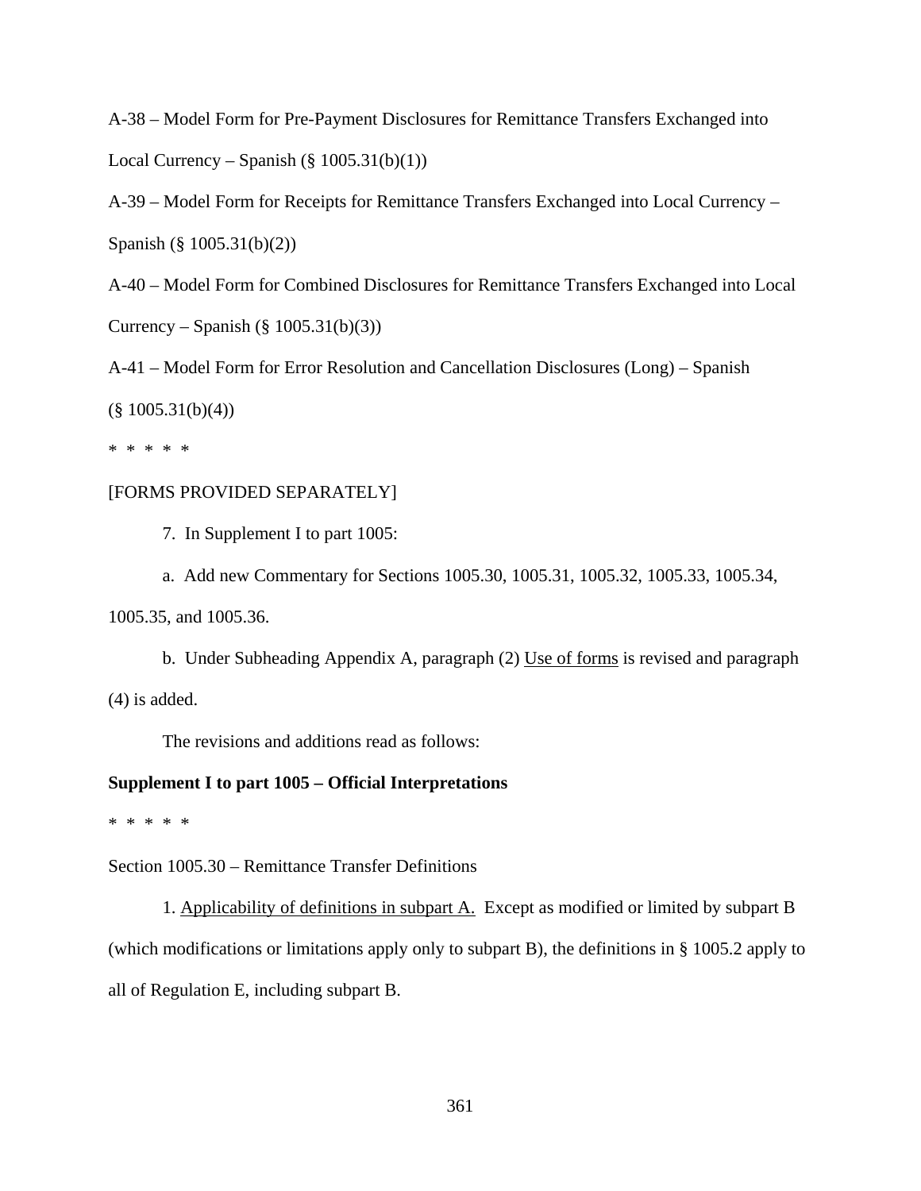A-38 – Model Form for Pre-Payment Disclosures for Remittance Transfers Exchanged into Local Currency – Spanish (§ 1005.31(b)(1))

A-39 – Model Form for Receipts for Remittance Transfers Exchanged into Local Currency – Spanish (§ 1005.31(b)(2))

A-40 – Model Form for Combined Disclosures for Remittance Transfers Exchanged into Local Currency – Spanish (§ 1005.31(b)(3))

A-41 – Model Form for Error Resolution and Cancellation Disclosures (Long) – Spanish (§ 1005.31(b)(4))

* * * * *

[FORMS PROVIDED SEPARATELY]

7. In Supplement I to part 1005:

a. Add new Commentary for Sections 1005.30, 1005.31, 1005.32, 1005.33, 1005.34, 1005.35, and 1005.36.

b. Under Subheading Appendix A, paragraph (2) Use of forms is revised and paragraph (4) is added.

The revisions and additions read as follows:

**Supplement I to part 1005 – Official Interpretations**

* * * * *

Section 1005.30 – Remittance Transfer Definitions

1. Applicability of definitions in subpart A. Except as modified or limited by subpart B (which modifications or limitations apply only to subpart B), the definitions in § 1005.2 apply to all of Regulation E, including subpart B.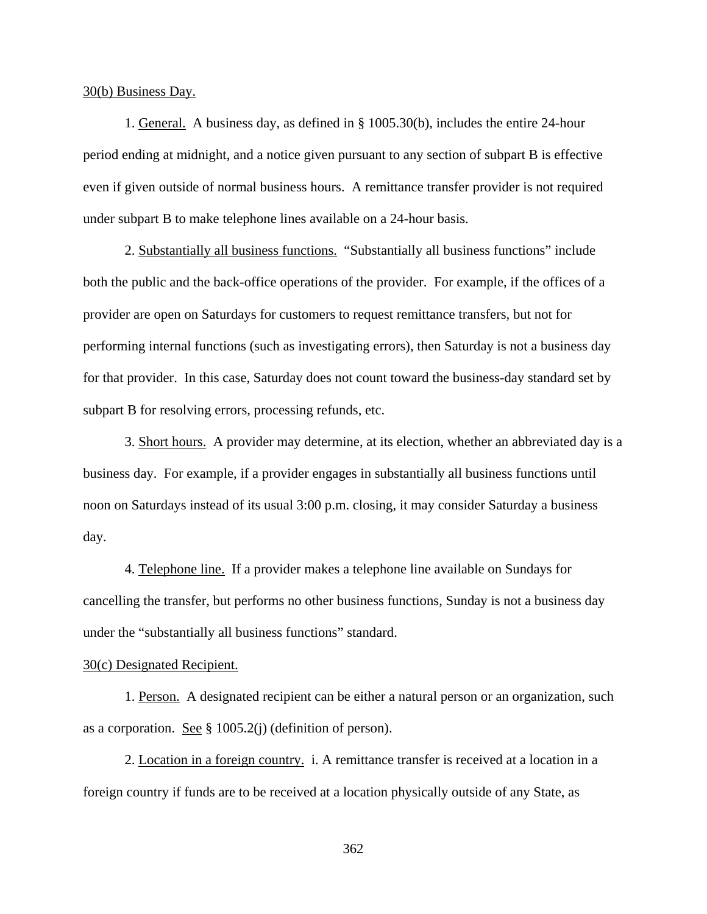30(b) Business Day.

1. General. A business day, as defined in § 1005.30(b), includes the entire 24-hour period ending at midnight, and a notice given pursuant to any section of subpart B is effective even if given outside of normal business hours. A remittance transfer provider is not required under subpart B to make telephone lines available on a 24-hour basis.

2. Substantially all business functions. "Substantially all business functions" include both the public and the back-office operations of the provider. For example, if the offices of a provider are open on Saturdays for customers to request remittance transfers, but not for performing internal functions (such as investigating errors), then Saturday is not a business day for that provider. In this case, Saturday does not count toward the business-day standard set by subpart B for resolving errors, processing refunds, etc.

3. Short hours. A provider may determine, at its election, whether an abbreviated day is a business day. For example, if a provider engages in substantially all business functions until noon on Saturdays instead of its usual 3:00 p.m. closing, it may consider Saturday a business day.

4. Telephone line. If a provider makes a telephone line available on Sundays for cancelling the transfer, but performs no other business functions, Sunday is not a business day under the "substantially all business functions" standard.

30(c) Designated Recipient.

1. Person. A designated recipient can be either a natural person or an organization, such as a corporation. See § 1005.2(j) (definition of person).

2. Location in a foreign country. i. A remittance transfer is received at a location in a foreign country if funds are to be received at a location physically outside of any State, as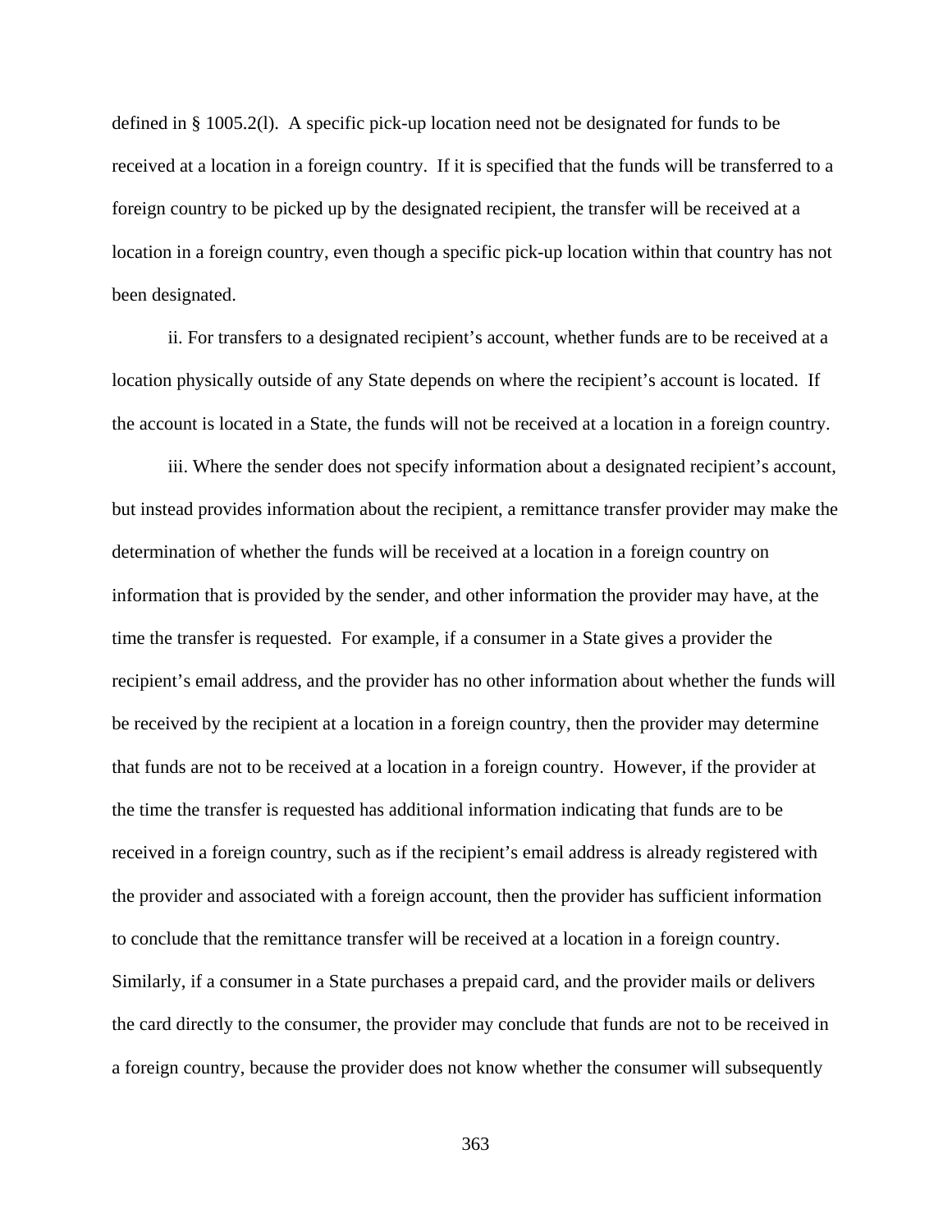defined in § 1005.2(l). A specific pick-up location need not be designated for funds to be received at a location in a foreign country. If it is specified that the funds will be transferred to a foreign country to be picked up by the designated recipient, the transfer will be received at a location in a foreign country, even though a specific pick-up location within that country has not been designated.

ii. For transfers to a designated recipient's account, whether funds are to be received at a location physically outside of any State depends on where the recipient's account is located. If the account is located in a State, the funds will not be received at a location in a foreign country.

iii. Where the sender does not specify information about a designated recipient's account, but instead provides information about the recipient, a remittance transfer provider may make the determination of whether the funds will be received at a location in a foreign country on information that is provided by the sender, and other information the provider may have, at the time the transfer is requested. For example, if a consumer in a State gives a provider the recipient's email address, and the provider has no other information about whether the funds will be received by the recipient at a location in a foreign country, then the provider may determine that funds are not to be received at a location in a foreign country. However, if the provider at the time the transfer is requested has additional information indicating that funds are to be received in a foreign country, such as if the recipient's email address is already registered with the provider and associated with a foreign account, then the provider has sufficient information to conclude that the remittance transfer will be received at a location in a foreign country. Similarly, if a consumer in a State purchases a prepaid card, and the provider mails or delivers the card directly to the consumer, the provider may conclude that funds are not to be received in a foreign country, because the provider does not know whether the consumer will subsequently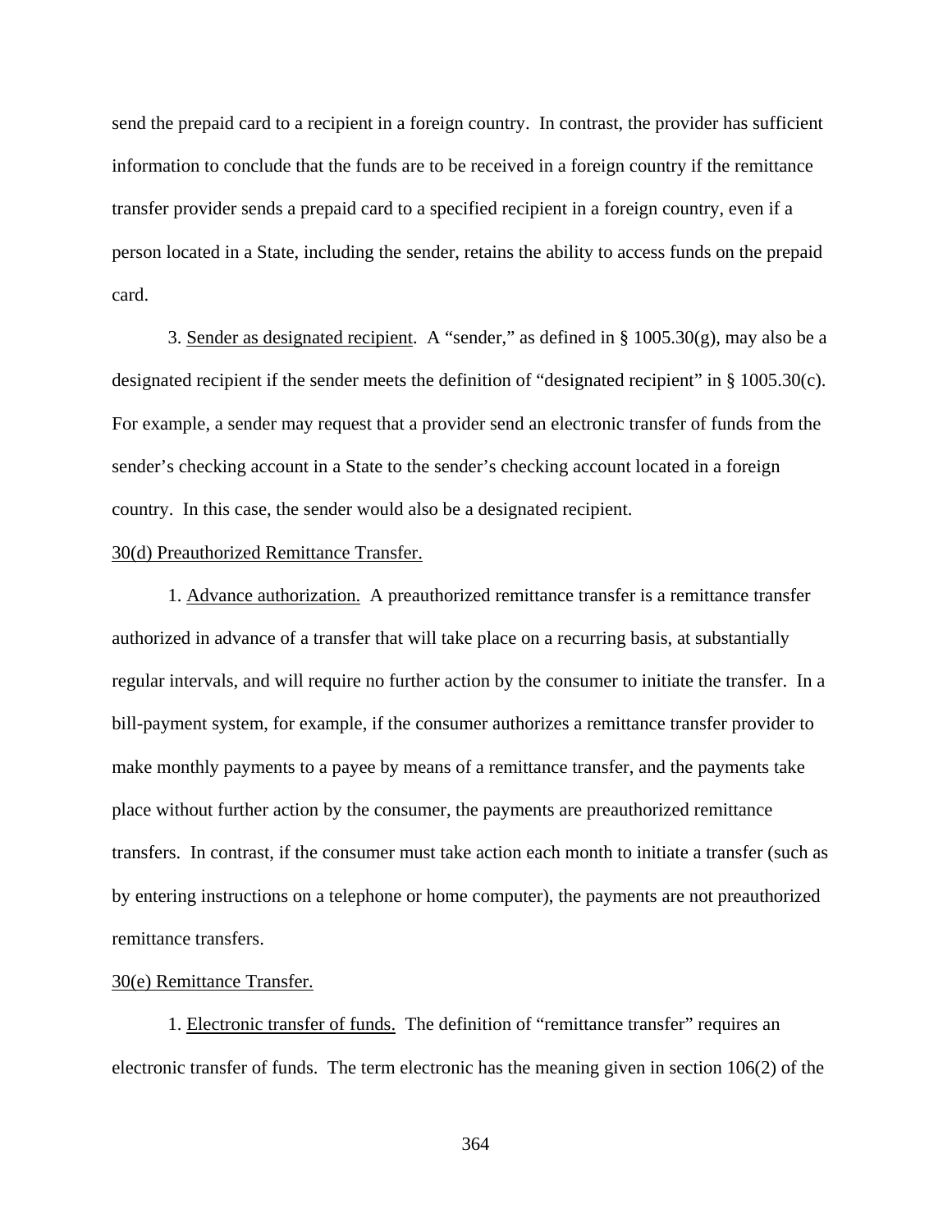send the prepaid card to a recipient in a foreign country. In contrast, the provider has sufficient information to conclude that the funds are to be received in a foreign country if the remittance transfer provider sends a prepaid card to a specified recipient in a foreign country, even if a person located in a State, including the sender, retains the ability to access funds on the prepaid card.

3. Sender as designated recipient. A "sender," as defined in § 1005.30(g), may also be a designated recipient if the sender meets the definition of "designated recipient" in § 1005.30(c). For example, a sender may request that a provider send an electronic transfer of funds from the sender's checking account in a State to the sender's checking account located in a foreign country. In this case, the sender would also be a designated recipient.

30(d) Preauthorized Remittance Transfer.

1. Advance authorization. A preauthorized remittance transfer is a remittance transfer authorized in advance of a transfer that will take place on a recurring basis, at substantially regular intervals, and will require no further action by the consumer to initiate the transfer. In a bill-payment system, for example, if the consumer authorizes a remittance transfer provider to make monthly payments to a payee by means of a remittance transfer, and the payments take place without further action by the consumer, the payments are preauthorized remittance transfers. In contrast, if the consumer must take action each month to initiate a transfer (such as by entering instructions on a telephone or home computer), the payments are not preauthorized remittance transfers.

30(e) Remittance Transfer.

1. Electronic transfer of funds. The definition of "remittance transfer" requires an electronic transfer of funds. The term electronic has the meaning given in section 106(2) of the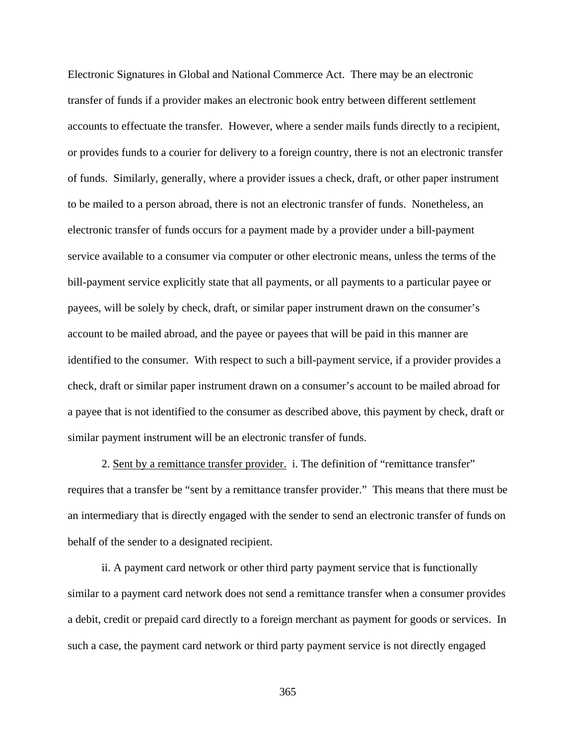Electronic Signatures in Global and National Commerce Act. There may be an electronic transfer of funds if a provider makes an electronic book entry between different settlement accounts to effectuate the transfer. However, where a sender mails funds directly to a recipient, or provides funds to a courier for delivery to a foreign country, there is not an electronic transfer of funds. Similarly, generally, where a provider issues a check, draft, or other paper instrument to be mailed to a person abroad, there is not an electronic transfer of funds. Nonetheless, an electronic transfer of funds occurs for a payment made by a provider under a bill-payment service available to a consumer via computer or other electronic means, unless the terms of the bill-payment service explicitly state that all payments, or all payments to a particular payee or payees, will be solely by check, draft, or similar paper instrument drawn on the consumer's account to be mailed abroad, and the payee or payees that will be paid in this manner are identified to the consumer. With respect to such a bill-payment service, if a provider provides a check, draft or similar paper instrument drawn on a consumer's account to be mailed abroad for a payee that is not identified to the consumer as described above, this payment by check, draft or similar payment instrument will be an electronic transfer of funds.

2. Sent by a remittance transfer provider. i. The definition of "remittance transfer" requires that a transfer be "sent by a remittance transfer provider." This means that there must be an intermediary that is directly engaged with the sender to send an electronic transfer of funds on behalf of the sender to a designated recipient.

ii. A payment card network or other third party payment service that is functionally similar to a payment card network does not send a remittance transfer when a consumer provides a debit, credit or prepaid card directly to a foreign merchant as payment for goods or services. In such a case, the payment card network or third party payment service is not directly engaged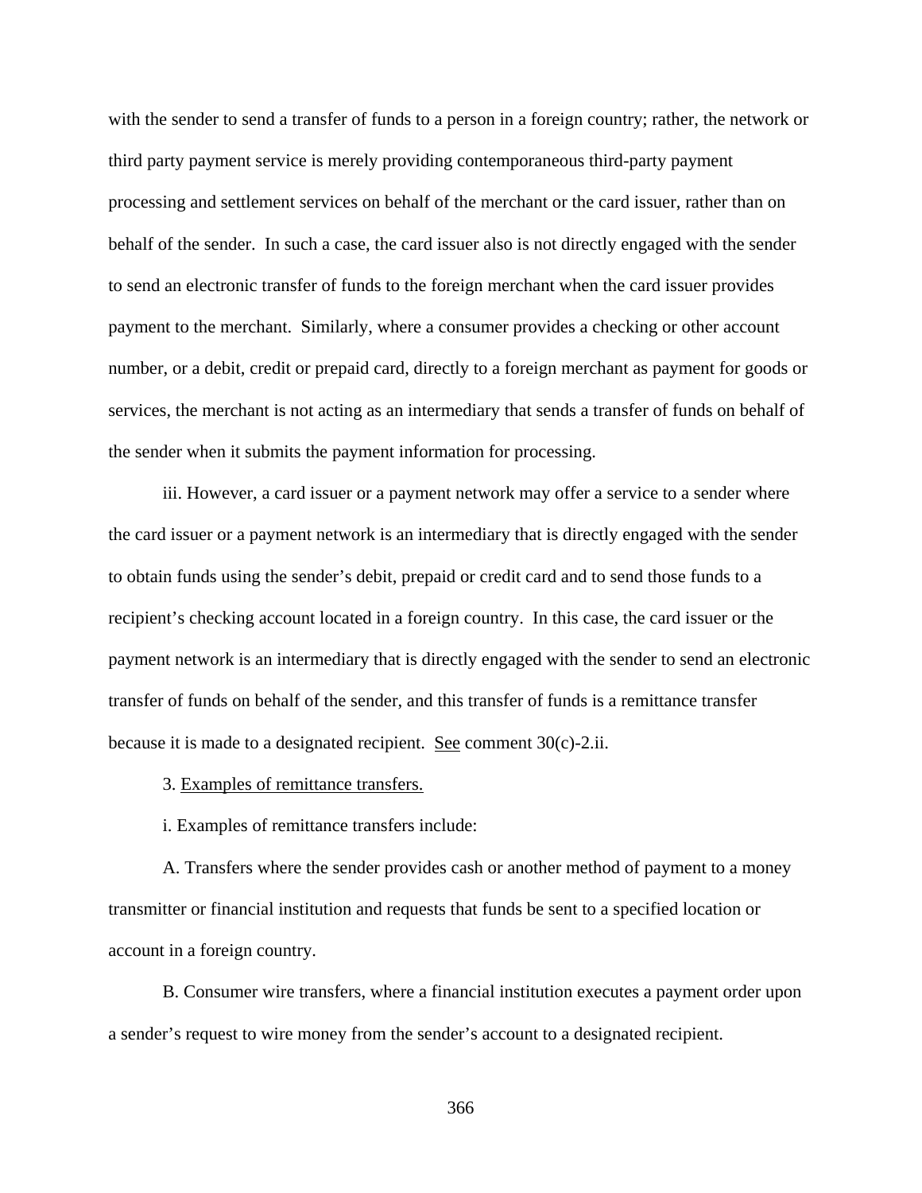with the sender to send a transfer of funds to a person in a foreign country; rather, the network or third party payment service is merely providing contemporaneous third-party payment processing and settlement services on behalf of the merchant or the card issuer, rather than on behalf of the sender. In such a case, the card issuer also is not directly engaged with the sender to send an electronic transfer of funds to the foreign merchant when the card issuer provides payment to the merchant. Similarly, where a consumer provides a checking or other account number, or a debit, credit or prepaid card, directly to a foreign merchant as payment for goods or services, the merchant is not acting as an intermediary that sends a transfer of funds on behalf of the sender when it submits the payment information for processing.

iii. However, a card issuer or a payment network may offer a service to a sender where the card issuer or a payment network is an intermediary that is directly engaged with the sender to obtain funds using the sender's debit, prepaid or credit card and to send those funds to a recipient's checking account located in a foreign country. In this case, the card issuer or the payment network is an intermediary that is directly engaged with the sender to send an electronic transfer of funds on behalf of the sender, and this transfer of funds is a remittance transfer because it is made to a designated recipient. See comment 30(c)-2.ii.

3. Examples of remittance transfers.

i. Examples of remittance transfers include:

A. Transfers where the sender provides cash or another method of payment to a money transmitter or financial institution and requests that funds be sent to a specified location or account in a foreign country.

B. Consumer wire transfers, where a financial institution executes a payment order upon a sender's request to wire money from the sender's account to a designated recipient.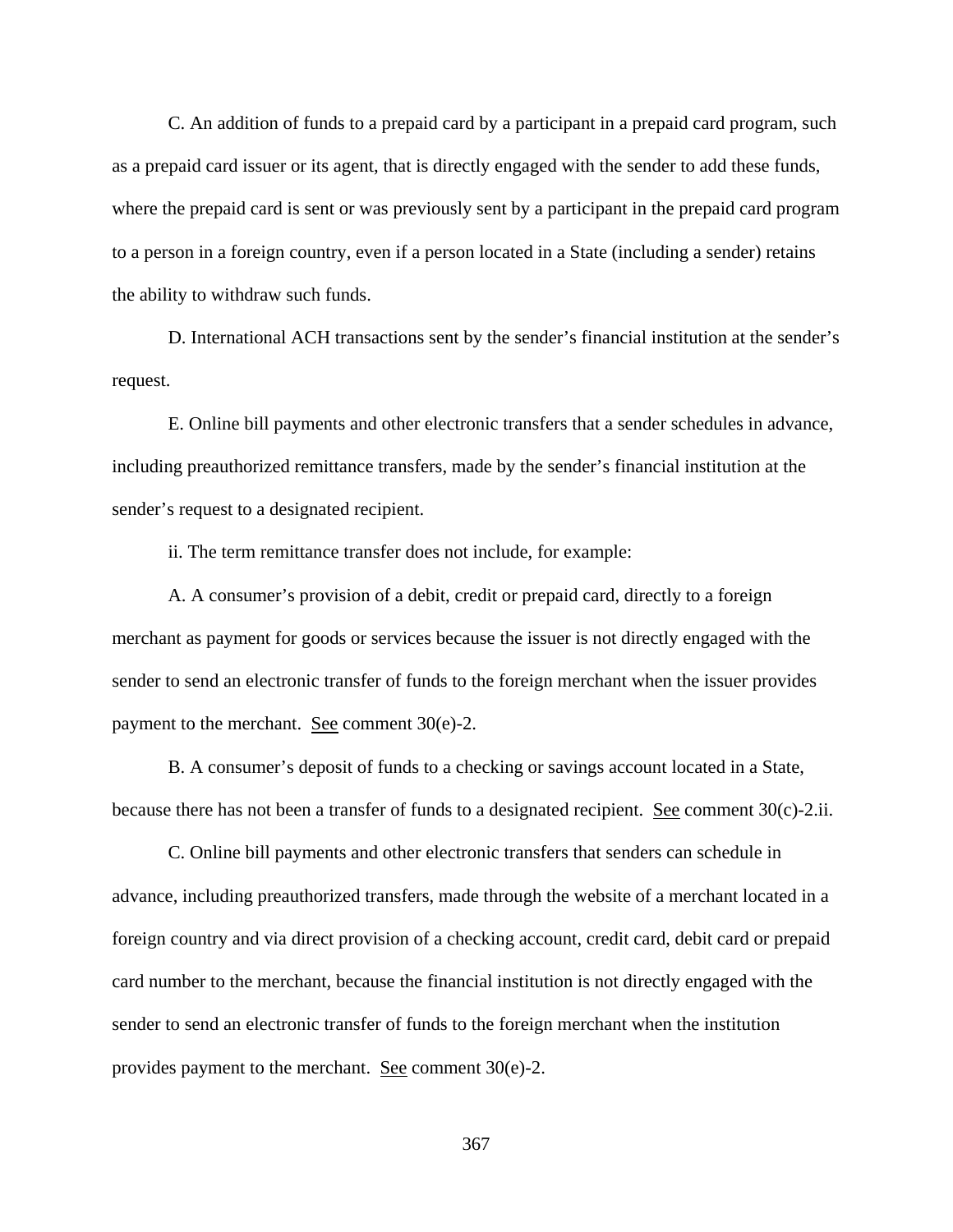C. An addition of funds to a prepaid card by a participant in a prepaid card program, such as a prepaid card issuer or its agent, that is directly engaged with the sender to add these funds, where the prepaid card is sent or was previously sent by a participant in the prepaid card program to a person in a foreign country, even if a person located in a State (including a sender) retains the ability to withdraw such funds.

D. International ACH transactions sent by the sender's financial institution at the sender's request.

E. Online bill payments and other electronic transfers that a sender schedules in advance, including preauthorized remittance transfers, made by the sender's financial institution at the sender's request to a designated recipient.

ii. The term remittance transfer does not include, for example:

A. A consumer's provision of a debit, credit or prepaid card, directly to a foreign merchant as payment for goods or services because the issuer is not directly engaged with the sender to send an electronic transfer of funds to the foreign merchant when the issuer provides payment to the merchant. See comment 30(e)-2.

B. A consumer's deposit of funds to a checking or savings account located in a State, because there has not been a transfer of funds to a designated recipient. See comment 30(c)-2.ii.

C. Online bill payments and other electronic transfers that senders can schedule in advance, including preauthorized transfers, made through the website of a merchant located in a foreign country and via direct provision of a checking account, credit card, debit card or prepaid card number to the merchant, because the financial institution is not directly engaged with the sender to send an electronic transfer of funds to the foreign merchant when the institution provides payment to the merchant. See comment 30(e)-2.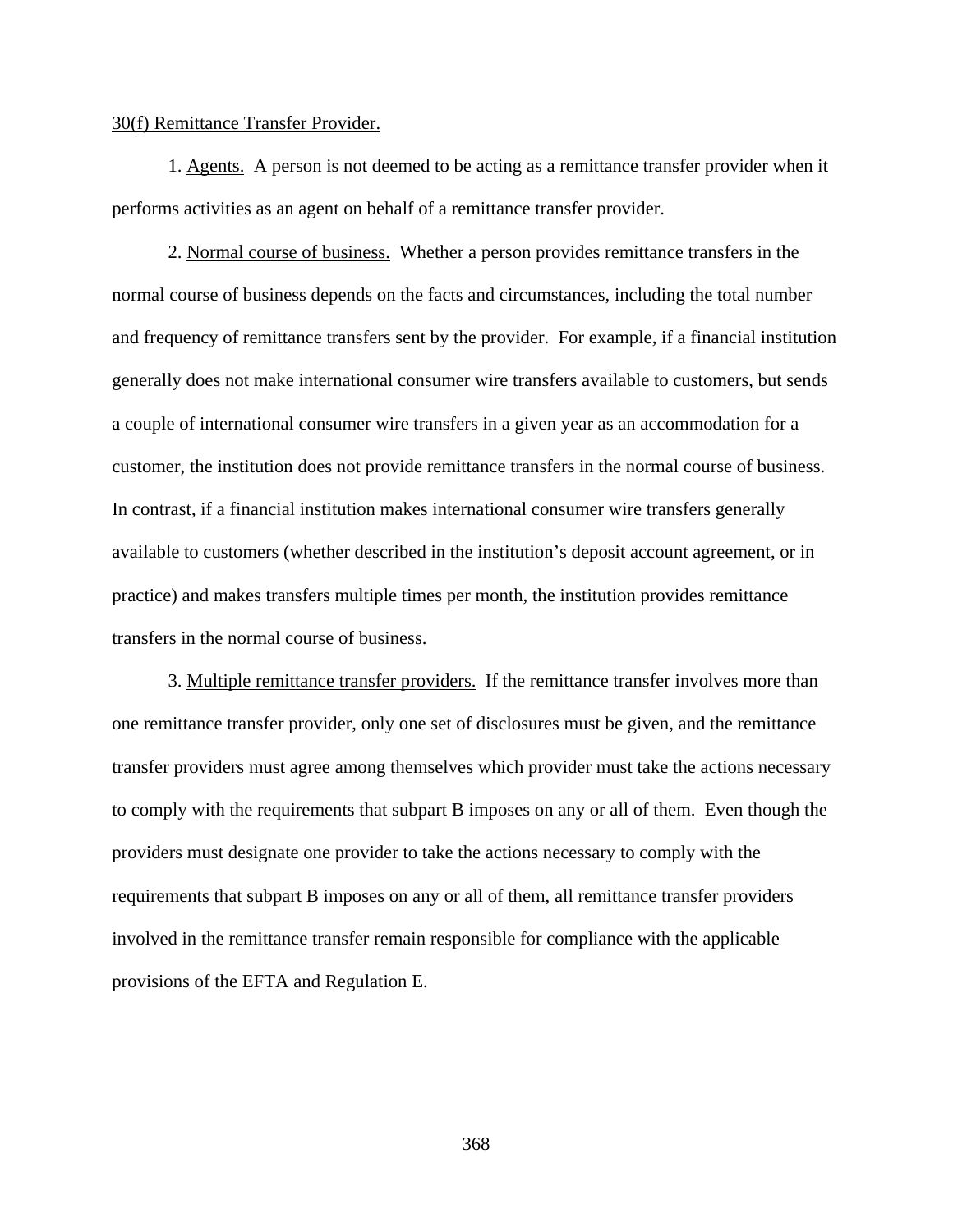30(f) Remittance Transfer Provider.

1. Agents. A person is not deemed to be acting as a remittance transfer provider when it performs activities as an agent on behalf of a remittance transfer provider.

2. Normal course of business. Whether a person provides remittance transfers in the normal course of business depends on the facts and circumstances, including the total number and frequency of remittance transfers sent by the provider. For example, if a financial institution generally does not make international consumer wire transfers available to customers, but sends a couple of international consumer wire transfers in a given year as an accommodation for a customer, the institution does not provide remittance transfers in the normal course of business. In contrast, if a financial institution makes international consumer wire transfers generally available to customers (whether described in the institution's deposit account agreement, or in practice) and makes transfers multiple times per month, the institution provides remittance transfers in the normal course of business.

3. Multiple remittance transfer providers. If the remittance transfer involves more than one remittance transfer provider, only one set of disclosures must be given, and the remittance transfer providers must agree among themselves which provider must take the actions necessary to comply with the requirements that subpart B imposes on any or all of them. Even though the providers must designate one provider to take the actions necessary to comply with the requirements that subpart B imposes on any or all of them, all remittance transfer providers involved in the remittance transfer remain responsible for compliance with the applicable provisions of the EFTA and Regulation E.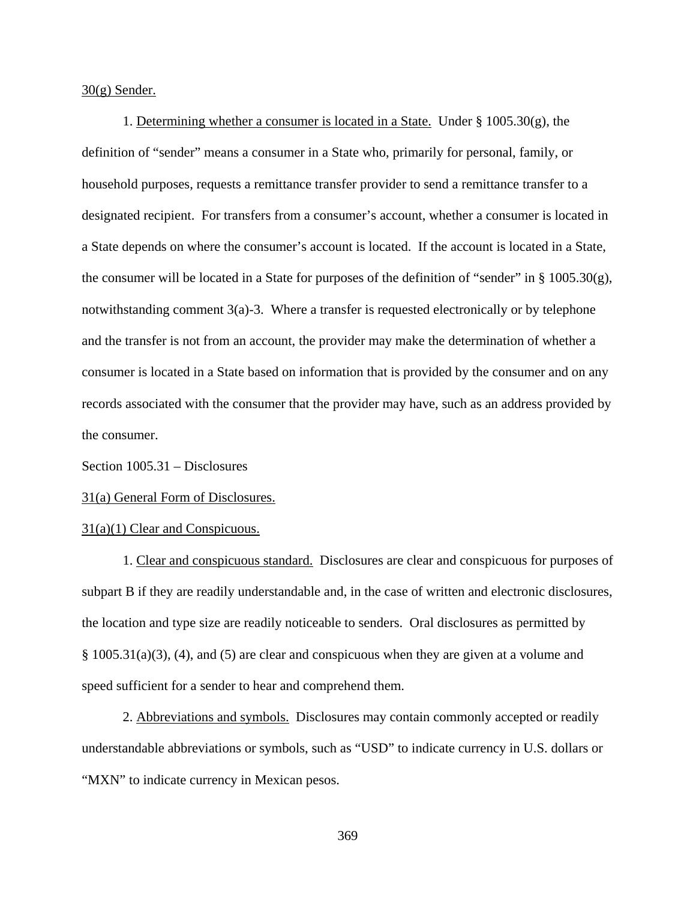30(g) Sender.

1. Determining whether a consumer is located in a State. Under § 1005.30(g), the definition of "sender" means a consumer in a State who, primarily for personal, family, or household purposes, requests a remittance transfer provider to send a remittance transfer to a designated recipient. For transfers from a consumer's account, whether a consumer is located in a State depends on where the consumer's account is located. If the account is located in a State, the consumer will be located in a State for purposes of the definition of "sender" in § 1005.30(g), notwithstanding comment 3(a)-3. Where a transfer is requested electronically or by telephone and the transfer is not from an account, the provider may make the determination of whether a consumer is located in a State based on information that is provided by the consumer and on any records associated with the consumer that the provider may have, such as an address provided by the consumer.

Section 1005.31 – Disclosures

31(a) General Form of Disclosures.

31(a)(1) Clear and Conspicuous.

1. Clear and conspicuous standard. Disclosures are clear and conspicuous for purposes of subpart B if they are readily understandable and, in the case of written and electronic disclosures, the location and type size are readily noticeable to senders. Oral disclosures as permitted by § 1005.31(a)(3), (4), and (5) are clear and conspicuous when they are given at a volume and speed sufficient for a sender to hear and comprehend them.

2. Abbreviations and symbols. Disclosures may contain commonly accepted or readily understandable abbreviations or symbols, such as "USD" to indicate currency in U.S. dollars or "MXN" to indicate currency in Mexican pesos.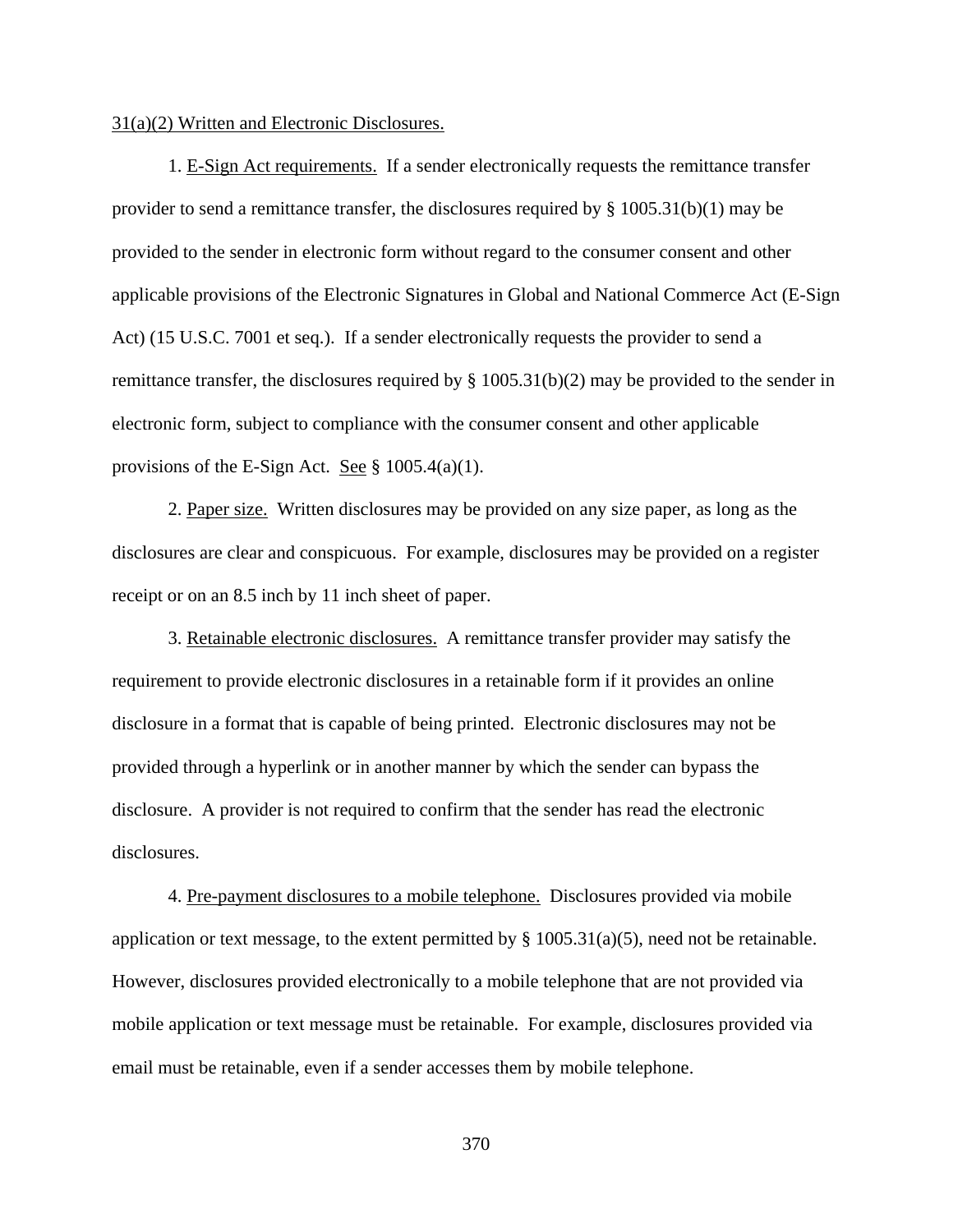31(a)(2) Written and Electronic Disclosures.

1. E-Sign Act requirements. If a sender electronically requests the remittance transfer provider to send a remittance transfer, the disclosures required by § 1005.31(b)(1) may be provided to the sender in electronic form without regard to the consumer consent and other applicable provisions of the Electronic Signatures in Global and National Commerce Act (E-Sign Act) (15 U.S.C. 7001 et seq.). If a sender electronically requests the provider to send a remittance transfer, the disclosures required by § 1005.31(b)(2) may be provided to the sender in electronic form, subject to compliance with the consumer consent and other applicable provisions of the E-Sign Act. See § 1005.4(a)(1).

2. Paper size. Written disclosures may be provided on any size paper, as long as the disclosures are clear and conspicuous. For example, disclosures may be provided on a register receipt or on an 8.5 inch by 11 inch sheet of paper.

3. Retainable electronic disclosures. A remittance transfer provider may satisfy the requirement to provide electronic disclosures in a retainable form if it provides an online disclosure in a format that is capable of being printed. Electronic disclosures may not be provided through a hyperlink or in another manner by which the sender can bypass the disclosure. A provider is not required to confirm that the sender has read the electronic disclosures.

4. Pre-payment disclosures to a mobile telephone. Disclosures provided via mobile application or text message, to the extent permitted by § 1005.31(a)(5), need not be retainable. However, disclosures provided electronically to a mobile telephone that are not provided via mobile application or text message must be retainable. For example, disclosures provided via email must be retainable, even if a sender accesses them by mobile telephone.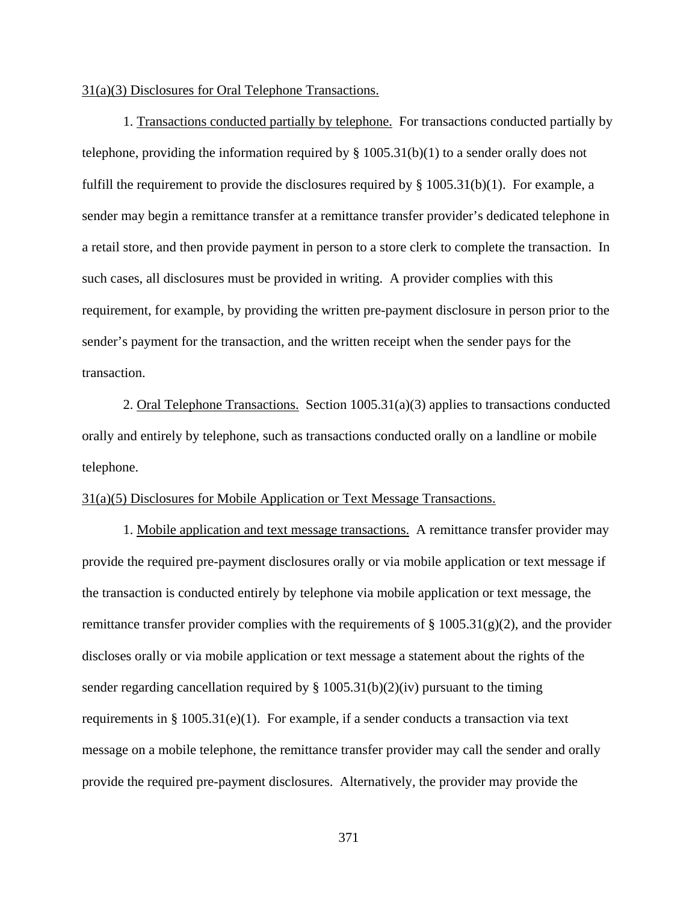31(a)(3) Disclosures for Oral Telephone Transactions.

1. Transactions conducted partially by telephone. For transactions conducted partially by telephone, providing the information required by § 1005.31(b)(1) to a sender orally does not fulfill the requirement to provide the disclosures required by § 1005.31(b)(1). For example, a sender may begin a remittance transfer at a remittance transfer provider's dedicated telephone in a retail store, and then provide payment in person to a store clerk to complete the transaction. In such cases, all disclosures must be provided in writing. A provider complies with this requirement, for example, by providing the written pre-payment disclosure in person prior to the sender's payment for the transaction, and the written receipt when the sender pays for the transaction.

2. Oral Telephone Transactions. Section 1005.31(a)(3) applies to transactions conducted orally and entirely by telephone, such as transactions conducted orally on a landline or mobile telephone.

31(a)(5) Disclosures for Mobile Application or Text Message Transactions.

1. Mobile application and text message transactions. A remittance transfer provider may provide the required pre-payment disclosures orally or via mobile application or text message if the transaction is conducted entirely by telephone via mobile application or text message, the remittance transfer provider complies with the requirements of § 1005.31(g)(2), and the provider discloses orally or via mobile application or text message a statement about the rights of the sender regarding cancellation required by § 1005.31(b)(2)(iv) pursuant to the timing requirements in § 1005.31(e)(1). For example, if a sender conducts a transaction via text message on a mobile telephone, the remittance transfer provider may call the sender and orally provide the required pre-payment disclosures. Alternatively, the provider may provide the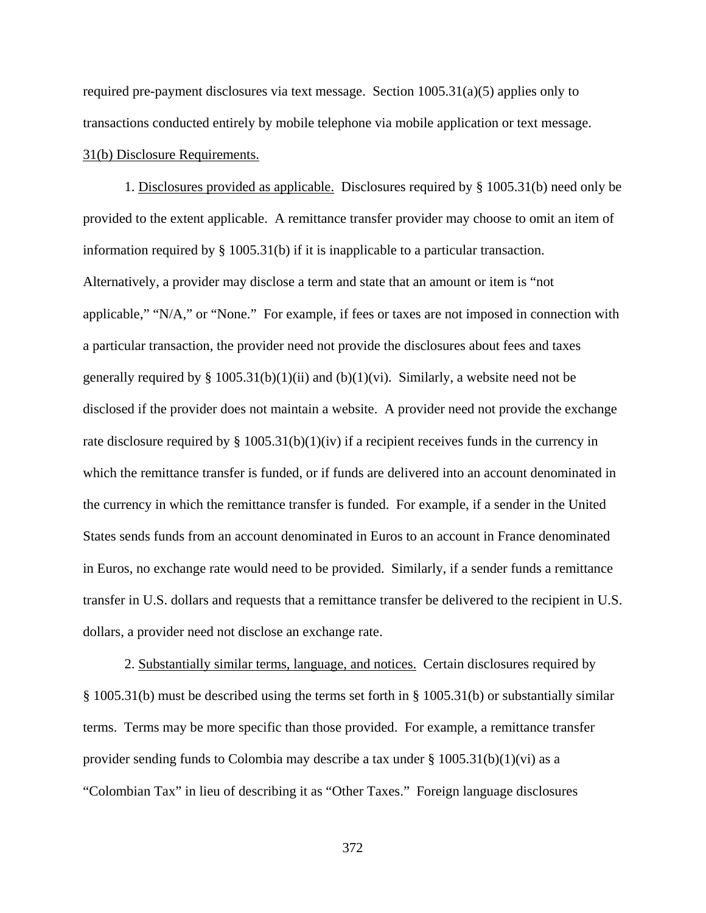required pre-payment disclosures via text message. Section 1005.31(a)(5) applies only to transactions conducted entirely by mobile telephone via mobile application or text message.

<u>31(b) Disclosure Requirements.</u>

1. <u>Disclosures provided as applicable.</u> Disclosures required by § 1005.31(b) need only be provided to the extent applicable. A remittance transfer provider may choose to omit an item of information required by § 1005.31(b) if it is inapplicable to a particular transaction. Alternatively, a provider may disclose a term and state that an amount or item is "not applicable," "N/A," or "None." For example, if fees or taxes are not imposed in connection with a particular transaction, the provider need not provide the disclosures about fees and taxes generally required by § 1005.31(b)(1)(ii) and (b)(1)(vi). Similarly, a website need not be disclosed if the provider does not maintain a website. A provider need not provide the exchange rate disclosure required by § 1005.31(b)(1)(iv) if a recipient receives funds in the currency in which the remittance transfer is funded, or if funds are delivered into an account denominated in the currency in which the remittance transfer is funded. For example, if a sender in the United States sends funds from an account denominated in Euros to an account in France denominated in Euros, no exchange rate would need to be provided. Similarly, if a sender funds a remittance transfer in U.S. dollars and requests that a remittance transfer be delivered to the recipient in U.S. dollars, a provider need not disclose an exchange rate.

2. <u>Substantially similar terms, language, and notices.</u> Certain disclosures required by § 1005.31(b) must be described using the terms set forth in § 1005.31(b) or substantially similar terms. Terms may be more specific than those provided. For example, a remittance transfer provider sending funds to Colombia may describe a tax under § 1005.31(b)(1)(vi) as a "Colombian Tax" in lieu of describing it as "Other Taxes." Foreign language disclosures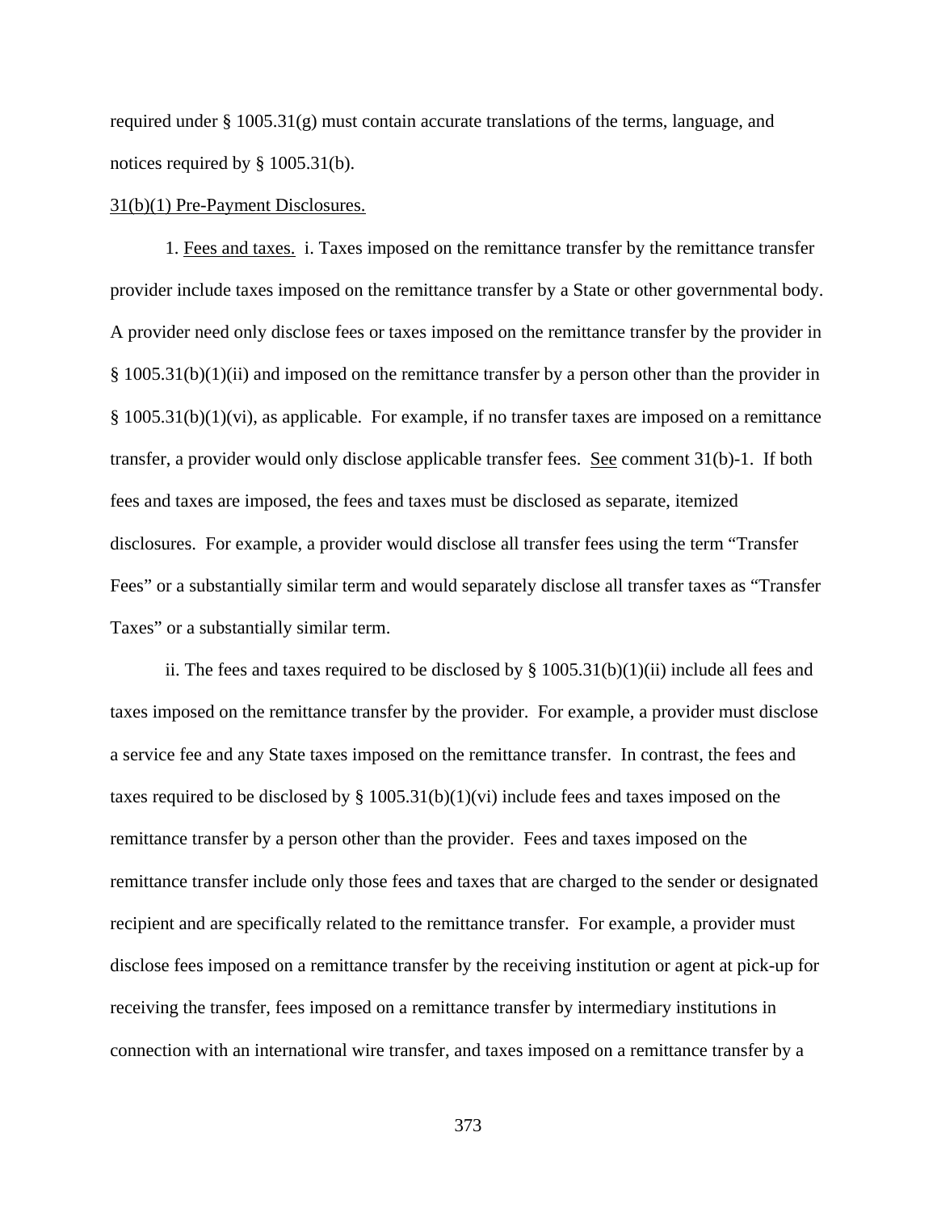required under § 1005.31(g) must contain accurate translations of the terms, language, and notices required by § 1005.31(b).

<u>31(b)(1) Pre-Payment Disclosures.</u>

1. <u>Fees and taxes.</u> i. Taxes imposed on the remittance transfer by the remittance transfer provider include taxes imposed on the remittance transfer by a State or other governmental body. A provider need only disclose fees or taxes imposed on the remittance transfer by the provider in § 1005.31(b)(1)(ii) and imposed on the remittance transfer by a person other than the provider in § 1005.31(b)(1)(vi), as applicable. For example, if no transfer taxes are imposed on a remittance transfer, a provider would only disclose applicable transfer fees. <u>See</u> comment 31(b)-1. If both fees and taxes are imposed, the fees and taxes must be disclosed as separate, itemized disclosures. For example, a provider would disclose all transfer fees using the term "Transfer Fees" or a substantially similar term and would separately disclose all transfer taxes as "Transfer Taxes" or a substantially similar term.

ii. The fees and taxes required to be disclosed by § 1005.31(b)(1)(ii) include all fees and taxes imposed on the remittance transfer by the provider. For example, a provider must disclose a service fee and any State taxes imposed on the remittance transfer. In contrast, the fees and taxes required to be disclosed by § 1005.31(b)(1)(vi) include fees and taxes imposed on the remittance transfer by a person other than the provider. Fees and taxes imposed on the remittance transfer include only those fees and taxes that are charged to the sender or designated recipient and are specifically related to the remittance transfer. For example, a provider must disclose fees imposed on a remittance transfer by the receiving institution or agent at pick-up for receiving the transfer, fees imposed on a remittance transfer by intermediary institutions in connection with an international wire transfer, and taxes imposed on a remittance transfer by a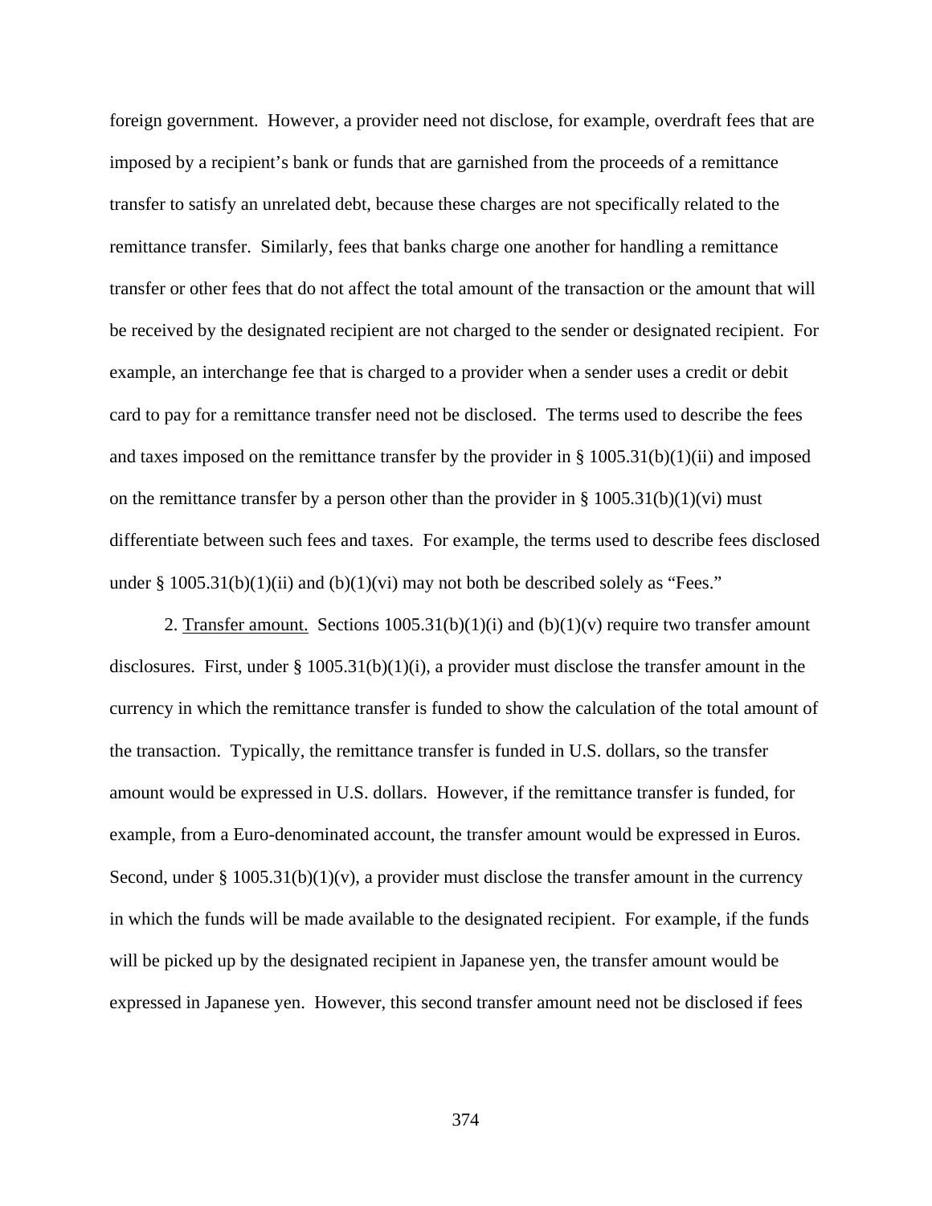foreign government. However, a provider need not disclose, for example, overdraft fees that are imposed by a recipient's bank or funds that are garnished from the proceeds of a remittance transfer to satisfy an unrelated debt, because these charges are not specifically related to the remittance transfer. Similarly, fees that banks charge one another for handling a remittance transfer or other fees that do not affect the total amount of the transaction or the amount that will be received by the designated recipient are not charged to the sender or designated recipient. For example, an interchange fee that is charged to a provider when a sender uses a credit or debit card to pay for a remittance transfer need not be disclosed. The terms used to describe the fees and taxes imposed on the remittance transfer by the provider in § 1005.31(b)(1)(ii) and imposed on the remittance transfer by a person other than the provider in § 1005.31(b)(1)(vi) must differentiate between such fees and taxes. For example, the terms used to describe fees disclosed under § 1005.31(b)(1)(ii) and (b)(1)(vi) may not both be described solely as "Fees."

2. Transfer amount. Sections 1005.31(b)(1)(i) and (b)(1)(v) require two transfer amount disclosures. First, under § 1005.31(b)(1)(i), a provider must disclose the transfer amount in the currency in which the remittance transfer is funded to show the calculation of the total amount of the transaction. Typically, the remittance transfer is funded in U.S. dollars, so the transfer amount would be expressed in U.S. dollars. However, if the remittance transfer is funded, for example, from a Euro-denominated account, the transfer amount would be expressed in Euros. Second, under § 1005.31(b)(1)(v), a provider must disclose the transfer amount in the currency in which the funds will be made available to the designated recipient. For example, if the funds will be picked up by the designated recipient in Japanese yen, the transfer amount would be expressed in Japanese yen. However, this second transfer amount need not be disclosed if fees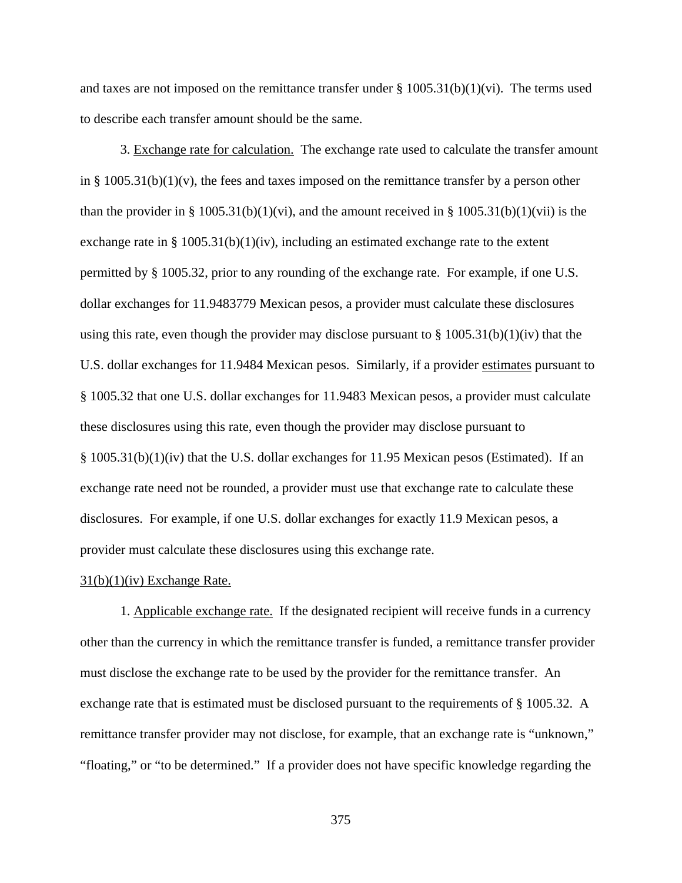and taxes are not imposed on the remittance transfer under § 1005.31(b)(1)(vi). The terms used to describe each transfer amount should be the same.

3. Exchange rate for calculation. The exchange rate used to calculate the transfer amount in § 1005.31(b)(1)(v), the fees and taxes imposed on the remittance transfer by a person other than the provider in § 1005.31(b)(1)(vi), and the amount received in § 1005.31(b)(1)(vii) is the exchange rate in § 1005.31(b)(1)(iv), including an estimated exchange rate to the extent permitted by § 1005.32, prior to any rounding of the exchange rate. For example, if one U.S. dollar exchanges for 11.9483779 Mexican pesos, a provider must calculate these disclosures using this rate, even though the provider may disclose pursuant to § 1005.31(b)(1)(iv) that the U.S. dollar exchanges for 11.9484 Mexican pesos. Similarly, if a provider estimates pursuant to § 1005.32 that one U.S. dollar exchanges for 11.9483 Mexican pesos, a provider must calculate these disclosures using this rate, even though the provider may disclose pursuant to § 1005.31(b)(1)(iv) that the U.S. dollar exchanges for 11.95 Mexican pesos (Estimated). If an exchange rate need not be rounded, a provider must use that exchange rate to calculate these disclosures. For example, if one U.S. dollar exchanges for exactly 11.9 Mexican pesos, a provider must calculate these disclosures using this exchange rate.

31(b)(1)(iv) Exchange Rate.

1. Applicable exchange rate. If the designated recipient will receive funds in a currency other than the currency in which the remittance transfer is funded, a remittance transfer provider must disclose the exchange rate to be used by the provider for the remittance transfer. An exchange rate that is estimated must be disclosed pursuant to the requirements of § 1005.32. A remittance transfer provider may not disclose, for example, that an exchange rate is "unknown," "floating," or "to be determined." If a provider does not have specific knowledge regarding the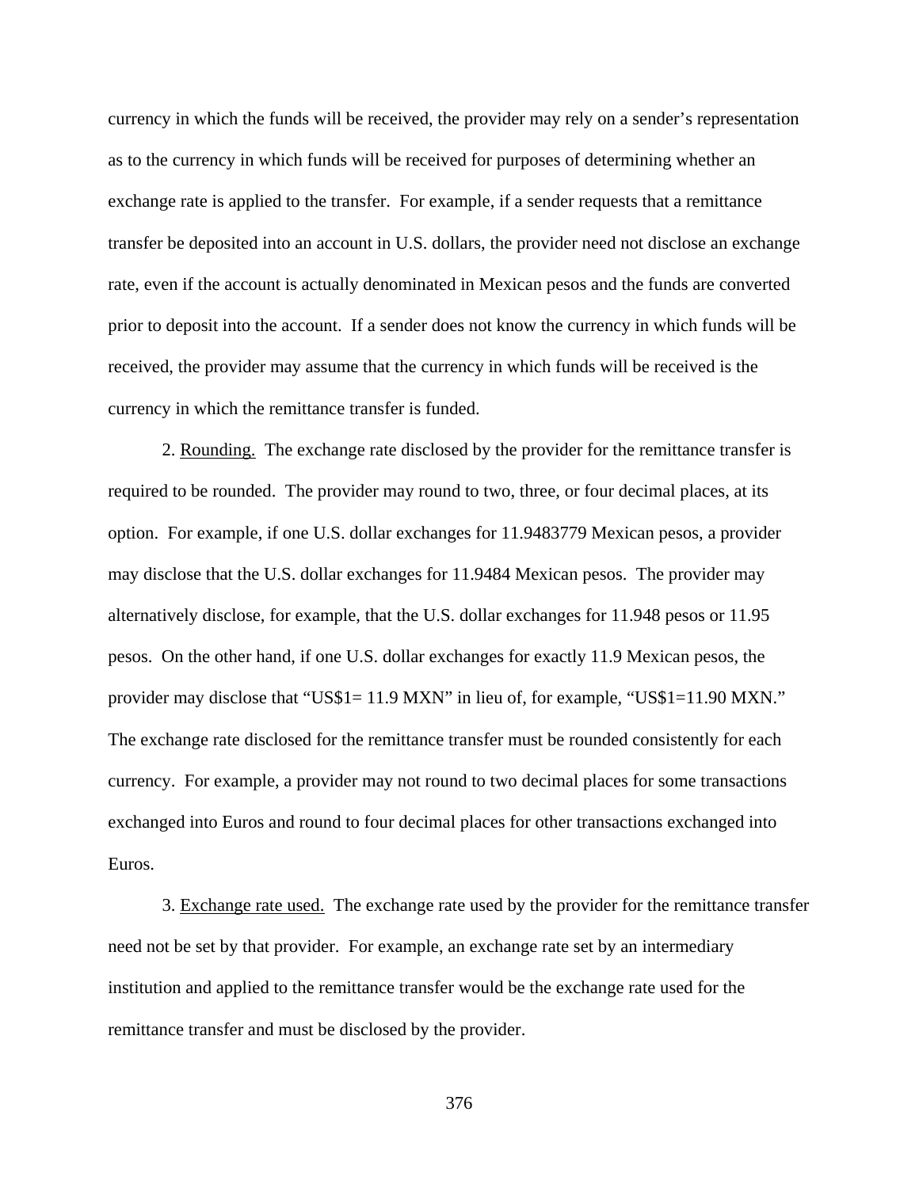currency in which the funds will be received, the provider may rely on a sender's representation as to the currency in which funds will be received for purposes of determining whether an exchange rate is applied to the transfer. For example, if a sender requests that a remittance transfer be deposited into an account in U.S. dollars, the provider need not disclose an exchange rate, even if the account is actually denominated in Mexican pesos and the funds are converted prior to deposit into the account. If a sender does not know the currency in which funds will be received, the provider may assume that the currency in which funds will be received is the currency in which the remittance transfer is funded.

2. Rounding. The exchange rate disclosed by the provider for the remittance transfer is required to be rounded. The provider may round to two, three, or four decimal places, at its option. For example, if one U.S. dollar exchanges for 11.9483779 Mexican pesos, a provider may disclose that the U.S. dollar exchanges for 11.9484 Mexican pesos. The provider may alternatively disclose, for example, that the U.S. dollar exchanges for 11.948 pesos or 11.95 pesos. On the other hand, if one U.S. dollar exchanges for exactly 11.9 Mexican pesos, the provider may disclose that "US$1= 11.9 MXN" in lieu of, for example, "US$1=11.90 MXN." The exchange rate disclosed for the remittance transfer must be rounded consistently for each currency. For example, a provider may not round to two decimal places for some transactions exchanged into Euros and round to four decimal places for other transactions exchanged into Euros.

3. Exchange rate used. The exchange rate used by the provider for the remittance transfer need not be set by that provider. For example, an exchange rate set by an intermediary institution and applied to the remittance transfer would be the exchange rate used for the remittance transfer and must be disclosed by the provider.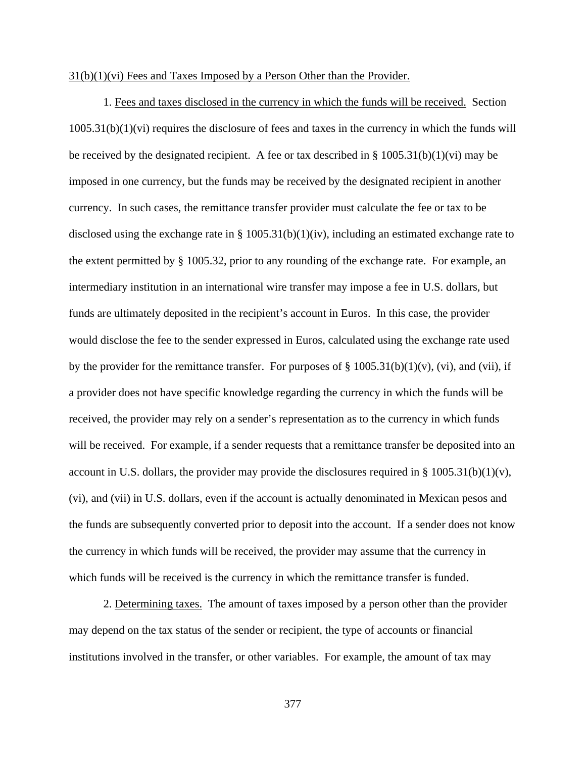31(b)(1)(vi) Fees and Taxes Imposed by a Person Other than the Provider.

1. Fees and taxes disclosed in the currency in which the funds will be received. Section 1005.31(b)(1)(vi) requires the disclosure of fees and taxes in the currency in which the funds will be received by the designated recipient. A fee or tax described in § 1005.31(b)(1)(vi) may be imposed in one currency, but the funds may be received by the designated recipient in another currency. In such cases, the remittance transfer provider must calculate the fee or tax to be disclosed using the exchange rate in § 1005.31(b)(1)(iv), including an estimated exchange rate to the extent permitted by § 1005.32, prior to any rounding of the exchange rate. For example, an intermediary institution in an international wire transfer may impose a fee in U.S. dollars, but funds are ultimately deposited in the recipient's account in Euros. In this case, the provider would disclose the fee to the sender expressed in Euros, calculated using the exchange rate used by the provider for the remittance transfer. For purposes of § 1005.31(b)(1)(v), (vi), and (vii), if a provider does not have specific knowledge regarding the currency in which the funds will be received, the provider may rely on a sender's representation as to the currency in which funds will be received. For example, if a sender requests that a remittance transfer be deposited into an account in U.S. dollars, the provider may provide the disclosures required in § 1005.31(b)(1)(v), (vi), and (vii) in U.S. dollars, even if the account is actually denominated in Mexican pesos and the funds are subsequently converted prior to deposit into the account. If a sender does not know the currency in which funds will be received, the provider may assume that the currency in which funds will be received is the currency in which the remittance transfer is funded.

2. Determining taxes. The amount of taxes imposed by a person other than the provider may depend on the tax status of the sender or recipient, the type of accounts or financial institutions involved in the transfer, or other variables. For example, the amount of tax may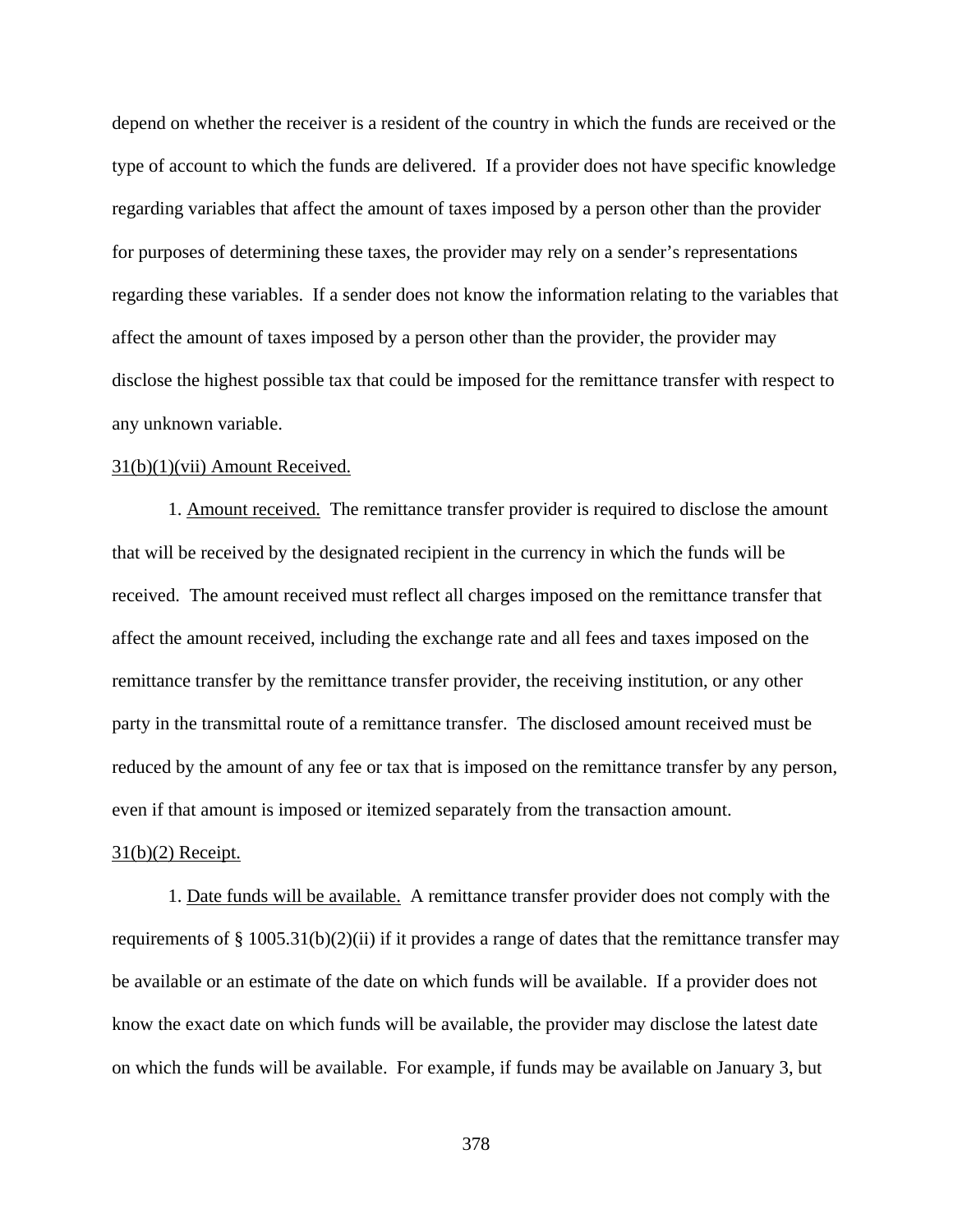depend on whether the receiver is a resident of the country in which the funds are received or the type of account to which the funds are delivered. If a provider does not have specific knowledge regarding variables that affect the amount of taxes imposed by a person other than the provider for purposes of determining these taxes, the provider may rely on a sender's representations regarding these variables. If a sender does not know the information relating to the variables that affect the amount of taxes imposed by a person other than the provider, the provider may disclose the highest possible tax that could be imposed for the remittance transfer with respect to any unknown variable.

<u>31(b)(1)(vii) Amount Received.</u>

1. <u>Amount received.</u> The remittance transfer provider is required to disclose the amount that will be received by the designated recipient in the currency in which the funds will be received. The amount received must reflect all charges imposed on the remittance transfer that affect the amount received, including the exchange rate and all fees and taxes imposed on the remittance transfer by the remittance transfer provider, the receiving institution, or any other party in the transmittal route of a remittance transfer. The disclosed amount received must be reduced by the amount of any fee or tax that is imposed on the remittance transfer by any person, even if that amount is imposed or itemized separately from the transaction amount.

<u>31(b)(2) Receipt.</u>

1. <u>Date funds will be available.</u> A remittance transfer provider does not comply with the requirements of § 1005.31(b)(2)(ii) if it provides a range of dates that the remittance transfer may be available or an estimate of the date on which funds will be available. If a provider does not know the exact date on which funds will be available, the provider may disclose the latest date on which the funds will be available. For example, if funds may be available on January 3, but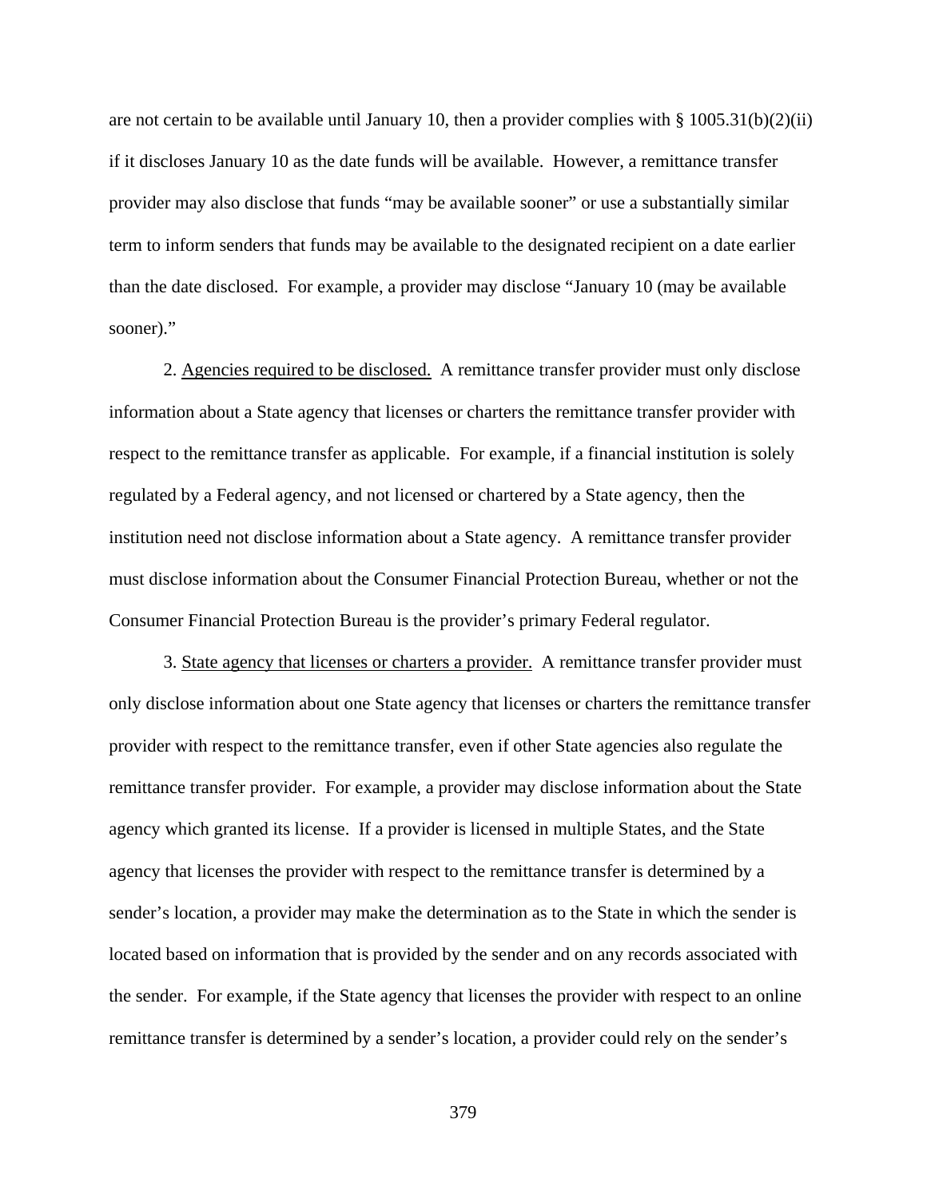are not certain to be available until January 10, then a provider complies with § 1005.31(b)(2)(ii) if it discloses January 10 as the date funds will be available. However, a remittance transfer provider may also disclose that funds "may be available sooner" or use a substantially similar term to inform senders that funds may be available to the designated recipient on a date earlier than the date disclosed. For example, a provider may disclose "January 10 (may be available sooner)."

2. Agencies required to be disclosed. A remittance transfer provider must only disclose information about a State agency that licenses or charters the remittance transfer provider with respect to the remittance transfer as applicable. For example, if a financial institution is solely regulated by a Federal agency, and not licensed or chartered by a State agency, then the institution need not disclose information about a State agency. A remittance transfer provider must disclose information about the Consumer Financial Protection Bureau, whether or not the Consumer Financial Protection Bureau is the provider's primary Federal regulator.

3. State agency that licenses or charters a provider. A remittance transfer provider must only disclose information about one State agency that licenses or charters the remittance transfer provider with respect to the remittance transfer, even if other State agencies also regulate the remittance transfer provider. For example, a provider may disclose information about the State agency which granted its license. If a provider is licensed in multiple States, and the State agency that licenses the provider with respect to the remittance transfer is determined by a sender's location, a provider may make the determination as to the State in which the sender is located based on information that is provided by the sender and on any records associated with the sender. For example, if the State agency that licenses the provider with respect to an online remittance transfer is determined by a sender's location, a provider could rely on the sender's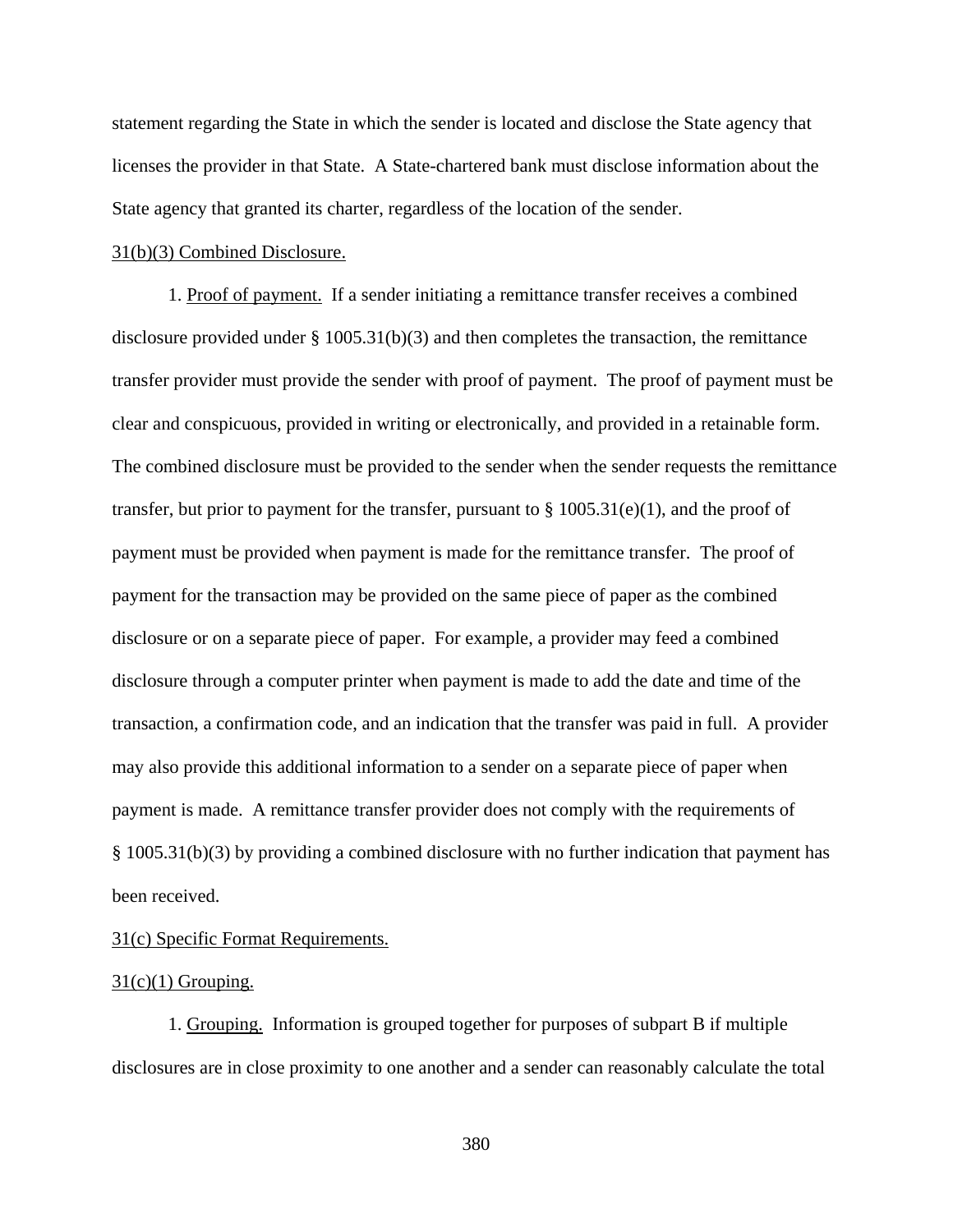statement regarding the State in which the sender is located and disclose the State agency that licenses the provider in that State. A State-chartered bank must disclose information about the State agency that granted its charter, regardless of the location of the sender.

31(b)(3) Combined Disclosure.

1. Proof of payment. If a sender initiating a remittance transfer receives a combined disclosure provided under § 1005.31(b)(3) and then completes the transaction, the remittance transfer provider must provide the sender with proof of payment. The proof of payment must be clear and conspicuous, provided in writing or electronically, and provided in a retainable form. The combined disclosure must be provided to the sender when the sender requests the remittance transfer, but prior to payment for the transfer, pursuant to § 1005.31(e)(1), and the proof of payment must be provided when payment is made for the remittance transfer. The proof of payment for the transaction may be provided on the same piece of paper as the combined disclosure or on a separate piece of paper. For example, a provider may feed a combined disclosure through a computer printer when payment is made to add the date and time of the transaction, a confirmation code, and an indication that the transfer was paid in full. A provider may also provide this additional information to a sender on a separate piece of paper when payment is made. A remittance transfer provider does not comply with the requirements of § 1005.31(b)(3) by providing a combined disclosure with no further indication that payment has been received.

31(c) Specific Format Requirements.

31(c)(1) Grouping.

1. Grouping. Information is grouped together for purposes of subpart B if multiple disclosures are in close proximity to one another and a sender can reasonably calculate the total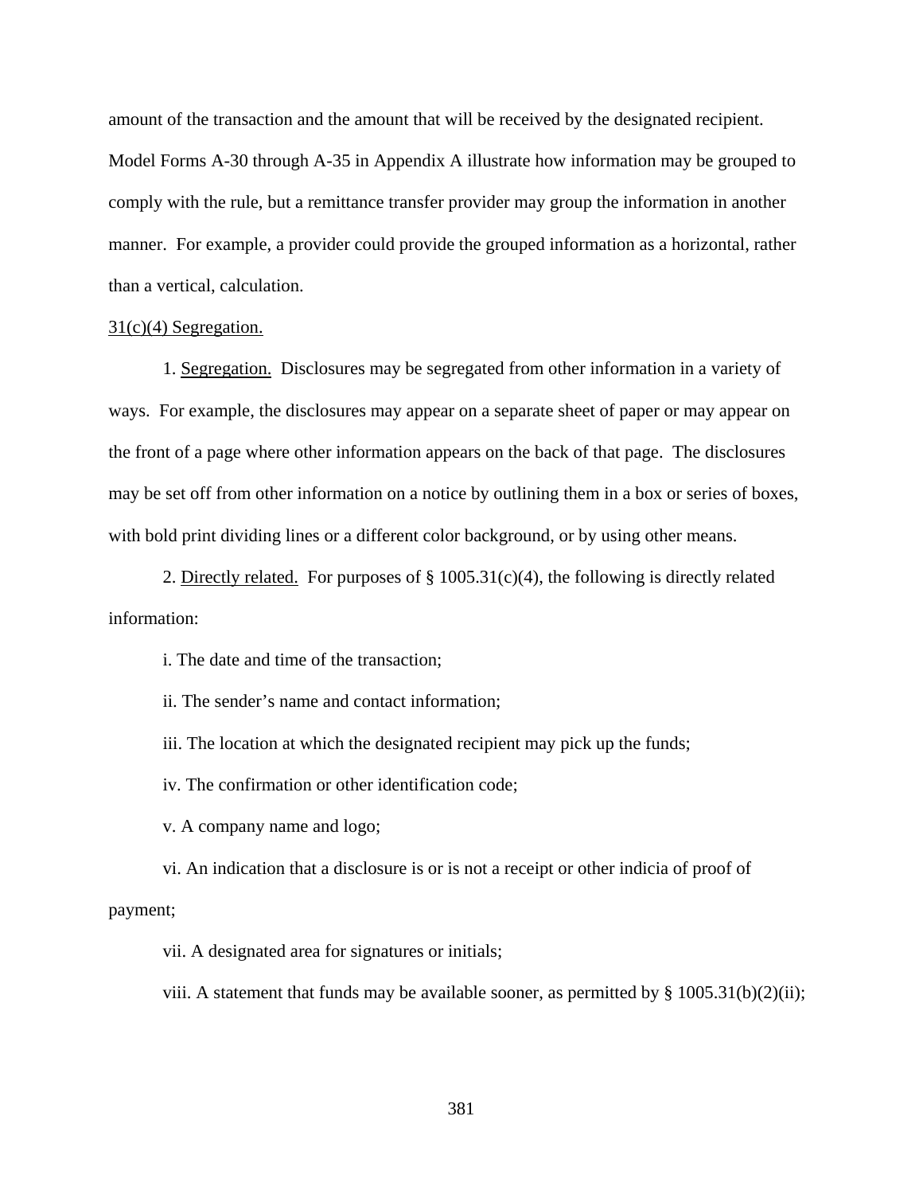amount of the transaction and the amount that will be received by the designated recipient. Model Forms A-30 through A-35 in Appendix A illustrate how information may be grouped to comply with the rule, but a remittance transfer provider may group the information in another manner. For example, a provider could provide the grouped information as a horizontal, rather than a vertical, calculation.

31(c)(4) Segregation.

1. Segregation. Disclosures may be segregated from other information in a variety of ways. For example, the disclosures may appear on a separate sheet of paper or may appear on the front of a page where other information appears on the back of that page. The disclosures may be set off from other information on a notice by outlining them in a box or series of boxes, with bold print dividing lines or a different color background, or by using other means.

2. Directly related. For purposes of § 1005.31(c)(4), the following is directly related information:

i. The date and time of the transaction;

ii. The sender's name and contact information;

iii. The location at which the designated recipient may pick up the funds;

iv. The confirmation or other identification code;

v. A company name and logo;

vi. An indication that a disclosure is or is not a receipt or other indicia of proof of payment;

vii. A designated area for signatures or initials;

viii. A statement that funds may be available sooner, as permitted by § 1005.31(b)(2)(ii);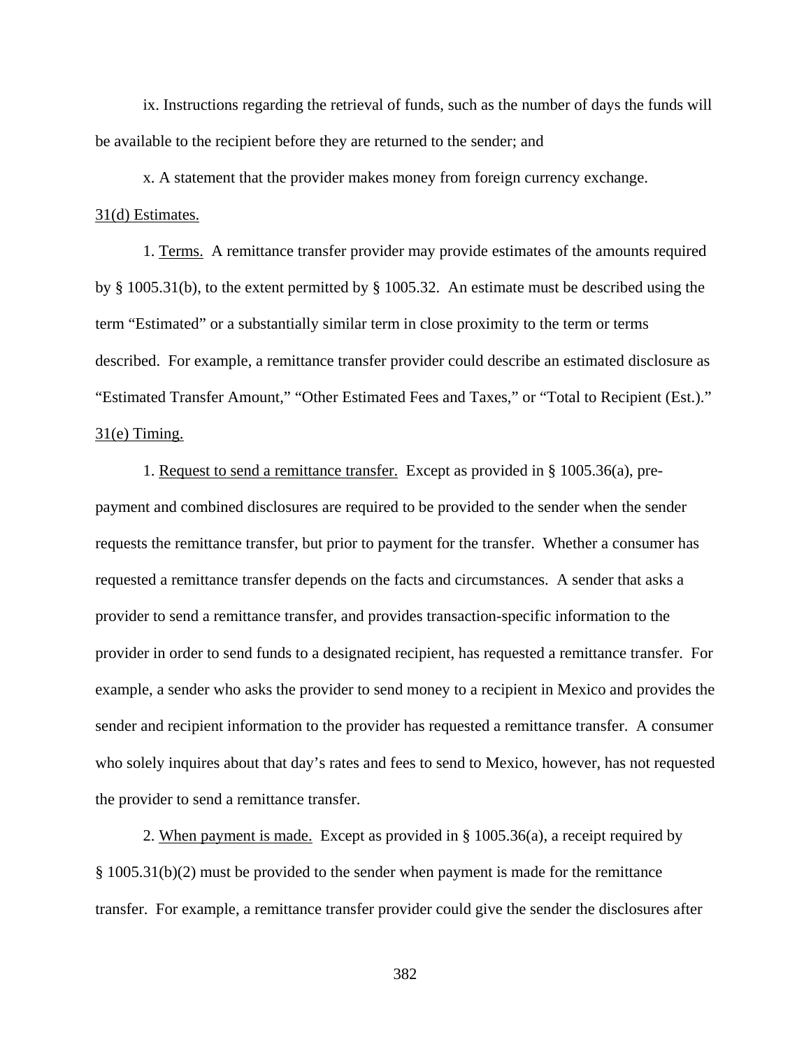ix. Instructions regarding the retrieval of funds, such as the number of days the funds will be available to the recipient before they are returned to the sender; and

x. A statement that the provider makes money from foreign currency exchange.

31(d) Estimates.

1. Terms. A remittance transfer provider may provide estimates of the amounts required by § 1005.31(b), to the extent permitted by § 1005.32. An estimate must be described using the term "Estimated" or a substantially similar term in close proximity to the term or terms described. For example, a remittance transfer provider could describe an estimated disclosure as "Estimated Transfer Amount," "Other Estimated Fees and Taxes," or "Total to Recipient (Est.)."

31(e) Timing.

1. Request to send a remittance transfer. Except as provided in § 1005.36(a), pre-payment and combined disclosures are required to be provided to the sender when the sender requests the remittance transfer, but prior to payment for the transfer. Whether a consumer has requested a remittance transfer depends on the facts and circumstances. A sender that asks a provider to send a remittance transfer, and provides transaction-specific information to the provider in order to send funds to a designated recipient, has requested a remittance transfer. For example, a sender who asks the provider to send money to a recipient in Mexico and provides the sender and recipient information to the provider has requested a remittance transfer. A consumer who solely inquires about that day's rates and fees to send to Mexico, however, has not requested the provider to send a remittance transfer.

2. When payment is made. Except as provided in § 1005.36(a), a receipt required by § 1005.31(b)(2) must be provided to the sender when payment is made for the remittance transfer. For example, a remittance transfer provider could give the sender the disclosures after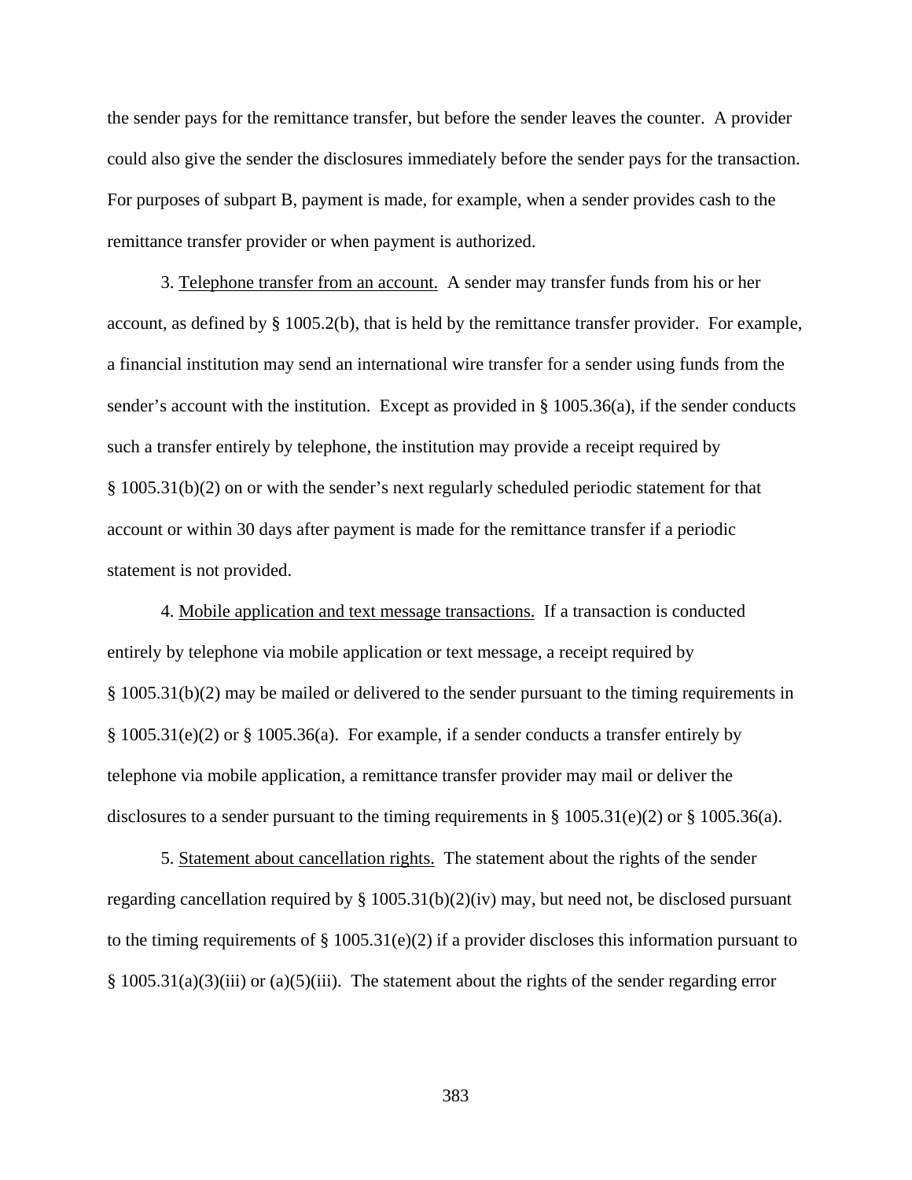the sender pays for the remittance transfer, but before the sender leaves the counter. A provider could also give the sender the disclosures immediately before the sender pays for the transaction. For purposes of subpart B, payment is made, for example, when a sender provides cash to the remittance transfer provider or when payment is authorized.

3. Telephone transfer from an account. A sender may transfer funds from his or her account, as defined by § 1005.2(b), that is held by the remittance transfer provider. For example, a financial institution may send an international wire transfer for a sender using funds from the sender's account with the institution. Except as provided in § 1005.36(a), if the sender conducts such a transfer entirely by telephone, the institution may provide a receipt required by § 1005.31(b)(2) on or with the sender's next regularly scheduled periodic statement for that account or within 30 days after payment is made for the remittance transfer if a periodic statement is not provided.

4. Mobile application and text message transactions. If a transaction is conducted entirely by telephone via mobile application or text message, a receipt required by § 1005.31(b)(2) may be mailed or delivered to the sender pursuant to the timing requirements in § 1005.31(e)(2) or § 1005.36(a). For example, if a sender conducts a transfer entirely by telephone via mobile application, a remittance transfer provider may mail or deliver the disclosures to a sender pursuant to the timing requirements in § 1005.31(e)(2) or § 1005.36(a).

5. Statement about cancellation rights. The statement about the rights of the sender regarding cancellation required by § 1005.31(b)(2)(iv) may, but need not, be disclosed pursuant to the timing requirements of § 1005.31(e)(2) if a provider discloses this information pursuant to § 1005.31(a)(3)(iii) or (a)(5)(iii). The statement about the rights of the sender regarding error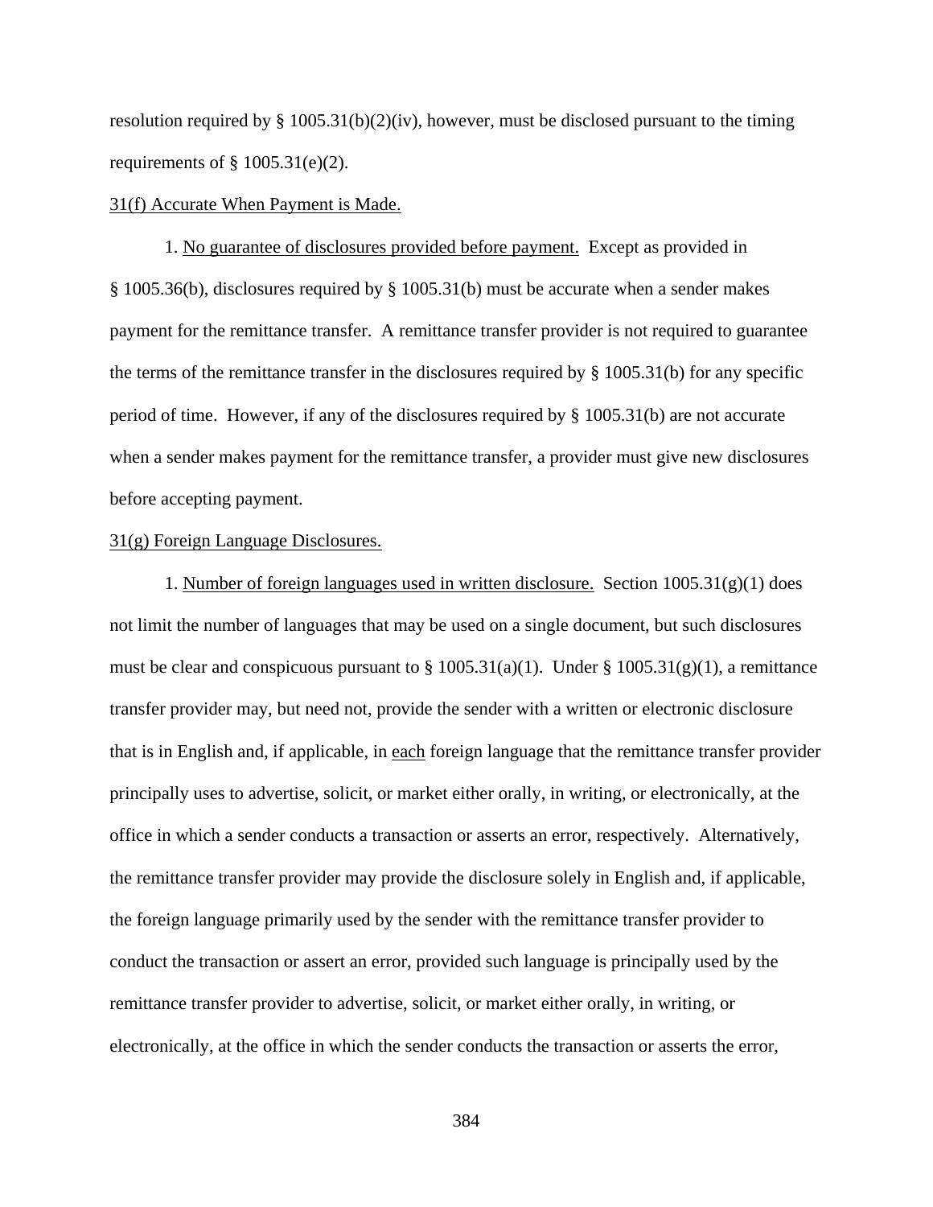resolution required by § 1005.31(b)(2)(iv), however, must be disclosed pursuant to the timing requirements of § 1005.31(e)(2).

<u>31(f) Accurate When Payment is Made.</u>

1. <u>No guarantee of disclosures provided before payment.</u> Except as provided in § 1005.36(b), disclosures required by § 1005.31(b) must be accurate when a sender makes payment for the remittance transfer. A remittance transfer provider is not required to guarantee the terms of the remittance transfer in the disclosures required by § 1005.31(b) for any specific period of time. However, if any of the disclosures required by § 1005.31(b) are not accurate when a sender makes payment for the remittance transfer, a provider must give new disclosures before accepting payment.

<u>31(g) Foreign Language Disclosures.</u>

1. <u>Number of foreign languages used in written disclosure.</u> Section 1005.31(g)(1) does not limit the number of languages that may be used on a single document, but such disclosures must be clear and conspicuous pursuant to § 1005.31(a)(1). Under § 1005.31(g)(1), a remittance transfer provider may, but need not, provide the sender with a written or electronic disclosure that is in English and, if applicable, in <u>each</u> foreign language that the remittance transfer provider principally uses to advertise, solicit, or market either orally, in writing, or electronically, at the office in which a sender conducts a transaction or asserts an error, respectively. Alternatively, the remittance transfer provider may provide the disclosure solely in English and, if applicable, the foreign language primarily used by the sender with the remittance transfer provider to conduct the transaction or assert an error, provided such language is principally used by the remittance transfer provider to advertise, solicit, or market either orally, in writing, or electronically, at the office in which the sender conducts the transaction or asserts the error,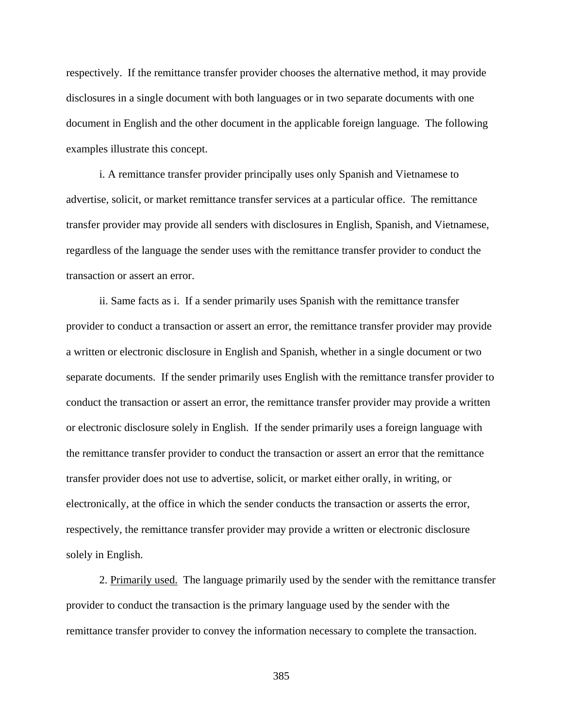respectively. If the remittance transfer provider chooses the alternative method, it may provide disclosures in a single document with both languages or in two separate documents with one document in English and the other document in the applicable foreign language. The following examples illustrate this concept.

i. A remittance transfer provider principally uses only Spanish and Vietnamese to advertise, solicit, or market remittance transfer services at a particular office. The remittance transfer provider may provide all senders with disclosures in English, Spanish, and Vietnamese, regardless of the language the sender uses with the remittance transfer provider to conduct the transaction or assert an error.

ii. Same facts as i. If a sender primarily uses Spanish with the remittance transfer provider to conduct a transaction or assert an error, the remittance transfer provider may provide a written or electronic disclosure in English and Spanish, whether in a single document or two separate documents. If the sender primarily uses English with the remittance transfer provider to conduct the transaction or assert an error, the remittance transfer provider may provide a written or electronic disclosure solely in English. If the sender primarily uses a foreign language with the remittance transfer provider to conduct the transaction or assert an error that the remittance transfer provider does not use to advertise, solicit, or market either orally, in writing, or electronically, at the office in which the sender conducts the transaction or asserts the error, respectively, the remittance transfer provider may provide a written or electronic disclosure solely in English.

2. Primarily used. The language primarily used by the sender with the remittance transfer provider to conduct the transaction is the primary language used by the sender with the remittance transfer provider to convey the information necessary to complete the transaction.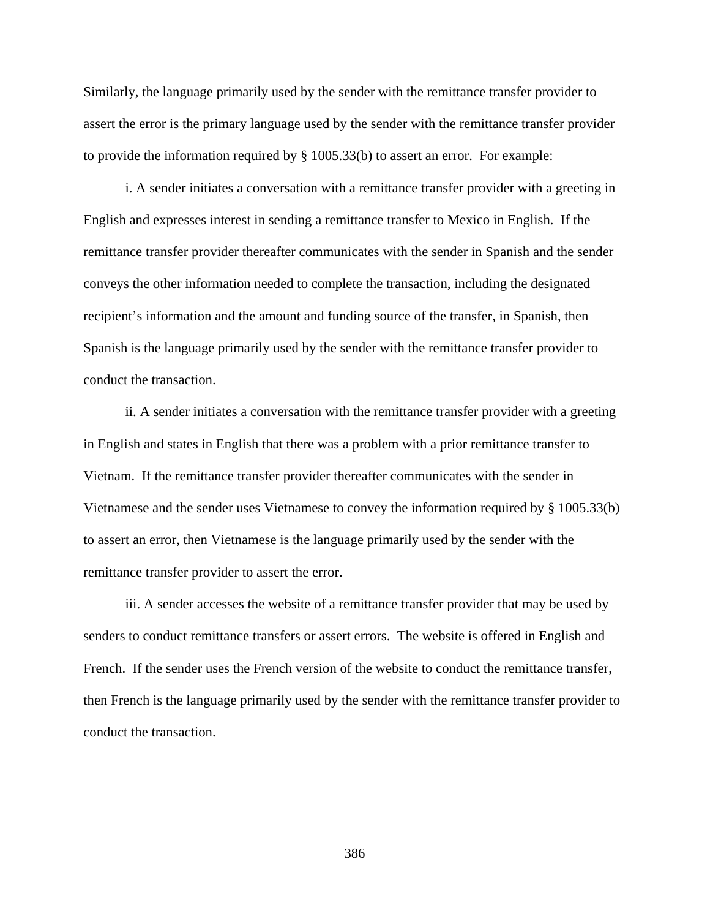Similarly, the language primarily used by the sender with the remittance transfer provider to assert the error is the primary language used by the sender with the remittance transfer provider to provide the information required by § 1005.33(b) to assert an error. For example:

i. A sender initiates a conversation with a remittance transfer provider with a greeting in English and expresses interest in sending a remittance transfer to Mexico in English. If the remittance transfer provider thereafter communicates with the sender in Spanish and the sender conveys the other information needed to complete the transaction, including the designated recipient's information and the amount and funding source of the transfer, in Spanish, then Spanish is the language primarily used by the sender with the remittance transfer provider to conduct the transaction.

ii. A sender initiates a conversation with the remittance transfer provider with a greeting in English and states in English that there was a problem with a prior remittance transfer to Vietnam. If the remittance transfer provider thereafter communicates with the sender in Vietnamese and the sender uses Vietnamese to convey the information required by § 1005.33(b) to assert an error, then Vietnamese is the language primarily used by the sender with the remittance transfer provider to assert the error.

iii. A sender accesses the website of a remittance transfer provider that may be used by senders to conduct remittance transfers or assert errors. The website is offered in English and French. If the sender uses the French version of the website to conduct the remittance transfer, then French is the language primarily used by the sender with the remittance transfer provider to conduct the transaction.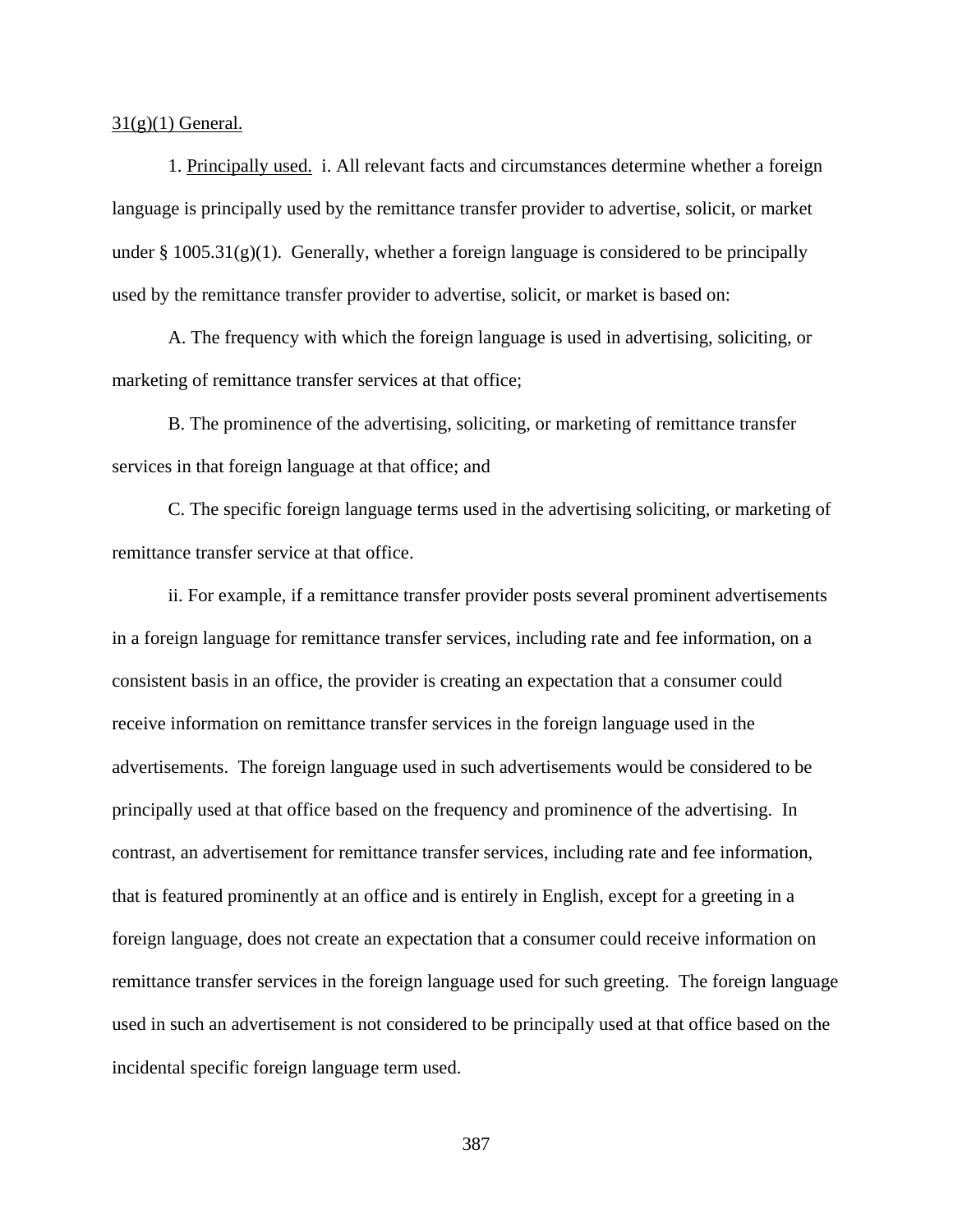31(g)(1) General.

1. Principally used. i. All relevant facts and circumstances determine whether a foreign language is principally used by the remittance transfer provider to advertise, solicit, or market under § 1005.31(g)(1). Generally, whether a foreign language is considered to be principally used by the remittance transfer provider to advertise, solicit, or market is based on:

A. The frequency with which the foreign language is used in advertising, soliciting, or marketing of remittance transfer services at that office;

B. The prominence of the advertising, soliciting, or marketing of remittance transfer services in that foreign language at that office; and

C. The specific foreign language terms used in the advertising soliciting, or marketing of remittance transfer service at that office.

ii. For example, if a remittance transfer provider posts several prominent advertisements in a foreign language for remittance transfer services, including rate and fee information, on a consistent basis in an office, the provider is creating an expectation that a consumer could receive information on remittance transfer services in the foreign language used in the advertisements. The foreign language used in such advertisements would be considered to be principally used at that office based on the frequency and prominence of the advertising. In contrast, an advertisement for remittance transfer services, including rate and fee information, that is featured prominently at an office and is entirely in English, except for a greeting in a foreign language, does not create an expectation that a consumer could receive information on remittance transfer services in the foreign language used for such greeting. The foreign language used in such an advertisement is not considered to be principally used at that office based on the incidental specific foreign language term used.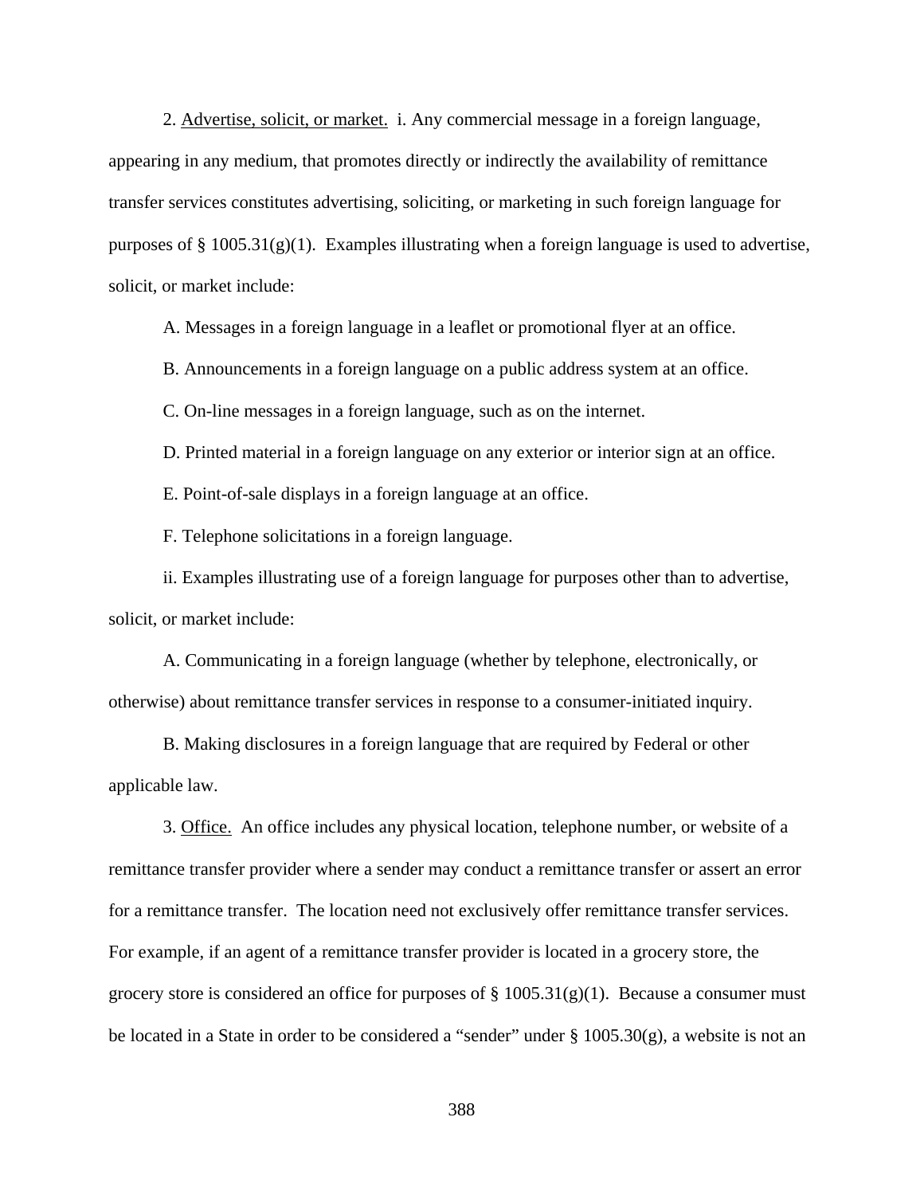2. Advertise, solicit, or market. i. Any commercial message in a foreign language, appearing in any medium, that promotes directly or indirectly the availability of remittance transfer services constitutes advertising, soliciting, or marketing in such foreign language for purposes of § 1005.31(g)(1). Examples illustrating when a foreign language is used to advertise, solicit, or market include:

A. Messages in a foreign language in a leaflet or promotional flyer at an office.

B. Announcements in a foreign language on a public address system at an office.

C. On-line messages in a foreign language, such as on the internet.

D. Printed material in a foreign language on any exterior or interior sign at an office.

E. Point-of-sale displays in a foreign language at an office.

F. Telephone solicitations in a foreign language.

ii. Examples illustrating use of a foreign language for purposes other than to advertise, solicit, or market include:

A. Communicating in a foreign language (whether by telephone, electronically, or otherwise) about remittance transfer services in response to a consumer-initiated inquiry.

B. Making disclosures in a foreign language that are required by Federal or other applicable law.

3. Office. An office includes any physical location, telephone number, or website of a remittance transfer provider where a sender may conduct a remittance transfer or assert an error for a remittance transfer. The location need not exclusively offer remittance transfer services. For example, if an agent of a remittance transfer provider is located in a grocery store, the grocery store is considered an office for purposes of § 1005.31(g)(1). Because a consumer must be located in a State in order to be considered a "sender" under § 1005.30(g), a website is not an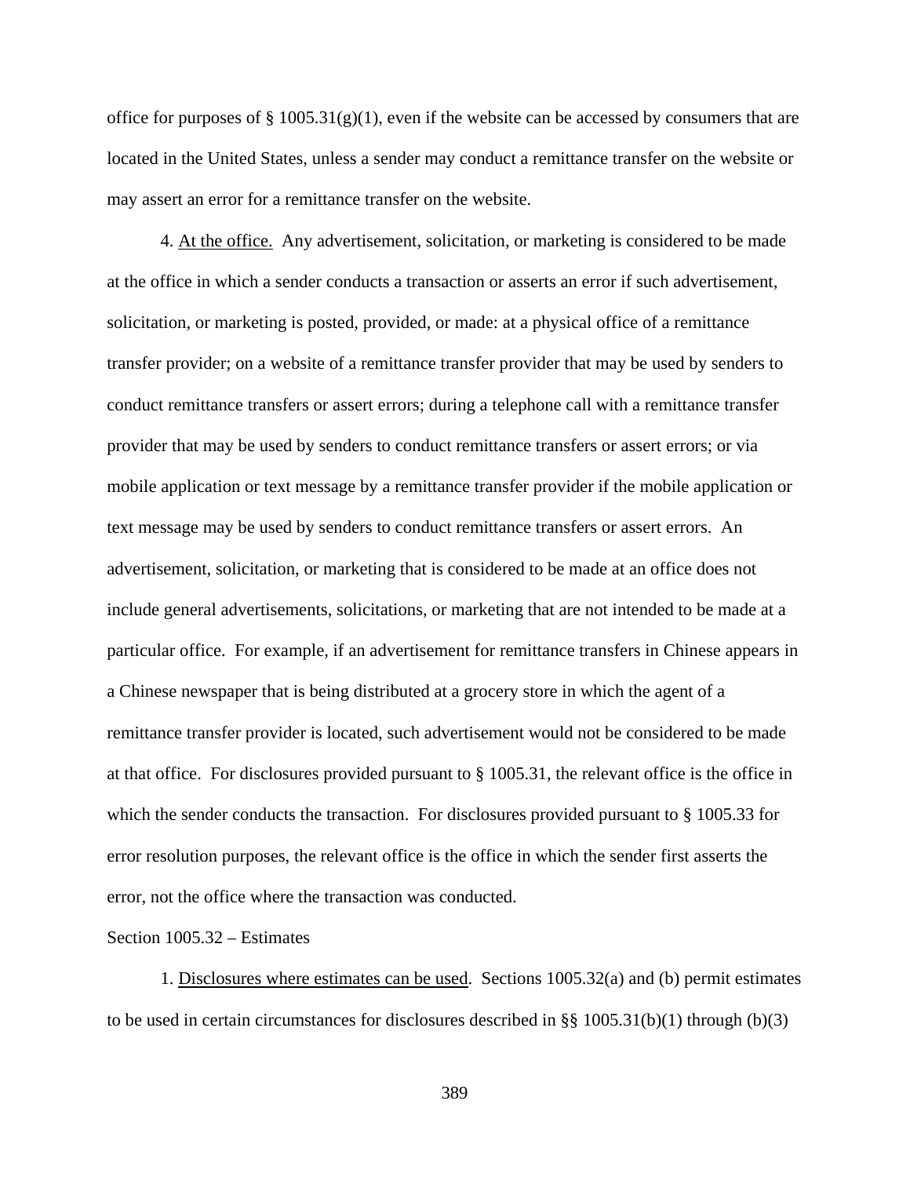office for purposes of § 1005.31(g)(1), even if the website can be accessed by consumers that are located in the United States, unless a sender may conduct a remittance transfer on the website or may assert an error for a remittance transfer on the website.

4. At the office. Any advertisement, solicitation, or marketing is considered to be made at the office in which a sender conducts a transaction or asserts an error if such advertisement, solicitation, or marketing is posted, provided, or made: at a physical office of a remittance transfer provider; on a website of a remittance transfer provider that may be used by senders to conduct remittance transfers or assert errors; during a telephone call with a remittance transfer provider that may be used by senders to conduct remittance transfers or assert errors; or via mobile application or text message by a remittance transfer provider if the mobile application or text message may be used by senders to conduct remittance transfers or assert errors. An advertisement, solicitation, or marketing that is considered to be made at an office does not include general advertisements, solicitations, or marketing that are not intended to be made at a particular office. For example, if an advertisement for remittance transfers in Chinese appears in a Chinese newspaper that is being distributed at a grocery store in which the agent of a remittance transfer provider is located, such advertisement would not be considered to be made at that office. For disclosures provided pursuant to § 1005.31, the relevant office is the office in which the sender conducts the transaction. For disclosures provided pursuant to § 1005.33 for error resolution purposes, the relevant office is the office in which the sender first asserts the error, not the office where the transaction was conducted.

Section 1005.32 – Estimates

1. Disclosures where estimates can be used. Sections 1005.32(a) and (b) permit estimates to be used in certain circumstances for disclosures described in §§ 1005.31(b)(1) through (b)(3)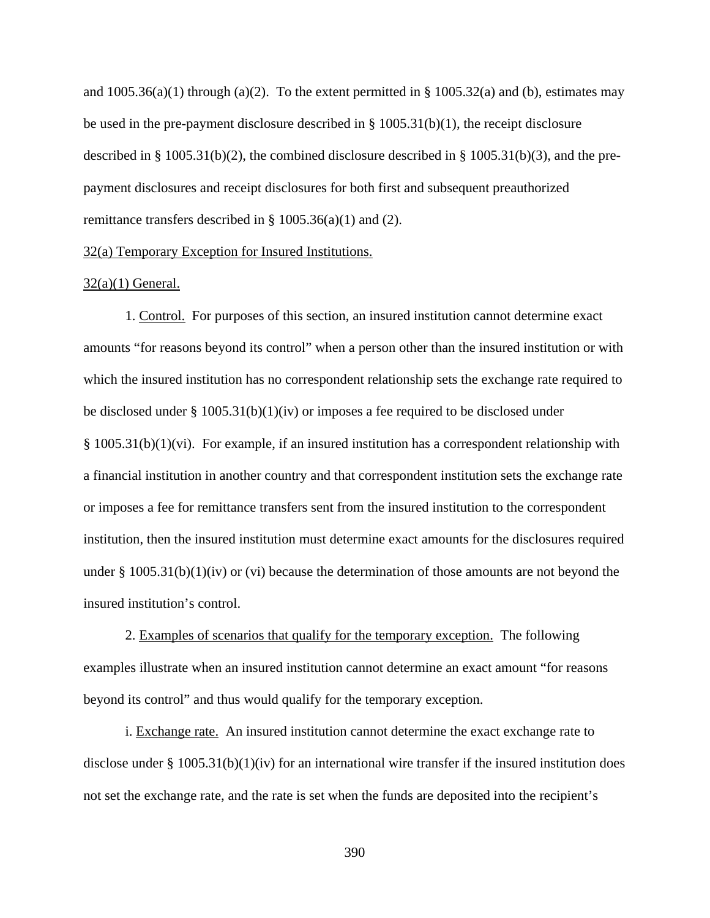and 1005.36(a)(1) through (a)(2). To the extent permitted in § 1005.32(a) and (b), estimates may be used in the pre-payment disclosure described in § 1005.31(b)(1), the receipt disclosure described in § 1005.31(b)(2), the combined disclosure described in § 1005.31(b)(3), and the pre-payment disclosures and receipt disclosures for both first and subsequent preauthorized remittance transfers described in § 1005.36(a)(1) and (2).

32(a) Temporary Exception for Insured Institutions.

32(a)(1) General.

1. Control. For purposes of this section, an insured institution cannot determine exact amounts "for reasons beyond its control" when a person other than the insured institution or with which the insured institution has no correspondent relationship sets the exchange rate required to be disclosed under § 1005.31(b)(1)(iv) or imposes a fee required to be disclosed under § 1005.31(b)(1)(vi). For example, if an insured institution has a correspondent relationship with a financial institution in another country and that correspondent institution sets the exchange rate or imposes a fee for remittance transfers sent from the insured institution to the correspondent institution, then the insured institution must determine exact amounts for the disclosures required under § 1005.31(b)(1)(iv) or (vi) because the determination of those amounts are not beyond the insured institution's control.

2. Examples of scenarios that qualify for the temporary exception. The following examples illustrate when an insured institution cannot determine an exact amount "for reasons beyond its control" and thus would qualify for the temporary exception.

i. Exchange rate. An insured institution cannot determine the exact exchange rate to disclose under § 1005.31(b)(1)(iv) for an international wire transfer if the insured institution does not set the exchange rate, and the rate is set when the funds are deposited into the recipient's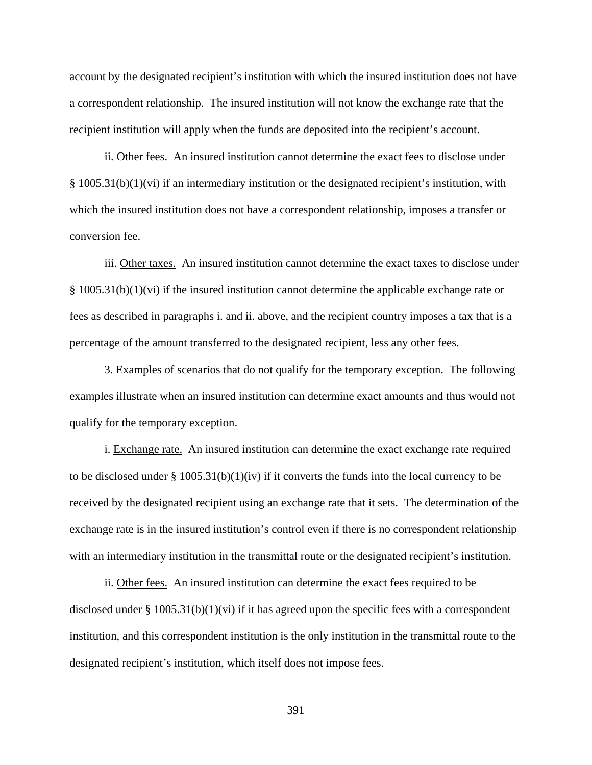account by the designated recipient's institution with which the insured institution does not have a correspondent relationship. The insured institution will not know the exchange rate that the recipient institution will apply when the funds are deposited into the recipient's account.

ii. Other fees. An insured institution cannot determine the exact fees to disclose under § 1005.31(b)(1)(vi) if an intermediary institution or the designated recipient's institution, with which the insured institution does not have a correspondent relationship, imposes a transfer or conversion fee.

iii. Other taxes. An insured institution cannot determine the exact taxes to disclose under § 1005.31(b)(1)(vi) if the insured institution cannot determine the applicable exchange rate or fees as described in paragraphs i. and ii. above, and the recipient country imposes a tax that is a percentage of the amount transferred to the designated recipient, less any other fees.

3. Examples of scenarios that do not qualify for the temporary exception. The following examples illustrate when an insured institution can determine exact amounts and thus would not qualify for the temporary exception.

i. Exchange rate. An insured institution can determine the exact exchange rate required to be disclosed under § 1005.31(b)(1)(iv) if it converts the funds into the local currency to be received by the designated recipient using an exchange rate that it sets. The determination of the exchange rate is in the insured institution's control even if there is no correspondent relationship with an intermediary institution in the transmittal route or the designated recipient's institution.

ii. Other fees. An insured institution can determine the exact fees required to be disclosed under § 1005.31(b)(1)(vi) if it has agreed upon the specific fees with a correspondent institution, and this correspondent institution is the only institution in the transmittal route to the designated recipient's institution, which itself does not impose fees.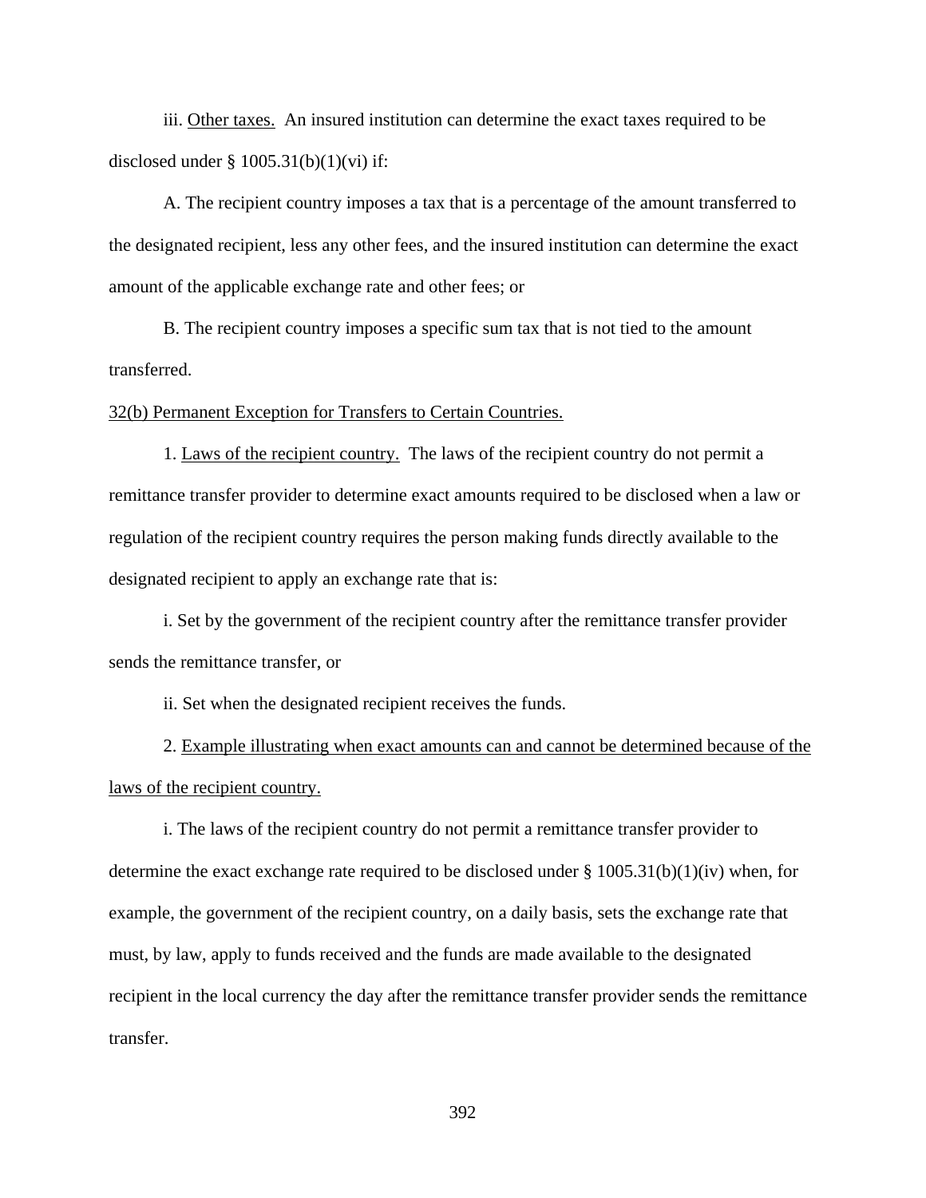iii. Other taxes. An insured institution can determine the exact taxes required to be disclosed under § 1005.31(b)(1)(vi) if:

A. The recipient country imposes a tax that is a percentage of the amount transferred to the designated recipient, less any other fees, and the insured institution can determine the exact amount of the applicable exchange rate and other fees; or

B. The recipient country imposes a specific sum tax that is not tied to the amount transferred.

32(b) Permanent Exception for Transfers to Certain Countries.

1. Laws of the recipient country. The laws of the recipient country do not permit a remittance transfer provider to determine exact amounts required to be disclosed when a law or regulation of the recipient country requires the person making funds directly available to the designated recipient to apply an exchange rate that is:

i. Set by the government of the recipient country after the remittance transfer provider sends the remittance transfer, or

ii. Set when the designated recipient receives the funds.

2. Example illustrating when exact amounts can and cannot be determined because of the laws of the recipient country.

i. The laws of the recipient country do not permit a remittance transfer provider to determine the exact exchange rate required to be disclosed under § 1005.31(b)(1)(iv) when, for example, the government of the recipient country, on a daily basis, sets the exchange rate that must, by law, apply to funds received and the funds are made available to the designated recipient in the local currency the day after the remittance transfer provider sends the remittance transfer.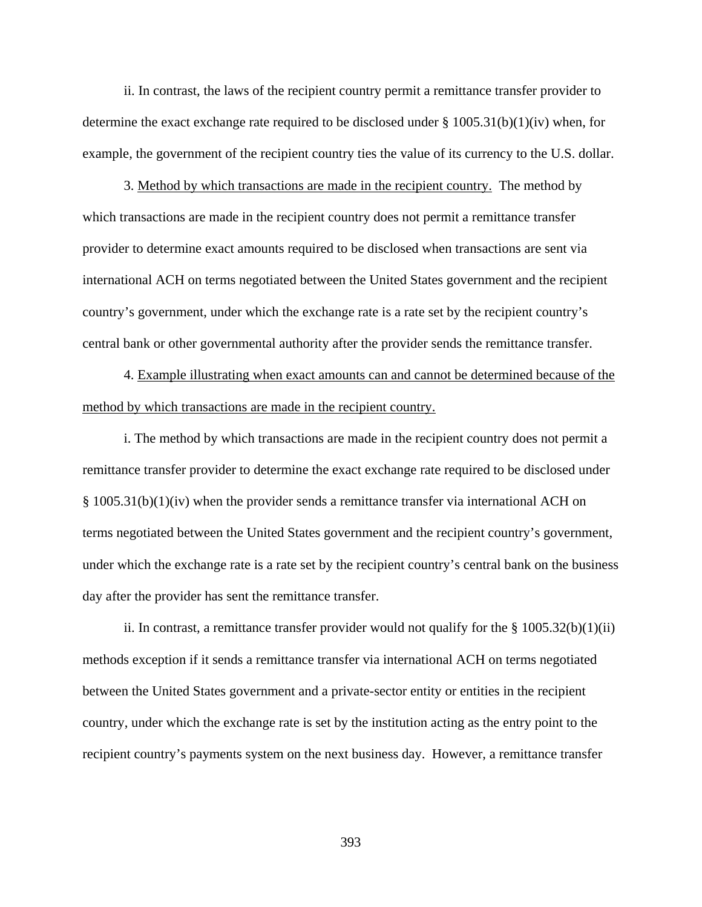ii. In contrast, the laws of the recipient country permit a remittance transfer provider to determine the exact exchange rate required to be disclosed under § 1005.31(b)(1)(iv) when, for example, the government of the recipient country ties the value of its currency to the U.S. dollar.

3. Method by which transactions are made in the recipient country. The method by which transactions are made in the recipient country does not permit a remittance transfer provider to determine exact amounts required to be disclosed when transactions are sent via international ACH on terms negotiated between the United States government and the recipient country's government, under which the exchange rate is a rate set by the recipient country's central bank or other governmental authority after the provider sends the remittance transfer.

4. Example illustrating when exact amounts can and cannot be determined because of the method by which transactions are made in the recipient country.

i. The method by which transactions are made in the recipient country does not permit a remittance transfer provider to determine the exact exchange rate required to be disclosed under § 1005.31(b)(1)(iv) when the provider sends a remittance transfer via international ACH on terms negotiated between the United States government and the recipient country's government, under which the exchange rate is a rate set by the recipient country's central bank on the business day after the provider has sent the remittance transfer.

ii. In contrast, a remittance transfer provider would not qualify for the § 1005.32(b)(1)(ii) methods exception if it sends a remittance transfer via international ACH on terms negotiated between the United States government and a private-sector entity or entities in the recipient country, under which the exchange rate is set by the institution acting as the entry point to the recipient country's payments system on the next business day. However, a remittance transfer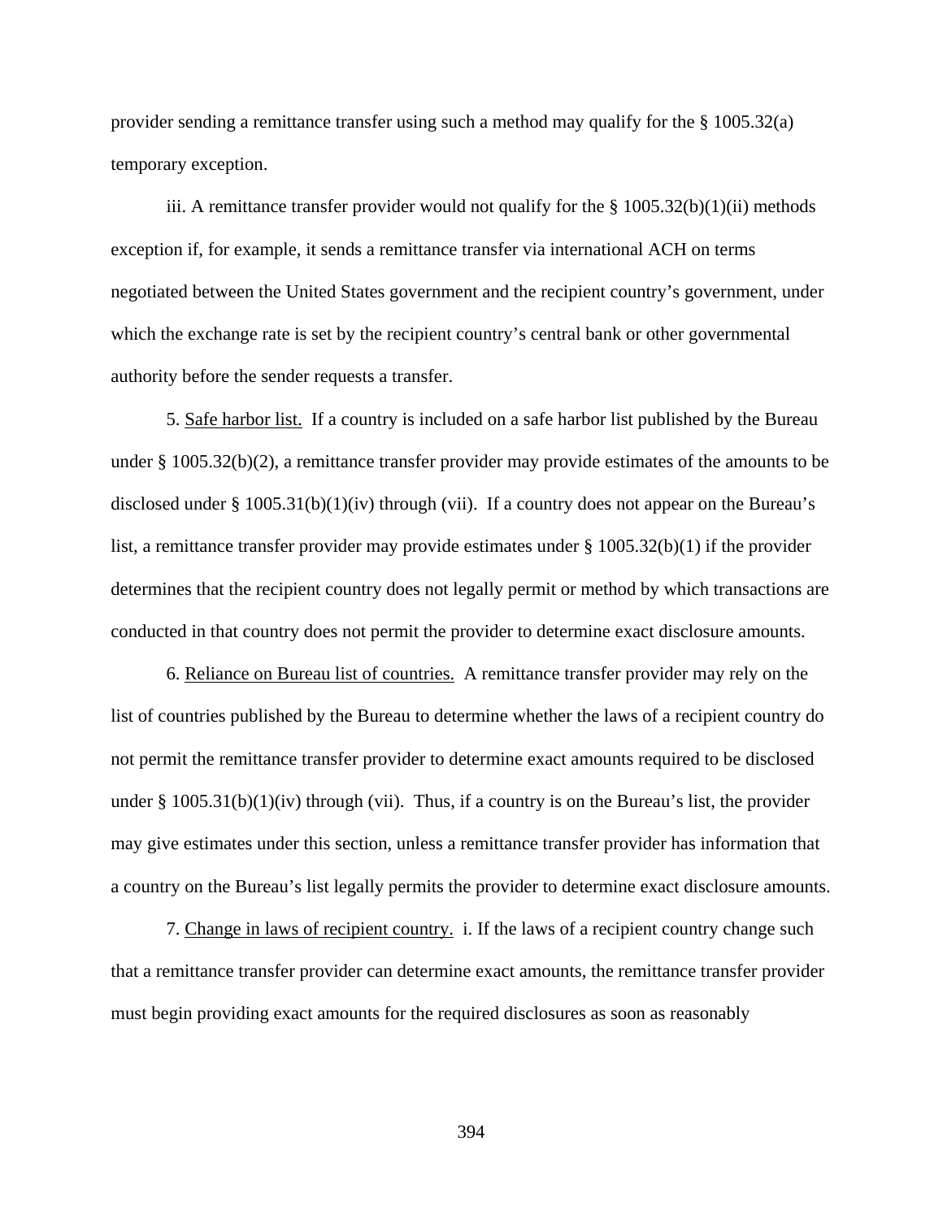provider sending a remittance transfer using such a method may qualify for the § 1005.32(a) temporary exception.

iii. A remittance transfer provider would not qualify for the § 1005.32(b)(1)(ii) methods exception if, for example, it sends a remittance transfer via international ACH on terms negotiated between the United States government and the recipient country's government, under which the exchange rate is set by the recipient country's central bank or other governmental authority before the sender requests a transfer.

5. Safe harbor list. If a country is included on a safe harbor list published by the Bureau under § 1005.32(b)(2), a remittance transfer provider may provide estimates of the amounts to be disclosed under § 1005.31(b)(1)(iv) through (vii). If a country does not appear on the Bureau's list, a remittance transfer provider may provide estimates under § 1005.32(b)(1) if the provider determines that the recipient country does not legally permit or method by which transactions are conducted in that country does not permit the provider to determine exact disclosure amounts.

6. Reliance on Bureau list of countries. A remittance transfer provider may rely on the list of countries published by the Bureau to determine whether the laws of a recipient country do not permit the remittance transfer provider to determine exact amounts required to be disclosed under § 1005.31(b)(1)(iv) through (vii). Thus, if a country is on the Bureau's list, the provider may give estimates under this section, unless a remittance transfer provider has information that a country on the Bureau's list legally permits the provider to determine exact disclosure amounts.

7. Change in laws of recipient country. i. If the laws of a recipient country change such that a remittance transfer provider can determine exact amounts, the remittance transfer provider must begin providing exact amounts for the required disclosures as soon as reasonably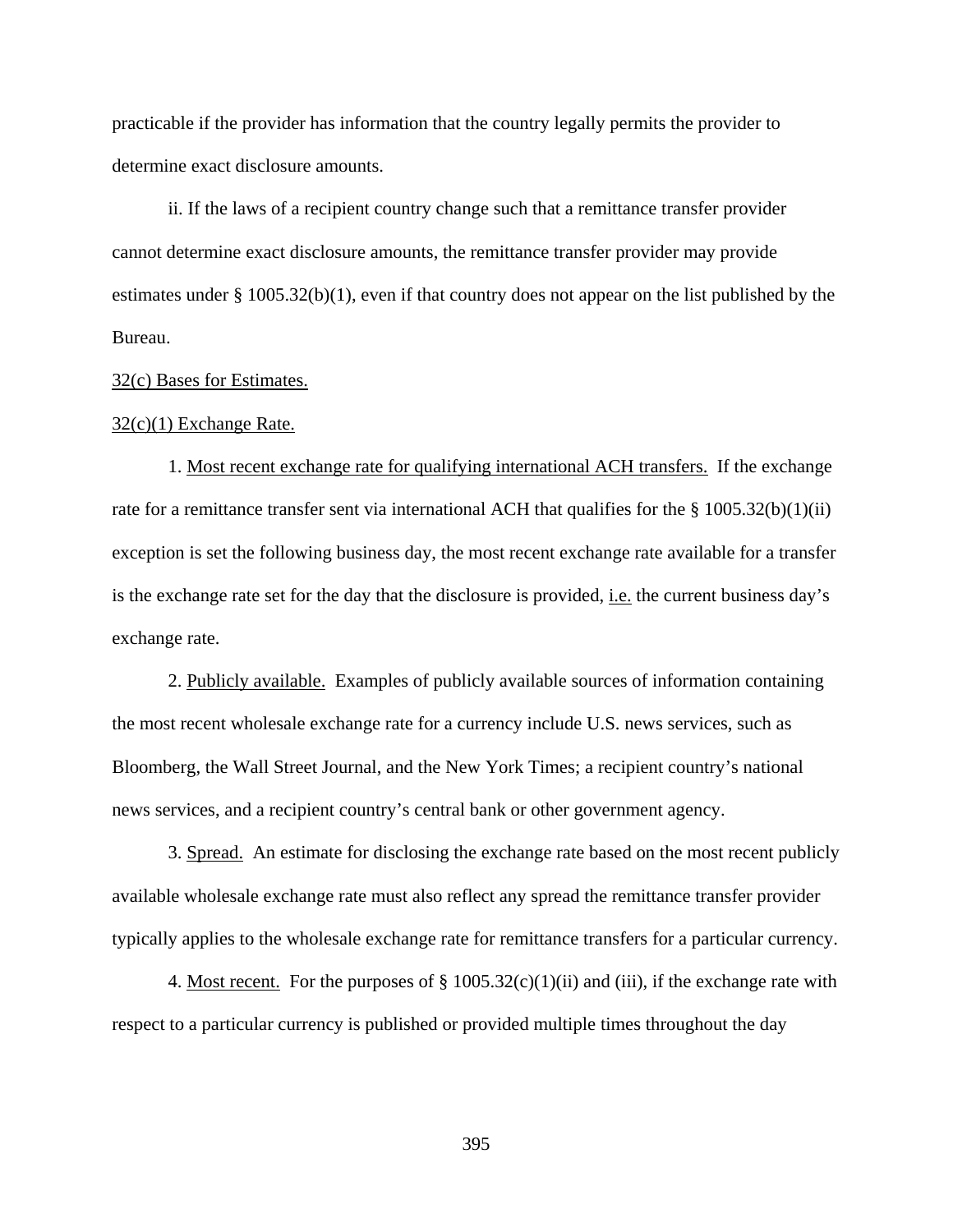practicable if the provider has information that the country legally permits the provider to determine exact disclosure amounts.

ii. If the laws of a recipient country change such that a remittance transfer provider cannot determine exact disclosure amounts, the remittance transfer provider may provide estimates under § 1005.32(b)(1), even if that country does not appear on the list published by the Bureau.

32(c) Bases for Estimates.

32(c)(1) Exchange Rate.

1. Most recent exchange rate for qualifying international ACH transfers. If the exchange rate for a remittance transfer sent via international ACH that qualifies for the § 1005.32(b)(1)(ii) exception is set the following business day, the most recent exchange rate available for a transfer is the exchange rate set for the day that the disclosure is provided, i.e. the current business day's exchange rate.

2. Publicly available. Examples of publicly available sources of information containing the most recent wholesale exchange rate for a currency include U.S. news services, such as Bloomberg, the Wall Street Journal, and the New York Times; a recipient country's national news services, and a recipient country's central bank or other government agency.

3. Spread. An estimate for disclosing the exchange rate based on the most recent publicly available wholesale exchange rate must also reflect any spread the remittance transfer provider typically applies to the wholesale exchange rate for remittance transfers for a particular currency.

4. Most recent. For the purposes of § 1005.32(c)(1)(ii) and (iii), if the exchange rate with respect to a particular currency is published or provided multiple times throughout the day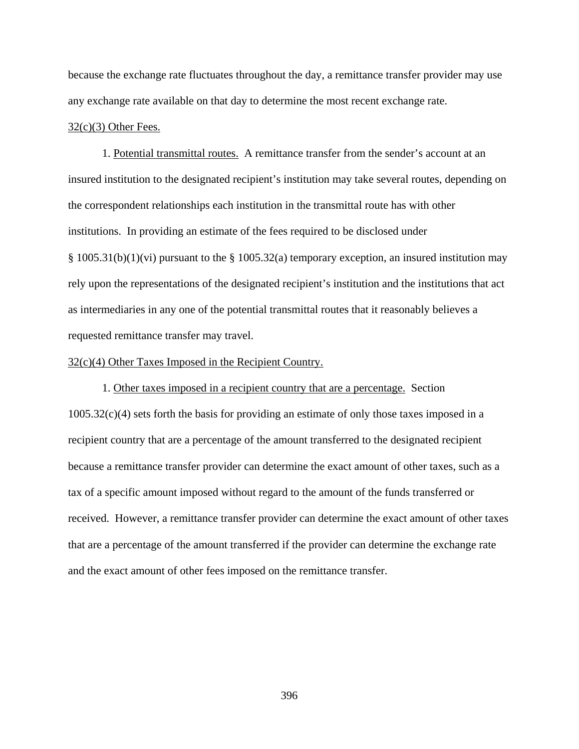because the exchange rate fluctuates throughout the day, a remittance transfer provider may use any exchange rate available on that day to determine the most recent exchange rate.

32(c)(3) Other Fees.

1. Potential transmittal routes. A remittance transfer from the sender's account at an insured institution to the designated recipient's institution may take several routes, depending on the correspondent relationships each institution in the transmittal route has with other institutions. In providing an estimate of the fees required to be disclosed under § 1005.31(b)(1)(vi) pursuant to the § 1005.32(a) temporary exception, an insured institution may rely upon the representations of the designated recipient's institution and the institutions that act as intermediaries in any one of the potential transmittal routes that it reasonably believes a requested remittance transfer may travel.

32(c)(4) Other Taxes Imposed in the Recipient Country.

1. Other taxes imposed in a recipient country that are a percentage. Section 1005.32(c)(4) sets forth the basis for providing an estimate of only those taxes imposed in a recipient country that are a percentage of the amount transferred to the designated recipient because a remittance transfer provider can determine the exact amount of other taxes, such as a tax of a specific amount imposed without regard to the amount of the funds transferred or received. However, a remittance transfer provider can determine the exact amount of other taxes that are a percentage of the amount transferred if the provider can determine the exchange rate and the exact amount of other fees imposed on the remittance transfer.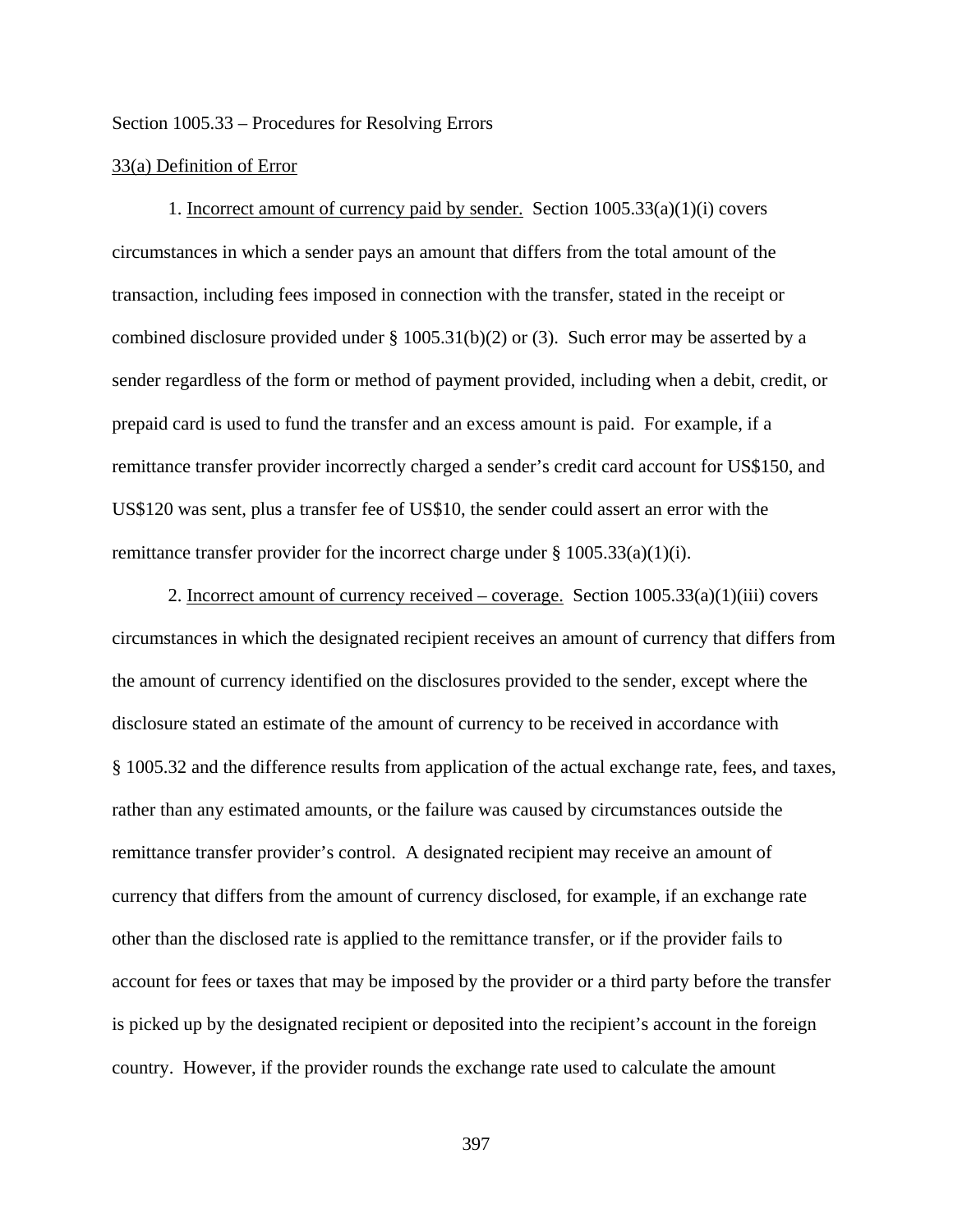Section 1005.33 – Procedures for Resolving Errors

33(a) Definition of Error

1. Incorrect amount of currency paid by sender. Section 1005.33(a)(1)(i) covers circumstances in which a sender pays an amount that differs from the total amount of the transaction, including fees imposed in connection with the transfer, stated in the receipt or combined disclosure provided under § 1005.31(b)(2) or (3). Such error may be asserted by a sender regardless of the form or method of payment provided, including when a debit, credit, or prepaid card is used to fund the transfer and an excess amount is paid. For example, if a remittance transfer provider incorrectly charged a sender's credit card account for US$150, and US$120 was sent, plus a transfer fee of US$10, the sender could assert an error with the remittance transfer provider for the incorrect charge under § 1005.33(a)(1)(i).

2. Incorrect amount of currency received – coverage. Section 1005.33(a)(1)(iii) covers circumstances in which the designated recipient receives an amount of currency that differs from the amount of currency identified on the disclosures provided to the sender, except where the disclosure stated an estimate of the amount of currency to be received in accordance with § 1005.32 and the difference results from application of the actual exchange rate, fees, and taxes, rather than any estimated amounts, or the failure was caused by circumstances outside the remittance transfer provider's control. A designated recipient may receive an amount of currency that differs from the amount of currency disclosed, for example, if an exchange rate other than the disclosed rate is applied to the remittance transfer, or if the provider fails to account for fees or taxes that may be imposed by the provider or a third party before the transfer is picked up by the designated recipient or deposited into the recipient's account in the foreign country. However, if the provider rounds the exchange rate used to calculate the amount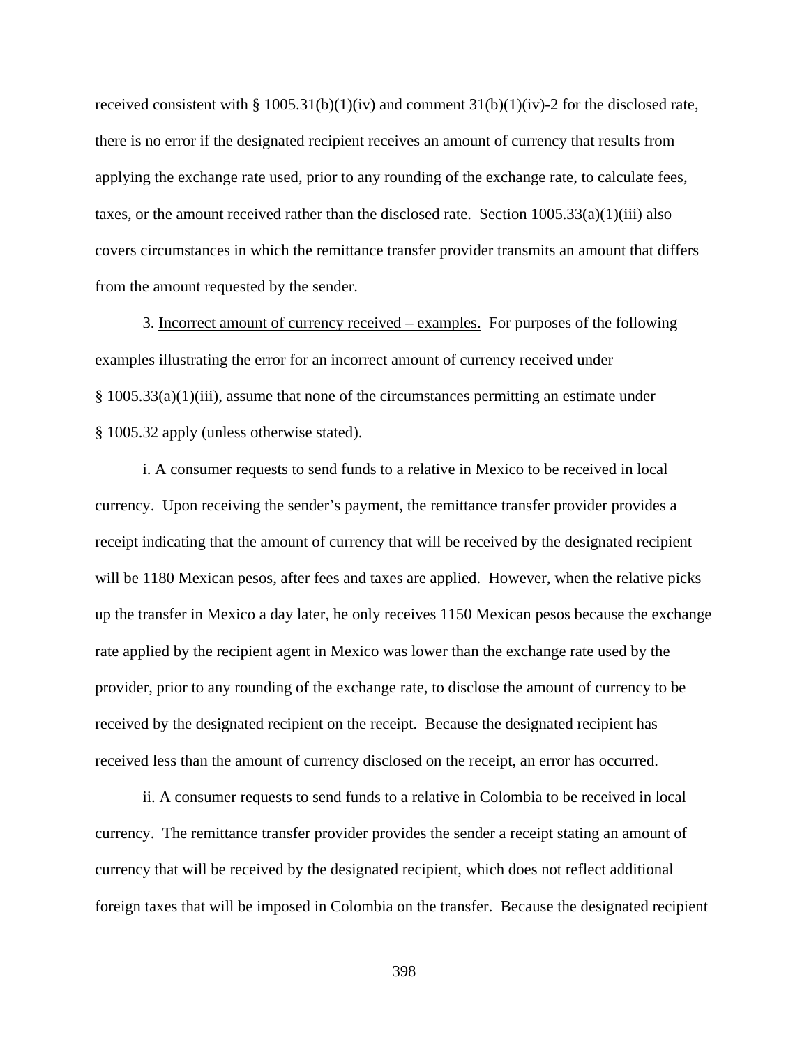received consistent with § 1005.31(b)(1)(iv) and comment 31(b)(1)(iv)-2 for the disclosed rate, there is no error if the designated recipient receives an amount of currency that results from applying the exchange rate used, prior to any rounding of the exchange rate, to calculate fees, taxes, or the amount received rather than the disclosed rate. Section 1005.33(a)(1)(iii) also covers circumstances in which the remittance transfer provider transmits an amount that differs from the amount requested by the sender.

3. Incorrect amount of currency received – examples. For purposes of the following examples illustrating the error for an incorrect amount of currency received under § 1005.33(a)(1)(iii), assume that none of the circumstances permitting an estimate under § 1005.32 apply (unless otherwise stated).

i. A consumer requests to send funds to a relative in Mexico to be received in local currency. Upon receiving the sender's payment, the remittance transfer provider provides a receipt indicating that the amount of currency that will be received by the designated recipient will be 1180 Mexican pesos, after fees and taxes are applied. However, when the relative picks up the transfer in Mexico a day later, he only receives 1150 Mexican pesos because the exchange rate applied by the recipient agent in Mexico was lower than the exchange rate used by the provider, prior to any rounding of the exchange rate, to disclose the amount of currency to be received by the designated recipient on the receipt. Because the designated recipient has received less than the amount of currency disclosed on the receipt, an error has occurred.

ii. A consumer requests to send funds to a relative in Colombia to be received in local currency. The remittance transfer provider provides the sender a receipt stating an amount of currency that will be received by the designated recipient, which does not reflect additional foreign taxes that will be imposed in Colombia on the transfer. Because the designated recipient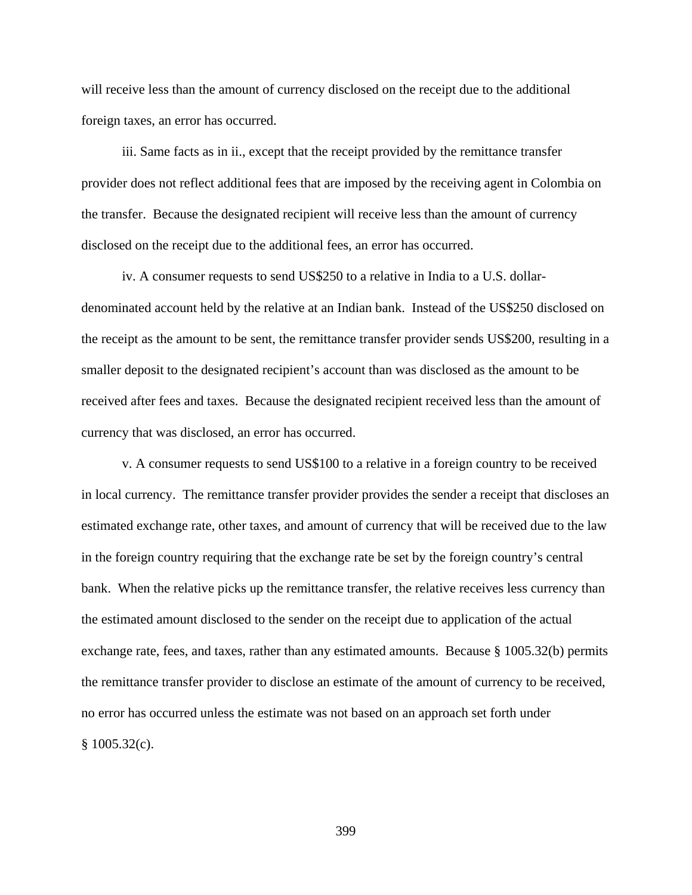will receive less than the amount of currency disclosed on the receipt due to the additional foreign taxes, an error has occurred.

iii. Same facts as in ii., except that the receipt provided by the remittance transfer provider does not reflect additional fees that are imposed by the receiving agent in Colombia on the transfer. Because the designated recipient will receive less than the amount of currency disclosed on the receipt due to the additional fees, an error has occurred.

iv. A consumer requests to send US$250 to a relative in India to a U.S. dollar-denominated account held by the relative at an Indian bank. Instead of the US$250 disclosed on the receipt as the amount to be sent, the remittance transfer provider sends US$200, resulting in a smaller deposit to the designated recipient's account than was disclosed as the amount to be received after fees and taxes. Because the designated recipient received less than the amount of currency that was disclosed, an error has occurred.

v. A consumer requests to send US$100 to a relative in a foreign country to be received in local currency. The remittance transfer provider provides the sender a receipt that discloses an estimated exchange rate, other taxes, and amount of currency that will be received due to the law in the foreign country requiring that the exchange rate be set by the foreign country's central bank. When the relative picks up the remittance transfer, the relative receives less currency than the estimated amount disclosed to the sender on the receipt due to application of the actual exchange rate, fees, and taxes, rather than any estimated amounts. Because § 1005.32(b) permits the remittance transfer provider to disclose an estimate of the amount of currency to be received, no error has occurred unless the estimate was not based on an approach set forth under § 1005.32(c).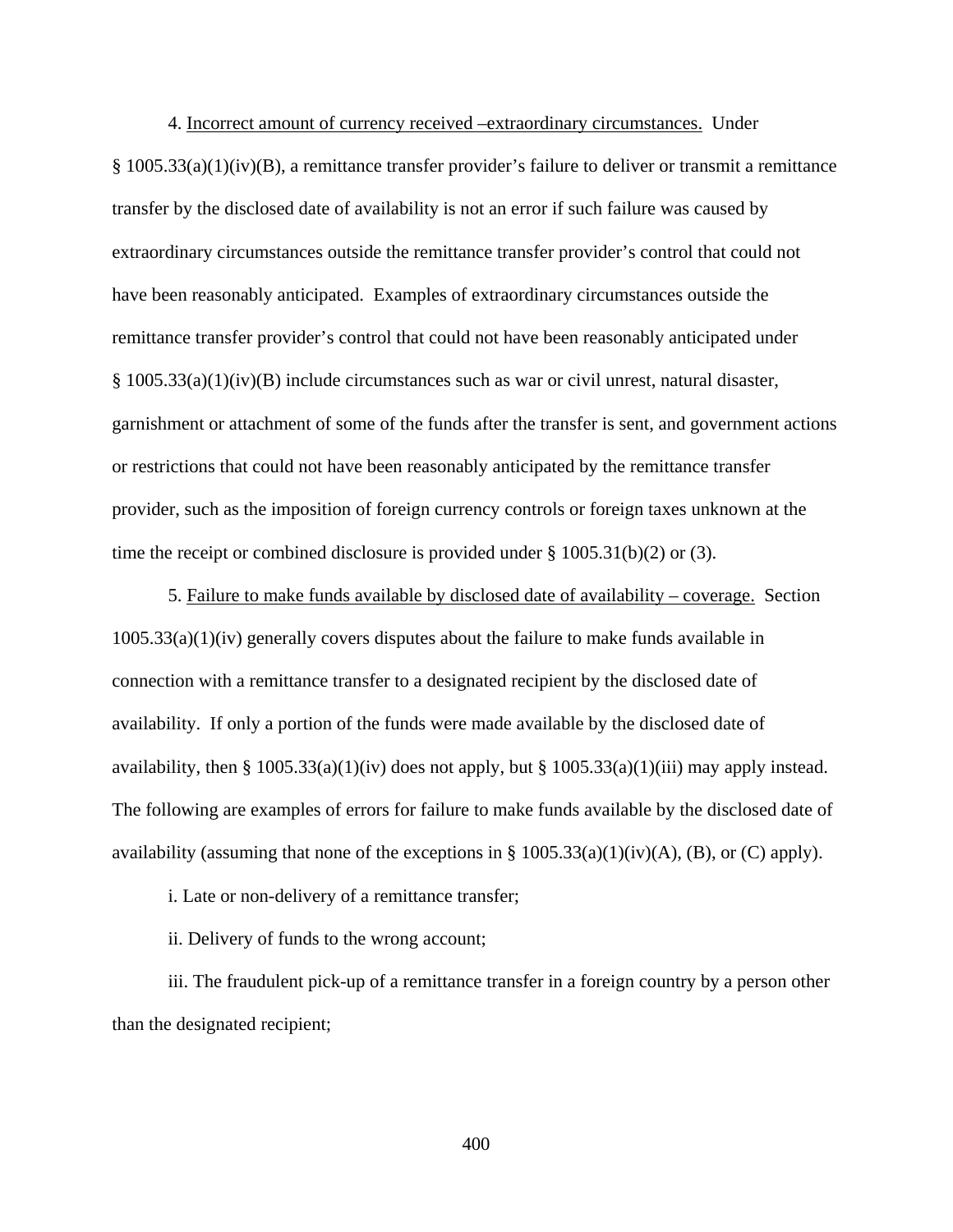4. Incorrect amount of currency received –extraordinary circumstances. Under § 1005.33(a)(1)(iv)(B), a remittance transfer provider's failure to deliver or transmit a remittance transfer by the disclosed date of availability is not an error if such failure was caused by extraordinary circumstances outside the remittance transfer provider's control that could not have been reasonably anticipated. Examples of extraordinary circumstances outside the remittance transfer provider's control that could not have been reasonably anticipated under § 1005.33(a)(1)(iv)(B) include circumstances such as war or civil unrest, natural disaster, garnishment or attachment of some of the funds after the transfer is sent, and government actions or restrictions that could not have been reasonably anticipated by the remittance transfer provider, such as the imposition of foreign currency controls or foreign taxes unknown at the time the receipt or combined disclosure is provided under § 1005.31(b)(2) or (3).

5. Failure to make funds available by disclosed date of availability – coverage. Section 1005.33(a)(1)(iv) generally covers disputes about the failure to make funds available in connection with a remittance transfer to a designated recipient by the disclosed date of availability. If only a portion of the funds were made available by the disclosed date of availability, then § 1005.33(a)(1)(iv) does not apply, but § 1005.33(a)(1)(iii) may apply instead. The following are examples of errors for failure to make funds available by the disclosed date of availability (assuming that none of the exceptions in § 1005.33(a)(1)(iv)(A), (B), or (C) apply).

i. Late or non-delivery of a remittance transfer;

ii. Delivery of funds to the wrong account;

iii. The fraudulent pick-up of a remittance transfer in a foreign country by a person other than the designated recipient;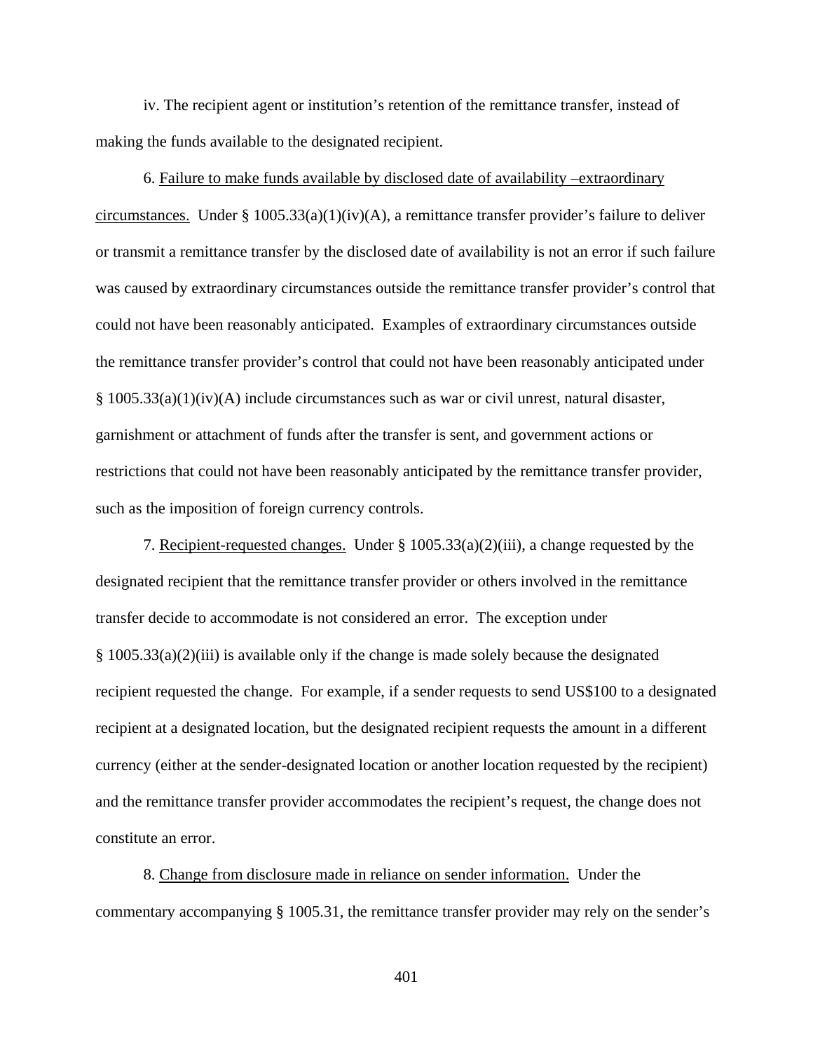iv. The recipient agent or institution's retention of the remittance transfer, instead of making the funds available to the designated recipient.

6. Failure to make funds available by disclosed date of availability –extraordinary circumstances. Under § 1005.33(a)(1)(iv)(A), a remittance transfer provider's failure to deliver or transmit a remittance transfer by the disclosed date of availability is not an error if such failure was caused by extraordinary circumstances outside the remittance transfer provider's control that could not have been reasonably anticipated. Examples of extraordinary circumstances outside the remittance transfer provider's control that could not have been reasonably anticipated under § 1005.33(a)(1)(iv)(A) include circumstances such as war or civil unrest, natural disaster, garnishment or attachment of funds after the transfer is sent, and government actions or restrictions that could not have been reasonably anticipated by the remittance transfer provider, such as the imposition of foreign currency controls.

7. Recipient-requested changes. Under § 1005.33(a)(2)(iii), a change requested by the designated recipient that the remittance transfer provider or others involved in the remittance transfer decide to accommodate is not considered an error. The exception under § 1005.33(a)(2)(iii) is available only if the change is made solely because the designated recipient requested the change. For example, if a sender requests to send US$100 to a designated recipient at a designated location, but the designated recipient requests the amount in a different currency (either at the sender-designated location or another location requested by the recipient) and the remittance transfer provider accommodates the recipient's request, the change does not constitute an error.

8. Change from disclosure made in reliance on sender information. Under the commentary accompanying § 1005.31, the remittance transfer provider may rely on the sender's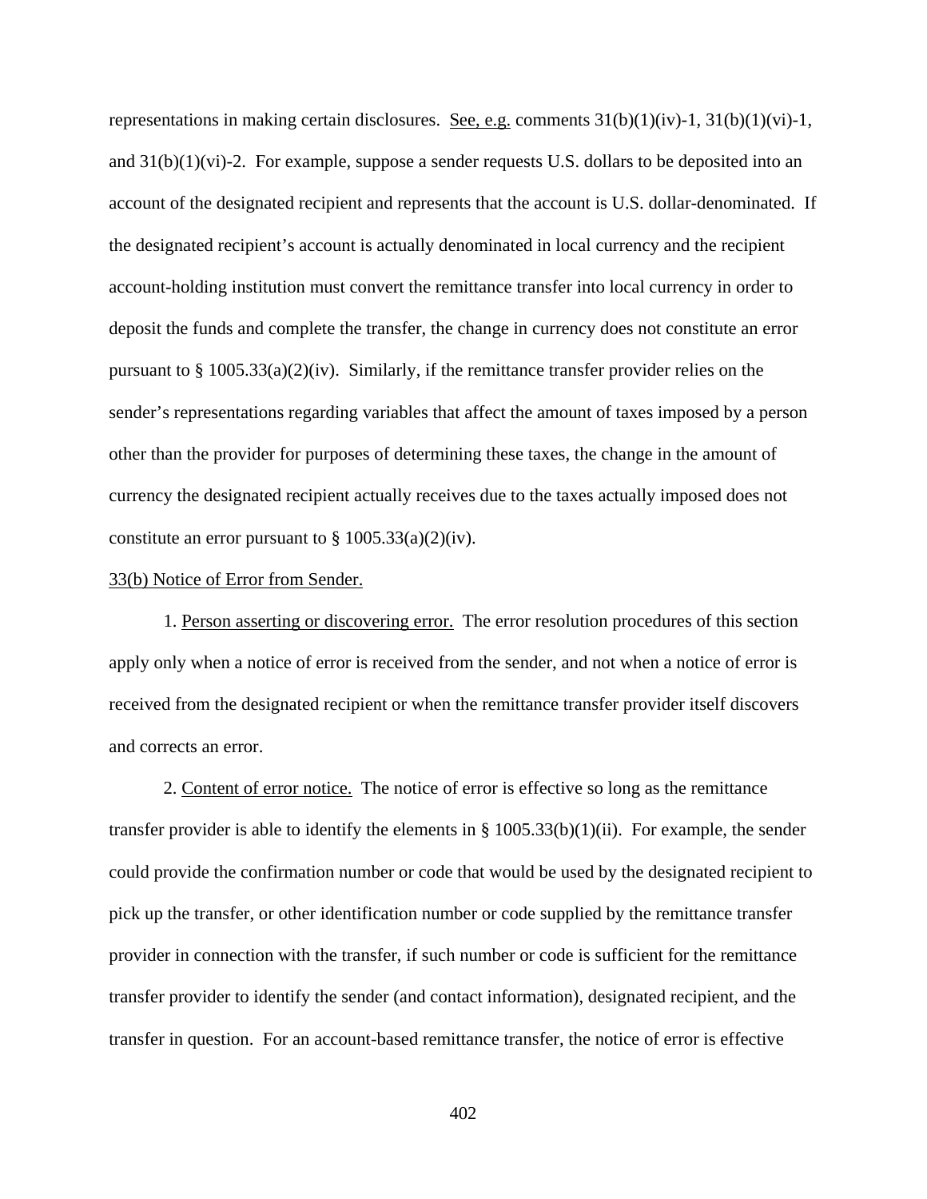representations in making certain disclosures. See, e.g. comments 31(b)(1)(iv)-1, 31(b)(1)(vi)-1, and 31(b)(1)(vi)-2. For example, suppose a sender requests U.S. dollars to be deposited into an account of the designated recipient and represents that the account is U.S. dollar-denominated. If the designated recipient's account is actually denominated in local currency and the recipient account-holding institution must convert the remittance transfer into local currency in order to deposit the funds and complete the transfer, the change in currency does not constitute an error pursuant to § 1005.33(a)(2)(iv). Similarly, if the remittance transfer provider relies on the sender's representations regarding variables that affect the amount of taxes imposed by a person other than the provider for purposes of determining these taxes, the change in the amount of currency the designated recipient actually receives due to the taxes actually imposed does not constitute an error pursuant to § 1005.33(a)(2)(iv).

33(b) Notice of Error from Sender.

1. Person asserting or discovering error. The error resolution procedures of this section apply only when a notice of error is received from the sender, and not when a notice of error is received from the designated recipient or when the remittance transfer provider itself discovers and corrects an error.

2. Content of error notice. The notice of error is effective so long as the remittance transfer provider is able to identify the elements in § 1005.33(b)(1)(ii). For example, the sender could provide the confirmation number or code that would be used by the designated recipient to pick up the transfer, or other identification number or code supplied by the remittance transfer provider in connection with the transfer, if such number or code is sufficient for the remittance transfer provider to identify the sender (and contact information), designated recipient, and the transfer in question. For an account-based remittance transfer, the notice of error is effective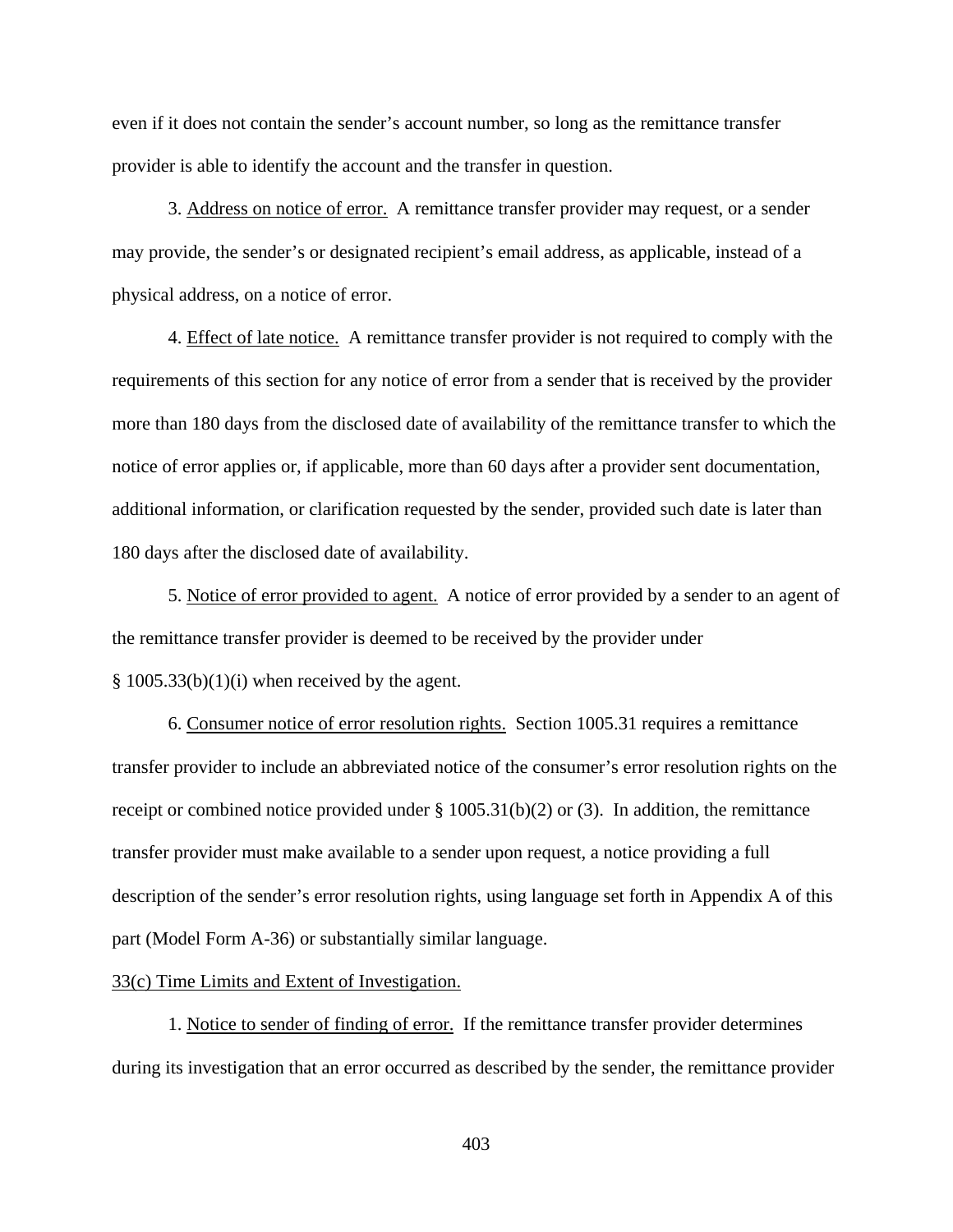even if it does not contain the sender's account number, so long as the remittance transfer provider is able to identify the account and the transfer in question.

3. Address on notice of error. A remittance transfer provider may request, or a sender may provide, the sender's or designated recipient's email address, as applicable, instead of a physical address, on a notice of error.

4. Effect of late notice. A remittance transfer provider is not required to comply with the requirements of this section for any notice of error from a sender that is received by the provider more than 180 days from the disclosed date of availability of the remittance transfer to which the notice of error applies or, if applicable, more than 60 days after a provider sent documentation, additional information, or clarification requested by the sender, provided such date is later than 180 days after the disclosed date of availability.

5. Notice of error provided to agent. A notice of error provided by a sender to an agent of the remittance transfer provider is deemed to be received by the provider under § 1005.33(b)(1)(i) when received by the agent.

6. Consumer notice of error resolution rights. Section 1005.31 requires a remittance transfer provider to include an abbreviated notice of the consumer's error resolution rights on the receipt or combined notice provided under § 1005.31(b)(2) or (3). In addition, the remittance transfer provider must make available to a sender upon request, a notice providing a full description of the sender's error resolution rights, using language set forth in Appendix A of this part (Model Form A-36) or substantially similar language.

33(c) Time Limits and Extent of Investigation.

1. Notice to sender of finding of error. If the remittance transfer provider determines during its investigation that an error occurred as described by the sender, the remittance provider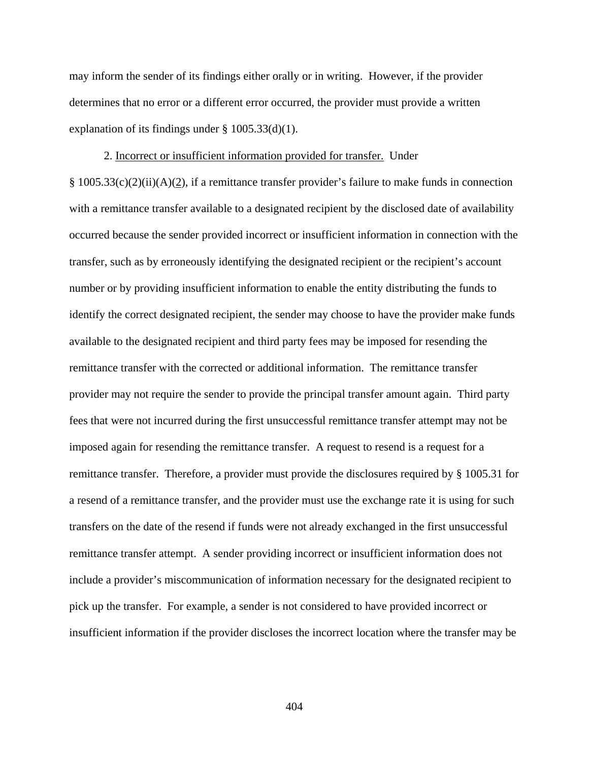may inform the sender of its findings either orally or in writing. However, if the provider determines that no error or a different error occurred, the provider must provide a written explanation of its findings under § 1005.33(d)(1).

2. Incorrect or insufficient information provided for transfer. Under § 1005.33(c)(2)(ii)(A)(2), if a remittance transfer provider's failure to make funds in connection with a remittance transfer available to a designated recipient by the disclosed date of availability occurred because the sender provided incorrect or insufficient information in connection with the transfer, such as by erroneously identifying the designated recipient or the recipient's account number or by providing insufficient information to enable the entity distributing the funds to identify the correct designated recipient, the sender may choose to have the provider make funds available to the designated recipient and third party fees may be imposed for resending the remittance transfer with the corrected or additional information. The remittance transfer provider may not require the sender to provide the principal transfer amount again. Third party fees that were not incurred during the first unsuccessful remittance transfer attempt may not be imposed again for resending the remittance transfer. A request to resend is a request for a remittance transfer. Therefore, a provider must provide the disclosures required by § 1005.31 for a resend of a remittance transfer, and the provider must use the exchange rate it is using for such transfers on the date of the resend if funds were not already exchanged in the first unsuccessful remittance transfer attempt. A sender providing incorrect or insufficient information does not include a provider's miscommunication of information necessary for the designated recipient to pick up the transfer. For example, a sender is not considered to have provided incorrect or insufficient information if the provider discloses the incorrect location where the transfer may be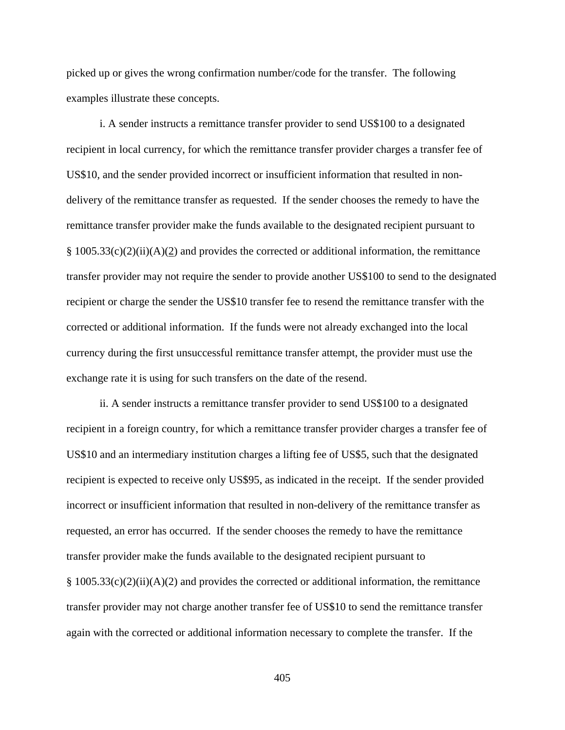picked up or gives the wrong confirmation number/code for the transfer. The following examples illustrate these concepts.

i. A sender instructs a remittance transfer provider to send US$100 to a designated recipient in local currency, for which the remittance transfer provider charges a transfer fee of US$10, and the sender provided incorrect or insufficient information that resulted in non-delivery of the remittance transfer as requested. If the sender chooses the remedy to have the remittance transfer provider make the funds available to the designated recipient pursuant to § 1005.33(c)(2)(ii)(A)(2) and provides the corrected or additional information, the remittance transfer provider may not require the sender to provide another US$100 to send to the designated recipient or charge the sender the US$10 transfer fee to resend the remittance transfer with the corrected or additional information. If the funds were not already exchanged into the local currency during the first unsuccessful remittance transfer attempt, the provider must use the exchange rate it is using for such transfers on the date of the resend.

ii. A sender instructs a remittance transfer provider to send US$100 to a designated recipient in a foreign country, for which a remittance transfer provider charges a transfer fee of US$10 and an intermediary institution charges a lifting fee of US$5, such that the designated recipient is expected to receive only US$95, as indicated in the receipt. If the sender provided incorrect or insufficient information that resulted in non-delivery of the remittance transfer as requested, an error has occurred. If the sender chooses the remedy to have the remittance transfer provider make the funds available to the designated recipient pursuant to § 1005.33(c)(2)(ii)(A)(2) and provides the corrected or additional information, the remittance transfer provider may not charge another transfer fee of US$10 to send the remittance transfer again with the corrected or additional information necessary to complete the transfer. If the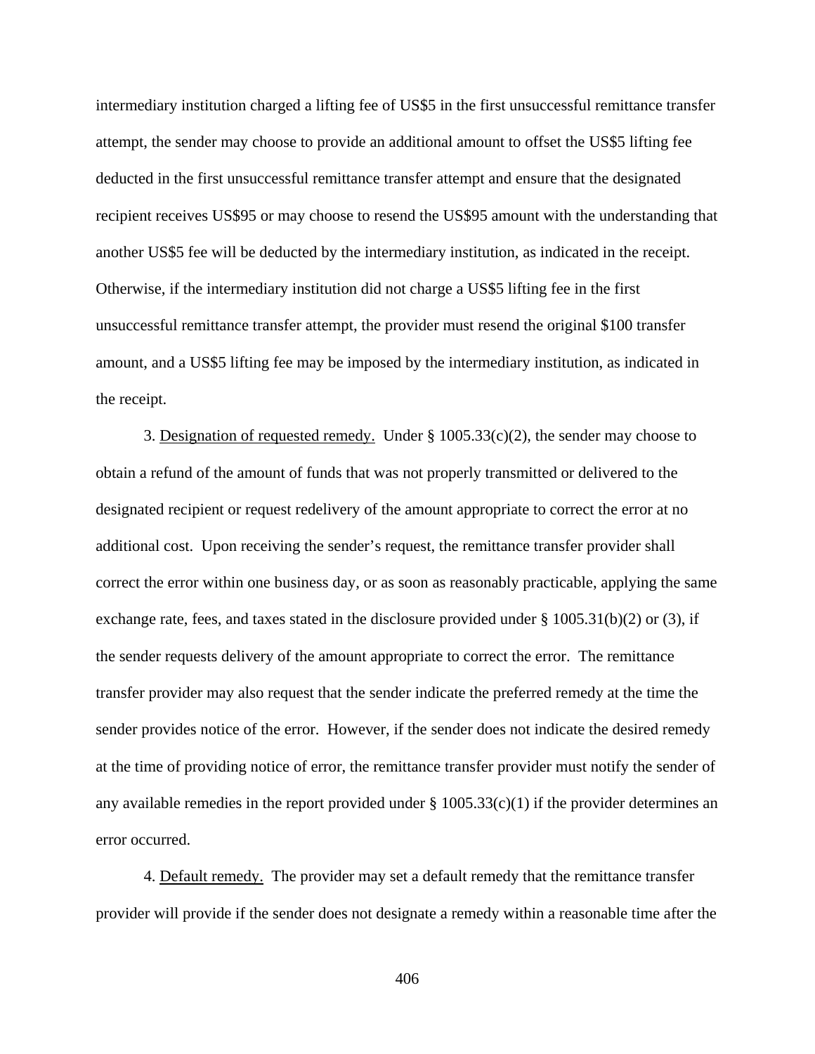intermediary institution charged a lifting fee of US$5 in the first unsuccessful remittance transfer attempt, the sender may choose to provide an additional amount to offset the US$5 lifting fee deducted in the first unsuccessful remittance transfer attempt and ensure that the designated recipient receives US$95 or may choose to resend the US$95 amount with the understanding that another US$5 fee will be deducted by the intermediary institution, as indicated in the receipt. Otherwise, if the intermediary institution did not charge a US$5 lifting fee in the first unsuccessful remittance transfer attempt, the provider must resend the original $100 transfer amount, and a US$5 lifting fee may be imposed by the intermediary institution, as indicated in the receipt.

3. Designation of requested remedy. Under § 1005.33(c)(2), the sender may choose to obtain a refund of the amount of funds that was not properly transmitted or delivered to the designated recipient or request redelivery of the amount appropriate to correct the error at no additional cost. Upon receiving the sender's request, the remittance transfer provider shall correct the error within one business day, or as soon as reasonably practicable, applying the same exchange rate, fees, and taxes stated in the disclosure provided under § 1005.31(b)(2) or (3), if the sender requests delivery of the amount appropriate to correct the error. The remittance transfer provider may also request that the sender indicate the preferred remedy at the time the sender provides notice of the error. However, if the sender does not indicate the desired remedy at the time of providing notice of error, the remittance transfer provider must notify the sender of any available remedies in the report provided under § 1005.33(c)(1) if the provider determines an error occurred.

4. Default remedy. The provider may set a default remedy that the remittance transfer provider will provide if the sender does not designate a remedy within a reasonable time after the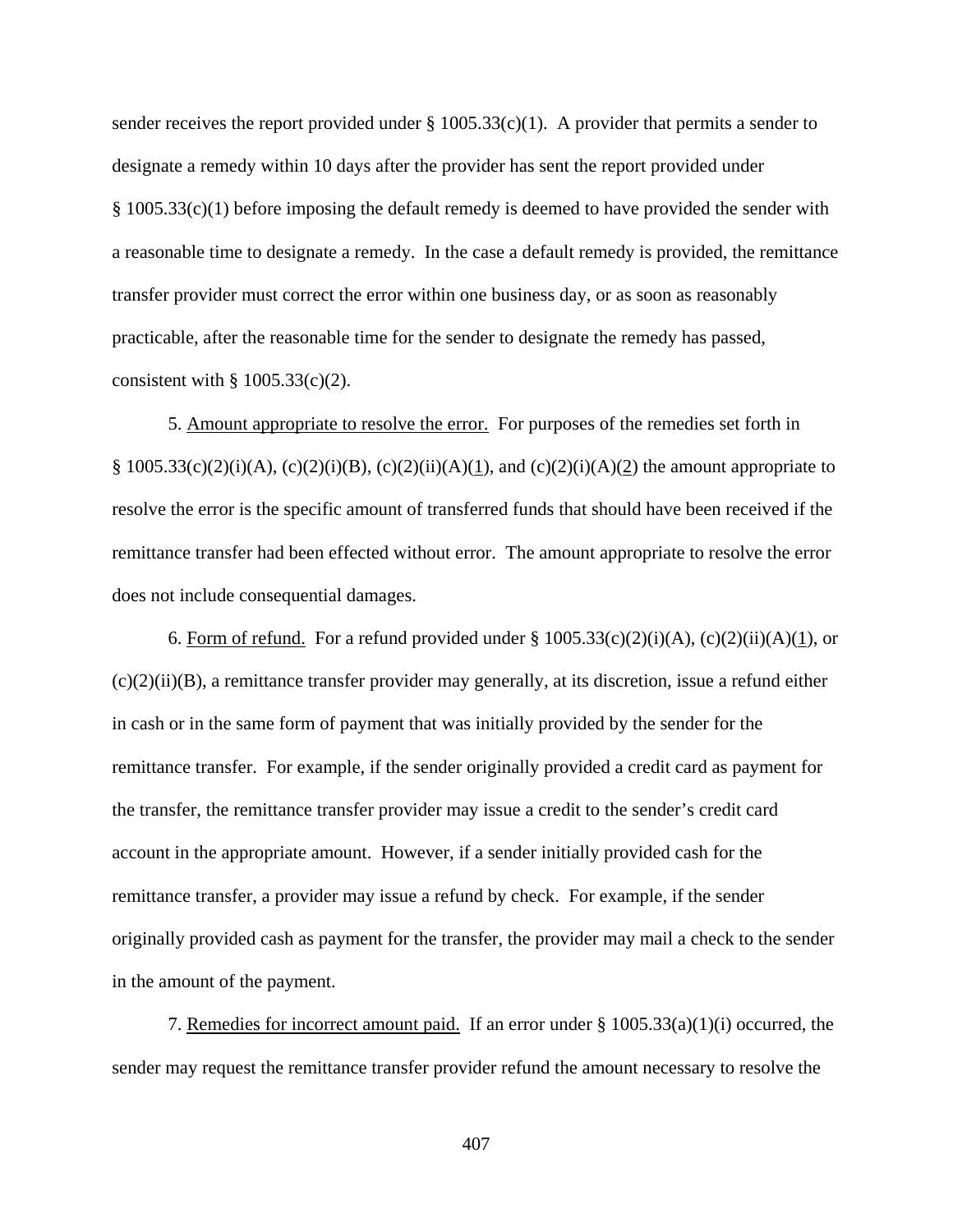sender receives the report provided under § 1005.33(c)(1). A provider that permits a sender to designate a remedy within 10 days after the provider has sent the report provided under § 1005.33(c)(1) before imposing the default remedy is deemed to have provided the sender with a reasonable time to designate a remedy. In the case a default remedy is provided, the remittance transfer provider must correct the error within one business day, or as soon as reasonably practicable, after the reasonable time for the sender to designate the remedy has passed, consistent with § 1005.33(c)(2).

5. Amount appropriate to resolve the error. For purposes of the remedies set forth in § 1005.33(c)(2)(i)(A), (c)(2)(i)(B), (c)(2)(ii)(A)(1), and (c)(2)(i)(A)(2) the amount appropriate to resolve the error is the specific amount of transferred funds that should have been received if the remittance transfer had been effected without error. The amount appropriate to resolve the error does not include consequential damages.

6. Form of refund. For a refund provided under § 1005.33(c)(2)(i)(A), (c)(2)(ii)(A)(1), or (c)(2)(ii)(B), a remittance transfer provider may generally, at its discretion, issue a refund either in cash or in the same form of payment that was initially provided by the sender for the remittance transfer. For example, if the sender originally provided a credit card as payment for the transfer, the remittance transfer provider may issue a credit to the sender's credit card account in the appropriate amount. However, if a sender initially provided cash for the remittance transfer, a provider may issue a refund by check. For example, if the sender originally provided cash as payment for the transfer, the provider may mail a check to the sender in the amount of the payment.

7. Remedies for incorrect amount paid. If an error under § 1005.33(a)(1)(i) occurred, the sender may request the remittance transfer provider refund the amount necessary to resolve the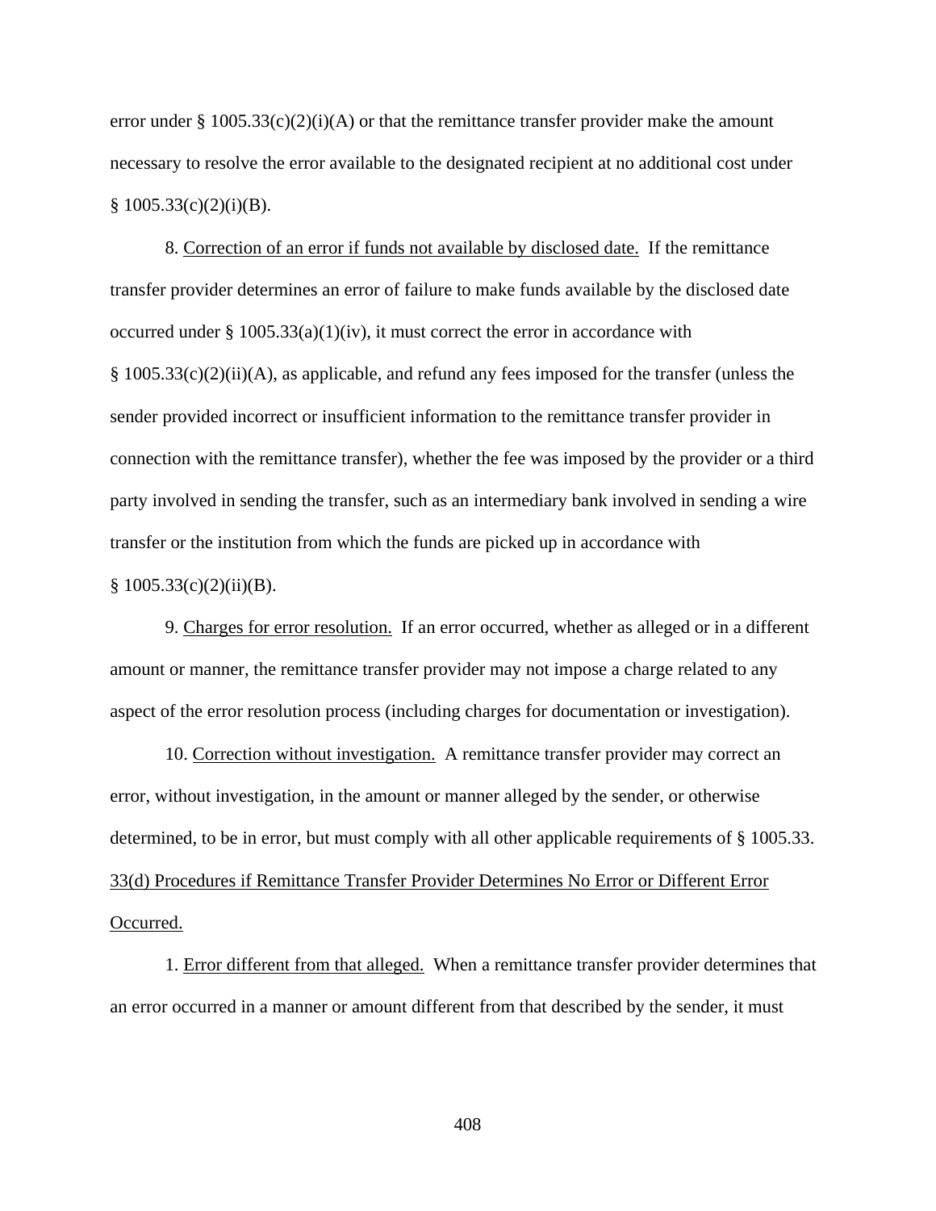error under § 1005.33(c)(2)(i)(A) or that the remittance transfer provider make the amount necessary to resolve the error available to the designated recipient at no additional cost under § 1005.33(c)(2)(i)(B).

8. Correction of an error if funds not available by disclosed date. If the remittance transfer provider determines an error of failure to make funds available by the disclosed date occurred under § 1005.33(a)(1)(iv), it must correct the error in accordance with § 1005.33(c)(2)(ii)(A), as applicable, and refund any fees imposed for the transfer (unless the sender provided incorrect or insufficient information to the remittance transfer provider in connection with the remittance transfer), whether the fee was imposed by the provider or a third party involved in sending the transfer, such as an intermediary bank involved in sending a wire transfer or the institution from which the funds are picked up in accordance with § 1005.33(c)(2)(ii)(B).

9. Charges for error resolution. If an error occurred, whether as alleged or in a different amount or manner, the remittance transfer provider may not impose a charge related to any aspect of the error resolution process (including charges for documentation or investigation).

10. Correction without investigation. A remittance transfer provider may correct an error, without investigation, in the amount or manner alleged by the sender, or otherwise determined, to be in error, but must comply with all other applicable requirements of § 1005.33.

33(d) Procedures if Remittance Transfer Provider Determines No Error or Different Error Occurred.

1. Error different from that alleged. When a remittance transfer provider determines that an error occurred in a manner or amount different from that described by the sender, it must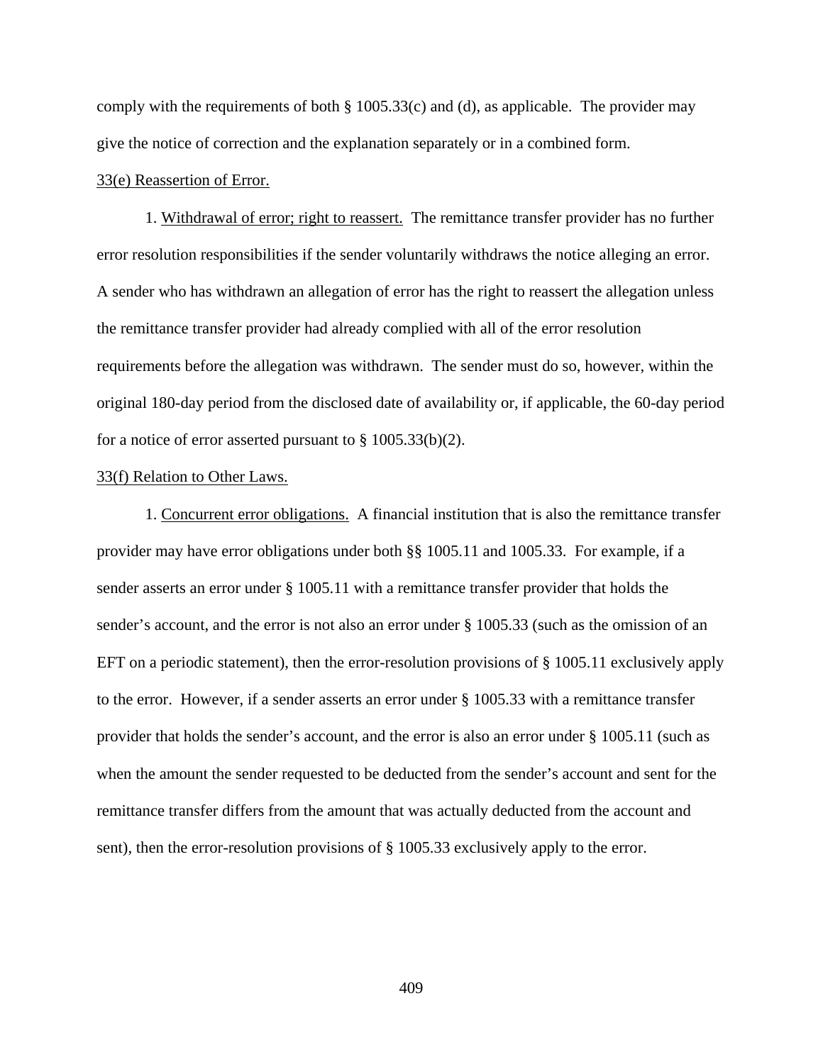comply with the requirements of both § 1005.33(c) and (d), as applicable. The provider may give the notice of correction and the explanation separately or in a combined form.

<u>33(e) Reassertion of Error.</u>

1. <u>Withdrawal of error; right to reassert.</u> The remittance transfer provider has no further error resolution responsibilities if the sender voluntarily withdraws the notice alleging an error. A sender who has withdrawn an allegation of error has the right to reassert the allegation unless the remittance transfer provider had already complied with all of the error resolution requirements before the allegation was withdrawn. The sender must do so, however, within the original 180-day period from the disclosed date of availability or, if applicable, the 60-day period for a notice of error asserted pursuant to § 1005.33(b)(2).

<u>33(f) Relation to Other Laws.</u>

1. <u>Concurrent error obligations.</u> A financial institution that is also the remittance transfer provider may have error obligations under both §§ 1005.11 and 1005.33. For example, if a sender asserts an error under § 1005.11 with a remittance transfer provider that holds the sender's account, and the error is not also an error under § 1005.33 (such as the omission of an EFT on a periodic statement), then the error-resolution provisions of § 1005.11 exclusively apply to the error. However, if a sender asserts an error under § 1005.33 with a remittance transfer provider that holds the sender's account, and the error is also an error under § 1005.11 (such as when the amount the sender requested to be deducted from the sender's account and sent for the remittance transfer differs from the amount that was actually deducted from the account and sent), then the error-resolution provisions of § 1005.33 exclusively apply to the error.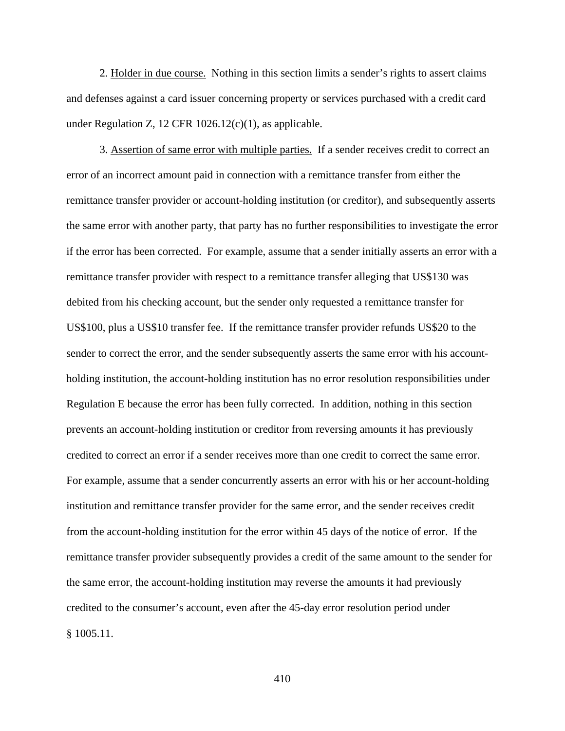2. Holder in due course. Nothing in this section limits a sender's rights to assert claims and defenses against a card issuer concerning property or services purchased with a credit card under Regulation Z, 12 CFR 1026.12(c)(1), as applicable.

3. Assertion of same error with multiple parties. If a sender receives credit to correct an error of an incorrect amount paid in connection with a remittance transfer from either the remittance transfer provider or account-holding institution (or creditor), and subsequently asserts the same error with another party, that party has no further responsibilities to investigate the error if the error has been corrected. For example, assume that a sender initially asserts an error with a remittance transfer provider with respect to a remittance transfer alleging that US$130 was debited from his checking account, but the sender only requested a remittance transfer for US$100, plus a US$10 transfer fee. If the remittance transfer provider refunds US$20 to the sender to correct the error, and the sender subsequently asserts the same error with his account-holding institution, the account-holding institution has no error resolution responsibilities under Regulation E because the error has been fully corrected. In addition, nothing in this section prevents an account-holding institution or creditor from reversing amounts it has previously credited to correct an error if a sender receives more than one credit to correct the same error. For example, assume that a sender concurrently asserts an error with his or her account-holding institution and remittance transfer provider for the same error, and the sender receives credit from the account-holding institution for the error within 45 days of the notice of error. If the remittance transfer provider subsequently provides a credit of the same amount to the sender for the same error, the account-holding institution may reverse the amounts it had previously credited to the consumer's account, even after the 45-day error resolution period under § 1005.11.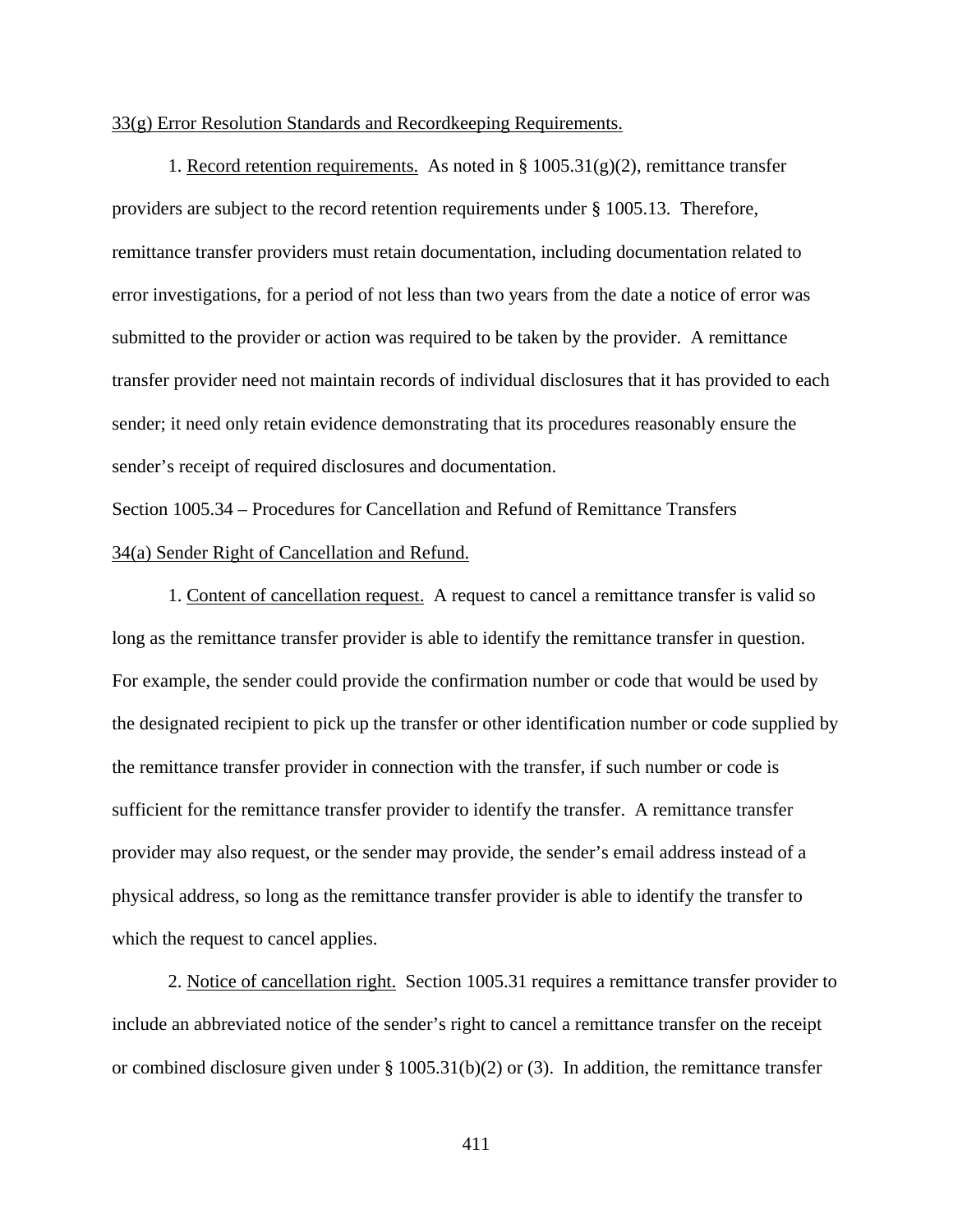33(g) Error Resolution Standards and Recordkeeping Requirements.

1. Record retention requirements. As noted in § 1005.31(g)(2), remittance transfer providers are subject to the record retention requirements under § 1005.13. Therefore, remittance transfer providers must retain documentation, including documentation related to error investigations, for a period of not less than two years from the date a notice of error was submitted to the provider or action was required to be taken by the provider. A remittance transfer provider need not maintain records of individual disclosures that it has provided to each sender; it need only retain evidence demonstrating that its procedures reasonably ensure the sender's receipt of required disclosures and documentation.

Section 1005.34 – Procedures for Cancellation and Refund of Remittance Transfers

34(a) Sender Right of Cancellation and Refund.

1. Content of cancellation request. A request to cancel a remittance transfer is valid so long as the remittance transfer provider is able to identify the remittance transfer in question. For example, the sender could provide the confirmation number or code that would be used by the designated recipient to pick up the transfer or other identification number or code supplied by the remittance transfer provider in connection with the transfer, if such number or code is sufficient for the remittance transfer provider to identify the transfer. A remittance transfer provider may also request, or the sender may provide, the sender's email address instead of a physical address, so long as the remittance transfer provider is able to identify the transfer to which the request to cancel applies.

2. Notice of cancellation right. Section 1005.31 requires a remittance transfer provider to include an abbreviated notice of the sender's right to cancel a remittance transfer on the receipt or combined disclosure given under § 1005.31(b)(2) or (3). In addition, the remittance transfer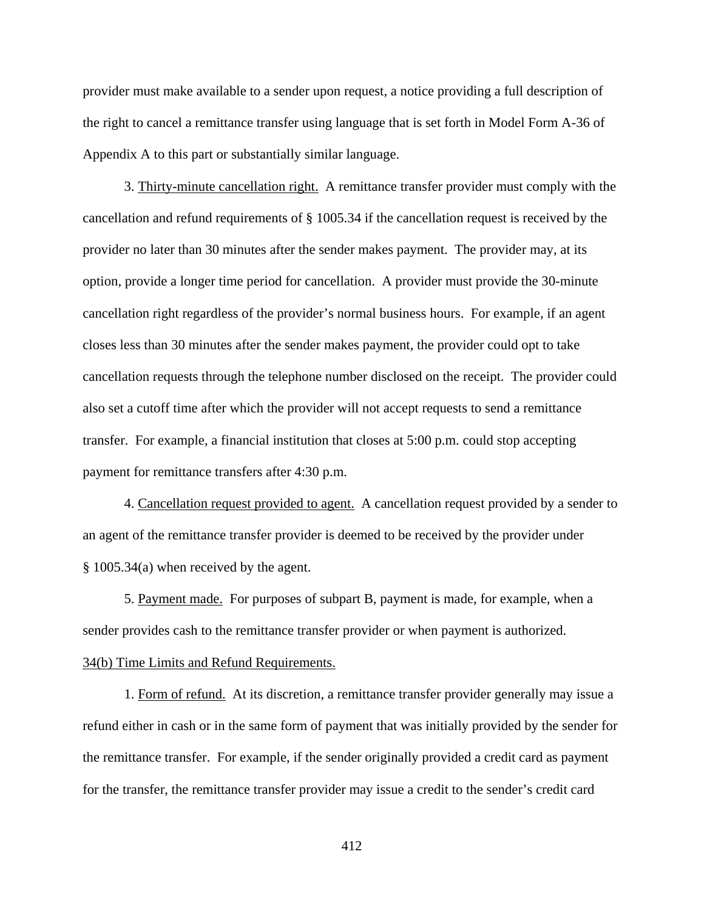provider must make available to a sender upon request, a notice providing a full description of the right to cancel a remittance transfer using language that is set forth in Model Form A-36 of Appendix A to this part or substantially similar language.

3. Thirty-minute cancellation right. A remittance transfer provider must comply with the cancellation and refund requirements of § 1005.34 if the cancellation request is received by the provider no later than 30 minutes after the sender makes payment. The provider may, at its option, provide a longer time period for cancellation. A provider must provide the 30-minute cancellation right regardless of the provider's normal business hours. For example, if an agent closes less than 30 minutes after the sender makes payment, the provider could opt to take cancellation requests through the telephone number disclosed on the receipt. The provider could also set a cutoff time after which the provider will not accept requests to send a remittance transfer. For example, a financial institution that closes at 5:00 p.m. could stop accepting payment for remittance transfers after 4:30 p.m.

4. Cancellation request provided to agent. A cancellation request provided by a sender to an agent of the remittance transfer provider is deemed to be received by the provider under § 1005.34(a) when received by the agent.

5. Payment made. For purposes of subpart B, payment is made, for example, when a sender provides cash to the remittance transfer provider or when payment is authorized.

34(b) Time Limits and Refund Requirements.

1. Form of refund. At its discretion, a remittance transfer provider generally may issue a refund either in cash or in the same form of payment that was initially provided by the sender for the remittance transfer. For example, if the sender originally provided a credit card as payment for the transfer, the remittance transfer provider may issue a credit to the sender's credit card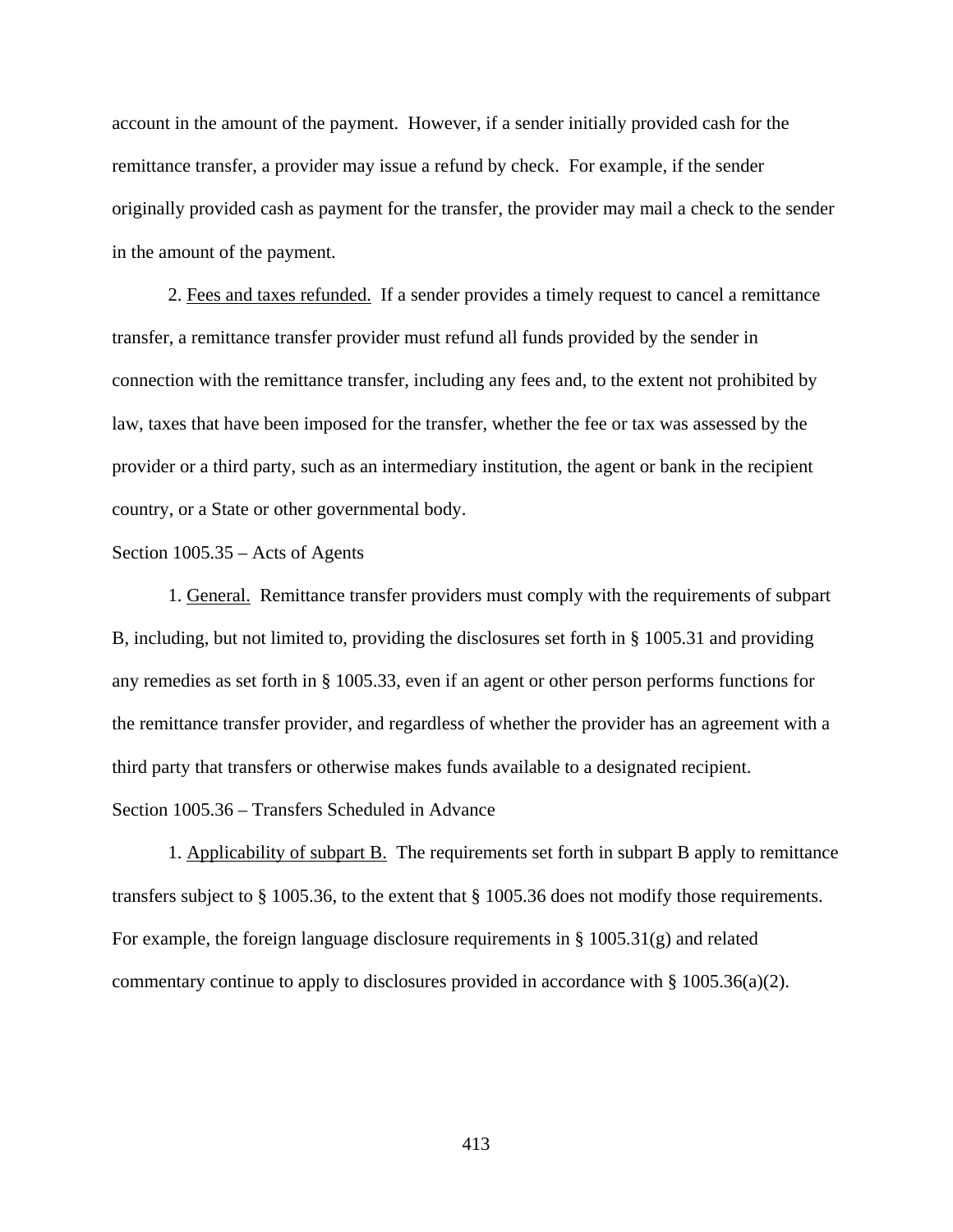account in the amount of the payment. However, if a sender initially provided cash for the remittance transfer, a provider may issue a refund by check. For example, if the sender originally provided cash as payment for the transfer, the provider may mail a check to the sender in the amount of the payment.

2. Fees and taxes refunded. If a sender provides a timely request to cancel a remittance transfer, a remittance transfer provider must refund all funds provided by the sender in connection with the remittance transfer, including any fees and, to the extent not prohibited by law, taxes that have been imposed for the transfer, whether the fee or tax was assessed by the provider or a third party, such as an intermediary institution, the agent or bank in the recipient country, or a State or other governmental body.

Section 1005.35 – Acts of Agents

1. General. Remittance transfer providers must comply with the requirements of subpart B, including, but not limited to, providing the disclosures set forth in § 1005.31 and providing any remedies as set forth in § 1005.33, even if an agent or other person performs functions for the remittance transfer provider, and regardless of whether the provider has an agreement with a third party that transfers or otherwise makes funds available to a designated recipient.

Section 1005.36 – Transfers Scheduled in Advance

1. Applicability of subpart B. The requirements set forth in subpart B apply to remittance transfers subject to § 1005.36, to the extent that § 1005.36 does not modify those requirements. For example, the foreign language disclosure requirements in § 1005.31(g) and related commentary continue to apply to disclosures provided in accordance with § 1005.36(a)(2).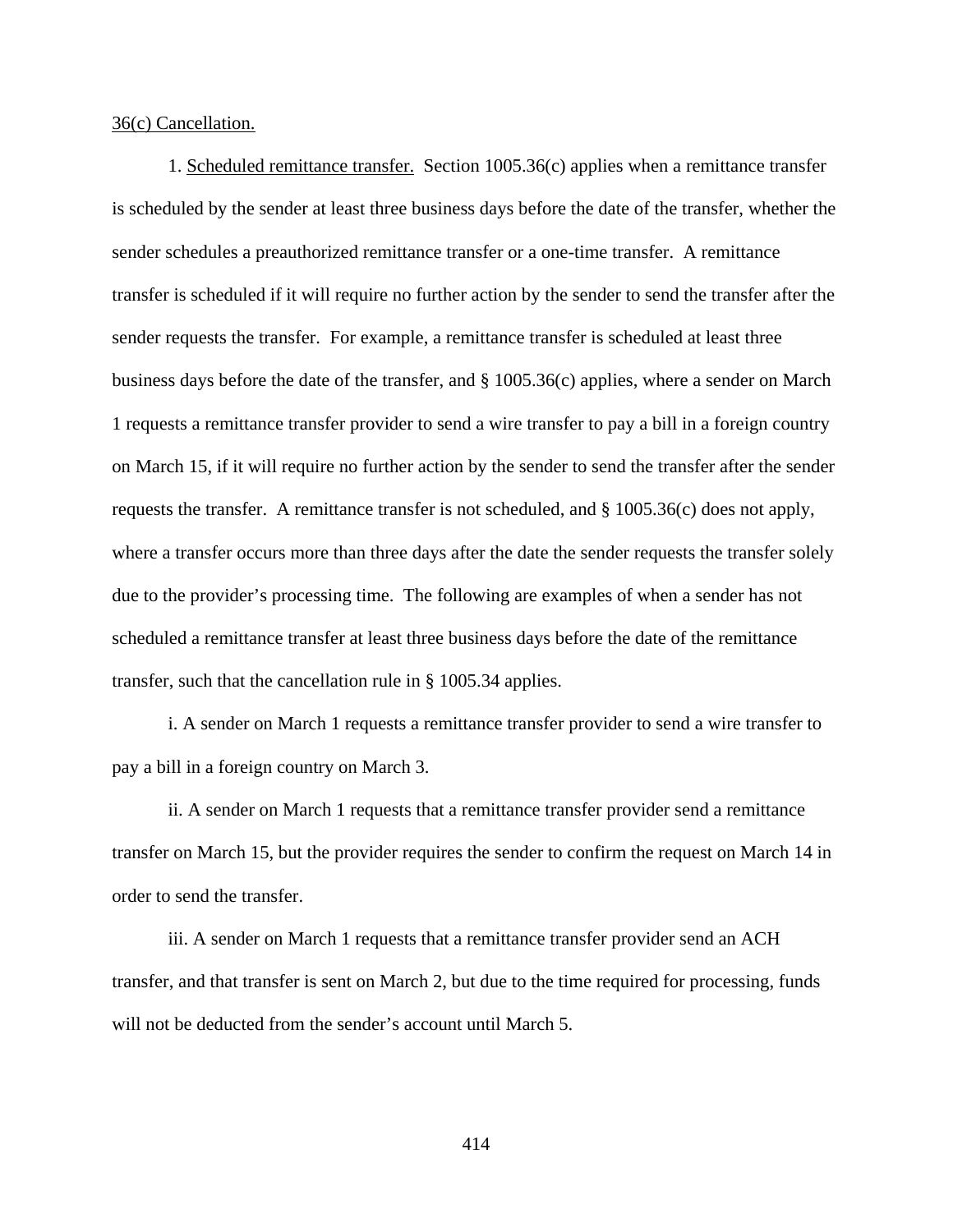36(c) Cancellation.

1. Scheduled remittance transfer. Section 1005.36(c) applies when a remittance transfer is scheduled by the sender at least three business days before the date of the transfer, whether the sender schedules a preauthorized remittance transfer or a one-time transfer. A remittance transfer is scheduled if it will require no further action by the sender to send the transfer after the sender requests the transfer. For example, a remittance transfer is scheduled at least three business days before the date of the transfer, and § 1005.36(c) applies, where a sender on March 1 requests a remittance transfer provider to send a wire transfer to pay a bill in a foreign country on March 15, if it will require no further action by the sender to send the transfer after the sender requests the transfer. A remittance transfer is not scheduled, and § 1005.36(c) does not apply, where a transfer occurs more than three days after the date the sender requests the transfer solely due to the provider's processing time. The following are examples of when a sender has not scheduled a remittance transfer at least three business days before the date of the remittance transfer, such that the cancellation rule in § 1005.34 applies.

i. A sender on March 1 requests a remittance transfer provider to send a wire transfer to pay a bill in a foreign country on March 3.

ii. A sender on March 1 requests that a remittance transfer provider send a remittance transfer on March 15, but the provider requires the sender to confirm the request on March 14 in order to send the transfer.

iii. A sender on March 1 requests that a remittance transfer provider send an ACH transfer, and that transfer is sent on March 2, but due to the time required for processing, funds will not be deducted from the sender's account until March 5.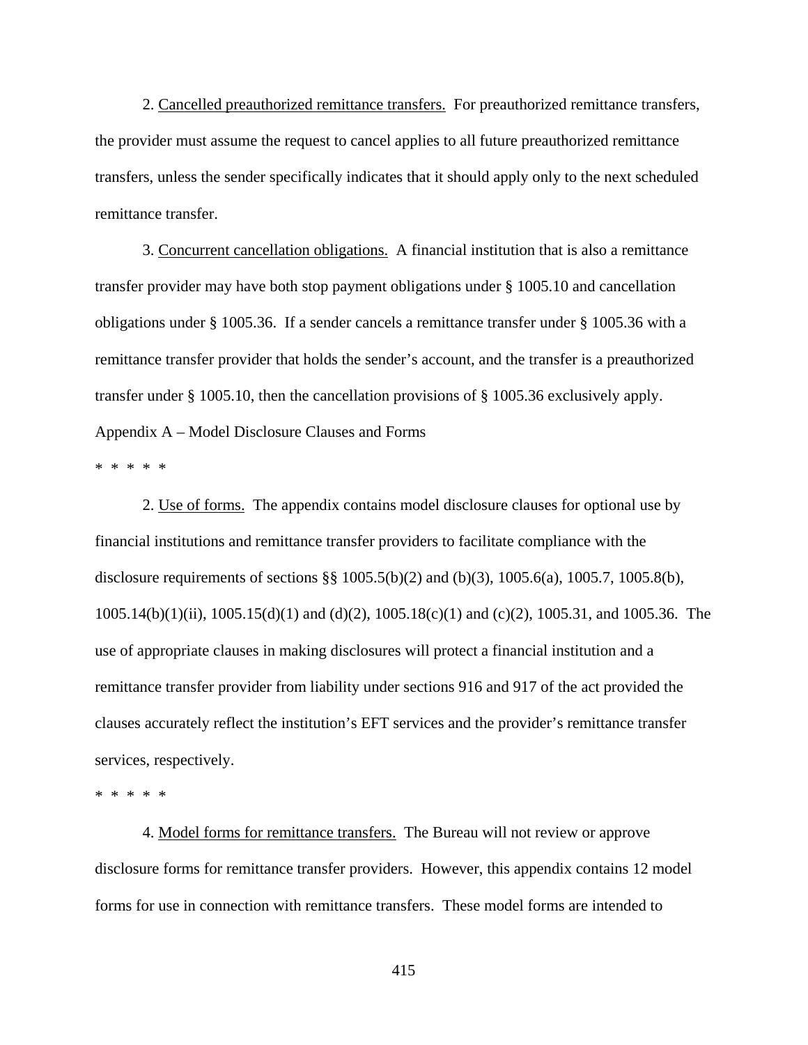2. Cancelled preauthorized remittance transfers. For preauthorized remittance transfers, the provider must assume the request to cancel applies to all future preauthorized remittance transfers, unless the sender specifically indicates that it should apply only to the next scheduled remittance transfer.

3. Concurrent cancellation obligations. A financial institution that is also a remittance transfer provider may have both stop payment obligations under § 1005.10 and cancellation obligations under § 1005.36. If a sender cancels a remittance transfer under § 1005.36 with a remittance transfer provider that holds the sender's account, and the transfer is a preauthorized transfer under § 1005.10, then the cancellation provisions of § 1005.36 exclusively apply.

Appendix A – Model Disclosure Clauses and Forms

* * * * *

2. Use of forms. The appendix contains model disclosure clauses for optional use by financial institutions and remittance transfer providers to facilitate compliance with the disclosure requirements of sections §§ 1005.5(b)(2) and (b)(3), 1005.6(a), 1005.7, 1005.8(b), 1005.14(b)(1)(ii), 1005.15(d)(1) and (d)(2), 1005.18(c)(1) and (c)(2), 1005.31, and 1005.36. The use of appropriate clauses in making disclosures will protect a financial institution and a remittance transfer provider from liability under sections 916 and 917 of the act provided the clauses accurately reflect the institution's EFT services and the provider's remittance transfer services, respectively.

* * * * *

4. Model forms for remittance transfers. The Bureau will not review or approve disclosure forms for remittance transfer providers. However, this appendix contains 12 model forms for use in connection with remittance transfers. These model forms are intended to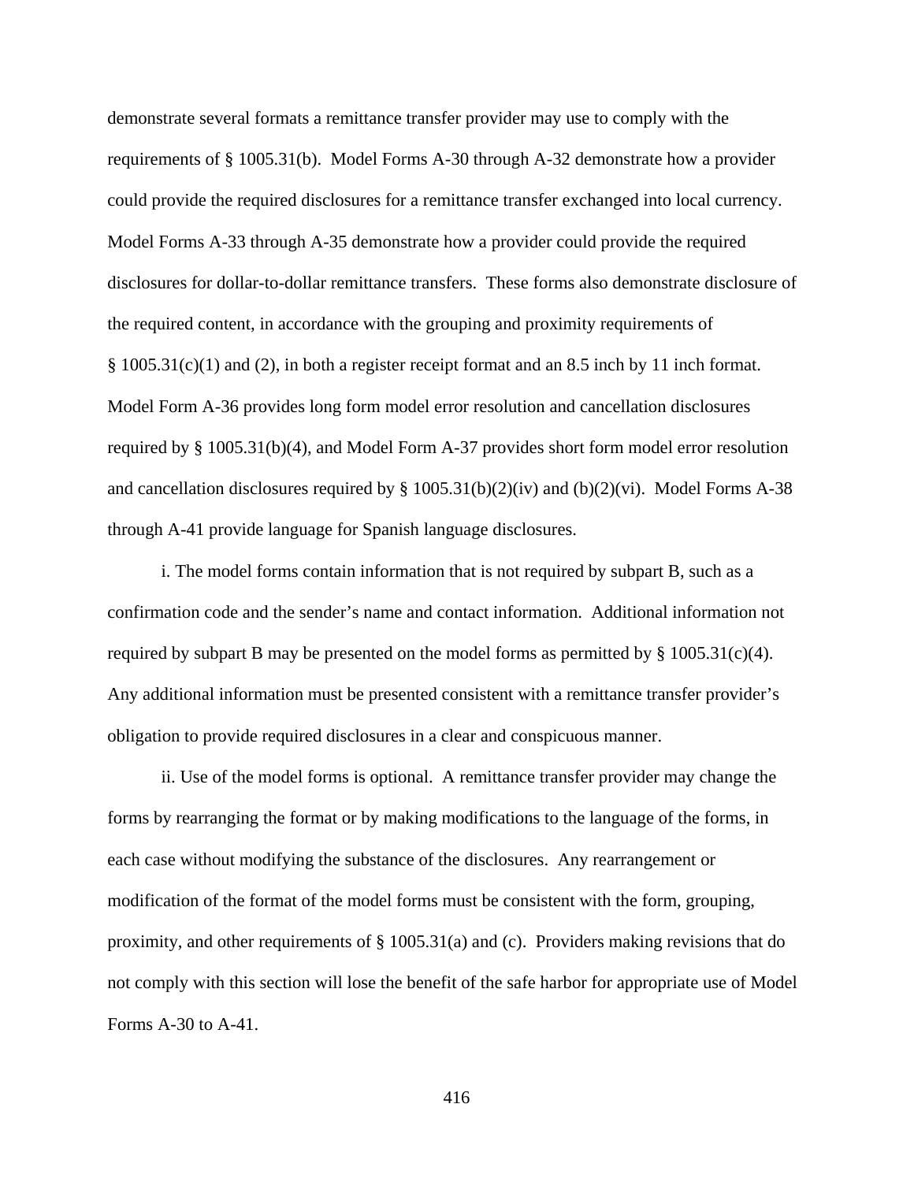demonstrate several formats a remittance transfer provider may use to comply with the requirements of § 1005.31(b). Model Forms A-30 through A-32 demonstrate how a provider could provide the required disclosures for a remittance transfer exchanged into local currency. Model Forms A-33 through A-35 demonstrate how a provider could provide the required disclosures for dollar-to-dollar remittance transfers. These forms also demonstrate disclosure of the required content, in accordance with the grouping and proximity requirements of § 1005.31(c)(1) and (2), in both a register receipt format and an 8.5 inch by 11 inch format. Model Form A-36 provides long form model error resolution and cancellation disclosures required by § 1005.31(b)(4), and Model Form A-37 provides short form model error resolution and cancellation disclosures required by § 1005.31(b)(2)(iv) and (b)(2)(vi). Model Forms A-38 through A-41 provide language for Spanish language disclosures.

i. The model forms contain information that is not required by subpart B, such as a confirmation code and the sender's name and contact information. Additional information not required by subpart B may be presented on the model forms as permitted by § 1005.31(c)(4). Any additional information must be presented consistent with a remittance transfer provider's obligation to provide required disclosures in a clear and conspicuous manner.

ii. Use of the model forms is optional. A remittance transfer provider may change the forms by rearranging the format or by making modifications to the language of the forms, in each case without modifying the substance of the disclosures. Any rearrangement or modification of the format of the model forms must be consistent with the form, grouping, proximity, and other requirements of § 1005.31(a) and (c). Providers making revisions that do not comply with this section will lose the benefit of the safe harbor for appropriate use of Model Forms A-30 to A-41.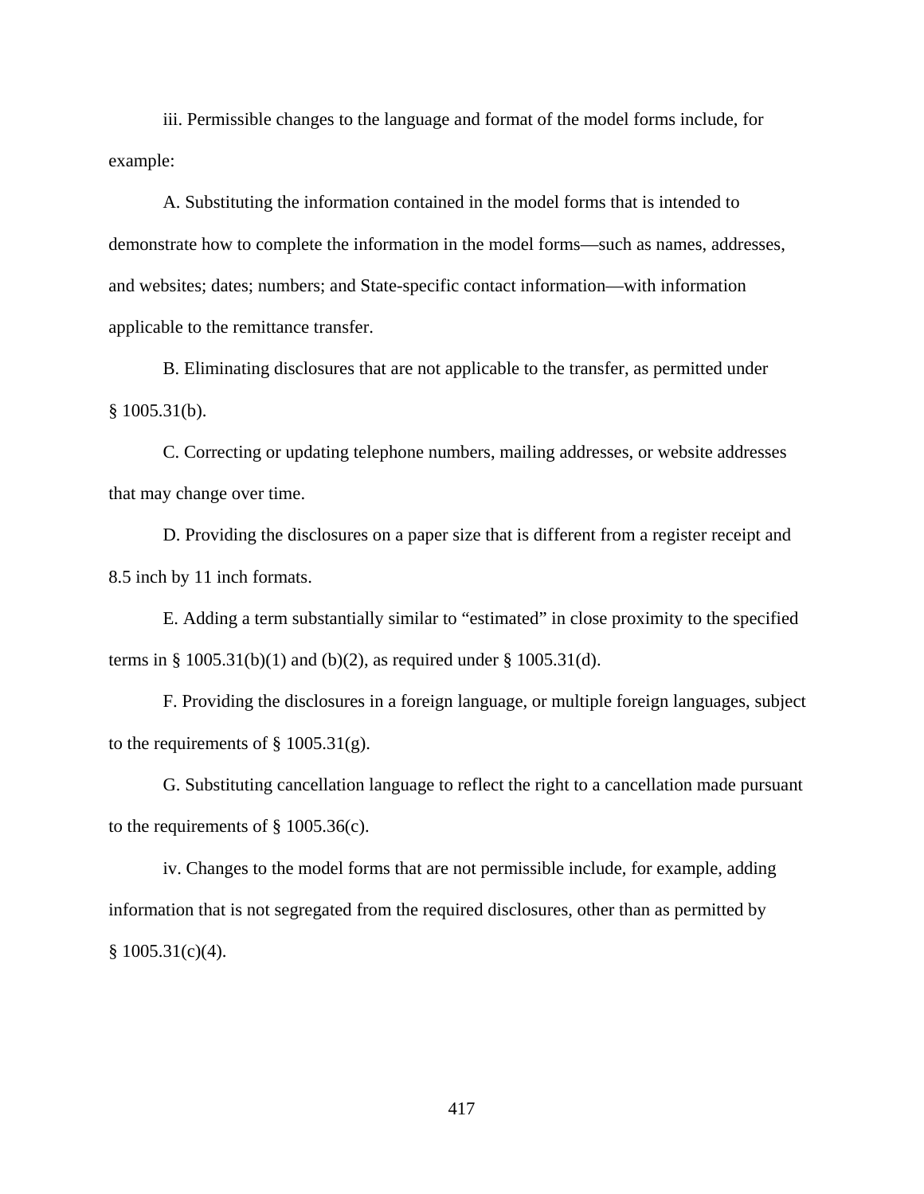iii. Permissible changes to the language and format of the model forms include, for example:

A. Substituting the information contained in the model forms that is intended to demonstrate how to complete the information in the model forms—such as names, addresses, and websites; dates; numbers; and State-specific contact information—with information applicable to the remittance transfer.

B. Eliminating disclosures that are not applicable to the transfer, as permitted under § 1005.31(b).

C. Correcting or updating telephone numbers, mailing addresses, or website addresses that may change over time.

D. Providing the disclosures on a paper size that is different from a register receipt and 8.5 inch by 11 inch formats.

E. Adding a term substantially similar to "estimated" in close proximity to the specified terms in § 1005.31(b)(1) and (b)(2), as required under § 1005.31(d).

F. Providing the disclosures in a foreign language, or multiple foreign languages, subject to the requirements of § 1005.31(g).

G. Substituting cancellation language to reflect the right to a cancellation made pursuant to the requirements of § 1005.36(c).

iv. Changes to the model forms that are not permissible include, for example, adding information that is not segregated from the required disclosures, other than as permitted by § 1005.31(c)(4).